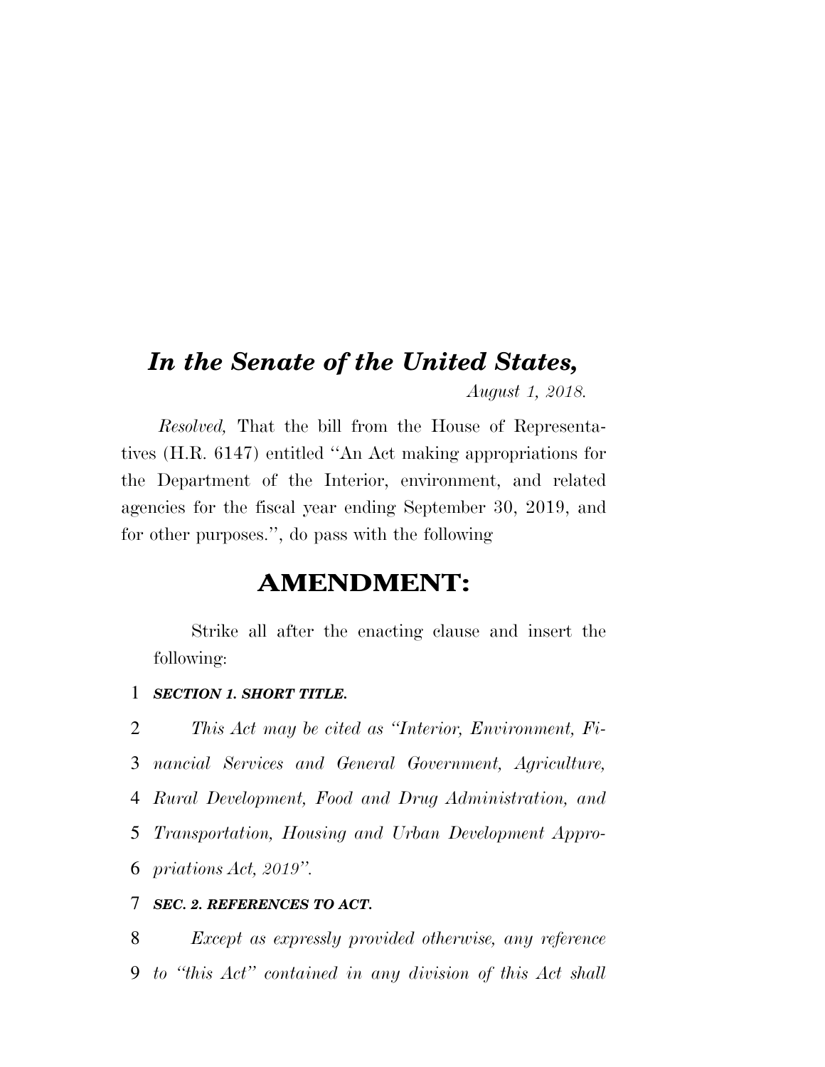# *In the Senate of the United States,*

*August 1, 2018.*

*Resolved,* That the bill from the House of Representatives (H.R. 6147) entitled ''An Act making appropriations for the Department of the Interior, environment, and related agencies for the fiscal year ending September 30, 2019, and for other purposes.'', do pass with the following

## AMENDMENT:

Strike all after the enacting clause and insert the following:

1 ***SECTION 1. SHORT TITLE.***

2 *This Act may be cited as ''Interior, Environment, Fi-*
3 *nancial Services and General Government, Agriculture,*
4 *Rural Development, Food and Drug Administration, and*
5 *Transportation, Housing and Urban Development Appro-*
6 *priations Act, 2019''.*

7 ***SEC. 2. REFERENCES TO ACT.***

8 *Except as expressly provided otherwise, any reference*
9 *to ''this Act'' contained in any division of this Act shall*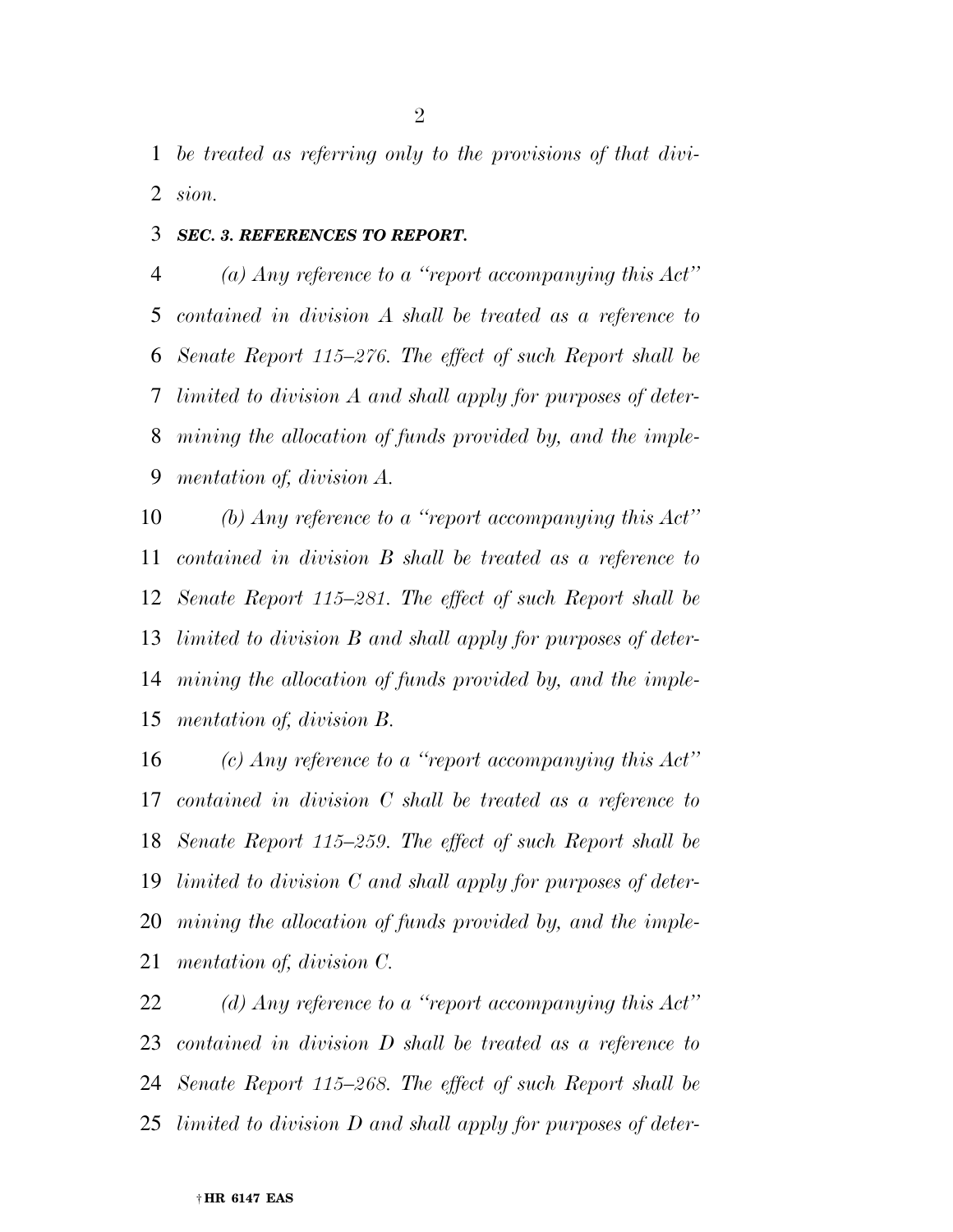*be treated as referring only to the provisions of that division.*

### *SEC. 3. REFERENCES TO REPORT.*

*(a) Any reference to a ''report accompanying this Act'' contained in division A shall be treated as a reference to Senate Report 115–276. The effect of such Report shall be limited to division A and shall apply for purposes of determining the allocation of funds provided by, and the implementation of, division A.*

*(b) Any reference to a ''report accompanying this Act'' contained in division B shall be treated as a reference to Senate Report 115–281. The effect of such Report shall be limited to division B and shall apply for purposes of determining the allocation of funds provided by, and the implementation of, division B.*

*(c) Any reference to a ''report accompanying this Act'' contained in division C shall be treated as a reference to Senate Report 115–259. The effect of such Report shall be limited to division C and shall apply for purposes of determining the allocation of funds provided by, and the implementation of, division C.*

*(d) Any reference to a ''report accompanying this Act'' contained in division D shall be treated as a reference to Senate Report 115–268. The effect of such Report shall be limited to division D and shall apply for purposes of deter-*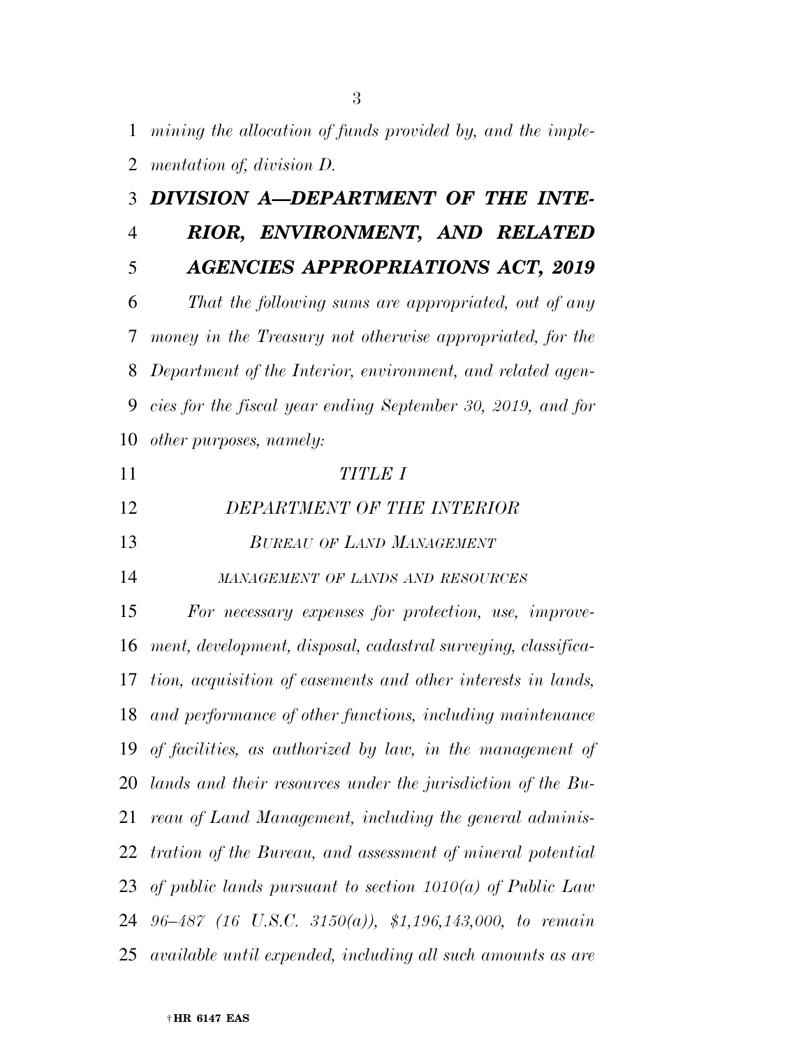*mining the allocation of funds provided by, and the implementation of, division D.*

# *DIVISION A—DEPARTMENT OF THE INTERIOR, ENVIRONMENT, AND RELATED AGENCIES APPROPRIATIONS ACT, 2019*

*That the following sums are appropriated, out of any money in the Treasury not otherwise appropriated, for the Department of the Interior, environment, and related agencies for the fiscal year ending September 30, 2019, and for other purposes, namely:*

## *TITLE I*

## *DEPARTMENT OF THE INTERIOR*

### *BUREAU OF LAND MANAGEMENT*

#### *MANAGEMENT OF LANDS AND RESOURCES*

*For necessary expenses for protection, use, improvement, development, disposal, cadastral surveying, classification, acquisition of easements and other interests in lands, and performance of other functions, including maintenance of facilities, as authorized by law, in the management of lands and their resources under the jurisdiction of the Bureau of Land Management, including the general administration of the Bureau, and assessment of mineral potential of public lands pursuant to section 1010(a) of Public Law 96–487 (16 U.S.C. 3150(a)), $1,196,143,000, to remain available until expended, including all such amounts as are*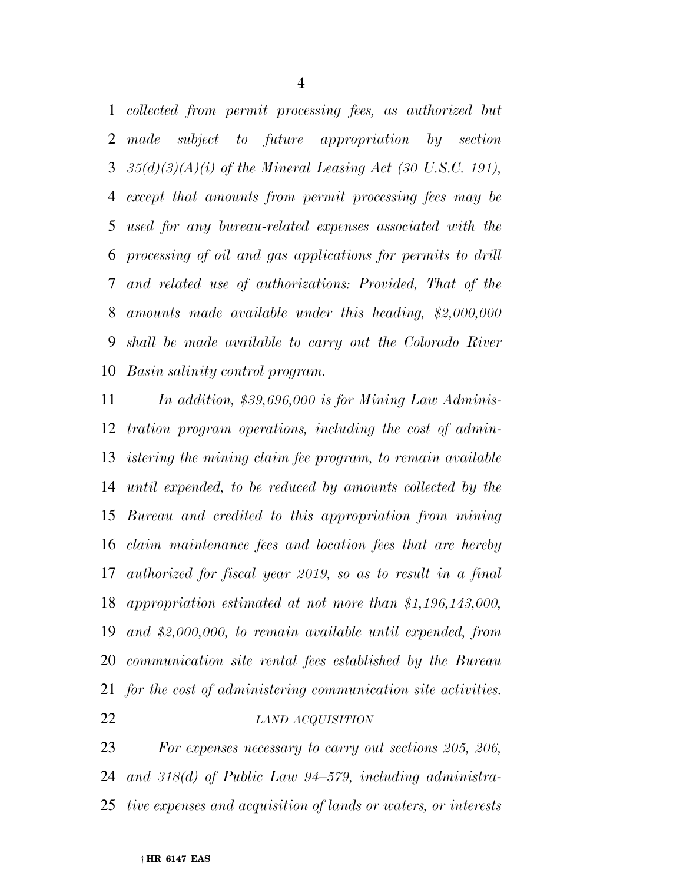*collected from permit processing fees, as authorized but made subject to future appropriation by section 35(d)(3)(A)(i) of the Mineral Leasing Act (30 U.S.C. 191), except that amounts from permit processing fees may be used for any bureau-related expenses associated with the processing of oil and gas applications for permits to drill and related use of authorizations: Provided, That of the amounts made available under this heading, $2,000,000 shall be made available to carry out the Colorado River Basin salinity control program.*

*In addition, $39,696,000 is for Mining Law Administration program operations, including the cost of administering the mining claim fee program, to remain available until expended, to be reduced by amounts collected by the Bureau and credited to this appropriation from mining claim maintenance fees and location fees that are hereby authorized for fiscal year 2019, so as to result in a final appropriation estimated at not more than $1,196,143,000, and $2,000,000, to remain available until expended, from communication site rental fees established by the Bureau for the cost of administering communication site activities.*

*LAND ACQUISITION*

*For expenses necessary to carry out sections 205, 206, and 318(d) of Public Law 94–579, including administrative expenses and acquisition of lands or waters, or interests*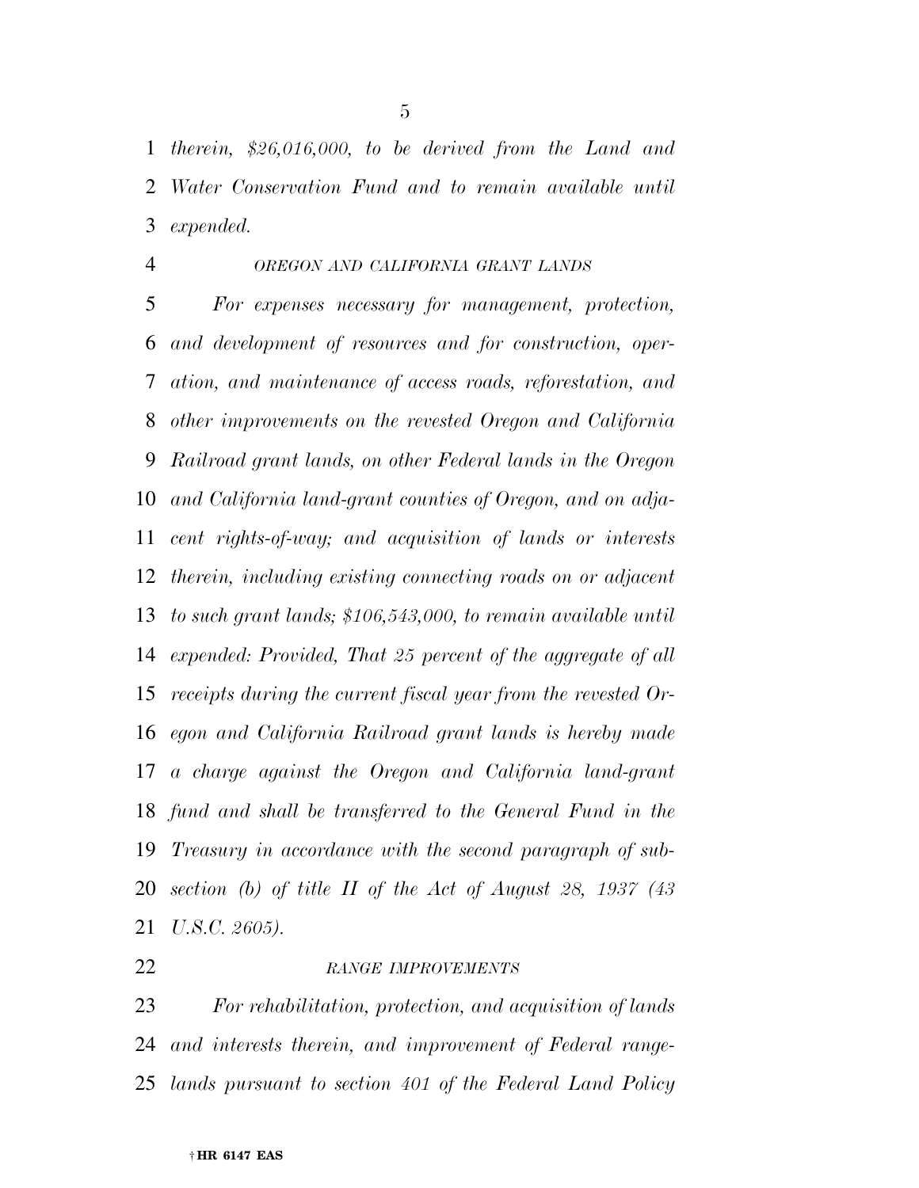*therein, $26,016,000, to be derived from the Land and Water Conservation Fund and to remain available until expended.*

*OREGON AND CALIFORNIA GRANT LANDS*

*For expenses necessary for management, protection, and development of resources and for construction, operation, and maintenance of access roads, reforestation, and other improvements on the revested Oregon and California Railroad grant lands, on other Federal lands in the Oregon and California land-grant counties of Oregon, and on adjacent rights-of-way; and acquisition of lands or interests therein, including existing connecting roads on or adjacent to such grant lands; $106,543,000, to remain available until expended: Provided, That 25 percent of the aggregate of all receipts during the current fiscal year from the revested Oregon and California Railroad grant lands is hereby made a charge against the Oregon and California land-grant fund and shall be transferred to the General Fund in the Treasury in accordance with the second paragraph of subsection (b) of title II of the Act of August 28, 1937 (43 U.S.C. 2605).*

*RANGE IMPROVEMENTS*

*For rehabilitation, protection, and acquisition of lands and interests therein, and improvement of Federal rangelands pursuant to section 401 of the Federal Land Policy*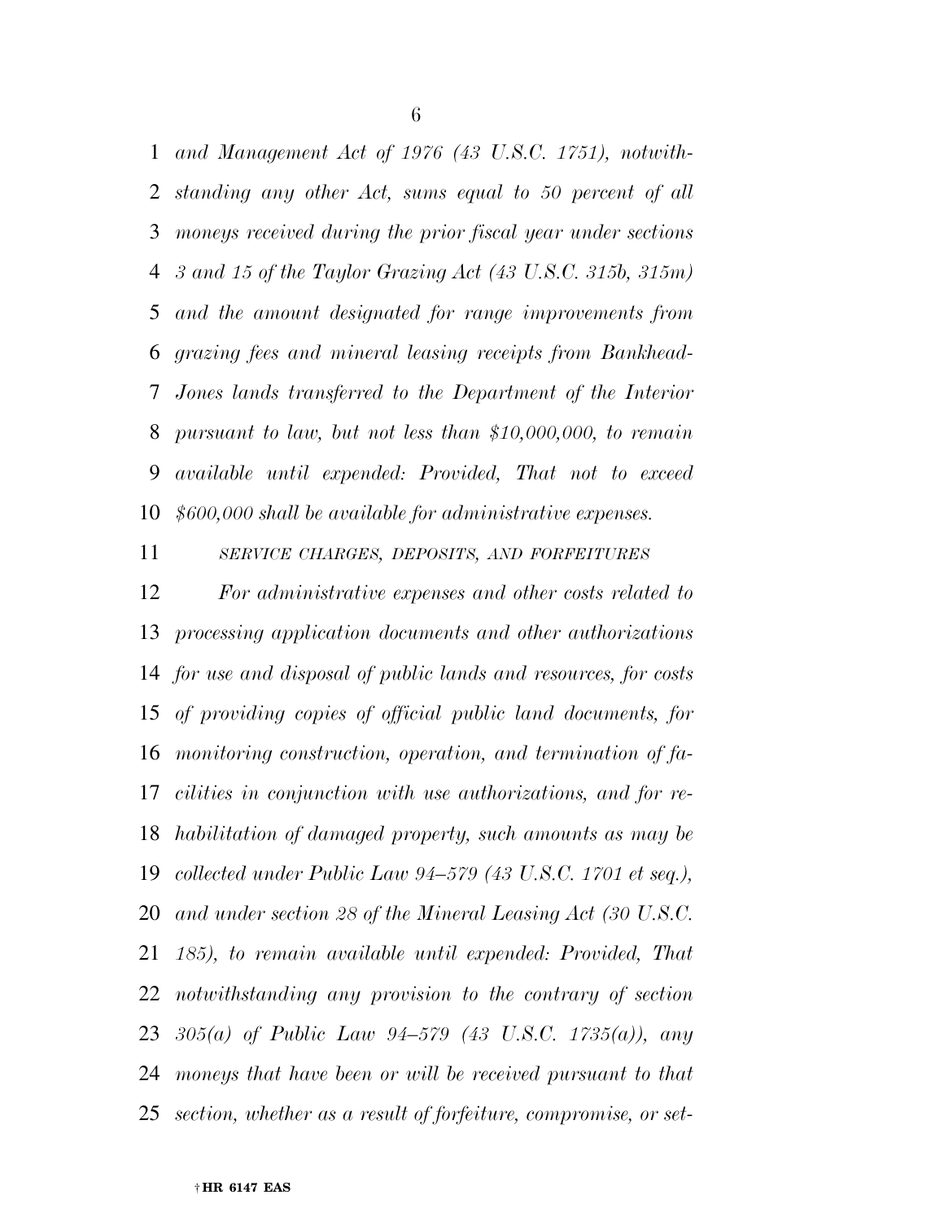*and Management Act of 1976 (43 U.S.C. 1751), notwithstanding any other Act, sums equal to 50 percent of all moneys received during the prior fiscal year under sections 3 and 15 of the Taylor Grazing Act (43 U.S.C. 315b, 315m) and the amount designated for range improvements from grazing fees and mineral leasing receipts from Bankhead-Jones lands transferred to the Department of the Interior pursuant to law, but not less than $10,000,000, to remain available until expended: Provided, That not to exceed $600,000 shall be available for administrative expenses.*

*SERVICE CHARGES, DEPOSITS, AND FORFEITURES*

*For administrative expenses and other costs related to processing application documents and other authorizations for use and disposal of public lands and resources, for costs of providing copies of official public land documents, for monitoring construction, operation, and termination of facilities in conjunction with use authorizations, and for rehabilitation of damaged property, such amounts as may be collected under Public Law 94–579 (43 U.S.C. 1701 et seq.), and under section 28 of the Mineral Leasing Act (30 U.S.C. 185), to remain available until expended: Provided, That notwithstanding any provision to the contrary of section 305(a) of Public Law 94–579 (43 U.S.C. 1735(a)), any moneys that have been or will be received pursuant to that section, whether as a result of forfeiture, compromise, or set-*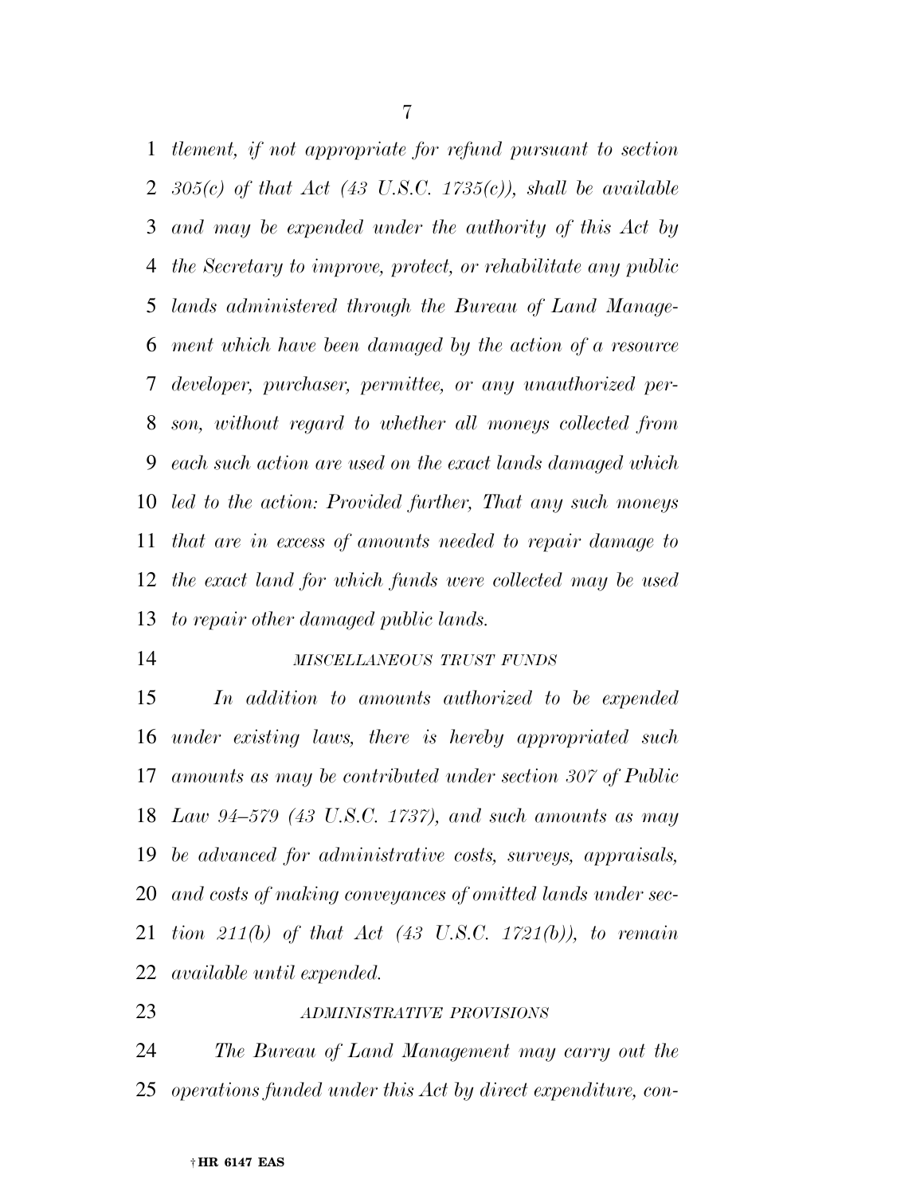*tlement, if not appropriate for refund pursuant to section 305(c) of that Act (43 U.S.C. 1735(c)), shall be available and may be expended under the authority of this Act by the Secretary to improve, protect, or rehabilitate any public lands administered through the Bureau of Land Management which have been damaged by the action of a resource developer, purchaser, permittee, or any unauthorized person, without regard to whether all moneys collected from each such action are used on the exact lands damaged which led to the action: Provided further, That any such moneys that are in excess of amounts needed to repair damage to the exact land for which funds were collected may be used to repair other damaged public lands.*

*MISCELLANEOUS TRUST FUNDS*

*In addition to amounts authorized to be expended under existing laws, there is hereby appropriated such amounts as may be contributed under section 307 of Public Law 94–579 (43 U.S.C. 1737), and such amounts as may be advanced for administrative costs, surveys, appraisals, and costs of making conveyances of omitted lands under section 211(b) of that Act (43 U.S.C. 1721(b)), to remain available until expended.*

*ADMINISTRATIVE PROVISIONS*

*The Bureau of Land Management may carry out the operations funded under this Act by direct expenditure, con-*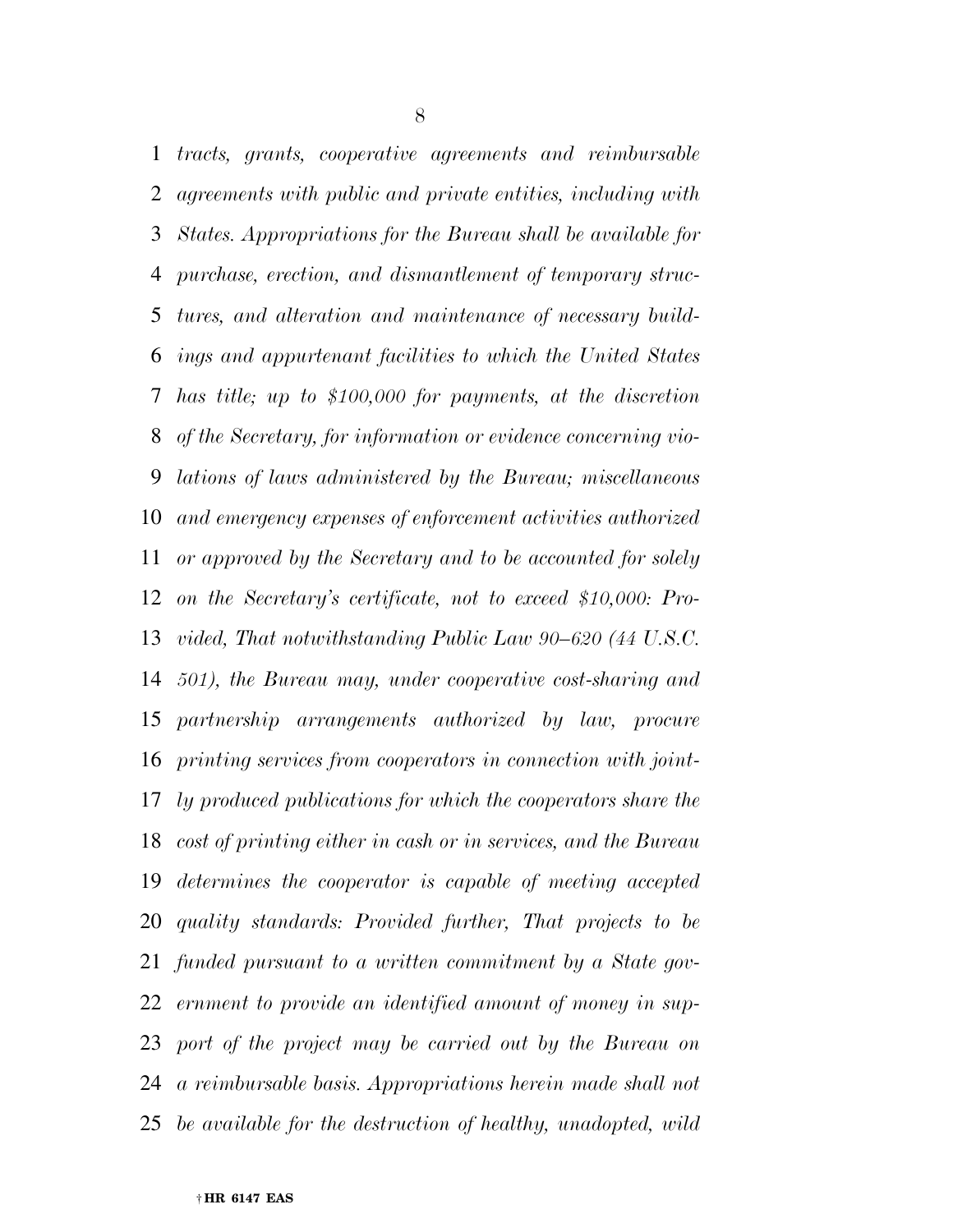*tracts, grants, cooperative agreements and reimbursable agreements with public and private entities, including with States. Appropriations for the Bureau shall be available for purchase, erection, and dismantlement of temporary structures, and alteration and maintenance of necessary buildings and appurtenant facilities to which the United States has title; up to $100,000 for payments, at the discretion of the Secretary, for information or evidence concerning violations of laws administered by the Bureau; miscellaneous and emergency expenses of enforcement activities authorized or approved by the Secretary and to be accounted for solely on the Secretary's certificate, not to exceed $10,000: Provided, That notwithstanding Public Law 90–620 (44 U.S.C. 501), the Bureau may, under cooperative cost-sharing and partnership arrangements authorized by law, procure printing services from cooperators in connection with jointly produced publications for which the cooperators share the cost of printing either in cash or in services, and the Bureau determines the cooperator is capable of meeting accepted quality standards: Provided further, That projects to be funded pursuant to a written commitment by a State government to provide an identified amount of money in support of the project may be carried out by the Bureau on a reimbursable basis. Appropriations herein made shall not be available for the destruction of healthy, unadopted, wild*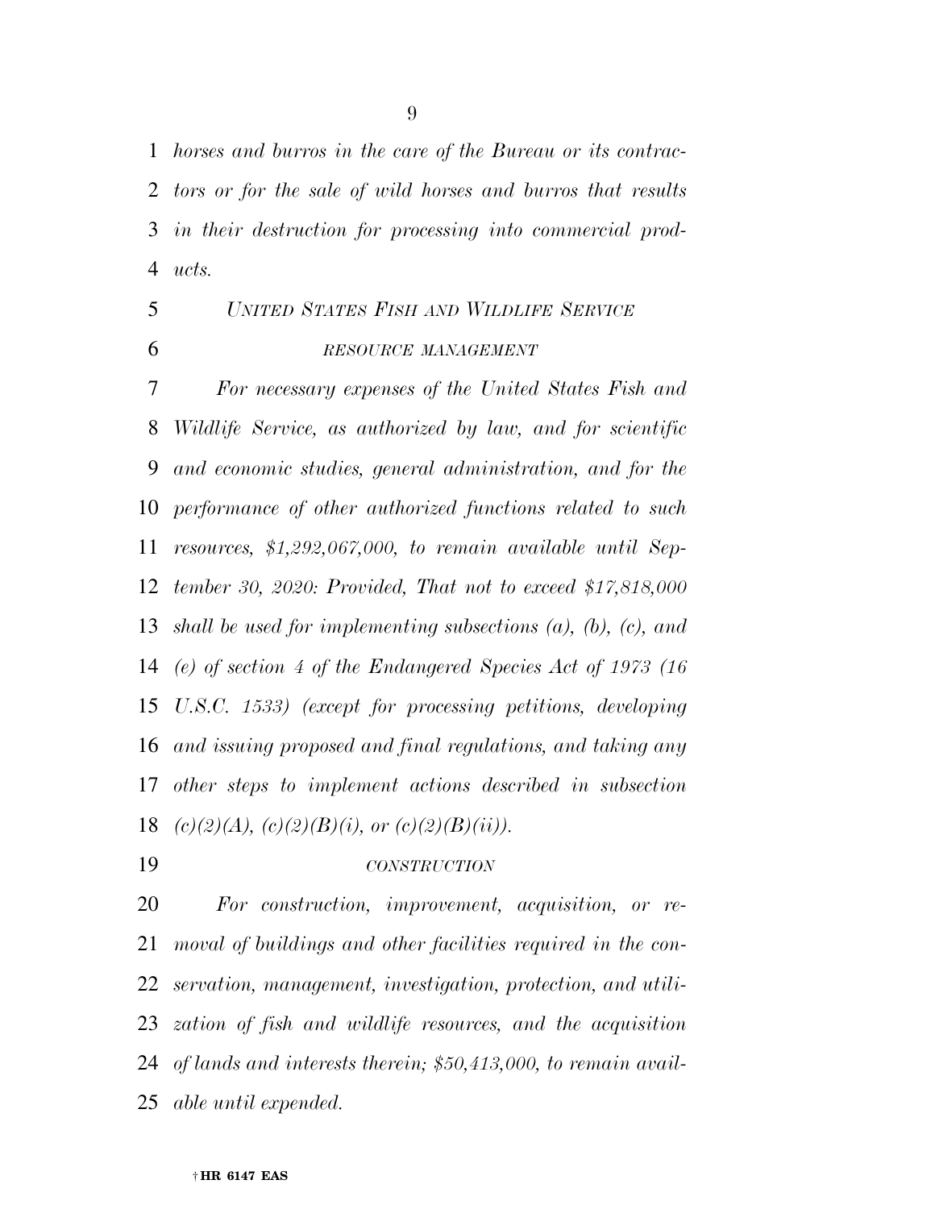*horses and burros in the care of the Bureau or its contractors or for the sale of wild horses and burros that results in their destruction for processing into commercial products.*

## *UNITED STATES FISH AND WILDLIFE SERVICE*

### *RESOURCE MANAGEMENT*

*For necessary expenses of the United States Fish and Wildlife Service, as authorized by law, and for scientific and economic studies, general administration, and for the performance of other authorized functions related to such resources, $1,292,067,000, to remain available until September 30, 2020: Provided, That not to exceed $17,818,000 shall be used for implementing subsections (a), (b), (c), and (e) of section 4 of the Endangered Species Act of 1973 (16 U.S.C. 1533) (except for processing petitions, developing and issuing proposed and final regulations, and taking any other steps to implement actions described in subsection (c)(2)(A), (c)(2)(B)(i), or (c)(2)(B)(ii)).*

### *CONSTRUCTION*

*For construction, improvement, acquisition, or removal of buildings and other facilities required in the conservation, management, investigation, protection, and utilization of fish and wildlife resources, and the acquisition of lands and interests therein; $50,413,000, to remain available until expended.*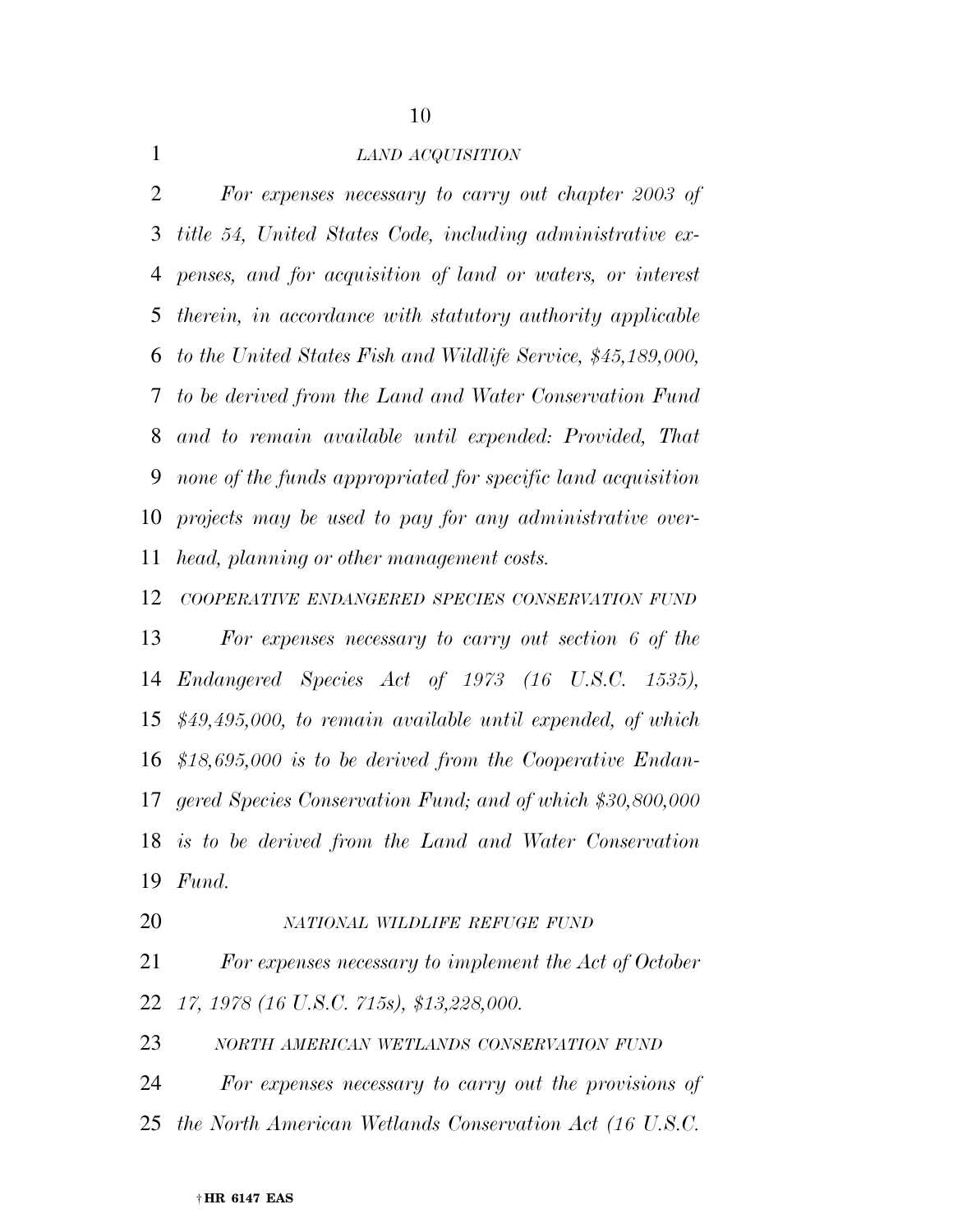*LAND ACQUISITION*

*For expenses necessary to carry out chapter 2003 of title 54, United States Code, including administrative expenses, and for acquisition of land or waters, or interest therein, in accordance with statutory authority applicable to the United States Fish and Wildlife Service, $45,189,000, to be derived from the Land and Water Conservation Fund and to remain available until expended: Provided, That none of the funds appropriated for specific land acquisition projects may be used to pay for any administrative overhead, planning or other management costs.*

*COOPERATIVE ENDANGERED SPECIES CONSERVATION FUND*

*For expenses necessary to carry out section 6 of the Endangered Species Act of 1973 (16 U.S.C. 1535), $49,495,000, to remain available until expended, of which $18,695,000 is to be derived from the Cooperative Endangered Species Conservation Fund; and of which $30,800,000 is to be derived from the Land and Water Conservation Fund.*

*NATIONAL WILDLIFE REFUGE FUND*

*For expenses necessary to implement the Act of October 17, 1978 (16 U.S.C. 715s), $13,228,000.*

*NORTH AMERICAN WETLANDS CONSERVATION FUND*

*For expenses necessary to carry out the provisions of the North American Wetlands Conservation Act (16 U.S.C.*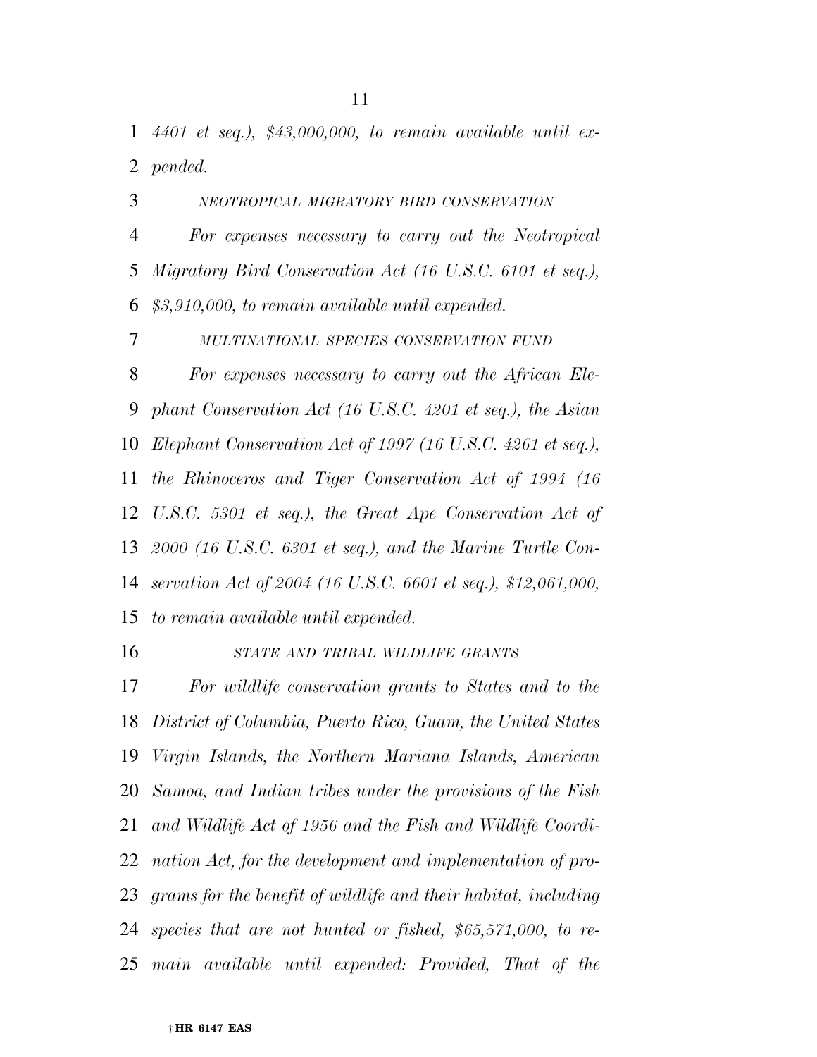*4401 et seq.), $43,000,000, to remain available until expended.*

*NEOTROPICAL MIGRATORY BIRD CONSERVATION*

*For expenses necessary to carry out the Neotropical Migratory Bird Conservation Act (16 U.S.C. 6101 et seq.), $3,910,000, to remain available until expended.*

*MULTINATIONAL SPECIES CONSERVATION FUND*

*For expenses necessary to carry out the African Elephant Conservation Act (16 U.S.C. 4201 et seq.), the Asian Elephant Conservation Act of 1997 (16 U.S.C. 4261 et seq.), the Rhinoceros and Tiger Conservation Act of 1994 (16 U.S.C. 5301 et seq.), the Great Ape Conservation Act of 2000 (16 U.S.C. 6301 et seq.), and the Marine Turtle Conservation Act of 2004 (16 U.S.C. 6601 et seq.), $12,061,000, to remain available until expended.*

*STATE AND TRIBAL WILDLIFE GRANTS*

*For wildlife conservation grants to States and to the District of Columbia, Puerto Rico, Guam, the United States Virgin Islands, the Northern Mariana Islands, American Samoa, and Indian tribes under the provisions of the Fish and Wildlife Act of 1956 and the Fish and Wildlife Coordination Act, for the development and implementation of programs for the benefit of wildlife and their habitat, including species that are not hunted or fished, $65,571,000, to remain available until expended: Provided, That of the*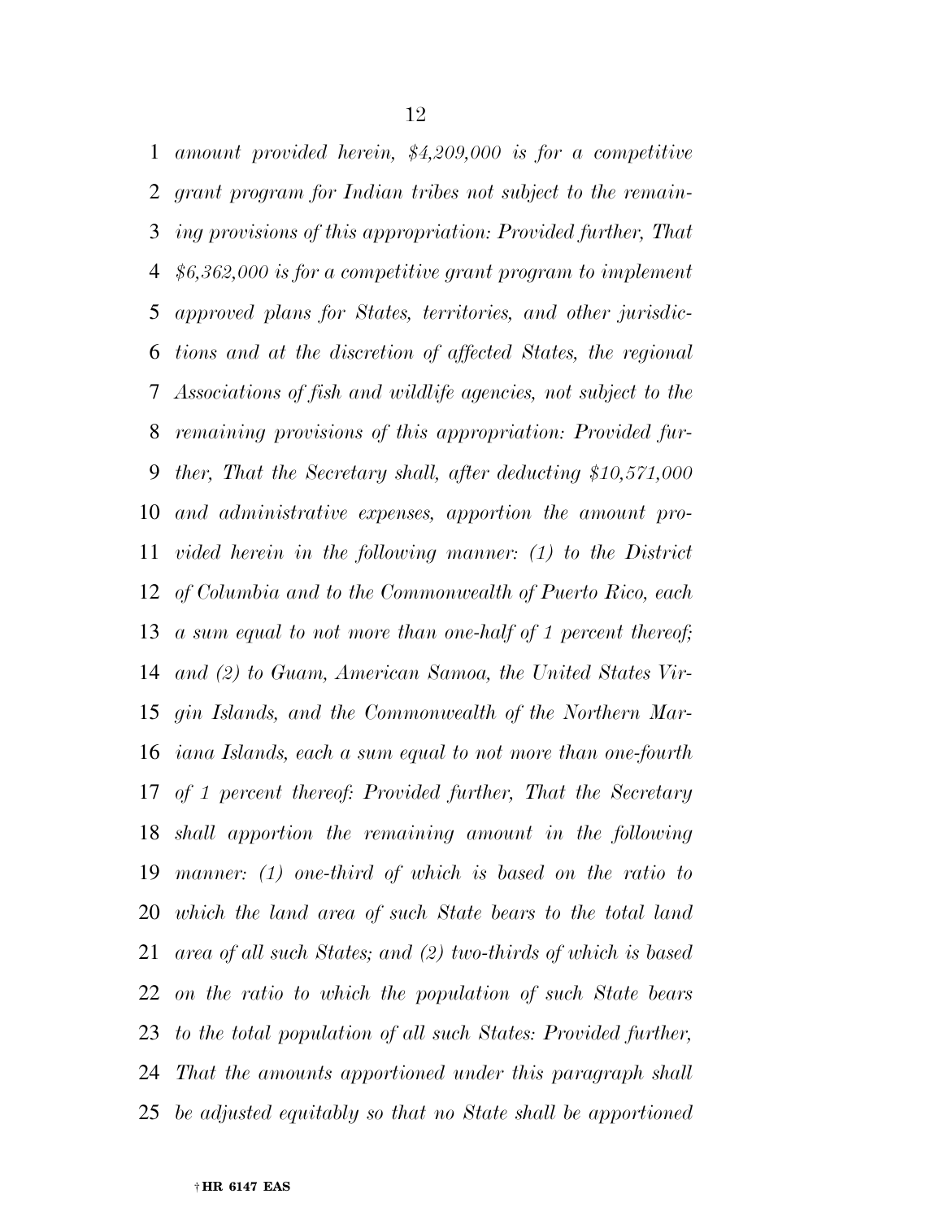*amount provided herein, $4,209,000 is for a competitive grant program for Indian tribes not subject to the remaining provisions of this appropriation: Provided further, That $6,362,000 is for a competitive grant program to implement approved plans for States, territories, and other jurisdictions and at the discretion of affected States, the regional Associations of fish and wildlife agencies, not subject to the remaining provisions of this appropriation: Provided further, That the Secretary shall, after deducting $10,571,000 and administrative expenses, apportion the amount provided herein in the following manner: (1) to the District of Columbia and to the Commonwealth of Puerto Rico, each a sum equal to not more than one-half of 1 percent thereof; and (2) to Guam, American Samoa, the United States Virgin Islands, and the Commonwealth of the Northern Mariana Islands, each a sum equal to not more than one-fourth of 1 percent thereof: Provided further, That the Secretary shall apportion the remaining amount in the following manner: (1) one-third of which is based on the ratio to which the land area of such State bears to the total land area of all such States; and (2) two-thirds of which is based on the ratio to which the population of such State bears to the total population of all such States: Provided further, That the amounts apportioned under this paragraph shall be adjusted equitably so that no State shall be apportioned*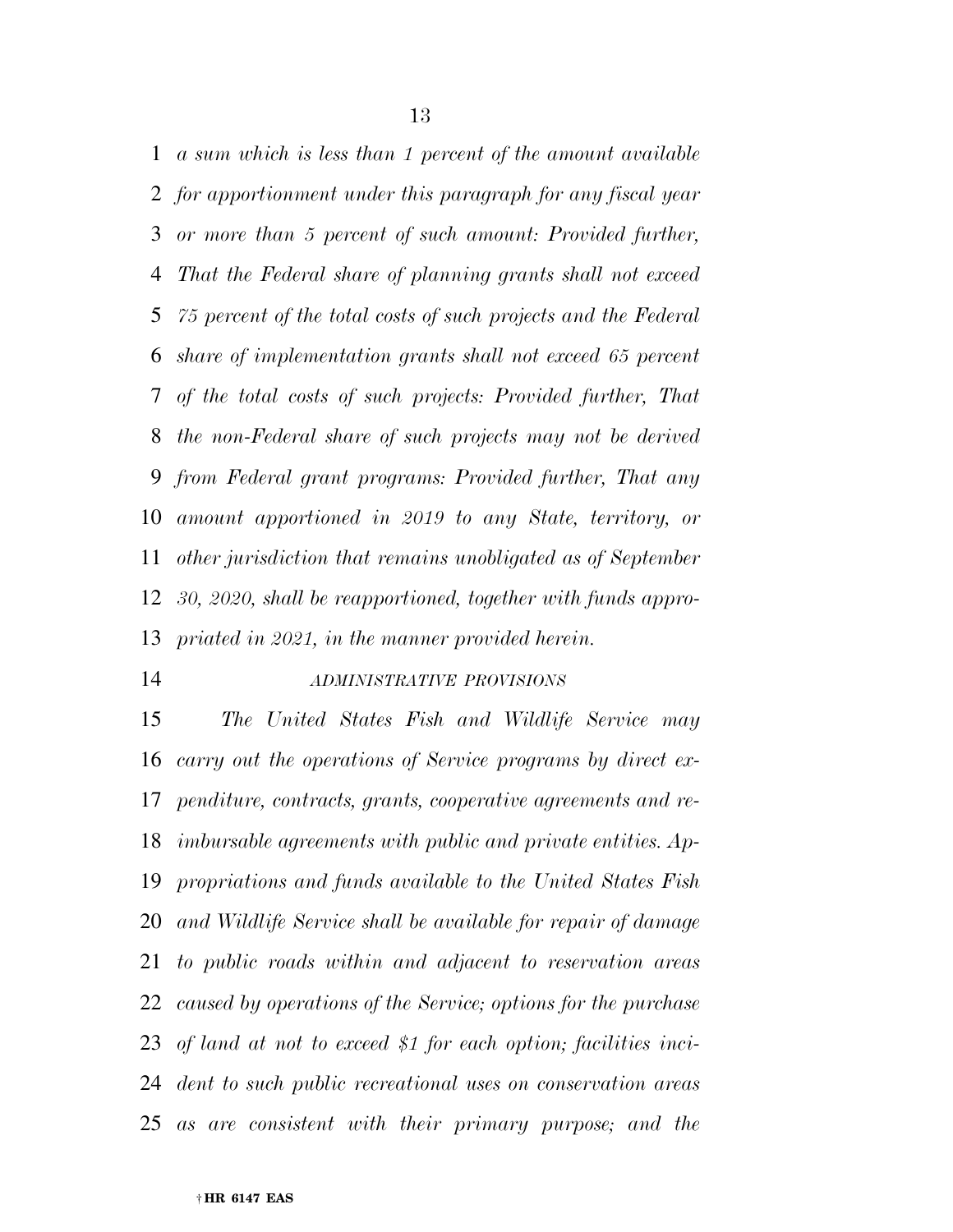*a sum which is less than 1 percent of the amount available for apportionment under this paragraph for any fiscal year or more than 5 percent of such amount: Provided further, That the Federal share of planning grants shall not exceed 75 percent of the total costs of such projects and the Federal share of implementation grants shall not exceed 65 percent of the total costs of such projects: Provided further, That the non-Federal share of such projects may not be derived from Federal grant programs: Provided further, That any amount apportioned in 2019 to any State, territory, or other jurisdiction that remains unobligated as of September 30, 2020, shall be reapportioned, together with funds appropriated in 2021, in the manner provided herein.*

*ADMINISTRATIVE PROVISIONS*

*The United States Fish and Wildlife Service may carry out the operations of Service programs by direct expenditure, contracts, grants, cooperative agreements and reimbursable agreements with public and private entities. Appropriations and funds available to the United States Fish and Wildlife Service shall be available for repair of damage to public roads within and adjacent to reservation areas caused by operations of the Service; options for the purchase of land at not to exceed $1 for each option; facilities incident to such public recreational uses on conservation areas as are consistent with their primary purpose; and the*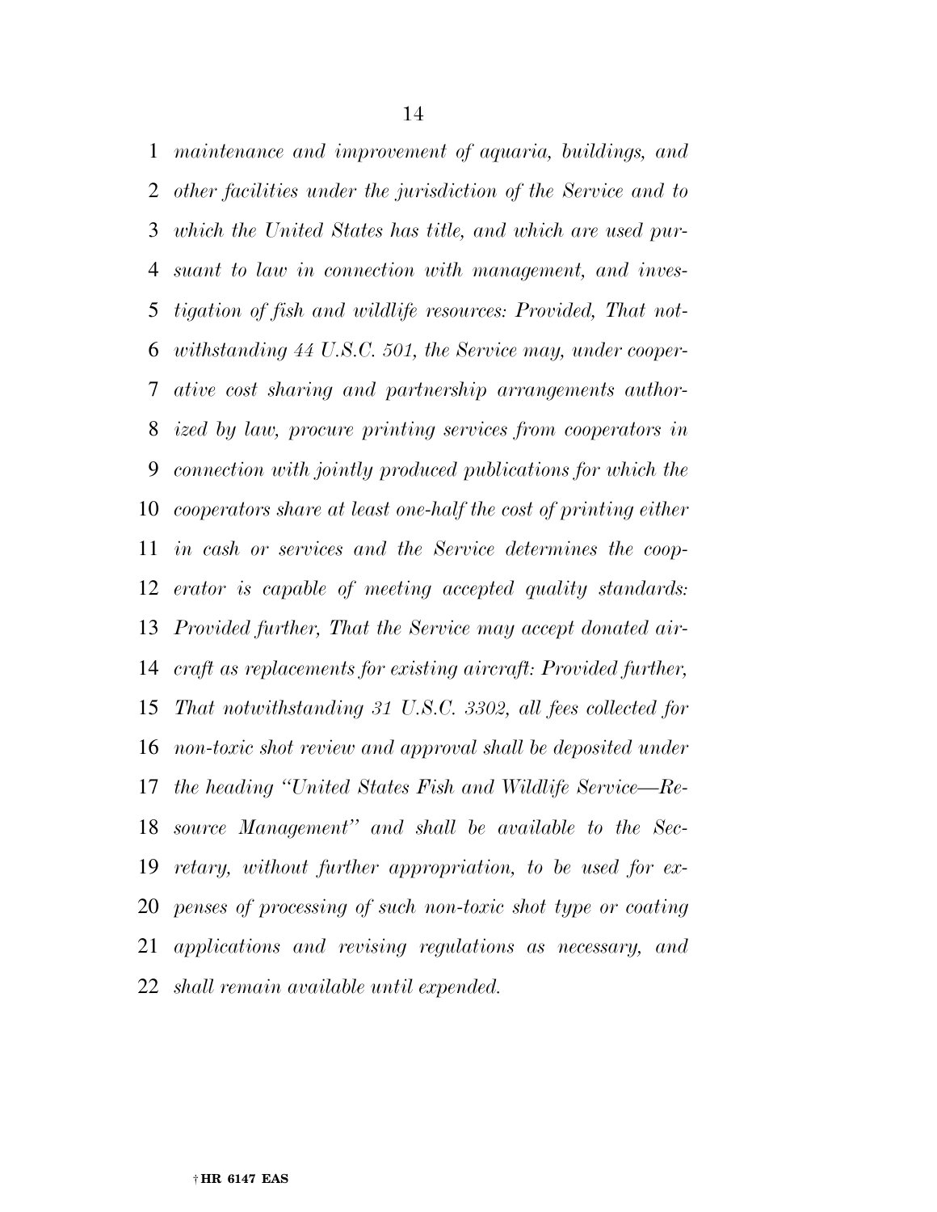*maintenance and improvement of aquaria, buildings, and other facilities under the jurisdiction of the Service and to which the United States has title, and which are used pursuant to law in connection with management, and investigation of fish and wildlife resources: Provided, That notwithstanding 44 U.S.C. 501, the Service may, under cooperative cost sharing and partnership arrangements authorized by law, procure printing services from cooperators in connection with jointly produced publications for which the cooperators share at least one-half the cost of printing either in cash or services and the Service determines the cooperator is capable of meeting accepted quality standards: Provided further, That the Service may accept donated aircraft as replacements for existing aircraft: Provided further, That notwithstanding 31 U.S.C. 3302, all fees collected for non-toxic shot review and approval shall be deposited under the heading "United States Fish and Wildlife Service—Resource Management" and shall be available to the Secretary, without further appropriation, to be used for expenses of processing of such non-toxic shot type or coating applications and revising regulations as necessary, and shall remain available until expended.*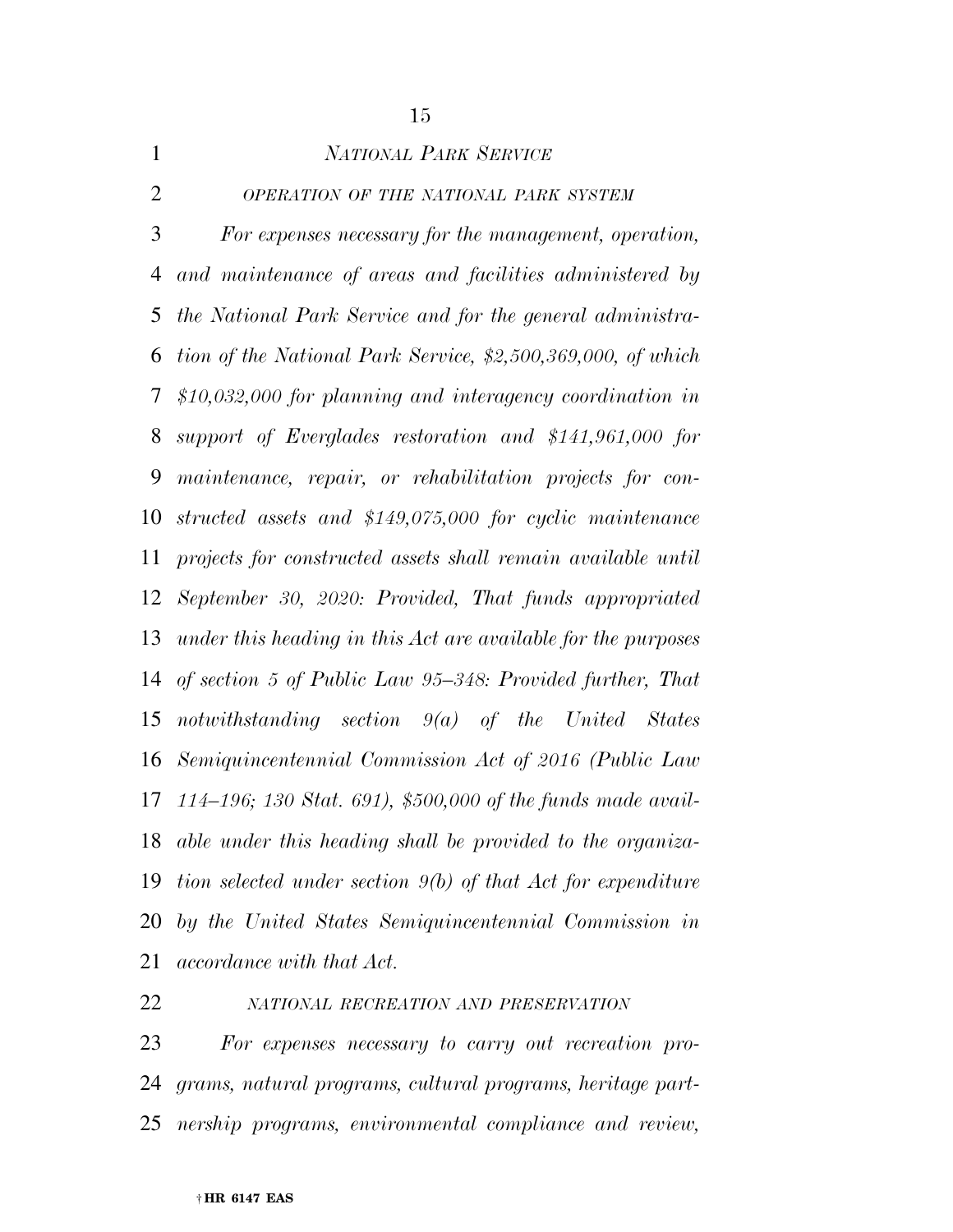*NATIONAL PARK SERVICE*

*OPERATION OF THE NATIONAL PARK SYSTEM*

*For expenses necessary for the management, operation, and maintenance of areas and facilities administered by the National Park Service and for the general administration of the National Park Service, $2,500,369,000, of which $10,032,000 for planning and interagency coordination in support of Everglades restoration and $141,961,000 for maintenance, repair, or rehabilitation projects for constructed assets and $149,075,000 for cyclic maintenance projects for constructed assets shall remain available until September 30, 2020: Provided, That funds appropriated under this heading in this Act are available for the purposes of section 5 of Public Law 95–348: Provided further, That notwithstanding section 9(a) of the United States Semiquincentennial Commission Act of 2016 (Public Law 114–196; 130 Stat. 691), $500,000 of the funds made available under this heading shall be provided to the organization selected under section 9(b) of that Act for expenditure by the United States Semiquincentennial Commission in accordance with that Act.*

*NATIONAL RECREATION AND PRESERVATION*

*For expenses necessary to carry out recreation programs, natural programs, cultural programs, heritage partnership programs, environmental compliance and review,*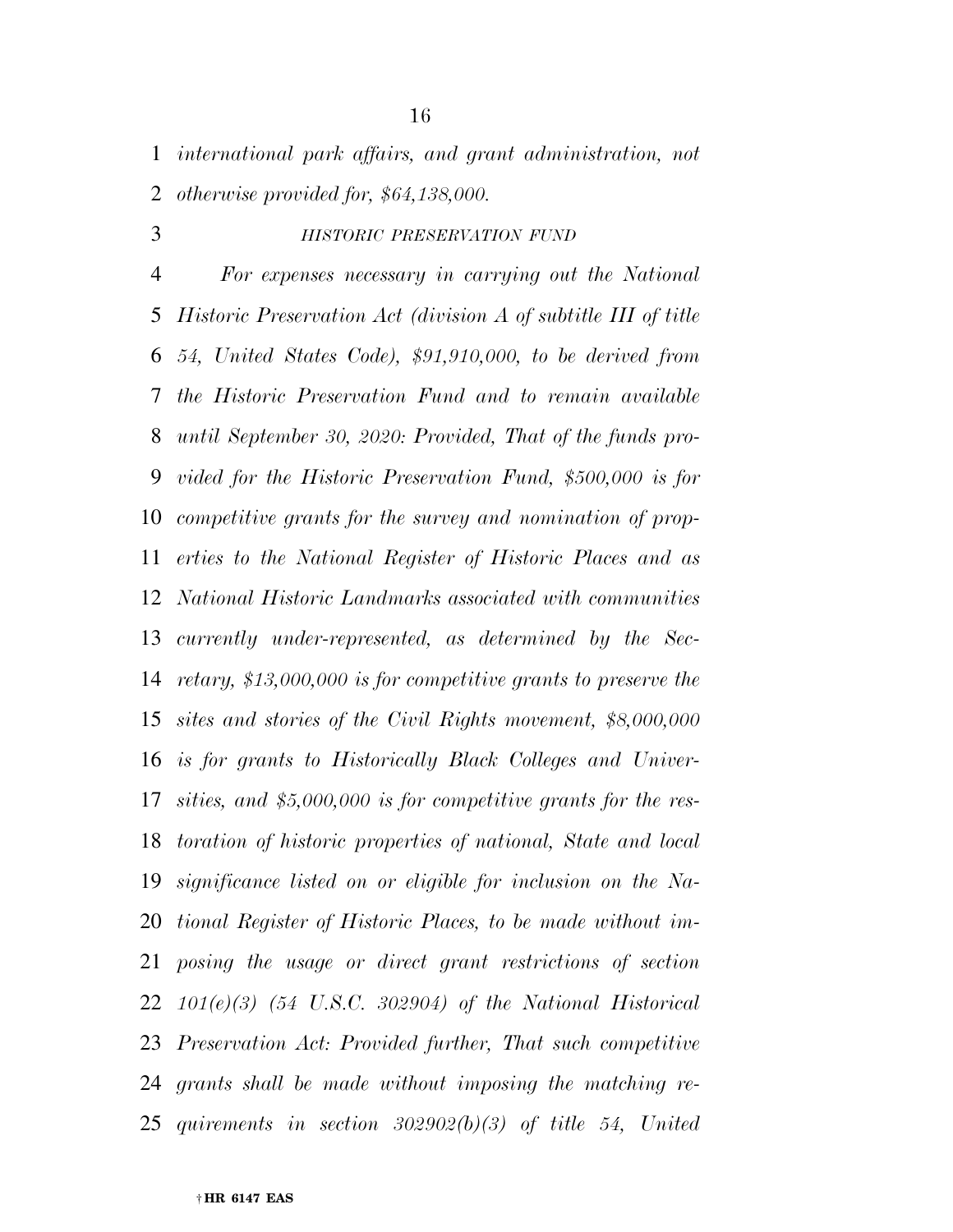*international park affairs, and grant administration, not otherwise provided for, $64,138,000.*

*HISTORIC PRESERVATION FUND*

*For expenses necessary in carrying out the National Historic Preservation Act (division A of subtitle III of title 54, United States Code), $91,910,000, to be derived from the Historic Preservation Fund and to remain available until September 30, 2020: Provided, That of the funds provided for the Historic Preservation Fund, $500,000 is for competitive grants for the survey and nomination of properties to the National Register of Historic Places and as National Historic Landmarks associated with communities currently under-represented, as determined by the Secretary, $13,000,000 is for competitive grants to preserve the sites and stories of the Civil Rights movement, $8,000,000 is for grants to Historically Black Colleges and Universities, and $5,000,000 is for competitive grants for the restoration of historic properties of national, State and local significance listed on or eligible for inclusion on the National Register of Historic Places, to be made without imposing the usage or direct grant restrictions of section 101(e)(3) (54 U.S.C. 302904) of the National Historical Preservation Act: Provided further, That such competitive grants shall be made without imposing the matching requirements in section 302902(b)(3) of title 54, United*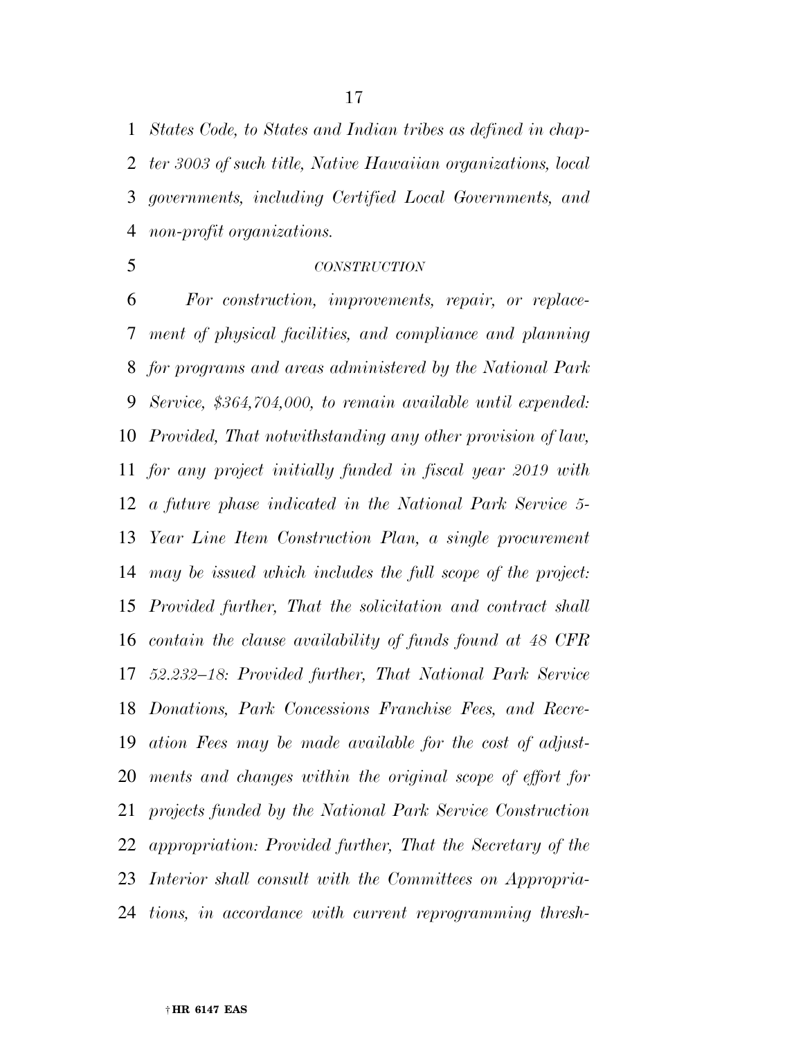*States Code, to States and Indian tribes as defined in chapter 3003 of such title, Native Hawaiian organizations, local governments, including Certified Local Governments, and non-profit organizations.*

*CONSTRUCTION*

*For construction, improvements, repair, or replacement of physical facilities, and compliance and planning for programs and areas administered by the National Park Service, $364,704,000, to remain available until expended: Provided, That notwithstanding any other provision of law, for any project initially funded in fiscal year 2019 with a future phase indicated in the National Park Service 5-Year Line Item Construction Plan, a single procurement may be issued which includes the full scope of the project: Provided further, That the solicitation and contract shall contain the clause availability of funds found at 48 CFR 52.232–18: Provided further, That National Park Service Donations, Park Concessions Franchise Fees, and Recreation Fees may be made available for the cost of adjustments and changes within the original scope of effort for projects funded by the National Park Service Construction appropriation: Provided further, That the Secretary of the Interior shall consult with the Committees on Appropriations, in accordance with current reprogramming thresh-*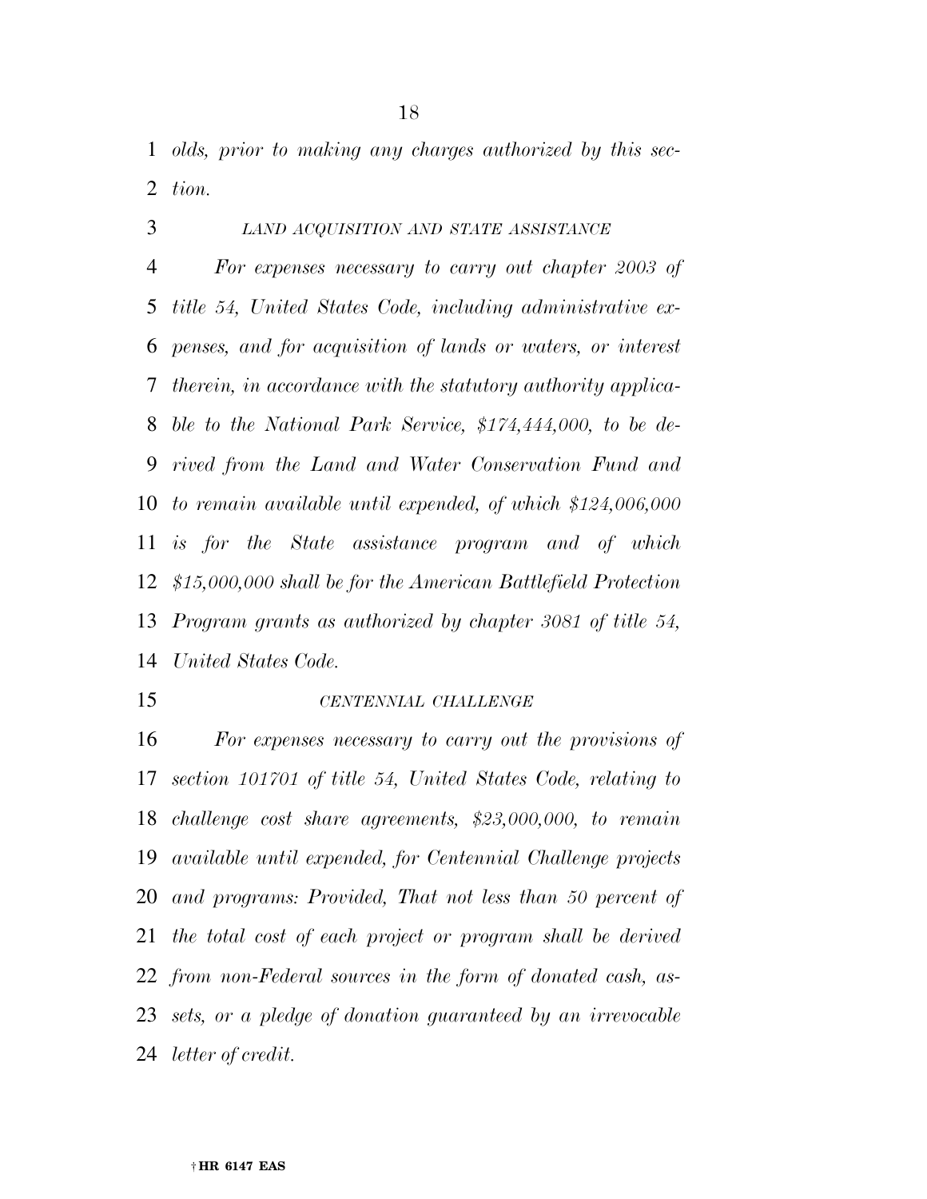*olds, prior to making any charges authorized by this section.*

*LAND ACQUISITION AND STATE ASSISTANCE*

*For expenses necessary to carry out chapter 2003 of title 54, United States Code, including administrative expenses, and for acquisition of lands or waters, or interest therein, in accordance with the statutory authority applicable to the National Park Service, $174,444,000, to be derived from the Land and Water Conservation Fund and to remain available until expended, of which $124,006,000 is for the State assistance program and of which $15,000,000 shall be for the American Battlefield Protection Program grants as authorized by chapter 3081 of title 54, United States Code.*

*CENTENNIAL CHALLENGE*

*For expenses necessary to carry out the provisions of section 101701 of title 54, United States Code, relating to challenge cost share agreements, $23,000,000, to remain available until expended, for Centennial Challenge projects and programs: Provided, That not less than 50 percent of the total cost of each project or program shall be derived from non-Federal sources in the form of donated cash, assets, or a pledge of donation guaranteed by an irrevocable letter of credit.*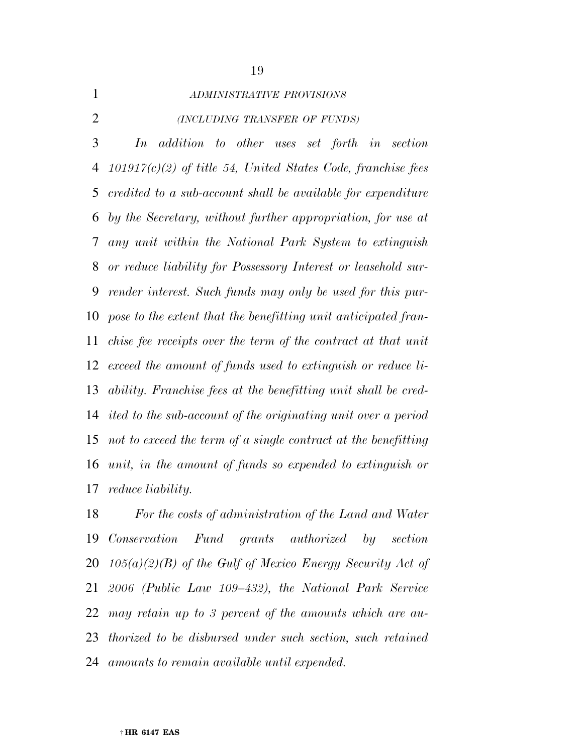*ADMINISTRATIVE PROVISIONS*

*(INCLUDING TRANSFER OF FUNDS)*

*In addition to other uses set forth in section 101917(c)(2) of title 54, United States Code, franchise fees credited to a sub-account shall be available for expenditure by the Secretary, without further appropriation, for use at any unit within the National Park System to extinguish or reduce liability for Possessory Interest or leasehold surrender interest. Such funds may only be used for this purpose to the extent that the benefitting unit anticipated franchise fee receipts over the term of the contract at that unit exceed the amount of funds used to extinguish or reduce liability. Franchise fees at the benefitting unit shall be credited to the sub-account of the originating unit over a period not to exceed the term of a single contract at the benefitting unit, in the amount of funds so expended to extinguish or reduce liability.*

*For the costs of administration of the Land and Water Conservation Fund grants authorized by section 105(a)(2)(B) of the Gulf of Mexico Energy Security Act of 2006 (Public Law 109–432), the National Park Service may retain up to 3 percent of the amounts which are authorized to be disbursed under such section, such retained amounts to remain available until expended.*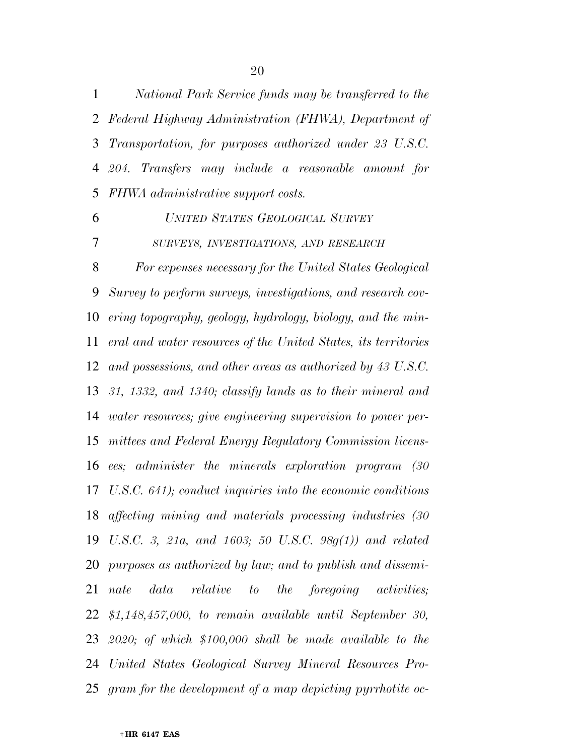*National Park Service funds may be transferred to the Federal Highway Administration (FHWA), Department of Transportation, for purposes authorized under 23 U.S.C. 204. Transfers may include a reasonable amount for FHWA administrative support costs.*

*UNITED STATES GEOLOGICAL SURVEY*

*SURVEYS, INVESTIGATIONS, AND RESEARCH*

*For expenses necessary for the United States Geological Survey to perform surveys, investigations, and research covering topography, geology, hydrology, biology, and the mineral and water resources of the United States, its territories and possessions, and other areas as authorized by 43 U.S.C. 31, 1332, and 1340; classify lands as to their mineral and water resources; give engineering supervision to power permittees and Federal Energy Regulatory Commission licensees; administer the minerals exploration program (30 U.S.C. 641); conduct inquiries into the economic conditions affecting mining and materials processing industries (30 U.S.C. 3, 21a, and 1603; 50 U.S.C. 98g(1)) and related purposes as authorized by law; and to publish and disseminate data relative to the foregoing activities; $1,148,457,000, to remain available until September 30, 2020; of which $100,000 shall be made available to the United States Geological Survey Mineral Resources Program for the development of a map depicting pyrrhotite oc-*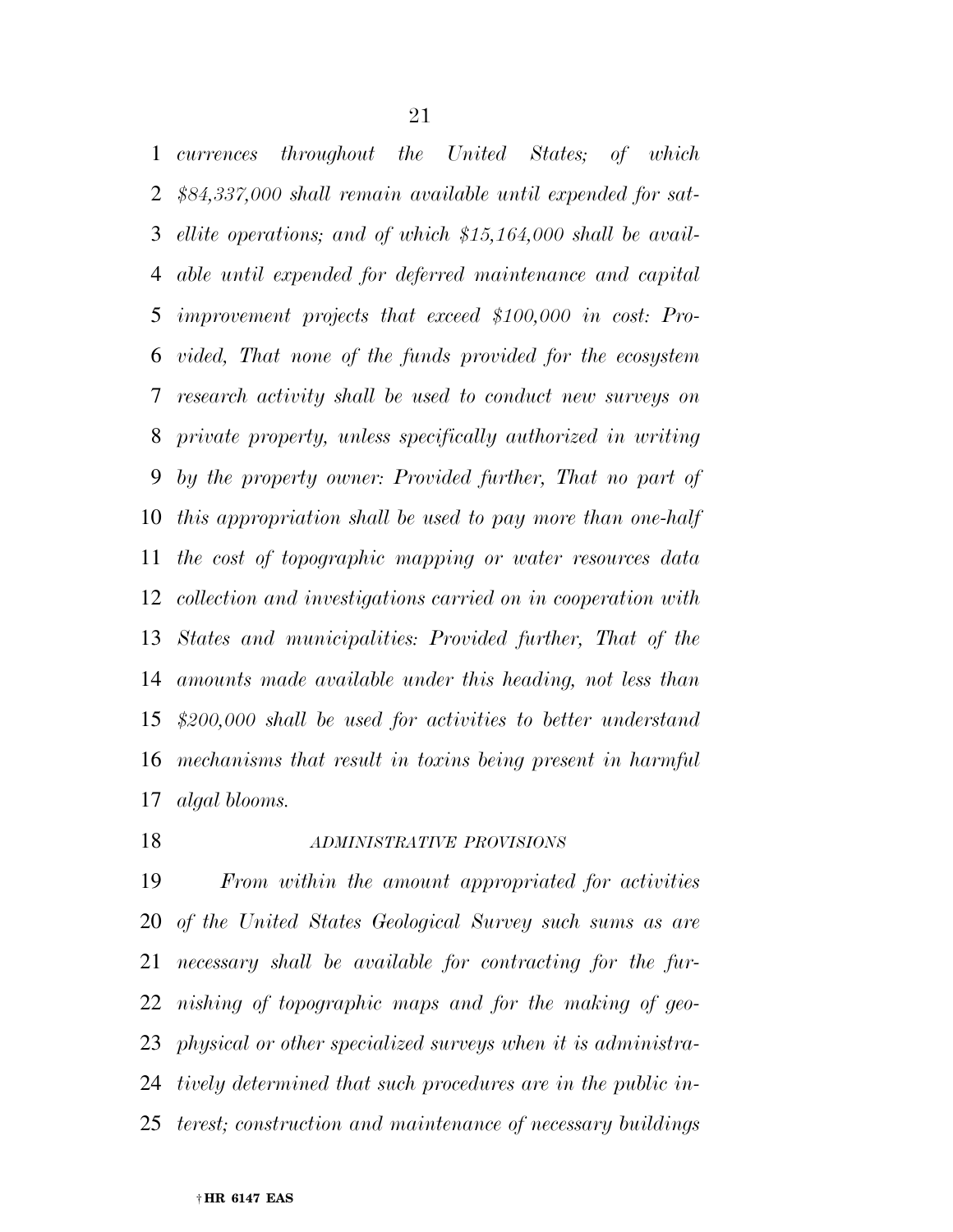*currences throughout the United States; of which $84,337,000 shall remain available until expended for satellite operations; and of which $15,164,000 shall be available until expended for deferred maintenance and capital improvement projects that exceed $100,000 in cost: Provided, That none of the funds provided for the ecosystem research activity shall be used to conduct new surveys on private property, unless specifically authorized in writing by the property owner: Provided further, That no part of this appropriation shall be used to pay more than one-half the cost of topographic mapping or water resources data collection and investigations carried on in cooperation with States and municipalities: Provided further, That of the amounts made available under this heading, not less than $200,000 shall be used for activities to better understand mechanisms that result in toxins being present in harmful algal blooms.*

*ADMINISTRATIVE PROVISIONS*

*From within the amount appropriated for activities of the United States Geological Survey such sums as are necessary shall be available for contracting for the furnishing of topographic maps and for the making of geophysical or other specialized surveys when it is administratively determined that such procedures are in the public interest; construction and maintenance of necessary buildings*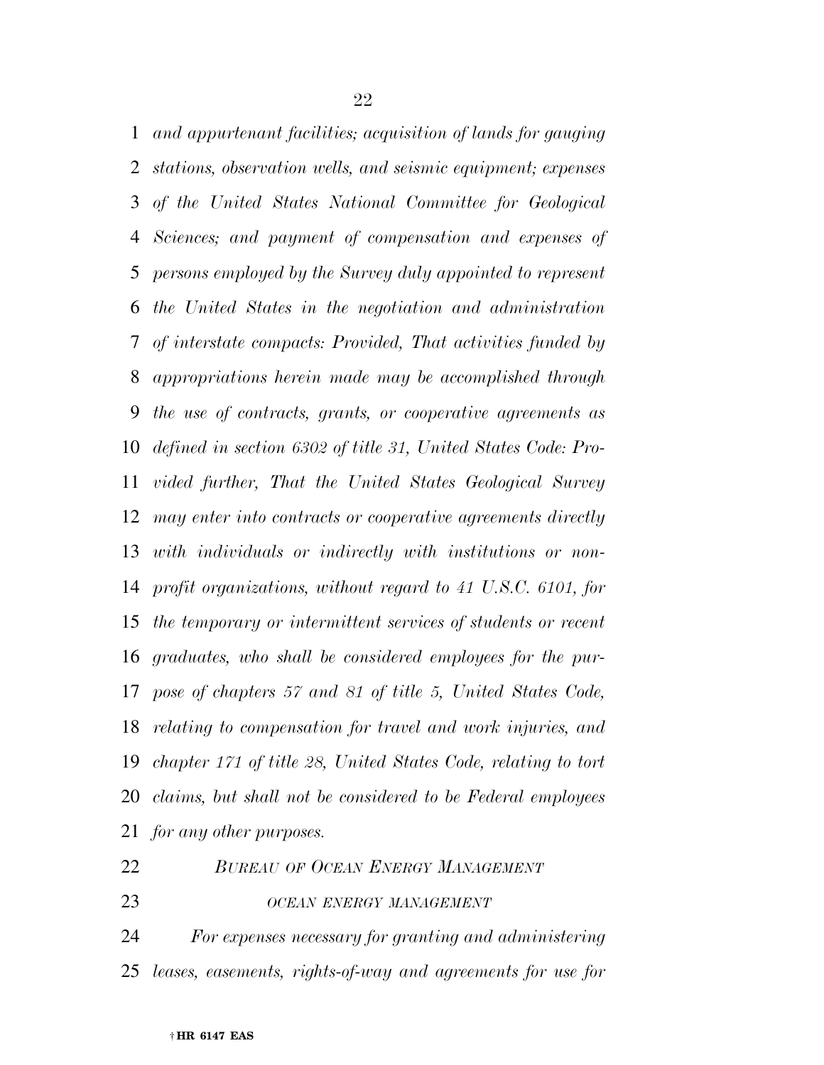*and appurtenant facilities; acquisition of lands for gauging stations, observation wells, and seismic equipment; expenses of the United States National Committee for Geological Sciences; and payment of compensation and expenses of persons employed by the Survey duly appointed to represent the United States in the negotiation and administration of interstate compacts: Provided, That activities funded by appropriations herein made may be accomplished through the use of contracts, grants, or cooperative agreements as defined in section 6302 of title 31, United States Code: Provided further, That the United States Geological Survey may enter into contracts or cooperative agreements directly with individuals or indirectly with institutions or non-profit organizations, without regard to 41 U.S.C. 6101, for the temporary or intermittent services of students or recent graduates, who shall be considered employees for the purpose of chapters 57 and 81 of title 5, United States Code, relating to compensation for travel and work injuries, and chapter 171 of title 28, United States Code, relating to tort claims, but shall not be considered to be Federal employees for any other purposes.*

*BUREAU OF OCEAN ENERGY MANAGEMENT*

*OCEAN ENERGY MANAGEMENT*

*For expenses necessary for granting and administering leases, easements, rights-of-way and agreements for use for*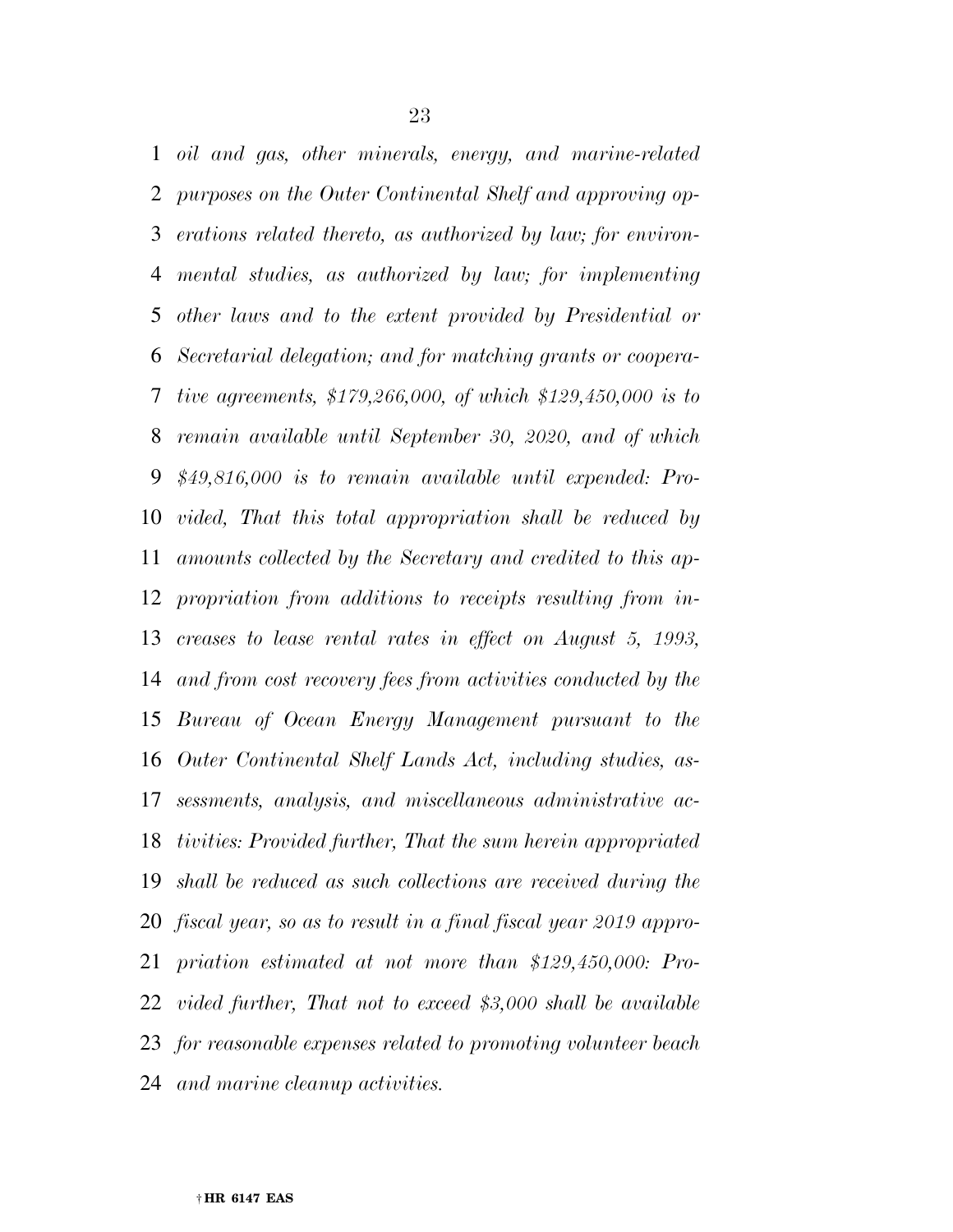*oil and gas, other minerals, energy, and marine-related purposes on the Outer Continental Shelf and approving operations related thereto, as authorized by law; for environmental studies, as authorized by law; for implementing other laws and to the extent provided by Presidential or Secretarial delegation; and for matching grants or cooperative agreements, $179,266,000, of which $129,450,000 is to remain available until September 30, 2020, and of which $49,816,000 is to remain available until expended: Provided, That this total appropriation shall be reduced by amounts collected by the Secretary and credited to this appropriation from additions to receipts resulting from increases to lease rental rates in effect on August 5, 1993, and from cost recovery fees from activities conducted by the Bureau of Ocean Energy Management pursuant to the Outer Continental Shelf Lands Act, including studies, assessments, analysis, and miscellaneous administrative activities: Provided further, That the sum herein appropriated shall be reduced as such collections are received during the fiscal year, so as to result in a final fiscal year 2019 appropriation estimated at not more than $129,450,000: Provided further, That not to exceed $3,000 shall be available for reasonable expenses related to promoting volunteer beach and marine cleanup activities.*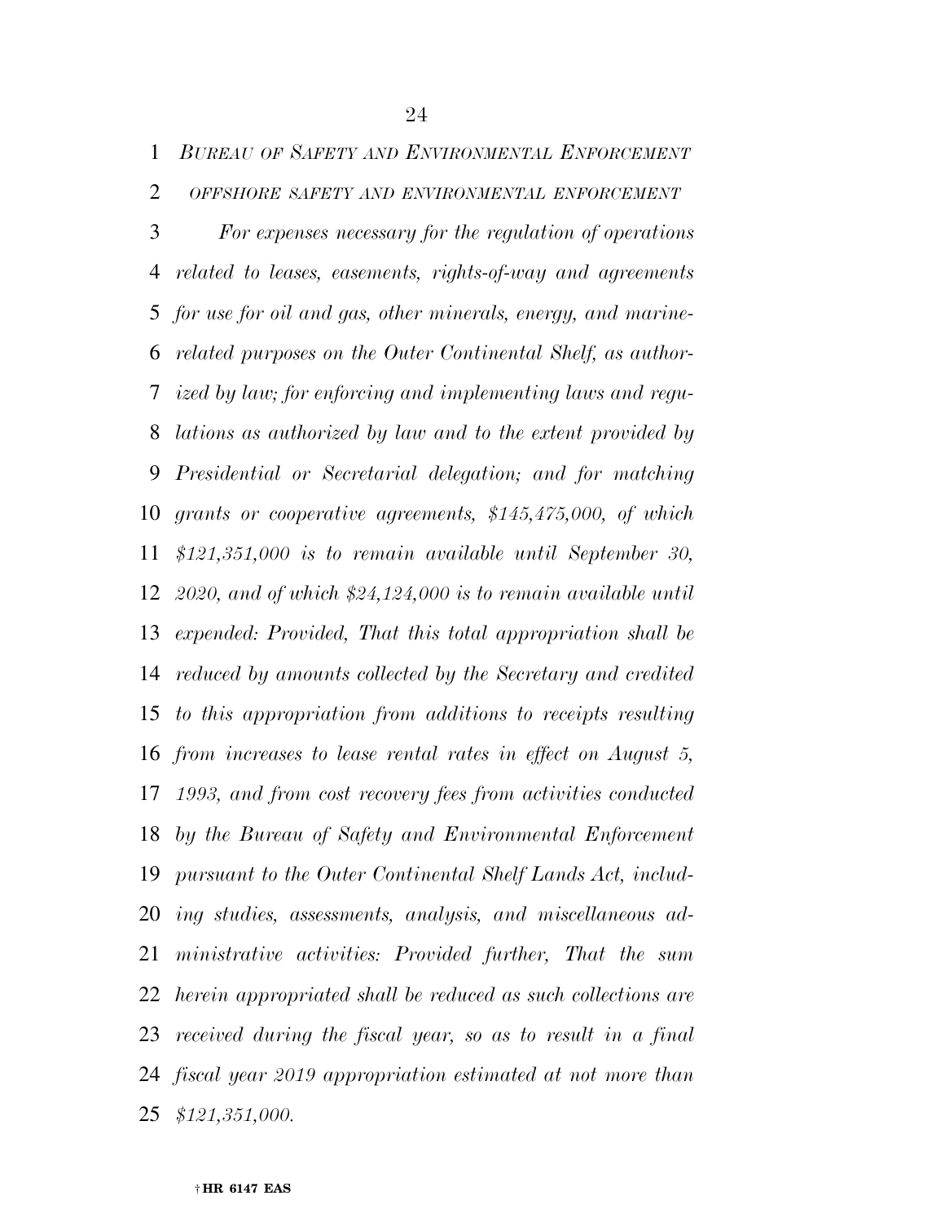*BUREAU OF SAFETY AND ENVIRONMENTAL ENFORCEMENT*

*OFFSHORE SAFETY AND ENVIRONMENTAL ENFORCEMENT*

*For expenses necessary for the regulation of operations related to leases, easements, rights-of-way and agreements for use for oil and gas, other minerals, energy, and marine-related purposes on the Outer Continental Shelf, as authorized by law; for enforcing and implementing laws and regulations as authorized by law and to the extent provided by Presidential or Secretarial delegation; and for matching grants or cooperative agreements, $145,475,000, of which $121,351,000 is to remain available until September 30, 2020, and of which $24,124,000 is to remain available until expended: Provided, That this total appropriation shall be reduced by amounts collected by the Secretary and credited to this appropriation from additions to receipts resulting from increases to lease rental rates in effect on August 5, 1993, and from cost recovery fees from activities conducted by the Bureau of Safety and Environmental Enforcement pursuant to the Outer Continental Shelf Lands Act, including studies, assessments, analysis, and miscellaneous administrative activities: Provided further, That the sum herein appropriated shall be reduced as such collections are received during the fiscal year, so as to result in a final fiscal year 2019 appropriation estimated at not more than $121,351,000.*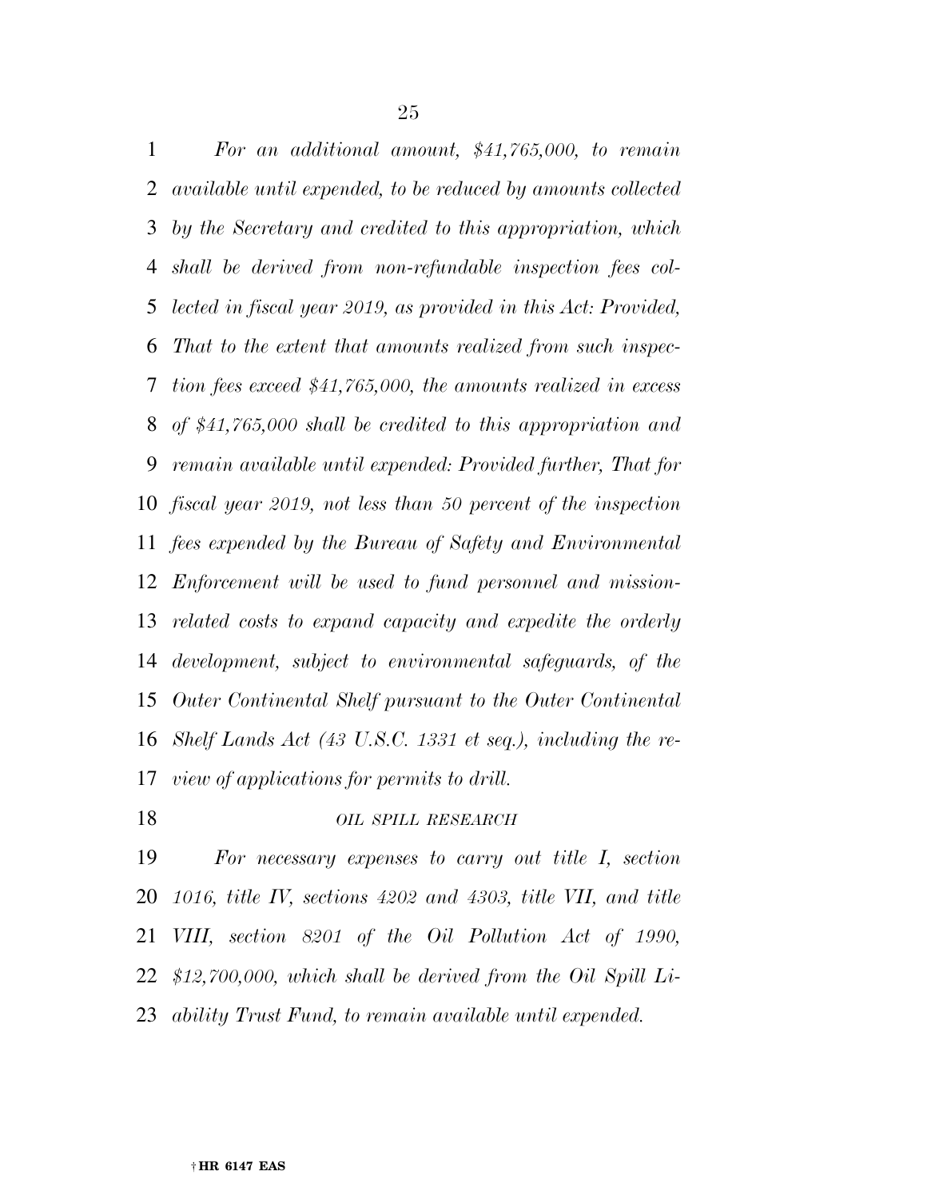*For an additional amount, $41,765,000, to remain available until expended, to be reduced by amounts collected by the Secretary and credited to this appropriation, which shall be derived from non-refundable inspection fees collected in fiscal year 2019, as provided in this Act: Provided, That to the extent that amounts realized from such inspection fees exceed $41,765,000, the amounts realized in excess of $41,765,000 shall be credited to this appropriation and remain available until expended: Provided further, That for fiscal year 2019, not less than 50 percent of the inspection fees expended by the Bureau of Safety and Environmental Enforcement will be used to fund personnel and mission-related costs to expand capacity and expedite the orderly development, subject to environmental safeguards, of the Outer Continental Shelf pursuant to the Outer Continental Shelf Lands Act (43 U.S.C. 1331 et seq.), including the review of applications for permits to drill.*

*OIL SPILL RESEARCH*

*For necessary expenses to carry out title I, section 1016, title IV, sections 4202 and 4303, title VII, and title VIII, section 8201 of the Oil Pollution Act of 1990, $12,700,000, which shall be derived from the Oil Spill Liability Trust Fund, to remain available until expended.*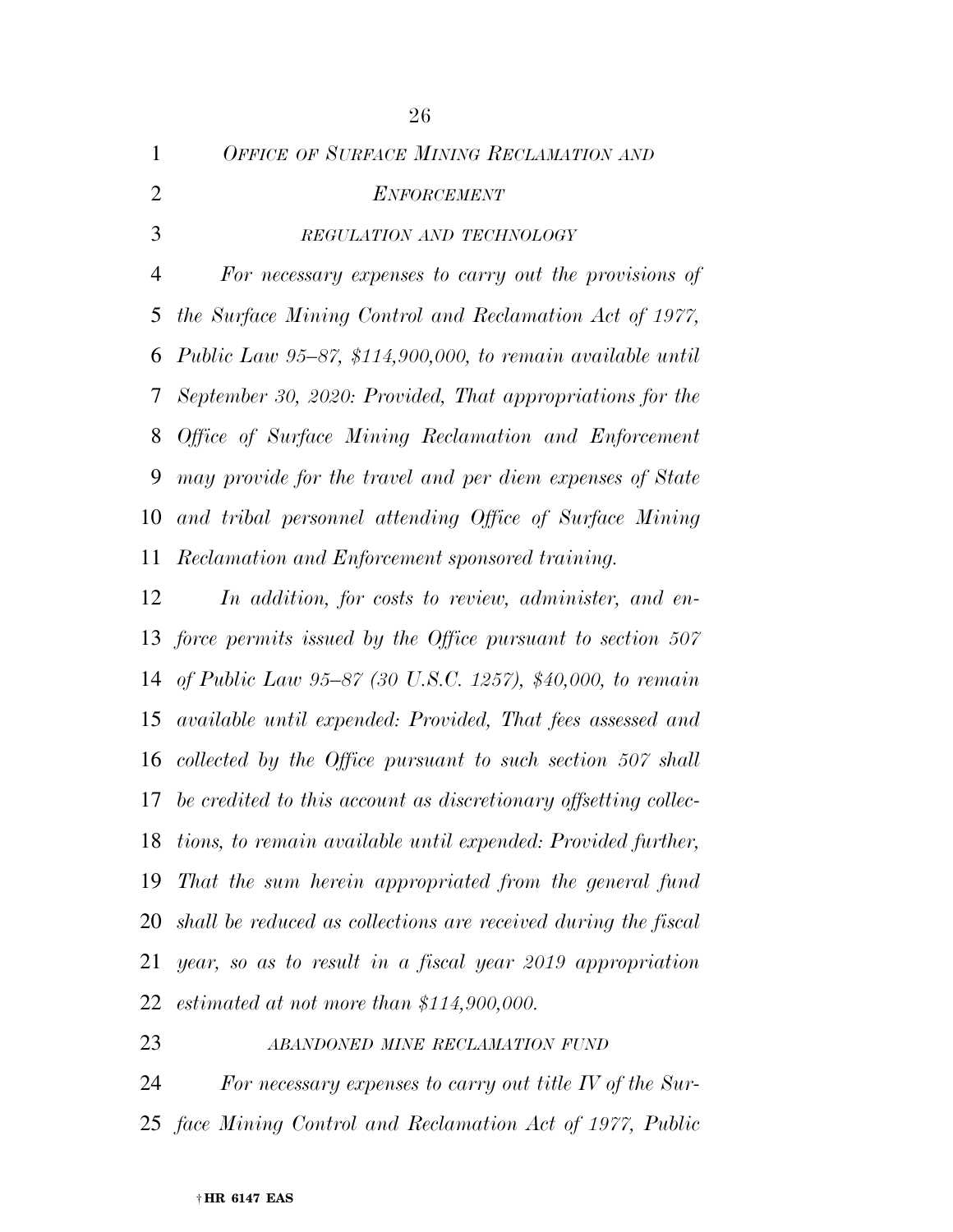## *OFFICE OF SURFACE MINING RECLAMATION AND ENFORCEMENT*

### *REGULATION AND TECHNOLOGY*

*For necessary expenses to carry out the provisions of the Surface Mining Control and Reclamation Act of 1977, Public Law 95–87, $114,900,000, to remain available until September 30, 2020: Provided, That appropriations for the Office of Surface Mining Reclamation and Enforcement may provide for the travel and per diem expenses of State and tribal personnel attending Office of Surface Mining Reclamation and Enforcement sponsored training.*

*In addition, for costs to review, administer, and enforce permits issued by the Office pursuant to section 507 of Public Law 95–87 (30 U.S.C. 1257), $40,000, to remain available until expended: Provided, That fees assessed and collected by the Office pursuant to such section 507 shall be credited to this account as discretionary offsetting collections, to remain available until expended: Provided further, That the sum herein appropriated from the general fund shall be reduced as collections are received during the fiscal year, so as to result in a fiscal year 2019 appropriation estimated at not more than $114,900,000.*

### *ABANDONED MINE RECLAMATION FUND*

*For necessary expenses to carry out title IV of the Surface Mining Control and Reclamation Act of 1977, Public*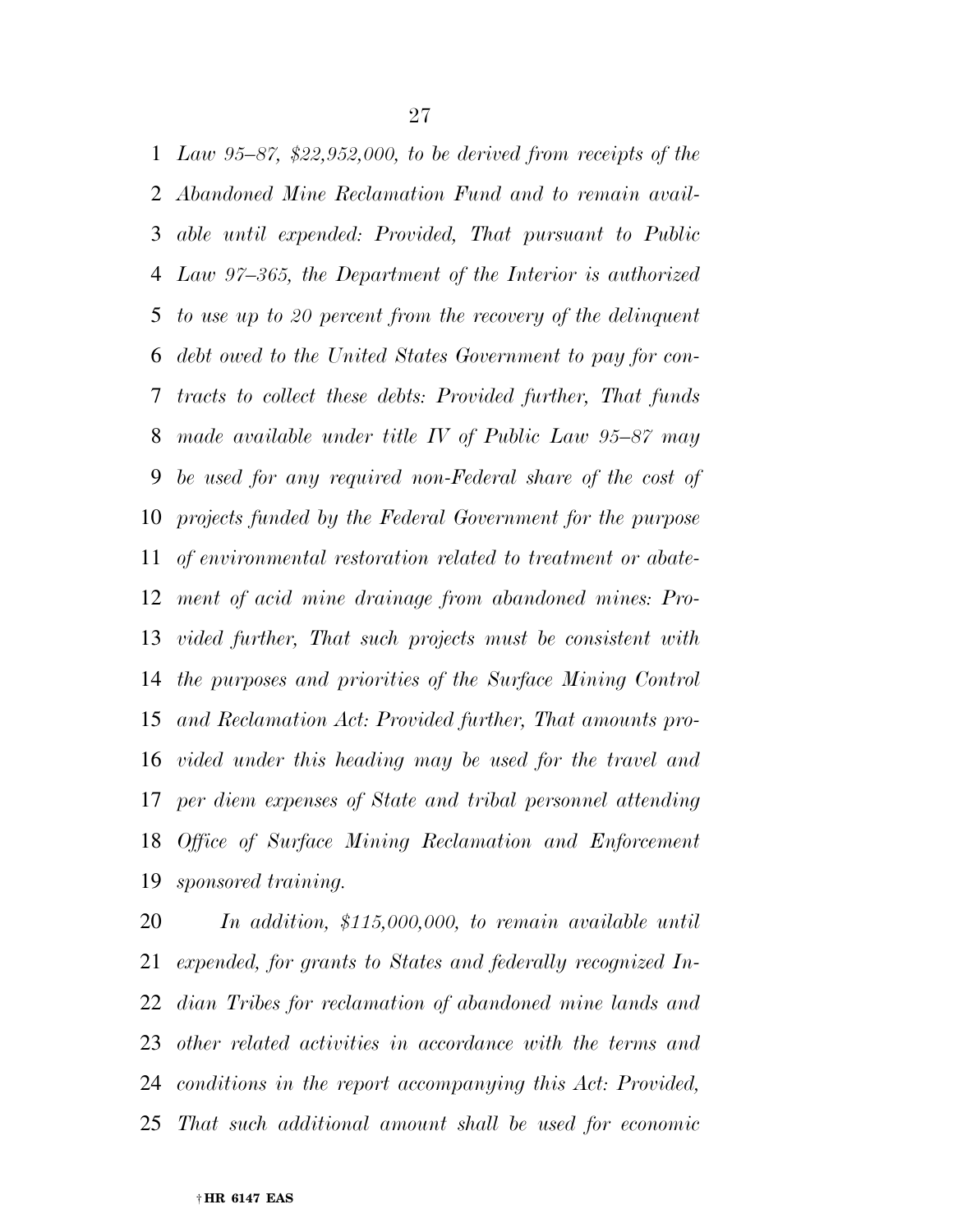*Law 95–87, $22,952,000, to be derived from receipts of the Abandoned Mine Reclamation Fund and to remain available until expended: Provided, That pursuant to Public Law 97–365, the Department of the Interior is authorized to use up to 20 percent from the recovery of the delinquent debt owed to the United States Government to pay for contracts to collect these debts: Provided further, That funds made available under title IV of Public Law 95–87 may be used for any required non-Federal share of the cost of projects funded by the Federal Government for the purpose of environmental restoration related to treatment or abatement of acid mine drainage from abandoned mines: Provided further, That such projects must be consistent with the purposes and priorities of the Surface Mining Control and Reclamation Act: Provided further, That amounts provided under this heading may be used for the travel and per diem expenses of State and tribal personnel attending Office of Surface Mining Reclamation and Enforcement sponsored training.*

*In addition, $115,000,000, to remain available until expended, for grants to States and federally recognized Indian Tribes for reclamation of abandoned mine lands and other related activities in accordance with the terms and conditions in the report accompanying this Act: Provided, That such additional amount shall be used for economic*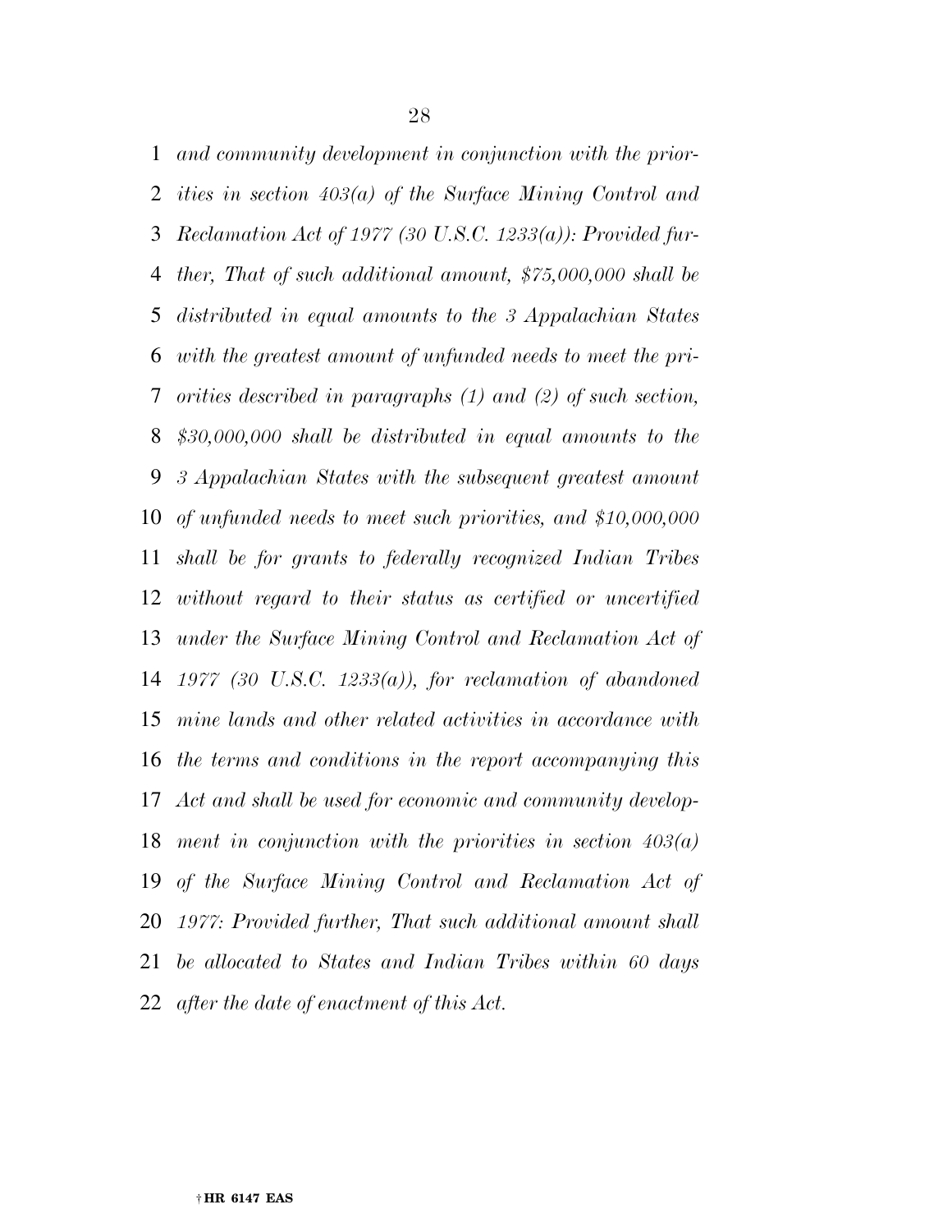*and community development in conjunction with the priorities in section 403(a) of the Surface Mining Control and Reclamation Act of 1977 (30 U.S.C. 1233(a)): Provided further, That of such additional amount, $75,000,000 shall be distributed in equal amounts to the 3 Appalachian States with the greatest amount of unfunded needs to meet the priorities described in paragraphs (1) and (2) of such section, $30,000,000 shall be distributed in equal amounts to the 3 Appalachian States with the subsequent greatest amount of unfunded needs to meet such priorities, and $10,000,000 shall be for grants to federally recognized Indian Tribes without regard to their status as certified or uncertified under the Surface Mining Control and Reclamation Act of 1977 (30 U.S.C. 1233(a)), for reclamation of abandoned mine lands and other related activities in accordance with the terms and conditions in the report accompanying this Act and shall be used for economic and community development in conjunction with the priorities in section 403(a) of the Surface Mining Control and Reclamation Act of 1977: Provided further, That such additional amount shall be allocated to States and Indian Tribes within 60 days after the date of enactment of this Act.*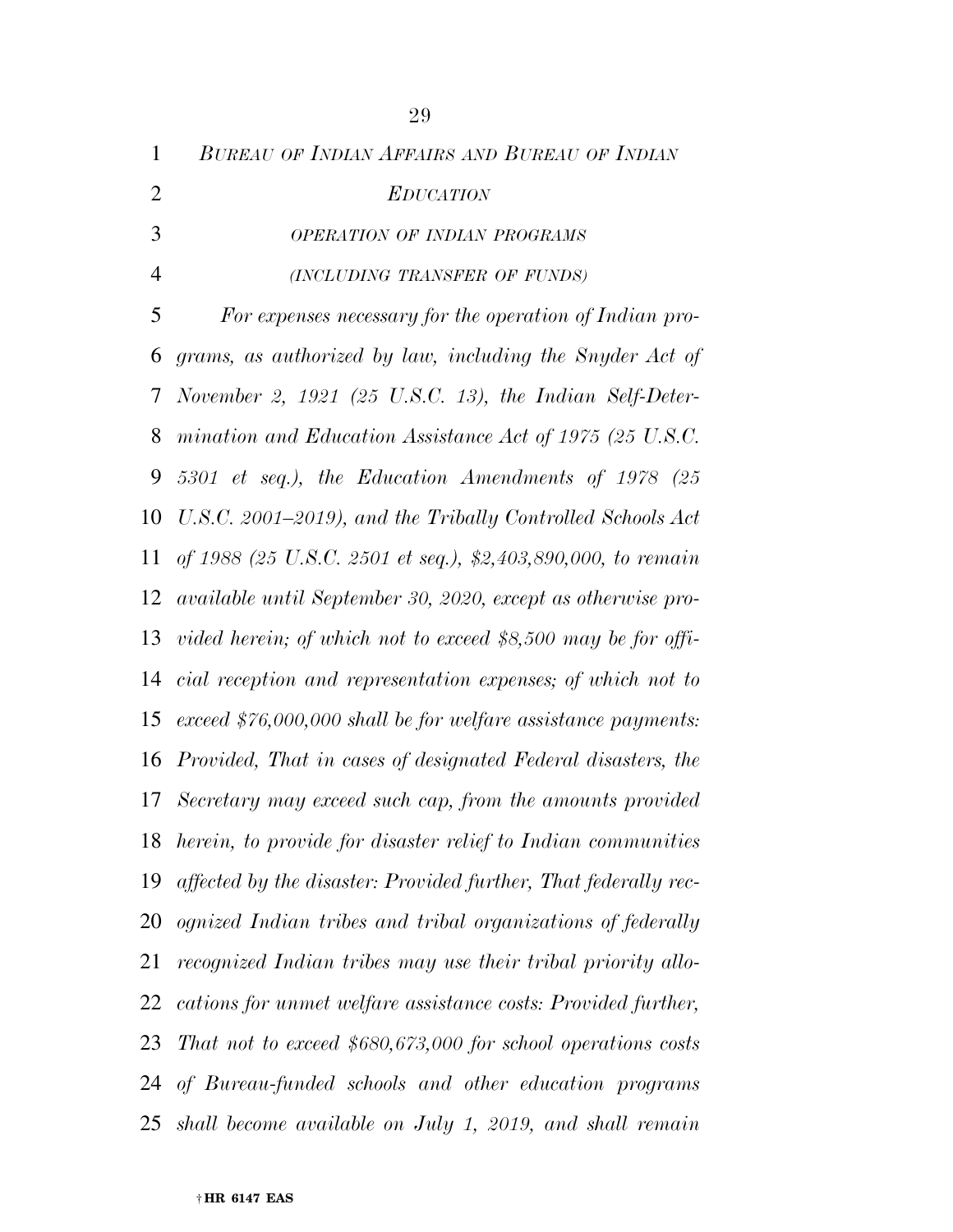*BUREAU OF INDIAN AFFAIRS AND BUREAU OF INDIAN EDUCATION*

*OPERATION OF INDIAN PROGRAMS*

*(INCLUDING TRANSFER OF FUNDS)*

*For expenses necessary for the operation of Indian programs, as authorized by law, including the Snyder Act of November 2, 1921 (25 U.S.C. 13), the Indian Self-Determination and Education Assistance Act of 1975 (25 U.S.C. 5301 et seq.), the Education Amendments of 1978 (25 U.S.C. 2001–2019), and the Tribally Controlled Schools Act of 1988 (25 U.S.C. 2501 et seq.), $2,403,890,000, to remain available until September 30, 2020, except as otherwise provided herein; of which not to exceed $8,500 may be for official reception and representation expenses; of which not to exceed $76,000,000 shall be for welfare assistance payments: Provided, That in cases of designated Federal disasters, the Secretary may exceed such cap, from the amounts provided herein, to provide for disaster relief to Indian communities affected by the disaster: Provided further, That federally recognized Indian tribes and tribal organizations of federally recognized Indian tribes may use their tribal priority allocations for unmet welfare assistance costs: Provided further, That not to exceed $680,673,000 for school operations costs of Bureau-funded schools and other education programs shall become available on July 1, 2019, and shall remain*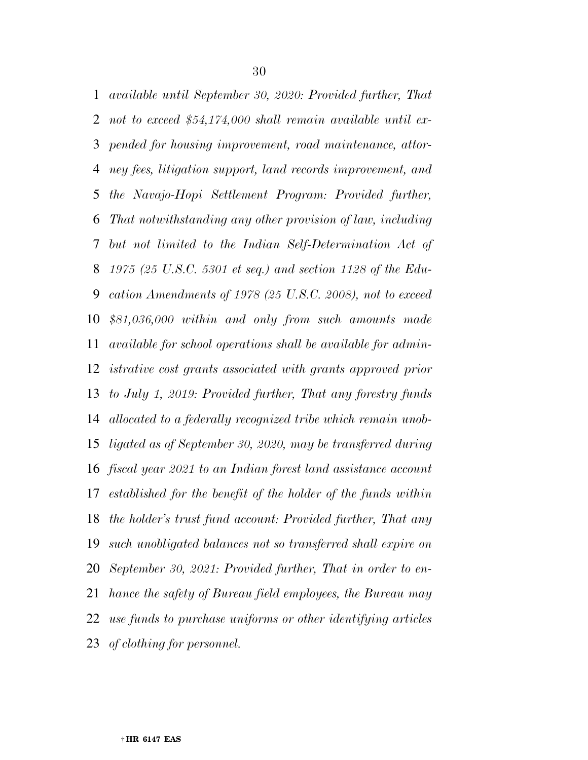*available until September 30, 2020: Provided further, That not to exceed $54,174,000 shall remain available until expended for housing improvement, road maintenance, attorney fees, litigation support, land records improvement, and the Navajo-Hopi Settlement Program: Provided further, That notwithstanding any other provision of law, including but not limited to the Indian Self-Determination Act of 1975 (25 U.S.C. 5301 et seq.) and section 1128 of the Education Amendments of 1978 (25 U.S.C. 2008), not to exceed $81,036,000 within and only from such amounts made available for school operations shall be available for administrative cost grants associated with grants approved prior to July 1, 2019: Provided further, That any forestry funds allocated to a federally recognized tribe which remain unobligated as of September 30, 2020, may be transferred during fiscal year 2021 to an Indian forest land assistance account established for the benefit of the holder of the funds within the holder's trust fund account: Provided further, That any such unobligated balances not so transferred shall expire on September 30, 2021: Provided further, That in order to enhance the safety of Bureau field employees, the Bureau may use funds to purchase uniforms or other identifying articles of clothing for personnel.*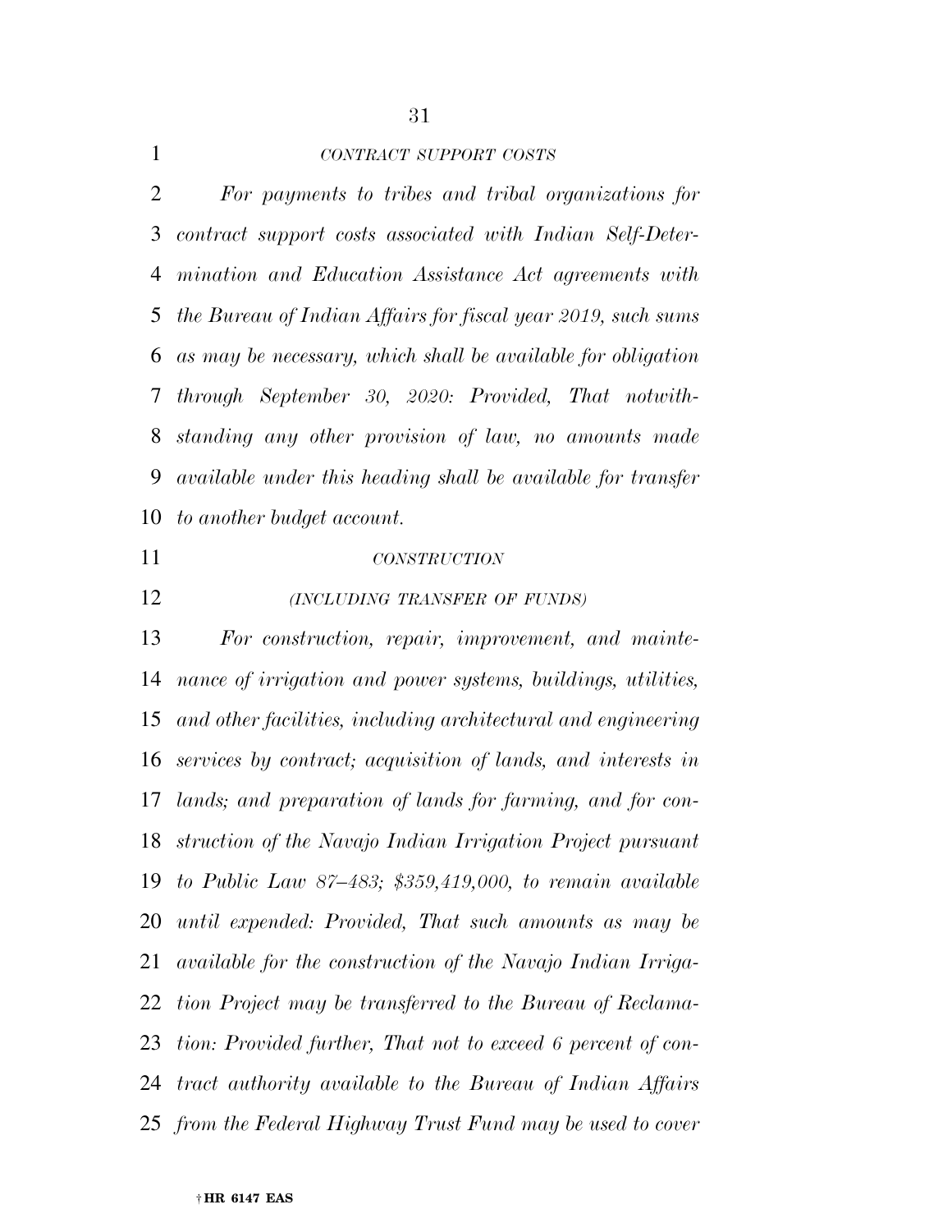*CONTRACT SUPPORT COSTS*

*For payments to tribes and tribal organizations for contract support costs associated with Indian Self-Determination and Education Assistance Act agreements with the Bureau of Indian Affairs for fiscal year 2019, such sums as may be necessary, which shall be available for obligation through September 30, 2020: Provided, That notwithstanding any other provision of law, no amounts made available under this heading shall be available for transfer to another budget account.*

*CONSTRUCTION*

*(INCLUDING TRANSFER OF FUNDS)*

*For construction, repair, improvement, and maintenance of irrigation and power systems, buildings, utilities, and other facilities, including architectural and engineering services by contract; acquisition of lands, and interests in lands; and preparation of lands for farming, and for construction of the Navajo Indian Irrigation Project pursuant to Public Law 87–483; $359,419,000, to remain available until expended: Provided, That such amounts as may be available for the construction of the Navajo Indian Irrigation Project may be transferred to the Bureau of Reclamation: Provided further, That not to exceed 6 percent of contract authority available to the Bureau of Indian Affairs from the Federal Highway Trust Fund may be used to cover*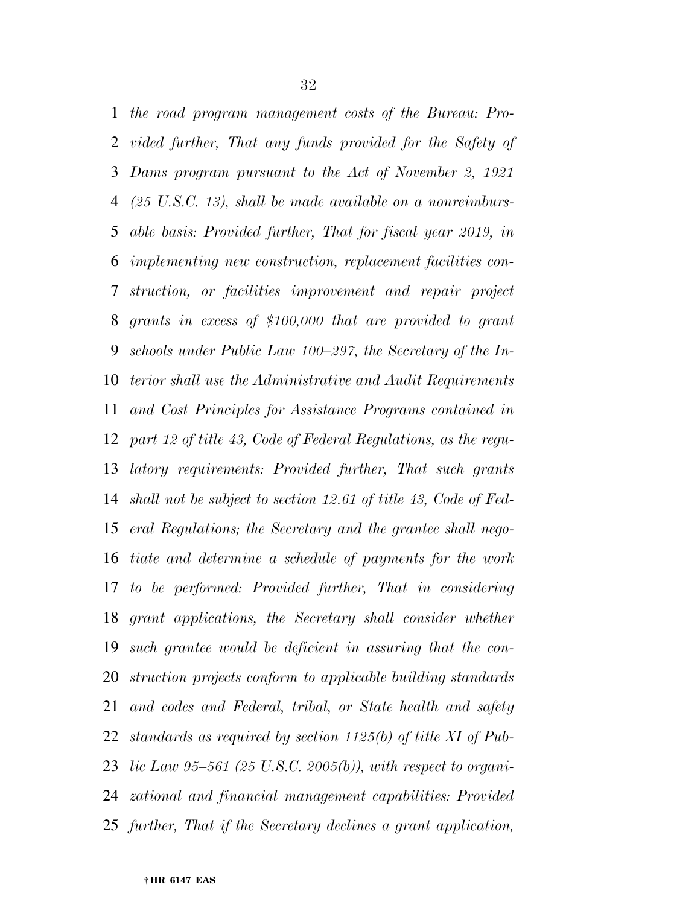*the road program management costs of the Bureau: Provided further, That any funds provided for the Safety of Dams program pursuant to the Act of November 2, 1921 (25 U.S.C. 13), shall be made available on a nonreimbursable basis: Provided further, That for fiscal year 2019, in implementing new construction, replacement facilities construction, or facilities improvement and repair project grants in excess of $100,000 that are provided to grant schools under Public Law 100–297, the Secretary of the Interior shall use the Administrative and Audit Requirements and Cost Principles for Assistance Programs contained in part 12 of title 43, Code of Federal Regulations, as the regulatory requirements: Provided further, That such grants shall not be subject to section 12.61 of title 43, Code of Federal Regulations; the Secretary and the grantee shall negotiate and determine a schedule of payments for the work to be performed: Provided further, That in considering grant applications, the Secretary shall consider whether such grantee would be deficient in assuring that the construction projects conform to applicable building standards and codes and Federal, tribal, or State health and safety standards as required by section 1125(b) of title XI of Public Law 95–561 (25 U.S.C. 2005(b)), with respect to organizational and financial management capabilities: Provided further, That if the Secretary declines a grant application,*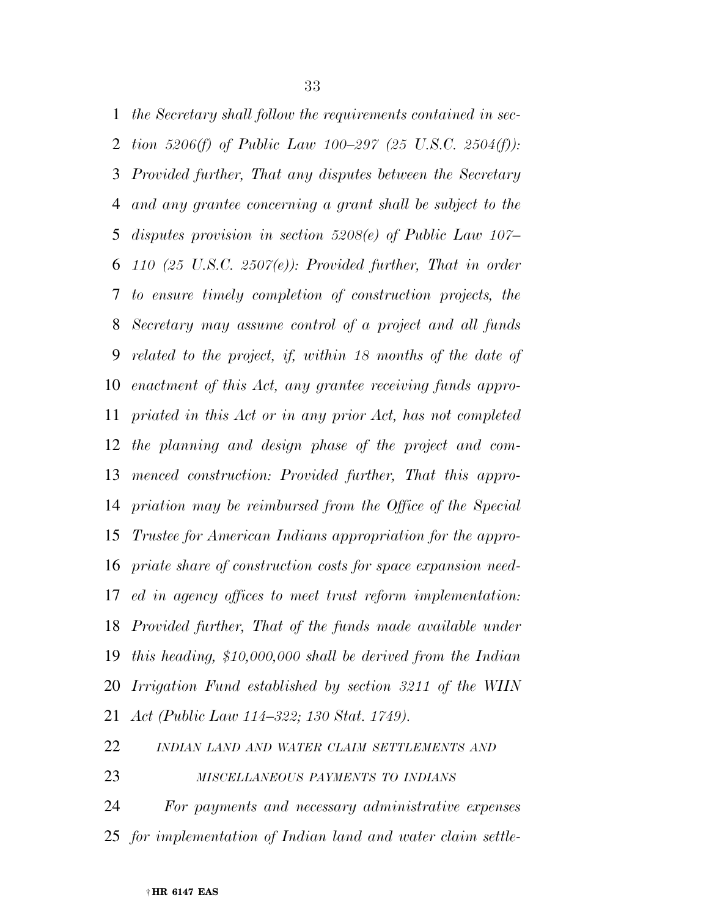*the Secretary shall follow the requirements contained in section 5206(f) of Public Law 100–297 (25 U.S.C. 2504(f)): Provided further, That any disputes between the Secretary and any grantee concerning a grant shall be subject to the disputes provision in section 5208(e) of Public Law 107–110 (25 U.S.C. 2507(e)): Provided further, That in order to ensure timely completion of construction projects, the Secretary may assume control of a project and all funds related to the project, if, within 18 months of the date of enactment of this Act, any grantee receiving funds appropriated in this Act or in any prior Act, has not completed the planning and design phase of the project and commenced construction: Provided further, That this appropriation may be reimbursed from the Office of the Special Trustee for American Indians appropriation for the appropriate share of construction costs for space expansion needed in agency offices to meet trust reform implementation: Provided further, That of the funds made available under this heading, $10,000,000 shall be derived from the Indian Irrigation Fund established by section 3211 of the WIIN Act (Public Law 114–322; 130 Stat. 1749).*

*INDIAN LAND AND WATER CLAIM SETTLEMENTS AND MISCELLANEOUS PAYMENTS TO INDIANS*

*For payments and necessary administrative expenses for implementation of Indian land and water claim settle-*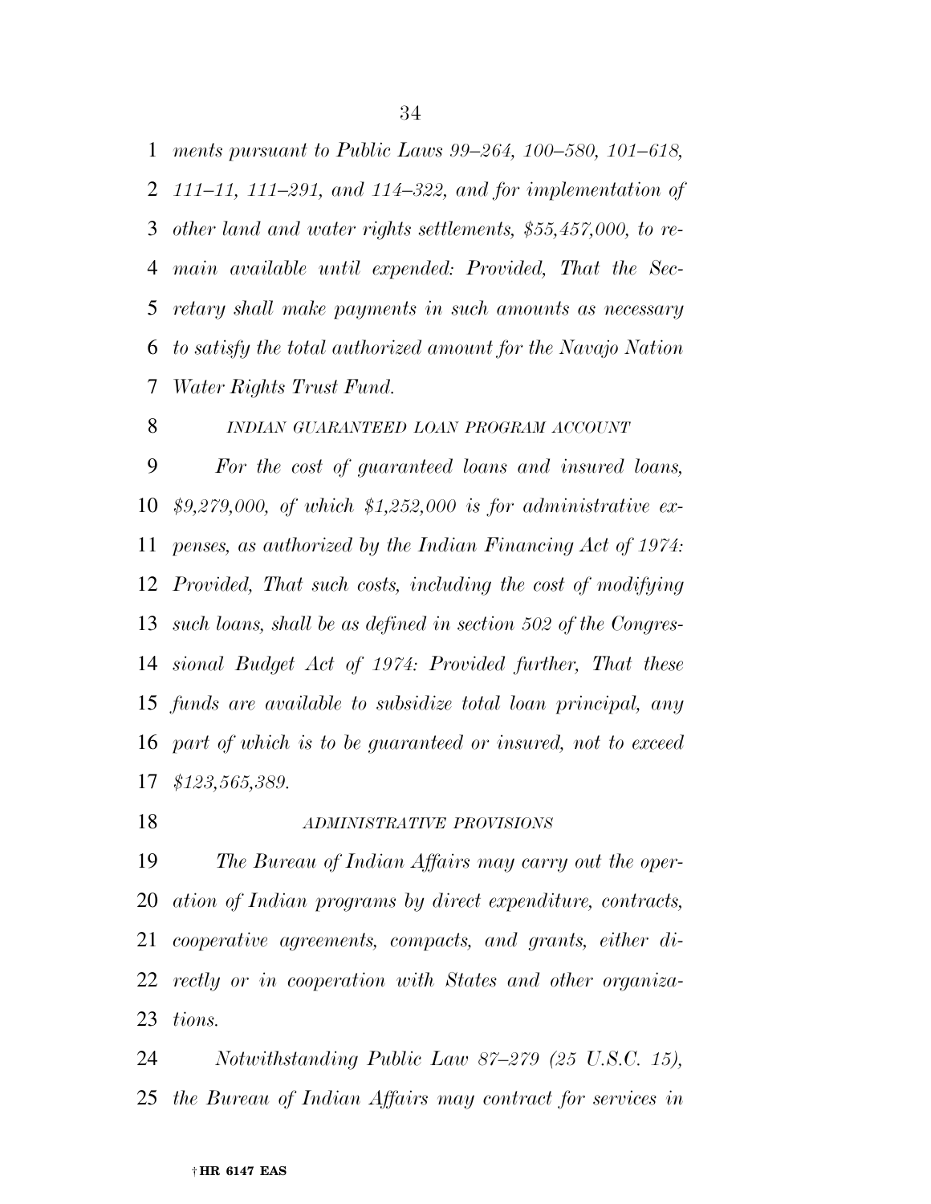*ments pursuant to Public Laws 99–264, 100–580, 101–618, 111–11, 111–291, and 114–322, and for implementation of other land and water rights settlements, $55,457,000, to remain available until expended: Provided, That the Secretary shall make payments in such amounts as necessary to satisfy the total authorized amount for the Navajo Nation Water Rights Trust Fund.*

*INDIAN GUARANTEED LOAN PROGRAM ACCOUNT*

*For the cost of guaranteed loans and insured loans, $9,279,000, of which $1,252,000 is for administrative expenses, as authorized by the Indian Financing Act of 1974: Provided, That such costs, including the cost of modifying such loans, shall be as defined in section 502 of the Congressional Budget Act of 1974: Provided further, That these funds are available to subsidize total loan principal, any part of which is to be guaranteed or insured, not to exceed $123,565,389.*

*ADMINISTRATIVE PROVISIONS*

*The Bureau of Indian Affairs may carry out the operation of Indian programs by direct expenditure, contracts, cooperative agreements, compacts, and grants, either directly or in cooperation with States and other organizations.*

*Notwithstanding Public Law 87–279 (25 U.S.C. 15), the Bureau of Indian Affairs may contract for services in*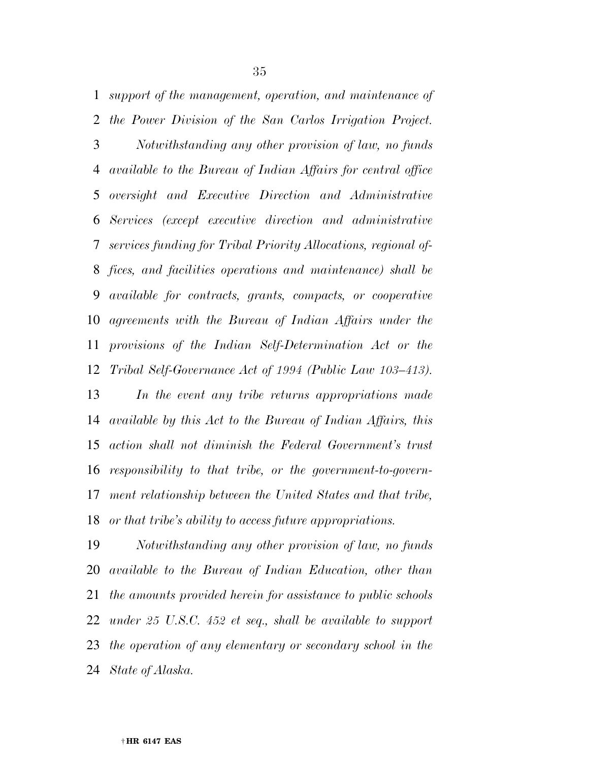*support of the management, operation, and maintenance of the Power Division of the San Carlos Irrigation Project.*

*Notwithstanding any other provision of law, no funds available to the Bureau of Indian Affairs for central office oversight and Executive Direction and Administrative Services (except executive direction and administrative services funding for Tribal Priority Allocations, regional offices, and facilities operations and maintenance) shall be available for contracts, grants, compacts, or cooperative agreements with the Bureau of Indian Affairs under the provisions of the Indian Self-Determination Act or the Tribal Self-Governance Act of 1994 (Public Law 103–413).*

*In the event any tribe returns appropriations made available by this Act to the Bureau of Indian Affairs, this action shall not diminish the Federal Government's trust responsibility to that tribe, or the government-to-government relationship between the United States and that tribe, or that tribe's ability to access future appropriations.*

*Notwithstanding any other provision of law, no funds available to the Bureau of Indian Education, other than the amounts provided herein for assistance to public schools under 25 U.S.C. 452 et seq., shall be available to support the operation of any elementary or secondary school in the State of Alaska.*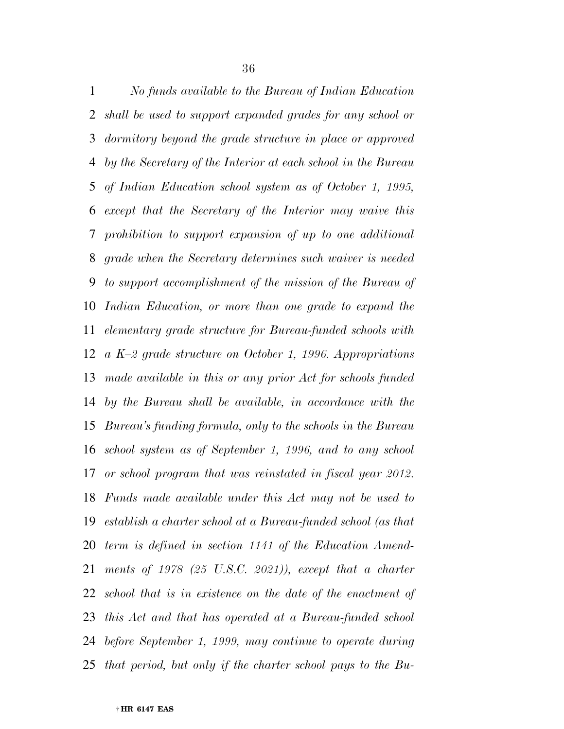*No funds available to the Bureau of Indian Education shall be used to support expanded grades for any school or dormitory beyond the grade structure in place or approved by the Secretary of the Interior at each school in the Bureau of Indian Education school system as of October 1, 1995, except that the Secretary of the Interior may waive this prohibition to support expansion of up to one additional grade when the Secretary determines such waiver is needed to support accomplishment of the mission of the Bureau of Indian Education, or more than one grade to expand the elementary grade structure for Bureau-funded schools with a K–2 grade structure on October 1, 1996. Appropriations made available in this or any prior Act for schools funded by the Bureau shall be available, in accordance with the Bureau's funding formula, only to the schools in the Bureau school system as of September 1, 1996, and to any school or school program that was reinstated in fiscal year 2012. Funds made available under this Act may not be used to establish a charter school at a Bureau-funded school (as that term is defined in section 1141 of the Education Amendments of 1978 (25 U.S.C. 2021)), except that a charter school that is in existence on the date of the enactment of this Act and that has operated at a Bureau-funded school before September 1, 1999, may continue to operate during that period, but only if the charter school pays to the Bu-*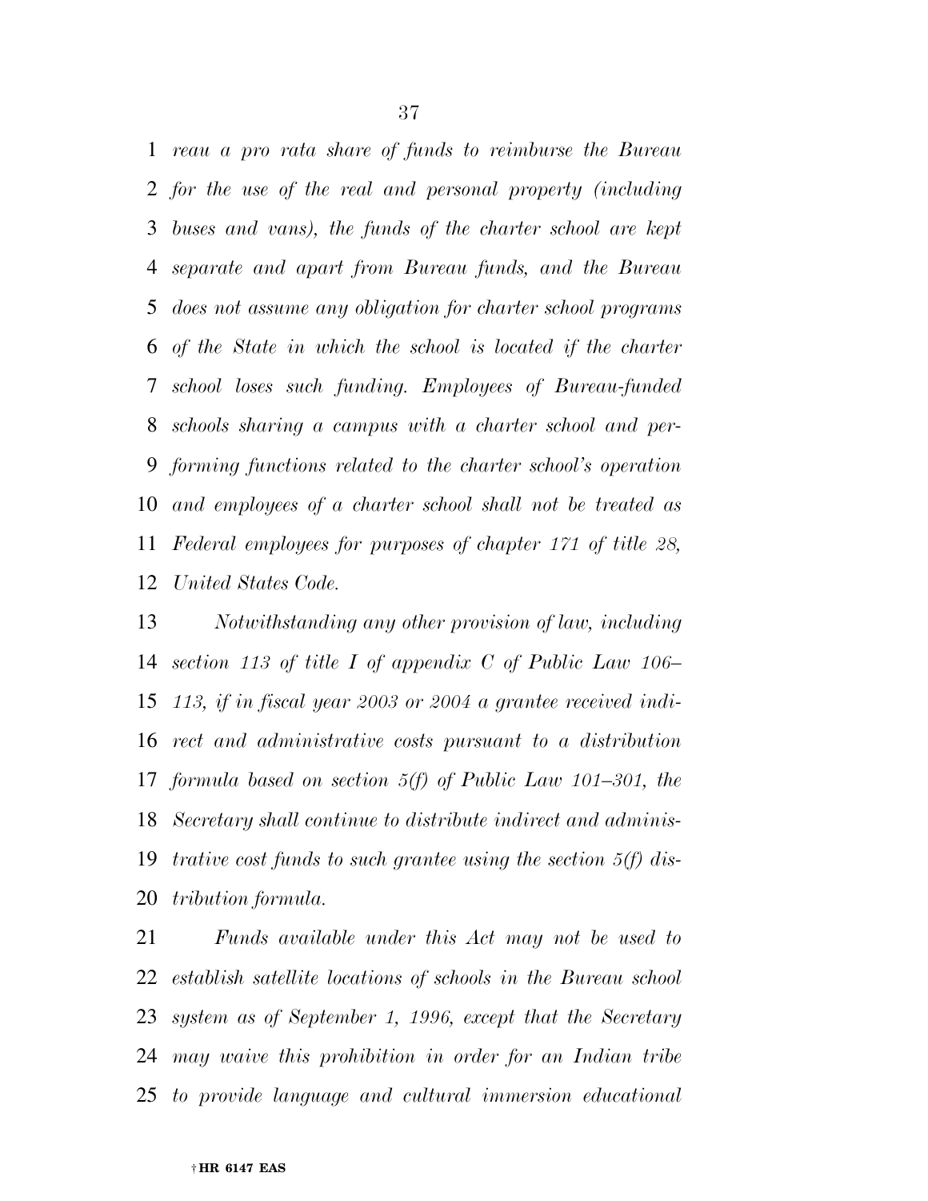*reau a pro rata share of funds to reimburse the Bureau for the use of the real and personal property (including buses and vans), the funds of the charter school are kept separate and apart from Bureau funds, and the Bureau does not assume any obligation for charter school programs of the State in which the school is located if the charter school loses such funding. Employees of Bureau-funded schools sharing a campus with a charter school and performing functions related to the charter school's operation and employees of a charter school shall not be treated as Federal employees for purposes of chapter 171 of title 28, United States Code.*

*Notwithstanding any other provision of law, including section 113 of title I of appendix C of Public Law 106–113, if in fiscal year 2003 or 2004 a grantee received indirect and administrative costs pursuant to a distribution formula based on section 5(f) of Public Law 101–301, the Secretary shall continue to distribute indirect and administrative cost funds to such grantee using the section 5(f) distribution formula.*

*Funds available under this Act may not be used to establish satellite locations of schools in the Bureau school system as of September 1, 1996, except that the Secretary may waive this prohibition in order for an Indian tribe to provide language and cultural immersion educational*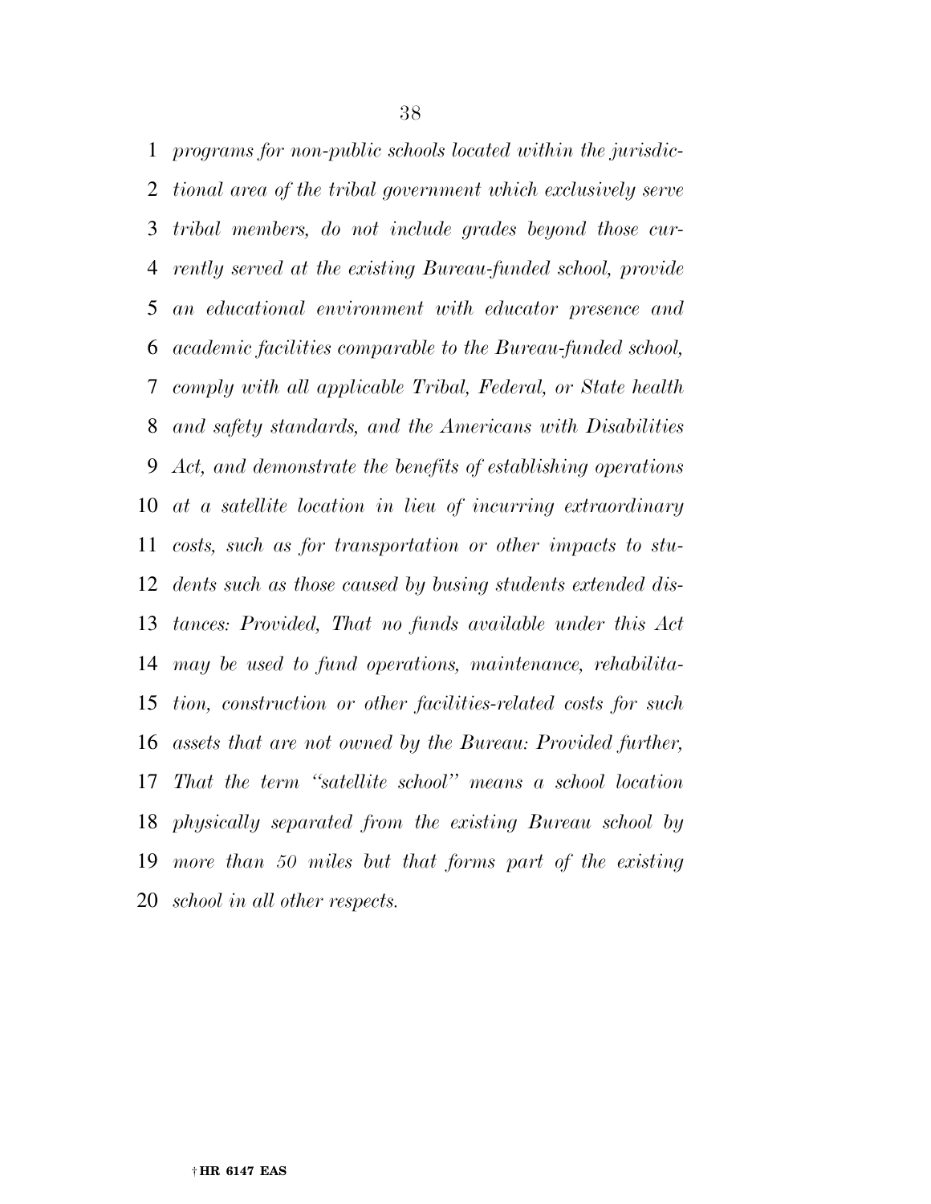*programs for non-public schools located within the jurisdictional area of the tribal government which exclusively serve tribal members, do not include grades beyond those currently served at the existing Bureau-funded school, provide an educational environment with educator presence and academic facilities comparable to the Bureau-funded school, comply with all applicable Tribal, Federal, or State health and safety standards, and the Americans with Disabilities Act, and demonstrate the benefits of establishing operations at a satellite location in lieu of incurring extraordinary costs, such as for transportation or other impacts to students such as those caused by busing students extended distances: Provided, That no funds available under this Act may be used to fund operations, maintenance, rehabilitation, construction or other facilities-related costs for such assets that are not owned by the Bureau: Provided further, That the term ''satellite school'' means a school location physically separated from the existing Bureau school by more than 50 miles but that forms part of the existing school in all other respects.*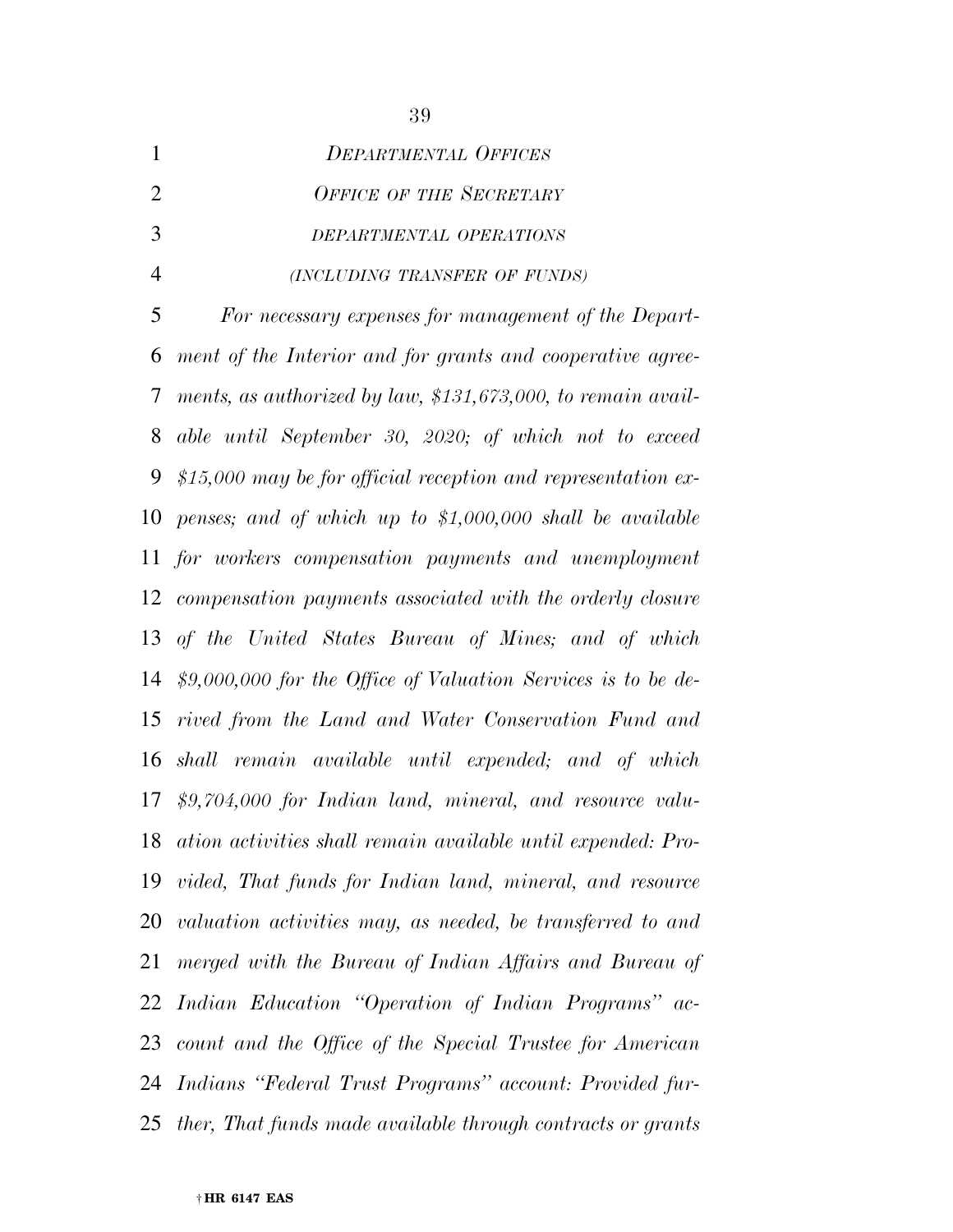*DEPARTMENTAL OFFICES*

*OFFICE OF THE SECRETARY*

*DEPARTMENTAL OPERATIONS*

*(INCLUDING TRANSFER OF FUNDS)*

*For necessary expenses for management of the Department of the Interior and for grants and cooperative agreements, as authorized by law, $131,673,000, to remain available until September 30, 2020; of which not to exceed $15,000 may be for official reception and representation expenses; and of which up to $1,000,000 shall be available for workers compensation payments and unemployment compensation payments associated with the orderly closure of the United States Bureau of Mines; and of which $9,000,000 for the Office of Valuation Services is to be derived from the Land and Water Conservation Fund and shall remain available until expended; and of which $9,704,000 for Indian land, mineral, and resource valuation activities shall remain available until expended: Provided, That funds for Indian land, mineral, and resource valuation activities may, as needed, be transferred to and merged with the Bureau of Indian Affairs and Bureau of Indian Education "Operation of Indian Programs" account and the Office of the Special Trustee for American Indians "Federal Trust Programs" account: Provided further, That funds made available through contracts or grants*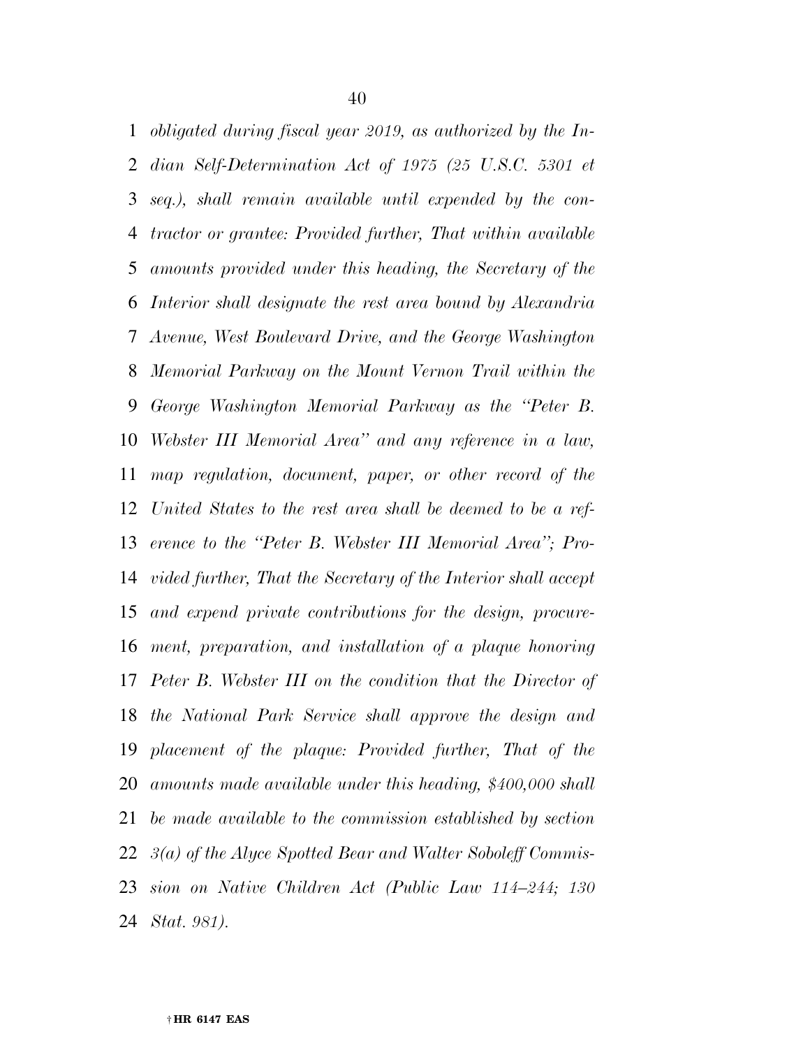*obligated during fiscal year 2019, as authorized by the Indian Self-Determination Act of 1975 (25 U.S.C. 5301 et seq.), shall remain available until expended by the contractor or grantee: Provided further, That within available amounts provided under this heading, the Secretary of the Interior shall designate the rest area bound by Alexandria Avenue, West Boulevard Drive, and the George Washington Memorial Parkway on the Mount Vernon Trail within the George Washington Memorial Parkway as the "Peter B. Webster III Memorial Area" and any reference in a law, map regulation, document, paper, or other record of the United States to the rest area shall be deemed to be a reference to the "Peter B. Webster III Memorial Area"; Provided further, That the Secretary of the Interior shall accept and expend private contributions for the design, procurement, preparation, and installation of a plaque honoring Peter B. Webster III on the condition that the Director of the National Park Service shall approve the design and placement of the plaque: Provided further, That of the amounts made available under this heading, $400,000 shall be made available to the commission established by section 3(a) of the Alyce Spotted Bear and Walter Soboleff Commission on Native Children Act (Public Law 114–244; 130 Stat. 981).*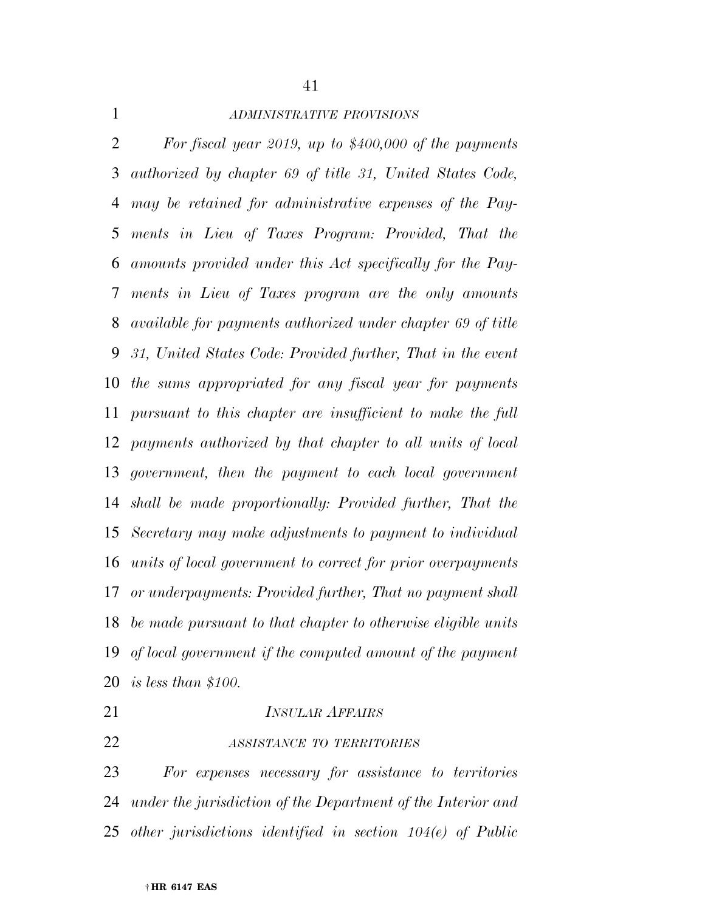*ADMINISTRATIVE PROVISIONS*

*For fiscal year 2019, up to $400,000 of the payments authorized by chapter 69 of title 31, United States Code, may be retained for administrative expenses of the Payments in Lieu of Taxes Program: Provided, That the amounts provided under this Act specifically for the Payments in Lieu of Taxes program are the only amounts available for payments authorized under chapter 69 of title 31, United States Code: Provided further, That in the event the sums appropriated for any fiscal year for payments pursuant to this chapter are insufficient to make the full payments authorized by that chapter to all units of local government, then the payment to each local government shall be made proportionally: Provided further, That the Secretary may make adjustments to payment to individual units of local government to correct for prior overpayments or underpayments: Provided further, That no payment shall be made pursuant to that chapter to otherwise eligible units of local government if the computed amount of the payment is less than $100.*

*INSULAR AFFAIRS*

*ASSISTANCE TO TERRITORIES*

*For expenses necessary for assistance to territories under the jurisdiction of the Department of the Interior and other jurisdictions identified in section 104(e) of Public*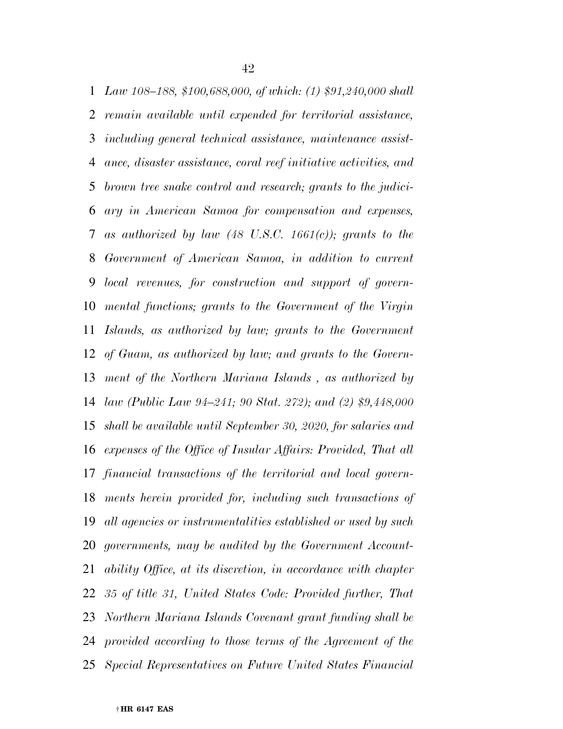*Law 108–188, $100,688,000, of which: (1) $91,240,000 shall remain available until expended for territorial assistance, including general technical assistance, maintenance assistance, disaster assistance, coral reef initiative activities, and brown tree snake control and research; grants to the judiciary in American Samoa for compensation and expenses, as authorized by law (48 U.S.C. 1661(c)); grants to the Government of American Samoa, in addition to current local revenues, for construction and support of governmental functions; grants to the Government of the Virgin Islands, as authorized by law; grants to the Government of Guam, as authorized by law; and grants to the Government of the Northern Mariana Islands , as authorized by law (Public Law 94–241; 90 Stat. 272); and (2) $9,448,000 shall be available until September 30, 2020, for salaries and expenses of the Office of Insular Affairs: Provided, That all financial transactions of the territorial and local governments herein provided for, including such transactions of all agencies or instrumentalities established or used by such governments, may be audited by the Government Accountability Office, at its discretion, in accordance with chapter 35 of title 31, United States Code: Provided further, That Northern Mariana Islands Covenant grant funding shall be provided according to those terms of the Agreement of the Special Representatives on Future United States Financial*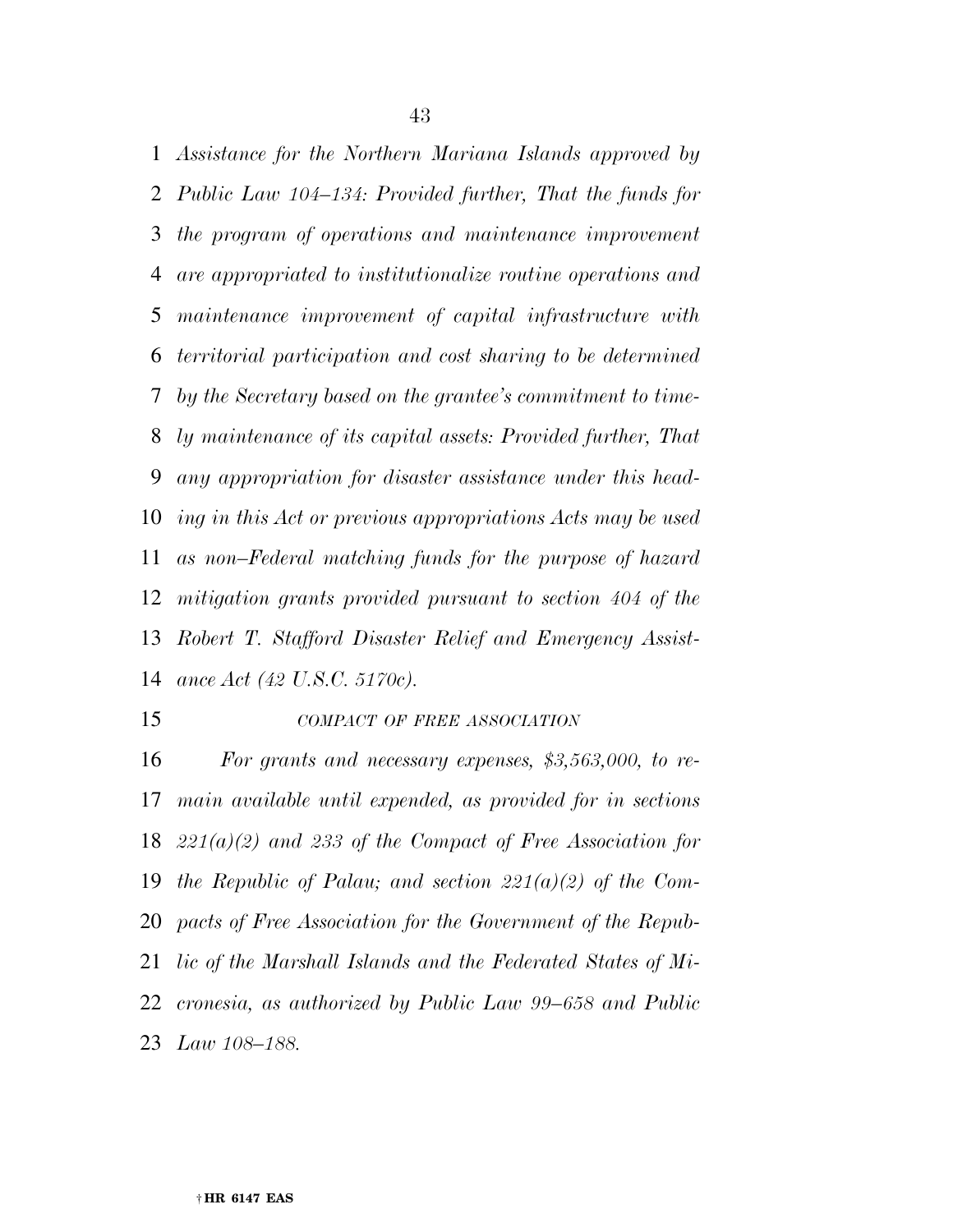*Assistance for the Northern Mariana Islands approved by Public Law 104–134: Provided further, That the funds for the program of operations and maintenance improvement are appropriated to institutionalize routine operations and maintenance improvement of capital infrastructure with territorial participation and cost sharing to be determined by the Secretary based on the grantee's commitment to timely maintenance of its capital assets: Provided further, That any appropriation for disaster assistance under this heading in this Act or previous appropriations Acts may be used as non–Federal matching funds for the purpose of hazard mitigation grants provided pursuant to section 404 of the Robert T. Stafford Disaster Relief and Emergency Assistance Act (42 U.S.C. 5170c).*

*COMPACT OF FREE ASSOCIATION*

*For grants and necessary expenses, $3,563,000, to remain available until expended, as provided for in sections 221(a)(2) and 233 of the Compact of Free Association for the Republic of Palau; and section 221(a)(2) of the Compacts of Free Association for the Government of the Republic of the Marshall Islands and the Federated States of Micronesia, as authorized by Public Law 99–658 and Public Law 108–188.*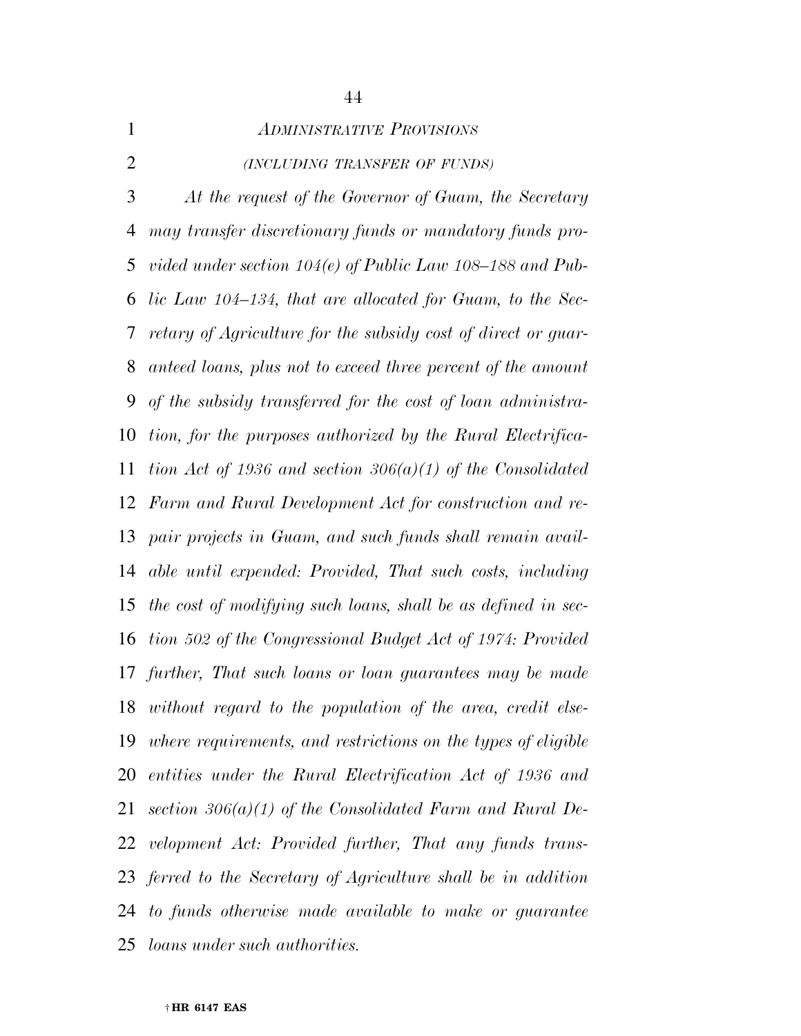*ADMINISTRATIVE PROVISIONS*

*(INCLUDING TRANSFER OF FUNDS)*

*At the request of the Governor of Guam, the Secretary may transfer discretionary funds or mandatory funds provided under section 104(e) of Public Law 108–188 and Public Law 104–134, that are allocated for Guam, to the Secretary of Agriculture for the subsidy cost of direct or guaranteed loans, plus not to exceed three percent of the amount of the subsidy transferred for the cost of loan administration, for the purposes authorized by the Rural Electrification Act of 1936 and section 306(a)(1) of the Consolidated Farm and Rural Development Act for construction and repair projects in Guam, and such funds shall remain available until expended: Provided, That such costs, including the cost of modifying such loans, shall be as defined in section 502 of the Congressional Budget Act of 1974: Provided further, That such loans or loan guarantees may be made without regard to the population of the area, credit elsewhere requirements, and restrictions on the types of eligible entities under the Rural Electrification Act of 1936 and section 306(a)(1) of the Consolidated Farm and Rural Development Act: Provided further, That any funds transferred to the Secretary of Agriculture shall be in addition to funds otherwise made available to make or guarantee loans under such authorities.*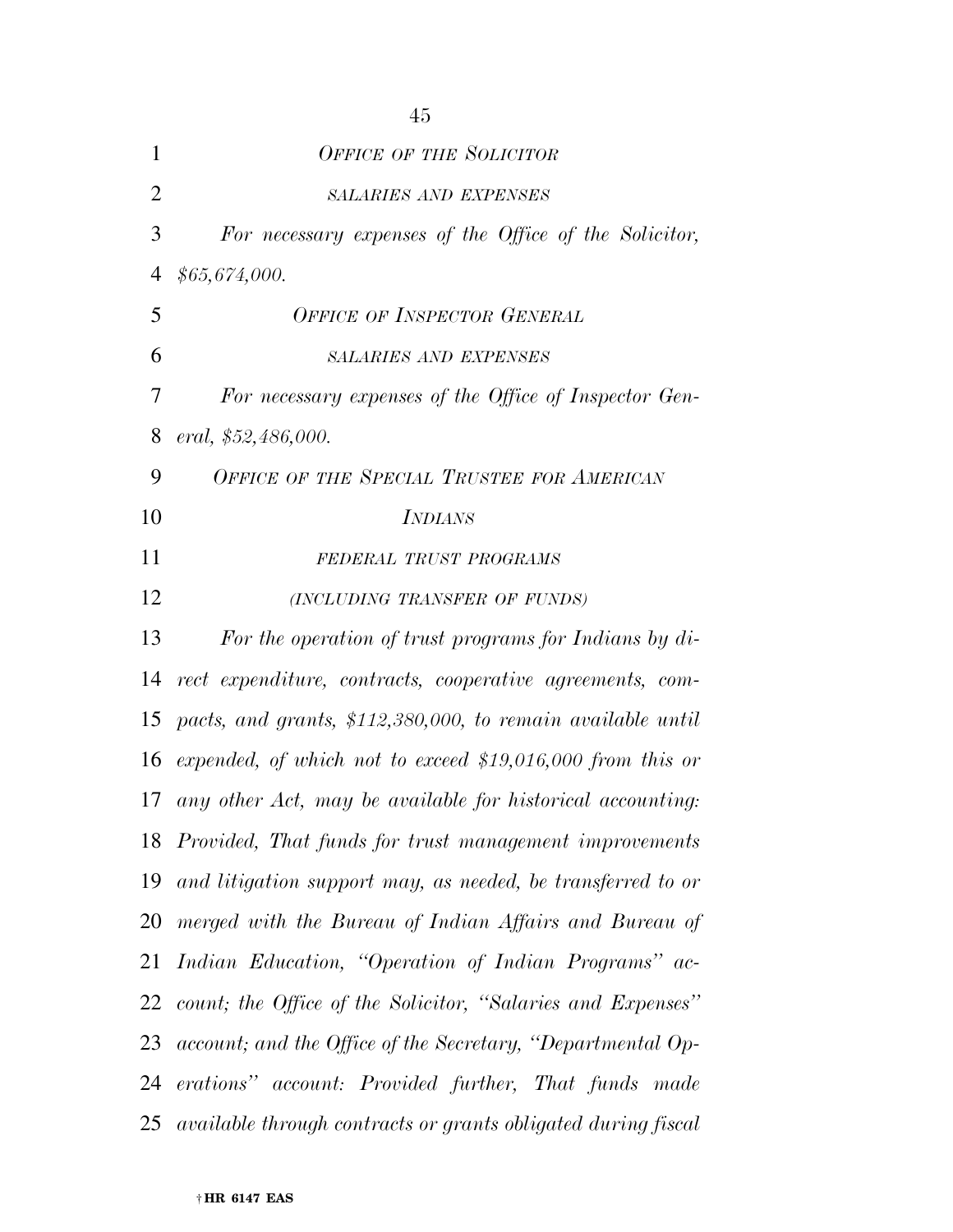*OFFICE OF THE SOLICITOR*

*SALARIES AND EXPENSES*

*For necessary expenses of the Office of the Solicitor, $65,674,000.*

*OFFICE OF INSPECTOR GENERAL*

*SALARIES AND EXPENSES*

*For necessary expenses of the Office of Inspector General, $52,486,000.*

*OFFICE OF THE SPECIAL TRUSTEE FOR AMERICAN INDIANS*

*FEDERAL TRUST PROGRAMS*

*(INCLUDING TRANSFER OF FUNDS)*

*For the operation of trust programs for Indians by direct expenditure, contracts, cooperative agreements, compacts, and grants, $112,380,000, to remain available until expended, of which not to exceed $19,016,000 from this or any other Act, may be available for historical accounting: Provided, That funds for trust management improvements and litigation support may, as needed, be transferred to or merged with the Bureau of Indian Affairs and Bureau of Indian Education, "Operation of Indian Programs" account; the Office of the Solicitor, "Salaries and Expenses" account; and the Office of the Secretary, "Departmental Operations" account: Provided further, That funds made available through contracts or grants obligated during fiscal*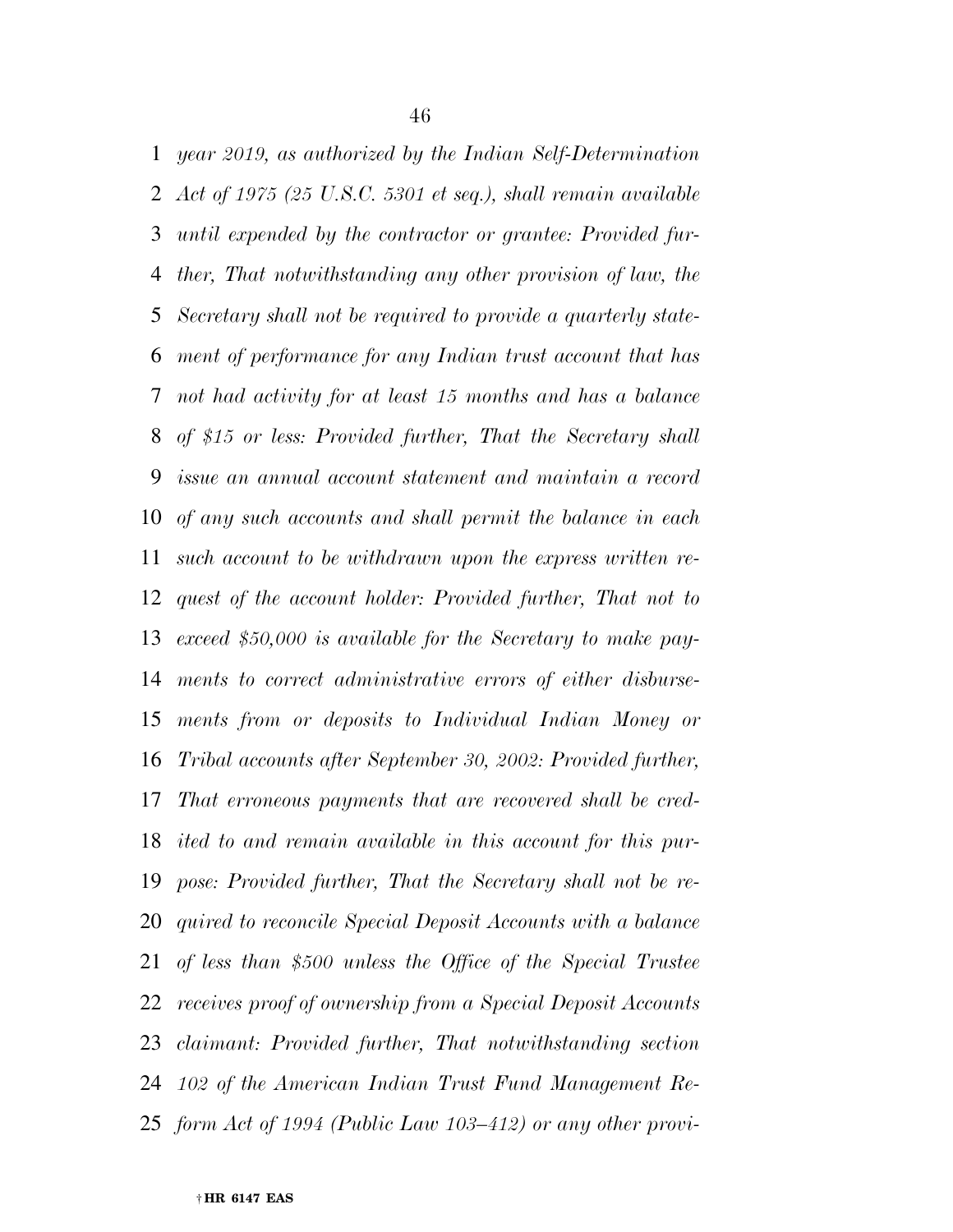*year 2019, as authorized by the Indian Self-Determination Act of 1975 (25 U.S.C. 5301 et seq.), shall remain available until expended by the contractor or grantee: Provided further, That notwithstanding any other provision of law, the Secretary shall not be required to provide a quarterly statement of performance for any Indian trust account that has not had activity for at least 15 months and has a balance of $15 or less: Provided further, That the Secretary shall issue an annual account statement and maintain a record of any such accounts and shall permit the balance in each such account to be withdrawn upon the express written request of the account holder: Provided further, That not to exceed $50,000 is available for the Secretary to make payments to correct administrative errors of either disbursements from or deposits to Individual Indian Money or Tribal accounts after September 30, 2002: Provided further, That erroneous payments that are recovered shall be credited to and remain available in this account for this purpose: Provided further, That the Secretary shall not be required to reconcile Special Deposit Accounts with a balance of less than $500 unless the Office of the Special Trustee receives proof of ownership from a Special Deposit Accounts claimant: Provided further, That notwithstanding section 102 of the American Indian Trust Fund Management Reform Act of 1994 (Public Law 103–412) or any other provi-*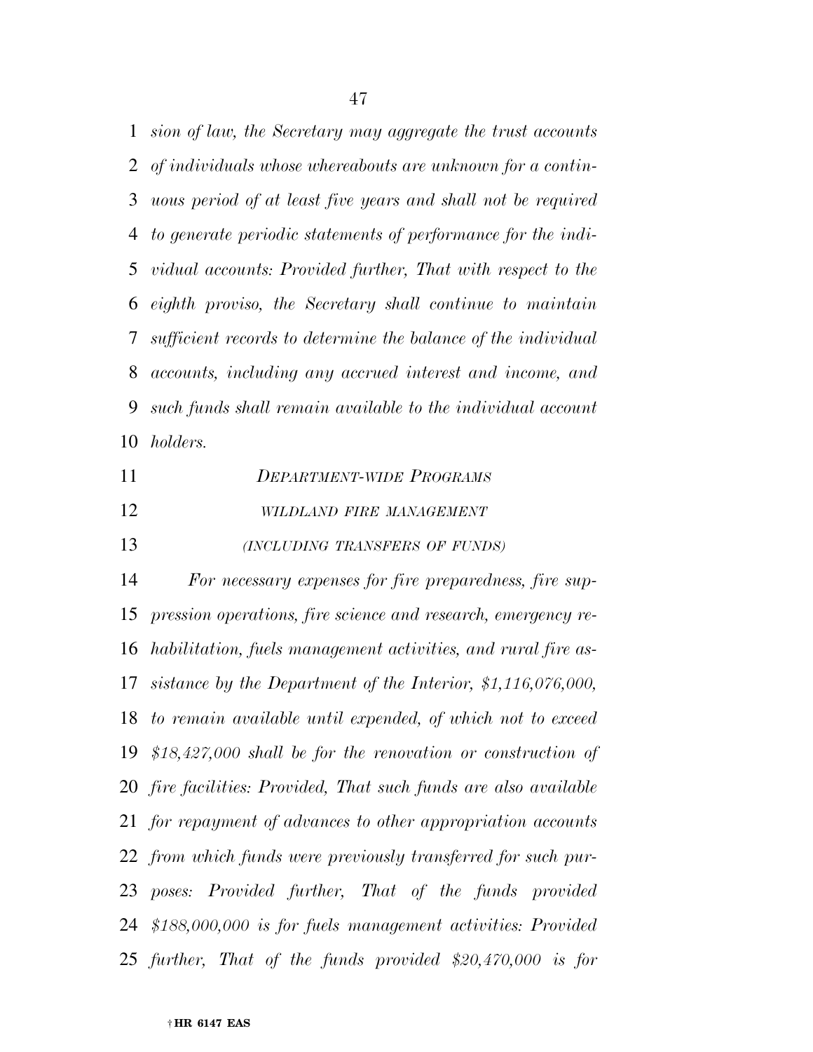*sion of law, the Secretary may aggregate the trust accounts of individuals whose whereabouts are unknown for a continuous period of at least five years and shall not be required to generate periodic statements of performance for the individual accounts: Provided further, That with respect to the eighth proviso, the Secretary shall continue to maintain sufficient records to determine the balance of the individual accounts, including any accrued interest and income, and such funds shall remain available to the individual account holders.*

*DEPARTMENT-WIDE PROGRAMS*

*WILDLAND FIRE MANAGEMENT*

*(INCLUDING TRANSFERS OF FUNDS)*

*For necessary expenses for fire preparedness, fire suppression operations, fire science and research, emergency rehabilitation, fuels management activities, and rural fire assistance by the Department of the Interior, $1,116,076,000, to remain available until expended, of which not to exceed $18,427,000 shall be for the renovation or construction of fire facilities: Provided, That such funds are also available for repayment of advances to other appropriation accounts from which funds were previously transferred for such purposes: Provided further, That of the funds provided $188,000,000 is for fuels management activities: Provided further, That of the funds provided $20,470,000 is for*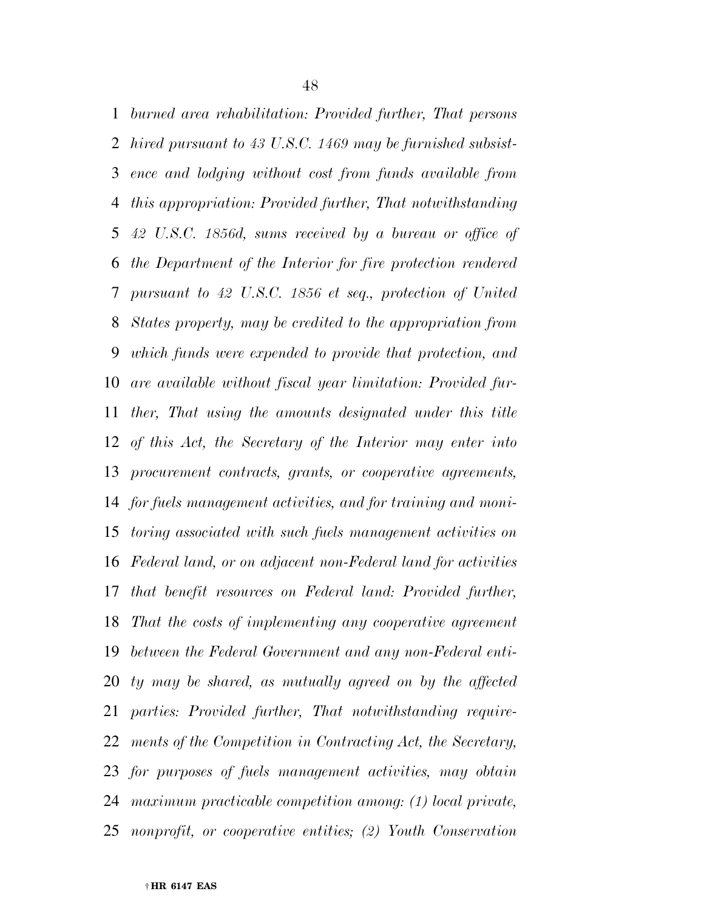*burned area rehabilitation: Provided further, That persons hired pursuant to 43 U.S.C. 1469 may be furnished subsistence and lodging without cost from funds available from this appropriation: Provided further, That notwithstanding 42 U.S.C. 1856d, sums received by a bureau or office of the Department of the Interior for fire protection rendered pursuant to 42 U.S.C. 1856 et seq., protection of United States property, may be credited to the appropriation from which funds were expended to provide that protection, and are available without fiscal year limitation: Provided further, That using the amounts designated under this title of this Act, the Secretary of the Interior may enter into procurement contracts, grants, or cooperative agreements, for fuels management activities, and for training and monitoring associated with such fuels management activities on Federal land, or on adjacent non-Federal land for activities that benefit resources on Federal land: Provided further, That the costs of implementing any cooperative agreement between the Federal Government and any non-Federal entity may be shared, as mutually agreed on by the affected parties: Provided further, That notwithstanding requirements of the Competition in Contracting Act, the Secretary, for purposes of fuels management activities, may obtain maximum practicable competition among: (1) local private, nonprofit, or cooperative entities; (2) Youth Conservation*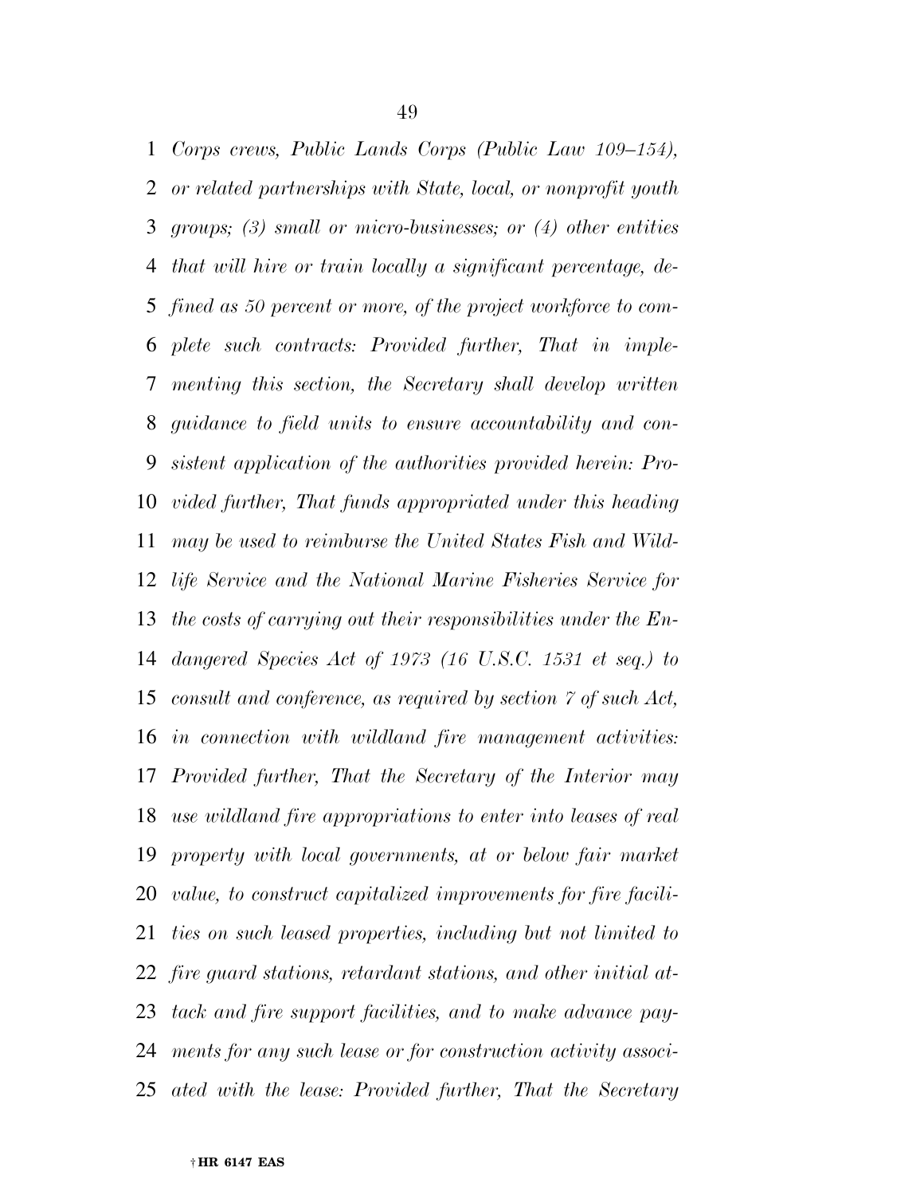*Corps crews, Public Lands Corps (Public Law 109–154), or related partnerships with State, local, or nonprofit youth groups; (3) small or micro-businesses; or (4) other entities that will hire or train locally a significant percentage, defined as 50 percent or more, of the project workforce to complete such contracts: Provided further, That in implementing this section, the Secretary shall develop written guidance to field units to ensure accountability and consistent application of the authorities provided herein: Provided further, That funds appropriated under this heading may be used to reimburse the United States Fish and Wildlife Service and the National Marine Fisheries Service for the costs of carrying out their responsibilities under the Endangered Species Act of 1973 (16 U.S.C. 1531 et seq.) to consult and conference, as required by section 7 of such Act, in connection with wildland fire management activities: Provided further, That the Secretary of the Interior may use wildland fire appropriations to enter into leases of real property with local governments, at or below fair market value, to construct capitalized improvements for fire facilities on such leased properties, including but not limited to fire guard stations, retardant stations, and other initial attack and fire support facilities, and to make advance payments for any such lease or for construction activity associated with the lease: Provided further, That the Secretary*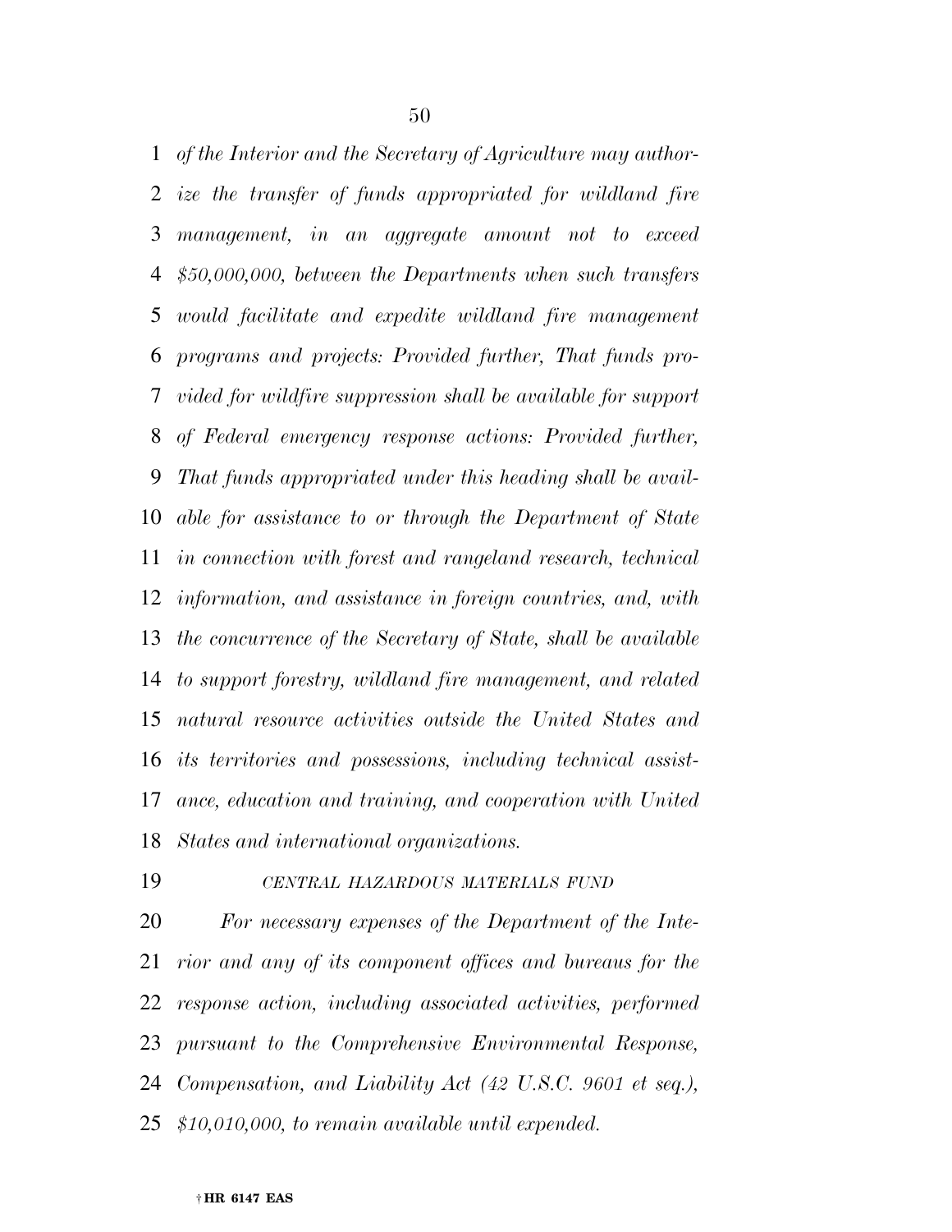*of the Interior and the Secretary of Agriculture may authorize the transfer of funds appropriated for wildland fire management, in an aggregate amount not to exceed $50,000,000, between the Departments when such transfers would facilitate and expedite wildland fire management programs and projects: Provided further, That funds provided for wildfire suppression shall be available for support of Federal emergency response actions: Provided further, That funds appropriated under this heading shall be available for assistance to or through the Department of State in connection with forest and rangeland research, technical information, and assistance in foreign countries, and, with the concurrence of the Secretary of State, shall be available to support forestry, wildland fire management, and related natural resource activities outside the United States and its territories and possessions, including technical assistance, education and training, and cooperation with United States and international organizations.*

*CENTRAL HAZARDOUS MATERIALS FUND*

*For necessary expenses of the Department of the Interior and any of its component offices and bureaus for the response action, including associated activities, performed pursuant to the Comprehensive Environmental Response, Compensation, and Liability Act (42 U.S.C. 9601 et seq.), $10,010,000, to remain available until expended.*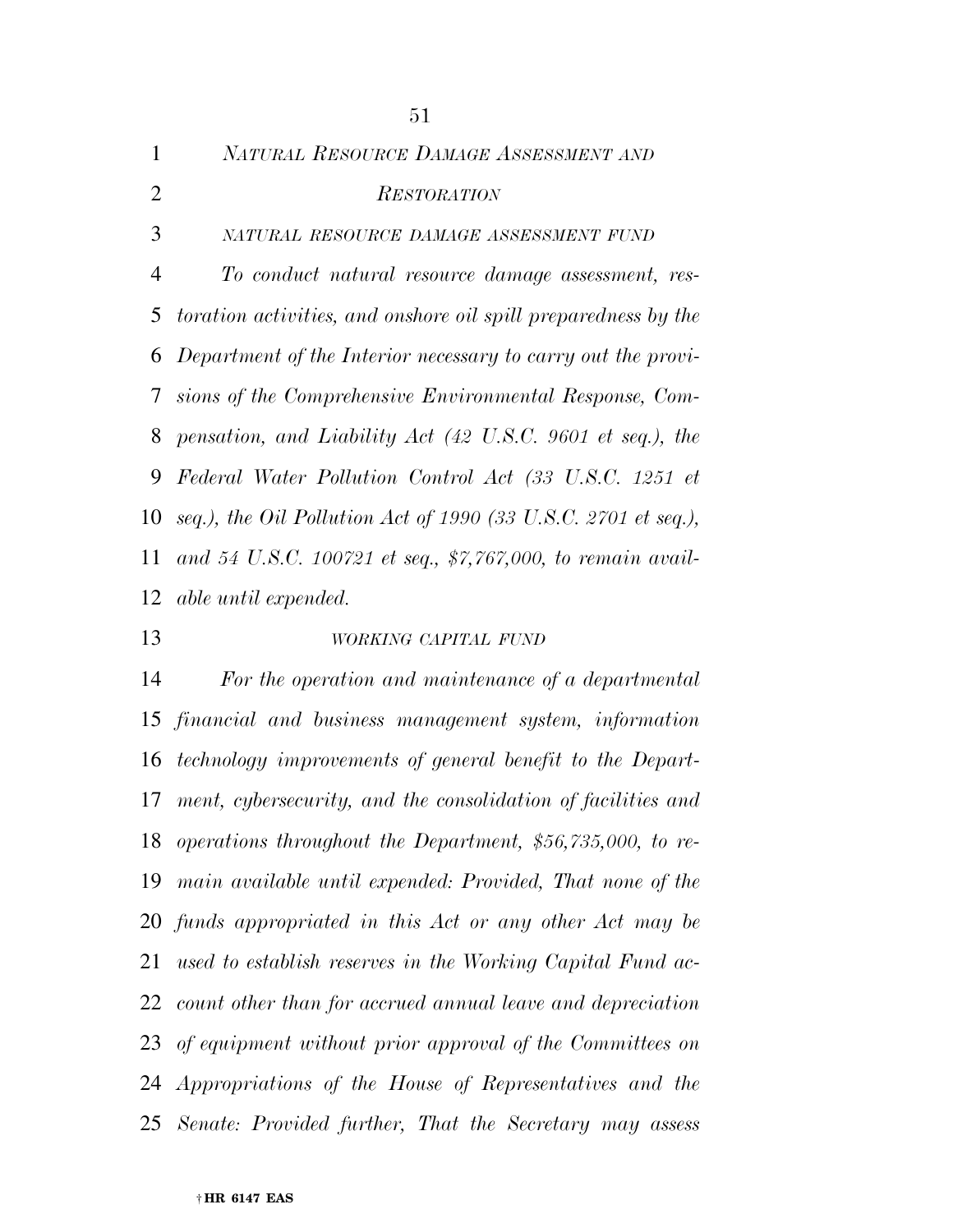*NATURAL RESOURCE DAMAGE ASSESSMENT AND RESTORATION*

*NATURAL RESOURCE DAMAGE ASSESSMENT FUND*

*To conduct natural resource damage assessment, restoration activities, and onshore oil spill preparedness by the Department of the Interior necessary to carry out the provisions of the Comprehensive Environmental Response, Compensation, and Liability Act (42 U.S.C. 9601 et seq.), the Federal Water Pollution Control Act (33 U.S.C. 1251 et seq.), the Oil Pollution Act of 1990 (33 U.S.C. 2701 et seq.), and 54 U.S.C. 100721 et seq., $7,767,000, to remain available until expended.*

*WORKING CAPITAL FUND*

*For the operation and maintenance of a departmental financial and business management system, information technology improvements of general benefit to the Department, cybersecurity, and the consolidation of facilities and operations throughout the Department, $56,735,000, to remain available until expended: Provided, That none of the funds appropriated in this Act or any other Act may be used to establish reserves in the Working Capital Fund account other than for accrued annual leave and depreciation of equipment without prior approval of the Committees on Appropriations of the House of Representatives and the Senate: Provided further, That the Secretary may assess*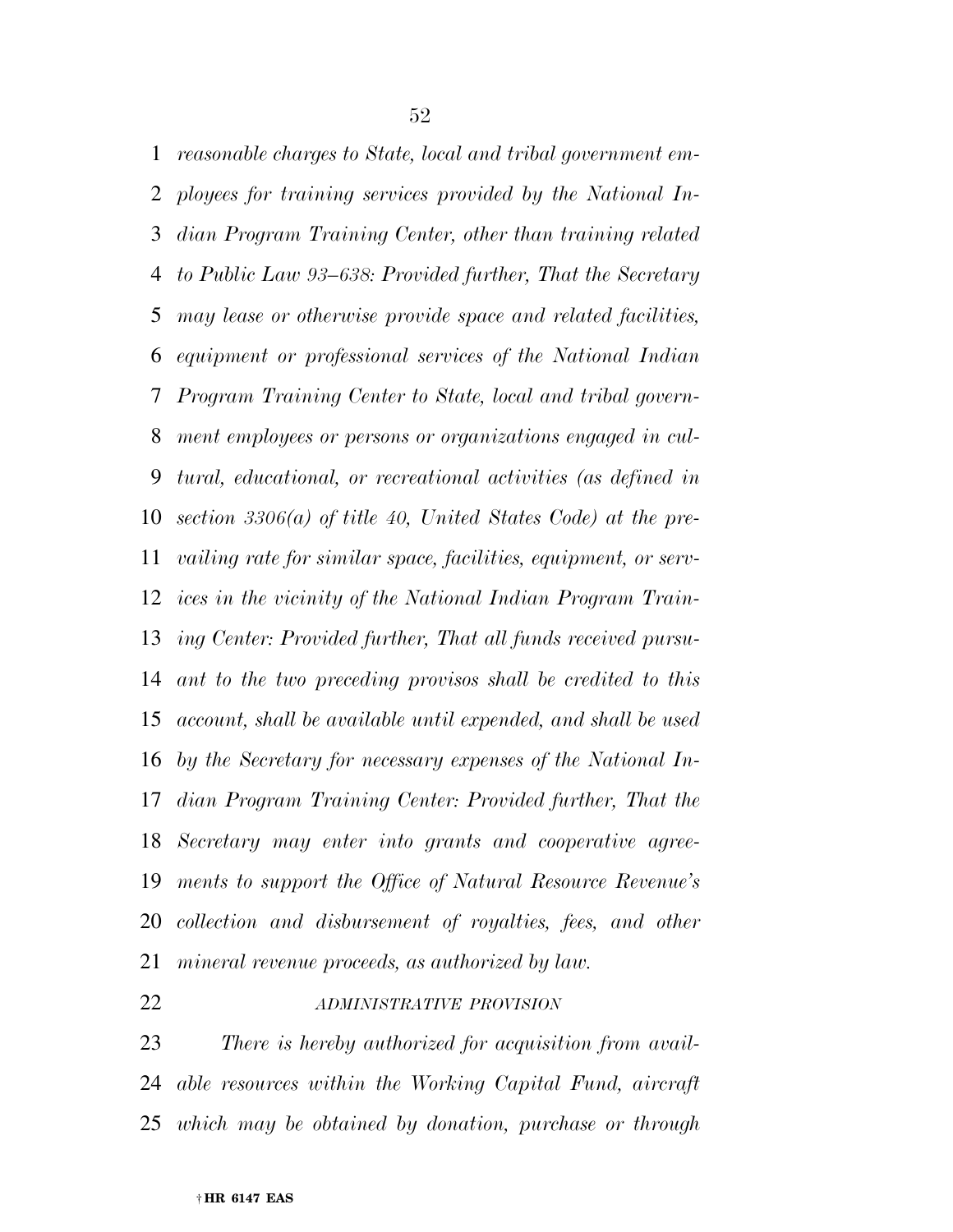*reasonable charges to State, local and tribal government employees for training services provided by the National Indian Program Training Center, other than training related to Public Law 93–638: Provided further, That the Secretary may lease or otherwise provide space and related facilities, equipment or professional services of the National Indian Program Training Center to State, local and tribal government employees or persons or organizations engaged in cultural, educational, or recreational activities (as defined in section 3306(a) of title 40, United States Code) at the prevailing rate for similar space, facilities, equipment, or services in the vicinity of the National Indian Program Training Center: Provided further, That all funds received pursuant to the two preceding provisos shall be credited to this account, shall be available until expended, and shall be used by the Secretary for necessary expenses of the National Indian Program Training Center: Provided further, That the Secretary may enter into grants and cooperative agreements to support the Office of Natural Resource Revenue's collection and disbursement of royalties, fees, and other mineral revenue proceeds, as authorized by law.*

*ADMINISTRATIVE PROVISION*

*There is hereby authorized for acquisition from available resources within the Working Capital Fund, aircraft which may be obtained by donation, purchase or through*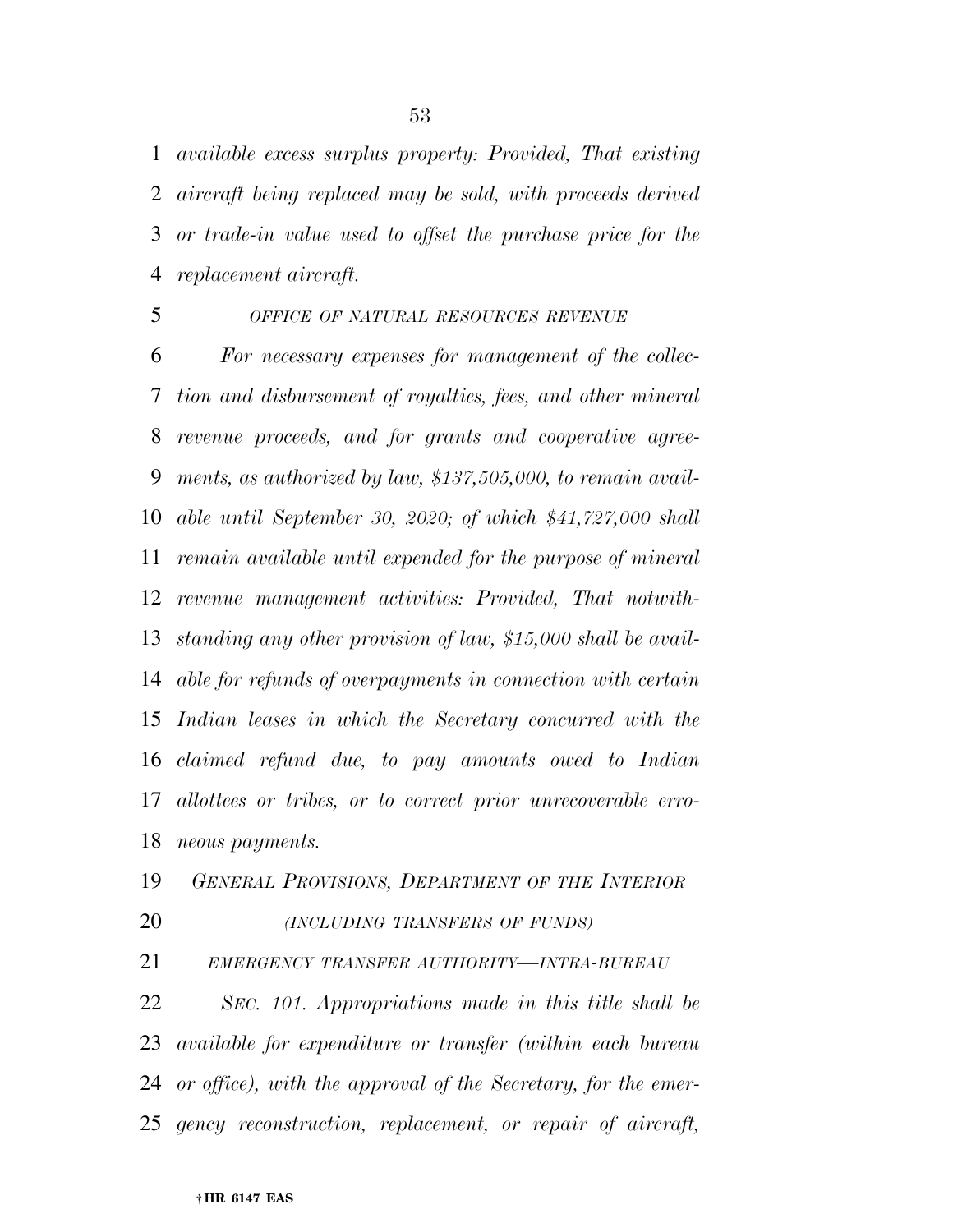*available excess surplus property: Provided, That existing aircraft being replaced may be sold, with proceeds derived or trade-in value used to offset the purchase price for the replacement aircraft.*

*OFFICE OF NATURAL RESOURCES REVENUE*

*For necessary expenses for management of the collection and disbursement of royalties, fees, and other mineral revenue proceeds, and for grants and cooperative agreements, as authorized by law, $137,505,000, to remain available until September 30, 2020; of which $41,727,000 shall remain available until expended for the purpose of mineral revenue management activities: Provided, That notwithstanding any other provision of law, $15,000 shall be available for refunds of overpayments in connection with certain Indian leases in which the Secretary concurred with the claimed refund due, to pay amounts owed to Indian allottees or tribes, or to correct prior unrecoverable erroneous payments.*

*GENERAL PROVISIONS, DEPARTMENT OF THE INTERIOR*

*(INCLUDING TRANSFERS OF FUNDS)*

*EMERGENCY TRANSFER AUTHORITY—INTRA-BUREAU*

*SEC. 101. Appropriations made in this title shall be available for expenditure or transfer (within each bureau or office), with the approval of the Secretary, for the emergency reconstruction, replacement, or repair of aircraft,*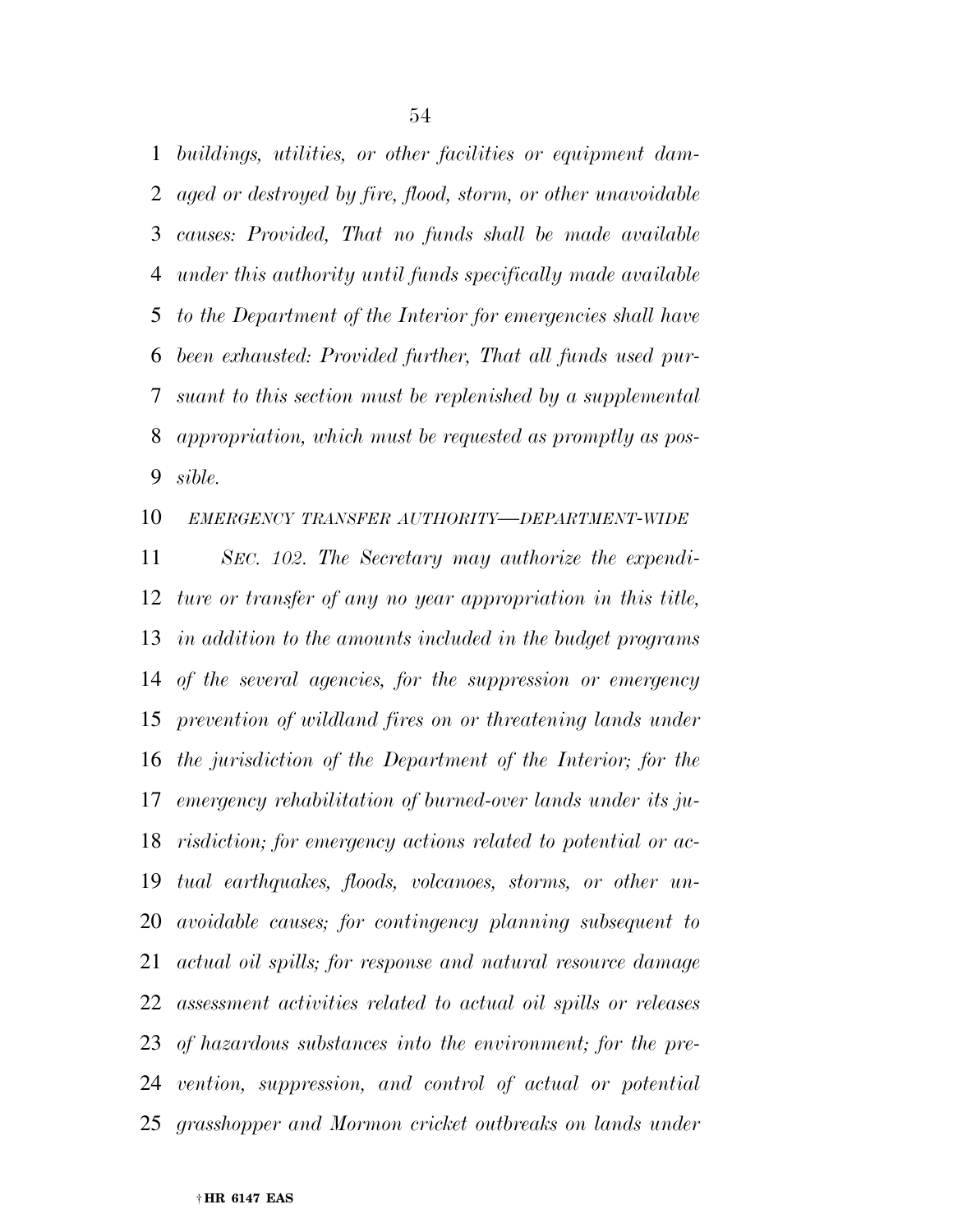*buildings, utilities, or other facilities or equipment damaged or destroyed by fire, flood, storm, or other unavoidable causes: Provided, That no funds shall be made available under this authority until funds specifically made available to the Department of the Interior for emergencies shall have been exhausted: Provided further, That all funds used pursuant to this section must be replenished by a supplemental appropriation, which must be requested as promptly as possible.*

*EMERGENCY TRANSFER AUTHORITY—DEPARTMENT-WIDE*

*SEC. 102. The Secretary may authorize the expenditure or transfer of any no year appropriation in this title, in addition to the amounts included in the budget programs of the several agencies, for the suppression or emergency prevention of wildland fires on or threatening lands under the jurisdiction of the Department of the Interior; for the emergency rehabilitation of burned-over lands under its jurisdiction; for emergency actions related to potential or actual earthquakes, floods, volcanoes, storms, or other unavoidable causes; for contingency planning subsequent to actual oil spills; for response and natural resource damage assessment activities related to actual oil spills or releases of hazardous substances into the environment; for the prevention, suppression, and control of actual or potential grasshopper and Mormon cricket outbreaks on lands under*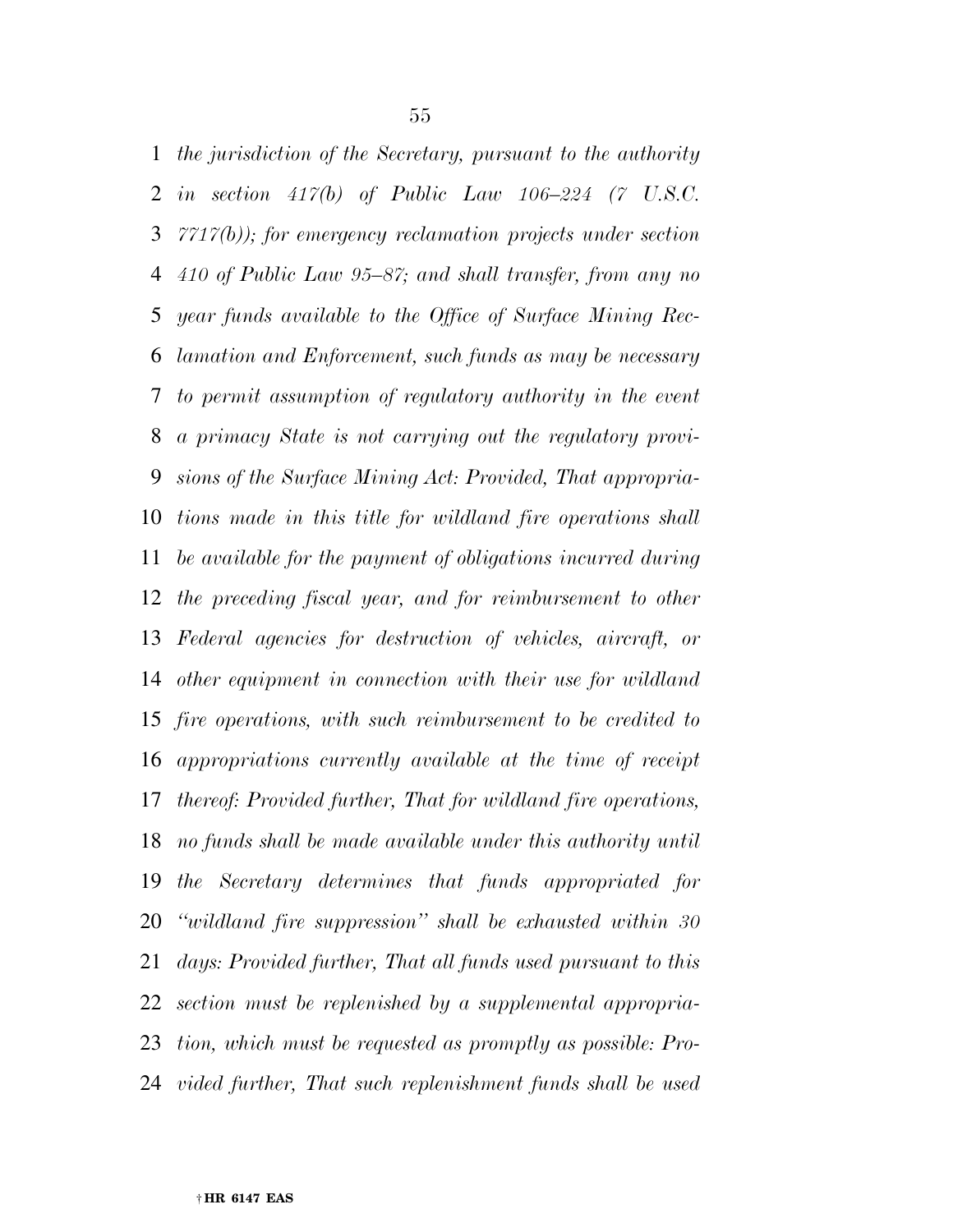*the jurisdiction of the Secretary, pursuant to the authority in section 417(b) of Public Law 106–224 (7 U.S.C. 7717(b)); for emergency reclamation projects under section 410 of Public Law 95–87; and shall transfer, from any no year funds available to the Office of Surface Mining Reclamation and Enforcement, such funds as may be necessary to permit assumption of regulatory authority in the event a primacy State is not carrying out the regulatory provisions of the Surface Mining Act: Provided, That appropriations made in this title for wildland fire operations shall be available for the payment of obligations incurred during the preceding fiscal year, and for reimbursement to other Federal agencies for destruction of vehicles, aircraft, or other equipment in connection with their use for wildland fire operations, with such reimbursement to be credited to appropriations currently available at the time of receipt thereof: Provided further, That for wildland fire operations, no funds shall be made available under this authority until the Secretary determines that funds appropriated for "wildland fire suppression" shall be exhausted within 30 days: Provided further, That all funds used pursuant to this section must be replenished by a supplemental appropriation, which must be requested as promptly as possible: Provided further, That such replenishment funds shall be used*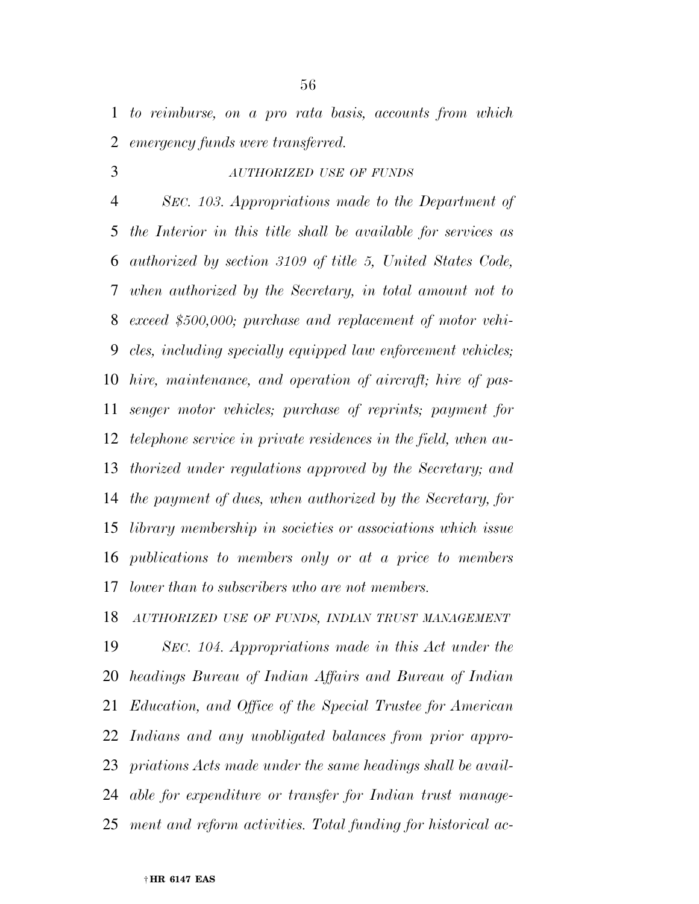*to reimburse, on a pro rata basis, accounts from which emergency funds were transferred.*

*AUTHORIZED USE OF FUNDS*

*SEC. 103. Appropriations made to the Department of the Interior in this title shall be available for services as authorized by section 3109 of title 5, United States Code, when authorized by the Secretary, in total amount not to exceed $500,000; purchase and replacement of motor vehicles, including specially equipped law enforcement vehicles; hire, maintenance, and operation of aircraft; hire of passenger motor vehicles; purchase of reprints; payment for telephone service in private residences in the field, when authorized under regulations approved by the Secretary; and the payment of dues, when authorized by the Secretary, for library membership in societies or associations which issue publications to members only or at a price to members lower than to subscribers who are not members.*

*AUTHORIZED USE OF FUNDS, INDIAN TRUST MANAGEMENT*

*SEC. 104. Appropriations made in this Act under the headings Bureau of Indian Affairs and Bureau of Indian Education, and Office of the Special Trustee for American Indians and any unobligated balances from prior appropriations Acts made under the same headings shall be available for expenditure or transfer for Indian trust management and reform activities. Total funding for historical ac-*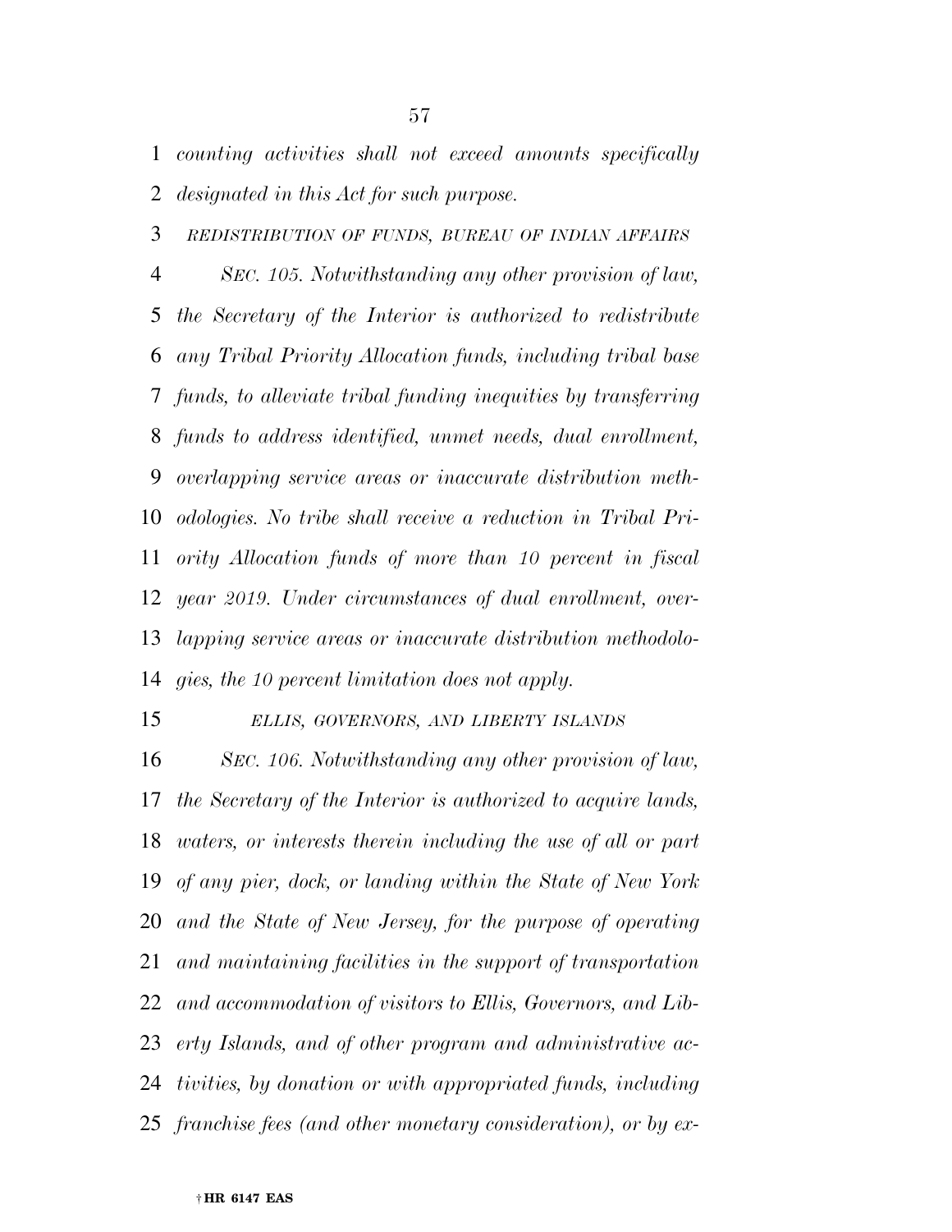*counting activities shall not exceed amounts specifically designated in this Act for such purpose.*

*REDISTRIBUTION OF FUNDS, BUREAU OF INDIAN AFFAIRS*

*SEC. 105. Notwithstanding any other provision of law, the Secretary of the Interior is authorized to redistribute any Tribal Priority Allocation funds, including tribal base funds, to alleviate tribal funding inequities by transferring funds to address identified, unmet needs, dual enrollment, overlapping service areas or inaccurate distribution methodologies. No tribe shall receive a reduction in Tribal Priority Allocation funds of more than 10 percent in fiscal year 2019. Under circumstances of dual enrollment, overlapping service areas or inaccurate distribution methodologies, the 10 percent limitation does not apply.*

*ELLIS, GOVERNORS, AND LIBERTY ISLANDS*

*SEC. 106. Notwithstanding any other provision of law, the Secretary of the Interior is authorized to acquire lands, waters, or interests therein including the use of all or part of any pier, dock, or landing within the State of New York and the State of New Jersey, for the purpose of operating and maintaining facilities in the support of transportation and accommodation of visitors to Ellis, Governors, and Liberty Islands, and of other program and administrative activities, by donation or with appropriated funds, including franchise fees (and other monetary consideration), or by ex-*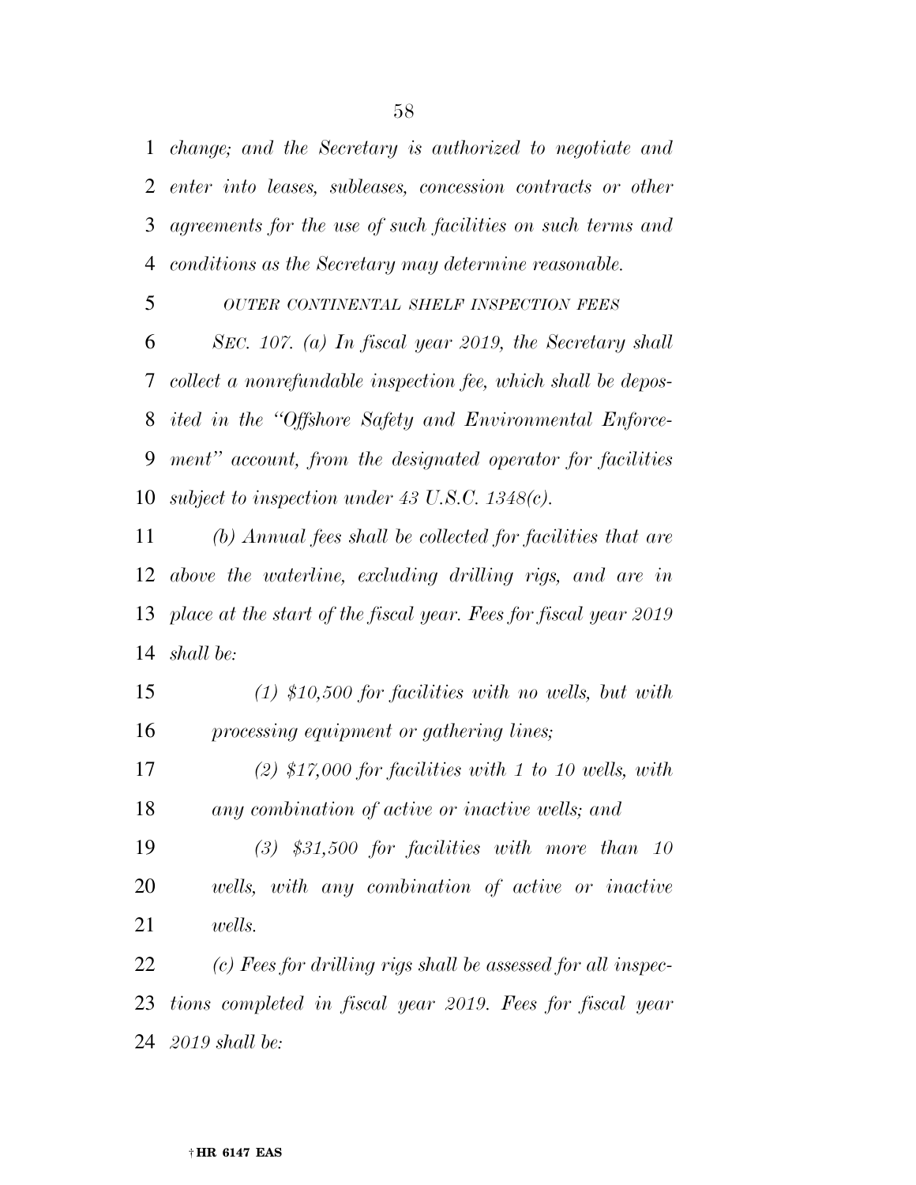*change; and the Secretary is authorized to negotiate and enter into leases, subleases, concession contracts or other agreements for the use of such facilities on such terms and conditions as the Secretary may determine reasonable.*

*OUTER CONTINENTAL SHELF INSPECTION FEES*

*SEC. 107. (a) In fiscal year 2019, the Secretary shall collect a nonrefundable inspection fee, which shall be deposited in the "Offshore Safety and Environmental Enforcement" account, from the designated operator for facilities subject to inspection under 43 U.S.C. 1348(c).*

*(b) Annual fees shall be collected for facilities that are above the waterline, excluding drilling rigs, and are in place at the start of the fiscal year. Fees for fiscal year 2019 shall be:*

*(1) $10,500 for facilities with no wells, but with processing equipment or gathering lines;*

*(2) $17,000 for facilities with 1 to 10 wells, with any combination of active or inactive wells; and*

*(3) $31,500 for facilities with more than 10 wells, with any combination of active or inactive wells.*

*(c) Fees for drilling rigs shall be assessed for all inspections completed in fiscal year 2019. Fees for fiscal year 2019 shall be:*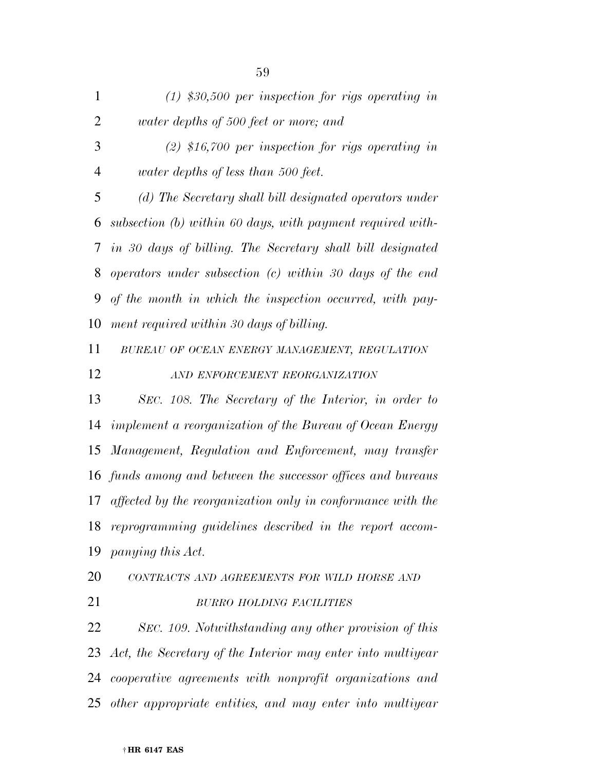*(1) $30,500 per inspection for rigs operating in water depths of 500 feet or more; and*

*(2) $16,700 per inspection for rigs operating in water depths of less than 500 feet.*

*(d) The Secretary shall bill designated operators under subsection (b) within 60 days, with payment required within 30 days of billing. The Secretary shall bill designated operators under subsection (c) within 30 days of the end of the month in which the inspection occurred, with payment required within 30 days of billing.*

*BUREAU OF OCEAN ENERGY MANAGEMENT, REGULATION AND ENFORCEMENT REORGANIZATION*

*SEC. 108. The Secretary of the Interior, in order to implement a reorganization of the Bureau of Ocean Energy Management, Regulation and Enforcement, may transfer funds among and between the successor offices and bureaus affected by the reorganization only in conformance with the reprogramming guidelines described in the report accompanying this Act.*

*CONTRACTS AND AGREEMENTS FOR WILD HORSE AND BURRO HOLDING FACILITIES*

*SEC. 109. Notwithstanding any other provision of this Act, the Secretary of the Interior may enter into multiyear cooperative agreements with nonprofit organizations and other appropriate entities, and may enter into multiyear*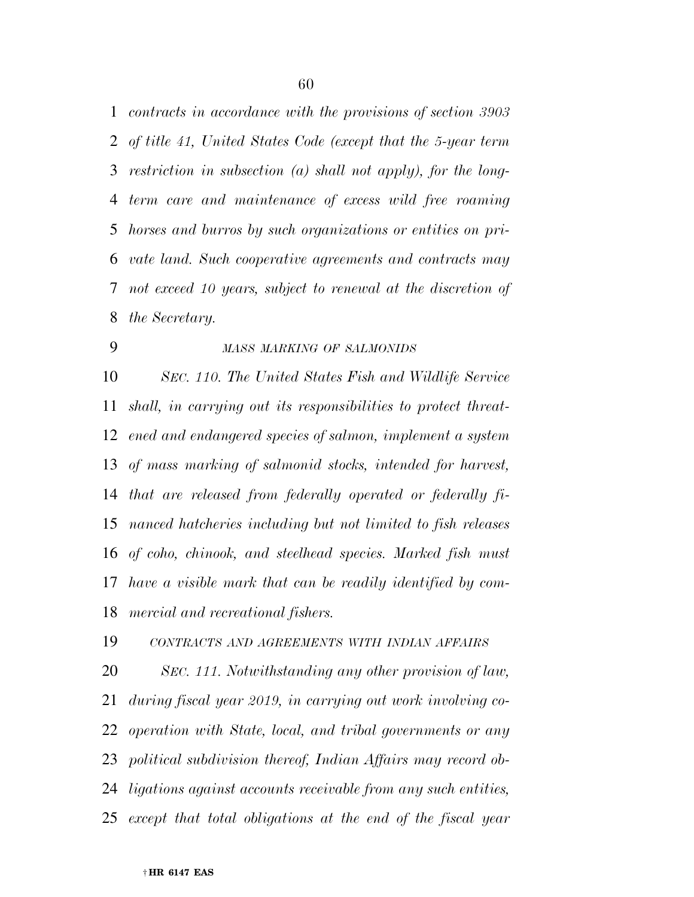*contracts in accordance with the provisions of section 3903 of title 41, United States Code (except that the 5-year term restriction in subsection (a) shall not apply), for the long-term care and maintenance of excess wild free roaming horses and burros by such organizations or entities on private land. Such cooperative agreements and contracts may not exceed 10 years, subject to renewal at the discretion of the Secretary.*

*MASS MARKING OF SALMONIDS*

*SEC. 110. The United States Fish and Wildlife Service shall, in carrying out its responsibilities to protect threatened and endangered species of salmon, implement a system of mass marking of salmonid stocks, intended for harvest, that are released from federally operated or federally financed hatcheries including but not limited to fish releases of coho, chinook, and steelhead species. Marked fish must have a visible mark that can be readily identified by commercial and recreational fishers.*

*CONTRACTS AND AGREEMENTS WITH INDIAN AFFAIRS*

*SEC. 111. Notwithstanding any other provision of law, during fiscal year 2019, in carrying out work involving cooperation with State, local, and tribal governments or any political subdivision thereof, Indian Affairs may record obligations against accounts receivable from any such entities, except that total obligations at the end of the fiscal year*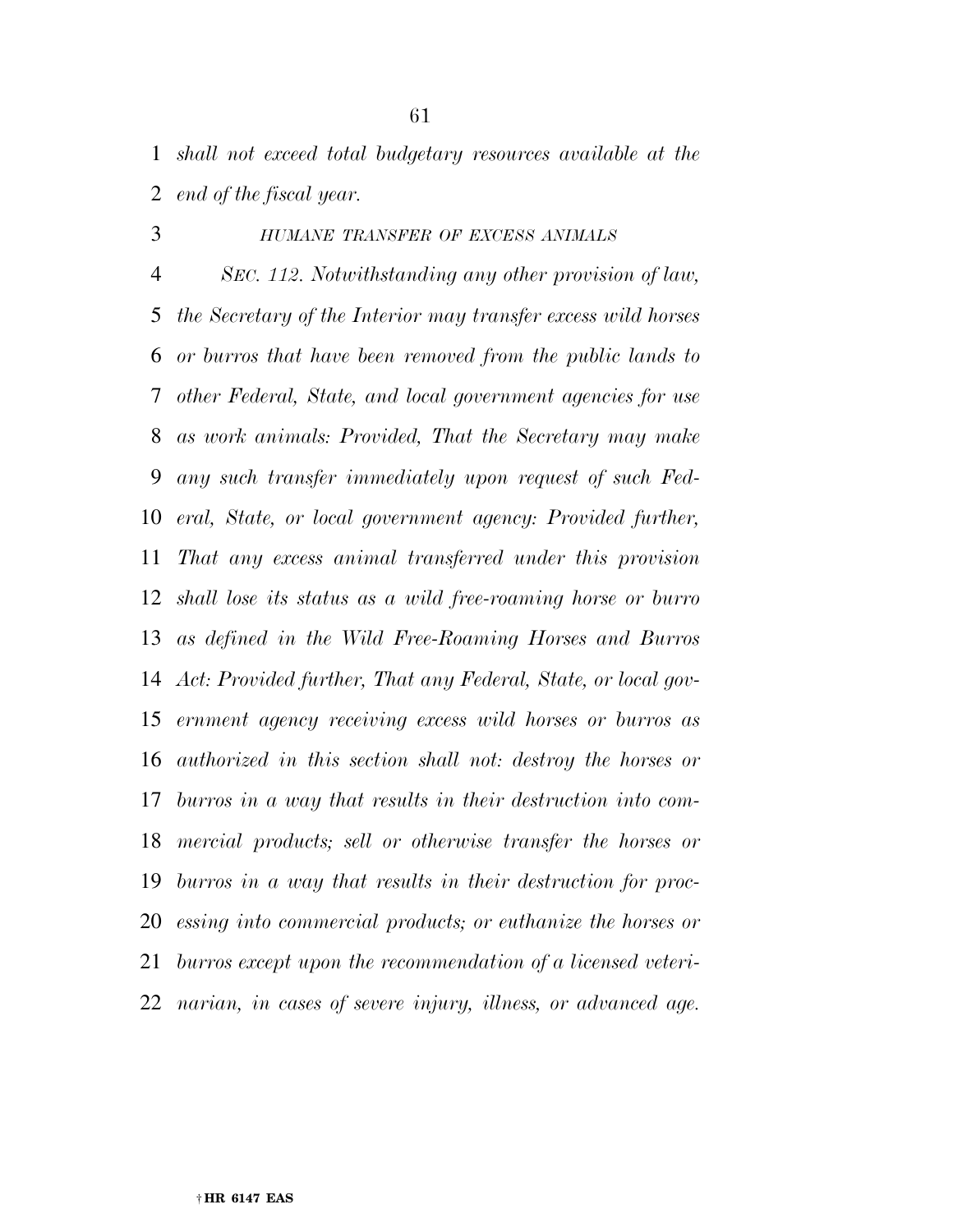*shall not exceed total budgetary resources available at the end of the fiscal year.*

*HUMANE TRANSFER OF EXCESS ANIMALS*

*SEC. 112. Notwithstanding any other provision of law, the Secretary of the Interior may transfer excess wild horses or burros that have been removed from the public lands to other Federal, State, and local government agencies for use as work animals: Provided, That the Secretary may make any such transfer immediately upon request of such Federal, State, or local government agency: Provided further, That any excess animal transferred under this provision shall lose its status as a wild free-roaming horse or burro as defined in the Wild Free-Roaming Horses and Burros Act: Provided further, That any Federal, State, or local government agency receiving excess wild horses or burros as authorized in this section shall not: destroy the horses or burros in a way that results in their destruction into commercial products; sell or otherwise transfer the horses or burros in a way that results in their destruction for processing into commercial products; or euthanize the horses or burros except upon the recommendation of a licensed veterinarian, in cases of severe injury, illness, or advanced age.*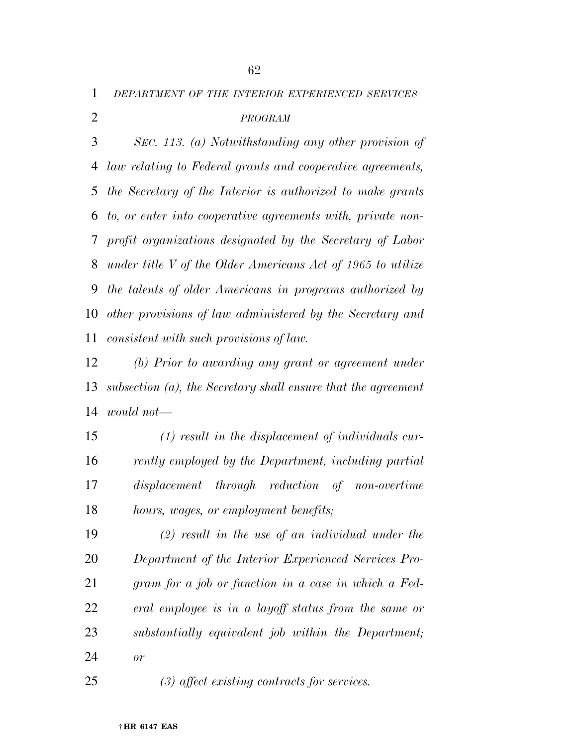*DEPARTMENT OF THE INTERIOR EXPERIENCED SERVICES PROGRAM*

*SEC. 113. (a) Notwithstanding any other provision of law relating to Federal grants and cooperative agreements, the Secretary of the Interior is authorized to make grants to, or enter into cooperative agreements with, private non-profit organizations designated by the Secretary of Labor under title V of the Older Americans Act of 1965 to utilize the talents of older Americans in programs authorized by other provisions of law administered by the Secretary and consistent with such provisions of law.*

*(b) Prior to awarding any grant or agreement under subsection (a), the Secretary shall ensure that the agreement would not—*

*(1) result in the displacement of individuals currently employed by the Department, including partial displacement through reduction of non-overtime hours, wages, or employment benefits;*

*(2) result in the use of an individual under the Department of the Interior Experienced Services Program for a job or function in a case in which a Federal employee is in a layoff status from the same or substantially equivalent job within the Department; or*

*(3) affect existing contracts for services.*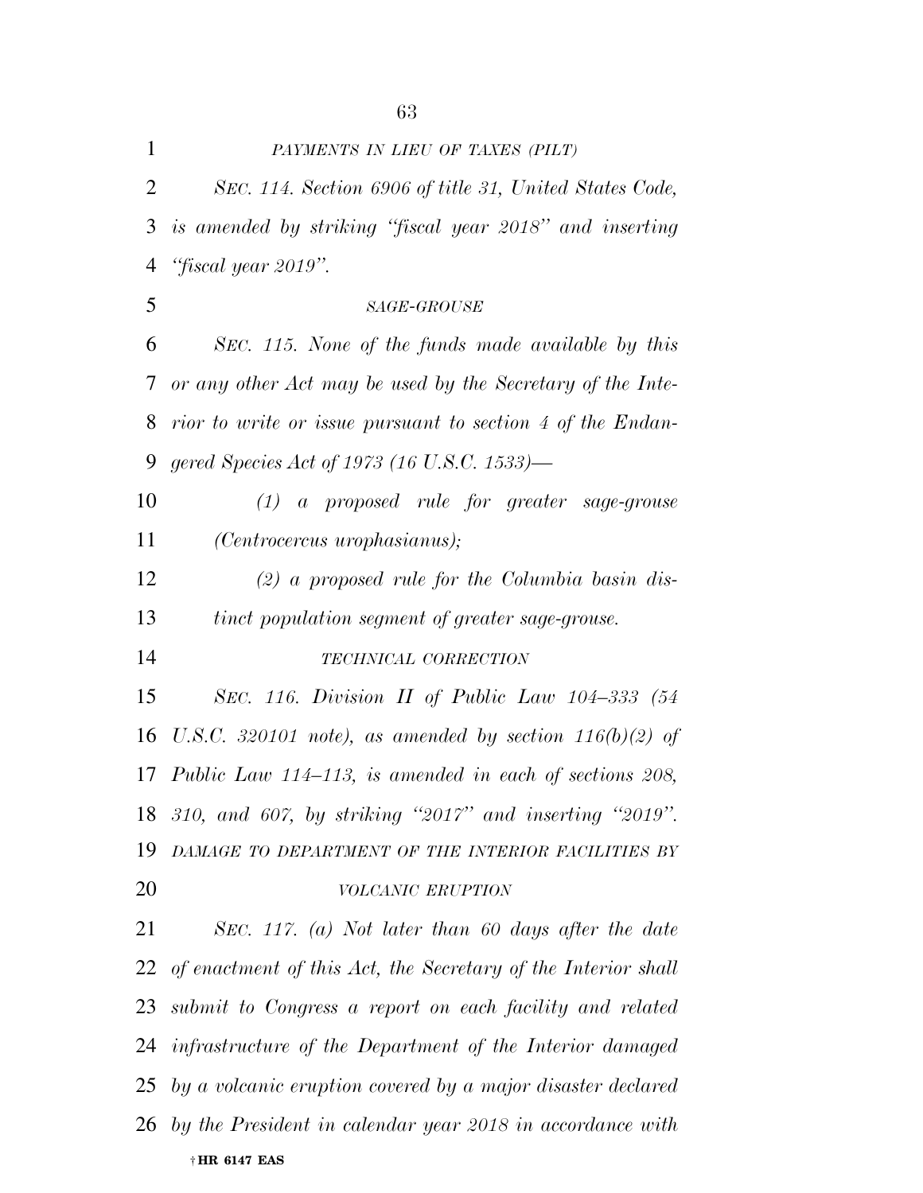*PAYMENTS IN LIEU OF TAXES (PILT)*

*SEC. 114. Section 6906 of title 31, United States Code, is amended by striking "fiscal year 2018" and inserting "fiscal year 2019".*

*SAGE-GROUSE*

*SEC. 115. None of the funds made available by this or any other Act may be used by the Secretary of the Interior to write or issue pursuant to section 4 of the Endangered Species Act of 1973 (16 U.S.C. 1533)—*

*(1) a proposed rule for greater sage-grouse (Centrocercus urophasianus);*

*(2) a proposed rule for the Columbia basin distinct population segment of greater sage-grouse.*

*TECHNICAL CORRECTION*

*SEC. 116. Division II of Public Law 104–333 (54 U.S.C. 320101 note), as amended by section 116(b)(2) of Public Law 114–113, is amended in each of sections 208, 310, and 607, by striking "2017" and inserting "2019".*

*DAMAGE TO DEPARTMENT OF THE INTERIOR FACILITIES BY VOLCANIC ERUPTION*

*SEC. 117. (a) Not later than 60 days after the date of enactment of this Act, the Secretary of the Interior shall submit to Congress a report on each facility and related infrastructure of the Department of the Interior damaged by a volcanic eruption covered by a major disaster declared by the President in calendar year 2018 in accordance with*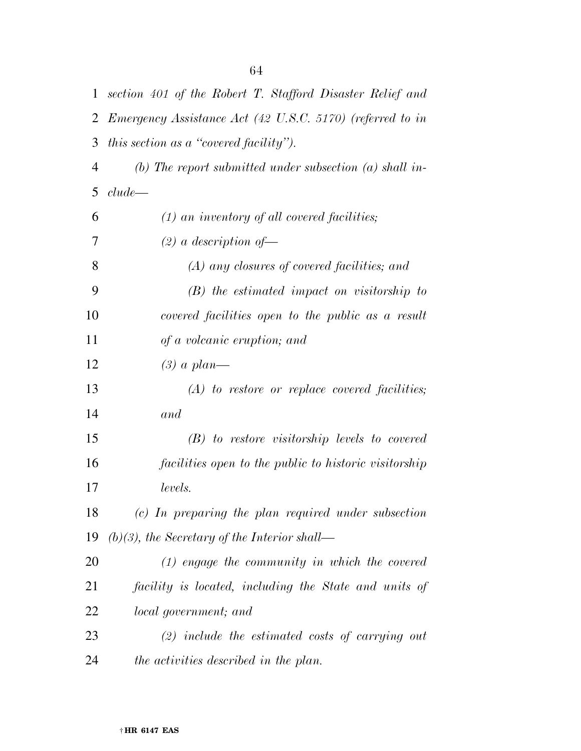*section 401 of the Robert T. Stafford Disaster Relief and Emergency Assistance Act (42 U.S.C. 5170) (referred to in this section as a "covered facility").*

*(b) The report submitted under subsection (a) shall include—*

*(1) an inventory of all covered facilities;*

*(2) a description of—*

*(A) any closures of covered facilities; and*

*(B) the estimated impact on visitorship to covered facilities open to the public as a result of a volcanic eruption; and*

*(3) a plan—*

*(A) to restore or replace covered facilities; and*

*(B) to restore visitorship levels to covered facilities open to the public to historic visitorship levels.*

*(c) In preparing the plan required under subsection (b)(3), the Secretary of the Interior shall—*

*(1) engage the community in which the covered facility is located, including the State and units of local government; and*

*(2) include the estimated costs of carrying out the activities described in the plan.*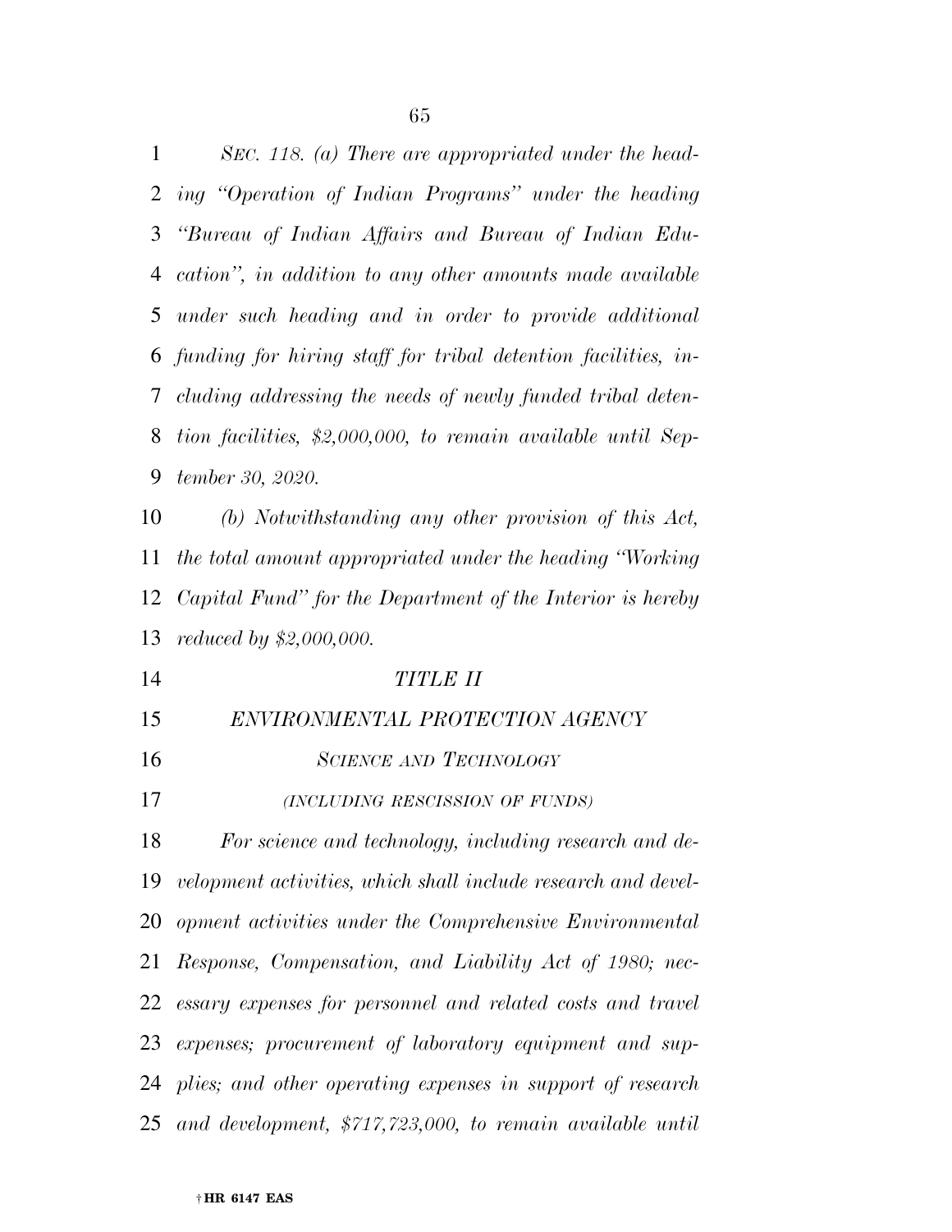*SEC. 118. (a) There are appropriated under the heading "Operation of Indian Programs" under the heading "Bureau of Indian Affairs and Bureau of Indian Education", in addition to any other amounts made available under such heading and in order to provide additional funding for hiring staff for tribal detention facilities, including addressing the needs of newly funded tribal detention facilities, $2,000,000, to remain available until September 30, 2020.*

*(b) Notwithstanding any other provision of this Act, the total amount appropriated under the heading "Working Capital Fund" for the Department of the Interior is hereby reduced by $2,000,000.*

## *TITLE II*

## *ENVIRONMENTAL PROTECTION AGENCY*

### *SCIENCE AND TECHNOLOGY*

#### *(INCLUDING RESCISSION OF FUNDS)*

*For science and technology, including research and development activities, which shall include research and development activities under the Comprehensive Environmental Response, Compensation, and Liability Act of 1980; necessary expenses for personnel and related costs and travel expenses; procurement of laboratory equipment and supplies; and other operating expenses in support of research and development, $717,723,000, to remain available until*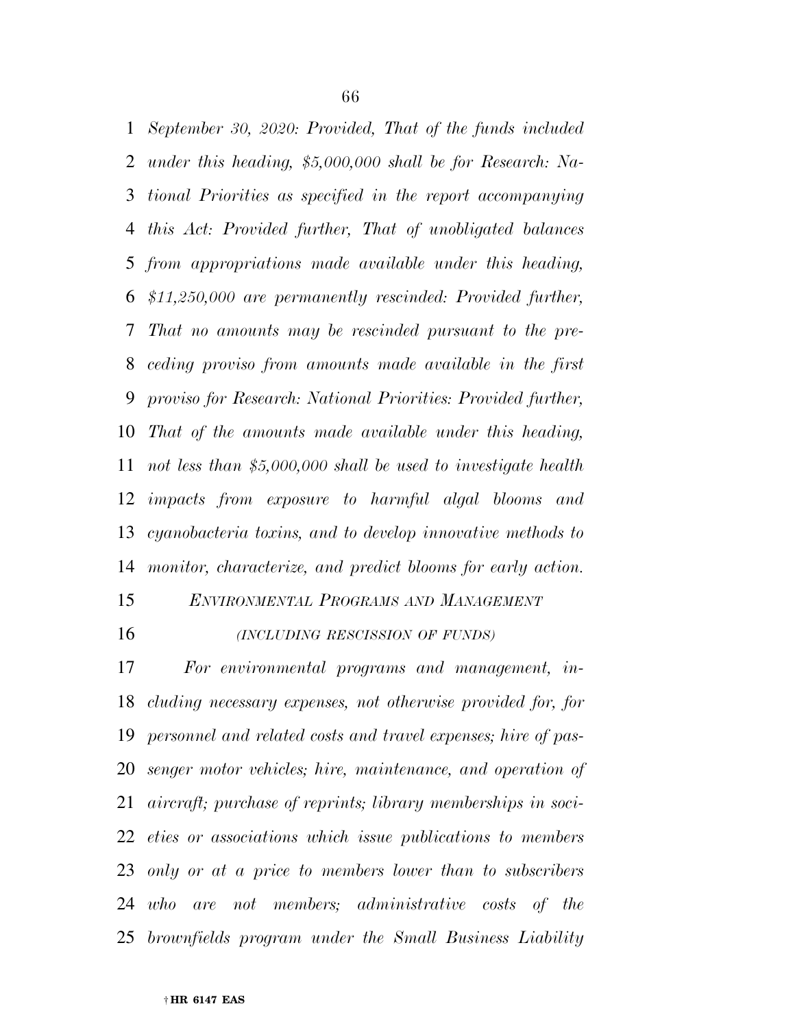*September 30, 2020: Provided, That of the funds included under this heading, $5,000,000 shall be for Research: National Priorities as specified in the report accompanying this Act: Provided further, That of unobligated balances from appropriations made available under this heading, $11,250,000 are permanently rescinded: Provided further, That no amounts may be rescinded pursuant to the preceding proviso from amounts made available in the first proviso for Research: National Priorities: Provided further, That of the amounts made available under this heading, not less than $5,000,000 shall be used to investigate health impacts from exposure to harmful algal blooms and cyanobacteria toxins, and to develop innovative methods to monitor, characterize, and predict blooms for early action.*

## *ENVIRONMENTAL PROGRAMS AND MANAGEMENT*

*(INCLUDING RESCISSION OF FUNDS)*

*For environmental programs and management, including necessary expenses, not otherwise provided for, for personnel and related costs and travel expenses; hire of passenger motor vehicles; hire, maintenance, and operation of aircraft; purchase of reprints; library memberships in societies or associations which issue publications to members only or at a price to members lower than to subscribers who are not members; administrative costs of the brownfields program under the Small Business Liability*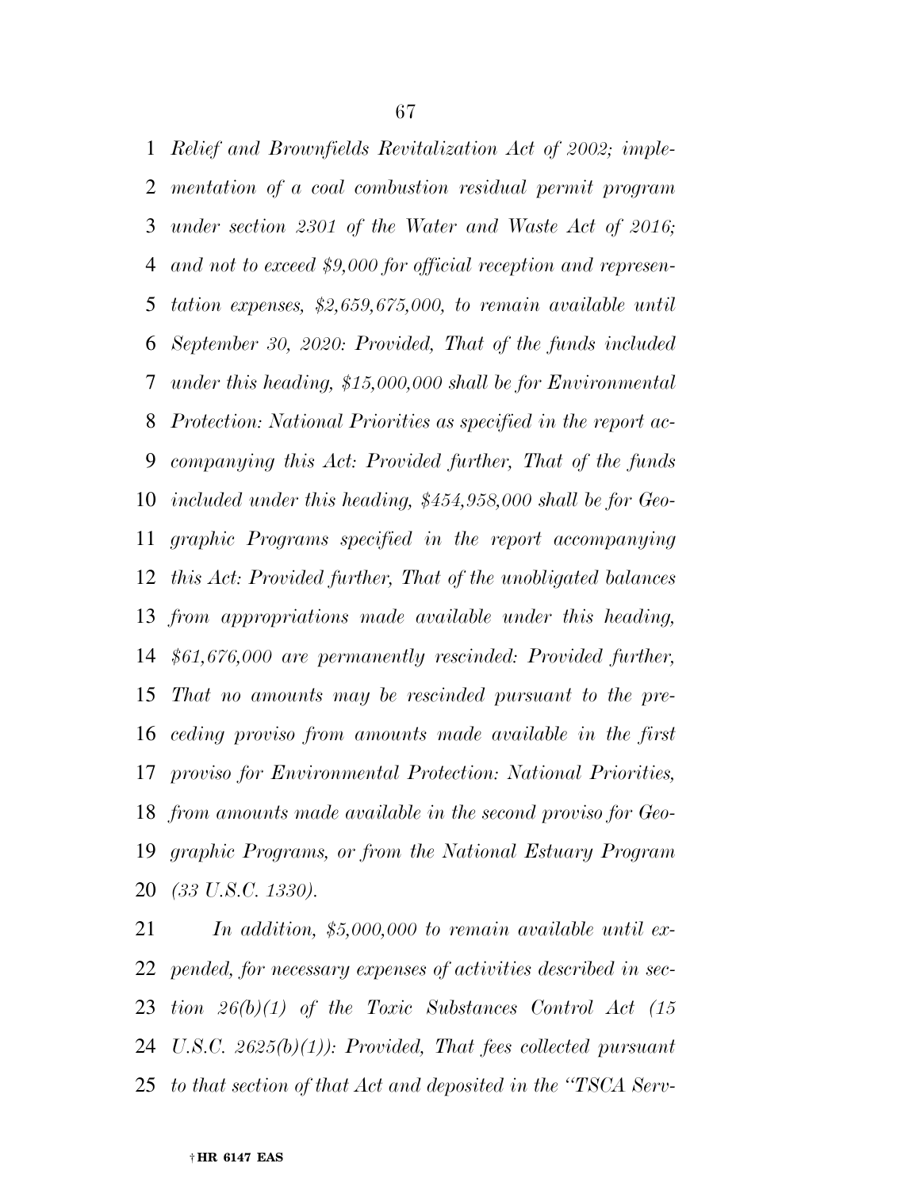*Relief and Brownfields Revitalization Act of 2002; implementation of a coal combustion residual permit program under section 2301 of the Water and Waste Act of 2016; and not to exceed $9,000 for official reception and representation expenses, $2,659,675,000, to remain available until September 30, 2020: Provided, That of the funds included under this heading, $15,000,000 shall be for Environmental Protection: National Priorities as specified in the report accompanying this Act: Provided further, That of the funds included under this heading, $454,958,000 shall be for Geographic Programs specified in the report accompanying this Act: Provided further, That of the unobligated balances from appropriations made available under this heading, $61,676,000 are permanently rescinded: Provided further, That no amounts may be rescinded pursuant to the preceding proviso from amounts made available in the first proviso for Environmental Protection: National Priorities, from amounts made available in the second proviso for Geographic Programs, or from the National Estuary Program (33 U.S.C. 1330).*

*In addition, $5,000,000 to remain available until expended, for necessary expenses of activities described in section 26(b)(1) of the Toxic Substances Control Act (15 U.S.C. 2625(b)(1)): Provided, That fees collected pursuant to that section of that Act and deposited in the "TSCA Serv-*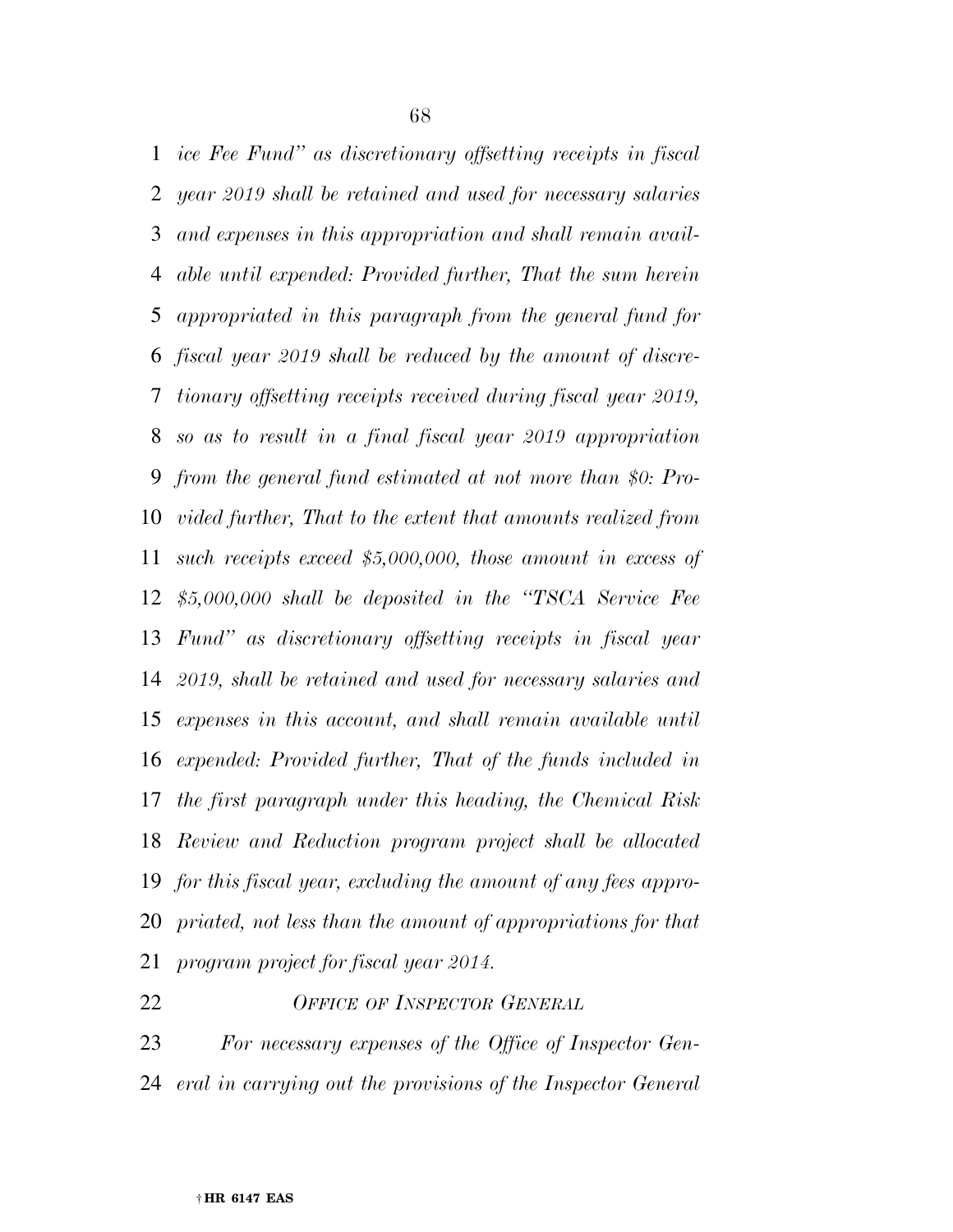*ice Fee Fund" as discretionary offsetting receipts in fiscal year 2019 shall be retained and used for necessary salaries and expenses in this appropriation and shall remain available until expended: Provided further, That the sum herein appropriated in this paragraph from the general fund for fiscal year 2019 shall be reduced by the amount of discretionary offsetting receipts received during fiscal year 2019, so as to result in a final fiscal year 2019 appropriation from the general fund estimated at not more than $0: Provided further, That to the extent that amounts realized from such receipts exceed $5,000,000, those amount in excess of $5,000,000 shall be deposited in the "TSCA Service Fee Fund" as discretionary offsetting receipts in fiscal year 2019, shall be retained and used for necessary salaries and expenses in this account, and shall remain available until expended: Provided further, That of the funds included in the first paragraph under this heading, the Chemical Risk Review and Reduction program project shall be allocated for this fiscal year, excluding the amount of any fees appropriated, not less than the amount of appropriations for that program project for fiscal year 2014.*

*OFFICE OF INSPECTOR GENERAL*

*For necessary expenses of the Office of Inspector General in carrying out the provisions of the Inspector General*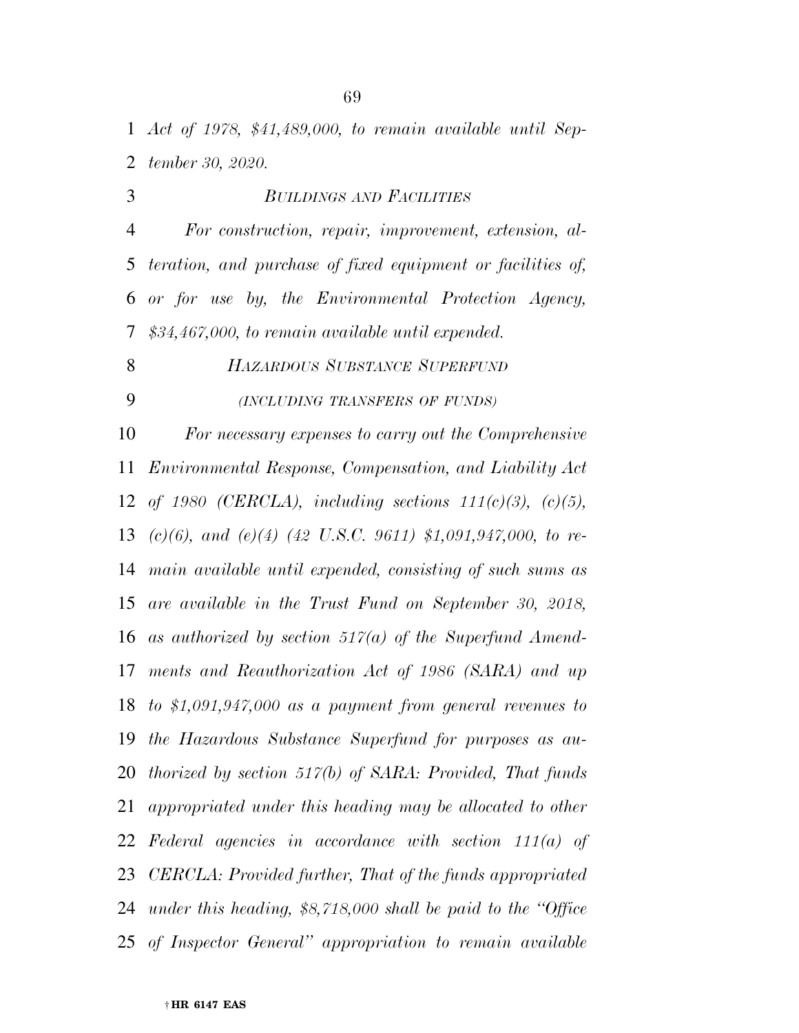*Act of 1978, $41,489,000, to remain available until September 30, 2020.*

*BUILDINGS AND FACILITIES*

*For construction, repair, improvement, extension, alteration, and purchase of fixed equipment or facilities of, or for use by, the Environmental Protection Agency, $34,467,000, to remain available until expended.*

*HAZARDOUS SUBSTANCE SUPERFUND*

*(INCLUDING TRANSFERS OF FUNDS)*

*For necessary expenses to carry out the Comprehensive Environmental Response, Compensation, and Liability Act of 1980 (CERCLA), including sections 111(c)(3), (c)(5), (c)(6), and (e)(4) (42 U.S.C. 9611) $1,091,947,000, to remain available until expended, consisting of such sums as are available in the Trust Fund on September 30, 2018, as authorized by section 517(a) of the Superfund Amendments and Reauthorization Act of 1986 (SARA) and up to $1,091,947,000 as a payment from general revenues to the Hazardous Substance Superfund for purposes as authorized by section 517(b) of SARA: Provided, That funds appropriated under this heading may be allocated to other Federal agencies in accordance with section 111(a) of CERCLA: Provided further, That of the funds appropriated under this heading, $8,718,000 shall be paid to the "Office of Inspector General" appropriation to remain available*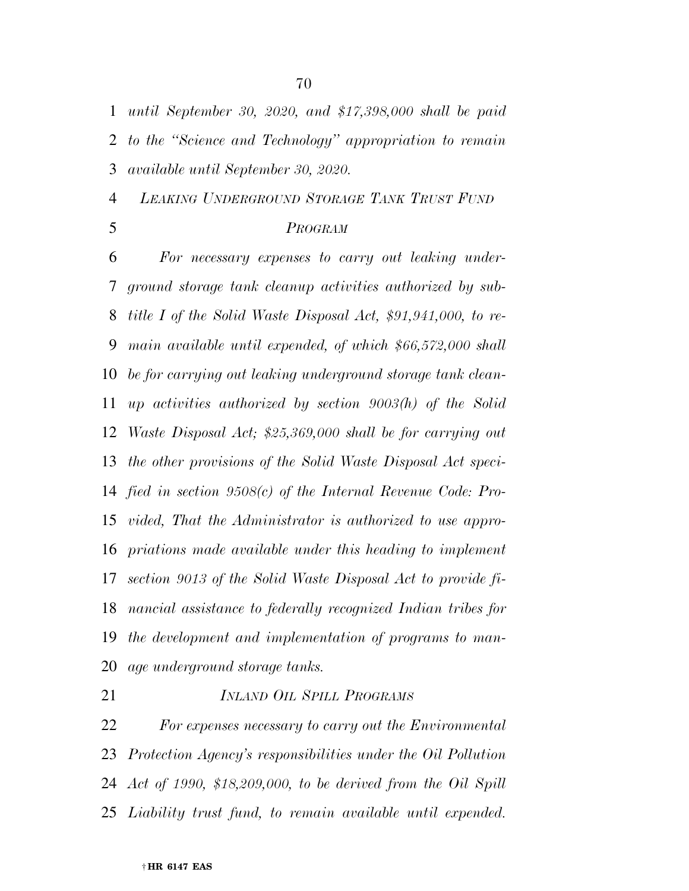*until September 30, 2020, and $17,398,000 shall be paid to the ''Science and Technology'' appropriation to remain available until September 30, 2020.*

*LEAKING UNDERGROUND STORAGE TANK TRUST FUND PROGRAM*

*For necessary expenses to carry out leaking underground storage tank cleanup activities authorized by subtitle I of the Solid Waste Disposal Act, $91,941,000, to remain available until expended, of which $66,572,000 shall be for carrying out leaking underground storage tank cleanup activities authorized by section 9003(h) of the Solid Waste Disposal Act; $25,369,000 shall be for carrying out the other provisions of the Solid Waste Disposal Act specified in section 9508(c) of the Internal Revenue Code: Provided, That the Administrator is authorized to use appropriations made available under this heading to implement section 9013 of the Solid Waste Disposal Act to provide financial assistance to federally recognized Indian tribes for the development and implementation of programs to manage underground storage tanks.*

*INLAND OIL SPILL PROGRAMS*

*For expenses necessary to carry out the Environmental Protection Agency's responsibilities under the Oil Pollution Act of 1990, $18,209,000, to be derived from the Oil Spill Liability trust fund, to remain available until expended.*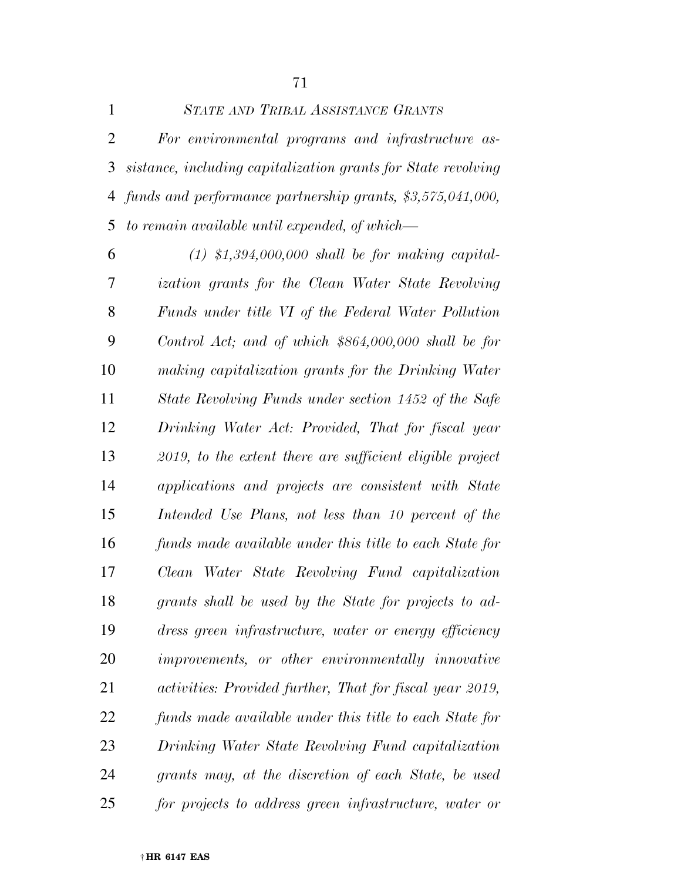*STATE AND TRIBAL ASSISTANCE GRANTS*

*For environmental programs and infrastructure assistance, including capitalization grants for State revolving funds and performance partnership grants, $3,575,041,000, to remain available until expended, of which—*

*(1) $1,394,000,000 shall be for making capitalization grants for the Clean Water State Revolving Funds under title VI of the Federal Water Pollution Control Act; and of which $864,000,000 shall be for making capitalization grants for the Drinking Water State Revolving Funds under section 1452 of the Safe Drinking Water Act: Provided, That for fiscal year 2019, to the extent there are sufficient eligible project applications and projects are consistent with State Intended Use Plans, not less than 10 percent of the funds made available under this title to each State for Clean Water State Revolving Fund capitalization grants shall be used by the State for projects to address green infrastructure, water or energy efficiency improvements, or other environmentally innovative activities: Provided further, That for fiscal year 2019, funds made available under this title to each State for Drinking Water State Revolving Fund capitalization grants may, at the discretion of each State, be used for projects to address green infrastructure, water or*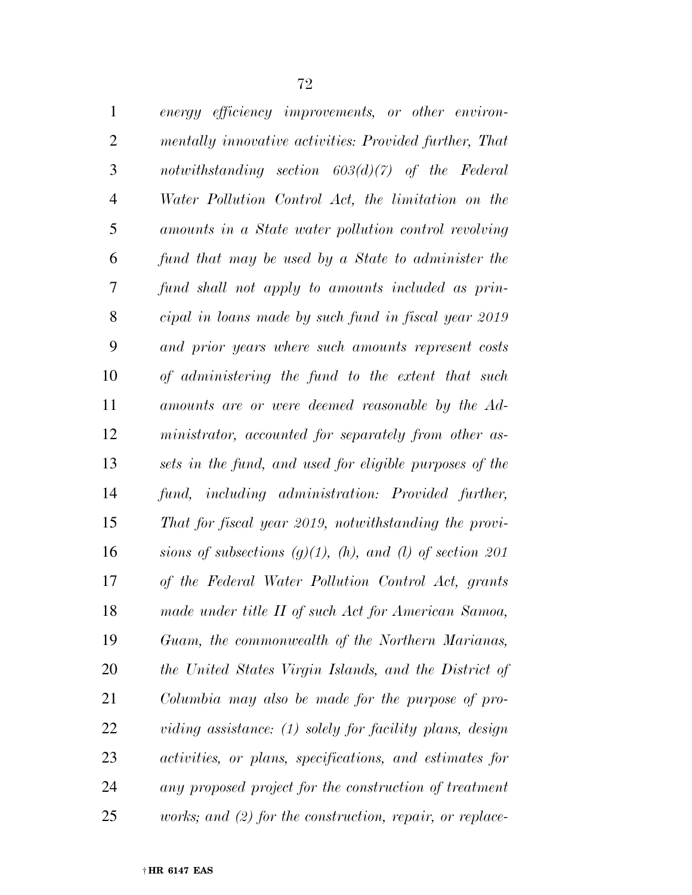*energy efficiency improvements, or other environmentally innovative activities: Provided further, That notwithstanding section 603(d)(7) of the Federal Water Pollution Control Act, the limitation on the amounts in a State water pollution control revolving fund that may be used by a State to administer the fund shall not apply to amounts included as principal in loans made by such fund in fiscal year 2019 and prior years where such amounts represent costs of administering the fund to the extent that such amounts are or were deemed reasonable by the Administrator, accounted for separately from other assets in the fund, and used for eligible purposes of the fund, including administration: Provided further, That for fiscal year 2019, notwithstanding the provisions of subsections (g)(1), (h), and (l) of section 201 of the Federal Water Pollution Control Act, grants made under title II of such Act for American Samoa, Guam, the commonwealth of the Northern Marianas, the United States Virgin Islands, and the District of Columbia may also be made for the purpose of providing assistance: (1) solely for facility plans, design activities, or plans, specifications, and estimates for any proposed project for the construction of treatment works; and (2) for the construction, repair, or replace-*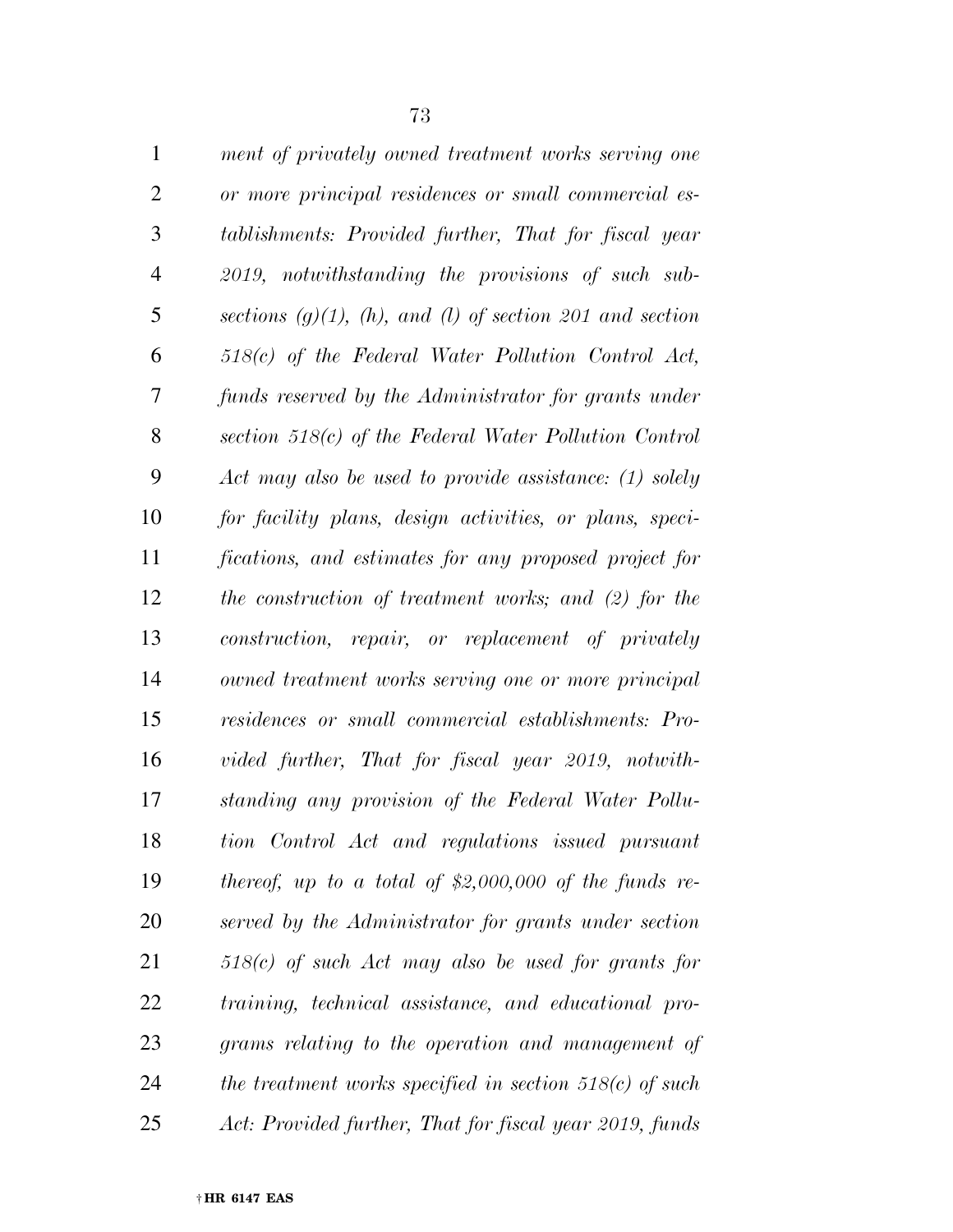*ment of privately owned treatment works serving one or more principal residences or small commercial establishments: Provided further, That for fiscal year 2019, notwithstanding the provisions of such subsections (g)(1), (h), and (l) of section 201 and section 518(c) of the Federal Water Pollution Control Act, funds reserved by the Administrator for grants under section 518(c) of the Federal Water Pollution Control Act may also be used to provide assistance: (1) solely for facility plans, design activities, or plans, specifications, and estimates for any proposed project for the construction of treatment works; and (2) for the construction, repair, or replacement of privately owned treatment works serving one or more principal residences or small commercial establishments: Provided further, That for fiscal year 2019, notwithstanding any provision of the Federal Water Pollution Control Act and regulations issued pursuant thereof, up to a total of $2,000,000 of the funds reserved by the Administrator for grants under section 518(c) of such Act may also be used for grants for training, technical assistance, and educational programs relating to the operation and management of the treatment works specified in section 518(c) of such Act: Provided further, That for fiscal year 2019, funds*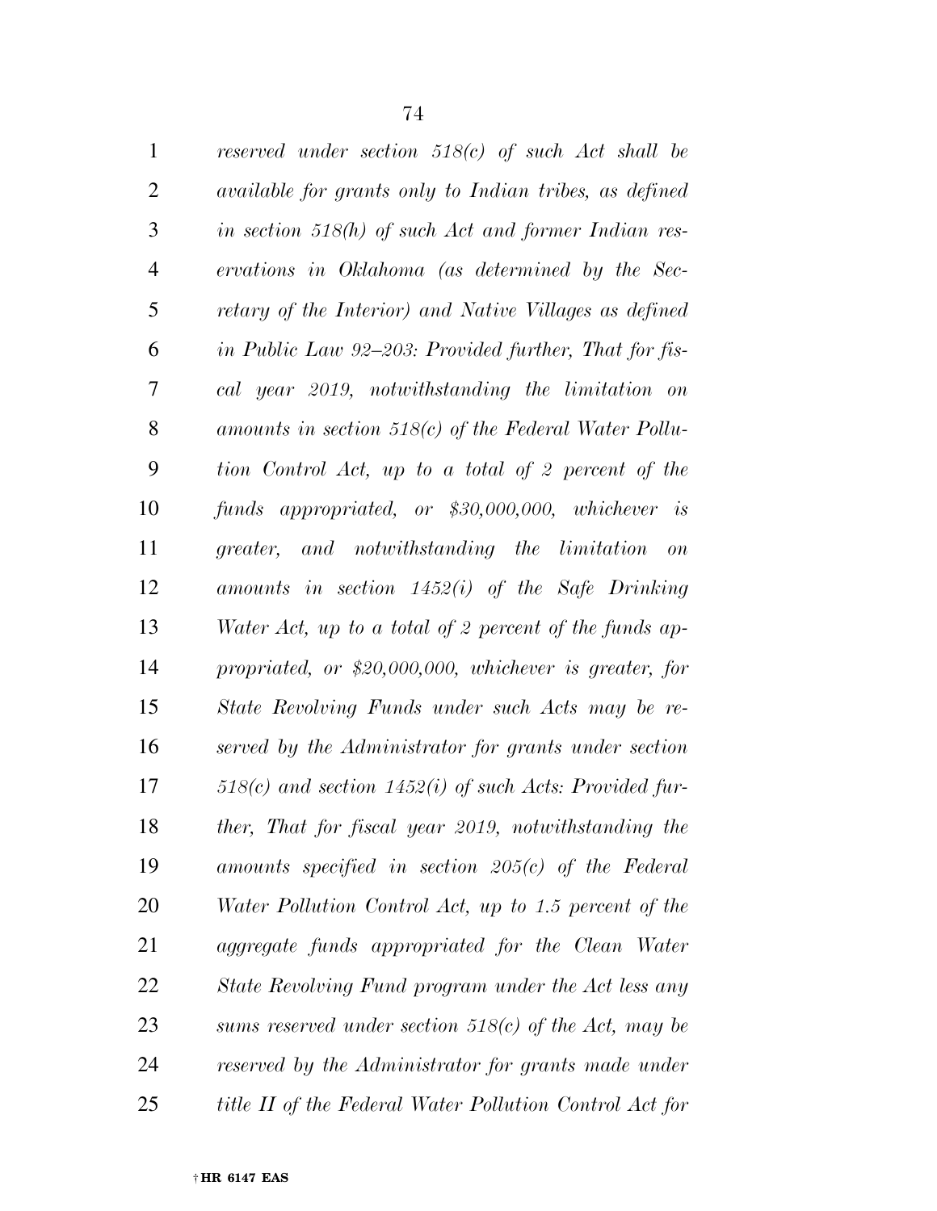*reserved under section 518(c) of such Act shall be available for grants only to Indian tribes, as defined in section 518(h) of such Act and former Indian reservations in Oklahoma (as determined by the Secretary of the Interior) and Native Villages as defined in Public Law 92–203: Provided further, That for fiscal year 2019, notwithstanding the limitation on amounts in section 518(c) of the Federal Water Pollution Control Act, up to a total of 2 percent of the funds appropriated, or $30,000,000, whichever is greater, and notwithstanding the limitation on amounts in section 1452(i) of the Safe Drinking Water Act, up to a total of 2 percent of the funds appropriated, or $20,000,000, whichever is greater, for State Revolving Funds under such Acts may be reserved by the Administrator for grants under section 518(c) and section 1452(i) of such Acts: Provided further, That for fiscal year 2019, notwithstanding the amounts specified in section 205(c) of the Federal Water Pollution Control Act, up to 1.5 percent of the aggregate funds appropriated for the Clean Water State Revolving Fund program under the Act less any sums reserved under section 518(c) of the Act, may be reserved by the Administrator for grants made under title II of the Federal Water Pollution Control Act for*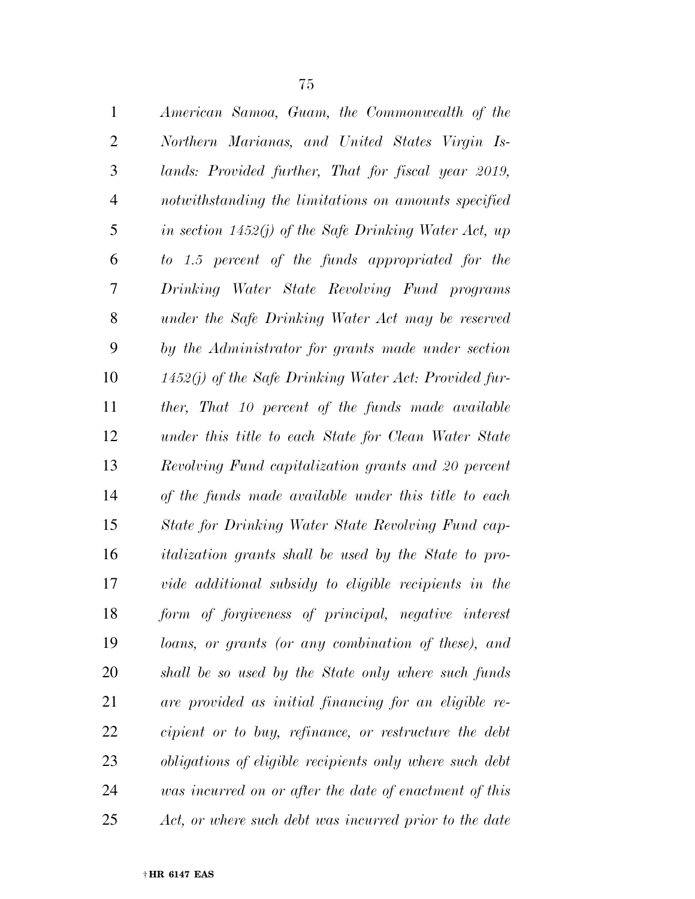*American Samoa, Guam, the Commonwealth of the Northern Marianas, and United States Virgin Islands: Provided further, That for fiscal year 2019, notwithstanding the limitations on amounts specified in section 1452(j) of the Safe Drinking Water Act, up to 1.5 percent of the funds appropriated for the Drinking Water State Revolving Fund programs under the Safe Drinking Water Act may be reserved by the Administrator for grants made under section 1452(j) of the Safe Drinking Water Act: Provided further, That 10 percent of the funds made available under this title to each State for Clean Water State Revolving Fund capitalization grants and 20 percent of the funds made available under this title to each State for Drinking Water State Revolving Fund capitalization grants shall be used by the State to provide additional subsidy to eligible recipients in the form of forgiveness of principal, negative interest loans, or grants (or any combination of these), and shall be so used by the State only where such funds are provided as initial financing for an eligible recipient or to buy, refinance, or restructure the debt obligations of eligible recipients only where such debt was incurred on or after the date of enactment of this Act, or where such debt was incurred prior to the date*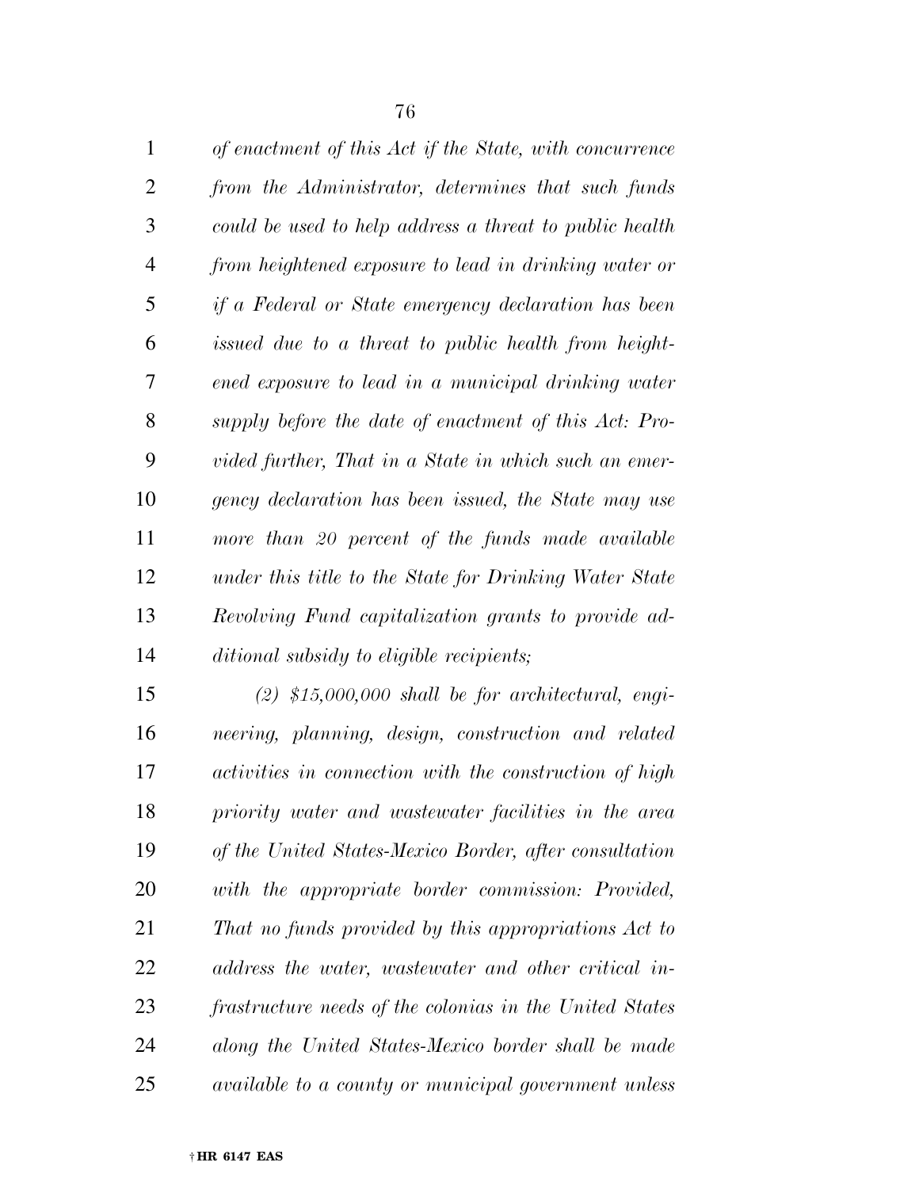*of enactment of this Act if the State, with concurrence from the Administrator, determines that such funds could be used to help address a threat to public health from heightened exposure to lead in drinking water or if a Federal or State emergency declaration has been issued due to a threat to public health from heightened exposure to lead in a municipal drinking water supply before the date of enactment of this Act: Provided further, That in a State in which such an emergency declaration has been issued, the State may use more than 20 percent of the funds made available under this title to the State for Drinking Water State Revolving Fund capitalization grants to provide additional subsidy to eligible recipients;*

*(2) $15,000,000 shall be for architectural, engineering, planning, design, construction and related activities in connection with the construction of high priority water and wastewater facilities in the area of the United States-Mexico Border, after consultation with the appropriate border commission: Provided, That no funds provided by this appropriations Act to address the water, wastewater and other critical infrastructure needs of the colonias in the United States along the United States-Mexico border shall be made available to a county or municipal government unless*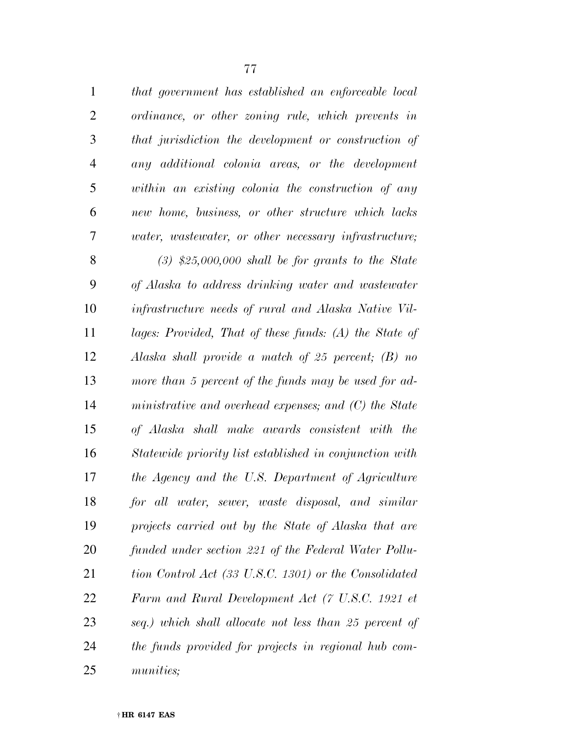*that government has established an enforceable local ordinance, or other zoning rule, which prevents in that jurisdiction the development or construction of any additional colonia areas, or the development within an existing colonia the construction of any new home, business, or other structure which lacks water, wastewater, or other necessary infrastructure;*

*(3) $25,000,000 shall be for grants to the State of Alaska to address drinking water and wastewater infrastructure needs of rural and Alaska Native Villages: Provided, That of these funds: (A) the State of Alaska shall provide a match of 25 percent; (B) no more than 5 percent of the funds may be used for administrative and overhead expenses; and (C) the State of Alaska shall make awards consistent with the Statewide priority list established in conjunction with the Agency and the U.S. Department of Agriculture for all water, sewer, waste disposal, and similar projects carried out by the State of Alaska that are funded under section 221 of the Federal Water Pollution Control Act (33 U.S.C. 1301) or the Consolidated Farm and Rural Development Act (7 U.S.C. 1921 et seq.) which shall allocate not less than 25 percent of the funds provided for projects in regional hub communities;*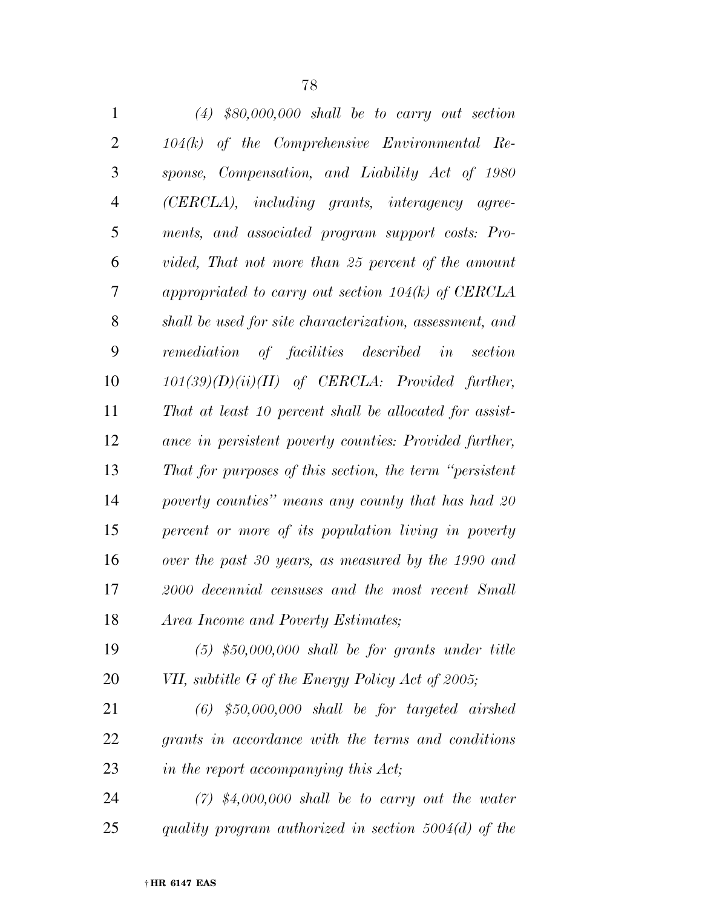*(4) $80,000,000 shall be to carry out section 104(k) of the Comprehensive Environmental Response, Compensation, and Liability Act of 1980 (CERCLA), including grants, interagency agreements, and associated program support costs: Provided, That not more than 25 percent of the amount appropriated to carry out section 104(k) of CERCLA shall be used for site characterization, assessment, and remediation of facilities described in section 101(39)(D)(ii)(II) of CERCLA: Provided further, That at least 10 percent shall be allocated for assistance in persistent poverty counties: Provided further, That for purposes of this section, the term "persistent poverty counties" means any county that has had 20 percent or more of its population living in poverty over the past 30 years, as measured by the 1990 and 2000 decennial censuses and the most recent Small Area Income and Poverty Estimates;*

*(5) $50,000,000 shall be for grants under title VII, subtitle G of the Energy Policy Act of 2005;*

*(6) $50,000,000 shall be for targeted airshed grants in accordance with the terms and conditions in the report accompanying this Act;*

*(7) $4,000,000 shall be to carry out the water quality program authorized in section 5004(d) of the*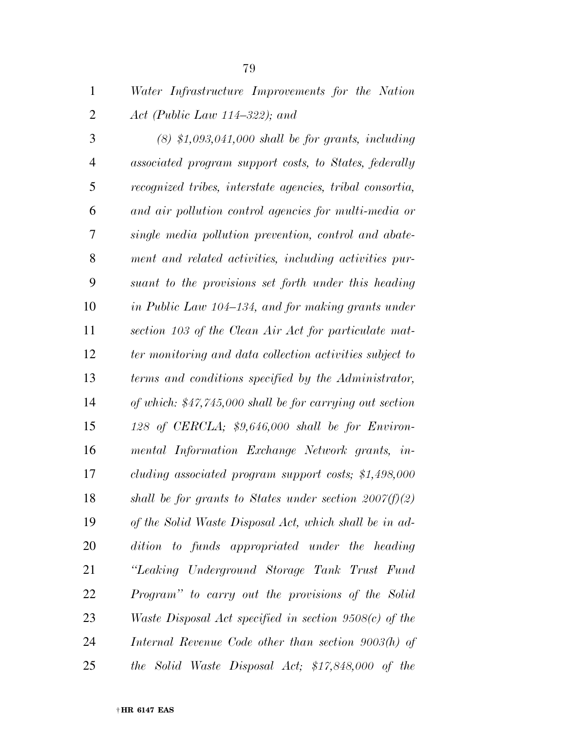*Water Infrastructure Improvements for the Nation Act (Public Law 114–322); and*

*(8) $1,093,041,000 shall be for grants, including associated program support costs, to States, federally recognized tribes, interstate agencies, tribal consortia, and air pollution control agencies for multi-media or single media pollution prevention, control and abatement and related activities, including activities pursuant to the provisions set forth under this heading in Public Law 104–134, and for making grants under section 103 of the Clean Air Act for particulate matter monitoring and data collection activities subject to terms and conditions specified by the Administrator, of which: $47,745,000 shall be for carrying out section 128 of CERCLA; $9,646,000 shall be for Environmental Information Exchange Network grants, including associated program support costs; $1,498,000 shall be for grants to States under section 2007(f)(2) of the Solid Waste Disposal Act, which shall be in addition to funds appropriated under the heading "Leaking Underground Storage Tank Trust Fund Program" to carry out the provisions of the Solid Waste Disposal Act specified in section 9508(c) of the Internal Revenue Code other than section 9003(h) of the Solid Waste Disposal Act; $17,848,000 of the*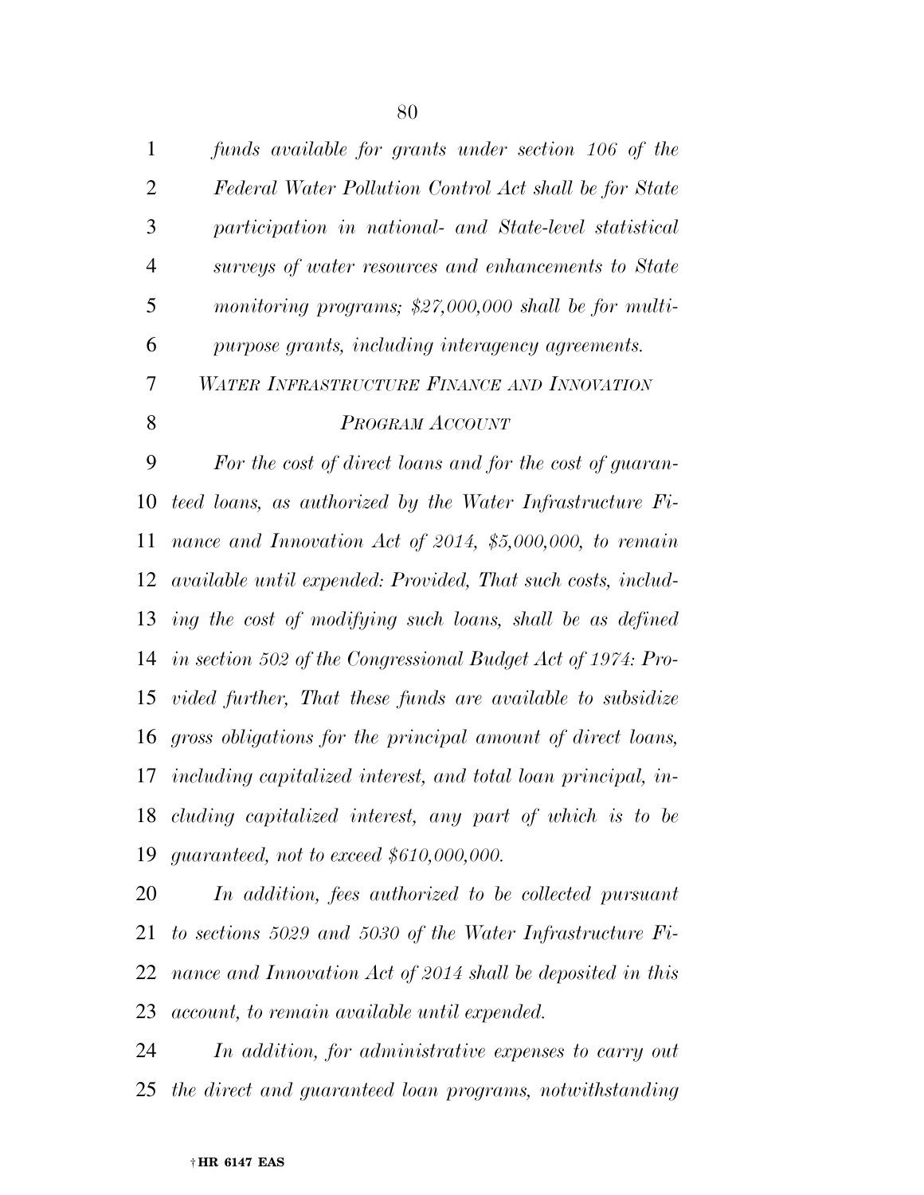*funds available for grants under section 106 of the Federal Water Pollution Control Act shall be for State participation in national- and State-level statistical surveys of water resources and enhancements to State monitoring programs; $27,000,000 shall be for multi-purpose grants, including interagency agreements.*

*WATER INFRASTRUCTURE FINANCE AND INNOVATION PROGRAM ACCOUNT*

*For the cost of direct loans and for the cost of guaranteed loans, as authorized by the Water Infrastructure Finance and Innovation Act of 2014, $5,000,000, to remain available until expended: Provided, That such costs, including the cost of modifying such loans, shall be as defined in section 502 of the Congressional Budget Act of 1974: Provided further, That these funds are available to subsidize gross obligations for the principal amount of direct loans, including capitalized interest, and total loan principal, including capitalized interest, any part of which is to be guaranteed, not to exceed $610,000,000.*

*In addition, fees authorized to be collected pursuant to sections 5029 and 5030 of the Water Infrastructure Finance and Innovation Act of 2014 shall be deposited in this account, to remain available until expended.*

*In addition, for administrative expenses to carry out the direct and guaranteed loan programs, notwithstanding*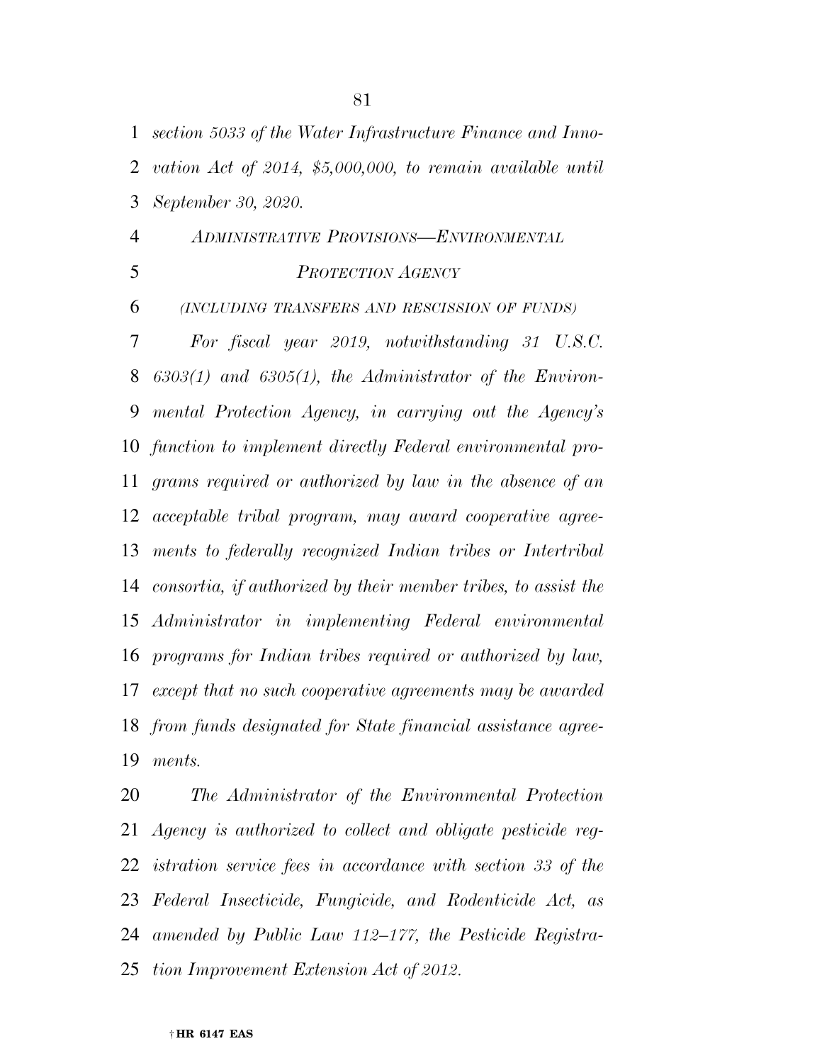*section 5033 of the Water Infrastructure Finance and Innovation Act of 2014, $5,000,000, to remain available until September 30, 2020.*

*ADMINISTRATIVE PROVISIONS—ENVIRONMENTAL PROTECTION AGENCY*

*(INCLUDING TRANSFERS AND RESCISSION OF FUNDS)*

*For fiscal year 2019, notwithstanding 31 U.S.C. 6303(1) and 6305(1), the Administrator of the Environmental Protection Agency, in carrying out the Agency's function to implement directly Federal environmental programs required or authorized by law in the absence of an acceptable tribal program, may award cooperative agreements to federally recognized Indian tribes or Intertribal consortia, if authorized by their member tribes, to assist the Administrator in implementing Federal environmental programs for Indian tribes required or authorized by law, except that no such cooperative agreements may be awarded from funds designated for State financial assistance agreements.*

*The Administrator of the Environmental Protection Agency is authorized to collect and obligate pesticide registration service fees in accordance with section 33 of the Federal Insecticide, Fungicide, and Rodenticide Act, as amended by Public Law 112–177, the Pesticide Registration Improvement Extension Act of 2012.*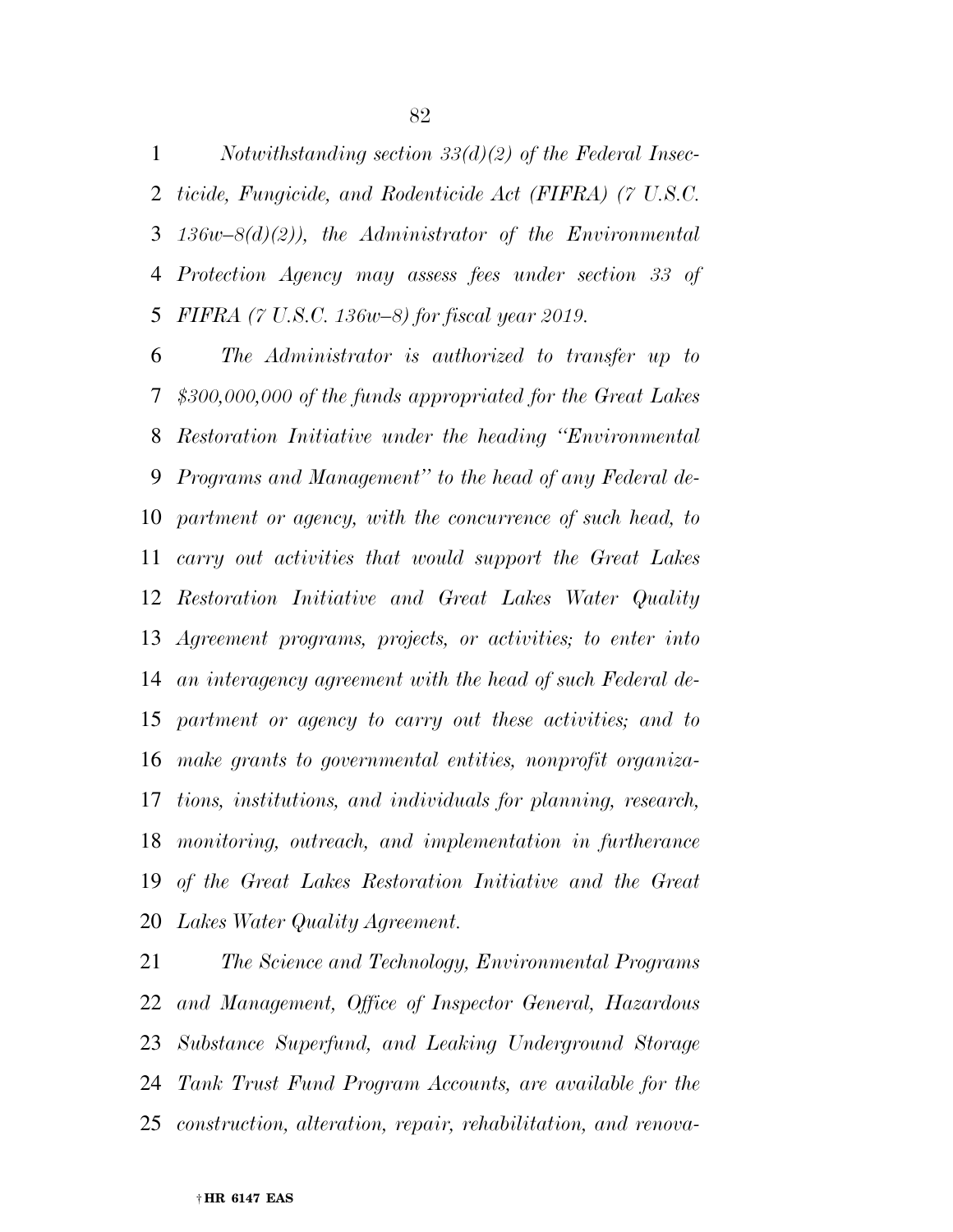*Notwithstanding section 33(d)(2) of the Federal Insecticide, Fungicide, and Rodenticide Act (FIFRA) (7 U.S.C. 136w–8(d)(2)), the Administrator of the Environmental Protection Agency may assess fees under section 33 of FIFRA (7 U.S.C. 136w–8) for fiscal year 2019.*

*The Administrator is authorized to transfer up to $300,000,000 of the funds appropriated for the Great Lakes Restoration Initiative under the heading "Environmental Programs and Management" to the head of any Federal department or agency, with the concurrence of such head, to carry out activities that would support the Great Lakes Restoration Initiative and Great Lakes Water Quality Agreement programs, projects, or activities; to enter into an interagency agreement with the head of such Federal department or agency to carry out these activities; and to make grants to governmental entities, nonprofit organizations, institutions, and individuals for planning, research, monitoring, outreach, and implementation in furtherance of the Great Lakes Restoration Initiative and the Great Lakes Water Quality Agreement.*

*The Science and Technology, Environmental Programs and Management, Office of Inspector General, Hazardous Substance Superfund, and Leaking Underground Storage Tank Trust Fund Program Accounts, are available for the construction, alteration, repair, rehabilitation, and renova-*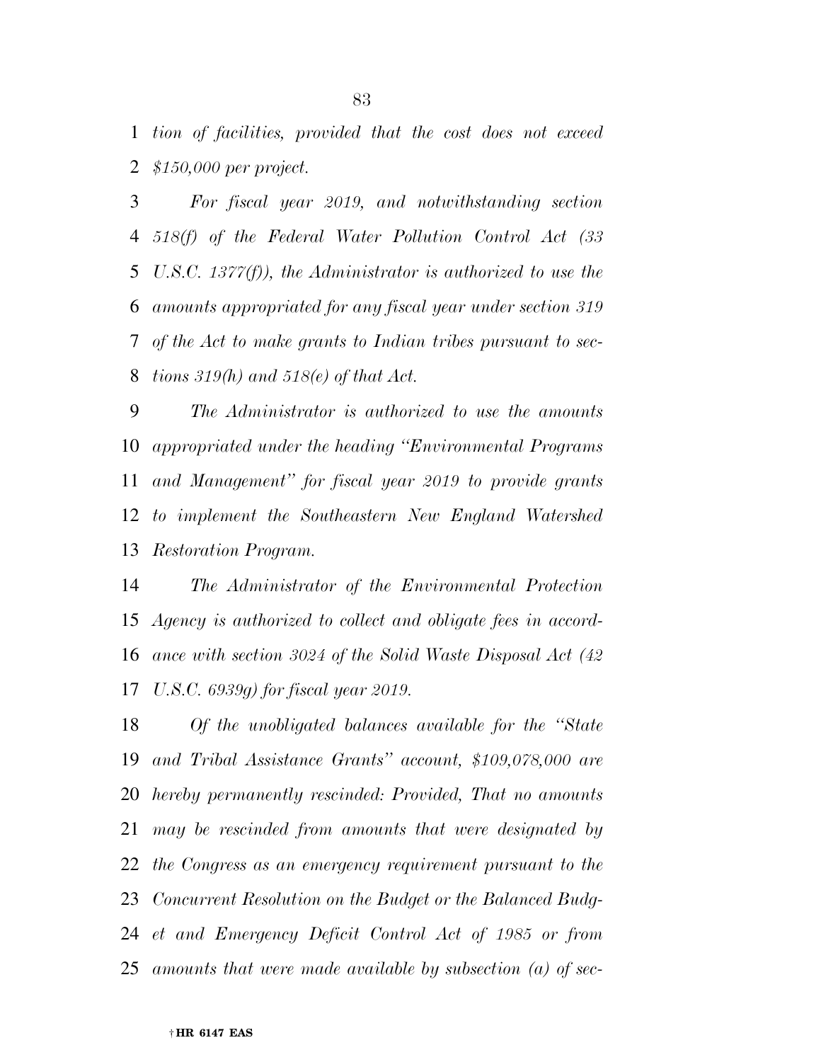*tion of facilities, provided that the cost does not exceed $150,000 per project.*

*For fiscal year 2019, and notwithstanding section 518(f) of the Federal Water Pollution Control Act (33 U.S.C. 1377(f)), the Administrator is authorized to use the amounts appropriated for any fiscal year under section 319 of the Act to make grants to Indian tribes pursuant to sections 319(h) and 518(e) of that Act.*

*The Administrator is authorized to use the amounts appropriated under the heading "Environmental Programs and Management" for fiscal year 2019 to provide grants to implement the Southeastern New England Watershed Restoration Program.*

*The Administrator of the Environmental Protection Agency is authorized to collect and obligate fees in accordance with section 3024 of the Solid Waste Disposal Act (42 U.S.C. 6939g) for fiscal year 2019.*

*Of the unobligated balances available for the "State and Tribal Assistance Grants" account, $109,078,000 are hereby permanently rescinded: Provided, That no amounts may be rescinded from amounts that were designated by the Congress as an emergency requirement pursuant to the Concurrent Resolution on the Budget or the Balanced Budget and Emergency Deficit Control Act of 1985 or from amounts that were made available by subsection (a) of sec-*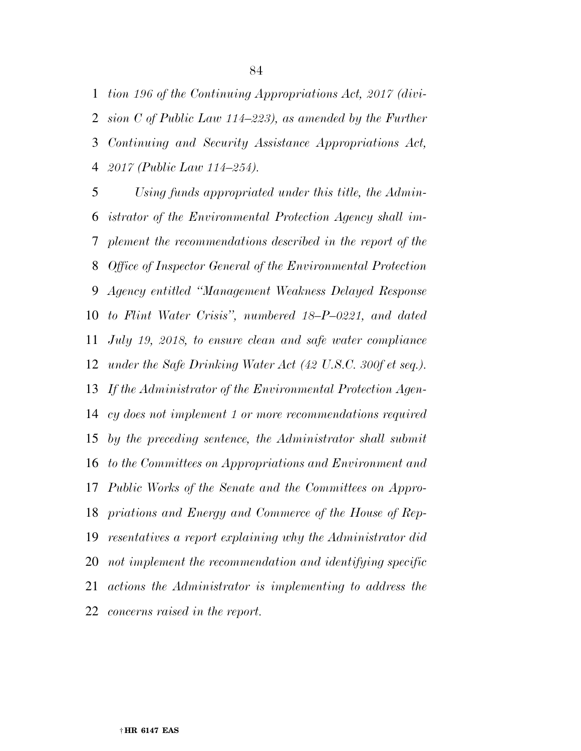*tion 196 of the Continuing Appropriations Act, 2017 (division C of Public Law 114–223), as amended by the Further Continuing and Security Assistance Appropriations Act, 2017 (Public Law 114–254).*

*Using funds appropriated under this title, the Administrator of the Environmental Protection Agency shall implement the recommendations described in the report of the Office of Inspector General of the Environmental Protection Agency entitled "Management Weakness Delayed Response to Flint Water Crisis", numbered 18–P–0221, and dated July 19, 2018, to ensure clean and safe water compliance under the Safe Drinking Water Act (42 U.S.C. 300f et seq.). If the Administrator of the Environmental Protection Agency does not implement 1 or more recommendations required by the preceding sentence, the Administrator shall submit to the Committees on Appropriations and Environment and Public Works of the Senate and the Committees on Appropriations and Energy and Commerce of the House of Representatives a report explaining why the Administrator did not implement the recommendation and identifying specific actions the Administrator is implementing to address the concerns raised in the report.*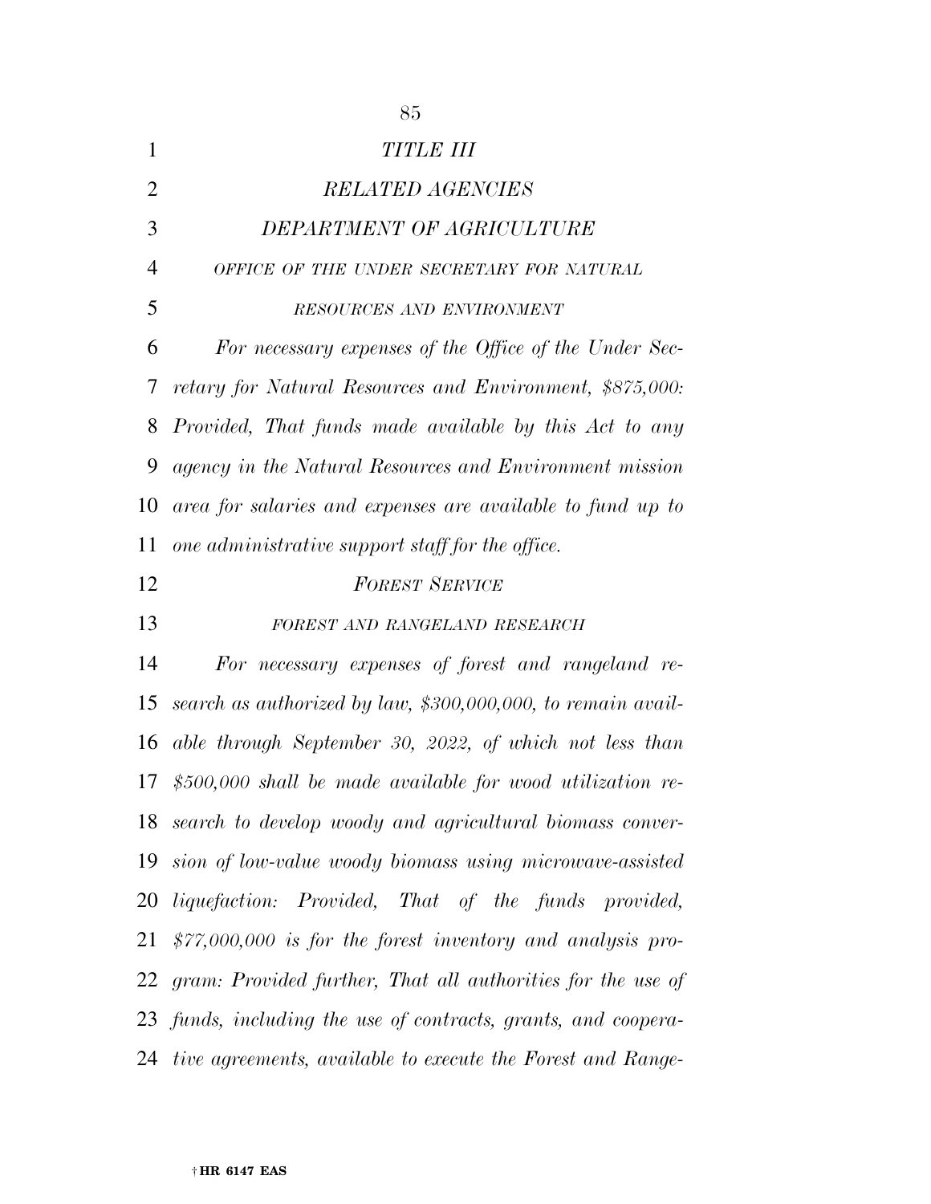# TITLE III

## RELATED AGENCIES

## DEPARTMENT OF AGRICULTURE

### OFFICE OF THE UNDER SECRETARY FOR NATURAL RESOURCES AND ENVIRONMENT

*For necessary expenses of the Office of the Under Secretary for Natural Resources and Environment, $875,000: Provided, That funds made available by this Act to any agency in the Natural Resources and Environment mission area for salaries and expenses are available to fund up to one administrative support staff for the office.*

### FOREST SERVICE

#### FOREST AND RANGELAND RESEARCH

*For necessary expenses of forest and rangeland research as authorized by law, $300,000,000, to remain available through September 30, 2022, of which not less than $500,000 shall be made available for wood utilization research to develop woody and agricultural biomass conversion of low-value woody biomass using microwave-assisted liquefaction: Provided, That of the funds provided, $77,000,000 is for the forest inventory and analysis program: Provided further, That all authorities for the use of funds, including the use of contracts, grants, and cooperative agreements, available to execute the Forest and Range-*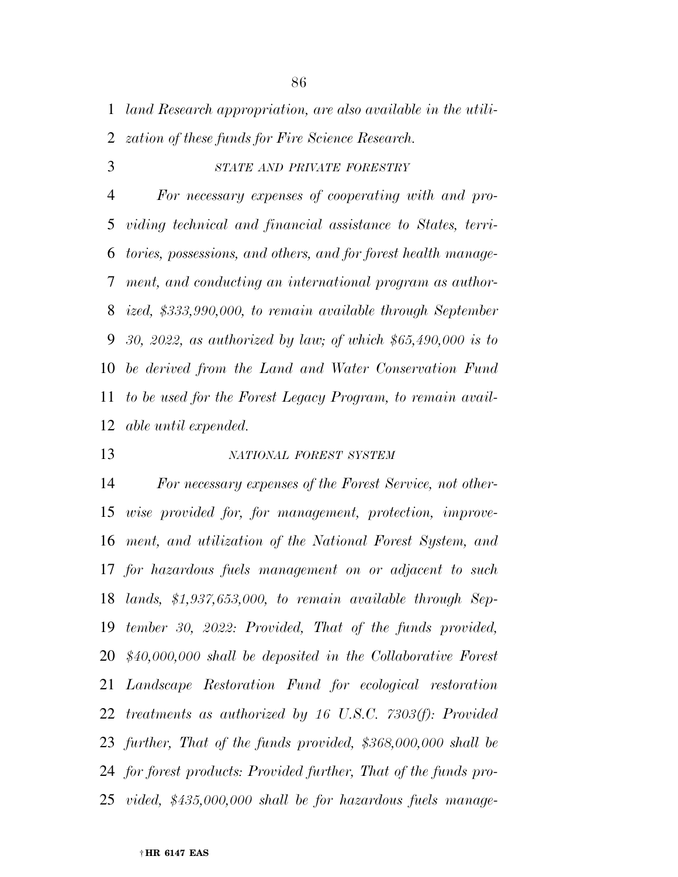*land Research appropriation, are also available in the utilization of these funds for Fire Science Research.*

### *STATE AND PRIVATE FORESTRY*

*For necessary expenses of cooperating with and providing technical and financial assistance to States, territories, possessions, and others, and for forest health management, and conducting an international program as authorized, $333,990,000, to remain available through September 30, 2022, as authorized by law; of which $65,490,000 is to be derived from the Land and Water Conservation Fund to be used for the Forest Legacy Program, to remain available until expended.*

### *NATIONAL FOREST SYSTEM*

*For necessary expenses of the Forest Service, not otherwise provided for, for management, protection, improvement, and utilization of the National Forest System, and for hazardous fuels management on or adjacent to such lands, $1,937,653,000, to remain available through September 30, 2022: Provided, That of the funds provided, $40,000,000 shall be deposited in the Collaborative Forest Landscape Restoration Fund for ecological restoration treatments as authorized by 16 U.S.C. 7303(f): Provided further, That of the funds provided, $368,000,000 shall be for forest products: Provided further, That of the funds provided, $435,000,000 shall be for hazardous fuels manage-*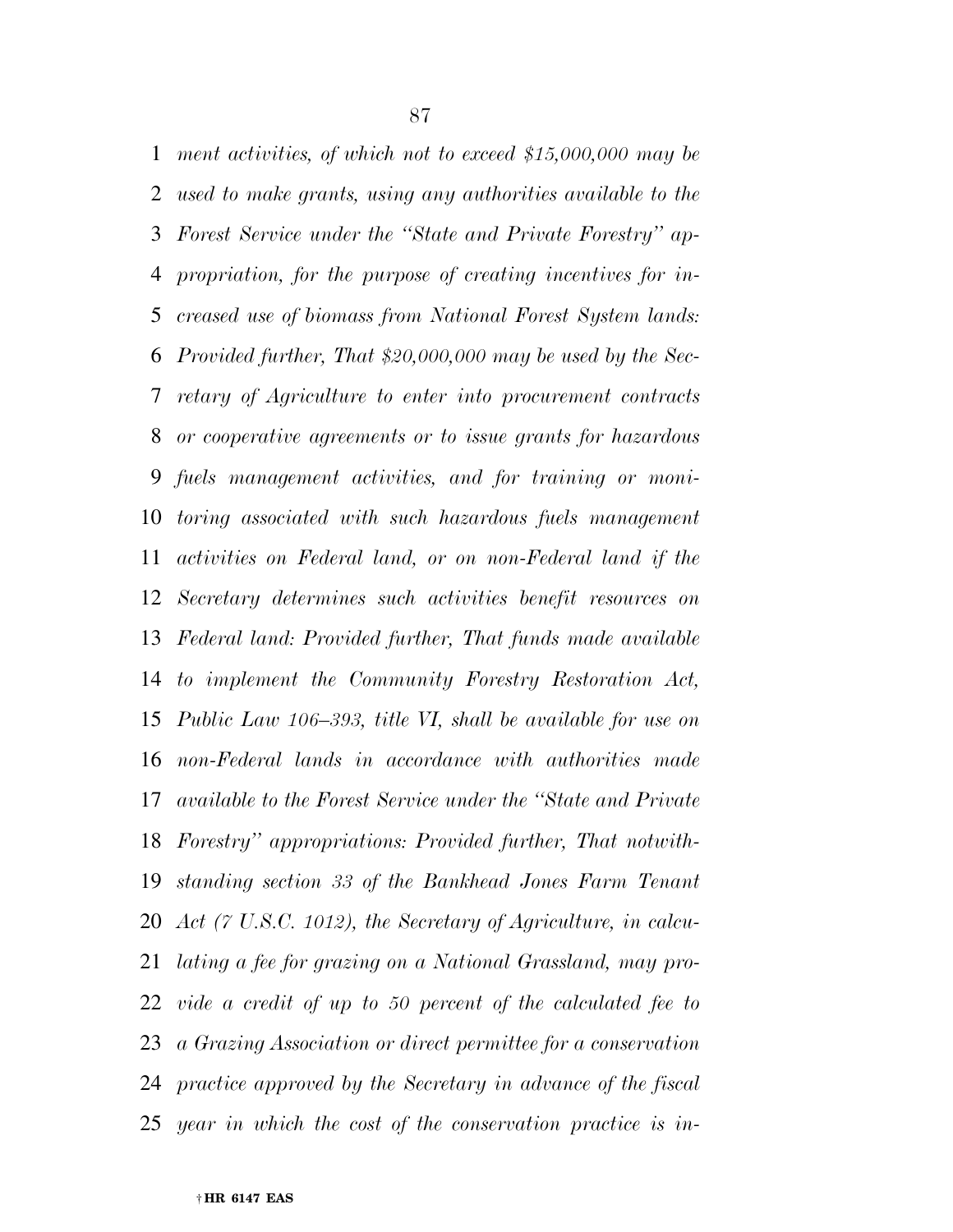*ment activities, of which not to exceed $15,000,000 may be used to make grants, using any authorities available to the Forest Service under the "State and Private Forestry" appropriation, for the purpose of creating incentives for increased use of biomass from National Forest System lands: Provided further, That $20,000,000 may be used by the Secretary of Agriculture to enter into procurement contracts or cooperative agreements or to issue grants for hazardous fuels management activities, and for training or monitoring associated with such hazardous fuels management activities on Federal land, or on non-Federal land if the Secretary determines such activities benefit resources on Federal land: Provided further, That funds made available to implement the Community Forestry Restoration Act, Public Law 106–393, title VI, shall be available for use on non-Federal lands in accordance with authorities made available to the Forest Service under the "State and Private Forestry" appropriations: Provided further, That notwithstanding section 33 of the Bankhead Jones Farm Tenant Act (7 U.S.C. 1012), the Secretary of Agriculture, in calculating a fee for grazing on a National Grassland, may provide a credit of up to 50 percent of the calculated fee to a Grazing Association or direct permittee for a conservation practice approved by the Secretary in advance of the fiscal year in which the cost of the conservation practice is in-*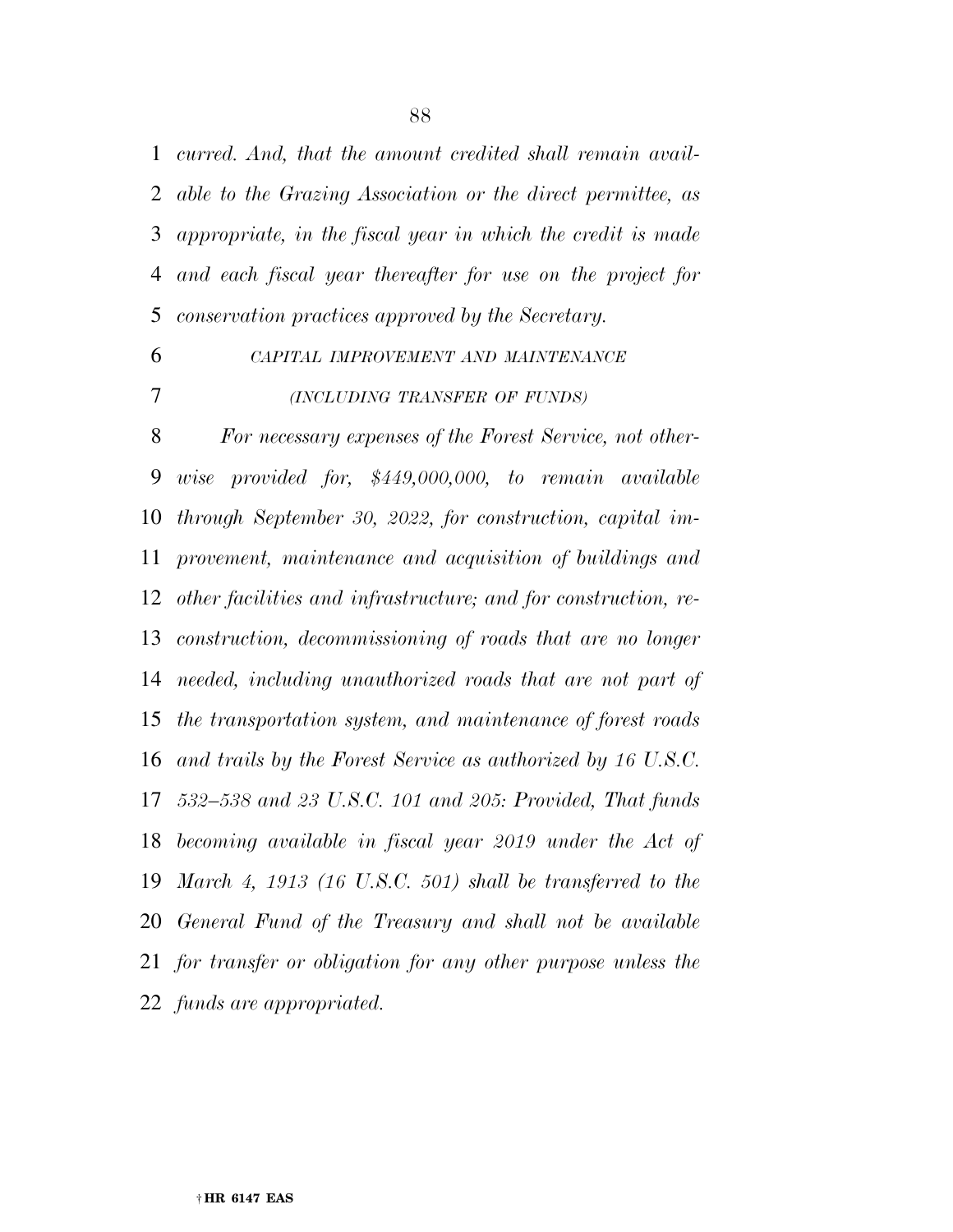*curred. And, that the amount credited shall remain available to the Grazing Association or the direct permittee, as appropriate, in the fiscal year in which the credit is made and each fiscal year thereafter for use on the project for conservation practices approved by the Secretary.*

*CAPITAL IMPROVEMENT AND MAINTENANCE*

*(INCLUDING TRANSFER OF FUNDS)*

*For necessary expenses of the Forest Service, not otherwise provided for, $449,000,000, to remain available through September 30, 2022, for construction, capital improvement, maintenance and acquisition of buildings and other facilities and infrastructure; and for construction, reconstruction, decommissioning of roads that are no longer needed, including unauthorized roads that are not part of the transportation system, and maintenance of forest roads and trails by the Forest Service as authorized by 16 U.S.C. 532–538 and 23 U.S.C. 101 and 205: Provided, That funds becoming available in fiscal year 2019 under the Act of March 4, 1913 (16 U.S.C. 501) shall be transferred to the General Fund of the Treasury and shall not be available for transfer or obligation for any other purpose unless the funds are appropriated.*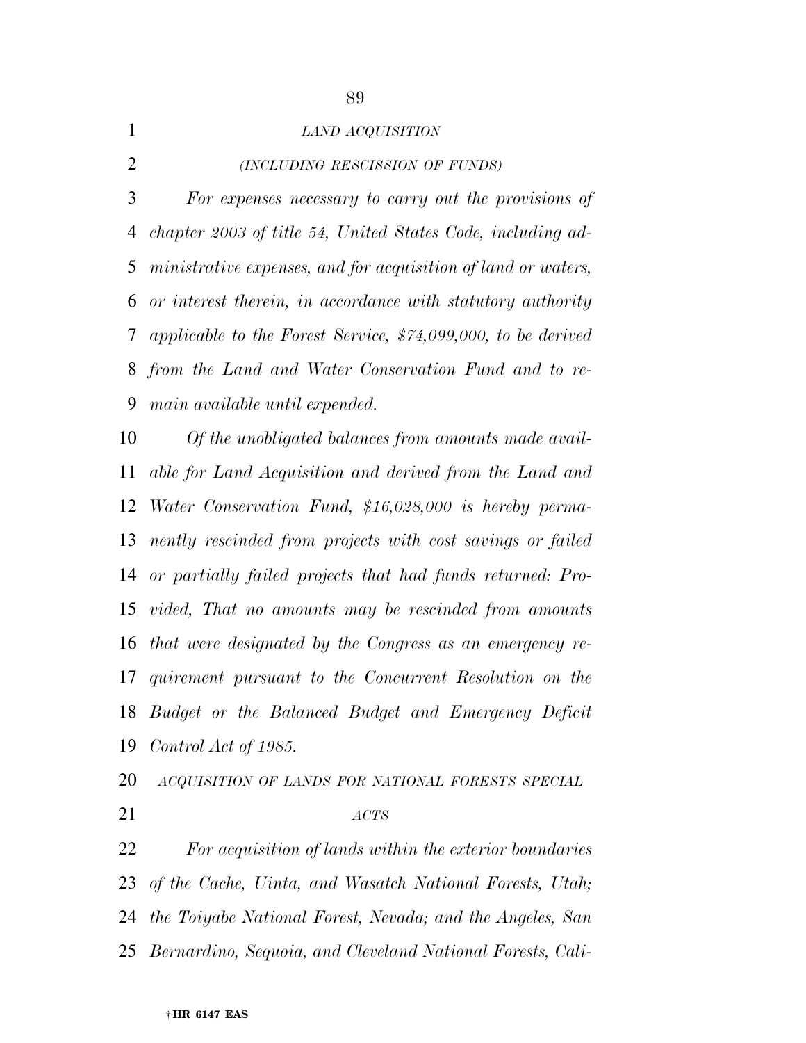*LAND ACQUISITION*

*(INCLUDING RESCISSION OF FUNDS)*

*For expenses necessary to carry out the provisions of chapter 2003 of title 54, United States Code, including administrative expenses, and for acquisition of land or waters, or interest therein, in accordance with statutory authority applicable to the Forest Service, $74,099,000, to be derived from the Land and Water Conservation Fund and to remain available until expended.*

*Of the unobligated balances from amounts made available for Land Acquisition and derived from the Land and Water Conservation Fund, $16,028,000 is hereby permanently rescinded from projects with cost savings or failed or partially failed projects that had funds returned: Provided, That no amounts may be rescinded from amounts that were designated by the Congress as an emergency requirement pursuant to the Concurrent Resolution on the Budget or the Balanced Budget and Emergency Deficit Control Act of 1985.*

*ACQUISITION OF LANDS FOR NATIONAL FORESTS SPECIAL ACTS*

*For acquisition of lands within the exterior boundaries of the Cache, Uinta, and Wasatch National Forests, Utah; the Toiyabe National Forest, Nevada; and the Angeles, San Bernardino, Sequoia, and Cleveland National Forests, Cali-*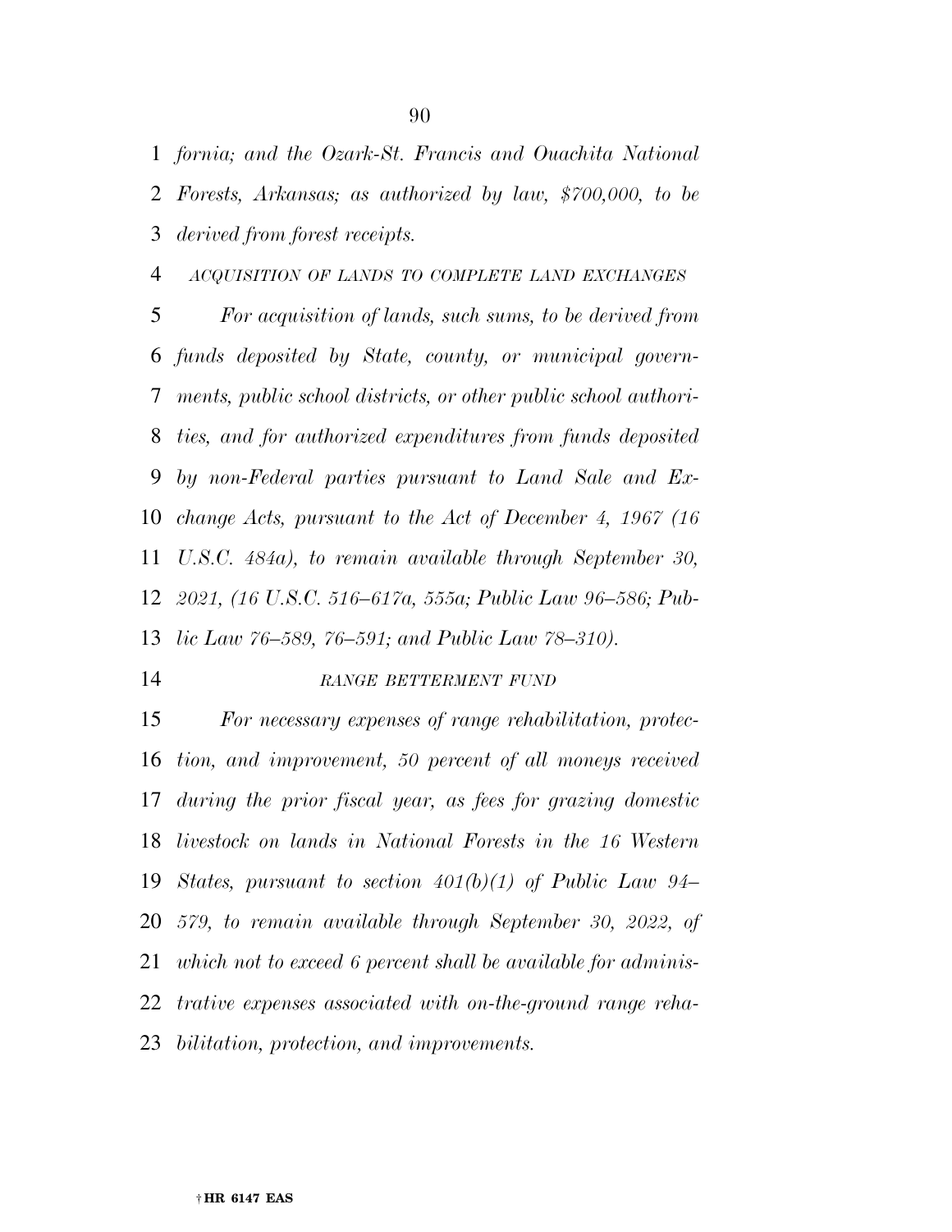*fornia; and the Ozark-St. Francis and Ouachita National Forests, Arkansas; as authorized by law, $700,000, to be derived from forest receipts.*

*ACQUISITION OF LANDS TO COMPLETE LAND EXCHANGES*

*For acquisition of lands, such sums, to be derived from funds deposited by State, county, or municipal governments, public school districts, or other public school authorities, and for authorized expenditures from funds deposited by non-Federal parties pursuant to Land Sale and Exchange Acts, pursuant to the Act of December 4, 1967 (16 U.S.C. 484a), to remain available through September 30, 2021, (16 U.S.C. 516–617a, 555a; Public Law 96–586; Public Law 76–589, 76–591; and Public Law 78–310).*

*RANGE BETTERMENT FUND*

*For necessary expenses of range rehabilitation, protection, and improvement, 50 percent of all moneys received during the prior fiscal year, as fees for grazing domestic livestock on lands in National Forests in the 16 Western States, pursuant to section 401(b)(1) of Public Law 94–579, to remain available through September 30, 2022, of which not to exceed 6 percent shall be available for administrative expenses associated with on-the-ground range rehabilitation, protection, and improvements.*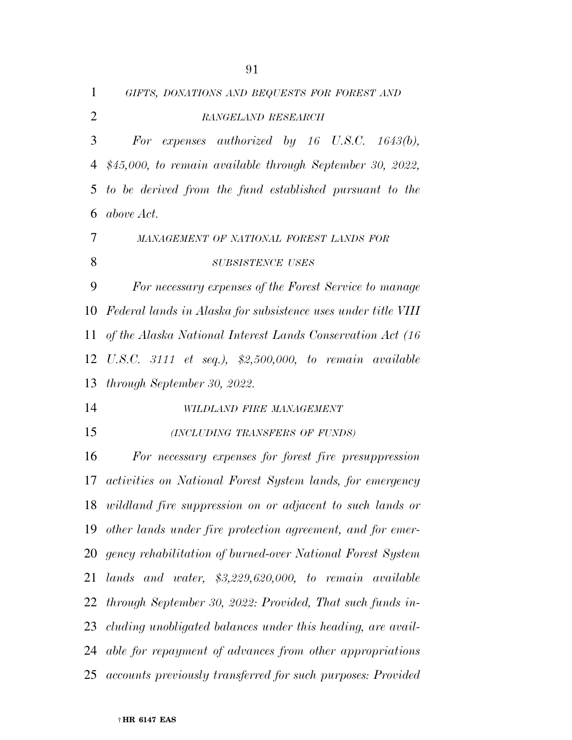*GIFTS, DONATIONS AND BEQUESTS FOR FOREST AND RANGELAND RESEARCH*

*For expenses authorized by 16 U.S.C. 1643(b), $45,000, to remain available through September 30, 2022, to be derived from the fund established pursuant to the above Act.*

*MANAGEMENT OF NATIONAL FOREST LANDS FOR SUBSISTENCE USES*

*For necessary expenses of the Forest Service to manage Federal lands in Alaska for subsistence uses under title VIII of the Alaska National Interest Lands Conservation Act (16 U.S.C. 3111 et seq.), $2,500,000, to remain available through September 30, 2022.*

*WILDLAND FIRE MANAGEMENT*

*(INCLUDING TRANSFERS OF FUNDS)*

*For necessary expenses for forest fire presuppression activities on National Forest System lands, for emergency wildland fire suppression on or adjacent to such lands or other lands under fire protection agreement, and for emergency rehabilitation of burned-over National Forest System lands and water, $3,229,620,000, to remain available through September 30, 2022: Provided, That such funds including unobligated balances under this heading, are available for repayment of advances from other appropriations accounts previously transferred for such purposes: Provided*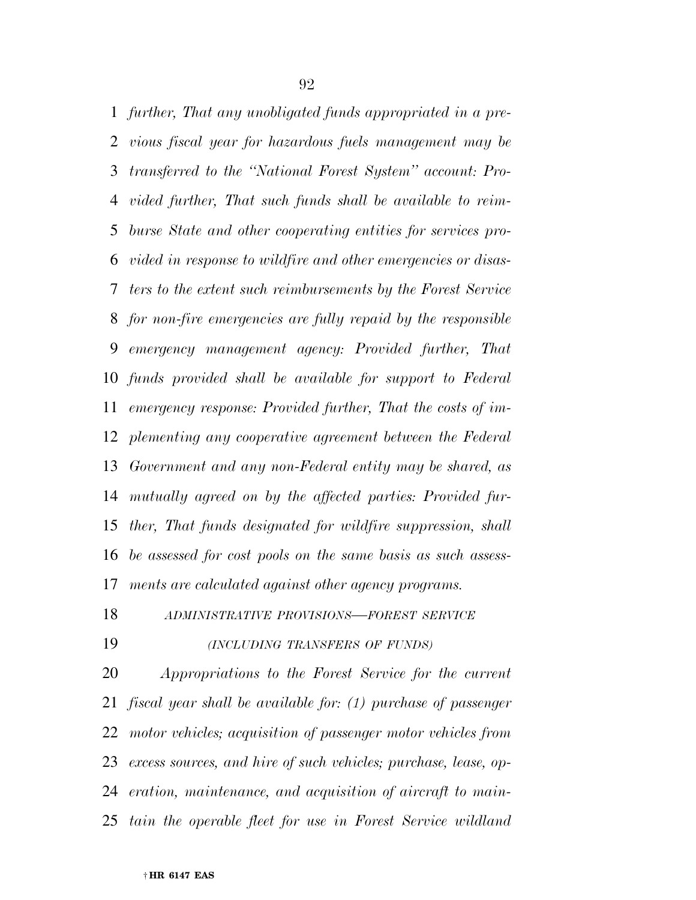*further, That any unobligated funds appropriated in a previous fiscal year for hazardous fuels management may be transferred to the ''National Forest System'' account: Provided further, That such funds shall be available to reimburse State and other cooperating entities for services provided in response to wildfire and other emergencies or disasters to the extent such reimbursements by the Forest Service for non-fire emergencies are fully repaid by the responsible emergency management agency: Provided further, That funds provided shall be available for support to Federal emergency response: Provided further, That the costs of implementing any cooperative agreement between the Federal Government and any non-Federal entity may be shared, as mutually agreed on by the affected parties: Provided further, That funds designated for wildfire suppression, shall be assessed for cost pools on the same basis as such assessments are calculated against other agency programs.*

*ADMINISTRATIVE PROVISIONS—FOREST SERVICE*

*(INCLUDING TRANSFERS OF FUNDS)*

*Appropriations to the Forest Service for the current fiscal year shall be available for: (1) purchase of passenger motor vehicles; acquisition of passenger motor vehicles from excess sources, and hire of such vehicles; purchase, lease, operation, maintenance, and acquisition of aircraft to maintain the operable fleet for use in Forest Service wildland*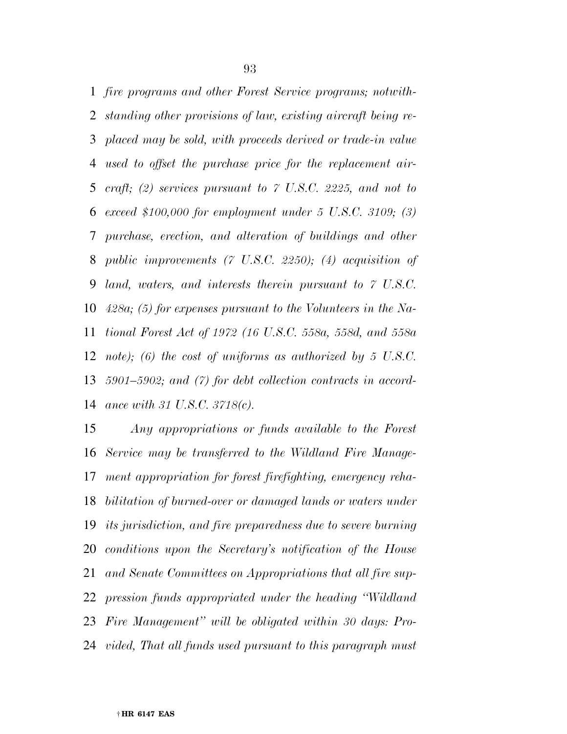*fire programs and other Forest Service programs; notwithstanding other provisions of law, existing aircraft being replaced may be sold, with proceeds derived or trade-in value used to offset the purchase price for the replacement aircraft; (2) services pursuant to 7 U.S.C. 2225, and not to exceed $100,000 for employment under 5 U.S.C. 3109; (3) purchase, erection, and alteration of buildings and other public improvements (7 U.S.C. 2250); (4) acquisition of land, waters, and interests therein pursuant to 7 U.S.C. 428a; (5) for expenses pursuant to the Volunteers in the National Forest Act of 1972 (16 U.S.C. 558a, 558d, and 558a note); (6) the cost of uniforms as authorized by 5 U.S.C. 5901–5902; and (7) for debt collection contracts in accordance with 31 U.S.C. 3718(c).*

*Any appropriations or funds available to the Forest Service may be transferred to the Wildland Fire Management appropriation for forest firefighting, emergency rehabilitation of burned-over or damaged lands or waters under its jurisdiction, and fire preparedness due to severe burning conditions upon the Secretary's notification of the House and Senate Committees on Appropriations that all fire suppression funds appropriated under the heading "Wildland Fire Management" will be obligated within 30 days: Provided, That all funds used pursuant to this paragraph must*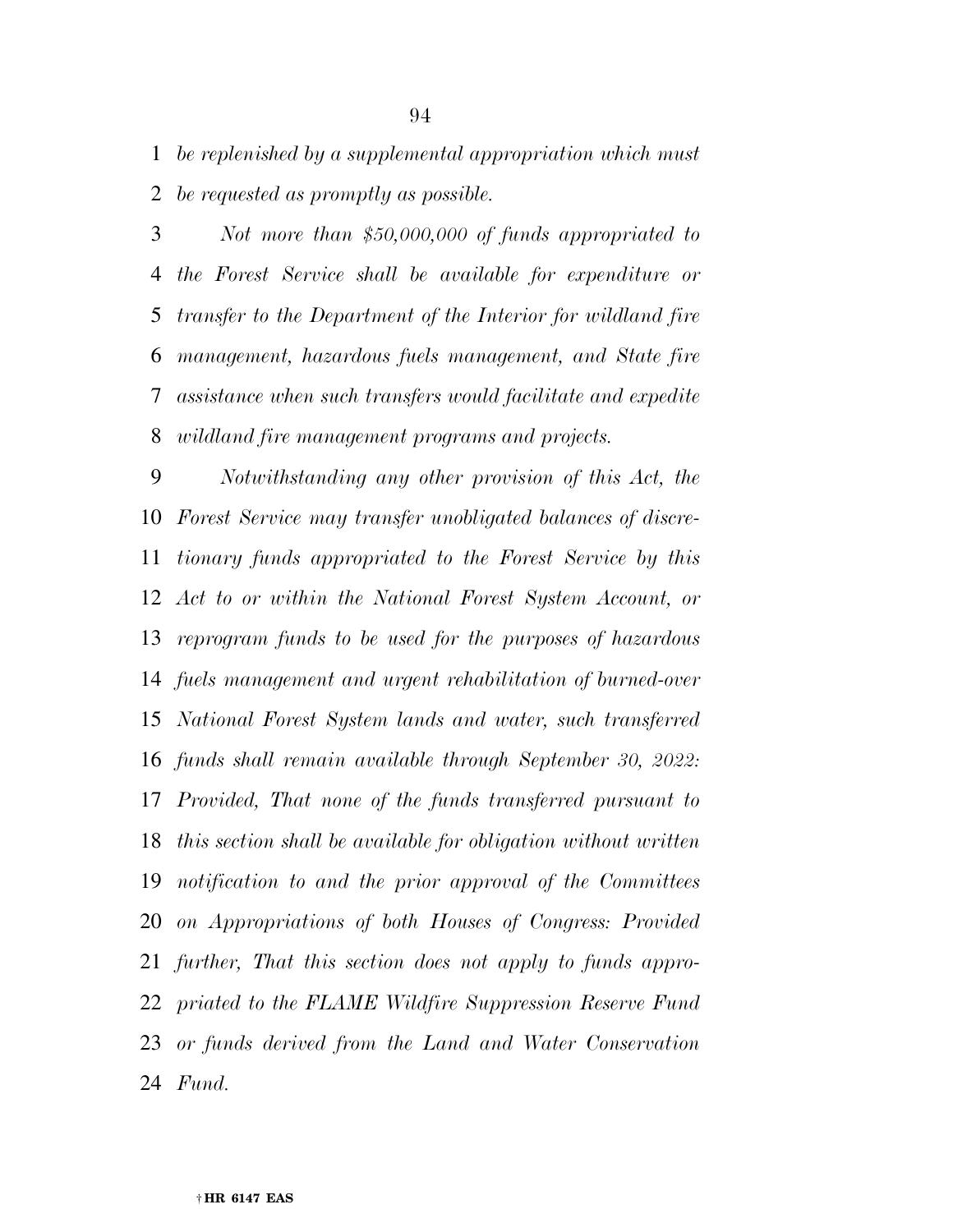*be replenished by a supplemental appropriation which must be requested as promptly as possible.*

*Not more than $50,000,000 of funds appropriated to the Forest Service shall be available for expenditure or transfer to the Department of the Interior for wildland fire management, hazardous fuels management, and State fire assistance when such transfers would facilitate and expedite wildland fire management programs and projects.*

*Notwithstanding any other provision of this Act, the Forest Service may transfer unobligated balances of discretionary funds appropriated to the Forest Service by this Act to or within the National Forest System Account, or reprogram funds to be used for the purposes of hazardous fuels management and urgent rehabilitation of burned-over National Forest System lands and water, such transferred funds shall remain available through September 30, 2022: Provided, That none of the funds transferred pursuant to this section shall be available for obligation without written notification to and the prior approval of the Committees on Appropriations of both Houses of Congress: Provided further, That this section does not apply to funds appropriated to the FLAME Wildfire Suppression Reserve Fund or funds derived from the Land and Water Conservation Fund.*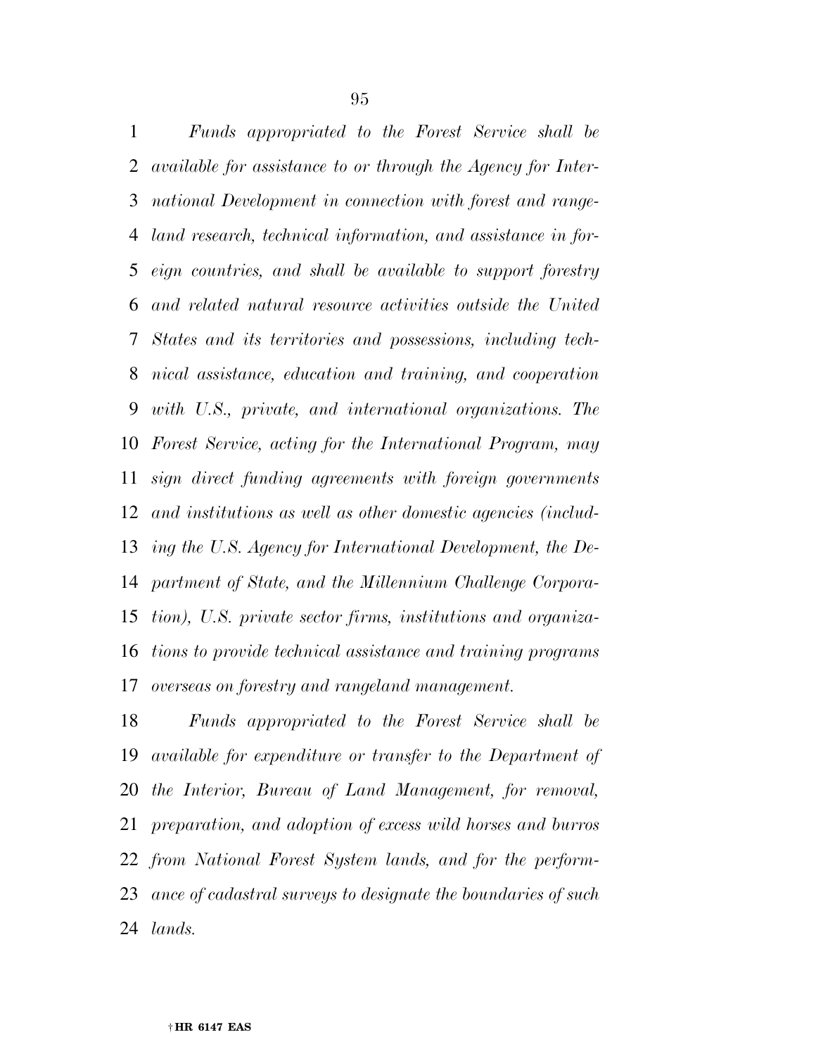*Funds appropriated to the Forest Service shall be available for assistance to or through the Agency for International Development in connection with forest and rangeland research, technical information, and assistance in foreign countries, and shall be available to support forestry and related natural resource activities outside the United States and its territories and possessions, including technical assistance, education and training, and cooperation with U.S., private, and international organizations. The Forest Service, acting for the International Program, may sign direct funding agreements with foreign governments and institutions as well as other domestic agencies (including the U.S. Agency for International Development, the Department of State, and the Millennium Challenge Corporation), U.S. private sector firms, institutions and organizations to provide technical assistance and training programs overseas on forestry and rangeland management.*

*Funds appropriated to the Forest Service shall be available for expenditure or transfer to the Department of the Interior, Bureau of Land Management, for removal, preparation, and adoption of excess wild horses and burros from National Forest System lands, and for the performance of cadastral surveys to designate the boundaries of such lands.*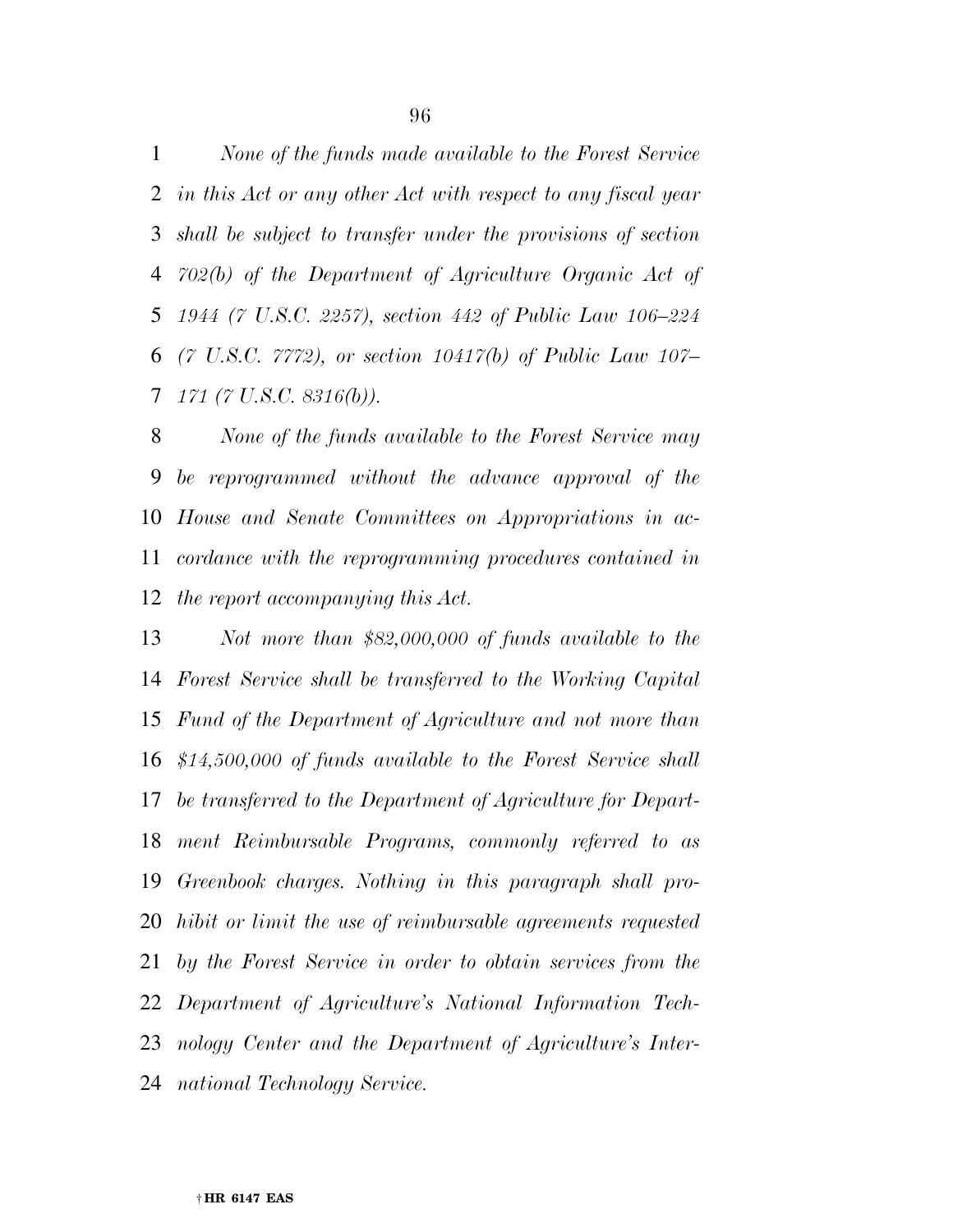*None of the funds made available to the Forest Service in this Act or any other Act with respect to any fiscal year shall be subject to transfer under the provisions of section 702(b) of the Department of Agriculture Organic Act of 1944 (7 U.S.C. 2257), section 442 of Public Law 106–224 (7 U.S.C. 7772), or section 10417(b) of Public Law 107–171 (7 U.S.C. 8316(b)).*

*None of the funds available to the Forest Service may be reprogrammed without the advance approval of the House and Senate Committees on Appropriations in accordance with the reprogramming procedures contained in the report accompanying this Act.*

*Not more than $82,000,000 of funds available to the Forest Service shall be transferred to the Working Capital Fund of the Department of Agriculture and not more than $14,500,000 of funds available to the Forest Service shall be transferred to the Department of Agriculture for Department Reimbursable Programs, commonly referred to as Greenbook charges. Nothing in this paragraph shall prohibit or limit the use of reimbursable agreements requested by the Forest Service in order to obtain services from the Department of Agriculture's National Information Technology Center and the Department of Agriculture's International Technology Service.*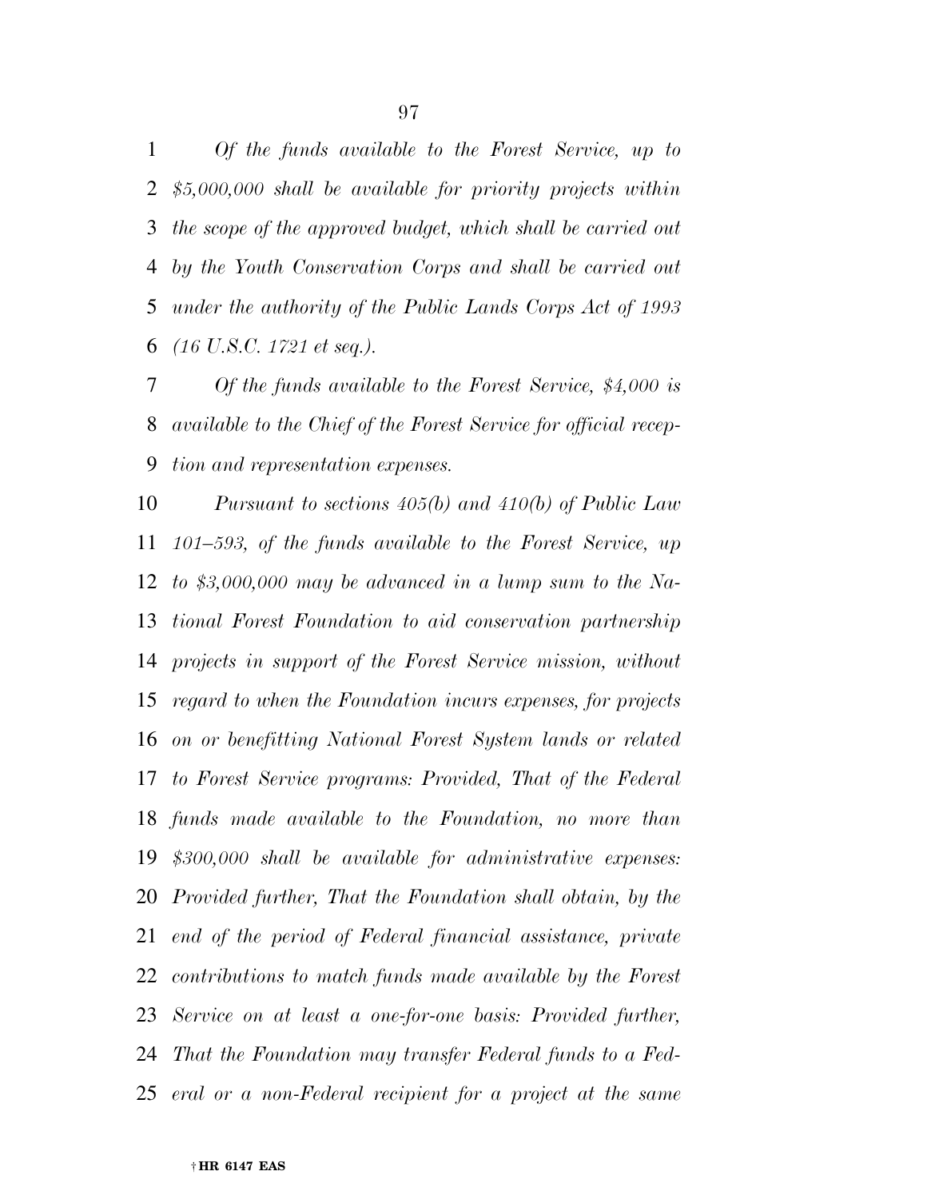*Of the funds available to the Forest Service, up to $5,000,000 shall be available for priority projects within the scope of the approved budget, which shall be carried out by the Youth Conservation Corps and shall be carried out under the authority of the Public Lands Corps Act of 1993 (16 U.S.C. 1721 et seq.).*

*Of the funds available to the Forest Service, $4,000 is available to the Chief of the Forest Service for official reception and representation expenses.*

*Pursuant to sections 405(b) and 410(b) of Public Law 101–593, of the funds available to the Forest Service, up to $3,000,000 may be advanced in a lump sum to the National Forest Foundation to aid conservation partnership projects in support of the Forest Service mission, without regard to when the Foundation incurs expenses, for projects on or benefitting National Forest System lands or related to Forest Service programs: Provided, That of the Federal funds made available to the Foundation, no more than $300,000 shall be available for administrative expenses: Provided further, That the Foundation shall obtain, by the end of the period of Federal financial assistance, private contributions to match funds made available by the Forest Service on at least a one-for-one basis: Provided further, That the Foundation may transfer Federal funds to a Federal or a non-Federal recipient for a project at the same*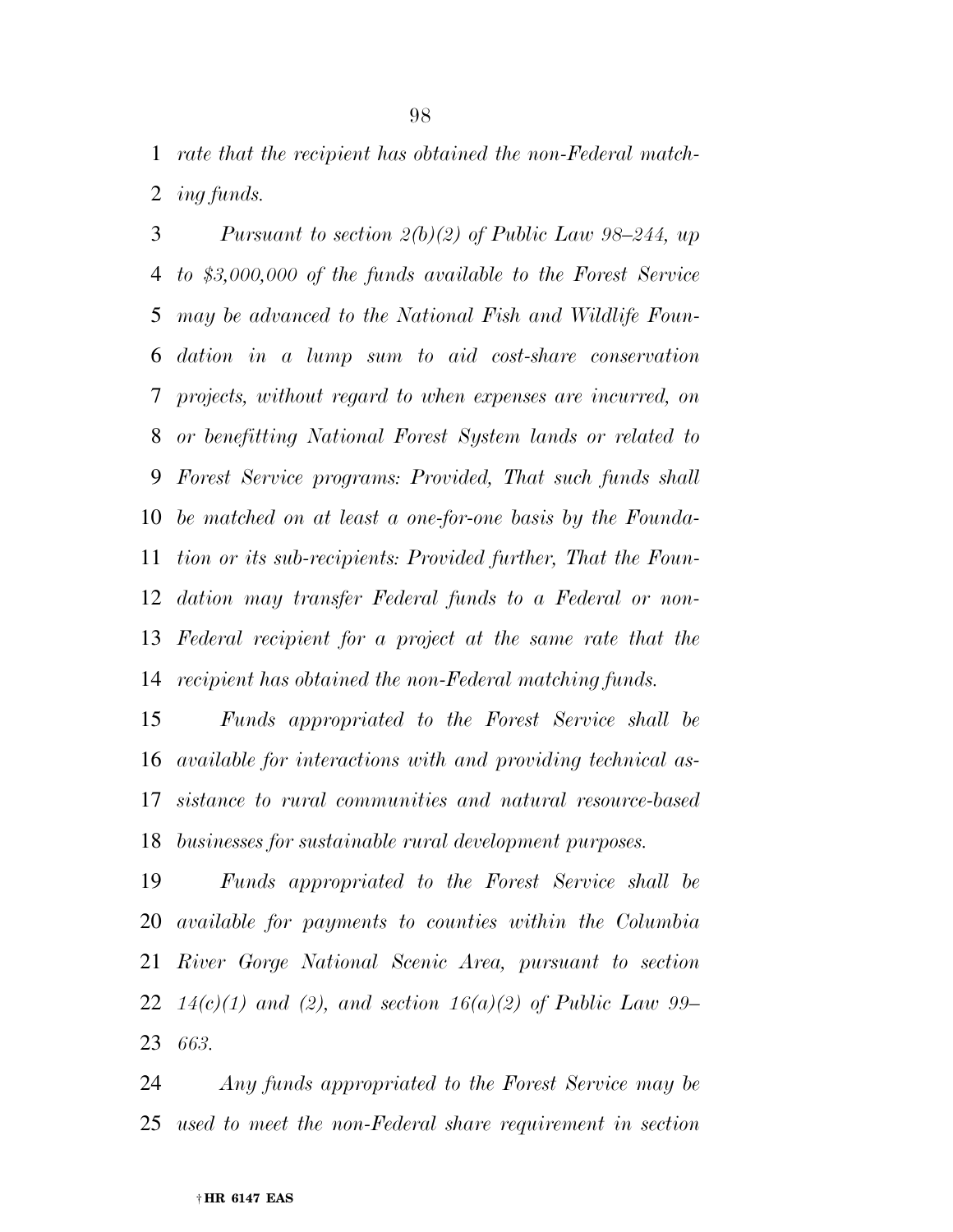*rate that the recipient has obtained the non-Federal matching funds.*

*Pursuant to section 2(b)(2) of Public Law 98–244, up to $3,000,000 of the funds available to the Forest Service may be advanced to the National Fish and Wildlife Foundation in a lump sum to aid cost-share conservation projects, without regard to when expenses are incurred, on or benefitting National Forest System lands or related to Forest Service programs: Provided, That such funds shall be matched on at least a one-for-one basis by the Foundation or its sub-recipients: Provided further, That the Foundation may transfer Federal funds to a Federal or non-Federal recipient for a project at the same rate that the recipient has obtained the non-Federal matching funds.*

*Funds appropriated to the Forest Service shall be available for interactions with and providing technical assistance to rural communities and natural resource-based businesses for sustainable rural development purposes.*

*Funds appropriated to the Forest Service shall be available for payments to counties within the Columbia River Gorge National Scenic Area, pursuant to section 14(c)(1) and (2), and section 16(a)(2) of Public Law 99–663.*

*Any funds appropriated to the Forest Service may be used to meet the non-Federal share requirement in section*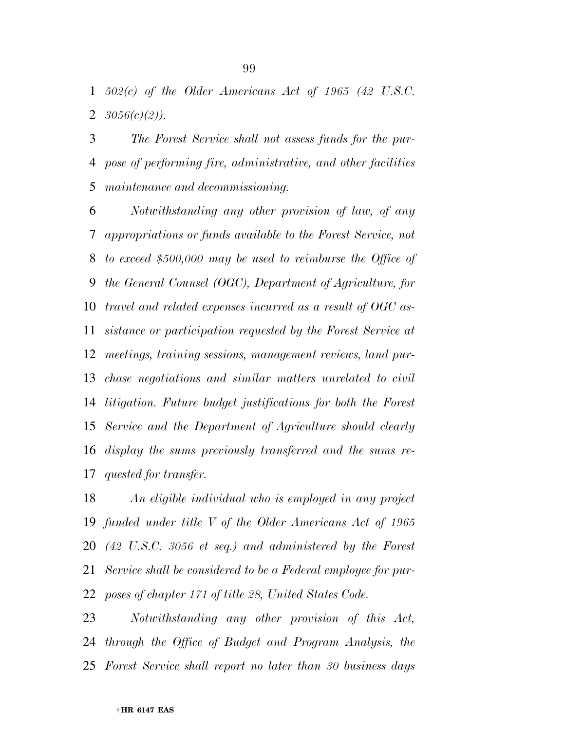*502(c) of the Older Americans Act of 1965 (42 U.S.C. 3056(c)(2)).*

*The Forest Service shall not assess funds for the purpose of performing fire, administrative, and other facilities maintenance and decommissioning.*

*Notwithstanding any other provision of law, of any appropriations or funds available to the Forest Service, not to exceed $500,000 may be used to reimburse the Office of the General Counsel (OGC), Department of Agriculture, for travel and related expenses incurred as a result of OGC assistance or participation requested by the Forest Service at meetings, training sessions, management reviews, land purchase negotiations and similar matters unrelated to civil litigation. Future budget justifications for both the Forest Service and the Department of Agriculture should clearly display the sums previously transferred and the sums requested for transfer.*

*An eligible individual who is employed in any project funded under title V of the Older Americans Act of 1965 (42 U.S.C. 3056 et seq.) and administered by the Forest Service shall be considered to be a Federal employee for purposes of chapter 171 of title 28, United States Code.*

*Notwithstanding any other provision of this Act, through the Office of Budget and Program Analysis, the Forest Service shall report no later than 30 business days*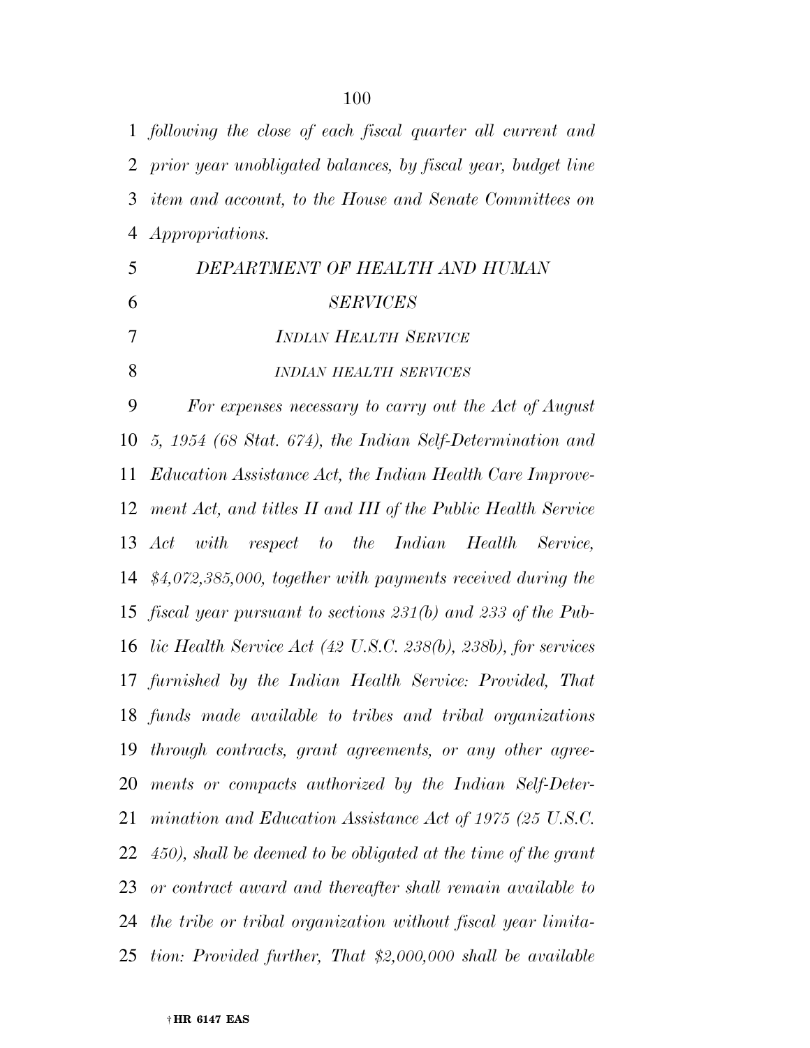*following the close of each fiscal quarter all current and prior year unobligated balances, by fiscal year, budget line item and account, to the House and Senate Committees on Appropriations.*

## *DEPARTMENT OF HEALTH AND HUMAN SERVICES*

### *INDIAN HEALTH SERVICE*

#### *INDIAN HEALTH SERVICES*

*For expenses necessary to carry out the Act of August 5, 1954 (68 Stat. 674), the Indian Self-Determination and Education Assistance Act, the Indian Health Care Improvement Act, and titles II and III of the Public Health Service Act with respect to the Indian Health Service, $4,072,385,000, together with payments received during the fiscal year pursuant to sections 231(b) and 233 of the Public Health Service Act (42 U.S.C. 238(b), 238b), for services furnished by the Indian Health Service: Provided, That funds made available to tribes and tribal organizations through contracts, grant agreements, or any other agreements or compacts authorized by the Indian Self-Determination and Education Assistance Act of 1975 (25 U.S.C. 450), shall be deemed to be obligated at the time of the grant or contract award and thereafter shall remain available to the tribe or tribal organization without fiscal year limitation: Provided further, That $2,000,000 shall be available*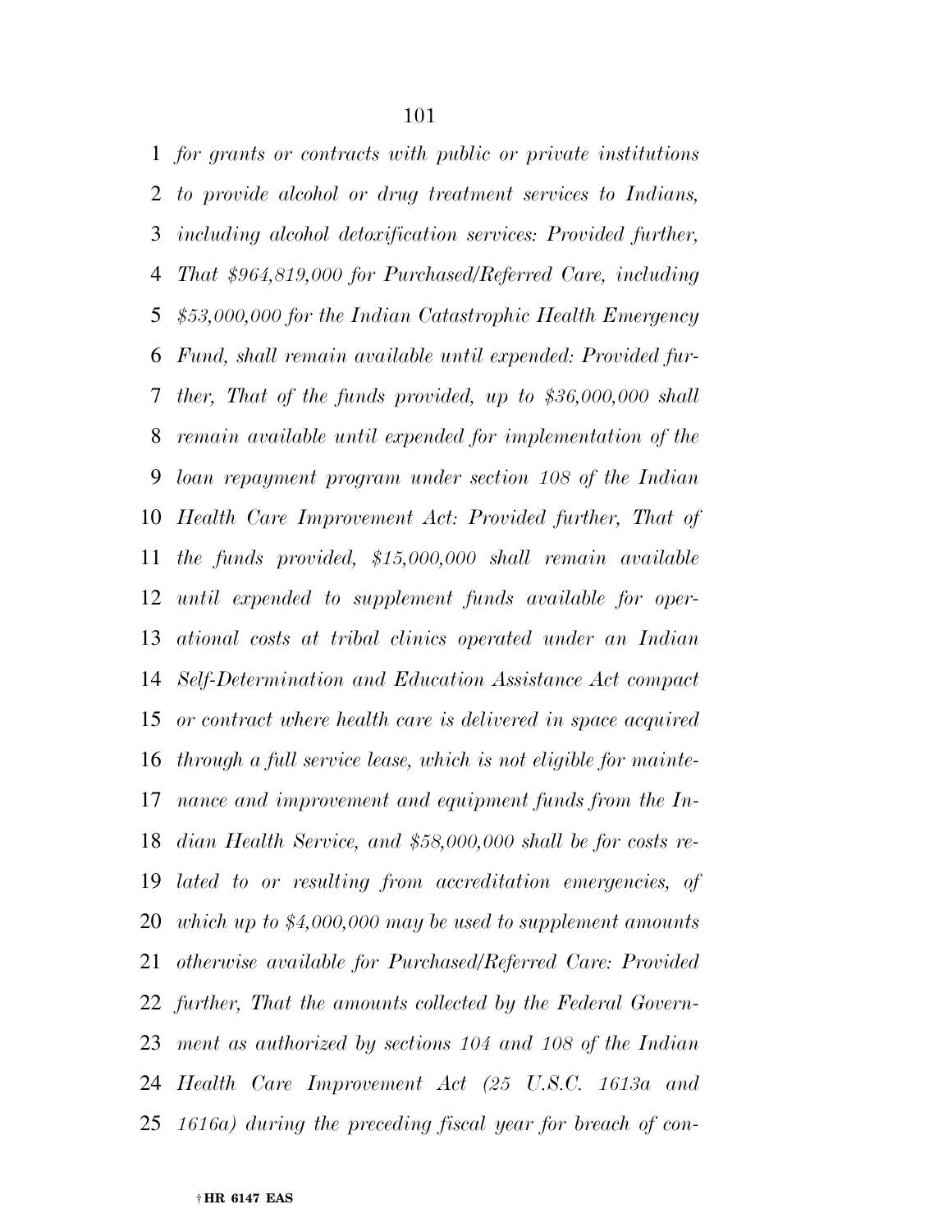*for grants or contracts with public or private institutions to provide alcohol or drug treatment services to Indians, including alcohol detoxification services: Provided further, That $964,819,000 for Purchased/Referred Care, including $53,000,000 for the Indian Catastrophic Health Emergency Fund, shall remain available until expended: Provided further, That of the funds provided, up to $36,000,000 shall remain available until expended for implementation of the loan repayment program under section 108 of the Indian Health Care Improvement Act: Provided further, That of the funds provided, $15,000,000 shall remain available until expended to supplement funds available for operational costs at tribal clinics operated under an Indian Self-Determination and Education Assistance Act compact or contract where health care is delivered in space acquired through a full service lease, which is not eligible for maintenance and improvement and equipment funds from the Indian Health Service, and $58,000,000 shall be for costs related to or resulting from accreditation emergencies, of which up to $4,000,000 may be used to supplement amounts otherwise available for Purchased/Referred Care: Provided further, That the amounts collected by the Federal Government as authorized by sections 104 and 108 of the Indian Health Care Improvement Act (25 U.S.C. 1613a and 1616a) during the preceding fiscal year for breach of con-*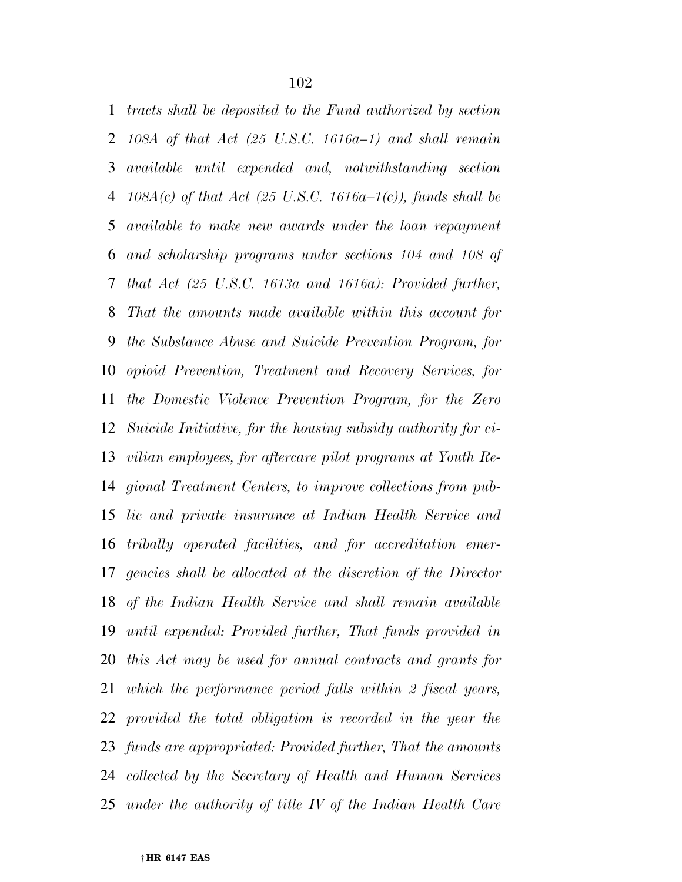*tracts shall be deposited to the Fund authorized by section 108A of that Act (25 U.S.C. 1616a–1) and shall remain available until expended and, notwithstanding section 108A(c) of that Act (25 U.S.C. 1616a–1(c)), funds shall be available to make new awards under the loan repayment and scholarship programs under sections 104 and 108 of that Act (25 U.S.C. 1613a and 1616a): Provided further, That the amounts made available within this account for the Substance Abuse and Suicide Prevention Program, for opioid Prevention, Treatment and Recovery Services, for the Domestic Violence Prevention Program, for the Zero Suicide Initiative, for the housing subsidy authority for civilian employees, for aftercare pilot programs at Youth Regional Treatment Centers, to improve collections from public and private insurance at Indian Health Service and tribally operated facilities, and for accreditation emergencies shall be allocated at the discretion of the Director of the Indian Health Service and shall remain available until expended: Provided further, That funds provided in this Act may be used for annual contracts and grants for which the performance period falls within 2 fiscal years, provided the total obligation is recorded in the year the funds are appropriated: Provided further, That the amounts collected by the Secretary of Health and Human Services under the authority of title IV of the Indian Health Care*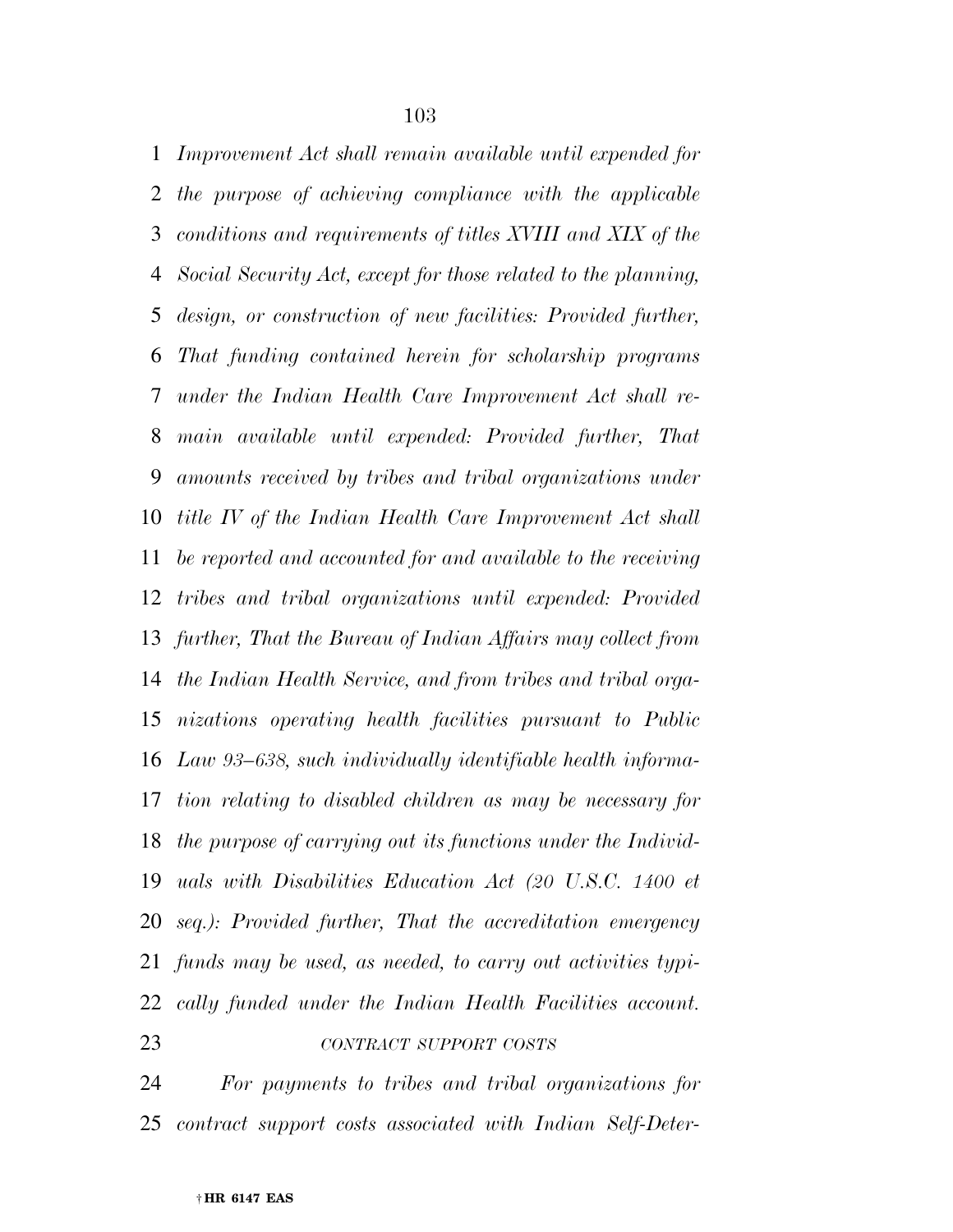*Improvement Act shall remain available until expended for the purpose of achieving compliance with the applicable conditions and requirements of titles XVIII and XIX of the Social Security Act, except for those related to the planning, design, or construction of new facilities: Provided further, That funding contained herein for scholarship programs under the Indian Health Care Improvement Act shall remain available until expended: Provided further, That amounts received by tribes and tribal organizations under title IV of the Indian Health Care Improvement Act shall be reported and accounted for and available to the receiving tribes and tribal organizations until expended: Provided further, That the Bureau of Indian Affairs may collect from the Indian Health Service, and from tribes and tribal organizations operating health facilities pursuant to Public Law 93–638, such individually identifiable health information relating to disabled children as may be necessary for the purpose of carrying out its functions under the Individuals with Disabilities Education Act (20 U.S.C. 1400 et seq.): Provided further, That the accreditation emergency funds may be used, as needed, to carry out activities typically funded under the Indian Health Facilities account.*

*CONTRACT SUPPORT COSTS*

*For payments to tribes and tribal organizations for contract support costs associated with Indian Self-Deter-*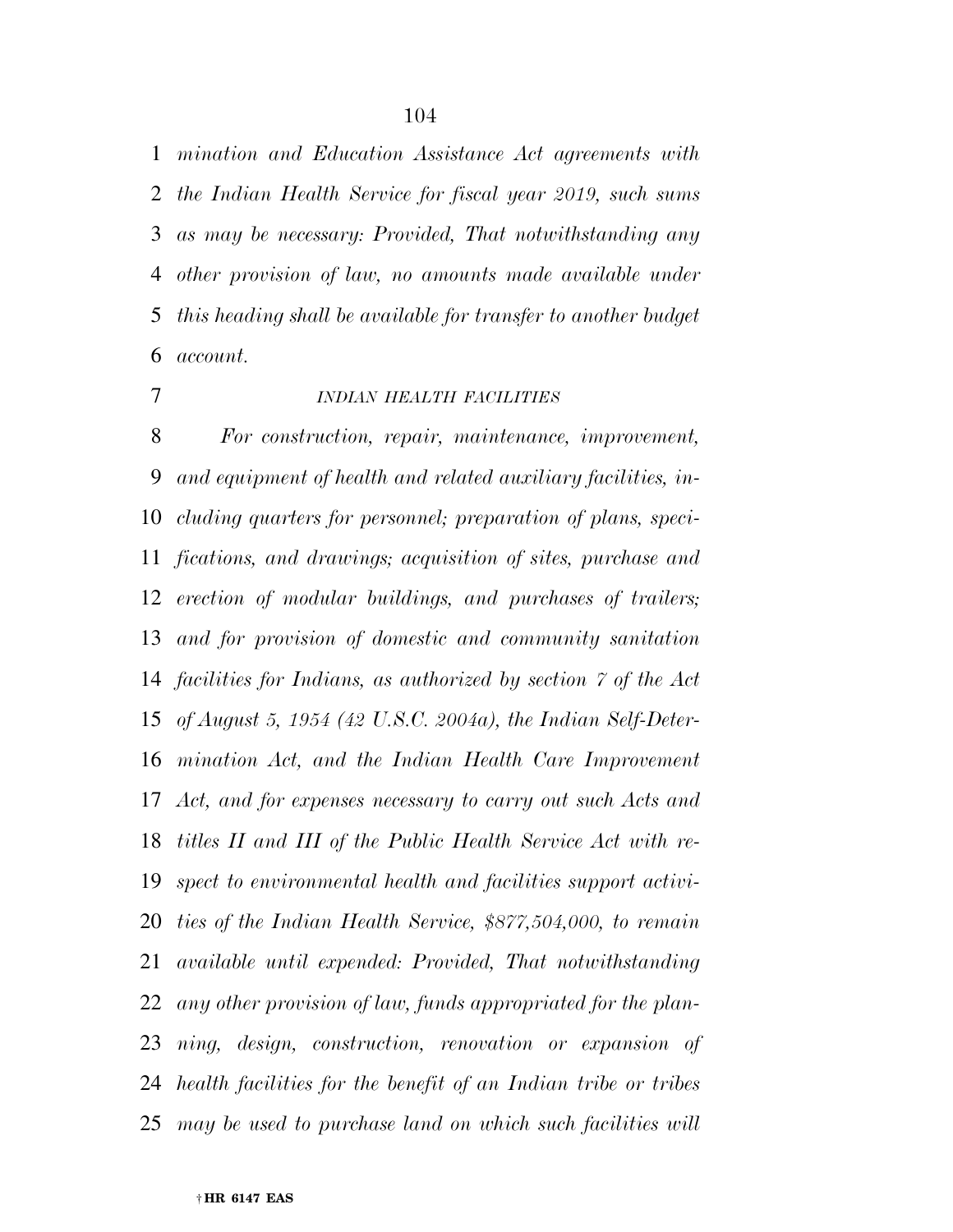*mination and Education Assistance Act agreements with the Indian Health Service for fiscal year 2019, such sums as may be necessary: Provided, That notwithstanding any other provision of law, no amounts made available under this heading shall be available for transfer to another budget account.*

*INDIAN HEALTH FACILITIES*

*For construction, repair, maintenance, improvement, and equipment of health and related auxiliary facilities, including quarters for personnel; preparation of plans, specifications, and drawings; acquisition of sites, purchase and erection of modular buildings, and purchases of trailers; and for provision of domestic and community sanitation facilities for Indians, as authorized by section 7 of the Act of August 5, 1954 (42 U.S.C. 2004a), the Indian Self-Determination Act, and the Indian Health Care Improvement Act, and for expenses necessary to carry out such Acts and titles II and III of the Public Health Service Act with respect to environmental health and facilities support activities of the Indian Health Service, $877,504,000, to remain available until expended: Provided, That notwithstanding any other provision of law, funds appropriated for the planning, design, construction, renovation or expansion of health facilities for the benefit of an Indian tribe or tribes may be used to purchase land on which such facilities will*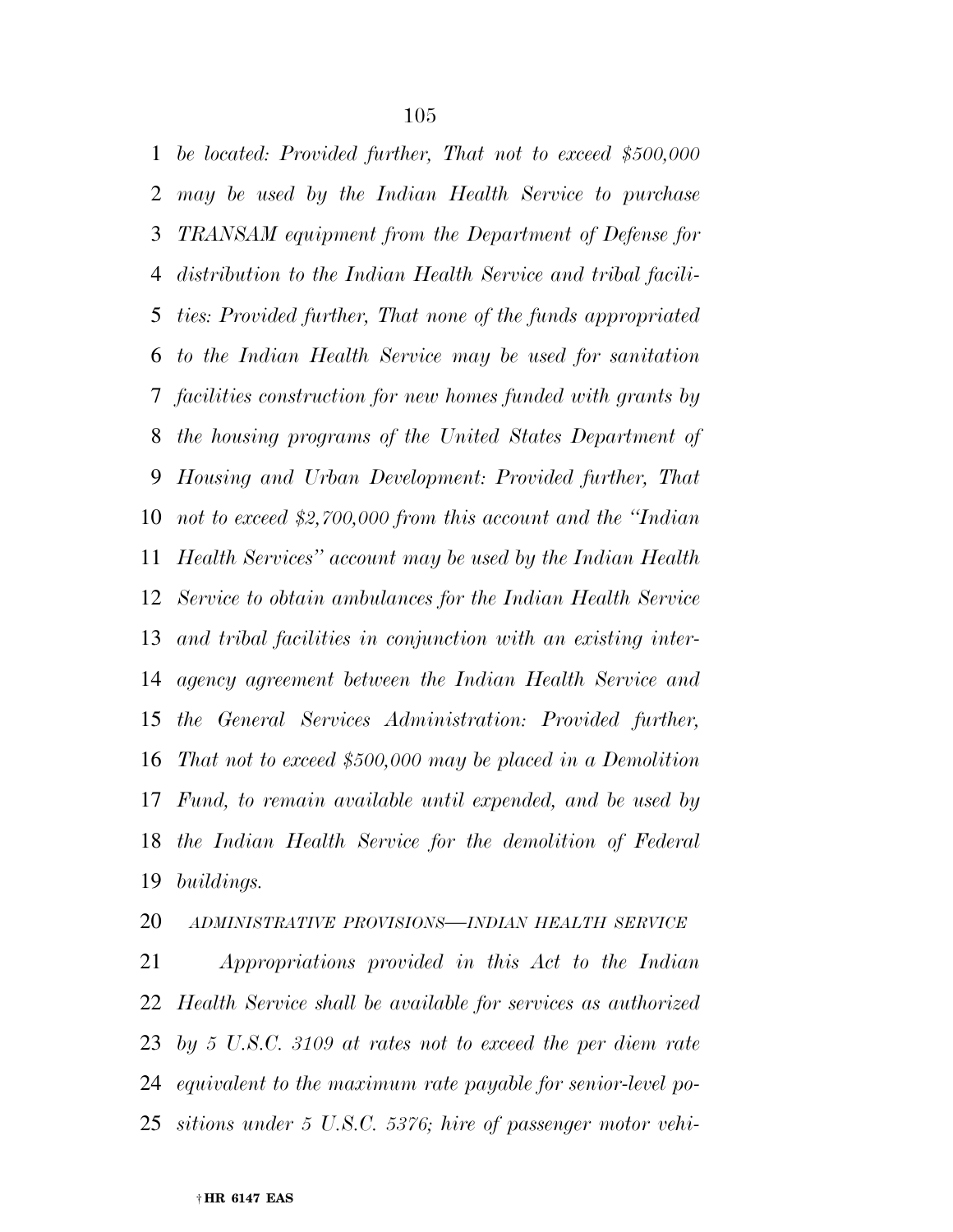*be located: Provided further, That not to exceed $500,000 may be used by the Indian Health Service to purchase TRANSAM equipment from the Department of Defense for distribution to the Indian Health Service and tribal facilities: Provided further, That none of the funds appropriated to the Indian Health Service may be used for sanitation facilities construction for new homes funded with grants by the housing programs of the United States Department of Housing and Urban Development: Provided further, That not to exceed $2,700,000 from this account and the "Indian Health Services" account may be used by the Indian Health Service to obtain ambulances for the Indian Health Service and tribal facilities in conjunction with an existing interagency agreement between the Indian Health Service and the General Services Administration: Provided further, That not to exceed $500,000 may be placed in a Demolition Fund, to remain available until expended, and be used by the Indian Health Service for the demolition of Federal buildings.*

*ADMINISTRATIVE PROVISIONS—INDIAN HEALTH SERVICE*

*Appropriations provided in this Act to the Indian Health Service shall be available for services as authorized by 5 U.S.C. 3109 at rates not to exceed the per diem rate equivalent to the maximum rate payable for senior-level positions under 5 U.S.C. 5376; hire of passenger motor vehi-*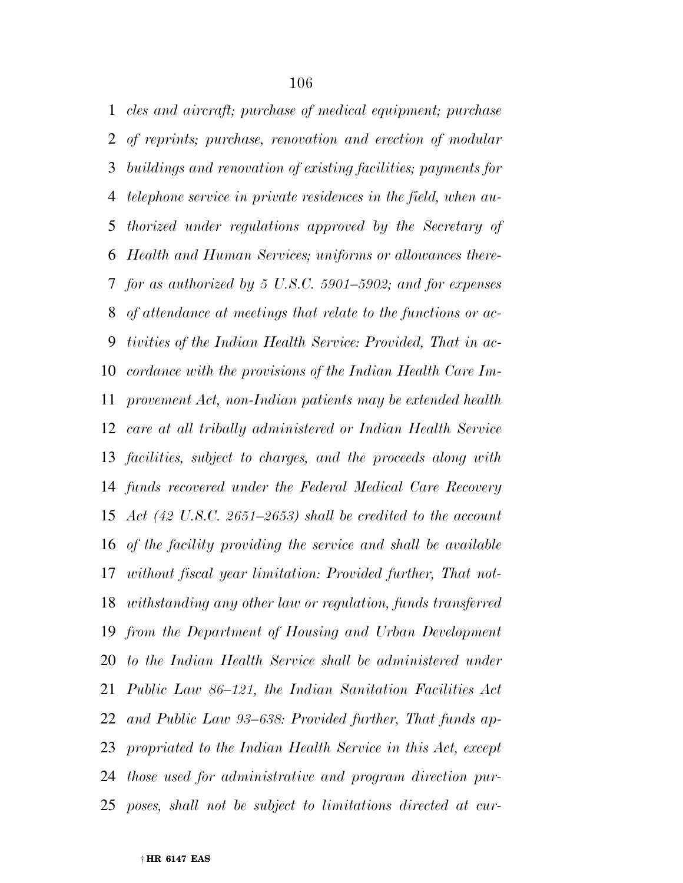*cles and aircraft; purchase of medical equipment; purchase of reprints; purchase, renovation and erection of modular buildings and renovation of existing facilities; payments for telephone service in private residences in the field, when authorized under regulations approved by the Secretary of Health and Human Services; uniforms or allowances therefor as authorized by 5 U.S.C. 5901–5902; and for expenses of attendance at meetings that relate to the functions or activities of the Indian Health Service: Provided, That in accordance with the provisions of the Indian Health Care Improvement Act, non-Indian patients may be extended health care at all tribally administered or Indian Health Service facilities, subject to charges, and the proceeds along with funds recovered under the Federal Medical Care Recovery Act (42 U.S.C. 2651–2653) shall be credited to the account of the facility providing the service and shall be available without fiscal year limitation: Provided further, That notwithstanding any other law or regulation, funds transferred from the Department of Housing and Urban Development to the Indian Health Service shall be administered under Public Law 86–121, the Indian Sanitation Facilities Act and Public Law 93–638: Provided further, That funds appropriated to the Indian Health Service in this Act, except those used for administrative and program direction purposes, shall not be subject to limitations directed at cur-*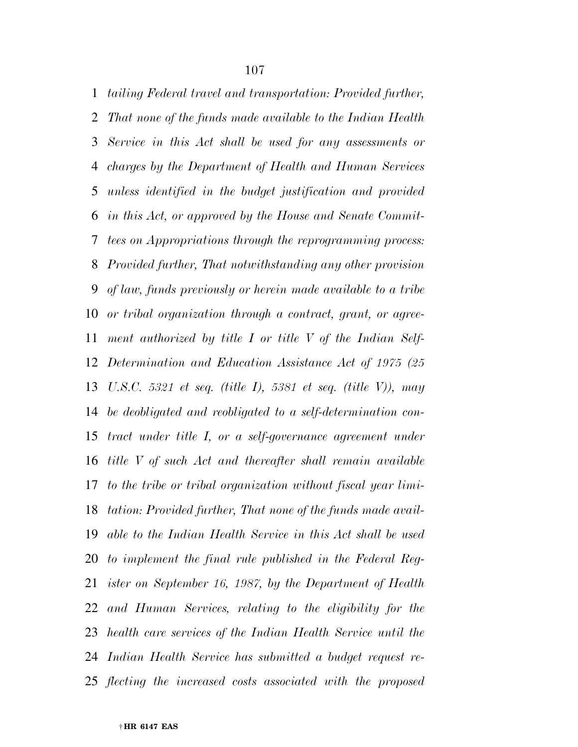*tailing Federal travel and transportation: Provided further, That none of the funds made available to the Indian Health Service in this Act shall be used for any assessments or charges by the Department of Health and Human Services unless identified in the budget justification and provided in this Act, or approved by the House and Senate Committees on Appropriations through the reprogramming process: Provided further, That notwithstanding any other provision of law, funds previously or herein made available to a tribe or tribal organization through a contract, grant, or agreement authorized by title I or title V of the Indian Self-Determination and Education Assistance Act of 1975 (25 U.S.C. 5321 et seq. (title I), 5381 et seq. (title V)), may be deobligated and reobligated to a self-determination contract under title I, or a self-governance agreement under title V of such Act and thereafter shall remain available to the tribe or tribal organization without fiscal year limitation: Provided further, That none of the funds made available to the Indian Health Service in this Act shall be used to implement the final rule published in the Federal Register on September 16, 1987, by the Department of Health and Human Services, relating to the eligibility for the health care services of the Indian Health Service until the Indian Health Service has submitted a budget request reflecting the increased costs associated with the proposed*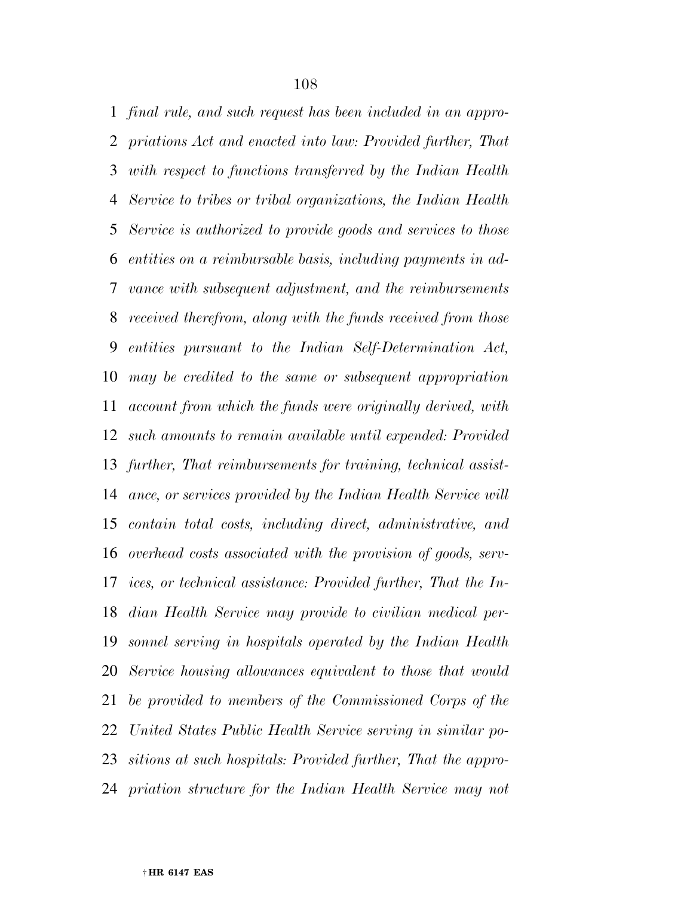*final rule, and such request has been included in an appropriations Act and enacted into law: Provided further, That with respect to functions transferred by the Indian Health Service to tribes or tribal organizations, the Indian Health Service is authorized to provide goods and services to those entities on a reimbursable basis, including payments in advance with subsequent adjustment, and the reimbursements received therefrom, along with the funds received from those entities pursuant to the Indian Self-Determination Act, may be credited to the same or subsequent appropriation account from which the funds were originally derived, with such amounts to remain available until expended: Provided further, That reimbursements for training, technical assistance, or services provided by the Indian Health Service will contain total costs, including direct, administrative, and overhead costs associated with the provision of goods, services, or technical assistance: Provided further, That the Indian Health Service may provide to civilian medical personnel serving in hospitals operated by the Indian Health Service housing allowances equivalent to those that would be provided to members of the Commissioned Corps of the United States Public Health Service serving in similar positions at such hospitals: Provided further, That the appropriation structure for the Indian Health Service may not*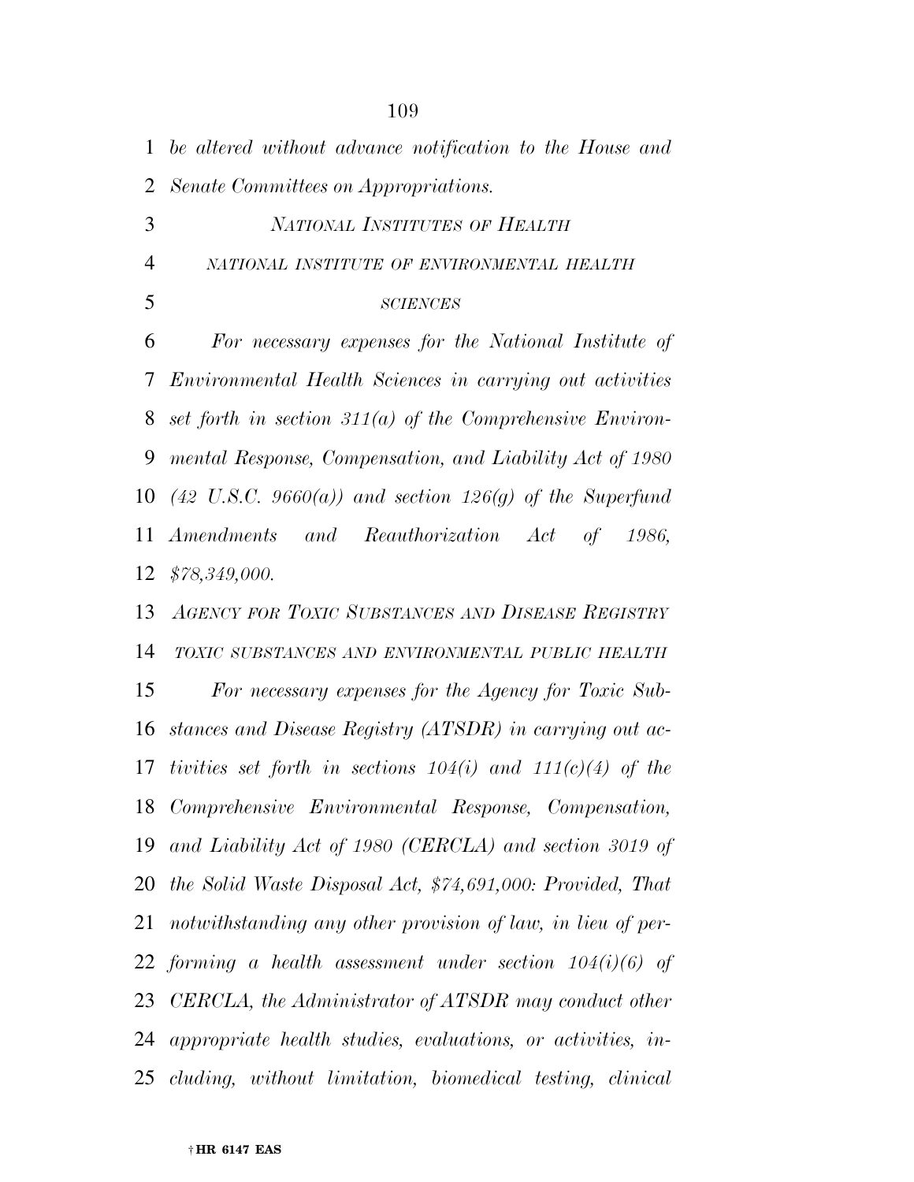*be altered without advance notification to the House and Senate Committees on Appropriations.*

### NATIONAL INSTITUTES OF HEALTH

#### NATIONAL INSTITUTE OF ENVIRONMENTAL HEALTH SCIENCES

*For necessary expenses for the National Institute of Environmental Health Sciences in carrying out activities set forth in section 311(a) of the Comprehensive Environmental Response, Compensation, and Liability Act of 1980 (42 U.S.C. 9660(a)) and section 126(g) of the Superfund Amendments and Reauthorization Act of 1986, $78,349,000.*

### AGENCY FOR TOXIC SUBSTANCES AND DISEASE REGISTRY

#### TOXIC SUBSTANCES AND ENVIRONMENTAL PUBLIC HEALTH

*For necessary expenses for the Agency for Toxic Substances and Disease Registry (ATSDR) in carrying out activities set forth in sections 104(i) and 111(c)(4) of the Comprehensive Environmental Response, Compensation, and Liability Act of 1980 (CERCLA) and section 3019 of the Solid Waste Disposal Act, $74,691,000: Provided, That notwithstanding any other provision of law, in lieu of performing a health assessment under section 104(i)(6) of CERCLA, the Administrator of ATSDR may conduct other appropriate health studies, evaluations, or activities, including, without limitation, biomedical testing, clinical*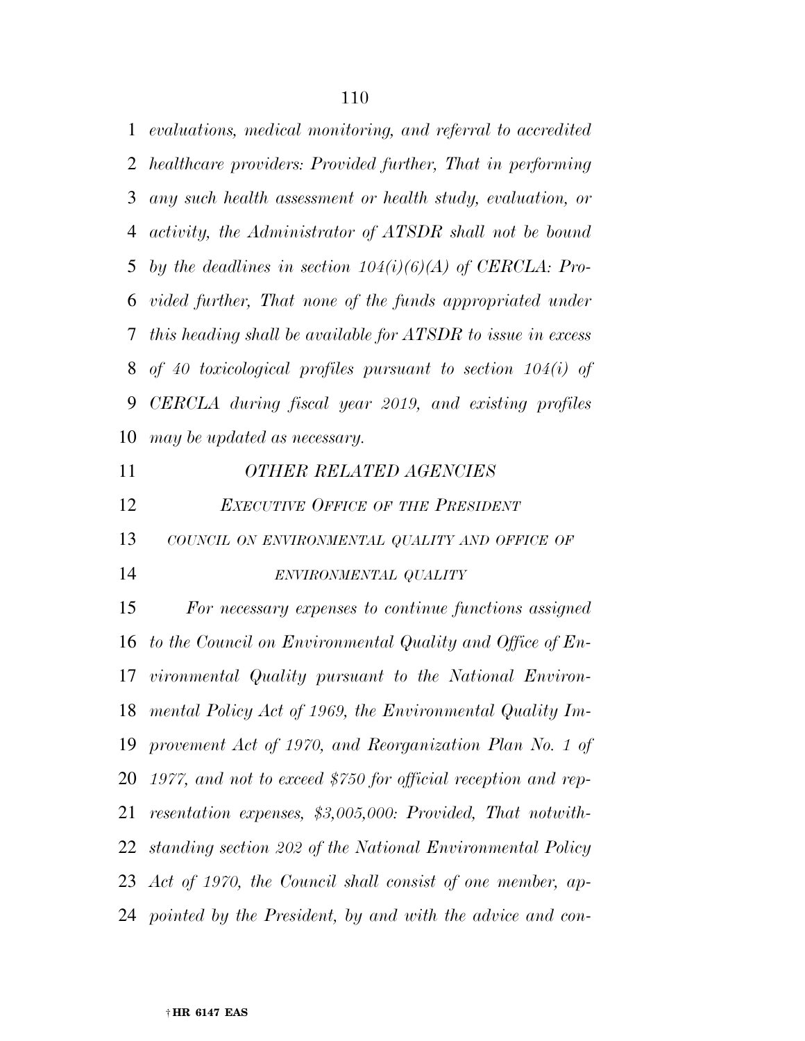*evaluations, medical monitoring, and referral to accredited healthcare providers: Provided further, That in performing any such health assessment or health study, evaluation, or activity, the Administrator of ATSDR shall not be bound by the deadlines in section 104(i)(6)(A) of CERCLA: Provided further, That none of the funds appropriated under this heading shall be available for ATSDR to issue in excess of 40 toxicological profiles pursuant to section 104(i) of CERCLA during fiscal year 2019, and existing profiles may be updated as necessary.*

## *OTHER RELATED AGENCIES*

### *EXECUTIVE OFFICE OF THE PRESIDENT*

#### *COUNCIL ON ENVIRONMENTAL QUALITY AND OFFICE OF ENVIRONMENTAL QUALITY*

*For necessary expenses to continue functions assigned to the Council on Environmental Quality and Office of Environmental Quality pursuant to the National Environmental Policy Act of 1969, the Environmental Quality Improvement Act of 1970, and Reorganization Plan No. 1 of 1977, and not to exceed $750 for official reception and representation expenses, $3,005,000: Provided, That notwithstanding section 202 of the National Environmental Policy Act of 1970, the Council shall consist of one member, appointed by the President, by and with the advice and con-*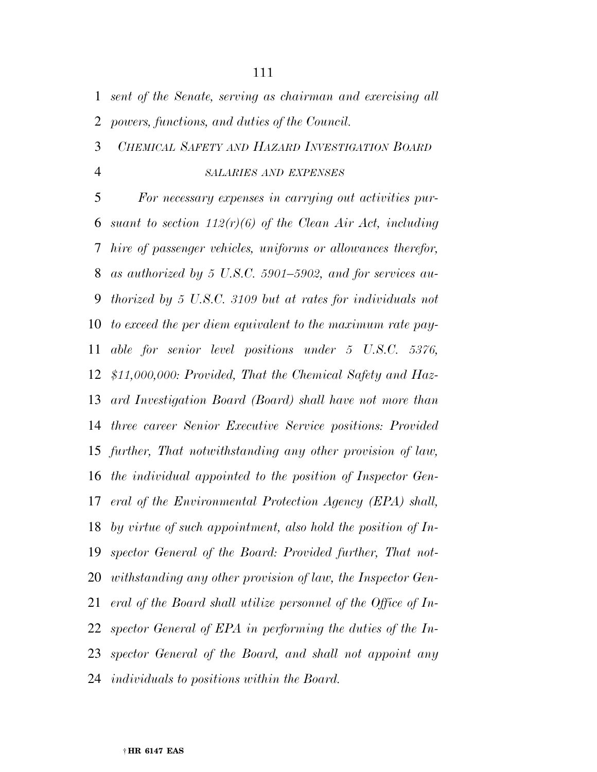*sent of the Senate, serving as chairman and exercising all powers, functions, and duties of the Council.*

### *CHEMICAL SAFETY AND HAZARD INVESTIGATION BOARD*

#### *SALARIES AND EXPENSES*

*For necessary expenses in carrying out activities pursuant to section 112(r)(6) of the Clean Air Act, including hire of passenger vehicles, uniforms or allowances therefor, as authorized by 5 U.S.C. 5901–5902, and for services authorized by 5 U.S.C. 3109 but at rates for individuals not to exceed the per diem equivalent to the maximum rate payable for senior level positions under 5 U.S.C. 5376, $11,000,000: Provided, That the Chemical Safety and Hazard Investigation Board (Board) shall have not more than three career Senior Executive Service positions: Provided further, That notwithstanding any other provision of law, the individual appointed to the position of Inspector General of the Environmental Protection Agency (EPA) shall, by virtue of such appointment, also hold the position of Inspector General of the Board: Provided further, That notwithstanding any other provision of law, the Inspector General of the Board shall utilize personnel of the Office of Inspector General of EPA in performing the duties of the Inspector General of the Board, and shall not appoint any individuals to positions within the Board.*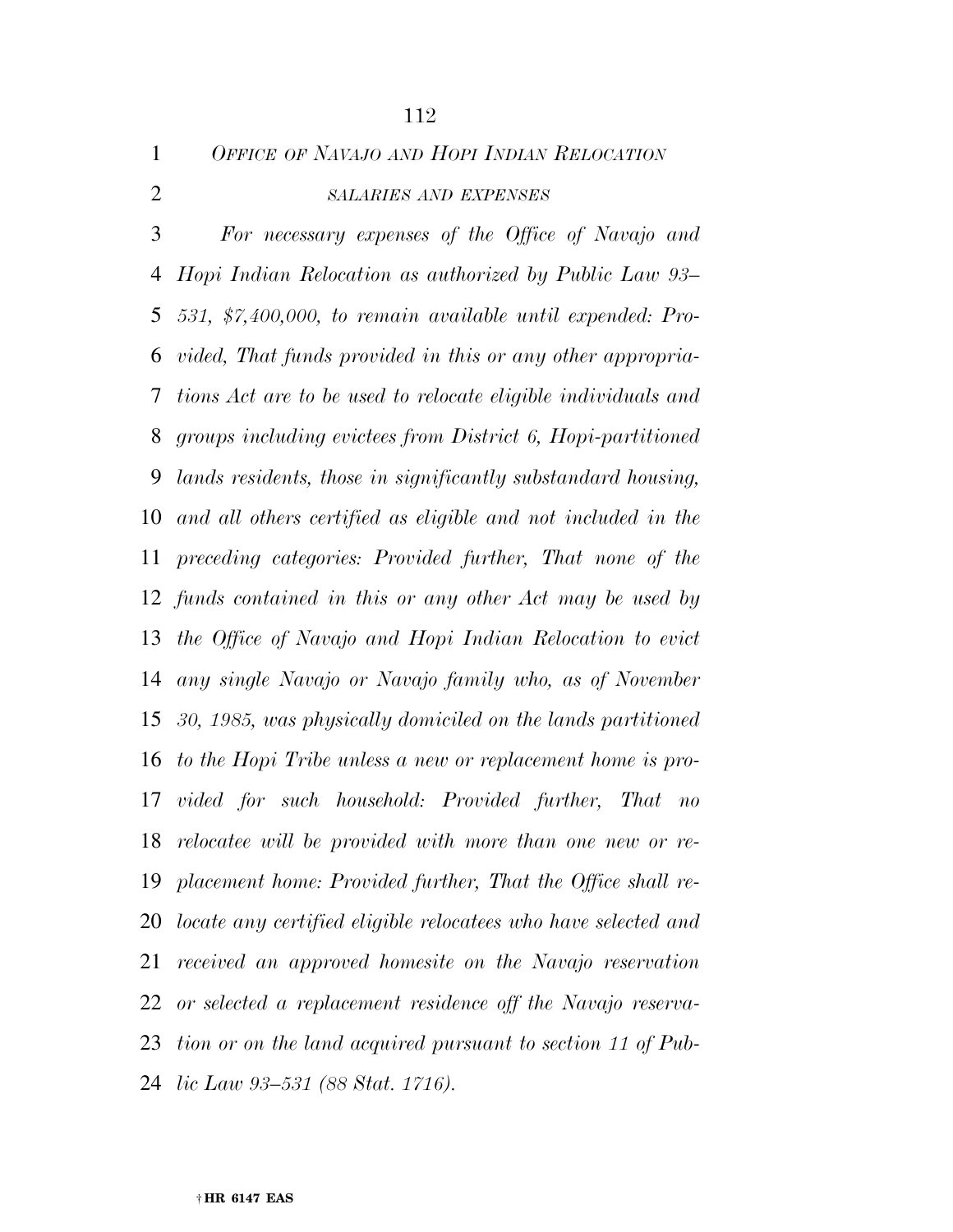*OFFICE OF NAVAJO AND HOPI INDIAN RELOCATION*

*SALARIES AND EXPENSES*

*For necessary expenses of the Office of Navajo and Hopi Indian Relocation as authorized by Public Law 93–531, $7,400,000, to remain available until expended: Provided, That funds provided in this or any other appropriations Act are to be used to relocate eligible individuals and groups including evictees from District 6, Hopi-partitioned lands residents, those in significantly substandard housing, and all others certified as eligible and not included in the preceding categories: Provided further, That none of the funds contained in this or any other Act may be used by the Office of Navajo and Hopi Indian Relocation to evict any single Navajo or Navajo family who, as of November 30, 1985, was physically domiciled on the lands partitioned to the Hopi Tribe unless a new or replacement home is provided for such household: Provided further, That no relocatee will be provided with more than one new or replacement home: Provided further, That the Office shall relocate any certified eligible relocatees who have selected and received an approved homesite on the Navajo reservation or selected a replacement residence off the Navajo reservation or on the land acquired pursuant to section 11 of Public Law 93–531 (88 Stat. 1716).*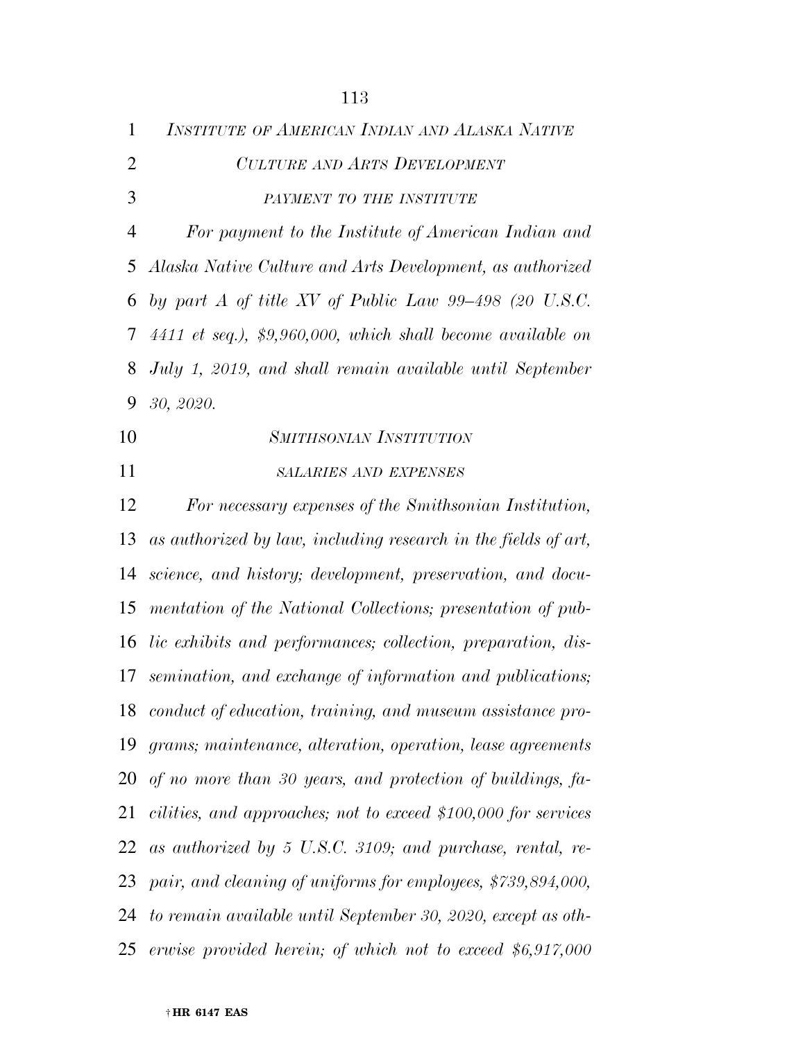*INSTITUTE OF AMERICAN INDIAN AND ALASKA NATIVE CULTURE AND ARTS DEVELOPMENT*

*PAYMENT TO THE INSTITUTE*

*For payment to the Institute of American Indian and Alaska Native Culture and Arts Development, as authorized by part A of title XV of Public Law 99–498 (20 U.S.C. 4411 et seq.), $9,960,000, which shall become available on July 1, 2019, and shall remain available until September 30, 2020.*

*SMITHSONIAN INSTITUTION*

*SALARIES AND EXPENSES*

*For necessary expenses of the Smithsonian Institution, as authorized by law, including research in the fields of art, science, and history; development, preservation, and documentation of the National Collections; presentation of public exhibits and performances; collection, preparation, dissemination, and exchange of information and publications; conduct of education, training, and museum assistance programs; maintenance, alteration, operation, lease agreements of no more than 30 years, and protection of buildings, facilities, and approaches; not to exceed $100,000 for services as authorized by 5 U.S.C. 3109; and purchase, rental, repair, and cleaning of uniforms for employees, $739,894,000, to remain available until September 30, 2020, except as otherwise provided herein; of which not to exceed $6,917,000*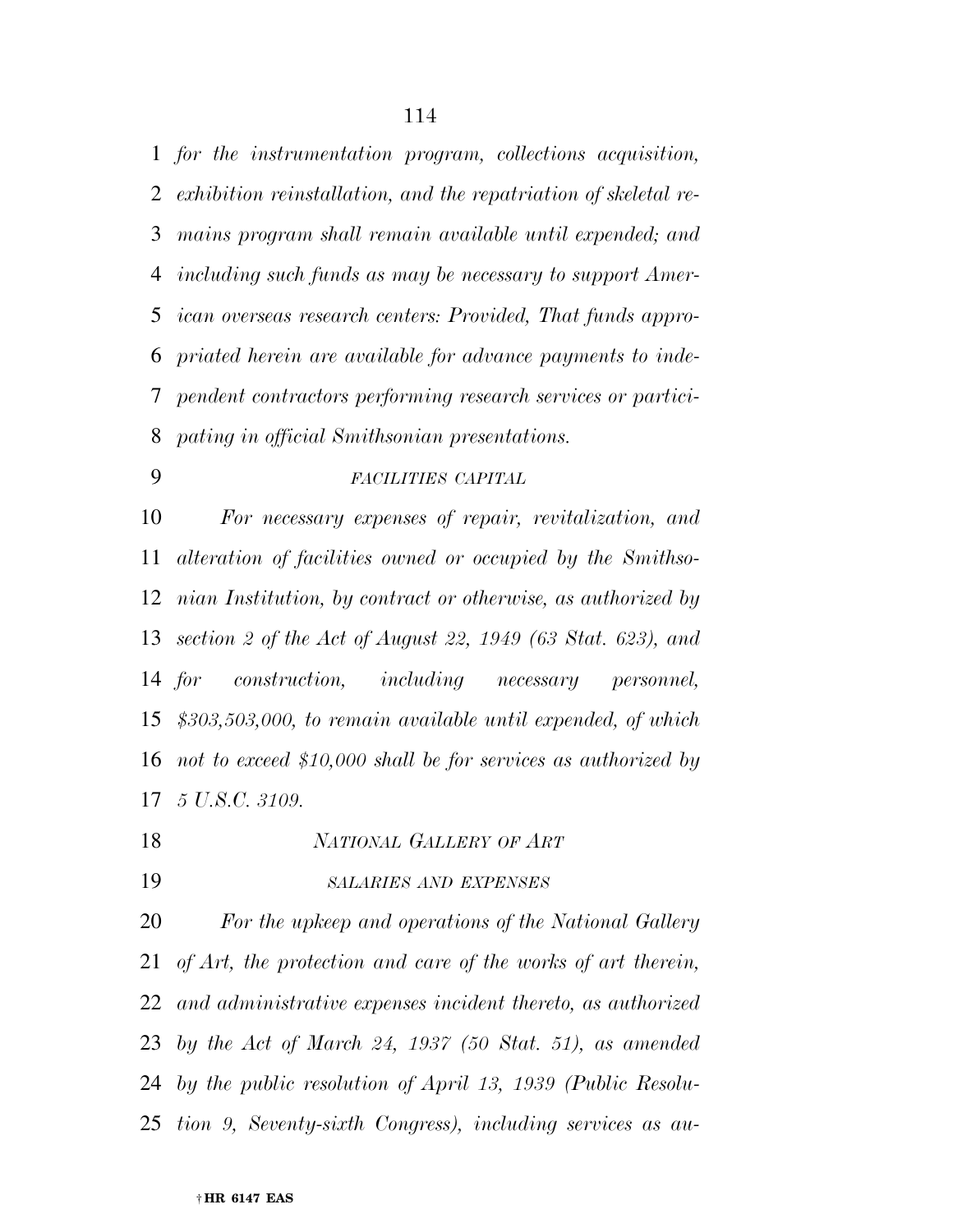*for the instrumentation program, collections acquisition, exhibition reinstallation, and the repatriation of skeletal remains program shall remain available until expended; and including such funds as may be necessary to support American overseas research centers: Provided, That funds appropriated herein are available for advance payments to independent contractors performing research services or participating in official Smithsonian presentations.*

*FACILITIES CAPITAL*

*For necessary expenses of repair, revitalization, and alteration of facilities owned or occupied by the Smithsonian Institution, by contract or otherwise, as authorized by section 2 of the Act of August 22, 1949 (63 Stat. 623), and for construction, including necessary personnel, $303,503,000, to remain available until expended, of which not to exceed $10,000 shall be for services as authorized by 5 U.S.C. 3109.*

*NATIONAL GALLERY OF ART*

*SALARIES AND EXPENSES*

*For the upkeep and operations of the National Gallery of Art, the protection and care of the works of art therein, and administrative expenses incident thereto, as authorized by the Act of March 24, 1937 (50 Stat. 51), as amended by the public resolution of April 13, 1939 (Public Resolution 9, Seventy-sixth Congress), including services as au-*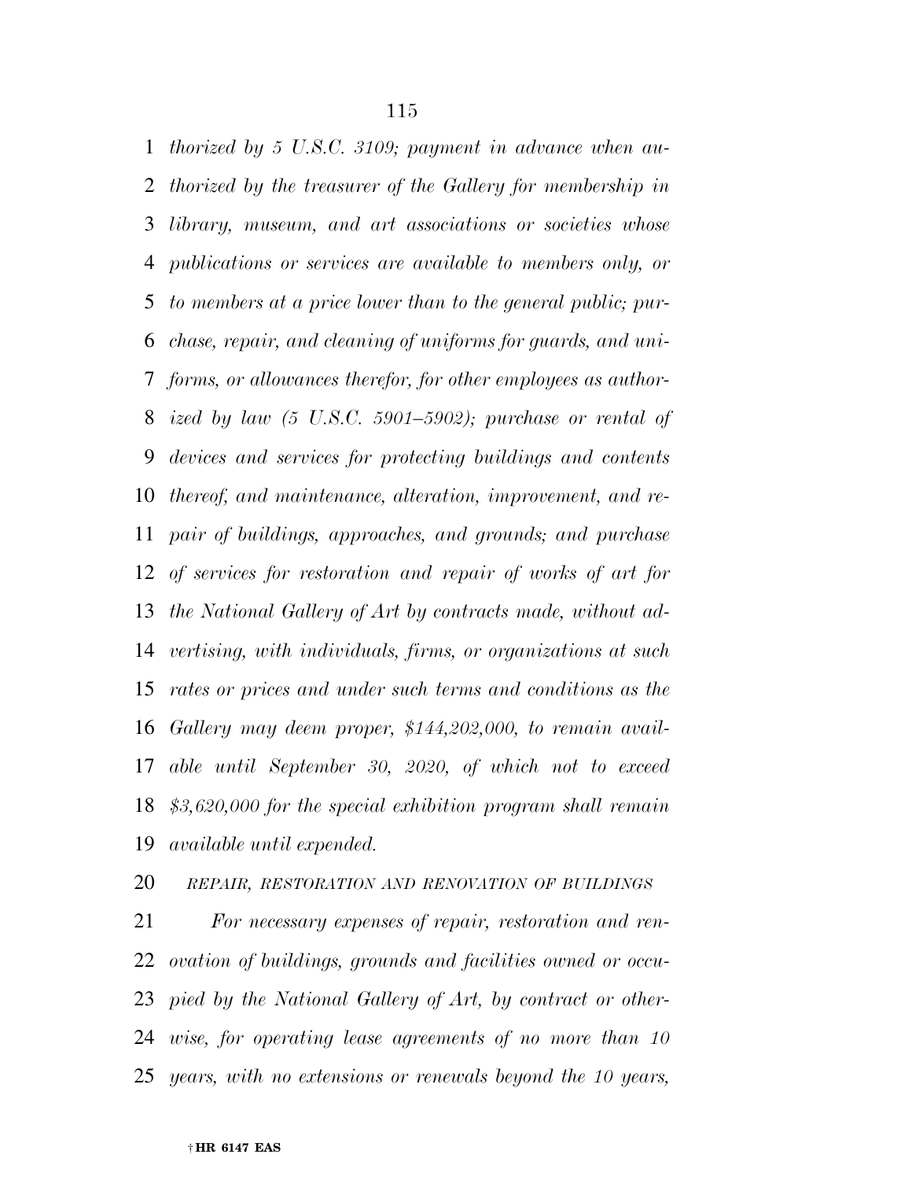*thorized by 5 U.S.C. 3109; payment in advance when authorized by the treasurer of the Gallery for membership in library, museum, and art associations or societies whose publications or services are available to members only, or to members at a price lower than to the general public; purchase, repair, and cleaning of uniforms for guards, and uniforms, or allowances therefor, for other employees as authorized by law (5 U.S.C. 5901–5902); purchase or rental of devices and services for protecting buildings and contents thereof, and maintenance, alteration, improvement, and repair of buildings, approaches, and grounds; and purchase of services for restoration and repair of works of art for the National Gallery of Art by contracts made, without advertising, with individuals, firms, or organizations at such rates or prices and under such terms and conditions as the Gallery may deem proper, $144,202,000, to remain available until September 30, 2020, of which not to exceed $3,620,000 for the special exhibition program shall remain available until expended.*

*REPAIR, RESTORATION AND RENOVATION OF BUILDINGS*

*For necessary expenses of repair, restoration and renovation of buildings, grounds and facilities owned or occupied by the National Gallery of Art, by contract or otherwise, for operating lease agreements of no more than 10 years, with no extensions or renewals beyond the 10 years,*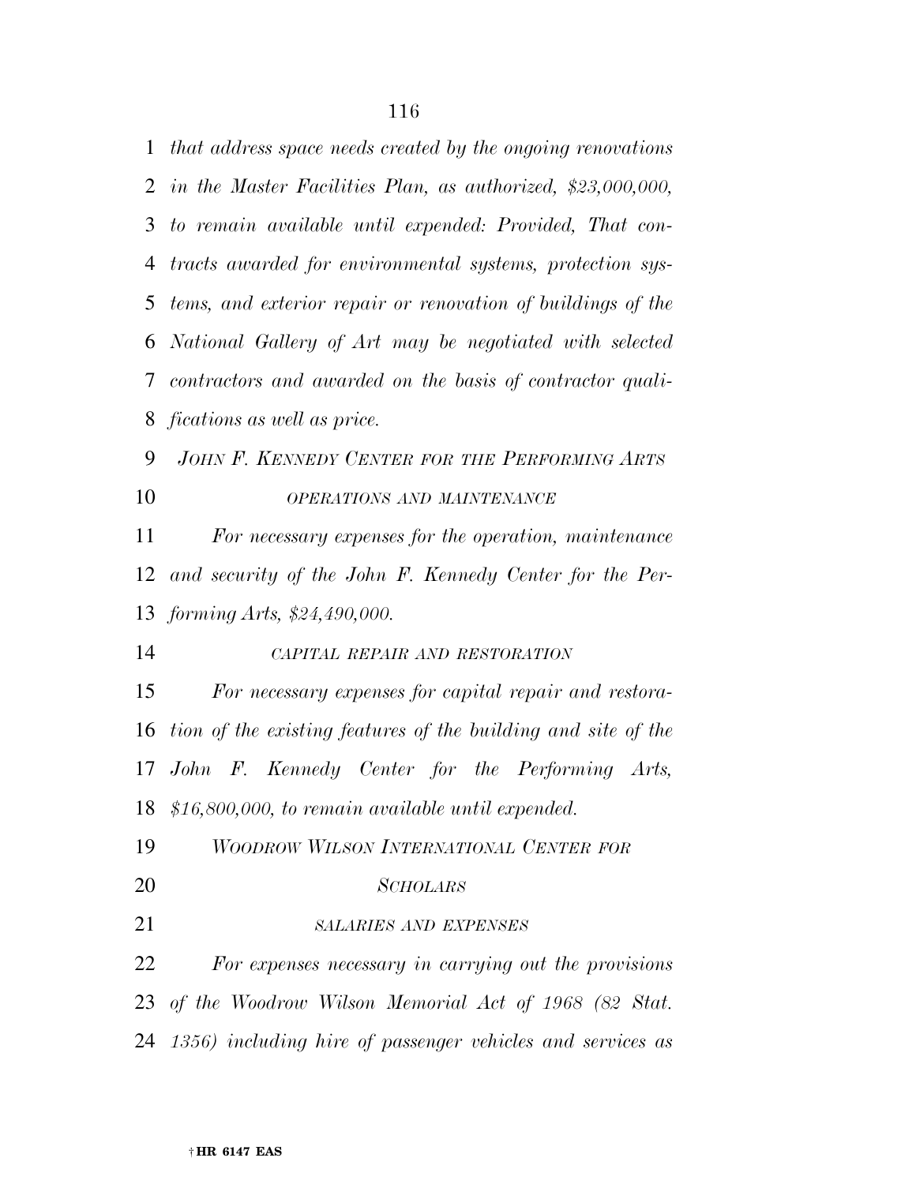*that address space needs created by the ongoing renovations in the Master Facilities Plan, as authorized, $23,000,000, to remain available until expended: Provided, That contracts awarded for environmental systems, protection systems, and exterior repair or renovation of buildings of the National Gallery of Art may be negotiated with selected contractors and awarded on the basis of contractor qualifications as well as price.*

*JOHN F. KENNEDY CENTER FOR THE PERFORMING ARTS*

*OPERATIONS AND MAINTENANCE*

*For necessary expenses for the operation, maintenance and security of the John F. Kennedy Center for the Performing Arts, $24,490,000.*

*CAPITAL REPAIR AND RESTORATION*

*For necessary expenses for capital repair and restoration of the existing features of the building and site of the John F. Kennedy Center for the Performing Arts, $16,800,000, to remain available until expended.*

*WOODROW WILSON INTERNATIONAL CENTER FOR SCHOLARS*

*SALARIES AND EXPENSES*

*For expenses necessary in carrying out the provisions of the Woodrow Wilson Memorial Act of 1968 (82 Stat. 1356) including hire of passenger vehicles and services as*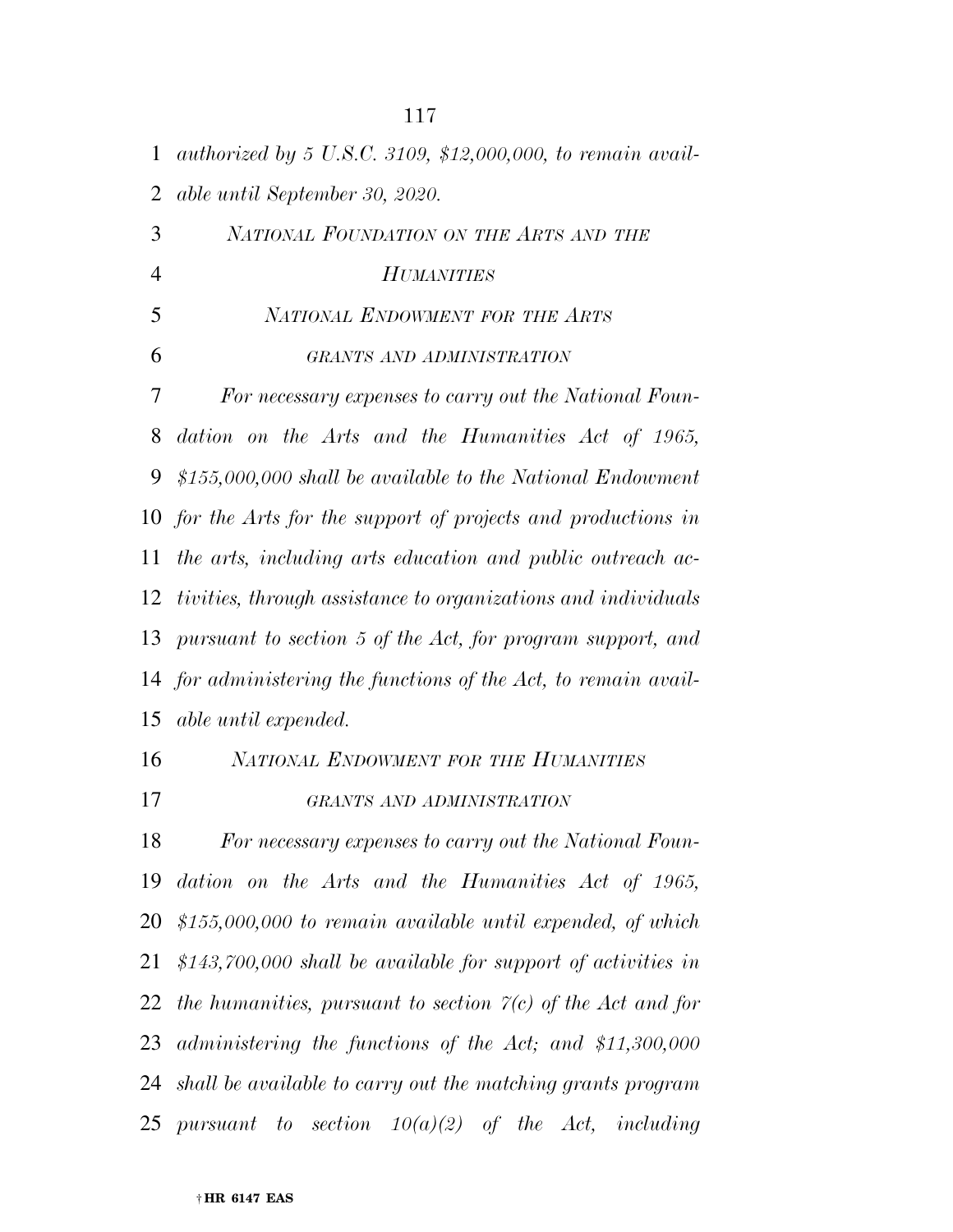*authorized by 5 U.S.C. 3109, $12,000,000, to remain available until September 30, 2020.*

### *NATIONAL FOUNDATION ON THE ARTS AND THE HUMANITIES*

### *NATIONAL ENDOWMENT FOR THE ARTS*

#### *GRANTS AND ADMINISTRATION*

*For necessary expenses to carry out the National Foundation on the Arts and the Humanities Act of 1965, $155,000,000 shall be available to the National Endowment for the Arts for the support of projects and productions in the arts, including arts education and public outreach activities, through assistance to organizations and individuals pursuant to section 5 of the Act, for program support, and for administering the functions of the Act, to remain available until expended.*

### *NATIONAL ENDOWMENT FOR THE HUMANITIES*

#### *GRANTS AND ADMINISTRATION*

*For necessary expenses to carry out the National Foundation on the Arts and the Humanities Act of 1965, $155,000,000 to remain available until expended, of which $143,700,000 shall be available for support of activities in the humanities, pursuant to section 7(c) of the Act and for administering the functions of the Act; and $11,300,000 shall be available to carry out the matching grants program pursuant to section 10(a)(2) of the Act, including*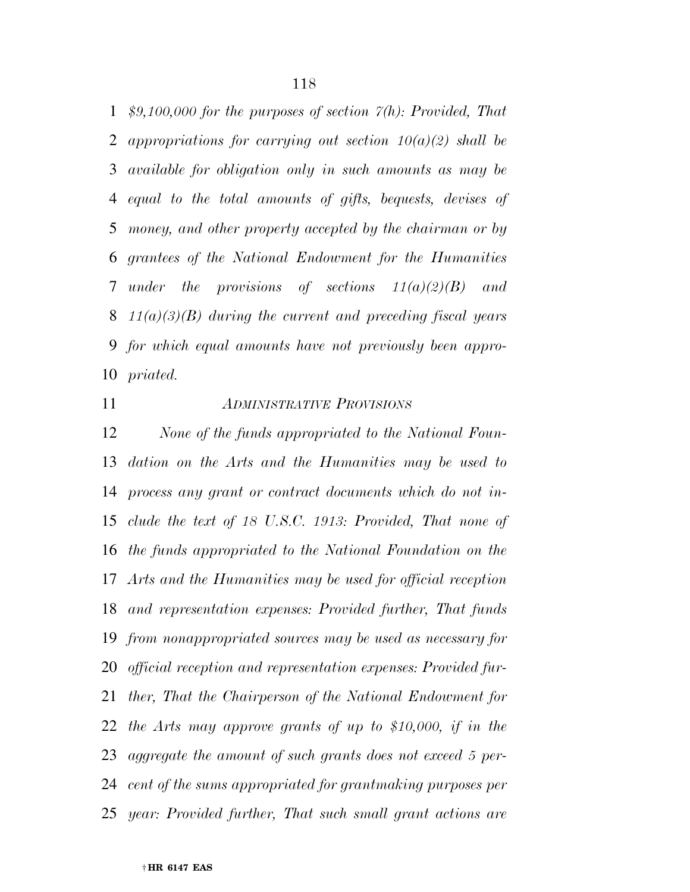*$9,100,000 for the purposes of section 7(h): Provided, That appropriations for carrying out section 10(a)(2) shall be available for obligation only in such amounts as may be equal to the total amounts of gifts, bequests, devises of money, and other property accepted by the chairman or by grantees of the National Endowment for the Humanities under the provisions of sections 11(a)(2)(B) and 11(a)(3)(B) during the current and preceding fiscal years for which equal amounts have not previously been appropriated.*

*ADMINISTRATIVE PROVISIONS*

*None of the funds appropriated to the National Foundation on the Arts and the Humanities may be used to process any grant or contract documents which do not include the text of 18 U.S.C. 1913: Provided, That none of the funds appropriated to the National Foundation on the Arts and the Humanities may be used for official reception and representation expenses: Provided further, That funds from nonappropriated sources may be used as necessary for official reception and representation expenses: Provided further, That the Chairperson of the National Endowment for the Arts may approve grants of up to $10,000, if in the aggregate the amount of such grants does not exceed 5 percent of the sums appropriated for grantmaking purposes per year: Provided further, That such small grant actions are*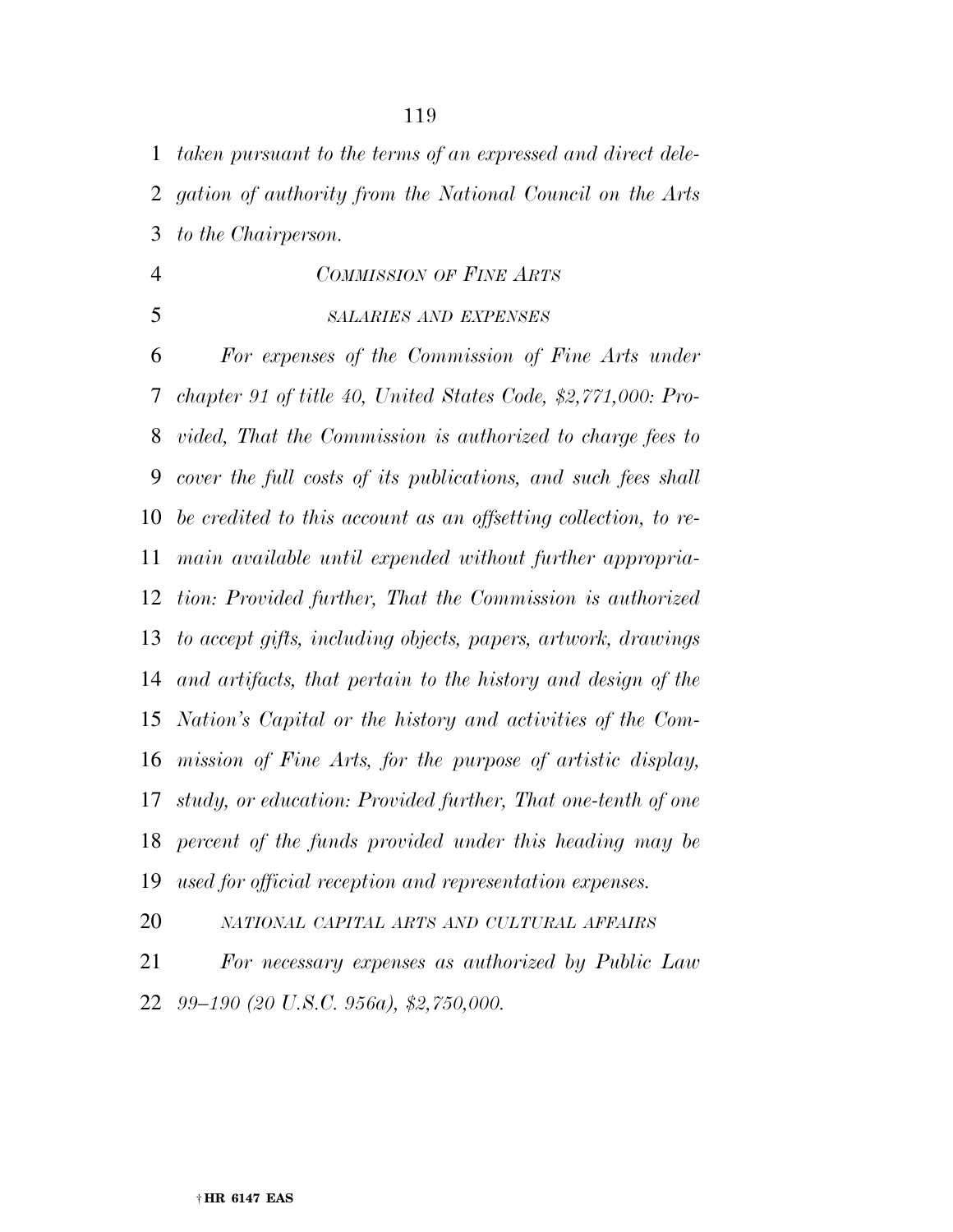*taken pursuant to the terms of an expressed and direct delegation of authority from the National Council on the Arts to the Chairperson.*

### *COMMISSION OF FINE ARTS*

#### *SALARIES AND EXPENSES*

*For expenses of the Commission of Fine Arts under chapter 91 of title 40, United States Code, $2,771,000: Provided, That the Commission is authorized to charge fees to cover the full costs of its publications, and such fees shall be credited to this account as an offsetting collection, to remain available until expended without further appropriation: Provided further, That the Commission is authorized to accept gifts, including objects, papers, artwork, drawings and artifacts, that pertain to the history and design of the Nation's Capital or the history and activities of the Commission of Fine Arts, for the purpose of artistic display, study, or education: Provided further, That one-tenth of one percent of the funds provided under this heading may be used for official reception and representation expenses.*

#### *NATIONAL CAPITAL ARTS AND CULTURAL AFFAIRS*

*For necessary expenses as authorized by Public Law 99–190 (20 U.S.C. 956a), $2,750,000.*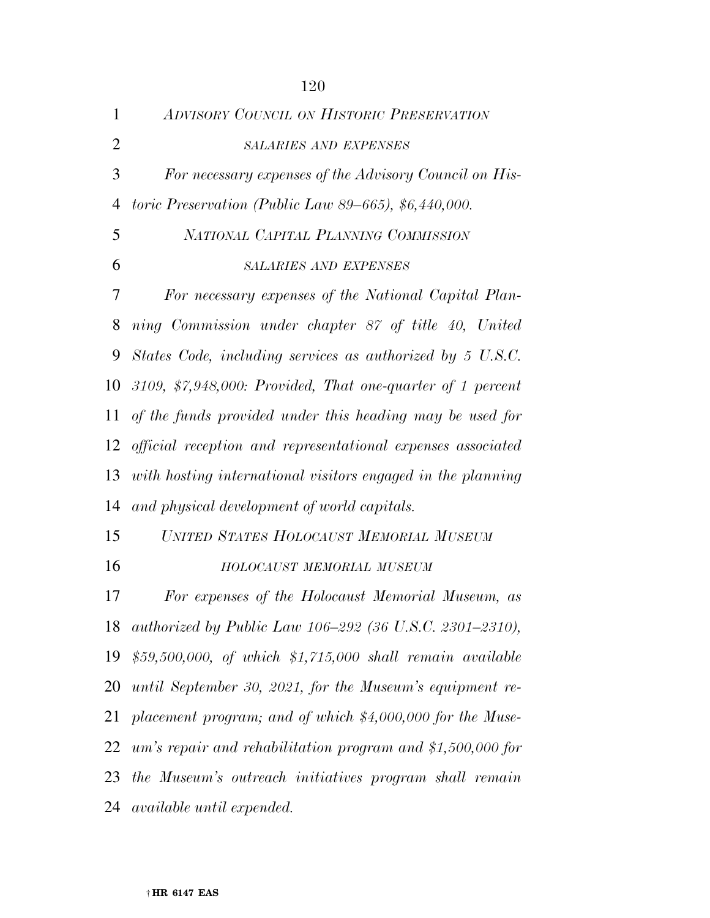*ADVISORY COUNCIL ON HISTORIC PRESERVATION*

*SALARIES AND EXPENSES*

*For necessary expenses of the Advisory Council on Historic Preservation (Public Law 89–665), $6,440,000.*

*NATIONAL CAPITAL PLANNING COMMISSION*

*SALARIES AND EXPENSES*

*For necessary expenses of the National Capital Planning Commission under chapter 87 of title 40, United States Code, including services as authorized by 5 U.S.C. 3109, $7,948,000: Provided, That one-quarter of 1 percent of the funds provided under this heading may be used for official reception and representational expenses associated with hosting international visitors engaged in the planning and physical development of world capitals.*

*UNITED STATES HOLOCAUST MEMORIAL MUSEUM*

*HOLOCAUST MEMORIAL MUSEUM*

*For expenses of the Holocaust Memorial Museum, as authorized by Public Law 106–292 (36 U.S.C. 2301–2310), $59,500,000, of which $1,715,000 shall remain available until September 30, 2021, for the Museum's equipment replacement program; and of which $4,000,000 for the Museum's repair and rehabilitation program and $1,500,000 for the Museum's outreach initiatives program shall remain available until expended.*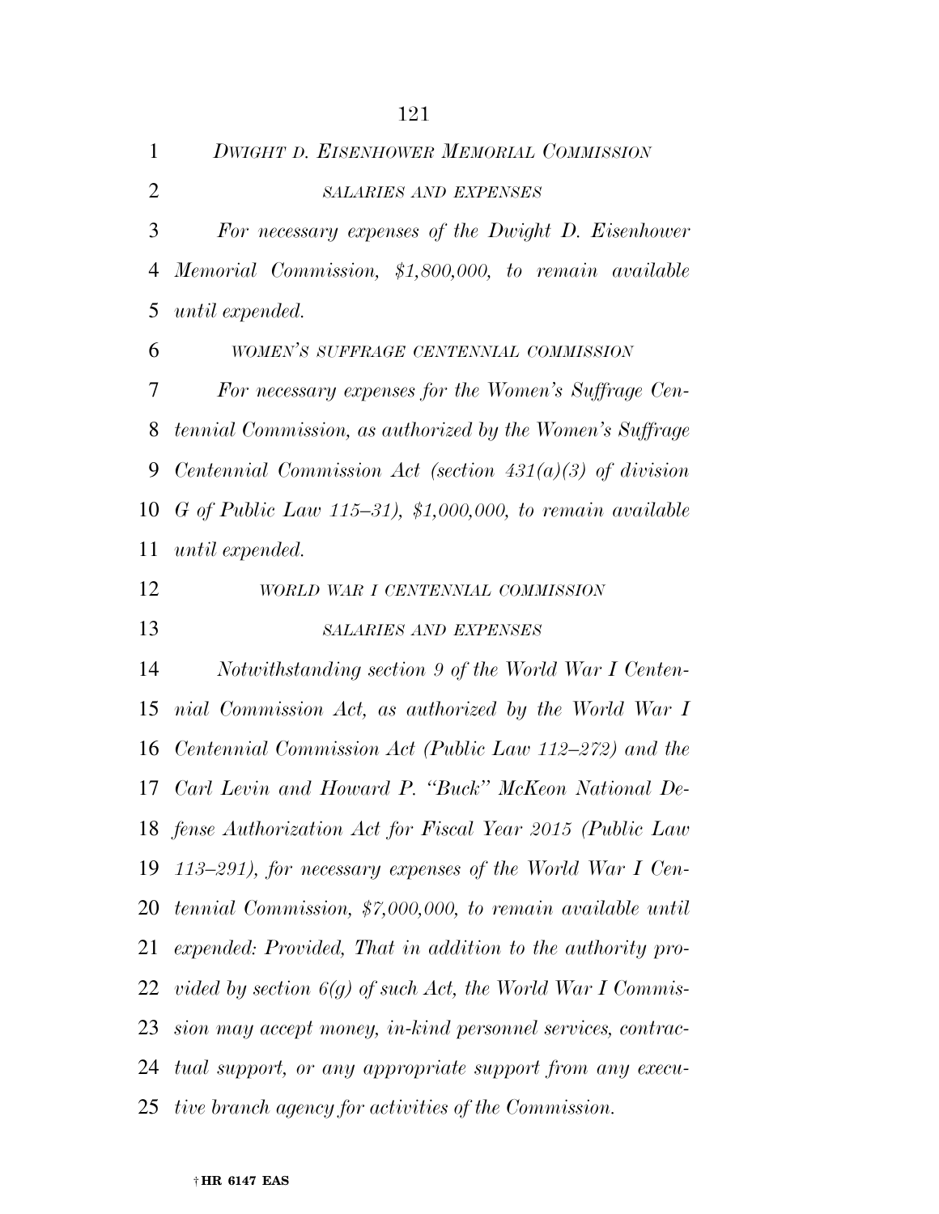*DWIGHT D. EISENHOWER MEMORIAL COMMISSION*

*SALARIES AND EXPENSES*

*For necessary expenses of the Dwight D. Eisenhower Memorial Commission, $1,800,000, to remain available until expended.*

*WOMEN'S SUFFRAGE CENTENNIAL COMMISSION*

*For necessary expenses for the Women's Suffrage Centennial Commission, as authorized by the Women's Suffrage Centennial Commission Act (section 431(a)(3) of division G of Public Law 115–31), $1,000,000, to remain available until expended.*

*WORLD WAR I CENTENNIAL COMMISSION*

*SALARIES AND EXPENSES*

*Notwithstanding section 9 of the World War I Centennial Commission Act, as authorized by the World War I Centennial Commission Act (Public Law 112–272) and the Carl Levin and Howard P. "Buck" McKeon National Defense Authorization Act for Fiscal Year 2015 (Public Law 113–291), for necessary expenses of the World War I Centennial Commission, $7,000,000, to remain available until expended: Provided, That in addition to the authority provided by section 6(g) of such Act, the World War I Commission may accept money, in-kind personnel services, contractual support, or any appropriate support from any executive branch agency for activities of the Commission.*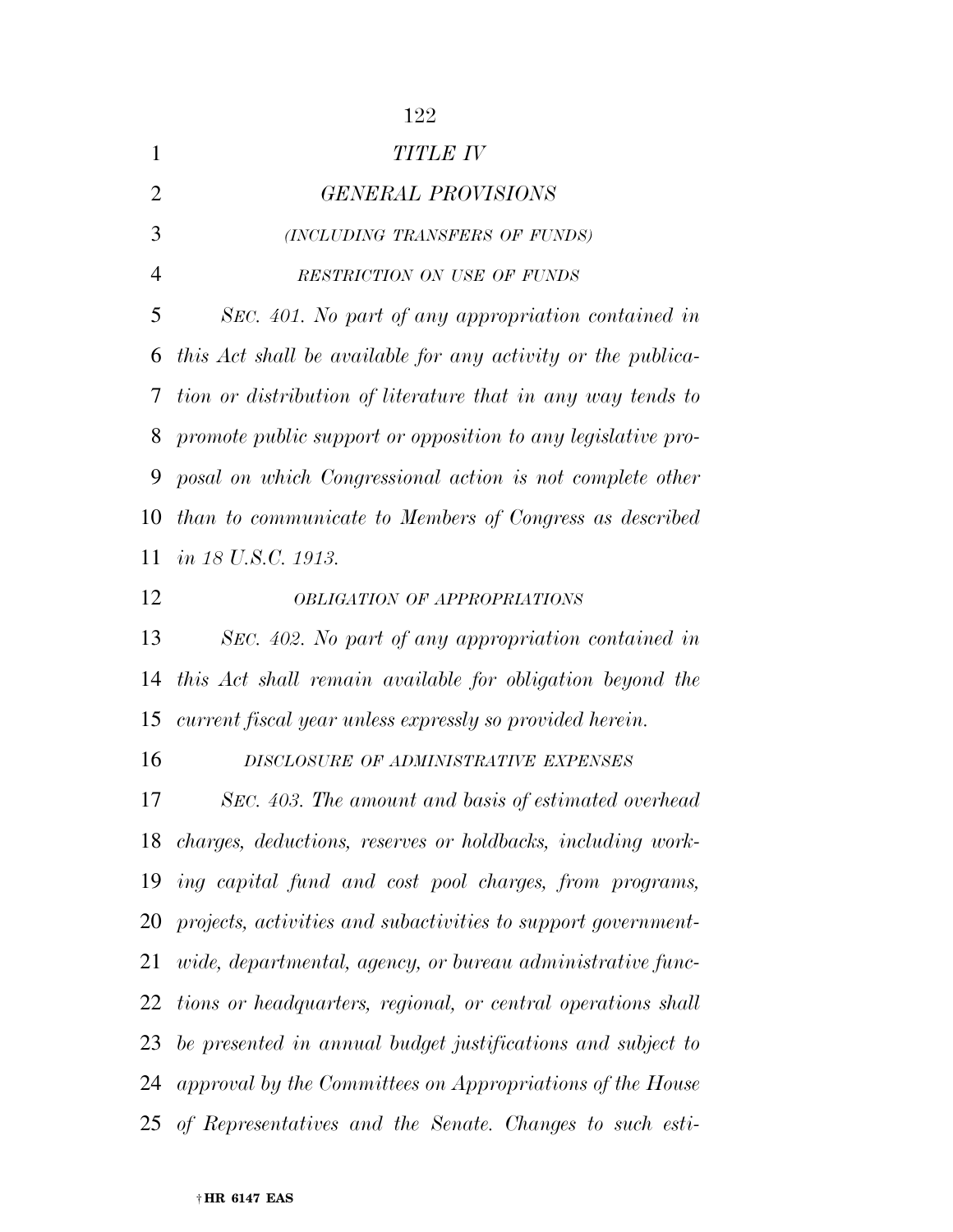*TITLE IV*

*GENERAL PROVISIONS*

*(INCLUDING TRANSFERS OF FUNDS)*

*RESTRICTION ON USE OF FUNDS*

*SEC. 401. No part of any appropriation contained in this Act shall be available for any activity or the publication or distribution of literature that in any way tends to promote public support or opposition to any legislative proposal on which Congressional action is not complete other than to communicate to Members of Congress as described in 18 U.S.C. 1913.*

*OBLIGATION OF APPROPRIATIONS*

*SEC. 402. No part of any appropriation contained in this Act shall remain available for obligation beyond the current fiscal year unless expressly so provided herein.*

*DISCLOSURE OF ADMINISTRATIVE EXPENSES*

*SEC. 403. The amount and basis of estimated overhead charges, deductions, reserves or holdbacks, including working capital fund and cost pool charges, from programs, projects, activities and subactivities to support government-wide, departmental, agency, or bureau administrative functions or headquarters, regional, or central operations shall be presented in annual budget justifications and subject to approval by the Committees on Appropriations of the House of Representatives and the Senate. Changes to such esti-*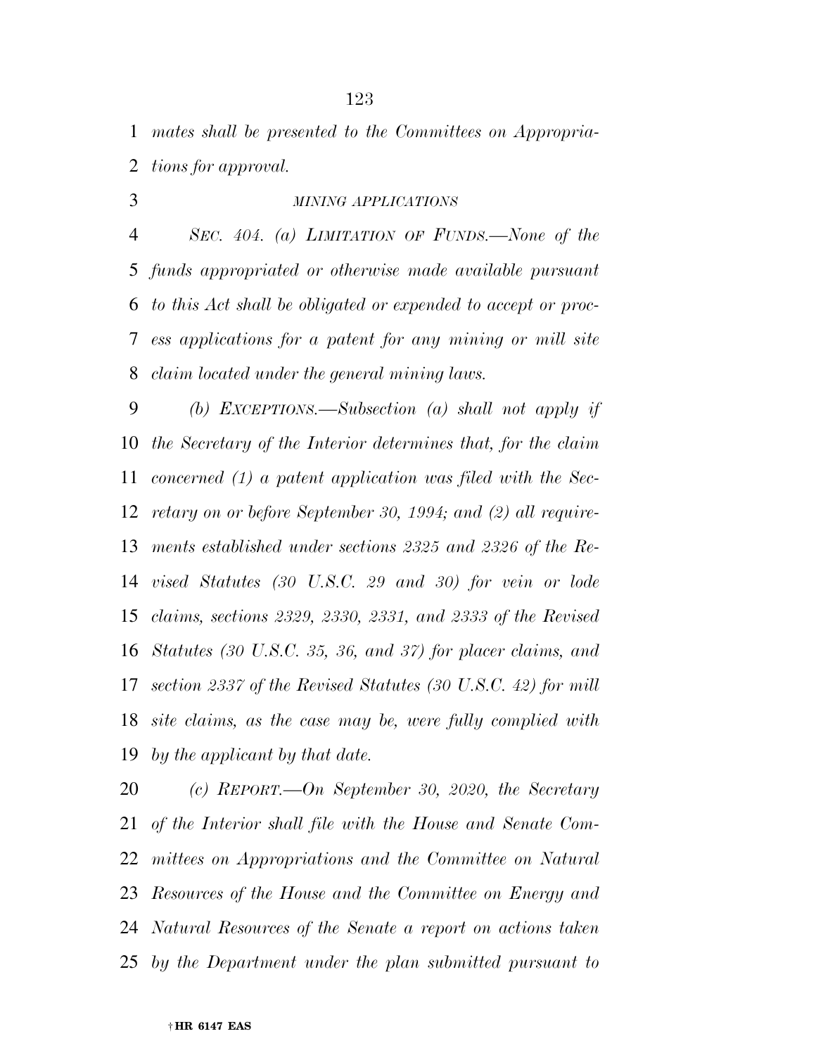*mates shall be presented to the Committees on Appropriations for approval.*

*MINING APPLICATIONS*

*SEC. 404. (a) LIMITATION OF FUNDS.—None of the funds appropriated or otherwise made available pursuant to this Act shall be obligated or expended to accept or process applications for a patent for any mining or mill site claim located under the general mining laws.*

*(b) EXCEPTIONS.—Subsection (a) shall not apply if the Secretary of the Interior determines that, for the claim concerned (1) a patent application was filed with the Secretary on or before September 30, 1994; and (2) all requirements established under sections 2325 and 2326 of the Revised Statutes (30 U.S.C. 29 and 30) for vein or lode claims, sections 2329, 2330, 2331, and 2333 of the Revised Statutes (30 U.S.C. 35, 36, and 37) for placer claims, and section 2337 of the Revised Statutes (30 U.S.C. 42) for mill site claims, as the case may be, were fully complied with by the applicant by that date.*

*(c) REPORT.—On September 30, 2020, the Secretary of the Interior shall file with the House and Senate Committees on Appropriations and the Committee on Natural Resources of the House and the Committee on Energy and Natural Resources of the Senate a report on actions taken by the Department under the plan submitted pursuant to*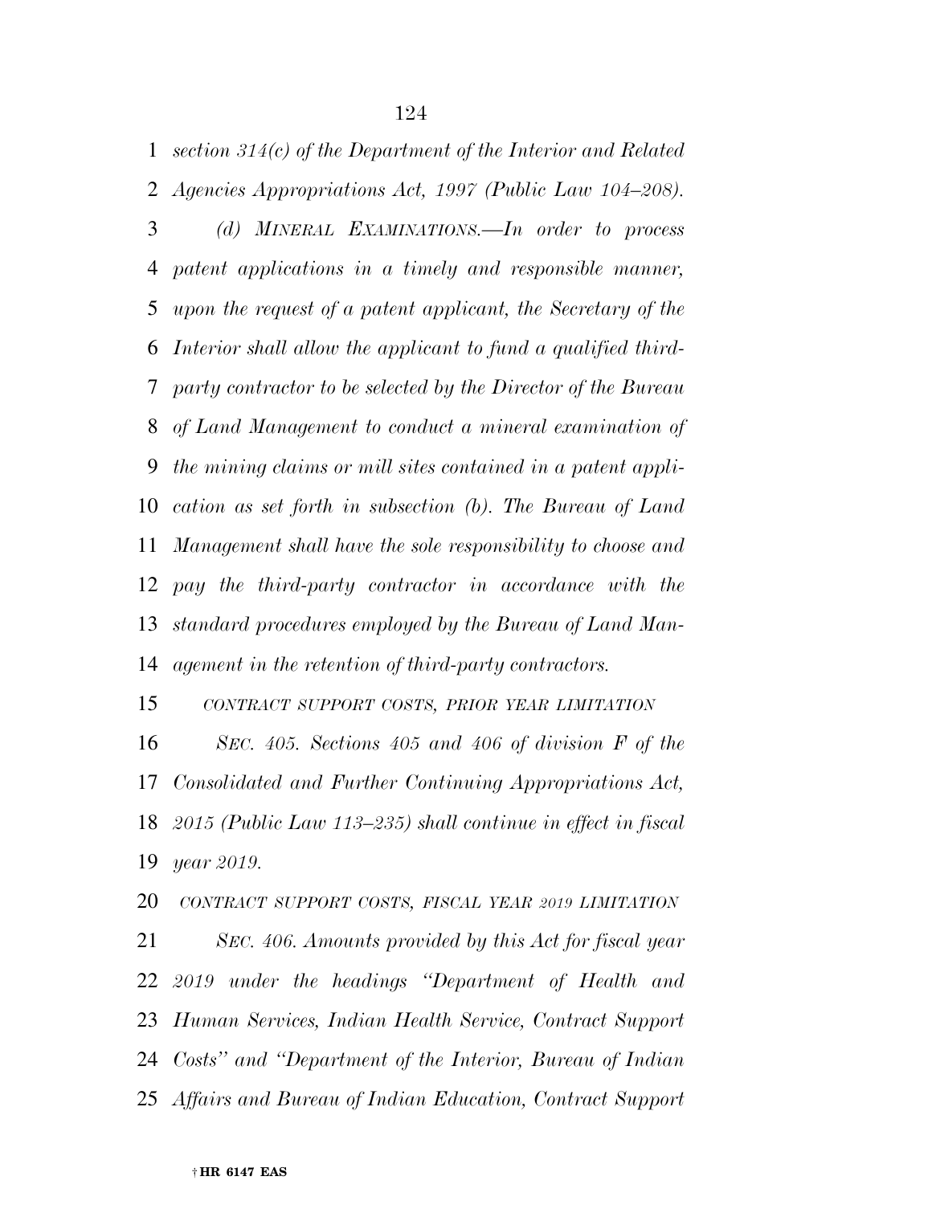*section 314(c) of the Department of the Interior and Related Agencies Appropriations Act, 1997 (Public Law 104–208).*

*(d) MINERAL EXAMINATIONS.—In order to process patent applications in a timely and responsible manner, upon the request of a patent applicant, the Secretary of the Interior shall allow the applicant to fund a qualified third-party contractor to be selected by the Director of the Bureau of Land Management to conduct a mineral examination of the mining claims or mill sites contained in a patent application as set forth in subsection (b). The Bureau of Land Management shall have the sole responsibility to choose and pay the third-party contractor in accordance with the standard procedures employed by the Bureau of Land Management in the retention of third-party contractors.*

*CONTRACT SUPPORT COSTS, PRIOR YEAR LIMITATION*

*SEC. 405. Sections 405 and 406 of division F of the Consolidated and Further Continuing Appropriations Act, 2015 (Public Law 113–235) shall continue in effect in fiscal year 2019.*

*CONTRACT SUPPORT COSTS, FISCAL YEAR 2019 LIMITATION*

*SEC. 406. Amounts provided by this Act for fiscal year 2019 under the headings "Department of Health and Human Services, Indian Health Service, Contract Support Costs" and "Department of the Interior, Bureau of Indian Affairs and Bureau of Indian Education, Contract Support*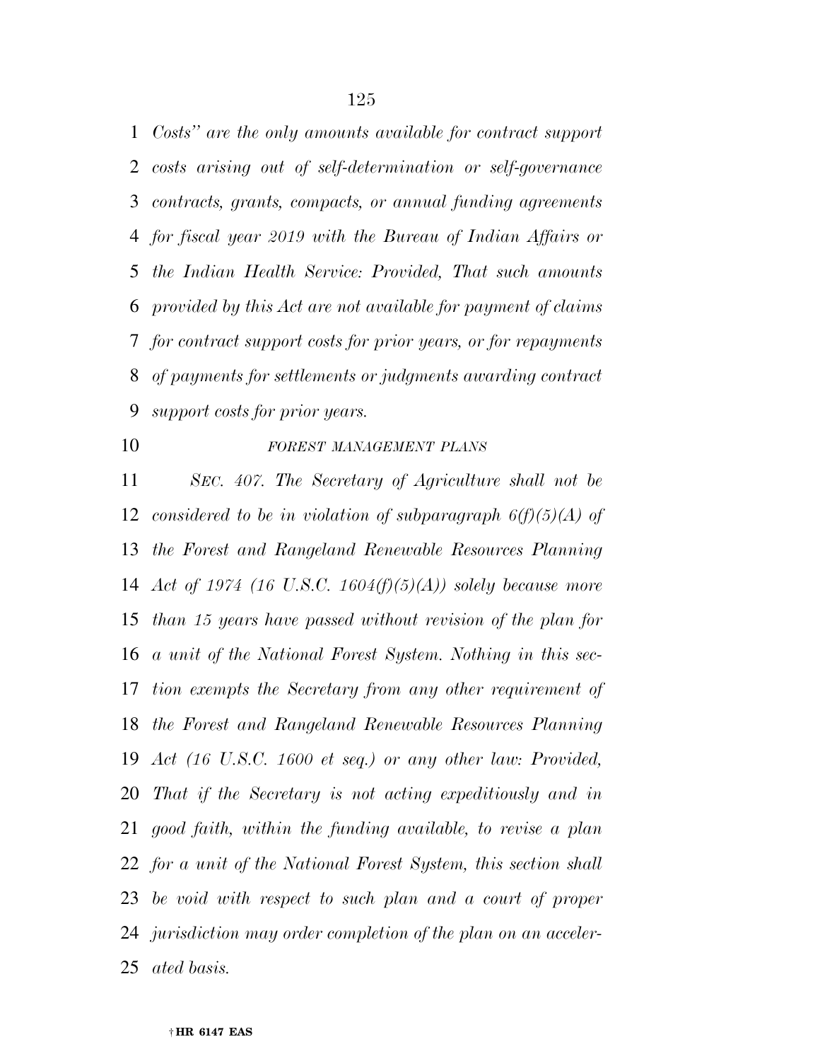*Costs" are the only amounts available for contract support costs arising out of self-determination or self-governance contracts, grants, compacts, or annual funding agreements for fiscal year 2019 with the Bureau of Indian Affairs or the Indian Health Service: Provided, That such amounts provided by this Act are not available for payment of claims for contract support costs for prior years, or for repayments of payments for settlements or judgments awarding contract support costs for prior years.*

*FOREST MANAGEMENT PLANS*

*SEC. 407. The Secretary of Agriculture shall not be considered to be in violation of subparagraph 6(f)(5)(A) of the Forest and Rangeland Renewable Resources Planning Act of 1974 (16 U.S.C. 1604(f)(5)(A)) solely because more than 15 years have passed without revision of the plan for a unit of the National Forest System. Nothing in this section exempts the Secretary from any other requirement of the Forest and Rangeland Renewable Resources Planning Act (16 U.S.C. 1600 et seq.) or any other law: Provided, That if the Secretary is not acting expeditiously and in good faith, within the funding available, to revise a plan for a unit of the National Forest System, this section shall be void with respect to such plan and a court of proper jurisdiction may order completion of the plan on an accelerated basis.*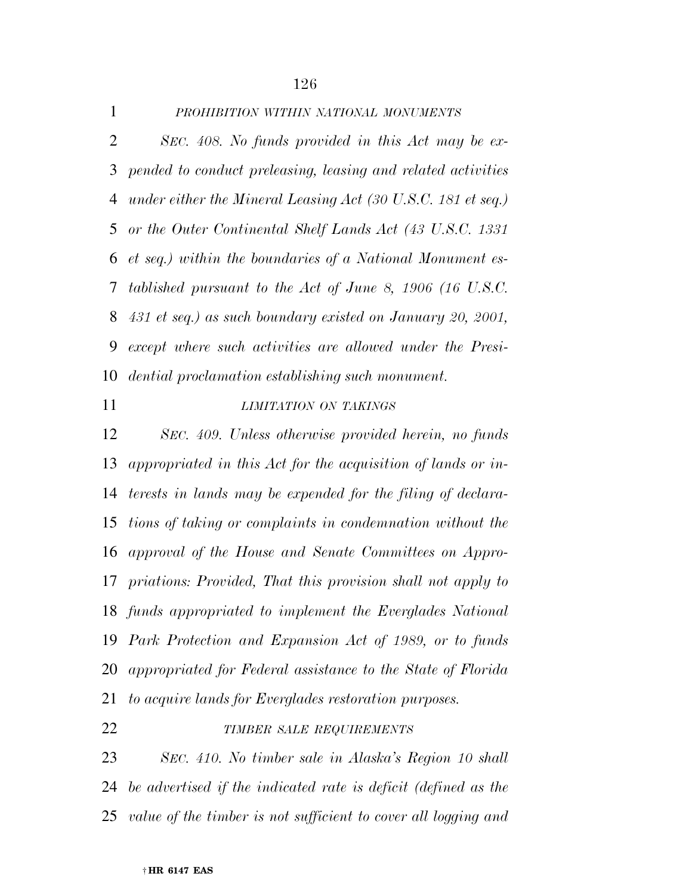*PROHIBITION WITHIN NATIONAL MONUMENTS*

*SEC. 408. No funds provided in this Act may be expended to conduct preleasing, leasing and related activities under either the Mineral Leasing Act (30 U.S.C. 181 et seq.) or the Outer Continental Shelf Lands Act (43 U.S.C. 1331 et seq.) within the boundaries of a National Monument established pursuant to the Act of June 8, 1906 (16 U.S.C. 431 et seq.) as such boundary existed on January 20, 2001, except where such activities are allowed under the Presidential proclamation establishing such monument.*

*LIMITATION ON TAKINGS*

*SEC. 409. Unless otherwise provided herein, no funds appropriated in this Act for the acquisition of lands or interests in lands may be expended for the filing of declarations of taking or complaints in condemnation without the approval of the House and Senate Committees on Appropriations: Provided, That this provision shall not apply to funds appropriated to implement the Everglades National Park Protection and Expansion Act of 1989, or to funds appropriated for Federal assistance to the State of Florida to acquire lands for Everglades restoration purposes.*

*TIMBER SALE REQUIREMENTS*

*SEC. 410. No timber sale in Alaska's Region 10 shall be advertised if the indicated rate is deficit (defined as the value of the timber is not sufficient to cover all logging and*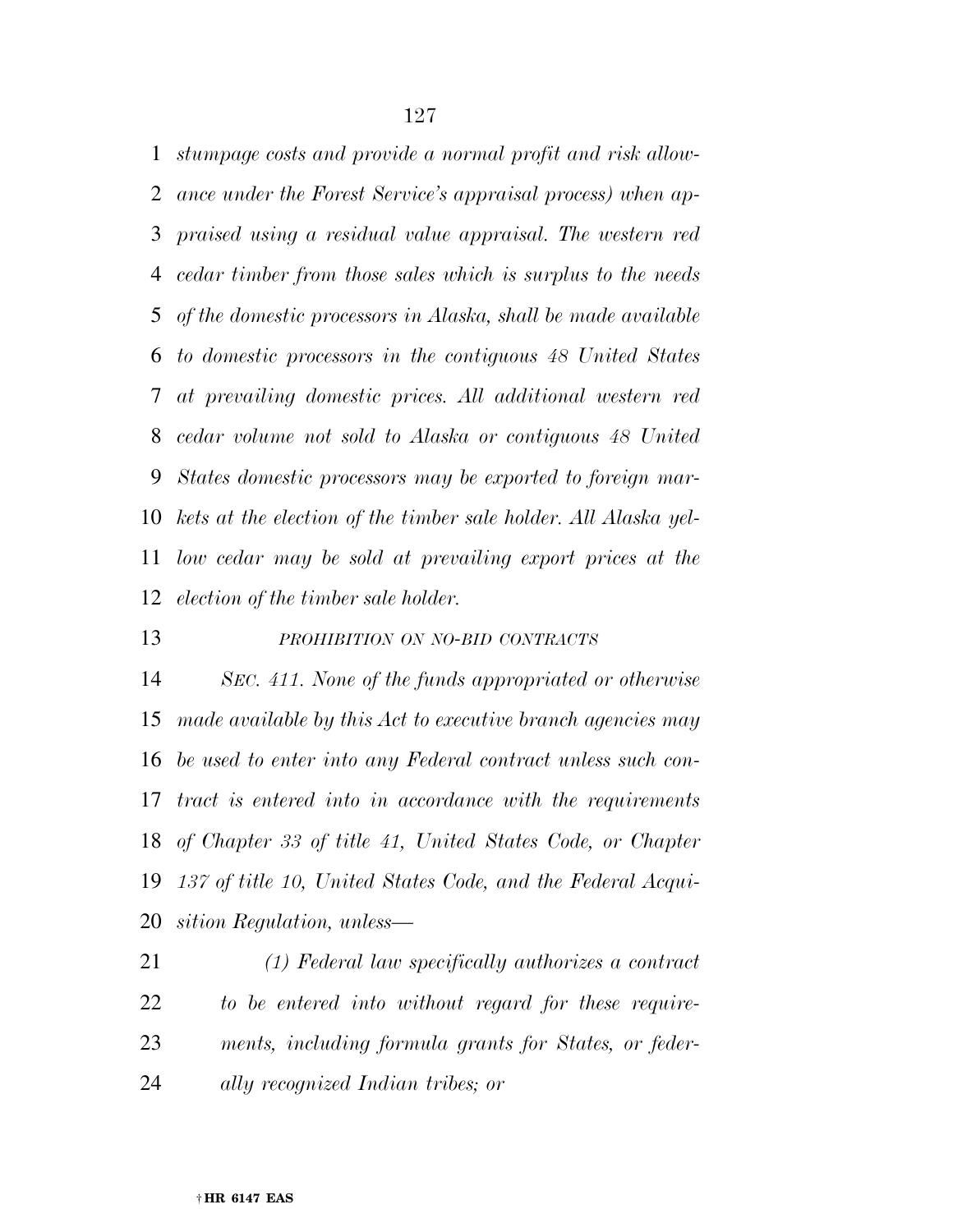*stumpage costs and provide a normal profit and risk allowance under the Forest Service's appraisal process) when appraised using a residual value appraisal. The western red cedar timber from those sales which is surplus to the needs of the domestic processors in Alaska, shall be made available to domestic processors in the contiguous 48 United States at prevailing domestic prices. All additional western red cedar volume not sold to Alaska or contiguous 48 United States domestic processors may be exported to foreign markets at the election of the timber sale holder. All Alaska yellow cedar may be sold at prevailing export prices at the election of the timber sale holder.*

*PROHIBITION ON NO-BID CONTRACTS*

*SEC. 411. None of the funds appropriated or otherwise made available by this Act to executive branch agencies may be used to enter into any Federal contract unless such contract is entered into in accordance with the requirements of Chapter 33 of title 41, United States Code, or Chapter 137 of title 10, United States Code, and the Federal Acquisition Regulation, unless—*

*(1) Federal law specifically authorizes a contract to be entered into without regard for these requirements, including formula grants for States, or federally recognized Indian tribes; or*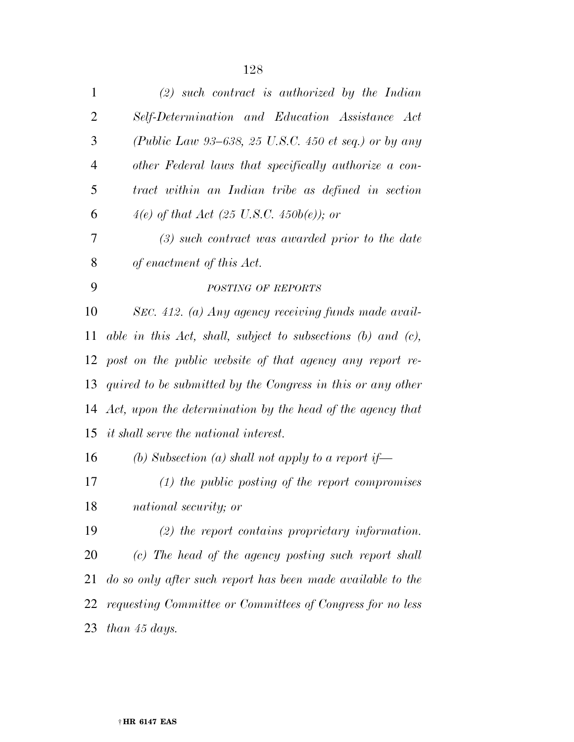*(2) such contract is authorized by the Indian Self-Determination and Education Assistance Act (Public Law 93–638, 25 U.S.C. 450 et seq.) or by any other Federal laws that specifically authorize a contract within an Indian tribe as defined in section 4(e) of that Act (25 U.S.C. 450b(e)); or*

*(3) such contract was awarded prior to the date of enactment of this Act.*

*POSTING OF REPORTS*

*SEC. 412. (a) Any agency receiving funds made available in this Act, shall, subject to subsections (b) and (c), post on the public website of that agency any report required to be submitted by the Congress in this or any other Act, upon the determination by the head of the agency that it shall serve the national interest.*

*(b) Subsection (a) shall not apply to a report if—*

*(1) the public posting of the report compromises national security; or*

*(2) the report contains proprietary information.*

*(c) The head of the agency posting such report shall do so only after such report has been made available to the requesting Committee or Committees of Congress for no less than 45 days.*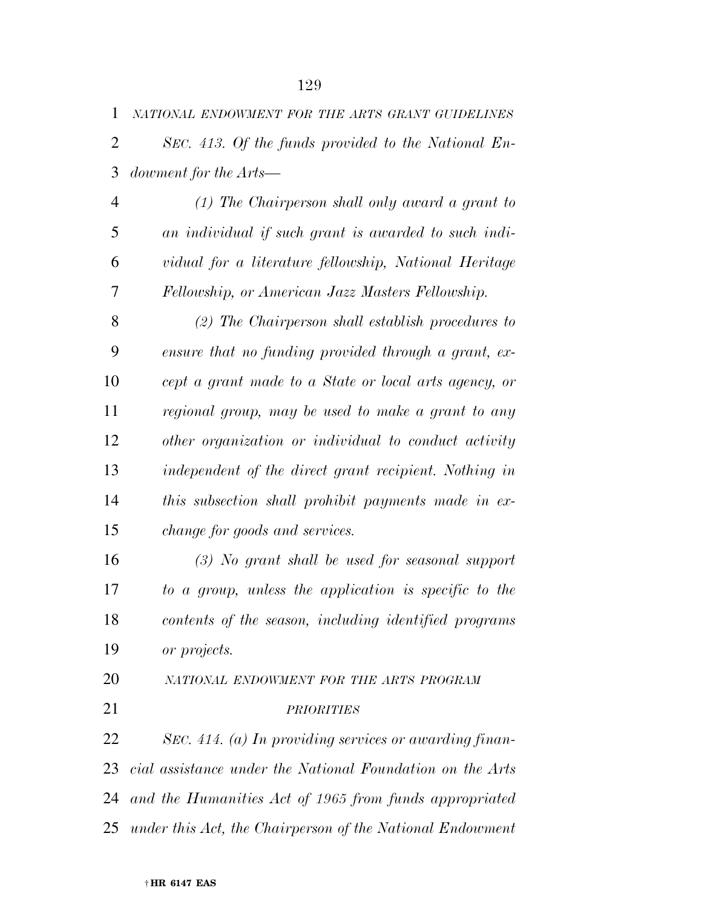*NATIONAL ENDOWMENT FOR THE ARTS GRANT GUIDELINES*

*SEC. 413. Of the funds provided to the National Endowment for the Arts—*

*(1) The Chairperson shall only award a grant to an individual if such grant is awarded to such individual for a literature fellowship, National Heritage Fellowship, or American Jazz Masters Fellowship.*

*(2) The Chairperson shall establish procedures to ensure that no funding provided through a grant, except a grant made to a State or local arts agency, or regional group, may be used to make a grant to any other organization or individual to conduct activity independent of the direct grant recipient. Nothing in this subsection shall prohibit payments made in exchange for goods and services.*

*(3) No grant shall be used for seasonal support to a group, unless the application is specific to the contents of the season, including identified programs or projects.*

*NATIONAL ENDOWMENT FOR THE ARTS PROGRAM PRIORITIES*

*SEC. 414. (a) In providing services or awarding financial assistance under the National Foundation on the Arts and the Humanities Act of 1965 from funds appropriated under this Act, the Chairperson of the National Endowment*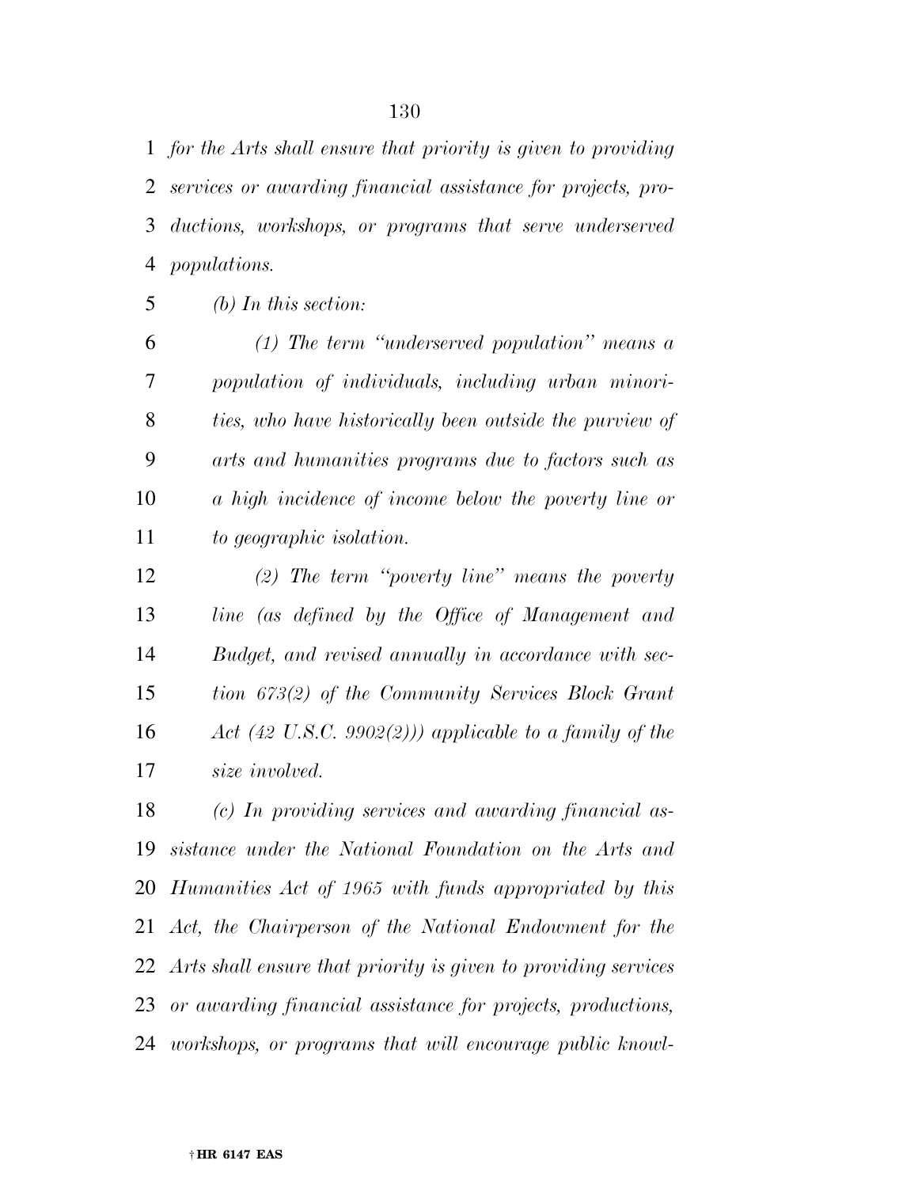*for the Arts shall ensure that priority is given to providing services or awarding financial assistance for projects, productions, workshops, or programs that serve underserved populations.*

*(b) In this section:*

*(1) The term "underserved population" means a population of individuals, including urban minorities, who have historically been outside the purview of arts and humanities programs due to factors such as a high incidence of income below the poverty line or to geographic isolation.*

*(2) The term "poverty line" means the poverty line (as defined by the Office of Management and Budget, and revised annually in accordance with section 673(2) of the Community Services Block Grant Act (42 U.S.C. 9902(2))) applicable to a family of the size involved.*

*(c) In providing services and awarding financial assistance under the National Foundation on the Arts and Humanities Act of 1965 with funds appropriated by this Act, the Chairperson of the National Endowment for the Arts shall ensure that priority is given to providing services or awarding financial assistance for projects, productions, workshops, or programs that will encourage public knowl-*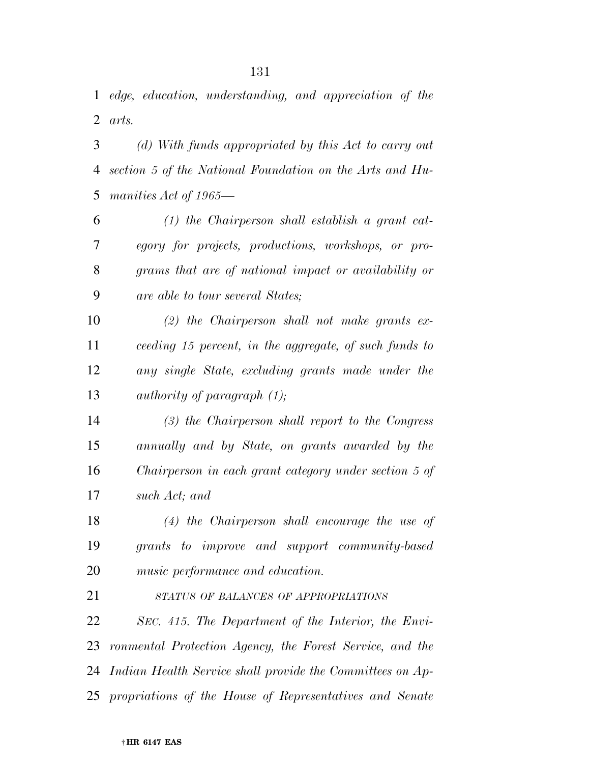*edge, education, understanding, and appreciation of the arts.*

*(d) With funds appropriated by this Act to carry out section 5 of the National Foundation on the Arts and Humanities Act of 1965—*

*(1) the Chairperson shall establish a grant category for projects, productions, workshops, or programs that are of national impact or availability or are able to tour several States;*

*(2) the Chairperson shall not make grants exceeding 15 percent, in the aggregate, of such funds to any single State, excluding grants made under the authority of paragraph (1);*

*(3) the Chairperson shall report to the Congress annually and by State, on grants awarded by the Chairperson in each grant category under section 5 of such Act; and*

*(4) the Chairperson shall encourage the use of grants to improve and support community-based music performance and education.*

*STATUS OF BALANCES OF APPROPRIATIONS*

*SEC. 415. The Department of the Interior, the Environmental Protection Agency, the Forest Service, and the Indian Health Service shall provide the Committees on Appropriations of the House of Representatives and Senate*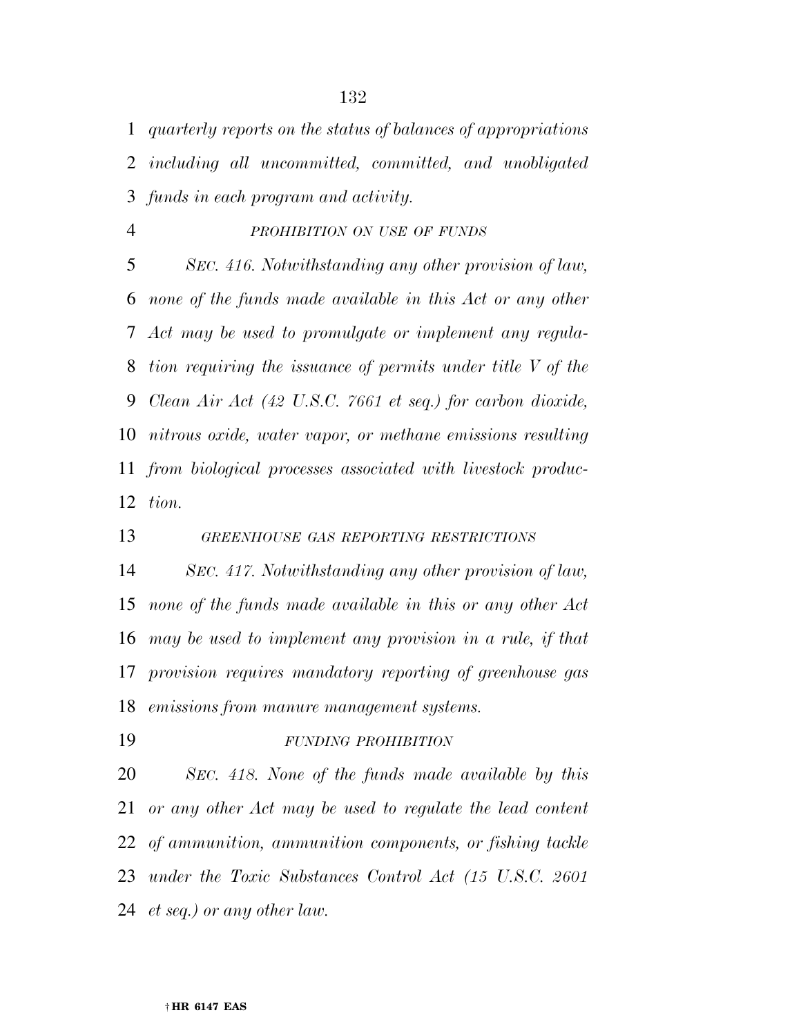*quarterly reports on the status of balances of appropriations including all uncommitted, committed, and unobligated funds in each program and activity.*

*PROHIBITION ON USE OF FUNDS*

*SEC. 416. Notwithstanding any other provision of law, none of the funds made available in this Act or any other Act may be used to promulgate or implement any regulation requiring the issuance of permits under title V of the Clean Air Act (42 U.S.C. 7661 et seq.) for carbon dioxide, nitrous oxide, water vapor, or methane emissions resulting from biological processes associated with livestock production.*

*GREENHOUSE GAS REPORTING RESTRICTIONS*

*SEC. 417. Notwithstanding any other provision of law, none of the funds made available in this or any other Act may be used to implement any provision in a rule, if that provision requires mandatory reporting of greenhouse gas emissions from manure management systems.*

*FUNDING PROHIBITION*

*SEC. 418. None of the funds made available by this or any other Act may be used to regulate the lead content of ammunition, ammunition components, or fishing tackle under the Toxic Substances Control Act (15 U.S.C. 2601 et seq.) or any other law.*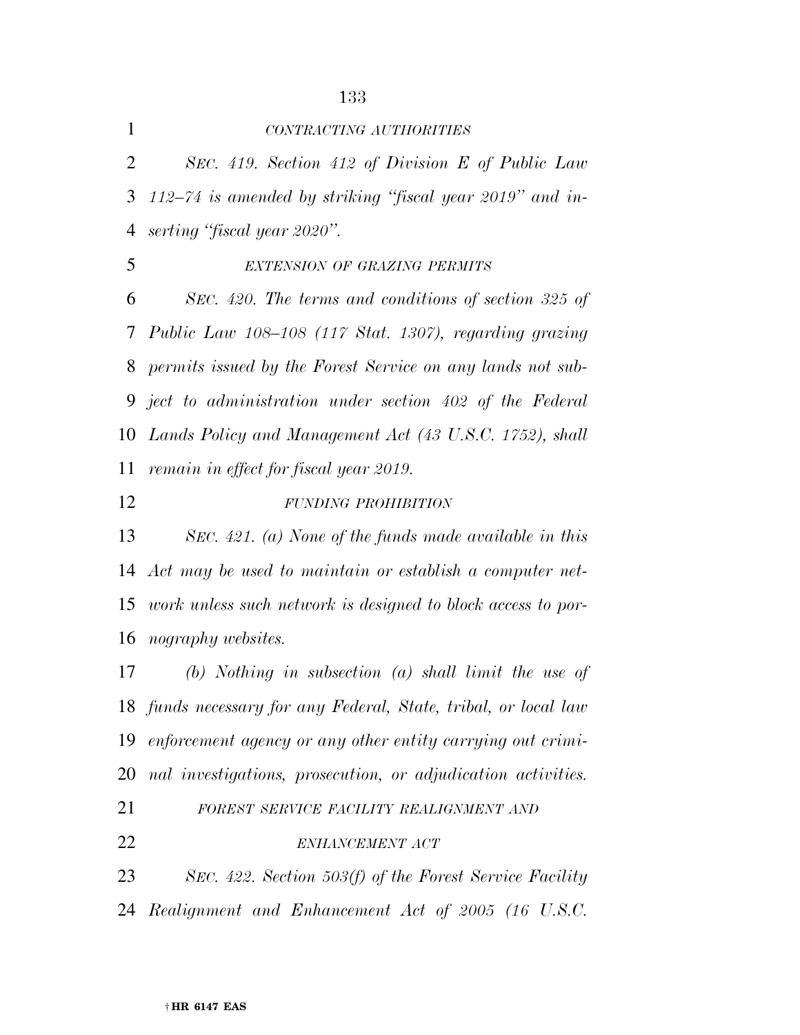*CONTRACTING AUTHORITIES*

*SEC. 419. Section 412 of Division E of Public Law 112–74 is amended by striking "fiscal year 2019" and inserting "fiscal year 2020".*

*EXTENSION OF GRAZING PERMITS*

*SEC. 420. The terms and conditions of section 325 of Public Law 108–108 (117 Stat. 1307), regarding grazing permits issued by the Forest Service on any lands not subject to administration under section 402 of the Federal Lands Policy and Management Act (43 U.S.C. 1752), shall remain in effect for fiscal year 2019.*

*FUNDING PROHIBITION*

*SEC. 421. (a) None of the funds made available in this Act may be used to maintain or establish a computer network unless such network is designed to block access to pornography websites.*

*(b) Nothing in subsection (a) shall limit the use of funds necessary for any Federal, State, tribal, or local law enforcement agency or any other entity carrying out criminal investigations, prosecution, or adjudication activities.*

*FOREST SERVICE FACILITY REALIGNMENT AND ENHANCEMENT ACT*

*SEC. 422. Section 503(f) of the Forest Service Facility Realignment and Enhancement Act of 2005 (16 U.S.C.*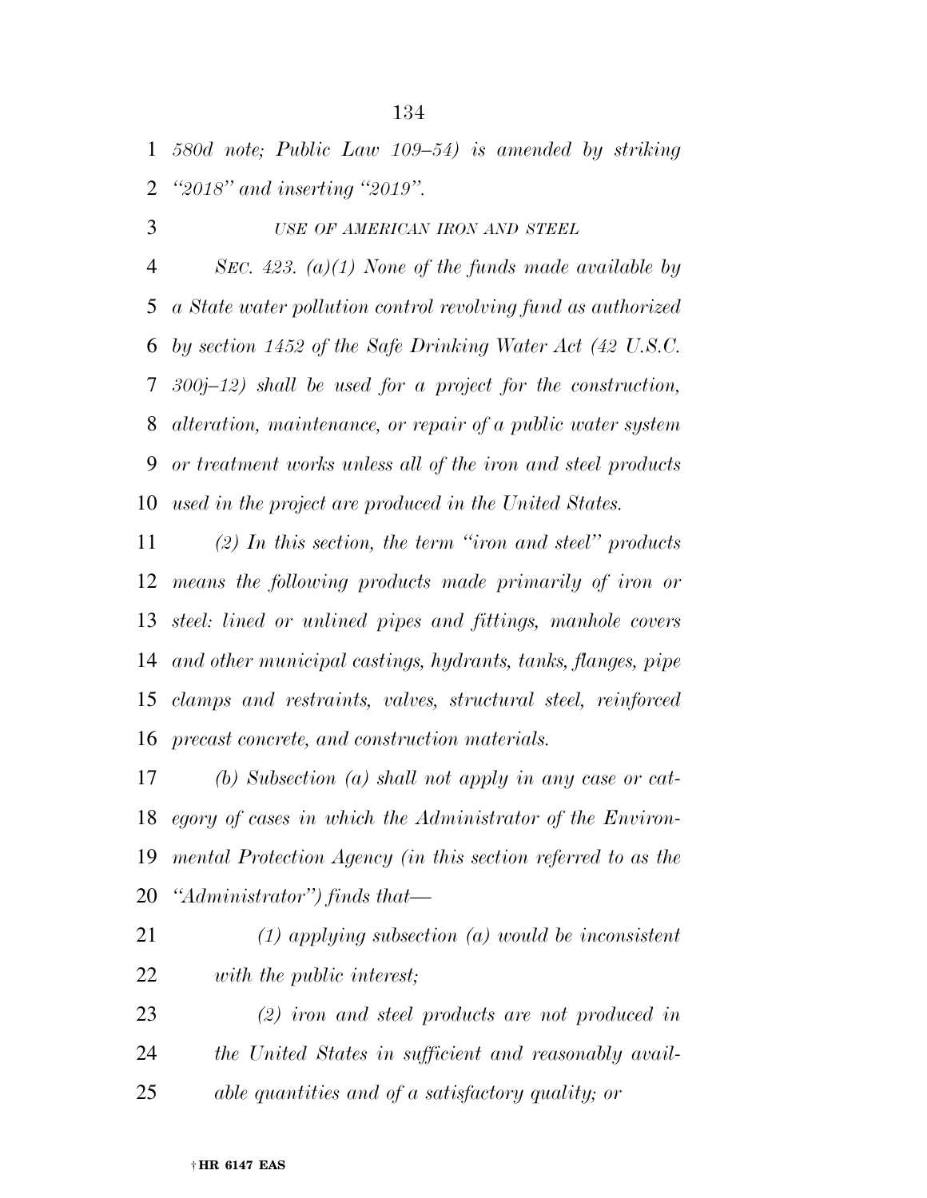*580d note; Public Law 109–54) is amended by striking "2018" and inserting "2019".*

*USE OF AMERICAN IRON AND STEEL*

*SEC. 423. (a)(1) None of the funds made available by a State water pollution control revolving fund as authorized by section 1452 of the Safe Drinking Water Act (42 U.S.C. 300j–12) shall be used for a project for the construction, alteration, maintenance, or repair of a public water system or treatment works unless all of the iron and steel products used in the project are produced in the United States.*

*(2) In this section, the term "iron and steel" products means the following products made primarily of iron or steel: lined or unlined pipes and fittings, manhole covers and other municipal castings, hydrants, tanks, flanges, pipe clamps and restraints, valves, structural steel, reinforced precast concrete, and construction materials.*

*(b) Subsection (a) shall not apply in any case or category of cases in which the Administrator of the Environmental Protection Agency (in this section referred to as the "Administrator") finds that—*

*(1) applying subsection (a) would be inconsistent with the public interest;*

*(2) iron and steel products are not produced in the United States in sufficient and reasonably available quantities and of a satisfactory quality; or*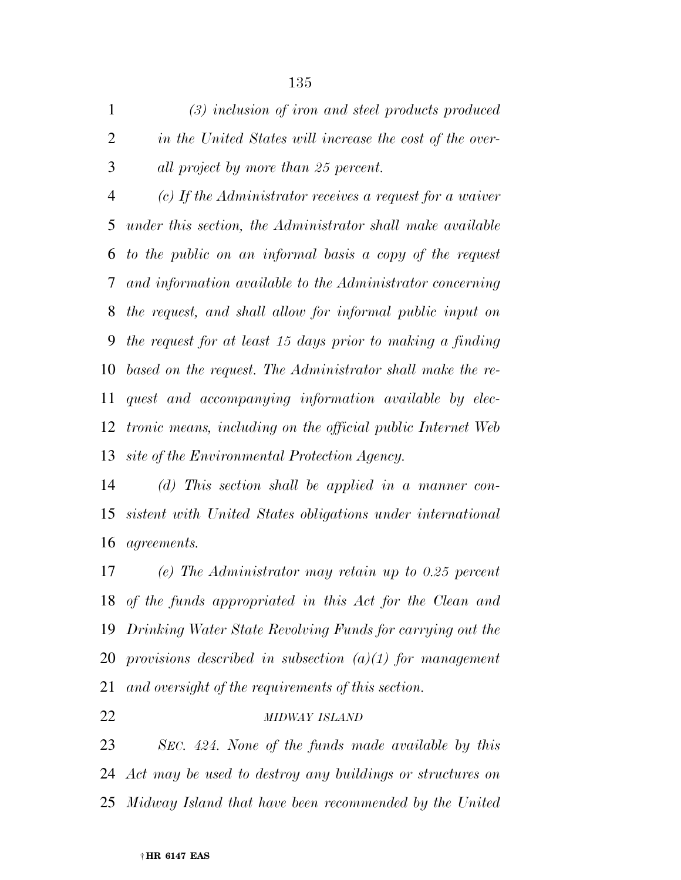*(3) inclusion of iron and steel products produced in the United States will increase the cost of the overall project by more than 25 percent.*

*(c) If the Administrator receives a request for a waiver under this section, the Administrator shall make available to the public on an informal basis a copy of the request and information available to the Administrator concerning the request, and shall allow for informal public input on the request for at least 15 days prior to making a finding based on the request. The Administrator shall make the request and accompanying information available by electronic means, including on the official public Internet Web site of the Environmental Protection Agency.*

*(d) This section shall be applied in a manner consistent with United States obligations under international agreements.*

*(e) The Administrator may retain up to 0.25 percent of the funds appropriated in this Act for the Clean and Drinking Water State Revolving Funds for carrying out the provisions described in subsection (a)(1) for management and oversight of the requirements of this section.*

*MIDWAY ISLAND*

*SEC. 424. None of the funds made available by this Act may be used to destroy any buildings or structures on Midway Island that have been recommended by the United*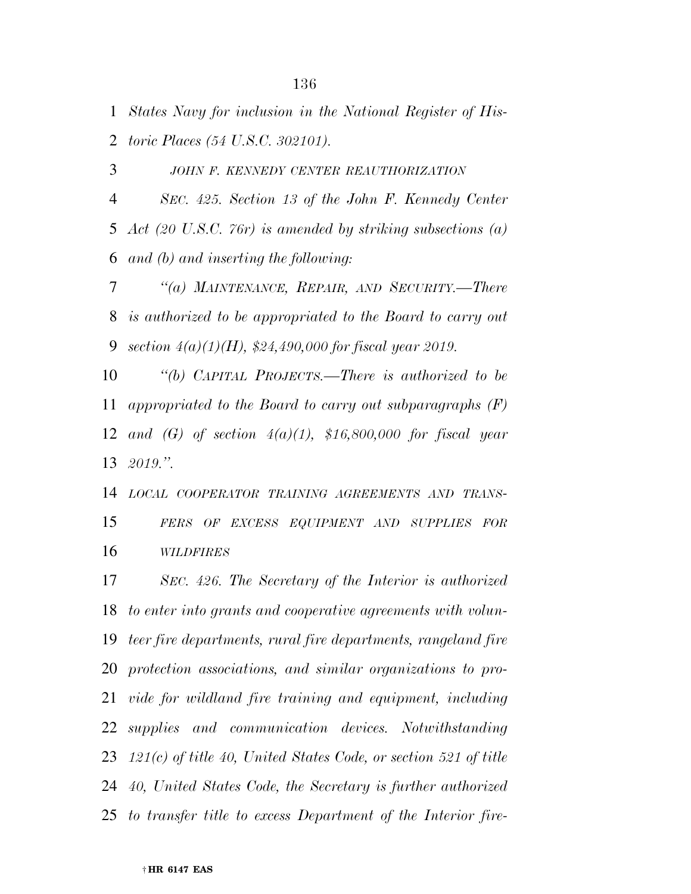*States Navy for inclusion in the National Register of Historic Places (54 U.S.C. 302101).*

*JOHN F. KENNEDY CENTER REAUTHORIZATION*

*SEC. 425. Section 13 of the John F. Kennedy Center Act (20 U.S.C. 76r) is amended by striking subsections (a) and (b) and inserting the following:*

*"(a) MAINTENANCE, REPAIR, AND SECURITY.—There is authorized to be appropriated to the Board to carry out section 4(a)(1)(H), $24,490,000 for fiscal year 2019.*

*"(b) CAPITAL PROJECTS.—There is authorized to be appropriated to the Board to carry out subparagraphs (F) and (G) of section 4(a)(1), $16,800,000 for fiscal year 2019.".*

*LOCAL COOPERATOR TRAINING AGREEMENTS AND TRANSFERS OF EXCESS EQUIPMENT AND SUPPLIES FOR WILDFIRES*

*SEC. 426. The Secretary of the Interior is authorized to enter into grants and cooperative agreements with volunteer fire departments, rural fire departments, rangeland fire protection associations, and similar organizations to provide for wildland fire training and equipment, including supplies and communication devices. Notwithstanding 121(c) of title 40, United States Code, or section 521 of title 40, United States Code, the Secretary is further authorized to transfer title to excess Department of the Interior fire-*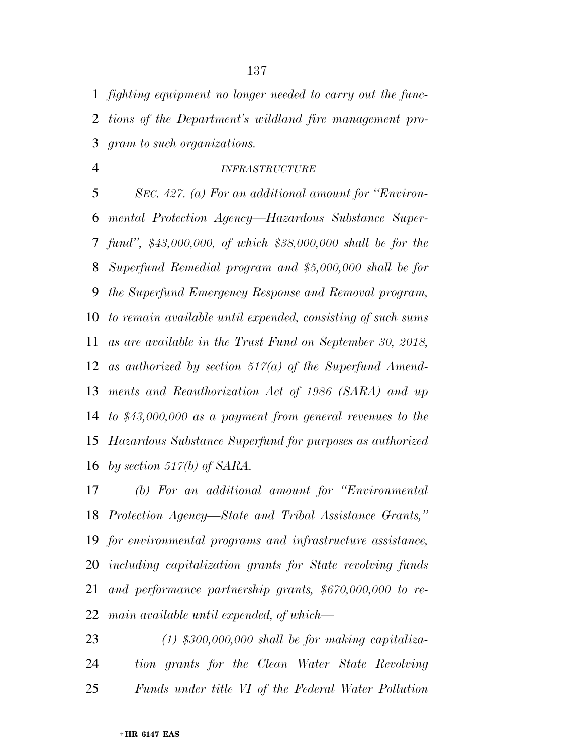*fighting equipment no longer needed to carry out the functions of the Department's wildland fire management program to such organizations.*

*INFRASTRUCTURE*

*SEC. 427. (a) For an additional amount for "Environmental Protection Agency—Hazardous Substance Superfund", $43,000,000, of which $38,000,000 shall be for the Superfund Remedial program and $5,000,000 shall be for the Superfund Emergency Response and Removal program, to remain available until expended, consisting of such sums as are available in the Trust Fund on September 30, 2018, as authorized by section 517(a) of the Superfund Amendments and Reauthorization Act of 1986 (SARA) and up to $43,000,000 as a payment from general revenues to the Hazardous Substance Superfund for purposes as authorized by section 517(b) of SARA.*

*(b) For an additional amount for "Environmental Protection Agency—State and Tribal Assistance Grants," for environmental programs and infrastructure assistance, including capitalization grants for State revolving funds and performance partnership grants, $670,000,000 to remain available until expended, of which—*

*(1) $300,000,000 shall be for making capitalization grants for the Clean Water State Revolving Funds under title VI of the Federal Water Pollution*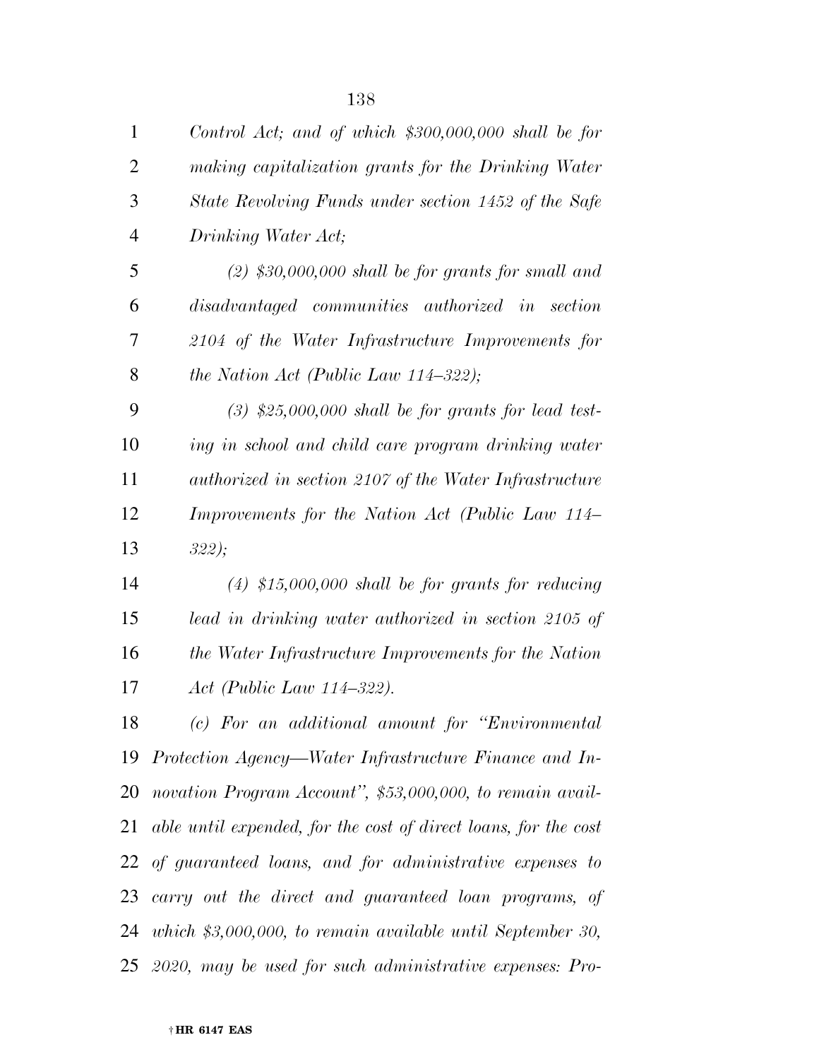*Control Act; and of which $300,000,000 shall be for making capitalization grants for the Drinking Water State Revolving Funds under section 1452 of the Safe Drinking Water Act;*

*(2) $30,000,000 shall be for grants for small and disadvantaged communities authorized in section 2104 of the Water Infrastructure Improvements for the Nation Act (Public Law 114–322);*

*(3) $25,000,000 shall be for grants for lead testing in school and child care program drinking water authorized in section 2107 of the Water Infrastructure Improvements for the Nation Act (Public Law 114–322);*

*(4) $15,000,000 shall be for grants for reducing lead in drinking water authorized in section 2105 of the Water Infrastructure Improvements for the Nation Act (Public Law 114–322).*

*(c) For an additional amount for "Environmental Protection Agency—Water Infrastructure Finance and Innovation Program Account", $53,000,000, to remain available until expended, for the cost of direct loans, for the cost of guaranteed loans, and for administrative expenses to carry out the direct and guaranteed loan programs, of which $3,000,000, to remain available until September 30, 2020, may be used for such administrative expenses: Pro-*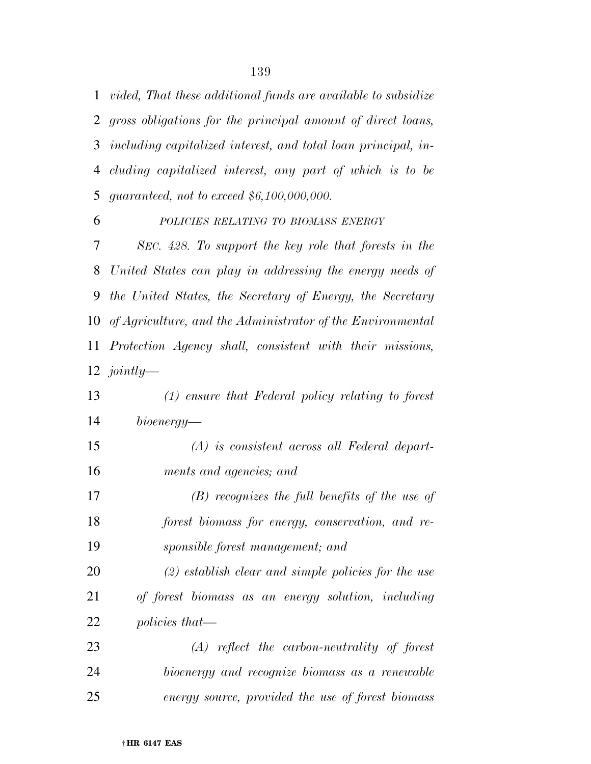*vided, That these additional funds are available to subsidize gross obligations for the principal amount of direct loans, including capitalized interest, and total loan principal, including capitalized interest, any part of which is to be guaranteed, not to exceed $6,100,000,000.*

*POLICIES RELATING TO BIOMASS ENERGY*

*SEC. 428. To support the key role that forests in the United States can play in addressing the energy needs of the United States, the Secretary of Energy, the Secretary of Agriculture, and the Administrator of the Environmental Protection Agency shall, consistent with their missions, jointly—*

*(1) ensure that Federal policy relating to forest bioenergy—*

*(A) is consistent across all Federal departments and agencies; and*

*(B) recognizes the full benefits of the use of forest biomass for energy, conservation, and responsible forest management; and*

*(2) establish clear and simple policies for the use of forest biomass as an energy solution, including policies that—*

*(A) reflect the carbon-neutrality of forest bioenergy and recognize biomass as a renewable energy source, provided the use of forest biomass*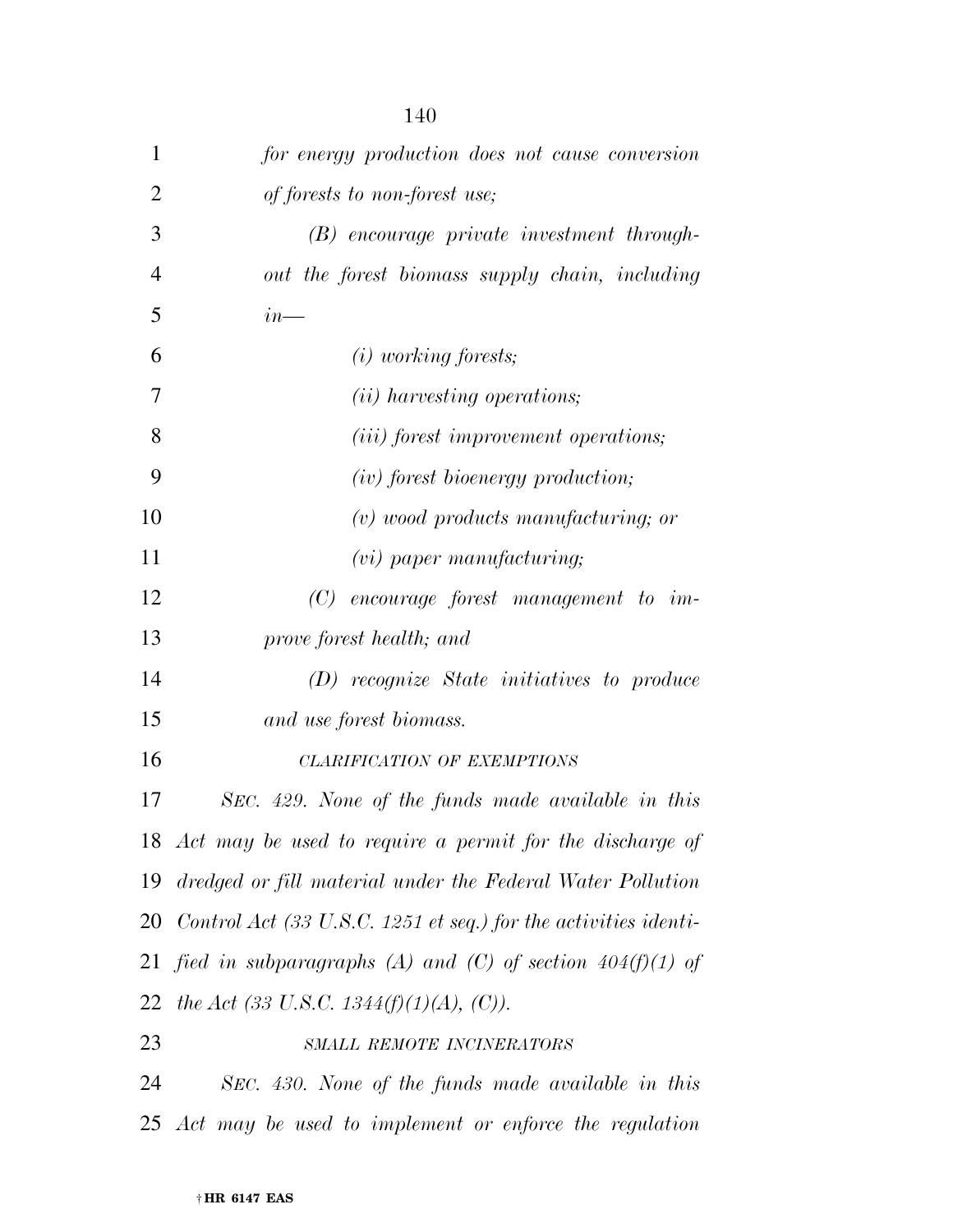*for energy production does not cause conversion of forests to non-forest use;*

*(B) encourage private investment throughout the forest biomass supply chain, including in—*

*(i) working forests;*

*(ii) harvesting operations;*

*(iii) forest improvement operations;*

*(iv) forest bioenergy production;*

*(v) wood products manufacturing; or*

*(vi) paper manufacturing;*

*(C) encourage forest management to improve forest health; and*

*(D) recognize State initiatives to produce and use forest biomass.*

*CLARIFICATION OF EXEMPTIONS*

*SEC. 429. None of the funds made available in this Act may be used to require a permit for the discharge of dredged or fill material under the Federal Water Pollution Control Act (33 U.S.C. 1251 et seq.) for the activities identified in subparagraphs (A) and (C) of section 404(f)(1) of the Act (33 U.S.C. 1344(f)(1)(A), (C)).*

*SMALL REMOTE INCINERATORS*

*SEC. 430. None of the funds made available in this Act may be used to implement or enforce the regulation*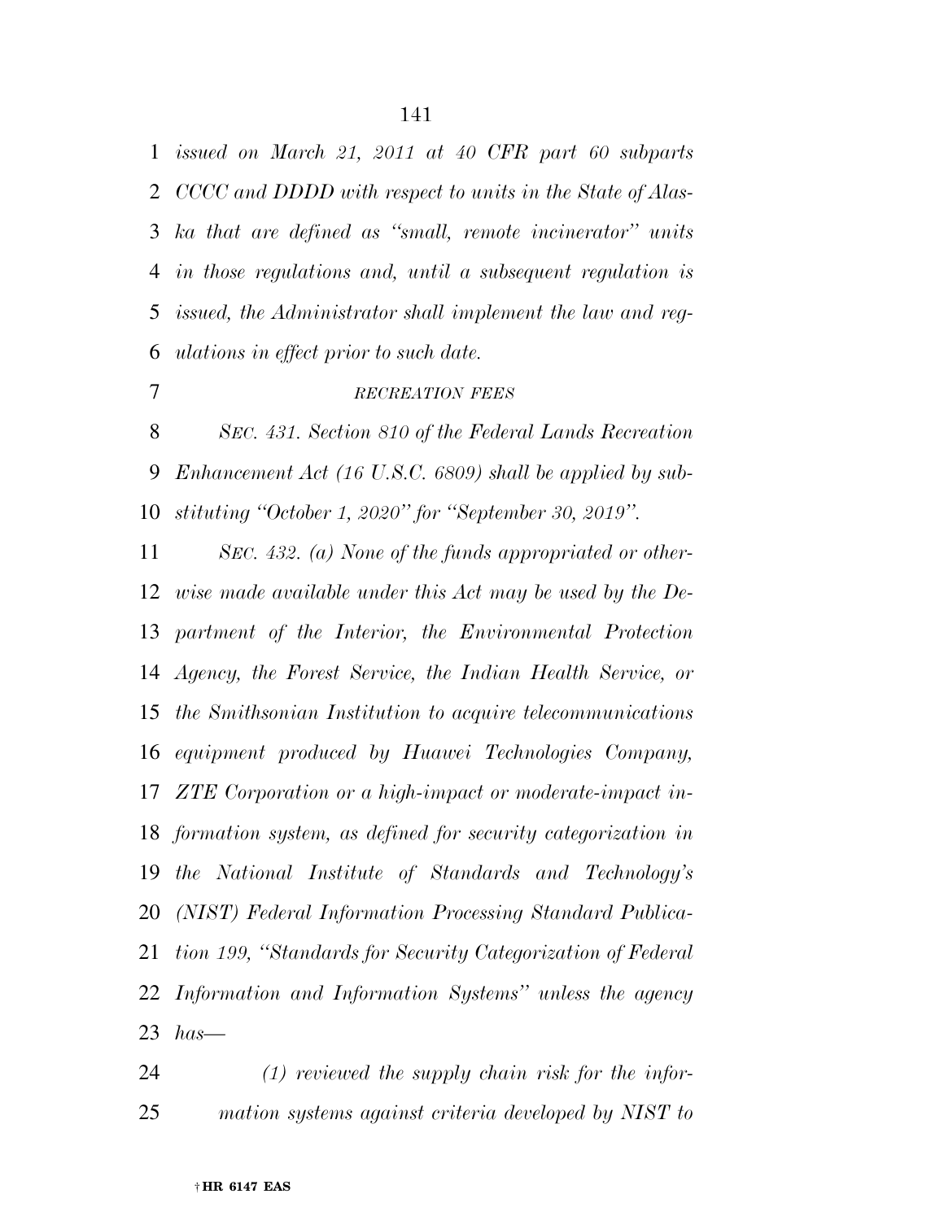*issued on March 21, 2011 at 40 CFR part 60 subparts CCCC and DDDD with respect to units in the State of Alaska that are defined as "small, remote incinerator" units in those regulations and, until a subsequent regulation is issued, the Administrator shall implement the law and regulations in effect prior to such date.*

*RECREATION FEES*

*SEC. 431. Section 810 of the Federal Lands Recreation Enhancement Act (16 U.S.C. 6809) shall be applied by substituting "October 1, 2020" for "September 30, 2019".*

*SEC. 432. (a) None of the funds appropriated or otherwise made available under this Act may be used by the Department of the Interior, the Environmental Protection Agency, the Forest Service, the Indian Health Service, or the Smithsonian Institution to acquire telecommunications equipment produced by Huawei Technologies Company, ZTE Corporation or a high-impact or moderate-impact information system, as defined for security categorization in the National Institute of Standards and Technology's (NIST) Federal Information Processing Standard Publication 199, "Standards for Security Categorization of Federal Information and Information Systems" unless the agency has—*

*(1) reviewed the supply chain risk for the information systems against criteria developed by NIST to*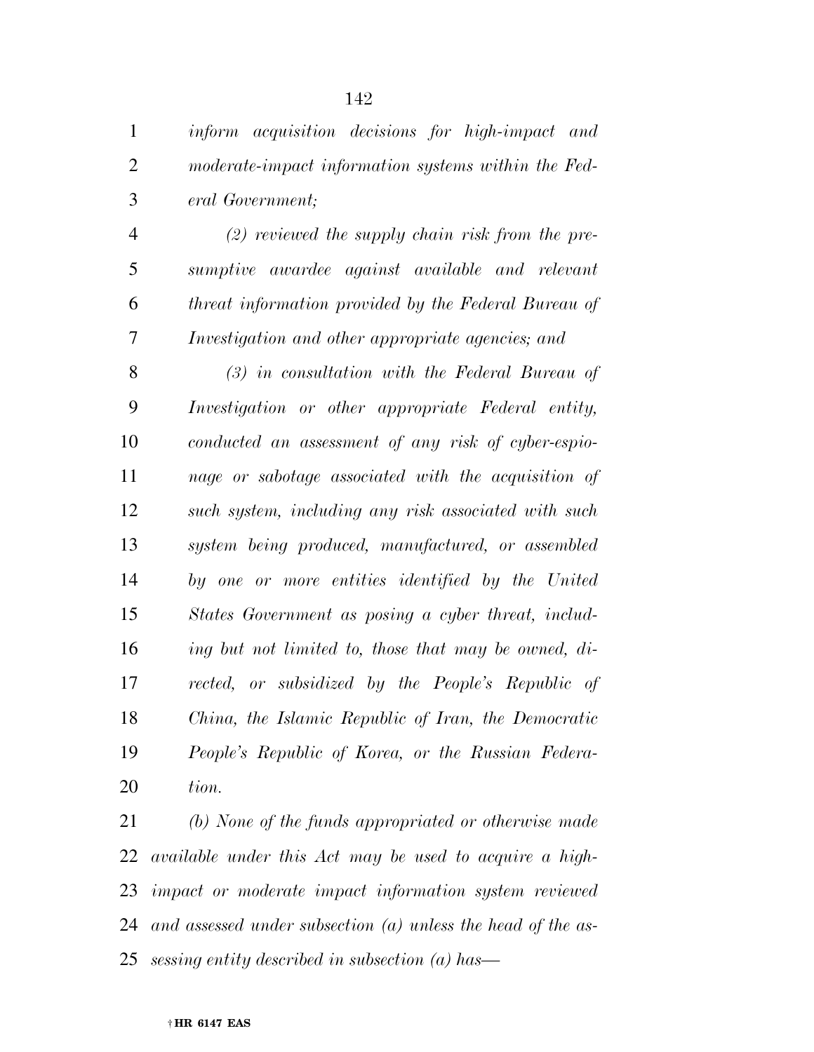*inform acquisition decisions for high-impact and moderate-impact information systems within the Federal Government;*

*(2) reviewed the supply chain risk from the presumptive awardee against available and relevant threat information provided by the Federal Bureau of Investigation and other appropriate agencies; and*

*(3) in consultation with the Federal Bureau of Investigation or other appropriate Federal entity, conducted an assessment of any risk of cyber-espionage or sabotage associated with the acquisition of such system, including any risk associated with such system being produced, manufactured, or assembled by one or more entities identified by the United States Government as posing a cyber threat, including but not limited to, those that may be owned, directed, or subsidized by the People's Republic of China, the Islamic Republic of Iran, the Democratic People's Republic of Korea, or the Russian Federation.*

*(b) None of the funds appropriated or otherwise made available under this Act may be used to acquire a high-impact or moderate impact information system reviewed and assessed under subsection (a) unless the head of the assessing entity described in subsection (a) has—*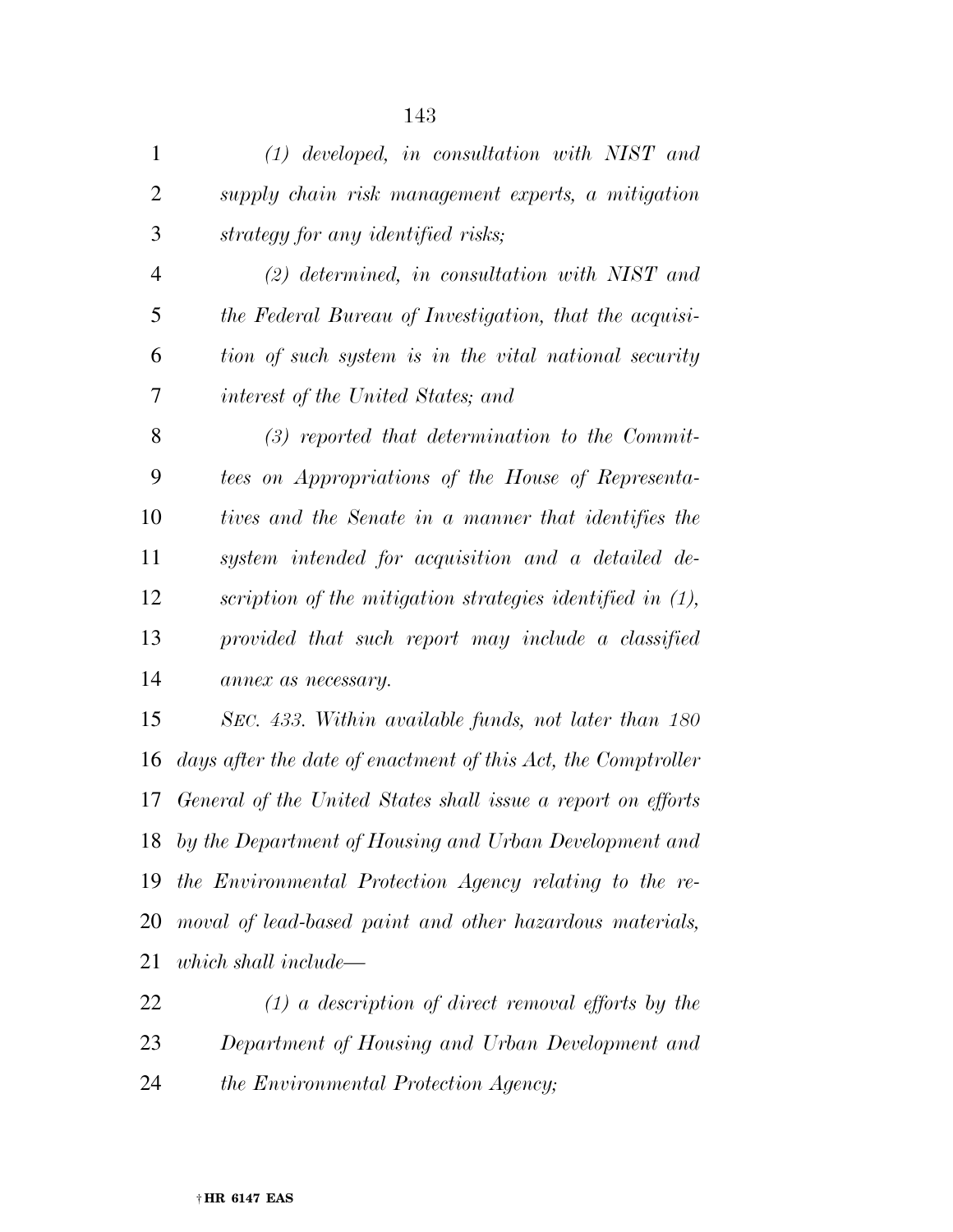*(1) developed, in consultation with NIST and supply chain risk management experts, a mitigation strategy for any identified risks;*

*(2) determined, in consultation with NIST and the Federal Bureau of Investigation, that the acquisition of such system is in the vital national security interest of the United States; and*

*(3) reported that determination to the Committees on Appropriations of the House of Representatives and the Senate in a manner that identifies the system intended for acquisition and a detailed description of the mitigation strategies identified in (1), provided that such report may include a classified annex as necessary.*

*SEC. 433. Within available funds, not later than 180 days after the date of enactment of this Act, the Comptroller General of the United States shall issue a report on efforts by the Department of Housing and Urban Development and the Environmental Protection Agency relating to the removal of lead-based paint and other hazardous materials, which shall include—*

*(1) a description of direct removal efforts by the Department of Housing and Urban Development and the Environmental Protection Agency;*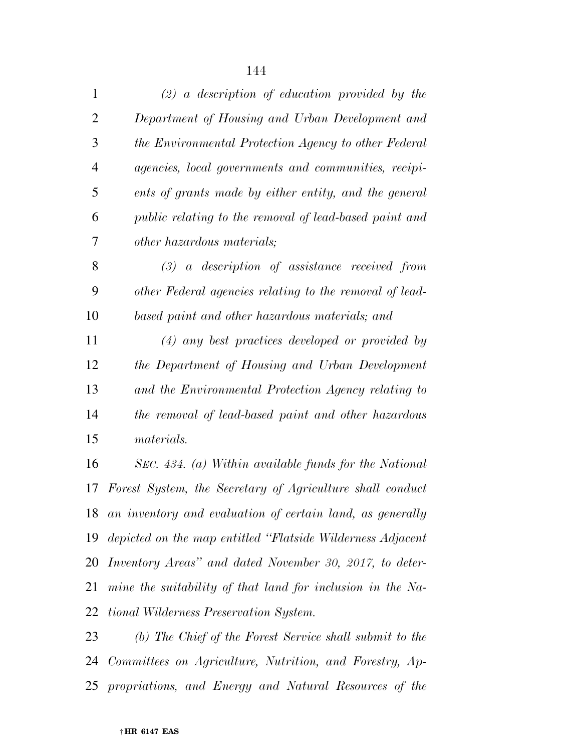*(2) a description of education provided by the Department of Housing and Urban Development and the Environmental Protection Agency to other Federal agencies, local governments and communities, recipients of grants made by either entity, and the general public relating to the removal of lead-based paint and other hazardous materials;*

*(3) a description of assistance received from other Federal agencies relating to the removal of lead-based paint and other hazardous materials; and*

*(4) any best practices developed or provided by the Department of Housing and Urban Development and the Environmental Protection Agency relating to the removal of lead-based paint and other hazardous materials.*

*SEC. 434. (a) Within available funds for the National Forest System, the Secretary of Agriculture shall conduct an inventory and evaluation of certain land, as generally depicted on the map entitled "Flatside Wilderness Adjacent Inventory Areas" and dated November 30, 2017, to determine the suitability of that land for inclusion in the National Wilderness Preservation System.*

*(b) The Chief of the Forest Service shall submit to the Committees on Agriculture, Nutrition, and Forestry, Appropriations, and Energy and Natural Resources of the*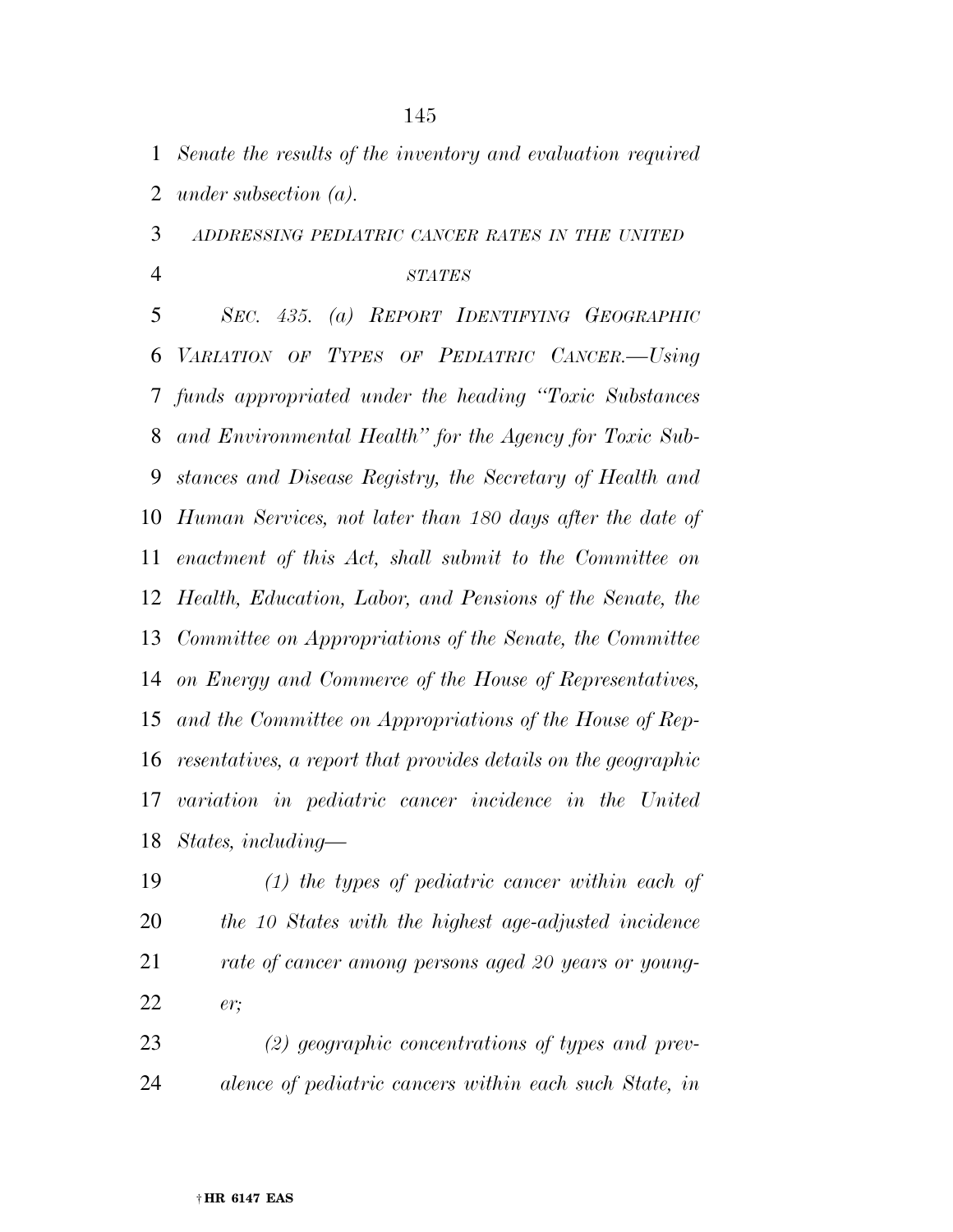*Senate the results of the inventory and evaluation required under subsection (a).*

*ADDRESSING PEDIATRIC CANCER RATES IN THE UNITED STATES*

*SEC. 435. (a) REPORT IDENTIFYING GEOGRAPHIC VARIATION OF TYPES OF PEDIATRIC CANCER.—Using funds appropriated under the heading "Toxic Substances and Environmental Health" for the Agency for Toxic Substances and Disease Registry, the Secretary of Health and Human Services, not later than 180 days after the date of enactment of this Act, shall submit to the Committee on Health, Education, Labor, and Pensions of the Senate, the Committee on Appropriations of the Senate, the Committee on Energy and Commerce of the House of Representatives, and the Committee on Appropriations of the House of Representatives, a report that provides details on the geographic variation in pediatric cancer incidence in the United States, including—*

*(1) the types of pediatric cancer within each of the 10 States with the highest age-adjusted incidence rate of cancer among persons aged 20 years or younger;*

*(2) geographic concentrations of types and prevalence of pediatric cancers within each such State, in*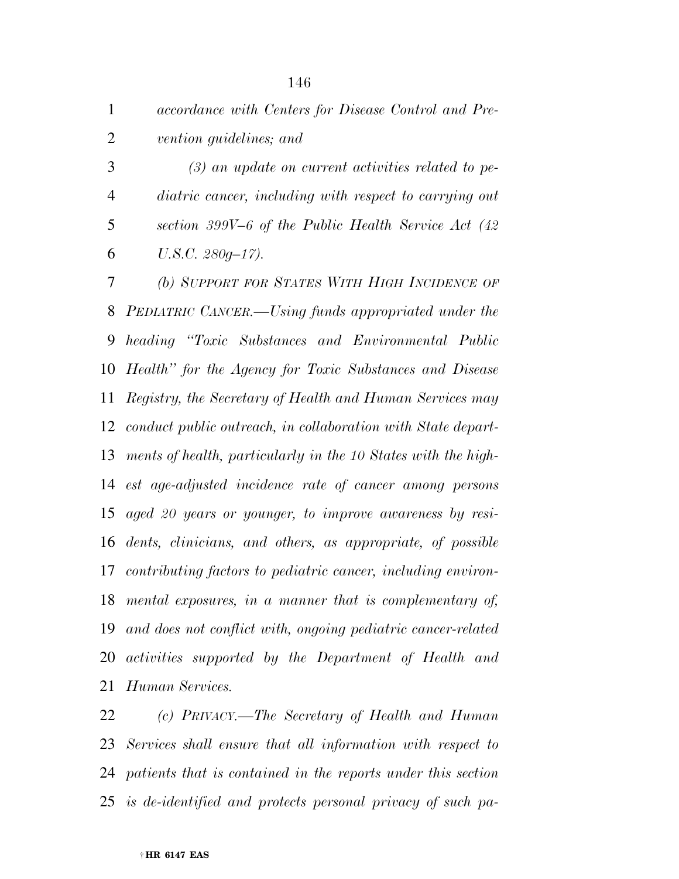*accordance with Centers for Disease Control and Prevention guidelines; and*

*(3) an update on current activities related to pediatric cancer, including with respect to carrying out section 399V–6 of the Public Health Service Act (42 U.S.C. 280g–17).*

*(b) SUPPORT FOR STATES WITH HIGH INCIDENCE OF PEDIATRIC CANCER.—Using funds appropriated under the heading "Toxic Substances and Environmental Public Health" for the Agency for Toxic Substances and Disease Registry, the Secretary of Health and Human Services may conduct public outreach, in collaboration with State departments of health, particularly in the 10 States with the highest age-adjusted incidence rate of cancer among persons aged 20 years or younger, to improve awareness by residents, clinicians, and others, as appropriate, of possible contributing factors to pediatric cancer, including environmental exposures, in a manner that is complementary of, and does not conflict with, ongoing pediatric cancer-related activities supported by the Department of Health and Human Services.*

*(c) PRIVACY.—The Secretary of Health and Human Services shall ensure that all information with respect to patients that is contained in the reports under this section is de-identified and protects personal privacy of such pa-*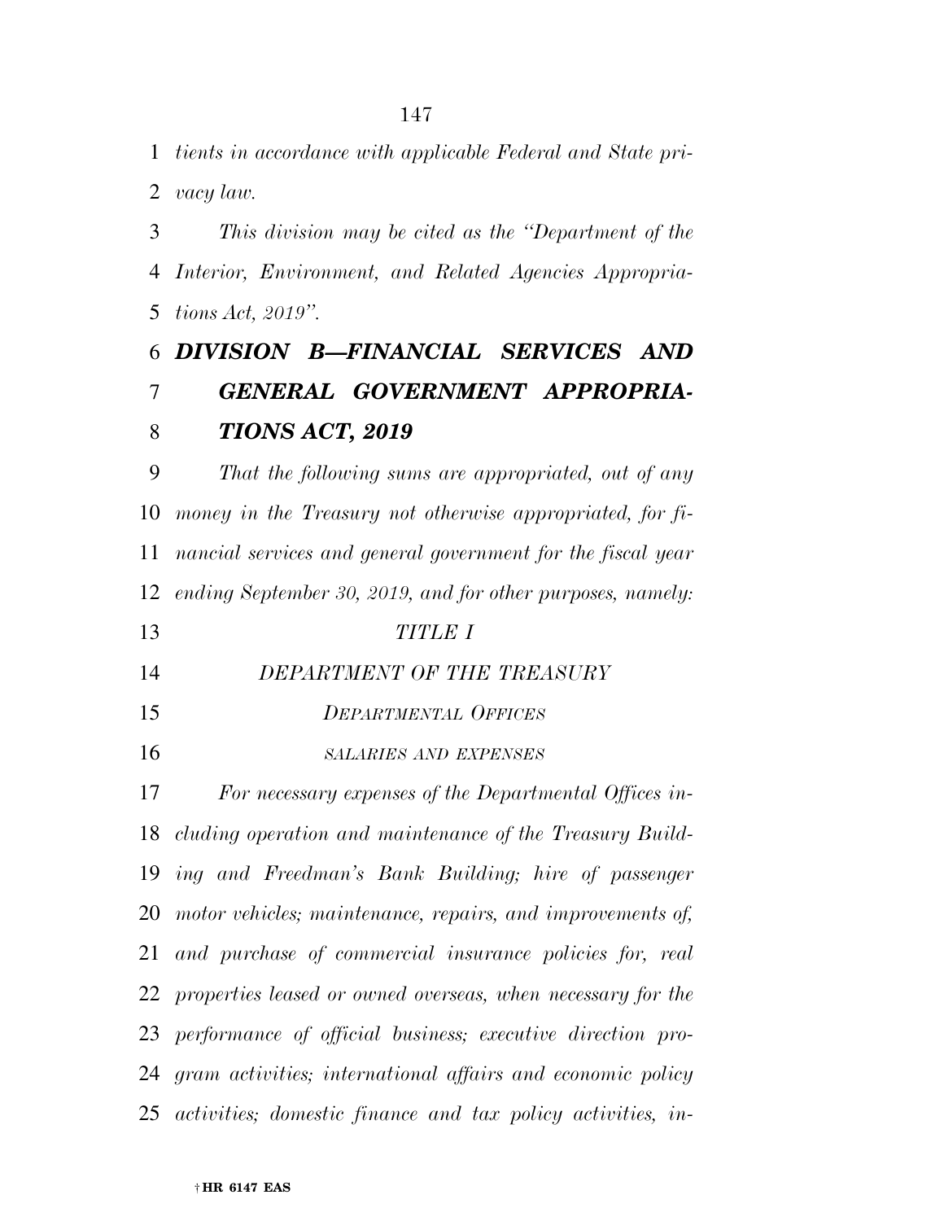*tients in accordance with applicable Federal and State privacy law.*

*This division may be cited as the "Department of the Interior, Environment, and Related Agencies Appropriations Act, 2019".*

# *DIVISION B—FINANCIAL SERVICES AND GENERAL GOVERNMENT APPROPRIATIONS ACT, 2019*

*That the following sums are appropriated, out of any money in the Treasury not otherwise appropriated, for financial services and general government for the fiscal year ending September 30, 2019, and for other purposes, namely:*

## *TITLE I*

## *DEPARTMENT OF THE TREASURY*

### *DEPARTMENTAL OFFICES*

#### *SALARIES AND EXPENSES*

*For necessary expenses of the Departmental Offices including operation and maintenance of the Treasury Building and Freedman's Bank Building; hire of passenger motor vehicles; maintenance, repairs, and improvements of, and purchase of commercial insurance policies for, real properties leased or owned overseas, when necessary for the performance of official business; executive direction program activities; international affairs and economic policy activities; domestic finance and tax policy activities, in-*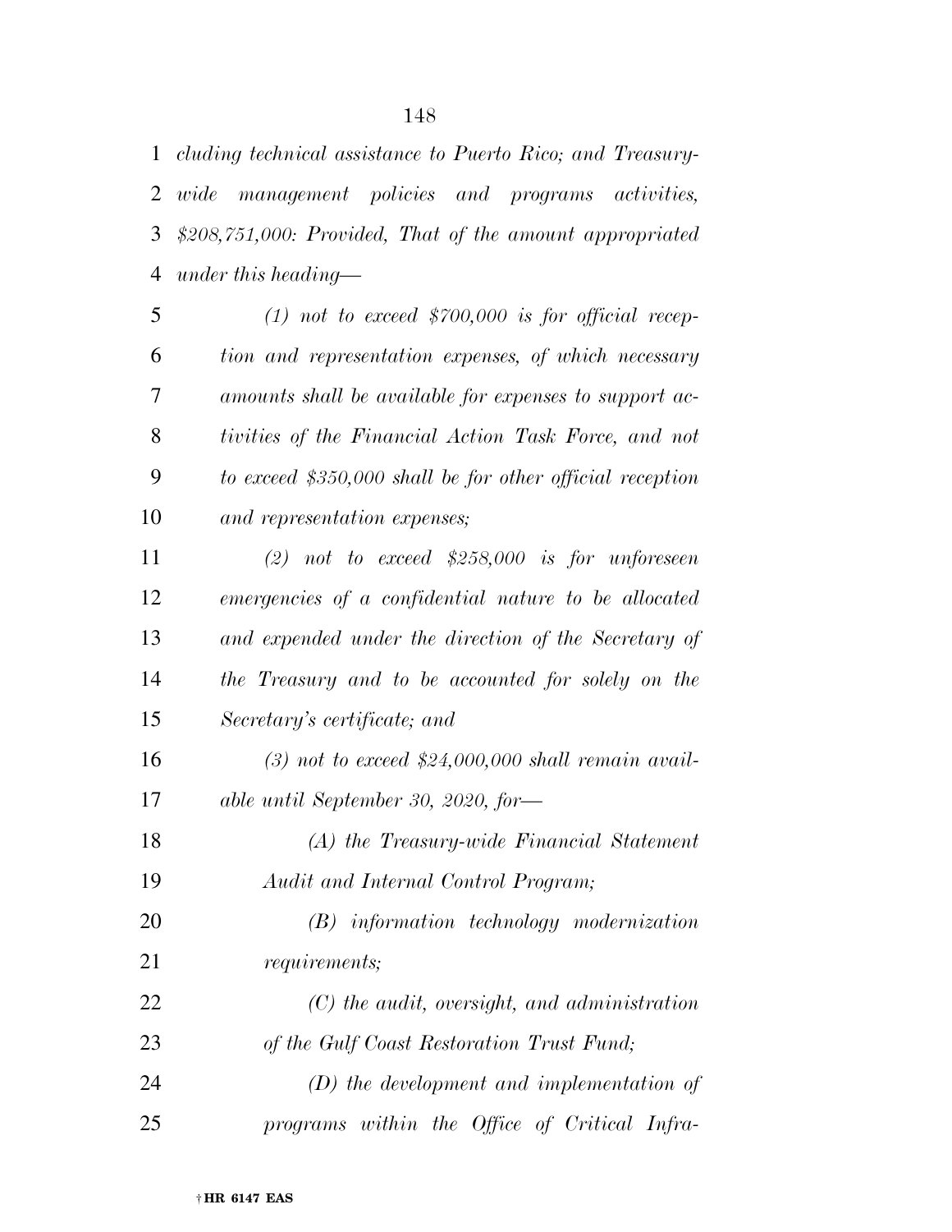*cluding technical assistance to Puerto Rico; and Treasury-wide management policies and programs activities, $208,751,000: Provided, That of the amount appropriated under this heading—*

*(1) not to exceed $700,000 is for official reception and representation expenses, of which necessary amounts shall be available for expenses to support activities of the Financial Action Task Force, and not to exceed $350,000 shall be for other official reception and representation expenses;*

*(2) not to exceed $258,000 is for unforeseen emergencies of a confidential nature to be allocated and expended under the direction of the Secretary of the Treasury and to be accounted for solely on the Secretary's certificate; and*

*(3) not to exceed $24,000,000 shall remain available until September 30, 2020, for—*

*(A) the Treasury-wide Financial Statement Audit and Internal Control Program;*

*(B) information technology modernization requirements;*

*(C) the audit, oversight, and administration of the Gulf Coast Restoration Trust Fund;*

*(D) the development and implementation of programs within the Office of Critical Infra-*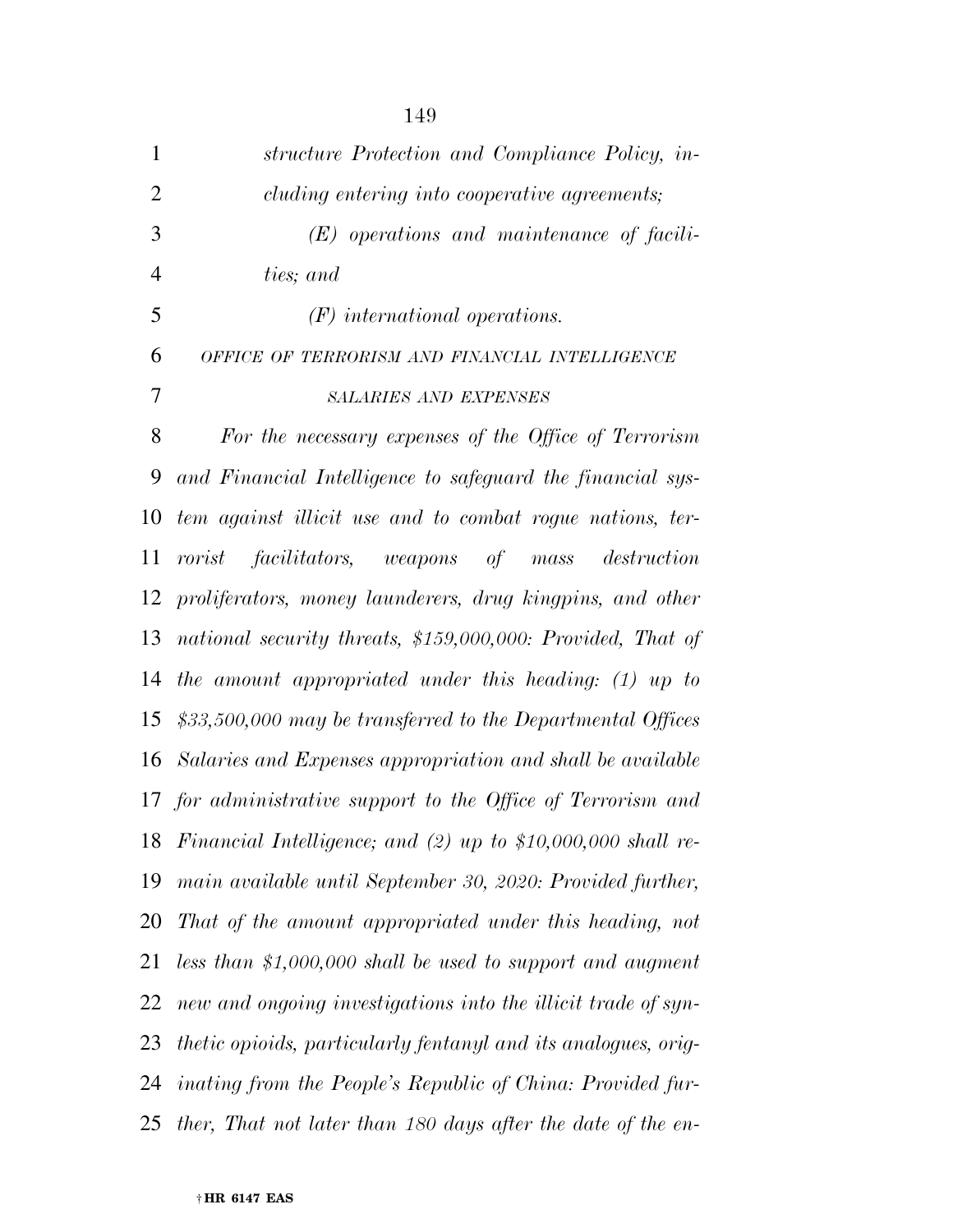*structure Protection and Compliance Policy, including entering into cooperative agreements;*

*(E) operations and maintenance of facilities; and*

*(F) international operations.*

OFFICE OF TERRORISM AND FINANCIAL INTELLIGENCE

SALARIES AND EXPENSES

*For the necessary expenses of the Office of Terrorism and Financial Intelligence to safeguard the financial system against illicit use and to combat rogue nations, terrorist facilitators, weapons of mass destruction proliferators, money launderers, drug kingpins, and other national security threats, $159,000,000: Provided, That of the amount appropriated under this heading: (1) up to $33,500,000 may be transferred to the Departmental Offices Salaries and Expenses appropriation and shall be available for administrative support to the Office of Terrorism and Financial Intelligence; and (2) up to $10,000,000 shall remain available until September 30, 2020: Provided further, That of the amount appropriated under this heading, not less than $1,000,000 shall be used to support and augment new and ongoing investigations into the illicit trade of synthetic opioids, particularly fentanyl and its analogues, originating from the People's Republic of China: Provided further, That not later than 180 days after the date of the en-*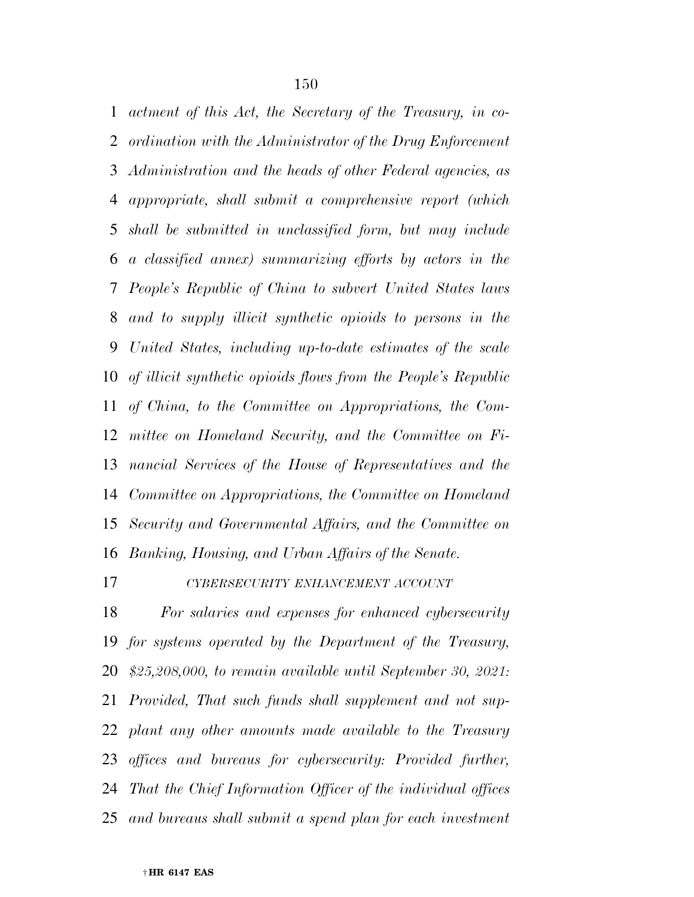*actment of this Act, the Secretary of the Treasury, in coordination with the Administrator of the Drug Enforcement Administration and the heads of other Federal agencies, as appropriate, shall submit a comprehensive report (which shall be submitted in unclassified form, but may include a classified annex) summarizing efforts by actors in the People's Republic of China to subvert United States laws and to supply illicit synthetic opioids to persons in the United States, including up-to-date estimates of the scale of illicit synthetic opioids flows from the People's Republic of China, to the Committee on Appropriations, the Committee on Homeland Security, and the Committee on Financial Services of the House of Representatives and the Committee on Appropriations, the Committee on Homeland Security and Governmental Affairs, and the Committee on Banking, Housing, and Urban Affairs of the Senate.*

*CYBERSECURITY ENHANCEMENT ACCOUNT*

*For salaries and expenses for enhanced cybersecurity for systems operated by the Department of the Treasury, $25,208,000, to remain available until September 30, 2021: Provided, That such funds shall supplement and not supplant any other amounts made available to the Treasury offices and bureaus for cybersecurity: Provided further, That the Chief Information Officer of the individual offices and bureaus shall submit a spend plan for each investment*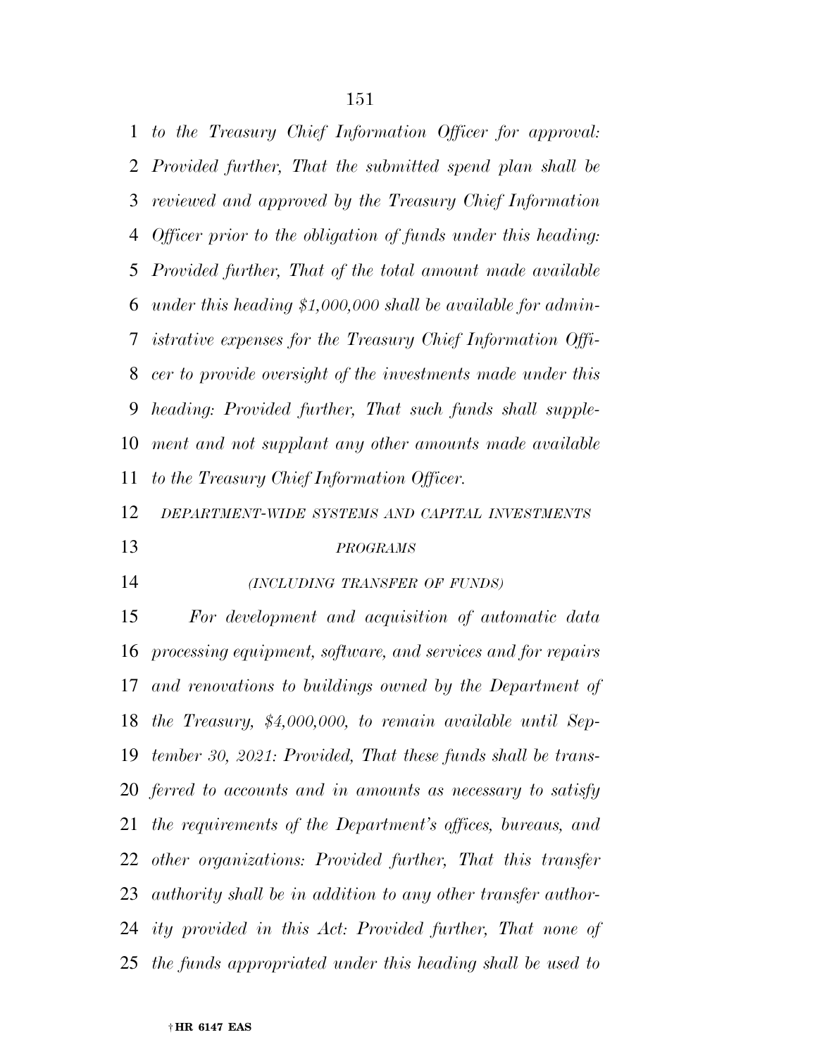*to the Treasury Chief Information Officer for approval: Provided further, That the submitted spend plan shall be reviewed and approved by the Treasury Chief Information Officer prior to the obligation of funds under this heading: Provided further, That of the total amount made available under this heading $1,000,000 shall be available for administrative expenses for the Treasury Chief Information Officer to provide oversight of the investments made under this heading: Provided further, That such funds shall supplement and not supplant any other amounts made available to the Treasury Chief Information Officer.*

*DEPARTMENT-WIDE SYSTEMS AND CAPITAL INVESTMENTS PROGRAMS*

*(INCLUDING TRANSFER OF FUNDS)*

*For development and acquisition of automatic data processing equipment, software, and services and for repairs and renovations to buildings owned by the Department of the Treasury, $4,000,000, to remain available until September 30, 2021: Provided, That these funds shall be transferred to accounts and in amounts as necessary to satisfy the requirements of the Department's offices, bureaus, and other organizations: Provided further, That this transfer authority shall be in addition to any other transfer authority provided in this Act: Provided further, That none of the funds appropriated under this heading shall be used to*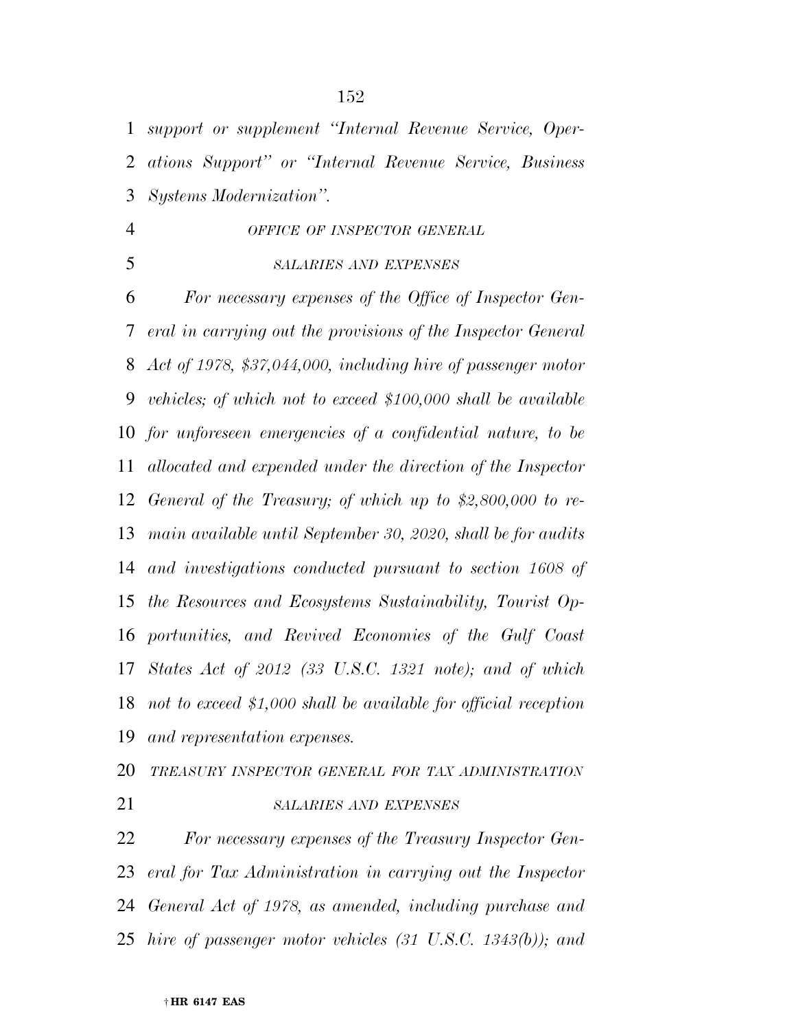*support or supplement "Internal Revenue Service, Operations Support" or "Internal Revenue Service, Business Systems Modernization".*

*OFFICE OF INSPECTOR GENERAL*

*SALARIES AND EXPENSES*

*For necessary expenses of the Office of Inspector General in carrying out the provisions of the Inspector General Act of 1978, $37,044,000, including hire of passenger motor vehicles; of which not to exceed $100,000 shall be available for unforeseen emergencies of a confidential nature, to be allocated and expended under the direction of the Inspector General of the Treasury; of which up to $2,800,000 to remain available until September 30, 2020, shall be for audits and investigations conducted pursuant to section 1608 of the Resources and Ecosystems Sustainability, Tourist Opportunities, and Revived Economies of the Gulf Coast States Act of 2012 (33 U.S.C. 1321 note); and of which not to exceed $1,000 shall be available for official reception and representation expenses.*

*TREASURY INSPECTOR GENERAL FOR TAX ADMINISTRATION*

*SALARIES AND EXPENSES*

*For necessary expenses of the Treasury Inspector General for Tax Administration in carrying out the Inspector General Act of 1978, as amended, including purchase and hire of passenger motor vehicles (31 U.S.C. 1343(b)); and*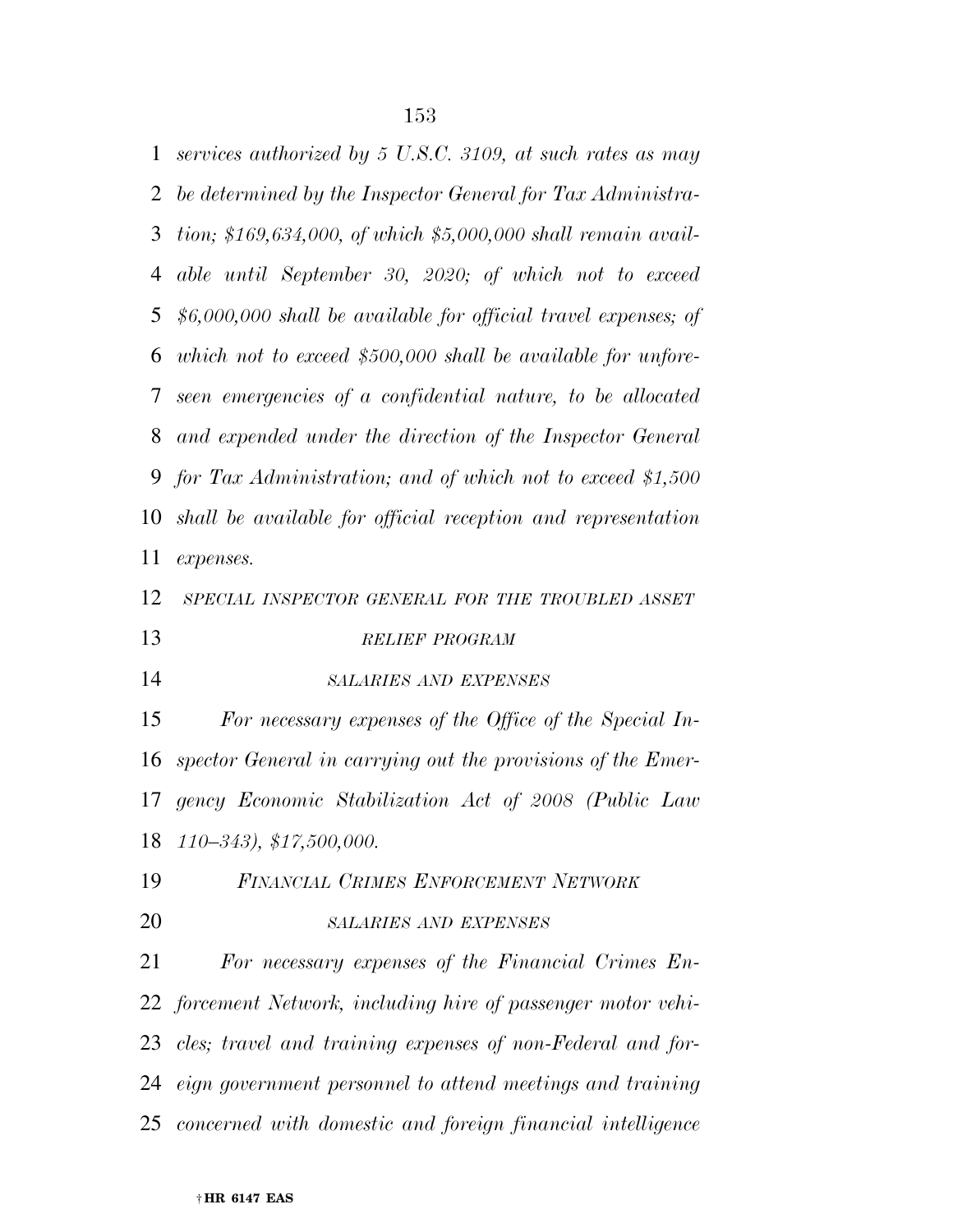*services authorized by 5 U.S.C. 3109, at such rates as may be determined by the Inspector General for Tax Administration; $169,634,000, of which $5,000,000 shall remain available until September 30, 2020; of which not to exceed $6,000,000 shall be available for official travel expenses; of which not to exceed $500,000 shall be available for unforeseen emergencies of a confidential nature, to be allocated and expended under the direction of the Inspector General for Tax Administration; and of which not to exceed $1,500 shall be available for official reception and representation expenses.*

*SPECIAL INSPECTOR GENERAL FOR THE TROUBLED ASSET RELIEF PROGRAM*

*SALARIES AND EXPENSES*

*For necessary expenses of the Office of the Special Inspector General in carrying out the provisions of the Emergency Economic Stabilization Act of 2008 (Public Law 110–343), $17,500,000.*

*FINANCIAL CRIMES ENFORCEMENT NETWORK*

*SALARIES AND EXPENSES*

*For necessary expenses of the Financial Crimes Enforcement Network, including hire of passenger motor vehicles; travel and training expenses of non-Federal and foreign government personnel to attend meetings and training concerned with domestic and foreign financial intelligence*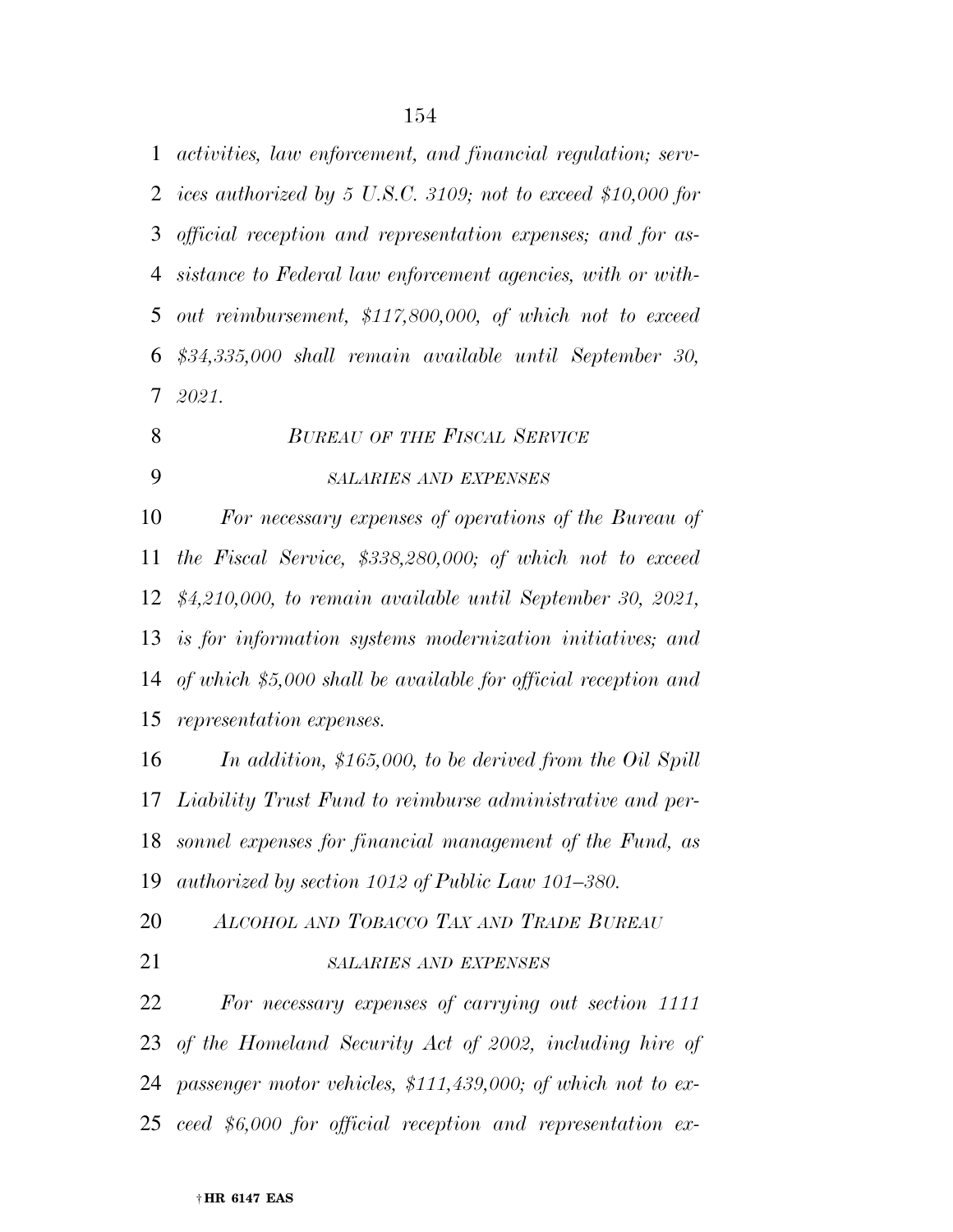*activities, law enforcement, and financial regulation; services authorized by 5 U.S.C. 3109; not to exceed $10,000 for official reception and representation expenses; and for assistance to Federal law enforcement agencies, with or without reimbursement, $117,800,000, of which not to exceed $34,335,000 shall remain available until September 30, 2021.*

### *BUREAU OF THE FISCAL SERVICE*

#### *SALARIES AND EXPENSES*

*For necessary expenses of operations of the Bureau of the Fiscal Service, $338,280,000; of which not to exceed $4,210,000, to remain available until September 30, 2021, is for information systems modernization initiatives; and of which $5,000 shall be available for official reception and representation expenses.*

*In addition, $165,000, to be derived from the Oil Spill Liability Trust Fund to reimburse administrative and personnel expenses for financial management of the Fund, as authorized by section 1012 of Public Law 101–380.*

### *ALCOHOL AND TOBACCO TAX AND TRADE BUREAU*

#### *SALARIES AND EXPENSES*

*For necessary expenses of carrying out section 1111 of the Homeland Security Act of 2002, including hire of passenger motor vehicles, $111,439,000; of which not to exceed $6,000 for official reception and representation ex-*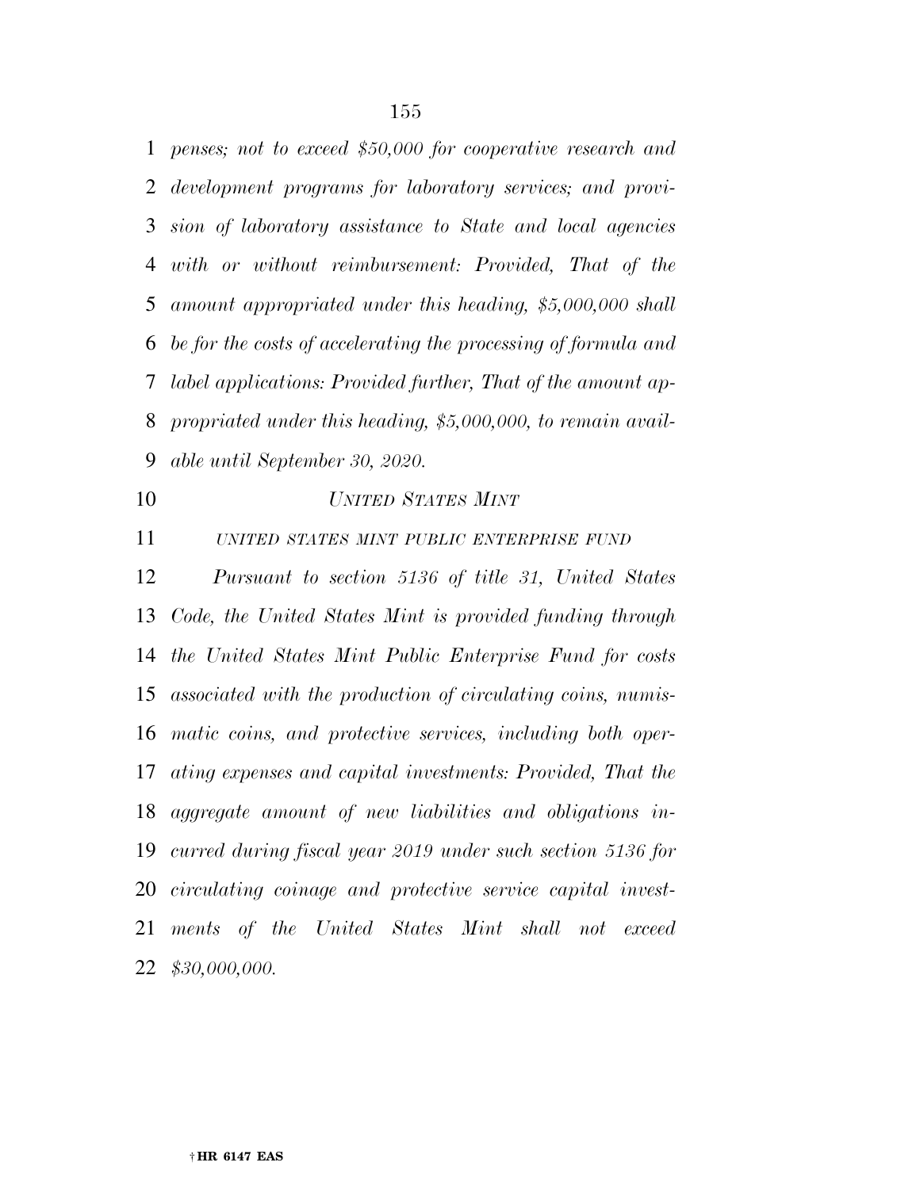*penses; not to exceed $50,000 for cooperative research and development programs for laboratory services; and provision of laboratory assistance to State and local agencies with or without reimbursement: Provided, That of the amount appropriated under this heading, $5,000,000 shall be for the costs of accelerating the processing of formula and label applications: Provided further, That of the amount appropriated under this heading, $5,000,000, to remain available until September 30, 2020.*

*UNITED STATES MINT*

*UNITED STATES MINT PUBLIC ENTERPRISE FUND*

*Pursuant to section 5136 of title 31, United States Code, the United States Mint is provided funding through the United States Mint Public Enterprise Fund for costs associated with the production of circulating coins, numismatic coins, and protective services, including both operating expenses and capital investments: Provided, That the aggregate amount of new liabilities and obligations incurred during fiscal year 2019 under such section 5136 for circulating coinage and protective service capital investments of the United States Mint shall not exceed $30,000,000.*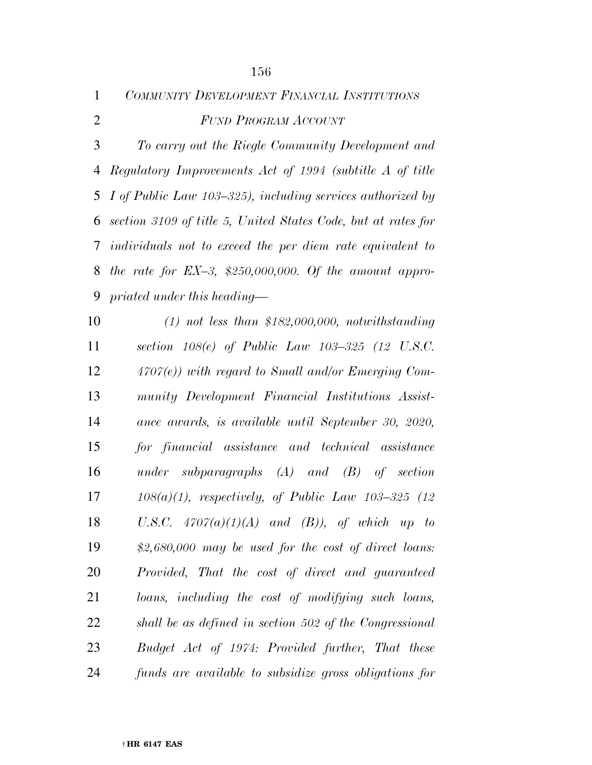*COMMUNITY DEVELOPMENT FINANCIAL INSTITUTIONS FUND PROGRAM ACCOUNT*

*To carry out the Riegle Community Development and Regulatory Improvements Act of 1994 (subtitle A of title I of Public Law 103–325), including services authorized by section 3109 of title 5, United States Code, but at rates for individuals not to exceed the per diem rate equivalent to the rate for EX–3, $250,000,000. Of the amount appropriated under this heading—*

*(1) not less than $182,000,000, notwithstanding section 108(e) of Public Law 103–325 (12 U.S.C. 4707(e)) with regard to Small and/or Emerging Community Development Financial Institutions Assistance awards, is available until September 30, 2020, for financial assistance and technical assistance under subparagraphs (A) and (B) of section 108(a)(1), respectively, of Public Law 103–325 (12 U.S.C. 4707(a)(1)(A) and (B)), of which up to $2,680,000 may be used for the cost of direct loans: Provided, That the cost of direct and guaranteed loans, including the cost of modifying such loans, shall be as defined in section 502 of the Congressional Budget Act of 1974: Provided further, That these funds are available to subsidize gross obligations for*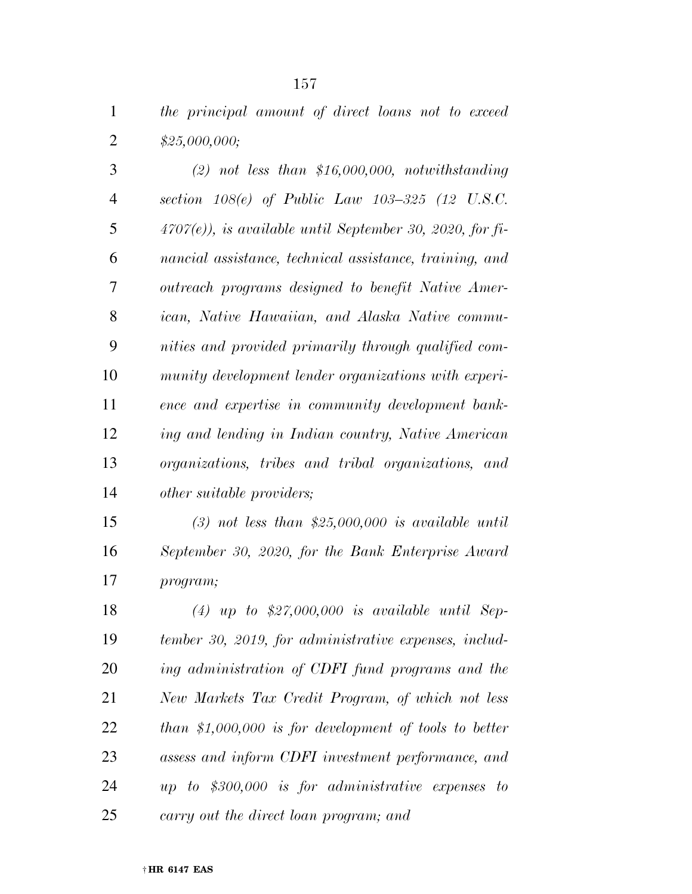*the principal amount of direct loans not to exceed $25,000,000;*

*(2) not less than $16,000,000, notwithstanding section 108(e) of Public Law 103–325 (12 U.S.C. 4707(e)), is available until September 30, 2020, for financial assistance, technical assistance, training, and outreach programs designed to benefit Native American, Native Hawaiian, and Alaska Native communities and provided primarily through qualified community development lender organizations with experience and expertise in community development banking and lending in Indian country, Native American organizations, tribes and tribal organizations, and other suitable providers;*

*(3) not less than $25,000,000 is available until September 30, 2020, for the Bank Enterprise Award program;*

*(4) up to $27,000,000 is available until September 30, 2019, for administrative expenses, including administration of CDFI fund programs and the New Markets Tax Credit Program, of which not less than $1,000,000 is for development of tools to better assess and inform CDFI investment performance, and up to $300,000 is for administrative expenses to carry out the direct loan program; and*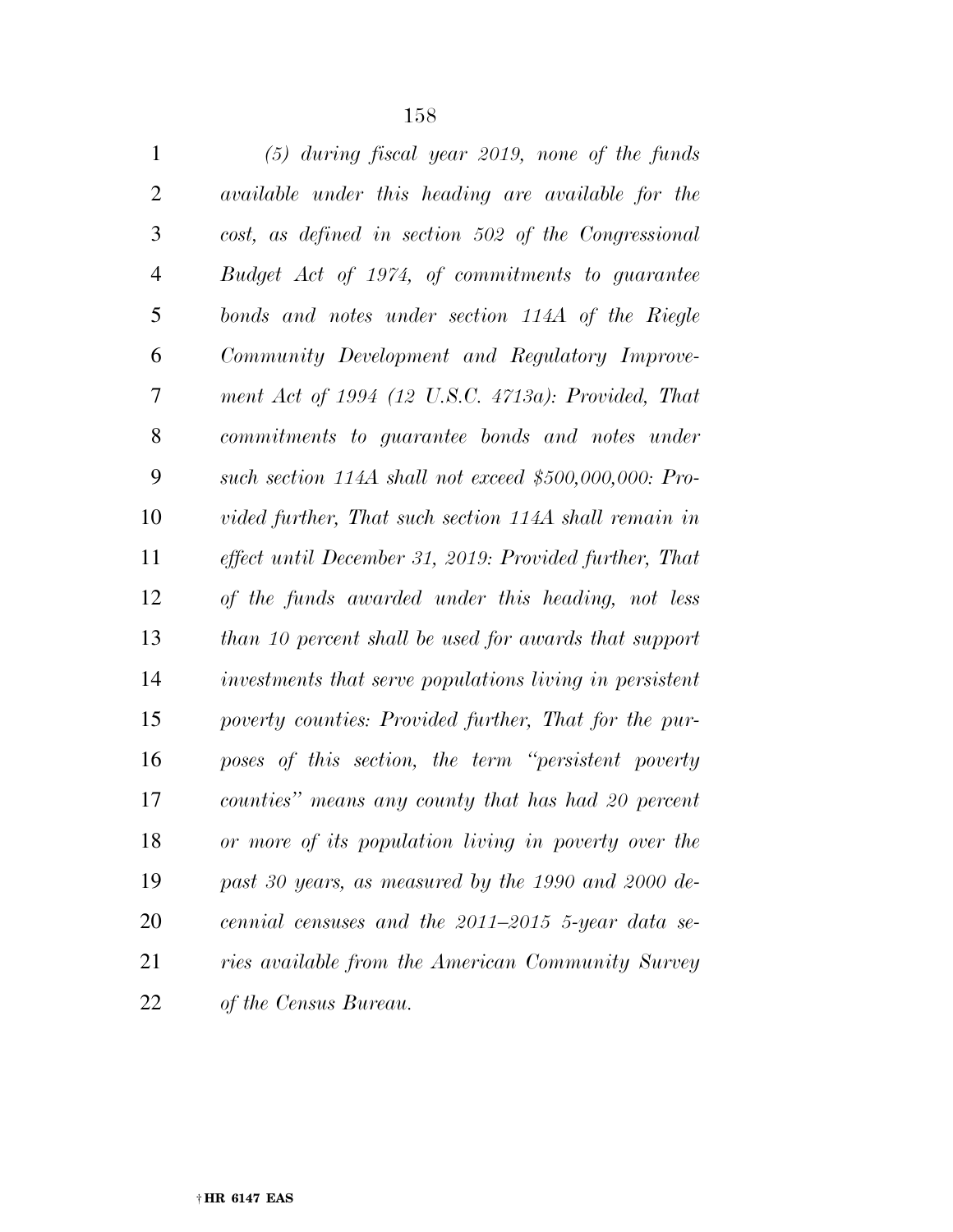*(5) during fiscal year 2019, none of the funds available under this heading are available for the cost, as defined in section 502 of the Congressional Budget Act of 1974, of commitments to guarantee bonds and notes under section 114A of the Riegle Community Development and Regulatory Improvement Act of 1994 (12 U.S.C. 4713a): Provided, That commitments to guarantee bonds and notes under such section 114A shall not exceed $500,000,000: Provided further, That such section 114A shall remain in effect until December 31, 2019: Provided further, That of the funds awarded under this heading, not less than 10 percent shall be used for awards that support investments that serve populations living in persistent poverty counties: Provided further, That for the purposes of this section, the term "persistent poverty counties" means any county that has had 20 percent or more of its population living in poverty over the past 30 years, as measured by the 1990 and 2000 decennial censuses and the 2011–2015 5-year data series available from the American Community Survey of the Census Bureau.*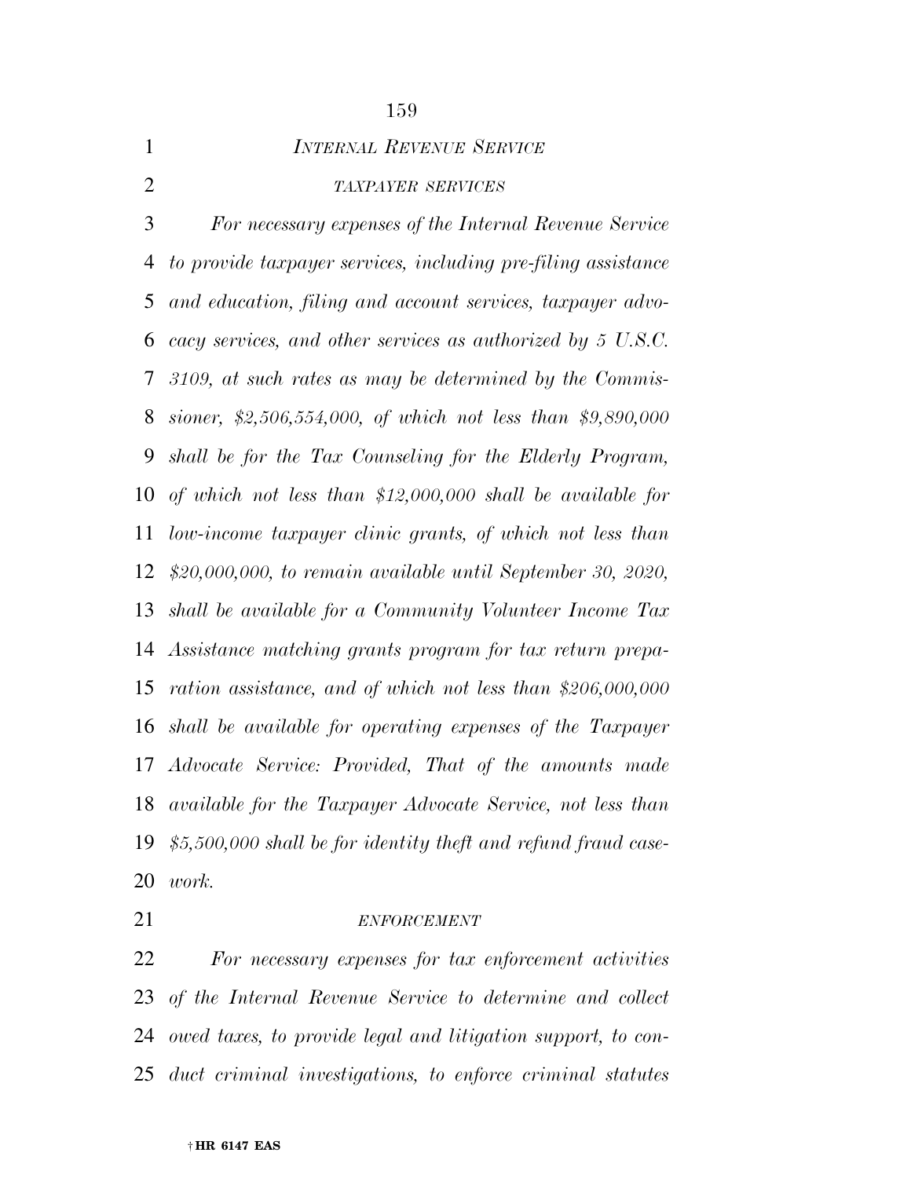*INTERNAL REVENUE SERVICE*

*TAXPAYER SERVICES*

*For necessary expenses of the Internal Revenue Service to provide taxpayer services, including pre-filing assistance and education, filing and account services, taxpayer advocacy services, and other services as authorized by 5 U.S.C. 3109, at such rates as may be determined by the Commissioner, $2,506,554,000, of which not less than $9,890,000 shall be for the Tax Counseling for the Elderly Program, of which not less than $12,000,000 shall be available for low-income taxpayer clinic grants, of which not less than $20,000,000, to remain available until September 30, 2020, shall be available for a Community Volunteer Income Tax Assistance matching grants program for tax return preparation assistance, and of which not less than $206,000,000 shall be available for operating expenses of the Taxpayer Advocate Service: Provided, That of the amounts made available for the Taxpayer Advocate Service, not less than $5,500,000 shall be for identity theft and refund fraud casework.*

*ENFORCEMENT*

*For necessary expenses for tax enforcement activities of the Internal Revenue Service to determine and collect owed taxes, to provide legal and litigation support, to conduct criminal investigations, to enforce criminal statutes*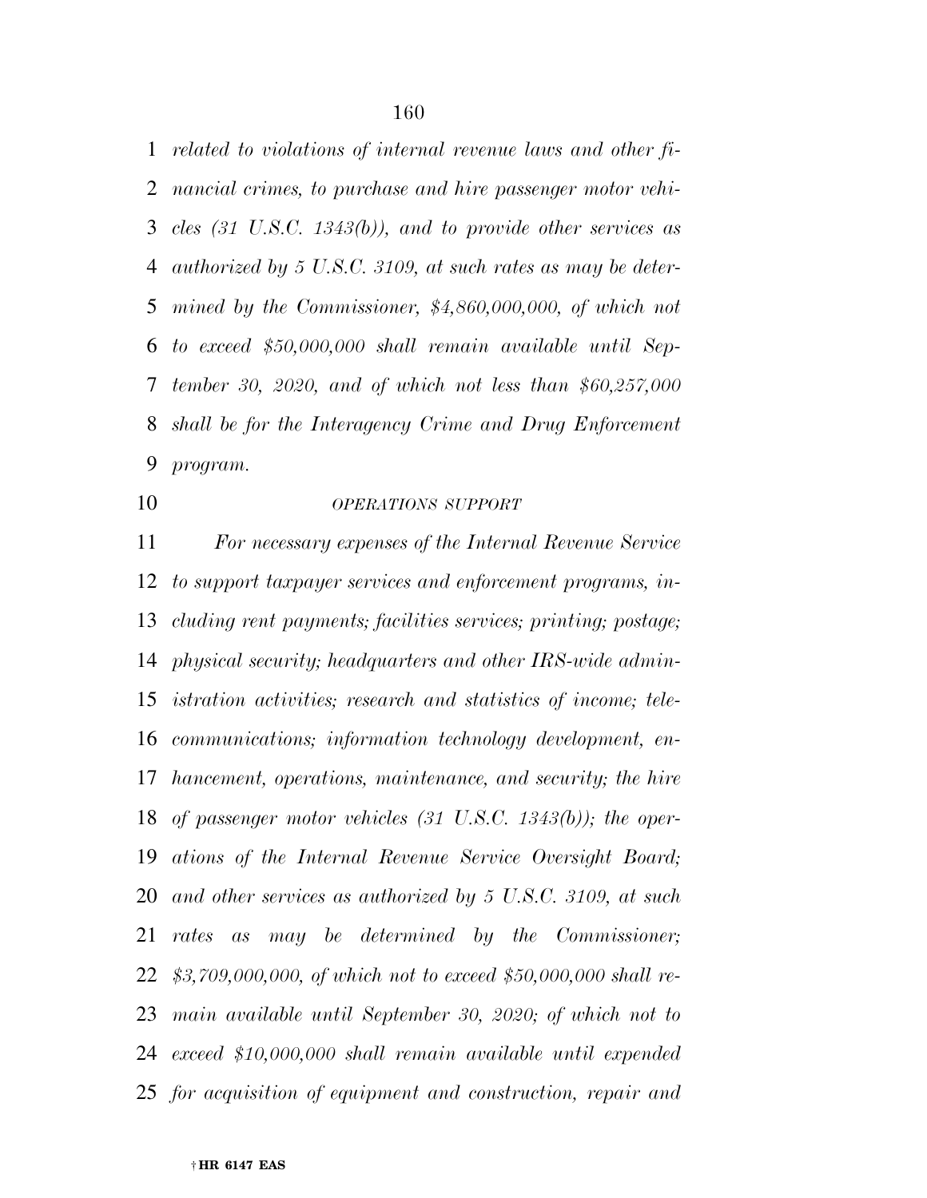*related to violations of internal revenue laws and other financial crimes, to purchase and hire passenger motor vehicles (31 U.S.C. 1343(b)), and to provide other services as authorized by 5 U.S.C. 3109, at such rates as may be determined by the Commissioner, $4,860,000,000, of which not to exceed $50,000,000 shall remain available until September 30, 2020, and of which not less than $60,257,000 shall be for the Interagency Crime and Drug Enforcement program.*

*OPERATIONS SUPPORT*

*For necessary expenses of the Internal Revenue Service to support taxpayer services and enforcement programs, including rent payments; facilities services; printing; postage; physical security; headquarters and other IRS-wide administration activities; research and statistics of income; telecommunications; information technology development, enhancement, operations, maintenance, and security; the hire of passenger motor vehicles (31 U.S.C. 1343(b)); the operations of the Internal Revenue Service Oversight Board; and other services as authorized by 5 U.S.C. 3109, at such rates as may be determined by the Commissioner; $3,709,000,000, of which not to exceed $50,000,000 shall remain available until September 30, 2020; of which not to exceed $10,000,000 shall remain available until expended for acquisition of equipment and construction, repair and*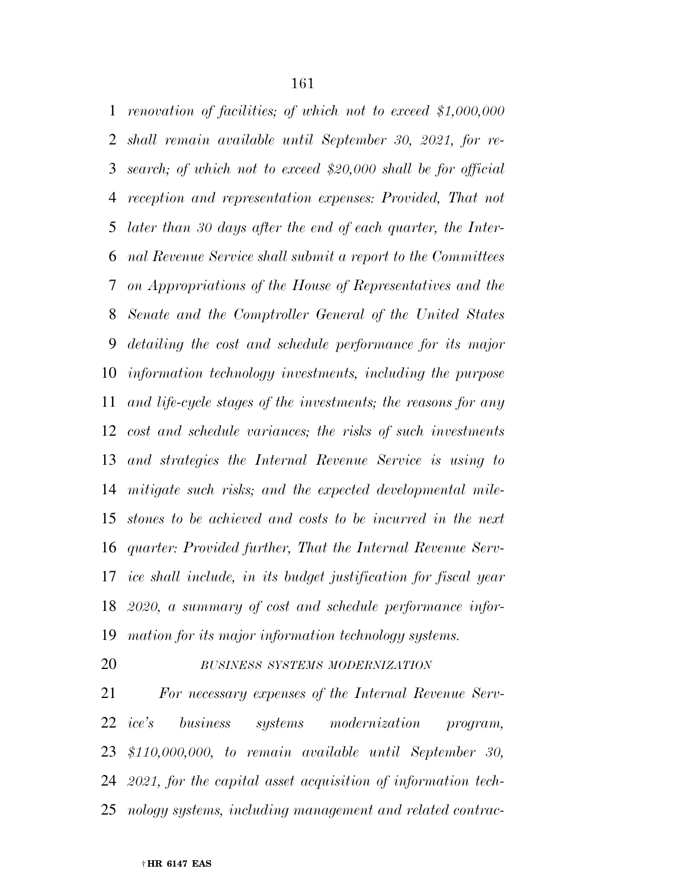*renovation of facilities; of which not to exceed $1,000,000 shall remain available until September 30, 2021, for research; of which not to exceed $20,000 shall be for official reception and representation expenses: Provided, That not later than 30 days after the end of each quarter, the Internal Revenue Service shall submit a report to the Committees on Appropriations of the House of Representatives and the Senate and the Comptroller General of the United States detailing the cost and schedule performance for its major information technology investments, including the purpose and life-cycle stages of the investments; the reasons for any cost and schedule variances; the risks of such investments and strategies the Internal Revenue Service is using to mitigate such risks; and the expected developmental milestones to be achieved and costs to be incurred in the next quarter: Provided further, That the Internal Revenue Service shall include, in its budget justification for fiscal year 2020, a summary of cost and schedule performance information for its major information technology systems.*

*BUSINESS SYSTEMS MODERNIZATION*

*For necessary expenses of the Internal Revenue Service's business systems modernization program, $110,000,000, to remain available until September 30, 2021, for the capital asset acquisition of information technology systems, including management and related contrac-*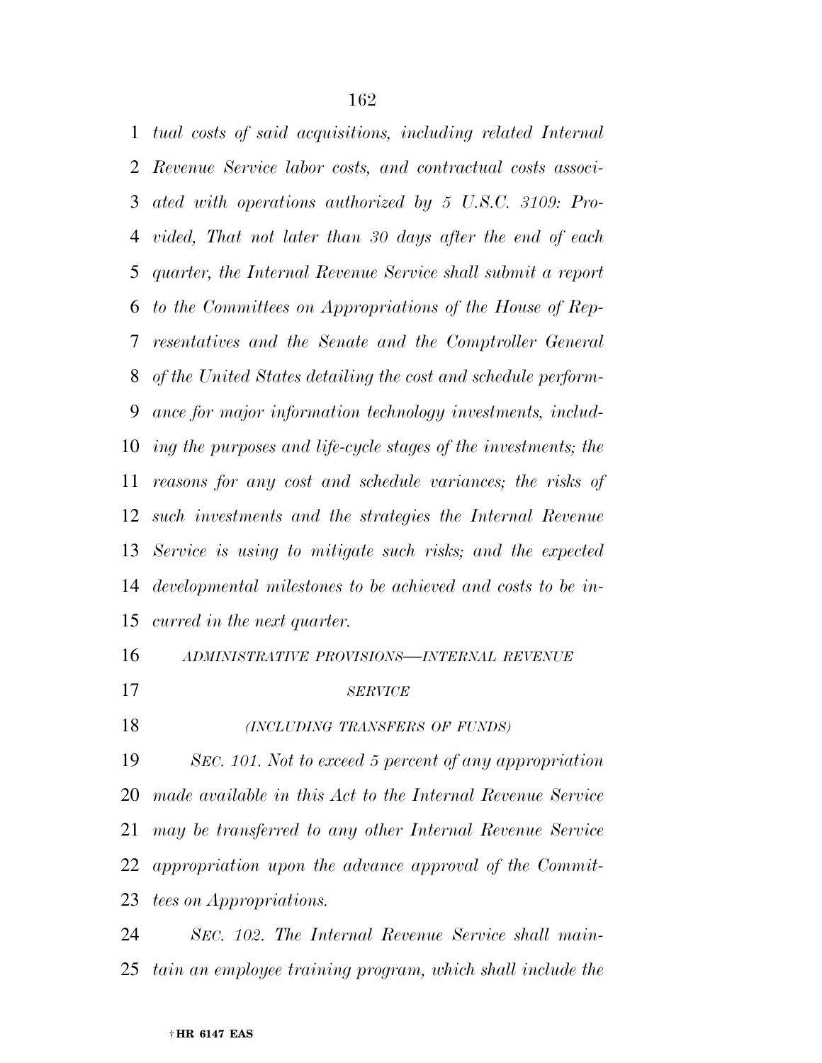*tual costs of said acquisitions, including related Internal Revenue Service labor costs, and contractual costs associated with operations authorized by 5 U.S.C. 3109: Provided, That not later than 30 days after the end of each quarter, the Internal Revenue Service shall submit a report to the Committees on Appropriations of the House of Representatives and the Senate and the Comptroller General of the United States detailing the cost and schedule performance for major information technology investments, including the purposes and life-cycle stages of the investments; the reasons for any cost and schedule variances; the risks of such investments and the strategies the Internal Revenue Service is using to mitigate such risks; and the expected developmental milestones to be achieved and costs to be incurred in the next quarter.*

*ADMINISTRATIVE PROVISIONS—INTERNAL REVENUE SERVICE*

*(INCLUDING TRANSFERS OF FUNDS)*

*SEC. 101. Not to exceed 5 percent of any appropriation made available in this Act to the Internal Revenue Service may be transferred to any other Internal Revenue Service appropriation upon the advance approval of the Committees on Appropriations.*

*SEC. 102. The Internal Revenue Service shall maintain an employee training program, which shall include the*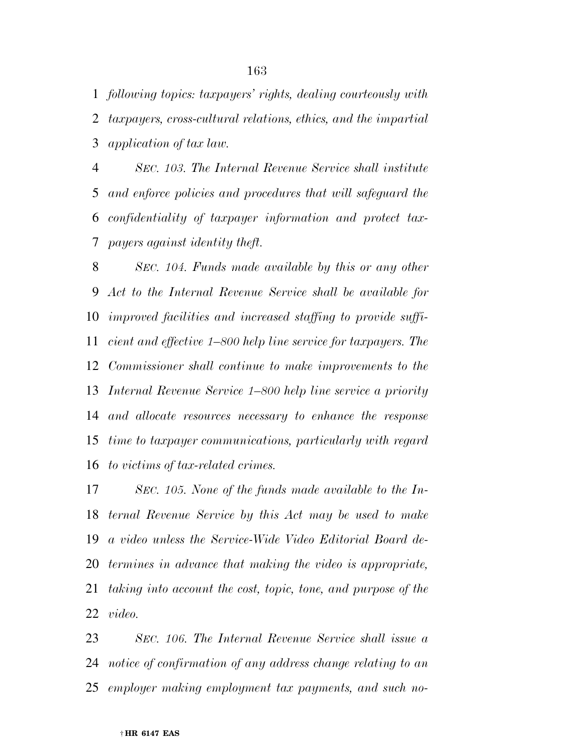*following topics: taxpayers' rights, dealing courteously with taxpayers, cross-cultural relations, ethics, and the impartial application of tax law.*

*SEC. 103. The Internal Revenue Service shall institute and enforce policies and procedures that will safeguard the confidentiality of taxpayer information and protect taxpayers against identity theft.*

*SEC. 104. Funds made available by this or any other Act to the Internal Revenue Service shall be available for improved facilities and increased staffing to provide sufficient and effective 1–800 help line service for taxpayers. The Commissioner shall continue to make improvements to the Internal Revenue Service 1–800 help line service a priority and allocate resources necessary to enhance the response time to taxpayer communications, particularly with regard to victims of tax-related crimes.*

*SEC. 105. None of the funds made available to the Internal Revenue Service by this Act may be used to make a video unless the Service-Wide Video Editorial Board determines in advance that making the video is appropriate, taking into account the cost, topic, tone, and purpose of the video.*

*SEC. 106. The Internal Revenue Service shall issue a notice of confirmation of any address change relating to an employer making employment tax payments, and such no-*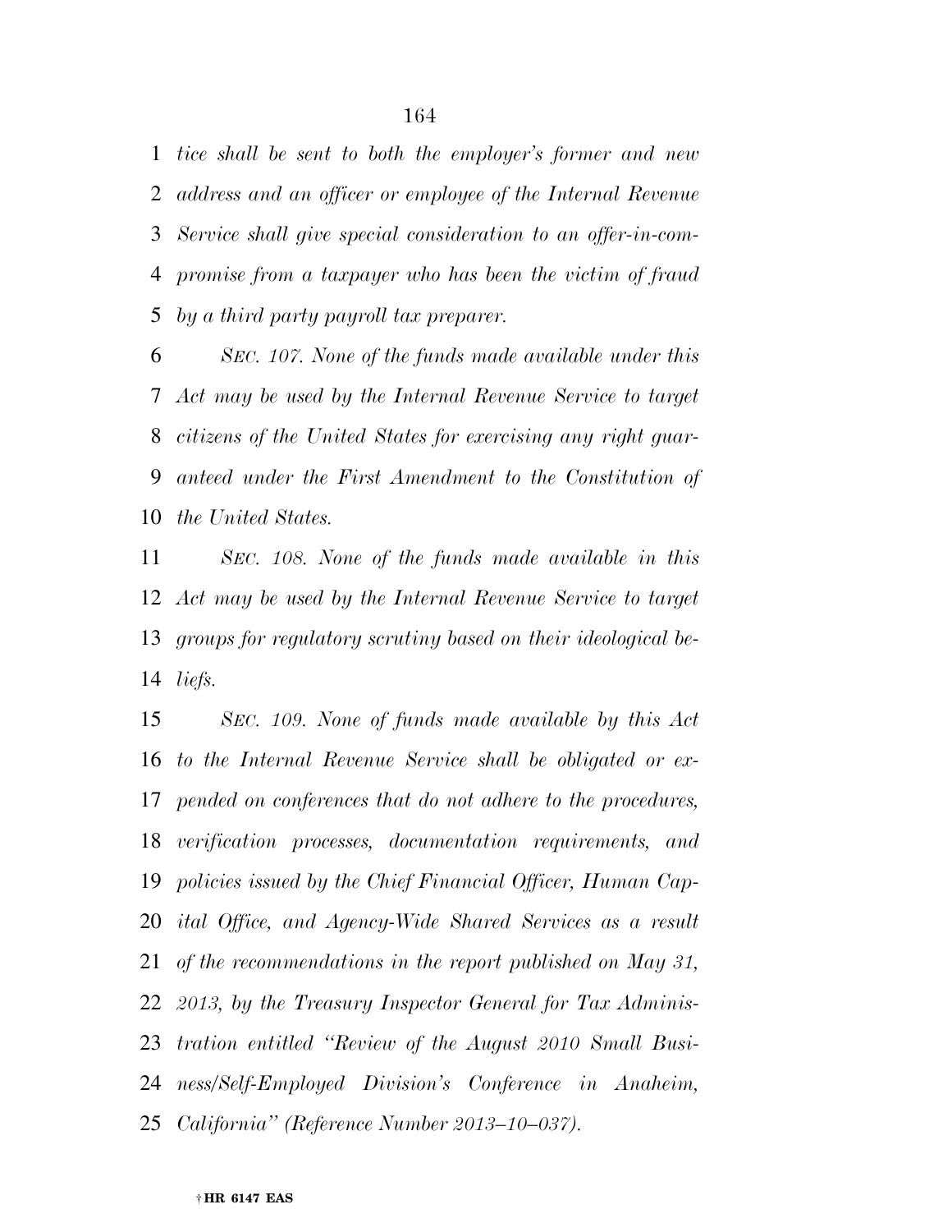*tice shall be sent to both the employer's former and new address and an officer or employee of the Internal Revenue Service shall give special consideration to an offer-in-compromise from a taxpayer who has been the victim of fraud by a third party payroll tax preparer.*

*SEC. 107. None of the funds made available under this Act may be used by the Internal Revenue Service to target citizens of the United States for exercising any right guaranteed under the First Amendment to the Constitution of the United States.*

*SEC. 108. None of the funds made available in this Act may be used by the Internal Revenue Service to target groups for regulatory scrutiny based on their ideological beliefs.*

*SEC. 109. None of funds made available by this Act to the Internal Revenue Service shall be obligated or expended on conferences that do not adhere to the procedures, verification processes, documentation requirements, and policies issued by the Chief Financial Officer, Human Capital Office, and Agency-Wide Shared Services as a result of the recommendations in the report published on May 31, 2013, by the Treasury Inspector General for Tax Administration entitled "Review of the August 2010 Small Business/Self-Employed Division's Conference in Anaheim, California" (Reference Number 2013–10–037).*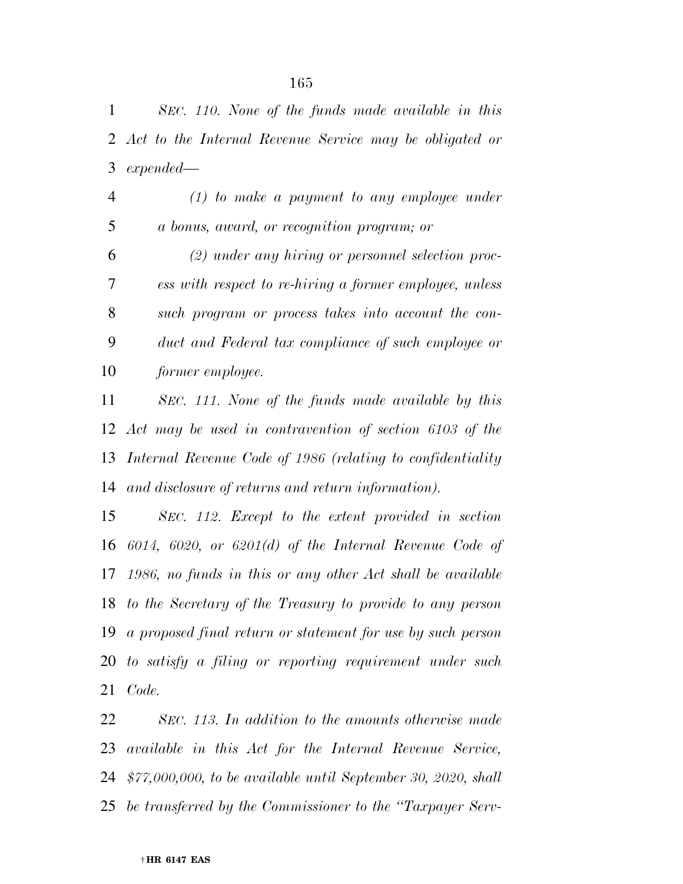*SEC. 110. None of the funds made available in this Act to the Internal Revenue Service may be obligated or expended—*

*(1) to make a payment to any employee under a bonus, award, or recognition program; or*

*(2) under any hiring or personnel selection process with respect to re-hiring a former employee, unless such program or process takes into account the conduct and Federal tax compliance of such employee or former employee.*

*SEC. 111. None of the funds made available by this Act may be used in contravention of section 6103 of the Internal Revenue Code of 1986 (relating to confidentiality and disclosure of returns and return information).*

*SEC. 112. Except to the extent provided in section 6014, 6020, or 6201(d) of the Internal Revenue Code of 1986, no funds in this or any other Act shall be available to the Secretary of the Treasury to provide to any person a proposed final return or statement for use by such person to satisfy a filing or reporting requirement under such Code.*

*SEC. 113. In addition to the amounts otherwise made available in this Act for the Internal Revenue Service, $77,000,000, to be available until September 30, 2020, shall be transferred by the Commissioner to the "Taxpayer Serv-*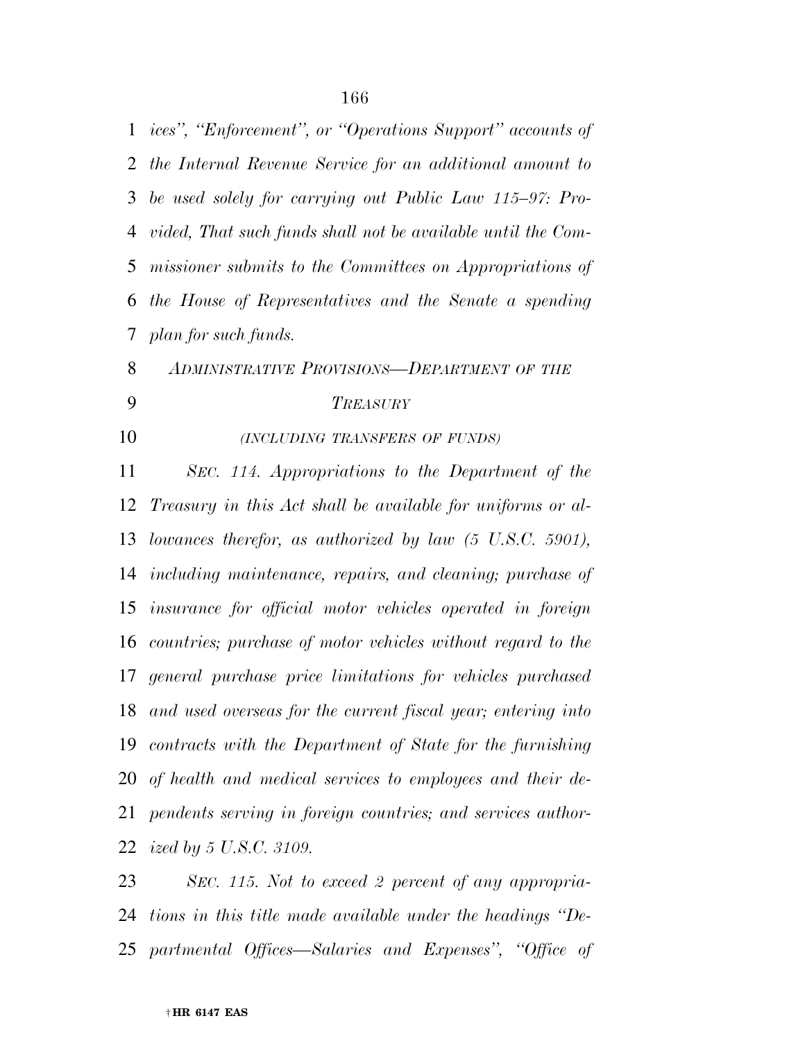*ices", "Enforcement", or "Operations Support" accounts of the Internal Revenue Service for an additional amount to be used solely for carrying out Public Law 115–97: Provided, That such funds shall not be available until the Commissioner submits to the Committees on Appropriations of the House of Representatives and the Senate a spending plan for such funds.*

*ADMINISTRATIVE PROVISIONS—DEPARTMENT OF THE TREASURY*

*(INCLUDING TRANSFERS OF FUNDS)*

*SEC. 114. Appropriations to the Department of the Treasury in this Act shall be available for uniforms or allowances therefor, as authorized by law (5 U.S.C. 5901), including maintenance, repairs, and cleaning; purchase of insurance for official motor vehicles operated in foreign countries; purchase of motor vehicles without regard to the general purchase price limitations for vehicles purchased and used overseas for the current fiscal year; entering into contracts with the Department of State for the furnishing of health and medical services to employees and their dependents serving in foreign countries; and services authorized by 5 U.S.C. 3109.*

*SEC. 115. Not to exceed 2 percent of any appropriations in this title made available under the headings "Departmental Offices—Salaries and Expenses", "Office of*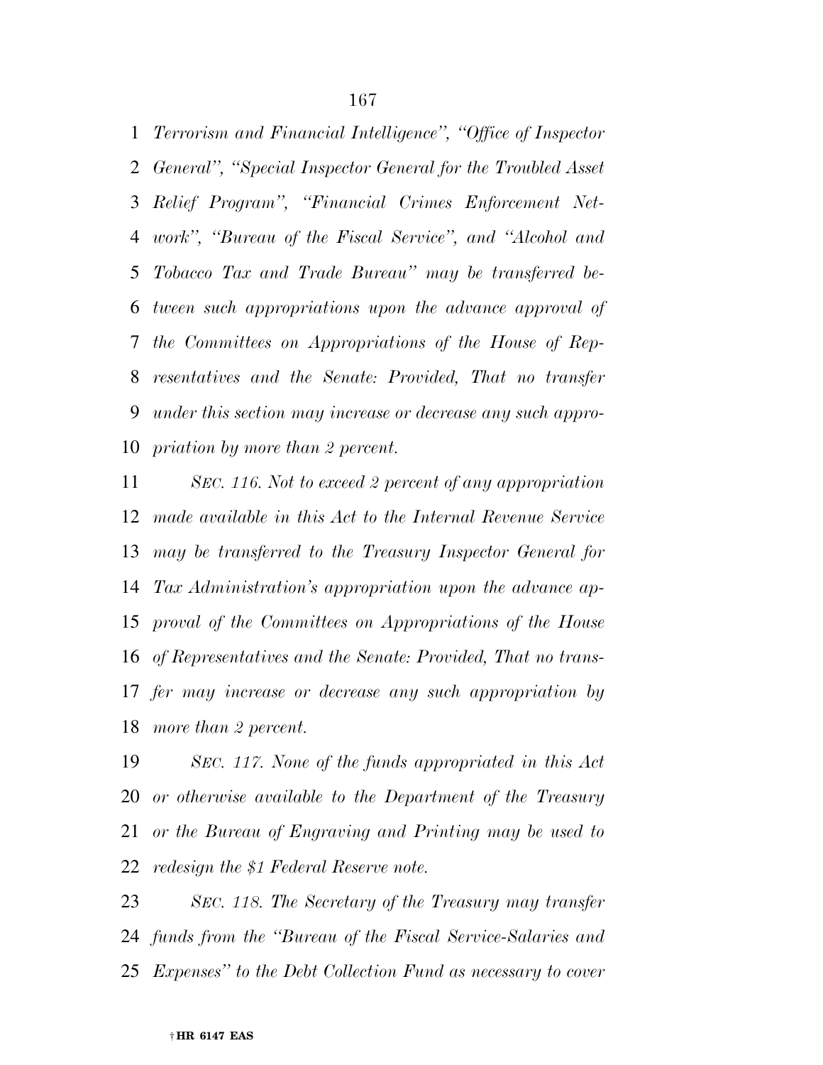*Terrorism and Financial Intelligence'', ''Office of Inspector General'', ''Special Inspector General for the Troubled Asset Relief Program'', ''Financial Crimes Enforcement Network'', ''Bureau of the Fiscal Service'', and ''Alcohol and Tobacco Tax and Trade Bureau'' may be transferred between such appropriations upon the advance approval of the Committees on Appropriations of the House of Representatives and the Senate: Provided, That no transfer under this section may increase or decrease any such appropriation by more than 2 percent.*

*SEC. 116. Not to exceed 2 percent of any appropriation made available in this Act to the Internal Revenue Service may be transferred to the Treasury Inspector General for Tax Administration's appropriation upon the advance approval of the Committees on Appropriations of the House of Representatives and the Senate: Provided, That no transfer may increase or decrease any such appropriation by more than 2 percent.*

*SEC. 117. None of the funds appropriated in this Act or otherwise available to the Department of the Treasury or the Bureau of Engraving and Printing may be used to redesign the $1 Federal Reserve note.*

*SEC. 118. The Secretary of the Treasury may transfer funds from the ''Bureau of the Fiscal Service-Salaries and Expenses'' to the Debt Collection Fund as necessary to cover*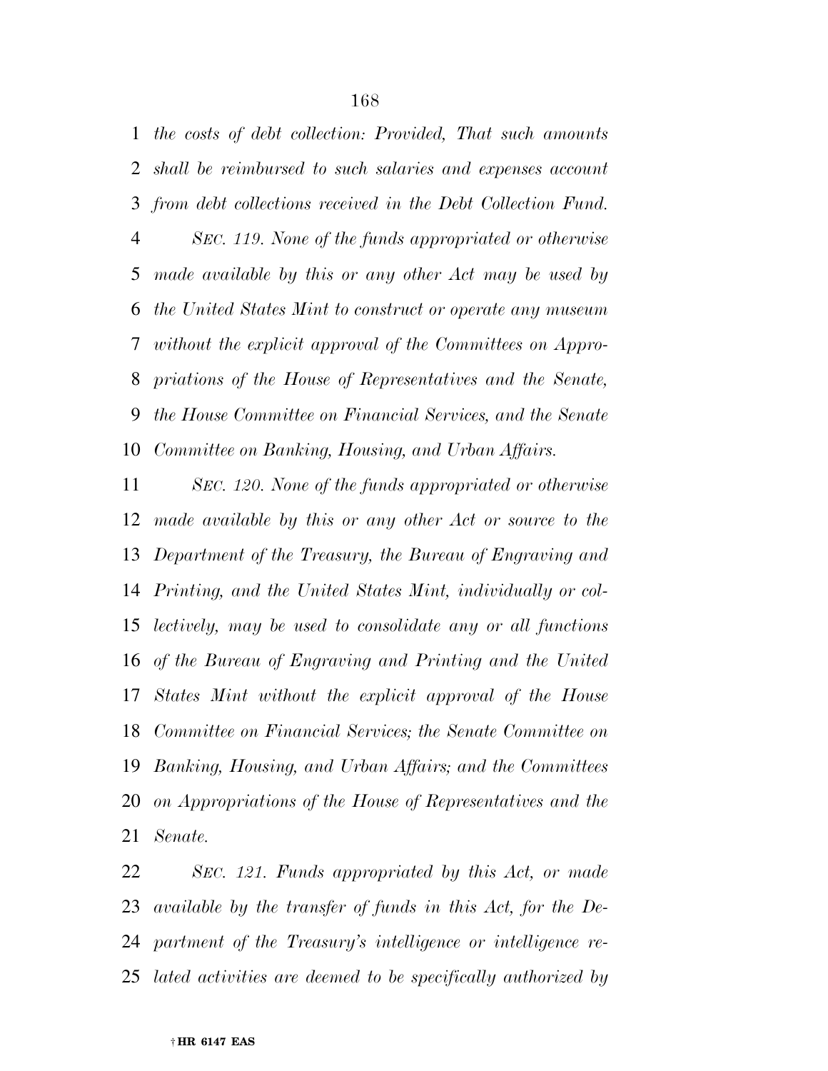*the costs of debt collection: Provided, That such amounts shall be reimbursed to such salaries and expenses account from debt collections received in the Debt Collection Fund.*

*SEC. 119. None of the funds appropriated or otherwise made available by this or any other Act may be used by the United States Mint to construct or operate any museum without the explicit approval of the Committees on Appropriations of the House of Representatives and the Senate, the House Committee on Financial Services, and the Senate Committee on Banking, Housing, and Urban Affairs.*

*SEC. 120. None of the funds appropriated or otherwise made available by this or any other Act or source to the Department of the Treasury, the Bureau of Engraving and Printing, and the United States Mint, individually or collectively, may be used to consolidate any or all functions of the Bureau of Engraving and Printing and the United States Mint without the explicit approval of the House Committee on Financial Services; the Senate Committee on Banking, Housing, and Urban Affairs; and the Committees on Appropriations of the House of Representatives and the Senate.*

*SEC. 121. Funds appropriated by this Act, or made available by the transfer of funds in this Act, for the Department of the Treasury's intelligence or intelligence related activities are deemed to be specifically authorized by*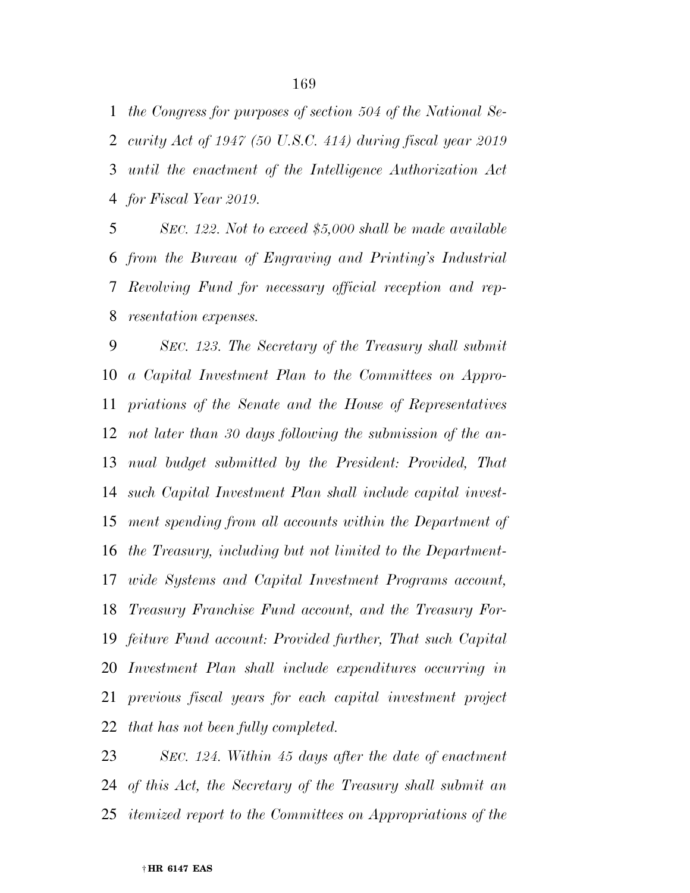*the Congress for purposes of section 504 of the National Security Act of 1947 (50 U.S.C. 414) during fiscal year 2019 until the enactment of the Intelligence Authorization Act for Fiscal Year 2019.*

*SEC. 122. Not to exceed $5,000 shall be made available from the Bureau of Engraving and Printing's Industrial Revolving Fund for necessary official reception and representation expenses.*

*SEC. 123. The Secretary of the Treasury shall submit a Capital Investment Plan to the Committees on Appropriations of the Senate and the House of Representatives not later than 30 days following the submission of the annual budget submitted by the President: Provided, That such Capital Investment Plan shall include capital investment spending from all accounts within the Department of the Treasury, including but not limited to the Department-wide Systems and Capital Investment Programs account, Treasury Franchise Fund account, and the Treasury Forfeiture Fund account: Provided further, That such Capital Investment Plan shall include expenditures occurring in previous fiscal years for each capital investment project that has not been fully completed.*

*SEC. 124. Within 45 days after the date of enactment of this Act, the Secretary of the Treasury shall submit an itemized report to the Committees on Appropriations of the*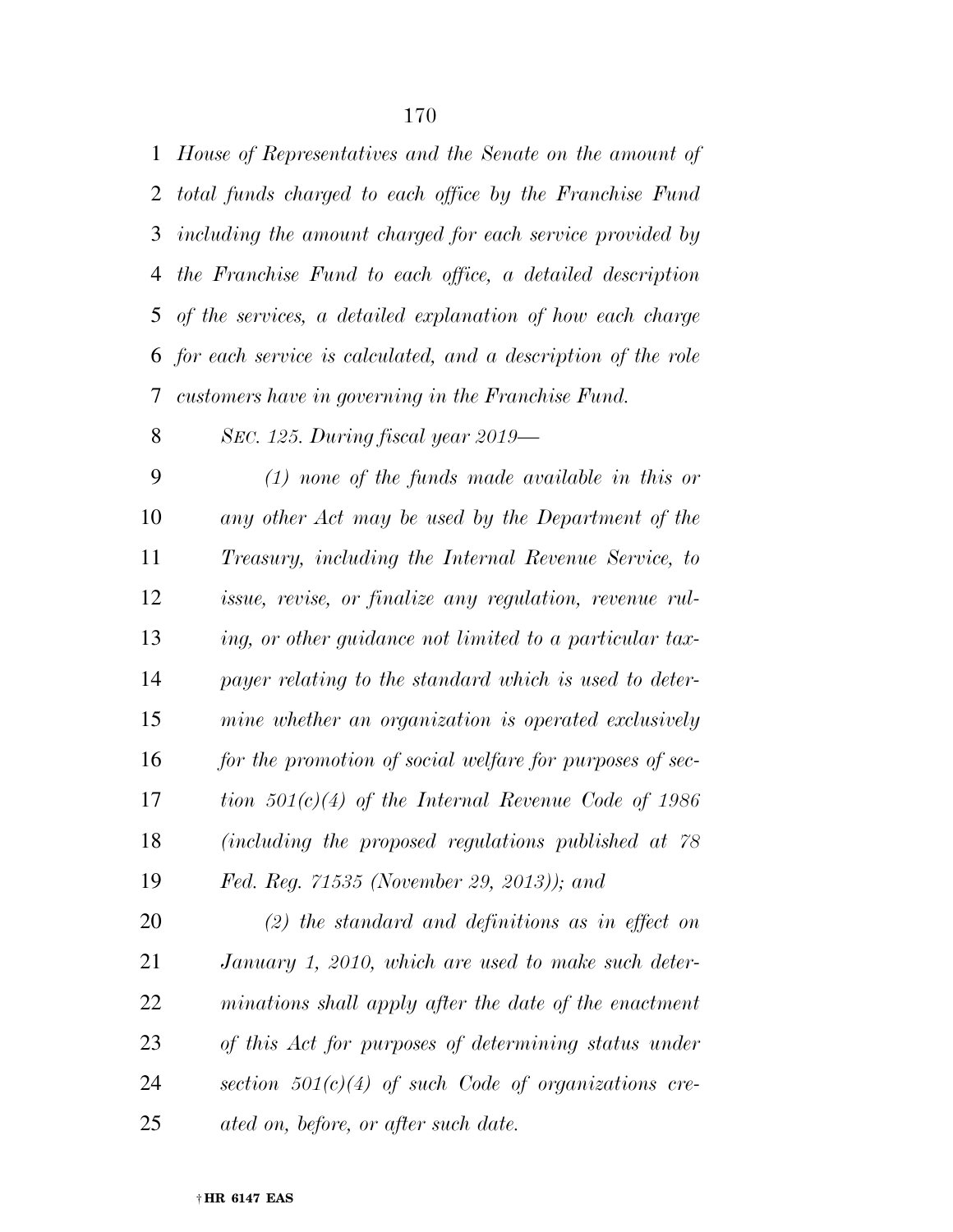*House of Representatives and the Senate on the amount of total funds charged to each office by the Franchise Fund including the amount charged for each service provided by the Franchise Fund to each office, a detailed description of the services, a detailed explanation of how each charge for each service is calculated, and a description of the role customers have in governing in the Franchise Fund.*

*SEC. 125. During fiscal year 2019—*

*(1) none of the funds made available in this or any other Act may be used by the Department of the Treasury, including the Internal Revenue Service, to issue, revise, or finalize any regulation, revenue ruling, or other guidance not limited to a particular taxpayer relating to the standard which is used to determine whether an organization is operated exclusively for the promotion of social welfare for purposes of section 501(c)(4) of the Internal Revenue Code of 1986 (including the proposed regulations published at 78 Fed. Reg. 71535 (November 29, 2013)); and*

*(2) the standard and definitions as in effect on January 1, 2010, which are used to make such determinations shall apply after the date of the enactment of this Act for purposes of determining status under section 501(c)(4) of such Code of organizations created on, before, or after such date.*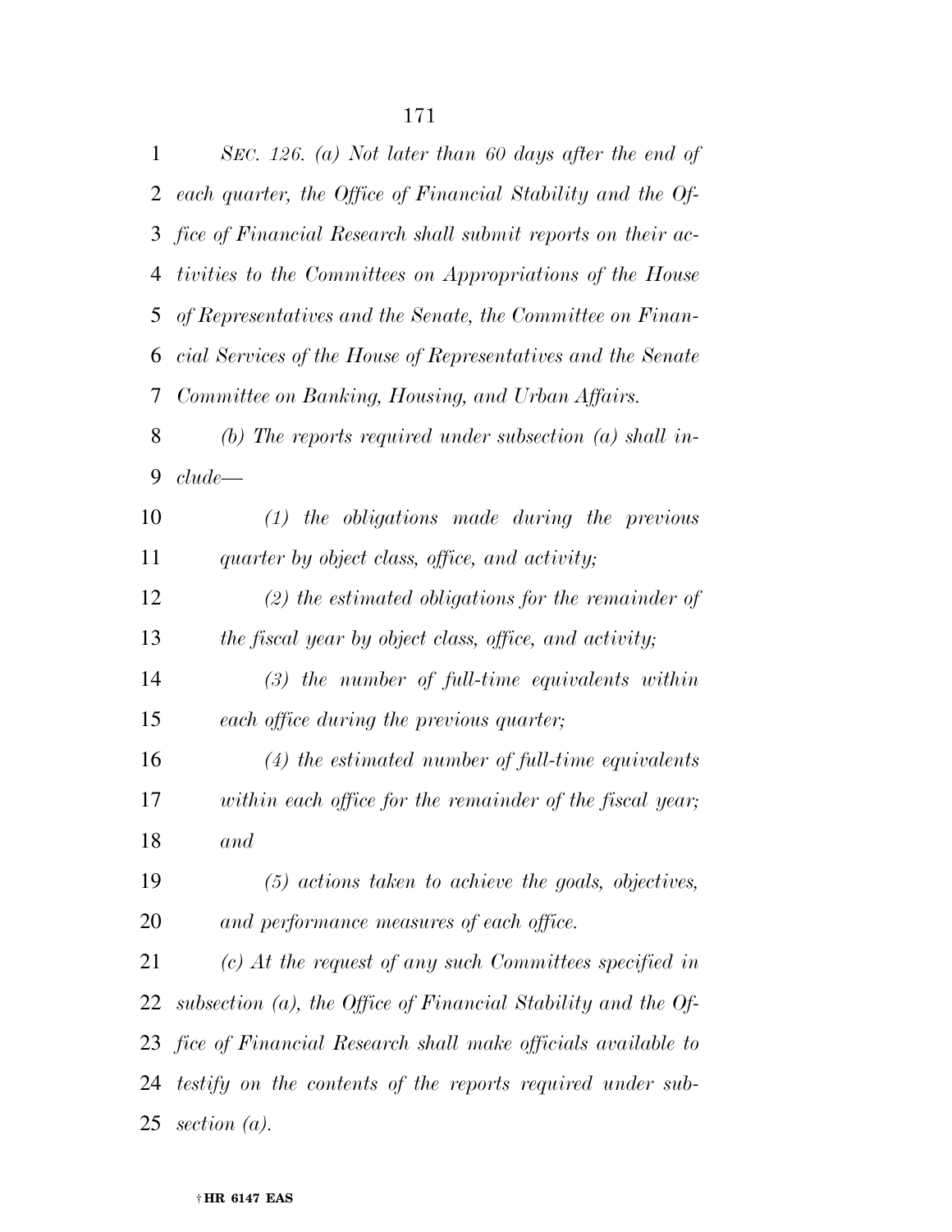*SEC. 126. (a) Not later than 60 days after the end of each quarter, the Office of Financial Stability and the Office of Financial Research shall submit reports on their activities to the Committees on Appropriations of the House of Representatives and the Senate, the Committee on Financial Services of the House of Representatives and the Senate Committee on Banking, Housing, and Urban Affairs.*

*(b) The reports required under subsection (a) shall include—*

*(1) the obligations made during the previous quarter by object class, office, and activity;*

*(2) the estimated obligations for the remainder of the fiscal year by object class, office, and activity;*

*(3) the number of full-time equivalents within each office during the previous quarter;*

*(4) the estimated number of full-time equivalents within each office for the remainder of the fiscal year; and*

*(5) actions taken to achieve the goals, objectives, and performance measures of each office.*

*(c) At the request of any such Committees specified in subsection (a), the Office of Financial Stability and the Office of Financial Research shall make officials available to testify on the contents of the reports required under subsection (a).*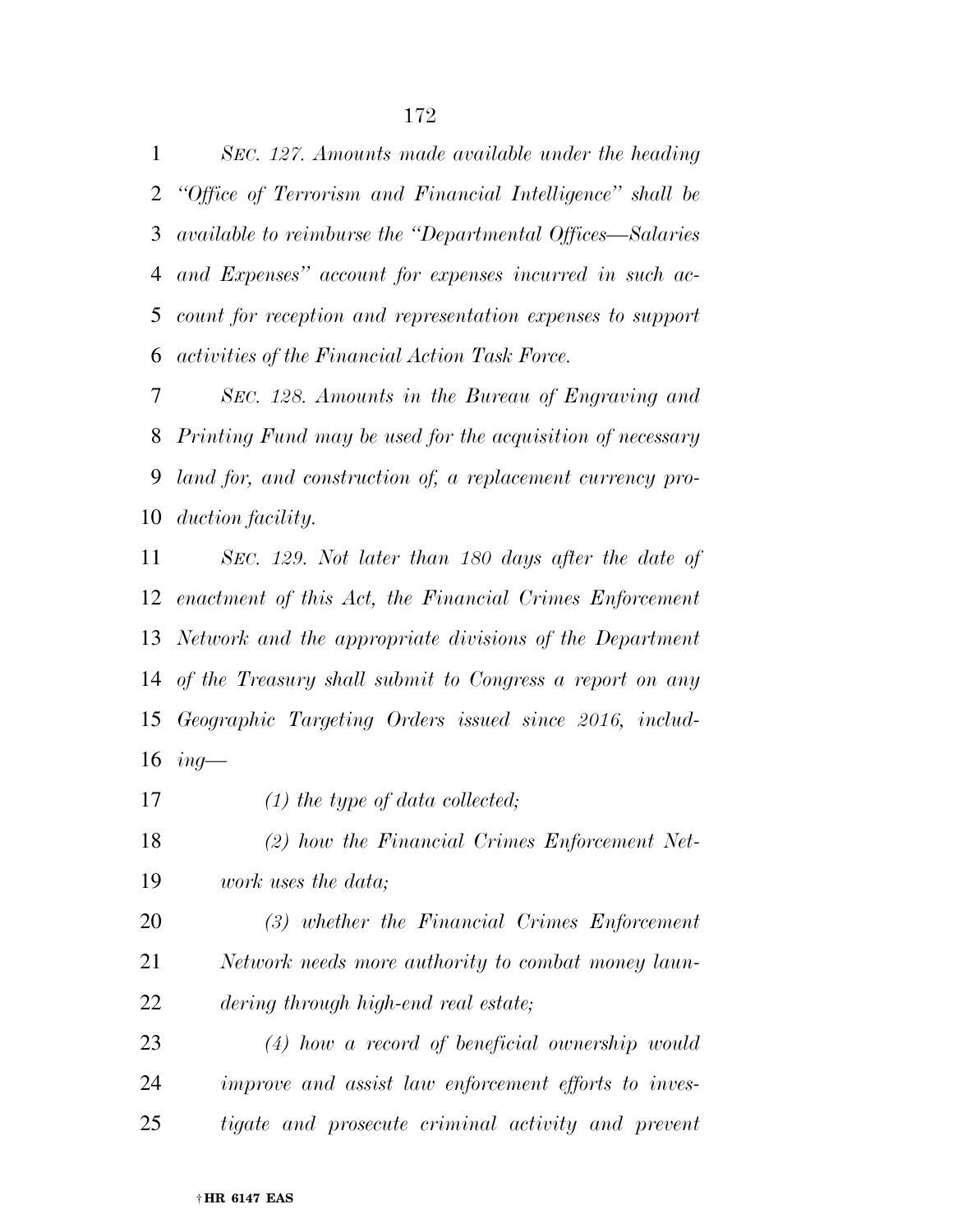*SEC. 127. Amounts made available under the heading "Office of Terrorism and Financial Intelligence" shall be available to reimburse the "Departmental Offices—Salaries and Expenses" account for expenses incurred in such account for reception and representation expenses to support activities of the Financial Action Task Force.*

*SEC. 128. Amounts in the Bureau of Engraving and Printing Fund may be used for the acquisition of necessary land for, and construction of, a replacement currency production facility.*

*SEC. 129. Not later than 180 days after the date of enactment of this Act, the Financial Crimes Enforcement Network and the appropriate divisions of the Department of the Treasury shall submit to Congress a report on any Geographic Targeting Orders issued since 2016, including—*

*(1) the type of data collected;*

*(2) how the Financial Crimes Enforcement Network uses the data;*

*(3) whether the Financial Crimes Enforcement Network needs more authority to combat money laundering through high-end real estate;*

*(4) how a record of beneficial ownership would improve and assist law enforcement efforts to investigate and prosecute criminal activity and prevent*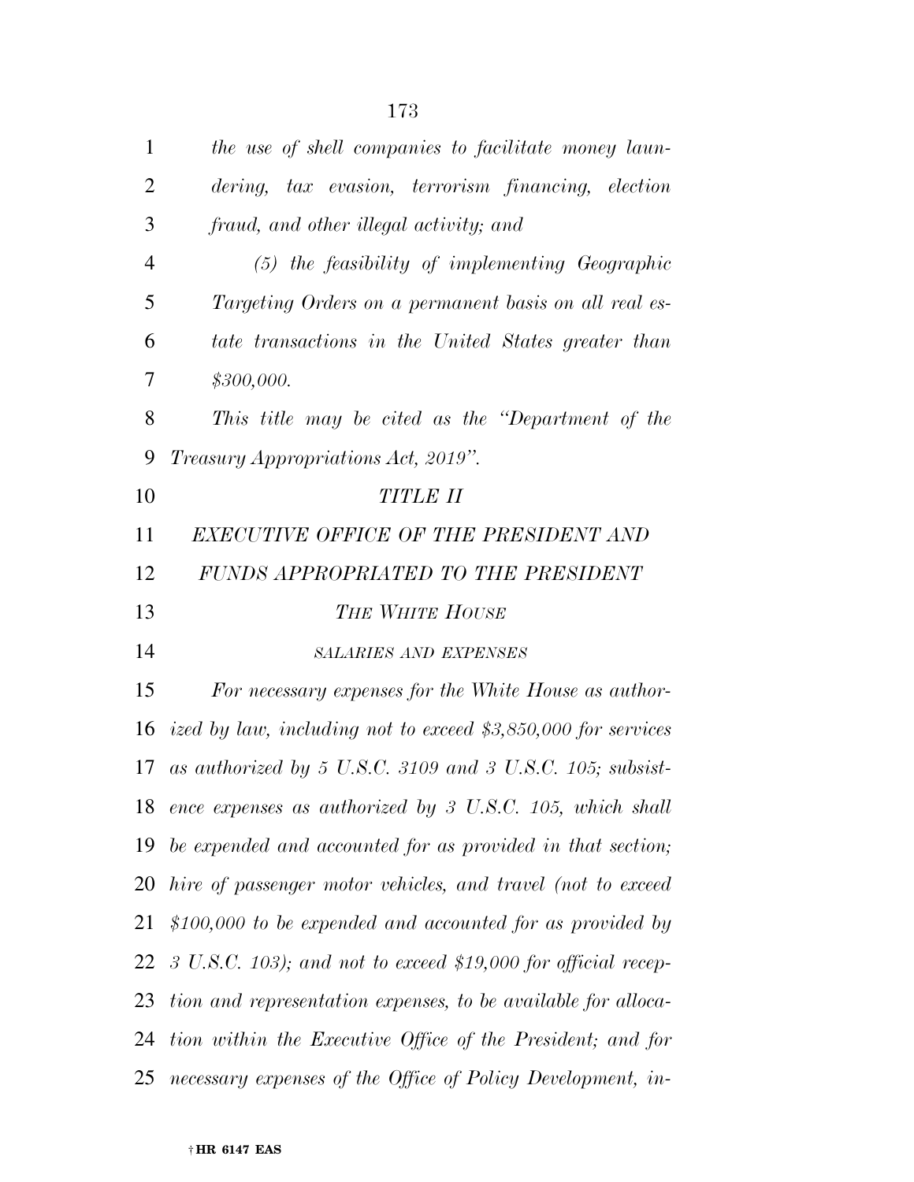*the use of shell companies to facilitate money laundering, tax evasion, terrorism financing, election fraud, and other illegal activity; and*

*(5) the feasibility of implementing Geographic Targeting Orders on a permanent basis on all real estate transactions in the United States greater than $300,000.*

*This title may be cited as the "Department of the Treasury Appropriations Act, 2019".*

## *TITLE II*

## *EXECUTIVE OFFICE OF THE PRESIDENT AND FUNDS APPROPRIATED TO THE PRESIDENT*

### *THE WHITE HOUSE*

#### *SALARIES AND EXPENSES*

*For necessary expenses for the White House as authorized by law, including not to exceed $3,850,000 for services as authorized by 5 U.S.C. 3109 and 3 U.S.C. 105; subsistence expenses as authorized by 3 U.S.C. 105, which shall be expended and accounted for as provided in that section; hire of passenger motor vehicles, and travel (not to exceed $100,000 to be expended and accounted for as provided by 3 U.S.C. 103); and not to exceed $19,000 for official reception and representation expenses, to be available for allocation within the Executive Office of the President; and for necessary expenses of the Office of Policy Development, in-*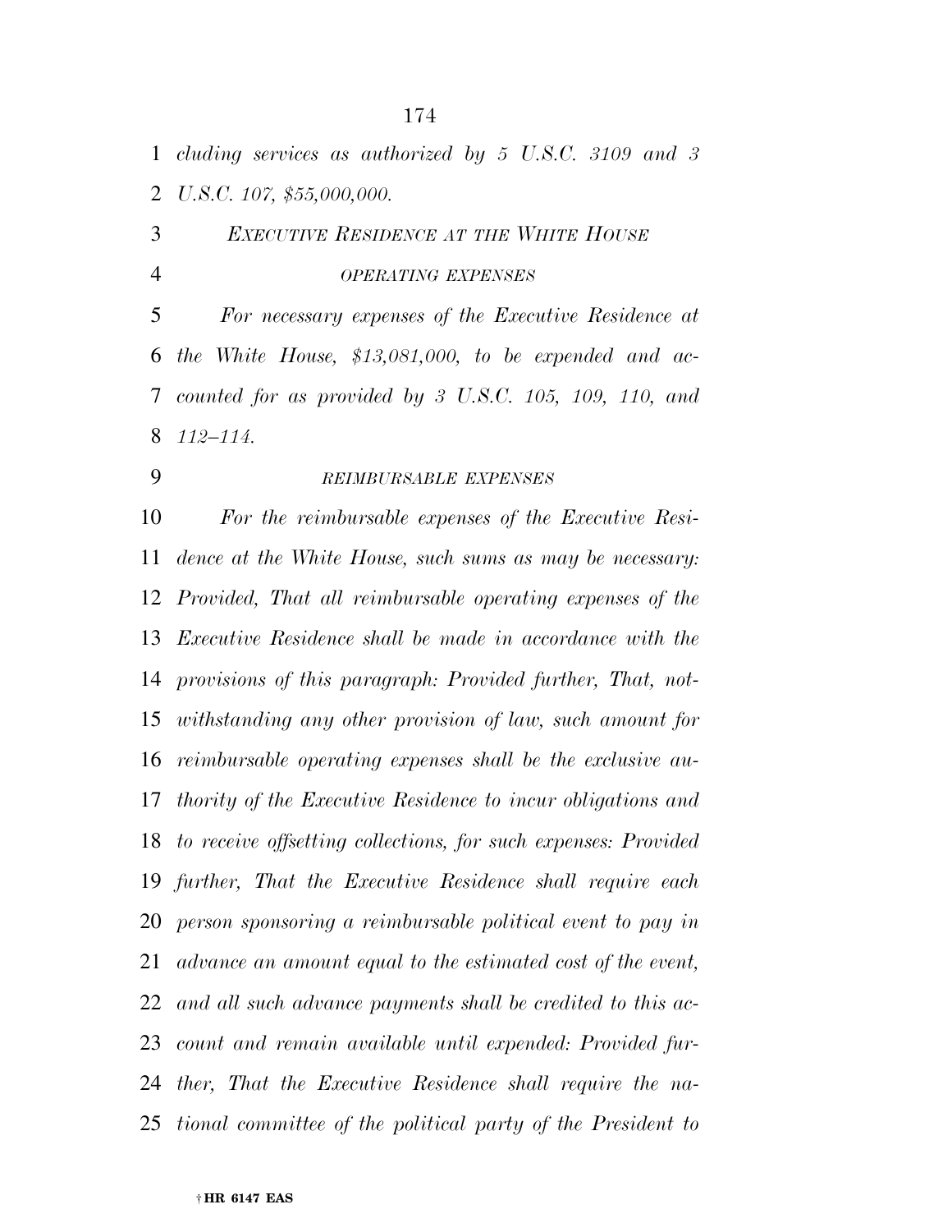*cluding services as authorized by 5 U.S.C. 3109 and 3 U.S.C. 107, $55,000,000.*

*EXECUTIVE RESIDENCE AT THE WHITE HOUSE*

*OPERATING EXPENSES*

*For necessary expenses of the Executive Residence at the White House, $13,081,000, to be expended and accounted for as provided by 3 U.S.C. 105, 109, 110, and 112–114.*

*REIMBURSABLE EXPENSES*

*For the reimbursable expenses of the Executive Residence at the White House, such sums as may be necessary: Provided, That all reimbursable operating expenses of the Executive Residence shall be made in accordance with the provisions of this paragraph: Provided further, That, notwithstanding any other provision of law, such amount for reimbursable operating expenses shall be the exclusive authority of the Executive Residence to incur obligations and to receive offsetting collections, for such expenses: Provided further, That the Executive Residence shall require each person sponsoring a reimbursable political event to pay in advance an amount equal to the estimated cost of the event, and all such advance payments shall be credited to this account and remain available until expended: Provided further, That the Executive Residence shall require the national committee of the political party of the President to*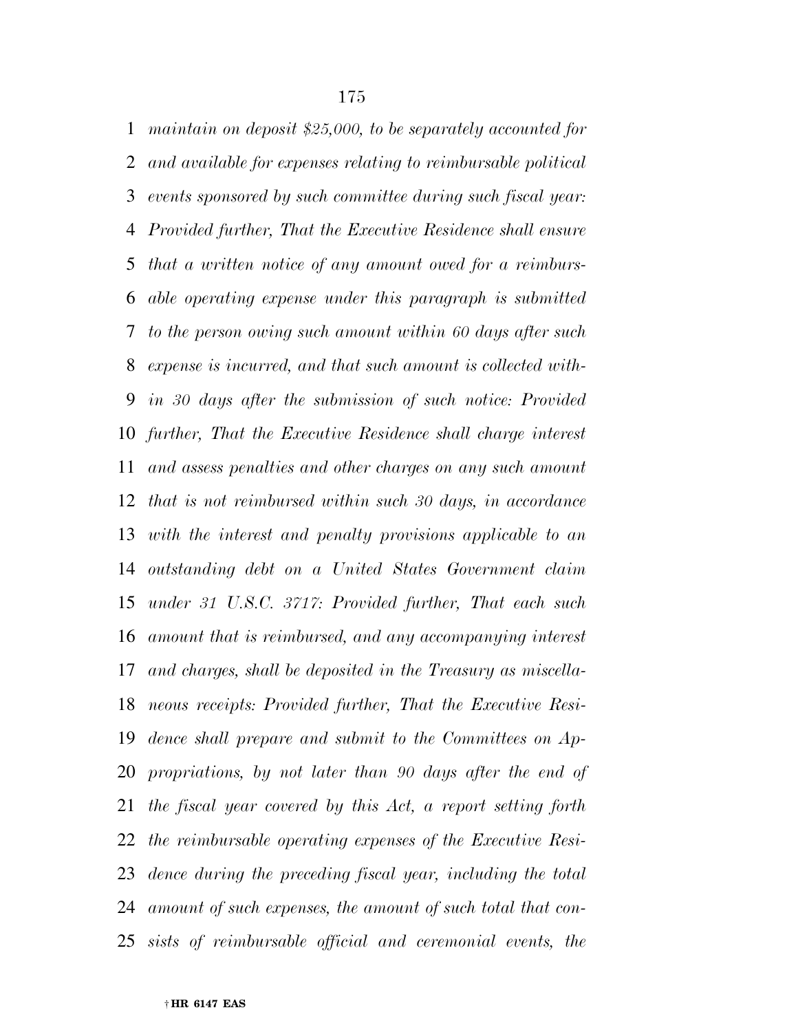*maintain on deposit $25,000, to be separately accounted for and available for expenses relating to reimbursable political events sponsored by such committee during such fiscal year: Provided further, That the Executive Residence shall ensure that a written notice of any amount owed for a reimbursable operating expense under this paragraph is submitted to the person owing such amount within 60 days after such expense is incurred, and that such amount is collected within 30 days after the submission of such notice: Provided further, That the Executive Residence shall charge interest and assess penalties and other charges on any such amount that is not reimbursed within such 30 days, in accordance with the interest and penalty provisions applicable to an outstanding debt on a United States Government claim under 31 U.S.C. 3717: Provided further, That each such amount that is reimbursed, and any accompanying interest and charges, shall be deposited in the Treasury as miscellaneous receipts: Provided further, That the Executive Residence shall prepare and submit to the Committees on Appropriations, by not later than 90 days after the end of the fiscal year covered by this Act, a report setting forth the reimbursable operating expenses of the Executive Residence during the preceding fiscal year, including the total amount of such expenses, the amount of such total that consists of reimbursable official and ceremonial events, the*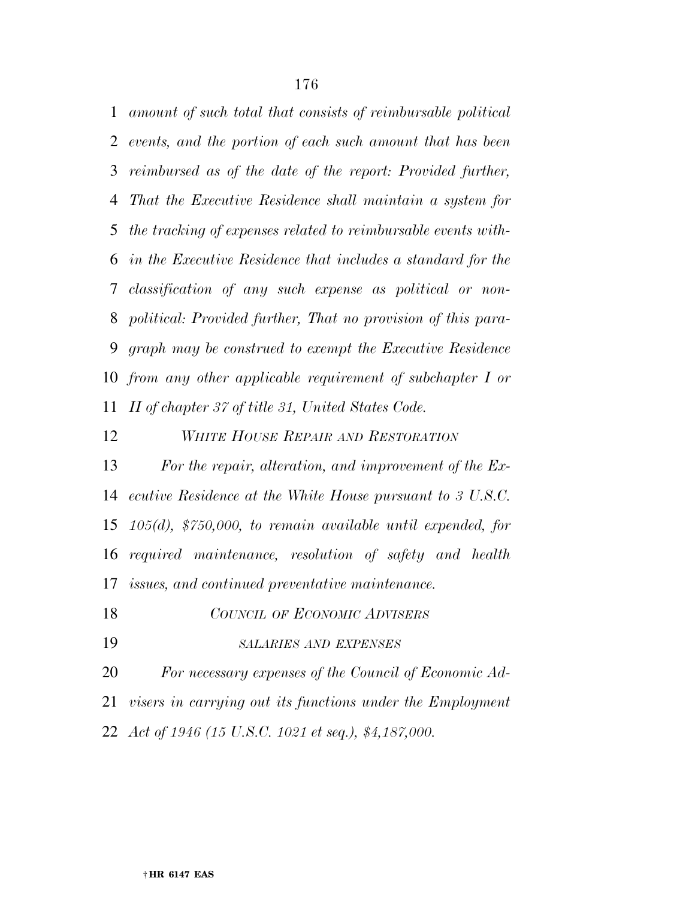*amount of such total that consists of reimbursable political events, and the portion of each such amount that has been reimbursed as of the date of the report: Provided further, That the Executive Residence shall maintain a system for the tracking of expenses related to reimbursable events within the Executive Residence that includes a standard for the classification of any such expense as political or non-political: Provided further, That no provision of this paragraph may be construed to exempt the Executive Residence from any other applicable requirement of subchapter I or II of chapter 37 of title 31, United States Code.*

*WHITE HOUSE REPAIR AND RESTORATION*

*For the repair, alteration, and improvement of the Executive Residence at the White House pursuant to 3 U.S.C. 105(d), $750,000, to remain available until expended, for required maintenance, resolution of safety and health issues, and continued preventative maintenance.*

*COUNCIL OF ECONOMIC ADVISERS*

*SALARIES AND EXPENSES*

*For necessary expenses of the Council of Economic Advisers in carrying out its functions under the Employment Act of 1946 (15 U.S.C. 1021 et seq.), $4,187,000.*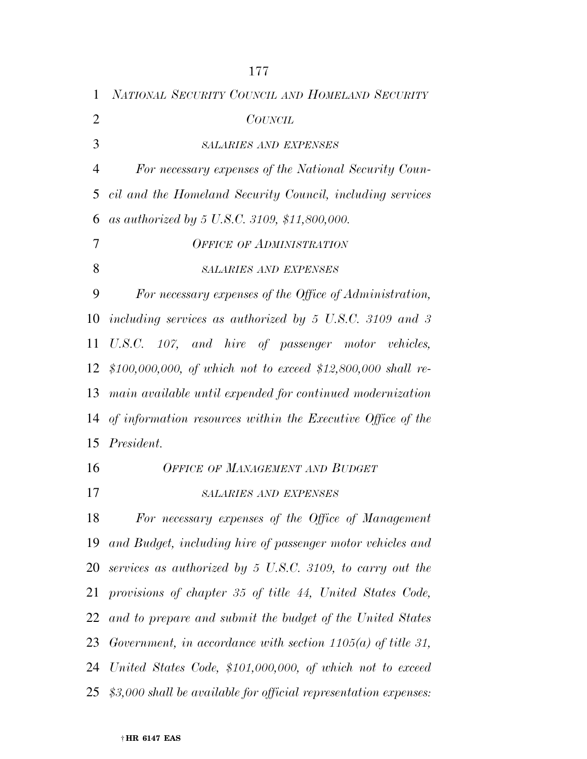*NATIONAL SECURITY COUNCIL AND HOMELAND SECURITY COUNCIL*

*SALARIES AND EXPENSES*

*For necessary expenses of the National Security Council and the Homeland Security Council, including services as authorized by 5 U.S.C. 3109, $11,800,000.*

*OFFICE OF ADMINISTRATION*

*SALARIES AND EXPENSES*

*For necessary expenses of the Office of Administration, including services as authorized by 5 U.S.C. 3109 and 3 U.S.C. 107, and hire of passenger motor vehicles, $100,000,000, of which not to exceed $12,800,000 shall remain available until expended for continued modernization of information resources within the Executive Office of the President.*

*OFFICE OF MANAGEMENT AND BUDGET*

*SALARIES AND EXPENSES*

*For necessary expenses of the Office of Management and Budget, including hire of passenger motor vehicles and services as authorized by 5 U.S.C. 3109, to carry out the provisions of chapter 35 of title 44, United States Code, and to prepare and submit the budget of the United States Government, in accordance with section 1105(a) of title 31, United States Code, $101,000,000, of which not to exceed $3,000 shall be available for official representation expenses:*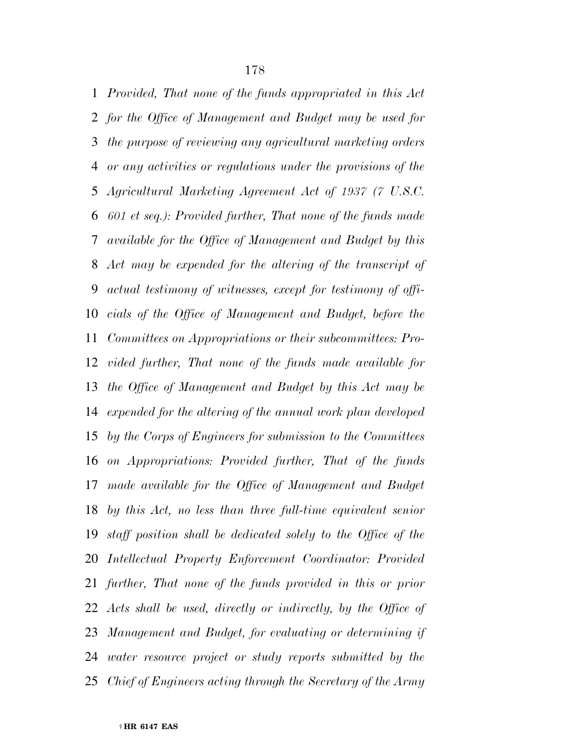*Provided, That none of the funds appropriated in this Act for the Office of Management and Budget may be used for the purpose of reviewing any agricultural marketing orders or any activities or regulations under the provisions of the Agricultural Marketing Agreement Act of 1937 (7 U.S.C. 601 et seq.): Provided further, That none of the funds made available for the Office of Management and Budget by this Act may be expended for the altering of the transcript of actual testimony of witnesses, except for testimony of officials of the Office of Management and Budget, before the Committees on Appropriations or their subcommittees: Provided further, That none of the funds made available for the Office of Management and Budget by this Act may be expended for the altering of the annual work plan developed by the Corps of Engineers for submission to the Committees on Appropriations: Provided further, That of the funds made available for the Office of Management and Budget by this Act, no less than three full-time equivalent senior staff position shall be dedicated solely to the Office of the Intellectual Property Enforcement Coordinator: Provided further, That none of the funds provided in this or prior Acts shall be used, directly or indirectly, by the Office of Management and Budget, for evaluating or determining if water resource project or study reports submitted by the Chief of Engineers acting through the Secretary of the Army*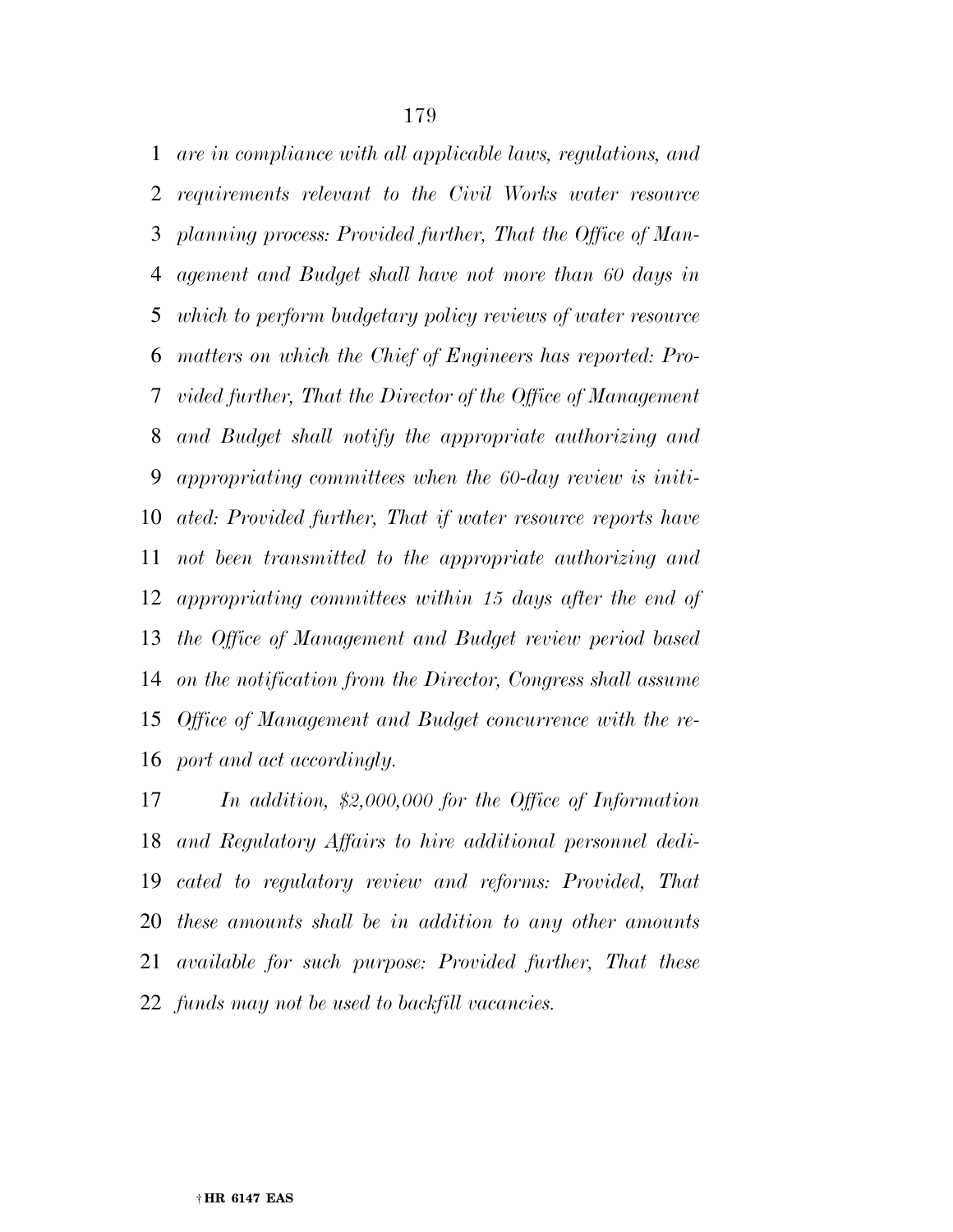*are in compliance with all applicable laws, regulations, and requirements relevant to the Civil Works water resource planning process: Provided further, That the Office of Management and Budget shall have not more than 60 days in which to perform budgetary policy reviews of water resource matters on which the Chief of Engineers has reported: Provided further, That the Director of the Office of Management and Budget shall notify the appropriate authorizing and appropriating committees when the 60-day review is initiated: Provided further, That if water resource reports have not been transmitted to the appropriate authorizing and appropriating committees within 15 days after the end of the Office of Management and Budget review period based on the notification from the Director, Congress shall assume Office of Management and Budget concurrence with the report and act accordingly.*

*In addition, $2,000,000 for the Office of Information and Regulatory Affairs to hire additional personnel dedicated to regulatory review and reforms: Provided, That these amounts shall be in addition to any other amounts available for such purpose: Provided further, That these funds may not be used to backfill vacancies.*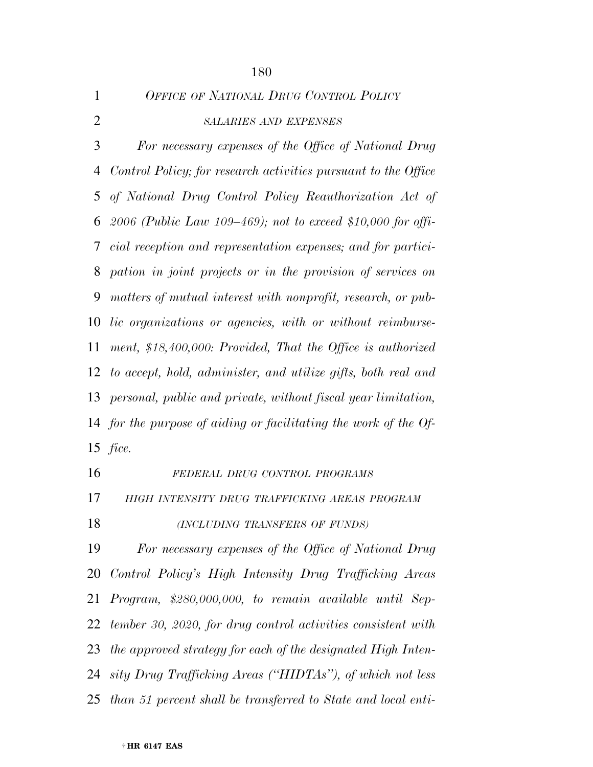*OFFICE OF NATIONAL DRUG CONTROL POLICY*

*SALARIES AND EXPENSES*

*For necessary expenses of the Office of National Drug Control Policy; for research activities pursuant to the Office of National Drug Control Policy Reauthorization Act of 2006 (Public Law 109–469); not to exceed $10,000 for official reception and representation expenses; and for participation in joint projects or in the provision of services on matters of mutual interest with nonprofit, research, or public organizations or agencies, with or without reimbursement, $18,400,000: Provided, That the Office is authorized to accept, hold, administer, and utilize gifts, both real and personal, public and private, without fiscal year limitation, for the purpose of aiding or facilitating the work of the Office.*

*FEDERAL DRUG CONTROL PROGRAMS*

*HIGH INTENSITY DRUG TRAFFICKING AREAS PROGRAM*

*(INCLUDING TRANSFERS OF FUNDS)*

*For necessary expenses of the Office of National Drug Control Policy's High Intensity Drug Trafficking Areas Program, $280,000,000, to remain available until September 30, 2020, for drug control activities consistent with the approved strategy for each of the designated High Intensity Drug Trafficking Areas ("HIDTAs"), of which not less than 51 percent shall be transferred to State and local enti-*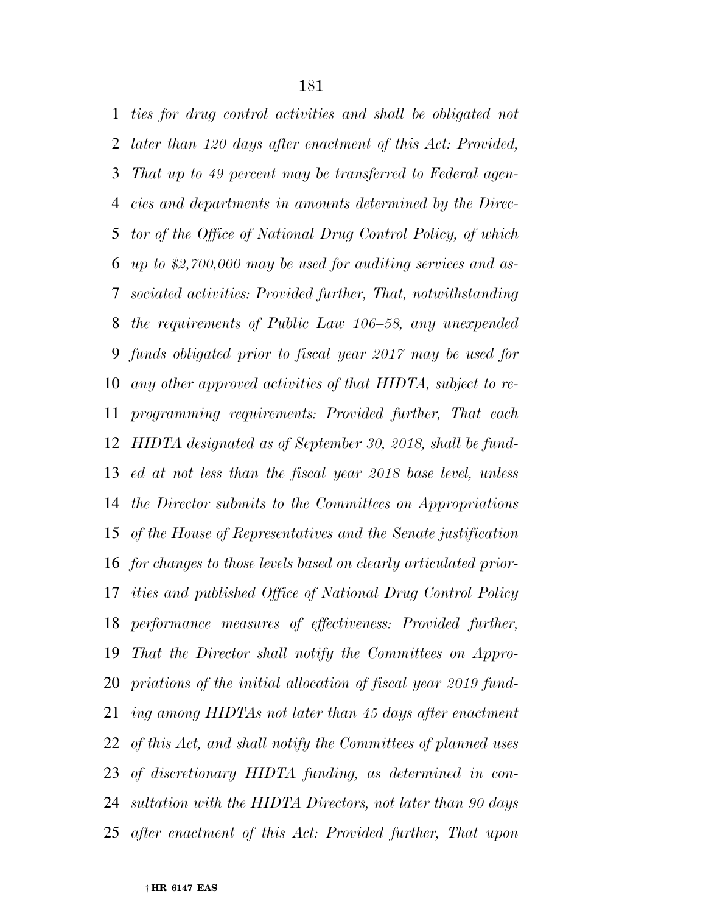*ties for drug control activities and shall be obligated not later than 120 days after enactment of this Act: Provided, That up to 49 percent may be transferred to Federal agencies and departments in amounts determined by the Director of the Office of National Drug Control Policy, of which up to $2,700,000 may be used for auditing services and associated activities: Provided further, That, notwithstanding the requirements of Public Law 106–58, any unexpended funds obligated prior to fiscal year 2017 may be used for any other approved activities of that HIDTA, subject to reprogramming requirements: Provided further, That each HIDTA designated as of September 30, 2018, shall be funded at not less than the fiscal year 2018 base level, unless the Director submits to the Committees on Appropriations of the House of Representatives and the Senate justification for changes to those levels based on clearly articulated priorities and published Office of National Drug Control Policy performance measures of effectiveness: Provided further, That the Director shall notify the Committees on Appropriations of the initial allocation of fiscal year 2019 funding among HIDTAs not later than 45 days after enactment of this Act, and shall notify the Committees of planned uses of discretionary HIDTA funding, as determined in consultation with the HIDTA Directors, not later than 90 days after enactment of this Act: Provided further, That upon*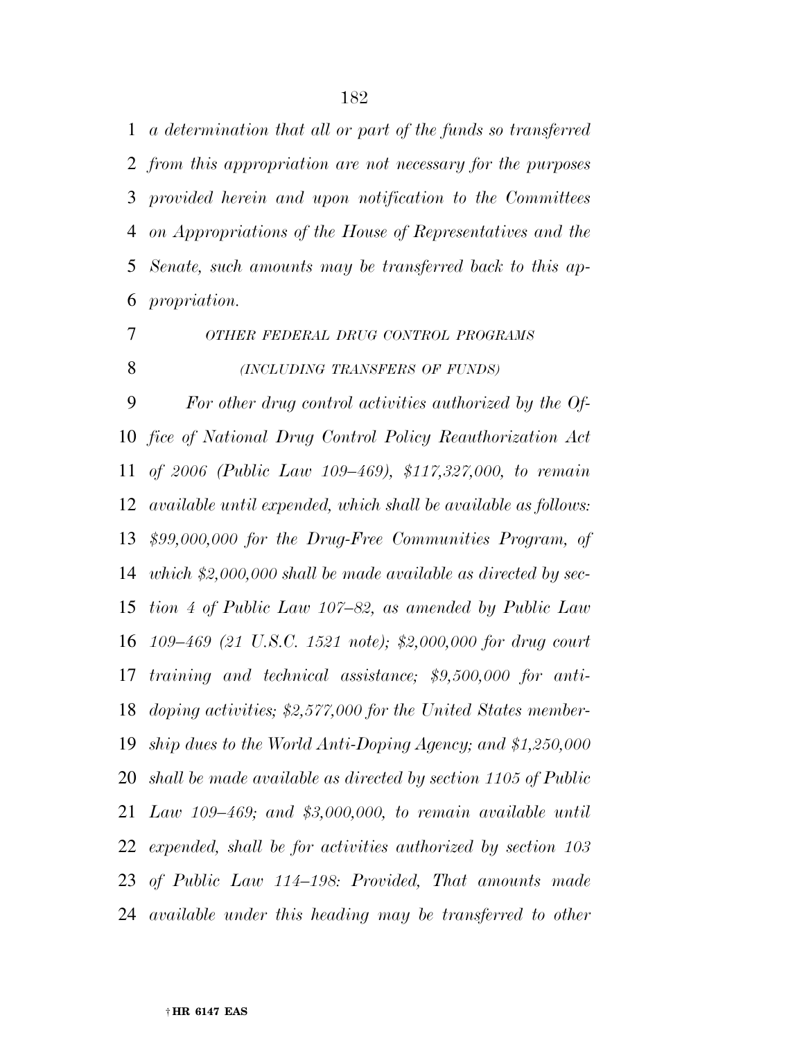*a determination that all or part of the funds so transferred from this appropriation are not necessary for the purposes provided herein and upon notification to the Committees on Appropriations of the House of Representatives and the Senate, such amounts may be transferred back to this appropriation.*

*OTHER FEDERAL DRUG CONTROL PROGRAMS*

*(INCLUDING TRANSFERS OF FUNDS)*

*For other drug control activities authorized by the Office of National Drug Control Policy Reauthorization Act of 2006 (Public Law 109–469), $117,327,000, to remain available until expended, which shall be available as follows: $99,000,000 for the Drug-Free Communities Program, of which $2,000,000 shall be made available as directed by section 4 of Public Law 107–82, as amended by Public Law 109–469 (21 U.S.C. 1521 note); $2,000,000 for drug court training and technical assistance; $9,500,000 for anti-doping activities; $2,577,000 for the United States membership dues to the World Anti-Doping Agency; and $1,250,000 shall be made available as directed by section 1105 of Public Law 109–469; and $3,000,000, to remain available until expended, shall be for activities authorized by section 103 of Public Law 114–198: Provided, That amounts made available under this heading may be transferred to other*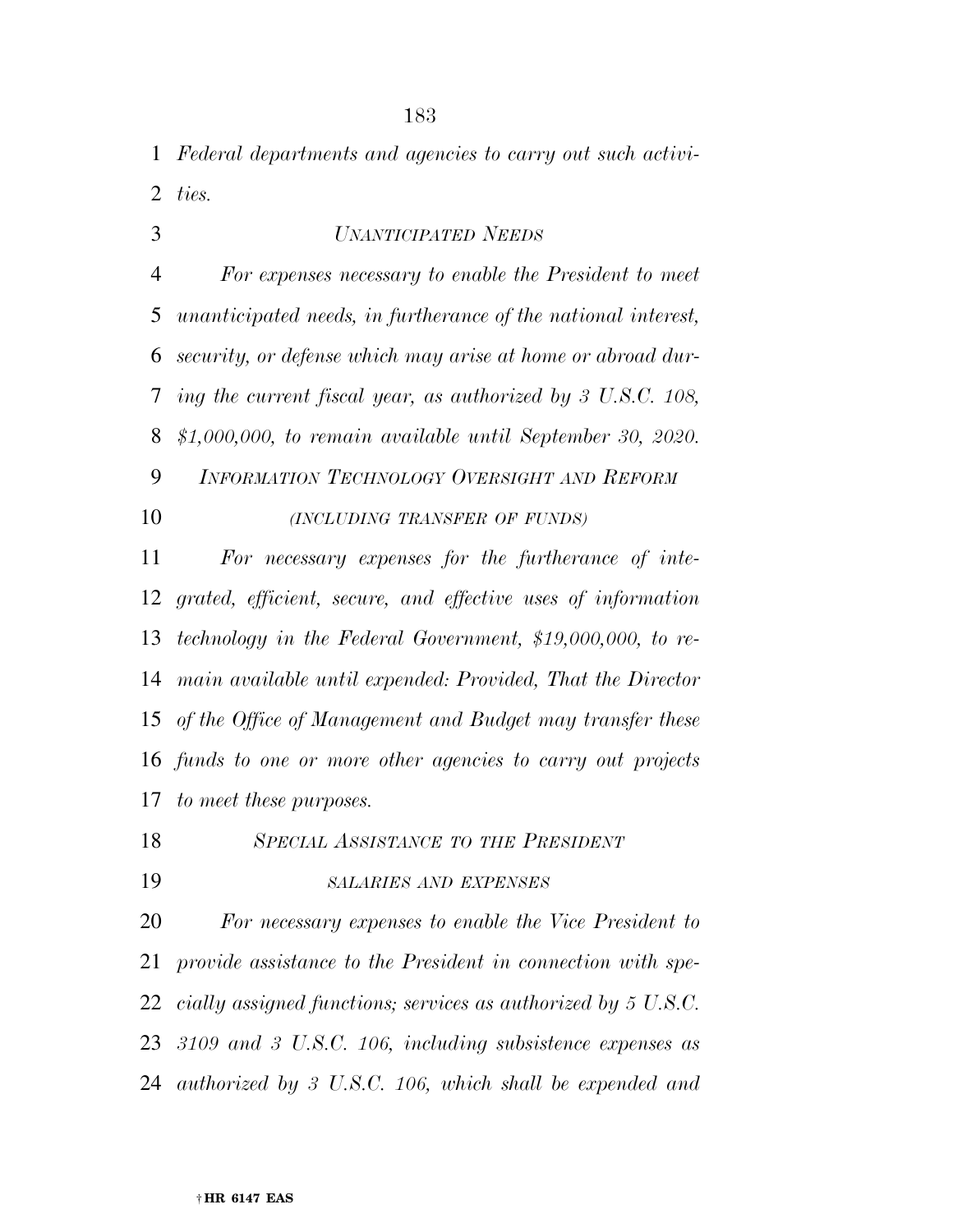*Federal departments and agencies to carry out such activities.*

*UNANTICIPATED NEEDS*

*For expenses necessary to enable the President to meet unanticipated needs, in furtherance of the national interest, security, or defense which may arise at home or abroad during the current fiscal year, as authorized by 3 U.S.C. 108, $1,000,000, to remain available until September 30, 2020.*

*INFORMATION TECHNOLOGY OVERSIGHT AND REFORM*

*(INCLUDING TRANSFER OF FUNDS)*

*For necessary expenses for the furtherance of integrated, efficient, secure, and effective uses of information technology in the Federal Government, $19,000,000, to remain available until expended: Provided, That the Director of the Office of Management and Budget may transfer these funds to one or more other agencies to carry out projects to meet these purposes.*

*SPECIAL ASSISTANCE TO THE PRESIDENT*

*SALARIES AND EXPENSES*

*For necessary expenses to enable the Vice President to provide assistance to the President in connection with specially assigned functions; services as authorized by 5 U.S.C. 3109 and 3 U.S.C. 106, including subsistence expenses as authorized by 3 U.S.C. 106, which shall be expended and*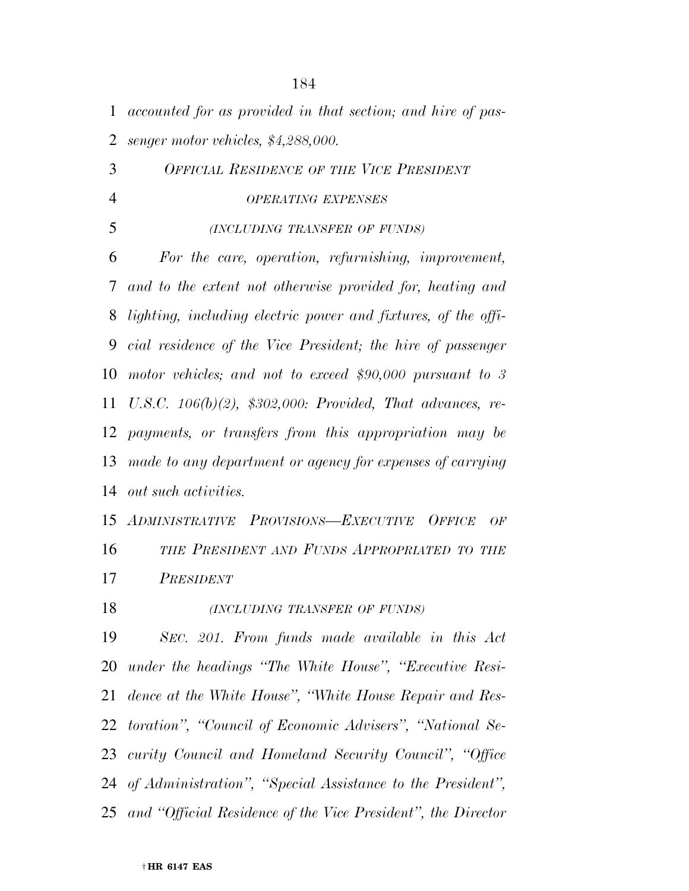*accounted for as provided in that section; and hire of passenger motor vehicles, $4,288,000.*

*OFFICIAL RESIDENCE OF THE VICE PRESIDENT*

*OPERATING EXPENSES*

*(INCLUDING TRANSFER OF FUNDS)*

*For the care, operation, refurnishing, improvement, and to the extent not otherwise provided for, heating and lighting, including electric power and fixtures, of the official residence of the Vice President; the hire of passenger motor vehicles; and not to exceed $90,000 pursuant to 3 U.S.C. 106(b)(2), $302,000: Provided, That advances, repayments, or transfers from this appropriation may be made to any department or agency for expenses of carrying out such activities.*

*ADMINISTRATIVE PROVISIONS—EXECUTIVE OFFICE OF THE PRESIDENT AND FUNDS APPROPRIATED TO THE PRESIDENT*

*(INCLUDING TRANSFER OF FUNDS)*

*SEC. 201. From funds made available in this Act under the headings "The White House", "Executive Residence at the White House", "White House Repair and Restoration", "Council of Economic Advisers", "National Security Council and Homeland Security Council", "Office of Administration", "Special Assistance to the President", and "Official Residence of the Vice President", the Director*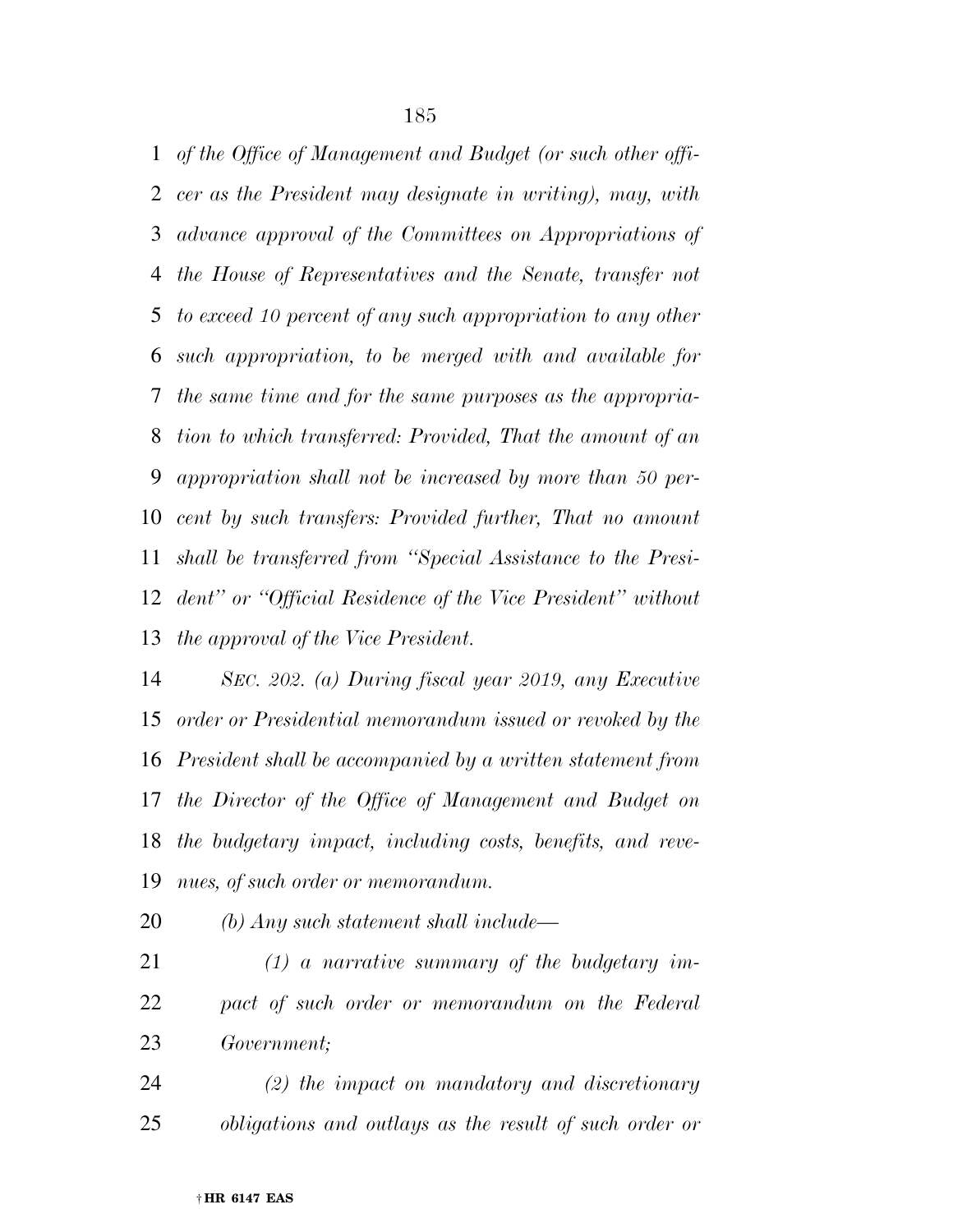*of the Office of Management and Budget (or such other officer as the President may designate in writing), may, with advance approval of the Committees on Appropriations of the House of Representatives and the Senate, transfer not to exceed 10 percent of any such appropriation to any other such appropriation, to be merged with and available for the same time and for the same purposes as the appropriation to which transferred: Provided, That the amount of an appropriation shall not be increased by more than 50 percent by such transfers: Provided further, That no amount shall be transferred from "Special Assistance to the President" or "Official Residence of the Vice President" without the approval of the Vice President.*

*SEC. 202. (a) During fiscal year 2019, any Executive order or Presidential memorandum issued or revoked by the President shall be accompanied by a written statement from the Director of the Office of Management and Budget on the budgetary impact, including costs, benefits, and revenues, of such order or memorandum.*

*(b) Any such statement shall include—*

*(1) a narrative summary of the budgetary impact of such order or memorandum on the Federal Government;*

*(2) the impact on mandatory and discretionary obligations and outlays as the result of such order or*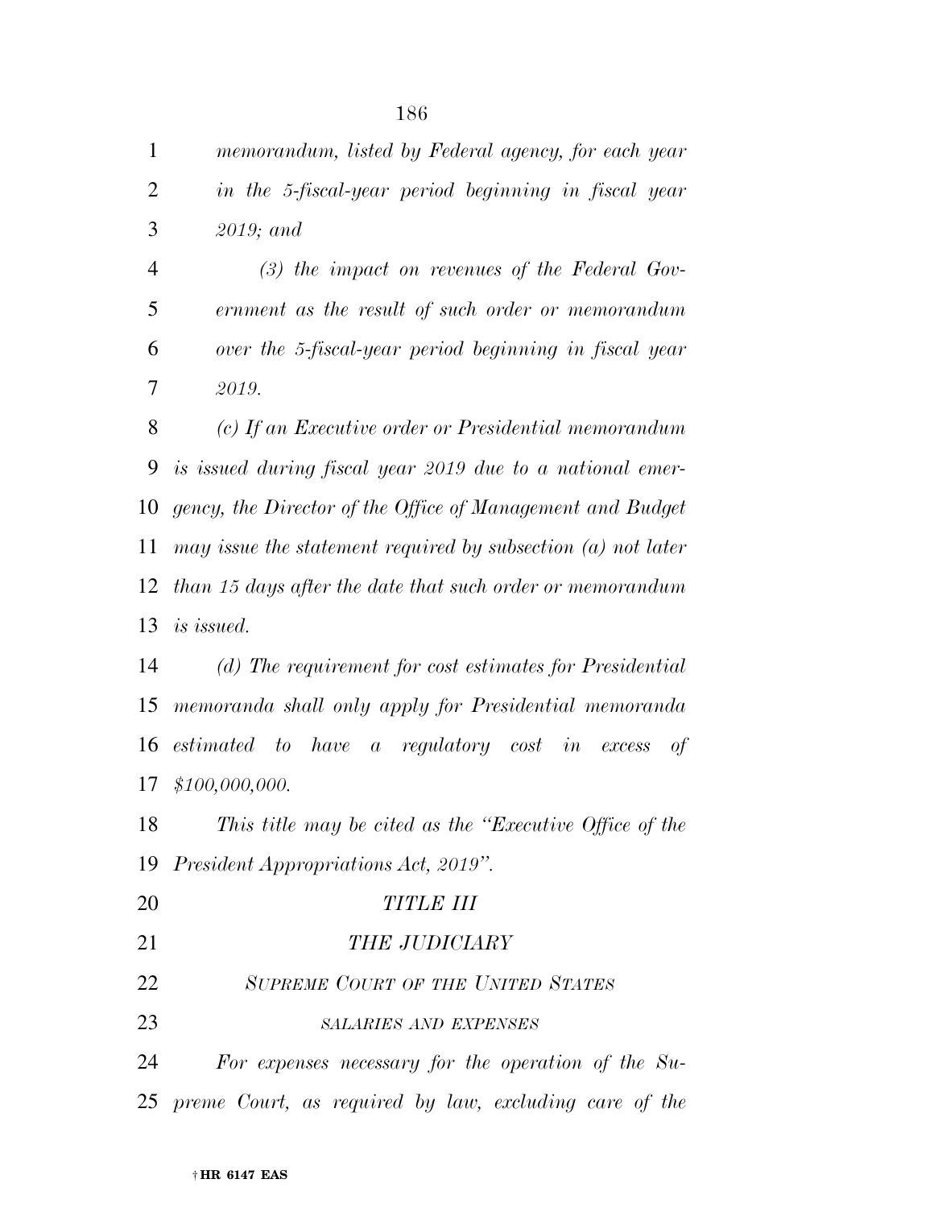*memorandum, listed by Federal agency, for each year in the 5-fiscal-year period beginning in fiscal year 2019; and*

*(3) the impact on revenues of the Federal Government as the result of such order or memorandum over the 5-fiscal-year period beginning in fiscal year 2019.*

*(c) If an Executive order or Presidential memorandum is issued during fiscal year 2019 due to a national emergency, the Director of the Office of Management and Budget may issue the statement required by subsection (a) not later than 15 days after the date that such order or memorandum is issued.*

*(d) The requirement for cost estimates for Presidential memoranda shall only apply for Presidential memoranda estimated to have a regulatory cost in excess of $100,000,000.*

*This title may be cited as the "Executive Office of the President Appropriations Act, 2019".*

## *TITLE III*

## *THE JUDICIARY*

### *SUPREME COURT OF THE UNITED STATES*

#### *SALARIES AND EXPENSES*

*For expenses necessary for the operation of the Supreme Court, as required by law, excluding care of the*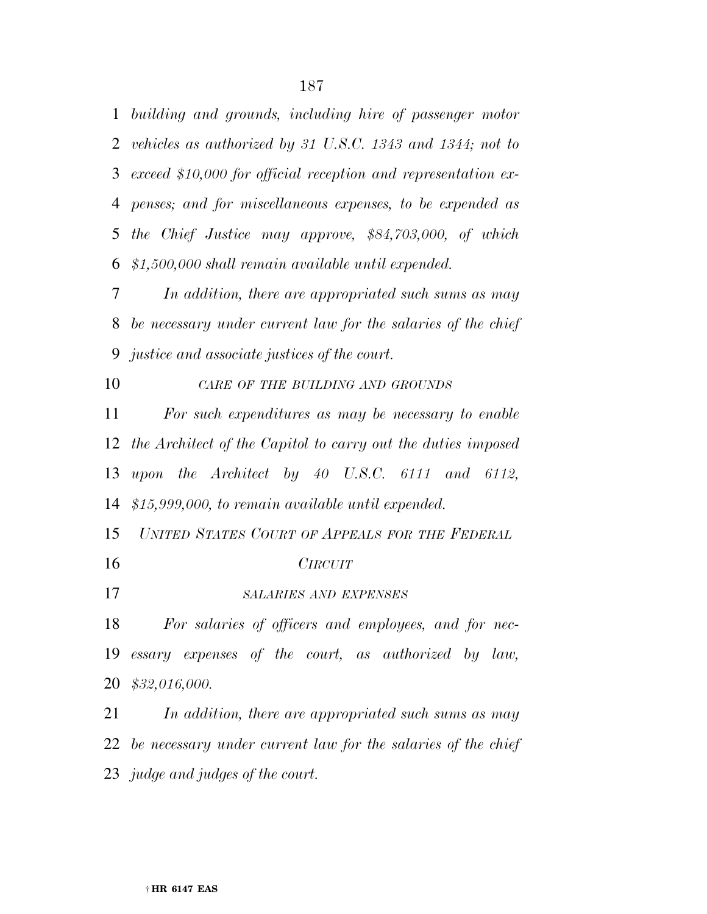*building and grounds, including hire of passenger motor vehicles as authorized by 31 U.S.C. 1343 and 1344; not to exceed $10,000 for official reception and representation expenses; and for miscellaneous expenses, to be expended as the Chief Justice may approve, $84,703,000, of which $1,500,000 shall remain available until expended.*

*In addition, there are appropriated such sums as may be necessary under current law for the salaries of the chief justice and associate justices of the court.*

*CARE OF THE BUILDING AND GROUNDS*

*For such expenditures as may be necessary to enable the Architect of the Capitol to carry out the duties imposed upon the Architect by 40 U.S.C. 6111 and 6112, $15,999,000, to remain available until expended.*

*UNITED STATES COURT OF APPEALS FOR THE FEDERAL CIRCUIT*

*SALARIES AND EXPENSES*

*For salaries of officers and employees, and for necessary expenses of the court, as authorized by law, $32,016,000.*

*In addition, there are appropriated such sums as may be necessary under current law for the salaries of the chief judge and judges of the court.*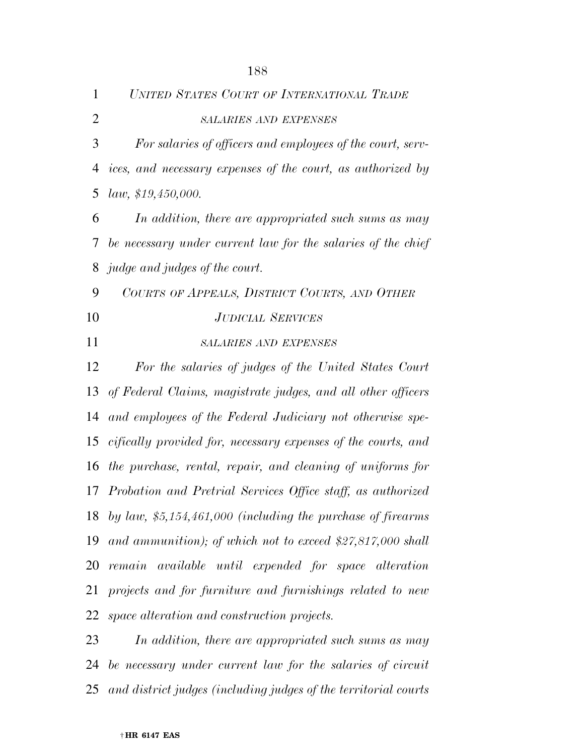*UNITED STATES COURT OF INTERNATIONAL TRADE*

*SALARIES AND EXPENSES*

*For salaries of officers and employees of the court, services, and necessary expenses of the court, as authorized by law, $19,450,000.*

*In addition, there are appropriated such sums as may be necessary under current law for the salaries of the chief judge and judges of the court.*

*COURTS OF APPEALS, DISTRICT COURTS, AND OTHER JUDICIAL SERVICES*

*SALARIES AND EXPENSES*

*For the salaries of judges of the United States Court of Federal Claims, magistrate judges, and all other officers and employees of the Federal Judiciary not otherwise specifically provided for, necessary expenses of the courts, and the purchase, rental, repair, and cleaning of uniforms for Probation and Pretrial Services Office staff, as authorized by law, $5,154,461,000 (including the purchase of firearms and ammunition); of which not to exceed $27,817,000 shall remain available until expended for space alteration projects and for furniture and furnishings related to new space alteration and construction projects.*

*In addition, there are appropriated such sums as may be necessary under current law for the salaries of circuit and district judges (including judges of the territorial courts*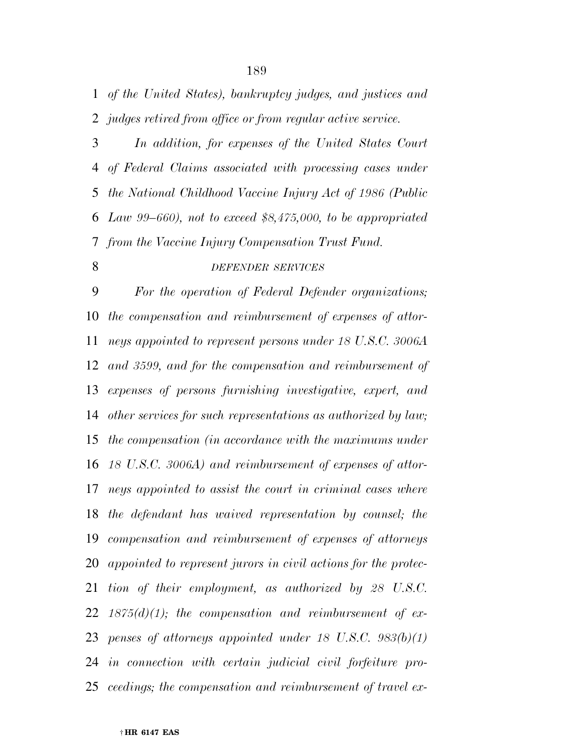*of the United States), bankruptcy judges, and justices and judges retired from office or from regular active service.*

*In addition, for expenses of the United States Court of Federal Claims associated with processing cases under the National Childhood Vaccine Injury Act of 1986 (Public Law 99–660), not to exceed $8,475,000, to be appropriated from the Vaccine Injury Compensation Trust Fund.*

*DEFENDER SERVICES*

*For the operation of Federal Defender organizations; the compensation and reimbursement of expenses of attorneys appointed to represent persons under 18 U.S.C. 3006A and 3599, and for the compensation and reimbursement of expenses of persons furnishing investigative, expert, and other services for such representations as authorized by law; the compensation (in accordance with the maximums under 18 U.S.C. 3006A) and reimbursement of expenses of attorneys appointed to assist the court in criminal cases where the defendant has waived representation by counsel; the compensation and reimbursement of expenses of attorneys appointed to represent jurors in civil actions for the protection of their employment, as authorized by 28 U.S.C. 1875(d)(1); the compensation and reimbursement of expenses of attorneys appointed under 18 U.S.C. 983(b)(1) in connection with certain judicial civil forfeiture proceedings; the compensation and reimbursement of travel ex-*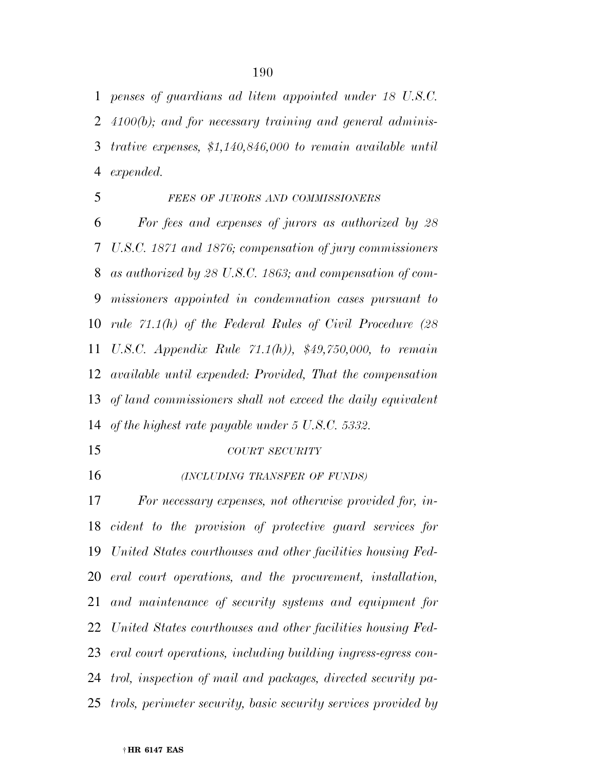*penses of guardians ad litem appointed under 18 U.S.C. 4100(b); and for necessary training and general administrative expenses, $1,140,846,000 to remain available until expended.*

*FEES OF JURORS AND COMMISSIONERS*

*For fees and expenses of jurors as authorized by 28 U.S.C. 1871 and 1876; compensation of jury commissioners as authorized by 28 U.S.C. 1863; and compensation of commissioners appointed in condemnation cases pursuant to rule 71.1(h) of the Federal Rules of Civil Procedure (28 U.S.C. Appendix Rule 71.1(h)), $49,750,000, to remain available until expended: Provided, That the compensation of land commissioners shall not exceed the daily equivalent of the highest rate payable under 5 U.S.C. 5332.*

*COURT SECURITY*

*(INCLUDING TRANSFER OF FUNDS)*

*For necessary expenses, not otherwise provided for, incident to the provision of protective guard services for United States courthouses and other facilities housing Federal court operations, and the procurement, installation, and maintenance of security systems and equipment for United States courthouses and other facilities housing Federal court operations, including building ingress-egress control, inspection of mail and packages, directed security patrols, perimeter security, basic security services provided by*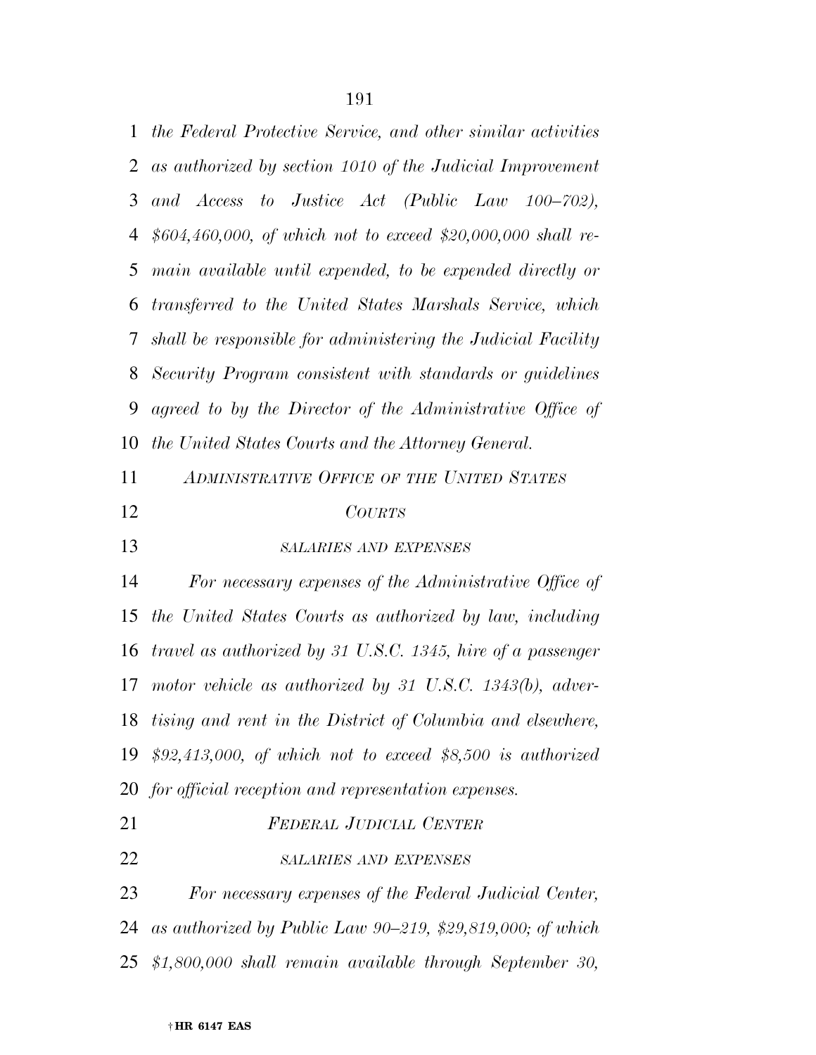*the Federal Protective Service, and other similar activities as authorized by section 1010 of the Judicial Improvement and Access to Justice Act (Public Law 100–702), $604,460,000, of which not to exceed $20,000,000 shall remain available until expended, to be expended directly or transferred to the United States Marshals Service, which shall be responsible for administering the Judicial Facility Security Program consistent with standards or guidelines agreed to by the Director of the Administrative Office of the United States Courts and the Attorney General.*

### *ADMINISTRATIVE OFFICE OF THE UNITED STATES COURTS*

#### *SALARIES AND EXPENSES*

*For necessary expenses of the Administrative Office of the United States Courts as authorized by law, including travel as authorized by 31 U.S.C. 1345, hire of a passenger motor vehicle as authorized by 31 U.S.C. 1343(b), advertising and rent in the District of Columbia and elsewhere, $92,413,000, of which not to exceed $8,500 is authorized for official reception and representation expenses.*

### *FEDERAL JUDICIAL CENTER*

#### *SALARIES AND EXPENSES*

*For necessary expenses of the Federal Judicial Center, as authorized by Public Law 90–219, $29,819,000; of which $1,800,000 shall remain available through September 30,*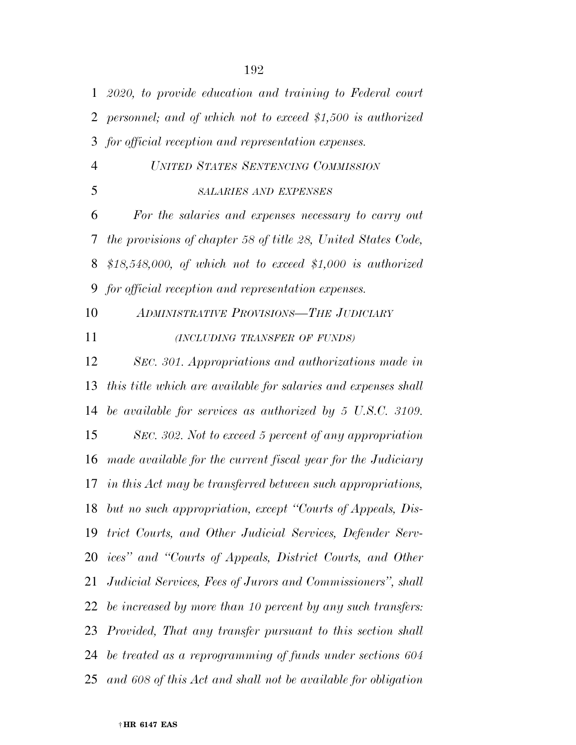*2020, to provide education and training to Federal court personnel; and of which not to exceed $1,500 is authorized for official reception and representation expenses.*

*UNITED STATES SENTENCING COMMISSION*

*SALARIES AND EXPENSES*

*For the salaries and expenses necessary to carry out the provisions of chapter 58 of title 28, United States Code, $18,548,000, of which not to exceed $1,000 is authorized for official reception and representation expenses.*

*ADMINISTRATIVE PROVISIONS—THE JUDICIARY*

*(INCLUDING TRANSFER OF FUNDS)*

*SEC. 301. Appropriations and authorizations made in this title which are available for salaries and expenses shall be available for services as authorized by 5 U.S.C. 3109.*

*SEC. 302. Not to exceed 5 percent of any appropriation made available for the current fiscal year for the Judiciary in this Act may be transferred between such appropriations, but no such appropriation, except "Courts of Appeals, District Courts, and Other Judicial Services, Defender Services" and "Courts of Appeals, District Courts, and Other Judicial Services, Fees of Jurors and Commissioners", shall be increased by more than 10 percent by any such transfers: Provided, That any transfer pursuant to this section shall be treated as a reprogramming of funds under sections 604 and 608 of this Act and shall not be available for obligation*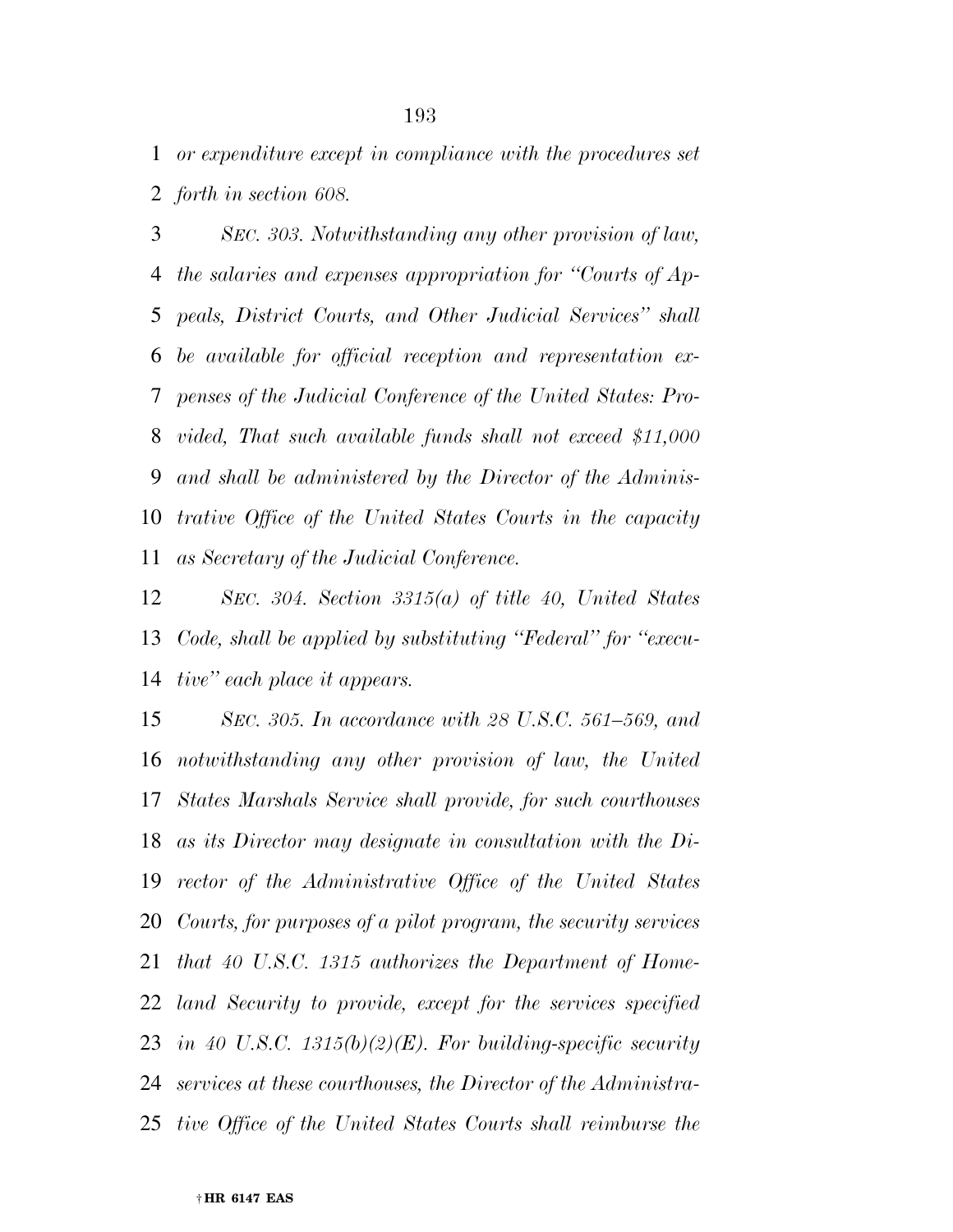*or expenditure except in compliance with the procedures set forth in section 608.*

*SEC. 303. Notwithstanding any other provision of law, the salaries and expenses appropriation for ''Courts of Appeals, District Courts, and Other Judicial Services'' shall be available for official reception and representation expenses of the Judicial Conference of the United States: Provided, That such available funds shall not exceed $11,000 and shall be administered by the Director of the Administrative Office of the United States Courts in the capacity as Secretary of the Judicial Conference.*

*SEC. 304. Section 3315(a) of title 40, United States Code, shall be applied by substituting ''Federal'' for ''executive'' each place it appears.*

*SEC. 305. In accordance with 28 U.S.C. 561–569, and notwithstanding any other provision of law, the United States Marshals Service shall provide, for such courthouses as its Director may designate in consultation with the Director of the Administrative Office of the United States Courts, for purposes of a pilot program, the security services that 40 U.S.C. 1315 authorizes the Department of Homeland Security to provide, except for the services specified in 40 U.S.C. 1315(b)(2)(E). For building-specific security services at these courthouses, the Director of the Administrative Office of the United States Courts shall reimburse the*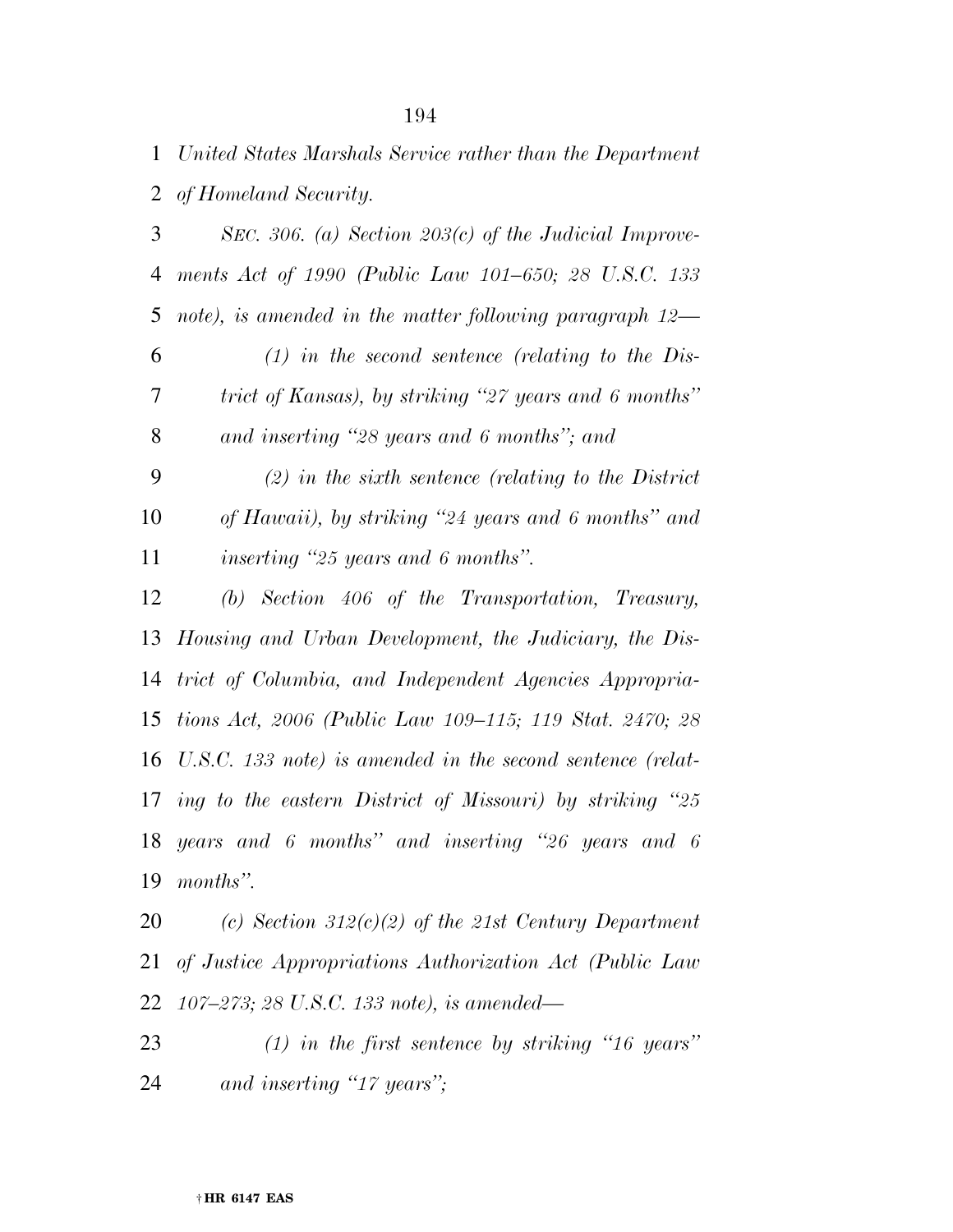*United States Marshals Service rather than the Department of Homeland Security.*

*SEC. 306. (a) Section 203(c) of the Judicial Improvements Act of 1990 (Public Law 101–650; 28 U.S.C. 133 note), is amended in the matter following paragraph 12—*

*(1) in the second sentence (relating to the District of Kansas), by striking "27 years and 6 months" and inserting "28 years and 6 months"; and*

*(2) in the sixth sentence (relating to the District of Hawaii), by striking "24 years and 6 months" and inserting "25 years and 6 months".*

*(b) Section 406 of the Transportation, Treasury, Housing and Urban Development, the Judiciary, the District of Columbia, and Independent Agencies Appropriations Act, 2006 (Public Law 109–115; 119 Stat. 2470; 28 U.S.C. 133 note) is amended in the second sentence (relating to the eastern District of Missouri) by striking "25 years and 6 months" and inserting "26 years and 6 months".*

*(c) Section 312(c)(2) of the 21st Century Department of Justice Appropriations Authorization Act (Public Law 107–273; 28 U.S.C. 133 note), is amended—*

*(1) in the first sentence by striking "16 years" and inserting "17 years";*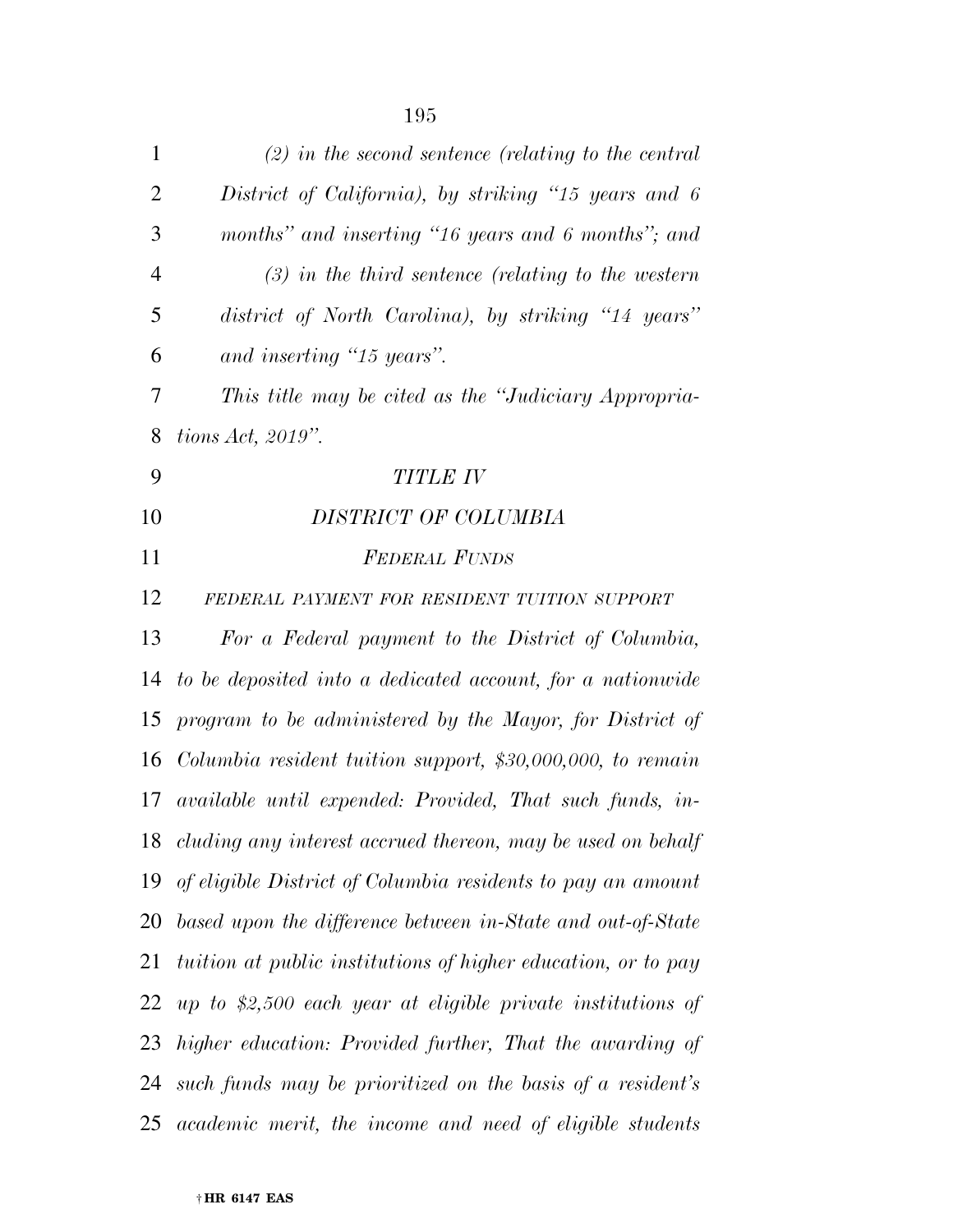*(2) in the second sentence (relating to the central District of California), by striking "15 years and 6 months" and inserting "16 years and 6 months"; and*

*(3) in the third sentence (relating to the western district of North Carolina), by striking "14 years" and inserting "15 years".*

*This title may be cited as the "Judiciary Appropriations Act, 2019".*

## *TITLE IV*

## *DISTRICT OF COLUMBIA*

### *FEDERAL FUNDS*

#### *FEDERAL PAYMENT FOR RESIDENT TUITION SUPPORT*

*For a Federal payment to the District of Columbia, to be deposited into a dedicated account, for a nationwide program to be administered by the Mayor, for District of Columbia resident tuition support, $30,000,000, to remain available until expended: Provided, That such funds, including any interest accrued thereon, may be used on behalf of eligible District of Columbia residents to pay an amount based upon the difference between in-State and out-of-State tuition at public institutions of higher education, or to pay up to $2,500 each year at eligible private institutions of higher education: Provided further, That the awarding of such funds may be prioritized on the basis of a resident's academic merit, the income and need of eligible students*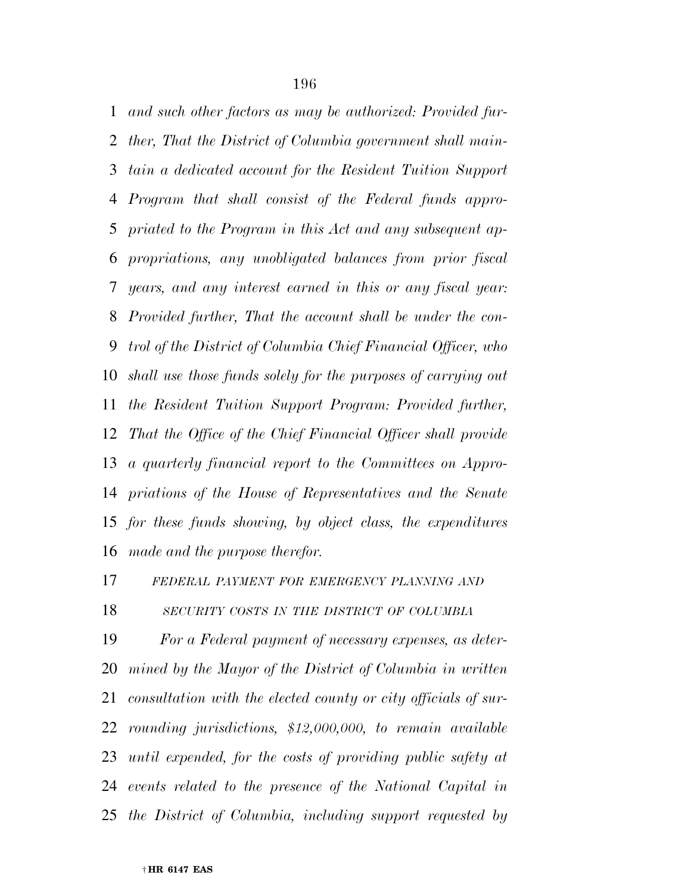*and such other factors as may be authorized: Provided further, That the District of Columbia government shall maintain a dedicated account for the Resident Tuition Support Program that shall consist of the Federal funds appropriated to the Program in this Act and any subsequent appropriations, any unobligated balances from prior fiscal years, and any interest earned in this or any fiscal year: Provided further, That the account shall be under the control of the District of Columbia Chief Financial Officer, who shall use those funds solely for the purposes of carrying out the Resident Tuition Support Program: Provided further, That the Office of the Chief Financial Officer shall provide a quarterly financial report to the Committees on Appropriations of the House of Representatives and the Senate for these funds showing, by object class, the expenditures made and the purpose therefor.*

*FEDERAL PAYMENT FOR EMERGENCY PLANNING AND SECURITY COSTS IN THE DISTRICT OF COLUMBIA*

*For a Federal payment of necessary expenses, as determined by the Mayor of the District of Columbia in written consultation with the elected county or city officials of surrounding jurisdictions, $12,000,000, to remain available until expended, for the costs of providing public safety at events related to the presence of the National Capital in the District of Columbia, including support requested by*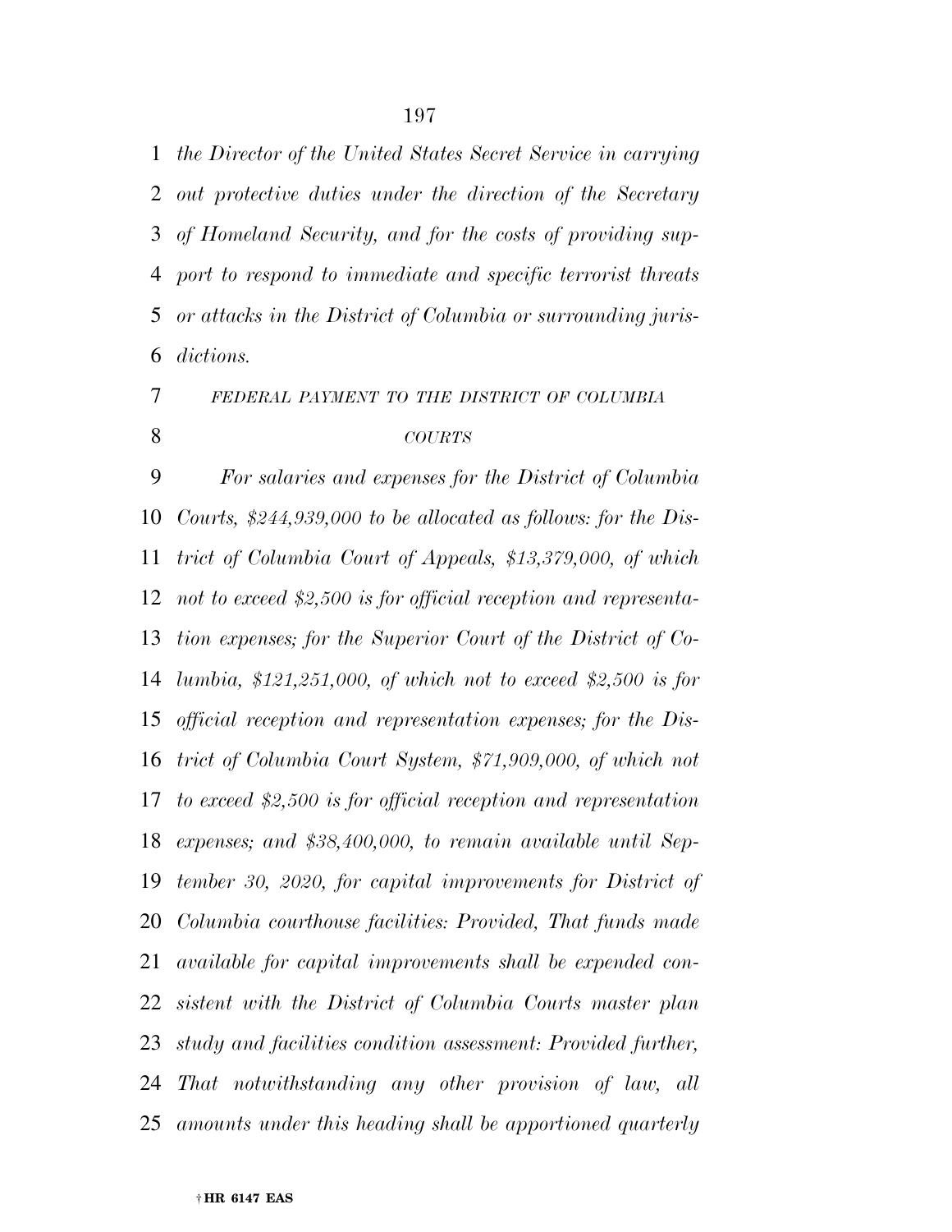*the Director of the United States Secret Service in carrying out protective duties under the direction of the Secretary of Homeland Security, and for the costs of providing support to respond to immediate and specific terrorist threats or attacks in the District of Columbia or surrounding jurisdictions.*

*FEDERAL PAYMENT TO THE DISTRICT OF COLUMBIA COURTS*

*For salaries and expenses for the District of Columbia Courts, $244,939,000 to be allocated as follows: for the District of Columbia Court of Appeals, $13,379,000, of which not to exceed $2,500 is for official reception and representation expenses; for the Superior Court of the District of Columbia, $121,251,000, of which not to exceed $2,500 is for official reception and representation expenses; for the District of Columbia Court System, $71,909,000, of which not to exceed $2,500 is for official reception and representation expenses; and $38,400,000, to remain available until September 30, 2020, for capital improvements for District of Columbia courthouse facilities: Provided, That funds made available for capital improvements shall be expended consistent with the District of Columbia Courts master plan study and facilities condition assessment: Provided further, That notwithstanding any other provision of law, all amounts under this heading shall be apportioned quarterly*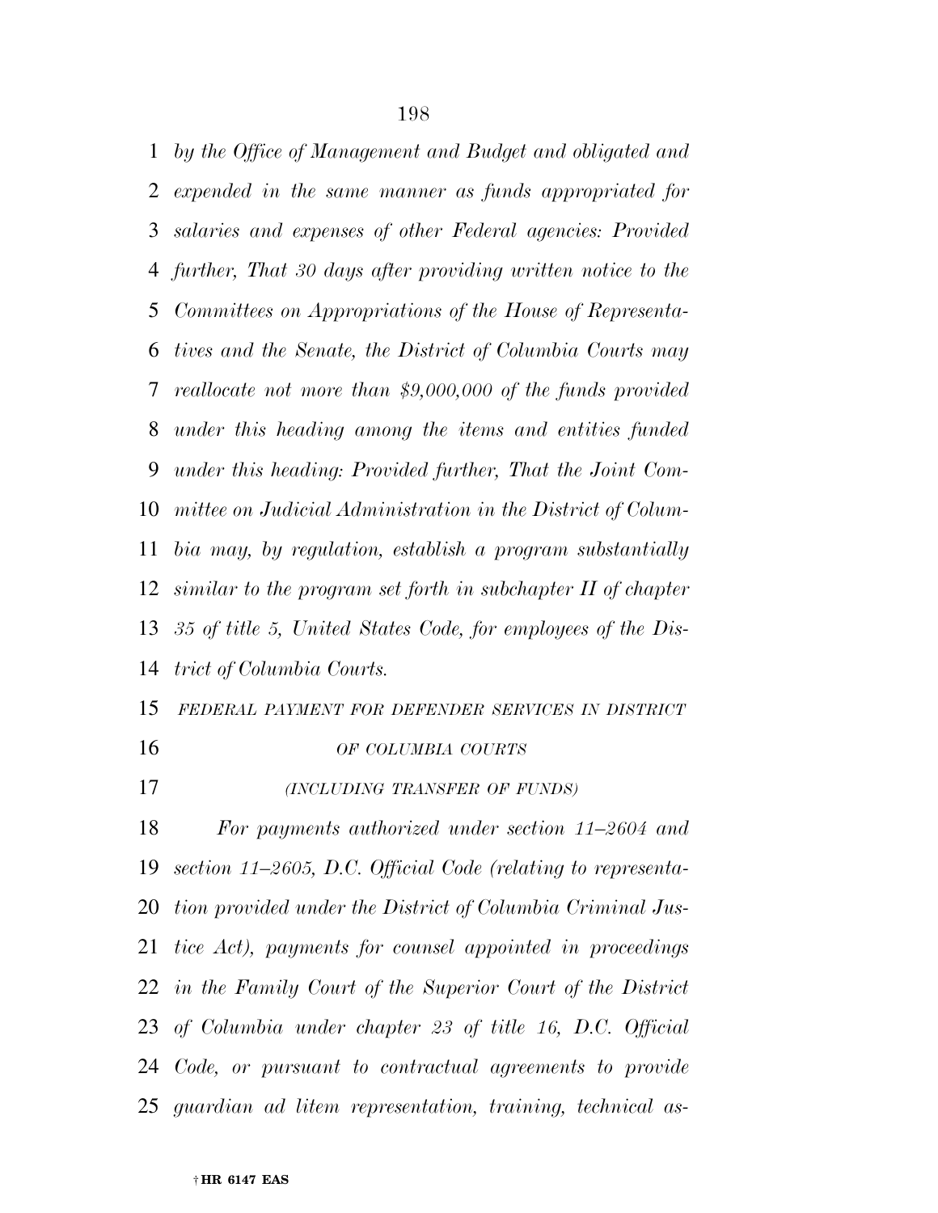*by the Office of Management and Budget and obligated and expended in the same manner as funds appropriated for salaries and expenses of other Federal agencies: Provided further, That 30 days after providing written notice to the Committees on Appropriations of the House of Representatives and the Senate, the District of Columbia Courts may reallocate not more than $9,000,000 of the funds provided under this heading among the items and entities funded under this heading: Provided further, That the Joint Committee on Judicial Administration in the District of Columbia may, by regulation, establish a program substantially similar to the program set forth in subchapter II of chapter 35 of title 5, United States Code, for employees of the District of Columbia Courts.*

*FEDERAL PAYMENT FOR DEFENDER SERVICES IN DISTRICT OF COLUMBIA COURTS*

*(INCLUDING TRANSFER OF FUNDS)*

*For payments authorized under section 11–2604 and section 11–2605, D.C. Official Code (relating to representation provided under the District of Columbia Criminal Justice Act), payments for counsel appointed in proceedings in the Family Court of the Superior Court of the District of Columbia under chapter 23 of title 16, D.C. Official Code, or pursuant to contractual agreements to provide guardian ad litem representation, training, technical as-*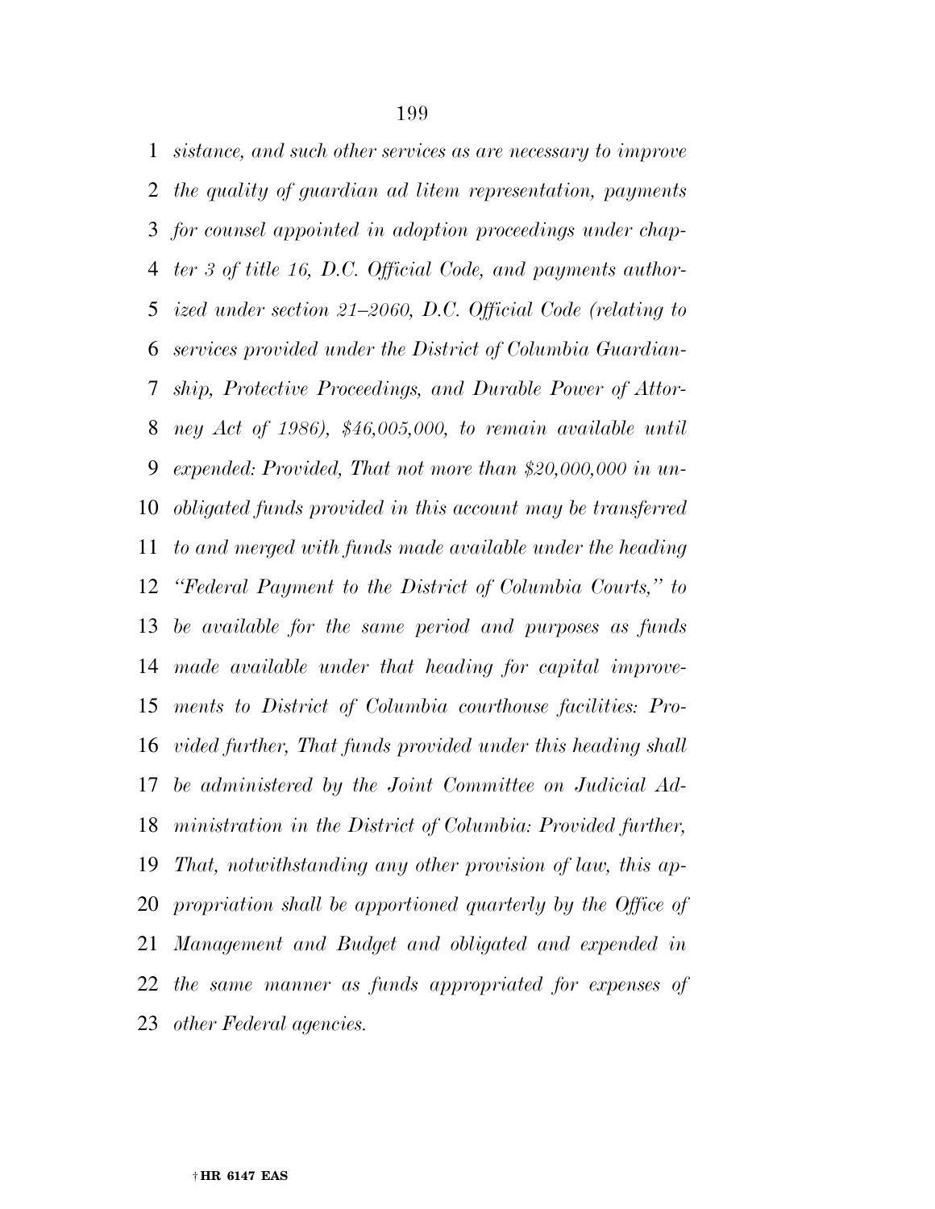*sistance, and such other services as are necessary to improve the quality of guardian ad litem representation, payments for counsel appointed in adoption proceedings under chapter 3 of title 16, D.C. Official Code, and payments authorized under section 21–2060, D.C. Official Code (relating to services provided under the District of Columbia Guardianship, Protective Proceedings, and Durable Power of Attorney Act of 1986), $46,005,000, to remain available until expended: Provided, That not more than $20,000,000 in unobligated funds provided in this account may be transferred to and merged with funds made available under the heading "Federal Payment to the District of Columbia Courts," to be available for the same period and purposes as funds made available under that heading for capital improvements to District of Columbia courthouse facilities: Provided further, That funds provided under this heading shall be administered by the Joint Committee on Judicial Administration in the District of Columbia: Provided further, That, notwithstanding any other provision of law, this appropriation shall be apportioned quarterly by the Office of Management and Budget and obligated and expended in the same manner as funds appropriated for expenses of other Federal agencies.*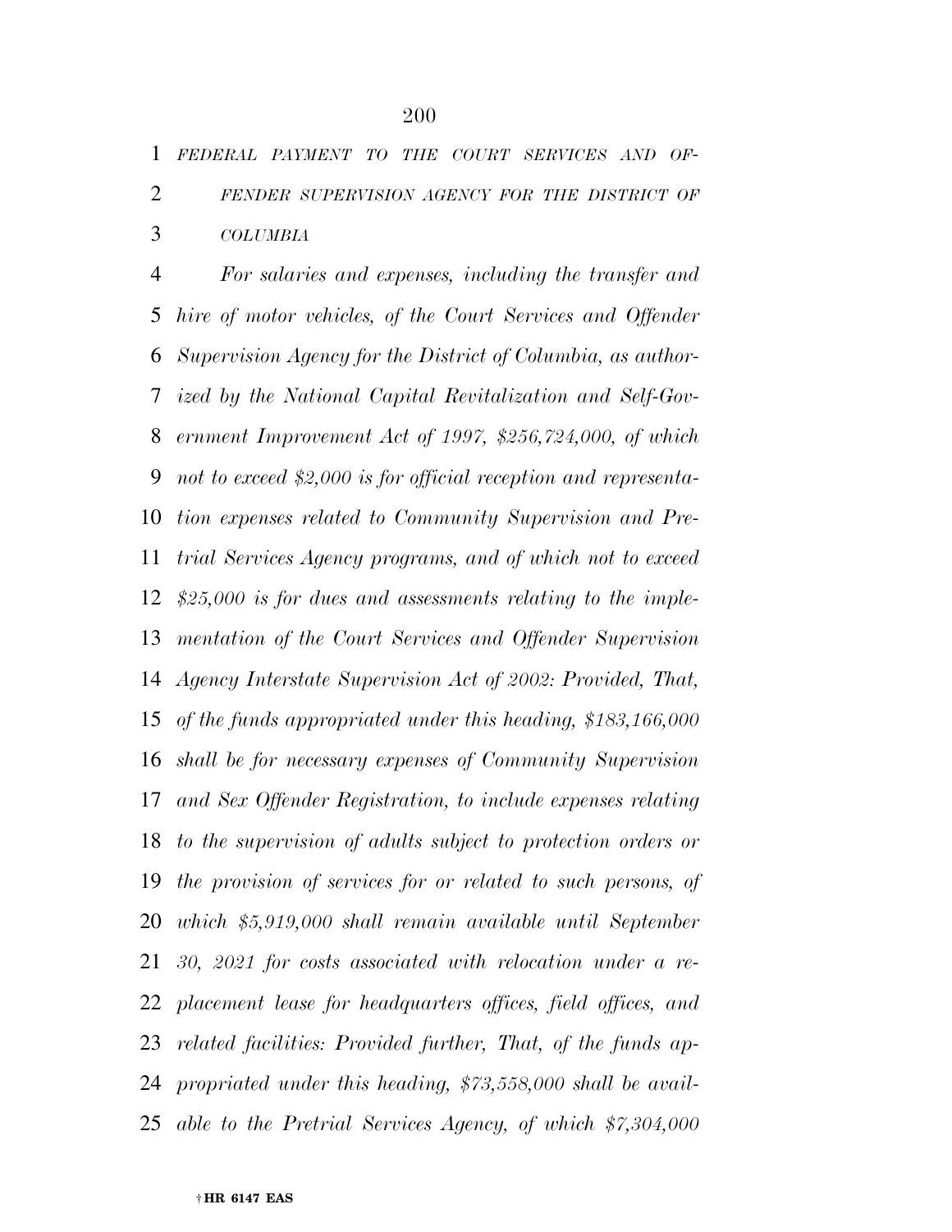*FEDERAL PAYMENT TO THE COURT SERVICES AND OFFENDER SUPERVISION AGENCY FOR THE DISTRICT OF COLUMBIA*

*For salaries and expenses, including the transfer and hire of motor vehicles, of the Court Services and Offender Supervision Agency for the District of Columbia, as authorized by the National Capital Revitalization and Self-Government Improvement Act of 1997, $256,724,000, of which not to exceed $2,000 is for official reception and representation expenses related to Community Supervision and Pretrial Services Agency programs, and of which not to exceed $25,000 is for dues and assessments relating to the implementation of the Court Services and Offender Supervision Agency Interstate Supervision Act of 2002: Provided, That, of the funds appropriated under this heading, $183,166,000 shall be for necessary expenses of Community Supervision and Sex Offender Registration, to include expenses relating to the supervision of adults subject to protection orders or the provision of services for or related to such persons, of which $5,919,000 shall remain available until September 30, 2021 for costs associated with relocation under a replacement lease for headquarters offices, field offices, and related facilities: Provided further, That, of the funds appropriated under this heading, $73,558,000 shall be available to the Pretrial Services Agency, of which $7,304,000*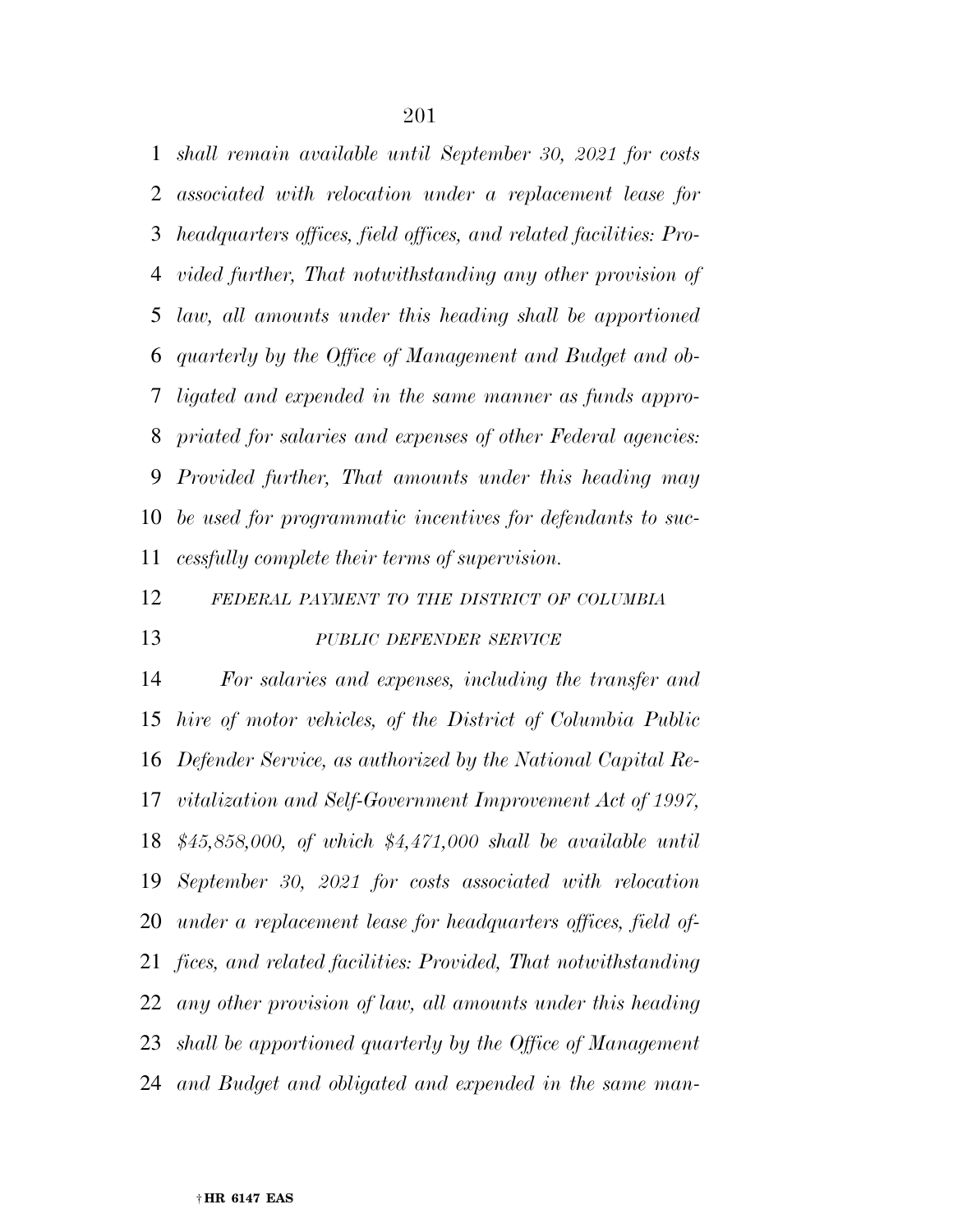*shall remain available until September 30, 2021 for costs associated with relocation under a replacement lease for headquarters offices, field offices, and related facilities: Provided further, That notwithstanding any other provision of law, all amounts under this heading shall be apportioned quarterly by the Office of Management and Budget and obligated and expended in the same manner as funds appropriated for salaries and expenses of other Federal agencies: Provided further, That amounts under this heading may be used for programmatic incentives for defendants to successfully complete their terms of supervision.*

*FEDERAL PAYMENT TO THE DISTRICT OF COLUMBIA PUBLIC DEFENDER SERVICE*

*For salaries and expenses, including the transfer and hire of motor vehicles, of the District of Columbia Public Defender Service, as authorized by the National Capital Revitalization and Self-Government Improvement Act of 1997, $45,858,000, of which $4,471,000 shall be available until September 30, 2021 for costs associated with relocation under a replacement lease for headquarters offices, field offices, and related facilities: Provided, That notwithstanding any other provision of law, all amounts under this heading shall be apportioned quarterly by the Office of Management and Budget and obligated and expended in the same man-*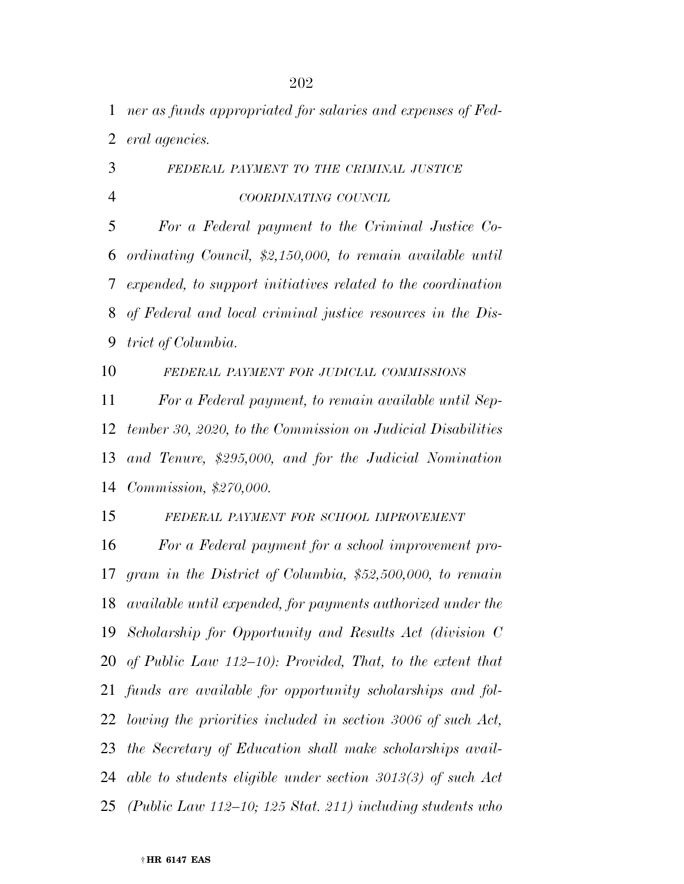*ner as funds appropriated for salaries and expenses of Federal agencies.*

*FEDERAL PAYMENT TO THE CRIMINAL JUSTICE COORDINATING COUNCIL*

*For a Federal payment to the Criminal Justice Coordinating Council, $2,150,000, to remain available until expended, to support initiatives related to the coordination of Federal and local criminal justice resources in the District of Columbia.*

*FEDERAL PAYMENT FOR JUDICIAL COMMISSIONS*

*For a Federal payment, to remain available until September 30, 2020, to the Commission on Judicial Disabilities and Tenure, $295,000, and for the Judicial Nomination Commission, $270,000.*

*FEDERAL PAYMENT FOR SCHOOL IMPROVEMENT*

*For a Federal payment for a school improvement program in the District of Columbia, $52,500,000, to remain available until expended, for payments authorized under the Scholarship for Opportunity and Results Act (division C of Public Law 112–10): Provided, That, to the extent that funds are available for opportunity scholarships and following the priorities included in section 3006 of such Act, the Secretary of Education shall make scholarships available to students eligible under section 3013(3) of such Act (Public Law 112–10; 125 Stat. 211) including students who*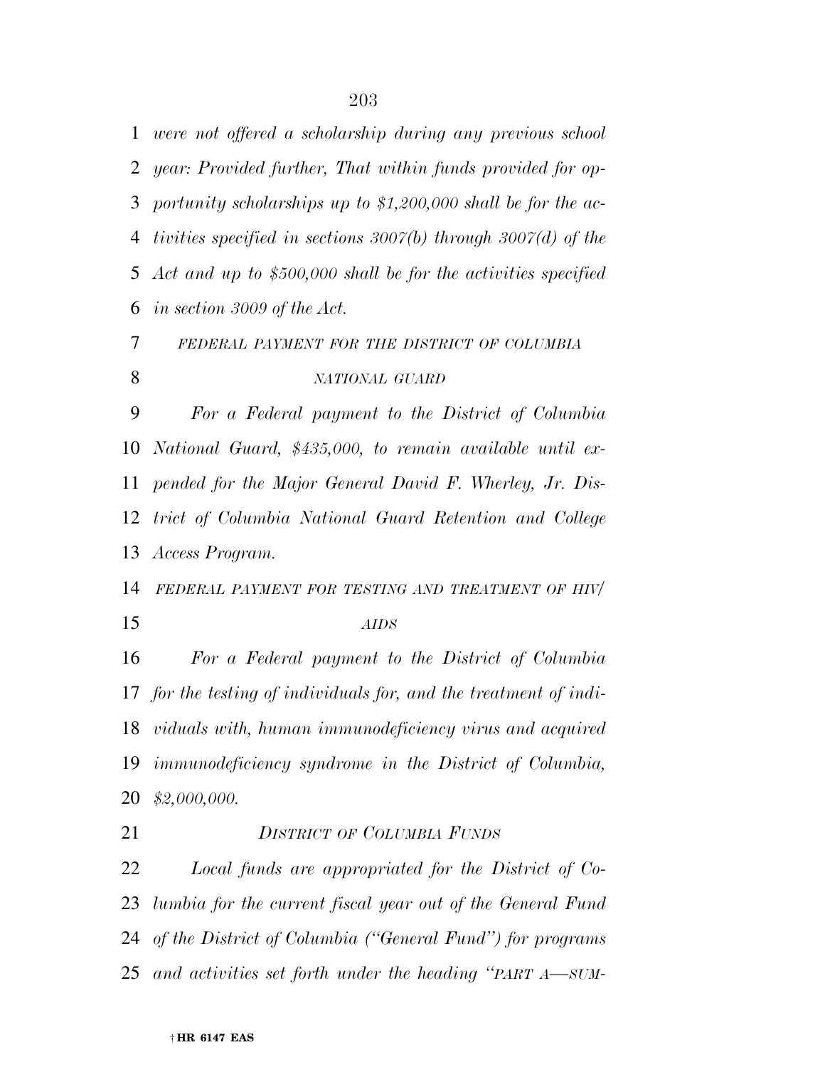*were not offered a scholarship during any previous school year: Provided further, That within funds provided for opportunity scholarships up to $1,200,000 shall be for the activities specified in sections 3007(b) through 3007(d) of the Act and up to $500,000 shall be for the activities specified in section 3009 of the Act.*

*FEDERAL PAYMENT FOR THE DISTRICT OF COLUMBIA NATIONAL GUARD*

*For a Federal payment to the District of Columbia National Guard, $435,000, to remain available until expended for the Major General David F. Wherley, Jr. District of Columbia National Guard Retention and College Access Program.*

*FEDERAL PAYMENT FOR TESTING AND TREATMENT OF HIV/AIDS*

*For a Federal payment to the District of Columbia for the testing of individuals for, and the treatment of individuals with, human immunodeficiency virus and acquired immunodeficiency syndrome in the District of Columbia, $2,000,000.*

*DISTRICT OF COLUMBIA FUNDS*

*Local funds are appropriated for the District of Columbia for the current fiscal year out of the General Fund of the District of Columbia ("General Fund") for programs and activities set forth under the heading "PART A—SUM-*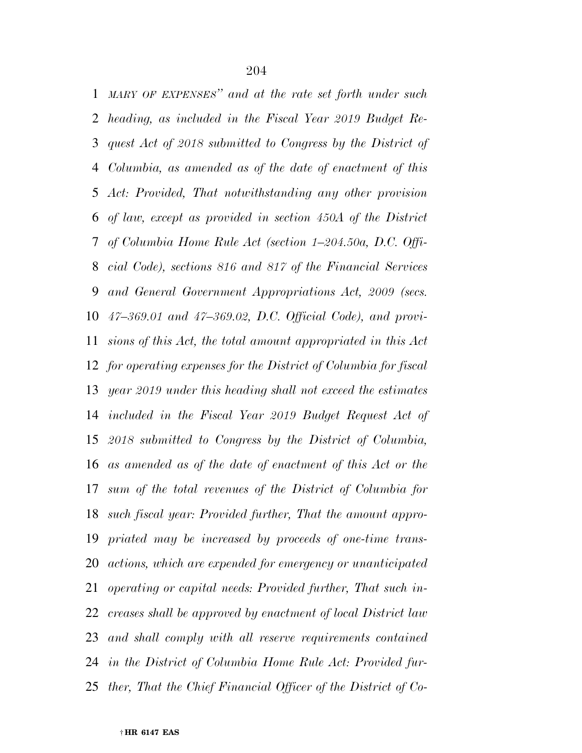*MARY OF EXPENSES" and at the rate set forth under such heading, as included in the Fiscal Year 2019 Budget Request Act of 2018 submitted to Congress by the District of Columbia, as amended as of the date of enactment of this Act: Provided, That notwithstanding any other provision of law, except as provided in section 450A of the District of Columbia Home Rule Act (section 1–204.50a, D.C. Official Code), sections 816 and 817 of the Financial Services and General Government Appropriations Act, 2009 (secs. 47–369.01 and 47–369.02, D.C. Official Code), and provisions of this Act, the total amount appropriated in this Act for operating expenses for the District of Columbia for fiscal year 2019 under this heading shall not exceed the estimates included in the Fiscal Year 2019 Budget Request Act of 2018 submitted to Congress by the District of Columbia, as amended as of the date of enactment of this Act or the sum of the total revenues of the District of Columbia for such fiscal year: Provided further, That the amount appropriated may be increased by proceeds of one-time transactions, which are expended for emergency or unanticipated operating or capital needs: Provided further, That such increases shall be approved by enactment of local District law and shall comply with all reserve requirements contained in the District of Columbia Home Rule Act: Provided further, That the Chief Financial Officer of the District of Co-*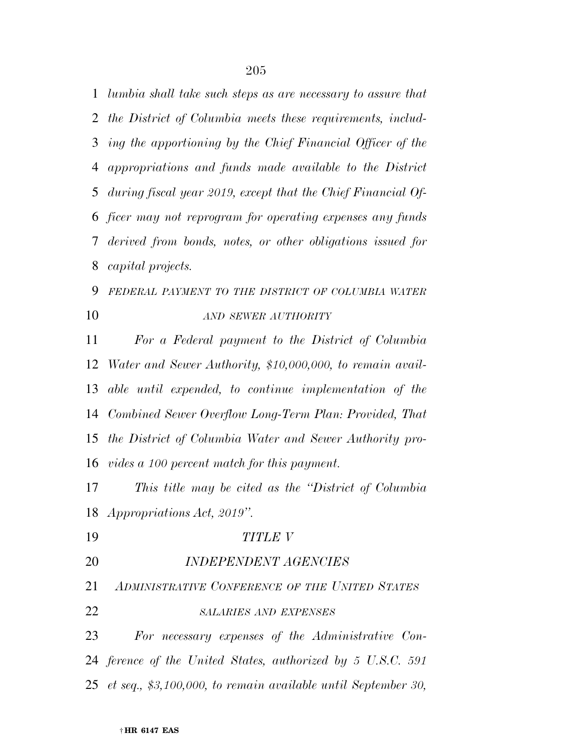*lumbia shall take such steps as are necessary to assure that the District of Columbia meets these requirements, including the apportioning by the Chief Financial Officer of the appropriations and funds made available to the District during fiscal year 2019, except that the Chief Financial Officer may not reprogram for operating expenses any funds derived from bonds, notes, or other obligations issued for capital projects.*

*FEDERAL PAYMENT TO THE DISTRICT OF COLUMBIA WATER AND SEWER AUTHORITY*

*For a Federal payment to the District of Columbia Water and Sewer Authority, $10,000,000, to remain available until expended, to continue implementation of the Combined Sewer Overflow Long-Term Plan: Provided, That the District of Columbia Water and Sewer Authority provides a 100 percent match for this payment.*

*This title may be cited as the "District of Columbia Appropriations Act, 2019".*

## *TITLE V*

## *INDEPENDENT AGENCIES*

### *ADMINISTRATIVE CONFERENCE OF THE UNITED STATES*

#### *SALARIES AND EXPENSES*

*For necessary expenses of the Administrative Conference of the United States, authorized by 5 U.S.C. 591 et seq., $3,100,000, to remain available until September 30,*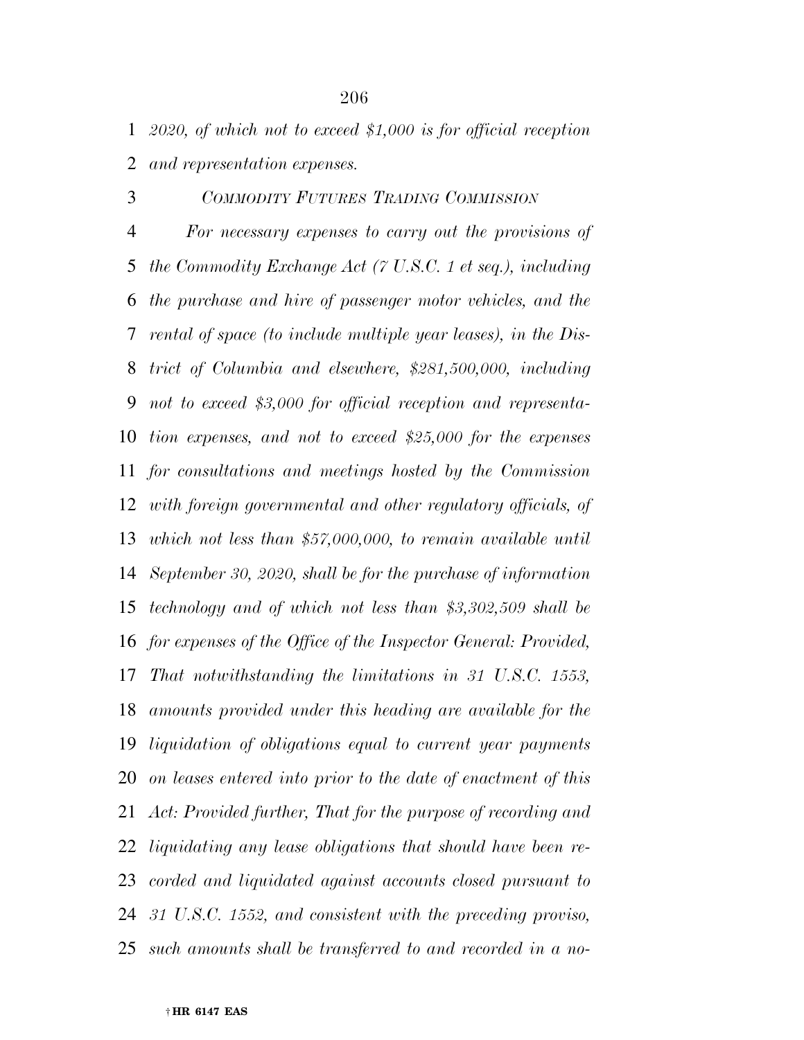*2020, of which not to exceed $1,000 is for official reception and representation expenses.*

*COMMODITY FUTURES TRADING COMMISSION*

*For necessary expenses to carry out the provisions of the Commodity Exchange Act (7 U.S.C. 1 et seq.), including the purchase and hire of passenger motor vehicles, and the rental of space (to include multiple year leases), in the District of Columbia and elsewhere, $281,500,000, including not to exceed $3,000 for official reception and representation expenses, and not to exceed $25,000 for the expenses for consultations and meetings hosted by the Commission with foreign governmental and other regulatory officials, of which not less than $57,000,000, to remain available until September 30, 2020, shall be for the purchase of information technology and of which not less than $3,302,509 shall be for expenses of the Office of the Inspector General: Provided, That notwithstanding the limitations in 31 U.S.C. 1553, amounts provided under this heading are available for the liquidation of obligations equal to current year payments on leases entered into prior to the date of enactment of this Act: Provided further, That for the purpose of recording and liquidating any lease obligations that should have been recorded and liquidated against accounts closed pursuant to 31 U.S.C. 1552, and consistent with the preceding proviso, such amounts shall be transferred to and recorded in a no-*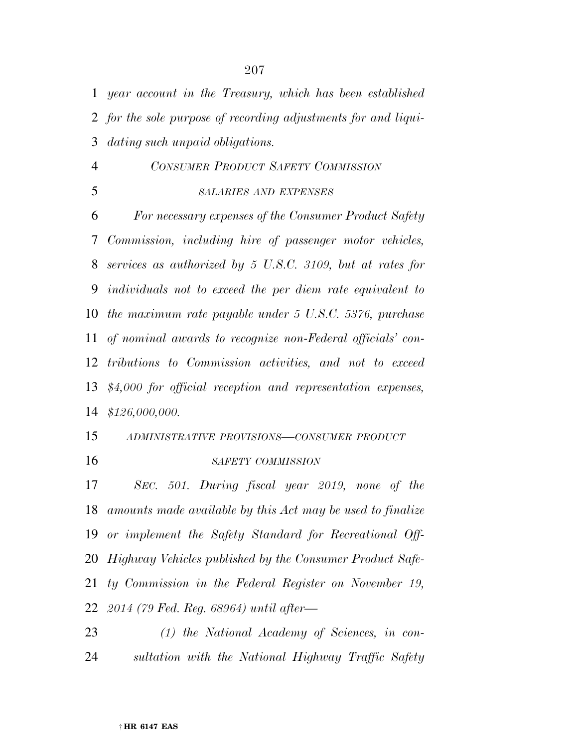*year account in the Treasury, which has been established for the sole purpose of recording adjustments for and liquidating such unpaid obligations.*

*CONSUMER PRODUCT SAFETY COMMISSION*

*SALARIES AND EXPENSES*

*For necessary expenses of the Consumer Product Safety Commission, including hire of passenger motor vehicles, services as authorized by 5 U.S.C. 3109, but at rates for individuals not to exceed the per diem rate equivalent to the maximum rate payable under 5 U.S.C. 5376, purchase of nominal awards to recognize non-Federal officials' contributions to Commission activities, and not to exceed $4,000 for official reception and representation expenses, $126,000,000.*

*ADMINISTRATIVE PROVISIONS—CONSUMER PRODUCT SAFETY COMMISSION*

*SEC. 501. During fiscal year 2019, none of the amounts made available by this Act may be used to finalize or implement the Safety Standard for Recreational Off-Highway Vehicles published by the Consumer Product Safety Commission in the Federal Register on November 19, 2014 (79 Fed. Reg. 68964) until after—*

*(1) the National Academy of Sciences, in consultation with the National Highway Traffic Safety*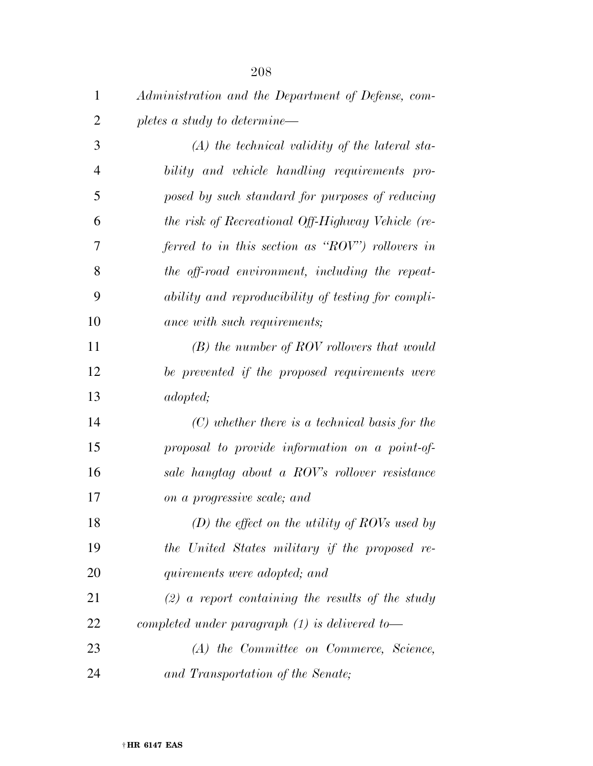*Administration and the Department of Defense, completes a study to determine—*

*(A) the technical validity of the lateral stability and vehicle handling requirements proposed by such standard for purposes of reducing the risk of Recreational Off-Highway Vehicle (referred to in this section as "ROV") rollovers in the off-road environment, including the repeatability and reproducibility of testing for compliance with such requirements;*

*(B) the number of ROV rollovers that would be prevented if the proposed requirements were adopted;*

*(C) whether there is a technical basis for the proposal to provide information on a point-of-sale hangtag about a ROV's rollover resistance on a progressive scale; and*

*(D) the effect on the utility of ROVs used by the United States military if the proposed requirements were adopted; and*

*(2) a report containing the results of the study completed under paragraph (1) is delivered to—*

*(A) the Committee on Commerce, Science, and Transportation of the Senate;*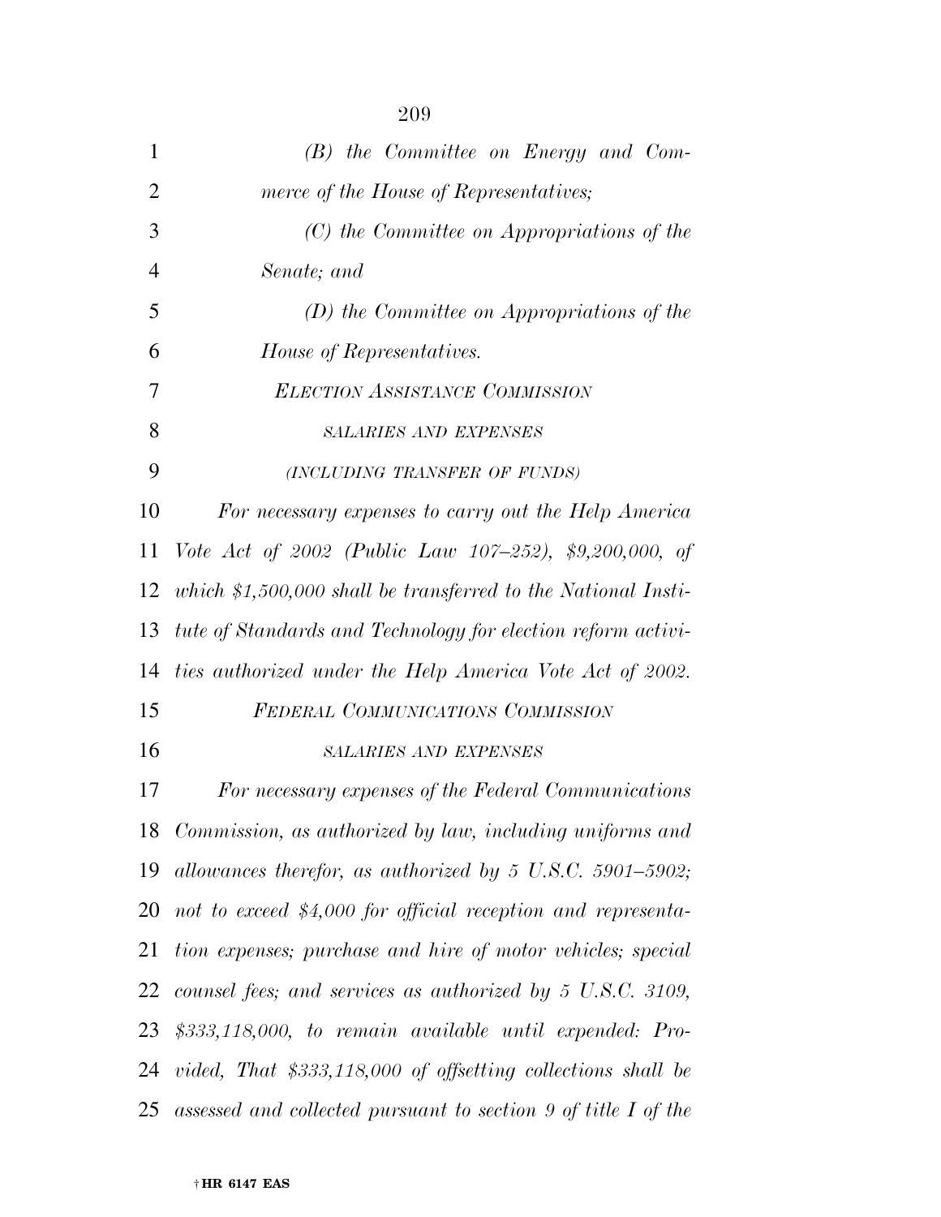*(B) the Committee on Energy and Commerce of the House of Representatives;*

*(C) the Committee on Appropriations of the Senate; and*

*(D) the Committee on Appropriations of the House of Representatives.*

*ELECTION ASSISTANCE COMMISSION*

*SALARIES AND EXPENSES*

*(INCLUDING TRANSFER OF FUNDS)*

*For necessary expenses to carry out the Help America Vote Act of 2002 (Public Law 107–252), $9,200,000, of which $1,500,000 shall be transferred to the National Institute of Standards and Technology for election reform activities authorized under the Help America Vote Act of 2002.*

*FEDERAL COMMUNICATIONS COMMISSION*

*SALARIES AND EXPENSES*

*For necessary expenses of the Federal Communications Commission, as authorized by law, including uniforms and allowances therefor, as authorized by 5 U.S.C. 5901–5902; not to exceed $4,000 for official reception and representation expenses; purchase and hire of motor vehicles; special counsel fees; and services as authorized by 5 U.S.C. 3109, $333,118,000, to remain available until expended: Provided, That $333,118,000 of offsetting collections shall be assessed and collected pursuant to section 9 of title I of the*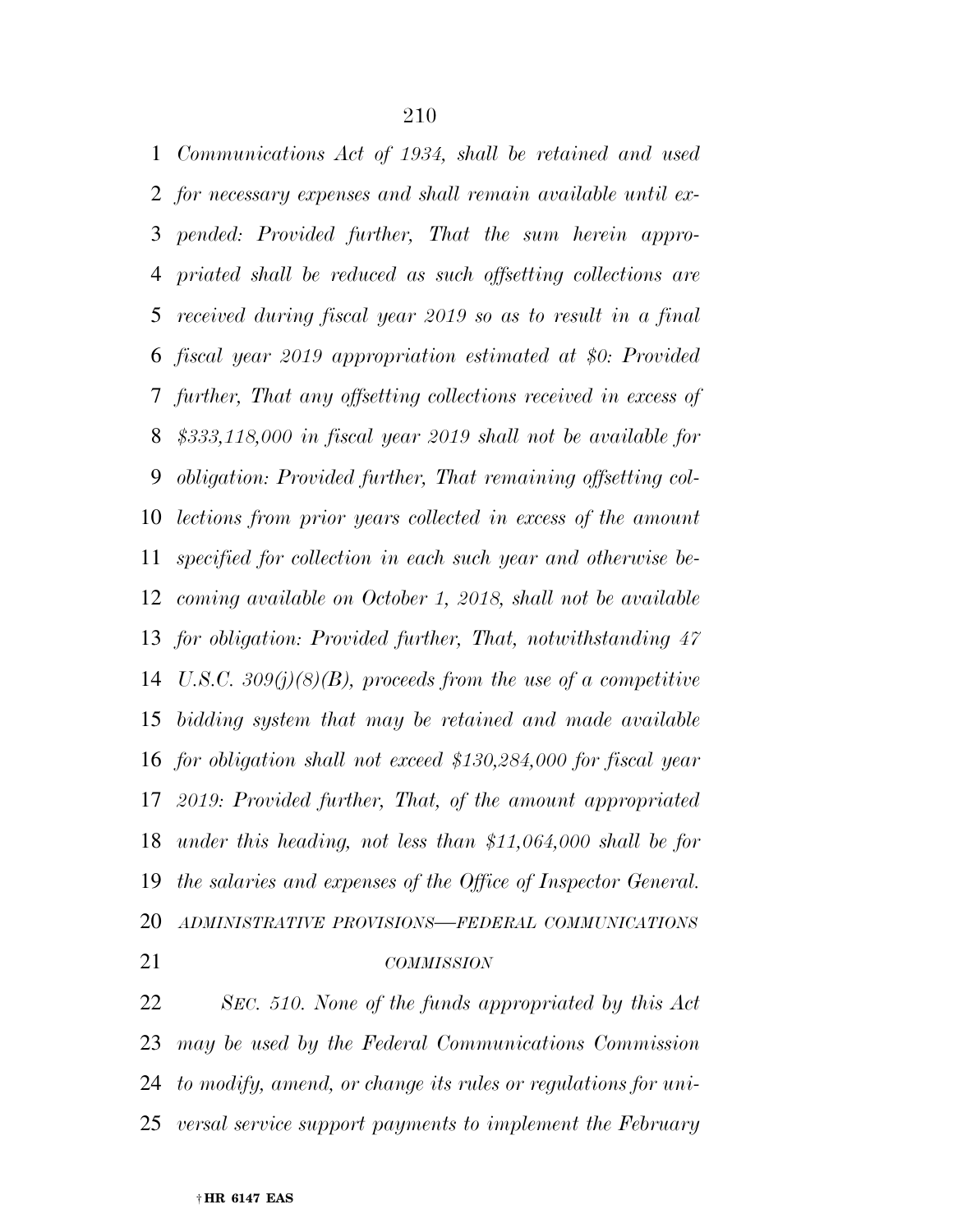*Communications Act of 1934, shall be retained and used for necessary expenses and shall remain available until expended: Provided further, That the sum herein appropriated shall be reduced as such offsetting collections are received during fiscal year 2019 so as to result in a final fiscal year 2019 appropriation estimated at $0: Provided further, That any offsetting collections received in excess of $333,118,000 in fiscal year 2019 shall not be available for obligation: Provided further, That remaining offsetting collections from prior years collected in excess of the amount specified for collection in each such year and otherwise becoming available on October 1, 2018, shall not be available for obligation: Provided further, That, notwithstanding 47 U.S.C. 309(j)(8)(B), proceeds from the use of a competitive bidding system that may be retained and made available for obligation shall not exceed $130,284,000 for fiscal year 2019: Provided further, That, of the amount appropriated under this heading, not less than $11,064,000 shall be for the salaries and expenses of the Office of Inspector General.*

*ADMINISTRATIVE PROVISIONS—FEDERAL COMMUNICATIONS COMMISSION*

*SEC. 510. None of the funds appropriated by this Act may be used by the Federal Communications Commission to modify, amend, or change its rules or regulations for universal service support payments to implement the February*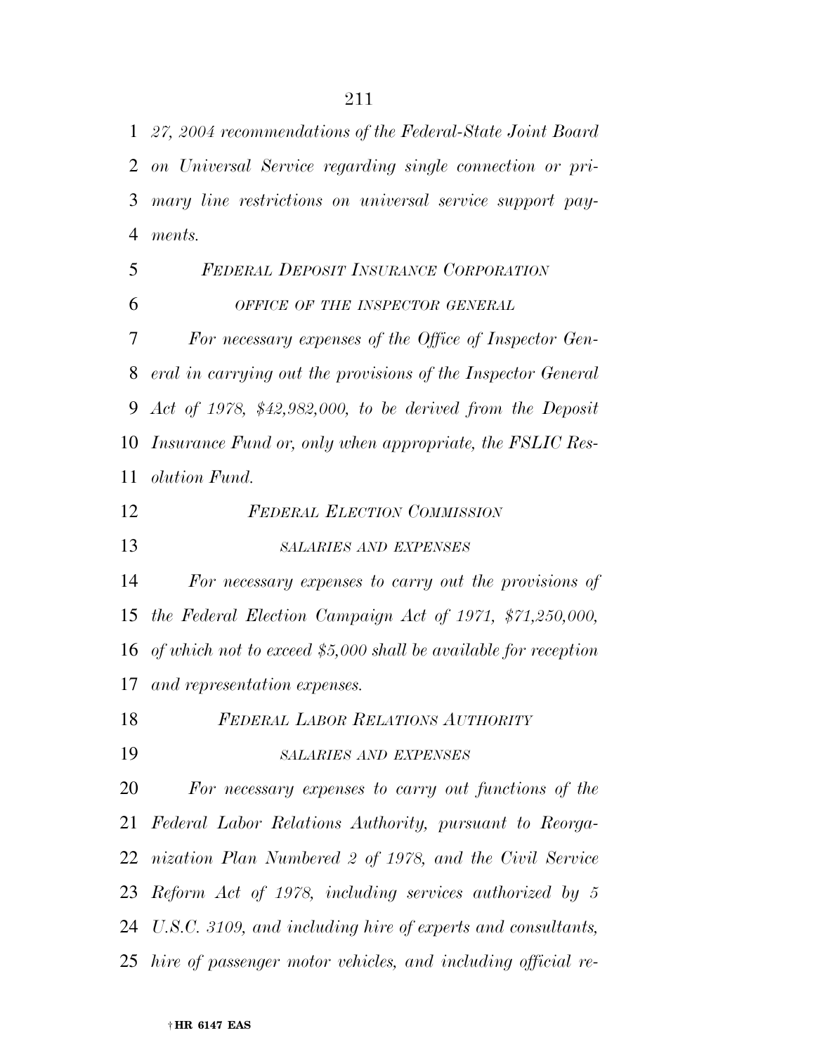*27, 2004 recommendations of the Federal-State Joint Board on Universal Service regarding single connection or primary line restrictions on universal service support payments.*

*FEDERAL DEPOSIT INSURANCE CORPORATION*

*OFFICE OF THE INSPECTOR GENERAL*

*For necessary expenses of the Office of Inspector General in carrying out the provisions of the Inspector General Act of 1978, $42,982,000, to be derived from the Deposit Insurance Fund or, only when appropriate, the FSLIC Resolution Fund.*

*FEDERAL ELECTION COMMISSION*

*SALARIES AND EXPENSES*

*For necessary expenses to carry out the provisions of the Federal Election Campaign Act of 1971, $71,250,000, of which not to exceed $5,000 shall be available for reception and representation expenses.*

*FEDERAL LABOR RELATIONS AUTHORITY*

*SALARIES AND EXPENSES*

*For necessary expenses to carry out functions of the Federal Labor Relations Authority, pursuant to Reorganization Plan Numbered 2 of 1978, and the Civil Service Reform Act of 1978, including services authorized by 5 U.S.C. 3109, and including hire of experts and consultants, hire of passenger motor vehicles, and including official re-*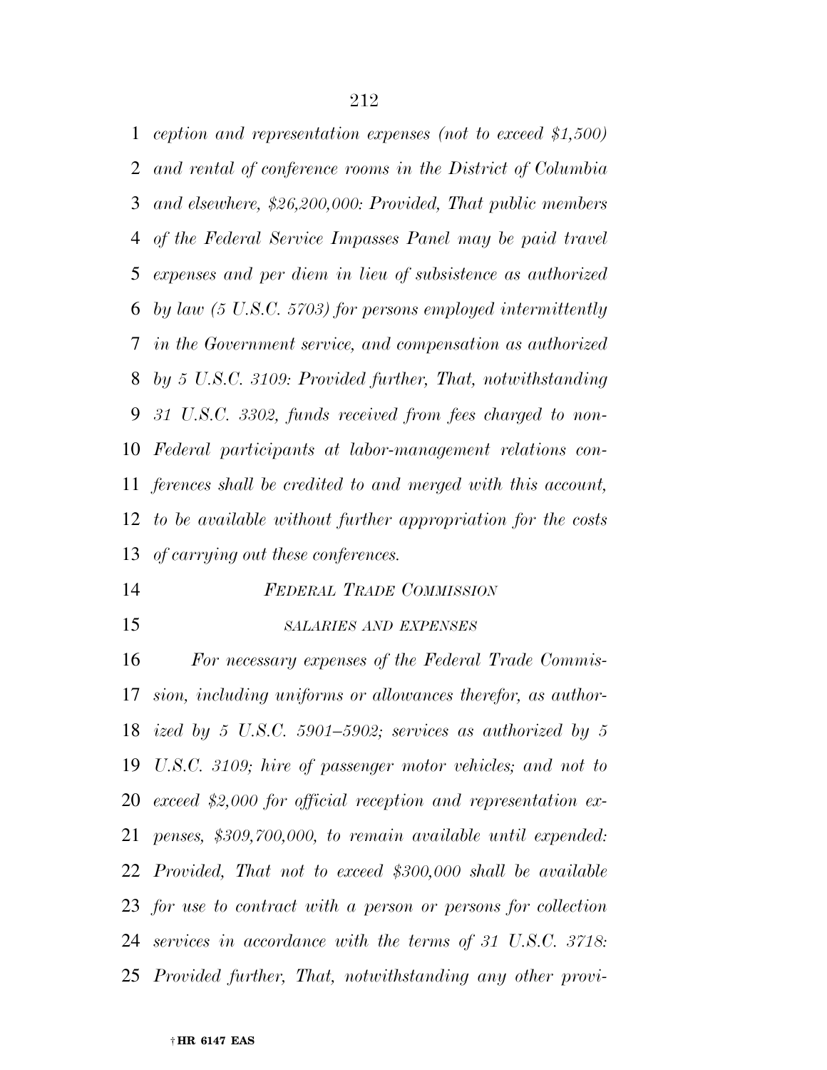*ception and representation expenses (not to exceed $1,500) and rental of conference rooms in the District of Columbia and elsewhere, $26,200,000: Provided, That public members of the Federal Service Impasses Panel may be paid travel expenses and per diem in lieu of subsistence as authorized by law (5 U.S.C. 5703) for persons employed intermittently in the Government service, and compensation as authorized by 5 U.S.C. 3109: Provided further, That, notwithstanding 31 U.S.C. 3302, funds received from fees charged to non-Federal participants at labor-management relations conferences shall be credited to and merged with this account, to be available without further appropriation for the costs of carrying out these conferences.*

### *FEDERAL TRADE COMMISSION*

#### *SALARIES AND EXPENSES*

*For necessary expenses of the Federal Trade Commission, including uniforms or allowances therefor, as authorized by 5 U.S.C. 5901–5902; services as authorized by 5 U.S.C. 3109; hire of passenger motor vehicles; and not to exceed $2,000 for official reception and representation expenses, $309,700,000, to remain available until expended: Provided, That not to exceed $300,000 shall be available for use to contract with a person or persons for collection services in accordance with the terms of 31 U.S.C. 3718: Provided further, That, notwithstanding any other provi-*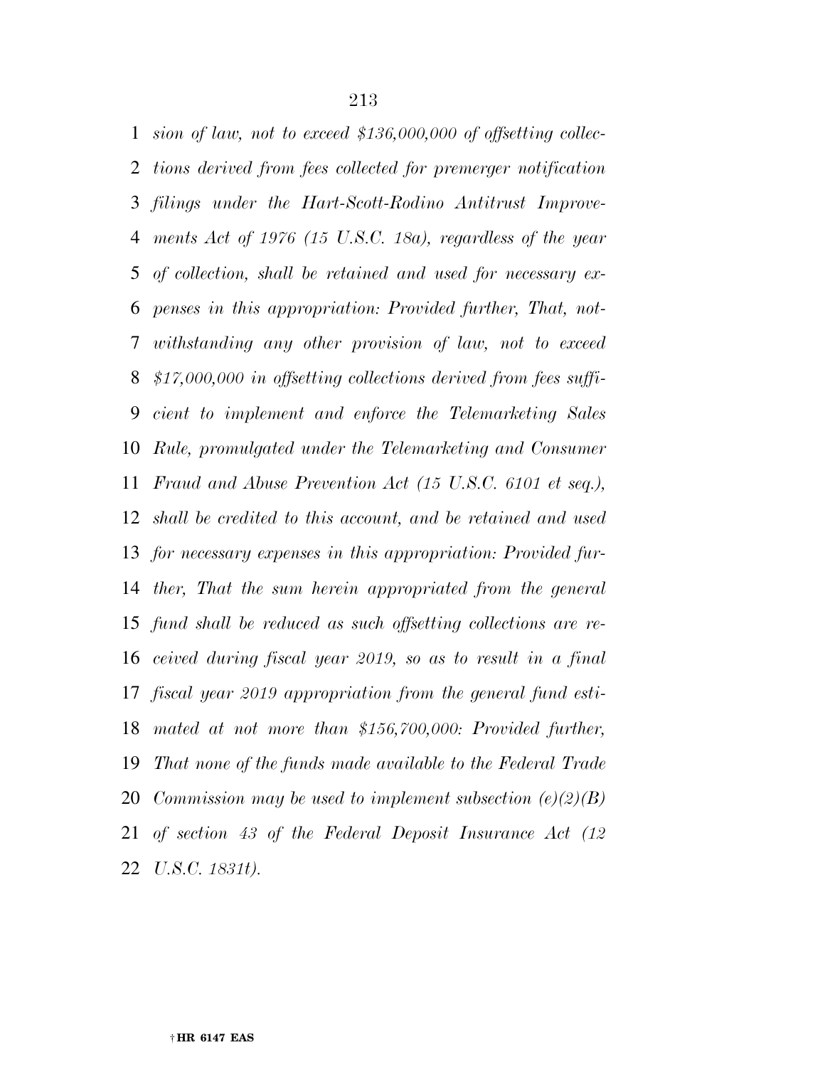*sion of law, not to exceed $136,000,000 of offsetting collections derived from fees collected for premerger notification filings under the Hart-Scott-Rodino Antitrust Improvements Act of 1976 (15 U.S.C. 18a), regardless of the year of collection, shall be retained and used for necessary expenses in this appropriation: Provided further, That, notwithstanding any other provision of law, not to exceed $17,000,000 in offsetting collections derived from fees sufficient to implement and enforce the Telemarketing Sales Rule, promulgated under the Telemarketing and Consumer Fraud and Abuse Prevention Act (15 U.S.C. 6101 et seq.), shall be credited to this account, and be retained and used for necessary expenses in this appropriation: Provided further, That the sum herein appropriated from the general fund shall be reduced as such offsetting collections are received during fiscal year 2019, so as to result in a final fiscal year 2019 appropriation from the general fund estimated at not more than $156,700,000: Provided further, That none of the funds made available to the Federal Trade Commission may be used to implement subsection (e)(2)(B) of section 43 of the Federal Deposit Insurance Act (12 U.S.C. 1831t).*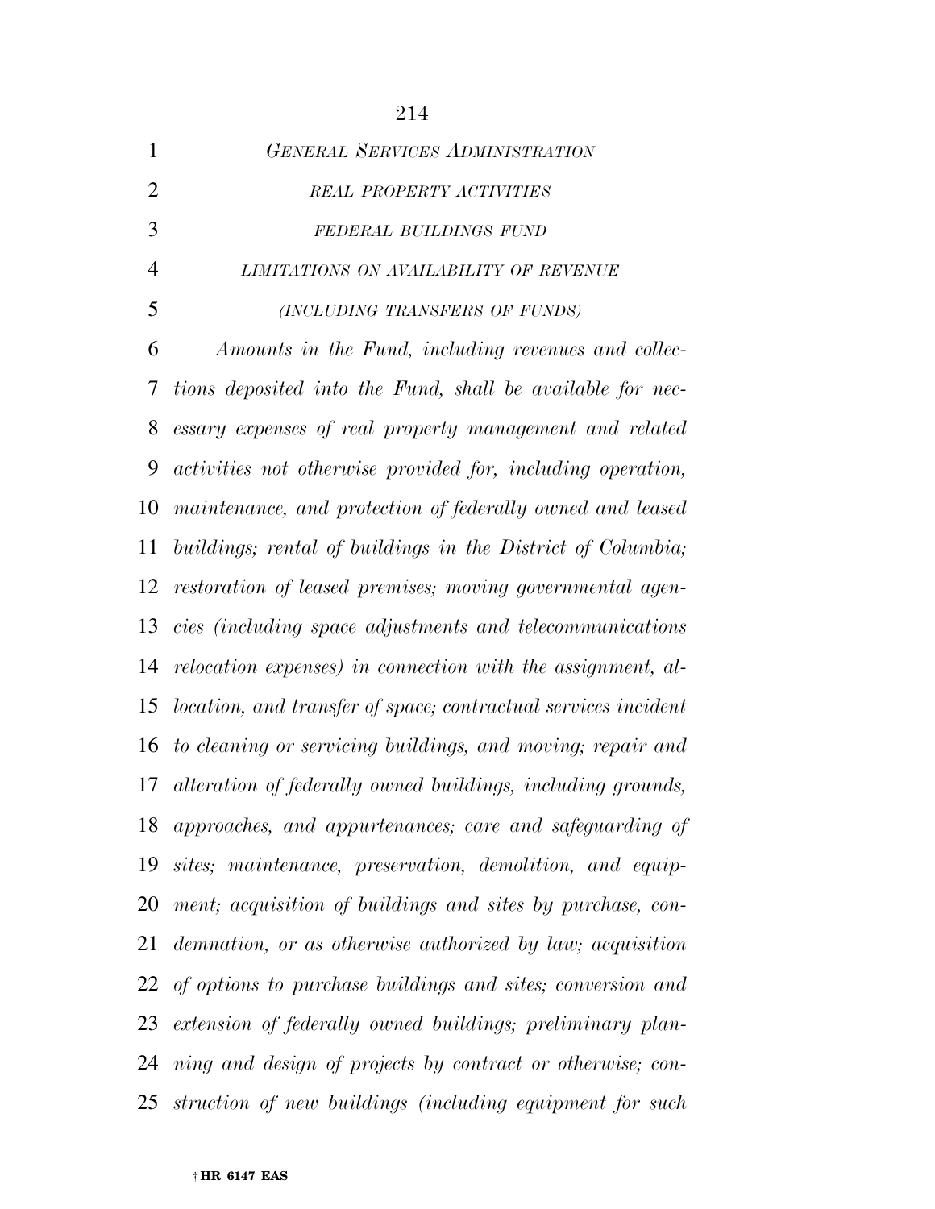*GENERAL SERVICES ADMINISTRATION*

*REAL PROPERTY ACTIVITIES*

*FEDERAL BUILDINGS FUND*

*LIMITATIONS ON AVAILABILITY OF REVENUE*

*(INCLUDING TRANSFERS OF FUNDS)*

*Amounts in the Fund, including revenues and collections deposited into the Fund, shall be available for necessary expenses of real property management and related activities not otherwise provided for, including operation, maintenance, and protection of federally owned and leased buildings; rental of buildings in the District of Columbia; restoration of leased premises; moving governmental agencies (including space adjustments and telecommunications relocation expenses) in connection with the assignment, allocation, and transfer of space; contractual services incident to cleaning or servicing buildings, and moving; repair and alteration of federally owned buildings, including grounds, approaches, and appurtenances; care and safeguarding of sites; maintenance, preservation, demolition, and equipment; acquisition of buildings and sites by purchase, condemnation, or as otherwise authorized by law; acquisition of options to purchase buildings and sites; conversion and extension of federally owned buildings; preliminary planning and design of projects by contract or otherwise; construction of new buildings (including equipment for such*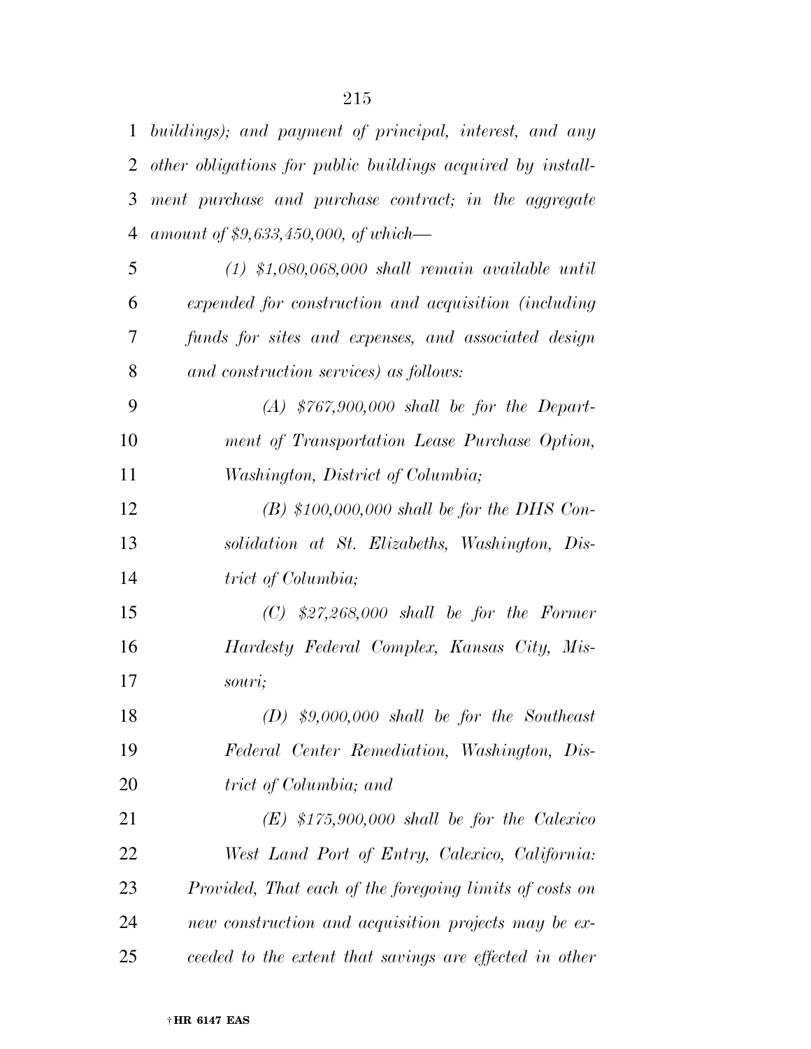*buildings); and payment of principal, interest, and any other obligations for public buildings acquired by installment purchase and purchase contract; in the aggregate amount of $9,633,450,000, of which—*

*(1) $1,080,068,000 shall remain available until expended for construction and acquisition (including funds for sites and expenses, and associated design and construction services) as follows:*

*(A) $767,900,000 shall be for the Department of Transportation Lease Purchase Option, Washington, District of Columbia;*

*(B) $100,000,000 shall be for the DHS Consolidation at St. Elizabeths, Washington, District of Columbia;*

*(C) $27,268,000 shall be for the Former Hardesty Federal Complex, Kansas City, Missouri;*

*(D) $9,000,000 shall be for the Southeast Federal Center Remediation, Washington, District of Columbia; and*

*(E) $175,900,000 shall be for the Calexico West Land Port of Entry, Calexico, California: Provided, That each of the foregoing limits of costs on new construction and acquisition projects may be exceeded to the extent that savings are effected in other*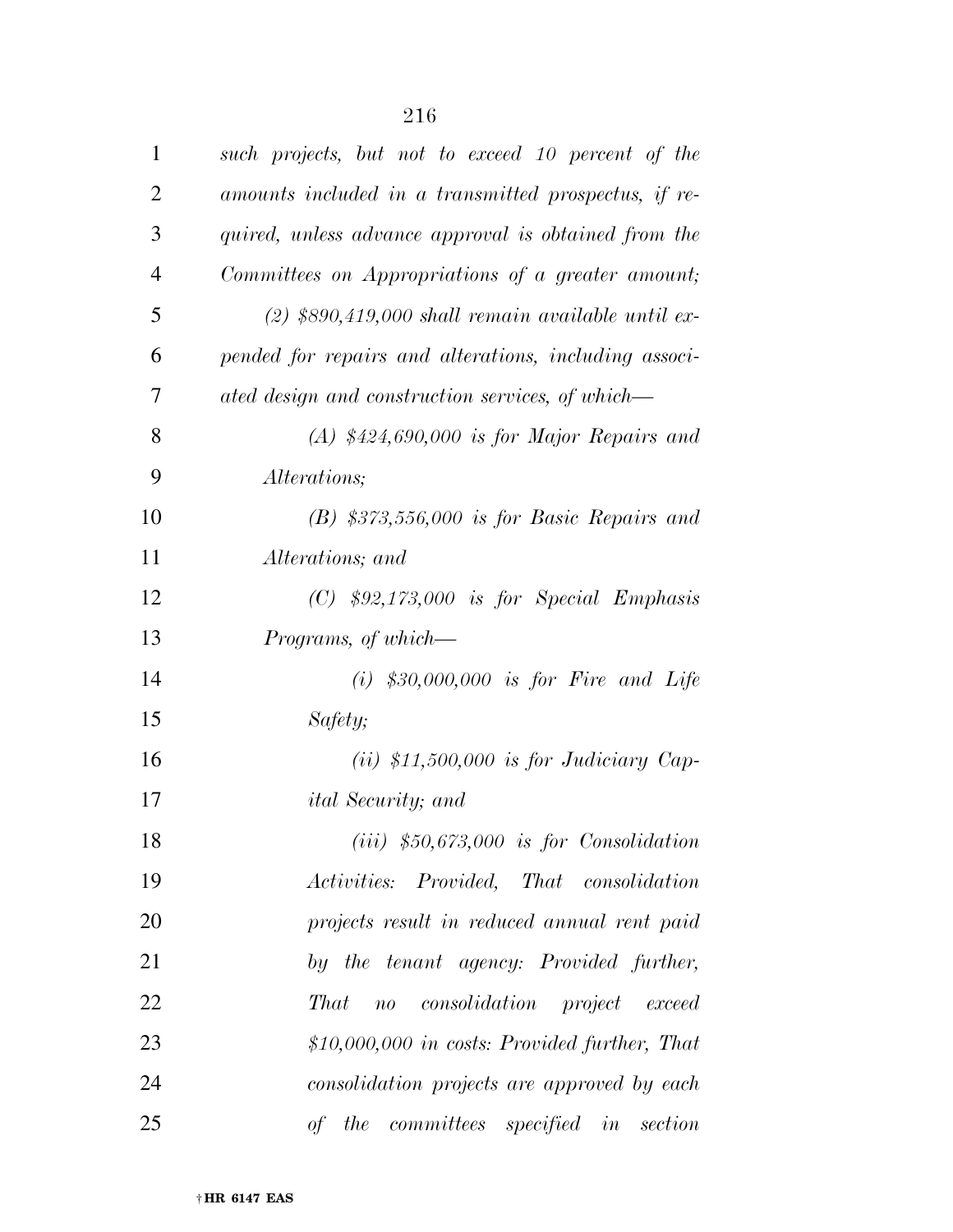*such projects, but not to exceed 10 percent of the amounts included in a transmitted prospectus, if required, unless advance approval is obtained from the Committees on Appropriations of a greater amount;*

*(2) $890,419,000 shall remain available until expended for repairs and alterations, including associated design and construction services, of which—*

*(A) $424,690,000 is for Major Repairs and Alterations;*

*(B) $373,556,000 is for Basic Repairs and Alterations; and*

*(C) $92,173,000 is for Special Emphasis Programs, of which—*

*(i) $30,000,000 is for Fire and Life Safety;*

*(ii) $11,500,000 is for Judiciary Capital Security; and*

*(iii) $50,673,000 is for Consolidation Activities: Provided, That consolidation projects result in reduced annual rent paid by the tenant agency: Provided further, That no consolidation project exceed $10,000,000 in costs: Provided further, That consolidation projects are approved by each of the committees specified in section*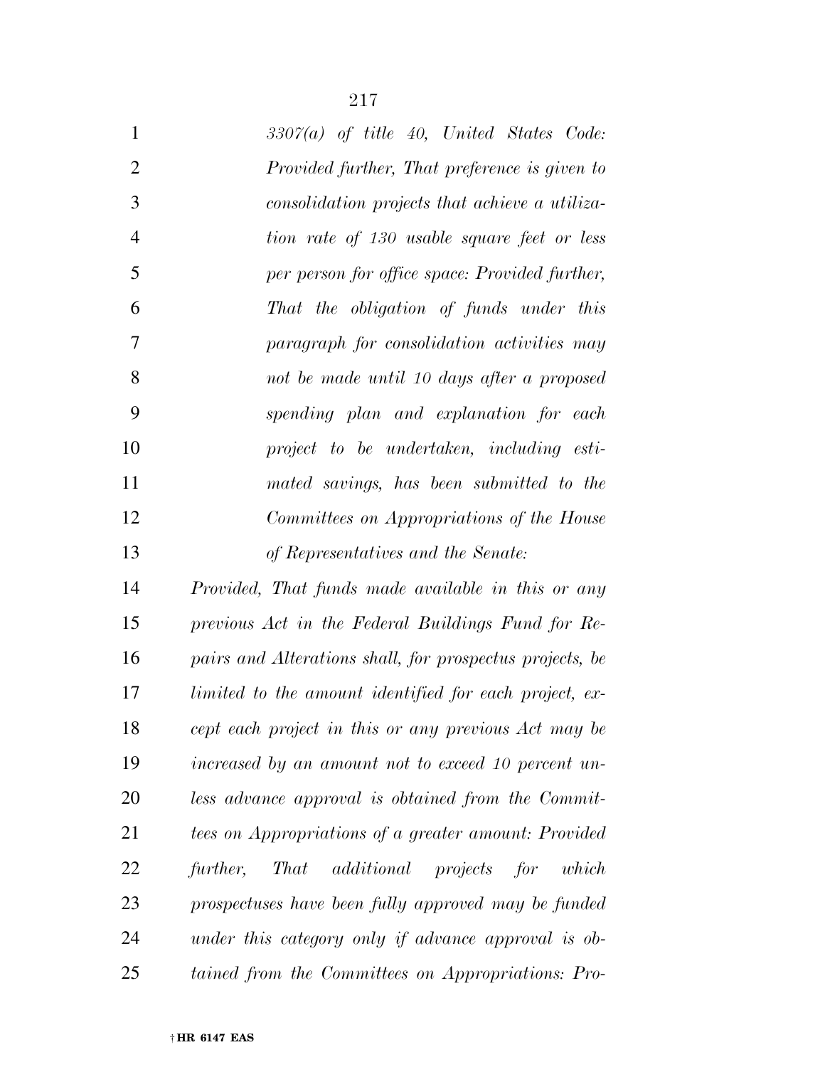*3307(a) of title 40, United States Code: Provided further, That preference is given to consolidation projects that achieve a utilization rate of 130 usable square feet or less per person for office space: Provided further, That the obligation of funds under this paragraph for consolidation activities may not be made until 10 days after a proposed spending plan and explanation for each project to be undertaken, including estimated savings, has been submitted to the Committees on Appropriations of the House of Representatives and the Senate:*

*Provided, That funds made available in this or any previous Act in the Federal Buildings Fund for Repairs and Alterations shall, for prospectus projects, be limited to the amount identified for each project, except each project in this or any previous Act may be increased by an amount not to exceed 10 percent unless advance approval is obtained from the Committees on Appropriations of a greater amount: Provided further, That additional projects for which prospectuses have been fully approved may be funded under this category only if advance approval is obtained from the Committees on Appropriations: Pro-*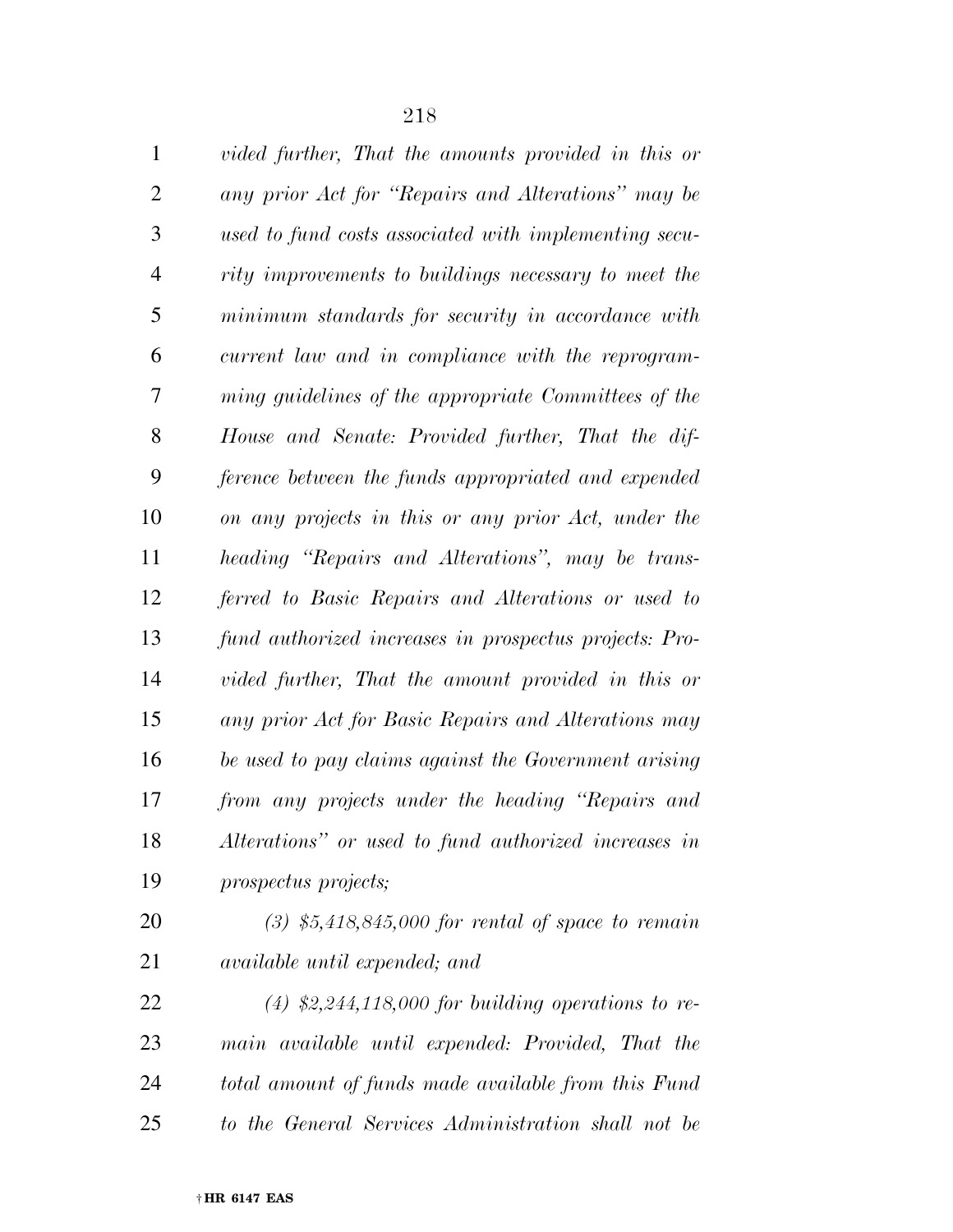*vided further, That the amounts provided in this or any prior Act for "Repairs and Alterations" may be used to fund costs associated with implementing security improvements to buildings necessary to meet the minimum standards for security in accordance with current law and in compliance with the reprogramming guidelines of the appropriate Committees of the House and Senate: Provided further, That the difference between the funds appropriated and expended on any projects in this or any prior Act, under the heading "Repairs and Alterations", may be transferred to Basic Repairs and Alterations or used to fund authorized increases in prospectus projects: Provided further, That the amount provided in this or any prior Act for Basic Repairs and Alterations may be used to pay claims against the Government arising from any projects under the heading "Repairs and Alterations" or used to fund authorized increases in prospectus projects;*

*(3) $5,418,845,000 for rental of space to remain available until expended; and*

*(4) $2,244,118,000 for building operations to remain available until expended: Provided, That the total amount of funds made available from this Fund to the General Services Administration shall not be*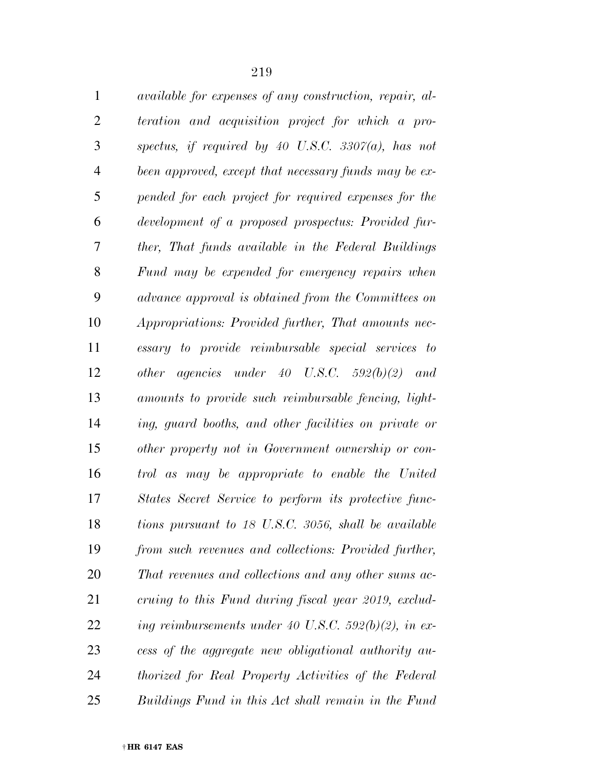*available for expenses of any construction, repair, alteration and acquisition project for which a prospectus, if required by 40 U.S.C. 3307(a), has not been approved, except that necessary funds may be expended for each project for required expenses for the development of a proposed prospectus: Provided further, That funds available in the Federal Buildings Fund may be expended for emergency repairs when advance approval is obtained from the Committees on Appropriations: Provided further, That amounts necessary to provide reimbursable special services to other agencies under 40 U.S.C. 592(b)(2) and amounts to provide such reimbursable fencing, lighting, guard booths, and other facilities on private or other property not in Government ownership or control as may be appropriate to enable the United States Secret Service to perform its protective functions pursuant to 18 U.S.C. 3056, shall be available from such revenues and collections: Provided further, That revenues and collections and any other sums accruing to this Fund during fiscal year 2019, excluding reimbursements under 40 U.S.C. 592(b)(2), in excess of the aggregate new obligational authority authorized for Real Property Activities of the Federal Buildings Fund in this Act shall remain in the Fund*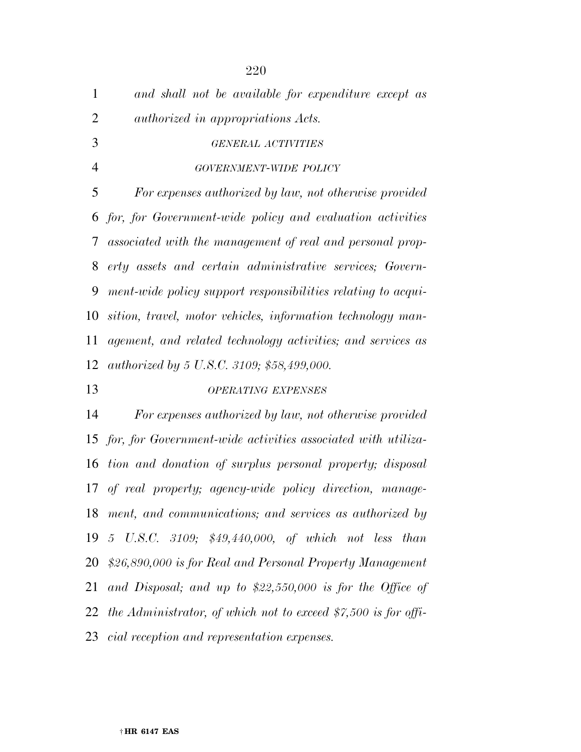*and shall not be available for expenditure except as authorized in appropriations Acts.*

*GENERAL ACTIVITIES*

*GOVERNMENT-WIDE POLICY*

*For expenses authorized by law, not otherwise provided for, for Government-wide policy and evaluation activities associated with the management of real and personal property assets and certain administrative services; Government-wide policy support responsibilities relating to acquisition, travel, motor vehicles, information technology management, and related technology activities; and services as authorized by 5 U.S.C. 3109; $58,499,000.*

*OPERATING EXPENSES*

*For expenses authorized by law, not otherwise provided for, for Government-wide activities associated with utilization and donation of surplus personal property; disposal of real property; agency-wide policy direction, management, and communications; and services as authorized by 5 U.S.C. 3109; $49,440,000, of which not less than $26,890,000 is for Real and Personal Property Management and Disposal; and up to $22,550,000 is for the Office of the Administrator, of which not to exceed $7,500 is for official reception and representation expenses.*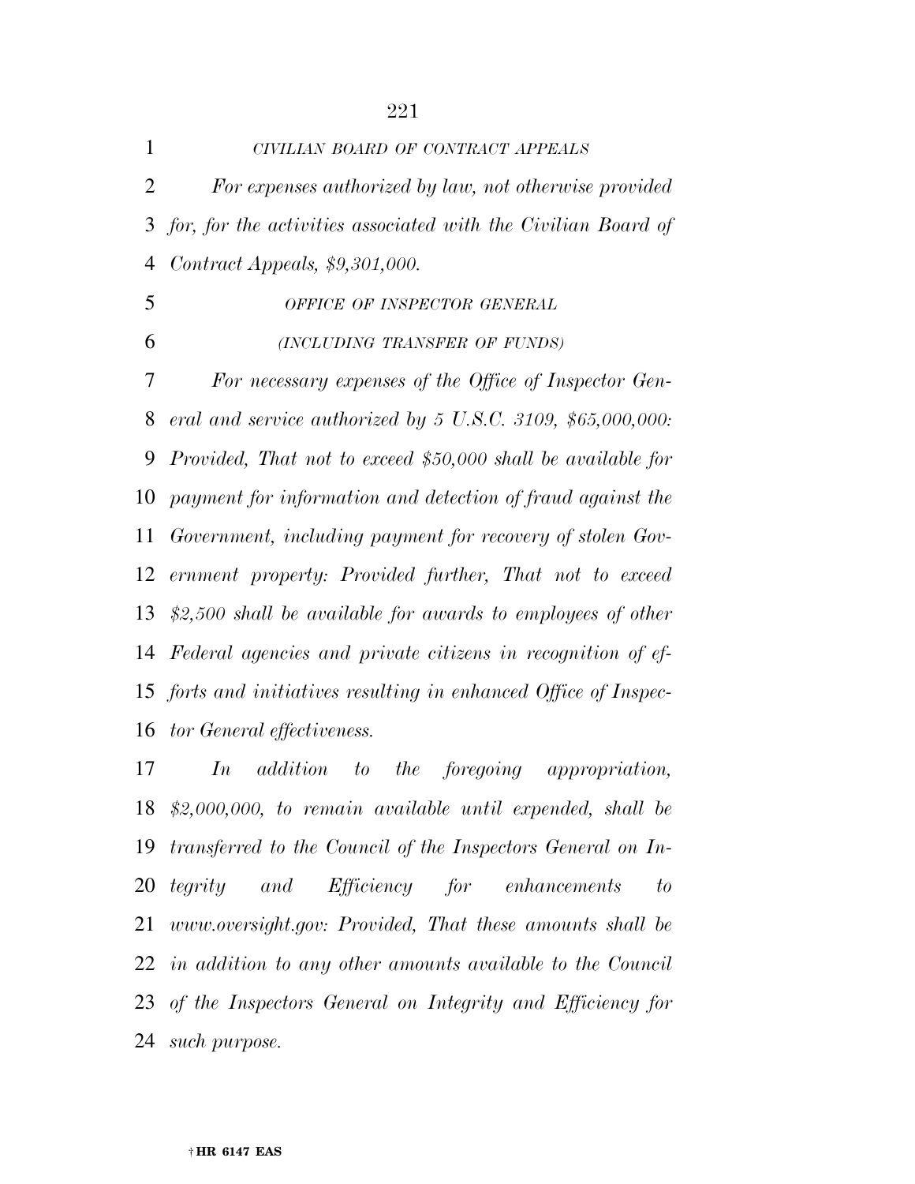*CIVILIAN BOARD OF CONTRACT APPEALS*

*For expenses authorized by law, not otherwise provided for, for the activities associated with the Civilian Board of Contract Appeals, $9,301,000.*

*OFFICE OF INSPECTOR GENERAL*

*(INCLUDING TRANSFER OF FUNDS)*

*For necessary expenses of the Office of Inspector General and service authorized by 5 U.S.C. 3109, $65,000,000: Provided, That not to exceed $50,000 shall be available for payment for information and detection of fraud against the Government, including payment for recovery of stolen Government property: Provided further, That not to exceed $2,500 shall be available for awards to employees of other Federal agencies and private citizens in recognition of efforts and initiatives resulting in enhanced Office of Inspector General effectiveness.*

*In addition to the foregoing appropriation, $2,000,000, to remain available until expended, shall be transferred to the Council of the Inspectors General on Integrity and Efficiency for enhancements to www.oversight.gov: Provided, That these amounts shall be in addition to any other amounts available to the Council of the Inspectors General on Integrity and Efficiency for such purpose.*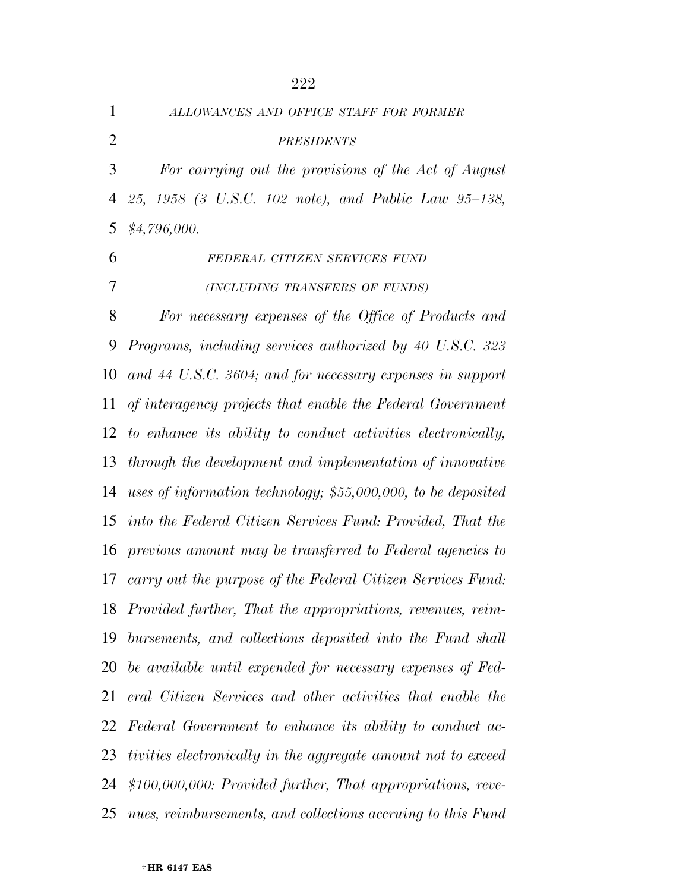*ALLOWANCES AND OFFICE STAFF FOR FORMER PRESIDENTS*

*For carrying out the provisions of the Act of August 25, 1958 (3 U.S.C. 102 note), and Public Law 95–138, $4,796,000.*

*FEDERAL CITIZEN SERVICES FUND*

*(INCLUDING TRANSFERS OF FUNDS)*

*For necessary expenses of the Office of Products and Programs, including services authorized by 40 U.S.C. 323 and 44 U.S.C. 3604; and for necessary expenses in support of interagency projects that enable the Federal Government to enhance its ability to conduct activities electronically, through the development and implementation of innovative uses of information technology; $55,000,000, to be deposited into the Federal Citizen Services Fund: Provided, That the previous amount may be transferred to Federal agencies to carry out the purpose of the Federal Citizen Services Fund: Provided further, That the appropriations, revenues, reimbursements, and collections deposited into the Fund shall be available until expended for necessary expenses of Federal Citizen Services and other activities that enable the Federal Government to enhance its ability to conduct activities electronically in the aggregate amount not to exceed $100,000,000: Provided further, That appropriations, revenues, reimbursements, and collections accruing to this Fund*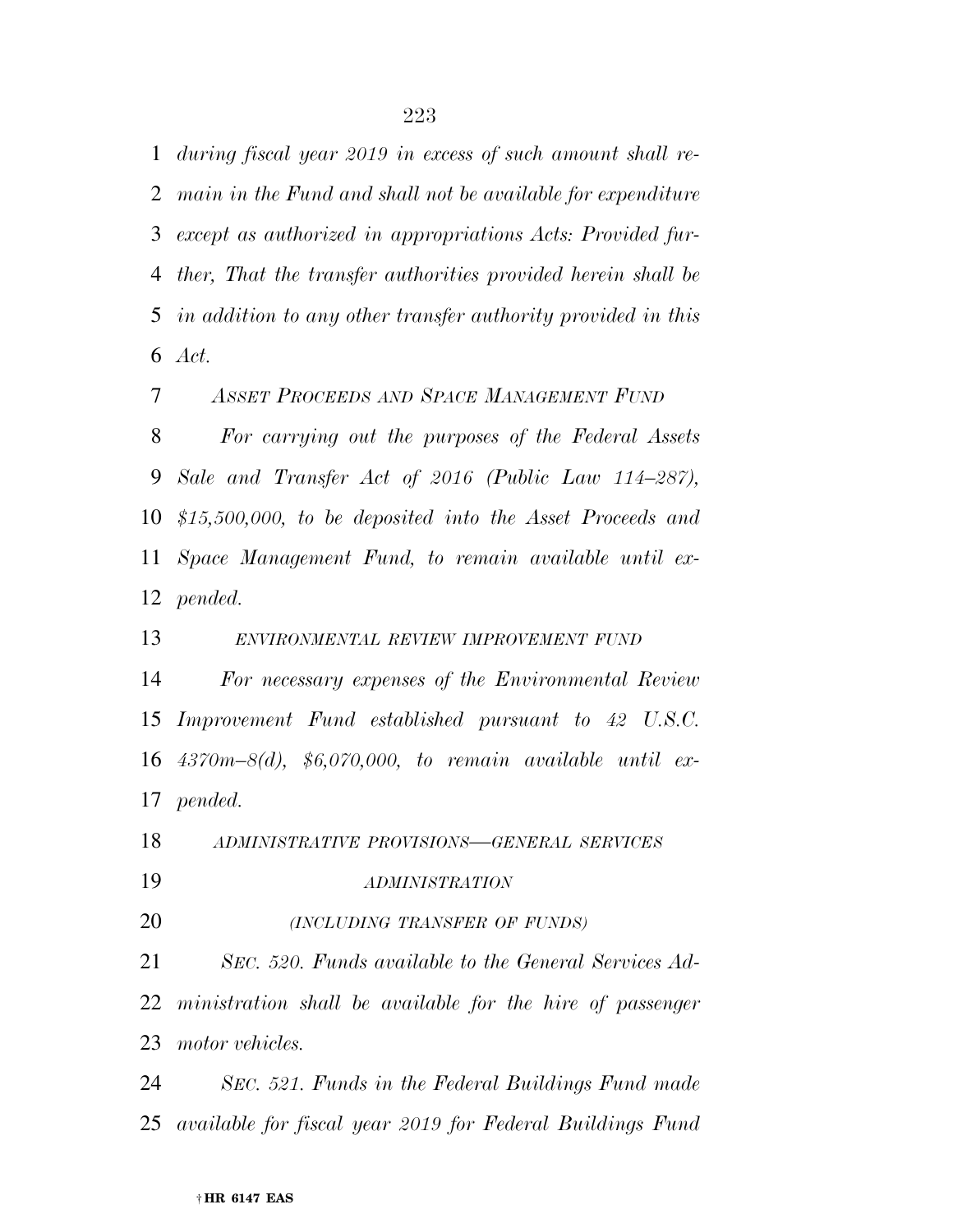*during fiscal year 2019 in excess of such amount shall remain in the Fund and shall not be available for expenditure except as authorized in appropriations Acts: Provided further, That the transfer authorities provided herein shall be in addition to any other transfer authority provided in this Act.*

*ASSET PROCEEDS AND SPACE MANAGEMENT FUND*

*For carrying out the purposes of the Federal Assets Sale and Transfer Act of 2016 (Public Law 114–287), $15,500,000, to be deposited into the Asset Proceeds and Space Management Fund, to remain available until expended.*

*ENVIRONMENTAL REVIEW IMPROVEMENT FUND*

*For necessary expenses of the Environmental Review Improvement Fund established pursuant to 42 U.S.C. 4370m–8(d), $6,070,000, to remain available until expended.*

*ADMINISTRATIVE PROVISIONS—GENERAL SERVICES ADMINISTRATION*

*(INCLUDING TRANSFER OF FUNDS)*

*SEC. 520. Funds available to the General Services Administration shall be available for the hire of passenger motor vehicles.*

*SEC. 521. Funds in the Federal Buildings Fund made available for fiscal year 2019 for Federal Buildings Fund*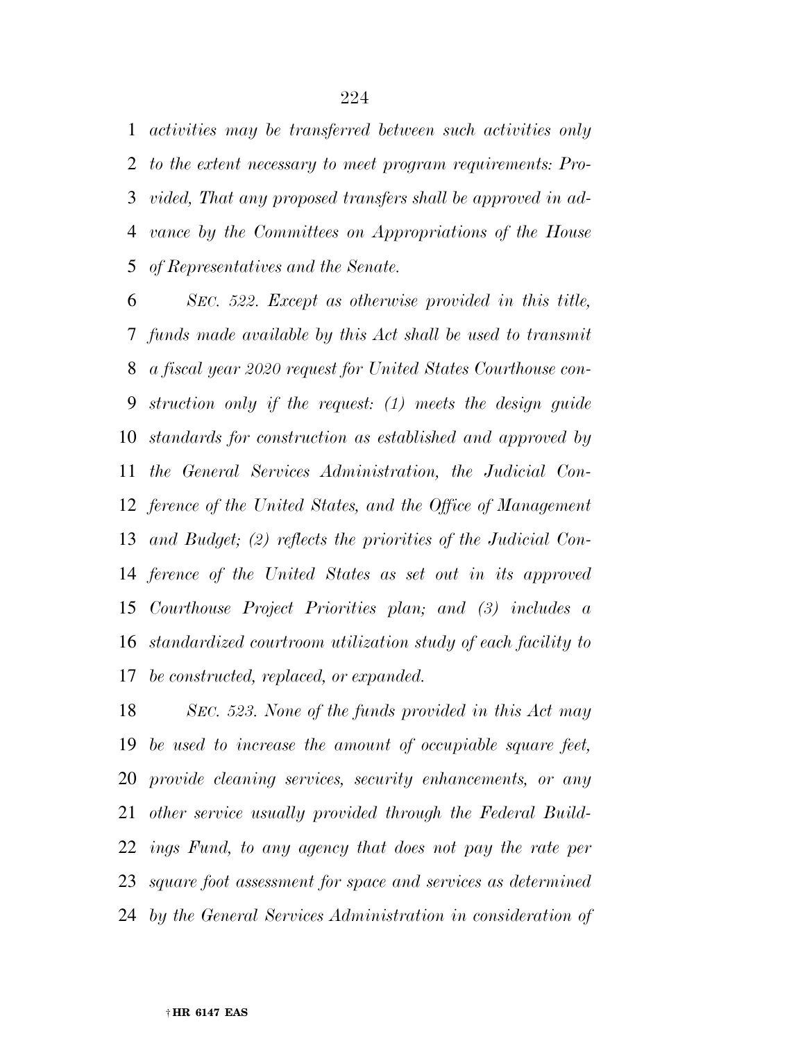*activities may be transferred between such activities only to the extent necessary to meet program requirements: Provided, That any proposed transfers shall be approved in advance by the Committees on Appropriations of the House of Representatives and the Senate.*

*SEC. 522. Except as otherwise provided in this title, funds made available by this Act shall be used to transmit a fiscal year 2020 request for United States Courthouse construction only if the request: (1) meets the design guide standards for construction as established and approved by the General Services Administration, the Judicial Conference of the United States, and the Office of Management and Budget; (2) reflects the priorities of the Judicial Conference of the United States as set out in its approved Courthouse Project Priorities plan; and (3) includes a standardized courtroom utilization study of each facility to be constructed, replaced, or expanded.*

*SEC. 523. None of the funds provided in this Act may be used to increase the amount of occupiable square feet, provide cleaning services, security enhancements, or any other service usually provided through the Federal Buildings Fund, to any agency that does not pay the rate per square foot assessment for space and services as determined by the General Services Administration in consideration of*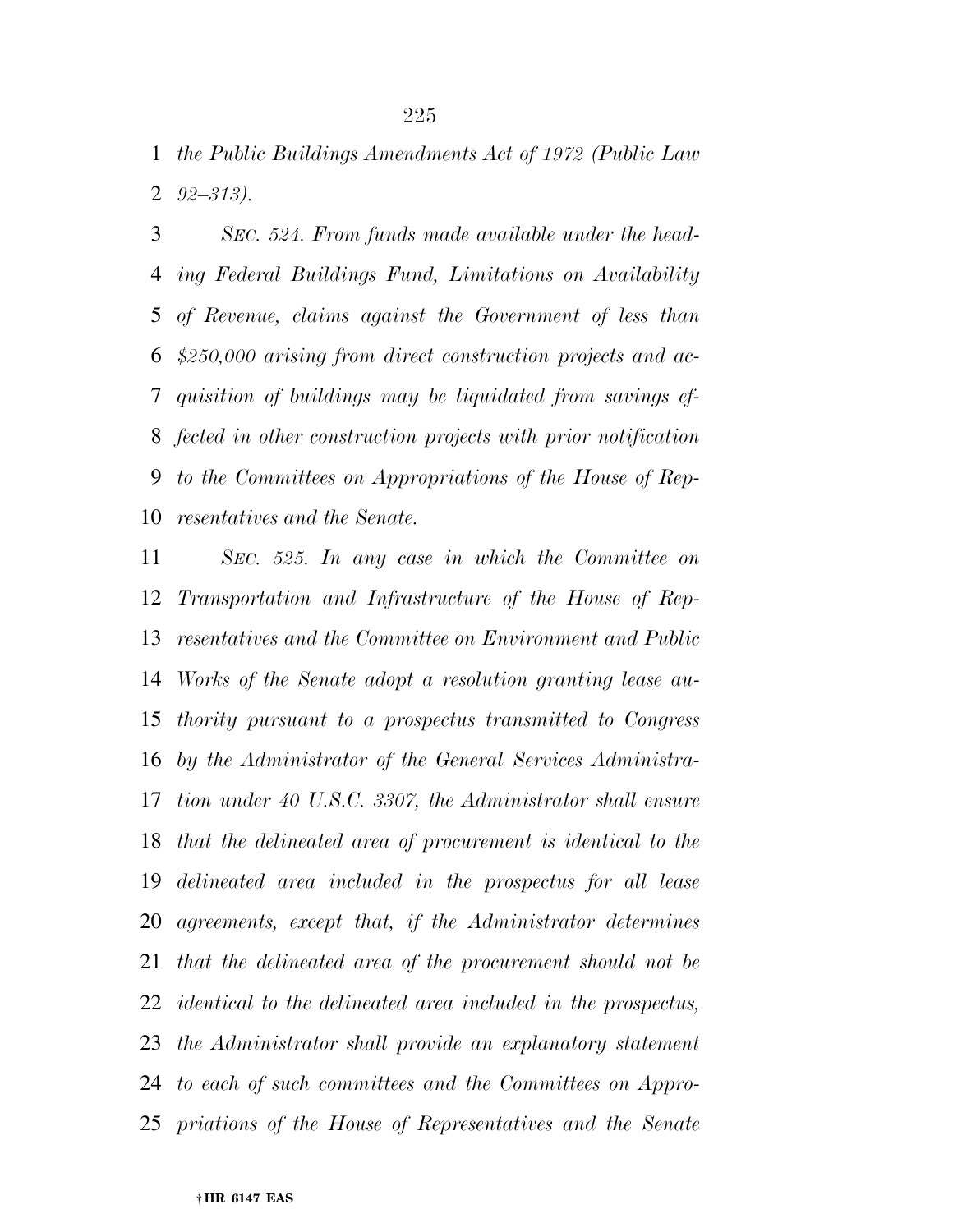*the Public Buildings Amendments Act of 1972 (Public Law 92–313).*

*SEC. 524. From funds made available under the heading Federal Buildings Fund, Limitations on Availability of Revenue, claims against the Government of less than $250,000 arising from direct construction projects and acquisition of buildings may be liquidated from savings effected in other construction projects with prior notification to the Committees on Appropriations of the House of Representatives and the Senate.*

*SEC. 525. In any case in which the Committee on Transportation and Infrastructure of the House of Representatives and the Committee on Environment and Public Works of the Senate adopt a resolution granting lease authority pursuant to a prospectus transmitted to Congress by the Administrator of the General Services Administration under 40 U.S.C. 3307, the Administrator shall ensure that the delineated area of procurement is identical to the delineated area included in the prospectus for all lease agreements, except that, if the Administrator determines that the delineated area of the procurement should not be identical to the delineated area included in the prospectus, the Administrator shall provide an explanatory statement to each of such committees and the Committees on Appropriations of the House of Representatives and the Senate*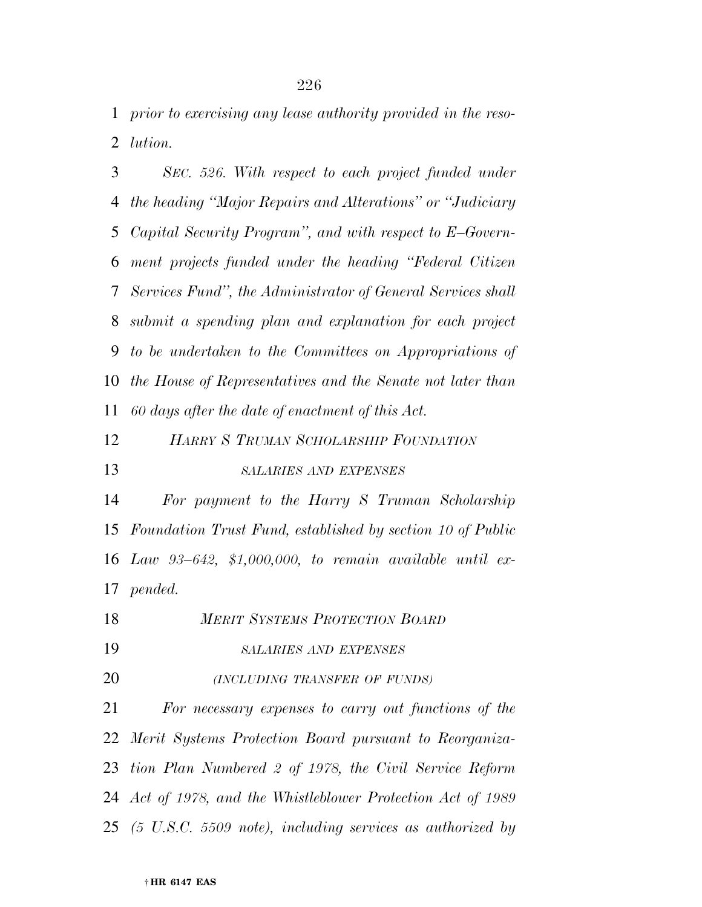*prior to exercising any lease authority provided in the resolution.*

*SEC. 526. With respect to each project funded under the heading "Major Repairs and Alterations" or "Judiciary Capital Security Program", and with respect to E–Government projects funded under the heading "Federal Citizen Services Fund", the Administrator of General Services shall submit a spending plan and explanation for each project to be undertaken to the Committees on Appropriations of the House of Representatives and the Senate not later than 60 days after the date of enactment of this Act.*

*HARRY S TRUMAN SCHOLARSHIP FOUNDATION*

*SALARIES AND EXPENSES*

*For payment to the Harry S Truman Scholarship Foundation Trust Fund, established by section 10 of Public Law 93–642, $1,000,000, to remain available until expended.*

*MERIT SYSTEMS PROTECTION BOARD*

*SALARIES AND EXPENSES*

*(INCLUDING TRANSFER OF FUNDS)*

*For necessary expenses to carry out functions of the Merit Systems Protection Board pursuant to Reorganization Plan Numbered 2 of 1978, the Civil Service Reform Act of 1978, and the Whistleblower Protection Act of 1989 (5 U.S.C. 5509 note), including services as authorized by*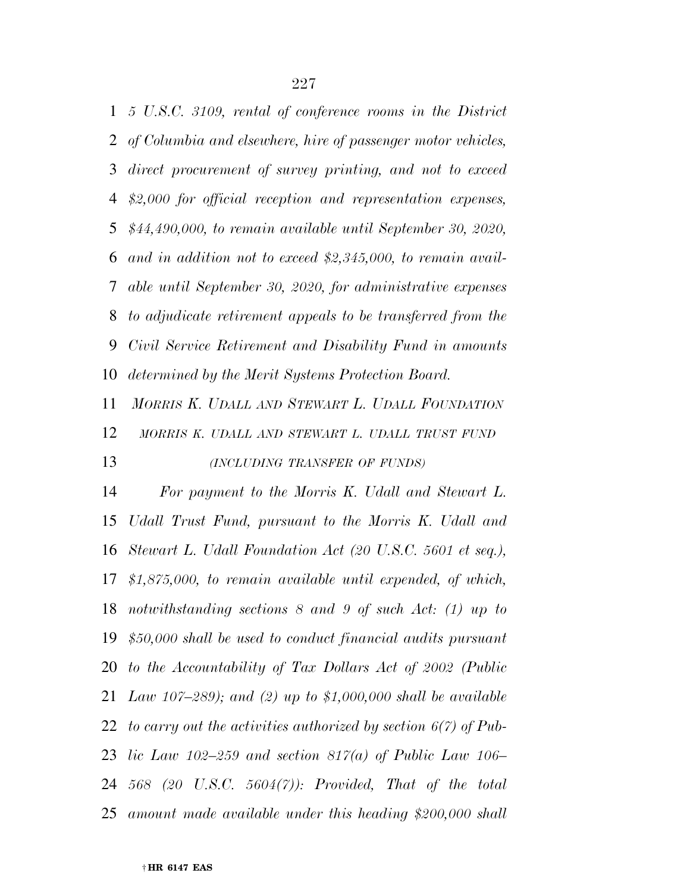*5 U.S.C. 3109, rental of conference rooms in the District of Columbia and elsewhere, hire of passenger motor vehicles, direct procurement of survey printing, and not to exceed $2,000 for official reception and representation expenses, $44,490,000, to remain available until September 30, 2020, and in addition not to exceed $2,345,000, to remain available until September 30, 2020, for administrative expenses to adjudicate retirement appeals to be transferred from the Civil Service Retirement and Disability Fund in amounts determined by the Merit Systems Protection Board.*

*MORRIS K. UDALL AND STEWART L. UDALL FOUNDATION*

*MORRIS K. UDALL AND STEWART L. UDALL TRUST FUND*

*(INCLUDING TRANSFER OF FUNDS)*

*For payment to the Morris K. Udall and Stewart L. Udall Trust Fund, pursuant to the Morris K. Udall and Stewart L. Udall Foundation Act (20 U.S.C. 5601 et seq.), $1,875,000, to remain available until expended, of which, notwithstanding sections 8 and 9 of such Act: (1) up to $50,000 shall be used to conduct financial audits pursuant to the Accountability of Tax Dollars Act of 2002 (Public Law 107–289); and (2) up to $1,000,000 shall be available to carry out the activities authorized by section 6(7) of Public Law 102–259 and section 817(a) of Public Law 106–568 (20 U.S.C. 5604(7)): Provided, That of the total amount made available under this heading $200,000 shall*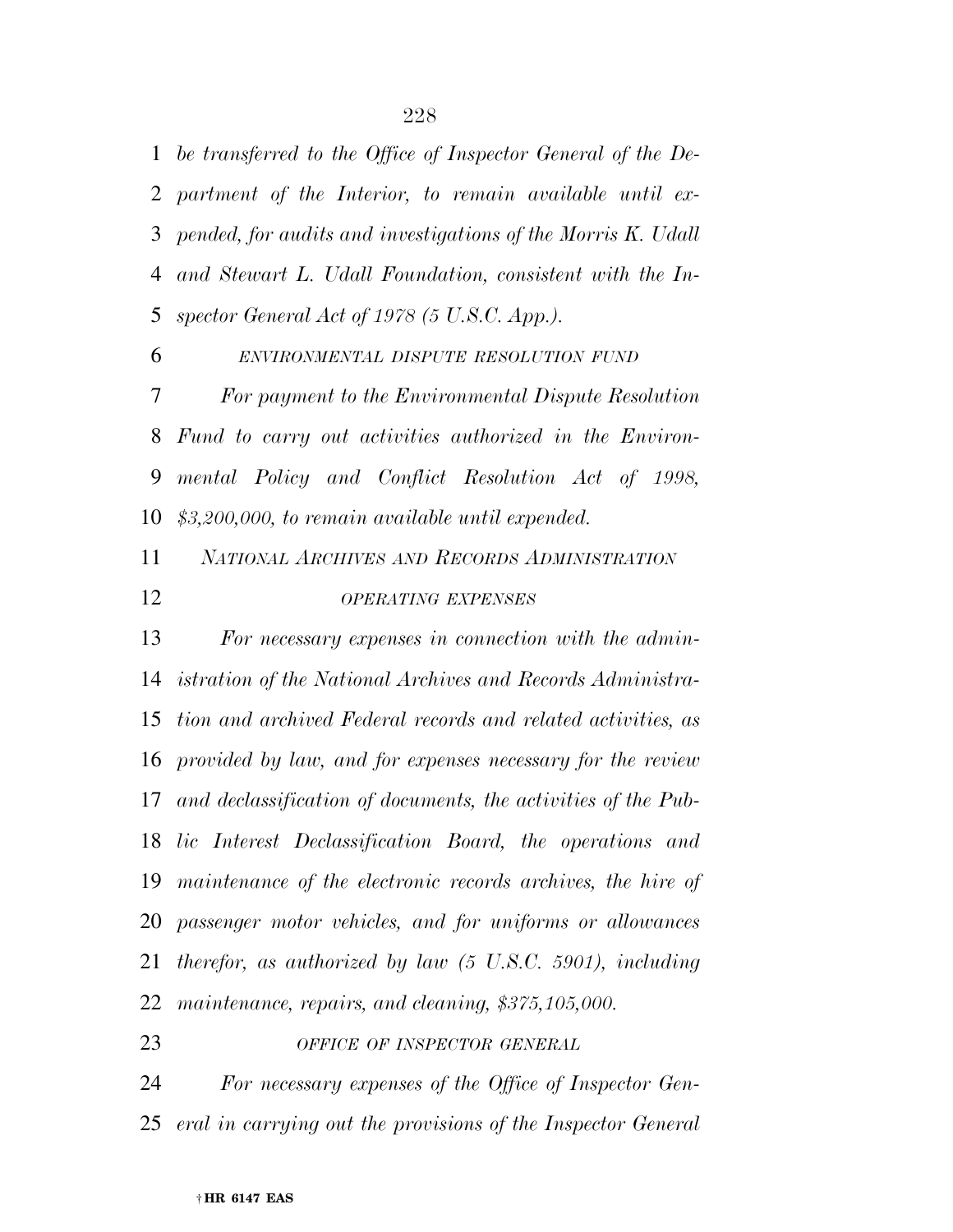*be transferred to the Office of Inspector General of the Department of the Interior, to remain available until expended, for audits and investigations of the Morris K. Udall and Stewart L. Udall Foundation, consistent with the Inspector General Act of 1978 (5 U.S.C. App.).*

*ENVIRONMENTAL DISPUTE RESOLUTION FUND*

*For payment to the Environmental Dispute Resolution Fund to carry out activities authorized in the Environmental Policy and Conflict Resolution Act of 1998, $3,200,000, to remain available until expended.*

*NATIONAL ARCHIVES AND RECORDS ADMINISTRATION*

*OPERATING EXPENSES*

*For necessary expenses in connection with the administration of the National Archives and Records Administration and archived Federal records and related activities, as provided by law, and for expenses necessary for the review and declassification of documents, the activities of the Public Interest Declassification Board, the operations and maintenance of the electronic records archives, the hire of passenger motor vehicles, and for uniforms or allowances therefor, as authorized by law (5 U.S.C. 5901), including maintenance, repairs, and cleaning, $375,105,000.*

*OFFICE OF INSPECTOR GENERAL*

*For necessary expenses of the Office of Inspector General in carrying out the provisions of the Inspector General*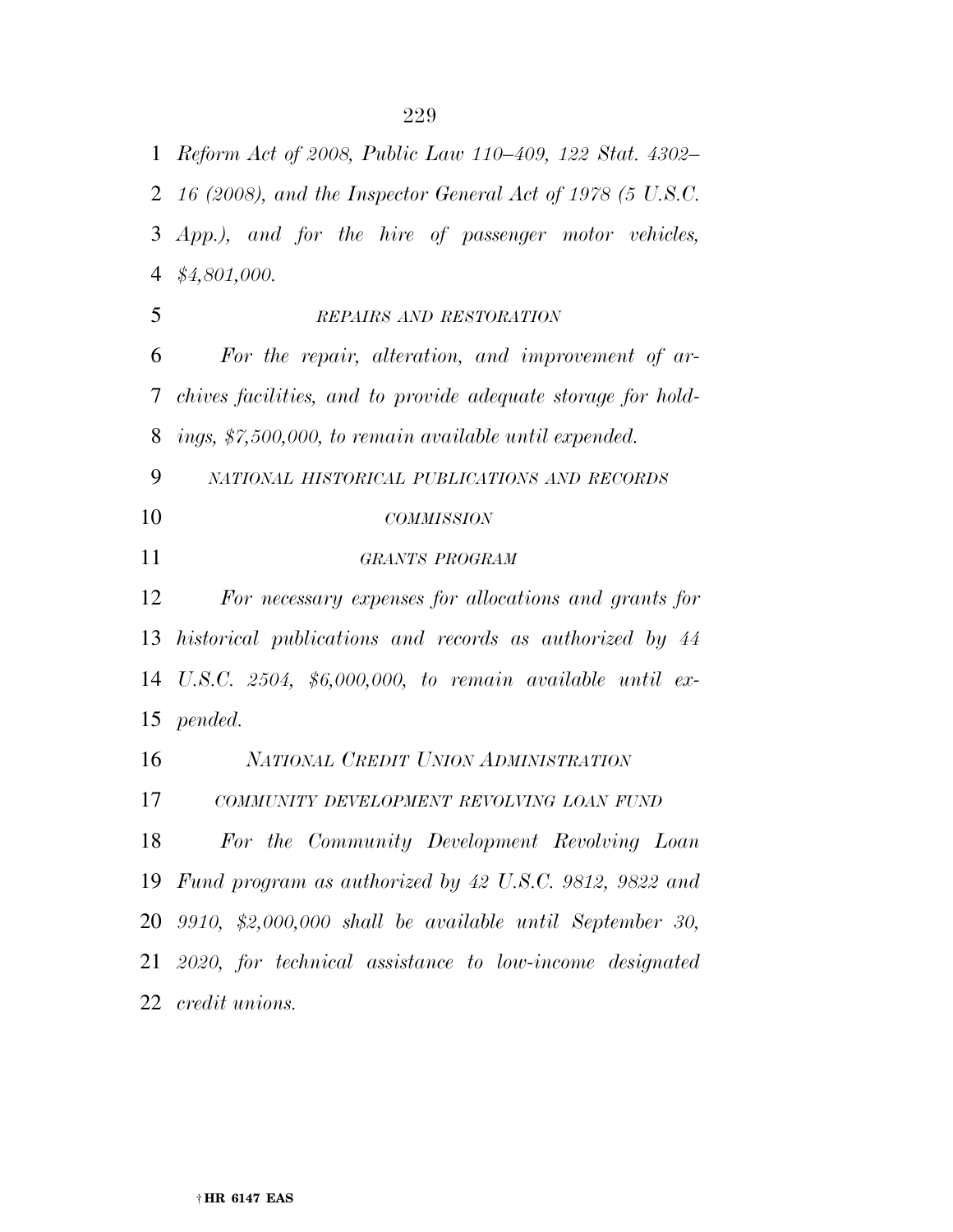*Reform Act of 2008, Public Law 110–409, 122 Stat. 4302–16 (2008), and the Inspector General Act of 1978 (5 U.S.C. App.), and for the hire of passenger motor vehicles, $4,801,000.*

*REPAIRS AND RESTORATION*

*For the repair, alteration, and improvement of archives facilities, and to provide adequate storage for holdings, $7,500,000, to remain available until expended.*

*NATIONAL HISTORICAL PUBLICATIONS AND RECORDS COMMISSION*

*GRANTS PROGRAM*

*For necessary expenses for allocations and grants for historical publications and records as authorized by 44 U.S.C. 2504, $6,000,000, to remain available until expended.*

*NATIONAL CREDIT UNION ADMINISTRATION*

*COMMUNITY DEVELOPMENT REVOLVING LOAN FUND*

*For the Community Development Revolving Loan Fund program as authorized by 42 U.S.C. 9812, 9822 and 9910, $2,000,000 shall be available until September 30, 2020, for technical assistance to low-income designated credit unions.*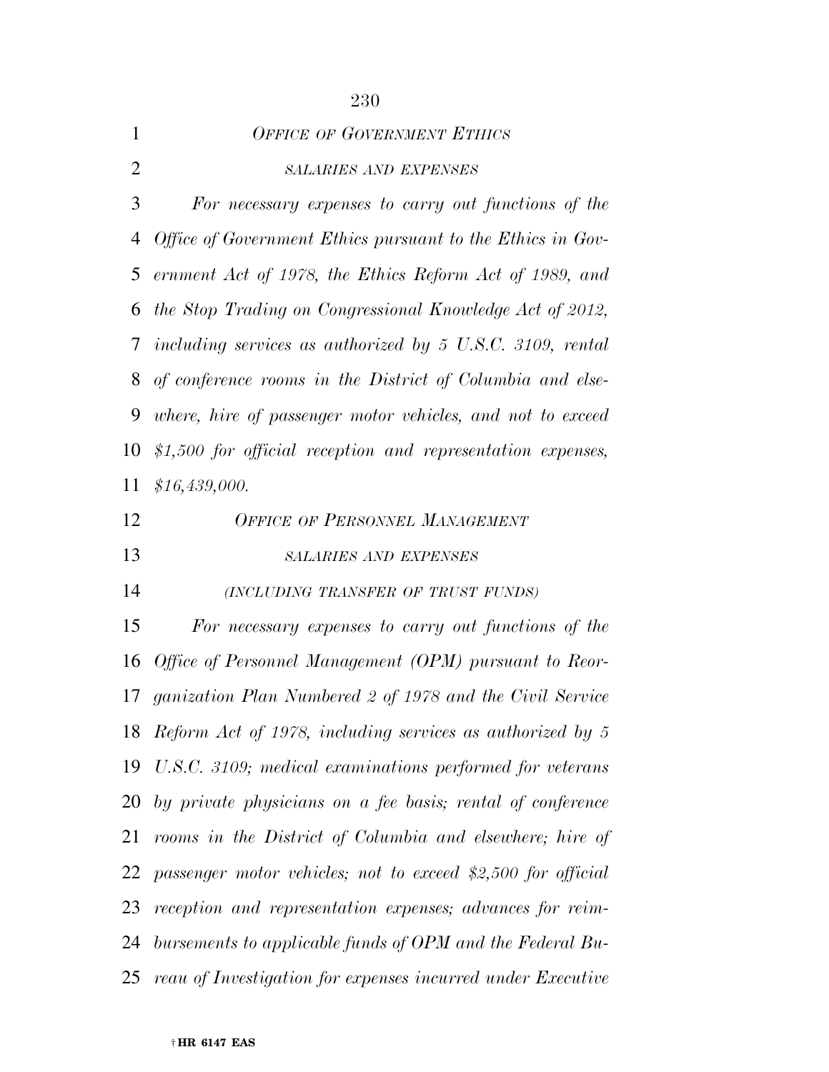*OFFICE OF GOVERNMENT ETHICS*

*SALARIES AND EXPENSES*

*For necessary expenses to carry out functions of the Office of Government Ethics pursuant to the Ethics in Government Act of 1978, the Ethics Reform Act of 1989, and the Stop Trading on Congressional Knowledge Act of 2012, including services as authorized by 5 U.S.C. 3109, rental of conference rooms in the District of Columbia and elsewhere, hire of passenger motor vehicles, and not to exceed $1,500 for official reception and representation expenses, $16,439,000.*

*OFFICE OF PERSONNEL MANAGEMENT*

*SALARIES AND EXPENSES*

*(INCLUDING TRANSFER OF TRUST FUNDS)*

*For necessary expenses to carry out functions of the Office of Personnel Management (OPM) pursuant to Reorganization Plan Numbered 2 of 1978 and the Civil Service Reform Act of 1978, including services as authorized by 5 U.S.C. 3109; medical examinations performed for veterans by private physicians on a fee basis; rental of conference rooms in the District of Columbia and elsewhere; hire of passenger motor vehicles; not to exceed $2,500 for official reception and representation expenses; advances for reimbursements to applicable funds of OPM and the Federal Bureau of Investigation for expenses incurred under Executive*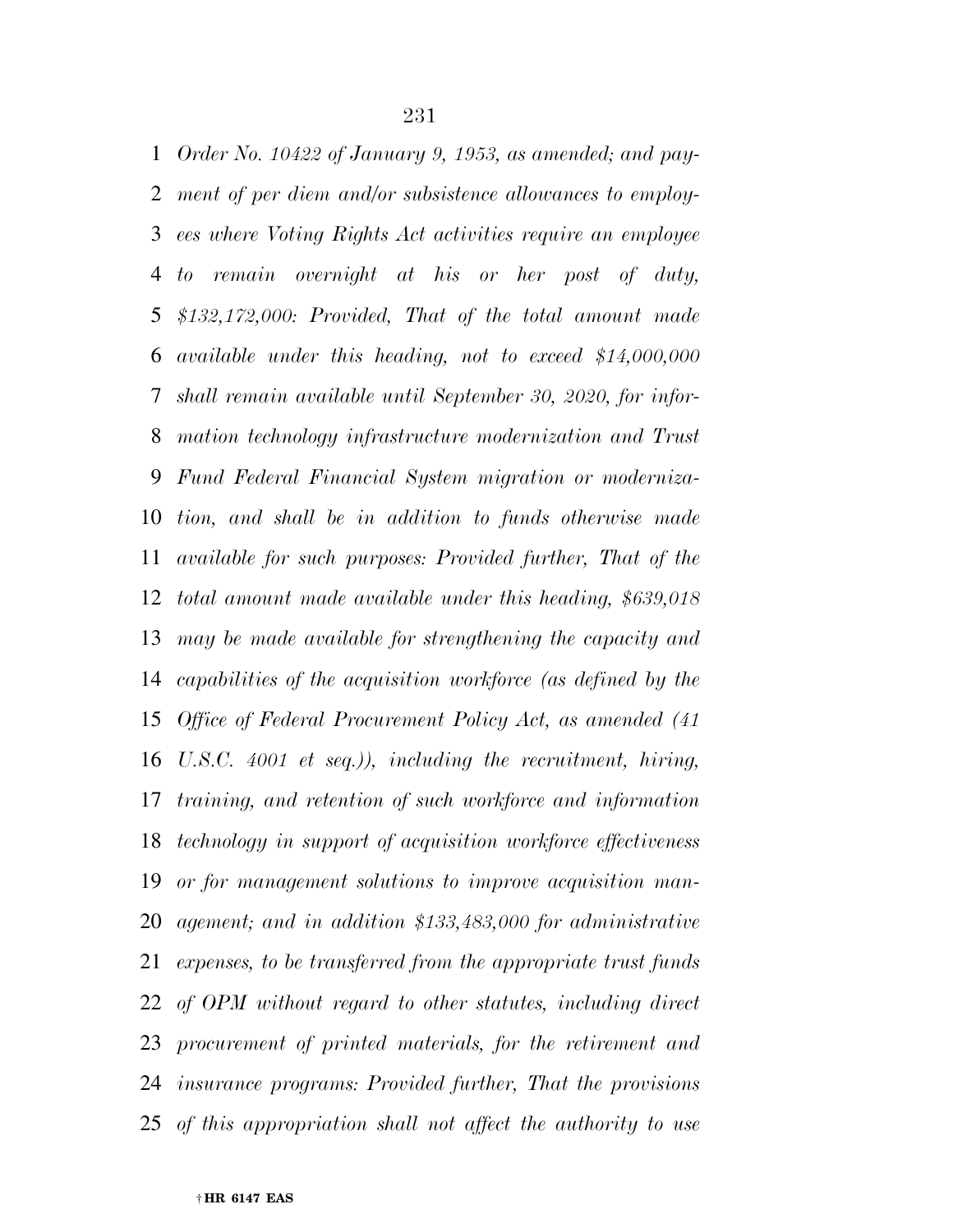*Order No. 10422 of January 9, 1953, as amended; and payment of per diem and/or subsistence allowances to employees where Voting Rights Act activities require an employee to remain overnight at his or her post of duty, $132,172,000: Provided, That of the total amount made available under this heading, not to exceed $14,000,000 shall remain available until September 30, 2020, for information technology infrastructure modernization and Trust Fund Federal Financial System migration or modernization, and shall be in addition to funds otherwise made available for such purposes: Provided further, That of the total amount made available under this heading, $639,018 may be made available for strengthening the capacity and capabilities of the acquisition workforce (as defined by the Office of Federal Procurement Policy Act, as amended (41 U.S.C. 4001 et seq.)), including the recruitment, hiring, training, and retention of such workforce and information technology in support of acquisition workforce effectiveness or for management solutions to improve acquisition management; and in addition $133,483,000 for administrative expenses, to be transferred from the appropriate trust funds of OPM without regard to other statutes, including direct procurement of printed materials, for the retirement and insurance programs: Provided further, That the provisions of this appropriation shall not affect the authority to use*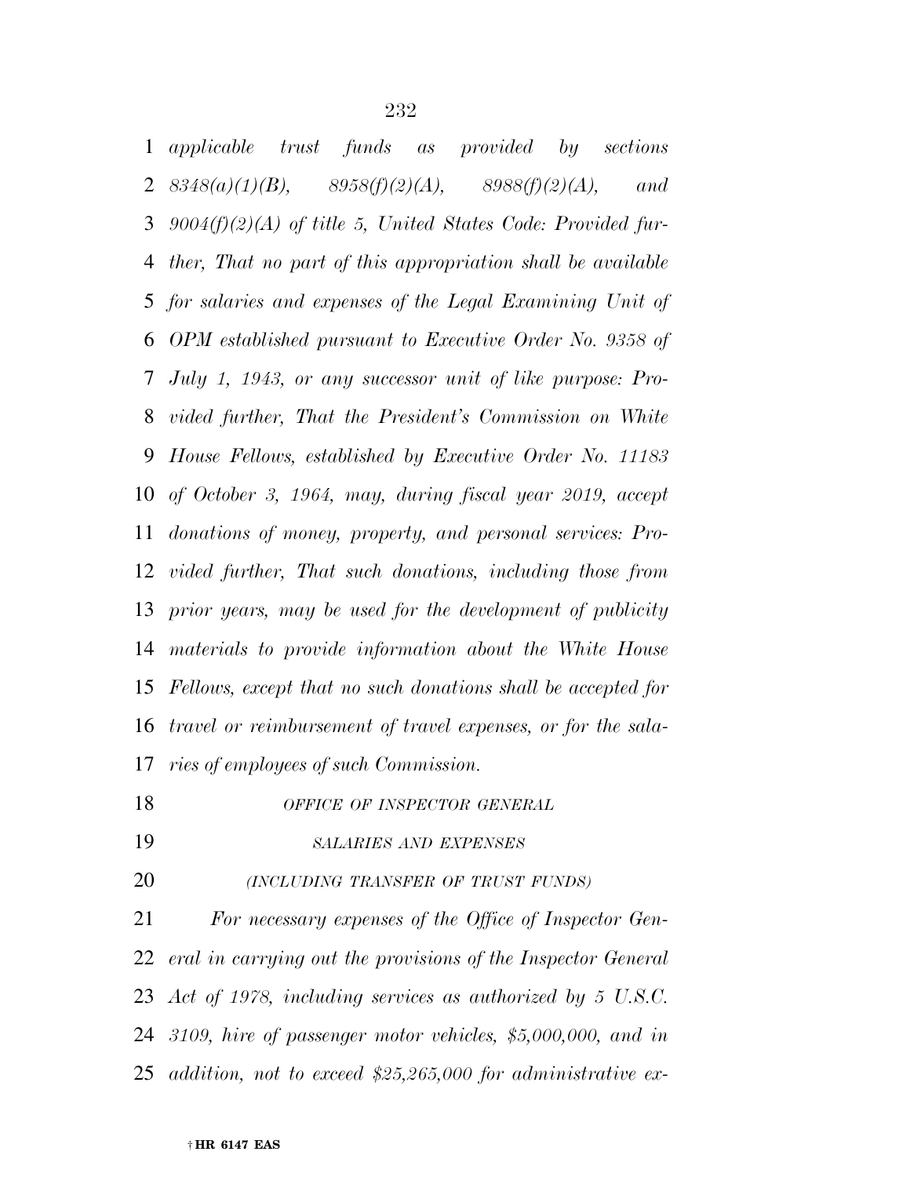*applicable trust funds as provided by sections 8348(a)(1)(B), 8958(f)(2)(A), 8988(f)(2)(A), and 9004(f)(2)(A) of title 5, United States Code: Provided further, That no part of this appropriation shall be available for salaries and expenses of the Legal Examining Unit of OPM established pursuant to Executive Order No. 9358 of July 1, 1943, or any successor unit of like purpose: Provided further, That the President's Commission on White House Fellows, established by Executive Order No. 11183 of October 3, 1964, may, during fiscal year 2019, accept donations of money, property, and personal services: Provided further, That such donations, including those from prior years, may be used for the development of publicity materials to provide information about the White House Fellows, except that no such donations shall be accepted for travel or reimbursement of travel expenses, or for the salaries of employees of such Commission.*

*OFFICE OF INSPECTOR GENERAL*

*SALARIES AND EXPENSES*

*(INCLUDING TRANSFER OF TRUST FUNDS)*

*For necessary expenses of the Office of Inspector General in carrying out the provisions of the Inspector General Act of 1978, including services as authorized by 5 U.S.C. 3109, hire of passenger motor vehicles, $5,000,000, and in addition, not to exceed $25,265,000 for administrative ex-*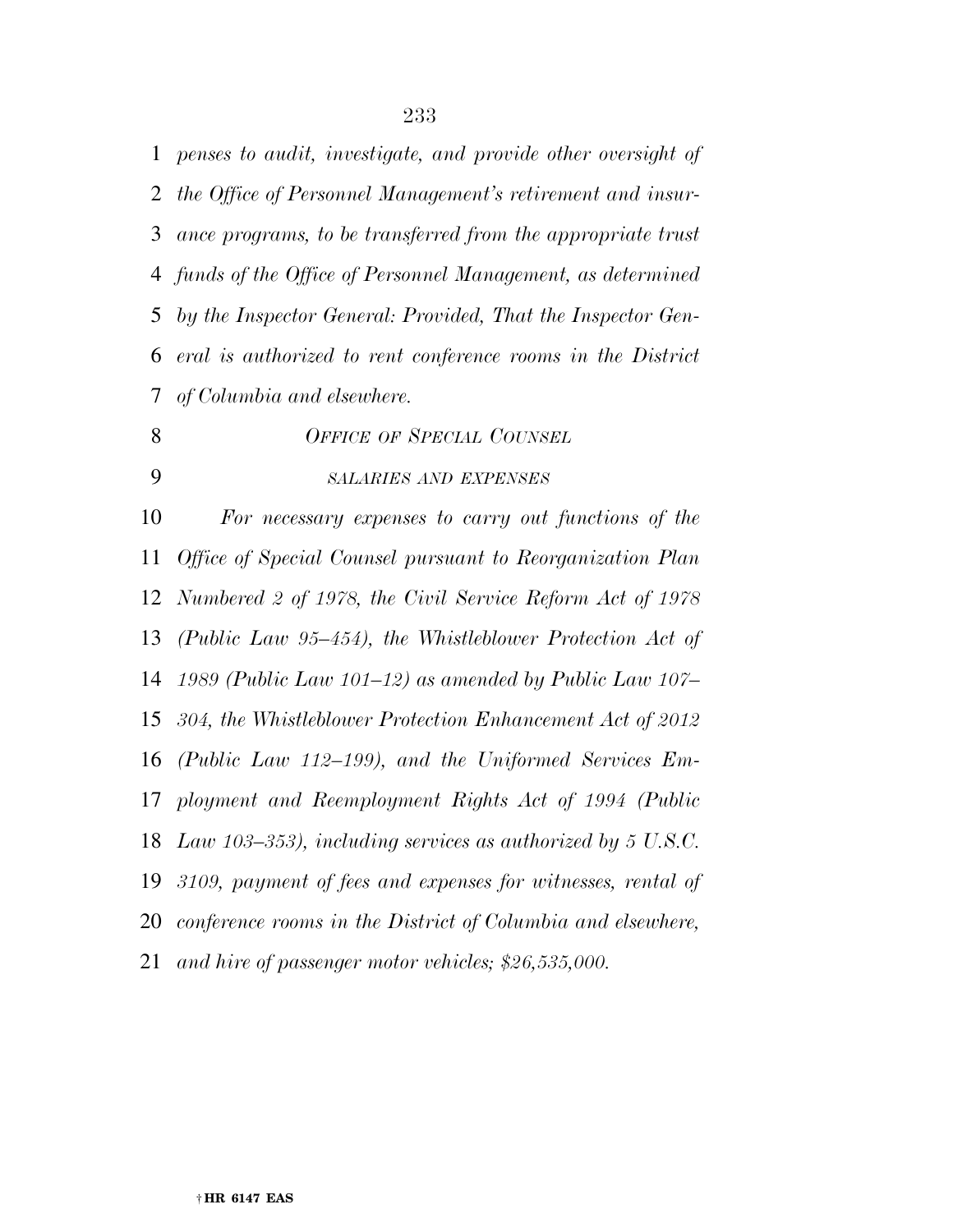*penses to audit, investigate, and provide other oversight of the Office of Personnel Management's retirement and insurance programs, to be transferred from the appropriate trust funds of the Office of Personnel Management, as determined by the Inspector General: Provided, That the Inspector General is authorized to rent conference rooms in the District of Columbia and elsewhere.*

*OFFICE OF SPECIAL COUNSEL*

*SALARIES AND EXPENSES*

*For necessary expenses to carry out functions of the Office of Special Counsel pursuant to Reorganization Plan Numbered 2 of 1978, the Civil Service Reform Act of 1978 (Public Law 95–454), the Whistleblower Protection Act of 1989 (Public Law 101–12) as amended by Public Law 107–304, the Whistleblower Protection Enhancement Act of 2012 (Public Law 112–199), and the Uniformed Services Employment and Reemployment Rights Act of 1994 (Public Law 103–353), including services as authorized by 5 U.S.C. 3109, payment of fees and expenses for witnesses, rental of conference rooms in the District of Columbia and elsewhere, and hire of passenger motor vehicles; $26,535,000.*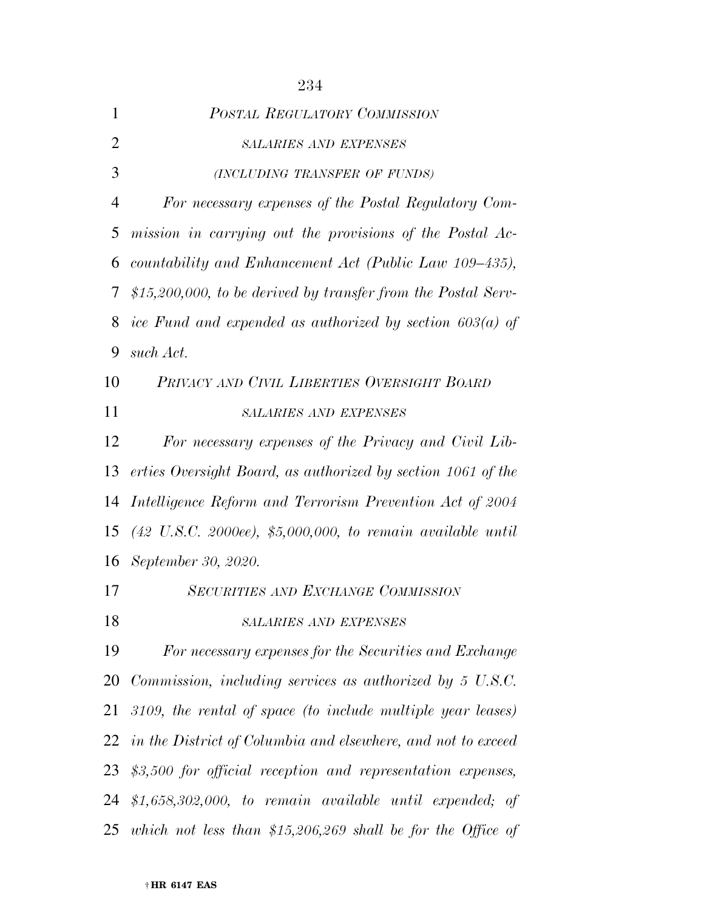*POSTAL REGULATORY COMMISSION*

*SALARIES AND EXPENSES*

*(INCLUDING TRANSFER OF FUNDS)*

*For necessary expenses of the Postal Regulatory Commission in carrying out the provisions of the Postal Accountability and Enhancement Act (Public Law 109–435), $15,200,000, to be derived by transfer from the Postal Service Fund and expended as authorized by section 603(a) of such Act.*

*PRIVACY AND CIVIL LIBERTIES OVERSIGHT BOARD*

*SALARIES AND EXPENSES*

*For necessary expenses of the Privacy and Civil Liberties Oversight Board, as authorized by section 1061 of the Intelligence Reform and Terrorism Prevention Act of 2004 (42 U.S.C. 2000ee), $5,000,000, to remain available until September 30, 2020.*

*SECURITIES AND EXCHANGE COMMISSION*

*SALARIES AND EXPENSES*

*For necessary expenses for the Securities and Exchange Commission, including services as authorized by 5 U.S.C. 3109, the rental of space (to include multiple year leases) in the District of Columbia and elsewhere, and not to exceed $3,500 for official reception and representation expenses, $1,658,302,000, to remain available until expended; of which not less than $15,206,269 shall be for the Office of*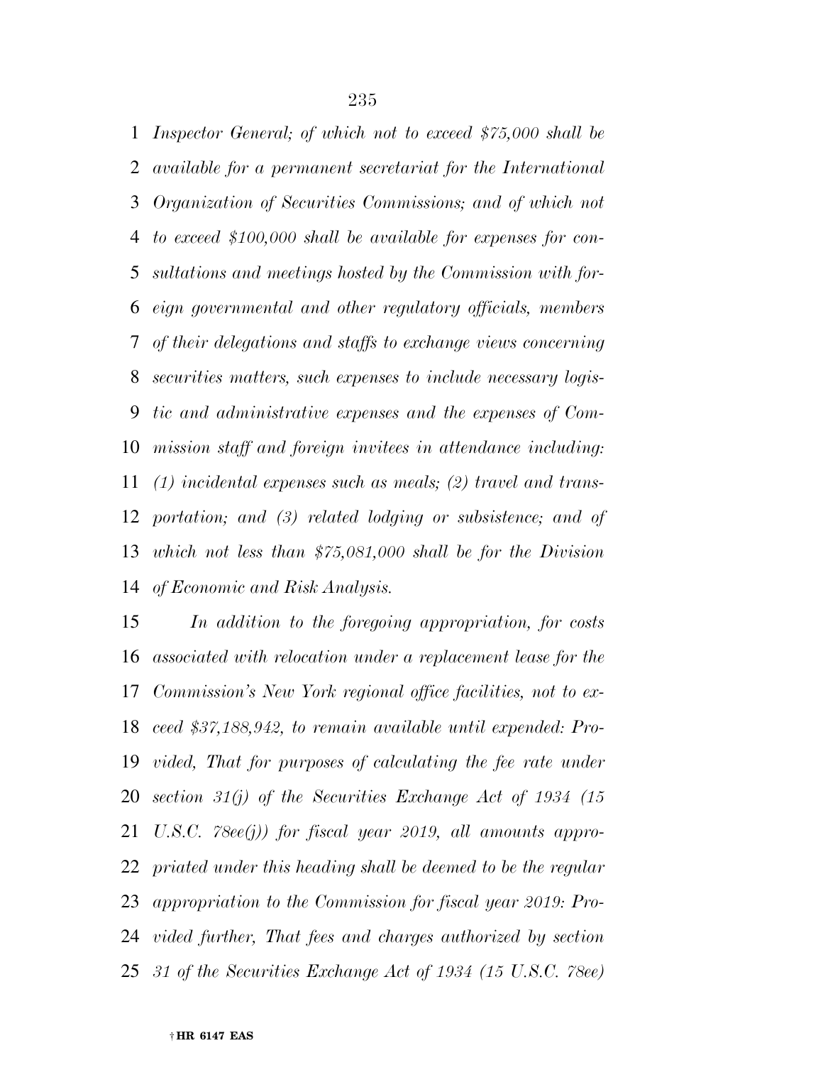*Inspector General; of which not to exceed $75,000 shall be available for a permanent secretariat for the International Organization of Securities Commissions; and of which not to exceed $100,000 shall be available for expenses for consultations and meetings hosted by the Commission with foreign governmental and other regulatory officials, members of their delegations and staffs to exchange views concerning securities matters, such expenses to include necessary logistic and administrative expenses and the expenses of Commission staff and foreign invitees in attendance including: (1) incidental expenses such as meals; (2) travel and transportation; and (3) related lodging or subsistence; and of which not less than $75,081,000 shall be for the Division of Economic and Risk Analysis.*

*In addition to the foregoing appropriation, for costs associated with relocation under a replacement lease for the Commission's New York regional office facilities, not to exceed $37,188,942, to remain available until expended: Provided, That for purposes of calculating the fee rate under section 31(j) of the Securities Exchange Act of 1934 (15 U.S.C. 78ee(j)) for fiscal year 2019, all amounts appropriated under this heading shall be deemed to be the regular appropriation to the Commission for fiscal year 2019: Provided further, That fees and charges authorized by section 31 of the Securities Exchange Act of 1934 (15 U.S.C. 78ee)*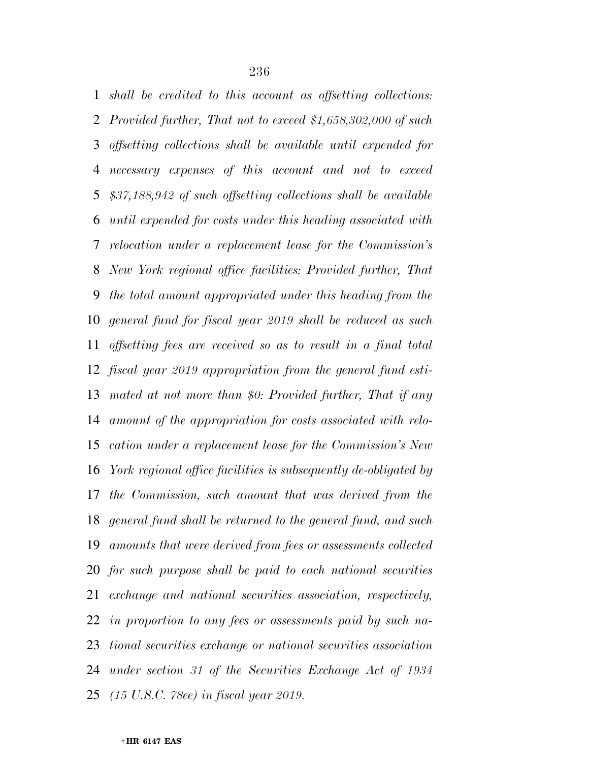*shall be credited to this account as offsetting collections: Provided further, That not to exceed $1,658,302,000 of such offsetting collections shall be available until expended for necessary expenses of this account and not to exceed $37,188,942 of such offsetting collections shall be available until expended for costs under this heading associated with relocation under a replacement lease for the Commission's New York regional office facilities: Provided further, That the total amount appropriated under this heading from the general fund for fiscal year 2019 shall be reduced as such offsetting fees are received so as to result in a final total fiscal year 2019 appropriation from the general fund estimated at not more than $0: Provided further, That if any amount of the appropriation for costs associated with relocation under a replacement lease for the Commission's New York regional office facilities is subsequently de-obligated by the Commission, such amount that was derived from the general fund shall be returned to the general fund, and such amounts that were derived from fees or assessments collected for such purpose shall be paid to each national securities exchange and national securities association, respectively, in proportion to any fees or assessments paid by such national securities exchange or national securities association under section 31 of the Securities Exchange Act of 1934 (15 U.S.C. 78ee) in fiscal year 2019.*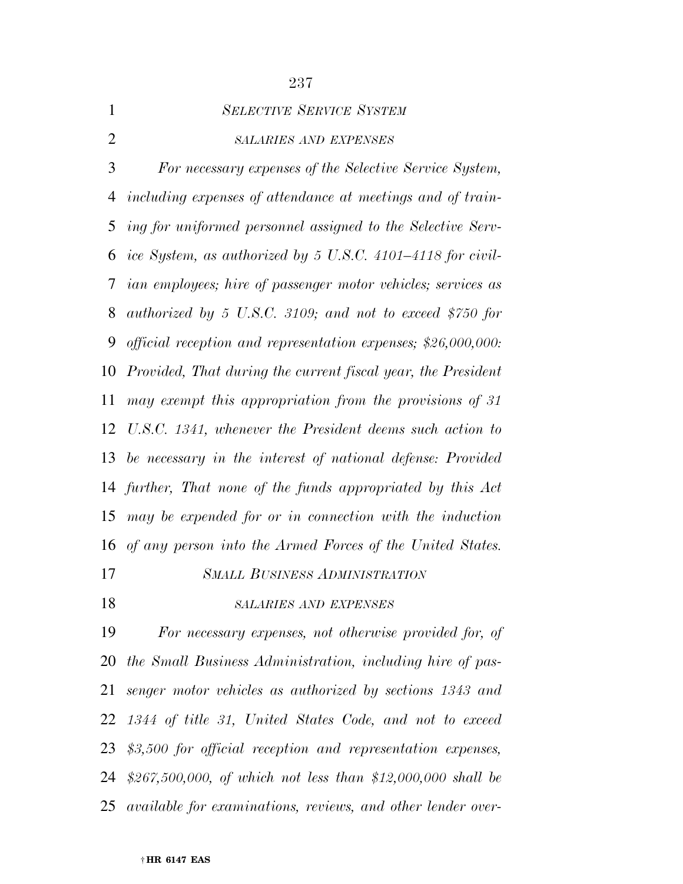*SELECTIVE SERVICE SYSTEM*

*SALARIES AND EXPENSES*

*For necessary expenses of the Selective Service System, including expenses of attendance at meetings and of training for uniformed personnel assigned to the Selective Service System, as authorized by 5 U.S.C. 4101–4118 for civilian employees; hire of passenger motor vehicles; services as authorized by 5 U.S.C. 3109; and not to exceed $750 for official reception and representation expenses; $26,000,000: Provided, That during the current fiscal year, the President may exempt this appropriation from the provisions of 31 U.S.C. 1341, whenever the President deems such action to be necessary in the interest of national defense: Provided further, That none of the funds appropriated by this Act may be expended for or in connection with the induction of any person into the Armed Forces of the United States.*

*SMALL BUSINESS ADMINISTRATION*

*SALARIES AND EXPENSES*

*For necessary expenses, not otherwise provided for, of the Small Business Administration, including hire of passenger motor vehicles as authorized by sections 1343 and 1344 of title 31, United States Code, and not to exceed $3,500 for official reception and representation expenses, $267,500,000, of which not less than $12,000,000 shall be available for examinations, reviews, and other lender over-*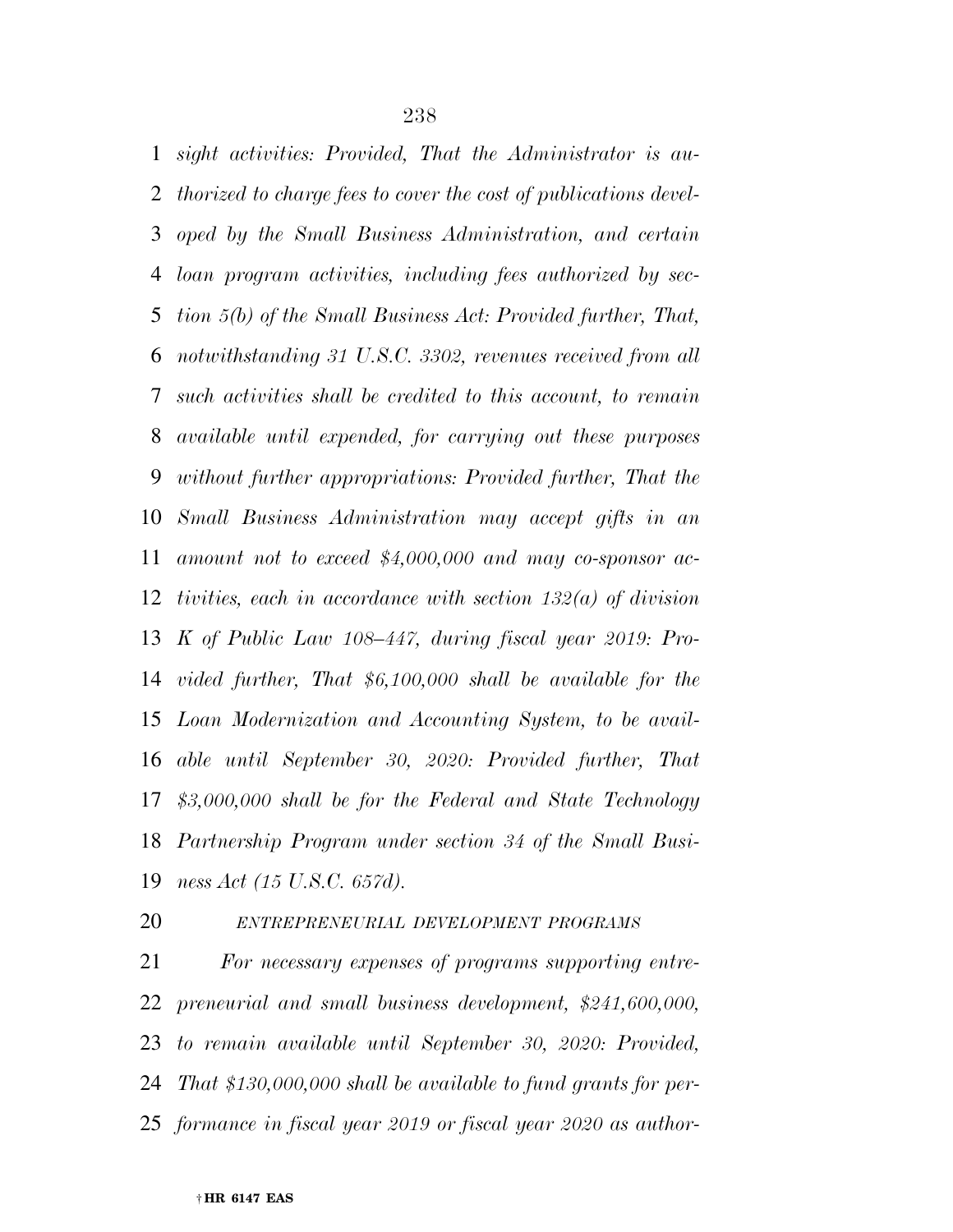*sight activities: Provided, That the Administrator is authorized to charge fees to cover the cost of publications developed by the Small Business Administration, and certain loan program activities, including fees authorized by section 5(b) of the Small Business Act: Provided further, That, notwithstanding 31 U.S.C. 3302, revenues received from all such activities shall be credited to this account, to remain available until expended, for carrying out these purposes without further appropriations: Provided further, That the Small Business Administration may accept gifts in an amount not to exceed $4,000,000 and may co-sponsor activities, each in accordance with section 132(a) of division K of Public Law 108–447, during fiscal year 2019: Provided further, That $6,100,000 shall be available for the Loan Modernization and Accounting System, to be available until September 30, 2020: Provided further, That $3,000,000 shall be for the Federal and State Technology Partnership Program under section 34 of the Small Business Act (15 U.S.C. 657d).*

*ENTREPRENEURIAL DEVELOPMENT PROGRAMS*

*For necessary expenses of programs supporting entrepreneurial and small business development, $241,600,000, to remain available until September 30, 2020: Provided, That $130,000,000 shall be available to fund grants for performance in fiscal year 2019 or fiscal year 2020 as author-*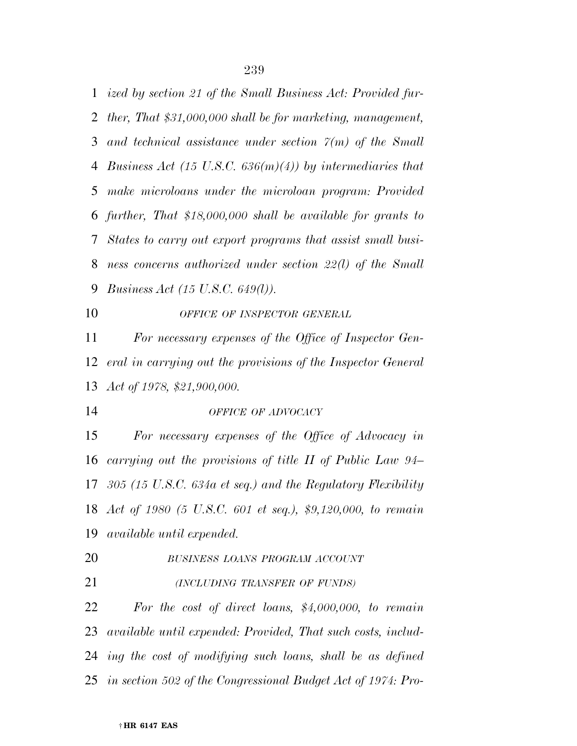*ized by section 21 of the Small Business Act: Provided further, That $31,000,000 shall be for marketing, management, and technical assistance under section 7(m) of the Small Business Act (15 U.S.C. 636(m)(4)) by intermediaries that make microloans under the microloan program: Provided further, That $18,000,000 shall be available for grants to States to carry out export programs that assist small business concerns authorized under section 22(l) of the Small Business Act (15 U.S.C. 649(l)).*

*OFFICE OF INSPECTOR GENERAL*

*For necessary expenses of the Office of Inspector General in carrying out the provisions of the Inspector General Act of 1978, $21,900,000.*

*OFFICE OF ADVOCACY*

*For necessary expenses of the Office of Advocacy in carrying out the provisions of title II of Public Law 94–305 (15 U.S.C. 634a et seq.) and the Regulatory Flexibility Act of 1980 (5 U.S.C. 601 et seq.), $9,120,000, to remain available until expended.*

*BUSINESS LOANS PROGRAM ACCOUNT*

*(INCLUDING TRANSFER OF FUNDS)*

*For the cost of direct loans, $4,000,000, to remain available until expended: Provided, That such costs, including the cost of modifying such loans, shall be as defined in section 502 of the Congressional Budget Act of 1974: Pro-*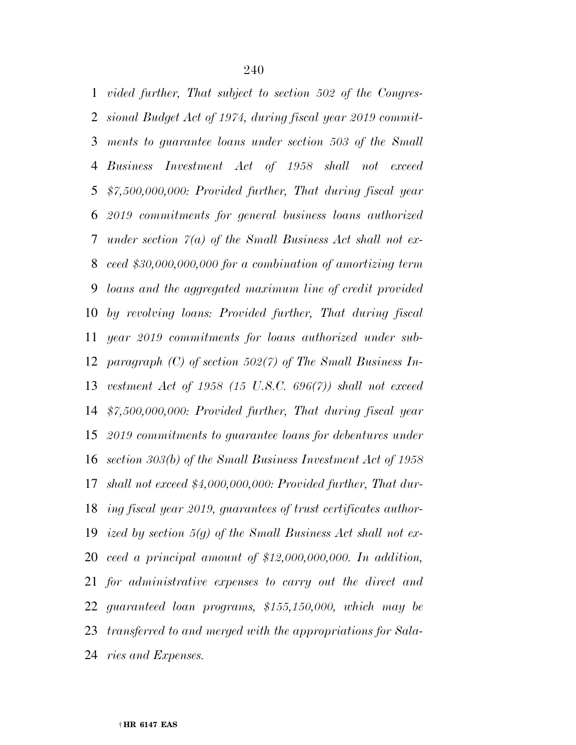*vided further, That subject to section 502 of the Congressional Budget Act of 1974, during fiscal year 2019 commitments to guarantee loans under section 503 of the Small Business Investment Act of 1958 shall not exceed $7,500,000,000: Provided further, That during fiscal year 2019 commitments for general business loans authorized under section 7(a) of the Small Business Act shall not exceed $30,000,000,000 for a combination of amortizing term loans and the aggregated maximum line of credit provided by revolving loans: Provided further, That during fiscal year 2019 commitments for loans authorized under subparagraph (C) of section 502(7) of The Small Business Investment Act of 1958 (15 U.S.C. 696(7)) shall not exceed $7,500,000,000: Provided further, That during fiscal year 2019 commitments to guarantee loans for debentures under section 303(b) of the Small Business Investment Act of 1958 shall not exceed $4,000,000,000: Provided further, That during fiscal year 2019, guarantees of trust certificates authorized by section 5(g) of the Small Business Act shall not exceed a principal amount of $12,000,000,000. In addition, for administrative expenses to carry out the direct and guaranteed loan programs, $155,150,000, which may be transferred to and merged with the appropriations for Salaries and Expenses.*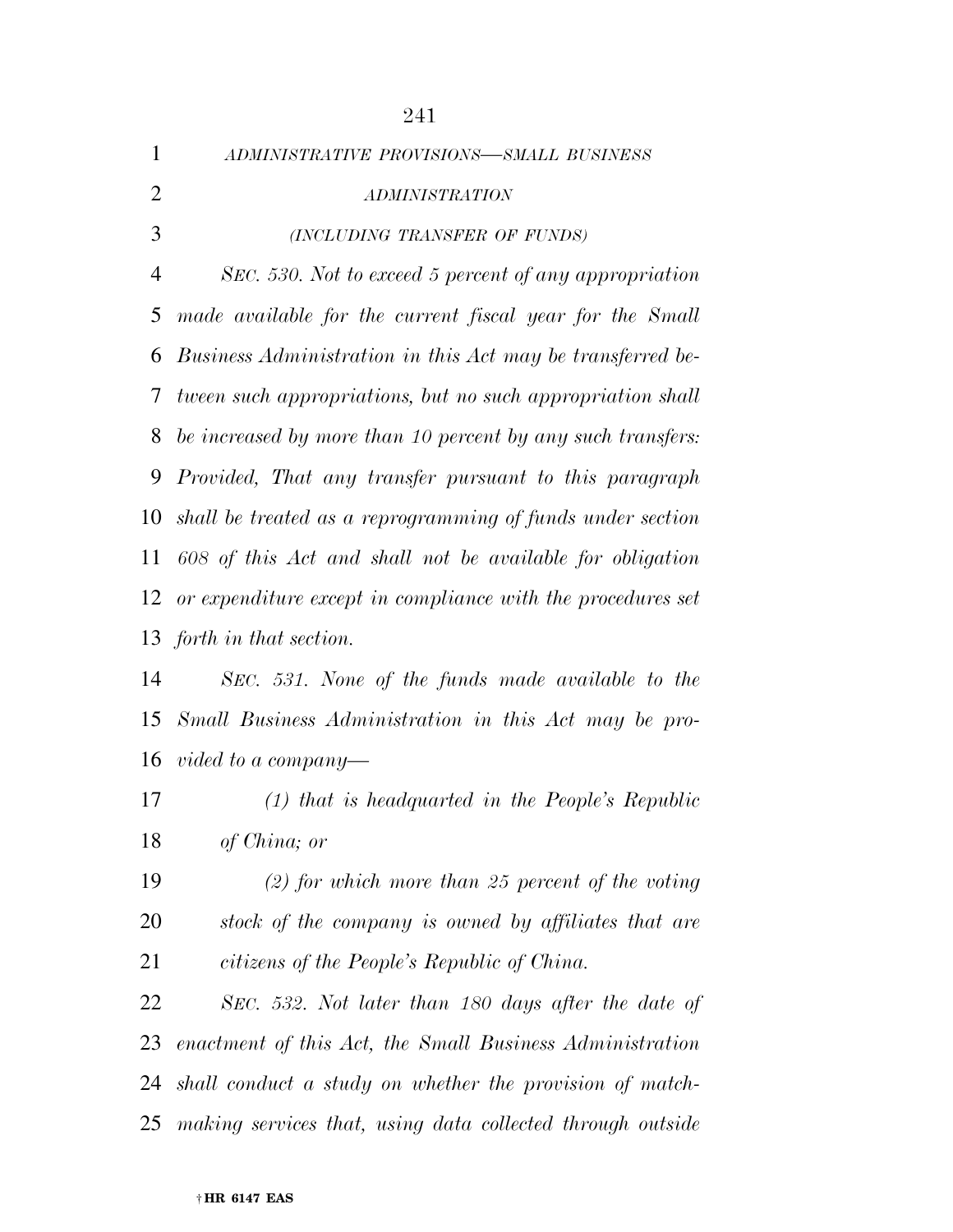*ADMINISTRATIVE PROVISIONS—SMALL BUSINESS ADMINISTRATION*

*(INCLUDING TRANSFER OF FUNDS)*

*SEC. 530. Not to exceed 5 percent of any appropriation made available for the current fiscal year for the Small Business Administration in this Act may be transferred between such appropriations, but no such appropriation shall be increased by more than 10 percent by any such transfers: Provided, That any transfer pursuant to this paragraph shall be treated as a reprogramming of funds under section 608 of this Act and shall not be available for obligation or expenditure except in compliance with the procedures set forth in that section.*

*SEC. 531. None of the funds made available to the Small Business Administration in this Act may be provided to a company—*

*(1) that is headquarted in the People's Republic of China; or*

*(2) for which more than 25 percent of the voting stock of the company is owned by affiliates that are citizens of the People's Republic of China.*

*SEC. 532. Not later than 180 days after the date of enactment of this Act, the Small Business Administration shall conduct a study on whether the provision of matchmaking services that, using data collected through outside*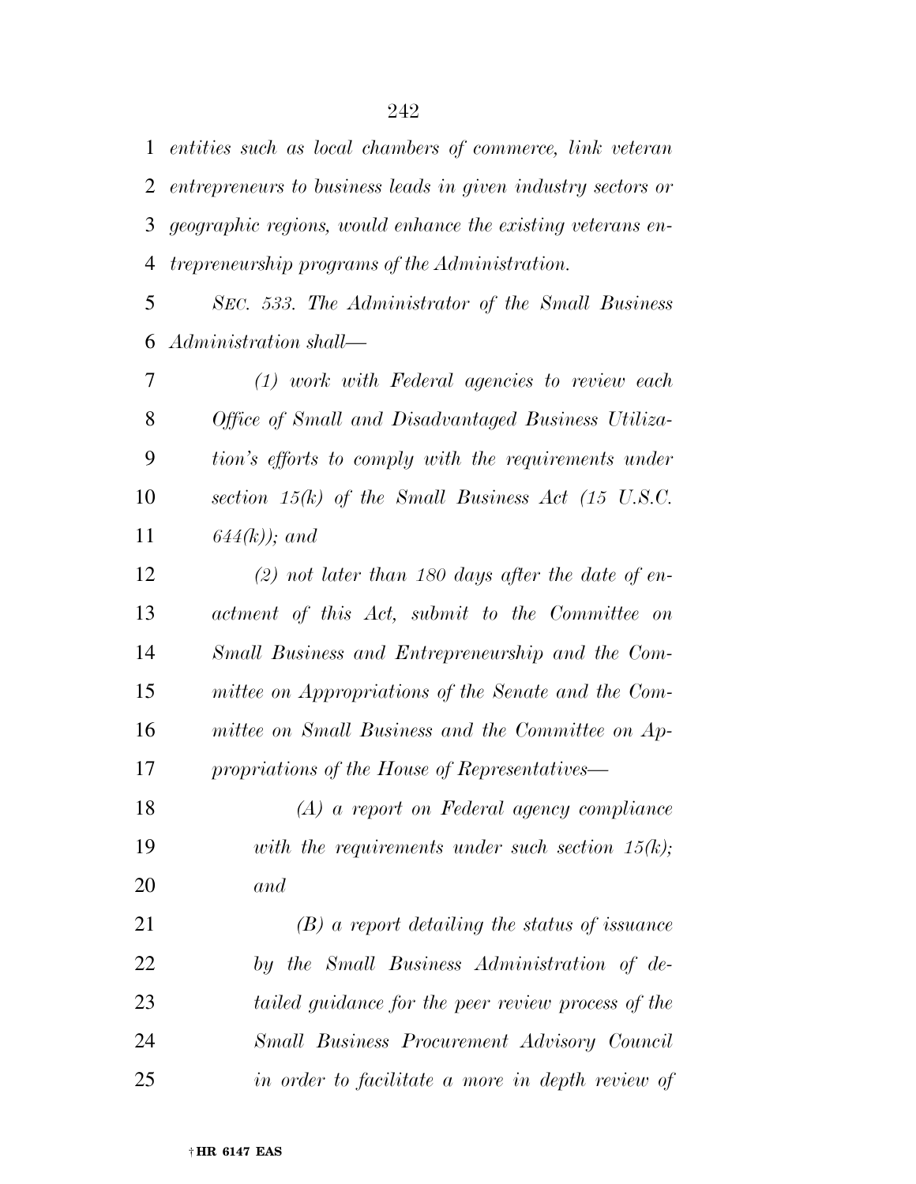*entities such as local chambers of commerce, link veteran entrepreneurs to business leads in given industry sectors or geographic regions, would enhance the existing veterans entrepreneurship programs of the Administration.*

*SEC. 533. The Administrator of the Small Business Administration shall—*

*(1) work with Federal agencies to review each Office of Small and Disadvantaged Business Utilization's efforts to comply with the requirements under section 15(k) of the Small Business Act (15 U.S.C. 644(k)); and*

*(2) not later than 180 days after the date of enactment of this Act, submit to the Committee on Small Business and Entrepreneurship and the Committee on Appropriations of the Senate and the Committee on Small Business and the Committee on Appropriations of the House of Representatives—*

*(A) a report on Federal agency compliance with the requirements under such section 15(k); and*

*(B) a report detailing the status of issuance by the Small Business Administration of detailed guidance for the peer review process of the Small Business Procurement Advisory Council in order to facilitate a more in depth review of*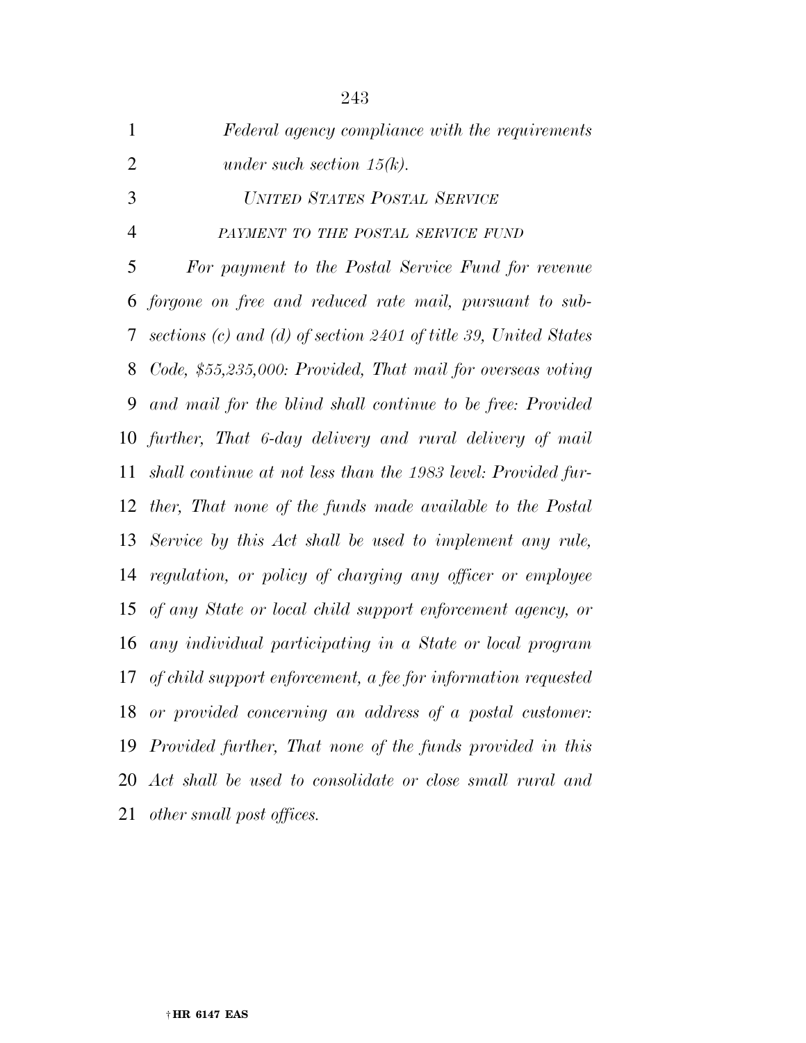*Federal agency compliance with the requirements under such section 15(k).*

*UNITED STATES POSTAL SERVICE*

*PAYMENT TO THE POSTAL SERVICE FUND*

*For payment to the Postal Service Fund for revenue forgone on free and reduced rate mail, pursuant to subsections (c) and (d) of section 2401 of title 39, United States Code, $55,235,000: Provided, That mail for overseas voting and mail for the blind shall continue to be free: Provided further, That 6-day delivery and rural delivery of mail shall continue at not less than the 1983 level: Provided further, That none of the funds made available to the Postal Service by this Act shall be used to implement any rule, regulation, or policy of charging any officer or employee of any State or local child support enforcement agency, or any individual participating in a State or local program of child support enforcement, a fee for information requested or provided concerning an address of a postal customer: Provided further, That none of the funds provided in this Act shall be used to consolidate or close small rural and other small post offices.*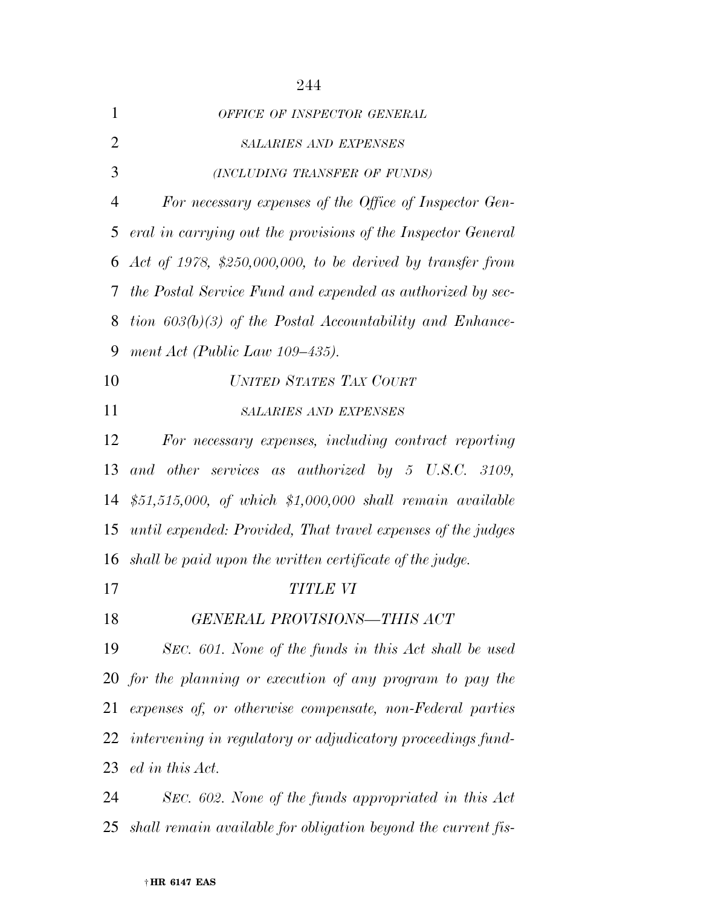*OFFICE OF INSPECTOR GENERAL*

*SALARIES AND EXPENSES*

*(INCLUDING TRANSFER OF FUNDS)*

*For necessary expenses of the Office of Inspector General in carrying out the provisions of the Inspector General Act of 1978, $250,000,000, to be derived by transfer from the Postal Service Fund and expended as authorized by section 603(b)(3) of the Postal Accountability and Enhancement Act (Public Law 109–435).*

*UNITED STATES TAX COURT*

*SALARIES AND EXPENSES*

*For necessary expenses, including contract reporting and other services as authorized by 5 U.S.C. 3109, $51,515,000, of which $1,000,000 shall remain available until expended: Provided, That travel expenses of the judges shall be paid upon the written certificate of the judge.*

*TITLE VI*

*GENERAL PROVISIONS—THIS ACT*

*SEC. 601. None of the funds in this Act shall be used for the planning or execution of any program to pay the expenses of, or otherwise compensate, non-Federal parties intervening in regulatory or adjudicatory proceedings funded in this Act.*

*SEC. 602. None of the funds appropriated in this Act shall remain available for obligation beyond the current fis-*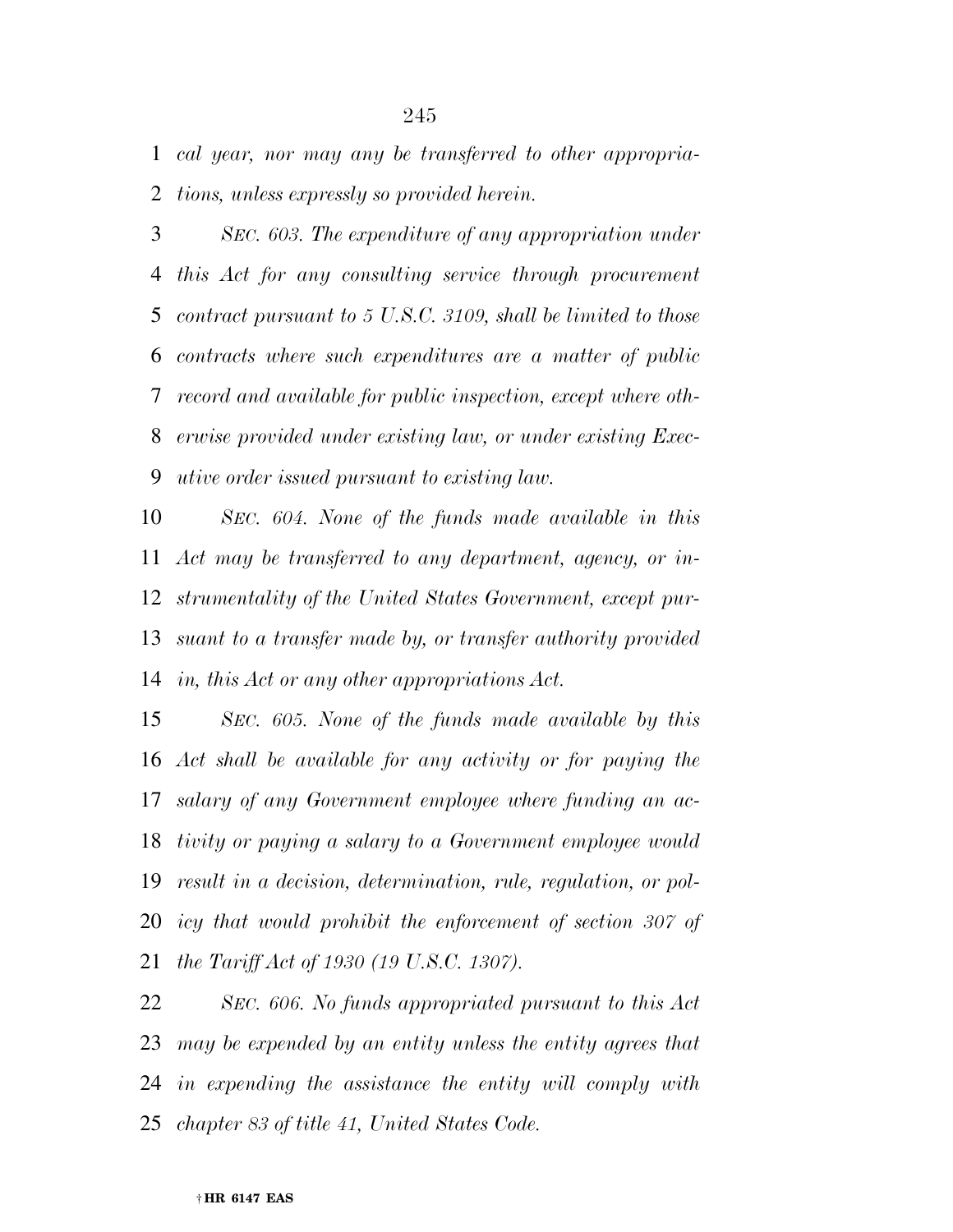*cal year, nor may any be transferred to other appropriations, unless expressly so provided herein.*

*SEC. 603. The expenditure of any appropriation under this Act for any consulting service through procurement contract pursuant to 5 U.S.C. 3109, shall be limited to those contracts where such expenditures are a matter of public record and available for public inspection, except where otherwise provided under existing law, or under existing Executive order issued pursuant to existing law.*

*SEC. 604. None of the funds made available in this Act may be transferred to any department, agency, or instrumentality of the United States Government, except pursuant to a transfer made by, or transfer authority provided in, this Act or any other appropriations Act.*

*SEC. 605. None of the funds made available by this Act shall be available for any activity or for paying the salary of any Government employee where funding an activity or paying a salary to a Government employee would result in a decision, determination, rule, regulation, or policy that would prohibit the enforcement of section 307 of the Tariff Act of 1930 (19 U.S.C. 1307).*

*SEC. 606. No funds appropriated pursuant to this Act may be expended by an entity unless the entity agrees that in expending the assistance the entity will comply with chapter 83 of title 41, United States Code.*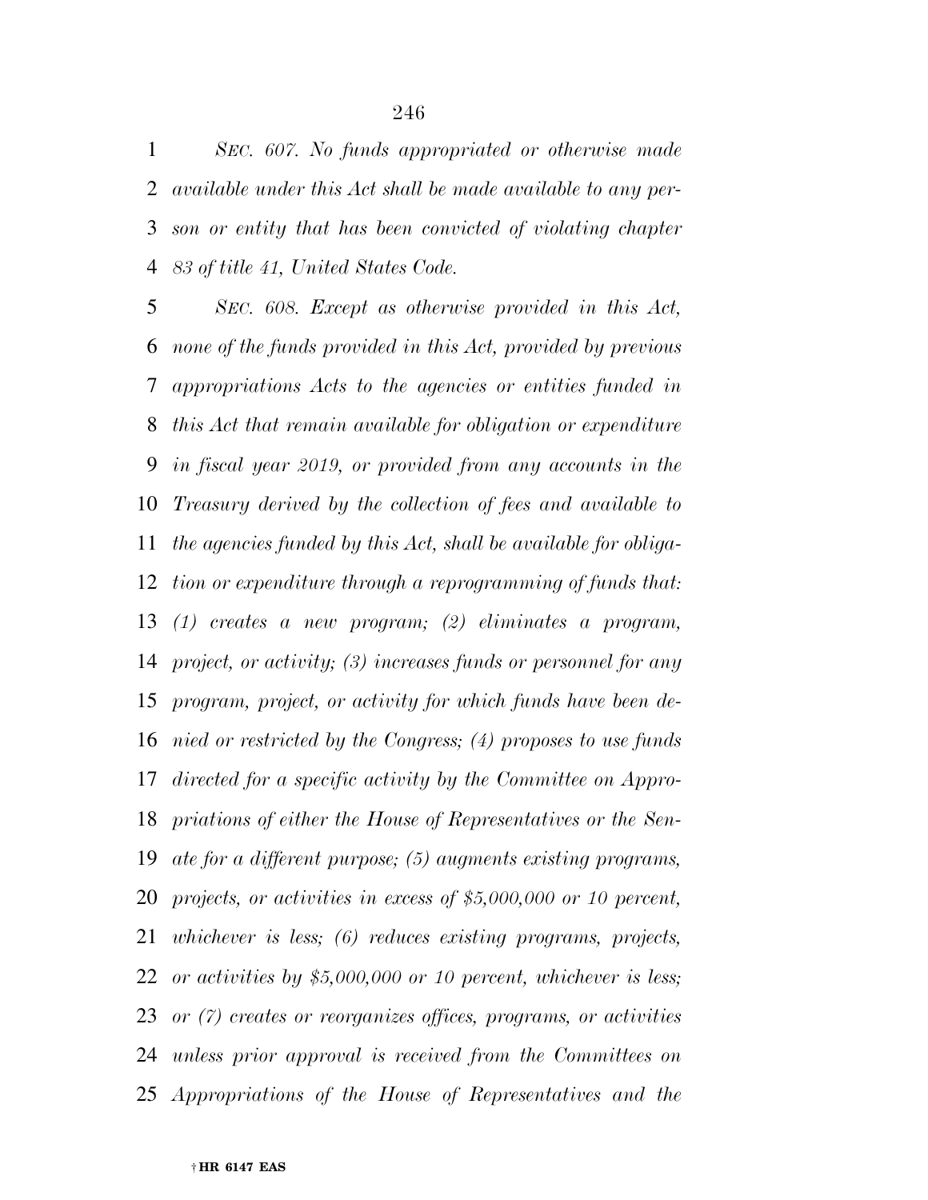*SEC. 607. No funds appropriated or otherwise made available under this Act shall be made available to any person or entity that has been convicted of violating chapter 83 of title 41, United States Code.*

*SEC. 608. Except as otherwise provided in this Act, none of the funds provided in this Act, provided by previous appropriations Acts to the agencies or entities funded in this Act that remain available for obligation or expenditure in fiscal year 2019, or provided from any accounts in the Treasury derived by the collection of fees and available to the agencies funded by this Act, shall be available for obligation or expenditure through a reprogramming of funds that: (1) creates a new program; (2) eliminates a program, project, or activity; (3) increases funds or personnel for any program, project, or activity for which funds have been denied or restricted by the Congress; (4) proposes to use funds directed for a specific activity by the Committee on Appropriations of either the House of Representatives or the Senate for a different purpose; (5) augments existing programs, projects, or activities in excess of $5,000,000 or 10 percent, whichever is less; (6) reduces existing programs, projects, or activities by $5,000,000 or 10 percent, whichever is less; or (7) creates or reorganizes offices, programs, or activities unless prior approval is received from the Committees on Appropriations of the House of Representatives and the*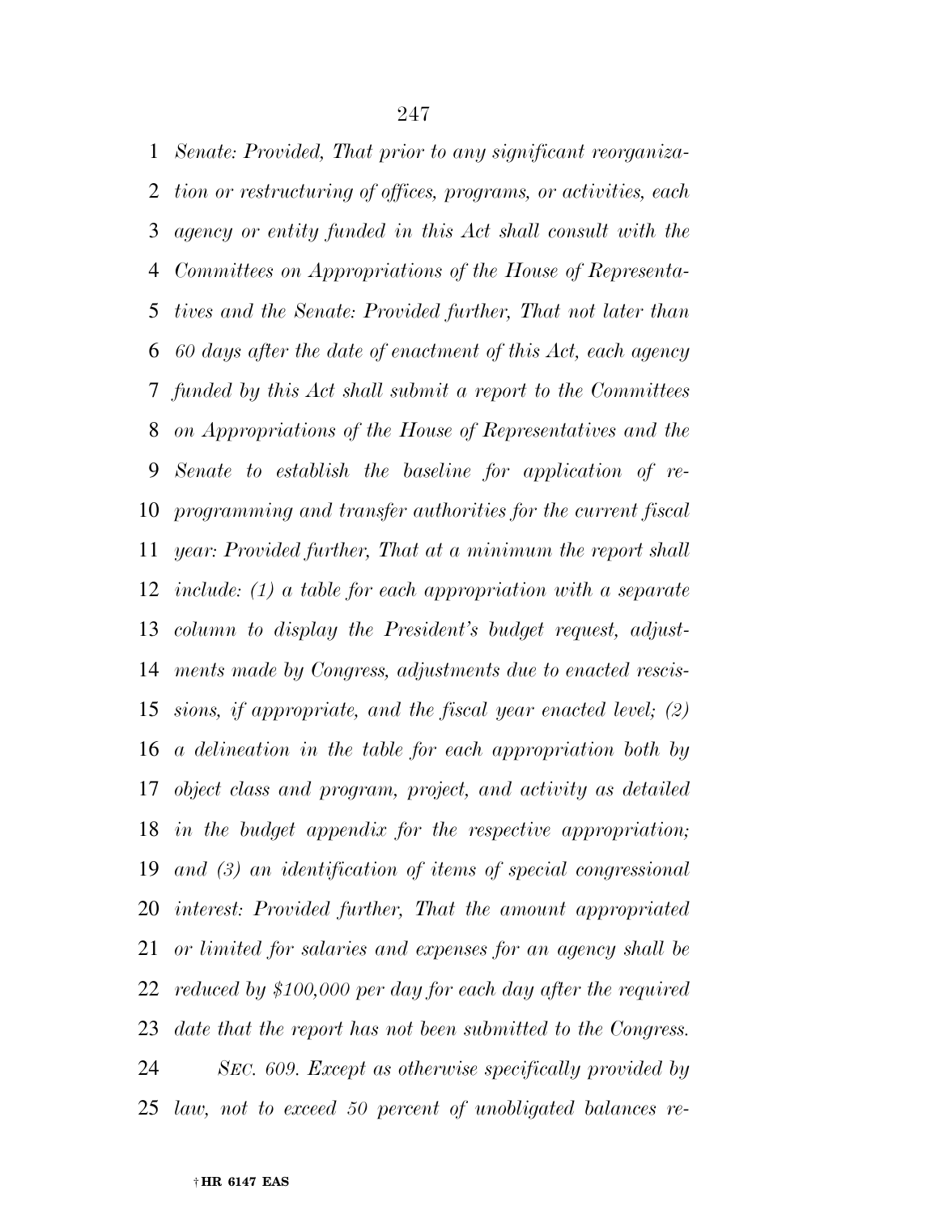*Senate: Provided, That prior to any significant reorganization or restructuring of offices, programs, or activities, each agency or entity funded in this Act shall consult with the Committees on Appropriations of the House of Representatives and the Senate: Provided further, That not later than 60 days after the date of enactment of this Act, each agency funded by this Act shall submit a report to the Committees on Appropriations of the House of Representatives and the Senate to establish the baseline for application of reprogramming and transfer authorities for the current fiscal year: Provided further, That at a minimum the report shall include: (1) a table for each appropriation with a separate column to display the President's budget request, adjustments made by Congress, adjustments due to enacted rescissions, if appropriate, and the fiscal year enacted level; (2) a delineation in the table for each appropriation both by object class and program, project, and activity as detailed in the budget appendix for the respective appropriation; and (3) an identification of items of special congressional interest: Provided further, That the amount appropriated or limited for salaries and expenses for an agency shall be reduced by $100,000 per day for each day after the required date that the report has not been submitted to the Congress.*

*SEC. 609. Except as otherwise specifically provided by law, not to exceed 50 percent of unobligated balances re-*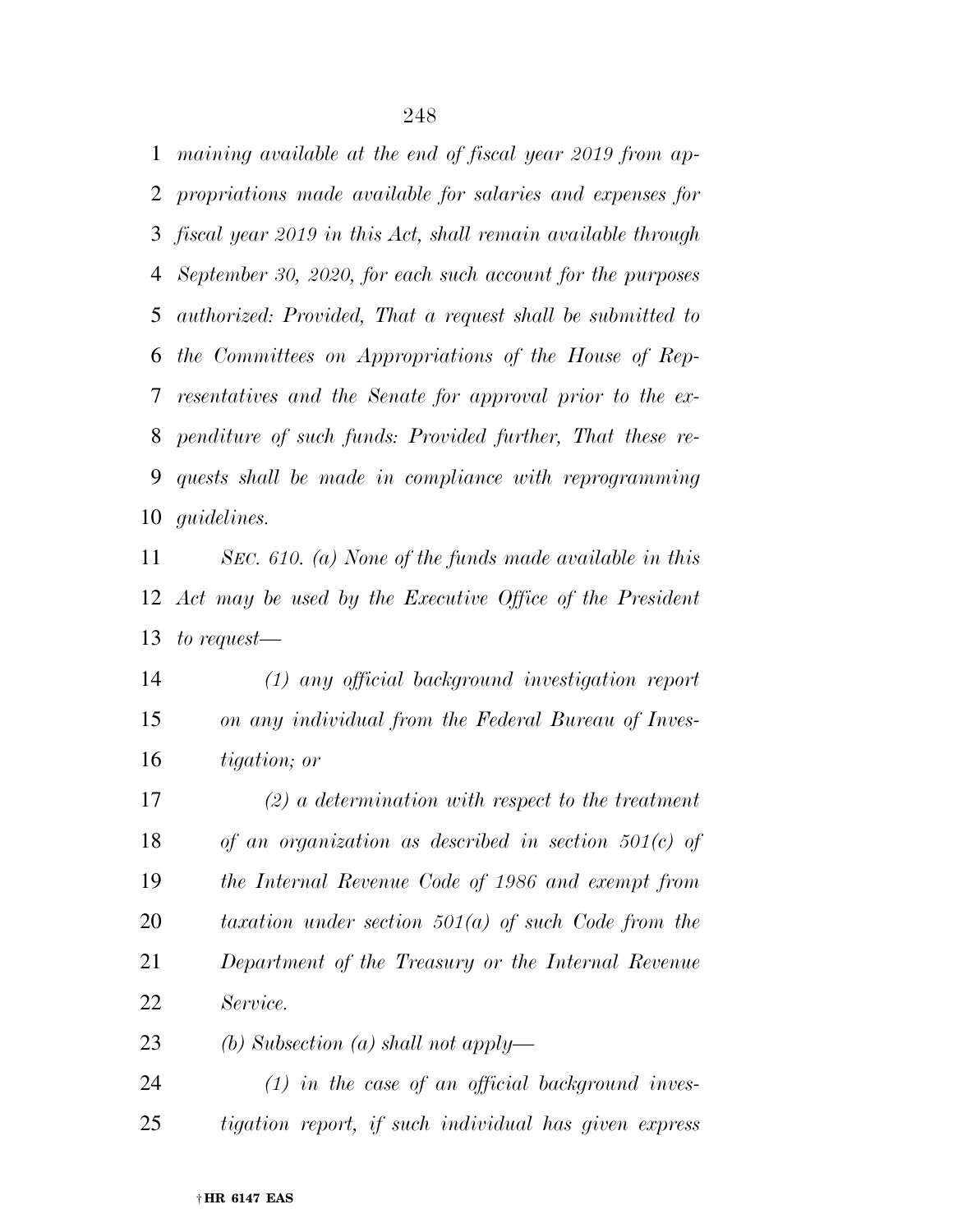*maining available at the end of fiscal year 2019 from appropriations made available for salaries and expenses for fiscal year 2019 in this Act, shall remain available through September 30, 2020, for each such account for the purposes authorized: Provided, That a request shall be submitted to the Committees on Appropriations of the House of Representatives and the Senate for approval prior to the expenditure of such funds: Provided further, That these requests shall be made in compliance with reprogramming guidelines.*

*SEC. 610. (a) None of the funds made available in this Act may be used by the Executive Office of the President to request—*

*(1) any official background investigation report on any individual from the Federal Bureau of Investigation; or*

*(2) a determination with respect to the treatment of an organization as described in section 501(c) of the Internal Revenue Code of 1986 and exempt from taxation under section 501(a) of such Code from the Department of the Treasury or the Internal Revenue Service.*

*(b) Subsection (a) shall not apply—*

*(1) in the case of an official background investigation report, if such individual has given express*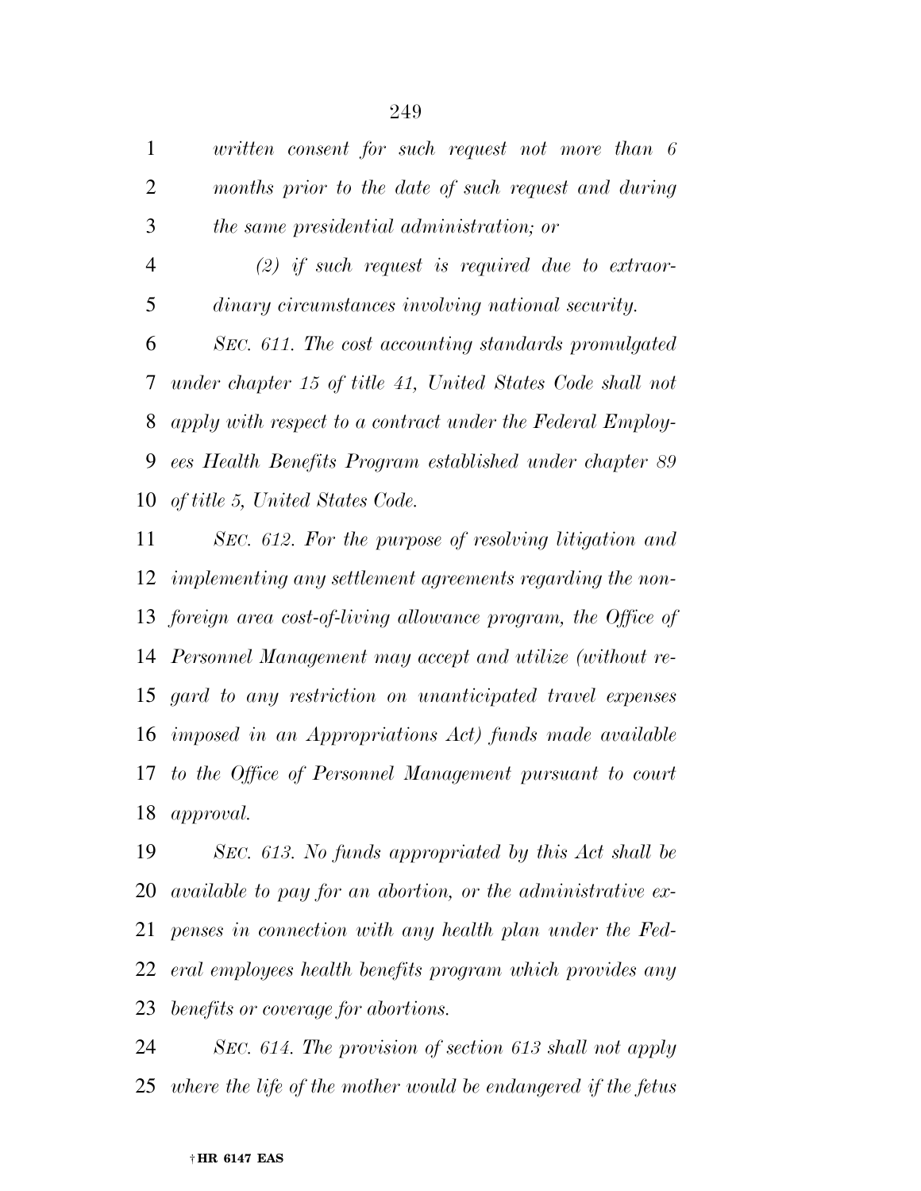*written consent for such request not more than 6 months prior to the date of such request and during the same presidential administration; or*

*(2) if such request is required due to extraordinary circumstances involving national security.*

*SEC. 611. The cost accounting standards promulgated under chapter 15 of title 41, United States Code shall not apply with respect to a contract under the Federal Employees Health Benefits Program established under chapter 89 of title 5, United States Code.*

*SEC. 612. For the purpose of resolving litigation and implementing any settlement agreements regarding the nonforeign area cost-of-living allowance program, the Office of Personnel Management may accept and utilize (without regard to any restriction on unanticipated travel expenses imposed in an Appropriations Act) funds made available to the Office of Personnel Management pursuant to court approval.*

*SEC. 613. No funds appropriated by this Act shall be available to pay for an abortion, or the administrative expenses in connection with any health plan under the Federal employees health benefits program which provides any benefits or coverage for abortions.*

*SEC. 614. The provision of section 613 shall not apply where the life of the mother would be endangered if the fetus*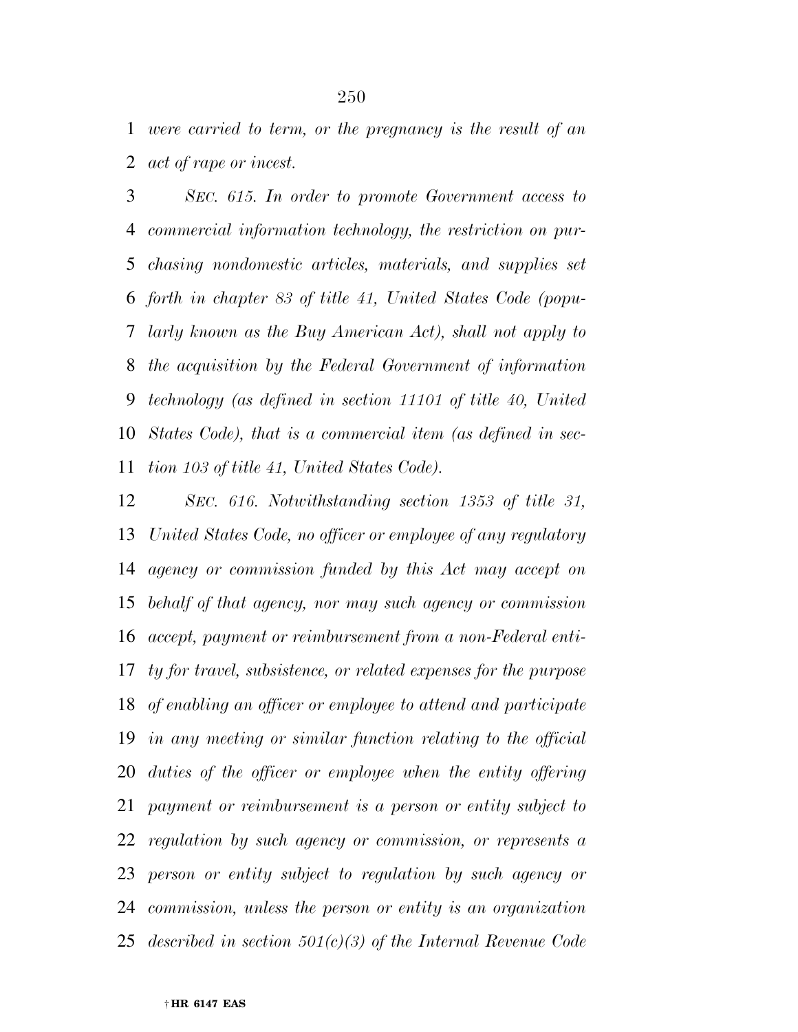*were carried to term, or the pregnancy is the result of an act of rape or incest.*

*SEC. 615. In order to promote Government access to commercial information technology, the restriction on purchasing nondomestic articles, materials, and supplies set forth in chapter 83 of title 41, United States Code (popularly known as the Buy American Act), shall not apply to the acquisition by the Federal Government of information technology (as defined in section 11101 of title 40, United States Code), that is a commercial item (as defined in section 103 of title 41, United States Code).*

*SEC. 616. Notwithstanding section 1353 of title 31, United States Code, no officer or employee of any regulatory agency or commission funded by this Act may accept on behalf of that agency, nor may such agency or commission accept, payment or reimbursement from a non-Federal entity for travel, subsistence, or related expenses for the purpose of enabling an officer or employee to attend and participate in any meeting or similar function relating to the official duties of the officer or employee when the entity offering payment or reimbursement is a person or entity subject to regulation by such agency or commission, or represents a person or entity subject to regulation by such agency or commission, unless the person or entity is an organization described in section 501(c)(3) of the Internal Revenue Code*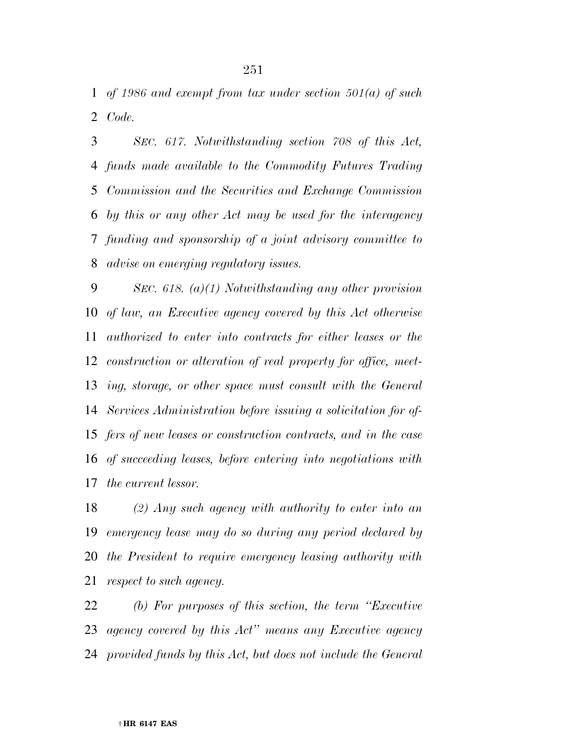*of 1986 and exempt from tax under section 501(a) of such Code.*

*SEC. 617. Notwithstanding section 708 of this Act, funds made available to the Commodity Futures Trading Commission and the Securities and Exchange Commission by this or any other Act may be used for the interagency funding and sponsorship of a joint advisory committee to advise on emerging regulatory issues.*

*SEC. 618. (a)(1) Notwithstanding any other provision of law, an Executive agency covered by this Act otherwise authorized to enter into contracts for either leases or the construction or alteration of real property for office, meeting, storage, or other space must consult with the General Services Administration before issuing a solicitation for offers of new leases or construction contracts, and in the case of succeeding leases, before entering into negotiations with the current lessor.*

*(2) Any such agency with authority to enter into an emergency lease may do so during any period declared by the President to require emergency leasing authority with respect to such agency.*

*(b) For purposes of this section, the term "Executive agency covered by this Act" means any Executive agency provided funds by this Act, but does not include the General*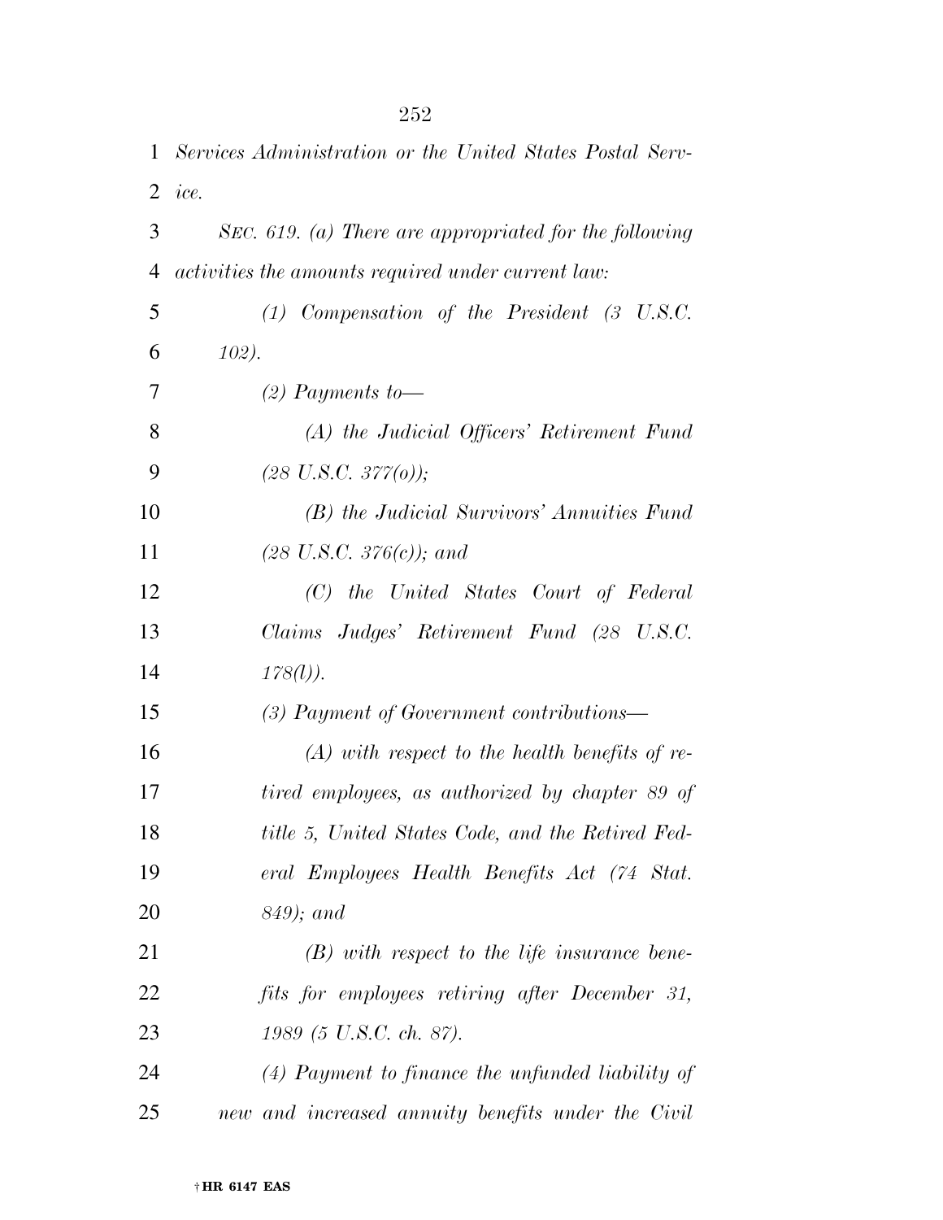*Services Administration or the United States Postal Service.*

*SEC. 619. (a) There are appropriated for the following activities the amounts required under current law:*

*(1) Compensation of the President (3 U.S.C. 102).*

*(2) Payments to—*

*(A) the Judicial Officers' Retirement Fund (28 U.S.C. 377(o));*

*(B) the Judicial Survivors' Annuities Fund (28 U.S.C. 376(c)); and*

*(C) the United States Court of Federal Claims Judges' Retirement Fund (28 U.S.C. 178(l)).*

*(3) Payment of Government contributions—*

*(A) with respect to the health benefits of retired employees, as authorized by chapter 89 of title 5, United States Code, and the Retired Federal Employees Health Benefits Act (74 Stat. 849); and*

*(B) with respect to the life insurance benefits for employees retiring after December 31, 1989 (5 U.S.C. ch. 87).*

*(4) Payment to finance the unfunded liability of new and increased annuity benefits under the Civil*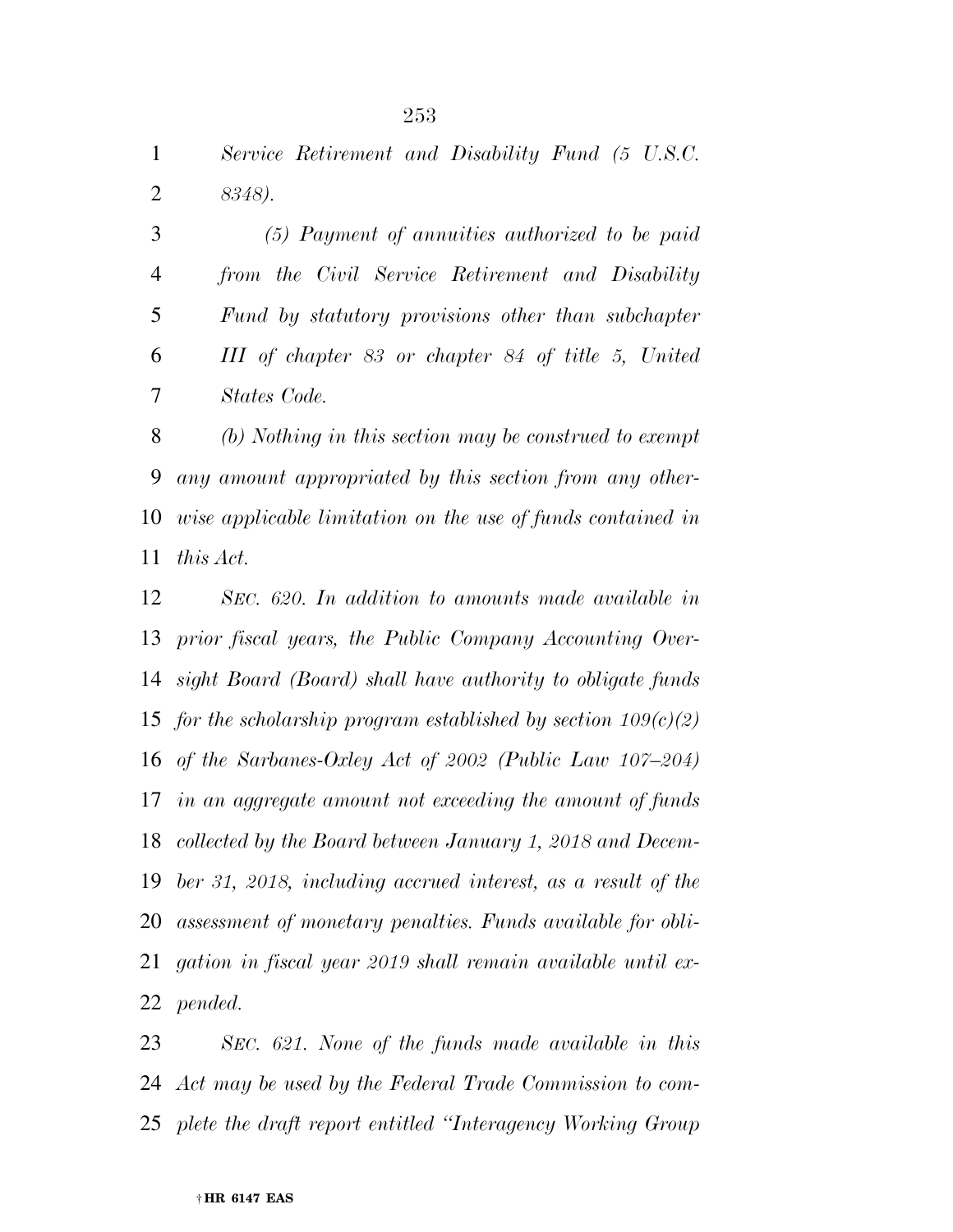*Service Retirement and Disability Fund (5 U.S.C. 8348).*

*(5) Payment of annuities authorized to be paid from the Civil Service Retirement and Disability Fund by statutory provisions other than subchapter III of chapter 83 or chapter 84 of title 5, United States Code.*

*(b) Nothing in this section may be construed to exempt any amount appropriated by this section from any otherwise applicable limitation on the use of funds contained in this Act.*

*SEC. 620. In addition to amounts made available in prior fiscal years, the Public Company Accounting Oversight Board (Board) shall have authority to obligate funds for the scholarship program established by section 109(c)(2) of the Sarbanes-Oxley Act of 2002 (Public Law 107–204) in an aggregate amount not exceeding the amount of funds collected by the Board between January 1, 2018 and December 31, 2018, including accrued interest, as a result of the assessment of monetary penalties. Funds available for obligation in fiscal year 2019 shall remain available until expended.*

*SEC. 621. None of the funds made available in this Act may be used by the Federal Trade Commission to complete the draft report entitled "Interagency Working Group*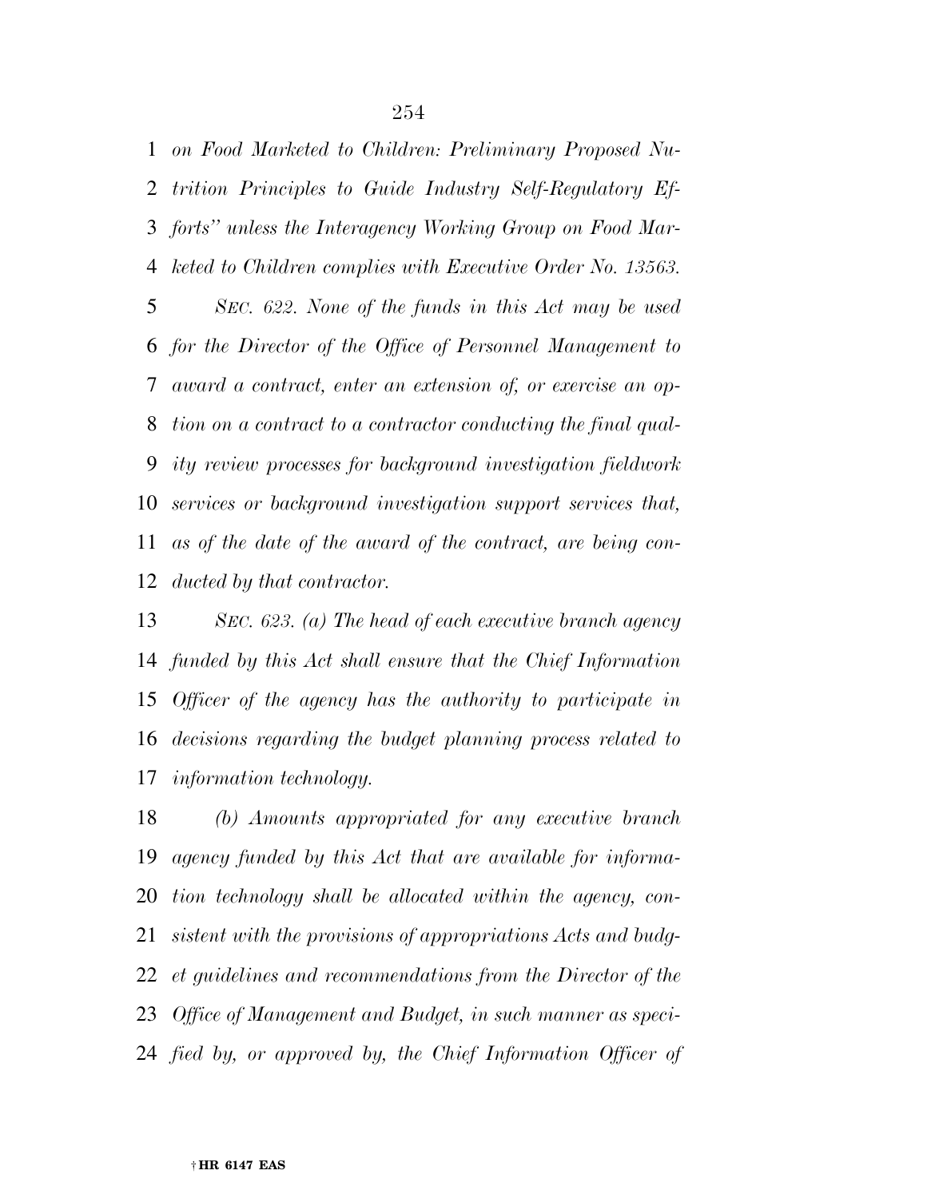*on Food Marketed to Children: Preliminary Proposed Nutrition Principles to Guide Industry Self-Regulatory Efforts" unless the Interagency Working Group on Food Marketed to Children complies with Executive Order No. 13563.*

*SEC. 622. None of the funds in this Act may be used for the Director of the Office of Personnel Management to award a contract, enter an extension of, or exercise an option on a contract to a contractor conducting the final quality review processes for background investigation fieldwork services or background investigation support services that, as of the date of the award of the contract, are being conducted by that contractor.*

*SEC. 623. (a) The head of each executive branch agency funded by this Act shall ensure that the Chief Information Officer of the agency has the authority to participate in decisions regarding the budget planning process related to information technology.*

*(b) Amounts appropriated for any executive branch agency funded by this Act that are available for information technology shall be allocated within the agency, consistent with the provisions of appropriations Acts and budget guidelines and recommendations from the Director of the Office of Management and Budget, in such manner as specified by, or approved by, the Chief Information Officer of*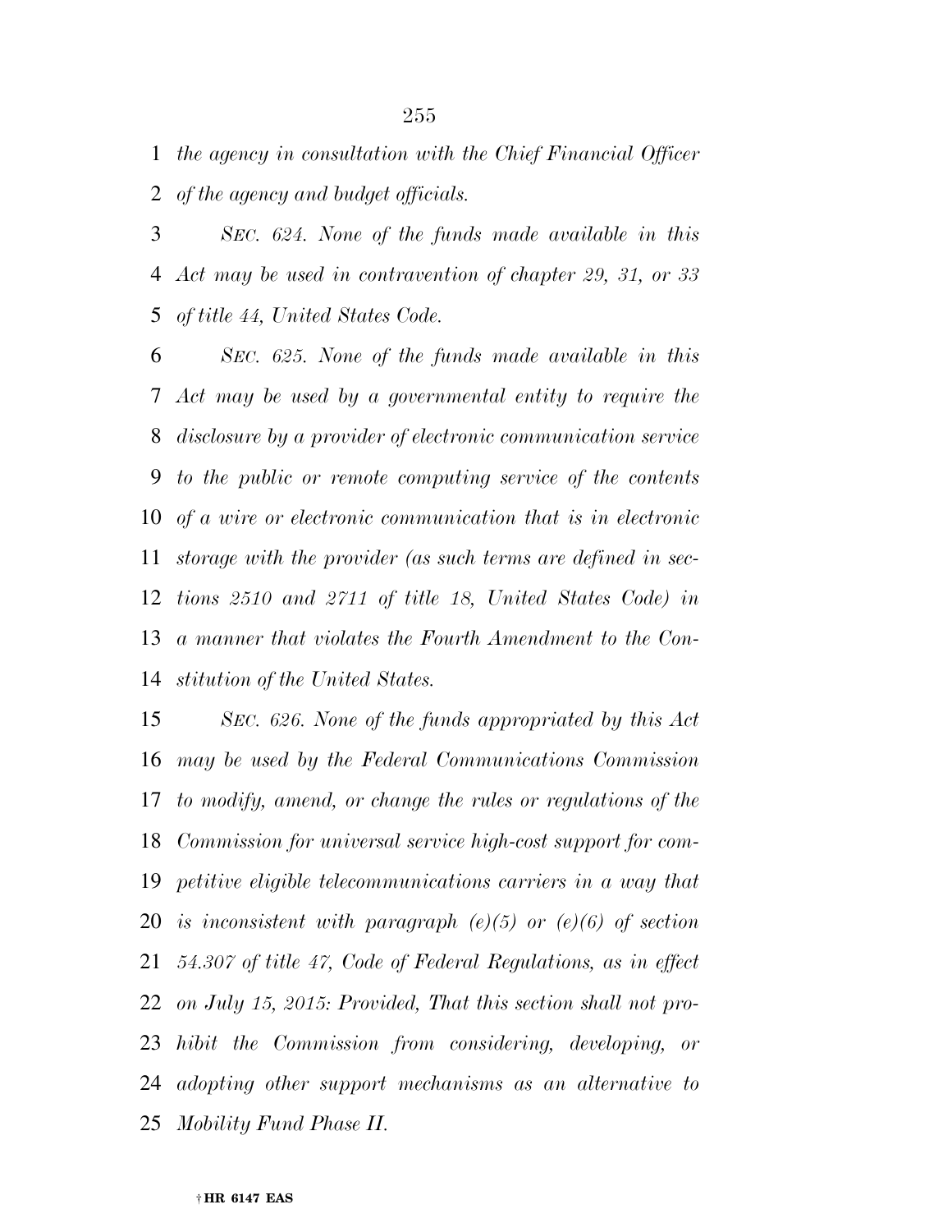*the agency in consultation with the Chief Financial Officer of the agency and budget officials.*

*SEC. 624. None of the funds made available in this Act may be used in contravention of chapter 29, 31, or 33 of title 44, United States Code.*

*SEC. 625. None of the funds made available in this Act may be used by a governmental entity to require the disclosure by a provider of electronic communication service to the public or remote computing service of the contents of a wire or electronic communication that is in electronic storage with the provider (as such terms are defined in sections 2510 and 2711 of title 18, United States Code) in a manner that violates the Fourth Amendment to the Constitution of the United States.*

*SEC. 626. None of the funds appropriated by this Act may be used by the Federal Communications Commission to modify, amend, or change the rules or regulations of the Commission for universal service high-cost support for competitive eligible telecommunications carriers in a way that is inconsistent with paragraph (e)(5) or (e)(6) of section 54.307 of title 47, Code of Federal Regulations, as in effect on July 15, 2015: Provided, That this section shall not prohibit the Commission from considering, developing, or adopting other support mechanisms as an alternative to Mobility Fund Phase II.*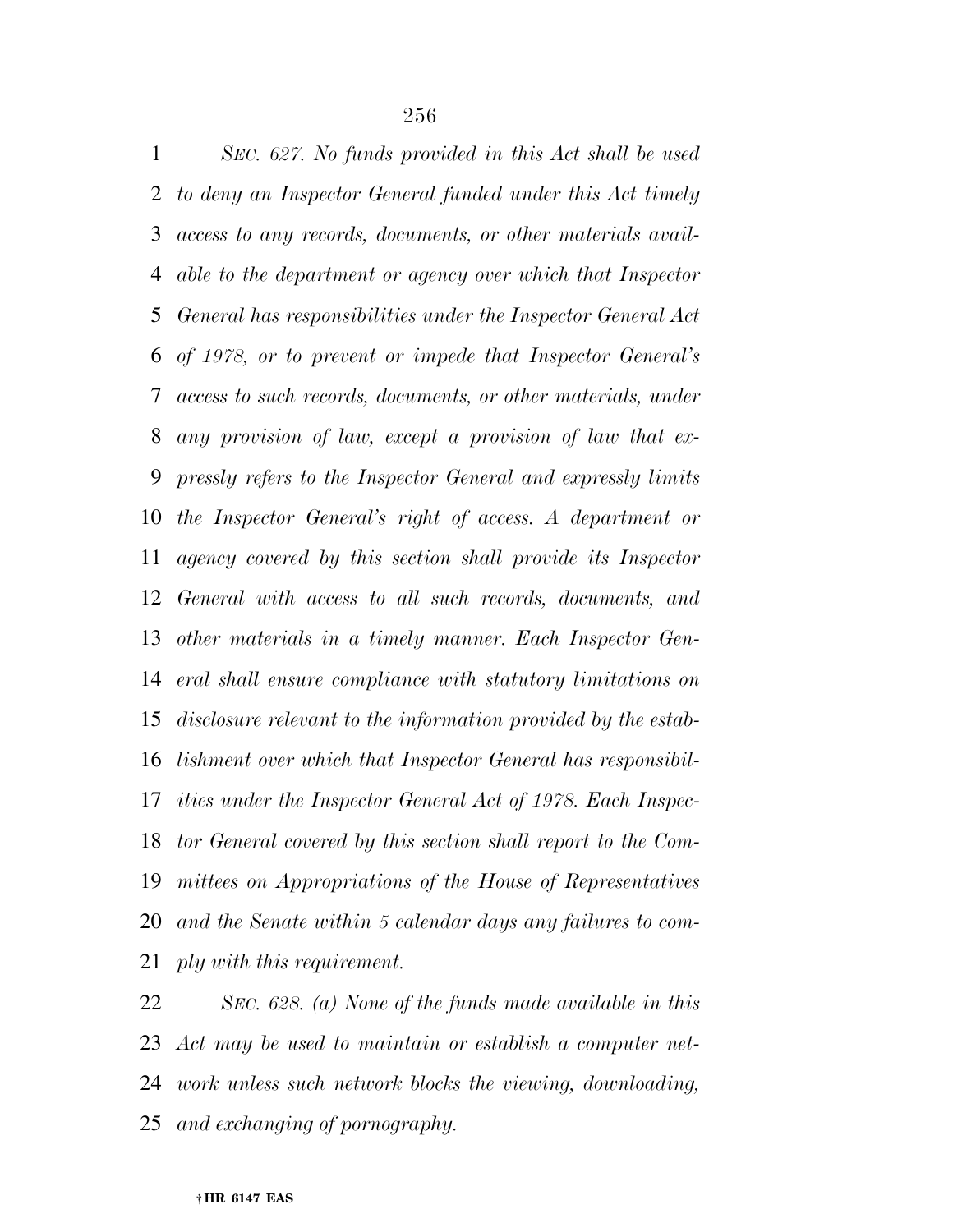*SEC. 627. No funds provided in this Act shall be used to deny an Inspector General funded under this Act timely access to any records, documents, or other materials available to the department or agency over which that Inspector General has responsibilities under the Inspector General Act of 1978, or to prevent or impede that Inspector General's access to such records, documents, or other materials, under any provision of law, except a provision of law that expressly refers to the Inspector General and expressly limits the Inspector General's right of access. A department or agency covered by this section shall provide its Inspector General with access to all such records, documents, and other materials in a timely manner. Each Inspector General shall ensure compliance with statutory limitations on disclosure relevant to the information provided by the establishment over which that Inspector General has responsibilities under the Inspector General Act of 1978. Each Inspector General covered by this section shall report to the Committees on Appropriations of the House of Representatives and the Senate within 5 calendar days any failures to comply with this requirement.*

*SEC. 628. (a) None of the funds made available in this Act may be used to maintain or establish a computer network unless such network blocks the viewing, downloading, and exchanging of pornography.*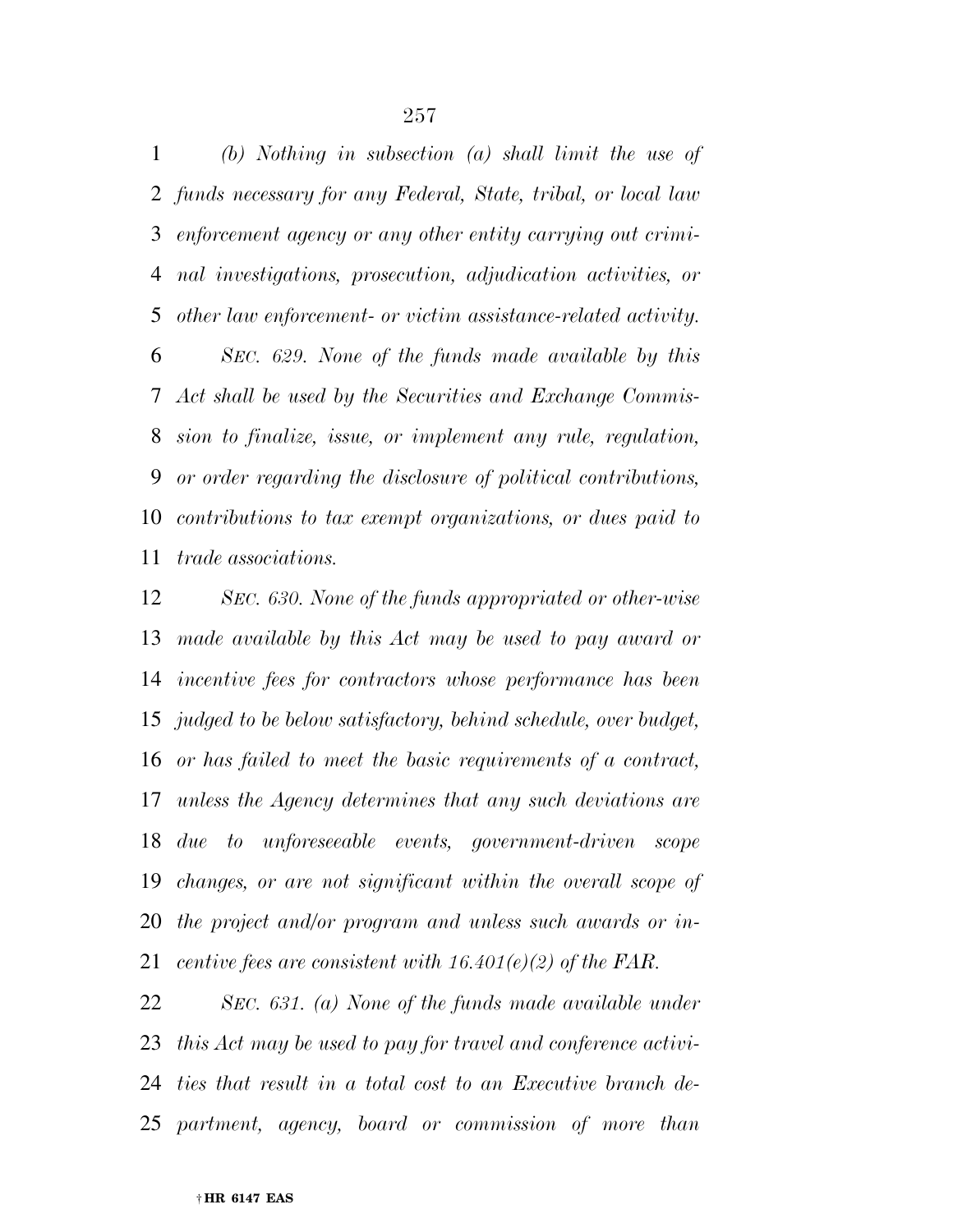*(b) Nothing in subsection (a) shall limit the use of funds necessary for any Federal, State, tribal, or local law enforcement agency or any other entity carrying out criminal investigations, prosecution, adjudication activities, or other law enforcement- or victim assistance-related activity.*

*SEC. 629. None of the funds made available by this Act shall be used by the Securities and Exchange Commission to finalize, issue, or implement any rule, regulation, or order regarding the disclosure of political contributions, contributions to tax exempt organizations, or dues paid to trade associations.*

*SEC. 630. None of the funds appropriated or other-wise made available by this Act may be used to pay award or incentive fees for contractors whose performance has been judged to be below satisfactory, behind schedule, over budget, or has failed to meet the basic requirements of a contract, unless the Agency determines that any such deviations are due to unforeseeable events, government-driven scope changes, or are not significant within the overall scope of the project and/or program and unless such awards or incentive fees are consistent with 16.401(e)(2) of the FAR.*

*SEC. 631. (a) None of the funds made available under this Act may be used to pay for travel and conference activities that result in a total cost to an Executive branch department, agency, board or commission of more than*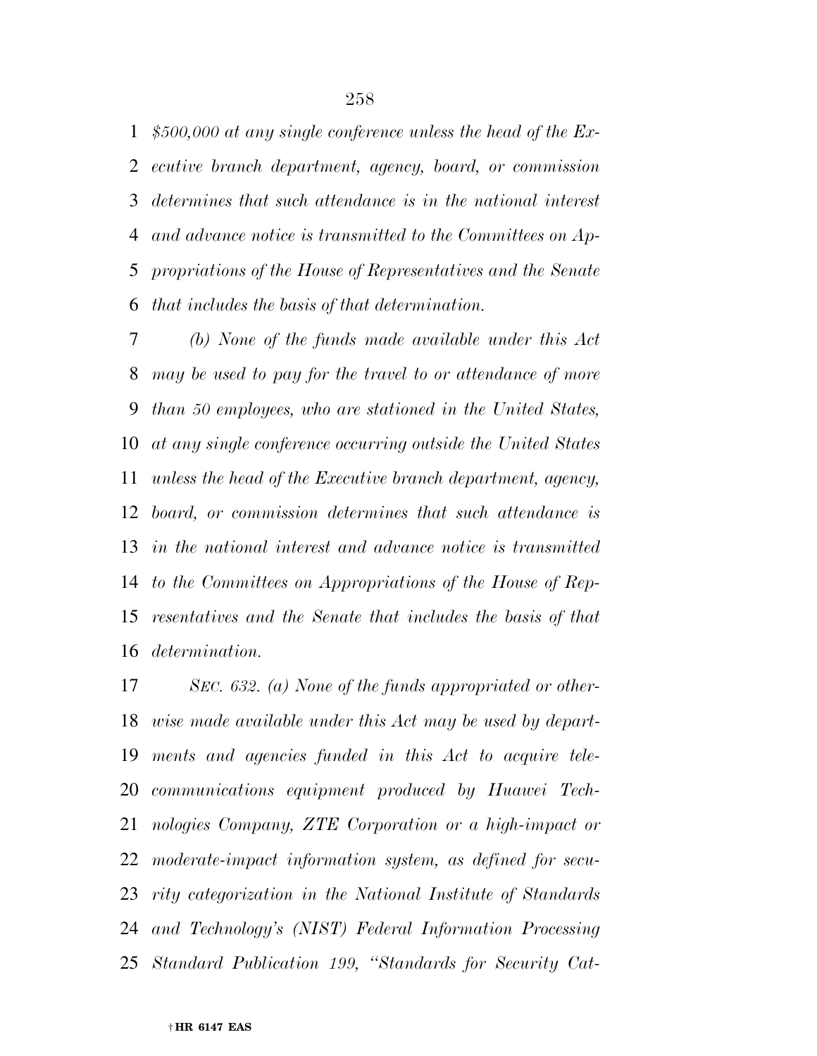*$500,000 at any single conference unless the head of the Executive branch department, agency, board, or commission determines that such attendance is in the national interest and advance notice is transmitted to the Committees on Appropriations of the House of Representatives and the Senate that includes the basis of that determination.*

*(b) None of the funds made available under this Act may be used to pay for the travel to or attendance of more than 50 employees, who are stationed in the United States, at any single conference occurring outside the United States unless the head of the Executive branch department, agency, board, or commission determines that such attendance is in the national interest and advance notice is transmitted to the Committees on Appropriations of the House of Representatives and the Senate that includes the basis of that determination.*

*SEC. 632. (a) None of the funds appropriated or otherwise made available under this Act may be used by departments and agencies funded in this Act to acquire telecommunications equipment produced by Huawei Technologies Company, ZTE Corporation or a high-impact or moderate-impact information system, as defined for security categorization in the National Institute of Standards and Technology's (NIST) Federal Information Processing Standard Publication 199, "Standards for Security Cat-*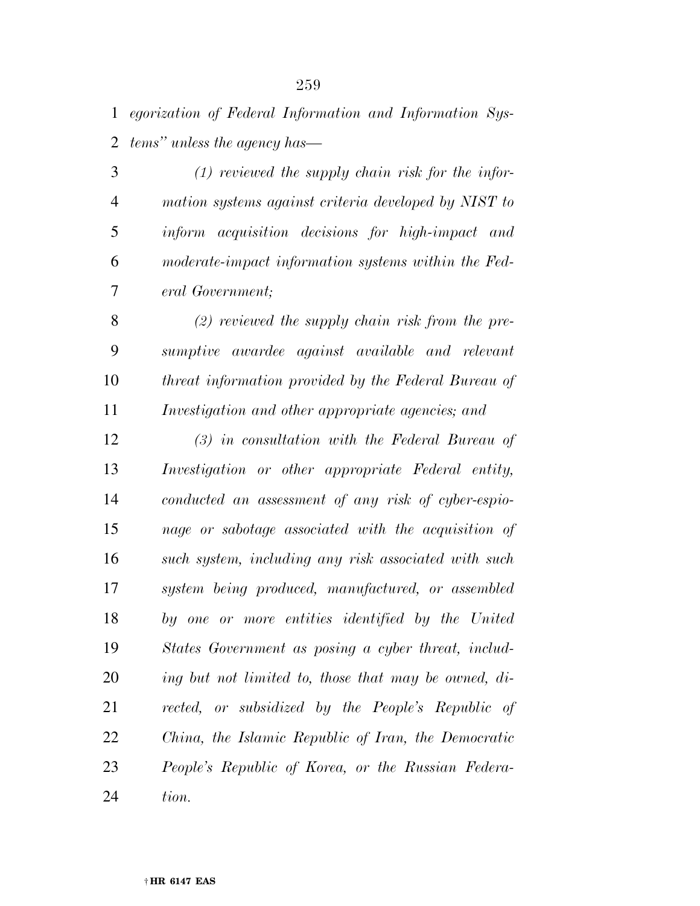*egorization of Federal Information and Information Systems" unless the agency has—*

*(1) reviewed the supply chain risk for the information systems against criteria developed by NIST to inform acquisition decisions for high-impact and moderate-impact information systems within the Federal Government;*

*(2) reviewed the supply chain risk from the presumptive awardee against available and relevant threat information provided by the Federal Bureau of Investigation and other appropriate agencies; and*

*(3) in consultation with the Federal Bureau of Investigation or other appropriate Federal entity, conducted an assessment of any risk of cyber-espionage or sabotage associated with the acquisition of such system, including any risk associated with such system being produced, manufactured, or assembled by one or more entities identified by the United States Government as posing a cyber threat, including but not limited to, those that may be owned, directed, or subsidized by the People's Republic of China, the Islamic Republic of Iran, the Democratic People's Republic of Korea, or the Russian Federation.*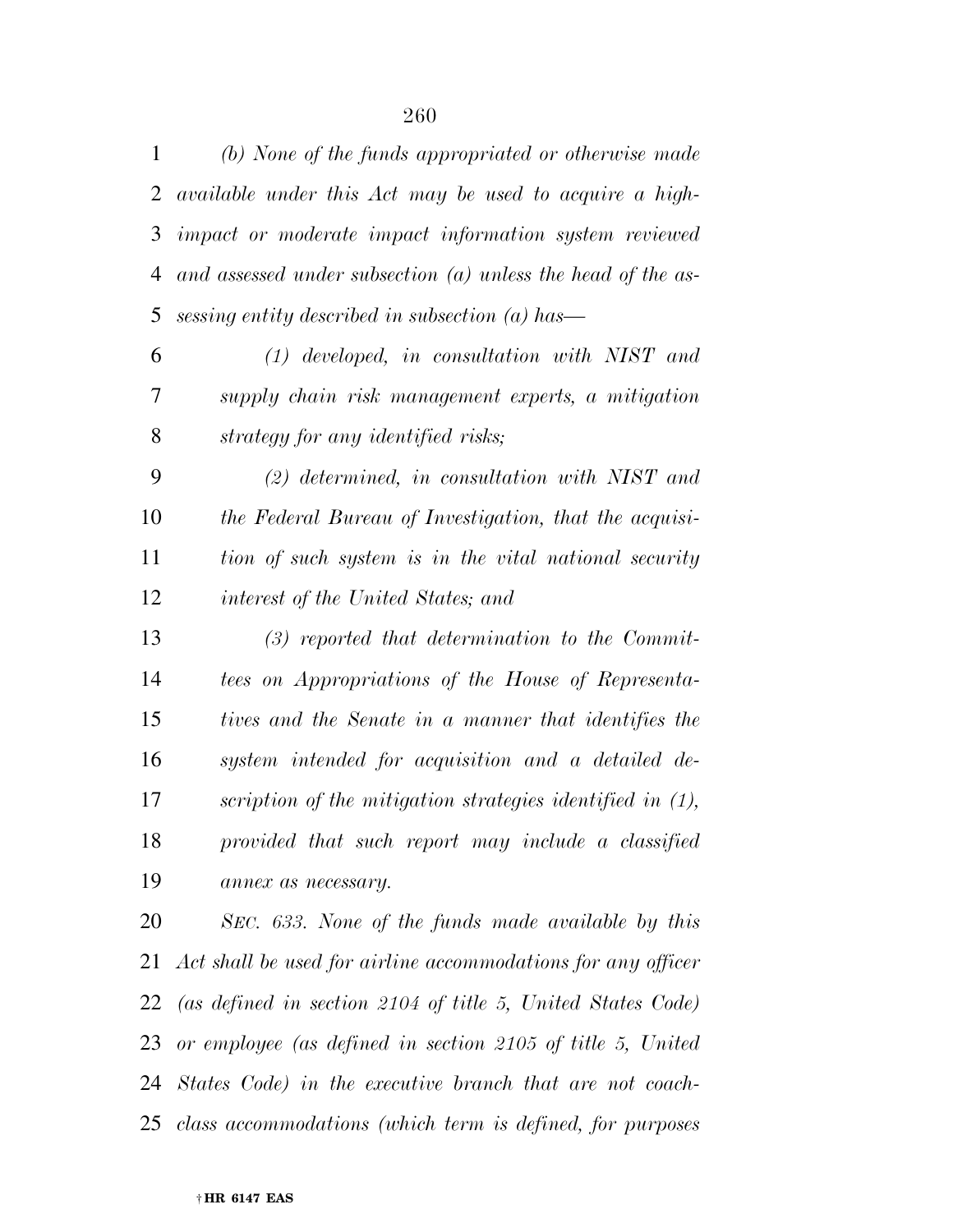*(b) None of the funds appropriated or otherwise made available under this Act may be used to acquire a high-impact or moderate impact information system reviewed and assessed under subsection (a) unless the head of the assessing entity described in subsection (a) has—*

*(1) developed, in consultation with NIST and supply chain risk management experts, a mitigation strategy for any identified risks;*

*(2) determined, in consultation with NIST and the Federal Bureau of Investigation, that the acquisition of such system is in the vital national security interest of the United States; and*

*(3) reported that determination to the Committees on Appropriations of the House of Representatives and the Senate in a manner that identifies the system intended for acquisition and a detailed description of the mitigation strategies identified in (1), provided that such report may include a classified annex as necessary.*

*SEC. 633. None of the funds made available by this Act shall be used for airline accommodations for any officer (as defined in section 2104 of title 5, United States Code) or employee (as defined in section 2105 of title 5, United States Code) in the executive branch that are not coach-class accommodations (which term is defined, for purposes*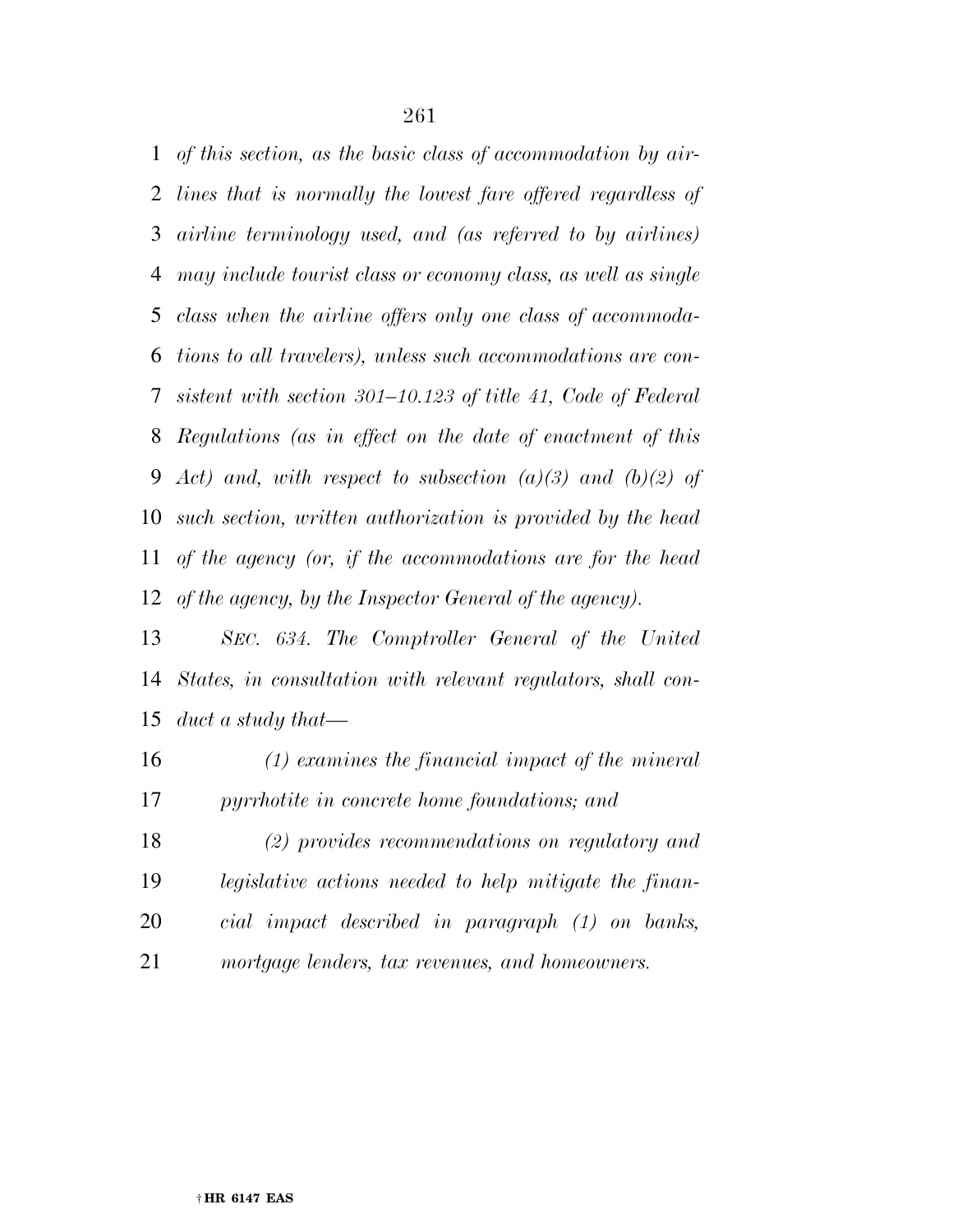*of this section, as the basic class of accommodation by airlines that is normally the lowest fare offered regardless of airline terminology used, and (as referred to by airlines) may include tourist class or economy class, as well as single class when the airline offers only one class of accommodations to all travelers), unless such accommodations are consistent with section 301–10.123 of title 41, Code of Federal Regulations (as in effect on the date of enactment of this Act) and, with respect to subsection (a)(3) and (b)(2) of such section, written authorization is provided by the head of the agency (or, if the accommodations are for the head of the agency, by the Inspector General of the agency).*

*SEC. 634. The Comptroller General of the United States, in consultation with relevant regulators, shall conduct a study that—*

*(1) examines the financial impact of the mineral pyrrhotite in concrete home foundations; and*

*(2) provides recommendations on regulatory and legislative actions needed to help mitigate the financial impact described in paragraph (1) on banks, mortgage lenders, tax revenues, and homeowners.*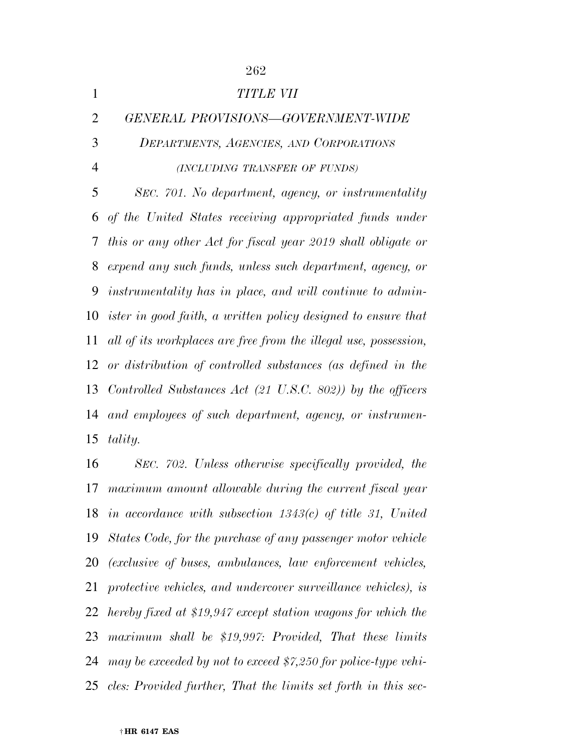*TITLE VII*

*GENERAL PROVISIONS—GOVERNMENT-WIDE*

*DEPARTMENTS, AGENCIES, AND CORPORATIONS*

*(INCLUDING TRANSFER OF FUNDS)*

*SEC. 701. No department, agency, or instrumentality of the United States receiving appropriated funds under this or any other Act for fiscal year 2019 shall obligate or expend any such funds, unless such department, agency, or instrumentality has in place, and will continue to administer in good faith, a written policy designed to ensure that all of its workplaces are free from the illegal use, possession, or distribution of controlled substances (as defined in the Controlled Substances Act (21 U.S.C. 802)) by the officers and employees of such department, agency, or instrumentality.*

*SEC. 702. Unless otherwise specifically provided, the maximum amount allowable during the current fiscal year in accordance with subsection 1343(c) of title 31, United States Code, for the purchase of any passenger motor vehicle (exclusive of buses, ambulances, law enforcement vehicles, protective vehicles, and undercover surveillance vehicles), is hereby fixed at $19,947 except station wagons for which the maximum shall be $19,997: Provided, That these limits may be exceeded by not to exceed $7,250 for police-type vehicles: Provided further, That the limits set forth in this sec-*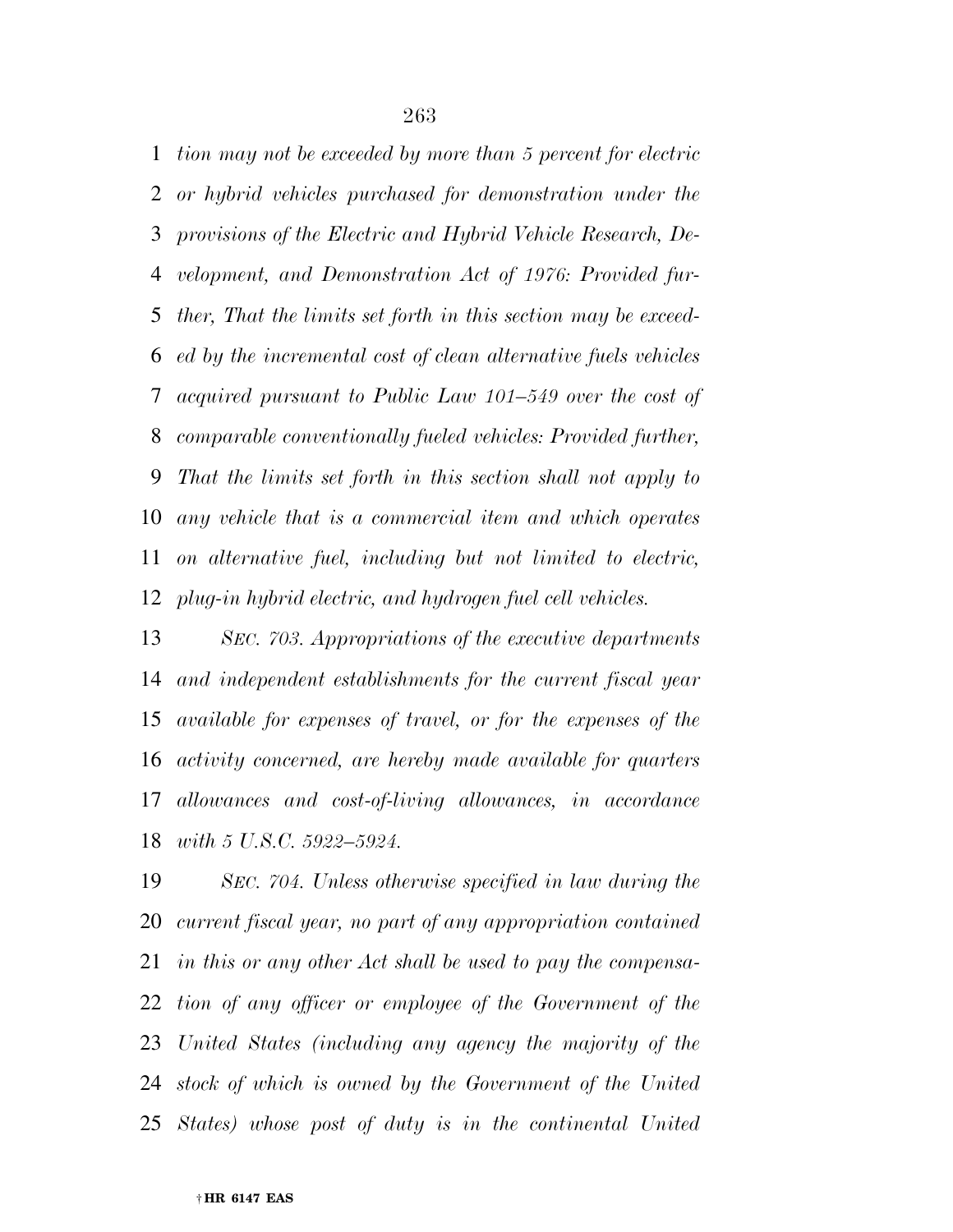*tion may not be exceeded by more than 5 percent for electric or hybrid vehicles purchased for demonstration under the provisions of the Electric and Hybrid Vehicle Research, Development, and Demonstration Act of 1976: Provided further, That the limits set forth in this section may be exceeded by the incremental cost of clean alternative fuels vehicles acquired pursuant to Public Law 101–549 over the cost of comparable conventionally fueled vehicles: Provided further, That the limits set forth in this section shall not apply to any vehicle that is a commercial item and which operates on alternative fuel, including but not limited to electric, plug-in hybrid electric, and hydrogen fuel cell vehicles.*

*SEC. 703. Appropriations of the executive departments and independent establishments for the current fiscal year available for expenses of travel, or for the expenses of the activity concerned, are hereby made available for quarters allowances and cost-of-living allowances, in accordance with 5 U.S.C. 5922–5924.*

*SEC. 704. Unless otherwise specified in law during the current fiscal year, no part of any appropriation contained in this or any other Act shall be used to pay the compensation of any officer or employee of the Government of the United States (including any agency the majority of the stock of which is owned by the Government of the United States) whose post of duty is in the continental United*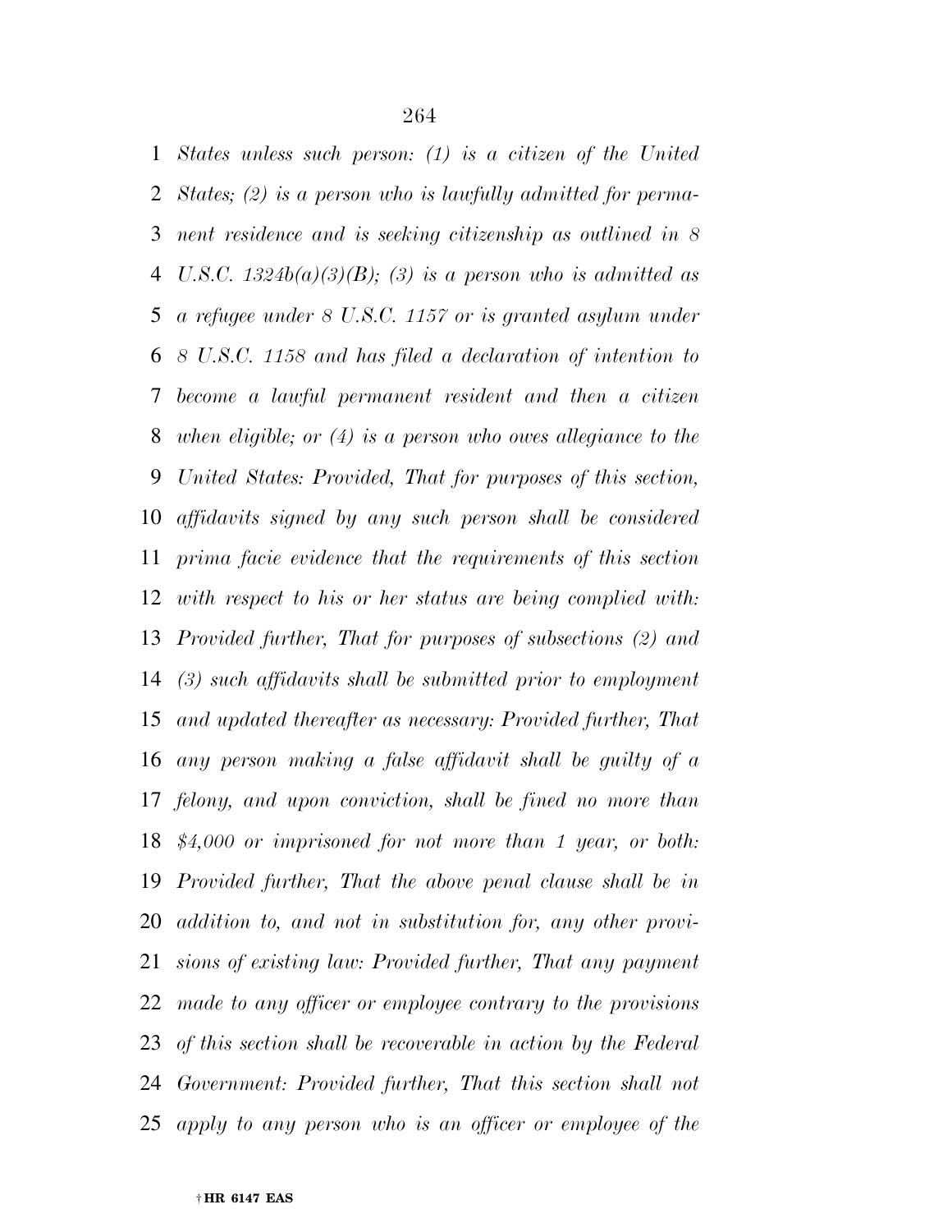*States unless such person: (1) is a citizen of the United States; (2) is a person who is lawfully admitted for permanent residence and is seeking citizenship as outlined in 8 U.S.C. 1324b(a)(3)(B); (3) is a person who is admitted as a refugee under 8 U.S.C. 1157 or is granted asylum under 8 U.S.C. 1158 and has filed a declaration of intention to become a lawful permanent resident and then a citizen when eligible; or (4) is a person who owes allegiance to the United States: Provided, That for purposes of this section, affidavits signed by any such person shall be considered prima facie evidence that the requirements of this section with respect to his or her status are being complied with: Provided further, That for purposes of subsections (2) and (3) such affidavits shall be submitted prior to employment and updated thereafter as necessary: Provided further, That any person making a false affidavit shall be guilty of a felony, and upon conviction, shall be fined no more than $4,000 or imprisoned for not more than 1 year, or both: Provided further, That the above penal clause shall be in addition to, and not in substitution for, any other provisions of existing law: Provided further, That any payment made to any officer or employee contrary to the provisions of this section shall be recoverable in action by the Federal Government: Provided further, That this section shall not apply to any person who is an officer or employee of the*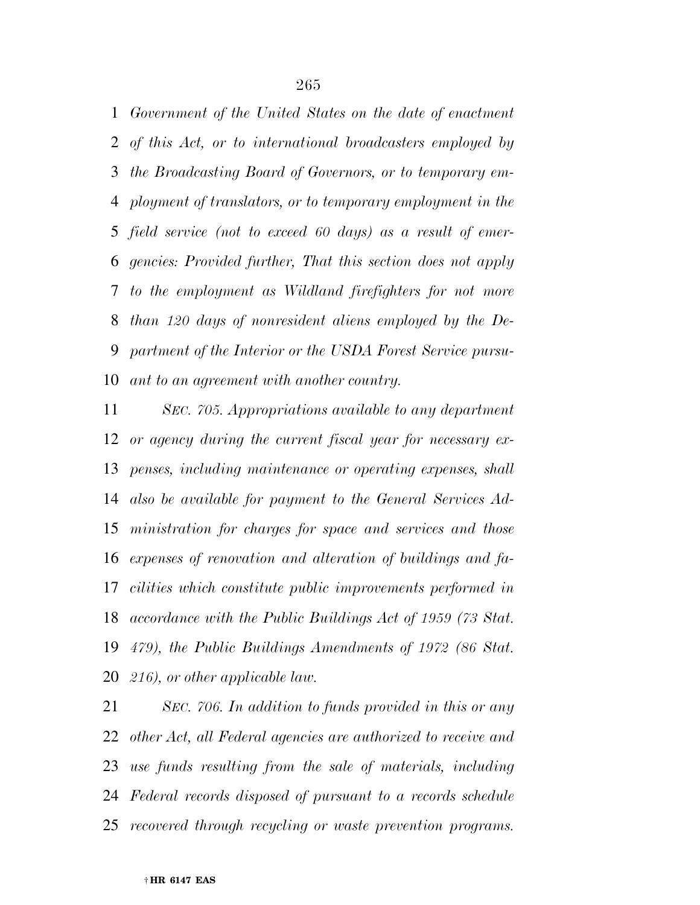*Government of the United States on the date of enactment of this Act, or to international broadcasters employed by the Broadcasting Board of Governors, or to temporary employment of translators, or to temporary employment in the field service (not to exceed 60 days) as a result of emergencies: Provided further, That this section does not apply to the employment as Wildland firefighters for not more than 120 days of nonresident aliens employed by the Department of the Interior or the USDA Forest Service pursuant to an agreement with another country.*

*SEC. 705. Appropriations available to any department or agency during the current fiscal year for necessary expenses, including maintenance or operating expenses, shall also be available for payment to the General Services Administration for charges for space and services and those expenses of renovation and alteration of buildings and facilities which constitute public improvements performed in accordance with the Public Buildings Act of 1959 (73 Stat. 479), the Public Buildings Amendments of 1972 (86 Stat. 216), or other applicable law.*

*SEC. 706. In addition to funds provided in this or any other Act, all Federal agencies are authorized to receive and use funds resulting from the sale of materials, including Federal records disposed of pursuant to a records schedule recovered through recycling or waste prevention programs.*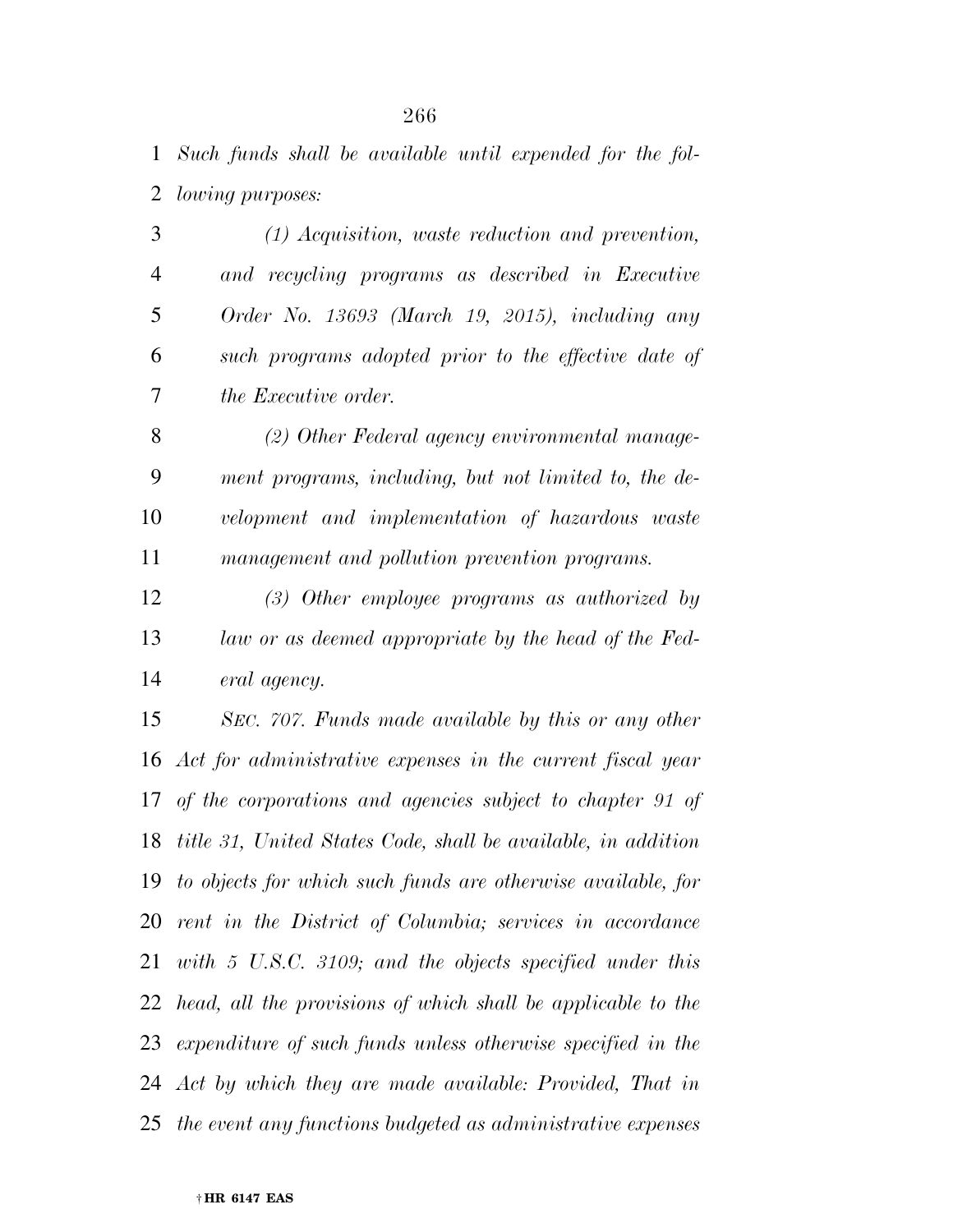*Such funds shall be available until expended for the following purposes:*

*(1) Acquisition, waste reduction and prevention, and recycling programs as described in Executive Order No. 13693 (March 19, 2015), including any such programs adopted prior to the effective date of the Executive order.*

*(2) Other Federal agency environmental management programs, including, but not limited to, the development and implementation of hazardous waste management and pollution prevention programs.*

*(3) Other employee programs as authorized by law or as deemed appropriate by the head of the Federal agency.*

*SEC. 707. Funds made available by this or any other Act for administrative expenses in the current fiscal year of the corporations and agencies subject to chapter 91 of title 31, United States Code, shall be available, in addition to objects for which such funds are otherwise available, for rent in the District of Columbia; services in accordance with 5 U.S.C. 3109; and the objects specified under this head, all the provisions of which shall be applicable to the expenditure of such funds unless otherwise specified in the Act by which they are made available: Provided, That in the event any functions budgeted as administrative expenses*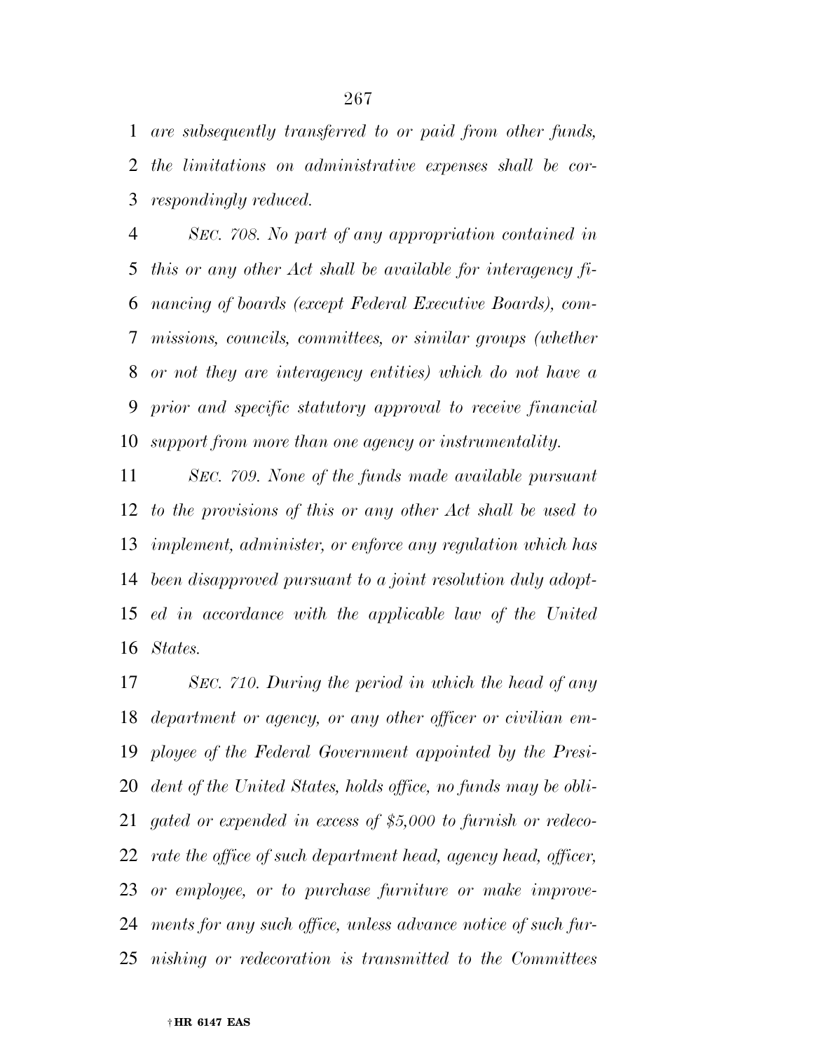*are subsequently transferred to or paid from other funds, the limitations on administrative expenses shall be correspondingly reduced.*

*SEC. 708. No part of any appropriation contained in this or any other Act shall be available for interagency financing of boards (except Federal Executive Boards), commissions, councils, committees, or similar groups (whether or not they are interagency entities) which do not have a prior and specific statutory approval to receive financial support from more than one agency or instrumentality.*

*SEC. 709. None of the funds made available pursuant to the provisions of this or any other Act shall be used to implement, administer, or enforce any regulation which has been disapproved pursuant to a joint resolution duly adopted in accordance with the applicable law of the United States.*

*SEC. 710. During the period in which the head of any department or agency, or any other officer or civilian employee of the Federal Government appointed by the President of the United States, holds office, no funds may be obligated or expended in excess of $5,000 to furnish or redecorate the office of such department head, agency head, officer, or employee, or to purchase furniture or make improvements for any such office, unless advance notice of such furnishing or redecoration is transmitted to the Committees*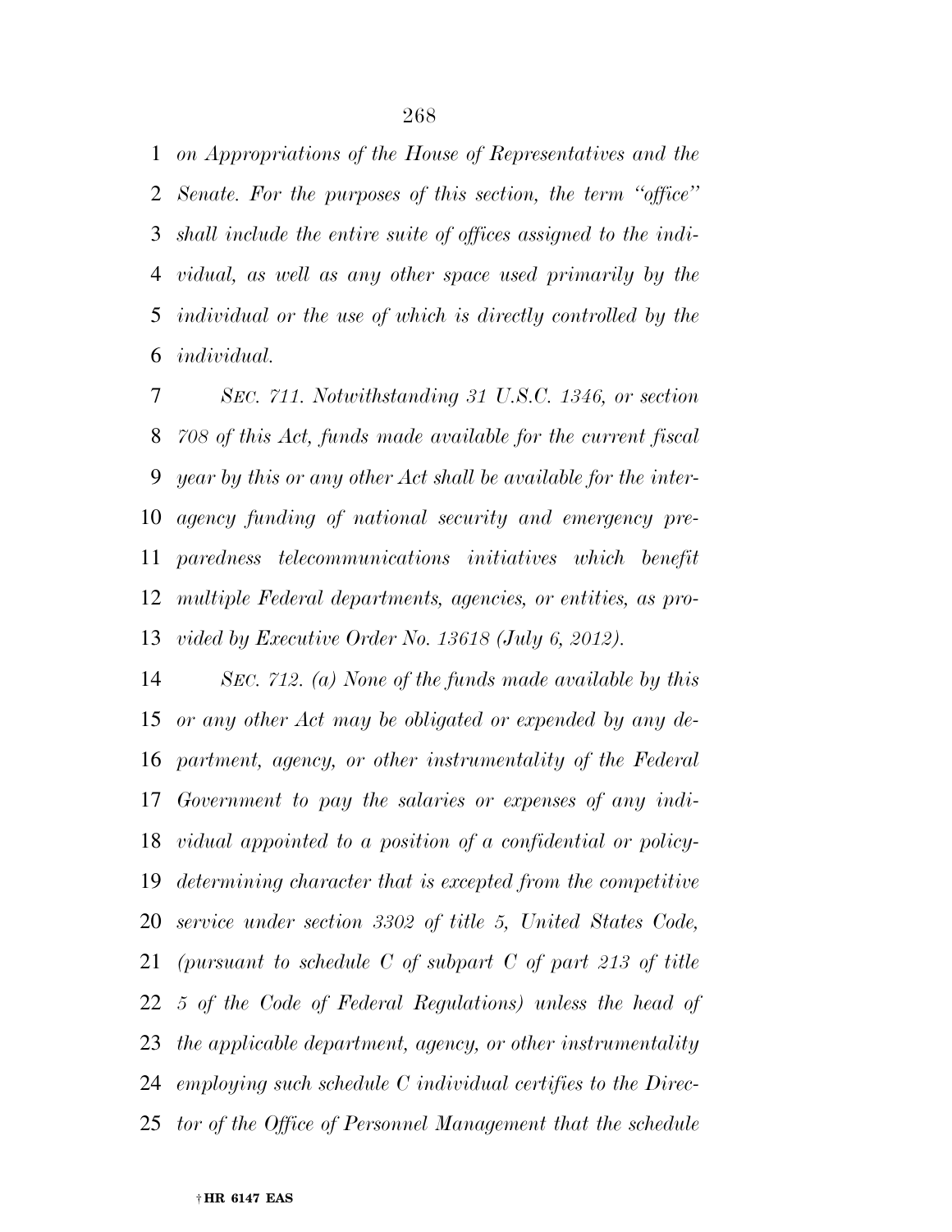*on Appropriations of the House of Representatives and the Senate. For the purposes of this section, the term ''office'' shall include the entire suite of offices assigned to the individual, as well as any other space used primarily by the individual or the use of which is directly controlled by the individual.*

*SEC. 711. Notwithstanding 31 U.S.C. 1346, or section 708 of this Act, funds made available for the current fiscal year by this or any other Act shall be available for the interagency funding of national security and emergency preparedness telecommunications initiatives which benefit multiple Federal departments, agencies, or entities, as provided by Executive Order No. 13618 (July 6, 2012).*

*SEC. 712. (a) None of the funds made available by this or any other Act may be obligated or expended by any department, agency, or other instrumentality of the Federal Government to pay the salaries or expenses of any individual appointed to a position of a confidential or policy-determining character that is excepted from the competitive service under section 3302 of title 5, United States Code, (pursuant to schedule C of subpart C of part 213 of title 5 of the Code of Federal Regulations) unless the head of the applicable department, agency, or other instrumentality employing such schedule C individual certifies to the Director of the Office of Personnel Management that the schedule*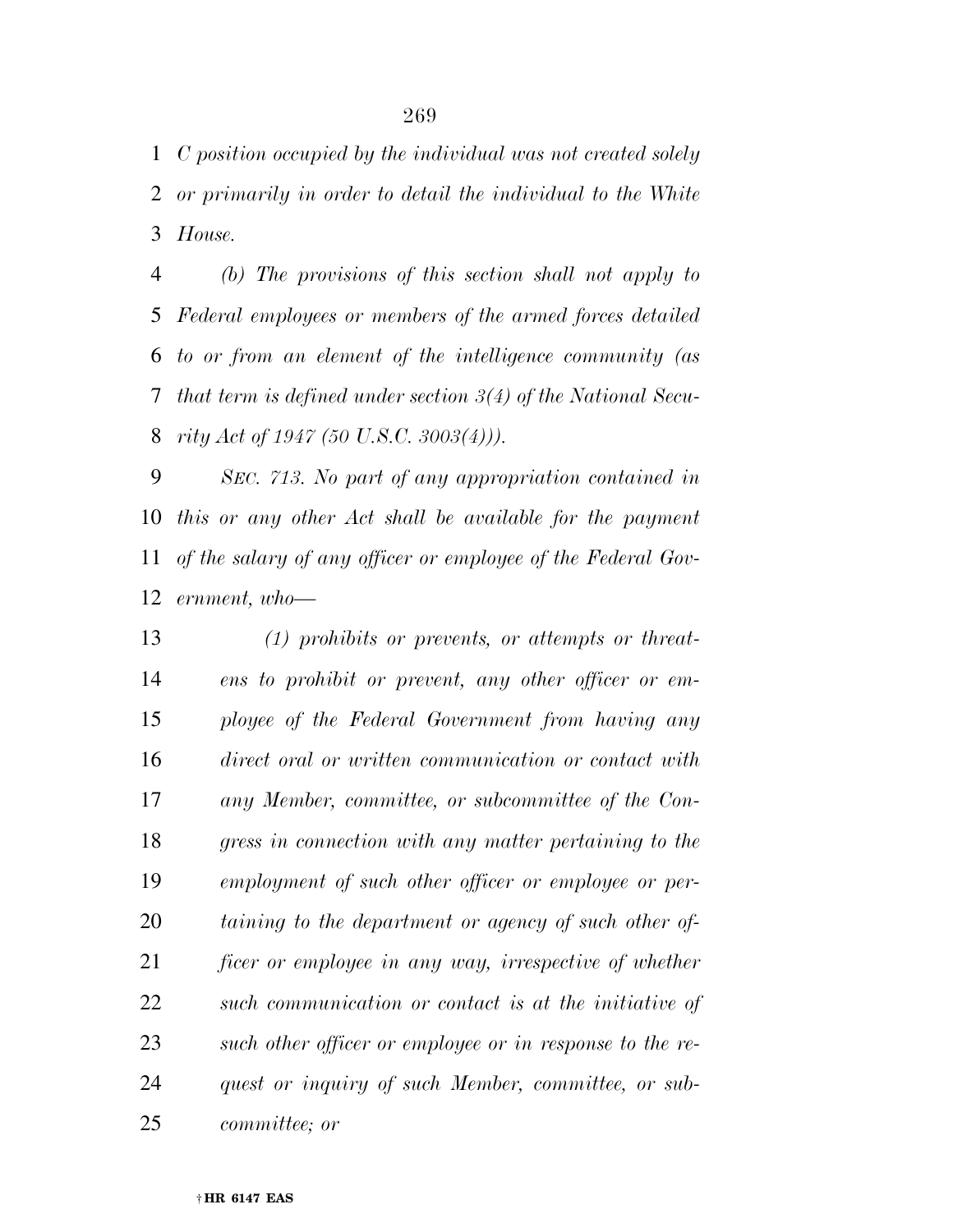*C position occupied by the individual was not created solely or primarily in order to detail the individual to the White House.*

*(b) The provisions of this section shall not apply to Federal employees or members of the armed forces detailed to or from an element of the intelligence community (as that term is defined under section 3(4) of the National Security Act of 1947 (50 U.S.C. 3003(4))).*

*SEC. 713. No part of any appropriation contained in this or any other Act shall be available for the payment of the salary of any officer or employee of the Federal Government, who—*

*(1) prohibits or prevents, or attempts or threatens to prohibit or prevent, any other officer or employee of the Federal Government from having any direct oral or written communication or contact with any Member, committee, or subcommittee of the Congress in connection with any matter pertaining to the employment of such other officer or employee or pertaining to the department or agency of such other officer or employee in any way, irrespective of whether such communication or contact is at the initiative of such other officer or employee or in response to the request or inquiry of such Member, committee, or subcommittee; or*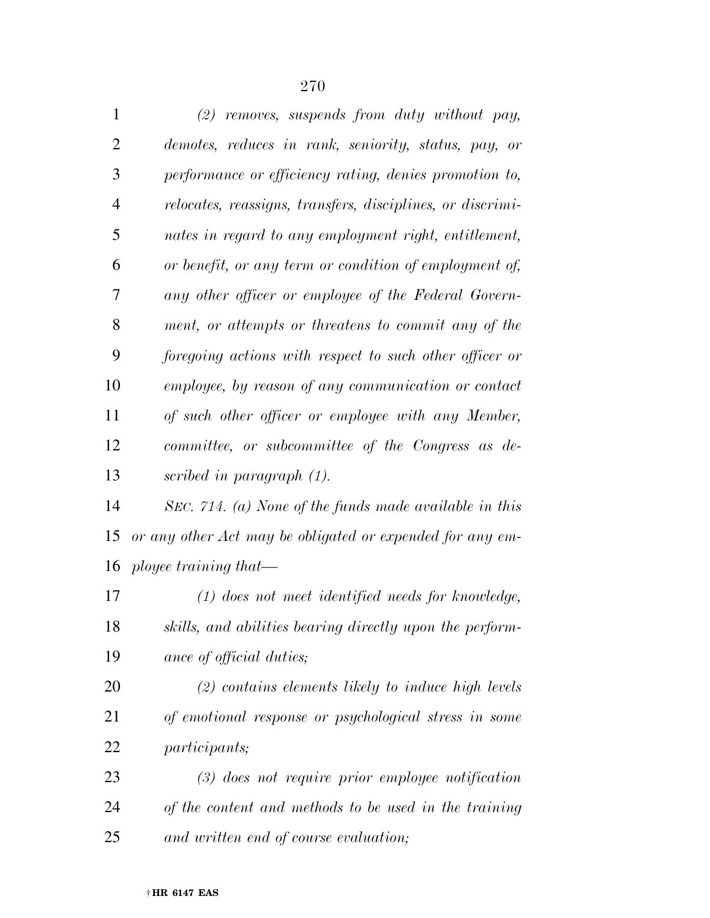*(2) removes, suspends from duty without pay, demotes, reduces in rank, seniority, status, pay, or performance or efficiency rating, denies promotion to, relocates, reassigns, transfers, disciplines, or discriminates in regard to any employment right, entitlement, or benefit, or any term or condition of employment of, any other officer or employee of the Federal Government, or attempts or threatens to commit any of the foregoing actions with respect to such other officer or employee, by reason of any communication or contact of such other officer or employee with any Member, committee, or subcommittee of the Congress as described in paragraph (1).*

*SEC. 714. (a) None of the funds made available in this or any other Act may be obligated or expended for any employee training that—*

*(1) does not meet identified needs for knowledge, skills, and abilities bearing directly upon the performance of official duties;*

*(2) contains elements likely to induce high levels of emotional response or psychological stress in some participants;*

*(3) does not require prior employee notification of the content and methods to be used in the training and written end of course evaluation;*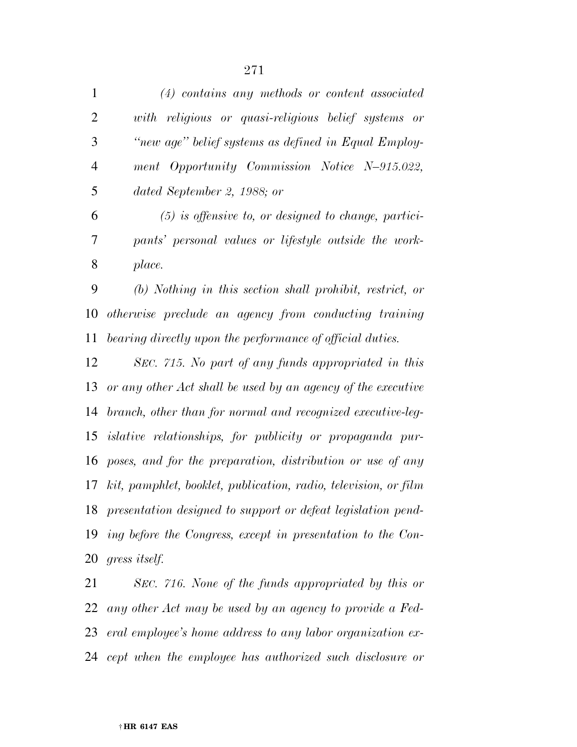*(4) contains any methods or content associated with religious or quasi-religious belief systems or "new age" belief systems as defined in Equal Employment Opportunity Commission Notice N–915.022, dated September 2, 1988; or*

*(5) is offensive to, or designed to change, participants' personal values or lifestyle outside the workplace.*

*(b) Nothing in this section shall prohibit, restrict, or otherwise preclude an agency from conducting training bearing directly upon the performance of official duties.*

*SEC. 715. No part of any funds appropriated in this or any other Act shall be used by an agency of the executive branch, other than for normal and recognized executive-legislative relationships, for publicity or propaganda purposes, and for the preparation, distribution or use of any kit, pamphlet, booklet, publication, radio, television, or film presentation designed to support or defeat legislation pending before the Congress, except in presentation to the Congress itself.*

*SEC. 716. None of the funds appropriated by this or any other Act may be used by an agency to provide a Federal employee's home address to any labor organization except when the employee has authorized such disclosure or*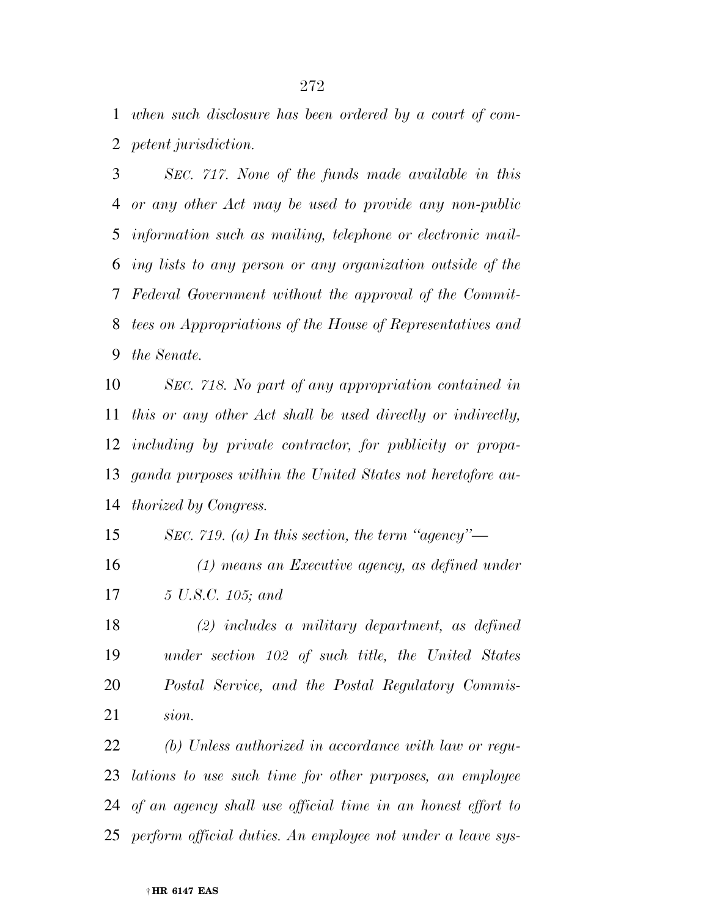*when such disclosure has been ordered by a court of competent jurisdiction.*

*SEC. 717. None of the funds made available in this or any other Act may be used to provide any non-public information such as mailing, telephone or electronic mailing lists to any person or any organization outside of the Federal Government without the approval of the Committees on Appropriations of the House of Representatives and the Senate.*

*SEC. 718. No part of any appropriation contained in this or any other Act shall be used directly or indirectly, including by private contractor, for publicity or propaganda purposes within the United States not heretofore authorized by Congress.*

*SEC. 719. (a) In this section, the term "agency"—*

*(1) means an Executive agency, as defined under 5 U.S.C. 105; and*

*(2) includes a military department, as defined under section 102 of such title, the United States Postal Service, and the Postal Regulatory Commission.*

*(b) Unless authorized in accordance with law or regulations to use such time for other purposes, an employee of an agency shall use official time in an honest effort to perform official duties. An employee not under a leave sys-*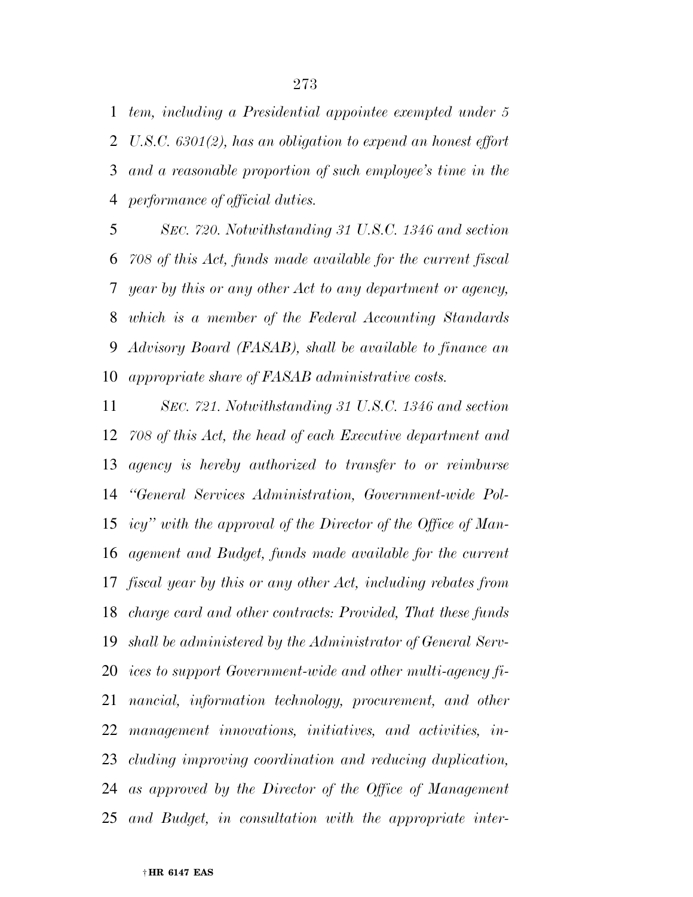*tem, including a Presidential appointee exempted under 5 U.S.C. 6301(2), has an obligation to expend an honest effort and a reasonable proportion of such employee's time in the performance of official duties.*

*SEC. 720. Notwithstanding 31 U.S.C. 1346 and section 708 of this Act, funds made available for the current fiscal year by this or any other Act to any department or agency, which is a member of the Federal Accounting Standards Advisory Board (FASAB), shall be available to finance an appropriate share of FASAB administrative costs.*

*SEC. 721. Notwithstanding 31 U.S.C. 1346 and section 708 of this Act, the head of each Executive department and agency is hereby authorized to transfer to or reimburse "General Services Administration, Government-wide Policy" with the approval of the Director of the Office of Management and Budget, funds made available for the current fiscal year by this or any other Act, including rebates from charge card and other contracts: Provided, That these funds shall be administered by the Administrator of General Services to support Government-wide and other multi-agency financial, information technology, procurement, and other management innovations, initiatives, and activities, including improving coordination and reducing duplication, as approved by the Director of the Office of Management and Budget, in consultation with the appropriate inter-*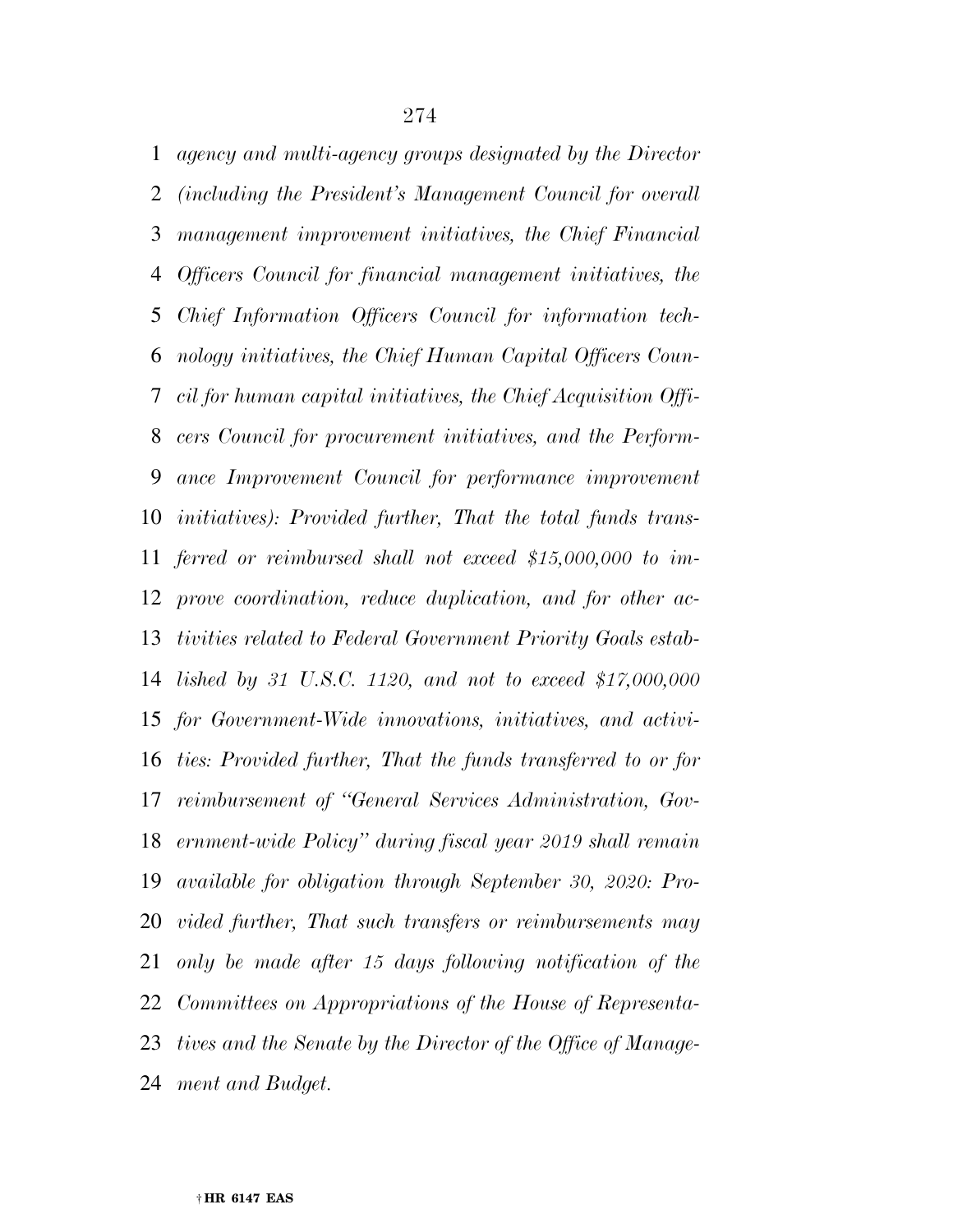*agency and multi-agency groups designated by the Director (including the President's Management Council for overall management improvement initiatives, the Chief Financial Officers Council for financial management initiatives, the Chief Information Officers Council for information technology initiatives, the Chief Human Capital Officers Council for human capital initiatives, the Chief Acquisition Officers Council for procurement initiatives, and the Performance Improvement Council for performance improvement initiatives): Provided further, That the total funds transferred or reimbursed shall not exceed $15,000,000 to improve coordination, reduce duplication, and for other activities related to Federal Government Priority Goals established by 31 U.S.C. 1120, and not to exceed $17,000,000 for Government-Wide innovations, initiatives, and activities: Provided further, That the funds transferred to or for reimbursement of "General Services Administration, Government-wide Policy" during fiscal year 2019 shall remain available for obligation through September 30, 2020: Provided further, That such transfers or reimbursements may only be made after 15 days following notification of the Committees on Appropriations of the House of Representatives and the Senate by the Director of the Office of Management and Budget.*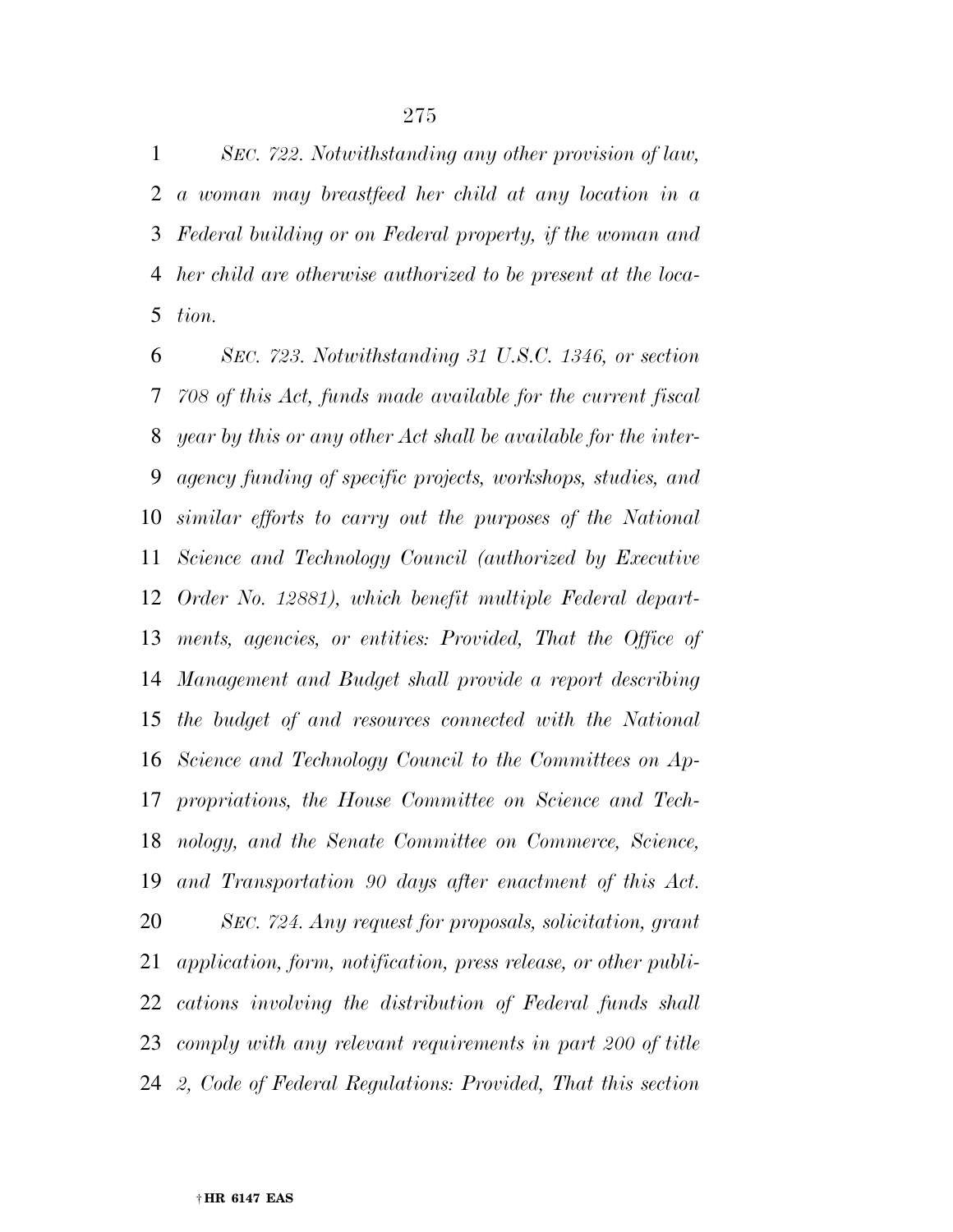*SEC. 722. Notwithstanding any other provision of law, a woman may breastfeed her child at any location in a Federal building or on Federal property, if the woman and her child are otherwise authorized to be present at the location.*

*SEC. 723. Notwithstanding 31 U.S.C. 1346, or section 708 of this Act, funds made available for the current fiscal year by this or any other Act shall be available for the interagency funding of specific projects, workshops, studies, and similar efforts to carry out the purposes of the National Science and Technology Council (authorized by Executive Order No. 12881), which benefit multiple Federal departments, agencies, or entities: Provided, That the Office of Management and Budget shall provide a report describing the budget of and resources connected with the National Science and Technology Council to the Committees on Appropriations, the House Committee on Science and Technology, and the Senate Committee on Commerce, Science, and Transportation 90 days after enactment of this Act.*

*SEC. 724. Any request for proposals, solicitation, grant application, form, notification, press release, or other publications involving the distribution of Federal funds shall comply with any relevant requirements in part 200 of title 2, Code of Federal Regulations: Provided, That this section*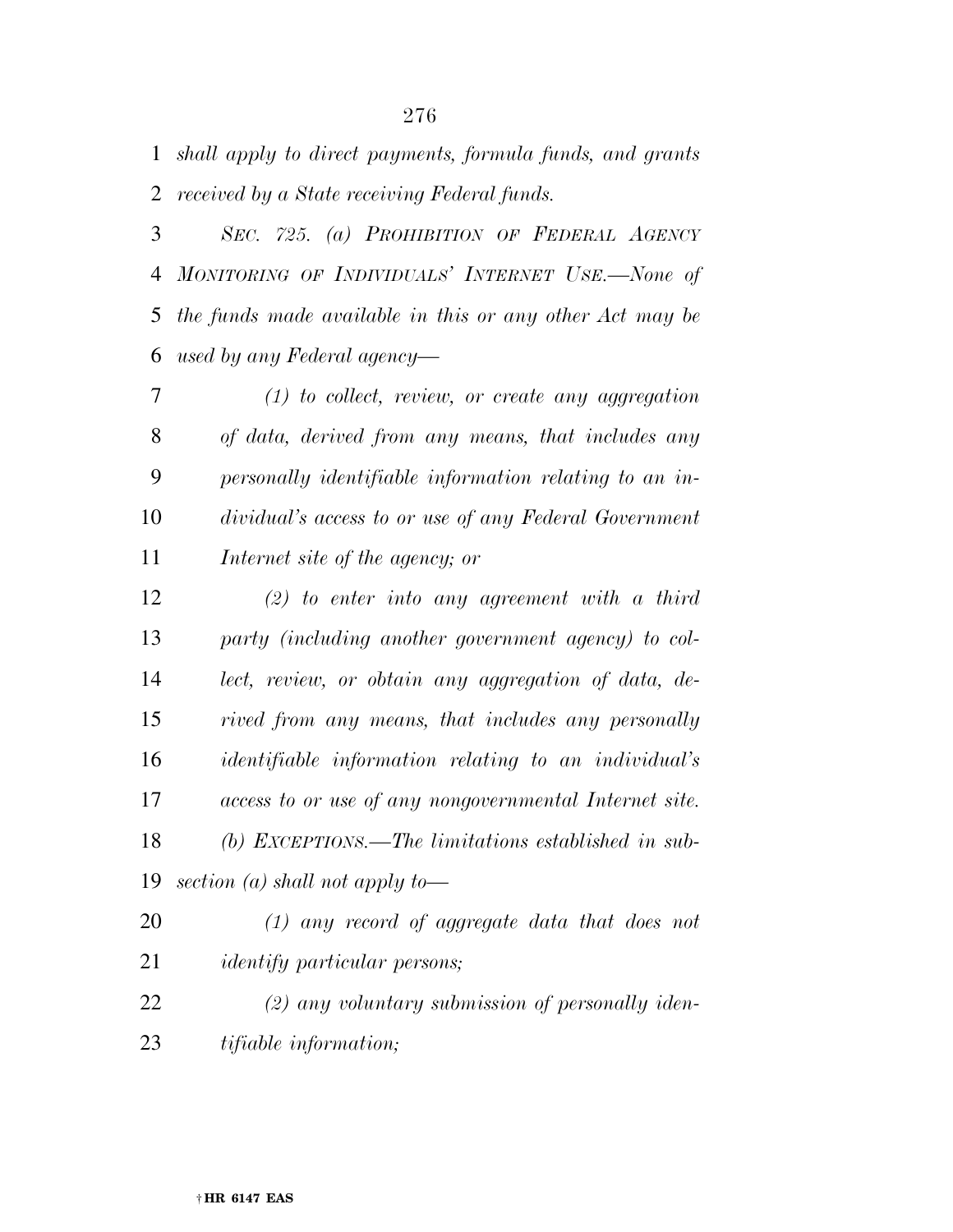*shall apply to direct payments, formula funds, and grants received by a State receiving Federal funds.*

*SEC. 725. (a) PROHIBITION OF FEDERAL AGENCY MONITORING OF INDIVIDUALS' INTERNET USE.—None of the funds made available in this or any other Act may be used by any Federal agency—*

*(1) to collect, review, or create any aggregation of data, derived from any means, that includes any personally identifiable information relating to an individual's access to or use of any Federal Government Internet site of the agency; or*

*(2) to enter into any agreement with a third party (including another government agency) to collect, review, or obtain any aggregation of data, derived from any means, that includes any personally identifiable information relating to an individual's access to or use of any nongovernmental Internet site.*

*(b) EXCEPTIONS.—The limitations established in subsection (a) shall not apply to—*

*(1) any record of aggregate data that does not identify particular persons;*

*(2) any voluntary submission of personally identifiable information;*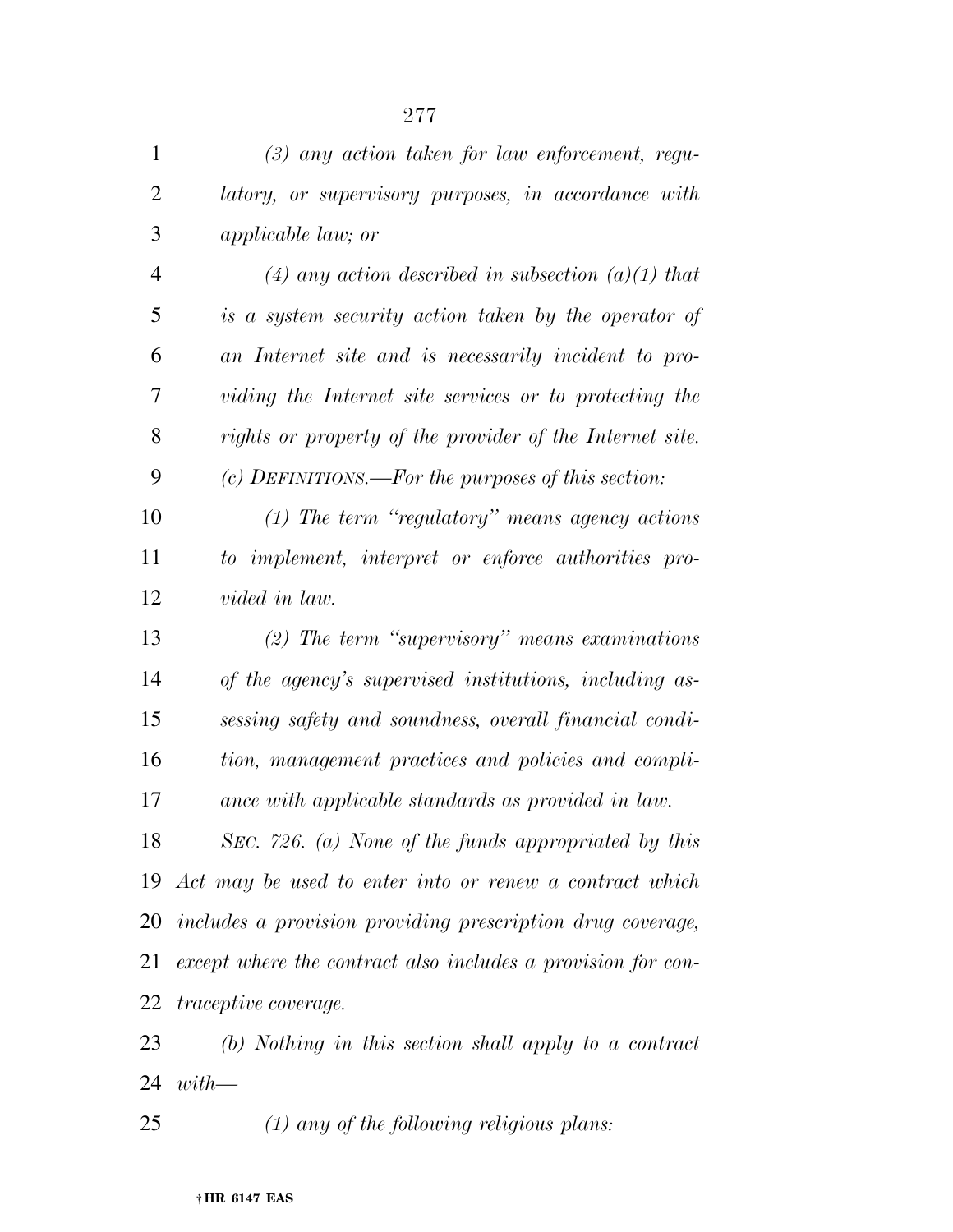*(3) any action taken for law enforcement, regulatory, or supervisory purposes, in accordance with applicable law; or*

*(4) any action described in subsection (a)(1) that is a system security action taken by the operator of an Internet site and is necessarily incident to providing the Internet site services or to protecting the rights or property of the provider of the Internet site.*

*(c) DEFINITIONS.—For the purposes of this section:*

*(1) The term "regulatory" means agency actions to implement, interpret or enforce authorities provided in law.*

*(2) The term "supervisory" means examinations of the agency's supervised institutions, including assessing safety and soundness, overall financial condition, management practices and policies and compliance with applicable standards as provided in law.*

*SEC. 726. (a) None of the funds appropriated by this Act may be used to enter into or renew a contract which includes a provision providing prescription drug coverage, except where the contract also includes a provision for contraceptive coverage.*

*(b) Nothing in this section shall apply to a contract with—*

*(1) any of the following religious plans:*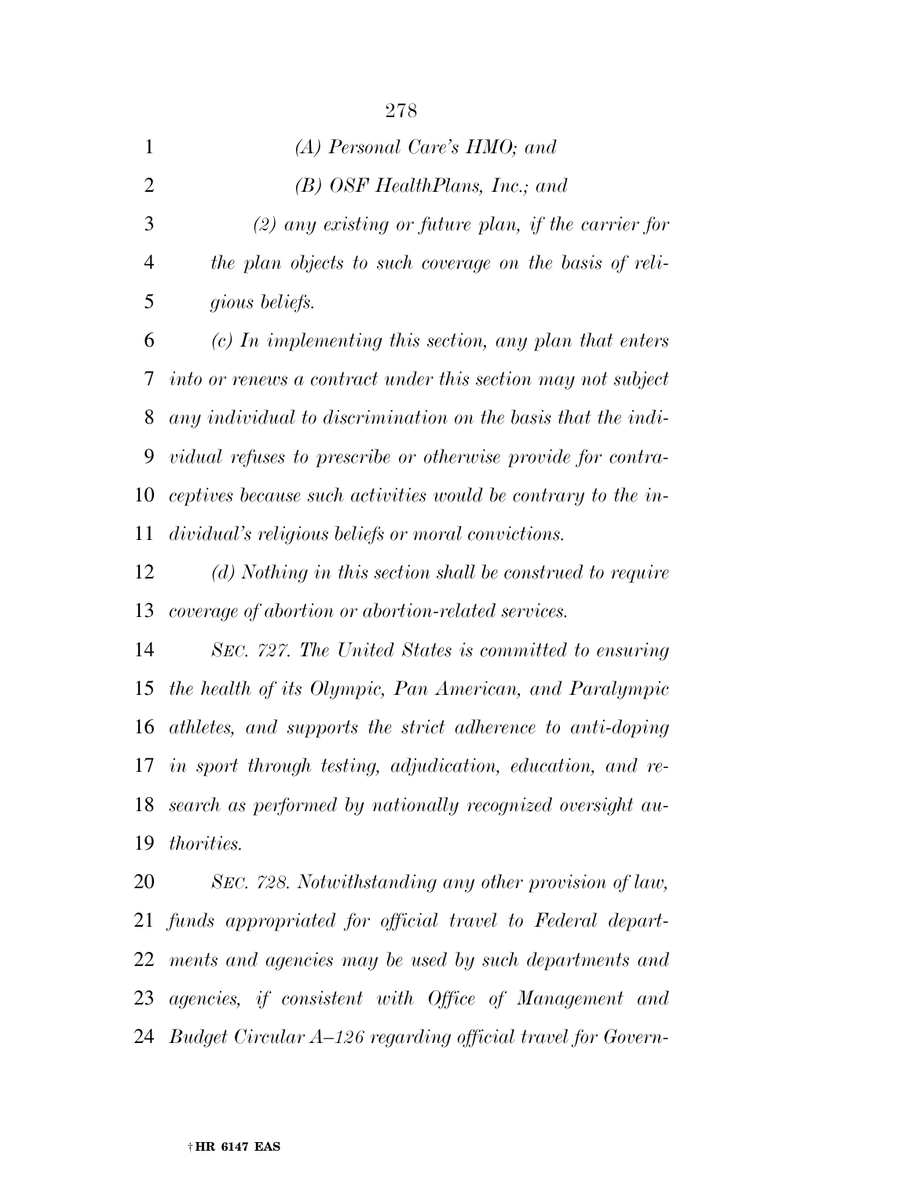*(A) Personal Care's HMO; and*

*(B) OSF HealthPlans, Inc.; and*

*(2) any existing or future plan, if the carrier for the plan objects to such coverage on the basis of religious beliefs.*

*(c) In implementing this section, any plan that enters into or renews a contract under this section may not subject any individual to discrimination on the basis that the individual refuses to prescribe or otherwise provide for contraceptives because such activities would be contrary to the individual's religious beliefs or moral convictions.*

*(d) Nothing in this section shall be construed to require coverage of abortion or abortion-related services.*

*SEC. 727. The United States is committed to ensuring the health of its Olympic, Pan American, and Paralympic athletes, and supports the strict adherence to anti-doping in sport through testing, adjudication, education, and research as performed by nationally recognized oversight authorities.*

*SEC. 728. Notwithstanding any other provision of law, funds appropriated for official travel to Federal departments and agencies may be used by such departments and agencies, if consistent with Office of Management and Budget Circular A–126 regarding official travel for Govern-*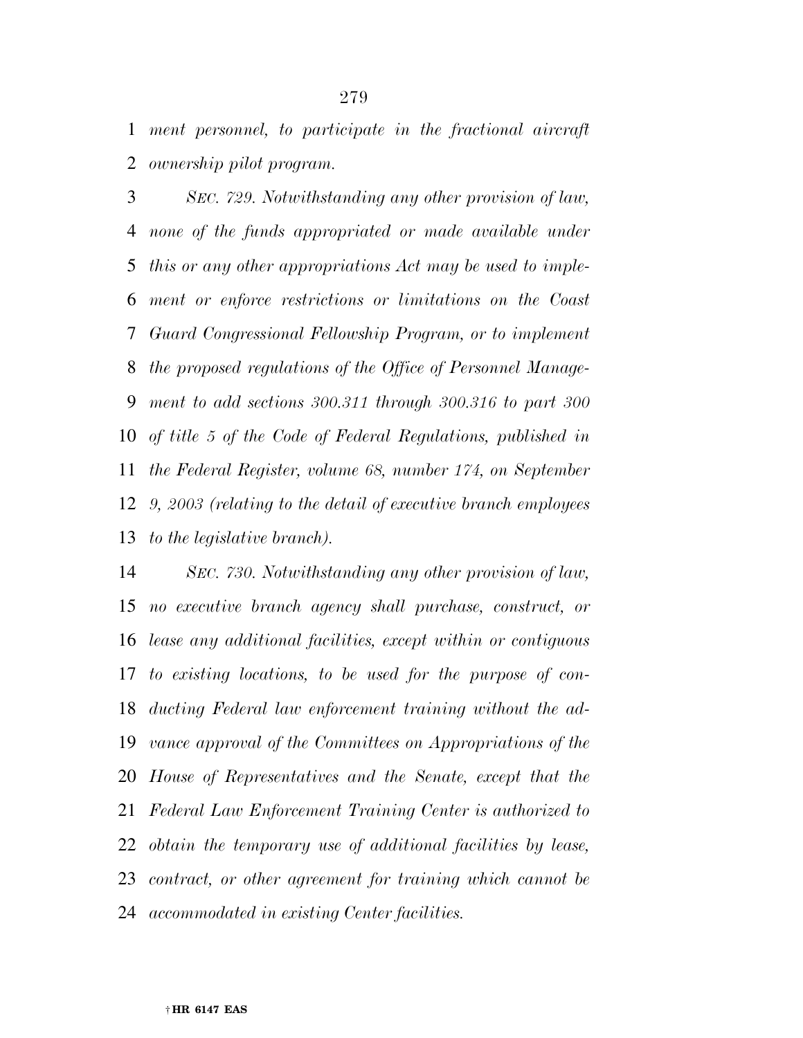*ment personnel, to participate in the fractional aircraft ownership pilot program.*

*SEC. 729. Notwithstanding any other provision of law, none of the funds appropriated or made available under this or any other appropriations Act may be used to implement or enforce restrictions or limitations on the Coast Guard Congressional Fellowship Program, or to implement the proposed regulations of the Office of Personnel Management to add sections 300.311 through 300.316 to part 300 of title 5 of the Code of Federal Regulations, published in the Federal Register, volume 68, number 174, on September 9, 2003 (relating to the detail of executive branch employees to the legislative branch).*

*SEC. 730. Notwithstanding any other provision of law, no executive branch agency shall purchase, construct, or lease any additional facilities, except within or contiguous to existing locations, to be used for the purpose of conducting Federal law enforcement training without the advance approval of the Committees on Appropriations of the House of Representatives and the Senate, except that the Federal Law Enforcement Training Center is authorized to obtain the temporary use of additional facilities by lease, contract, or other agreement for training which cannot be accommodated in existing Center facilities.*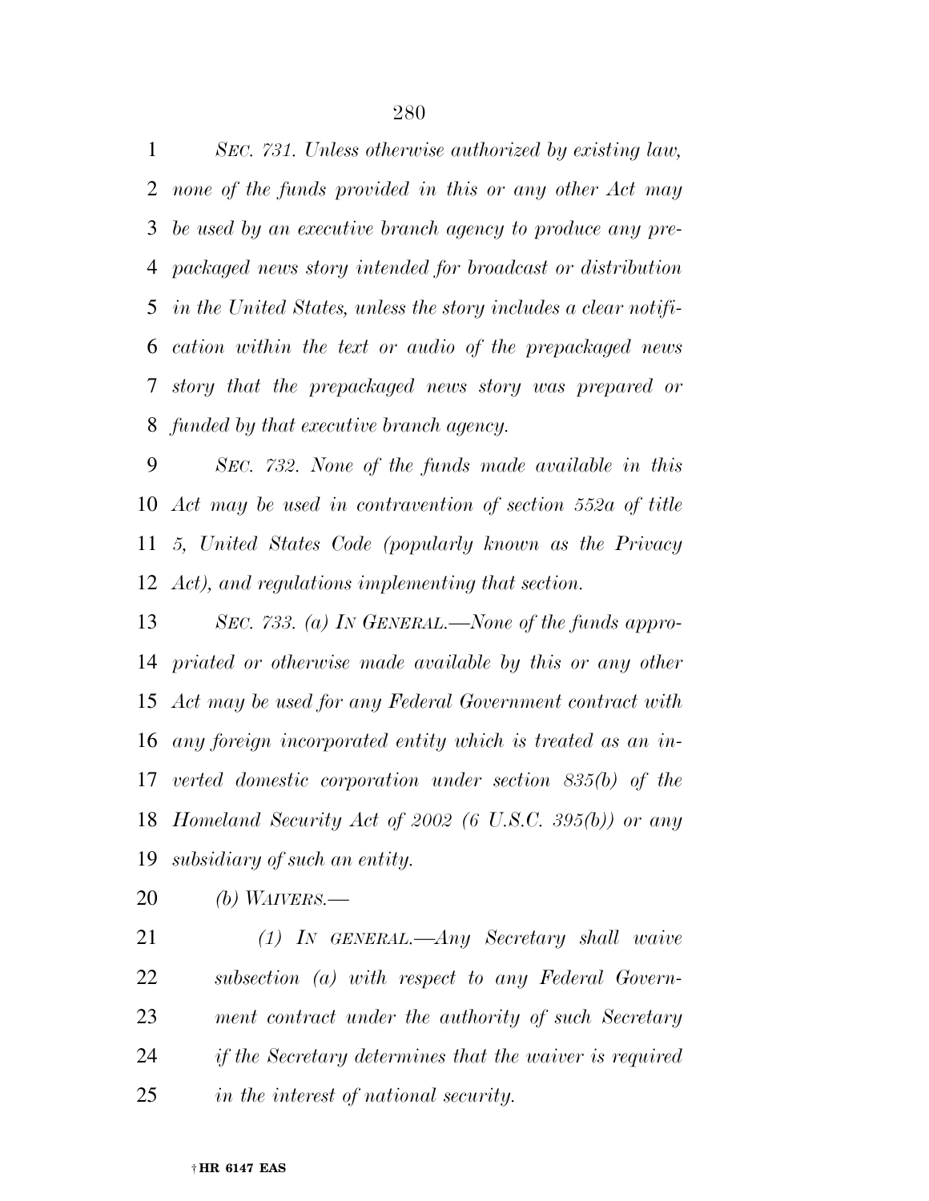*SEC. 731. Unless otherwise authorized by existing law, none of the funds provided in this or any other Act may be used by an executive branch agency to produce any prepackaged news story intended for broadcast or distribution in the United States, unless the story includes a clear notification within the text or audio of the prepackaged news story that the prepackaged news story was prepared or funded by that executive branch agency.*

*SEC. 732. None of the funds made available in this Act may be used in contravention of section 552a of title 5, United States Code (popularly known as the Privacy Act), and regulations implementing that section.*

*SEC. 733. (a) IN GENERAL.—None of the funds appropriated or otherwise made available by this or any other Act may be used for any Federal Government contract with any foreign incorporated entity which is treated as an inverted domestic corporation under section 835(b) of the Homeland Security Act of 2002 (6 U.S.C. 395(b)) or any subsidiary of such an entity.*

*(b) WAIVERS.—*

*(1) IN GENERAL.—Any Secretary shall waive subsection (a) with respect to any Federal Government contract under the authority of such Secretary if the Secretary determines that the waiver is required in the interest of national security.*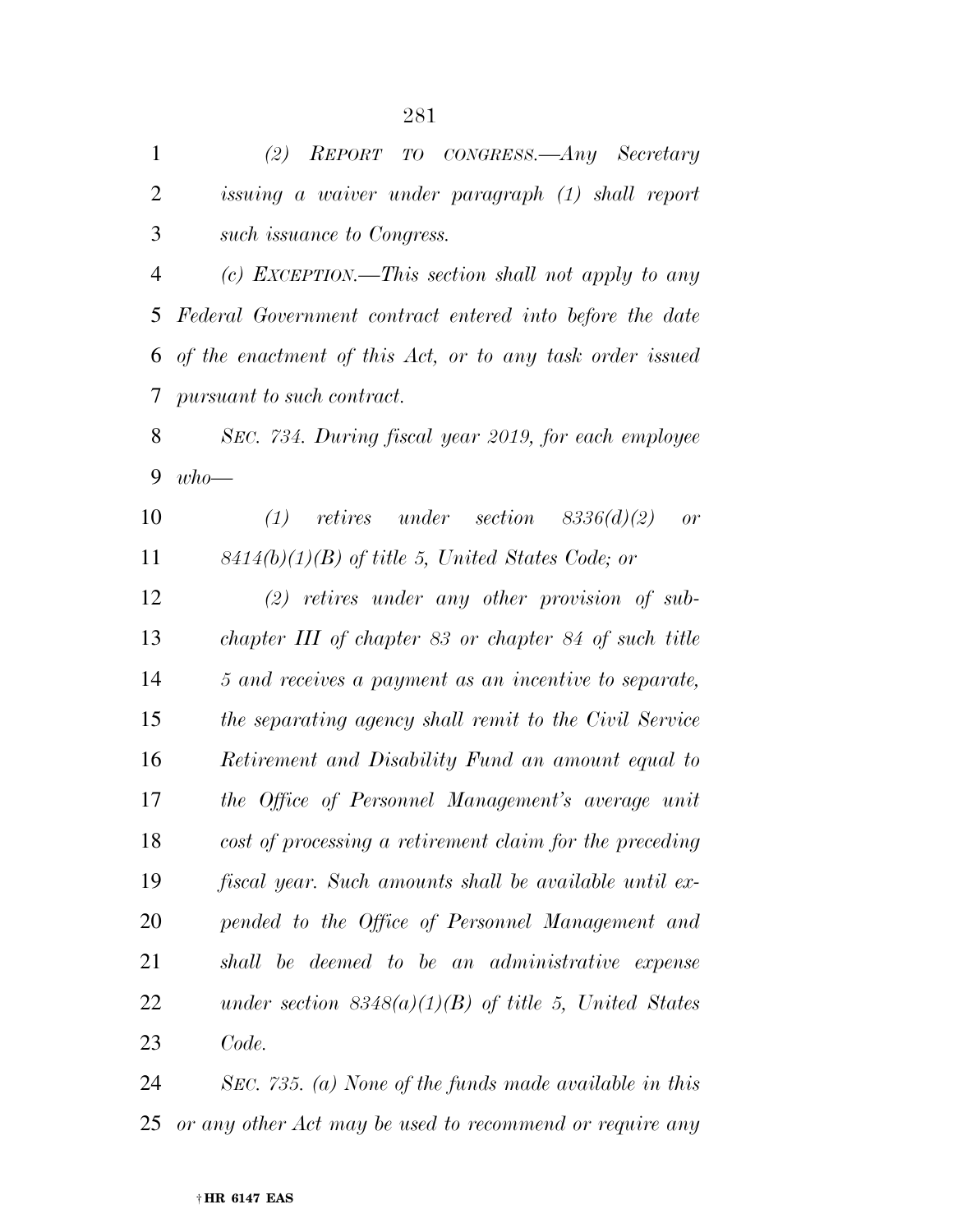*(2) REPORT TO CONGRESS.—Any Secretary issuing a waiver under paragraph (1) shall report such issuance to Congress.*

*(c) EXCEPTION.—This section shall not apply to any Federal Government contract entered into before the date of the enactment of this Act, or to any task order issued pursuant to such contract.*

*SEC. 734. During fiscal year 2019, for each employee who—*

*(1) retires under section 8336(d)(2) or 8414(b)(1)(B) of title 5, United States Code; or*

*(2) retires under any other provision of subchapter III of chapter 83 or chapter 84 of such title 5 and receives a payment as an incentive to separate, the separating agency shall remit to the Civil Service Retirement and Disability Fund an amount equal to the Office of Personnel Management's average unit cost of processing a retirement claim for the preceding fiscal year. Such amounts shall be available until expended to the Office of Personnel Management and shall be deemed to be an administrative expense under section 8348(a)(1)(B) of title 5, United States Code.*

*SEC. 735. (a) None of the funds made available in this or any other Act may be used to recommend or require any*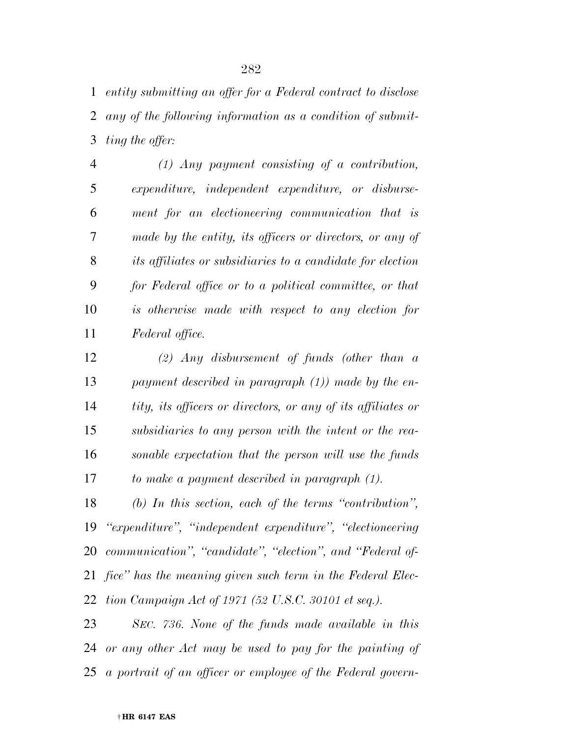*entity submitting an offer for a Federal contract to disclose any of the following information as a condition of submitting the offer:*

*(1) Any payment consisting of a contribution, expenditure, independent expenditure, or disbursement for an electioneering communication that is made by the entity, its officers or directors, or any of its affiliates or subsidiaries to a candidate for election for Federal office or to a political committee, or that is otherwise made with respect to any election for Federal office.*

*(2) Any disbursement of funds (other than a payment described in paragraph (1)) made by the entity, its officers or directors, or any of its affiliates or subsidiaries to any person with the intent or the reasonable expectation that the person will use the funds to make a payment described in paragraph (1).*

*(b) In this section, each of the terms "contribution", "expenditure", "independent expenditure", "electioneering communication", "candidate", "election", and "Federal office" has the meaning given such term in the Federal Election Campaign Act of 1971 (52 U.S.C. 30101 et seq.).*

*SEC. 736. None of the funds made available in this or any other Act may be used to pay for the painting of a portrait of an officer or employee of the Federal govern-*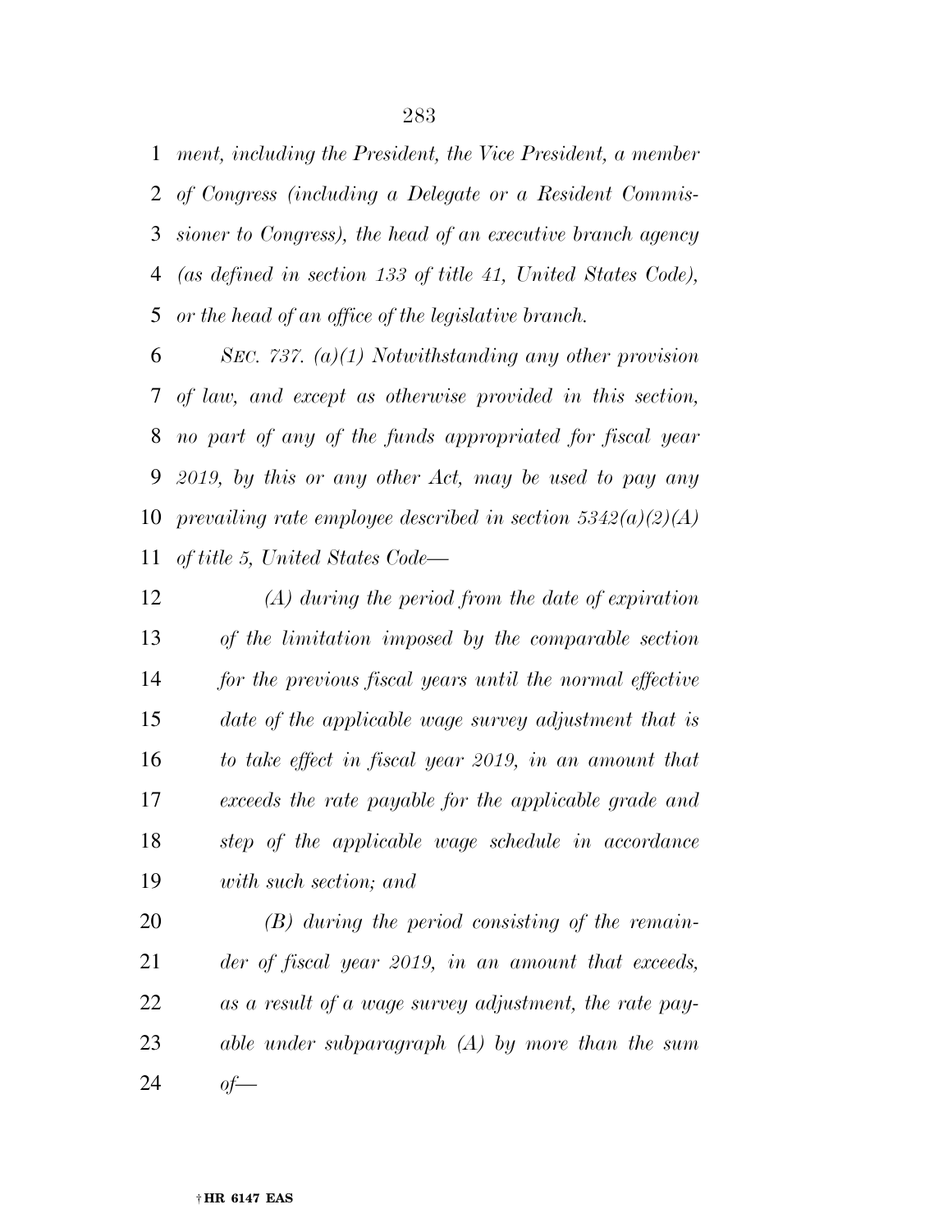*ment, including the President, the Vice President, a member of Congress (including a Delegate or a Resident Commissioner to Congress), the head of an executive branch agency (as defined in section 133 of title 41, United States Code), or the head of an office of the legislative branch.*

*SEC. 737. (a)(1) Notwithstanding any other provision of law, and except as otherwise provided in this section, no part of any of the funds appropriated for fiscal year 2019, by this or any other Act, may be used to pay any prevailing rate employee described in section 5342(a)(2)(A) of title 5, United States Code—*

*(A) during the period from the date of expiration of the limitation imposed by the comparable section for the previous fiscal years until the normal effective date of the applicable wage survey adjustment that is to take effect in fiscal year 2019, in an amount that exceeds the rate payable for the applicable grade and step of the applicable wage schedule in accordance with such section; and*

*(B) during the period consisting of the remainder of fiscal year 2019, in an amount that exceeds, as a result of a wage survey adjustment, the rate payable under subparagraph (A) by more than the sum of—*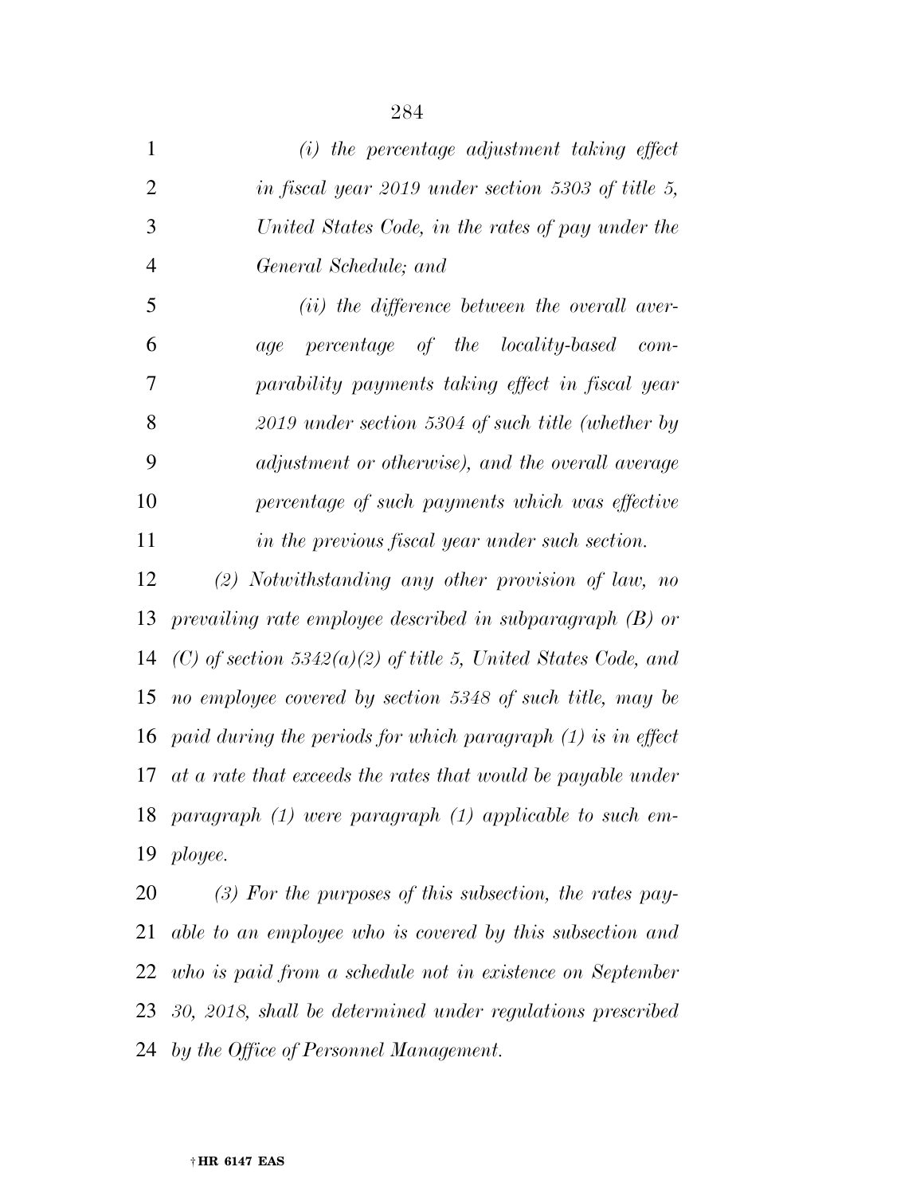*(i) the percentage adjustment taking effect in fiscal year 2019 under section 5303 of title 5, United States Code, in the rates of pay under the General Schedule; and*

*(ii) the difference between the overall average percentage of the locality-based comparability payments taking effect in fiscal year 2019 under section 5304 of such title (whether by adjustment or otherwise), and the overall average percentage of such payments which was effective in the previous fiscal year under such section.*

*(2) Notwithstanding any other provision of law, no prevailing rate employee described in subparagraph (B) or (C) of section 5342(a)(2) of title 5, United States Code, and no employee covered by section 5348 of such title, may be paid during the periods for which paragraph (1) is in effect at a rate that exceeds the rates that would be payable under paragraph (1) were paragraph (1) applicable to such employee.*

*(3) For the purposes of this subsection, the rates payable to an employee who is covered by this subsection and who is paid from a schedule not in existence on September 30, 2018, shall be determined under regulations prescribed by the Office of Personnel Management.*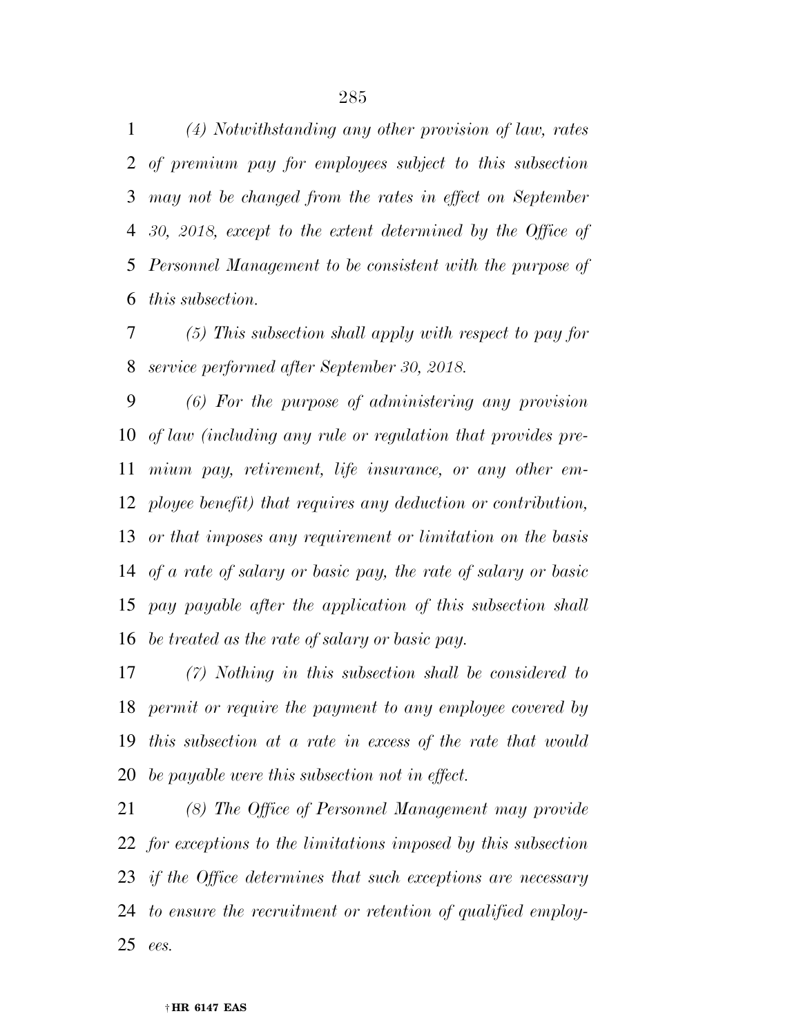*(4) Notwithstanding any other provision of law, rates of premium pay for employees subject to this subsection may not be changed from the rates in effect on September 30, 2018, except to the extent determined by the Office of Personnel Management to be consistent with the purpose of this subsection.*

*(5) This subsection shall apply with respect to pay for service performed after September 30, 2018.*

*(6) For the purpose of administering any provision of law (including any rule or regulation that provides premium pay, retirement, life insurance, or any other employee benefit) that requires any deduction or contribution, or that imposes any requirement or limitation on the basis of a rate of salary or basic pay, the rate of salary or basic pay payable after the application of this subsection shall be treated as the rate of salary or basic pay.*

*(7) Nothing in this subsection shall be considered to permit or require the payment to any employee covered by this subsection at a rate in excess of the rate that would be payable were this subsection not in effect.*

*(8) The Office of Personnel Management may provide for exceptions to the limitations imposed by this subsection if the Office determines that such exceptions are necessary to ensure the recruitment or retention of qualified employees.*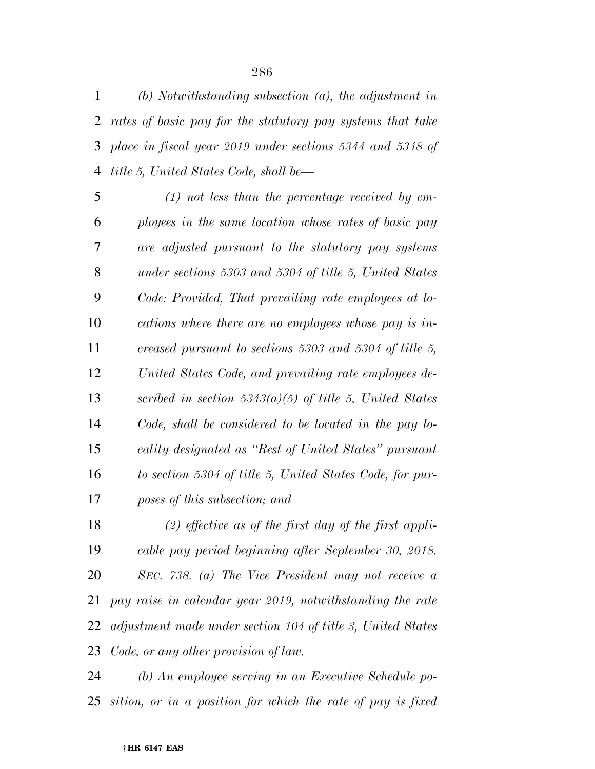*(b) Notwithstanding subsection (a), the adjustment in rates of basic pay for the statutory pay systems that take place in fiscal year 2019 under sections 5344 and 5348 of title 5, United States Code, shall be—*

*(1) not less than the percentage received by employees in the same location whose rates of basic pay are adjusted pursuant to the statutory pay systems under sections 5303 and 5304 of title 5, United States Code: Provided, That prevailing rate employees at locations where there are no employees whose pay is increased pursuant to sections 5303 and 5304 of title 5, United States Code, and prevailing rate employees described in section 5343(a)(5) of title 5, United States Code, shall be considered to be located in the pay locality designated as "Rest of United States" pursuant to section 5304 of title 5, United States Code, for purposes of this subsection; and*

*(2) effective as of the first day of the first applicable pay period beginning after September 30, 2018.*

*SEC. 738. (a) The Vice President may not receive a pay raise in calendar year 2019, notwithstanding the rate adjustment made under section 104 of title 3, United States Code, or any other provision of law.*

*(b) An employee serving in an Executive Schedule position, or in a position for which the rate of pay is fixed*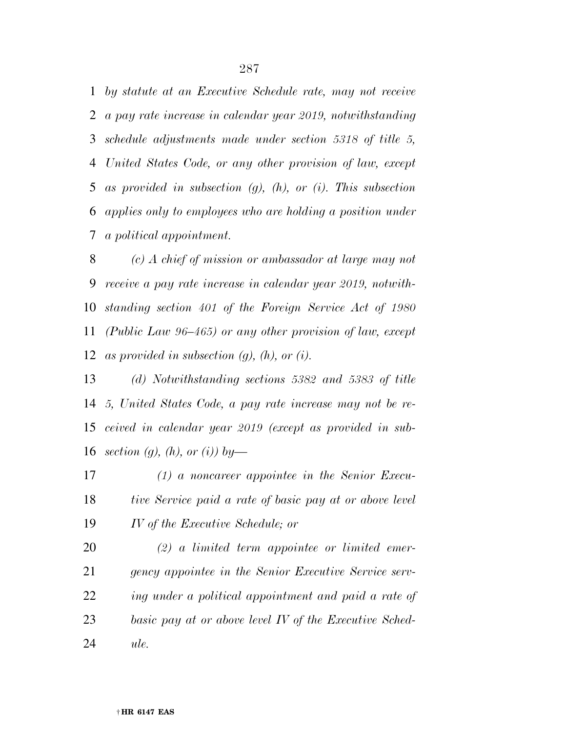*by statute at an Executive Schedule rate, may not receive a pay rate increase in calendar year 2019, notwithstanding schedule adjustments made under section 5318 of title 5, United States Code, or any other provision of law, except as provided in subsection (g), (h), or (i). This subsection applies only to employees who are holding a position under a political appointment.*

*(c) A chief of mission or ambassador at large may not receive a pay rate increase in calendar year 2019, notwithstanding section 401 of the Foreign Service Act of 1980 (Public Law 96–465) or any other provision of law, except as provided in subsection (g), (h), or (i).*

*(d) Notwithstanding sections 5382 and 5383 of title 5, United States Code, a pay rate increase may not be received in calendar year 2019 (except as provided in subsection (g), (h), or (i)) by—*

*(1) a noncareer appointee in the Senior Executive Service paid a rate of basic pay at or above level IV of the Executive Schedule; or*

*(2) a limited term appointee or limited emergency appointee in the Senior Executive Service serving under a political appointment and paid a rate of basic pay at or above level IV of the Executive Schedule.*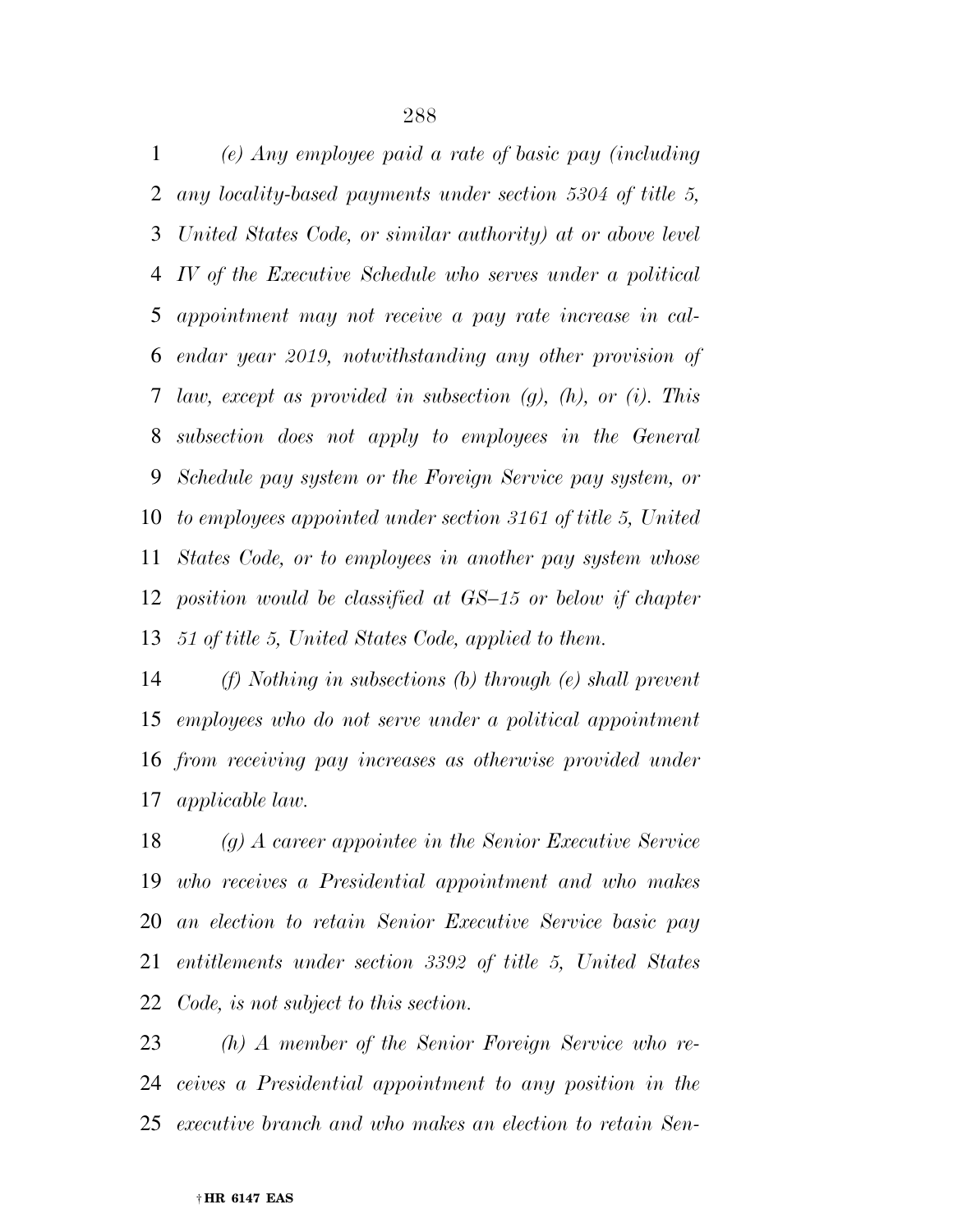*(e) Any employee paid a rate of basic pay (including any locality-based payments under section 5304 of title 5, United States Code, or similar authority) at or above level IV of the Executive Schedule who serves under a political appointment may not receive a pay rate increase in calendar year 2019, notwithstanding any other provision of law, except as provided in subsection (g), (h), or (i). This subsection does not apply to employees in the General Schedule pay system or the Foreign Service pay system, or to employees appointed under section 3161 of title 5, United States Code, or to employees in another pay system whose position would be classified at GS–15 or below if chapter 51 of title 5, United States Code, applied to them.*

*(f) Nothing in subsections (b) through (e) shall prevent employees who do not serve under a political appointment from receiving pay increases as otherwise provided under applicable law.*

*(g) A career appointee in the Senior Executive Service who receives a Presidential appointment and who makes an election to retain Senior Executive Service basic pay entitlements under section 3392 of title 5, United States Code, is not subject to this section.*

*(h) A member of the Senior Foreign Service who receives a Presidential appointment to any position in the executive branch and who makes an election to retain Sen-*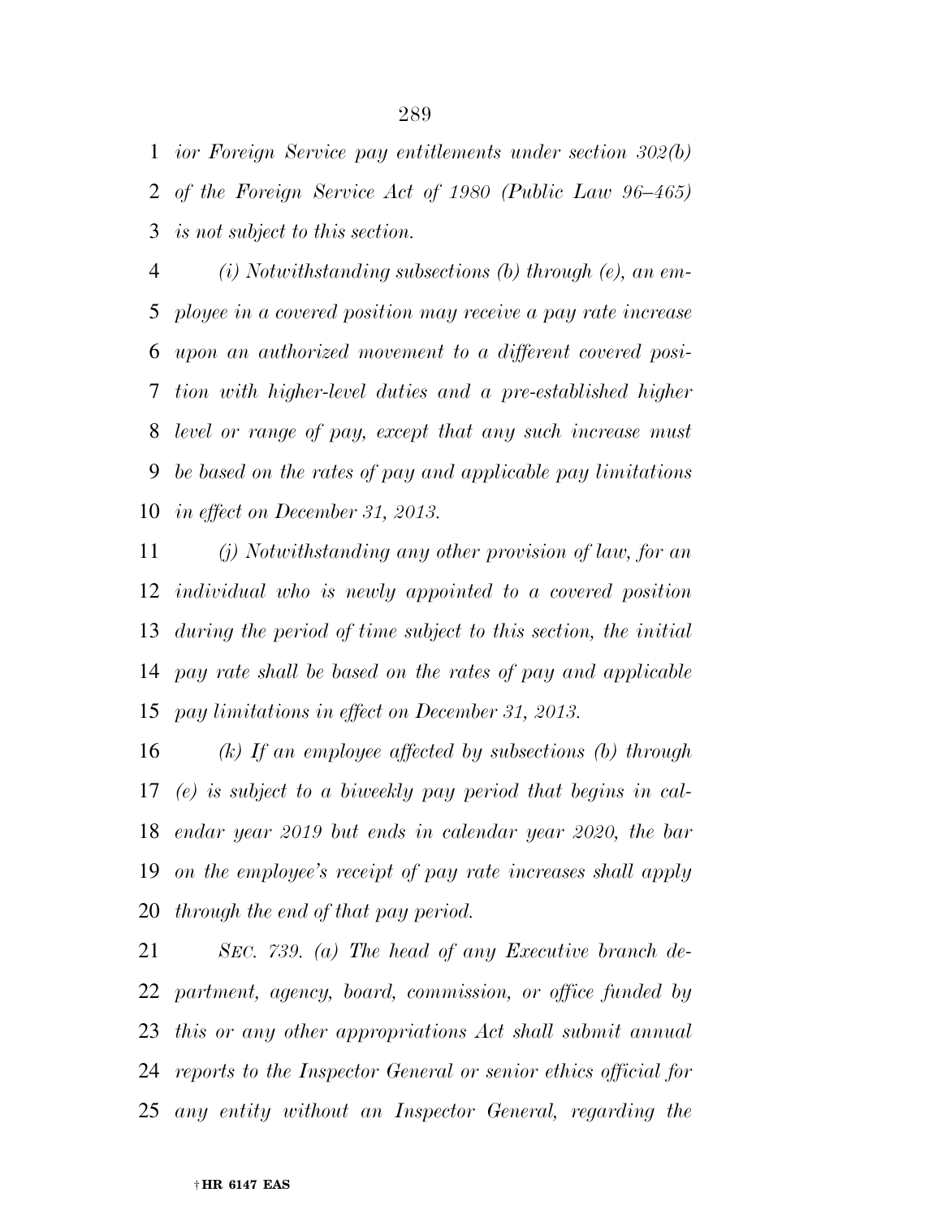*ior Foreign Service pay entitlements under section 302(b) of the Foreign Service Act of 1980 (Public Law 96–465) is not subject to this section.*

*(i) Notwithstanding subsections (b) through (e), an employee in a covered position may receive a pay rate increase upon an authorized movement to a different covered position with higher-level duties and a pre-established higher level or range of pay, except that any such increase must be based on the rates of pay and applicable pay limitations in effect on December 31, 2013.*

*(j) Notwithstanding any other provision of law, for an individual who is newly appointed to a covered position during the period of time subject to this section, the initial pay rate shall be based on the rates of pay and applicable pay limitations in effect on December 31, 2013.*

*(k) If an employee affected by subsections (b) through (e) is subject to a biweekly pay period that begins in calendar year 2019 but ends in calendar year 2020, the bar on the employee's receipt of pay rate increases shall apply through the end of that pay period.*

*SEC. 739. (a) The head of any Executive branch department, agency, board, commission, or office funded by this or any other appropriations Act shall submit annual reports to the Inspector General or senior ethics official for any entity without an Inspector General, regarding the*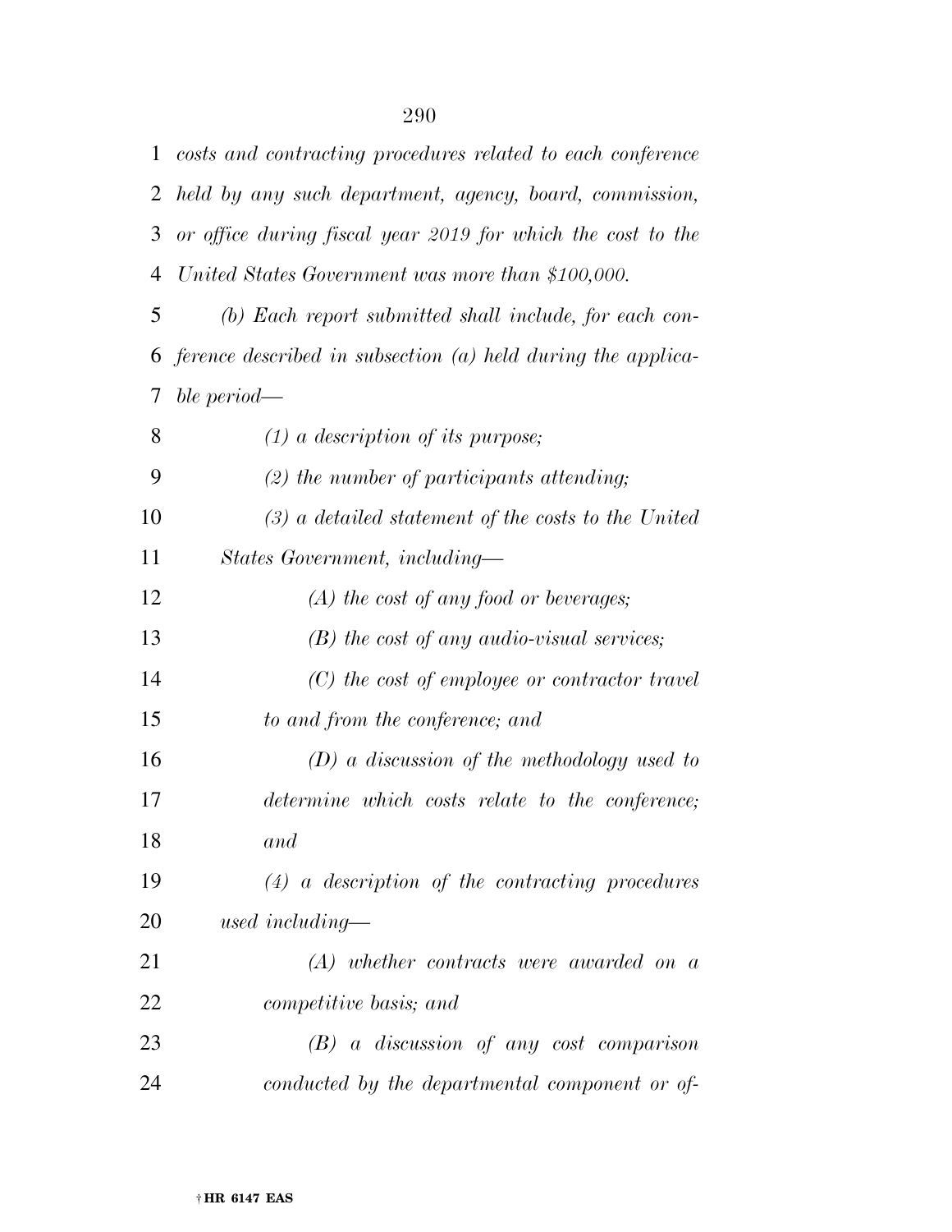*costs and contracting procedures related to each conference held by any such department, agency, board, commission, or office during fiscal year 2019 for which the cost to the United States Government was more than $100,000.*

*(b) Each report submitted shall include, for each conference described in subsection (a) held during the applicable period—*

*(1) a description of its purpose;*

*(2) the number of participants attending;*

*(3) a detailed statement of the costs to the United States Government, including—*

*(A) the cost of any food or beverages;*

*(B) the cost of any audio-visual services;*

*(C) the cost of employee or contractor travel to and from the conference; and*

*(D) a discussion of the methodology used to determine which costs relate to the conference; and*

*(4) a description of the contracting procedures used including—*

*(A) whether contracts were awarded on a competitive basis; and*

*(B) a discussion of any cost comparison conducted by the departmental component or of-*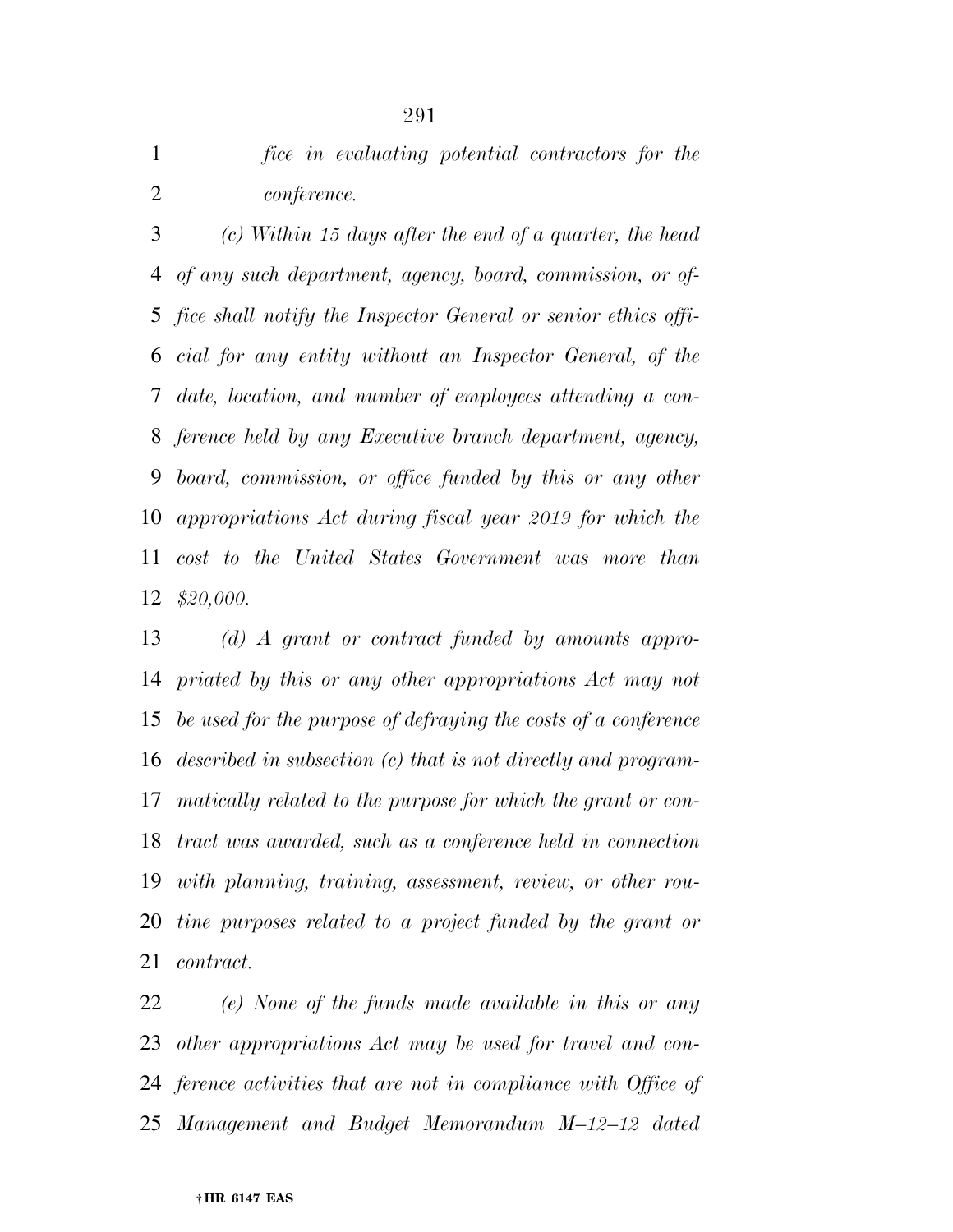*fice in evaluating potential contractors for the conference.*

*(c) Within 15 days after the end of a quarter, the head of any such department, agency, board, commission, or office shall notify the Inspector General or senior ethics official for any entity without an Inspector General, of the date, location, and number of employees attending a conference held by any Executive branch department, agency, board, commission, or office funded by this or any other appropriations Act during fiscal year 2019 for which the cost to the United States Government was more than $20,000.*

*(d) A grant or contract funded by amounts appropriated by this or any other appropriations Act may not be used for the purpose of defraying the costs of a conference described in subsection (c) that is not directly and programmatically related to the purpose for which the grant or contract was awarded, such as a conference held in connection with planning, training, assessment, review, or other routine purposes related to a project funded by the grant or contract.*

*(e) None of the funds made available in this or any other appropriations Act may be used for travel and conference activities that are not in compliance with Office of Management and Budget Memorandum M–12–12 dated*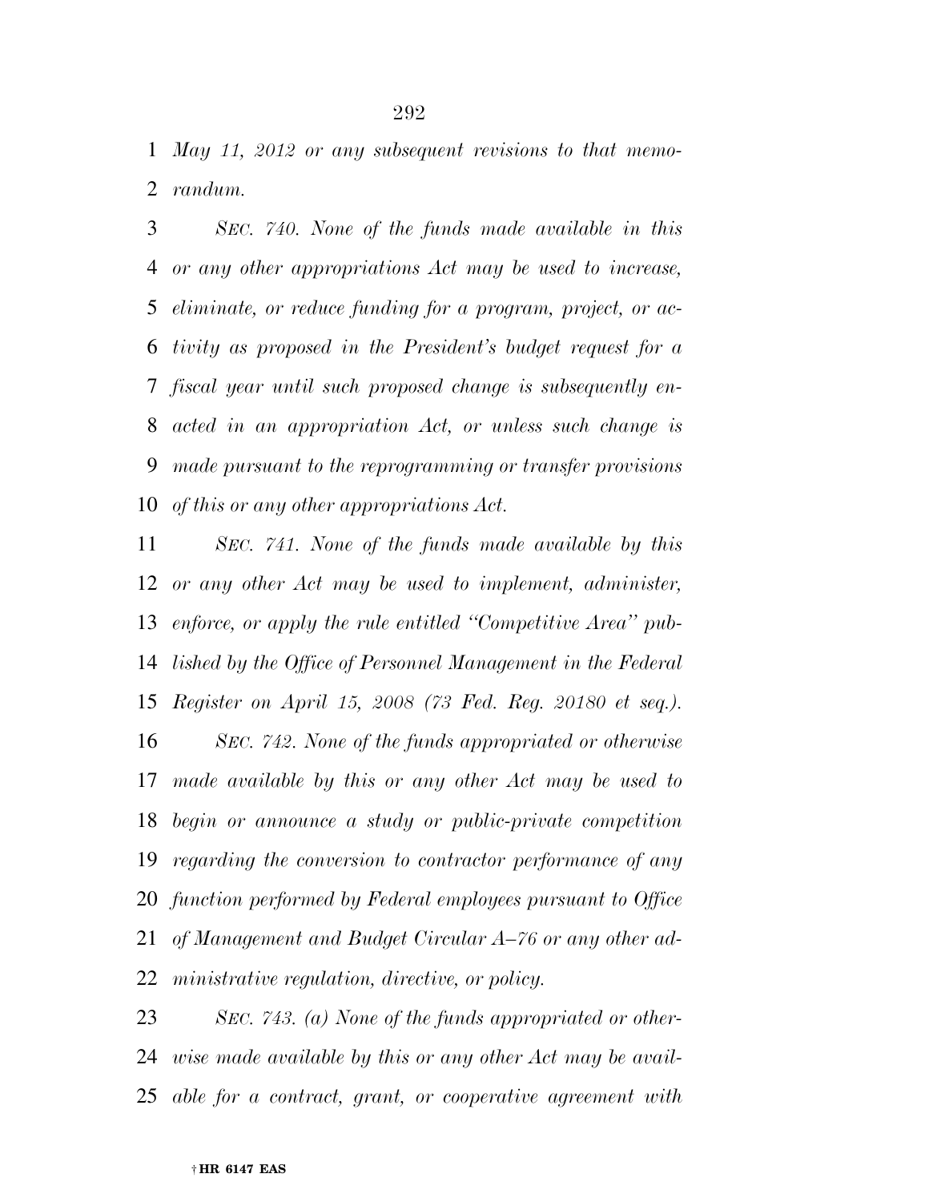*May 11, 2012 or any subsequent revisions to that memorandum.*

*SEC. 740. None of the funds made available in this or any other appropriations Act may be used to increase, eliminate, or reduce funding for a program, project, or activity as proposed in the President's budget request for a fiscal year until such proposed change is subsequently enacted in an appropriation Act, or unless such change is made pursuant to the reprogramming or transfer provisions of this or any other appropriations Act.*

*SEC. 741. None of the funds made available by this or any other Act may be used to implement, administer, enforce, or apply the rule entitled "Competitive Area" published by the Office of Personnel Management in the Federal Register on April 15, 2008 (73 Fed. Reg. 20180 et seq.).*

*SEC. 742. None of the funds appropriated or otherwise made available by this or any other Act may be used to begin or announce a study or public-private competition regarding the conversion to contractor performance of any function performed by Federal employees pursuant to Office of Management and Budget Circular A–76 or any other administrative regulation, directive, or policy.*

*SEC. 743. (a) None of the funds appropriated or otherwise made available by this or any other Act may be available for a contract, grant, or cooperative agreement with*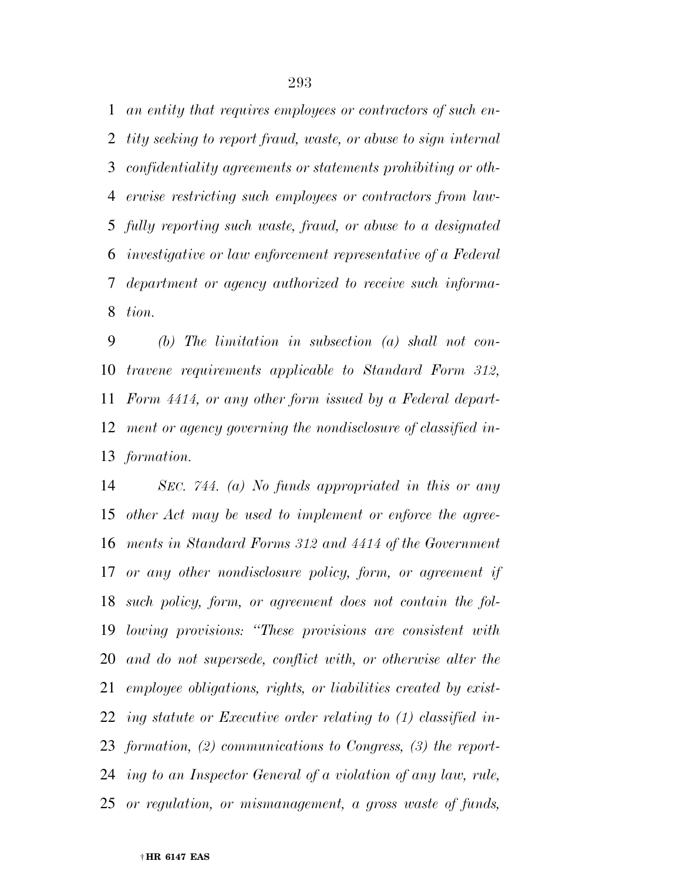*an entity that requires employees or contractors of such entity seeking to report fraud, waste, or abuse to sign internal confidentiality agreements or statements prohibiting or otherwise restricting such employees or contractors from lawfully reporting such waste, fraud, or abuse to a designated investigative or law enforcement representative of a Federal department or agency authorized to receive such information.*

*(b) The limitation in subsection (a) shall not contravene requirements applicable to Standard Form 312, Form 4414, or any other form issued by a Federal department or agency governing the nondisclosure of classified information.*

*SEC. 744. (a) No funds appropriated in this or any other Act may be used to implement or enforce the agreements in Standard Forms 312 and 4414 of the Government or any other nondisclosure policy, form, or agreement if such policy, form, or agreement does not contain the following provisions: "These provisions are consistent with and do not supersede, conflict with, or otherwise alter the employee obligations, rights, or liabilities created by existing statute or Executive order relating to (1) classified information, (2) communications to Congress, (3) the reporting to an Inspector General of a violation of any law, rule, or regulation, or mismanagement, a gross waste of funds,*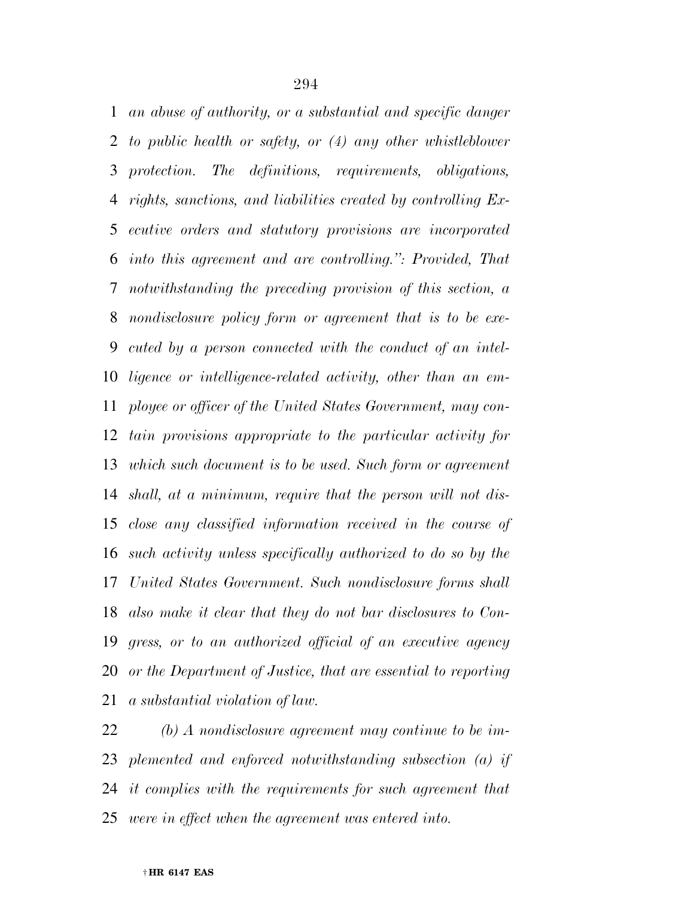*an abuse of authority, or a substantial and specific danger to public health or safety, or (4) any other whistleblower protection. The definitions, requirements, obligations, rights, sanctions, and liabilities created by controlling Executive orders and statutory provisions are incorporated into this agreement and are controlling.": Provided, That notwithstanding the preceding provision of this section, a nondisclosure policy form or agreement that is to be executed by a person connected with the conduct of an intelligence or intelligence-related activity, other than an employee or officer of the United States Government, may contain provisions appropriate to the particular activity for which such document is to be used. Such form or agreement shall, at a minimum, require that the person will not disclose any classified information received in the course of such activity unless specifically authorized to do so by the United States Government. Such nondisclosure forms shall also make it clear that they do not bar disclosures to Congress, or to an authorized official of an executive agency or the Department of Justice, that are essential to reporting a substantial violation of law.*

*(b) A nondisclosure agreement may continue to be implemented and enforced notwithstanding subsection (a) if it complies with the requirements for such agreement that were in effect when the agreement was entered into.*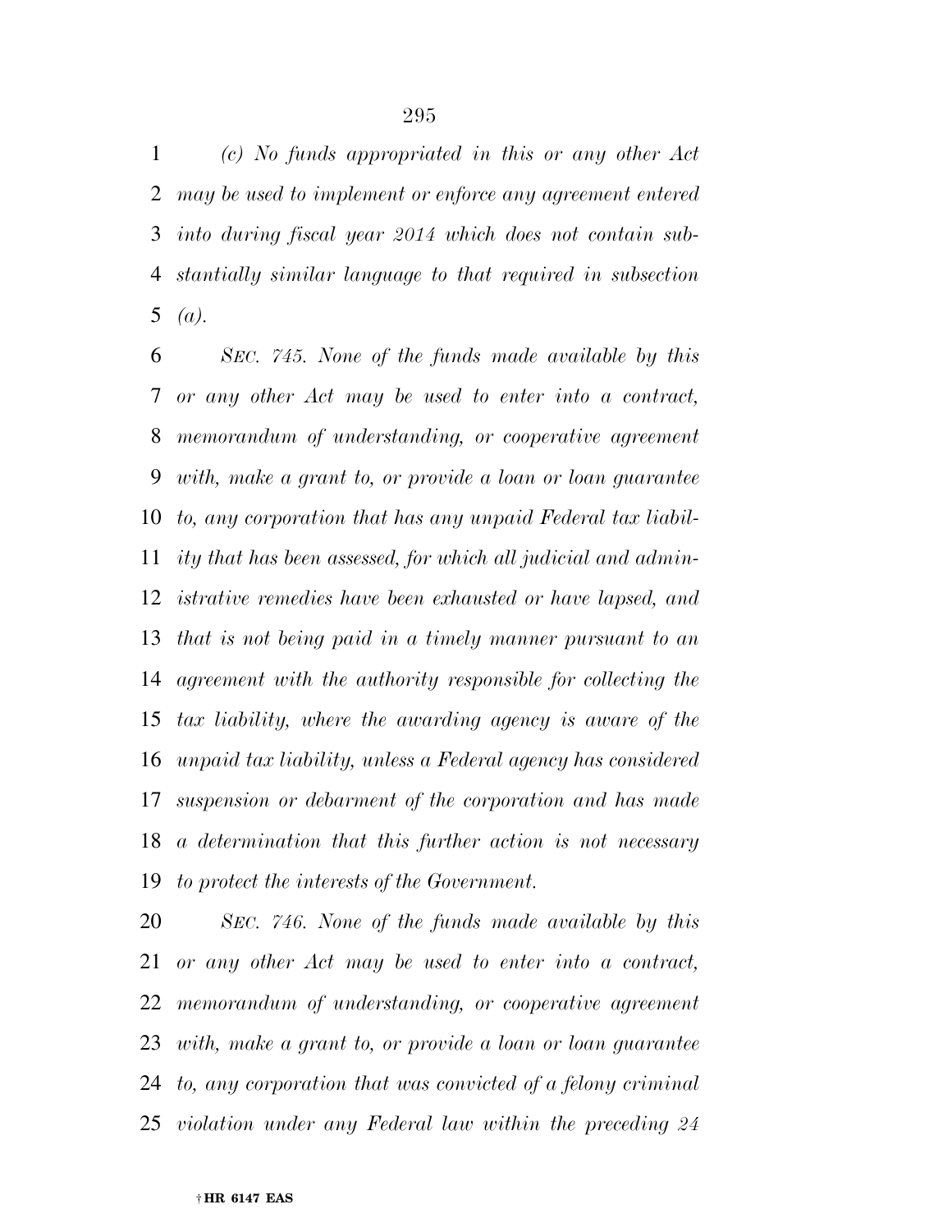*(c) No funds appropriated in this or any other Act may be used to implement or enforce any agreement entered into during fiscal year 2014 which does not contain substantially similar language to that required in subsection (a).*

*SEC. 745. None of the funds made available by this or any other Act may be used to enter into a contract, memorandum of understanding, or cooperative agreement with, make a grant to, or provide a loan or loan guarantee to, any corporation that has any unpaid Federal tax liability that has been assessed, for which all judicial and administrative remedies have been exhausted or have lapsed, and that is not being paid in a timely manner pursuant to an agreement with the authority responsible for collecting the tax liability, where the awarding agency is aware of the unpaid tax liability, unless a Federal agency has considered suspension or debarment of the corporation and has made a determination that this further action is not necessary to protect the interests of the Government.*

*SEC. 746. None of the funds made available by this or any other Act may be used to enter into a contract, memorandum of understanding, or cooperative agreement with, make a grant to, or provide a loan or loan guarantee to, any corporation that was convicted of a felony criminal violation under any Federal law within the preceding 24*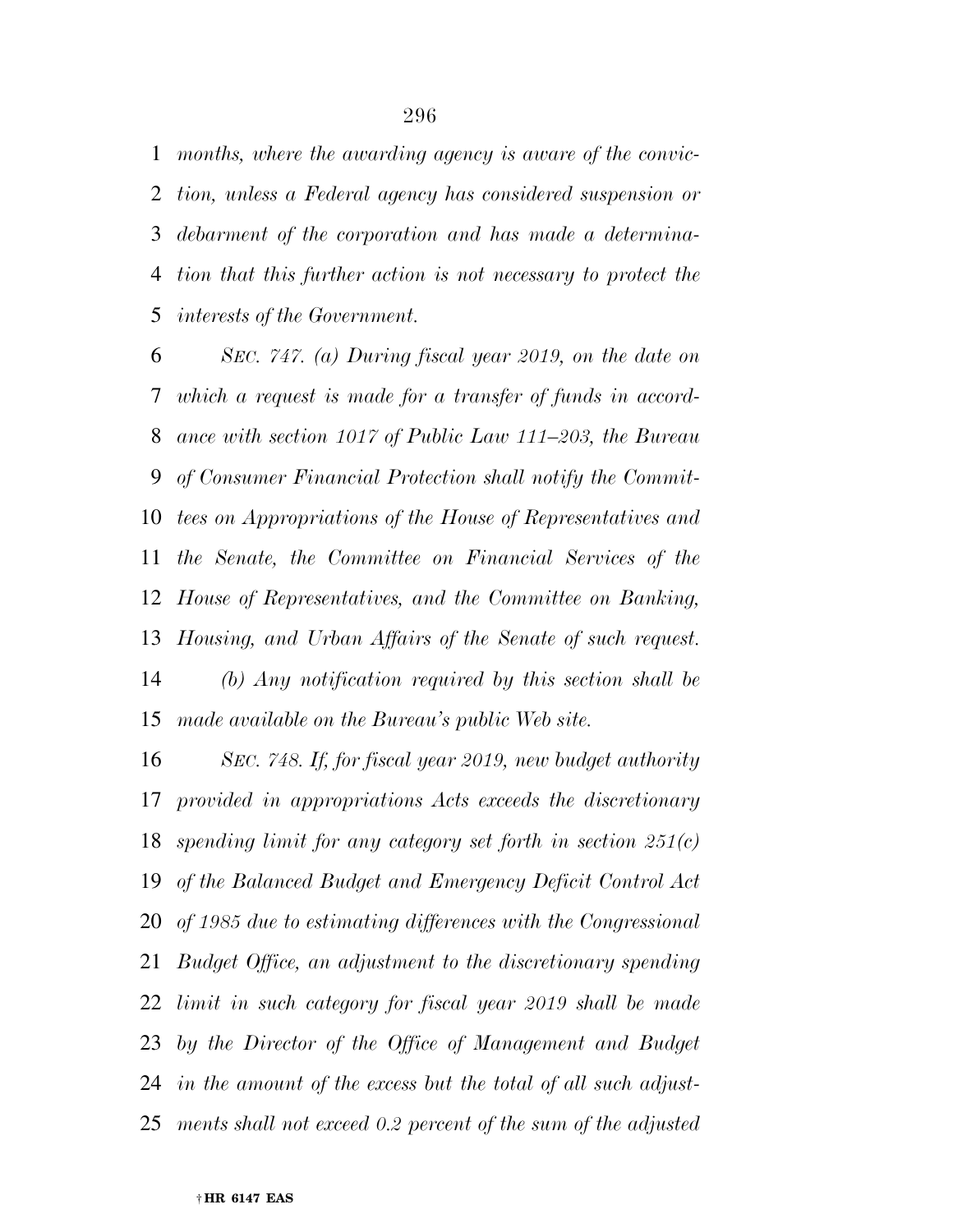*months, where the awarding agency is aware of the conviction, unless a Federal agency has considered suspension or debarment of the corporation and has made a determination that this further action is not necessary to protect the interests of the Government.*

*SEC. 747. (a) During fiscal year 2019, on the date on which a request is made for a transfer of funds in accordance with section 1017 of Public Law 111–203, the Bureau of Consumer Financial Protection shall notify the Committees on Appropriations of the House of Representatives and the Senate, the Committee on Financial Services of the House of Representatives, and the Committee on Banking, Housing, and Urban Affairs of the Senate of such request.*

*(b) Any notification required by this section shall be made available on the Bureau's public Web site.*

*SEC. 748. If, for fiscal year 2019, new budget authority provided in appropriations Acts exceeds the discretionary spending limit for any category set forth in section 251(c) of the Balanced Budget and Emergency Deficit Control Act of 1985 due to estimating differences with the Congressional Budget Office, an adjustment to the discretionary spending limit in such category for fiscal year 2019 shall be made by the Director of the Office of Management and Budget in the amount of the excess but the total of all such adjustments shall not exceed 0.2 percent of the sum of the adjusted*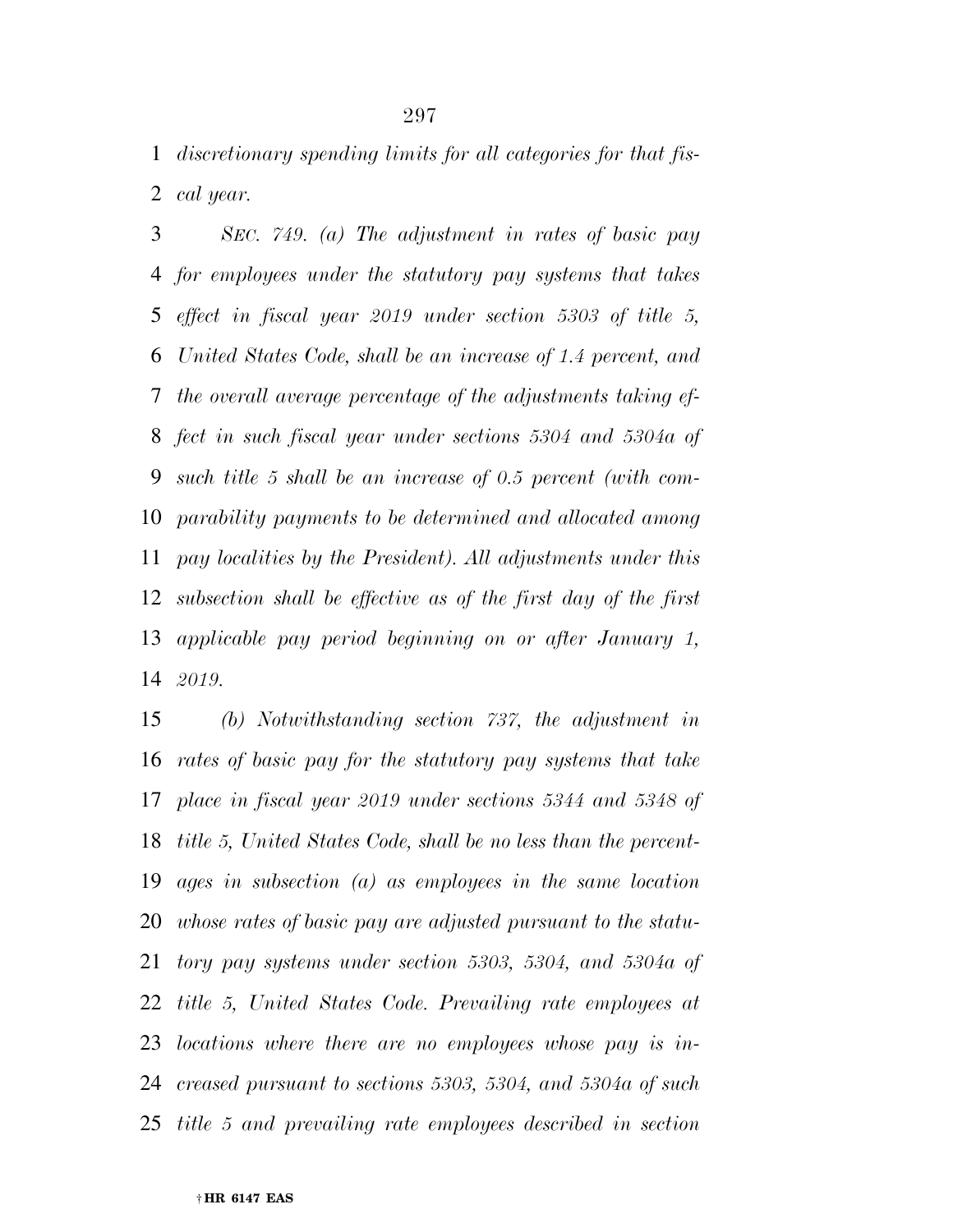*discretionary spending limits for all categories for that fiscal year.*

*SEC. 749. (a) The adjustment in rates of basic pay for employees under the statutory pay systems that takes effect in fiscal year 2019 under section 5303 of title 5, United States Code, shall be an increase of 1.4 percent, and the overall average percentage of the adjustments taking effect in such fiscal year under sections 5304 and 5304a of such title 5 shall be an increase of 0.5 percent (with comparability payments to be determined and allocated among pay localities by the President). All adjustments under this subsection shall be effective as of the first day of the first applicable pay period beginning on or after January 1, 2019.*

*(b) Notwithstanding section 737, the adjustment in rates of basic pay for the statutory pay systems that take place in fiscal year 2019 under sections 5344 and 5348 of title 5, United States Code, shall be no less than the percentages in subsection (a) as employees in the same location whose rates of basic pay are adjusted pursuant to the statutory pay systems under section 5303, 5304, and 5304a of title 5, United States Code. Prevailing rate employees at locations where there are no employees whose pay is increased pursuant to sections 5303, 5304, and 5304a of such title 5 and prevailing rate employees described in section*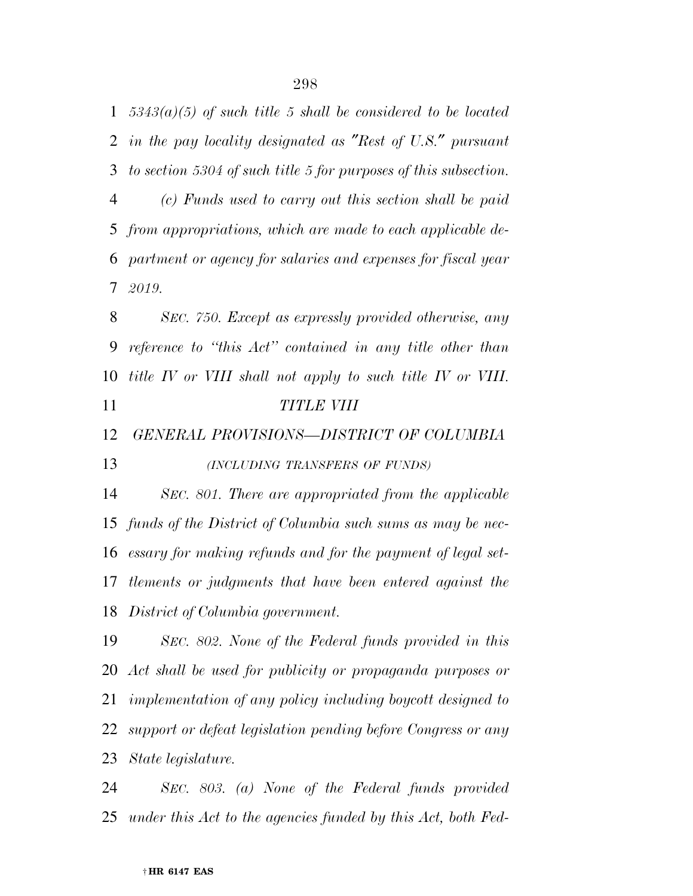*5343(a)(5) of such title 5 shall be considered to be located in the pay locality designated as "Rest of U.S." pursuant to section 5304 of such title 5 for purposes of this subsection.*

*(c) Funds used to carry out this section shall be paid from appropriations, which are made to each applicable department or agency for salaries and expenses for fiscal year 2019.*

*SEC. 750. Except as expressly provided otherwise, any reference to "this Act" contained in any title other than title IV or VIII shall not apply to such title IV or VIII.*

## *TITLE VIII*

## *GENERAL PROVISIONS—DISTRICT OF COLUMBIA*

*(INCLUDING TRANSFERS OF FUNDS)*

*SEC. 801. There are appropriated from the applicable funds of the District of Columbia such sums as may be necessary for making refunds and for the payment of legal settlements or judgments that have been entered against the District of Columbia government.*

*SEC. 802. None of the Federal funds provided in this Act shall be used for publicity or propaganda purposes or implementation of any policy including boycott designed to support or defeat legislation pending before Congress or any State legislature.*

*SEC. 803. (a) None of the Federal funds provided under this Act to the agencies funded by this Act, both Fed-*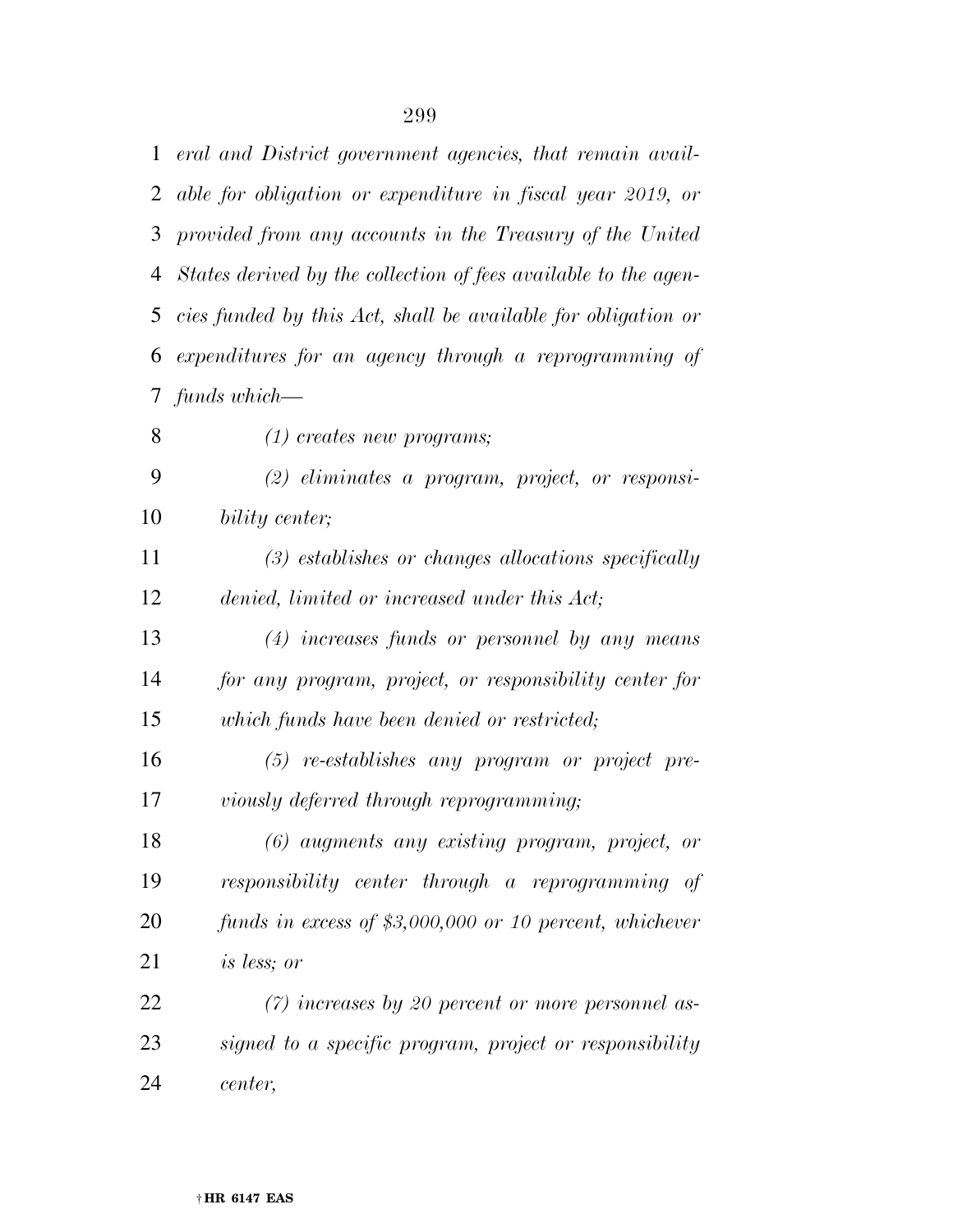*eral and District government agencies, that remain available for obligation or expenditure in fiscal year 2019, or provided from any accounts in the Treasury of the United States derived by the collection of fees available to the agencies funded by this Act, shall be available for obligation or expenditures for an agency through a reprogramming of funds which—*

*(1) creates new programs;*

*(2) eliminates a program, project, or responsibility center;*

*(3) establishes or changes allocations specifically denied, limited or increased under this Act;*

*(4) increases funds or personnel by any means for any program, project, or responsibility center for which funds have been denied or restricted;*

*(5) re-establishes any program or project previously deferred through reprogramming;*

*(6) augments any existing program, project, or responsibility center through a reprogramming of funds in excess of $3,000,000 or 10 percent, whichever is less; or*

*(7) increases by 20 percent or more personnel assigned to a specific program, project or responsibility center,*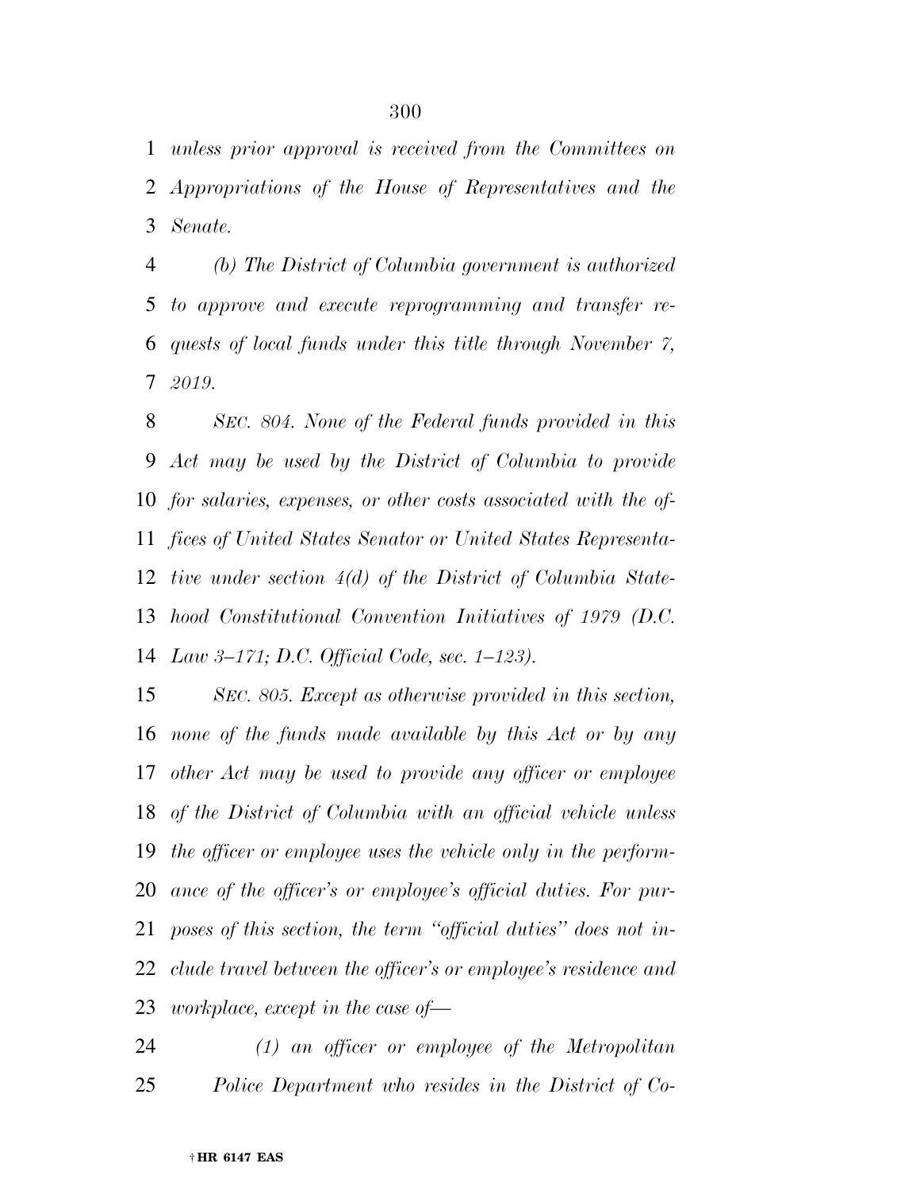*unless prior approval is received from the Committees on Appropriations of the House of Representatives and the Senate.*

*(b) The District of Columbia government is authorized to approve and execute reprogramming and transfer requests of local funds under this title through November 7, 2019.*

*SEC. 804. None of the Federal funds provided in this Act may be used by the District of Columbia to provide for salaries, expenses, or other costs associated with the offices of United States Senator or United States Representative under section 4(d) of the District of Columbia Statehood Constitutional Convention Initiatives of 1979 (D.C. Law 3–171; D.C. Official Code, sec. 1–123).*

*SEC. 805. Except as otherwise provided in this section, none of the funds made available by this Act or by any other Act may be used to provide any officer or employee of the District of Columbia with an official vehicle unless the officer or employee uses the vehicle only in the performance of the officer's or employee's official duties. For purposes of this section, the term "official duties" does not include travel between the officer's or employee's residence and workplace, except in the case of—*

*(1) an officer or employee of the Metropolitan Police Department who resides in the District of Co-*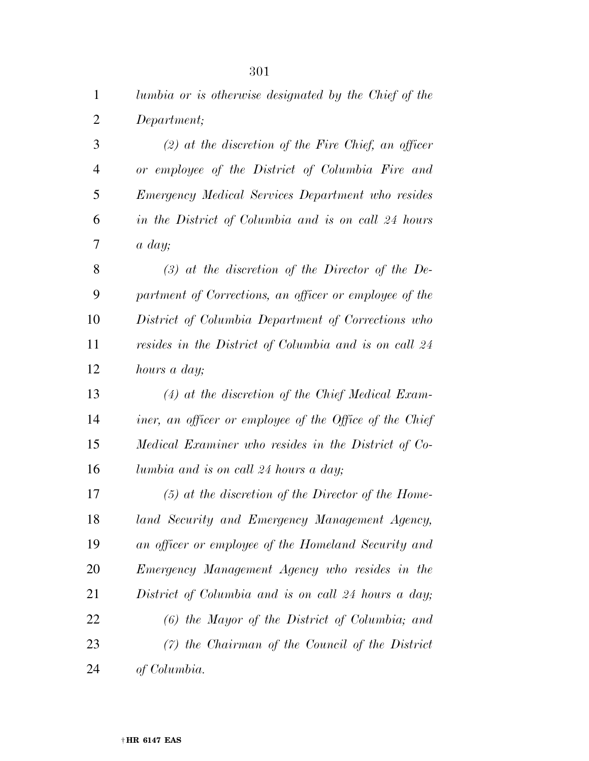*lumbia or is otherwise designated by the Chief of the Department;*

*(2) at the discretion of the Fire Chief, an officer or employee of the District of Columbia Fire and Emergency Medical Services Department who resides in the District of Columbia and is on call 24 hours a day;*

*(3) at the discretion of the Director of the Department of Corrections, an officer or employee of the District of Columbia Department of Corrections who resides in the District of Columbia and is on call 24 hours a day;*

*(4) at the discretion of the Chief Medical Examiner, an officer or employee of the Office of the Chief Medical Examiner who resides in the District of Columbia and is on call 24 hours a day;*

*(5) at the discretion of the Director of the Homeland Security and Emergency Management Agency, an officer or employee of the Homeland Security and Emergency Management Agency who resides in the District of Columbia and is on call 24 hours a day;*

*(6) the Mayor of the District of Columbia; and*

*(7) the Chairman of the Council of the District of Columbia.*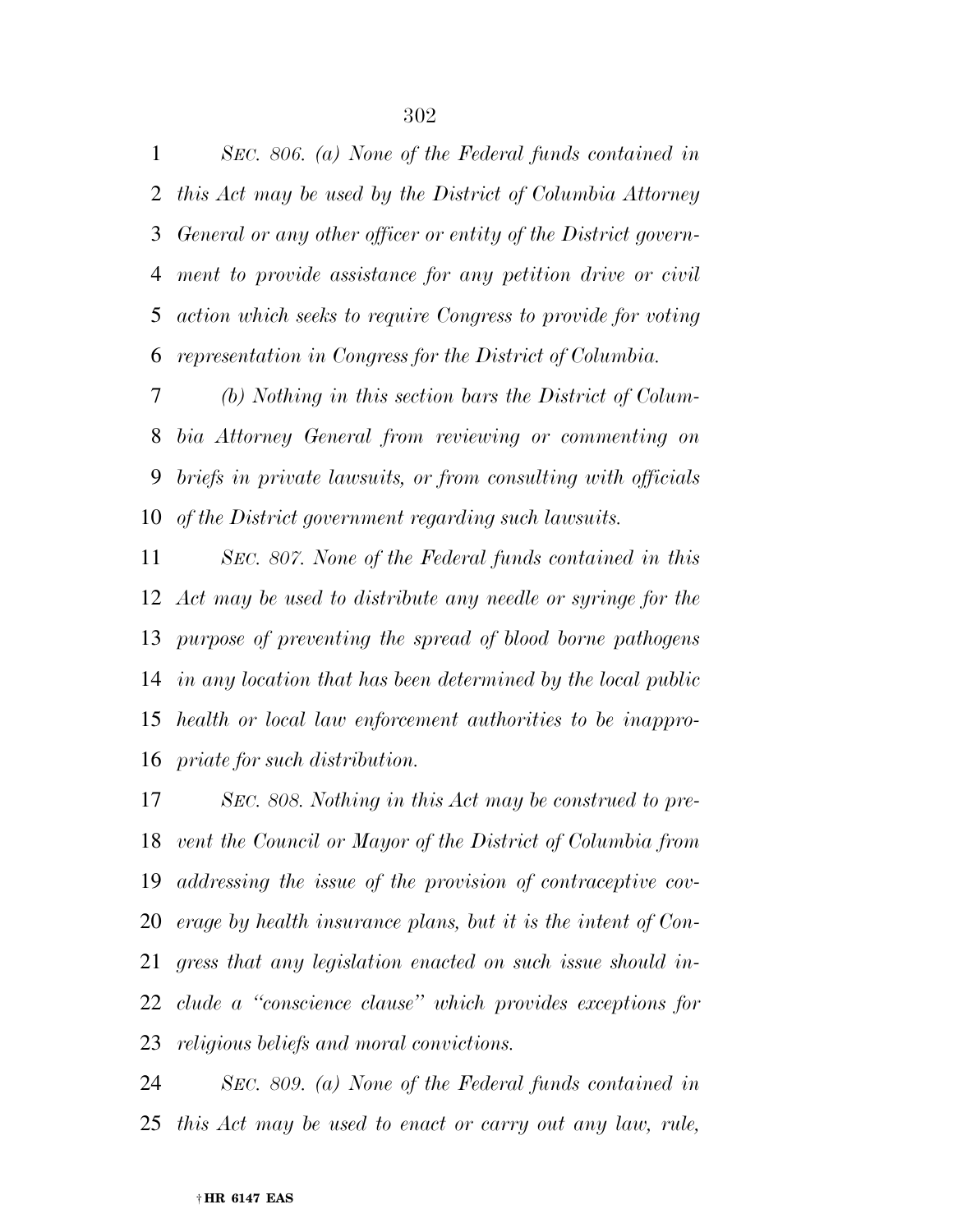*SEC. 806. (a) None of the Federal funds contained in this Act may be used by the District of Columbia Attorney General or any other officer or entity of the District government to provide assistance for any petition drive or civil action which seeks to require Congress to provide for voting representation in Congress for the District of Columbia.*

*(b) Nothing in this section bars the District of Columbia Attorney General from reviewing or commenting on briefs in private lawsuits, or from consulting with officials of the District government regarding such lawsuits.*

*SEC. 807. None of the Federal funds contained in this Act may be used to distribute any needle or syringe for the purpose of preventing the spread of blood borne pathogens in any location that has been determined by the local public health or local law enforcement authorities to be inappropriate for such distribution.*

*SEC. 808. Nothing in this Act may be construed to prevent the Council or Mayor of the District of Columbia from addressing the issue of the provision of contraceptive coverage by health insurance plans, but it is the intent of Congress that any legislation enacted on such issue should include a "conscience clause" which provides exceptions for religious beliefs and moral convictions.*

*SEC. 809. (a) None of the Federal funds contained in this Act may be used to enact or carry out any law, rule,*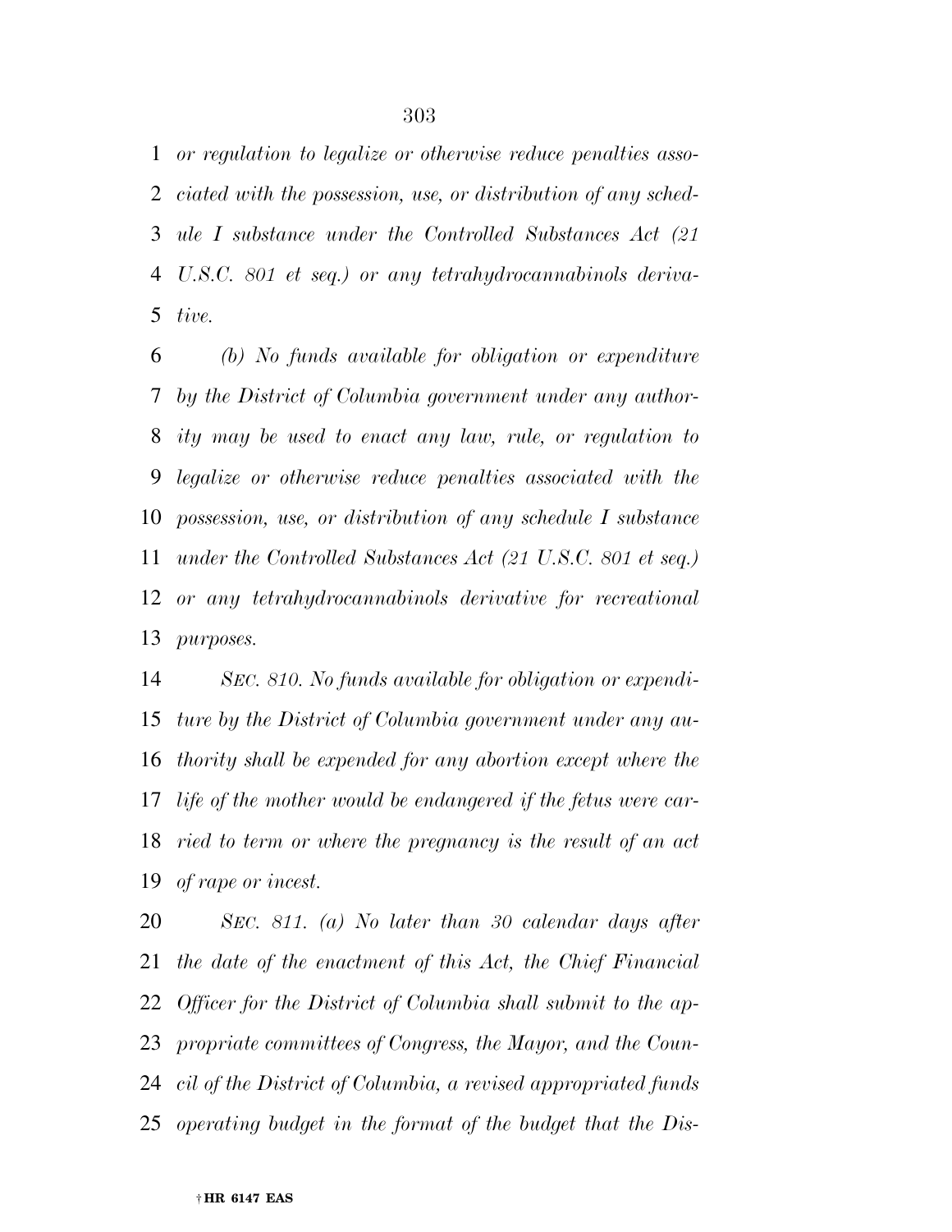*or regulation to legalize or otherwise reduce penalties associated with the possession, use, or distribution of any schedule I substance under the Controlled Substances Act (21 U.S.C. 801 et seq.) or any tetrahydrocannabinols derivative.*

*(b) No funds available for obligation or expenditure by the District of Columbia government under any authority may be used to enact any law, rule, or regulation to legalize or otherwise reduce penalties associated with the possession, use, or distribution of any schedule I substance under the Controlled Substances Act (21 U.S.C. 801 et seq.) or any tetrahydrocannabinols derivative for recreational purposes.*

*SEC. 810. No funds available for obligation or expenditure by the District of Columbia government under any authority shall be expended for any abortion except where the life of the mother would be endangered if the fetus were carried to term or where the pregnancy is the result of an act of rape or incest.*

*SEC. 811. (a) No later than 30 calendar days after the date of the enactment of this Act, the Chief Financial Officer for the District of Columbia shall submit to the appropriate committees of Congress, the Mayor, and the Council of the District of Columbia, a revised appropriated funds operating budget in the format of the budget that the Dis-*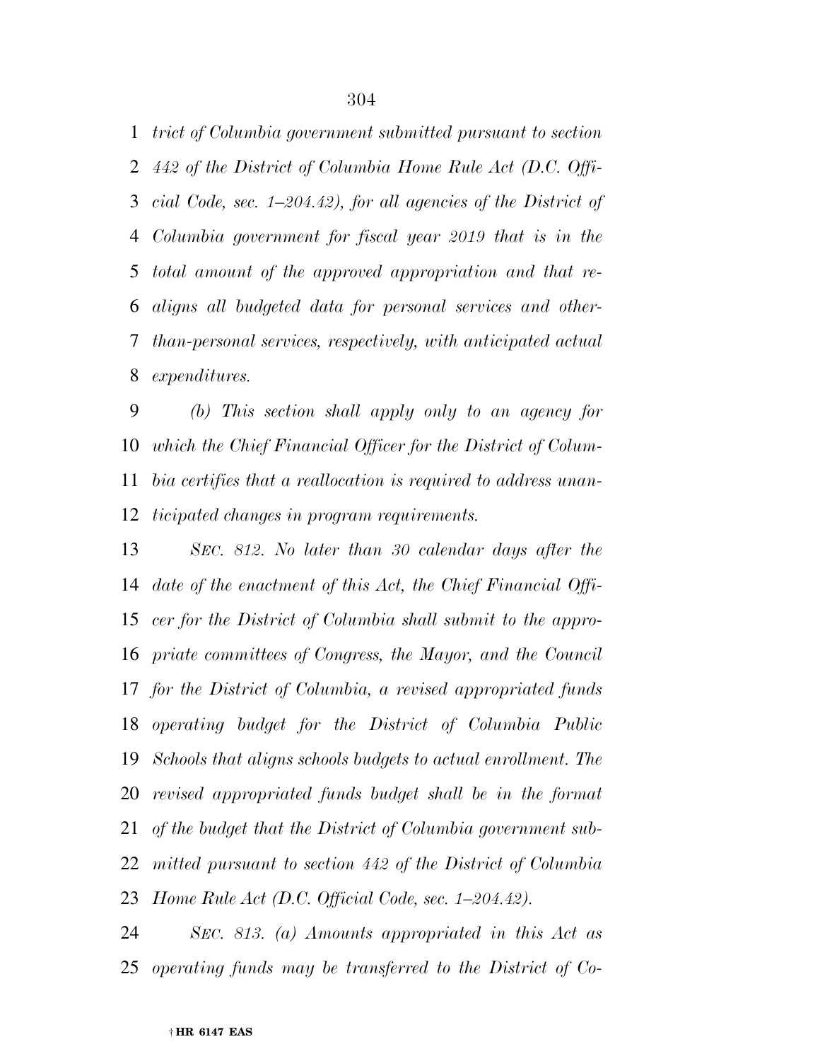*trict of Columbia government submitted pursuant to section 442 of the District of Columbia Home Rule Act (D.C. Official Code, sec. 1–204.42), for all agencies of the District of Columbia government for fiscal year 2019 that is in the total amount of the approved appropriation and that realigns all budgeted data for personal services and other-than-personal services, respectively, with anticipated actual expenditures.*

*(b) This section shall apply only to an agency for which the Chief Financial Officer for the District of Columbia certifies that a reallocation is required to address unanticipated changes in program requirements.*

*SEC. 812. No later than 30 calendar days after the date of the enactment of this Act, the Chief Financial Officer for the District of Columbia shall submit to the appropriate committees of Congress, the Mayor, and the Council for the District of Columbia, a revised appropriated funds operating budget for the District of Columbia Public Schools that aligns schools budgets to actual enrollment. The revised appropriated funds budget shall be in the format of the budget that the District of Columbia government submitted pursuant to section 442 of the District of Columbia Home Rule Act (D.C. Official Code, sec. 1–204.42).*

*SEC. 813. (a) Amounts appropriated in this Act as operating funds may be transferred to the District of Co-*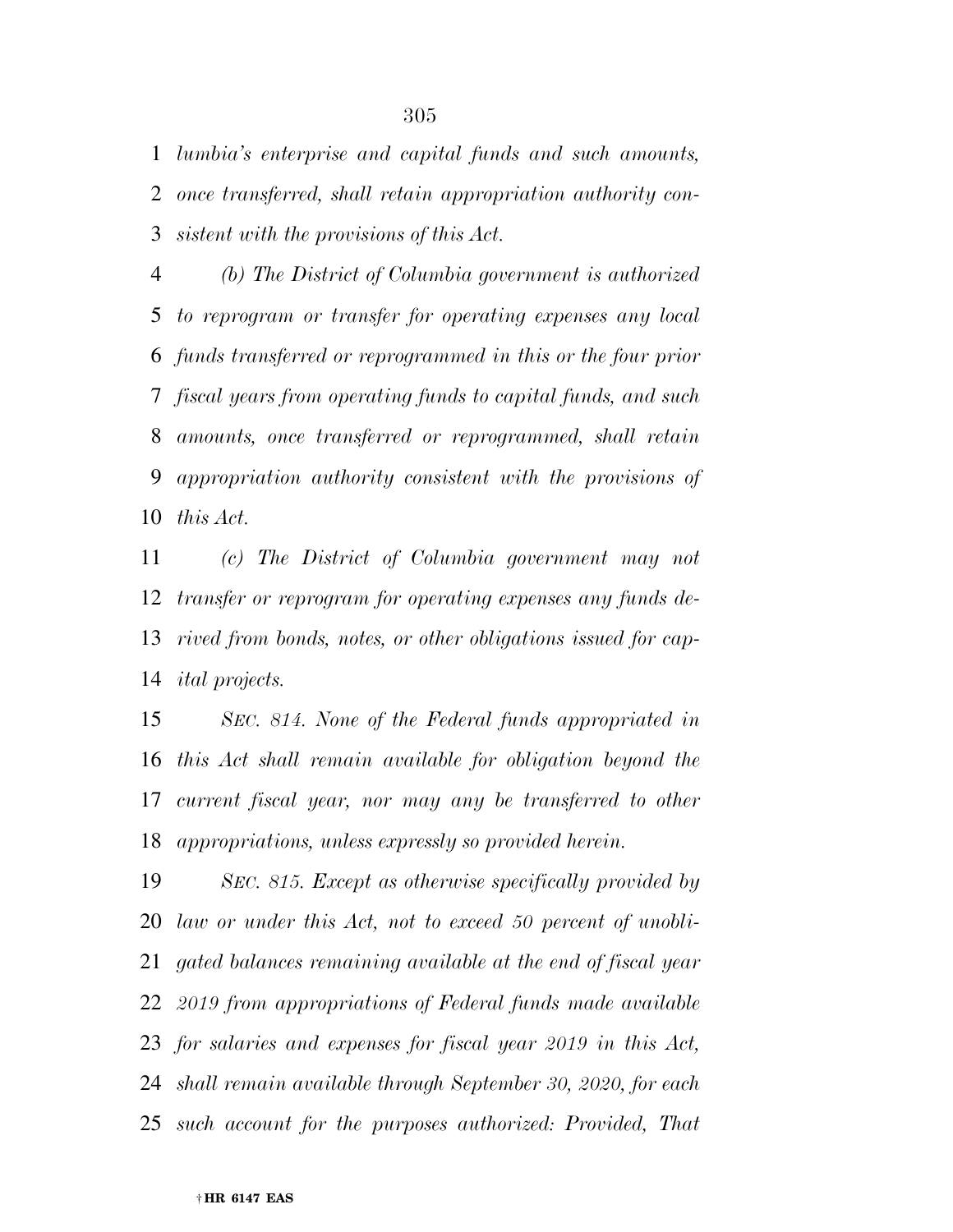*lumbia's enterprise and capital funds and such amounts, once transferred, shall retain appropriation authority consistent with the provisions of this Act.*

*(b) The District of Columbia government is authorized to reprogram or transfer for operating expenses any local funds transferred or reprogrammed in this or the four prior fiscal years from operating funds to capital funds, and such amounts, once transferred or reprogrammed, shall retain appropriation authority consistent with the provisions of this Act.*

*(c) The District of Columbia government may not transfer or reprogram for operating expenses any funds derived from bonds, notes, or other obligations issued for capital projects.*

*SEC. 814. None of the Federal funds appropriated in this Act shall remain available for obligation beyond the current fiscal year, nor may any be transferred to other appropriations, unless expressly so provided herein.*

*SEC. 815. Except as otherwise specifically provided by law or under this Act, not to exceed 50 percent of unobligated balances remaining available at the end of fiscal year 2019 from appropriations of Federal funds made available for salaries and expenses for fiscal year 2019 in this Act, shall remain available through September 30, 2020, for each such account for the purposes authorized: Provided, That*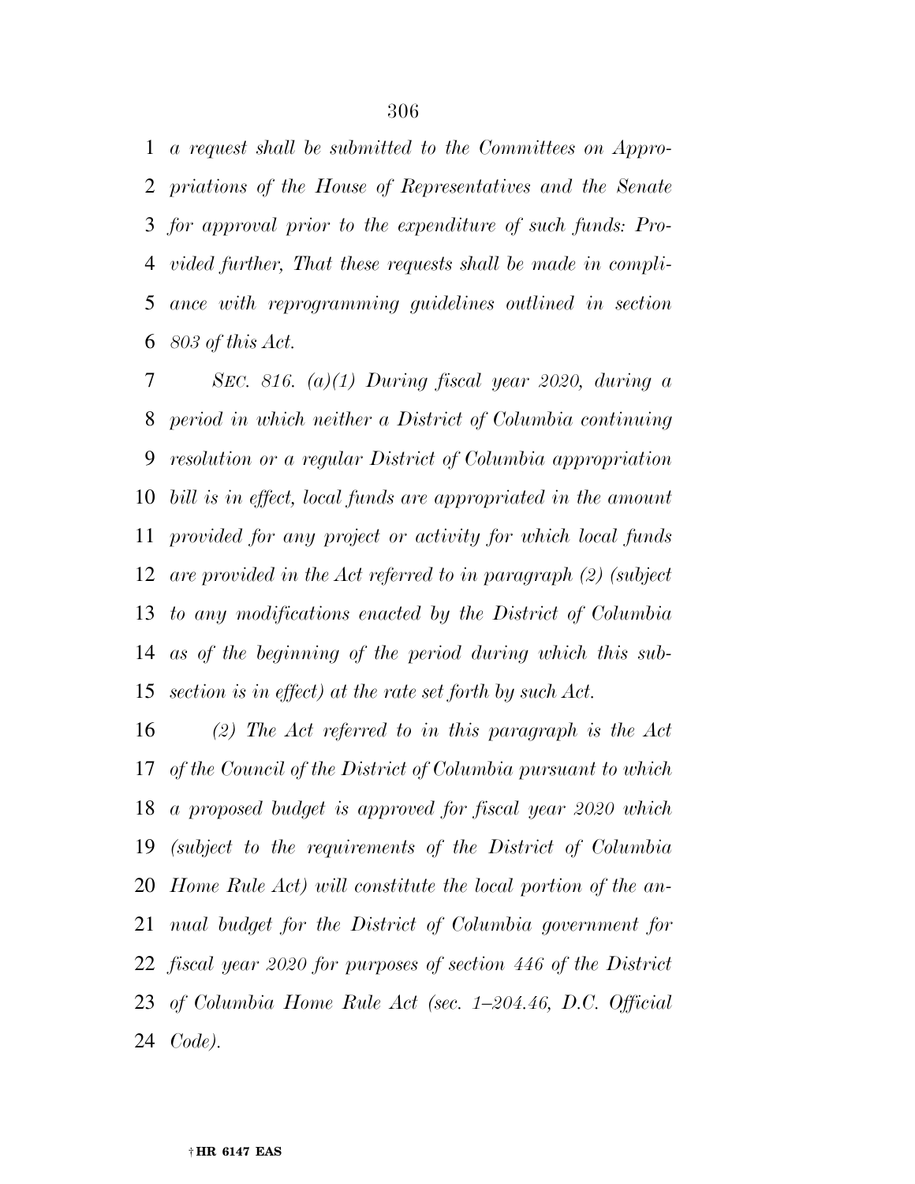*a request shall be submitted to the Committees on Appropriations of the House of Representatives and the Senate for approval prior to the expenditure of such funds: Provided further, That these requests shall be made in compliance with reprogramming guidelines outlined in section 803 of this Act.*

*SEC. 816. (a)(1) During fiscal year 2020, during a period in which neither a District of Columbia continuing resolution or a regular District of Columbia appropriation bill is in effect, local funds are appropriated in the amount provided for any project or activity for which local funds are provided in the Act referred to in paragraph (2) (subject to any modifications enacted by the District of Columbia as of the beginning of the period during which this subsection is in effect) at the rate set forth by such Act.*

*(2) The Act referred to in this paragraph is the Act of the Council of the District of Columbia pursuant to which a proposed budget is approved for fiscal year 2020 which (subject to the requirements of the District of Columbia Home Rule Act) will constitute the local portion of the annual budget for the District of Columbia government for fiscal year 2020 for purposes of section 446 of the District of Columbia Home Rule Act (sec. 1–204.46, D.C. Official Code).*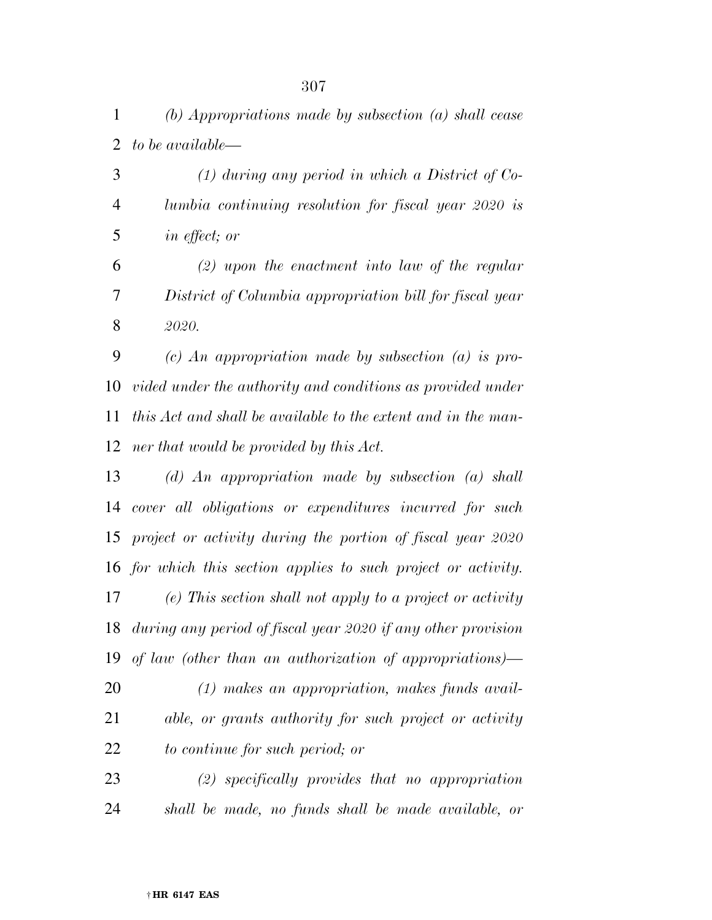*(b) Appropriations made by subsection (a) shall cease to be available—*

*(1) during any period in which a District of Columbia continuing resolution for fiscal year 2020 is in effect; or*

*(2) upon the enactment into law of the regular District of Columbia appropriation bill for fiscal year 2020.*

*(c) An appropriation made by subsection (a) is provided under the authority and conditions as provided under this Act and shall be available to the extent and in the manner that would be provided by this Act.*

*(d) An appropriation made by subsection (a) shall cover all obligations or expenditures incurred for such project or activity during the portion of fiscal year 2020 for which this section applies to such project or activity.*

*(e) This section shall not apply to a project or activity during any period of fiscal year 2020 if any other provision of law (other than an authorization of appropriations)—*

*(1) makes an appropriation, makes funds available, or grants authority for such project or activity to continue for such period; or*

*(2) specifically provides that no appropriation shall be made, no funds shall be made available, or*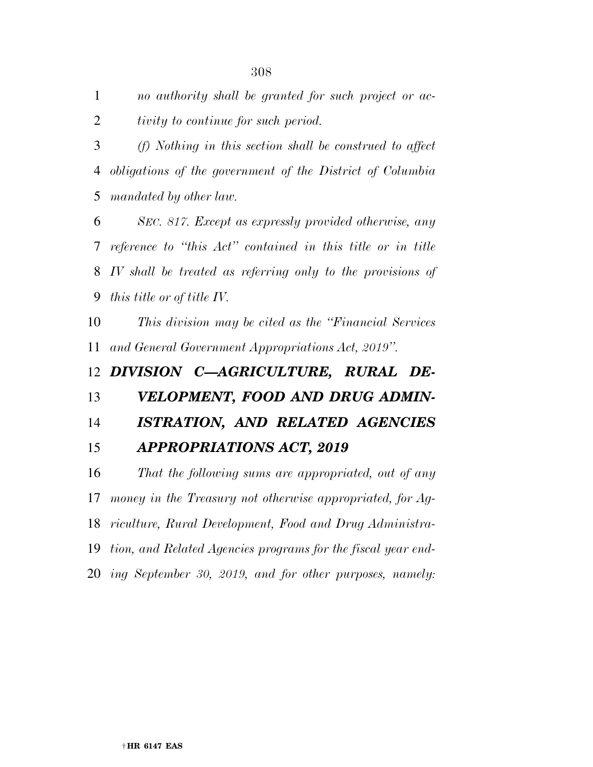*no authority shall be granted for such project or activity to continue for such period.*

*(f) Nothing in this section shall be construed to affect obligations of the government of the District of Columbia mandated by other law.*

*SEC. 817. Except as expressly provided otherwise, any reference to "this Act" contained in this title or in title IV shall be treated as referring only to the provisions of this title or of title IV.*

*This division may be cited as the "Financial Services and General Government Appropriations Act, 2019".*

## *DIVISION C—AGRICULTURE, RURAL DEVELOPMENT, FOOD AND DRUG ADMINISTRATION, AND RELATED AGENCIES APPROPRIATIONS ACT, 2019*

*That the following sums are appropriated, out of any money in the Treasury not otherwise appropriated, for Agriculture, Rural Development, Food and Drug Administration, and Related Agencies programs for the fiscal year ending September 30, 2019, and for other purposes, namely:*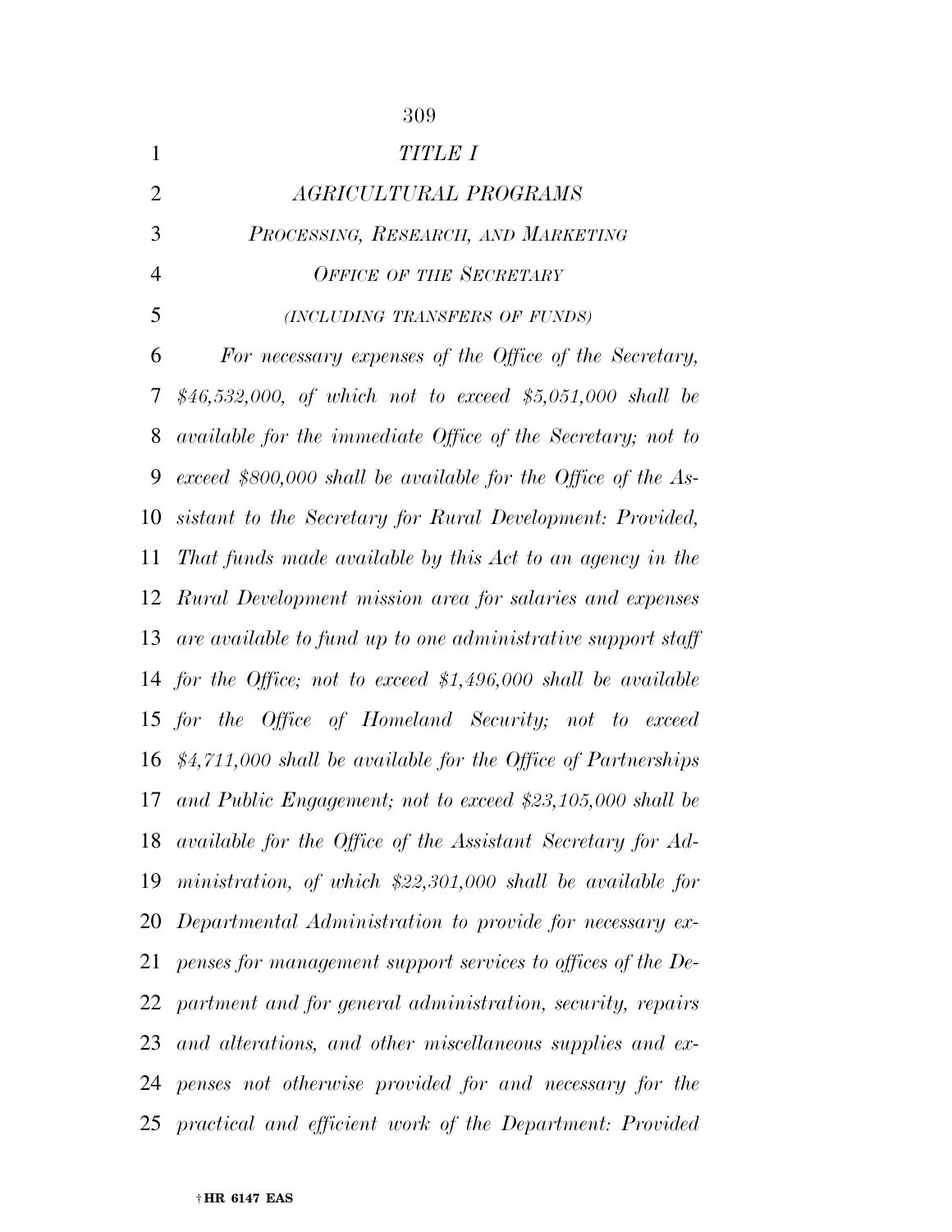*TITLE I*

*AGRICULTURAL PROGRAMS*

*PROCESSING, RESEARCH, AND MARKETING*

*OFFICE OF THE SECRETARY*

*(INCLUDING TRANSFERS OF FUNDS)*

*For necessary expenses of the Office of the Secretary, $46,532,000, of which not to exceed $5,051,000 shall be available for the immediate Office of the Secretary; not to exceed $800,000 shall be available for the Office of the Assistant to the Secretary for Rural Development: Provided, That funds made available by this Act to an agency in the Rural Development mission area for salaries and expenses are available to fund up to one administrative support staff for the Office; not to exceed $1,496,000 shall be available for the Office of Homeland Security; not to exceed $4,711,000 shall be available for the Office of Partnerships and Public Engagement; not to exceed $23,105,000 shall be available for the Office of the Assistant Secretary for Administration, of which $22,301,000 shall be available for Departmental Administration to provide for necessary expenses for management support services to offices of the Department and for general administration, security, repairs and alterations, and other miscellaneous supplies and expenses not otherwise provided for and necessary for the practical and efficient work of the Department: Provided*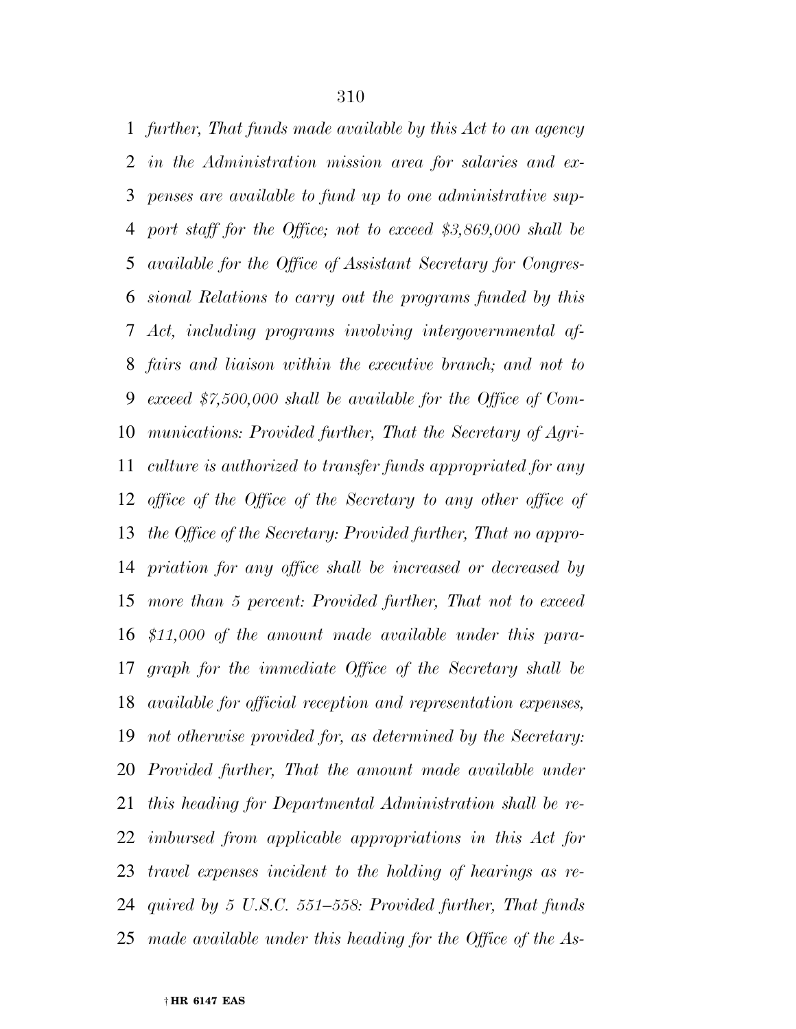*further, That funds made available by this Act to an agency in the Administration mission area for salaries and expenses are available to fund up to one administrative support staff for the Office; not to exceed $3,869,000 shall be available for the Office of Assistant Secretary for Congressional Relations to carry out the programs funded by this Act, including programs involving intergovernmental affairs and liaison within the executive branch; and not to exceed $7,500,000 shall be available for the Office of Communications: Provided further, That the Secretary of Agriculture is authorized to transfer funds appropriated for any office of the Office of the Secretary to any other office of the Office of the Secretary: Provided further, That no appropriation for any office shall be increased or decreased by more than 5 percent: Provided further, That not to exceed $11,000 of the amount made available under this paragraph for the immediate Office of the Secretary shall be available for official reception and representation expenses, not otherwise provided for, as determined by the Secretary: Provided further, That the amount made available under this heading for Departmental Administration shall be reimbursed from applicable appropriations in this Act for travel expenses incident to the holding of hearings as required by 5 U.S.C. 551–558: Provided further, That funds made available under this heading for the Office of the As-*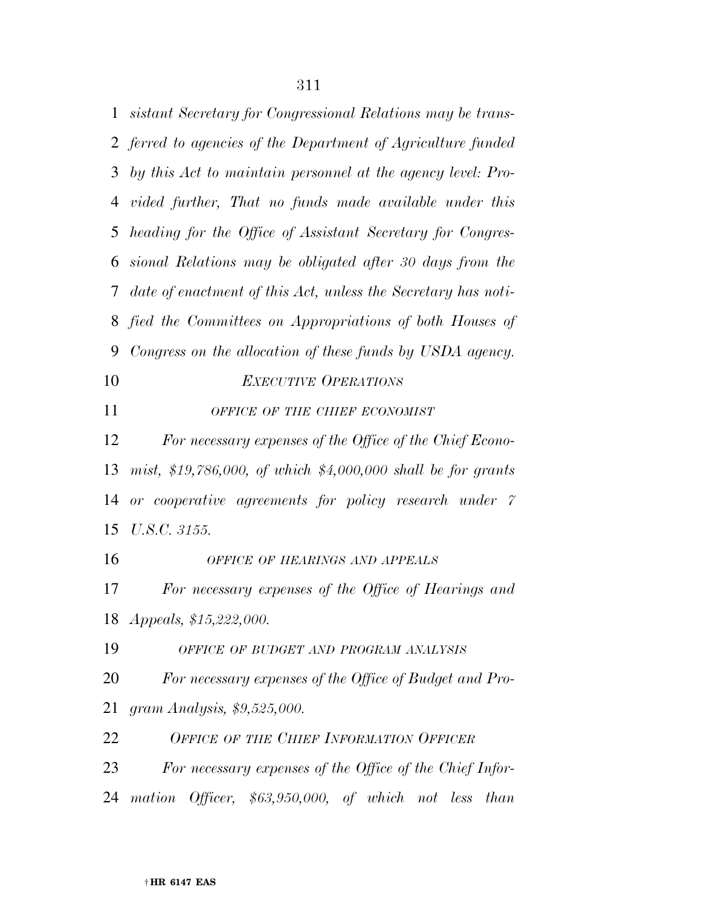*sistant Secretary for Congressional Relations may be transferred to agencies of the Department of Agriculture funded by this Act to maintain personnel at the agency level: Provided further, That no funds made available under this heading for the Office of Assistant Secretary for Congressional Relations may be obligated after 30 days from the date of enactment of this Act, unless the Secretary has notified the Committees on Appropriations of both Houses of Congress on the allocation of these funds by USDA agency.*

*EXECUTIVE OPERATIONS*

*OFFICE OF THE CHIEF ECONOMIST*

*For necessary expenses of the Office of the Chief Economist, $19,786,000, of which $4,000,000 shall be for grants or cooperative agreements for policy research under 7 U.S.C. 3155.*

*OFFICE OF HEARINGS AND APPEALS*

*For necessary expenses of the Office of Hearings and Appeals, $15,222,000.*

*OFFICE OF BUDGET AND PROGRAM ANALYSIS*

*For necessary expenses of the Office of Budget and Program Analysis, $9,525,000.*

*OFFICE OF THE CHIEF INFORMATION OFFICER*

*For necessary expenses of the Office of the Chief Information Officer, $63,950,000, of which not less than*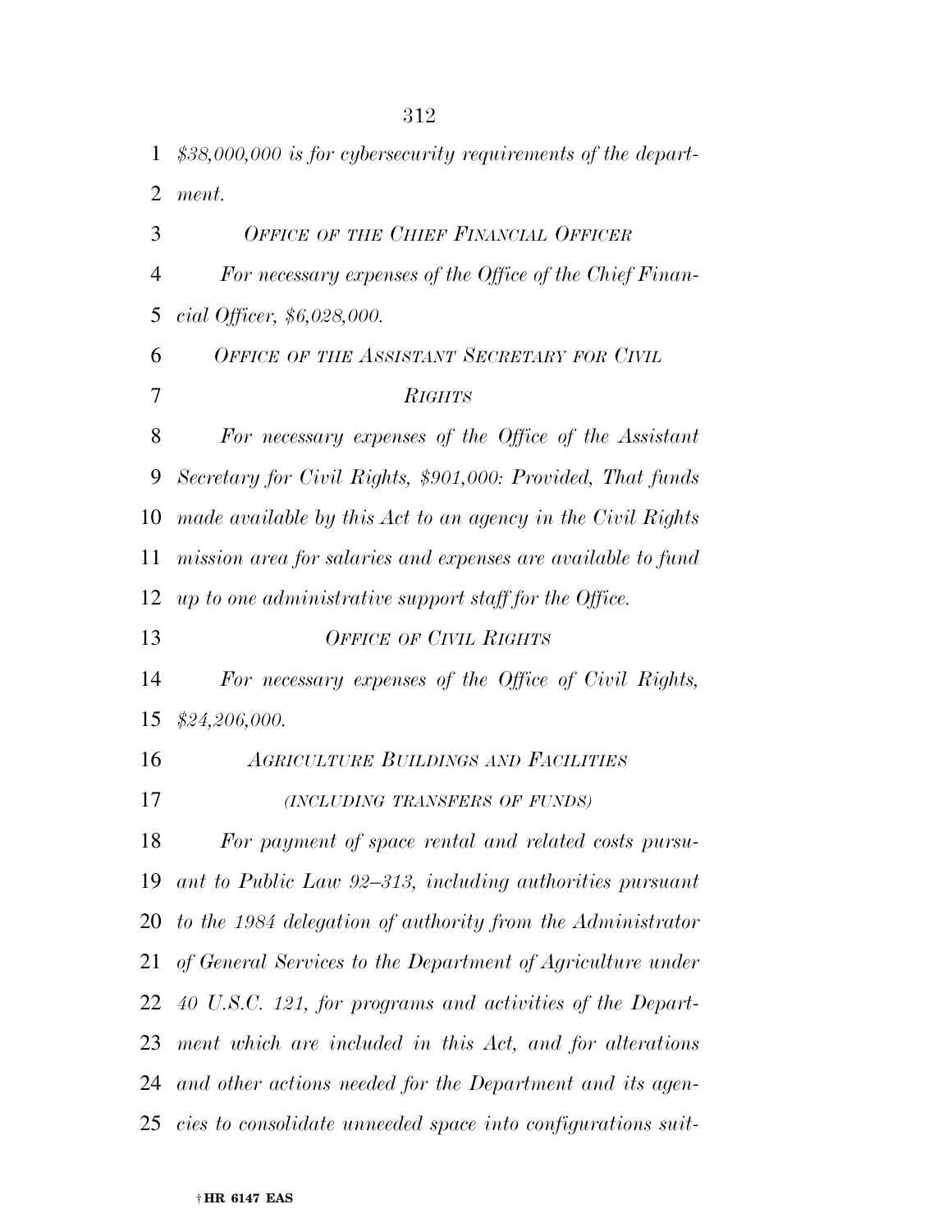*$38,000,000 is for cybersecurity requirements of the department.*

*OFFICE OF THE CHIEF FINANCIAL OFFICER*

*For necessary expenses of the Office of the Chief Financial Officer, $6,028,000.*

*OFFICE OF THE ASSISTANT SECRETARY FOR CIVIL RIGHTS*

*For necessary expenses of the Office of the Assistant Secretary for Civil Rights, $901,000: Provided, That funds made available by this Act to an agency in the Civil Rights mission area for salaries and expenses are available to fund up to one administrative support staff for the Office.*

*OFFICE OF CIVIL RIGHTS*

*For necessary expenses of the Office of Civil Rights, $24,206,000.*

*AGRICULTURE BUILDINGS AND FACILITIES*

*(INCLUDING TRANSFERS OF FUNDS)*

*For payment of space rental and related costs pursuant to Public Law 92–313, including authorities pursuant to the 1984 delegation of authority from the Administrator of General Services to the Department of Agriculture under 40 U.S.C. 121, for programs and activities of the Department which are included in this Act, and for alterations and other actions needed for the Department and its agencies to consolidate unneeded space into configurations suit-*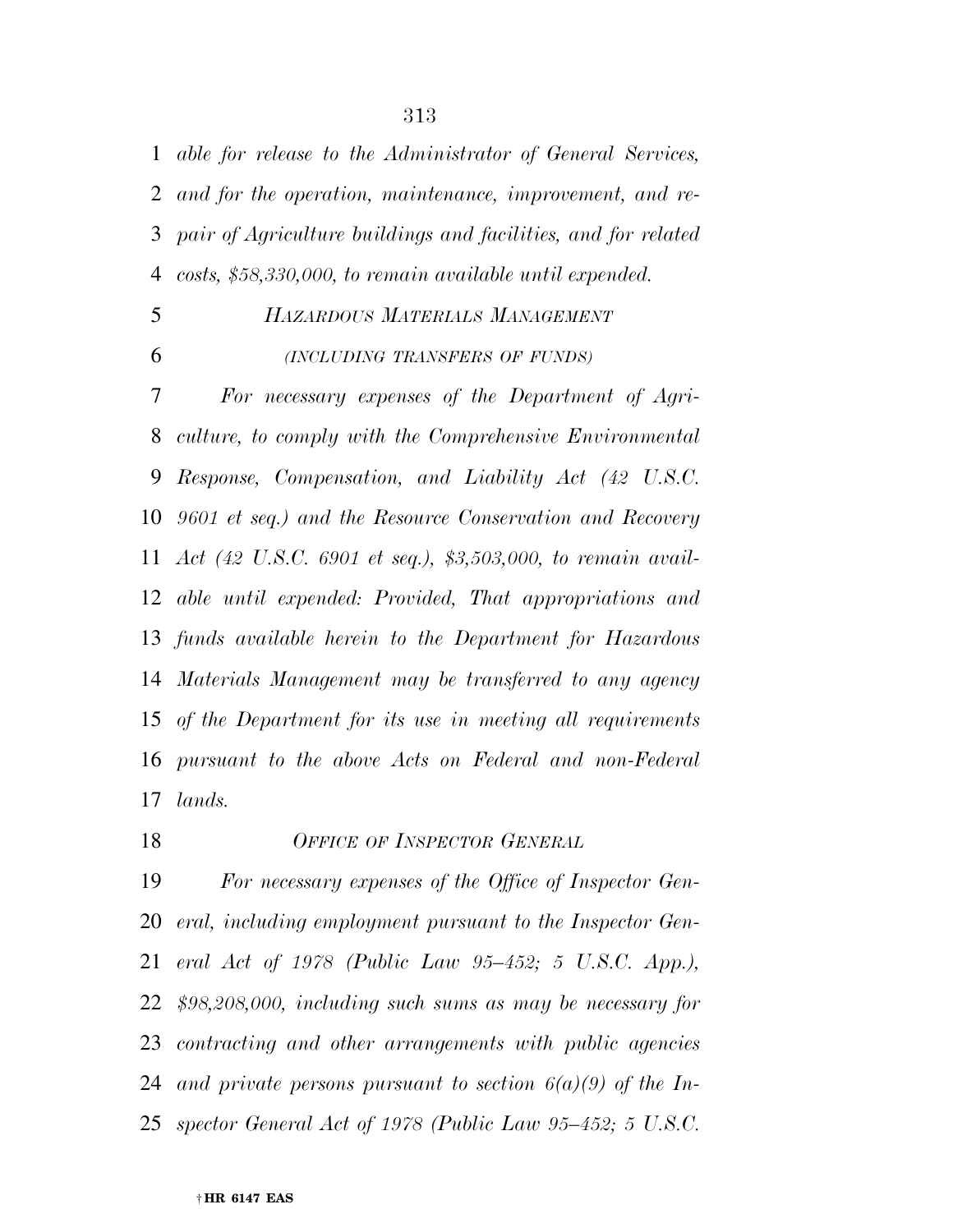*able for release to the Administrator of General Services, and for the operation, maintenance, improvement, and repair of Agriculture buildings and facilities, and for related costs, $58,330,000, to remain available until expended.*

*HAZARDOUS MATERIALS MANAGEMENT*

*(INCLUDING TRANSFERS OF FUNDS)*

*For necessary expenses of the Department of Agriculture, to comply with the Comprehensive Environmental Response, Compensation, and Liability Act (42 U.S.C. 9601 et seq.) and the Resource Conservation and Recovery Act (42 U.S.C. 6901 et seq.), $3,503,000, to remain available until expended: Provided, That appropriations and funds available herein to the Department for Hazardous Materials Management may be transferred to any agency of the Department for its use in meeting all requirements pursuant to the above Acts on Federal and non-Federal lands.*

*OFFICE OF INSPECTOR GENERAL*

*For necessary expenses of the Office of Inspector General, including employment pursuant to the Inspector General Act of 1978 (Public Law 95–452; 5 U.S.C. App.), $98,208,000, including such sums as may be necessary for contracting and other arrangements with public agencies and private persons pursuant to section 6(a)(9) of the Inspector General Act of 1978 (Public Law 95–452; 5 U.S.C.*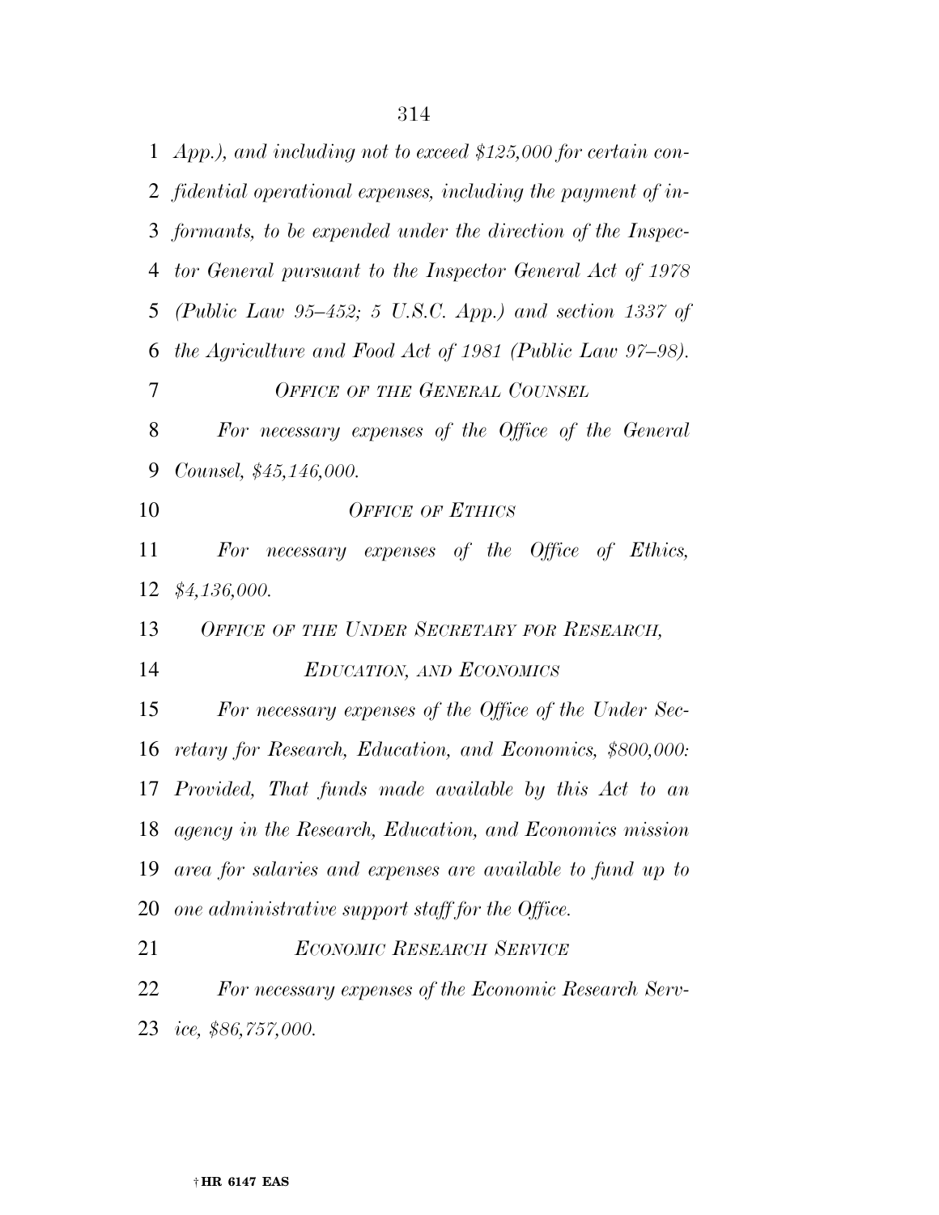*App.), and including not to exceed $125,000 for certain confidential operational expenses, including the payment of informants, to be expended under the direction of the Inspector General pursuant to the Inspector General Act of 1978 (Public Law 95–452; 5 U.S.C. App.) and section 1337 of the Agriculture and Food Act of 1981 (Public Law 97–98).*

*OFFICE OF THE GENERAL COUNSEL*

*For necessary expenses of the Office of the General Counsel, $45,146,000.*

*OFFICE OF ETHICS*

*For necessary expenses of the Office of Ethics, $4,136,000.*

*OFFICE OF THE UNDER SECRETARY FOR RESEARCH, EDUCATION, AND ECONOMICS*

*For necessary expenses of the Office of the Under Secretary for Research, Education, and Economics, $800,000: Provided, That funds made available by this Act to an agency in the Research, Education, and Economics mission area for salaries and expenses are available to fund up to one administrative support staff for the Office.*

*ECONOMIC RESEARCH SERVICE*

*For necessary expenses of the Economic Research Service, $86,757,000.*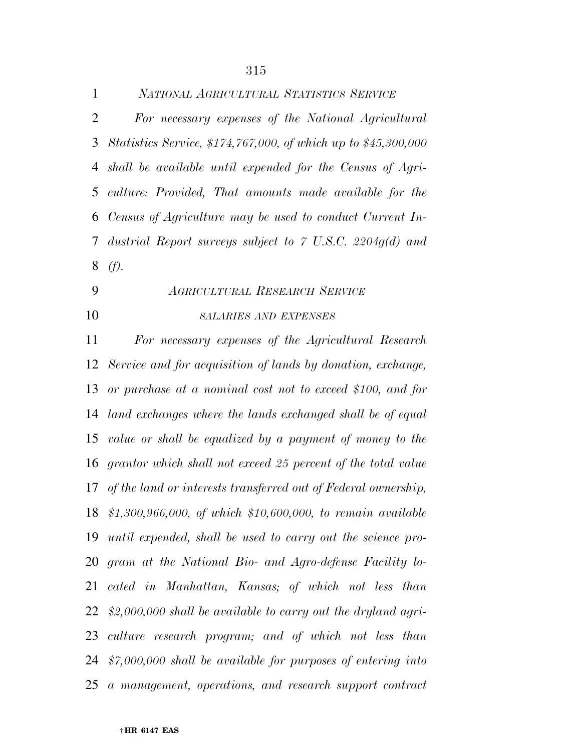*NATIONAL AGRICULTURAL STATISTICS SERVICE*

*For necessary expenses of the National Agricultural Statistics Service, $174,767,000, of which up to $45,300,000 shall be available until expended for the Census of Agriculture: Provided, That amounts made available for the Census of Agriculture may be used to conduct Current Industrial Report surveys subject to 7 U.S.C. 2204g(d) and (f).*

*AGRICULTURAL RESEARCH SERVICE*

*SALARIES AND EXPENSES*

*For necessary expenses of the Agricultural Research Service and for acquisition of lands by donation, exchange, or purchase at a nominal cost not to exceed $100, and for land exchanges where the lands exchanged shall be of equal value or shall be equalized by a payment of money to the grantor which shall not exceed 25 percent of the total value of the land or interests transferred out of Federal ownership, $1,300,966,000, of which $10,600,000, to remain available until expended, shall be used to carry out the science program at the National Bio- and Agro-defense Facility located in Manhattan, Kansas; of which not less than $2,000,000 shall be available to carry out the dryland agriculture research program; and of which not less than $7,000,000 shall be available for purposes of entering into a management, operations, and research support contract*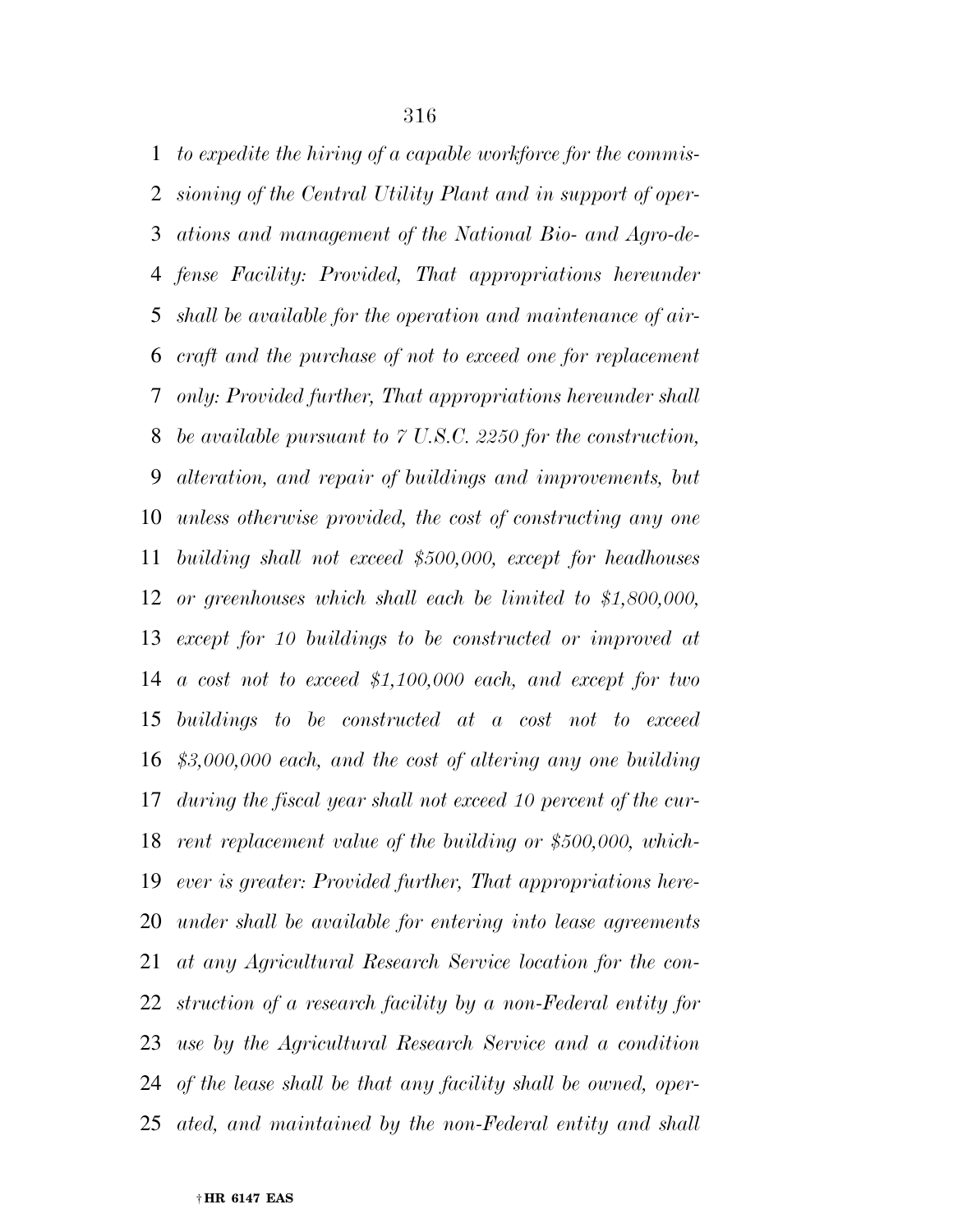*to expedite the hiring of a capable workforce for the commissioning of the Central Utility Plant and in support of operations and management of the National Bio- and Agro-defense Facility: Provided, That appropriations hereunder shall be available for the operation and maintenance of aircraft and the purchase of not to exceed one for replacement only: Provided further, That appropriations hereunder shall be available pursuant to 7 U.S.C. 2250 for the construction, alteration, and repair of buildings and improvements, but unless otherwise provided, the cost of constructing any one building shall not exceed $500,000, except for headhouses or greenhouses which shall each be limited to $1,800,000, except for 10 buildings to be constructed or improved at a cost not to exceed $1,100,000 each, and except for two buildings to be constructed at a cost not to exceed $3,000,000 each, and the cost of altering any one building during the fiscal year shall not exceed 10 percent of the current replacement value of the building or $500,000, whichever is greater: Provided further, That appropriations hereunder shall be available for entering into lease agreements at any Agricultural Research Service location for the construction of a research facility by a non-Federal entity for use by the Agricultural Research Service and a condition of the lease shall be that any facility shall be owned, operated, and maintained by the non-Federal entity and shall*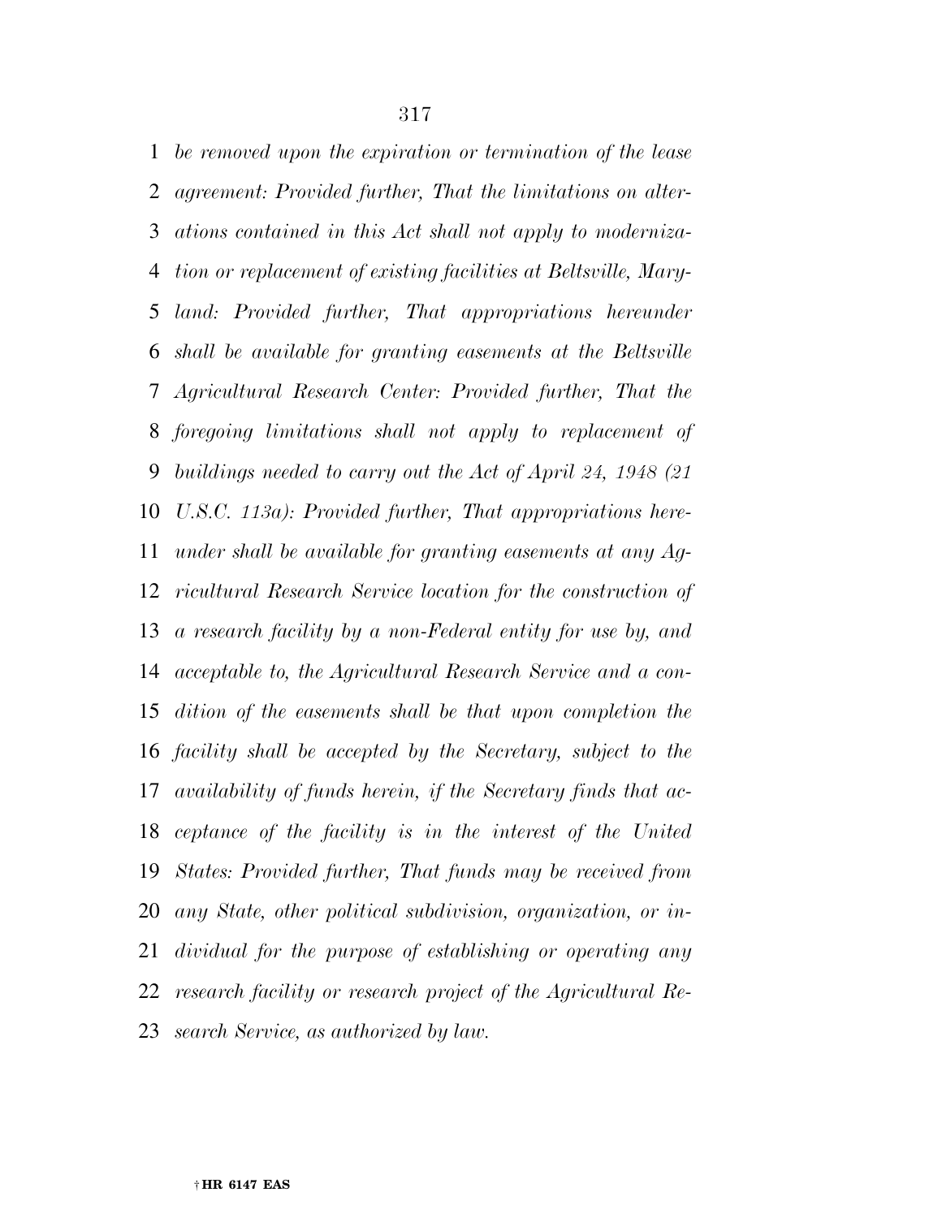*be removed upon the expiration or termination of the lease agreement: Provided further, That the limitations on alterations contained in this Act shall not apply to modernization or replacement of existing facilities at Beltsville, Maryland: Provided further, That appropriations hereunder shall be available for granting easements at the Beltsville Agricultural Research Center: Provided further, That the foregoing limitations shall not apply to replacement of buildings needed to carry out the Act of April 24, 1948 (21 U.S.C. 113a): Provided further, That appropriations hereunder shall be available for granting easements at any Agricultural Research Service location for the construction of a research facility by a non-Federal entity for use by, and acceptable to, the Agricultural Research Service and a condition of the easements shall be that upon completion the facility shall be accepted by the Secretary, subject to the availability of funds herein, if the Secretary finds that acceptance of the facility is in the interest of the United States: Provided further, That funds may be received from any State, other political subdivision, organization, or individual for the purpose of establishing or operating any research facility or research project of the Agricultural Research Service, as authorized by law.*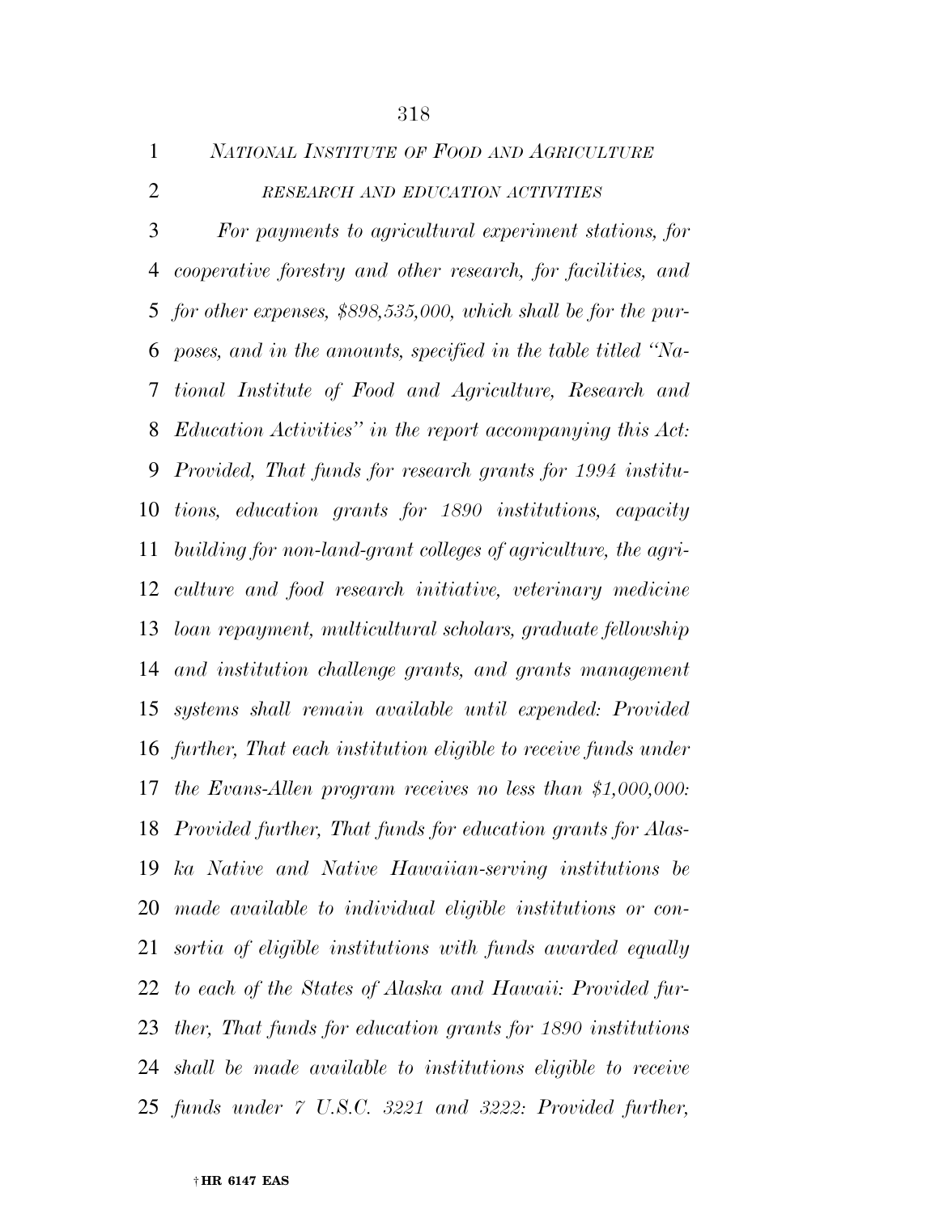*NATIONAL INSTITUTE OF FOOD AND AGRICULTURE*

*RESEARCH AND EDUCATION ACTIVITIES*

*For payments to agricultural experiment stations, for cooperative forestry and other research, for facilities, and for other expenses, $898,535,000, which shall be for the purposes, and in the amounts, specified in the table titled "National Institute of Food and Agriculture, Research and Education Activities" in the report accompanying this Act: Provided, That funds for research grants for 1994 institutions, education grants for 1890 institutions, capacity building for non-land-grant colleges of agriculture, the agriculture and food research initiative, veterinary medicine loan repayment, multicultural scholars, graduate fellowship and institution challenge grants, and grants management systems shall remain available until expended: Provided further, That each institution eligible to receive funds under the Evans-Allen program receives no less than $1,000,000: Provided further, That funds for education grants for Alaska Native and Native Hawaiian-serving institutions be made available to individual eligible institutions or consortia of eligible institutions with funds awarded equally to each of the States of Alaska and Hawaii: Provided further, That funds for education grants for 1890 institutions shall be made available to institutions eligible to receive funds under 7 U.S.C. 3221 and 3222: Provided further,*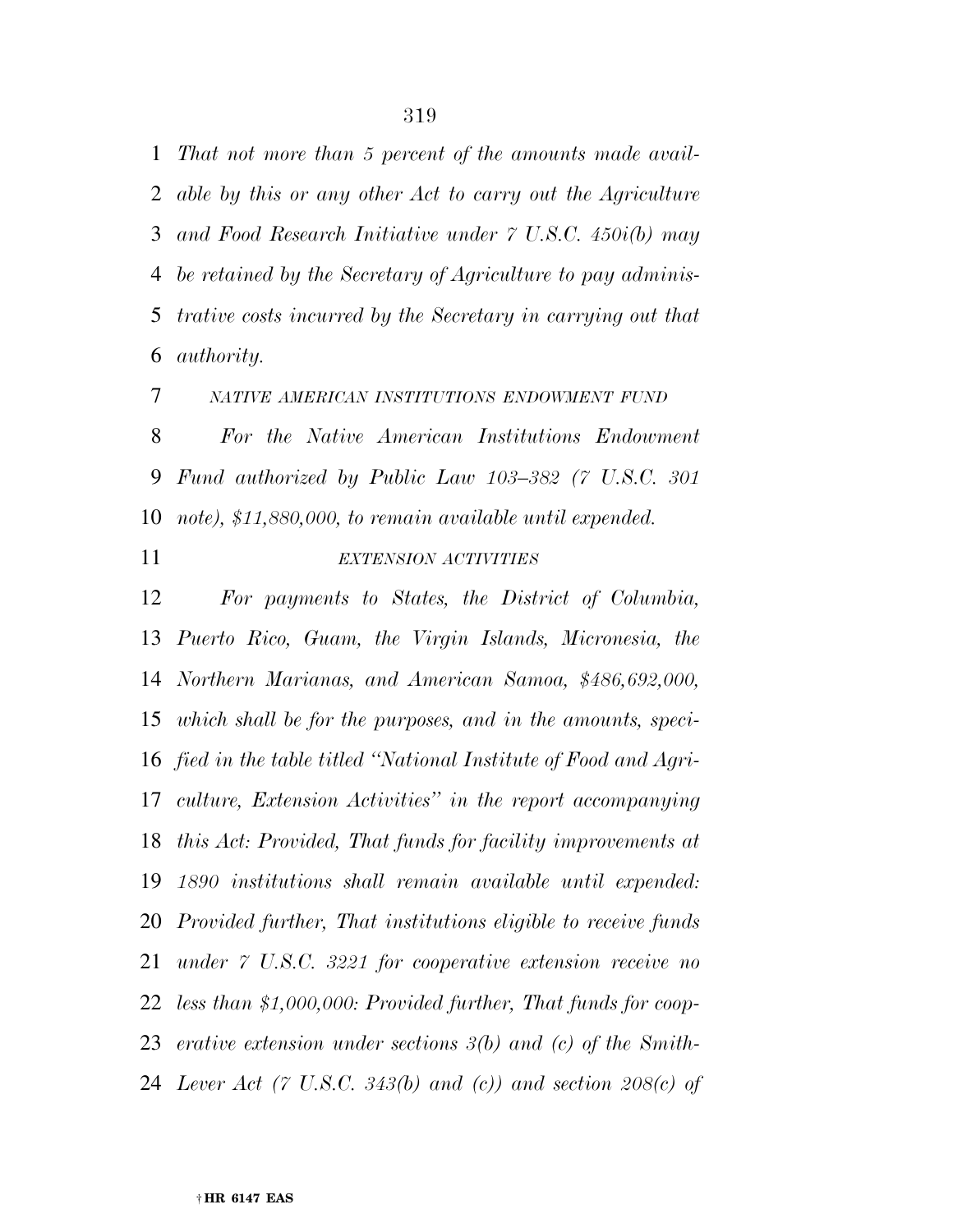*That not more than 5 percent of the amounts made available by this or any other Act to carry out the Agriculture and Food Research Initiative under 7 U.S.C. 450i(b) may be retained by the Secretary of Agriculture to pay administrative costs incurred by the Secretary in carrying out that authority.*

*NATIVE AMERICAN INSTITUTIONS ENDOWMENT FUND*

*For the Native American Institutions Endowment Fund authorized by Public Law 103–382 (7 U.S.C. 301 note), $11,880,000, to remain available until expended.*

*EXTENSION ACTIVITIES*

*For payments to States, the District of Columbia, Puerto Rico, Guam, the Virgin Islands, Micronesia, the Northern Marianas, and American Samoa, $486,692,000, which shall be for the purposes, and in the amounts, specified in the table titled "National Institute of Food and Agriculture, Extension Activities" in the report accompanying this Act: Provided, That funds for facility improvements at 1890 institutions shall remain available until expended: Provided further, That institutions eligible to receive funds under 7 U.S.C. 3221 for cooperative extension receive no less than $1,000,000: Provided further, That funds for cooperative extension under sections 3(b) and (c) of the Smith-Lever Act (7 U.S.C. 343(b) and (c)) and section 208(c) of*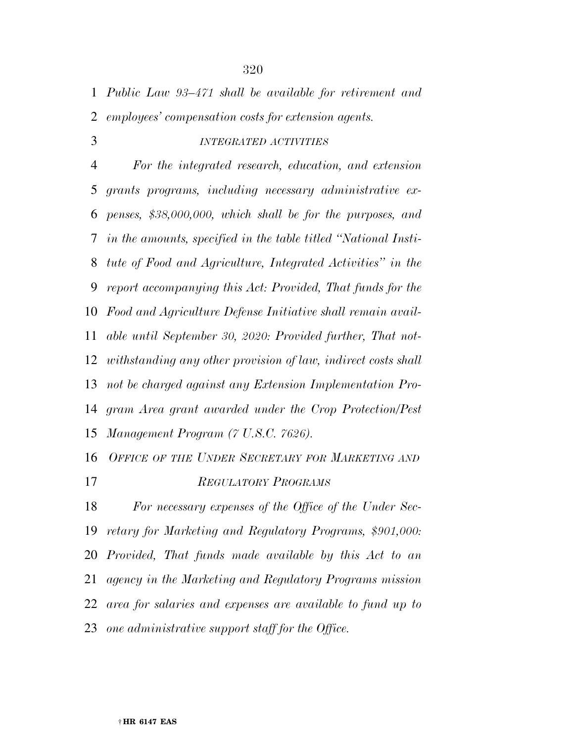*Public Law 93–471 shall be available for retirement and employees' compensation costs for extension agents.*

*INTEGRATED ACTIVITIES*

*For the integrated research, education, and extension grants programs, including necessary administrative expenses, $38,000,000, which shall be for the purposes, and in the amounts, specified in the table titled "National Institute of Food and Agriculture, Integrated Activities" in the report accompanying this Act: Provided, That funds for the Food and Agriculture Defense Initiative shall remain available until September 30, 2020: Provided further, That notwithstanding any other provision of law, indirect costs shall not be charged against any Extension Implementation Program Area grant awarded under the Crop Protection/Pest Management Program (7 U.S.C. 7626).*

*OFFICE OF THE UNDER SECRETARY FOR MARKETING AND REGULATORY PROGRAMS*

*For necessary expenses of the Office of the Under Secretary for Marketing and Regulatory Programs, $901,000: Provided, That funds made available by this Act to an agency in the Marketing and Regulatory Programs mission area for salaries and expenses are available to fund up to one administrative support staff for the Office.*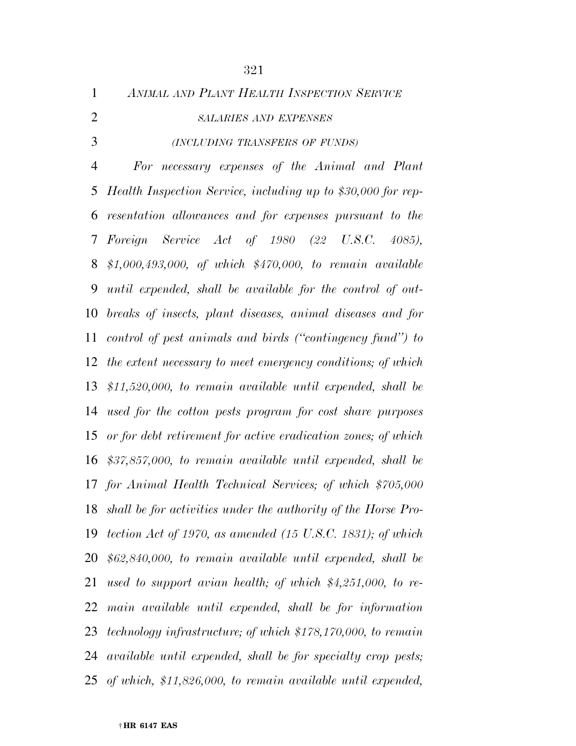*ANIMAL AND PLANT HEALTH INSPECTION SERVICE*

*SALARIES AND EXPENSES*

*(INCLUDING TRANSFERS OF FUNDS)*

*For necessary expenses of the Animal and Plant Health Inspection Service, including up to $30,000 for representation allowances and for expenses pursuant to the Foreign Service Act of 1980 (22 U.S.C. 4085), $1,000,493,000, of which $470,000, to remain available until expended, shall be available for the control of outbreaks of insects, plant diseases, animal diseases and for control of pest animals and birds ("contingency fund") to the extent necessary to meet emergency conditions; of which $11,520,000, to remain available until expended, shall be used for the cotton pests program for cost share purposes or for debt retirement for active eradication zones; of which $37,857,000, to remain available until expended, shall be for Animal Health Technical Services; of which $705,000 shall be for activities under the authority of the Horse Protection Act of 1970, as amended (15 U.S.C. 1831); of which $62,840,000, to remain available until expended, shall be used to support avian health; of which $4,251,000, to remain available until expended, shall be for information technology infrastructure; of which $178,170,000, to remain available until expended, shall be for specialty crop pests; of which, $11,826,000, to remain available until expended,*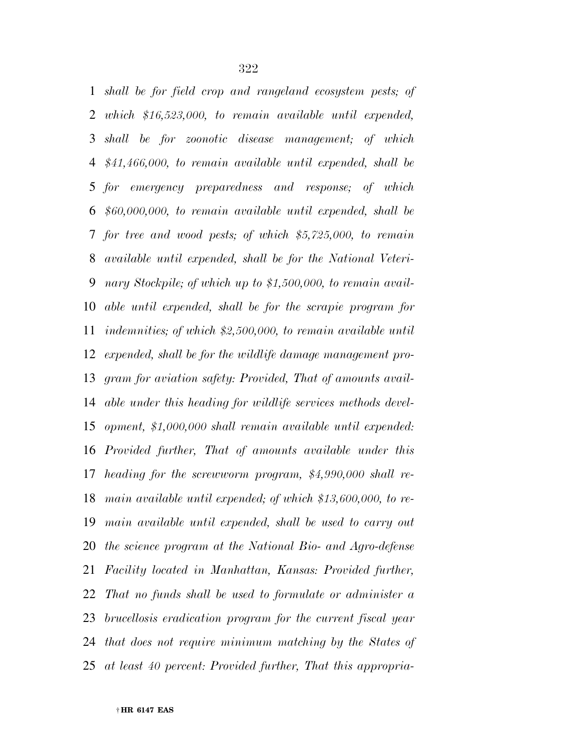*shall be for field crop and rangeland ecosystem pests; of which $16,523,000, to remain available until expended, shall be for zoonotic disease management; of which $41,466,000, to remain available until expended, shall be for emergency preparedness and response; of which $60,000,000, to remain available until expended, shall be for tree and wood pests; of which $5,725,000, to remain available until expended, shall be for the National Veterinary Stockpile; of which up to $1,500,000, to remain available until expended, shall be for the scrapie program for indemnities; of which $2,500,000, to remain available until expended, shall be for the wildlife damage management program for aviation safety: Provided, That of amounts available under this heading for wildlife services methods development, $1,000,000 shall remain available until expended: Provided further, That of amounts available under this heading for the screwworm program, $4,990,000 shall remain available until expended; of which $13,600,000, to remain available until expended, shall be used to carry out the science program at the National Bio- and Agro-defense Facility located in Manhattan, Kansas: Provided further, That no funds shall be used to formulate or administer a brucellosis eradication program for the current fiscal year that does not require minimum matching by the States of at least 40 percent: Provided further, That this appropria-*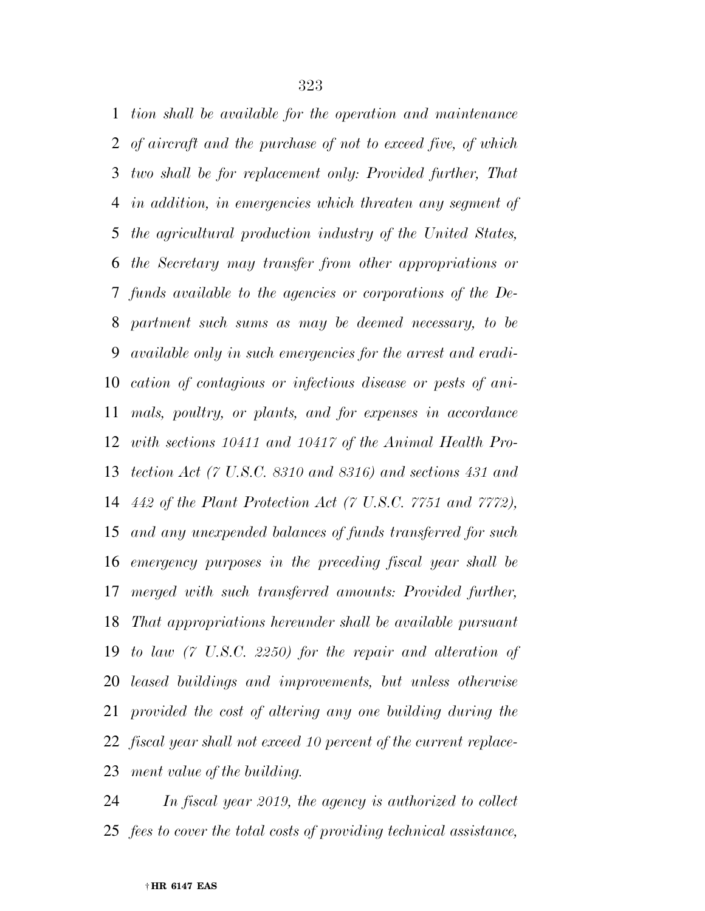*tion shall be available for the operation and maintenance of aircraft and the purchase of not to exceed five, of which two shall be for replacement only: Provided further, That in addition, in emergencies which threaten any segment of the agricultural production industry of the United States, the Secretary may transfer from other appropriations or funds available to the agencies or corporations of the Department such sums as may be deemed necessary, to be available only in such emergencies for the arrest and eradication of contagious or infectious disease or pests of animals, poultry, or plants, and for expenses in accordance with sections 10411 and 10417 of the Animal Health Protection Act (7 U.S.C. 8310 and 8316) and sections 431 and 442 of the Plant Protection Act (7 U.S.C. 7751 and 7772), and any unexpended balances of funds transferred for such emergency purposes in the preceding fiscal year shall be merged with such transferred amounts: Provided further, That appropriations hereunder shall be available pursuant to law (7 U.S.C. 2250) for the repair and alteration of leased buildings and improvements, but unless otherwise provided the cost of altering any one building during the fiscal year shall not exceed 10 percent of the current replacement value of the building.*

*In fiscal year 2019, the agency is authorized to collect fees to cover the total costs of providing technical assistance,*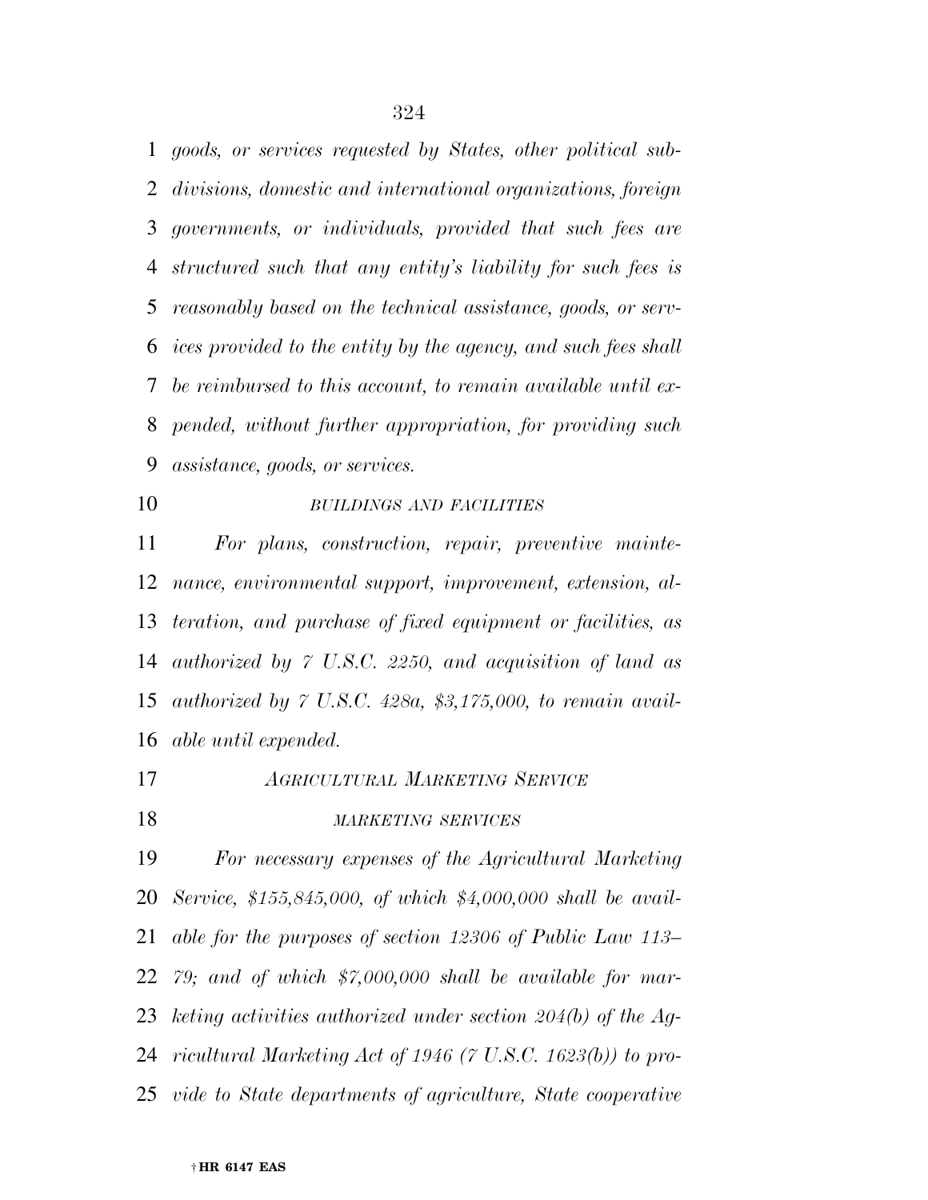*goods, or services requested by States, other political subdivisions, domestic and international organizations, foreign governments, or individuals, provided that such fees are structured such that any entity's liability for such fees is reasonably based on the technical assistance, goods, or services provided to the entity by the agency, and such fees shall be reimbursed to this account, to remain available until expended, without further appropriation, for providing such assistance, goods, or services.*

*BUILDINGS AND FACILITIES*

*For plans, construction, repair, preventive maintenance, environmental support, improvement, extension, alteration, and purchase of fixed equipment or facilities, as authorized by 7 U.S.C. 2250, and acquisition of land as authorized by 7 U.S.C. 428a, $3,175,000, to remain available until expended.*

*AGRICULTURAL MARKETING SERVICE*

*MARKETING SERVICES*

*For necessary expenses of the Agricultural Marketing Service, $155,845,000, of which $4,000,000 shall be available for the purposes of section 12306 of Public Law 113–79; and of which $7,000,000 shall be available for marketing activities authorized under section 204(b) of the Agricultural Marketing Act of 1946 (7 U.S.C. 1623(b)) to provide to State departments of agriculture, State cooperative*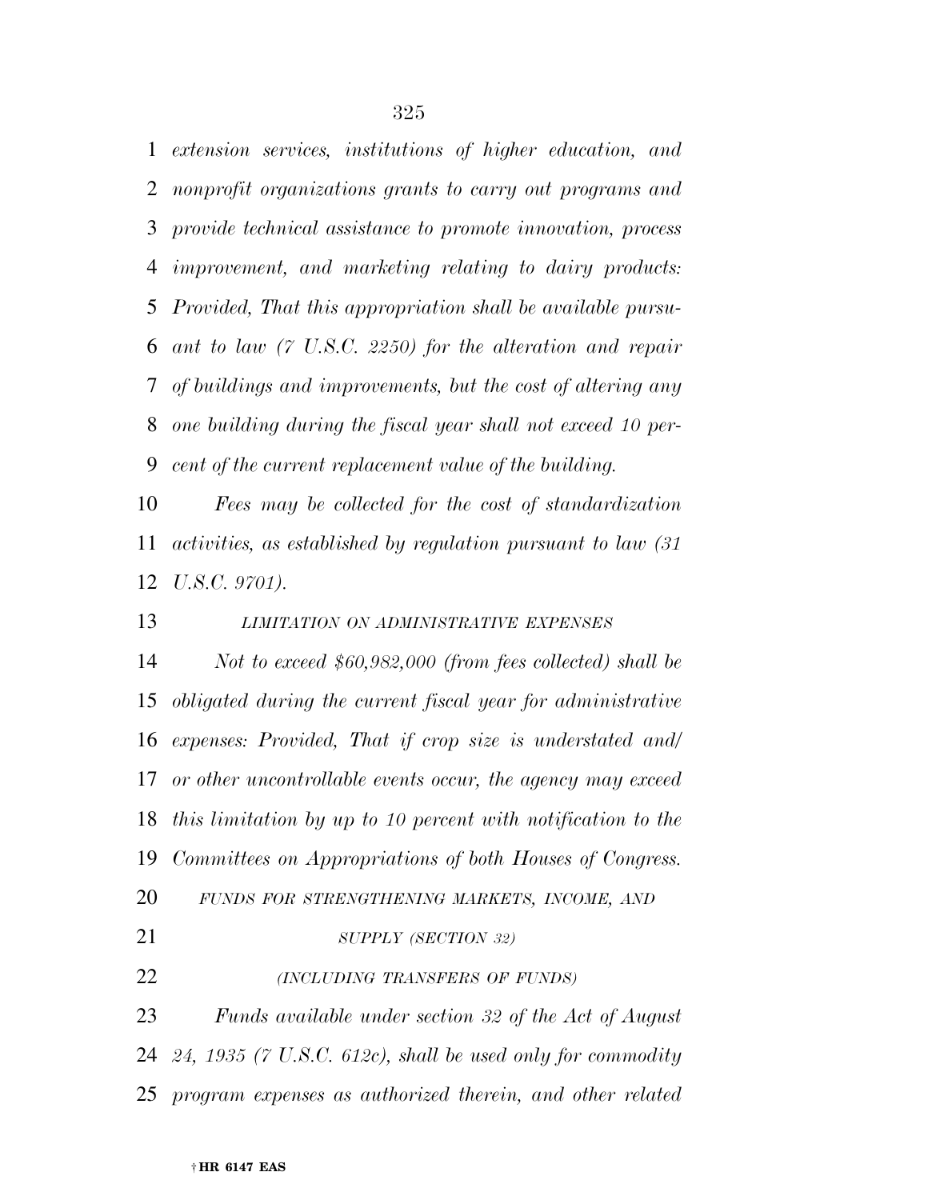*extension services, institutions of higher education, and nonprofit organizations grants to carry out programs and provide technical assistance to promote innovation, process improvement, and marketing relating to dairy products: Provided, That this appropriation shall be available pursuant to law (7 U.S.C. 2250) for the alteration and repair of buildings and improvements, but the cost of altering any one building during the fiscal year shall not exceed 10 percent of the current replacement value of the building.*

*Fees may be collected for the cost of standardization activities, as established by regulation pursuant to law (31 U.S.C. 9701).*

*LIMITATION ON ADMINISTRATIVE EXPENSES*

*Not to exceed $60,982,000 (from fees collected) shall be obligated during the current fiscal year for administrative expenses: Provided, That if crop size is understated and/or other uncontrollable events occur, the agency may exceed this limitation by up to 10 percent with notification to the Committees on Appropriations of both Houses of Congress.*

*FUNDS FOR STRENGTHENING MARKETS, INCOME, AND SUPPLY (SECTION 32)*

*(INCLUDING TRANSFERS OF FUNDS)*

*Funds available under section 32 of the Act of August 24, 1935 (7 U.S.C. 612c), shall be used only for commodity program expenses as authorized therein, and other related*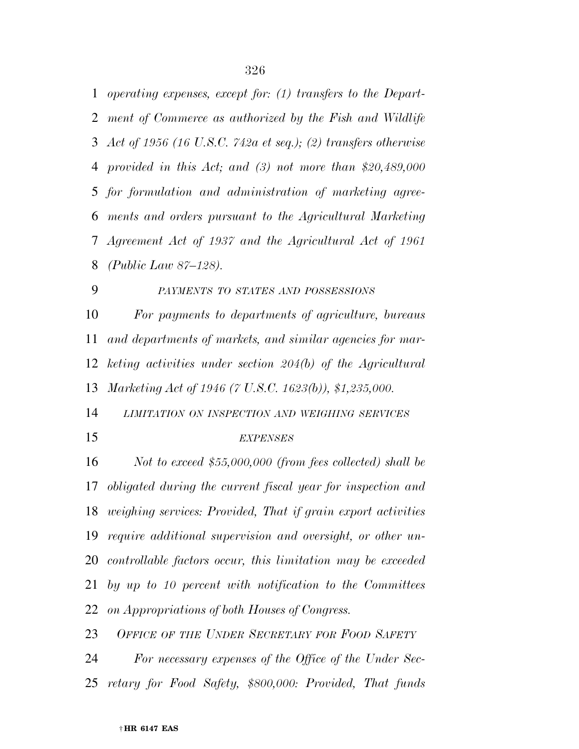*operating expenses, except for: (1) transfers to the Department of Commerce as authorized by the Fish and Wildlife Act of 1956 (16 U.S.C. 742a et seq.); (2) transfers otherwise provided in this Act; and (3) not more than $20,489,000 for formulation and administration of marketing agreements and orders pursuant to the Agricultural Marketing Agreement Act of 1937 and the Agricultural Act of 1961 (Public Law 87–128).*

*PAYMENTS TO STATES AND POSSESSIONS*

*For payments to departments of agriculture, bureaus and departments of markets, and similar agencies for marketing activities under section 204(b) of the Agricultural Marketing Act of 1946 (7 U.S.C. 1623(b)), $1,235,000.*

*LIMITATION ON INSPECTION AND WEIGHING SERVICES EXPENSES*

*Not to exceed $55,000,000 (from fees collected) shall be obligated during the current fiscal year for inspection and weighing services: Provided, That if grain export activities require additional supervision and oversight, or other uncontrollable factors occur, this limitation may be exceeded by up to 10 percent with notification to the Committees on Appropriations of both Houses of Congress.*

*OFFICE OF THE UNDER SECRETARY FOR FOOD SAFETY*

*For necessary expenses of the Office of the Under Secretary for Food Safety, $800,000: Provided, That funds*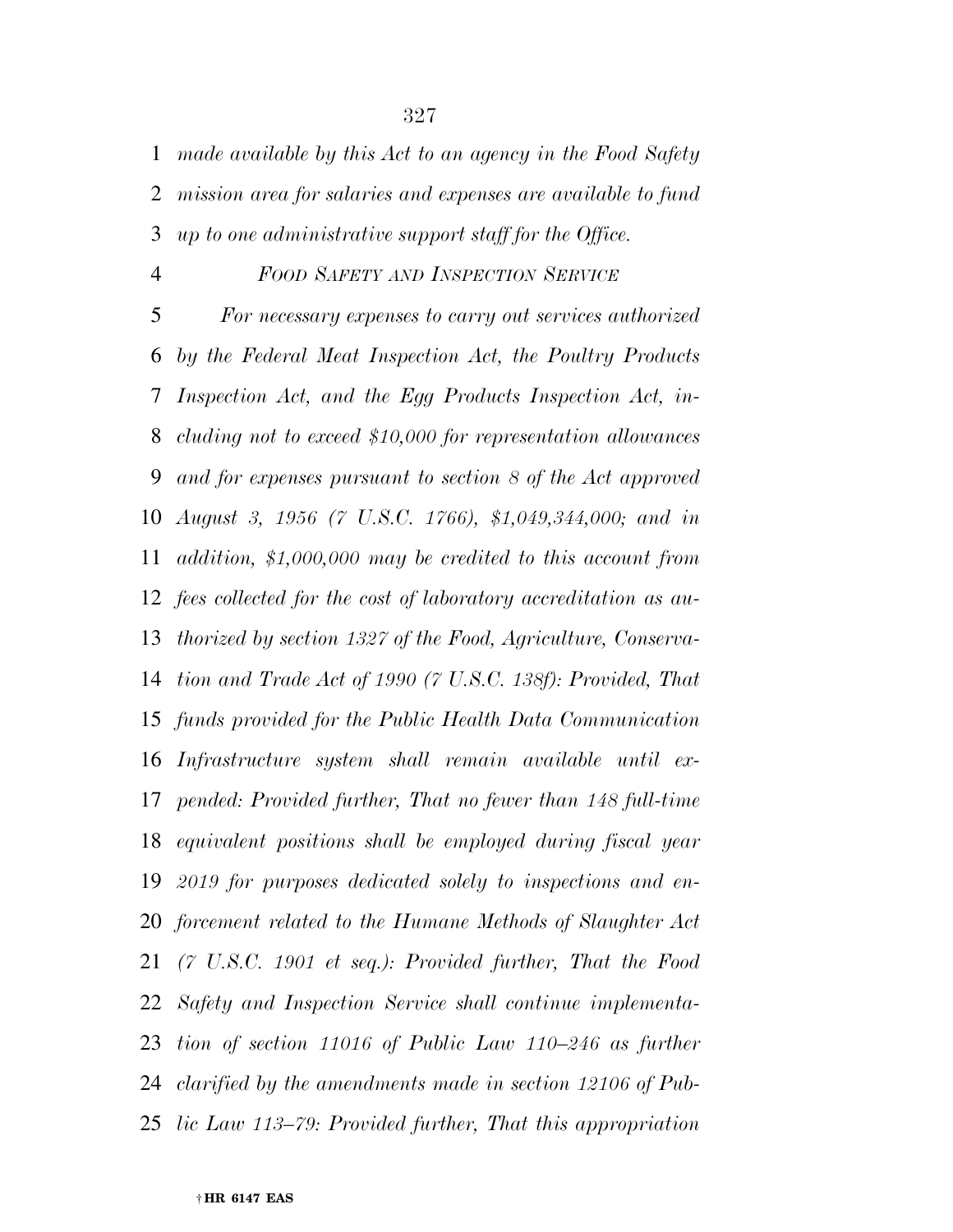*made available by this Act to an agency in the Food Safety mission area for salaries and expenses are available to fund up to one administrative support staff for the Office.*

*FOOD SAFETY AND INSPECTION SERVICE*

*For necessary expenses to carry out services authorized by the Federal Meat Inspection Act, the Poultry Products Inspection Act, and the Egg Products Inspection Act, including not to exceed $10,000 for representation allowances and for expenses pursuant to section 8 of the Act approved August 3, 1956 (7 U.S.C. 1766), $1,049,344,000; and in addition, $1,000,000 may be credited to this account from fees collected for the cost of laboratory accreditation as authorized by section 1327 of the Food, Agriculture, Conservation and Trade Act of 1990 (7 U.S.C. 138f): Provided, That funds provided for the Public Health Data Communication Infrastructure system shall remain available until expended: Provided further, That no fewer than 148 full-time equivalent positions shall be employed during fiscal year 2019 for purposes dedicated solely to inspections and enforcement related to the Humane Methods of Slaughter Act (7 U.S.C. 1901 et seq.): Provided further, That the Food Safety and Inspection Service shall continue implementation of section 11016 of Public Law 110–246 as further clarified by the amendments made in section 12106 of Public Law 113–79: Provided further, That this appropriation*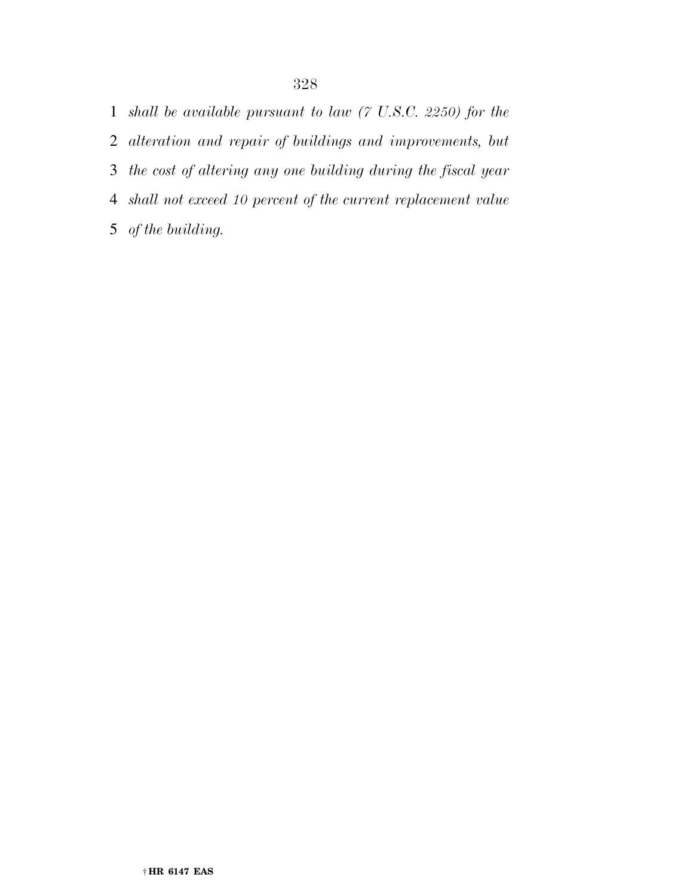*shall be available pursuant to law (7 U.S.C. 2250) for the alteration and repair of buildings and improvements, but the cost of altering any one building during the fiscal year shall not exceed 10 percent of the current replacement value of the building.*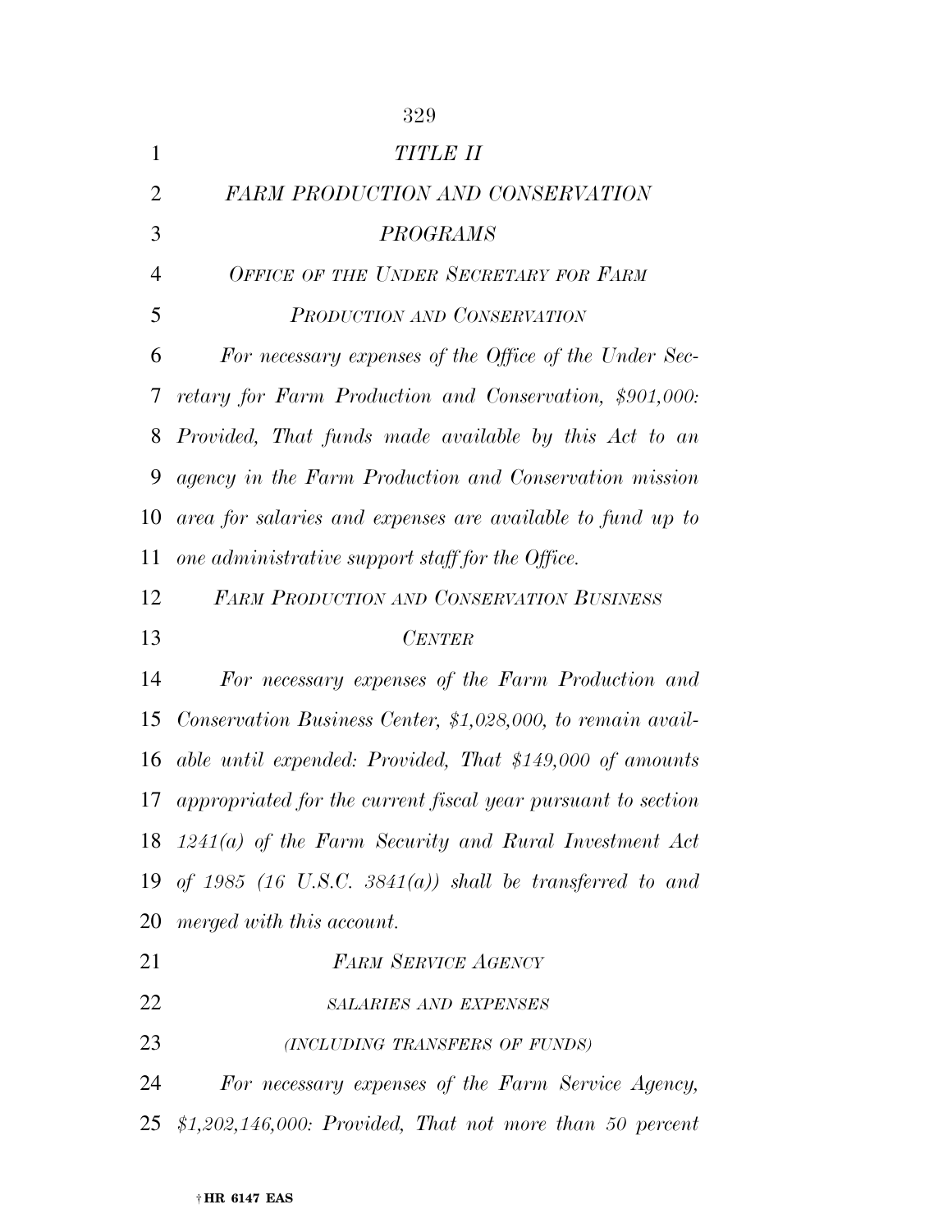# *TITLE II*

## *FARM PRODUCTION AND CONSERVATION PROGRAMS*

### *OFFICE OF THE UNDER SECRETARY FOR FARM PRODUCTION AND CONSERVATION*

*For necessary expenses of the Office of the Under Secretary for Farm Production and Conservation, $901,000: Provided, That funds made available by this Act to an agency in the Farm Production and Conservation mission area for salaries and expenses are available to fund up to one administrative support staff for the Office.*

### *FARM PRODUCTION AND CONSERVATION BUSINESS CENTER*

*For necessary expenses of the Farm Production and Conservation Business Center, $1,028,000, to remain available until expended: Provided, That $149,000 of amounts appropriated for the current fiscal year pursuant to section 1241(a) of the Farm Security and Rural Investment Act of 1985 (16 U.S.C. 3841(a)) shall be transferred to and merged with this account.*

### *FARM SERVICE AGENCY*

#### *SALARIES AND EXPENSES*

#### *(INCLUDING TRANSFERS OF FUNDS)*

*For necessary expenses of the Farm Service Agency, $1,202,146,000: Provided, That not more than 50 percent*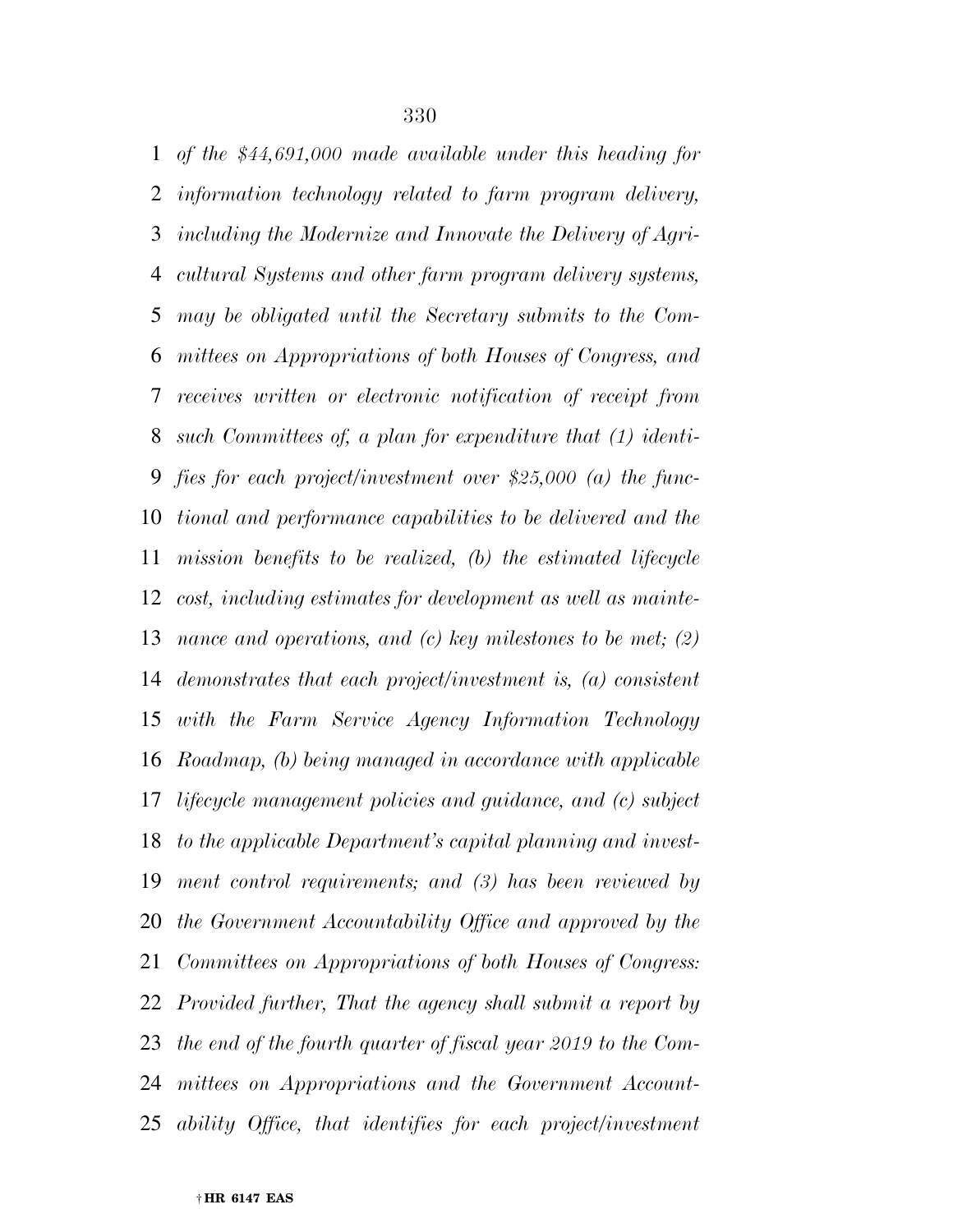*of the $44,691,000 made available under this heading for information technology related to farm program delivery, including the Modernize and Innovate the Delivery of Agricultural Systems and other farm program delivery systems, may be obligated until the Secretary submits to the Committees on Appropriations of both Houses of Congress, and receives written or electronic notification of receipt from such Committees of, a plan for expenditure that (1) identifies for each project/investment over $25,000 (a) the functional and performance capabilities to be delivered and the mission benefits to be realized, (b) the estimated lifecycle cost, including estimates for development as well as maintenance and operations, and (c) key milestones to be met; (2) demonstrates that each project/investment is, (a) consistent with the Farm Service Agency Information Technology Roadmap, (b) being managed in accordance with applicable lifecycle management policies and guidance, and (c) subject to the applicable Department's capital planning and investment control requirements; and (3) has been reviewed by the Government Accountability Office and approved by the Committees on Appropriations of both Houses of Congress: Provided further, That the agency shall submit a report by the end of the fourth quarter of fiscal year 2019 to the Committees on Appropriations and the Government Accountability Office, that identifies for each project/investment*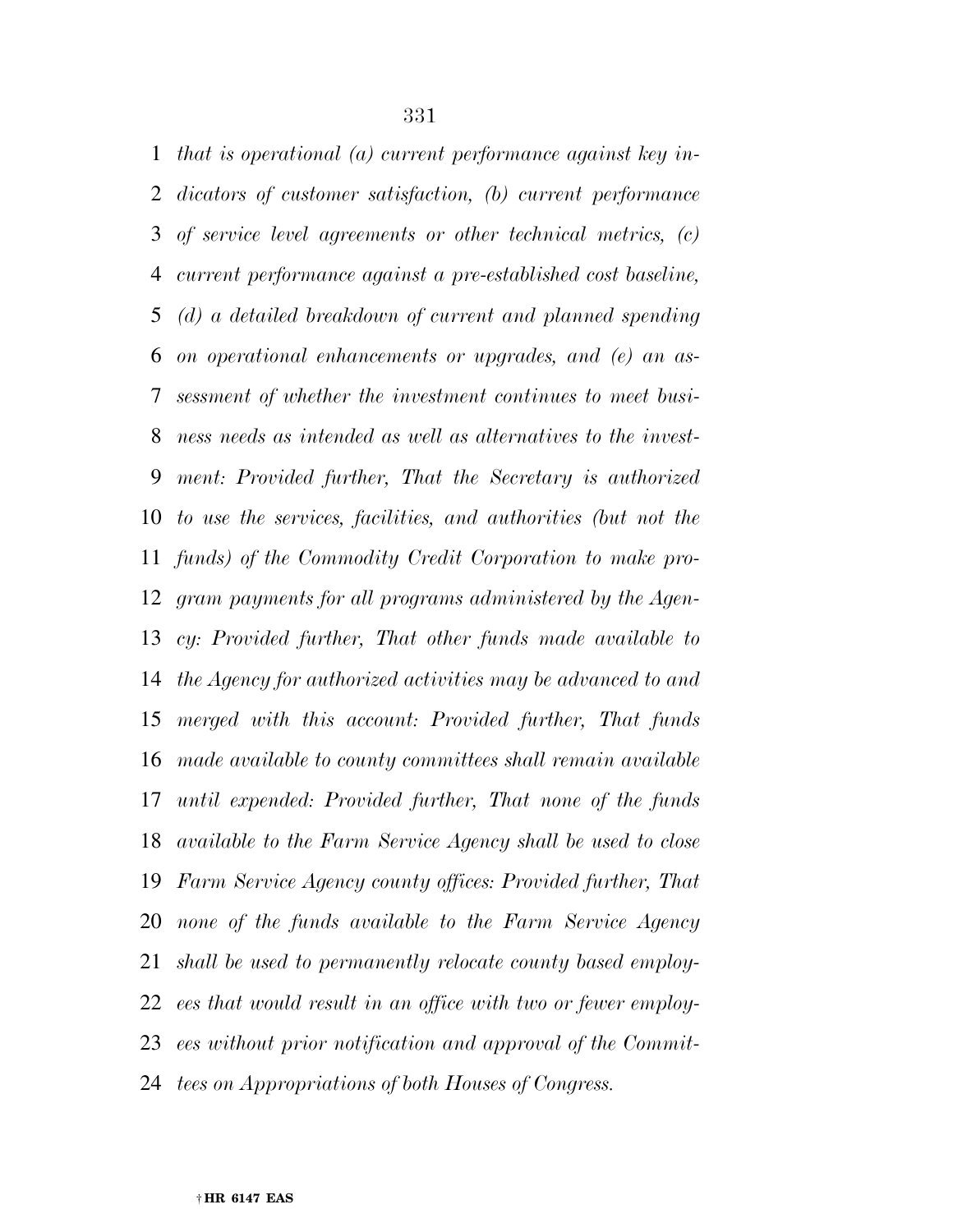*that is operational (a) current performance against key indicators of customer satisfaction, (b) current performance of service level agreements or other technical metrics, (c) current performance against a pre-established cost baseline, (d) a detailed breakdown of current and planned spending on operational enhancements or upgrades, and (e) an assessment of whether the investment continues to meet business needs as intended as well as alternatives to the investment: Provided further, That the Secretary is authorized to use the services, facilities, and authorities (but not the funds) of the Commodity Credit Corporation to make program payments for all programs administered by the Agency: Provided further, That other funds made available to the Agency for authorized activities may be advanced to and merged with this account: Provided further, That funds made available to county committees shall remain available until expended: Provided further, That none of the funds available to the Farm Service Agency shall be used to close Farm Service Agency county offices: Provided further, That none of the funds available to the Farm Service Agency shall be used to permanently relocate county based employees that would result in an office with two or fewer employees without prior notification and approval of the Committees on Appropriations of both Houses of Congress.*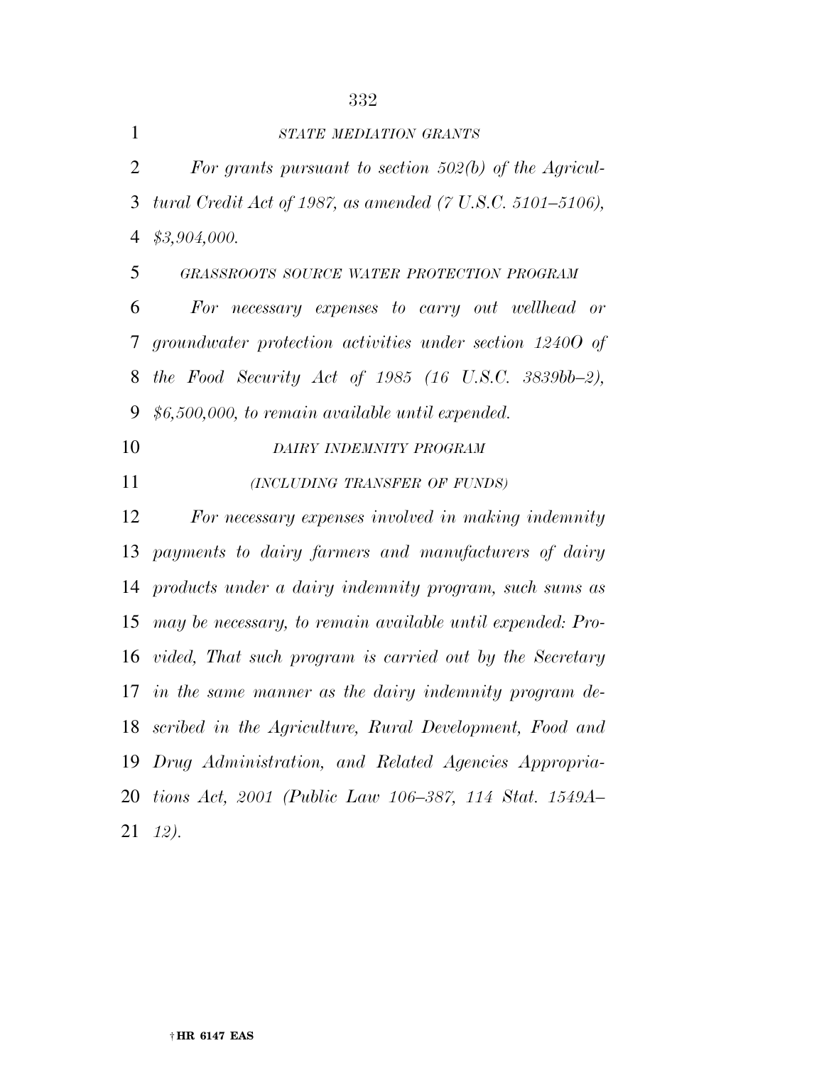*STATE MEDIATION GRANTS*

*For grants pursuant to section 502(b) of the Agricultural Credit Act of 1987, as amended (7 U.S.C. 5101–5106), $3,904,000.*

*GRASSROOTS SOURCE WATER PROTECTION PROGRAM*

*For necessary expenses to carry out wellhead or groundwater protection activities under section 1240O of the Food Security Act of 1985 (16 U.S.C. 3839bb–2), $6,500,000, to remain available until expended.*

*DAIRY INDEMNITY PROGRAM*

*(INCLUDING TRANSFER OF FUNDS)*

*For necessary expenses involved in making indemnity payments to dairy farmers and manufacturers of dairy products under a dairy indemnity program, such sums as may be necessary, to remain available until expended: Provided, That such program is carried out by the Secretary in the same manner as the dairy indemnity program described in the Agriculture, Rural Development, Food and Drug Administration, and Related Agencies Appropriations Act, 2001 (Public Law 106–387, 114 Stat. 1549A–12).*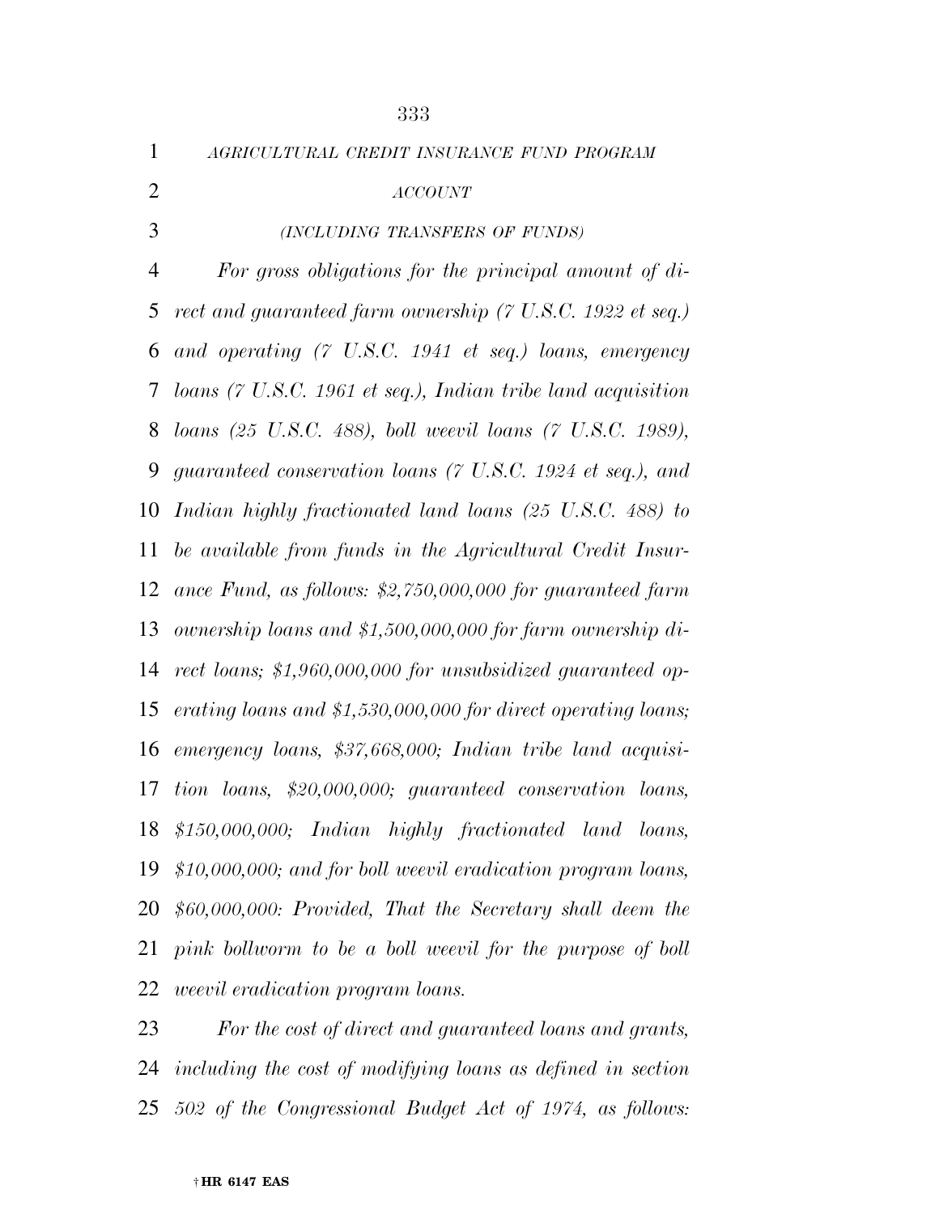*AGRICULTURAL CREDIT INSURANCE FUND PROGRAM ACCOUNT*

*(INCLUDING TRANSFERS OF FUNDS)*

*For gross obligations for the principal amount of direct and guaranteed farm ownership (7 U.S.C. 1922 et seq.) and operating (7 U.S.C. 1941 et seq.) loans, emergency loans (7 U.S.C. 1961 et seq.), Indian tribe land acquisition loans (25 U.S.C. 488), boll weevil loans (7 U.S.C. 1989), guaranteed conservation loans (7 U.S.C. 1924 et seq.), and Indian highly fractionated land loans (25 U.S.C. 488) to be available from funds in the Agricultural Credit Insurance Fund, as follows: $2,750,000,000 for guaranteed farm ownership loans and $1,500,000,000 for farm ownership direct loans; $1,960,000,000 for unsubsidized guaranteed operating loans and $1,530,000,000 for direct operating loans; emergency loans, $37,668,000; Indian tribe land acquisition loans, $20,000,000; guaranteed conservation loans, $150,000,000; Indian highly fractionated land loans, $10,000,000; and for boll weevil eradication program loans, $60,000,000: Provided, That the Secretary shall deem the pink bollworm to be a boll weevil for the purpose of boll weevil eradication program loans.*

*For the cost of direct and guaranteed loans and grants, including the cost of modifying loans as defined in section 502 of the Congressional Budget Act of 1974, as follows:*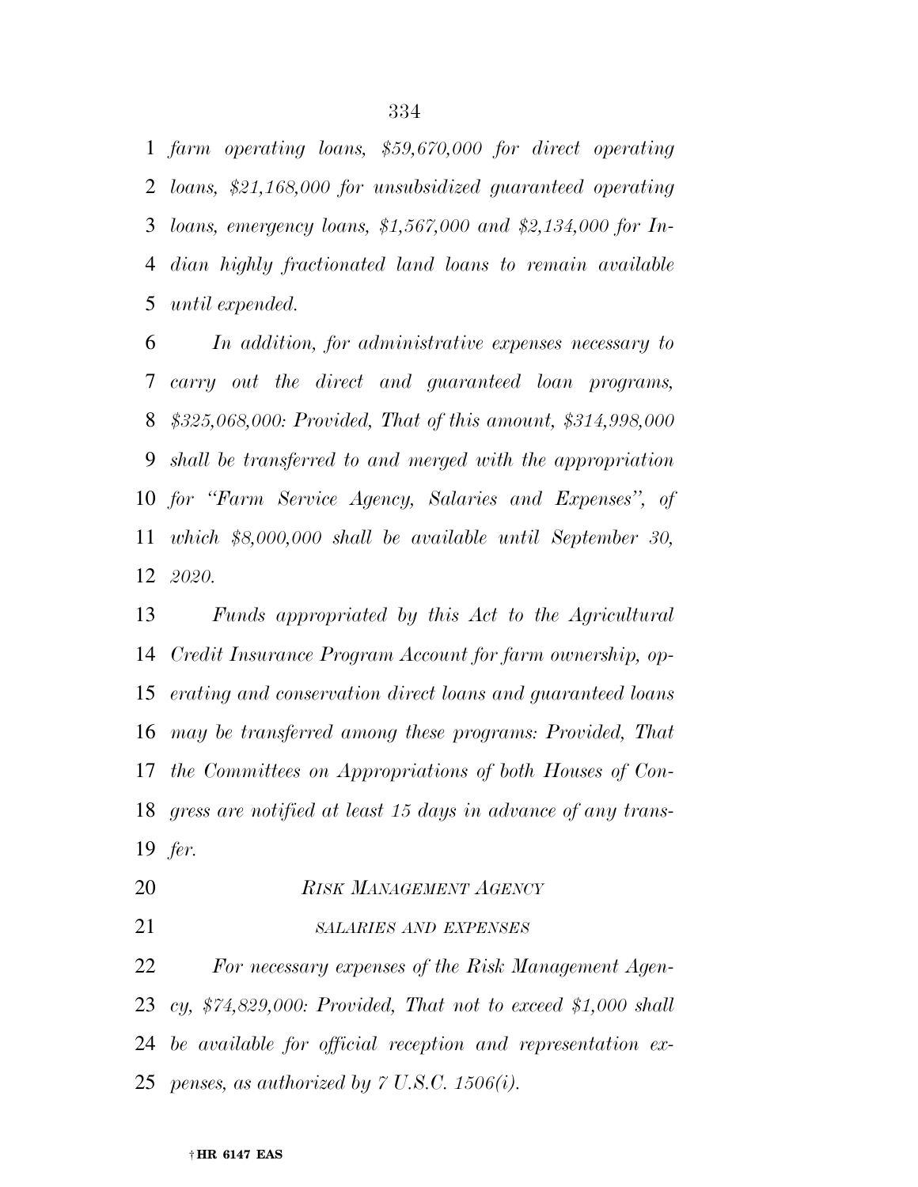*farm operating loans, $59,670,000 for direct operating loans, $21,168,000 for unsubsidized guaranteed operating loans, emergency loans, $1,567,000 and $2,134,000 for Indian highly fractionated land loans to remain available until expended.*

*In addition, for administrative expenses necessary to carry out the direct and guaranteed loan programs, $325,068,000: Provided, That of this amount, $314,998,000 shall be transferred to and merged with the appropriation for "Farm Service Agency, Salaries and Expenses", of which $8,000,000 shall be available until September 30, 2020.*

*Funds appropriated by this Act to the Agricultural Credit Insurance Program Account for farm ownership, operating and conservation direct loans and guaranteed loans may be transferred among these programs: Provided, That the Committees on Appropriations of both Houses of Congress are notified at least 15 days in advance of any transfer.*

## *RISK MANAGEMENT AGENCY*

### *SALARIES AND EXPENSES*

*For necessary expenses of the Risk Management Agency, $74,829,000: Provided, That not to exceed $1,000 shall be available for official reception and representation expenses, as authorized by 7 U.S.C. 1506(i).*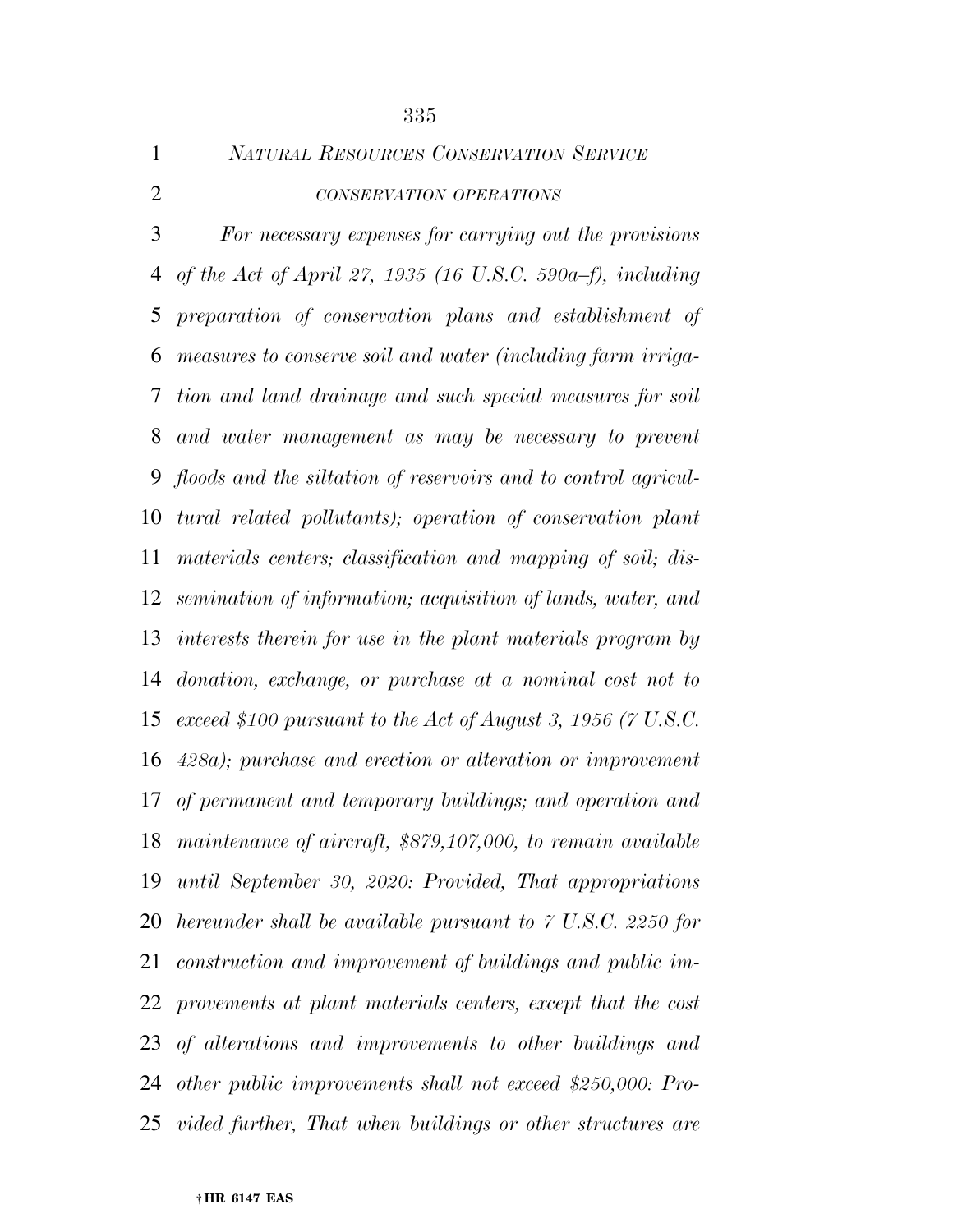*NATURAL RESOURCES CONSERVATION SERVICE*

*CONSERVATION OPERATIONS*

*For necessary expenses for carrying out the provisions of the Act of April 27, 1935 (16 U.S.C. 590a–f), including preparation of conservation plans and establishment of measures to conserve soil and water (including farm irrigation and land drainage and such special measures for soil and water management as may be necessary to prevent floods and the siltation of reservoirs and to control agricultural related pollutants); operation of conservation plant materials centers; classification and mapping of soil; dissemination of information; acquisition of lands, water, and interests therein for use in the plant materials program by donation, exchange, or purchase at a nominal cost not to exceed $100 pursuant to the Act of August 3, 1956 (7 U.S.C. 428a); purchase and erection or alteration or improvement of permanent and temporary buildings; and operation and maintenance of aircraft, $879,107,000, to remain available until September 30, 2020: Provided, That appropriations hereunder shall be available pursuant to 7 U.S.C. 2250 for construction and improvement of buildings and public improvements at plant materials centers, except that the cost of alterations and improvements to other buildings and other public improvements shall not exceed $250,000: Provided further, That when buildings or other structures are*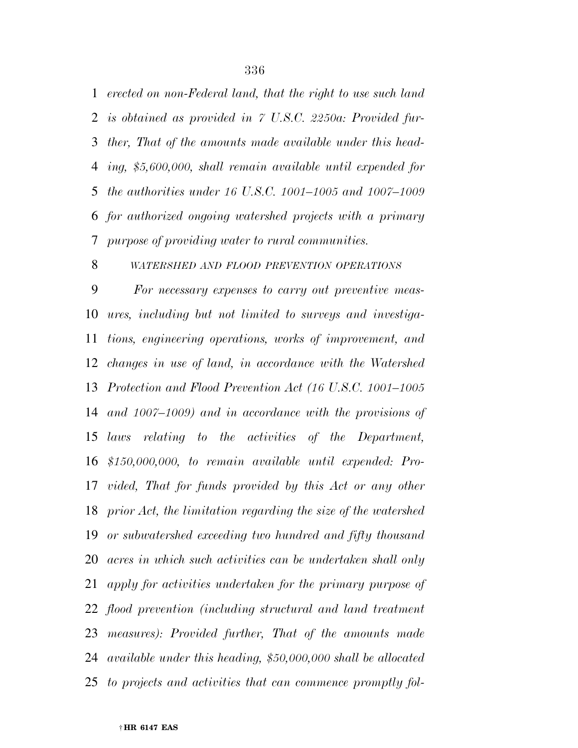*erected on non-Federal land, that the right to use such land is obtained as provided in 7 U.S.C. 2250a: Provided further, That of the amounts made available under this heading, $5,600,000, shall remain available until expended for the authorities under 16 U.S.C. 1001–1005 and 1007–1009 for authorized ongoing watershed projects with a primary purpose of providing water to rural communities.*

*WATERSHED AND FLOOD PREVENTION OPERATIONS*

*For necessary expenses to carry out preventive measures, including but not limited to surveys and investigations, engineering operations, works of improvement, and changes in use of land, in accordance with the Watershed Protection and Flood Prevention Act (16 U.S.C. 1001–1005 and 1007–1009) and in accordance with the provisions of laws relating to the activities of the Department, $150,000,000, to remain available until expended: Provided, That for funds provided by this Act or any other prior Act, the limitation regarding the size of the watershed or subwatershed exceeding two hundred and fifty thousand acres in which such activities can be undertaken shall only apply for activities undertaken for the primary purpose of flood prevention (including structural and land treatment measures): Provided further, That of the amounts made available under this heading, $50,000,000 shall be allocated to projects and activities that can commence promptly fol-*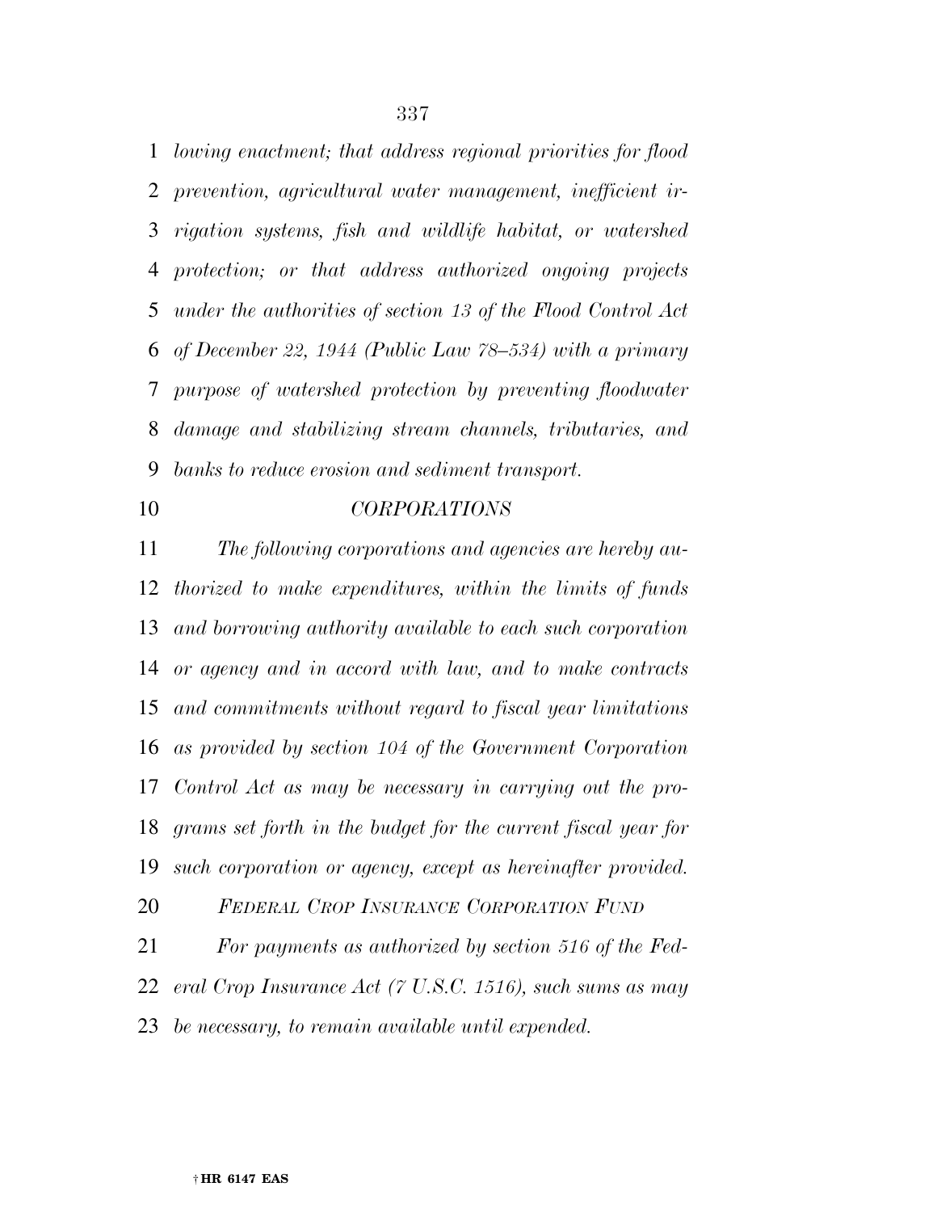*lowing enactment; that address regional priorities for flood prevention, agricultural water management, inefficient irrigation systems, fish and wildlife habitat, or watershed protection; or that address authorized ongoing projects under the authorities of section 13 of the Flood Control Act of December 22, 1944 (Public Law 78–534) with a primary purpose of watershed protection by preventing floodwater damage and stabilizing stream channels, tributaries, and banks to reduce erosion and sediment transport.*

*CORPORATIONS*

*The following corporations and agencies are hereby authorized to make expenditures, within the limits of funds and borrowing authority available to each such corporation or agency and in accord with law, and to make contracts and commitments without regard to fiscal year limitations as provided by section 104 of the Government Corporation Control Act as may be necessary in carrying out the programs set forth in the budget for the current fiscal year for such corporation or agency, except as hereinafter provided.*

*FEDERAL CROP INSURANCE CORPORATION FUND*

*For payments as authorized by section 516 of the Federal Crop Insurance Act (7 U.S.C. 1516), such sums as may be necessary, to remain available until expended.*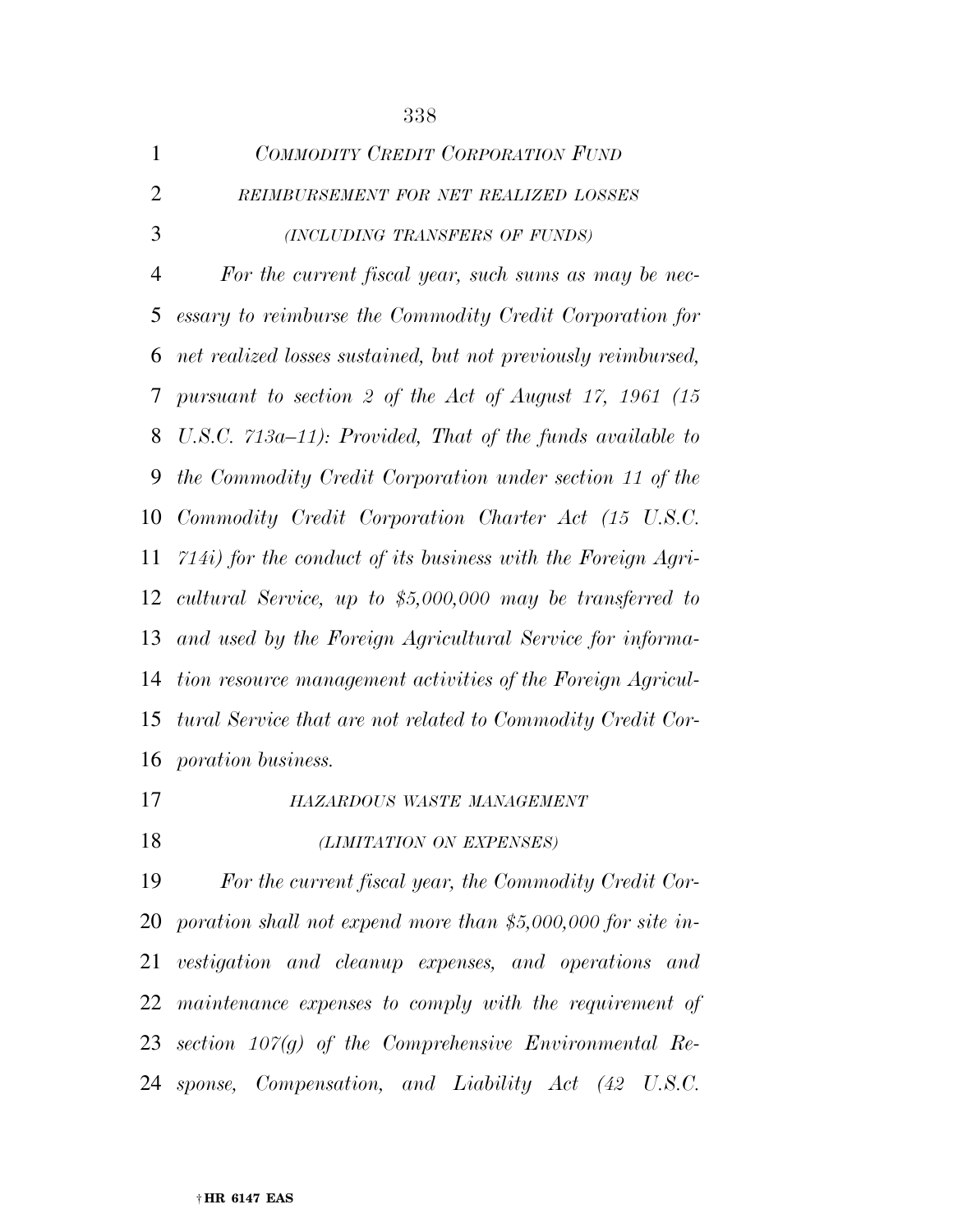*COMMODITY CREDIT CORPORATION FUND*

*REIMBURSEMENT FOR NET REALIZED LOSSES*

*(INCLUDING TRANSFERS OF FUNDS)*

*For the current fiscal year, such sums as may be necessary to reimburse the Commodity Credit Corporation for net realized losses sustained, but not previously reimbursed, pursuant to section 2 of the Act of August 17, 1961 (15 U.S.C. 713a–11): Provided, That of the funds available to the Commodity Credit Corporation under section 11 of the Commodity Credit Corporation Charter Act (15 U.S.C. 714i) for the conduct of its business with the Foreign Agricultural Service, up to $5,000,000 may be transferred to and used by the Foreign Agricultural Service for information resource management activities of the Foreign Agricultural Service that are not related to Commodity Credit Corporation business.*

*HAZARDOUS WASTE MANAGEMENT*

*(LIMITATION ON EXPENSES)*

*For the current fiscal year, the Commodity Credit Corporation shall not expend more than $5,000,000 for site investigation and cleanup expenses, and operations and maintenance expenses to comply with the requirement of section 107(g) of the Comprehensive Environmental Response, Compensation, and Liability Act (42 U.S.C.*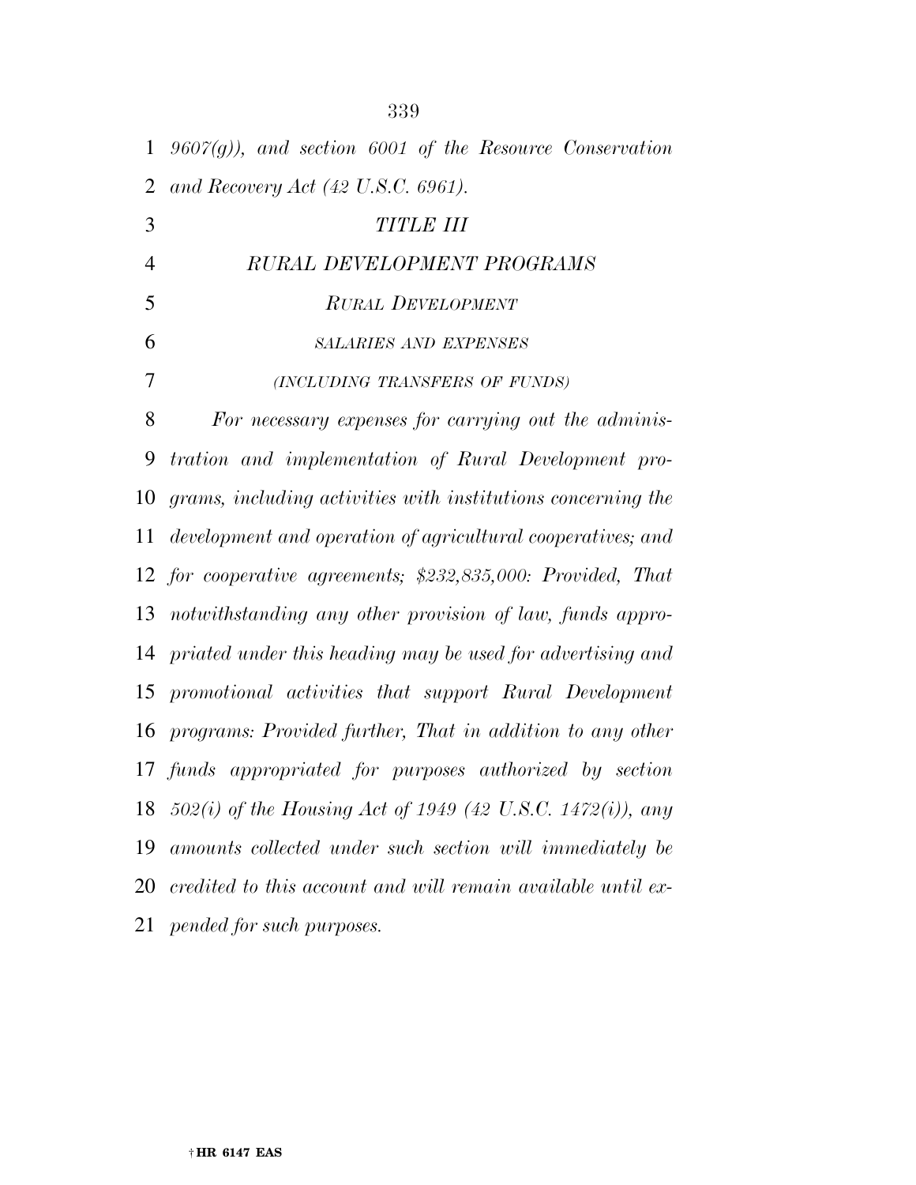*9607(g)), and section 6001 of the Resource Conservation and Recovery Act (42 U.S.C. 6961).*

## *TITLE III*

## *RURAL DEVELOPMENT PROGRAMS*

### *RURAL DEVELOPMENT*

#### *SALARIES AND EXPENSES*

#### *(INCLUDING TRANSFERS OF FUNDS)*

*For necessary expenses for carrying out the administration and implementation of Rural Development programs, including activities with institutions concerning the development and operation of agricultural cooperatives; and for cooperative agreements; $232,835,000: Provided, That notwithstanding any other provision of law, funds appropriated under this heading may be used for advertising and promotional activities that support Rural Development programs: Provided further, That in addition to any other funds appropriated for purposes authorized by section 502(i) of the Housing Act of 1949 (42 U.S.C. 1472(i)), any amounts collected under such section will immediately be credited to this account and will remain available until expended for such purposes.*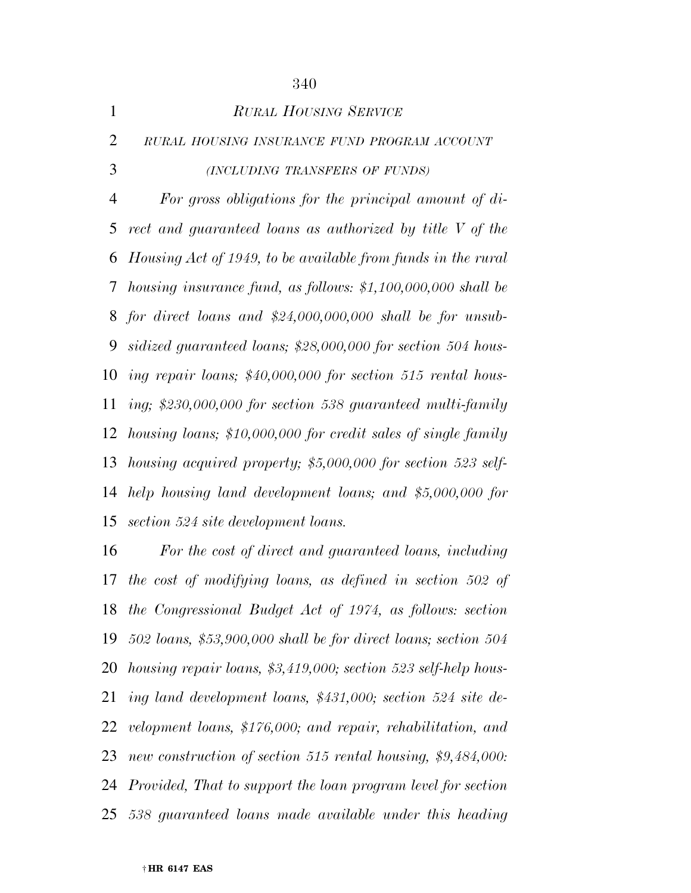*RURAL HOUSING SERVICE*

*RURAL HOUSING INSURANCE FUND PROGRAM ACCOUNT*

*(INCLUDING TRANSFERS OF FUNDS)*

*For gross obligations for the principal amount of direct and guaranteed loans as authorized by title V of the Housing Act of 1949, to be available from funds in the rural housing insurance fund, as follows: $1,100,000,000 shall be for direct loans and $24,000,000,000 shall be for unsubsidized guaranteed loans; $28,000,000 for section 504 housing repair loans; $40,000,000 for section 515 rental housing; $230,000,000 for section 538 guaranteed multi-family housing loans; $10,000,000 for credit sales of single family housing acquired property; $5,000,000 for section 523 self-help housing land development loans; and $5,000,000 for section 524 site development loans.*

*For the cost of direct and guaranteed loans, including the cost of modifying loans, as defined in section 502 of the Congressional Budget Act of 1974, as follows: section 502 loans, $53,900,000 shall be for direct loans; section 504 housing repair loans, $3,419,000; section 523 self-help housing land development loans, $431,000; section 524 site development loans, $176,000; and repair, rehabilitation, and new construction of section 515 rental housing, $9,484,000: Provided, That to support the loan program level for section 538 guaranteed loans made available under this heading*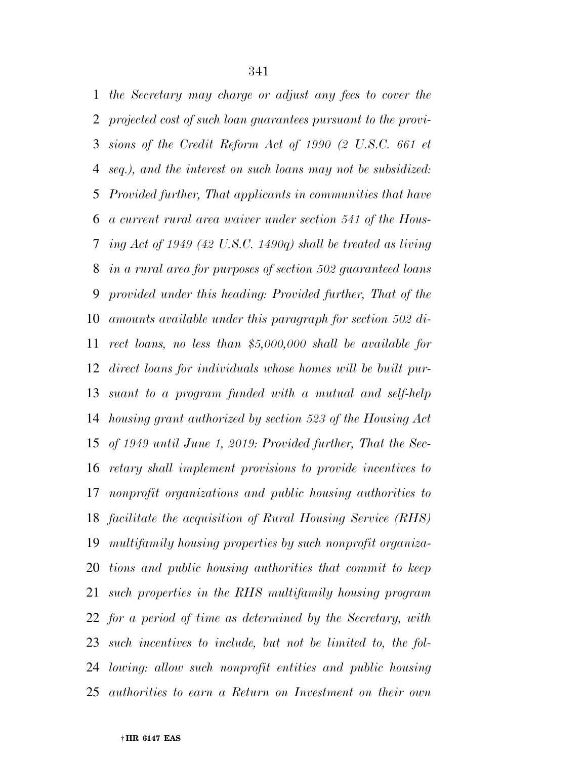*the Secretary may charge or adjust any fees to cover the projected cost of such loan guarantees pursuant to the provisions of the Credit Reform Act of 1990 (2 U.S.C. 661 et seq.), and the interest on such loans may not be subsidized: Provided further, That applicants in communities that have a current rural area waiver under section 541 of the Housing Act of 1949 (42 U.S.C. 1490q) shall be treated as living in a rural area for purposes of section 502 guaranteed loans provided under this heading: Provided further, That of the amounts available under this paragraph for section 502 direct loans, no less than $5,000,000 shall be available for direct loans for individuals whose homes will be built pursuant to a program funded with a mutual and self-help housing grant authorized by section 523 of the Housing Act of 1949 until June 1, 2019: Provided further, That the Secretary shall implement provisions to provide incentives to nonprofit organizations and public housing authorities to facilitate the acquisition of Rural Housing Service (RHS) multifamily housing properties by such nonprofit organizations and public housing authorities that commit to keep such properties in the RHS multifamily housing program for a period of time as determined by the Secretary, with such incentives to include, but not be limited to, the following: allow such nonprofit entities and public housing authorities to earn a Return on Investment on their own*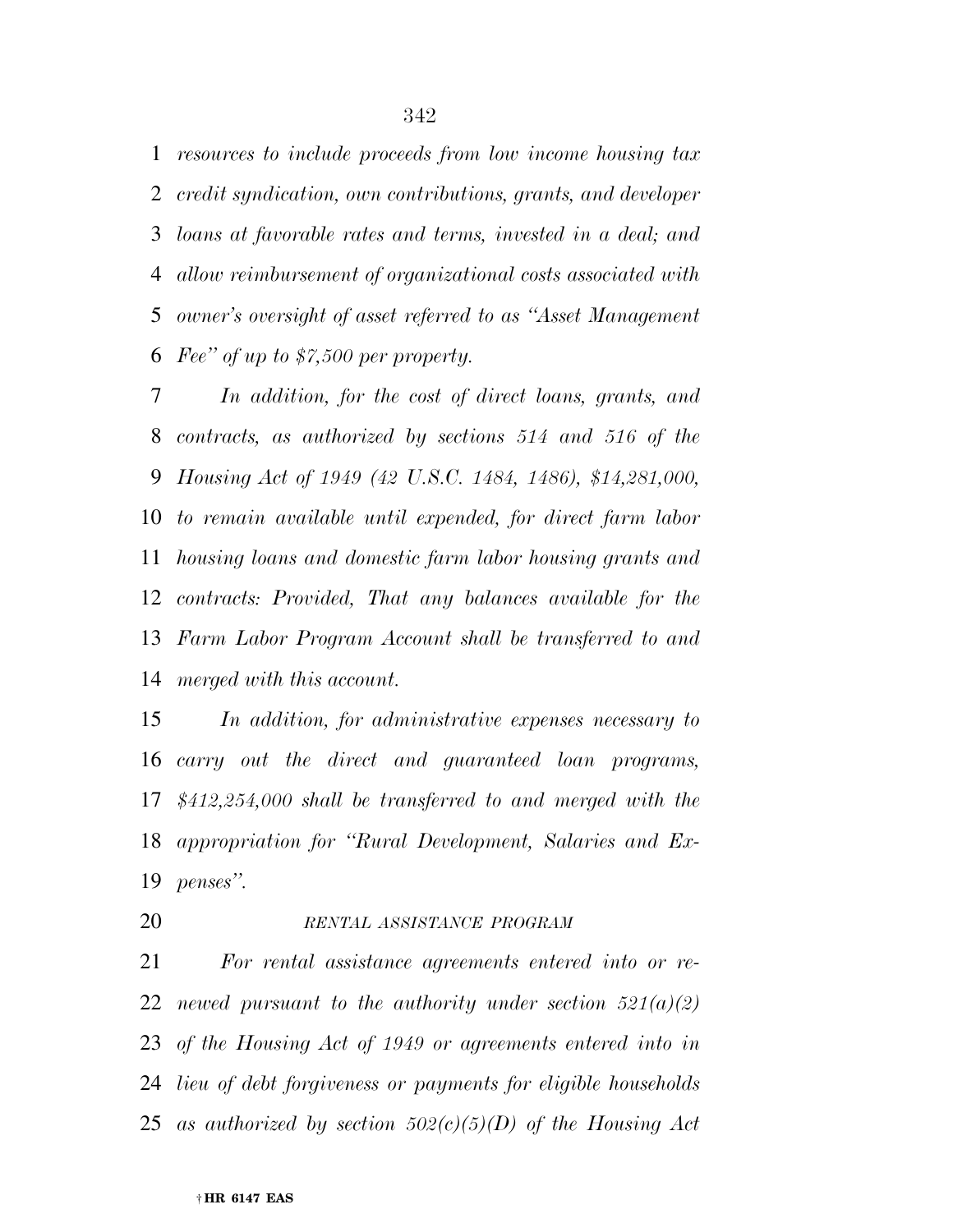*resources to include proceeds from low income housing tax credit syndication, own contributions, grants, and developer loans at favorable rates and terms, invested in a deal; and allow reimbursement of organizational costs associated with owner's oversight of asset referred to as "Asset Management Fee" of up to $7,500 per property.*

*In addition, for the cost of direct loans, grants, and contracts, as authorized by sections 514 and 516 of the Housing Act of 1949 (42 U.S.C. 1484, 1486), $14,281,000, to remain available until expended, for direct farm labor housing loans and domestic farm labor housing grants and contracts: Provided, That any balances available for the Farm Labor Program Account shall be transferred to and merged with this account.*

*In addition, for administrative expenses necessary to carry out the direct and guaranteed loan programs, $412,254,000 shall be transferred to and merged with the appropriation for "Rural Development, Salaries and Expenses".*

*RENTAL ASSISTANCE PROGRAM*

*For rental assistance agreements entered into or renewed pursuant to the authority under section 521(a)(2) of the Housing Act of 1949 or agreements entered into in lieu of debt forgiveness or payments for eligible households as authorized by section 502(c)(5)(D) of the Housing Act*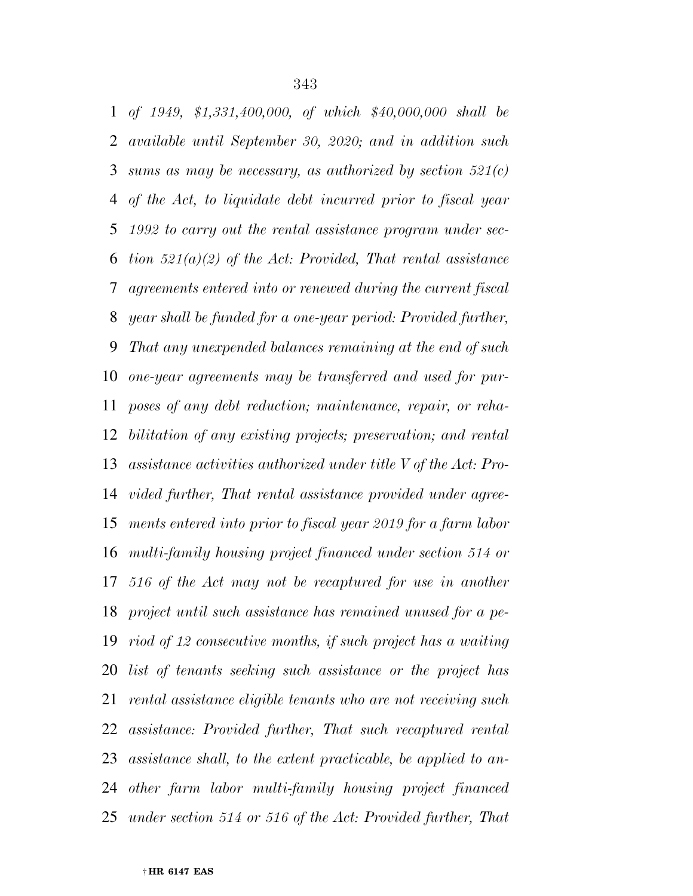*of 1949, $1,331,400,000, of which $40,000,000 shall be available until September 30, 2020; and in addition such sums as may be necessary, as authorized by section 521(c) of the Act, to liquidate debt incurred prior to fiscal year 1992 to carry out the rental assistance program under section 521(a)(2) of the Act: Provided, That rental assistance agreements entered into or renewed during the current fiscal year shall be funded for a one-year period: Provided further, That any unexpended balances remaining at the end of such one-year agreements may be transferred and used for purposes of any debt reduction; maintenance, repair, or rehabilitation of any existing projects; preservation; and rental assistance activities authorized under title V of the Act: Provided further, That rental assistance provided under agreements entered into prior to fiscal year 2019 for a farm labor multi-family housing project financed under section 514 or 516 of the Act may not be recaptured for use in another project until such assistance has remained unused for a period of 12 consecutive months, if such project has a waiting list of tenants seeking such assistance or the project has rental assistance eligible tenants who are not receiving such assistance: Provided further, That such recaptured rental assistance shall, to the extent practicable, be applied to another farm labor multi-family housing project financed under section 514 or 516 of the Act: Provided further, That*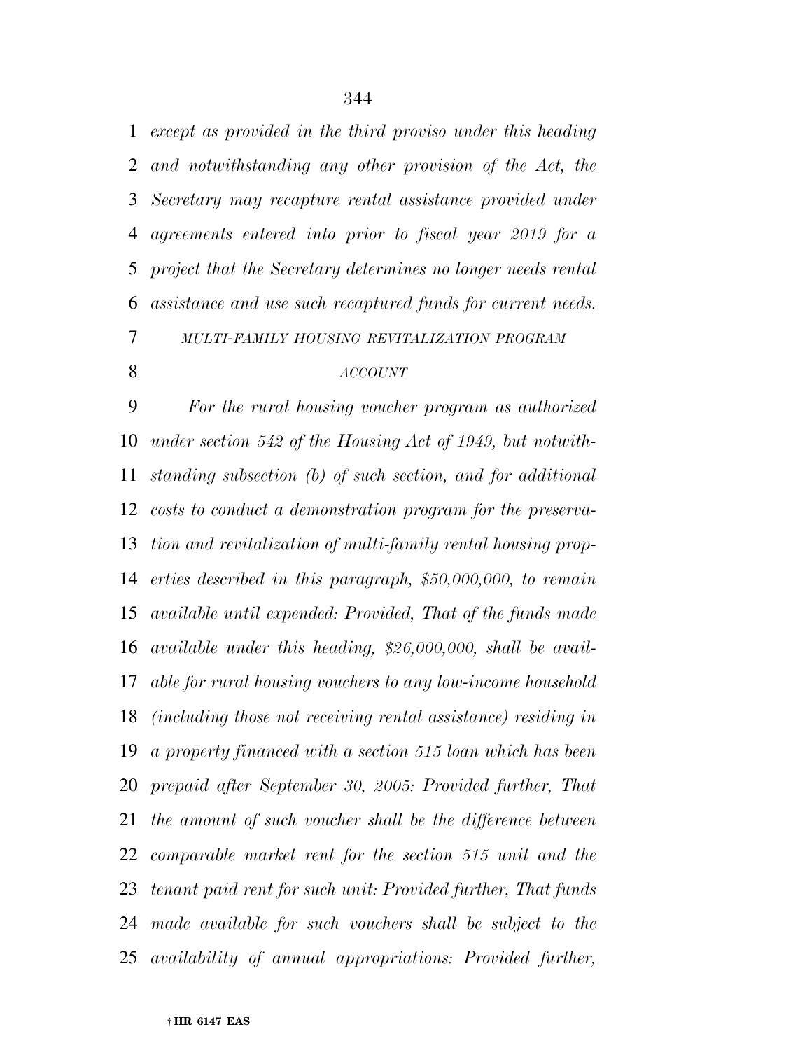*except as provided in the third proviso under this heading and notwithstanding any other provision of the Act, the Secretary may recapture rental assistance provided under agreements entered into prior to fiscal year 2019 for a project that the Secretary determines no longer needs rental assistance and use such recaptured funds for current needs.*

*MULTI-FAMILY HOUSING REVITALIZATION PROGRAM ACCOUNT*

*For the rural housing voucher program as authorized under section 542 of the Housing Act of 1949, but notwithstanding subsection (b) of such section, and for additional costs to conduct a demonstration program for the preservation and revitalization of multi-family rental housing properties described in this paragraph, $50,000,000, to remain available until expended: Provided, That of the funds made available under this heading, $26,000,000, shall be available for rural housing vouchers to any low-income household (including those not receiving rental assistance) residing in a property financed with a section 515 loan which has been prepaid after September 30, 2005: Provided further, That the amount of such voucher shall be the difference between comparable market rent for the section 515 unit and the tenant paid rent for such unit: Provided further, That funds made available for such vouchers shall be subject to the availability of annual appropriations: Provided further,*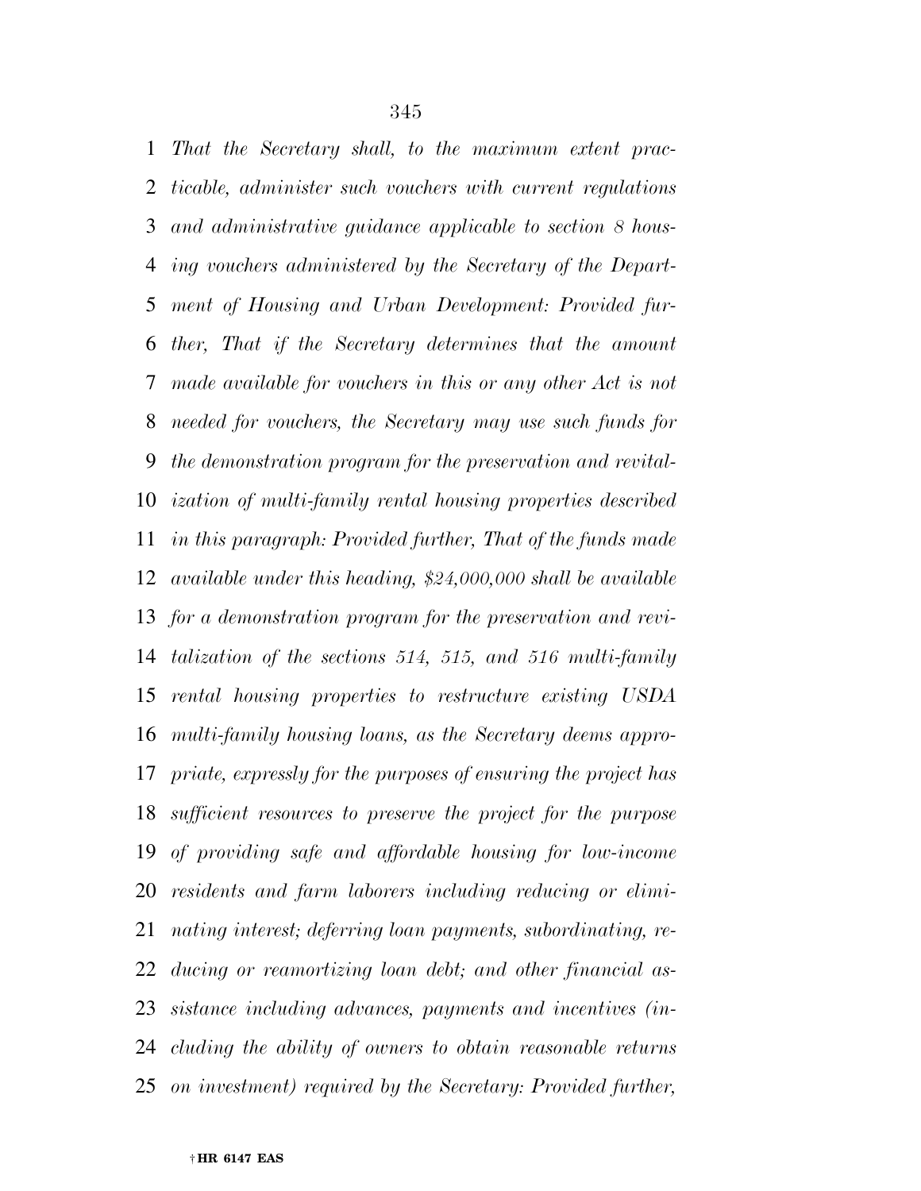*That the Secretary shall, to the maximum extent practicable, administer such vouchers with current regulations and administrative guidance applicable to section 8 housing vouchers administered by the Secretary of the Department of Housing and Urban Development: Provided further, That if the Secretary determines that the amount made available for vouchers in this or any other Act is not needed for vouchers, the Secretary may use such funds for the demonstration program for the preservation and revitalization of multi-family rental housing properties described in this paragraph: Provided further, That of the funds made available under this heading, $24,000,000 shall be available for a demonstration program for the preservation and revitalization of the sections 514, 515, and 516 multi-family rental housing properties to restructure existing USDA multi-family housing loans, as the Secretary deems appropriate, expressly for the purposes of ensuring the project has sufficient resources to preserve the project for the purpose of providing safe and affordable housing for low-income residents and farm laborers including reducing or eliminating interest; deferring loan payments, subordinating, reducing or reamortizing loan debt; and other financial assistance including advances, payments and incentives (including the ability of owners to obtain reasonable returns on investment) required by the Secretary: Provided further,*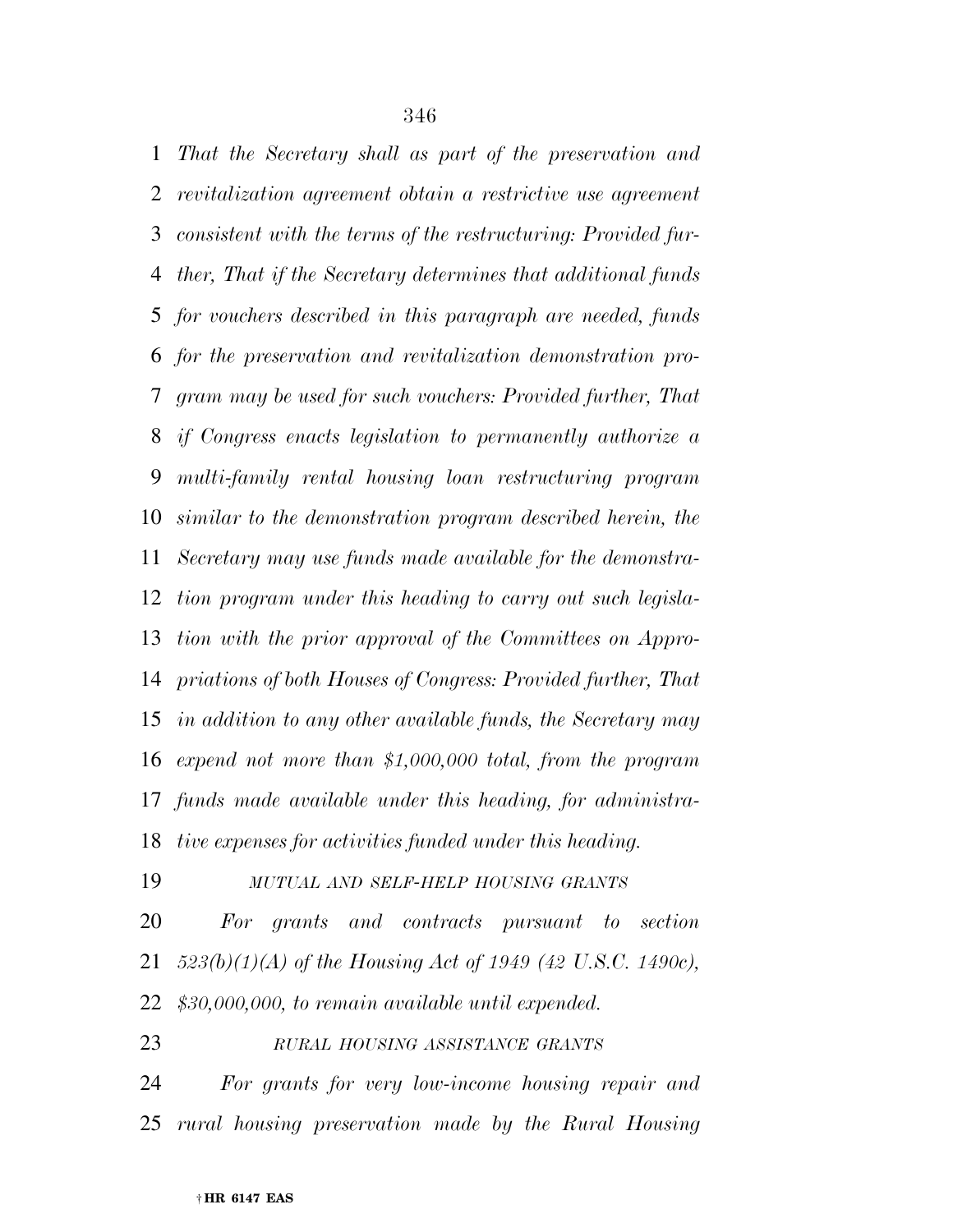*That the Secretary shall as part of the preservation and revitalization agreement obtain a restrictive use agreement consistent with the terms of the restructuring: Provided further, That if the Secretary determines that additional funds for vouchers described in this paragraph are needed, funds for the preservation and revitalization demonstration program may be used for such vouchers: Provided further, That if Congress enacts legislation to permanently authorize a multi-family rental housing loan restructuring program similar to the demonstration program described herein, the Secretary may use funds made available for the demonstration program under this heading to carry out such legislation with the prior approval of the Committees on Appropriations of both Houses of Congress: Provided further, That in addition to any other available funds, the Secretary may expend not more than $1,000,000 total, from the program funds made available under this heading, for administrative expenses for activities funded under this heading.*

*MUTUAL AND SELF-HELP HOUSING GRANTS*

*For grants and contracts pursuant to section 523(b)(1)(A) of the Housing Act of 1949 (42 U.S.C. 1490c), $30,000,000, to remain available until expended.*

*RURAL HOUSING ASSISTANCE GRANTS*

*For grants for very low-income housing repair and rural housing preservation made by the Rural Housing*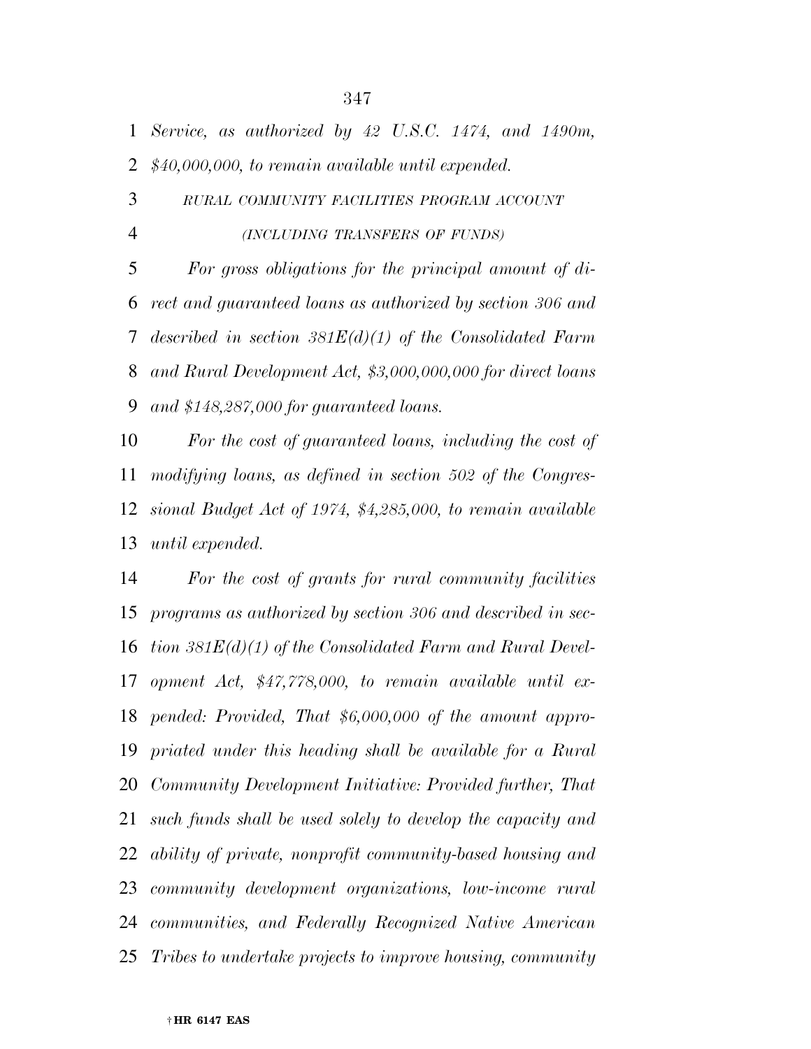*Service, as authorized by 42 U.S.C. 1474, and 1490m, $40,000,000, to remain available until expended.*

*RURAL COMMUNITY FACILITIES PROGRAM ACCOUNT*

*(INCLUDING TRANSFERS OF FUNDS)*

*For gross obligations for the principal amount of direct and guaranteed loans as authorized by section 306 and described in section 381E(d)(1) of the Consolidated Farm and Rural Development Act, $3,000,000,000 for direct loans and $148,287,000 for guaranteed loans.*

*For the cost of guaranteed loans, including the cost of modifying loans, as defined in section 502 of the Congressional Budget Act of 1974, $4,285,000, to remain available until expended.*

*For the cost of grants for rural community facilities programs as authorized by section 306 and described in section 381E(d)(1) of the Consolidated Farm and Rural Development Act, $47,778,000, to remain available until expended: Provided, That $6,000,000 of the amount appropriated under this heading shall be available for a Rural Community Development Initiative: Provided further, That such funds shall be used solely to develop the capacity and ability of private, nonprofit community-based housing and community development organizations, low-income rural communities, and Federally Recognized Native American Tribes to undertake projects to improve housing, community*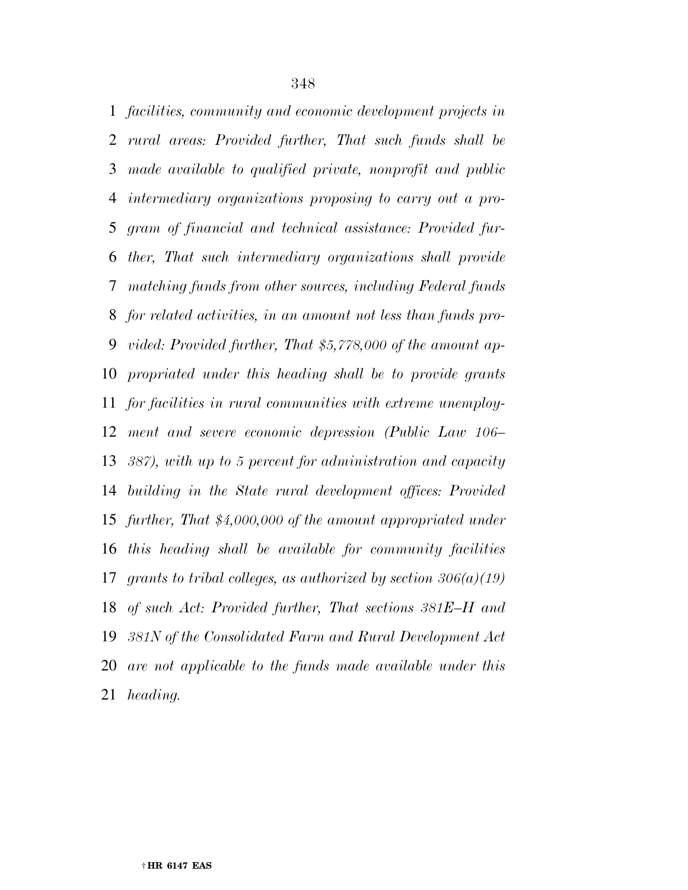*facilities, community and economic development projects in rural areas: Provided further, That such funds shall be made available to qualified private, nonprofit and public intermediary organizations proposing to carry out a program of financial and technical assistance: Provided further, That such intermediary organizations shall provide matching funds from other sources, including Federal funds for related activities, in an amount not less than funds provided: Provided further, That $5,778,000 of the amount appropriated under this heading shall be to provide grants for facilities in rural communities with extreme unemployment and severe economic depression (Public Law 106–387), with up to 5 percent for administration and capacity building in the State rural development offices: Provided further, That $4,000,000 of the amount appropriated under this heading shall be available for community facilities grants to tribal colleges, as authorized by section 306(a)(19) of such Act: Provided further, That sections 381E–H and 381N of the Consolidated Farm and Rural Development Act are not applicable to the funds made available under this heading.*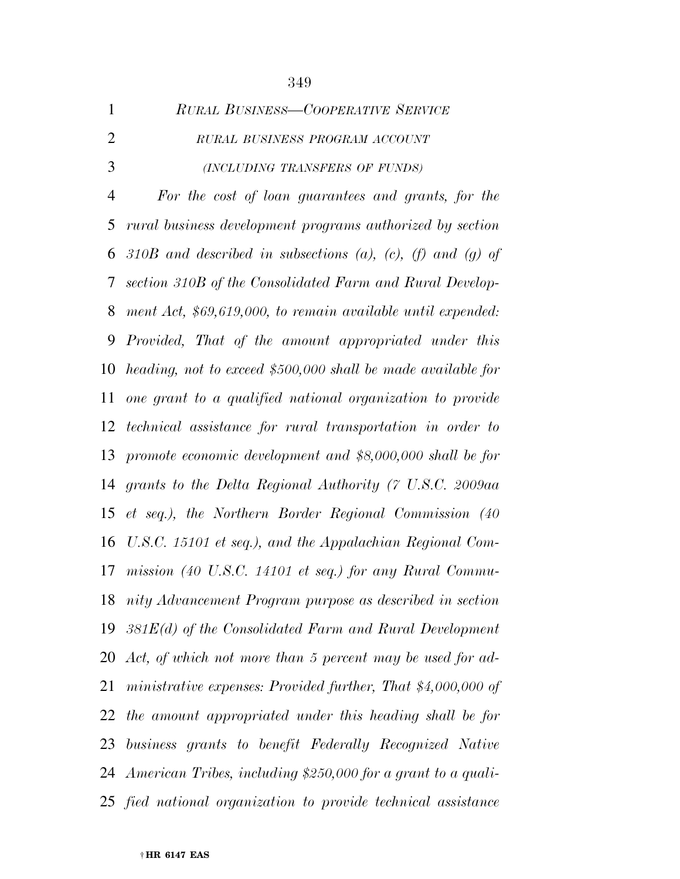*RURAL BUSINESS—COOPERATIVE SERVICE*

*RURAL BUSINESS PROGRAM ACCOUNT*

*(INCLUDING TRANSFERS OF FUNDS)*

*For the cost of loan guarantees and grants, for the rural business development programs authorized by section 310B and described in subsections (a), (c), (f) and (g) of section 310B of the Consolidated Farm and Rural Development Act, $69,619,000, to remain available until expended: Provided, That of the amount appropriated under this heading, not to exceed $500,000 shall be made available for one grant to a qualified national organization to provide technical assistance for rural transportation in order to promote economic development and $8,000,000 shall be for grants to the Delta Regional Authority (7 U.S.C. 2009aa et seq.), the Northern Border Regional Commission (40 U.S.C. 15101 et seq.), and the Appalachian Regional Commission (40 U.S.C. 14101 et seq.) for any Rural Community Advancement Program purpose as described in section 381E(d) of the Consolidated Farm and Rural Development Act, of which not more than 5 percent may be used for administrative expenses: Provided further, That $4,000,000 of the amount appropriated under this heading shall be for business grants to benefit Federally Recognized Native American Tribes, including $250,000 for a grant to a qualified national organization to provide technical assistance*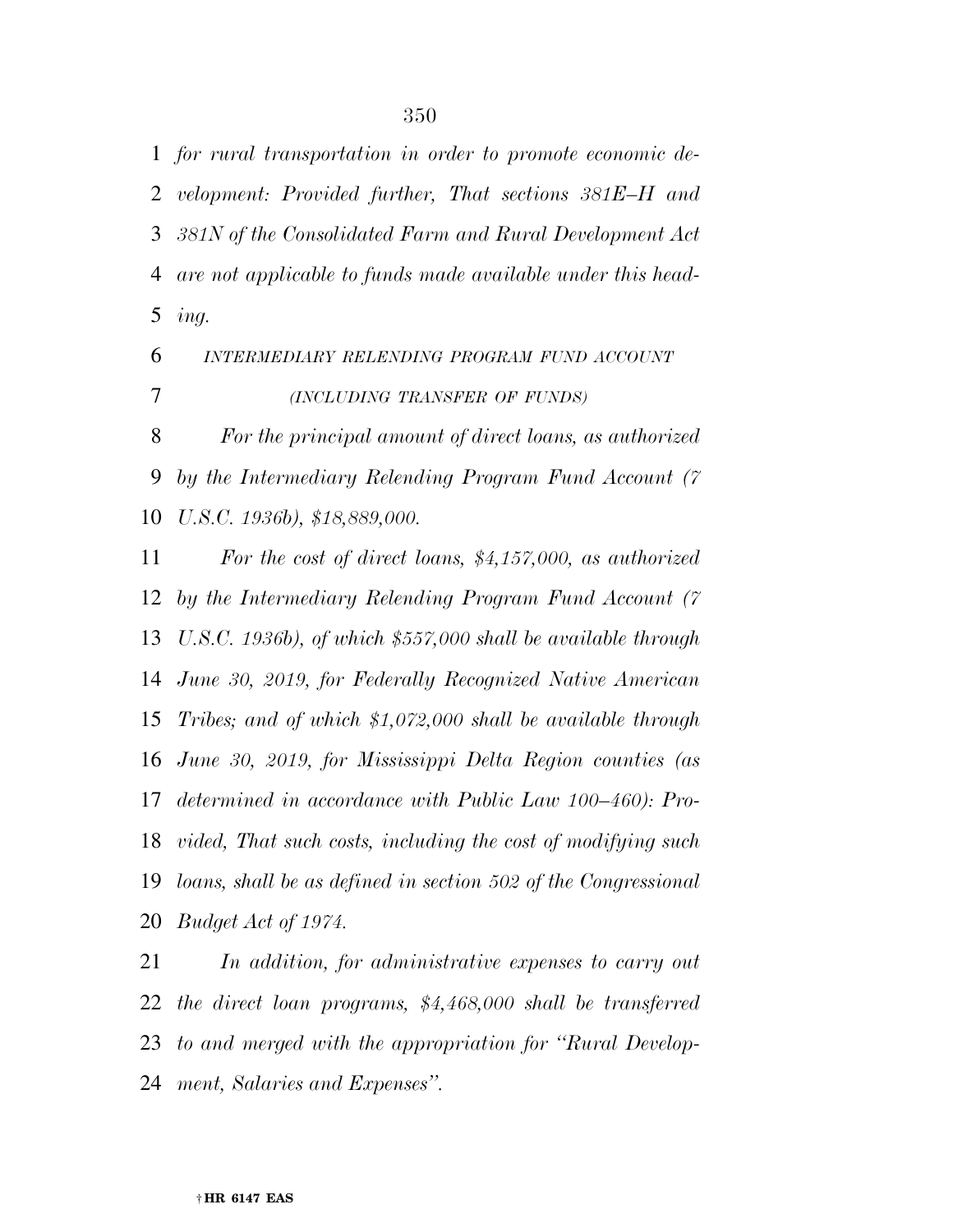*for rural transportation in order to promote economic development: Provided further, That sections 381E–H and 381N of the Consolidated Farm and Rural Development Act are not applicable to funds made available under this heading.*

*INTERMEDIARY RELENDING PROGRAM FUND ACCOUNT*

*(INCLUDING TRANSFER OF FUNDS)*

*For the principal amount of direct loans, as authorized by the Intermediary Relending Program Fund Account (7 U.S.C. 1936b), $18,889,000.*

*For the cost of direct loans, $4,157,000, as authorized by the Intermediary Relending Program Fund Account (7 U.S.C. 1936b), of which $557,000 shall be available through June 30, 2019, for Federally Recognized Native American Tribes; and of which $1,072,000 shall be available through June 30, 2019, for Mississippi Delta Region counties (as determined in accordance with Public Law 100–460): Provided, That such costs, including the cost of modifying such loans, shall be as defined in section 502 of the Congressional Budget Act of 1974.*

*In addition, for administrative expenses to carry out the direct loan programs, $4,468,000 shall be transferred to and merged with the appropriation for "Rural Development, Salaries and Expenses".*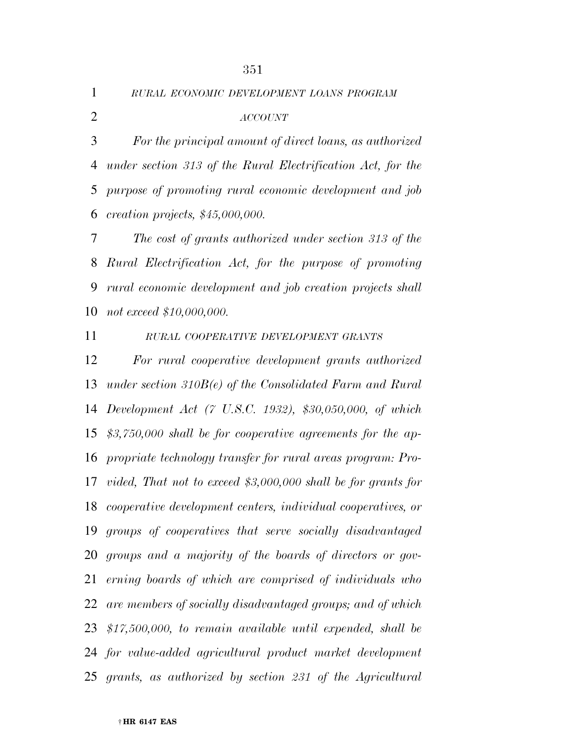*RURAL ECONOMIC DEVELOPMENT LOANS PROGRAM ACCOUNT*

*For the principal amount of direct loans, as authorized under section 313 of the Rural Electrification Act, for the purpose of promoting rural economic development and job creation projects, $45,000,000.*

*The cost of grants authorized under section 313 of the Rural Electrification Act, for the purpose of promoting rural economic development and job creation projects shall not exceed $10,000,000.*

*RURAL COOPERATIVE DEVELOPMENT GRANTS*

*For rural cooperative development grants authorized under section 310B(e) of the Consolidated Farm and Rural Development Act (7 U.S.C. 1932), $30,050,000, of which $3,750,000 shall be for cooperative agreements for the appropriate technology transfer for rural areas program: Provided, That not to exceed $3,000,000 shall be for grants for cooperative development centers, individual cooperatives, or groups of cooperatives that serve socially disadvantaged groups and a majority of the boards of directors or governing boards of which are comprised of individuals who are members of socially disadvantaged groups; and of which $17,500,000, to remain available until expended, shall be for value-added agricultural product market development grants, as authorized by section 231 of the Agricultural*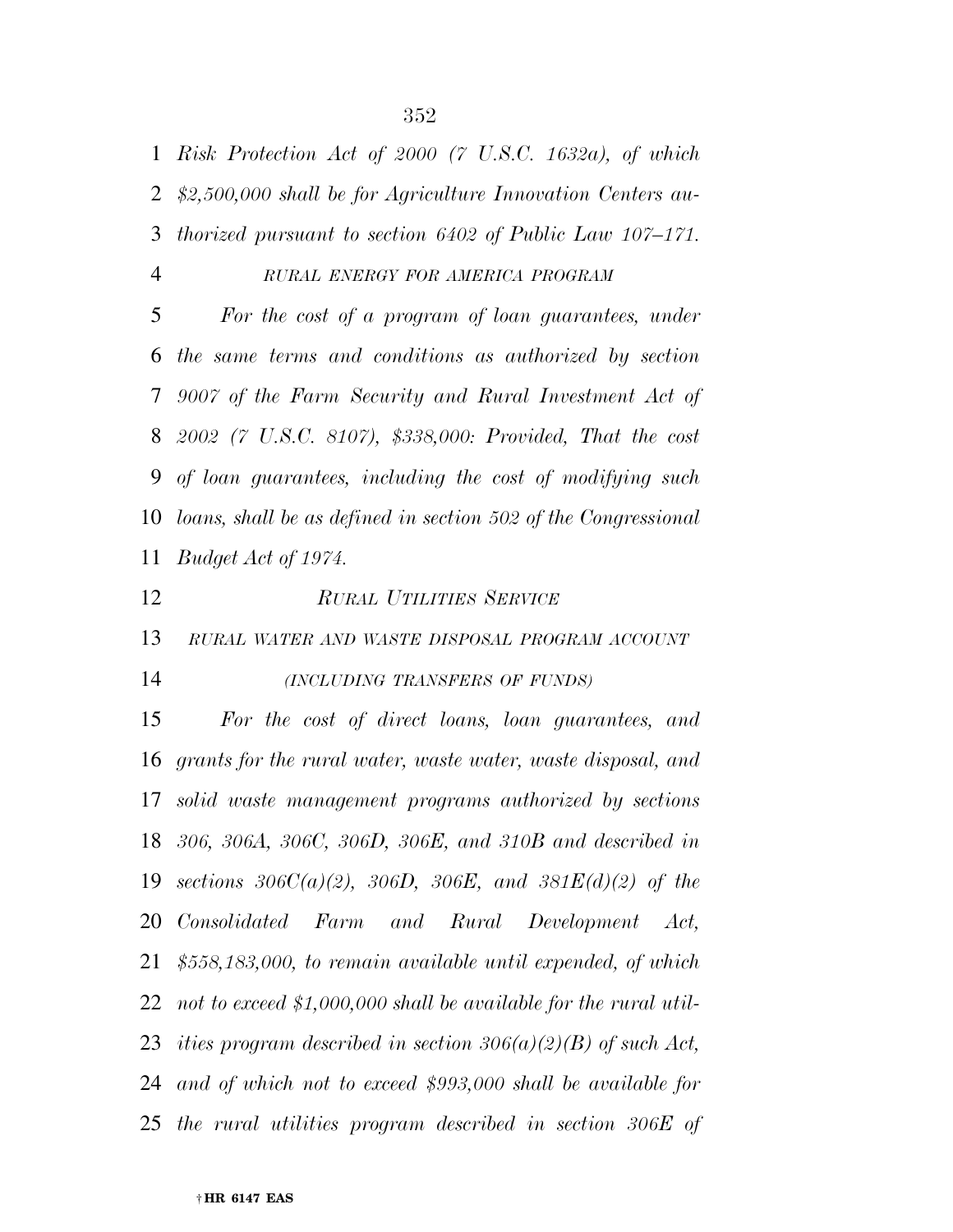*Risk Protection Act of 2000 (7 U.S.C. 1632a), of which $2,500,000 shall be for Agriculture Innovation Centers authorized pursuant to section 6402 of Public Law 107–171.*

*RURAL ENERGY FOR AMERICA PROGRAM*

*For the cost of a program of loan guarantees, under the same terms and conditions as authorized by section 9007 of the Farm Security and Rural Investment Act of 2002 (7 U.S.C. 8107), $338,000: Provided, That the cost of loan guarantees, including the cost of modifying such loans, shall be as defined in section 502 of the Congressional Budget Act of 1974.*

*RURAL UTILITIES SERVICE*

*RURAL WATER AND WASTE DISPOSAL PROGRAM ACCOUNT*

*(INCLUDING TRANSFERS OF FUNDS)*

*For the cost of direct loans, loan guarantees, and grants for the rural water, waste water, waste disposal, and solid waste management programs authorized by sections 306, 306A, 306C, 306D, 306E, and 310B and described in sections 306C(a)(2), 306D, 306E, and 381E(d)(2) of the Consolidated Farm and Rural Development Act, $558,183,000, to remain available until expended, of which not to exceed $1,000,000 shall be available for the rural utilities program described in section 306(a)(2)(B) of such Act, and of which not to exceed $993,000 shall be available for the rural utilities program described in section 306E of*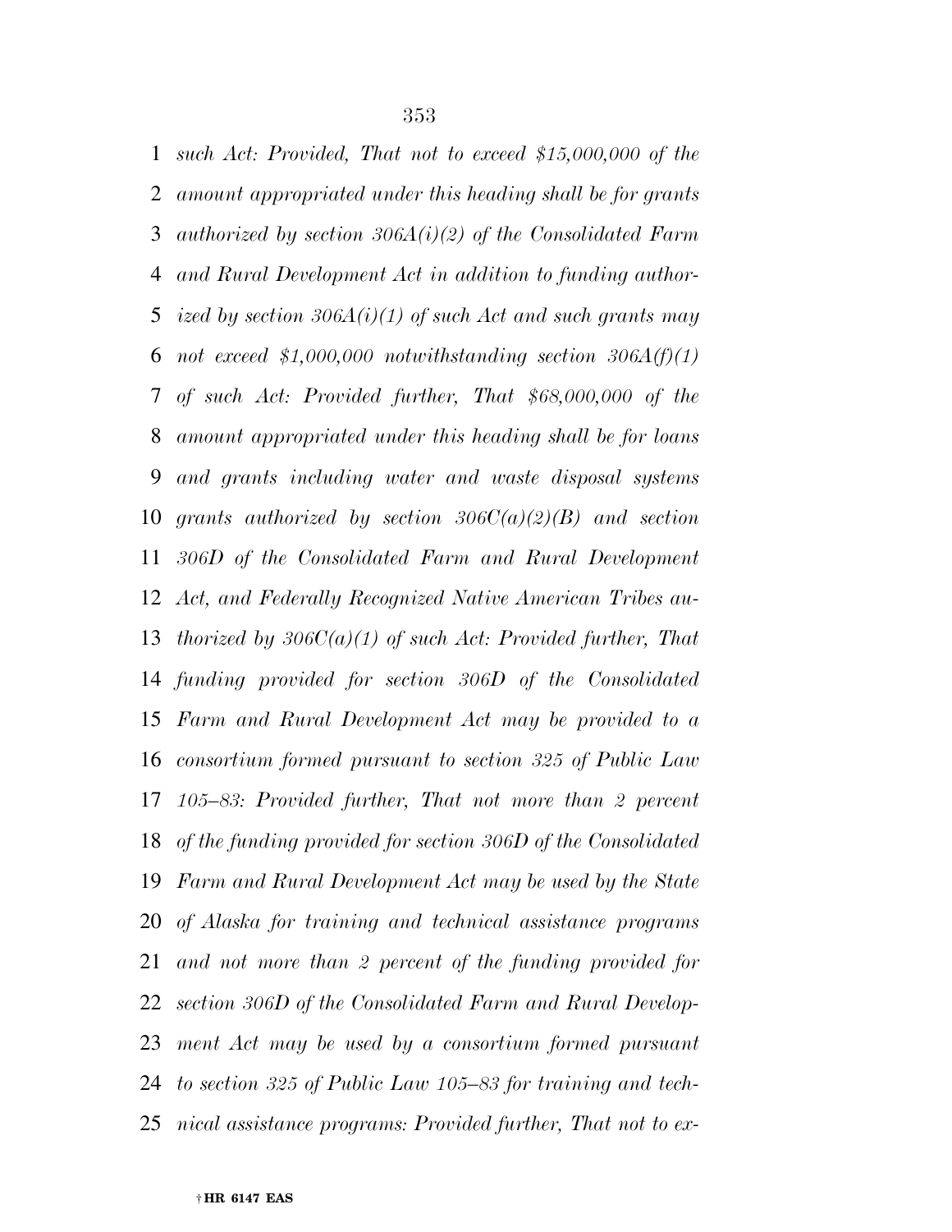*such Act: Provided, That not to exceed $15,000,000 of the amount appropriated under this heading shall be for grants authorized by section 306A(i)(2) of the Consolidated Farm and Rural Development Act in addition to funding authorized by section 306A(i)(1) of such Act and such grants may not exceed $1,000,000 notwithstanding section 306A(f)(1) of such Act: Provided further, That $68,000,000 of the amount appropriated under this heading shall be for loans and grants including water and waste disposal systems grants authorized by section 306C(a)(2)(B) and section 306D of the Consolidated Farm and Rural Development Act, and Federally Recognized Native American Tribes authorized by 306C(a)(1) of such Act: Provided further, That funding provided for section 306D of the Consolidated Farm and Rural Development Act may be provided to a consortium formed pursuant to section 325 of Public Law 105–83: Provided further, That not more than 2 percent of the funding provided for section 306D of the Consolidated Farm and Rural Development Act may be used by the State of Alaska for training and technical assistance programs and not more than 2 percent of the funding provided for section 306D of the Consolidated Farm and Rural Development Act may be used by a consortium formed pursuant to section 325 of Public Law 105–83 for training and technical assistance programs: Provided further, That not to ex-*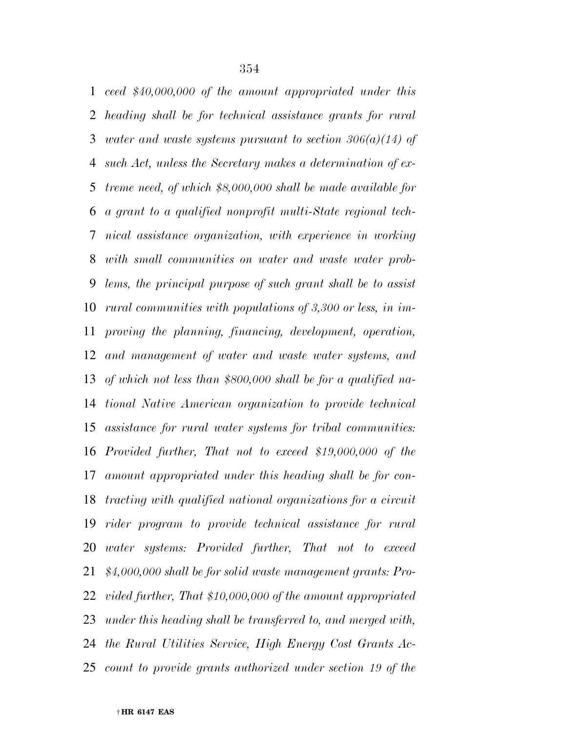*ceed $40,000,000 of the amount appropriated under this heading shall be for technical assistance grants for rural water and waste systems pursuant to section 306(a)(14) of such Act, unless the Secretary makes a determination of extreme need, of which $8,000,000 shall be made available for a grant to a qualified nonprofit multi-State regional technical assistance organization, with experience in working with small communities on water and waste water problems, the principal purpose of such grant shall be to assist rural communities with populations of 3,300 or less, in improving the planning, financing, development, operation, and management of water and waste water systems, and of which not less than $800,000 shall be for a qualified national Native American organization to provide technical assistance for rural water systems for tribal communities: Provided further, That not to exceed $19,000,000 of the amount appropriated under this heading shall be for contracting with qualified national organizations for a circuit rider program to provide technical assistance for rural water systems: Provided further, That not to exceed $4,000,000 shall be for solid waste management grants: Provided further, That $10,000,000 of the amount appropriated under this heading shall be transferred to, and merged with, the Rural Utilities Service, High Energy Cost Grants Account to provide grants authorized under section 19 of the*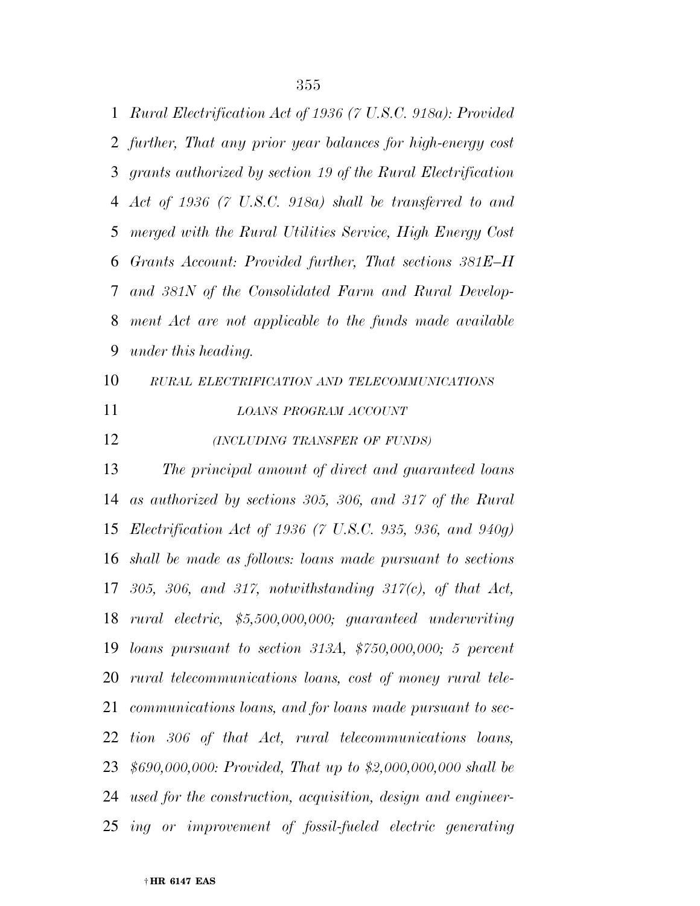*Rural Electrification Act of 1936 (7 U.S.C. 918a): Provided further, That any prior year balances for high-energy cost grants authorized by section 19 of the Rural Electrification Act of 1936 (7 U.S.C. 918a) shall be transferred to and merged with the Rural Utilities Service, High Energy Cost Grants Account: Provided further, That sections 381E–H and 381N of the Consolidated Farm and Rural Development Act are not applicable to the funds made available under this heading.*

*RURAL ELECTRIFICATION AND TELECOMMUNICATIONS LOANS PROGRAM ACCOUNT*

*(INCLUDING TRANSFER OF FUNDS)*

*The principal amount of direct and guaranteed loans as authorized by sections 305, 306, and 317 of the Rural Electrification Act of 1936 (7 U.S.C. 935, 936, and 940g) shall be made as follows: loans made pursuant to sections 305, 306, and 317, notwithstanding 317(c), of that Act, rural electric, $5,500,000,000; guaranteed underwriting loans pursuant to section 313A, $750,000,000; 5 percent rural telecommunications loans, cost of money rural telecommunications loans, and for loans made pursuant to section 306 of that Act, rural telecommunications loans, $690,000,000: Provided, That up to $2,000,000,000 shall be used for the construction, acquisition, design and engineering or improvement of fossil-fueled electric generating*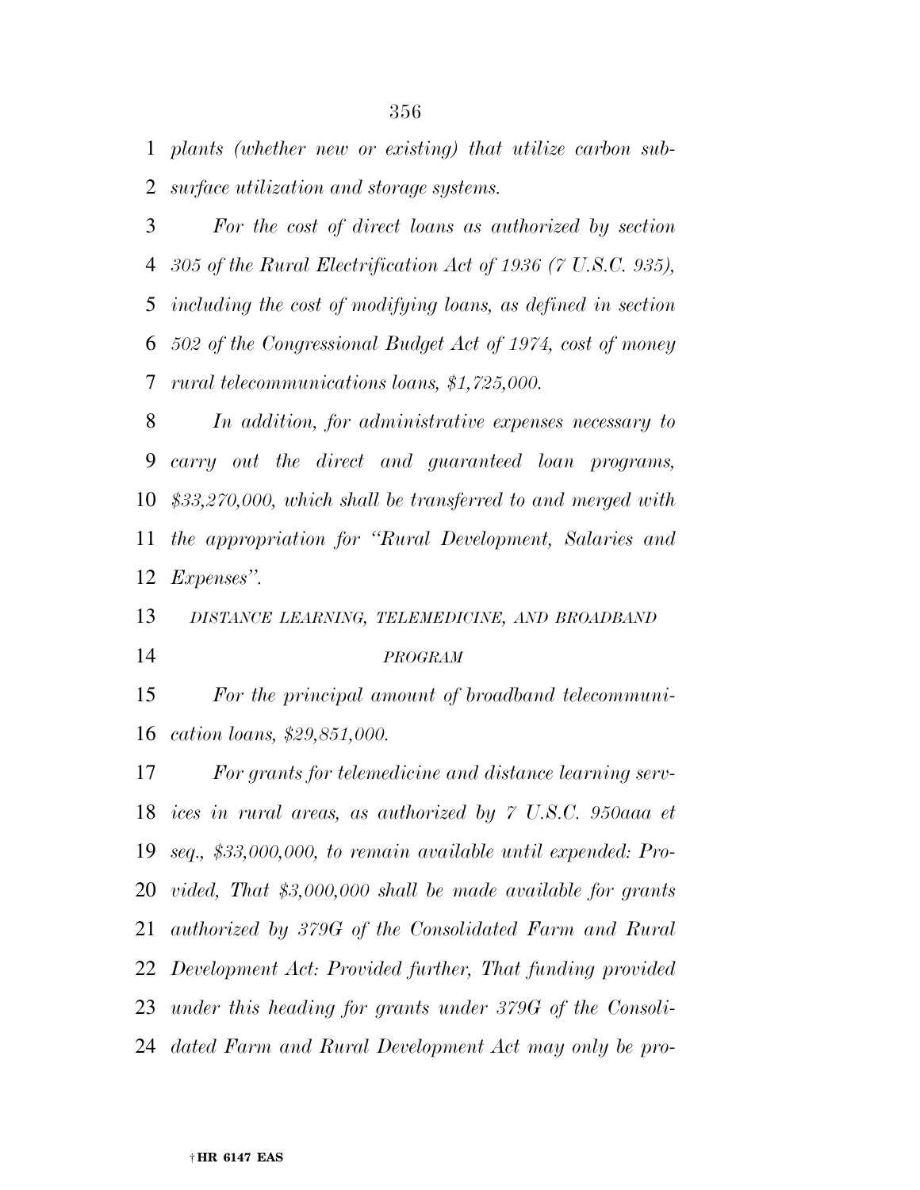*plants (whether new or existing) that utilize carbon subsurface utilization and storage systems.*

*For the cost of direct loans as authorized by section 305 of the Rural Electrification Act of 1936 (7 U.S.C. 935), including the cost of modifying loans, as defined in section 502 of the Congressional Budget Act of 1974, cost of money rural telecommunications loans, $1,725,000.*

*In addition, for administrative expenses necessary to carry out the direct and guaranteed loan programs, $33,270,000, which shall be transferred to and merged with the appropriation for ''Rural Development, Salaries and Expenses''.*

*DISTANCE LEARNING, TELEMEDICINE, AND BROADBAND PROGRAM*

*For the principal amount of broadband telecommunication loans, $29,851,000.*

*For grants for telemedicine and distance learning services in rural areas, as authorized by 7 U.S.C. 950aaa et seq., $33,000,000, to remain available until expended: Provided, That $3,000,000 shall be made available for grants authorized by 379G of the Consolidated Farm and Rural Development Act: Provided further, That funding provided under this heading for grants under 379G of the Consolidated Farm and Rural Development Act may only be pro-*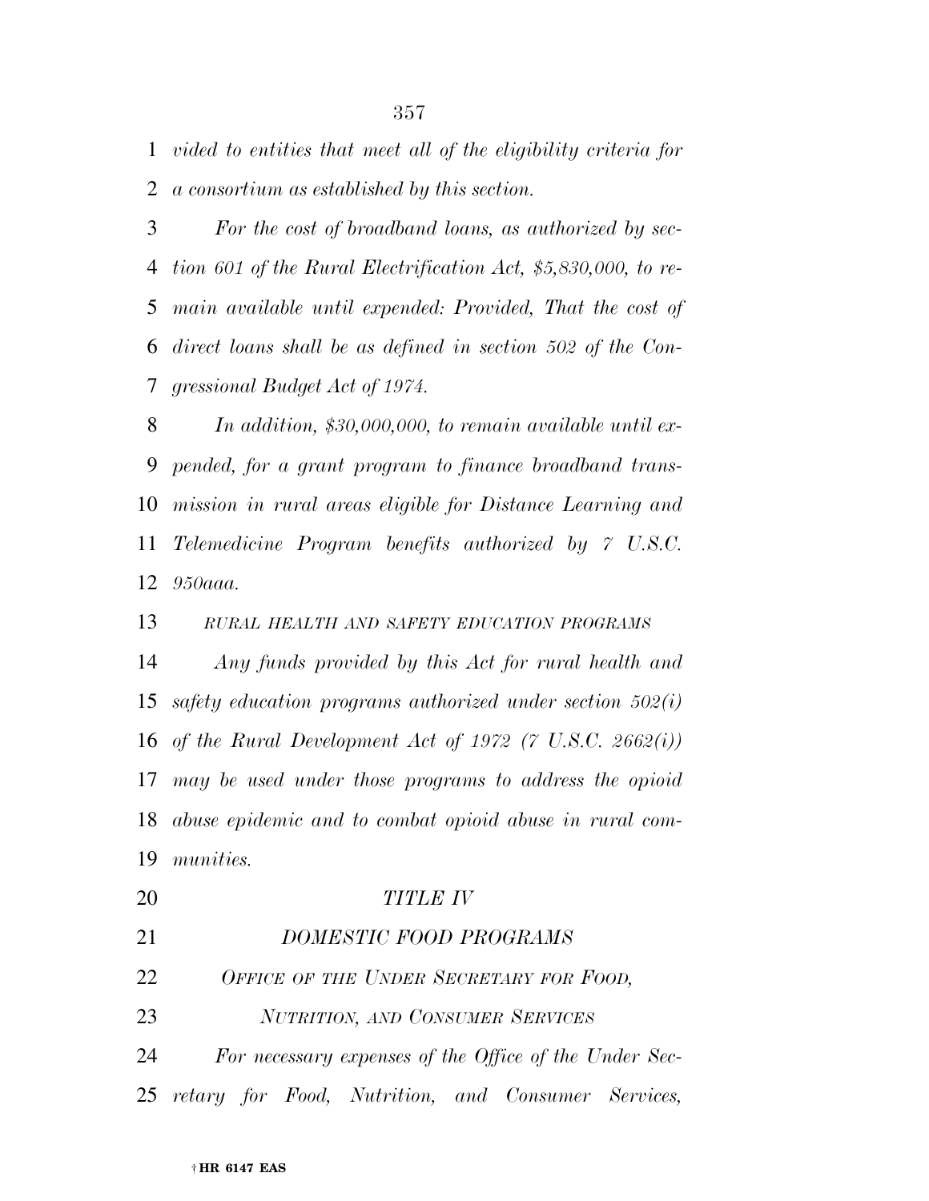*vided to entities that meet all of the eligibility criteria for a consortium as established by this section.*

*For the cost of broadband loans, as authorized by section 601 of the Rural Electrification Act, $5,830,000, to remain available until expended: Provided, That the cost of direct loans shall be as defined in section 502 of the Congressional Budget Act of 1974.*

*In addition, $30,000,000, to remain available until expended, for a grant program to finance broadband transmission in rural areas eligible for Distance Learning and Telemedicine Program benefits authorized by 7 U.S.C. 950aaa.*

*RURAL HEALTH AND SAFETY EDUCATION PROGRAMS*

*Any funds provided by this Act for rural health and safety education programs authorized under section 502(i) of the Rural Development Act of 1972 (7 U.S.C. 2662(i)) may be used under those programs to address the opioid abuse epidemic and to combat opioid abuse in rural communities.*

## *TITLE IV*

## *DOMESTIC FOOD PROGRAMS*

### *OFFICE OF THE UNDER SECRETARY FOR FOOD, NUTRITION, AND CONSUMER SERVICES*

*For necessary expenses of the Office of the Under Secretary for Food, Nutrition, and Consumer Services,*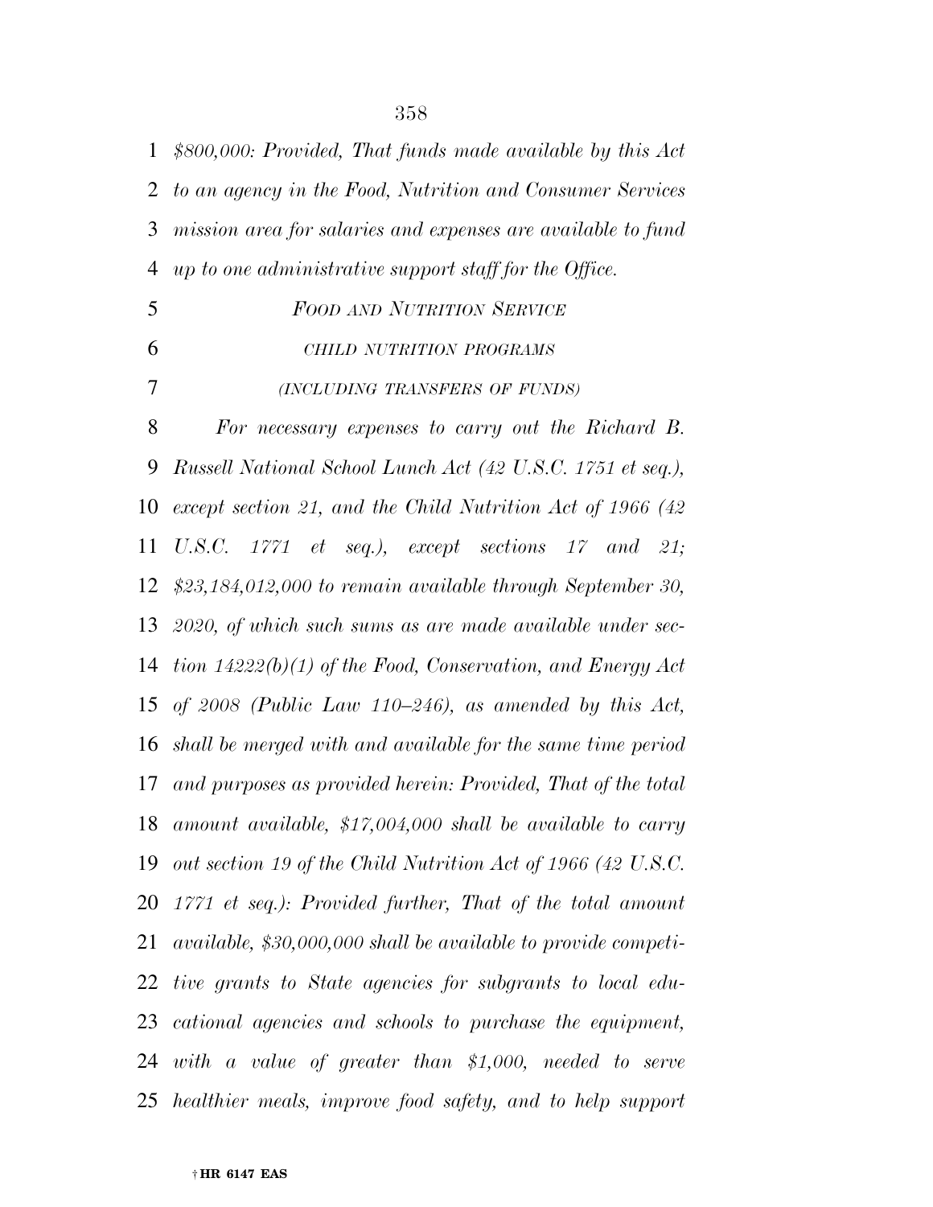*$800,000: Provided, That funds made available by this Act to an agency in the Food, Nutrition and Consumer Services mission area for salaries and expenses are available to fund up to one administrative support staff for the Office.*

*FOOD AND NUTRITION SERVICE*

*CHILD NUTRITION PROGRAMS*

*(INCLUDING TRANSFERS OF FUNDS)*

*For necessary expenses to carry out the Richard B. Russell National School Lunch Act (42 U.S.C. 1751 et seq.), except section 21, and the Child Nutrition Act of 1966 (42 U.S.C. 1771 et seq.), except sections 17 and 21; $23,184,012,000 to remain available through September 30, 2020, of which such sums as are made available under section 14222(b)(1) of the Food, Conservation, and Energy Act of 2008 (Public Law 110–246), as amended by this Act, shall be merged with and available for the same time period and purposes as provided herein: Provided, That of the total amount available, $17,004,000 shall be available to carry out section 19 of the Child Nutrition Act of 1966 (42 U.S.C. 1771 et seq.): Provided further, That of the total amount available, $30,000,000 shall be available to provide competitive grants to State agencies for subgrants to local educational agencies and schools to purchase the equipment, with a value of greater than $1,000, needed to serve healthier meals, improve food safety, and to help support*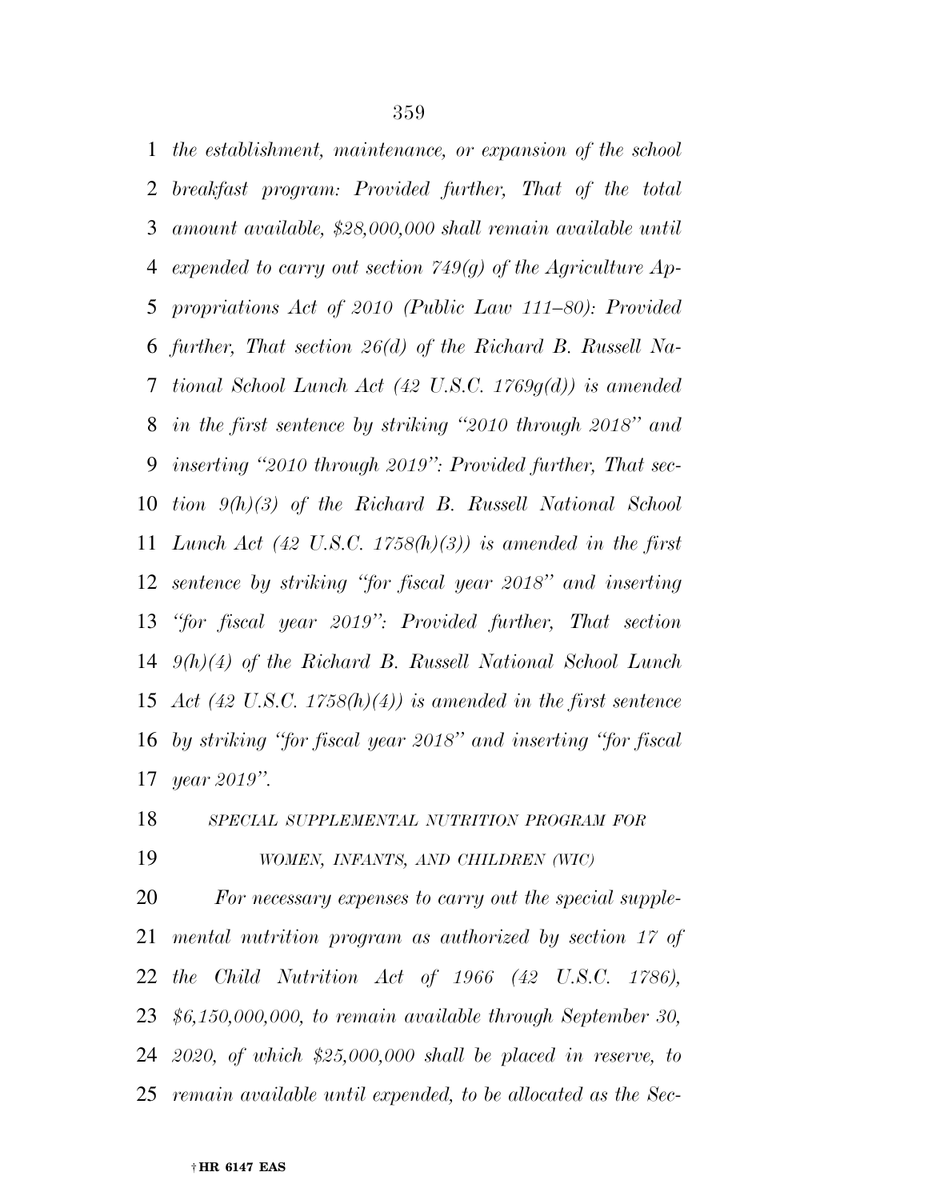*the establishment, maintenance, or expansion of the school breakfast program: Provided further, That of the total amount available, $28,000,000 shall remain available until expended to carry out section 749(g) of the Agriculture Appropriations Act of 2010 (Public Law 111–80): Provided further, That section 26(d) of the Richard B. Russell National School Lunch Act (42 U.S.C. 1769g(d)) is amended in the first sentence by striking "2010 through 2018" and inserting "2010 through 2019": Provided further, That section 9(h)(3) of the Richard B. Russell National School Lunch Act (42 U.S.C. 1758(h)(3)) is amended in the first sentence by striking "for fiscal year 2018" and inserting "for fiscal year 2019": Provided further, That section 9(h)(4) of the Richard B. Russell National School Lunch Act (42 U.S.C. 1758(h)(4)) is amended in the first sentence by striking "for fiscal year 2018" and inserting "for fiscal year 2019".*

*SPECIAL SUPPLEMENTAL NUTRITION PROGRAM FOR WOMEN, INFANTS, AND CHILDREN (WIC)*

*For necessary expenses to carry out the special supplemental nutrition program as authorized by section 17 of the Child Nutrition Act of 1966 (42 U.S.C. 1786), $6,150,000,000, to remain available through September 30, 2020, of which $25,000,000 shall be placed in reserve, to remain available until expended, to be allocated as the Sec-*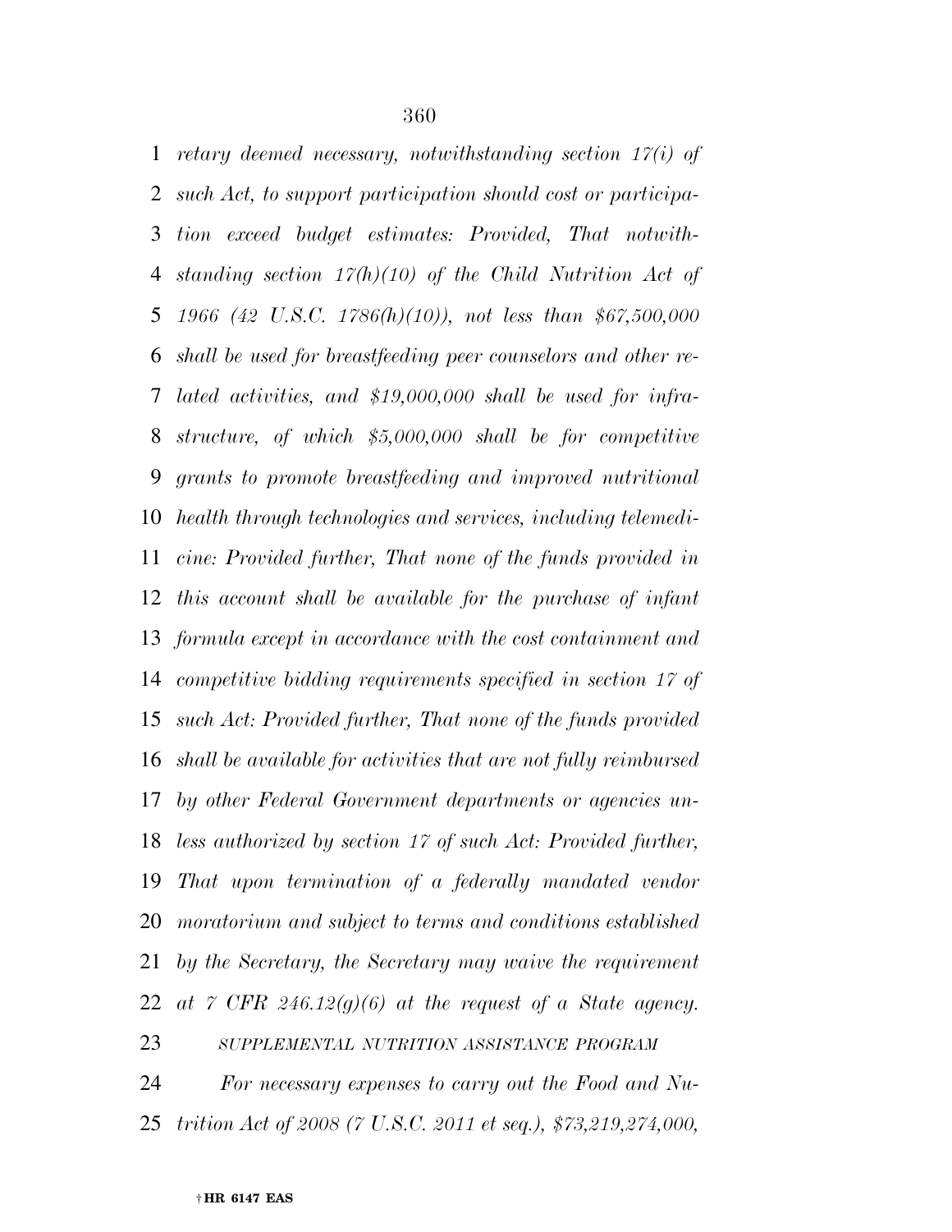*retary deemed necessary, notwithstanding section 17(i) of such Act, to support participation should cost or participation exceed budget estimates: Provided, That notwithstanding section 17(h)(10) of the Child Nutrition Act of 1966 (42 U.S.C. 1786(h)(10)), not less than $67,500,000 shall be used for breastfeeding peer counselors and other related activities, and $19,000,000 shall be used for infrastructure, of which $5,000,000 shall be for competitive grants to promote breastfeeding and improved nutritional health through technologies and services, including telemedicine: Provided further, That none of the funds provided in this account shall be available for the purchase of infant formula except in accordance with the cost containment and competitive bidding requirements specified in section 17 of such Act: Provided further, That none of the funds provided shall be available for activities that are not fully reimbursed by other Federal Government departments or agencies unless authorized by section 17 of such Act: Provided further, That upon termination of a federally mandated vendor moratorium and subject to terms and conditions established by the Secretary, the Secretary may waive the requirement at 7 CFR 246.12(g)(6) at the request of a State agency.*

*SUPPLEMENTAL NUTRITION ASSISTANCE PROGRAM*

*For necessary expenses to carry out the Food and Nutrition Act of 2008 (7 U.S.C. 2011 et seq.), $73,219,274,000,*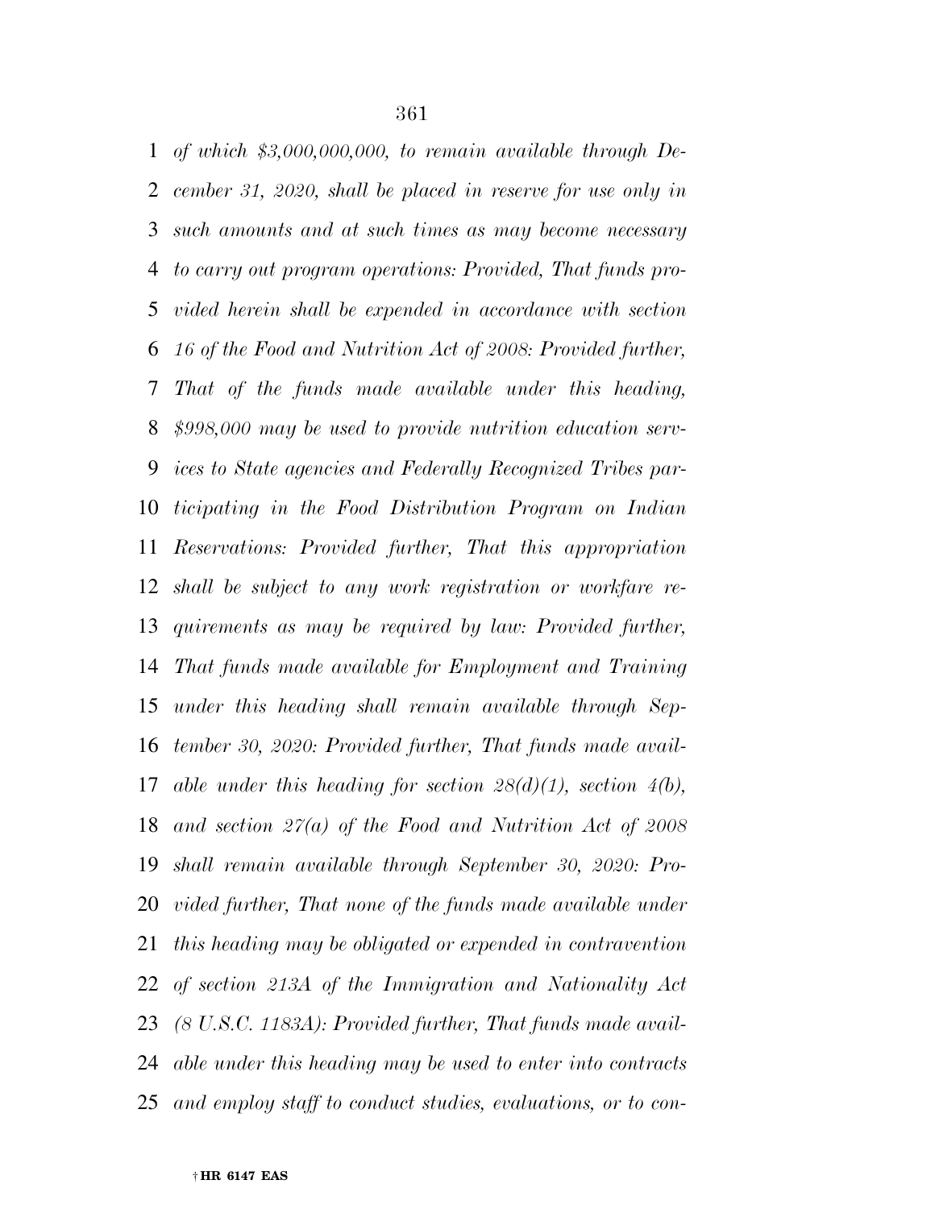*of which $3,000,000,000, to remain available through December 31, 2020, shall be placed in reserve for use only in such amounts and at such times as may become necessary to carry out program operations: Provided, That funds provided herein shall be expended in accordance with section 16 of the Food and Nutrition Act of 2008: Provided further, That of the funds made available under this heading, $998,000 may be used to provide nutrition education services to State agencies and Federally Recognized Tribes participating in the Food Distribution Program on Indian Reservations: Provided further, That this appropriation shall be subject to any work registration or workfare requirements as may be required by law: Provided further, That funds made available for Employment and Training under this heading shall remain available through September 30, 2020: Provided further, That funds made available under this heading for section 28(d)(1), section 4(b), and section 27(a) of the Food and Nutrition Act of 2008 shall remain available through September 30, 2020: Provided further, That none of the funds made available under this heading may be obligated or expended in contravention of section 213A of the Immigration and Nationality Act (8 U.S.C. 1183A): Provided further, That funds made available under this heading may be used to enter into contracts and employ staff to conduct studies, evaluations, or to con-*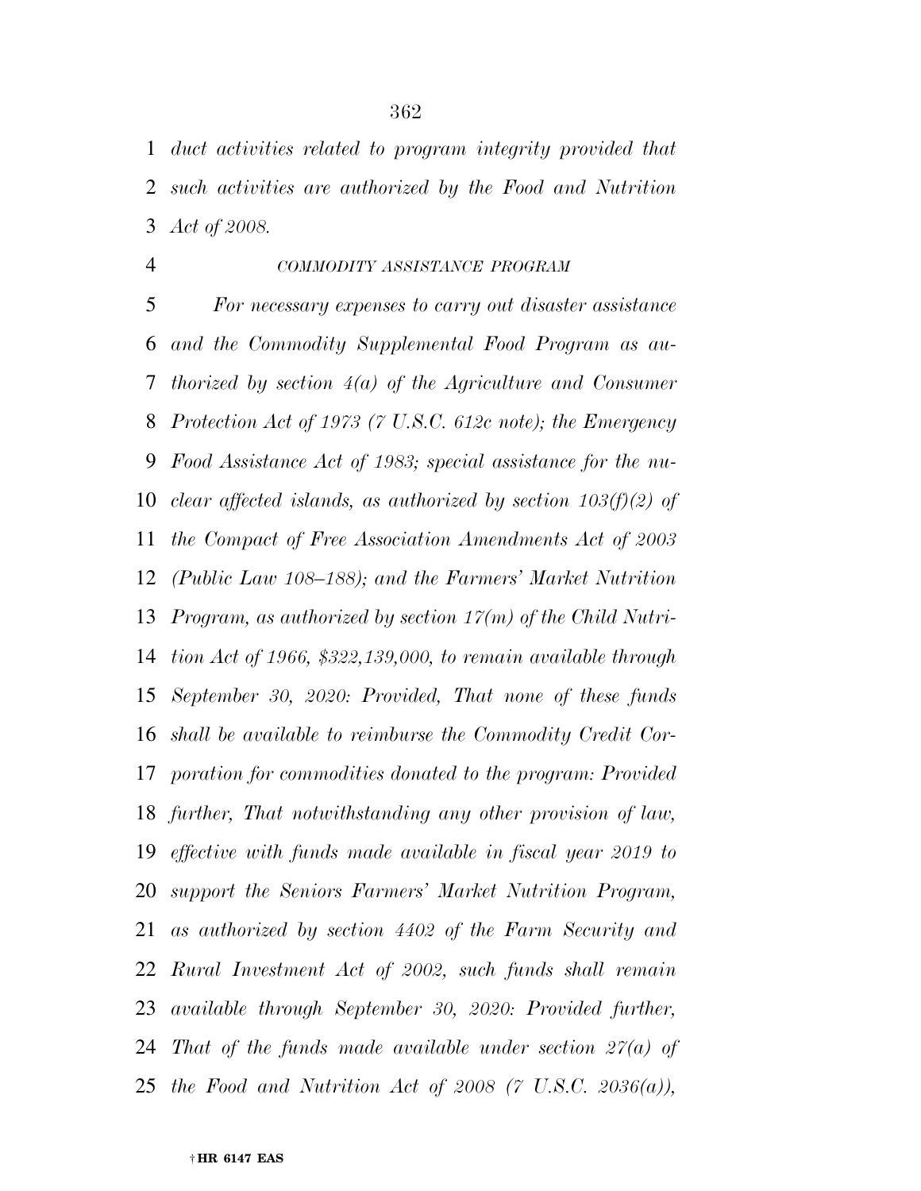*duct activities related to program integrity provided that such activities are authorized by the Food and Nutrition Act of 2008.*

*COMMODITY ASSISTANCE PROGRAM*

*For necessary expenses to carry out disaster assistance and the Commodity Supplemental Food Program as authorized by section 4(a) of the Agriculture and Consumer Protection Act of 1973 (7 U.S.C. 612c note); the Emergency Food Assistance Act of 1983; special assistance for the nuclear affected islands, as authorized by section 103(f)(2) of the Compact of Free Association Amendments Act of 2003 (Public Law 108–188); and the Farmers' Market Nutrition Program, as authorized by section 17(m) of the Child Nutrition Act of 1966, $322,139,000, to remain available through September 30, 2020: Provided, That none of these funds shall be available to reimburse the Commodity Credit Corporation for commodities donated to the program: Provided further, That notwithstanding any other provision of law, effective with funds made available in fiscal year 2019 to support the Seniors Farmers' Market Nutrition Program, as authorized by section 4402 of the Farm Security and Rural Investment Act of 2002, such funds shall remain available through September 30, 2020: Provided further, That of the funds made available under section 27(a) of the Food and Nutrition Act of 2008 (7 U.S.C. 2036(a)),*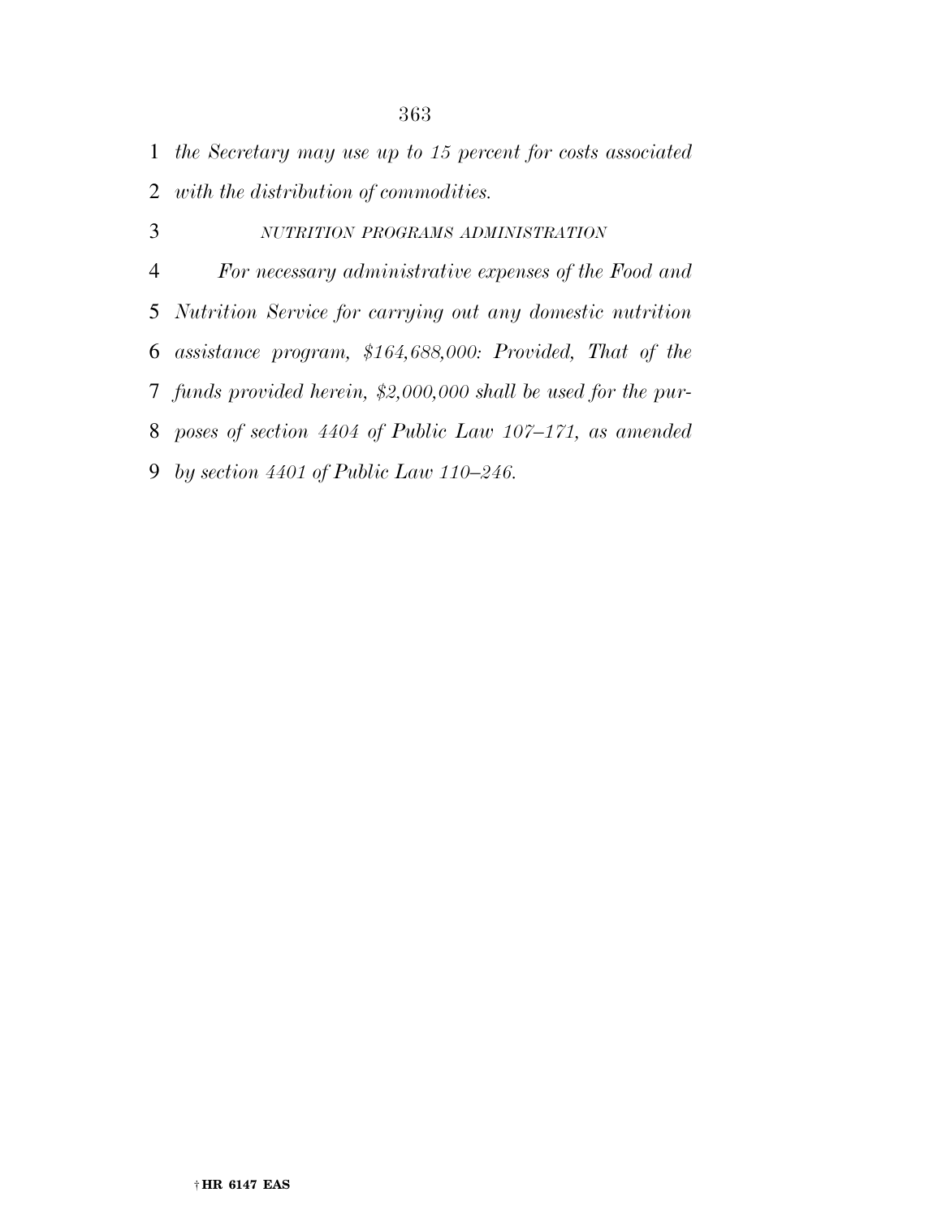*the Secretary may use up to 15 percent for costs associated with the distribution of commodities.*

*NUTRITION PROGRAMS ADMINISTRATION*

*For necessary administrative expenses of the Food and Nutrition Service for carrying out any domestic nutrition assistance program, $164,688,000: Provided, That of the funds provided herein, $2,000,000 shall be used for the purposes of section 4404 of Public Law 107–171, as amended by section 4401 of Public Law 110–246.*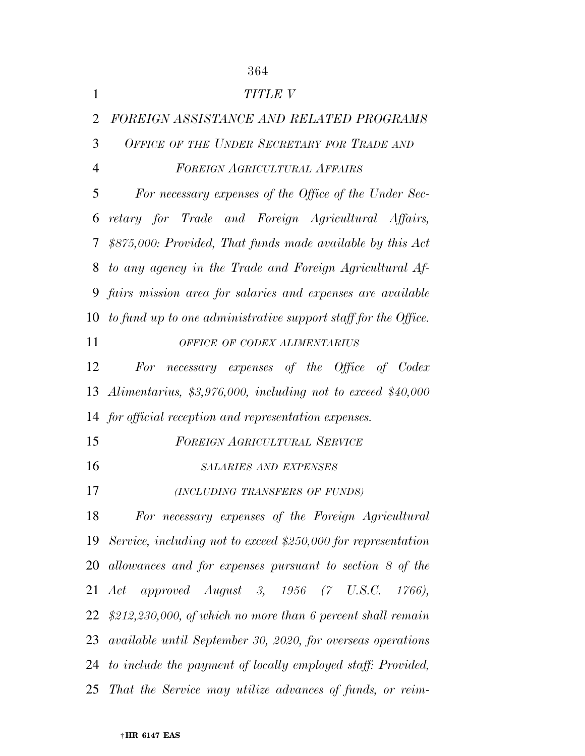# *TITLE V*

## *FOREIGN ASSISTANCE AND RELATED PROGRAMS*

### *OFFICE OF THE UNDER SECRETARY FOR TRADE AND FOREIGN AGRICULTURAL AFFAIRS*

*For necessary expenses of the Office of the Under Secretary for Trade and Foreign Agricultural Affairs, $875,000: Provided, That funds made available by this Act to any agency in the Trade and Foreign Agricultural Affairs mission area for salaries and expenses are available to fund up to one administrative support staff for the Office.*

### *OFFICE OF CODEX ALIMENTARIUS*

*For necessary expenses of the Office of Codex Alimentarius, $3,976,000, including not to exceed $40,000 for official reception and representation expenses.*

### *FOREIGN AGRICULTURAL SERVICE*

#### *SALARIES AND EXPENSES*

#### *(INCLUDING TRANSFERS OF FUNDS)*

*For necessary expenses of the Foreign Agricultural Service, including not to exceed $250,000 for representation allowances and for expenses pursuant to section 8 of the Act approved August 3, 1956 (7 U.S.C. 1766), $212,230,000, of which no more than 6 percent shall remain available until September 30, 2020, for overseas operations to include the payment of locally employed staff: Provided, That the Service may utilize advances of funds, or reim-*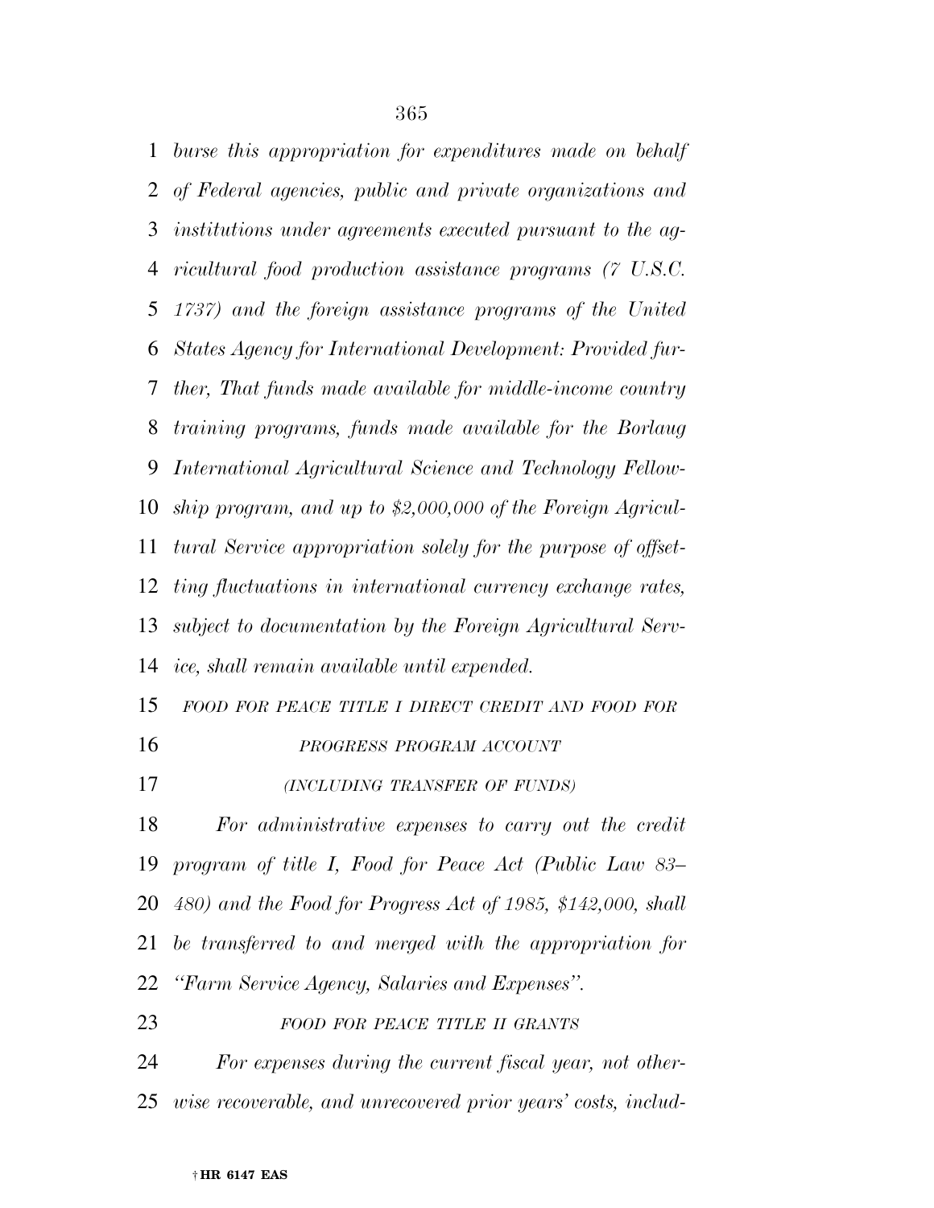*burse this appropriation for expenditures made on behalf of Federal agencies, public and private organizations and institutions under agreements executed pursuant to the agricultural food production assistance programs (7 U.S.C. 1737) and the foreign assistance programs of the United States Agency for International Development: Provided further, That funds made available for middle-income country training programs, funds made available for the Borlaug International Agricultural Science and Technology Fellowship program, and up to $2,000,000 of the Foreign Agricultural Service appropriation solely for the purpose of offsetting fluctuations in international currency exchange rates, subject to documentation by the Foreign Agricultural Service, shall remain available until expended.*

*FOOD FOR PEACE TITLE I DIRECT CREDIT AND FOOD FOR PROGRESS PROGRAM ACCOUNT*

*(INCLUDING TRANSFER OF FUNDS)*

*For administrative expenses to carry out the credit program of title I, Food for Peace Act (Public Law 83–480) and the Food for Progress Act of 1985, $142,000, shall be transferred to and merged with the appropriation for "Farm Service Agency, Salaries and Expenses".*

*FOOD FOR PEACE TITLE II GRANTS*

*For expenses during the current fiscal year, not otherwise recoverable, and unrecovered prior years' costs, includ-*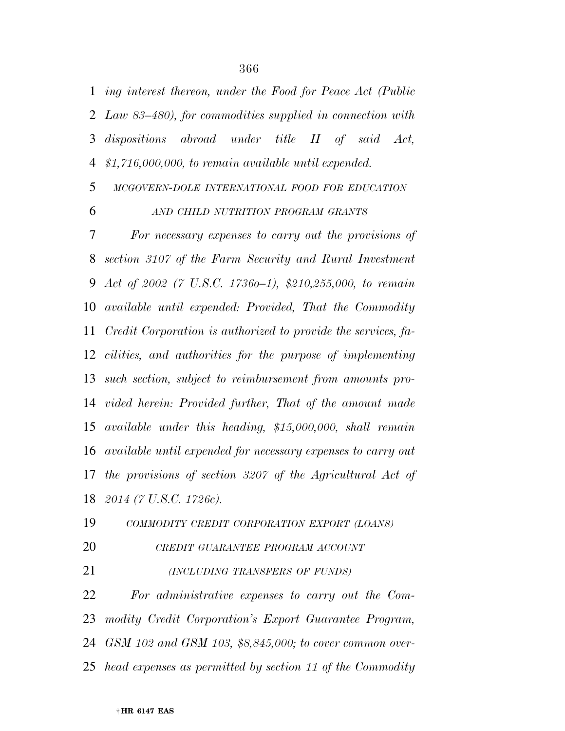*ing interest thereon, under the Food for Peace Act (Public Law 83–480), for commodities supplied in connection with dispositions abroad under title II of said Act, $1,716,000,000, to remain available until expended.*

*MCGOVERN-DOLE INTERNATIONAL FOOD FOR EDUCATION AND CHILD NUTRITION PROGRAM GRANTS*

*For necessary expenses to carry out the provisions of section 3107 of the Farm Security and Rural Investment Act of 2002 (7 U.S.C. 1736o–1), $210,255,000, to remain available until expended: Provided, That the Commodity Credit Corporation is authorized to provide the services, facilities, and authorities for the purpose of implementing such section, subject to reimbursement from amounts provided herein: Provided further, That of the amount made available under this heading, $15,000,000, shall remain available until expended for necessary expenses to carry out the provisions of section 3207 of the Agricultural Act of 2014 (7 U.S.C. 1726c).*

*COMMODITY CREDIT CORPORATION EXPORT (LOANS) CREDIT GUARANTEE PROGRAM ACCOUNT*

*(INCLUDING TRANSFERS OF FUNDS)*

*For administrative expenses to carry out the Commodity Credit Corporation's Export Guarantee Program, GSM 102 and GSM 103, $8,845,000; to cover common overhead expenses as permitted by section 11 of the Commodity*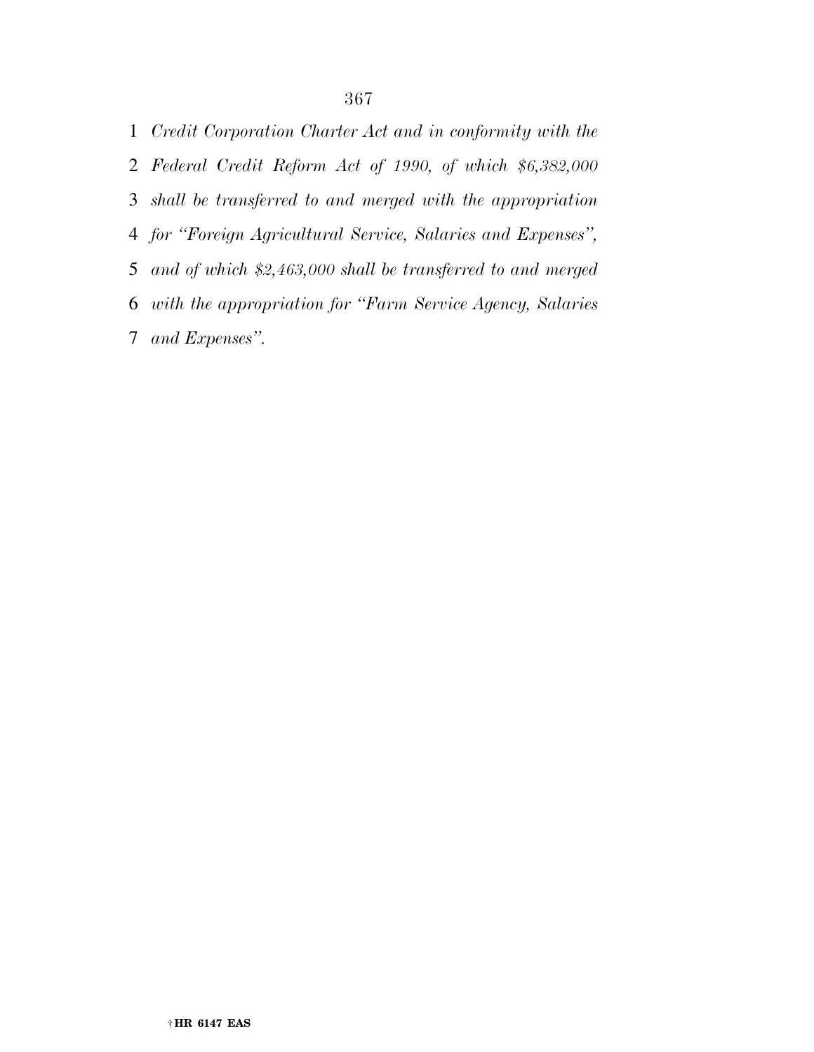*Credit Corporation Charter Act and in conformity with the Federal Credit Reform Act of 1990, of which $6,382,000 shall be transferred to and merged with the appropriation for "Foreign Agricultural Service, Salaries and Expenses", and of which $2,463,000 shall be transferred to and merged with the appropriation for "Farm Service Agency, Salaries and Expenses".*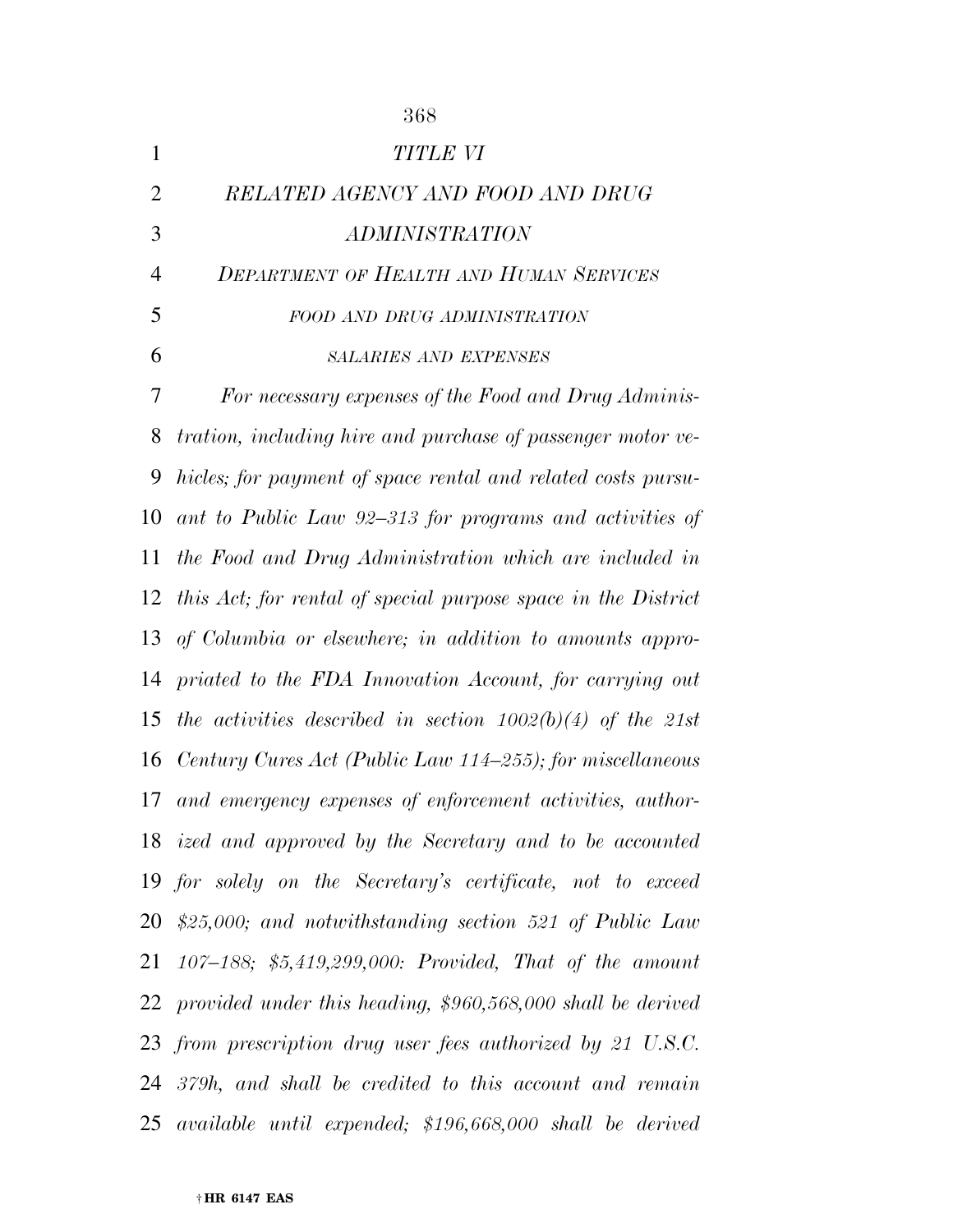# *TITLE VI*

## *RELATED AGENCY AND FOOD AND DRUG ADMINISTRATION*

### *DEPARTMENT OF HEALTH AND HUMAN SERVICES*

#### *FOOD AND DRUG ADMINISTRATION*

##### *SALARIES AND EXPENSES*

*For necessary expenses of the Food and Drug Administration, including hire and purchase of passenger motor vehicles; for payment of space rental and related costs pursuant to Public Law 92–313 for programs and activities of the Food and Drug Administration which are included in this Act; for rental of special purpose space in the District of Columbia or elsewhere; in addition to amounts appropriated to the FDA Innovation Account, for carrying out the activities described in section 1002(b)(4) of the 21st Century Cures Act (Public Law 114–255); for miscellaneous and emergency expenses of enforcement activities, authorized and approved by the Secretary and to be accounted for solely on the Secretary's certificate, not to exceed $25,000; and notwithstanding section 521 of Public Law 107–188; $5,419,299,000: Provided, That of the amount provided under this heading, $960,568,000 shall be derived from prescription drug user fees authorized by 21 U.S.C. 379h, and shall be credited to this account and remain available until expended; $196,668,000 shall be derived*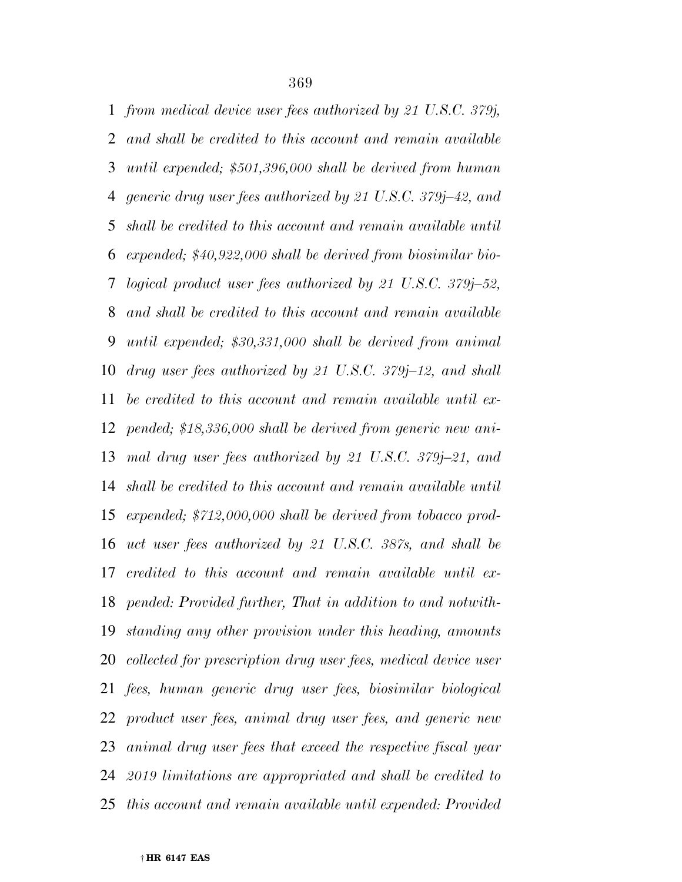*from medical device user fees authorized by 21 U.S.C. 379j, and shall be credited to this account and remain available until expended; $501,396,000 shall be derived from human generic drug user fees authorized by 21 U.S.C. 379j–42, and shall be credited to this account and remain available until expended; $40,922,000 shall be derived from biosimilar biological product user fees authorized by 21 U.S.C. 379j–52, and shall be credited to this account and remain available until expended; $30,331,000 shall be derived from animal drug user fees authorized by 21 U.S.C. 379j–12, and shall be credited to this account and remain available until expended; $18,336,000 shall be derived from generic new animal drug user fees authorized by 21 U.S.C. 379j–21, and shall be credited to this account and remain available until expended; $712,000,000 shall be derived from tobacco product user fees authorized by 21 U.S.C. 387s, and shall be credited to this account and remain available until expended: Provided further, That in addition to and notwithstanding any other provision under this heading, amounts collected for prescription drug user fees, medical device user fees, human generic drug user fees, biosimilar biological product user fees, animal drug user fees, and generic new animal drug user fees that exceed the respective fiscal year 2019 limitations are appropriated and shall be credited to this account and remain available until expended: Provided*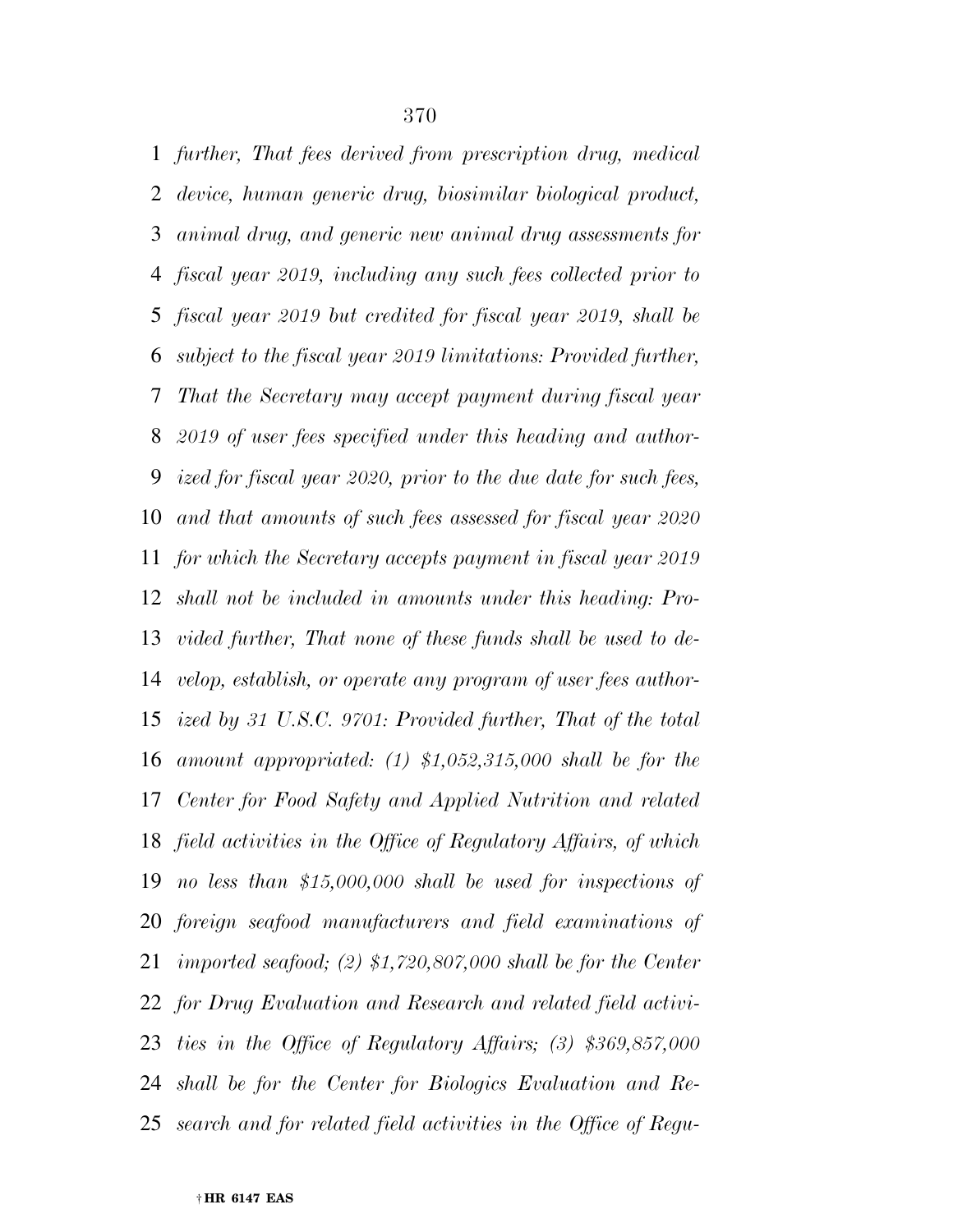*further, That fees derived from prescription drug, medical device, human generic drug, biosimilar biological product, animal drug, and generic new animal drug assessments for fiscal year 2019, including any such fees collected prior to fiscal year 2019 but credited for fiscal year 2019, shall be subject to the fiscal year 2019 limitations: Provided further, That the Secretary may accept payment during fiscal year 2019 of user fees specified under this heading and authorized for fiscal year 2020, prior to the due date for such fees, and that amounts of such fees assessed for fiscal year 2020 for which the Secretary accepts payment in fiscal year 2019 shall not be included in amounts under this heading: Provided further, That none of these funds shall be used to develop, establish, or operate any program of user fees authorized by 31 U.S.C. 9701: Provided further, That of the total amount appropriated: (1) $1,052,315,000 shall be for the Center for Food Safety and Applied Nutrition and related field activities in the Office of Regulatory Affairs, of which no less than $15,000,000 shall be used for inspections of foreign seafood manufacturers and field examinations of imported seafood; (2) $1,720,807,000 shall be for the Center for Drug Evaluation and Research and related field activities in the Office of Regulatory Affairs; (3) $369,857,000 shall be for the Center for Biologics Evaluation and Research and for related field activities in the Office of Regu-*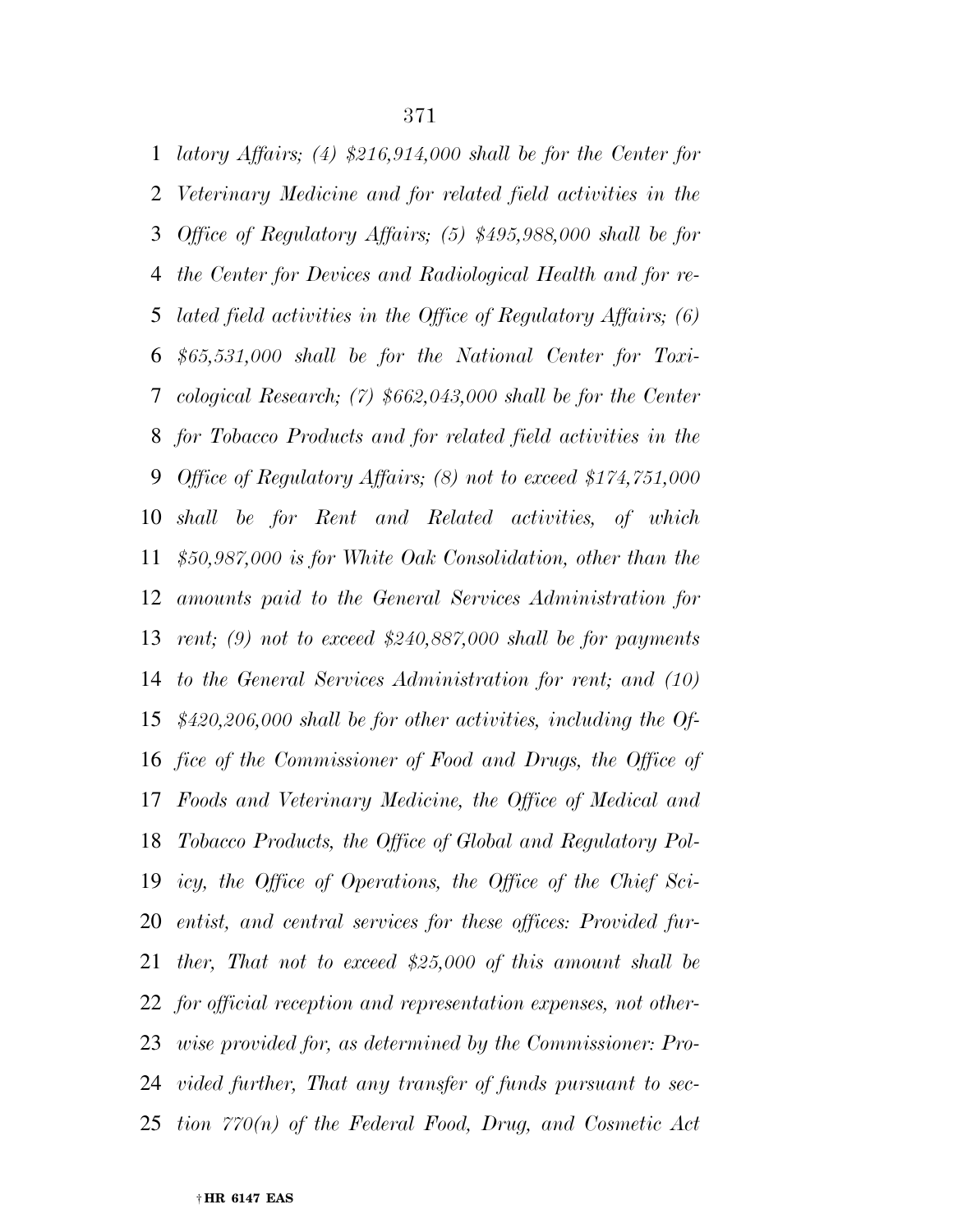*latory Affairs; (4) $216,914,000 shall be for the Center for Veterinary Medicine and for related field activities in the Office of Regulatory Affairs; (5) $495,988,000 shall be for the Center for Devices and Radiological Health and for related field activities in the Office of Regulatory Affairs; (6) $65,531,000 shall be for the National Center for Toxicological Research; (7) $662,043,000 shall be for the Center for Tobacco Products and for related field activities in the Office of Regulatory Affairs; (8) not to exceed $174,751,000 shall be for Rent and Related activities, of which $50,987,000 is for White Oak Consolidation, other than the amounts paid to the General Services Administration for rent; (9) not to exceed $240,887,000 shall be for payments to the General Services Administration for rent; and (10) $420,206,000 shall be for other activities, including the Office of the Commissioner of Food and Drugs, the Office of Foods and Veterinary Medicine, the Office of Medical and Tobacco Products, the Office of Global and Regulatory Policy, the Office of Operations, the Office of the Chief Scientist, and central services for these offices: Provided further, That not to exceed $25,000 of this amount shall be for official reception and representation expenses, not otherwise provided for, as determined by the Commissioner: Provided further, That any transfer of funds pursuant to section 770(n) of the Federal Food, Drug, and Cosmetic Act*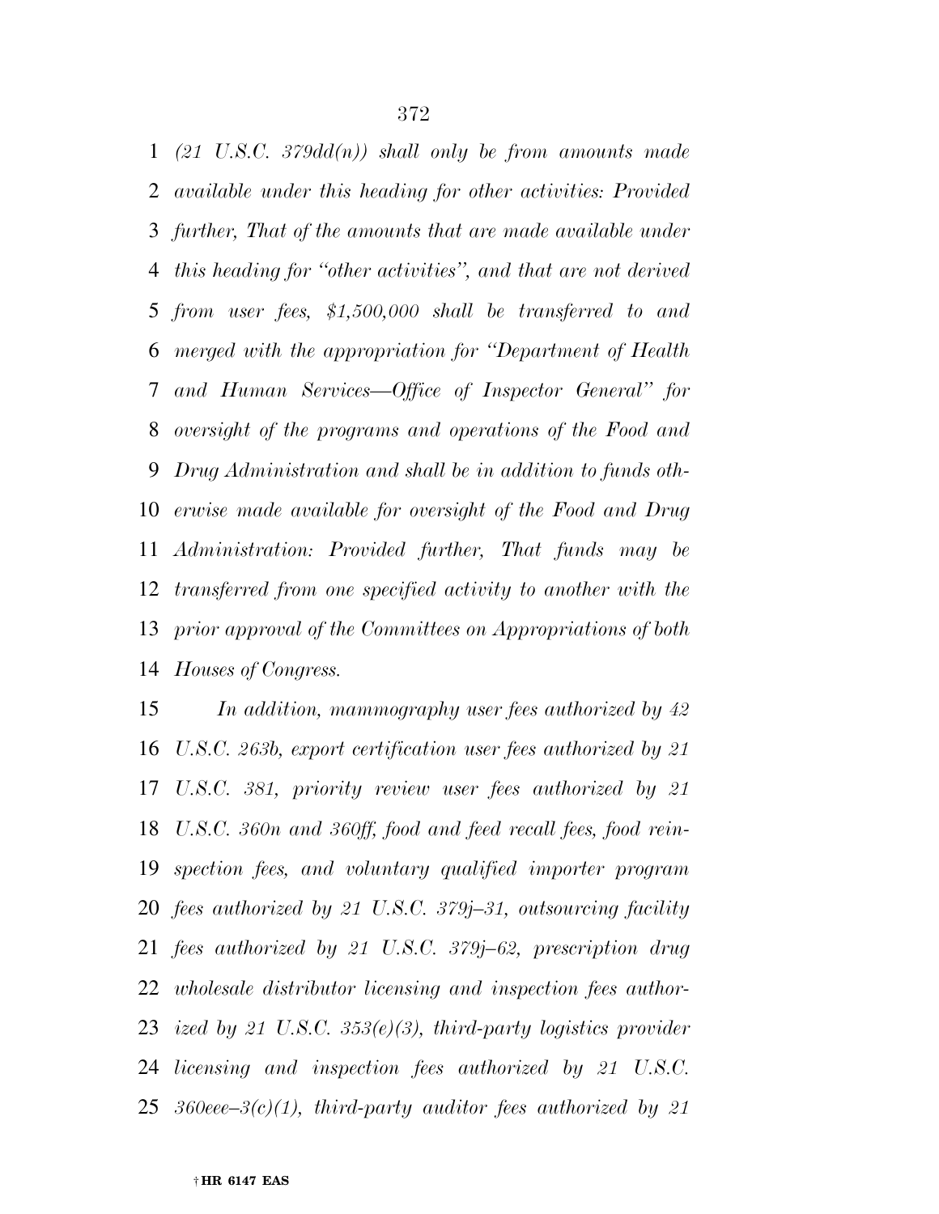*(21 U.S.C. 379dd(n)) shall only be from amounts made available under this heading for other activities: Provided further, That of the amounts that are made available under this heading for "other activities", and that are not derived from user fees, $1,500,000 shall be transferred to and merged with the appropriation for "Department of Health and Human Services—Office of Inspector General" for oversight of the programs and operations of the Food and Drug Administration and shall be in addition to funds otherwise made available for oversight of the Food and Drug Administration: Provided further, That funds may be transferred from one specified activity to another with the prior approval of the Committees on Appropriations of both Houses of Congress.*

*In addition, mammography user fees authorized by 42 U.S.C. 263b, export certification user fees authorized by 21 U.S.C. 381, priority review user fees authorized by 21 U.S.C. 360n and 360ff, food and feed recall fees, food reinspection fees, and voluntary qualified importer program fees authorized by 21 U.S.C. 379j–31, outsourcing facility fees authorized by 21 U.S.C. 379j–62, prescription drug wholesale distributor licensing and inspection fees authorized by 21 U.S.C. 353(e)(3), third-party logistics provider licensing and inspection fees authorized by 21 U.S.C. 360eee–3(c)(1), third-party auditor fees authorized by 21*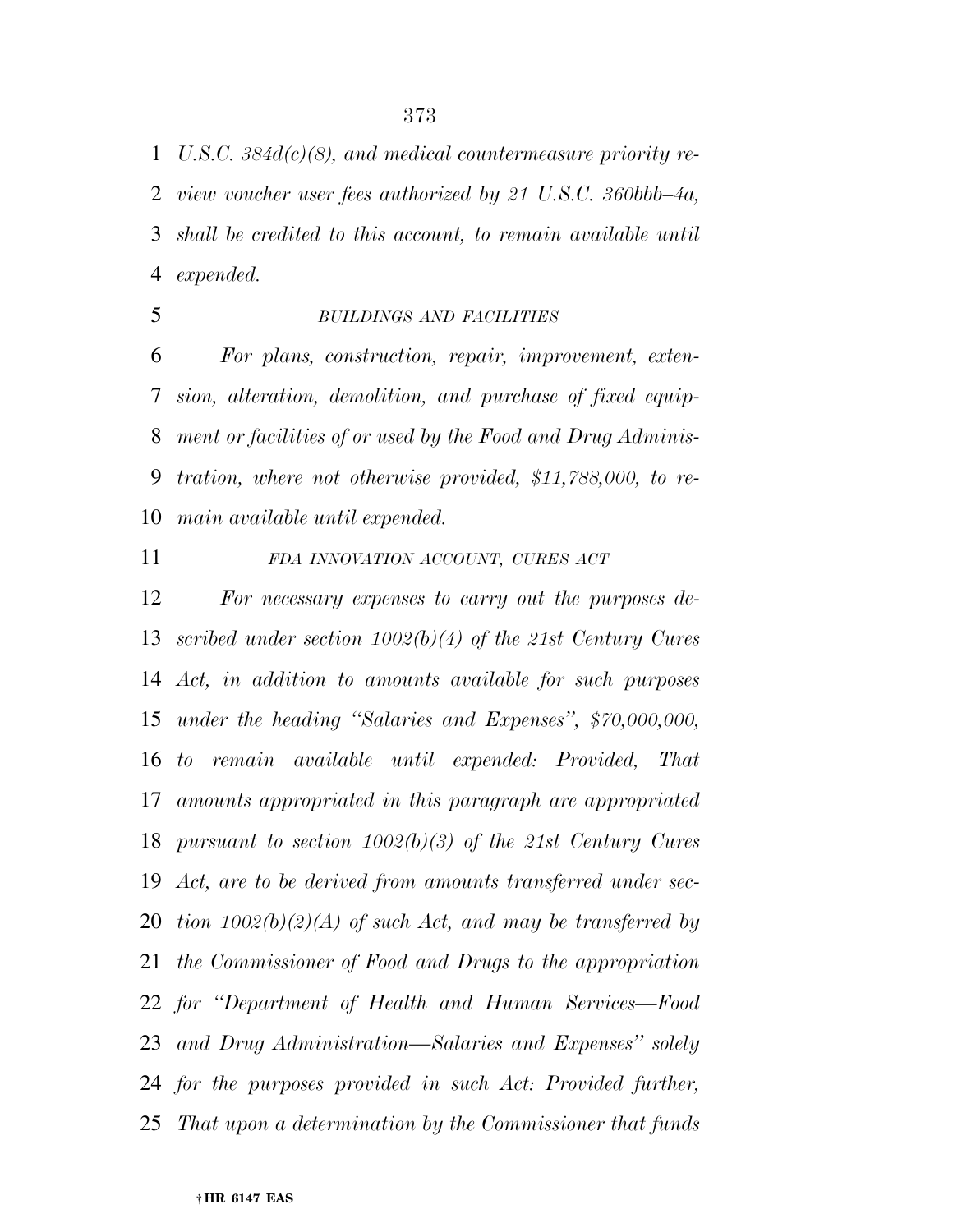*U.S.C. 384d(c)(8), and medical countermeasure priority review voucher user fees authorized by 21 U.S.C. 360bbb–4a, shall be credited to this account, to remain available until expended.*

*BUILDINGS AND FACILITIES*

*For plans, construction, repair, improvement, extension, alteration, demolition, and purchase of fixed equipment or facilities of or used by the Food and Drug Administration, where not otherwise provided, $11,788,000, to remain available until expended.*

*FDA INNOVATION ACCOUNT, CURES ACT*

*For necessary expenses to carry out the purposes described under section 1002(b)(4) of the 21st Century Cures Act, in addition to amounts available for such purposes under the heading "Salaries and Expenses", $70,000,000, to remain available until expended: Provided, That amounts appropriated in this paragraph are appropriated pursuant to section 1002(b)(3) of the 21st Century Cures Act, are to be derived from amounts transferred under section 1002(b)(2)(A) of such Act, and may be transferred by the Commissioner of Food and Drugs to the appropriation for "Department of Health and Human Services—Food and Drug Administration—Salaries and Expenses" solely for the purposes provided in such Act: Provided further, That upon a determination by the Commissioner that funds*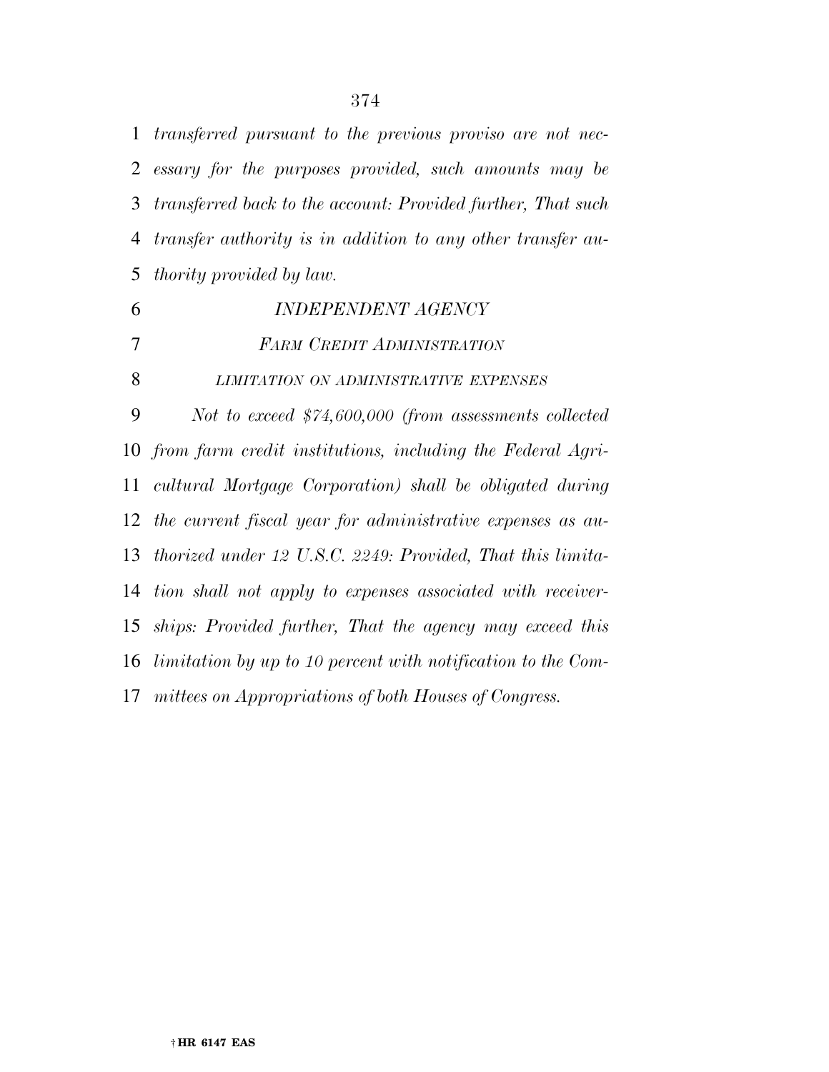*transferred pursuant to the previous proviso are not necessary for the purposes provided, such amounts may be transferred back to the account: Provided further, That such transfer authority is in addition to any other transfer authority provided by law.*

## *INDEPENDENT AGENCY*

### *FARM CREDIT ADMINISTRATION*

#### *LIMITATION ON ADMINISTRATIVE EXPENSES*

*Not to exceed $74,600,000 (from assessments collected from farm credit institutions, including the Federal Agricultural Mortgage Corporation) shall be obligated during the current fiscal year for administrative expenses as authorized under 12 U.S.C. 2249: Provided, That this limitation shall not apply to expenses associated with receiverships: Provided further, That the agency may exceed this limitation by up to 10 percent with notification to the Committees on Appropriations of both Houses of Congress.*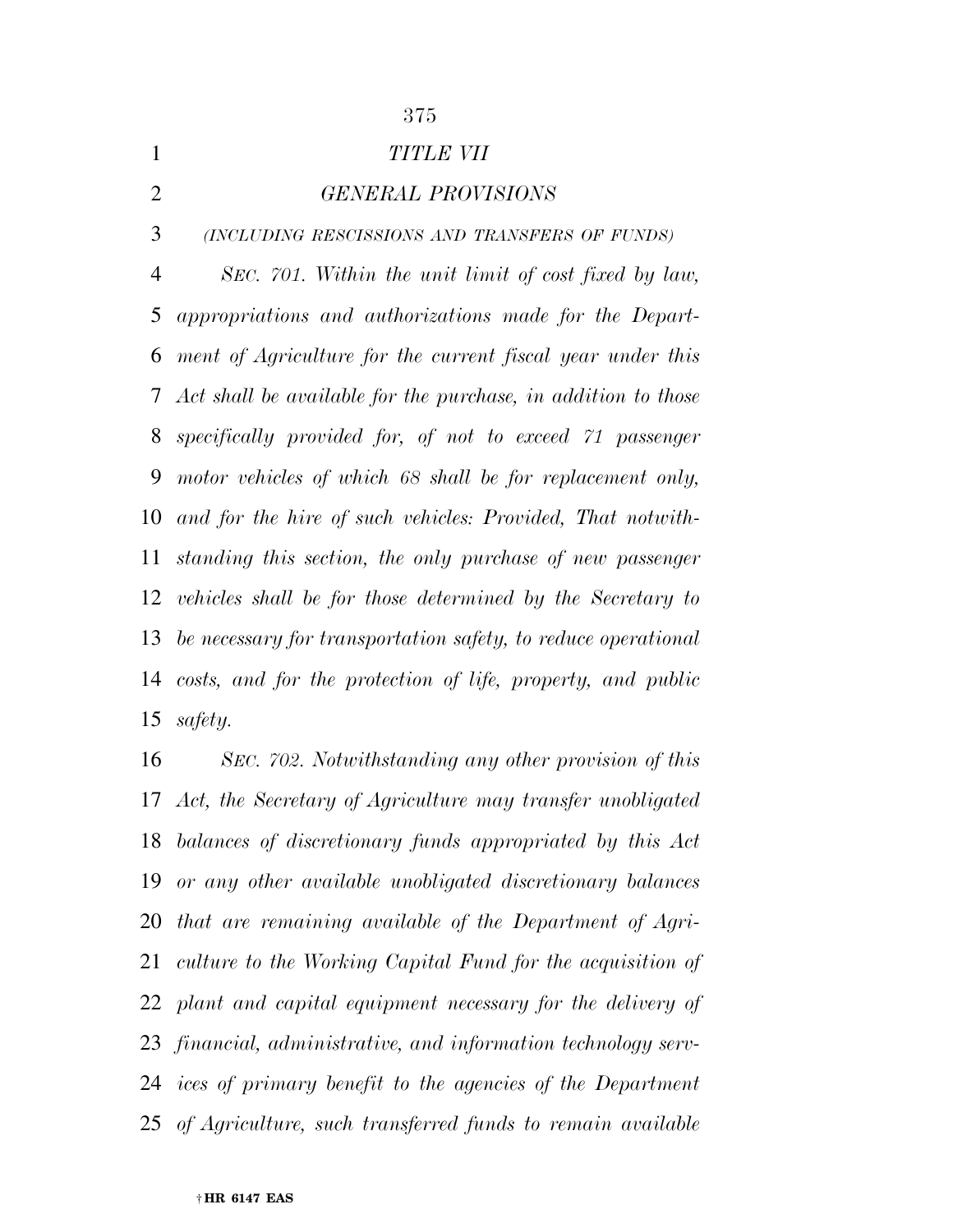# *TITLE VII*

## *GENERAL PROVISIONS*

*(INCLUDING RESCISSIONS AND TRANSFERS OF FUNDS)*

*SEC. 701. Within the unit limit of cost fixed by law, appropriations and authorizations made for the Department of Agriculture for the current fiscal year under this Act shall be available for the purchase, in addition to those specifically provided for, of not to exceed 71 passenger motor vehicles of which 68 shall be for replacement only, and for the hire of such vehicles: Provided, That notwithstanding this section, the only purchase of new passenger vehicles shall be for those determined by the Secretary to be necessary for transportation safety, to reduce operational costs, and for the protection of life, property, and public safety.*

*SEC. 702. Notwithstanding any other provision of this Act, the Secretary of Agriculture may transfer unobligated balances of discretionary funds appropriated by this Act or any other available unobligated discretionary balances that are remaining available of the Department of Agriculture to the Working Capital Fund for the acquisition of plant and capital equipment necessary for the delivery of financial, administrative, and information technology services of primary benefit to the agencies of the Department of Agriculture, such transferred funds to remain available*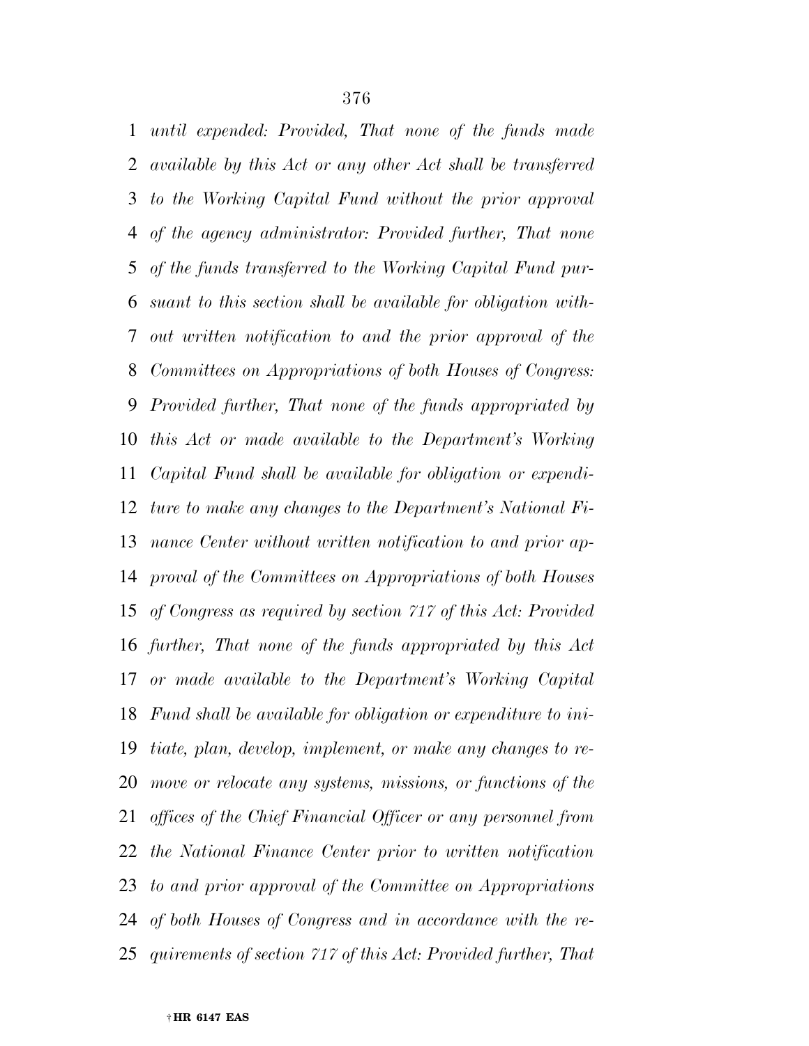*until expended: Provided, That none of the funds made available by this Act or any other Act shall be transferred to the Working Capital Fund without the prior approval of the agency administrator: Provided further, That none of the funds transferred to the Working Capital Fund pursuant to this section shall be available for obligation without written notification to and the prior approval of the Committees on Appropriations of both Houses of Congress: Provided further, That none of the funds appropriated by this Act or made available to the Department's Working Capital Fund shall be available for obligation or expenditure to make any changes to the Department's National Finance Center without written notification to and prior approval of the Committees on Appropriations of both Houses of Congress as required by section 717 of this Act: Provided further, That none of the funds appropriated by this Act or made available to the Department's Working Capital Fund shall be available for obligation or expenditure to initiate, plan, develop, implement, or make any changes to remove or relocate any systems, missions, or functions of the offices of the Chief Financial Officer or any personnel from the National Finance Center prior to written notification to and prior approval of the Committee on Appropriations of both Houses of Congress and in accordance with the requirements of section 717 of this Act: Provided further, That*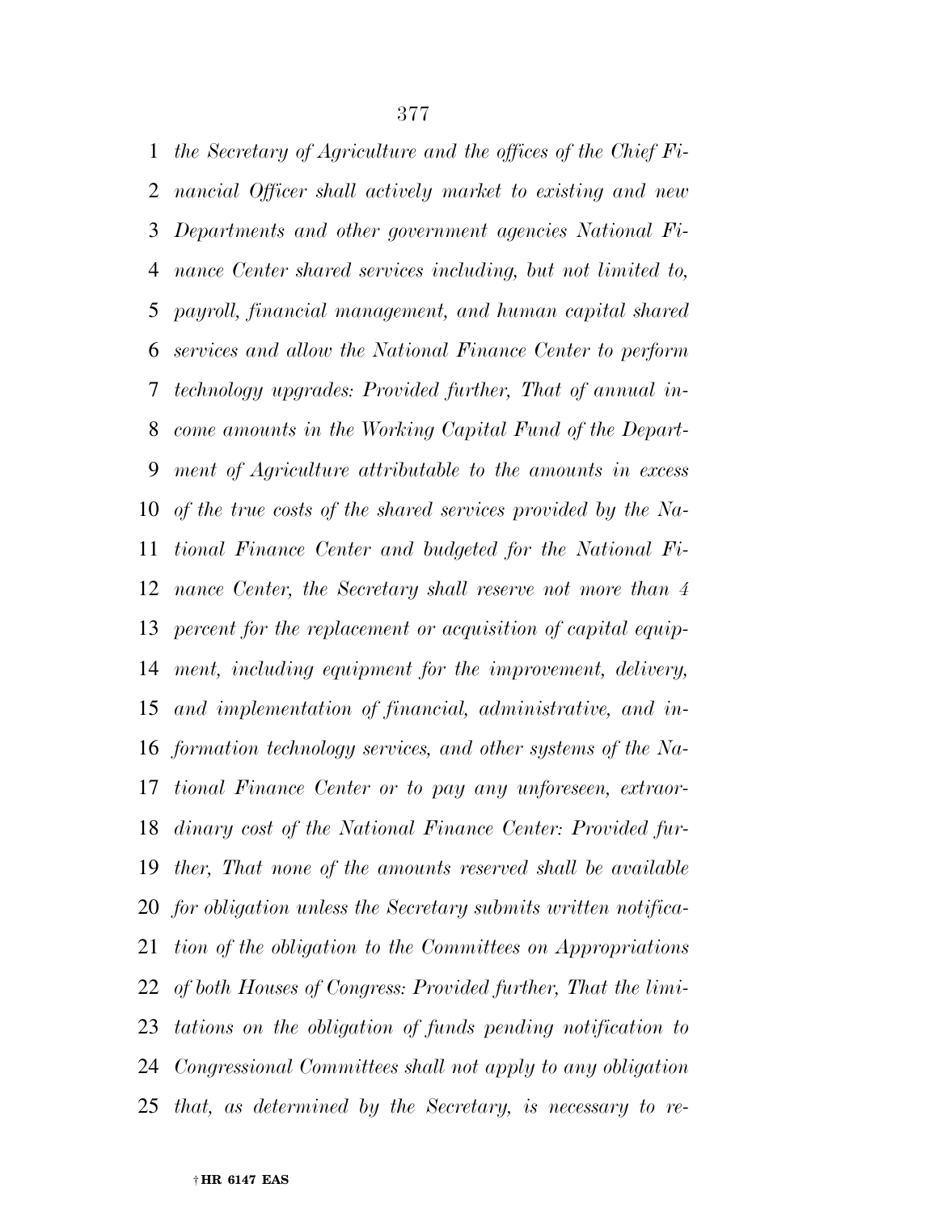*the Secretary of Agriculture and the offices of the Chief Financial Officer shall actively market to existing and new Departments and other government agencies National Finance Center shared services including, but not limited to, payroll, financial management, and human capital shared services and allow the National Finance Center to perform technology upgrades: Provided further, That of annual income amounts in the Working Capital Fund of the Department of Agriculture attributable to the amounts in excess of the true costs of the shared services provided by the National Finance Center and budgeted for the National Finance Center, the Secretary shall reserve not more than 4 percent for the replacement or acquisition of capital equipment, including equipment for the improvement, delivery, and implementation of financial, administrative, and information technology services, and other systems of the National Finance Center or to pay any unforeseen, extraordinary cost of the National Finance Center: Provided further, That none of the amounts reserved shall be available for obligation unless the Secretary submits written notification of the obligation to the Committees on Appropriations of both Houses of Congress: Provided further, That the limitations on the obligation of funds pending notification to Congressional Committees shall not apply to any obligation that, as determined by the Secretary, is necessary to re-*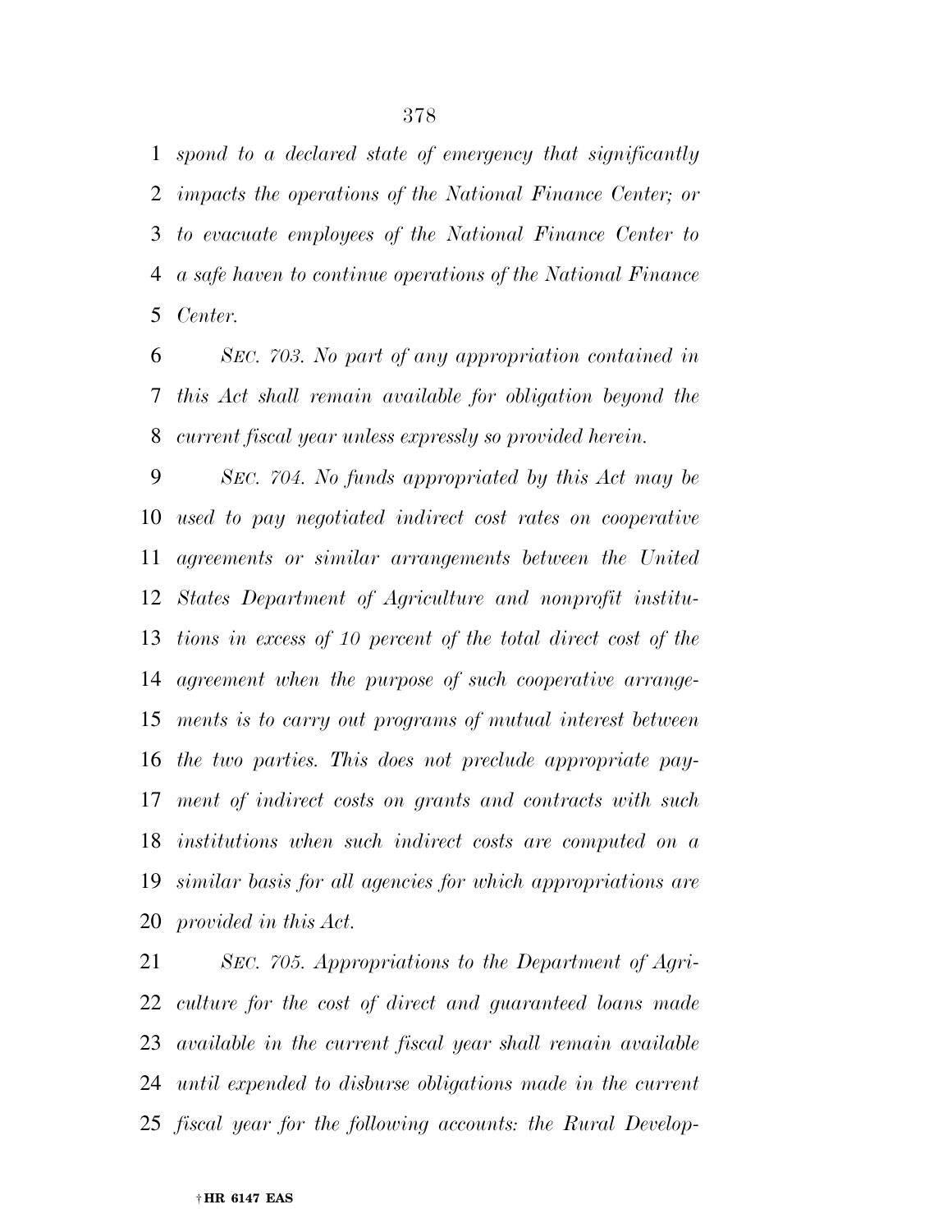*spond to a declared state of emergency that significantly impacts the operations of the National Finance Center; or to evacuate employees of the National Finance Center to a safe haven to continue operations of the National Finance Center.*

*SEC. 703. No part of any appropriation contained in this Act shall remain available for obligation beyond the current fiscal year unless expressly so provided herein.*

*SEC. 704. No funds appropriated by this Act may be used to pay negotiated indirect cost rates on cooperative agreements or similar arrangements between the United States Department of Agriculture and nonprofit institutions in excess of 10 percent of the total direct cost of the agreement when the purpose of such cooperative arrangements is to carry out programs of mutual interest between the two parties. This does not preclude appropriate payment of indirect costs on grants and contracts with such institutions when such indirect costs are computed on a similar basis for all agencies for which appropriations are provided in this Act.*

*SEC. 705. Appropriations to the Department of Agriculture for the cost of direct and guaranteed loans made available in the current fiscal year shall remain available until expended to disburse obligations made in the current fiscal year for the following accounts: the Rural Develop-*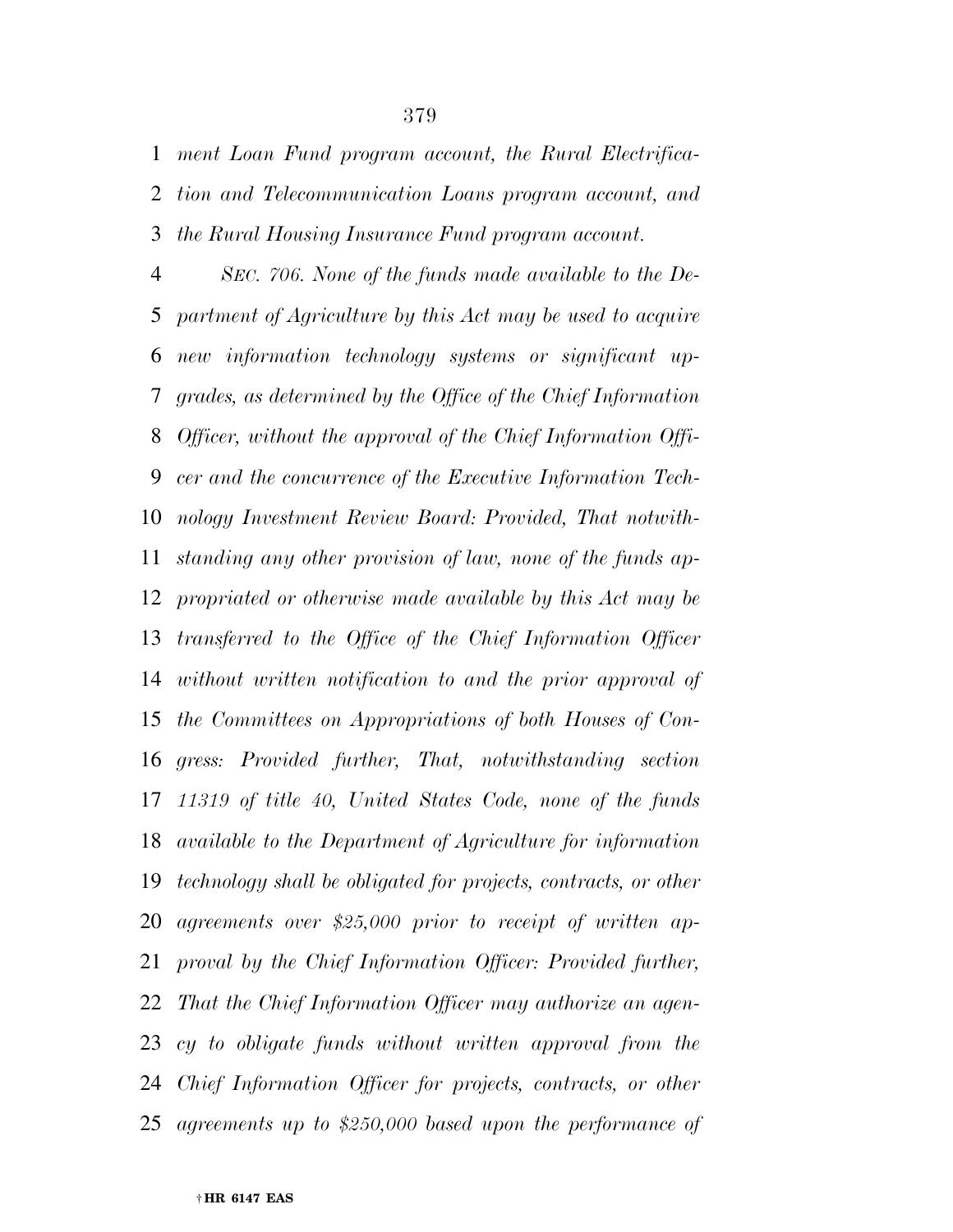*ment Loan Fund program account, the Rural Electrification and Telecommunication Loans program account, and the Rural Housing Insurance Fund program account.*

*SEC. 706. None of the funds made available to the Department of Agriculture by this Act may be used to acquire new information technology systems or significant upgrades, as determined by the Office of the Chief Information Officer, without the approval of the Chief Information Officer and the concurrence of the Executive Information Technology Investment Review Board: Provided, That notwithstanding any other provision of law, none of the funds appropriated or otherwise made available by this Act may be transferred to the Office of the Chief Information Officer without written notification to and the prior approval of the Committees on Appropriations of both Houses of Congress: Provided further, That, notwithstanding section 11319 of title 40, United States Code, none of the funds available to the Department of Agriculture for information technology shall be obligated for projects, contracts, or other agreements over $25,000 prior to receipt of written approval by the Chief Information Officer: Provided further, That the Chief Information Officer may authorize an agency to obligate funds without written approval from the Chief Information Officer for projects, contracts, or other agreements up to $250,000 based upon the performance of*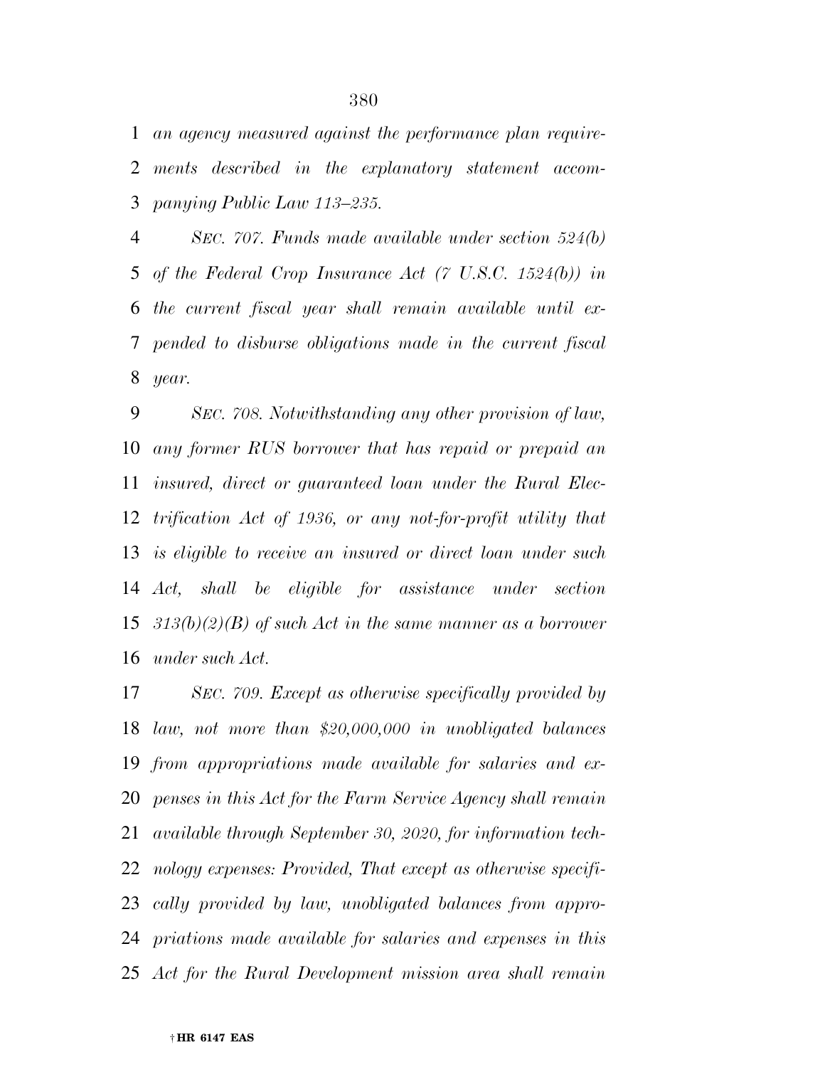*an agency measured against the performance plan requirements described in the explanatory statement accompanying Public Law 113–235.*

*SEC. 707. Funds made available under section 524(b) of the Federal Crop Insurance Act (7 U.S.C. 1524(b)) in the current fiscal year shall remain available until expended to disburse obligations made in the current fiscal year.*

*SEC. 708. Notwithstanding any other provision of law, any former RUS borrower that has repaid or prepaid an insured, direct or guaranteed loan under the Rural Electrification Act of 1936, or any not-for-profit utility that is eligible to receive an insured or direct loan under such Act, shall be eligible for assistance under section 313(b)(2)(B) of such Act in the same manner as a borrower under such Act.*

*SEC. 709. Except as otherwise specifically provided by law, not more than $20,000,000 in unobligated balances from appropriations made available for salaries and expenses in this Act for the Farm Service Agency shall remain available through September 30, 2020, for information technology expenses: Provided, That except as otherwise specifically provided by law, unobligated balances from appropriations made available for salaries and expenses in this Act for the Rural Development mission area shall remain*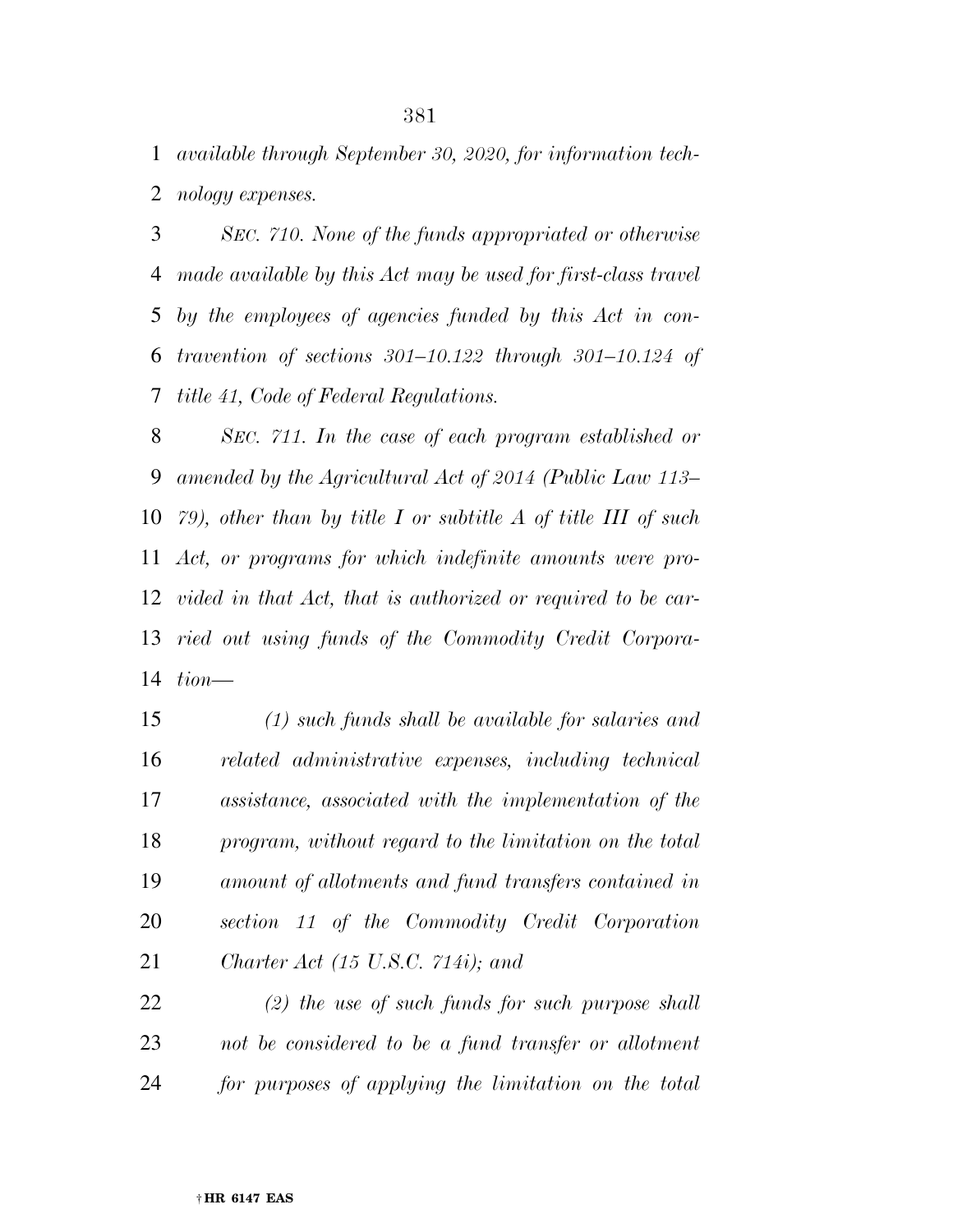*available through September 30, 2020, for information technology expenses.*

*SEC. 710. None of the funds appropriated or otherwise made available by this Act may be used for first-class travel by the employees of agencies funded by this Act in contravention of sections 301–10.122 through 301–10.124 of title 41, Code of Federal Regulations.*

*SEC. 711. In the case of each program established or amended by the Agricultural Act of 2014 (Public Law 113–79), other than by title I or subtitle A of title III of such Act, or programs for which indefinite amounts were provided in that Act, that is authorized or required to be carried out using funds of the Commodity Credit Corporation—*

*(1) such funds shall be available for salaries and related administrative expenses, including technical assistance, associated with the implementation of the program, without regard to the limitation on the total amount of allotments and fund transfers contained in section 11 of the Commodity Credit Corporation Charter Act (15 U.S.C. 714i); and*

*(2) the use of such funds for such purpose shall not be considered to be a fund transfer or allotment for purposes of applying the limitation on the total*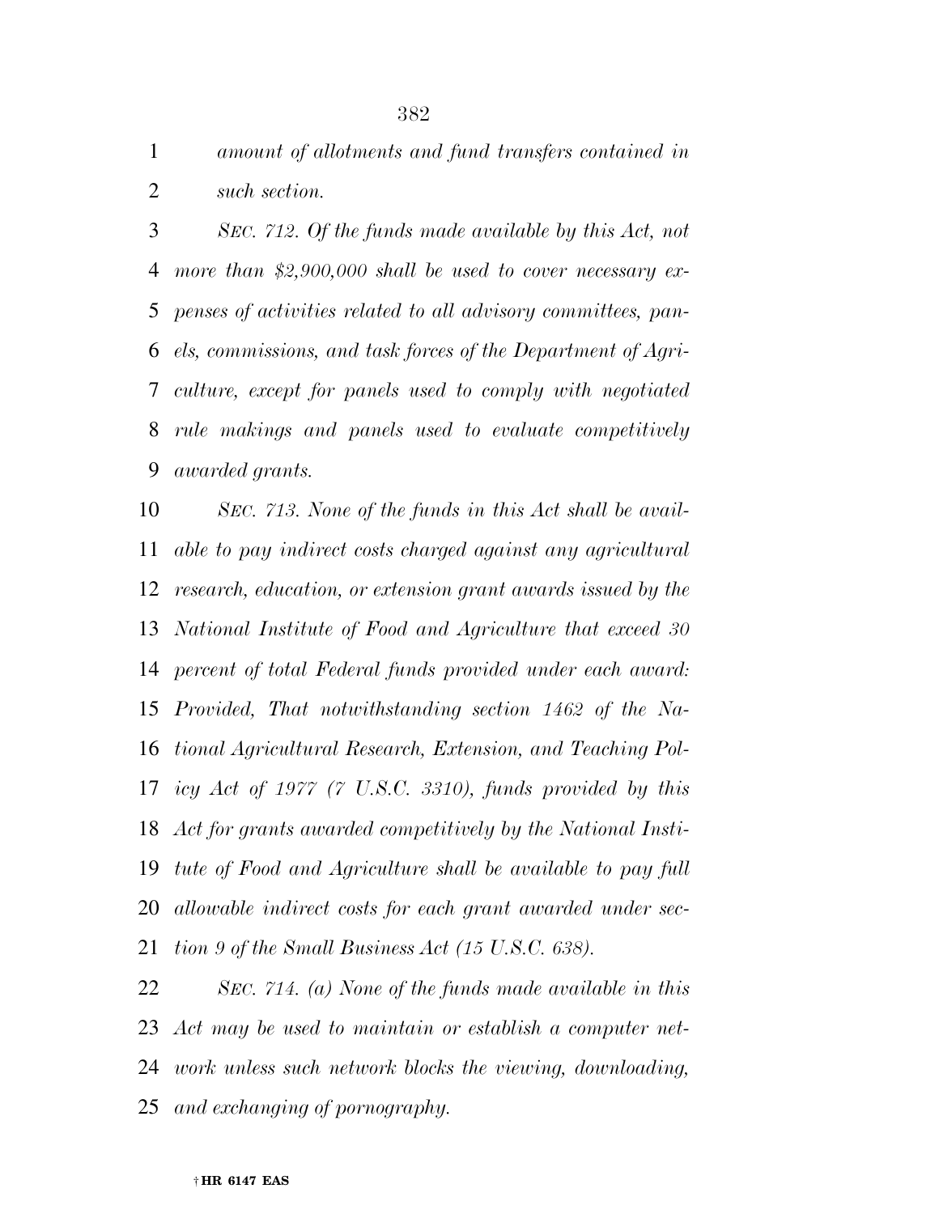*amount of allotments and fund transfers contained in such section.*

*SEC. 712. Of the funds made available by this Act, not more than $2,900,000 shall be used to cover necessary expenses of activities related to all advisory committees, panels, commissions, and task forces of the Department of Agriculture, except for panels used to comply with negotiated rule makings and panels used to evaluate competitively awarded grants.*

*SEC. 713. None of the funds in this Act shall be available to pay indirect costs charged against any agricultural research, education, or extension grant awards issued by the National Institute of Food and Agriculture that exceed 30 percent of total Federal funds provided under each award: Provided, That notwithstanding section 1462 of the National Agricultural Research, Extension, and Teaching Policy Act of 1977 (7 U.S.C. 3310), funds provided by this Act for grants awarded competitively by the National Institute of Food and Agriculture shall be available to pay full allowable indirect costs for each grant awarded under section 9 of the Small Business Act (15 U.S.C. 638).*

*SEC. 714. (a) None of the funds made available in this Act may be used to maintain or establish a computer network unless such network blocks the viewing, downloading, and exchanging of pornography.*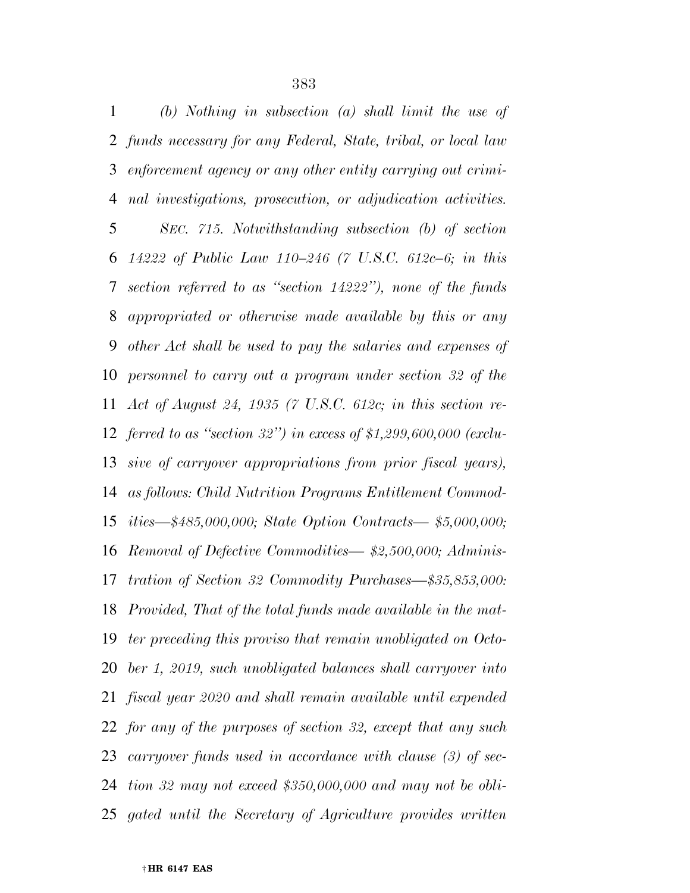*(b) Nothing in subsection (a) shall limit the use of funds necessary for any Federal, State, tribal, or local law enforcement agency or any other entity carrying out criminal investigations, prosecution, or adjudication activities.*

*SEC. 715. Notwithstanding subsection (b) of section 14222 of Public Law 110–246 (7 U.S.C. 612c–6; in this section referred to as "section 14222"), none of the funds appropriated or otherwise made available by this or any other Act shall be used to pay the salaries and expenses of personnel to carry out a program under section 32 of the Act of August 24, 1935 (7 U.S.C. 612c; in this section referred to as "section 32") in excess of $1,299,600,000 (exclusive of carryover appropriations from prior fiscal years), as follows: Child Nutrition Programs Entitlement Commodities—$485,000,000; State Option Contracts— $5,000,000; Removal of Defective Commodities— $2,500,000; Administration of Section 32 Commodity Purchases—$35,853,000: Provided, That of the total funds made available in the matter preceding this proviso that remain unobligated on October 1, 2019, such unobligated balances shall carryover into fiscal year 2020 and shall remain available until expended for any of the purposes of section 32, except that any such carryover funds used in accordance with clause (3) of section 32 may not exceed $350,000,000 and may not be obligated until the Secretary of Agriculture provides written*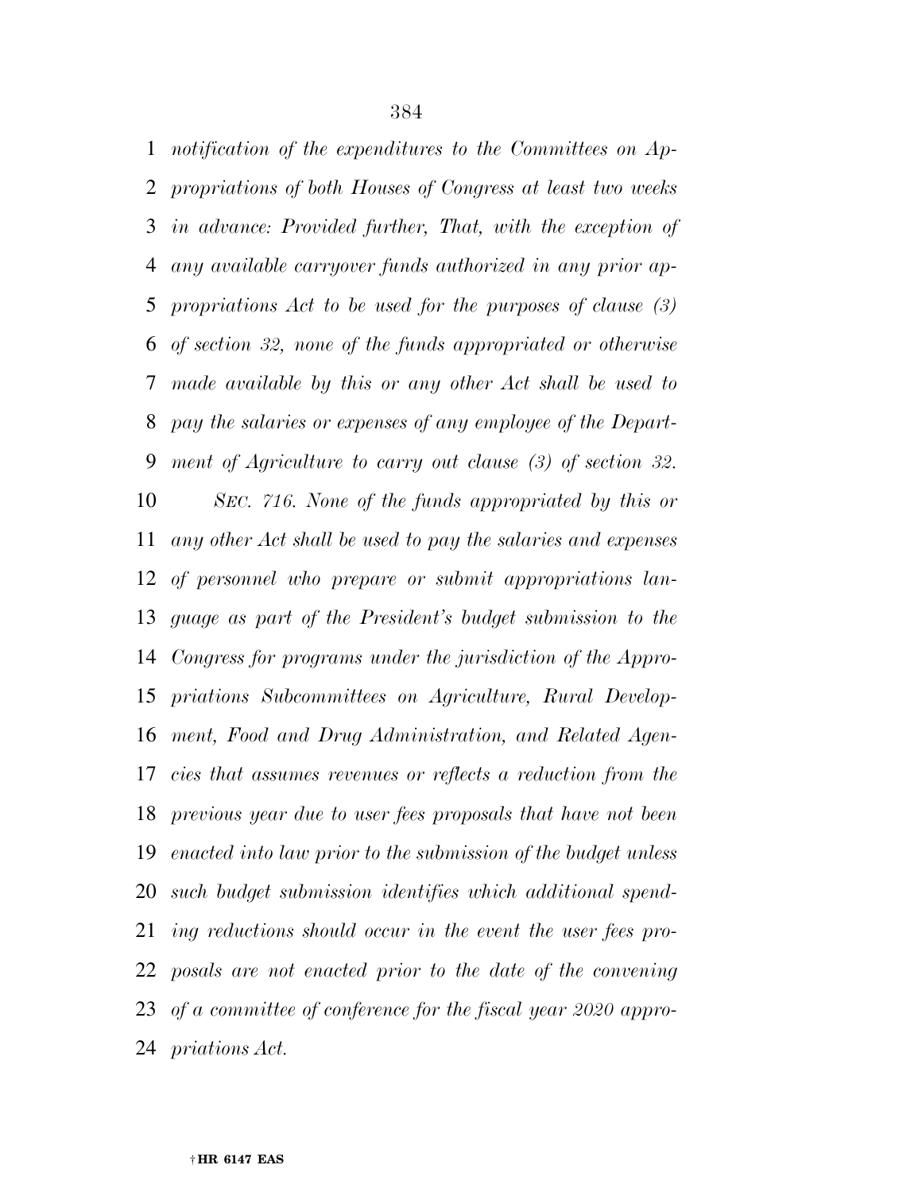*notification of the expenditures to the Committees on Appropriations of both Houses of Congress at least two weeks in advance: Provided further, That, with the exception of any available carryover funds authorized in any prior appropriations Act to be used for the purposes of clause (3) of section 32, none of the funds appropriated or otherwise made available by this or any other Act shall be used to pay the salaries or expenses of any employee of the Department of Agriculture to carry out clause (3) of section 32.*

*SEC. 716. None of the funds appropriated by this or any other Act shall be used to pay the salaries and expenses of personnel who prepare or submit appropriations language as part of the President's budget submission to the Congress for programs under the jurisdiction of the Appropriations Subcommittees on Agriculture, Rural Development, Food and Drug Administration, and Related Agencies that assumes revenues or reflects a reduction from the previous year due to user fees proposals that have not been enacted into law prior to the submission of the budget unless such budget submission identifies which additional spending reductions should occur in the event the user fees proposals are not enacted prior to the date of the convening of a committee of conference for the fiscal year 2020 appropriations Act.*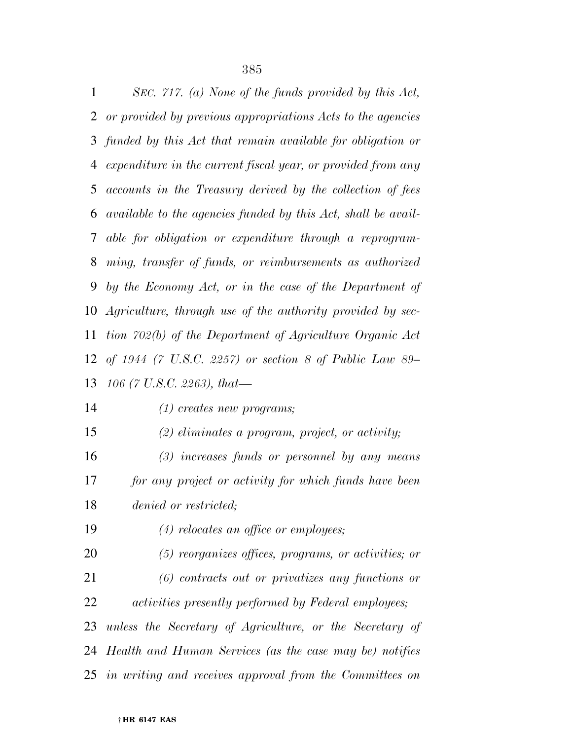*SEC. 717. (a) None of the funds provided by this Act, or provided by previous appropriations Acts to the agencies funded by this Act that remain available for obligation or expenditure in the current fiscal year, or provided from any accounts in the Treasury derived by the collection of fees available to the agencies funded by this Act, shall be available for obligation or expenditure through a reprogramming, transfer of funds, or reimbursements as authorized by the Economy Act, or in the case of the Department of Agriculture, through use of the authority provided by section 702(b) of the Department of Agriculture Organic Act of 1944 (7 U.S.C. 2257) or section 8 of Public Law 89–106 (7 U.S.C. 2263), that—*

*(1) creates new programs;*

*(2) eliminates a program, project, or activity;*

*(3) increases funds or personnel by any means for any project or activity for which funds have been denied or restricted;*

*(4) relocates an office or employees;*

*(5) reorganizes offices, programs, or activities; or*

*(6) contracts out or privatizes any functions or activities presently performed by Federal employees;*

*unless the Secretary of Agriculture, or the Secretary of Health and Human Services (as the case may be) notifies in writing and receives approval from the Committees on*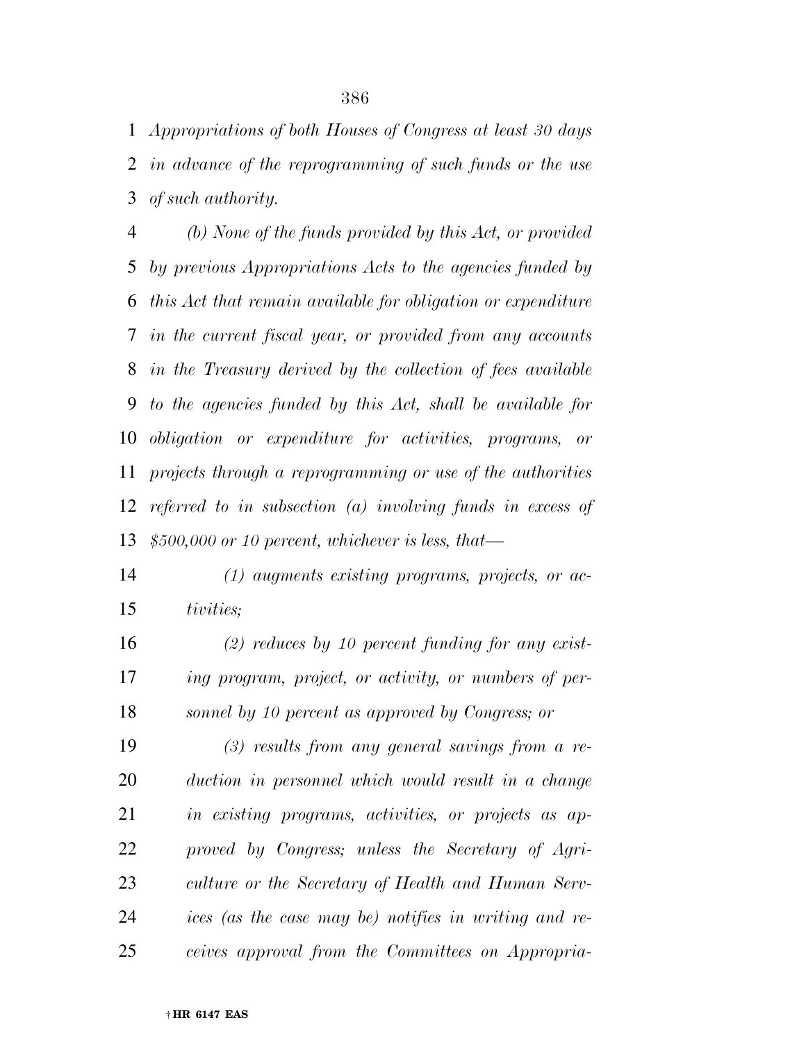*Appropriations of both Houses of Congress at least 30 days in advance of the reprogramming of such funds or the use of such authority.*

*(b) None of the funds provided by this Act, or provided by previous Appropriations Acts to the agencies funded by this Act that remain available for obligation or expenditure in the current fiscal year, or provided from any accounts in the Treasury derived by the collection of fees available to the agencies funded by this Act, shall be available for obligation or expenditure for activities, programs, or projects through a reprogramming or use of the authorities referred to in subsection (a) involving funds in excess of $500,000 or 10 percent, whichever is less, that—*

*(1) augments existing programs, projects, or activities;*

*(2) reduces by 10 percent funding for any existing program, project, or activity, or numbers of personnel by 10 percent as approved by Congress; or*

*(3) results from any general savings from a reduction in personnel which would result in a change in existing programs, activities, or projects as approved by Congress; unless the Secretary of Agriculture or the Secretary of Health and Human Services (as the case may be) notifies in writing and receives approval from the Committees on Appropria-*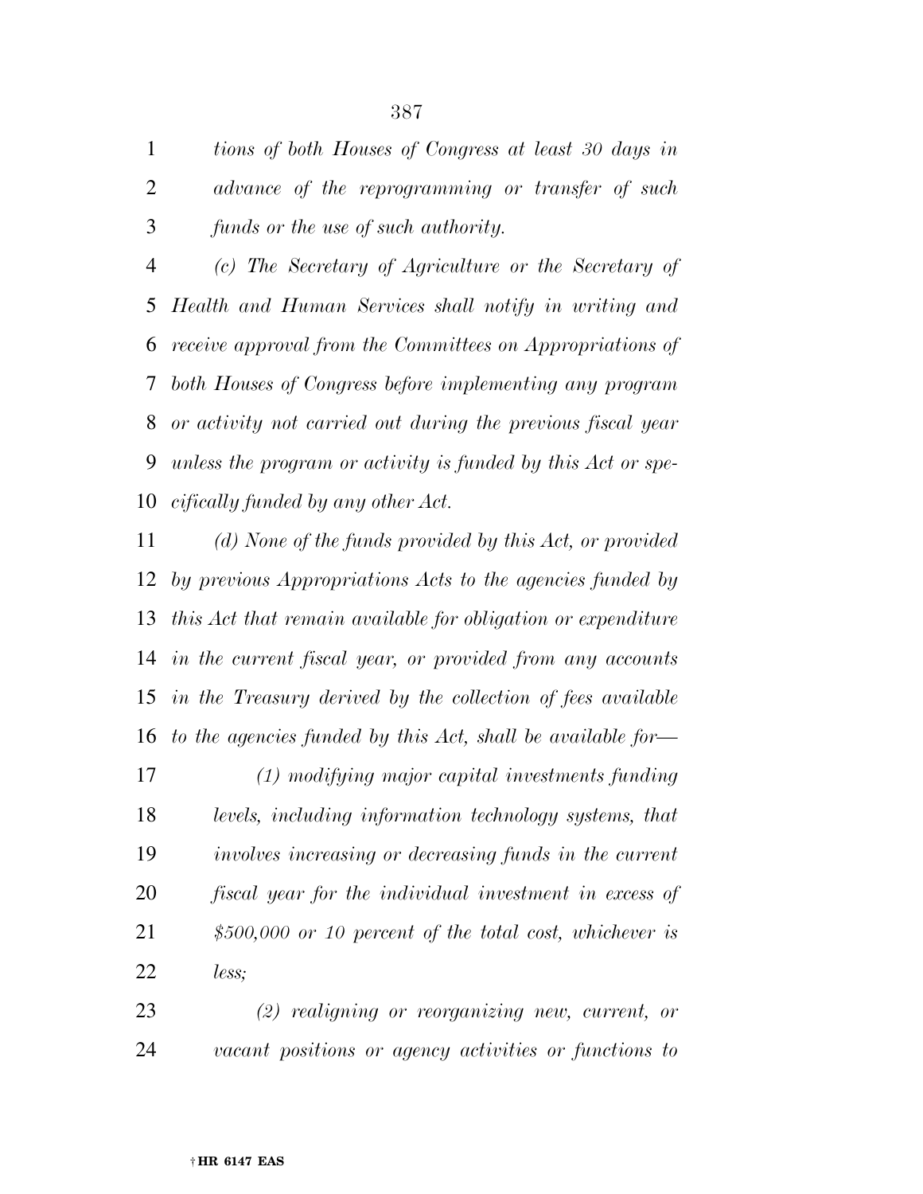*tions of both Houses of Congress at least 30 days in advance of the reprogramming or transfer of such funds or the use of such authority.*

*(c) The Secretary of Agriculture or the Secretary of Health and Human Services shall notify in writing and receive approval from the Committees on Appropriations of both Houses of Congress before implementing any program or activity not carried out during the previous fiscal year unless the program or activity is funded by this Act or specifically funded by any other Act.*

*(d) None of the funds provided by this Act, or provided by previous Appropriations Acts to the agencies funded by this Act that remain available for obligation or expenditure in the current fiscal year, or provided from any accounts in the Treasury derived by the collection of fees available to the agencies funded by this Act, shall be available for—*

*(1) modifying major capital investments funding levels, including information technology systems, that involves increasing or decreasing funds in the current fiscal year for the individual investment in excess of $500,000 or 10 percent of the total cost, whichever is less;*

*(2) realigning or reorganizing new, current, or vacant positions or agency activities or functions to*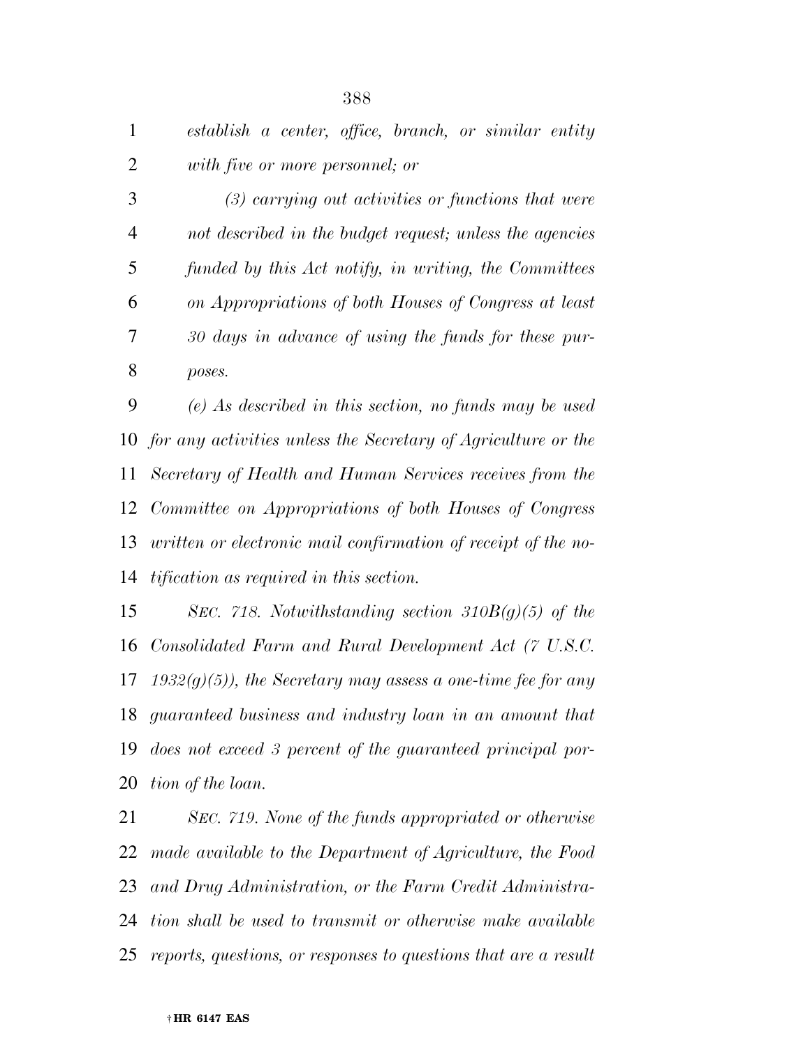*establish a center, office, branch, or similar entity with five or more personnel; or*

*(3) carrying out activities or functions that were not described in the budget request; unless the agencies funded by this Act notify, in writing, the Committees on Appropriations of both Houses of Congress at least 30 days in advance of using the funds for these purposes.*

*(e) As described in this section, no funds may be used for any activities unless the Secretary of Agriculture or the Secretary of Health and Human Services receives from the Committee on Appropriations of both Houses of Congress written or electronic mail confirmation of receipt of the notification as required in this section.*

*SEC. 718. Notwithstanding section 310B(g)(5) of the Consolidated Farm and Rural Development Act (7 U.S.C. 1932(g)(5)), the Secretary may assess a one-time fee for any guaranteed business and industry loan in an amount that does not exceed 3 percent of the guaranteed principal portion of the loan.*

*SEC. 719. None of the funds appropriated or otherwise made available to the Department of Agriculture, the Food and Drug Administration, or the Farm Credit Administration shall be used to transmit or otherwise make available reports, questions, or responses to questions that are a result*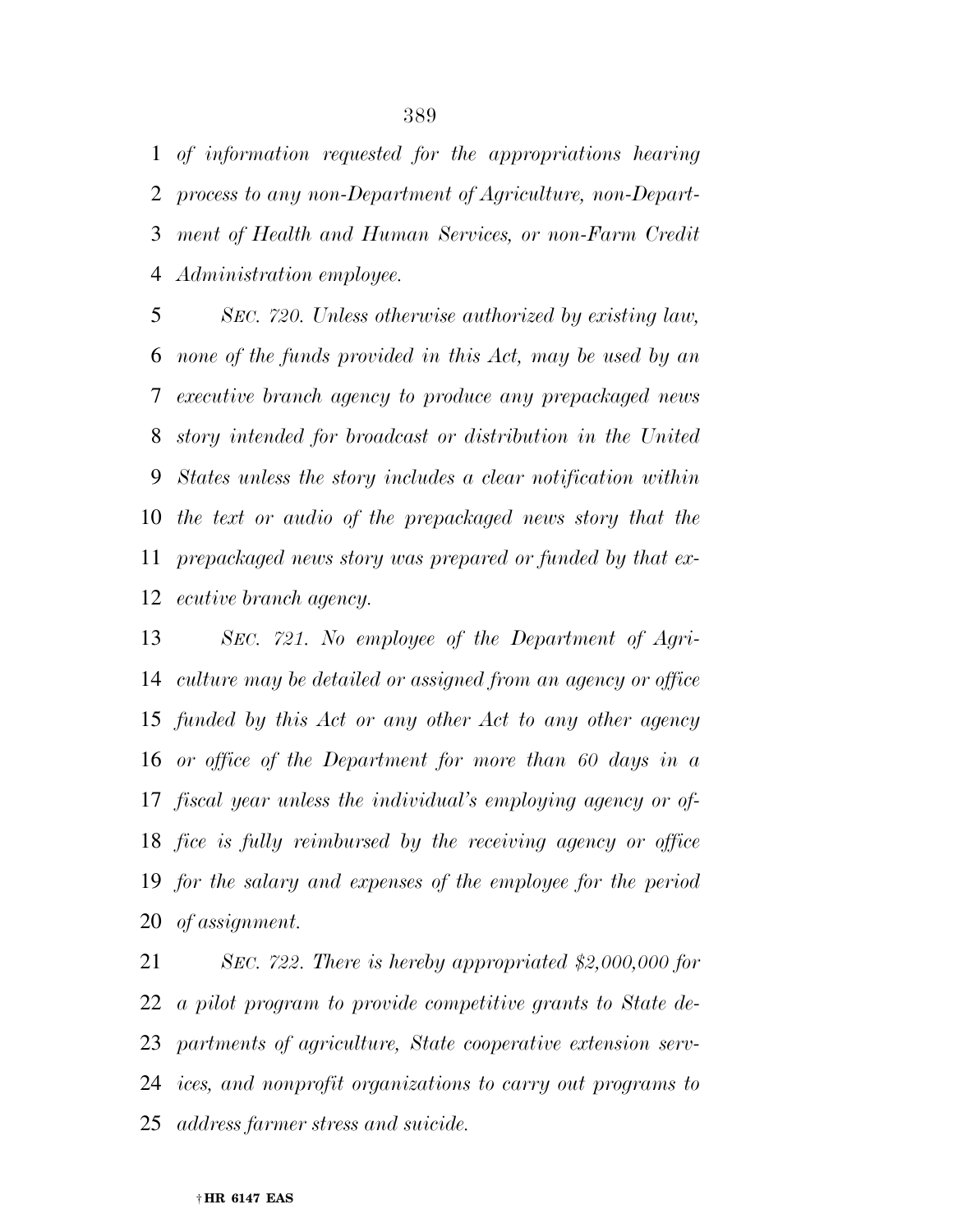*of information requested for the appropriations hearing process to any non-Department of Agriculture, non-Department of Health and Human Services, or non-Farm Credit Administration employee.*

*SEC. 720. Unless otherwise authorized by existing law, none of the funds provided in this Act, may be used by an executive branch agency to produce any prepackaged news story intended for broadcast or distribution in the United States unless the story includes a clear notification within the text or audio of the prepackaged news story that the prepackaged news story was prepared or funded by that executive branch agency.*

*SEC. 721. No employee of the Department of Agriculture may be detailed or assigned from an agency or office funded by this Act or any other Act to any other agency or office of the Department for more than 60 days in a fiscal year unless the individual's employing agency or office is fully reimbursed by the receiving agency or office for the salary and expenses of the employee for the period of assignment.*

*SEC. 722. There is hereby appropriated $2,000,000 for a pilot program to provide competitive grants to State departments of agriculture, State cooperative extension services, and nonprofit organizations to carry out programs to address farmer stress and suicide.*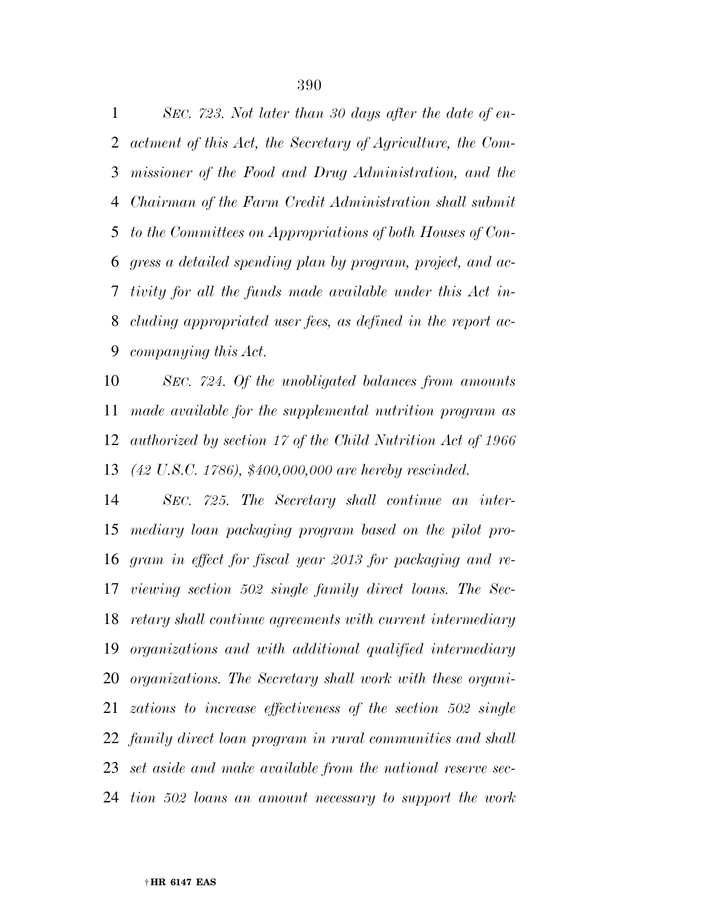*SEC. 723. Not later than 30 days after the date of enactment of this Act, the Secretary of Agriculture, the Commissioner of the Food and Drug Administration, and the Chairman of the Farm Credit Administration shall submit to the Committees on Appropriations of both Houses of Congress a detailed spending plan by program, project, and activity for all the funds made available under this Act including appropriated user fees, as defined in the report accompanying this Act.*

*SEC. 724. Of the unobligated balances from amounts made available for the supplemental nutrition program as authorized by section 17 of the Child Nutrition Act of 1966 (42 U.S.C. 1786), $400,000,000 are hereby rescinded.*

*SEC. 725. The Secretary shall continue an intermediary loan packaging program based on the pilot program in effect for fiscal year 2013 for packaging and reviewing section 502 single family direct loans. The Secretary shall continue agreements with current intermediary organizations and with additional qualified intermediary organizations. The Secretary shall work with these organizations to increase effectiveness of the section 502 single family direct loan program in rural communities and shall set aside and make available from the national reserve section 502 loans an amount necessary to support the work*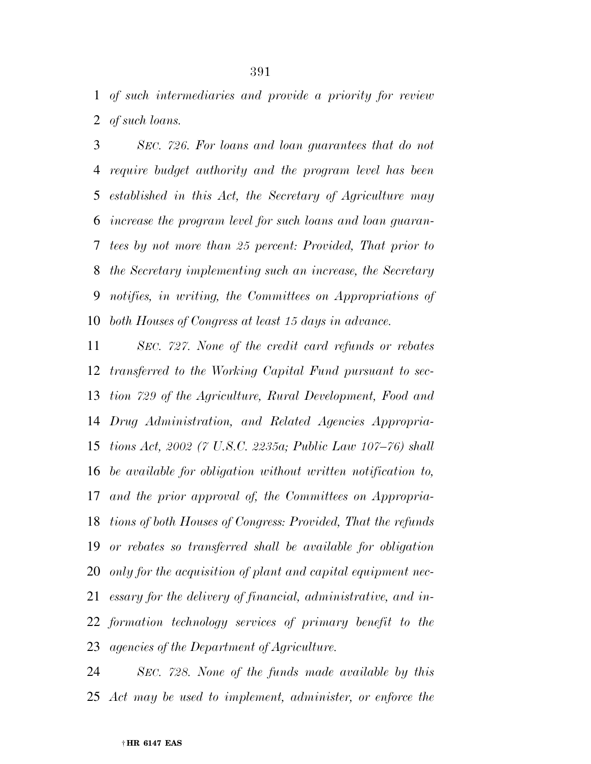*of such intermediaries and provide a priority for review of such loans.*

*SEC. 726. For loans and loan guarantees that do not require budget authority and the program level has been established in this Act, the Secretary of Agriculture may increase the program level for such loans and loan guarantees by not more than 25 percent: Provided, That prior to the Secretary implementing such an increase, the Secretary notifies, in writing, the Committees on Appropriations of both Houses of Congress at least 15 days in advance.*

*SEC. 727. None of the credit card refunds or rebates transferred to the Working Capital Fund pursuant to section 729 of the Agriculture, Rural Development, Food and Drug Administration, and Related Agencies Appropriations Act, 2002 (7 U.S.C. 2235a; Public Law 107–76) shall be available for obligation without written notification to, and the prior approval of, the Committees on Appropriations of both Houses of Congress: Provided, That the refunds or rebates so transferred shall be available for obligation only for the acquisition of plant and capital equipment necessary for the delivery of financial, administrative, and information technology services of primary benefit to the agencies of the Department of Agriculture.*

*SEC. 728. None of the funds made available by this Act may be used to implement, administer, or enforce the*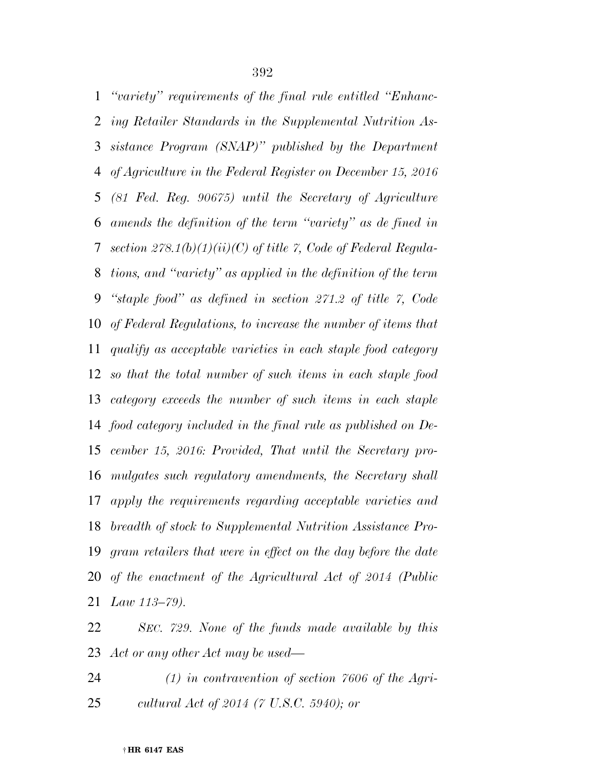*"variety" requirements of the final rule entitled "Enhancing Retailer Standards in the Supplemental Nutrition Assistance Program (SNAP)" published by the Department of Agriculture in the Federal Register on December 15, 2016 (81 Fed. Reg. 90675) until the Secretary of Agriculture amends the definition of the term "variety" as de fined in section 278.1(b)(1)(ii)(C) of title 7, Code of Federal Regulations, and "variety" as applied in the definition of the term "staple food" as defined in section 271.2 of title 7, Code of Federal Regulations, to increase the number of items that qualify as acceptable varieties in each staple food category so that the total number of such items in each staple food category exceeds the number of such items in each staple food category included in the final rule as published on December 15, 2016: Provided, That until the Secretary promulgates such regulatory amendments, the Secretary shall apply the requirements regarding acceptable varieties and breadth of stock to Supplemental Nutrition Assistance Program retailers that were in effect on the day before the date of the enactment of the Agricultural Act of 2014 (Public Law 113–79).*

*SEC. 729. None of the funds made available by this Act or any other Act may be used—*

*(1) in contravention of section 7606 of the Agricultural Act of 2014 (7 U.S.C. 5940); or*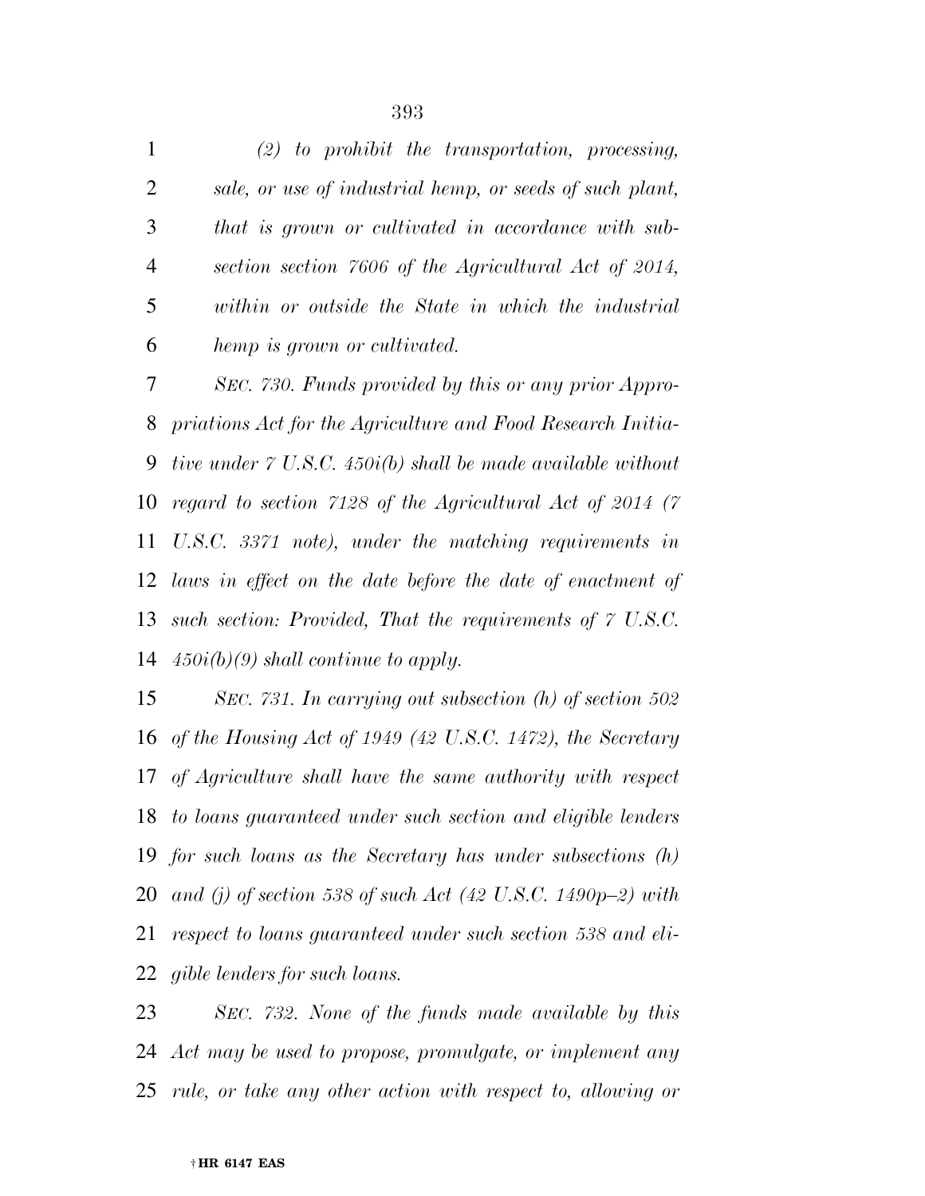*(2) to prohibit the transportation, processing, sale, or use of industrial hemp, or seeds of such plant, that is grown or cultivated in accordance with subsection section 7606 of the Agricultural Act of 2014, within or outside the State in which the industrial hemp is grown or cultivated.*

*SEC. 730. Funds provided by this or any prior Appropriations Act for the Agriculture and Food Research Initiative under 7 U.S.C. 450i(b) shall be made available without regard to section 7128 of the Agricultural Act of 2014 (7 U.S.C. 3371 note), under the matching requirements in laws in effect on the date before the date of enactment of such section: Provided, That the requirements of 7 U.S.C. 450i(b)(9) shall continue to apply.*

*SEC. 731. In carrying out subsection (h) of section 502 of the Housing Act of 1949 (42 U.S.C. 1472), the Secretary of Agriculture shall have the same authority with respect to loans guaranteed under such section and eligible lenders for such loans as the Secretary has under subsections (h) and (j) of section 538 of such Act (42 U.S.C. 1490p–2) with respect to loans guaranteed under such section 538 and eligible lenders for such loans.*

*SEC. 732. None of the funds made available by this Act may be used to propose, promulgate, or implement any rule, or take any other action with respect to, allowing or*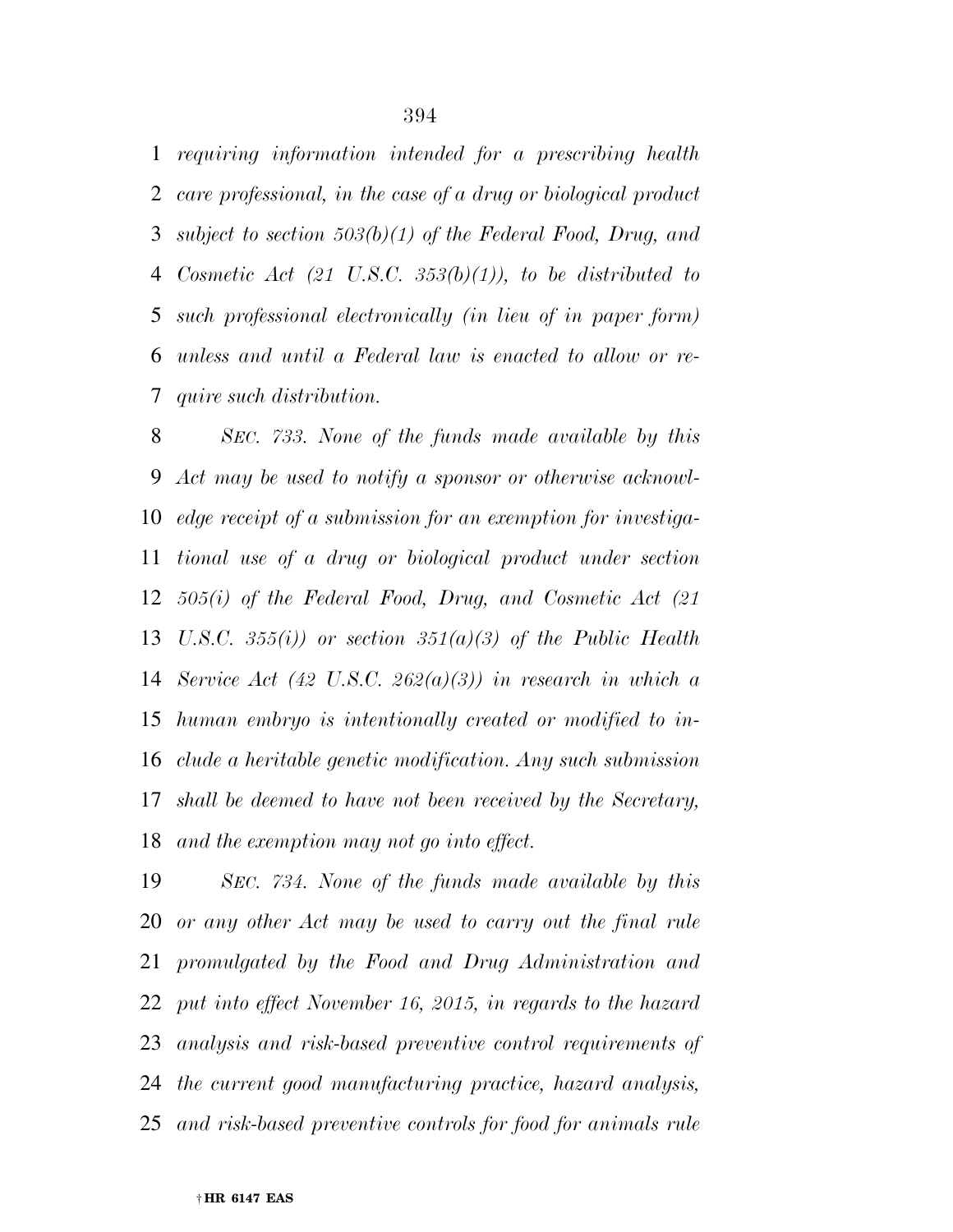*requiring information intended for a prescribing health care professional, in the case of a drug or biological product subject to section 503(b)(1) of the Federal Food, Drug, and Cosmetic Act (21 U.S.C. 353(b)(1)), to be distributed to such professional electronically (in lieu of in paper form) unless and until a Federal law is enacted to allow or require such distribution.*

*SEC. 733. None of the funds made available by this Act may be used to notify a sponsor or otherwise acknowledge receipt of a submission for an exemption for investigational use of a drug or biological product under section 505(i) of the Federal Food, Drug, and Cosmetic Act (21 U.S.C. 355(i)) or section 351(a)(3) of the Public Health Service Act (42 U.S.C. 262(a)(3)) in research in which a human embryo is intentionally created or modified to include a heritable genetic modification. Any such submission shall be deemed to have not been received by the Secretary, and the exemption may not go into effect.*

*SEC. 734. None of the funds made available by this or any other Act may be used to carry out the final rule promulgated by the Food and Drug Administration and put into effect November 16, 2015, in regards to the hazard analysis and risk-based preventive control requirements of the current good manufacturing practice, hazard analysis, and risk-based preventive controls for food for animals rule*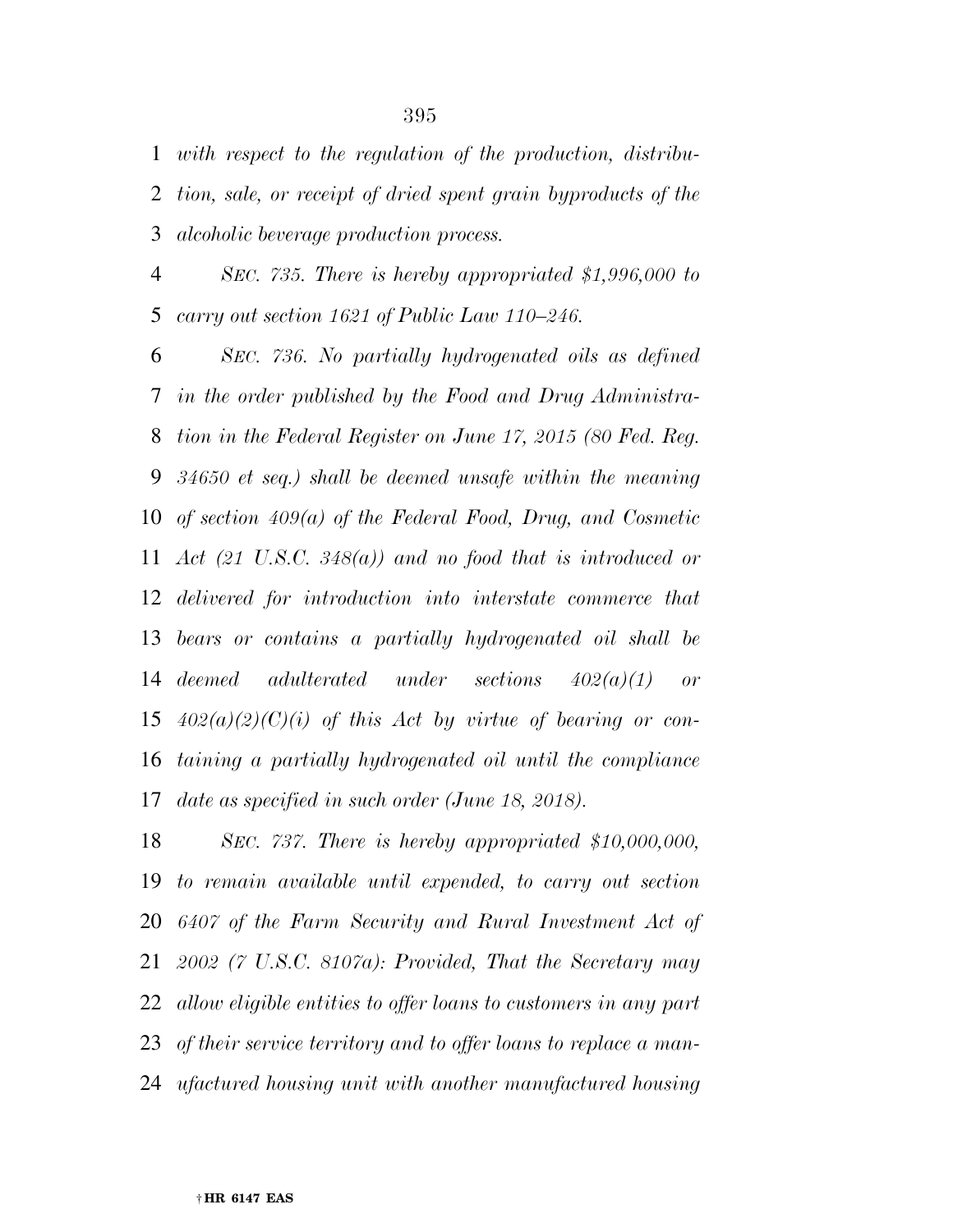*with respect to the regulation of the production, distribution, sale, or receipt of dried spent grain byproducts of the alcoholic beverage production process.*

*SEC. 735. There is hereby appropriated $1,996,000 to carry out section 1621 of Public Law 110–246.*

*SEC. 736. No partially hydrogenated oils as defined in the order published by the Food and Drug Administration in the Federal Register on June 17, 2015 (80 Fed. Reg. 34650 et seq.) shall be deemed unsafe within the meaning of section 409(a) of the Federal Food, Drug, and Cosmetic Act (21 U.S.C. 348(a)) and no food that is introduced or delivered for introduction into interstate commerce that bears or contains a partially hydrogenated oil shall be deemed adulterated under sections 402(a)(1) or 402(a)(2)(C)(i) of this Act by virtue of bearing or containing a partially hydrogenated oil until the compliance date as specified in such order (June 18, 2018).*

*SEC. 737. There is hereby appropriated $10,000,000, to remain available until expended, to carry out section 6407 of the Farm Security and Rural Investment Act of 2002 (7 U.S.C. 8107a): Provided, That the Secretary may allow eligible entities to offer loans to customers in any part of their service territory and to offer loans to replace a manufactured housing unit with another manufactured housing*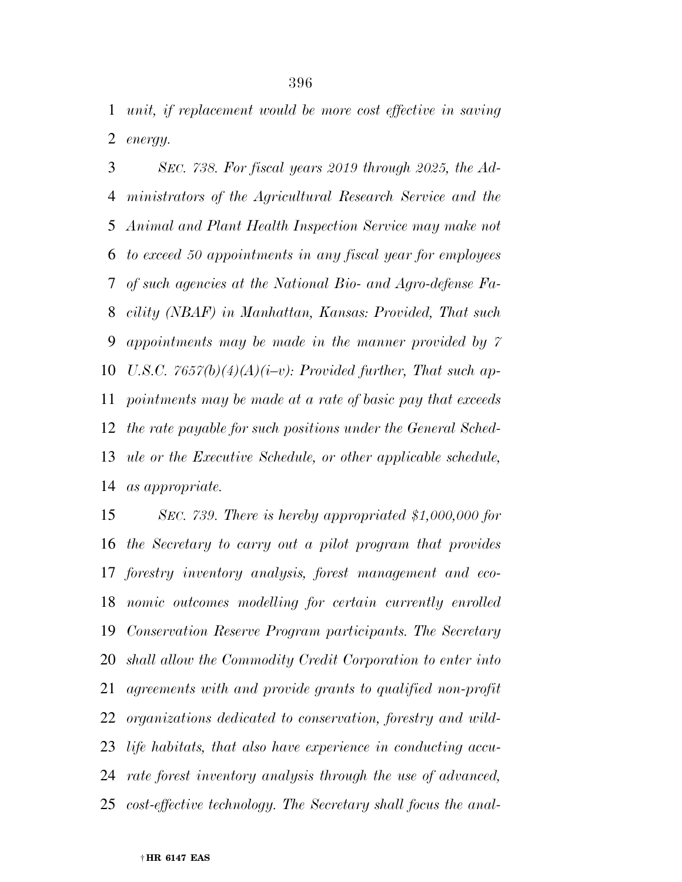*unit, if replacement would be more cost effective in saving energy.*

*SEC. 738. For fiscal years 2019 through 2025, the Administrators of the Agricultural Research Service and the Animal and Plant Health Inspection Service may make not to exceed 50 appointments in any fiscal year for employees of such agencies at the National Bio- and Agro-defense Facility (NBAF) in Manhattan, Kansas: Provided, That such appointments may be made in the manner provided by 7 U.S.C. 7657(b)(4)(A)(i–v): Provided further, That such appointments may be made at a rate of basic pay that exceeds the rate payable for such positions under the General Schedule or the Executive Schedule, or other applicable schedule, as appropriate.*

*SEC. 739. There is hereby appropriated $1,000,000 for the Secretary to carry out a pilot program that provides forestry inventory analysis, forest management and economic outcomes modelling for certain currently enrolled Conservation Reserve Program participants. The Secretary shall allow the Commodity Credit Corporation to enter into agreements with and provide grants to qualified non-profit organizations dedicated to conservation, forestry and wildlife habitats, that also have experience in conducting accurate forest inventory analysis through the use of advanced, cost-effective technology. The Secretary shall focus the anal-*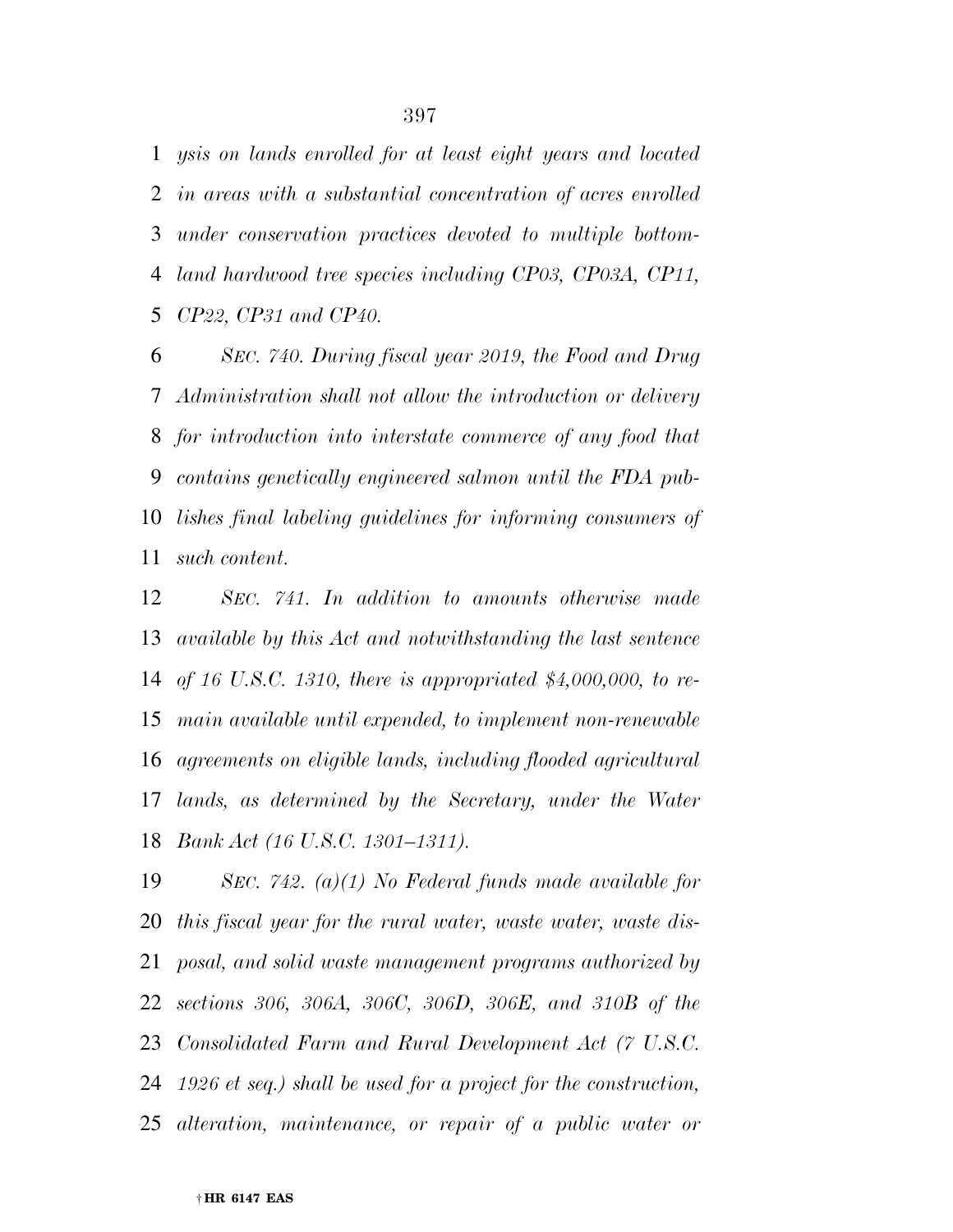*ysis on lands enrolled for at least eight years and located in areas with a substantial concentration of acres enrolled under conservation practices devoted to multiple bottomland hardwood tree species including CP03, CP03A, CP11, CP22, CP31 and CP40.*

*SEC. 740. During fiscal year 2019, the Food and Drug Administration shall not allow the introduction or delivery for introduction into interstate commerce of any food that contains genetically engineered salmon until the FDA publishes final labeling guidelines for informing consumers of such content.*

*SEC. 741. In addition to amounts otherwise made available by this Act and notwithstanding the last sentence of 16 U.S.C. 1310, there is appropriated $4,000,000, to remain available until expended, to implement non-renewable agreements on eligible lands, including flooded agricultural lands, as determined by the Secretary, under the Water Bank Act (16 U.S.C. 1301–1311).*

*SEC. 742. (a)(1) No Federal funds made available for this fiscal year for the rural water, waste water, waste disposal, and solid waste management programs authorized by sections 306, 306A, 306C, 306D, 306E, and 310B of the Consolidated Farm and Rural Development Act (7 U.S.C. 1926 et seq.) shall be used for a project for the construction, alteration, maintenance, or repair of a public water or*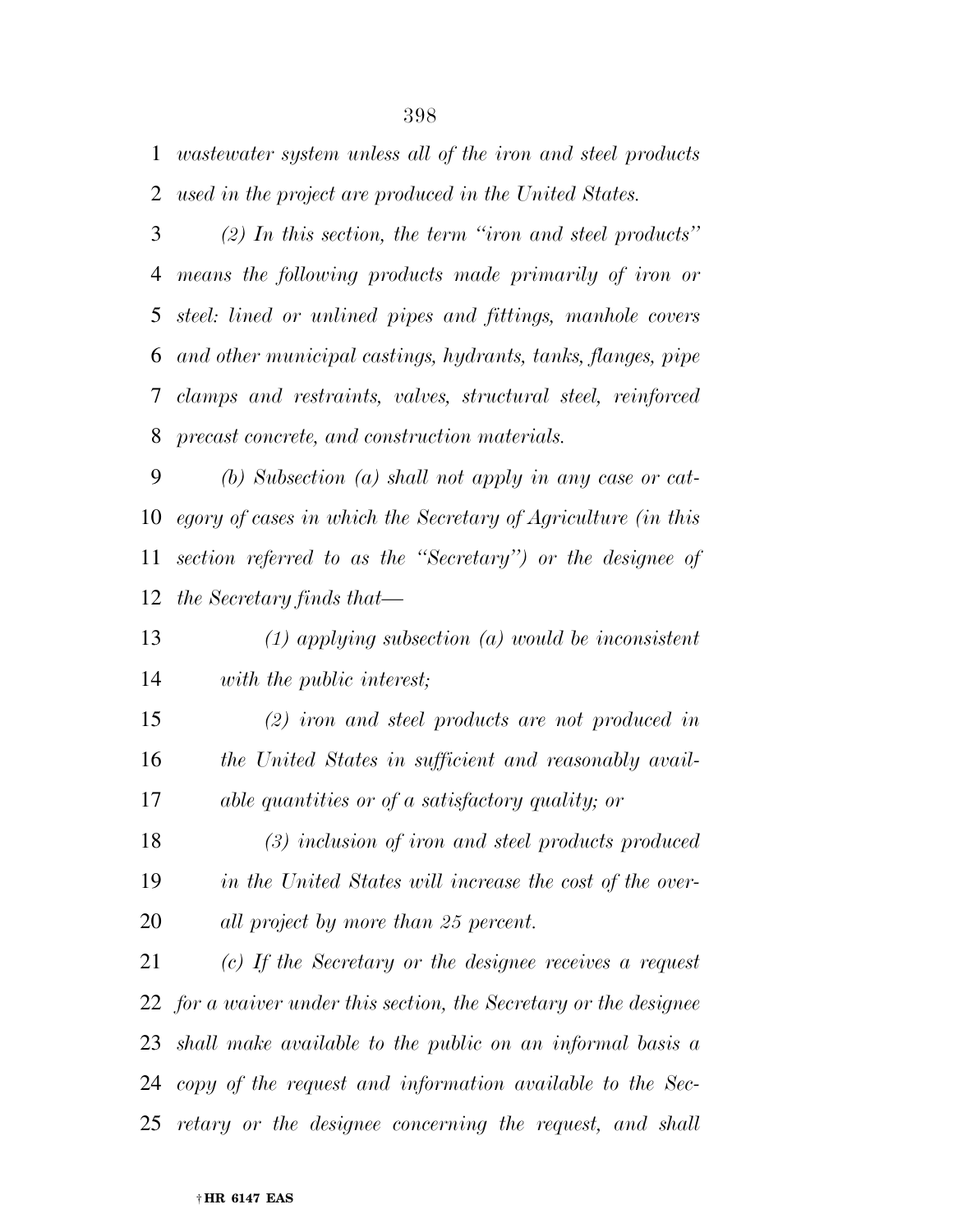*wastewater system unless all of the iron and steel products used in the project are produced in the United States.*

*(2) In this section, the term ''iron and steel products'' means the following products made primarily of iron or steel: lined or unlined pipes and fittings, manhole covers and other municipal castings, hydrants, tanks, flanges, pipe clamps and restraints, valves, structural steel, reinforced precast concrete, and construction materials.*

*(b) Subsection (a) shall not apply in any case or category of cases in which the Secretary of Agriculture (in this section referred to as the ''Secretary'') or the designee of the Secretary finds that—*

*(1) applying subsection (a) would be inconsistent with the public interest;*

*(2) iron and steel products are not produced in the United States in sufficient and reasonably available quantities or of a satisfactory quality; or*

*(3) inclusion of iron and steel products produced in the United States will increase the cost of the overall project by more than 25 percent.*

*(c) If the Secretary or the designee receives a request for a waiver under this section, the Secretary or the designee shall make available to the public on an informal basis a copy of the request and information available to the Secretary or the designee concerning the request, and shall*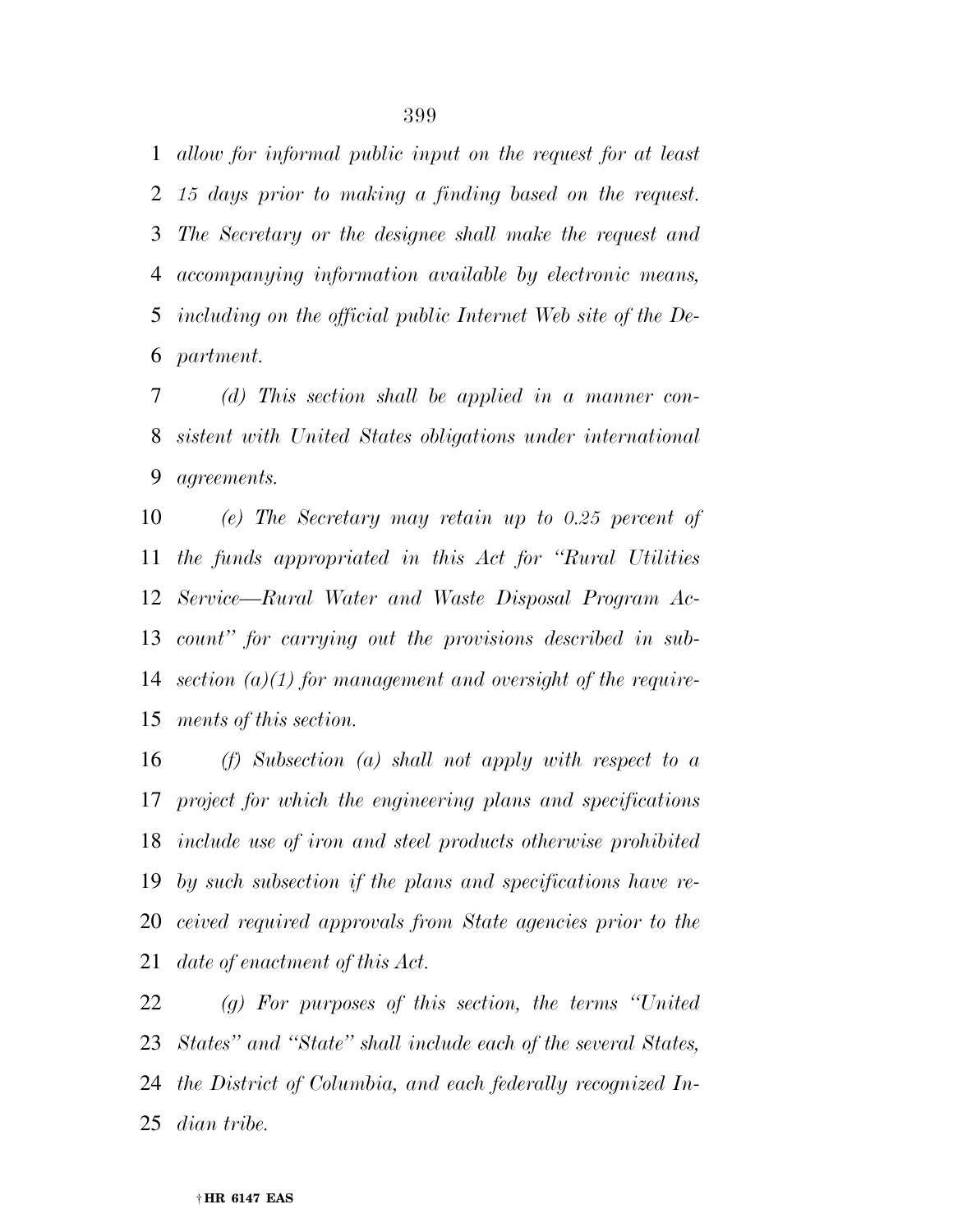*allow for informal public input on the request for at least 15 days prior to making a finding based on the request. The Secretary or the designee shall make the request and accompanying information available by electronic means, including on the official public Internet Web site of the Department.*

*(d) This section shall be applied in a manner consistent with United States obligations under international agreements.*

*(e) The Secretary may retain up to 0.25 percent of the funds appropriated in this Act for "Rural Utilities Service—Rural Water and Waste Disposal Program Account" for carrying out the provisions described in subsection (a)(1) for management and oversight of the requirements of this section.*

*(f) Subsection (a) shall not apply with respect to a project for which the engineering plans and specifications include use of iron and steel products otherwise prohibited by such subsection if the plans and specifications have received required approvals from State agencies prior to the date of enactment of this Act.*

*(g) For purposes of this section, the terms "United States" and "State" shall include each of the several States, the District of Columbia, and each federally recognized Indian tribe.*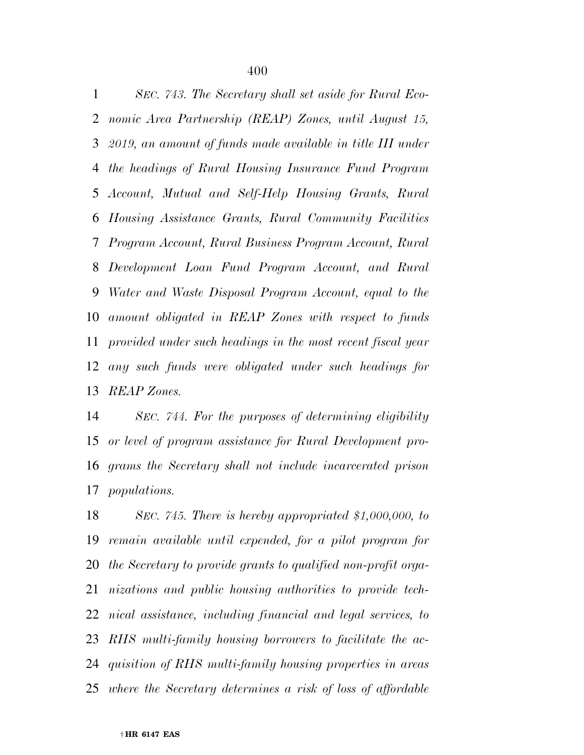*SEC. 743. The Secretary shall set aside for Rural Economic Area Partnership (REAP) Zones, until August 15, 2019, an amount of funds made available in title III under the headings of Rural Housing Insurance Fund Program Account, Mutual and Self-Help Housing Grants, Rural Housing Assistance Grants, Rural Community Facilities Program Account, Rural Business Program Account, Rural Development Loan Fund Program Account, and Rural Water and Waste Disposal Program Account, equal to the amount obligated in REAP Zones with respect to funds provided under such headings in the most recent fiscal year any such funds were obligated under such headings for REAP Zones.*

*SEC. 744. For the purposes of determining eligibility or level of program assistance for Rural Development programs the Secretary shall not include incarcerated prison populations.*

*SEC. 745. There is hereby appropriated $1,000,000, to remain available until expended, for a pilot program for the Secretary to provide grants to qualified non-profit organizations and public housing authorities to provide technical assistance, including financial and legal services, to RHS multi-family housing borrowers to facilitate the acquisition of RHS multi-family housing properties in areas where the Secretary determines a risk of loss of affordable*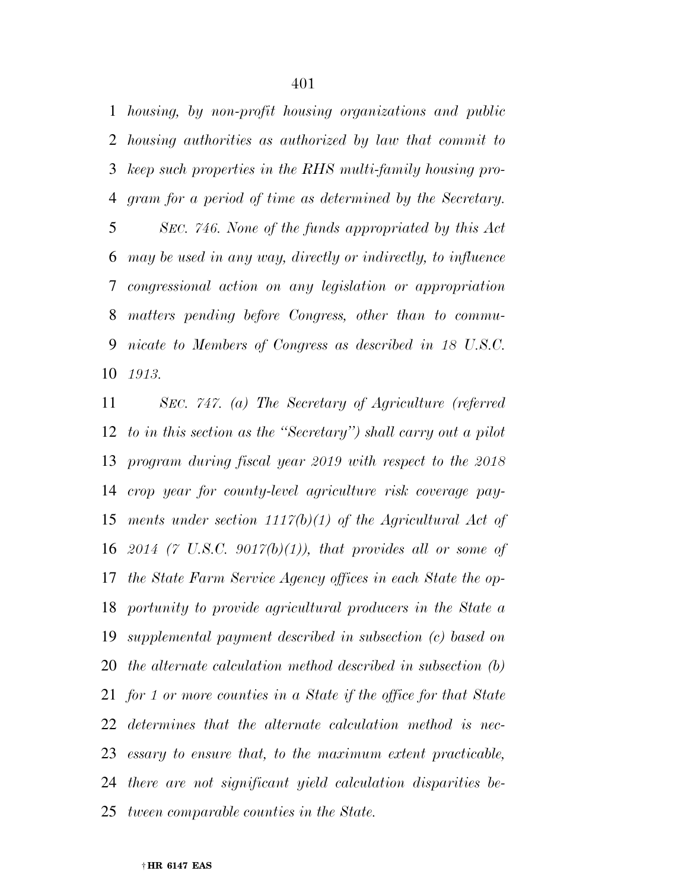*housing, by non-profit housing organizations and public housing authorities as authorized by law that commit to keep such properties in the RHS multi-family housing program for a period of time as determined by the Secretary.*

*SEC. 746. None of the funds appropriated by this Act may be used in any way, directly or indirectly, to influence congressional action on any legislation or appropriation matters pending before Congress, other than to communicate to Members of Congress as described in 18 U.S.C. 1913.*

*SEC. 747. (a) The Secretary of Agriculture (referred to in this section as the "Secretary") shall carry out a pilot program during fiscal year 2019 with respect to the 2018 crop year for county-level agriculture risk coverage payments under section 1117(b)(1) of the Agricultural Act of 2014 (7 U.S.C. 9017(b)(1)), that provides all or some of the State Farm Service Agency offices in each State the opportunity to provide agricultural producers in the State a supplemental payment described in subsection (c) based on the alternate calculation method described in subsection (b) for 1 or more counties in a State if the office for that State determines that the alternate calculation method is necessary to ensure that, to the maximum extent practicable, there are not significant yield calculation disparities between comparable counties in the State.*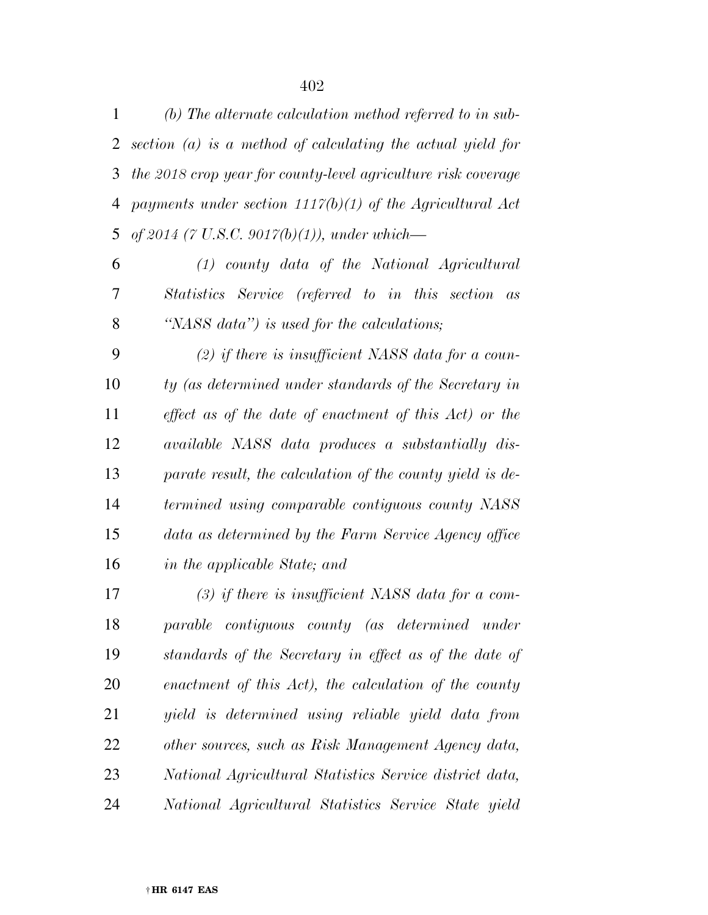*(b) The alternate calculation method referred to in subsection (a) is a method of calculating the actual yield for the 2018 crop year for county-level agriculture risk coverage payments under section 1117(b)(1) of the Agricultural Act of 2014 (7 U.S.C. 9017(b)(1)), under which—*

*(1) county data of the National Agricultural Statistics Service (referred to in this section as "NASS data") is used for the calculations;*

*(2) if there is insufficient NASS data for a county (as determined under standards of the Secretary in effect as of the date of enactment of this Act) or the available NASS data produces a substantially disparate result, the calculation of the county yield is determined using comparable contiguous county NASS data as determined by the Farm Service Agency office in the applicable State; and*

*(3) if there is insufficient NASS data for a comparable contiguous county (as determined under standards of the Secretary in effect as of the date of enactment of this Act), the calculation of the county yield is determined using reliable yield data from other sources, such as Risk Management Agency data, National Agricultural Statistics Service district data, National Agricultural Statistics Service State yield*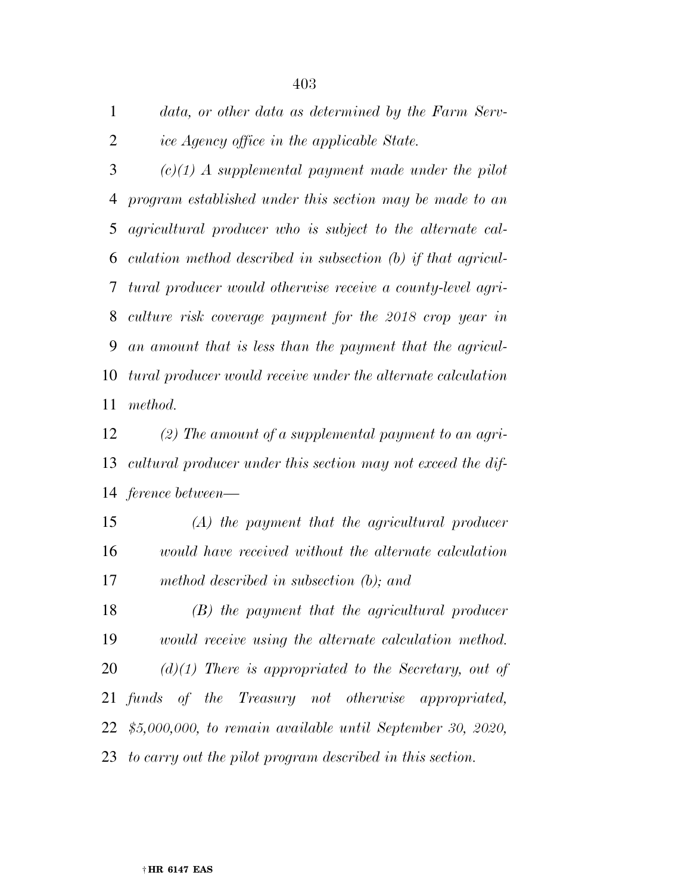*data, or other data as determined by the Farm Service Agency office in the applicable State.*

*(c)(1) A supplemental payment made under the pilot program established under this section may be made to an agricultural producer who is subject to the alternate calculation method described in subsection (b) if that agricultural producer would otherwise receive a county-level agriculture risk coverage payment for the 2018 crop year in an amount that is less than the payment that the agricultural producer would receive under the alternate calculation method.*

*(2) The amount of a supplemental payment to an agricultural producer under this section may not exceed the difference between—*

*(A) the payment that the agricultural producer would have received without the alternate calculation method described in subsection (b); and*

*(B) the payment that the agricultural producer would receive using the alternate calculation method.*

*(d)(1) There is appropriated to the Secretary, out of funds of the Treasury not otherwise appropriated, $5,000,000, to remain available until September 30, 2020, to carry out the pilot program described in this section.*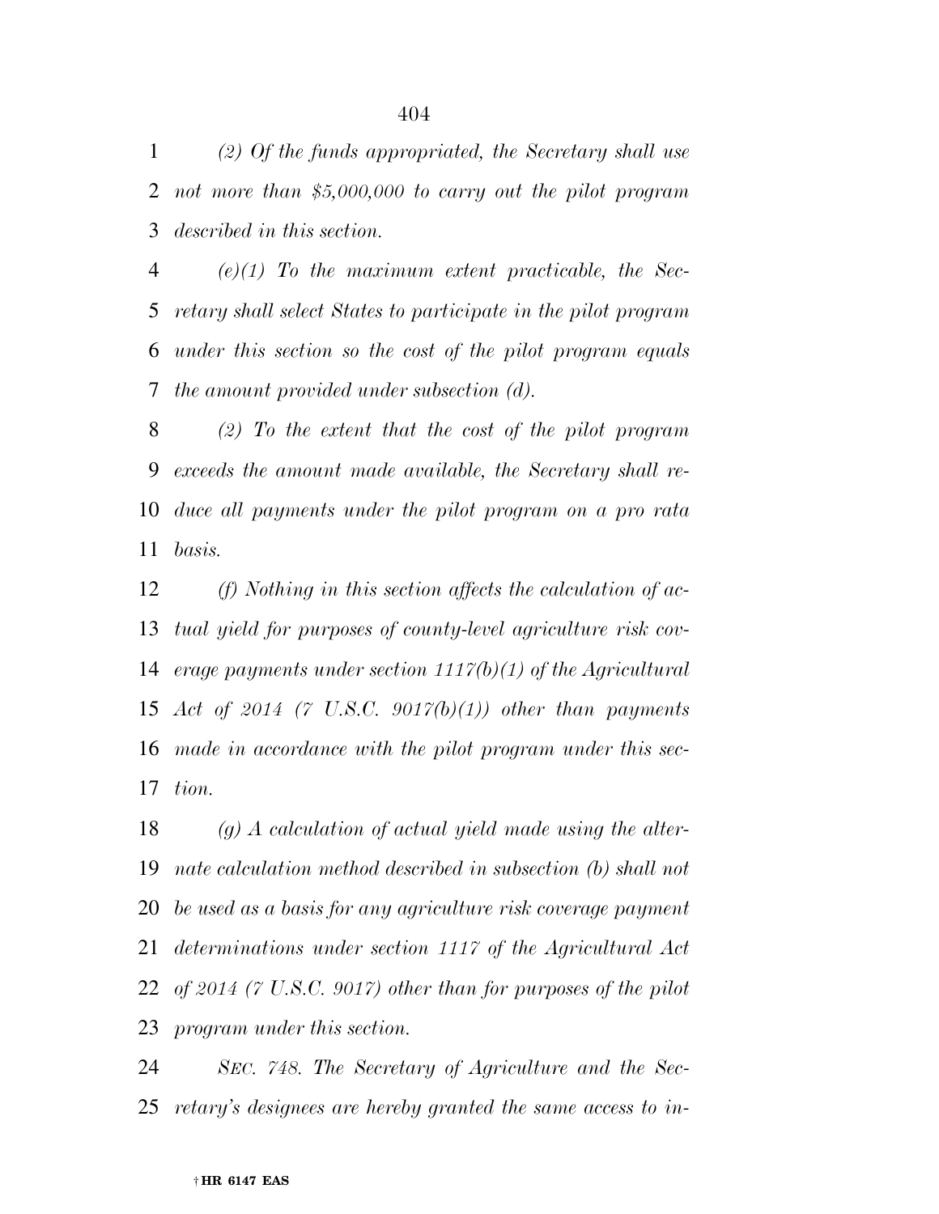*(2) Of the funds appropriated, the Secretary shall use not more than $5,000,000 to carry out the pilot program described in this section.*

*(e)(1) To the maximum extent practicable, the Secretary shall select States to participate in the pilot program under this section so the cost of the pilot program equals the amount provided under subsection (d).*

*(2) To the extent that the cost of the pilot program exceeds the amount made available, the Secretary shall reduce all payments under the pilot program on a pro rata basis.*

*(f) Nothing in this section affects the calculation of actual yield for purposes of county-level agriculture risk coverage payments under section 1117(b)(1) of the Agricultural Act of 2014 (7 U.S.C. 9017(b)(1)) other than payments made in accordance with the pilot program under this section.*

*(g) A calculation of actual yield made using the alternate calculation method described in subsection (b) shall not be used as a basis for any agriculture risk coverage payment determinations under section 1117 of the Agricultural Act of 2014 (7 U.S.C. 9017) other than for purposes of the pilot program under this section.*

*SEC. 748. The Secretary of Agriculture and the Secretary's designees are hereby granted the same access to in-*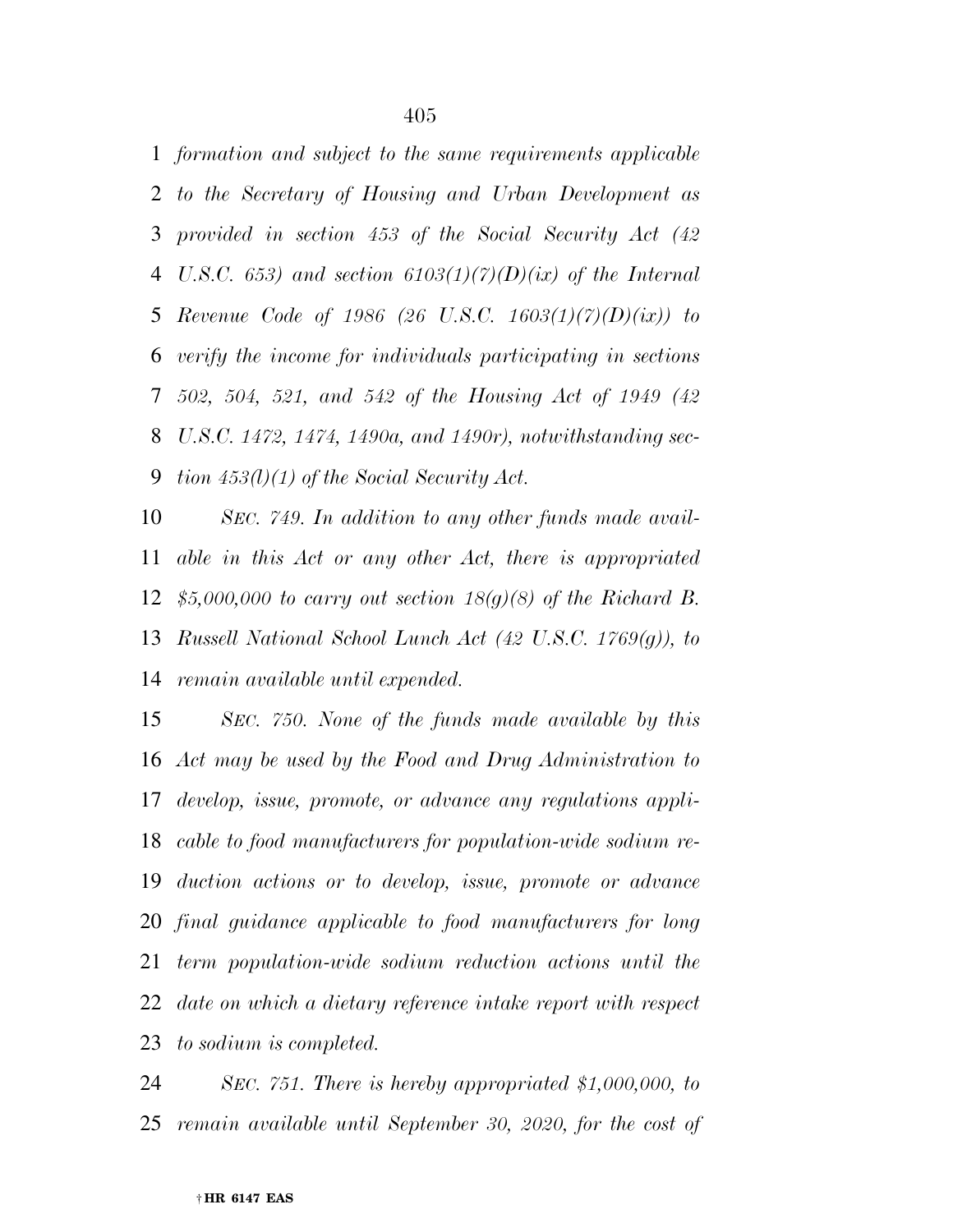*formation and subject to the same requirements applicable to the Secretary of Housing and Urban Development as provided in section 453 of the Social Security Act (42 U.S.C. 653) and section 6103(1)(7)(D)(ix) of the Internal Revenue Code of 1986 (26 U.S.C. 1603(1)(7)(D)(ix)) to verify the income for individuals participating in sections 502, 504, 521, and 542 of the Housing Act of 1949 (42 U.S.C. 1472, 1474, 1490a, and 1490r), notwithstanding section 453(l)(1) of the Social Security Act.*

*SEC. 749. In addition to any other funds made available in this Act or any other Act, there is appropriated $5,000,000 to carry out section 18(g)(8) of the Richard B. Russell National School Lunch Act (42 U.S.C. 1769(g)), to remain available until expended.*

*SEC. 750. None of the funds made available by this Act may be used by the Food and Drug Administration to develop, issue, promote, or advance any regulations applicable to food manufacturers for population-wide sodium reduction actions or to develop, issue, promote or advance final guidance applicable to food manufacturers for long term population-wide sodium reduction actions until the date on which a dietary reference intake report with respect to sodium is completed.*

*SEC. 751. There is hereby appropriated $1,000,000, to remain available until September 30, 2020, for the cost of*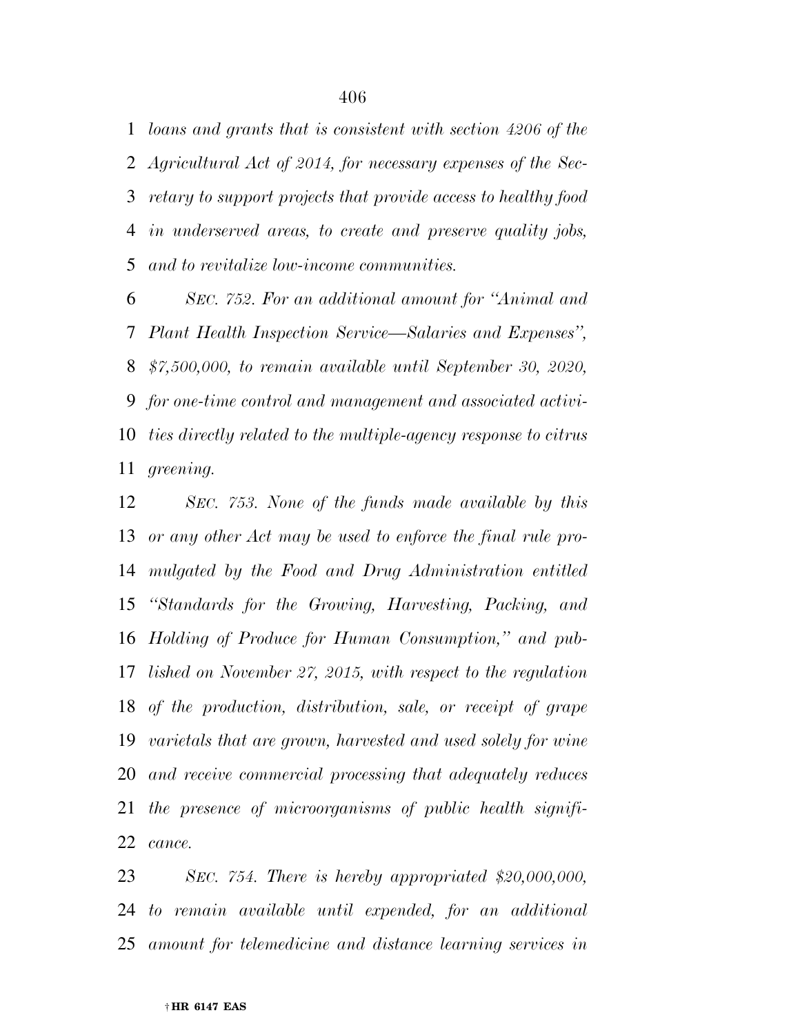*loans and grants that is consistent with section 4206 of the Agricultural Act of 2014, for necessary expenses of the Secretary to support projects that provide access to healthy food in underserved areas, to create and preserve quality jobs, and to revitalize low-income communities.*

*SEC. 752. For an additional amount for "Animal and Plant Health Inspection Service—Salaries and Expenses", $7,500,000, to remain available until September 30, 2020, for one-time control and management and associated activities directly related to the multiple-agency response to citrus greening.*

*SEC. 753. None of the funds made available by this or any other Act may be used to enforce the final rule promulgated by the Food and Drug Administration entitled "Standards for the Growing, Harvesting, Packing, and Holding of Produce for Human Consumption," and published on November 27, 2015, with respect to the regulation of the production, distribution, sale, or receipt of grape varietals that are grown, harvested and used solely for wine and receive commercial processing that adequately reduces the presence of microorganisms of public health significance.*

*SEC. 754. There is hereby appropriated $20,000,000, to remain available until expended, for an additional amount for telemedicine and distance learning services in*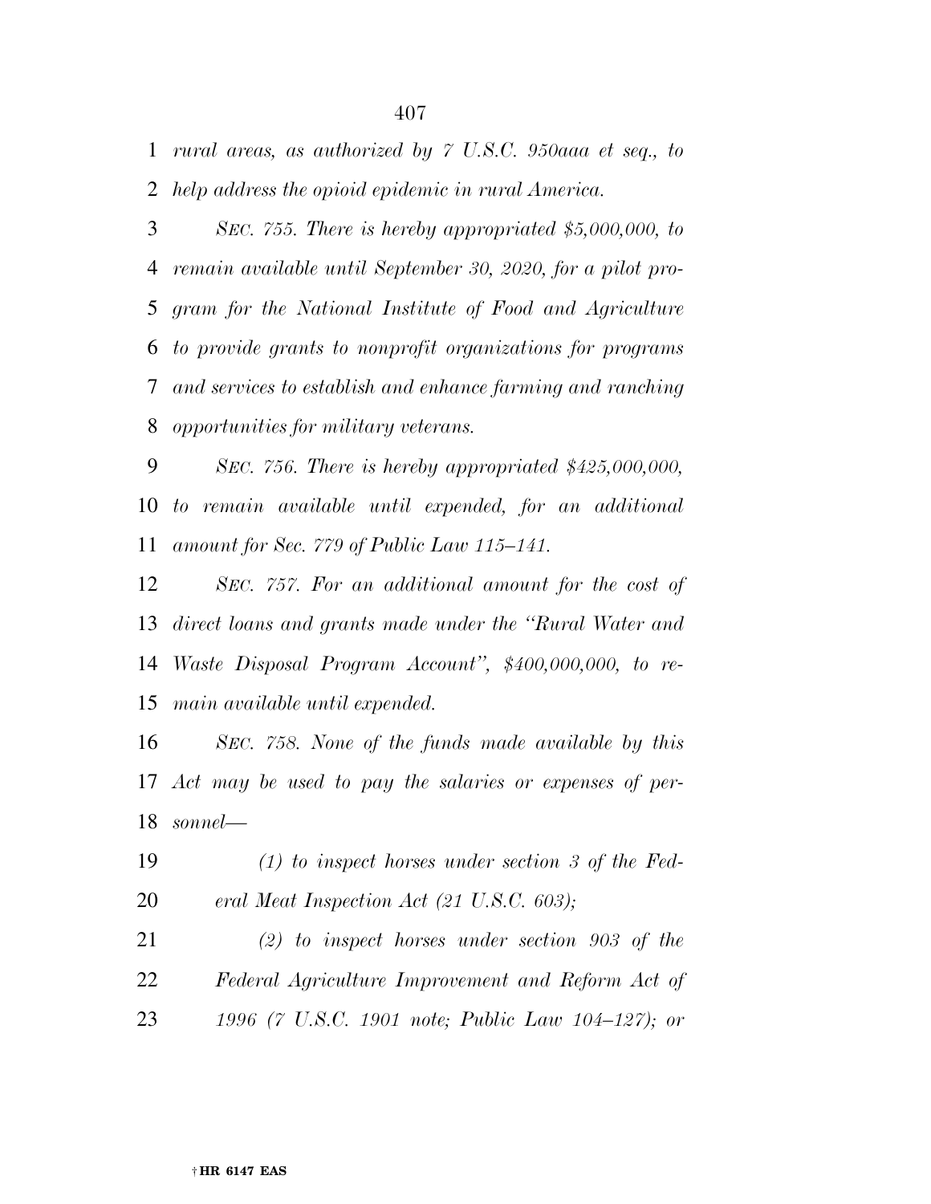*rural areas, as authorized by 7 U.S.C. 950aaa et seq., to help address the opioid epidemic in rural America.*

*SEC. 755. There is hereby appropriated $5,000,000, to remain available until September 30, 2020, for a pilot program for the National Institute of Food and Agriculture to provide grants to nonprofit organizations for programs and services to establish and enhance farming and ranching opportunities for military veterans.*

*SEC. 756. There is hereby appropriated $425,000,000, to remain available until expended, for an additional amount for Sec. 779 of Public Law 115–141.*

*SEC. 757. For an additional amount for the cost of direct loans and grants made under the ''Rural Water and Waste Disposal Program Account'', $400,000,000, to remain available until expended.*

*SEC. 758. None of the funds made available by this Act may be used to pay the salaries or expenses of personnel—*

*(1) to inspect horses under section 3 of the Federal Meat Inspection Act (21 U.S.C. 603);*

*(2) to inspect horses under section 903 of the Federal Agriculture Improvement and Reform Act of 1996 (7 U.S.C. 1901 note; Public Law 104–127); or*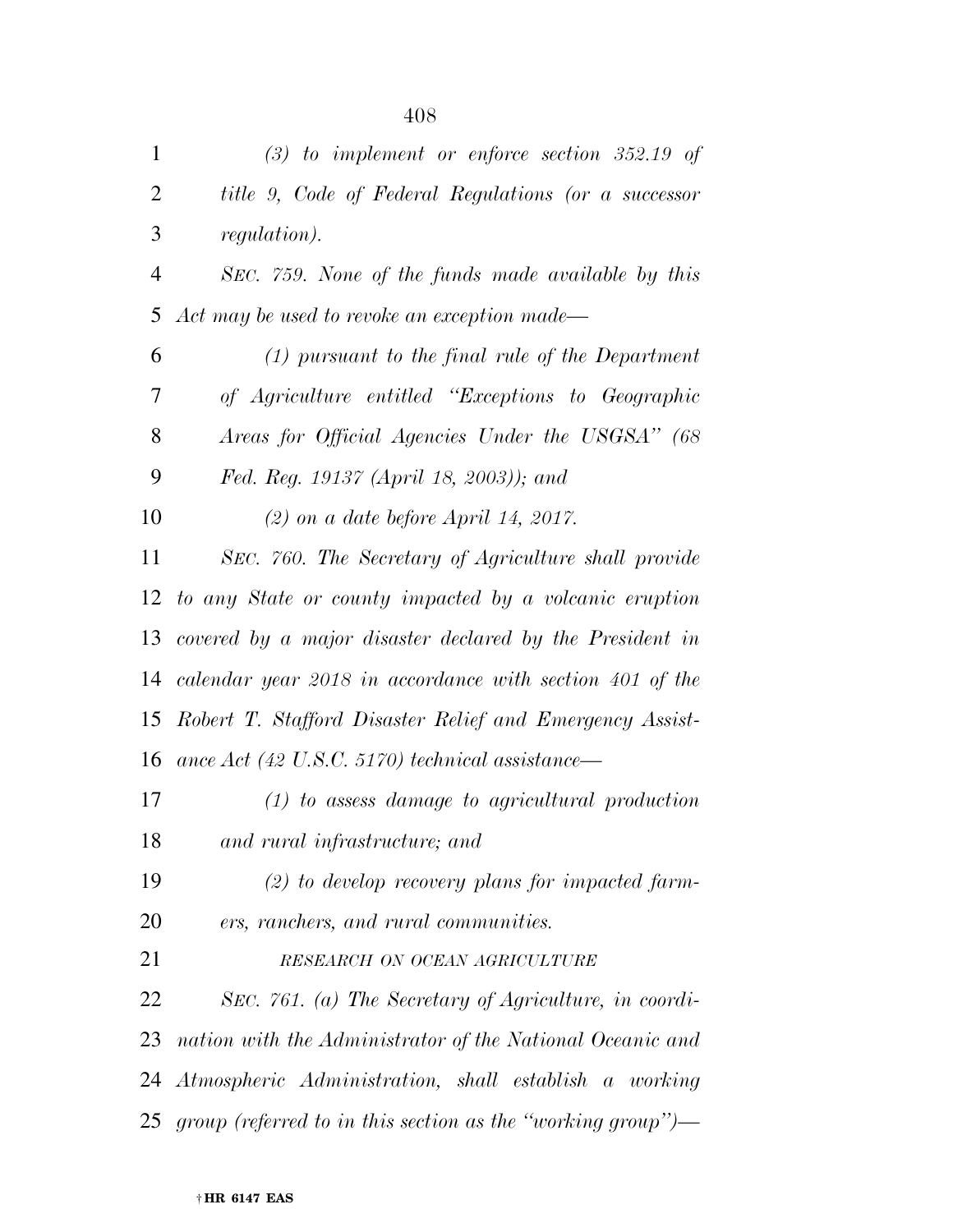*(3) to implement or enforce section 352.19 of title 9, Code of Federal Regulations (or a successor regulation).*

*SEC. 759. None of the funds made available by this Act may be used to revoke an exception made—*

*(1) pursuant to the final rule of the Department of Agriculture entitled "Exceptions to Geographic Areas for Official Agencies Under the USGSA" (68 Fed. Reg. 19137 (April 18, 2003)); and*

*(2) on a date before April 14, 2017.*

*SEC. 760. The Secretary of Agriculture shall provide to any State or county impacted by a volcanic eruption covered by a major disaster declared by the President in calendar year 2018 in accordance with section 401 of the Robert T. Stafford Disaster Relief and Emergency Assistance Act (42 U.S.C. 5170) technical assistance—*

*(1) to assess damage to agricultural production and rural infrastructure; and*

*(2) to develop recovery plans for impacted farmers, ranchers, and rural communities.*

*RESEARCH ON OCEAN AGRICULTURE*

*SEC. 761. (a) The Secretary of Agriculture, in coordination with the Administrator of the National Oceanic and Atmospheric Administration, shall establish a working group (referred to in this section as the "working group")—*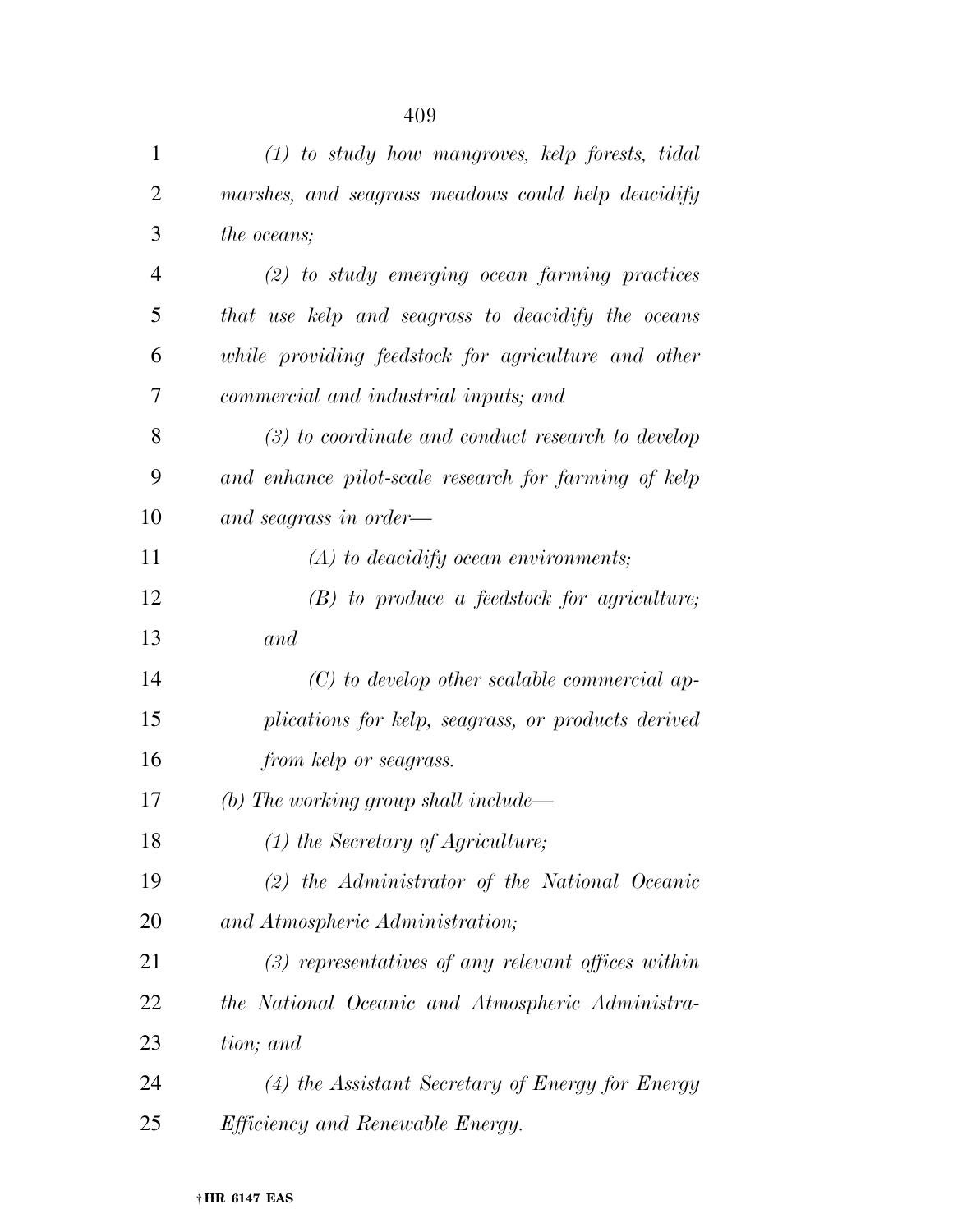*(1) to study how mangroves, kelp forests, tidal marshes, and seagrass meadows could help deacidify the oceans;*

*(2) to study emerging ocean farming practices that use kelp and seagrass to deacidify the oceans while providing feedstock for agriculture and other commercial and industrial inputs; and*

*(3) to coordinate and conduct research to develop and enhance pilot-scale research for farming of kelp and seagrass in order—*

*(A) to deacidify ocean environments;*

*(B) to produce a feedstock for agriculture; and*

*(C) to develop other scalable commercial applications for kelp, seagrass, or products derived from kelp or seagrass.*

*(b) The working group shall include—*

*(1) the Secretary of Agriculture;*

*(2) the Administrator of the National Oceanic and Atmospheric Administration;*

*(3) representatives of any relevant offices within the National Oceanic and Atmospheric Administration; and*

*(4) the Assistant Secretary of Energy for Energy Efficiency and Renewable Energy.*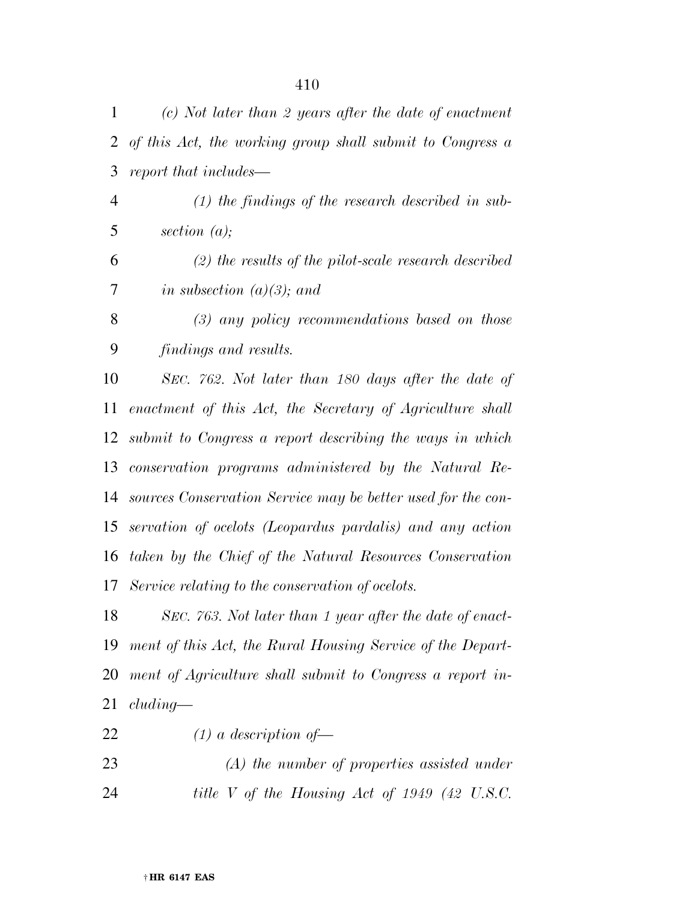*(c) Not later than 2 years after the date of enactment of this Act, the working group shall submit to Congress a report that includes—*

*(1) the findings of the research described in subsection (a);*

*(2) the results of the pilot-scale research described in subsection (a)(3); and*

*(3) any policy recommendations based on those findings and results.*

*SEC. 762. Not later than 180 days after the date of enactment of this Act, the Secretary of Agriculture shall submit to Congress a report describing the ways in which conservation programs administered by the Natural Resources Conservation Service may be better used for the conservation of ocelots (Leopardus pardalis) and any action taken by the Chief of the Natural Resources Conservation Service relating to the conservation of ocelots.*

*SEC. 763. Not later than 1 year after the date of enactment of this Act, the Rural Housing Service of the Department of Agriculture shall submit to Congress a report including—*

*(1) a description of—*

*(A) the number of properties assisted under title V of the Housing Act of 1949 (42 U.S.C.*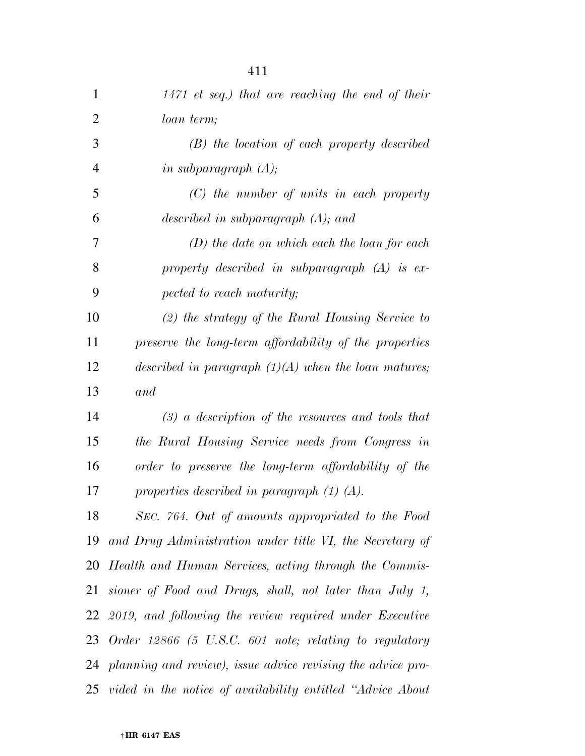*1471 et seq.) that are reaching the end of their loan term;*

*(B) the location of each property described in subparagraph (A);*

*(C) the number of units in each property described in subparagraph (A); and*

*(D) the date on which each the loan for each property described in subparagraph (A) is expected to reach maturity;*

*(2) the strategy of the Rural Housing Service to preserve the long-term affordability of the properties described in paragraph (1)(A) when the loan matures; and*

*(3) a description of the resources and tools that the Rural Housing Service needs from Congress in order to preserve the long-term affordability of the properties described in paragraph (1) (A).*

*SEC. 764. Out of amounts appropriated to the Food and Drug Administration under title VI, the Secretary of Health and Human Services, acting through the Commissioner of Food and Drugs, shall, not later than July 1, 2019, and following the review required under Executive Order 12866 (5 U.S.C. 601 note; relating to regulatory planning and review), issue advice revising the advice provided in the notice of availability entitled "Advice About*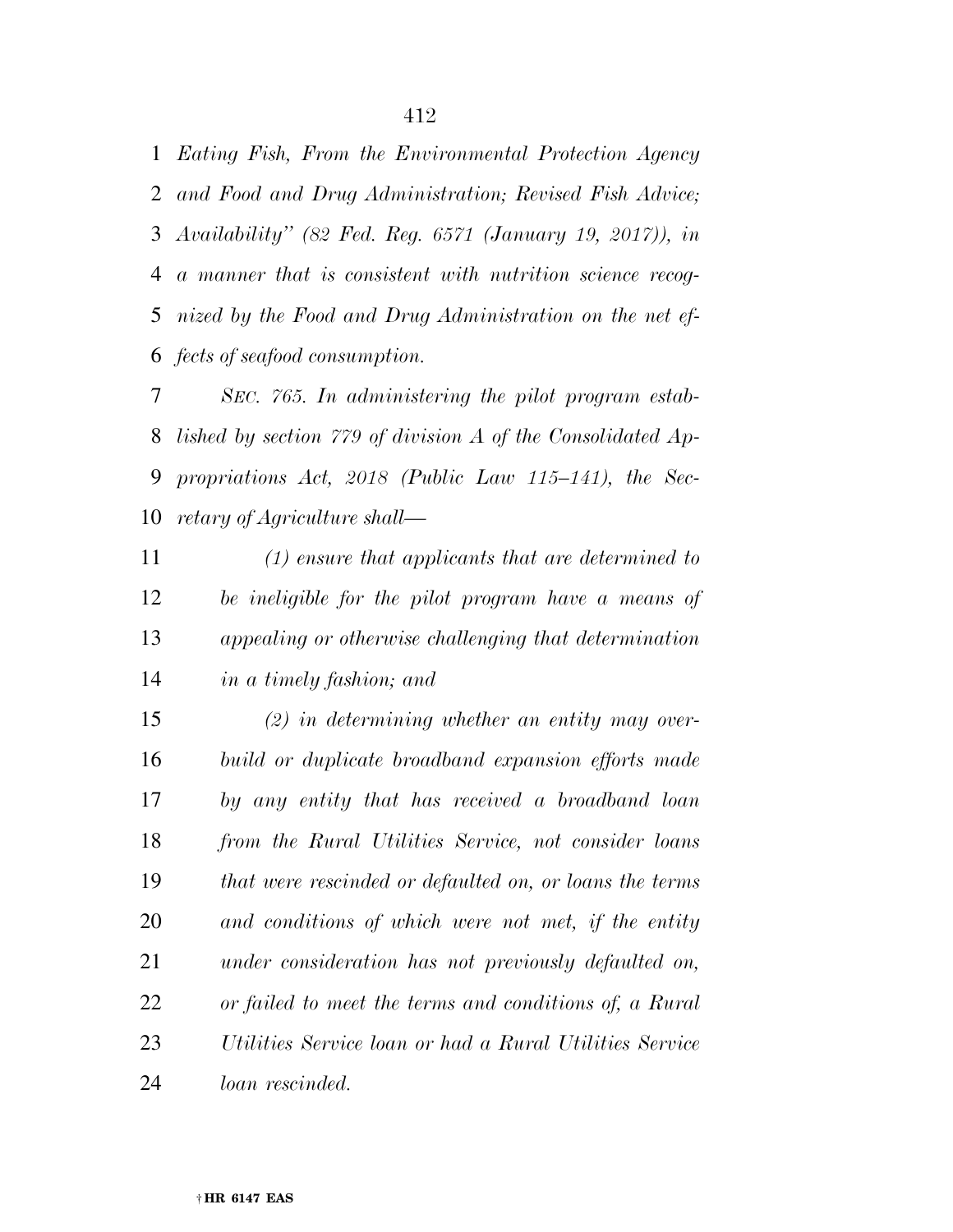*Eating Fish, From the Environmental Protection Agency and Food and Drug Administration; Revised Fish Advice; Availability" (82 Fed. Reg. 6571 (January 19, 2017)), in a manner that is consistent with nutrition science recognized by the Food and Drug Administration on the net effects of seafood consumption.*

*SEC. 765. In administering the pilot program established by section 779 of division A of the Consolidated Appropriations Act, 2018 (Public Law 115–141), the Secretary of Agriculture shall—*

*(1) ensure that applicants that are determined to be ineligible for the pilot program have a means of appealing or otherwise challenging that determination in a timely fashion; and*

*(2) in determining whether an entity may overbuild or duplicate broadband expansion efforts made by any entity that has received a broadband loan from the Rural Utilities Service, not consider loans that were rescinded or defaulted on, or loans the terms and conditions of which were not met, if the entity under consideration has not previously defaulted on, or failed to meet the terms and conditions of, a Rural Utilities Service loan or had a Rural Utilities Service loan rescinded.*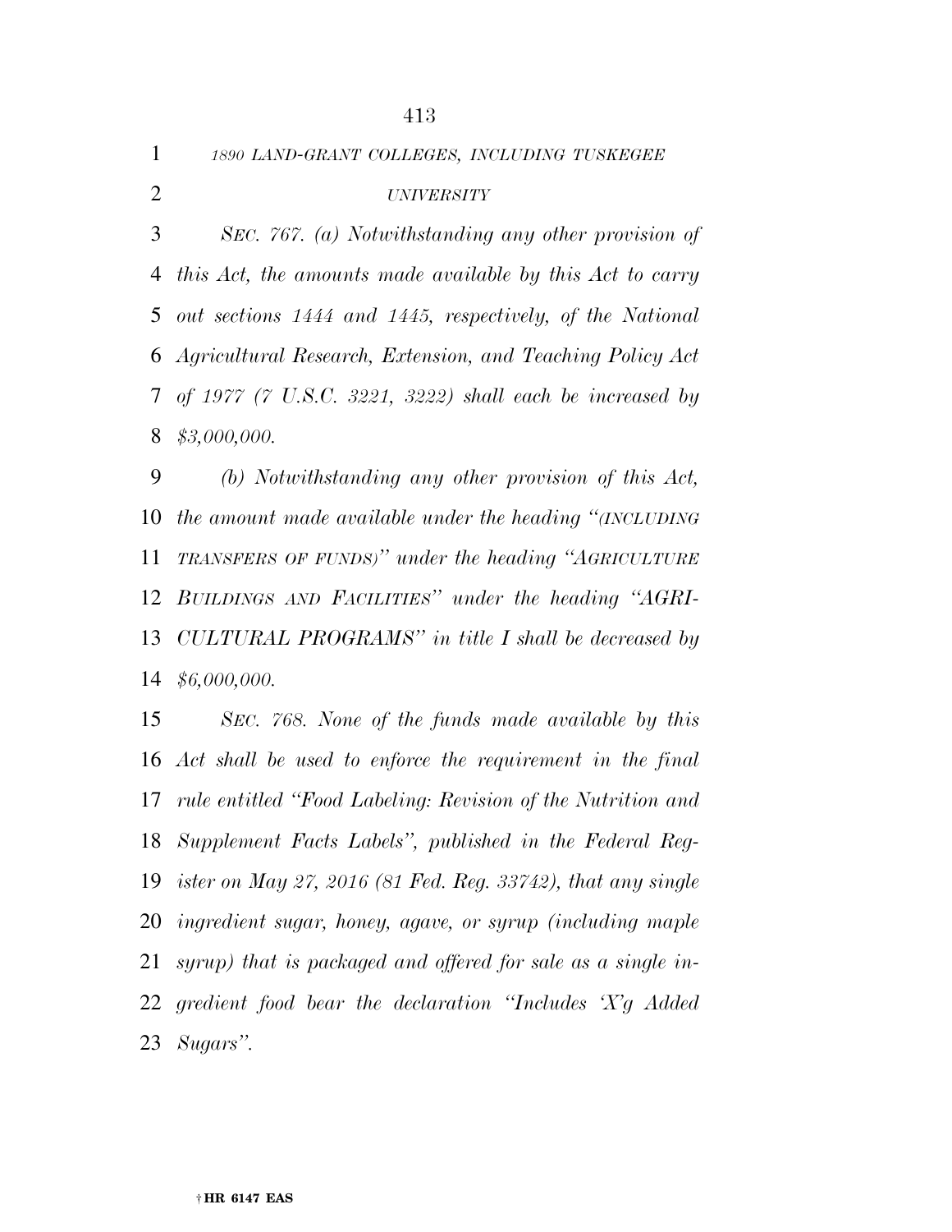*1890 LAND-GRANT COLLEGES, INCLUDING TUSKEGEE UNIVERSITY*

*SEC. 767. (a) Notwithstanding any other provision of this Act, the amounts made available by this Act to carry out sections 1444 and 1445, respectively, of the National Agricultural Research, Extension, and Teaching Policy Act of 1977 (7 U.S.C. 3221, 3222) shall each be increased by $3,000,000.*

*(b) Notwithstanding any other provision of this Act, the amount made available under the heading "(INCLUDING TRANSFERS OF FUNDS)" under the heading "AGRICULTURE BUILDINGS AND FACILITIES" under the heading "AGRICULTURAL PROGRAMS" in title I shall be decreased by $6,000,000.*

*SEC. 768. None of the funds made available by this Act shall be used to enforce the requirement in the final rule entitled "Food Labeling: Revision of the Nutrition and Supplement Facts Labels", published in the Federal Register on May 27, 2016 (81 Fed. Reg. 33742), that any single ingredient sugar, honey, agave, or syrup (including maple syrup) that is packaged and offered for sale as a single ingredient food bear the declaration "Includes 'X'g Added Sugars".*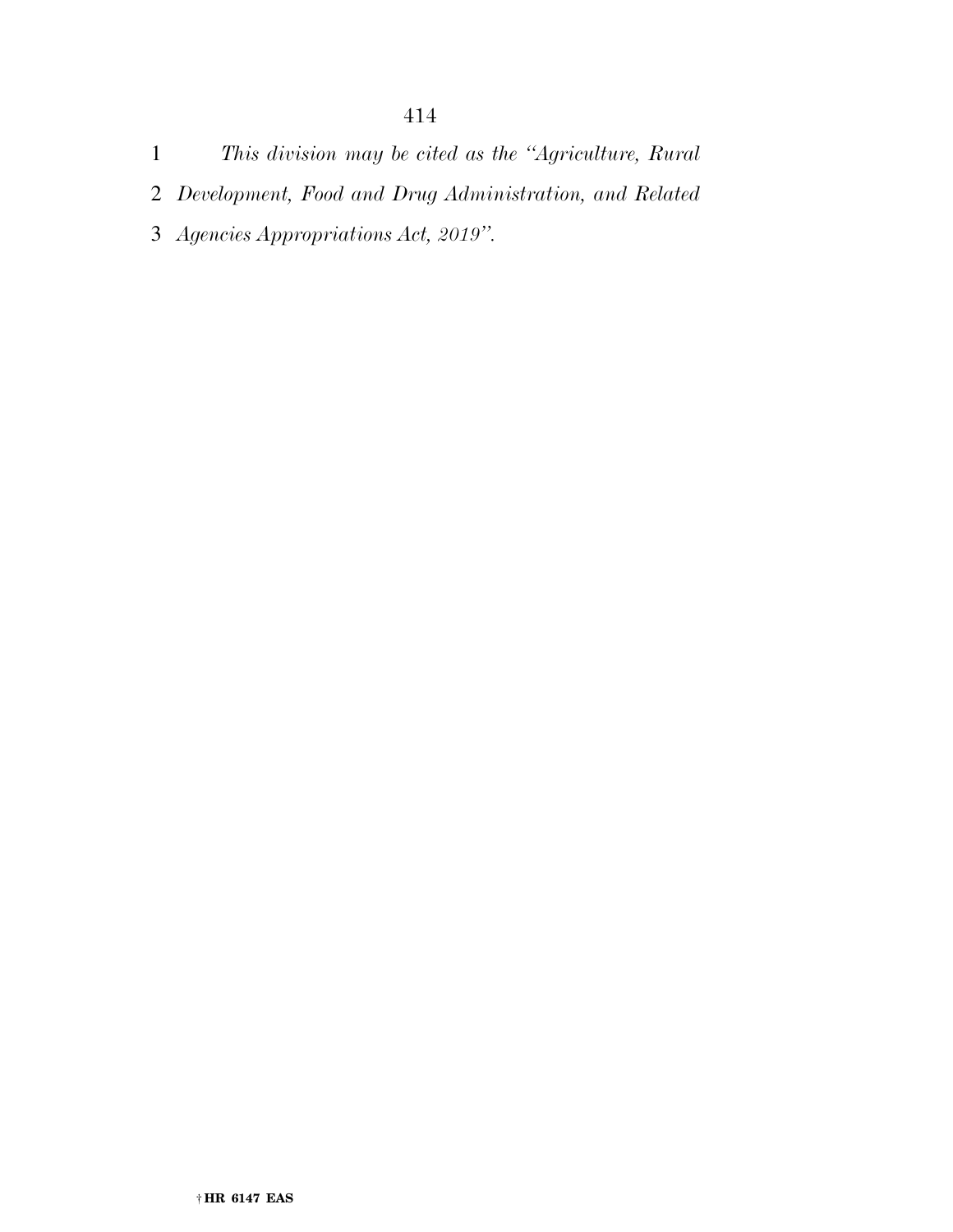*This division may be cited as the "Agriculture, Rural Development, Food and Drug Administration, and Related Agencies Appropriations Act, 2019".*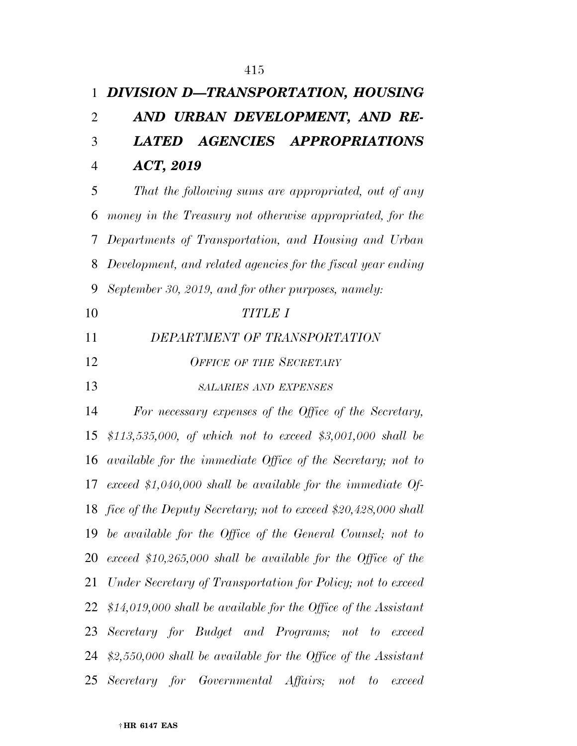# *DIVISION D—TRANSPORTATION, HOUSING AND URBAN DEVELOPMENT, AND RELATED AGENCIES APPROPRIATIONS ACT, 2019*

*That the following sums are appropriated, out of any money in the Treasury not otherwise appropriated, for the Departments of Transportation, and Housing and Urban Development, and related agencies for the fiscal year ending September 30, 2019, and for other purposes, namely:*

## *TITLE I*

## *DEPARTMENT OF TRANSPORTATION*

### *OFFICE OF THE SECRETARY*

#### *SALARIES AND EXPENSES*

*For necessary expenses of the Office of the Secretary, $113,535,000, of which not to exceed $3,001,000 shall be available for the immediate Office of the Secretary; not to exceed $1,040,000 shall be available for the immediate Office of the Deputy Secretary; not to exceed $20,428,000 shall be available for the Office of the General Counsel; not to exceed $10,265,000 shall be available for the Office of the Under Secretary of Transportation for Policy; not to exceed $14,019,000 shall be available for the Office of the Assistant Secretary for Budget and Programs; not to exceed $2,550,000 shall be available for the Office of the Assistant Secretary for Governmental Affairs; not to exceed*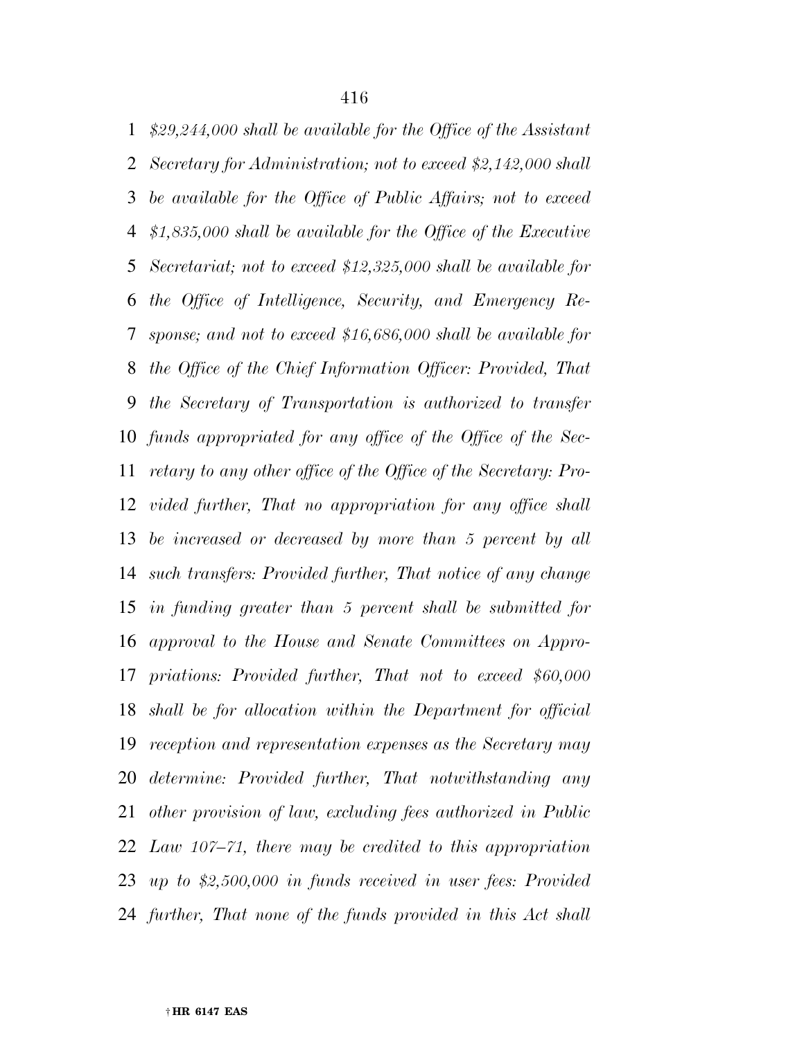*$29,244,000 shall be available for the Office of the Assistant Secretary for Administration; not to exceed $2,142,000 shall be available for the Office of Public Affairs; not to exceed $1,835,000 shall be available for the Office of the Executive Secretariat; not to exceed $12,325,000 shall be available for the Office of Intelligence, Security, and Emergency Response; and not to exceed $16,686,000 shall be available for the Office of the Chief Information Officer: Provided, That the Secretary of Transportation is authorized to transfer funds appropriated for any office of the Office of the Secretary to any other office of the Office of the Secretary: Provided further, That no appropriation for any office shall be increased or decreased by more than 5 percent by all such transfers: Provided further, That notice of any change in funding greater than 5 percent shall be submitted for approval to the House and Senate Committees on Appropriations: Provided further, That not to exceed $60,000 shall be for allocation within the Department for official reception and representation expenses as the Secretary may determine: Provided further, That notwithstanding any other provision of law, excluding fees authorized in Public Law 107–71, there may be credited to this appropriation up to $2,500,000 in funds received in user fees: Provided further, That none of the funds provided in this Act shall*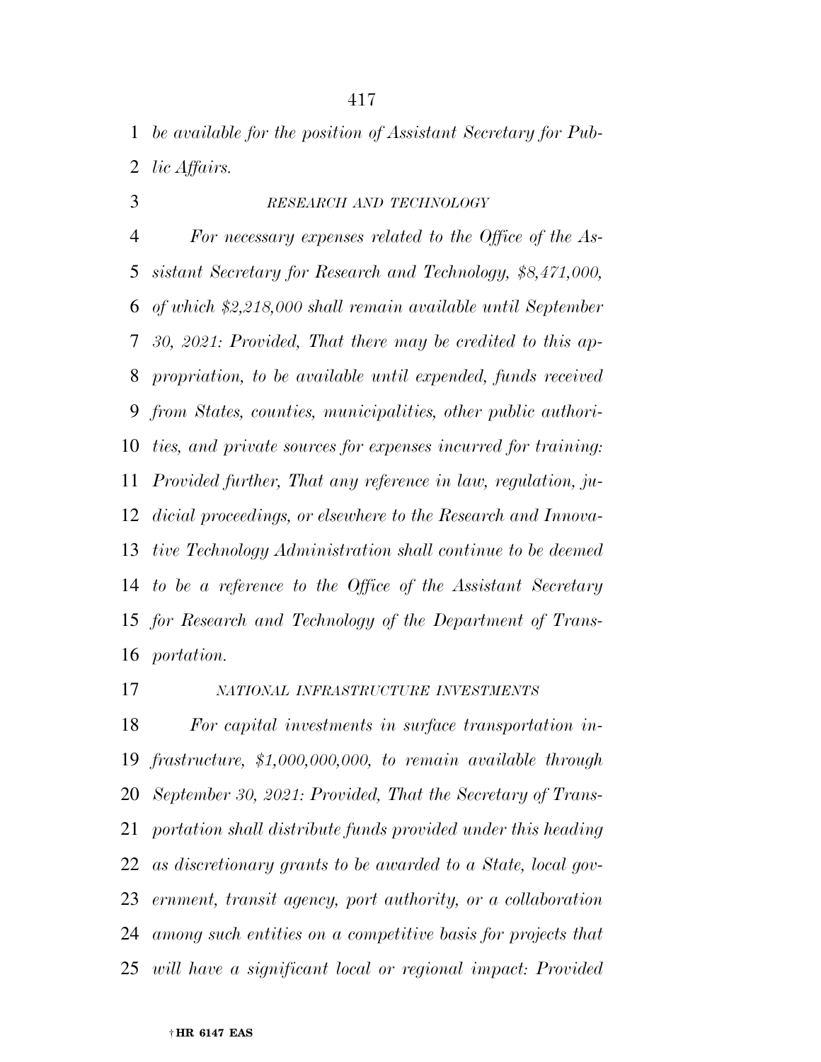*be available for the position of Assistant Secretary for Public Affairs.*

*RESEARCH AND TECHNOLOGY*

*For necessary expenses related to the Office of the Assistant Secretary for Research and Technology, $8,471,000, of which $2,218,000 shall remain available until September 30, 2021: Provided, That there may be credited to this appropriation, to be available until expended, funds received from States, counties, municipalities, other public authorities, and private sources for expenses incurred for training: Provided further, That any reference in law, regulation, judicial proceedings, or elsewhere to the Research and Innovative Technology Administration shall continue to be deemed to be a reference to the Office of the Assistant Secretary for Research and Technology of the Department of Transportation.*

*NATIONAL INFRASTRUCTURE INVESTMENTS*

*For capital investments in surface transportation infrastructure, $1,000,000,000, to remain available through September 30, 2021: Provided, That the Secretary of Transportation shall distribute funds provided under this heading as discretionary grants to be awarded to a State, local government, transit agency, port authority, or a collaboration among such entities on a competitive basis for projects that will have a significant local or regional impact: Provided*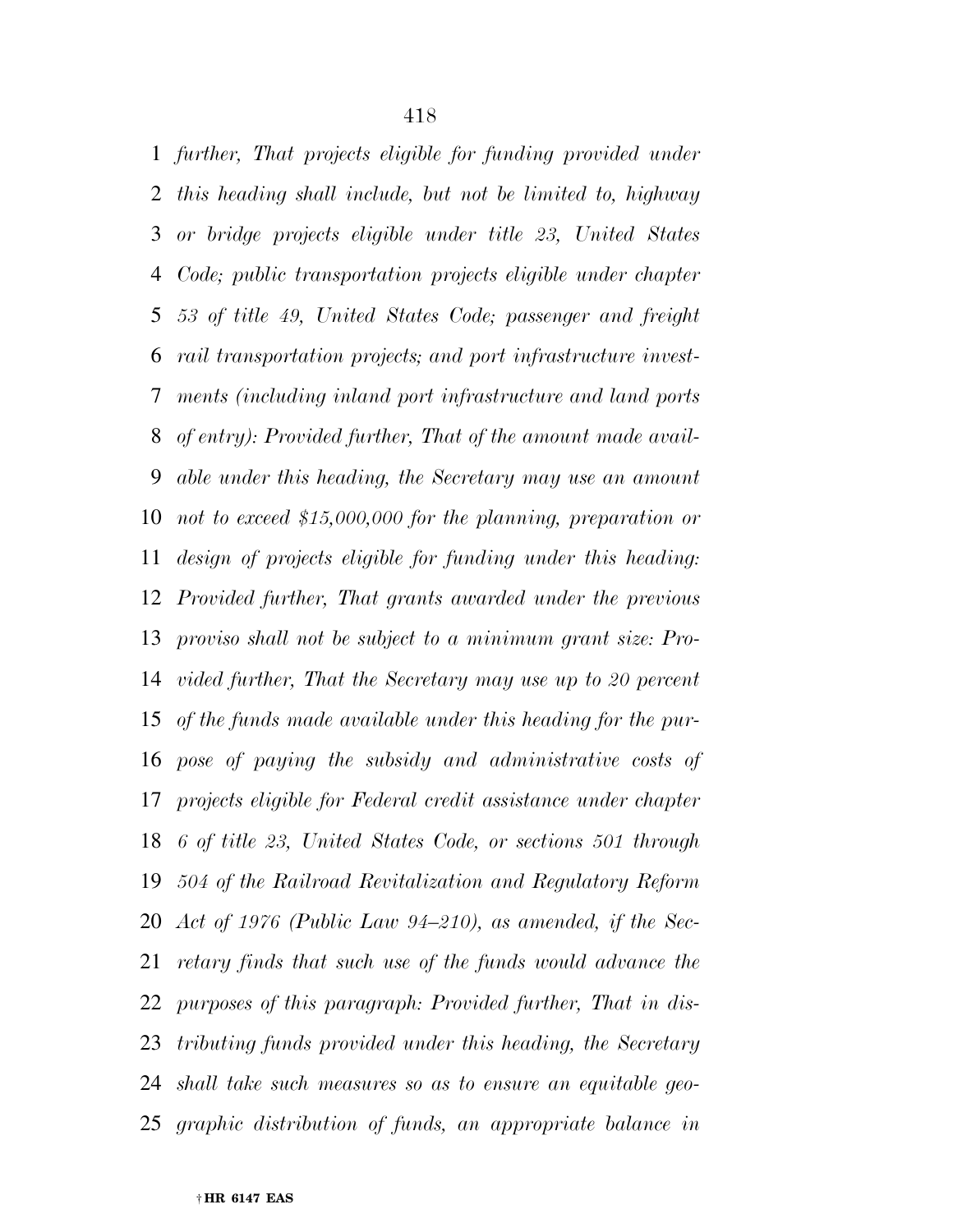*further, That projects eligible for funding provided under this heading shall include, but not be limited to, highway or bridge projects eligible under title 23, United States Code; public transportation projects eligible under chapter 53 of title 49, United States Code; passenger and freight rail transportation projects; and port infrastructure investments (including inland port infrastructure and land ports of entry): Provided further, That of the amount made available under this heading, the Secretary may use an amount not to exceed $15,000,000 for the planning, preparation or design of projects eligible for funding under this heading: Provided further, That grants awarded under the previous proviso shall not be subject to a minimum grant size: Provided further, That the Secretary may use up to 20 percent of the funds made available under this heading for the purpose of paying the subsidy and administrative costs of projects eligible for Federal credit assistance under chapter 6 of title 23, United States Code, or sections 501 through 504 of the Railroad Revitalization and Regulatory Reform Act of 1976 (Public Law 94–210), as amended, if the Secretary finds that such use of the funds would advance the purposes of this paragraph: Provided further, That in distributing funds provided under this heading, the Secretary shall take such measures so as to ensure an equitable geographic distribution of funds, an appropriate balance in*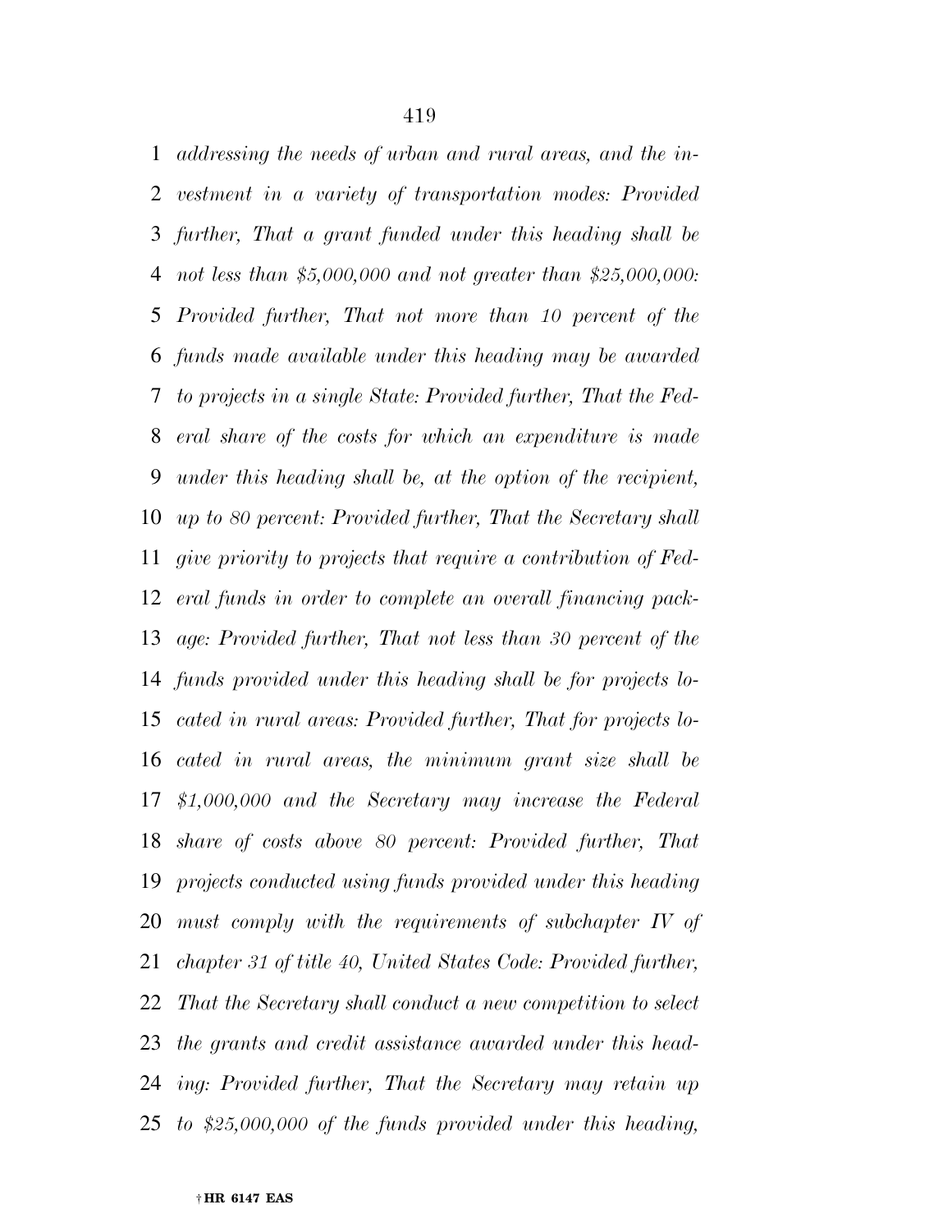*addressing the needs of urban and rural areas, and the investment in a variety of transportation modes: Provided further, That a grant funded under this heading shall be not less than $5,000,000 and not greater than $25,000,000: Provided further, That not more than 10 percent of the funds made available under this heading may be awarded to projects in a single State: Provided further, That the Federal share of the costs for which an expenditure is made under this heading shall be, at the option of the recipient, up to 80 percent: Provided further, That the Secretary shall give priority to projects that require a contribution of Federal funds in order to complete an overall financing package: Provided further, That not less than 30 percent of the funds provided under this heading shall be for projects located in rural areas: Provided further, That for projects located in rural areas, the minimum grant size shall be $1,000,000 and the Secretary may increase the Federal share of costs above 80 percent: Provided further, That projects conducted using funds provided under this heading must comply with the requirements of subchapter IV of chapter 31 of title 40, United States Code: Provided further, That the Secretary shall conduct a new competition to select the grants and credit assistance awarded under this heading: Provided further, That the Secretary may retain up to $25,000,000 of the funds provided under this heading,*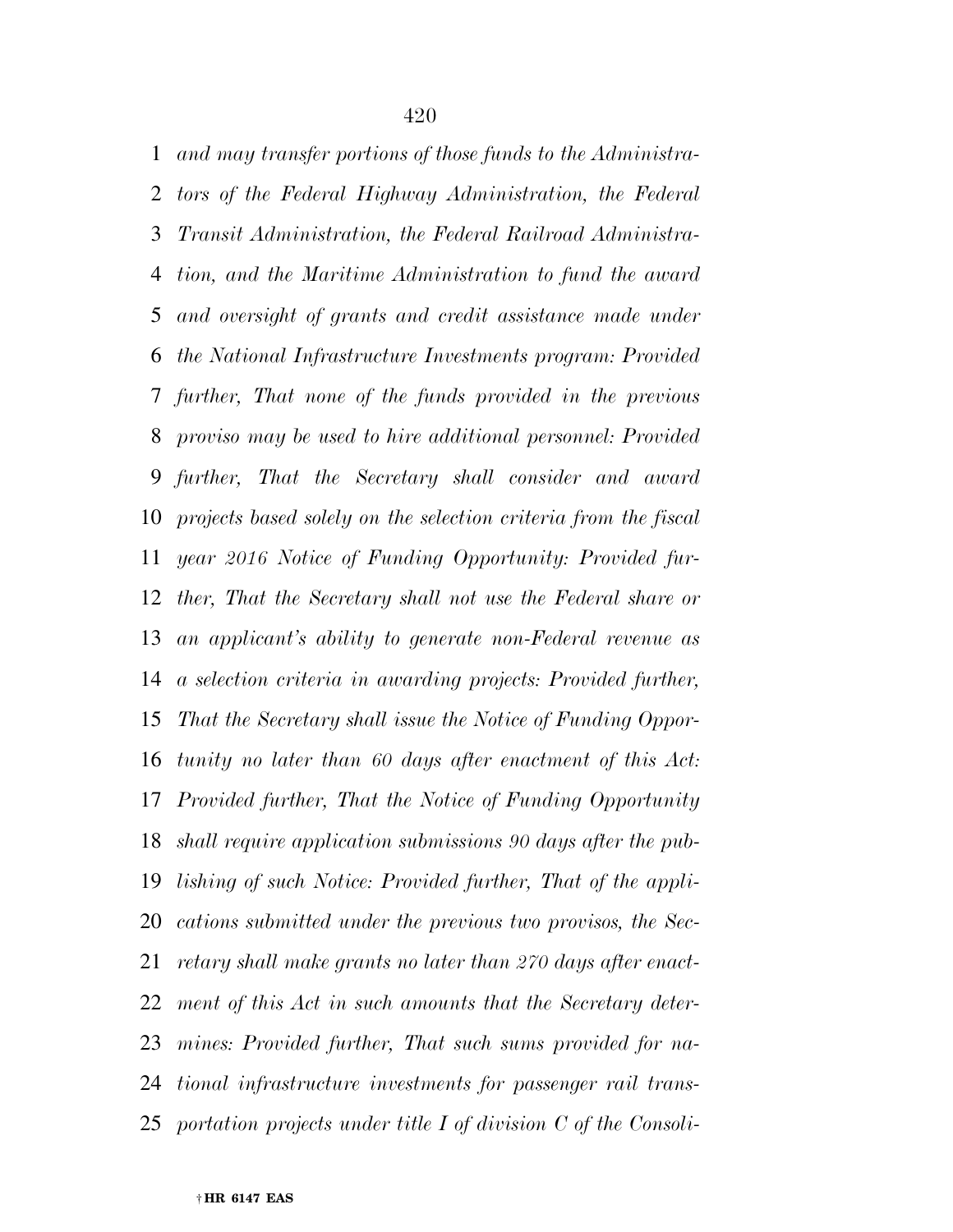*and may transfer portions of those funds to the Administrators of the Federal Highway Administration, the Federal Transit Administration, the Federal Railroad Administration, and the Maritime Administration to fund the award and oversight of grants and credit assistance made under the National Infrastructure Investments program: Provided further, That none of the funds provided in the previous proviso may be used to hire additional personnel: Provided further, That the Secretary shall consider and award projects based solely on the selection criteria from the fiscal year 2016 Notice of Funding Opportunity: Provided further, That the Secretary shall not use the Federal share or an applicant's ability to generate non-Federal revenue as a selection criteria in awarding projects: Provided further, That the Secretary shall issue the Notice of Funding Opportunity no later than 60 days after enactment of this Act: Provided further, That the Notice of Funding Opportunity shall require application submissions 90 days after the publishing of such Notice: Provided further, That of the applications submitted under the previous two provisos, the Secretary shall make grants no later than 270 days after enactment of this Act in such amounts that the Secretary determines: Provided further, That such sums provided for national infrastructure investments for passenger rail transportation projects under title I of division C of the Consoli-*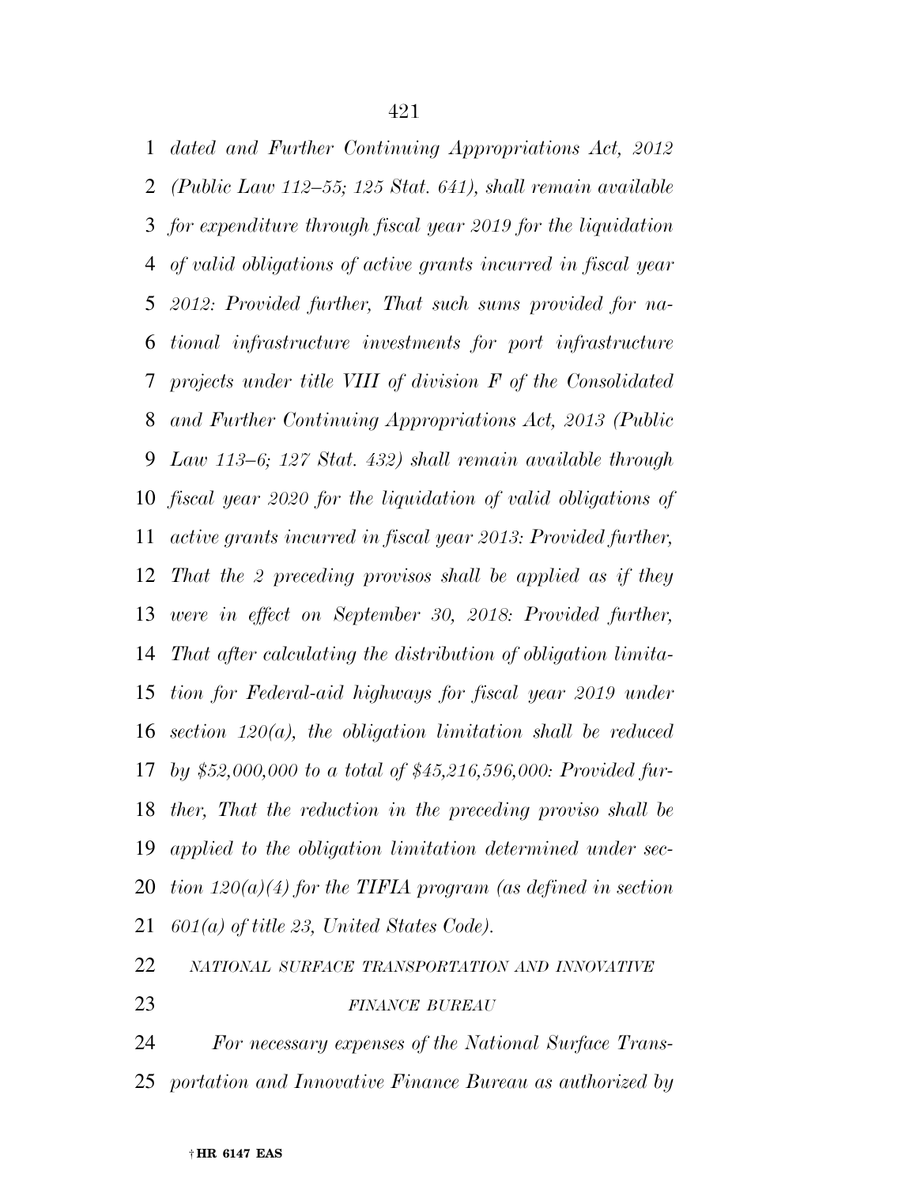*dated and Further Continuing Appropriations Act, 2012 (Public Law 112–55; 125 Stat. 641), shall remain available for expenditure through fiscal year 2019 for the liquidation of valid obligations of active grants incurred in fiscal year 2012: Provided further, That such sums provided for national infrastructure investments for port infrastructure projects under title VIII of division F of the Consolidated and Further Continuing Appropriations Act, 2013 (Public Law 113–6; 127 Stat. 432) shall remain available through fiscal year 2020 for the liquidation of valid obligations of active grants incurred in fiscal year 2013: Provided further, That the 2 preceding provisos shall be applied as if they were in effect on September 30, 2018: Provided further, That after calculating the distribution of obligation limitation for Federal-aid highways for fiscal year 2019 under section 120(a), the obligation limitation shall be reduced by $52,000,000 to a total of $45,216,596,000: Provided further, That the reduction in the preceding proviso shall be applied to the obligation limitation determined under section 120(a)(4) for the TIFIA program (as defined in section 601(a) of title 23, United States Code).*

*NATIONAL SURFACE TRANSPORTATION AND INNOVATIVE FINANCE BUREAU*

*For necessary expenses of the National Surface Transportation and Innovative Finance Bureau as authorized by*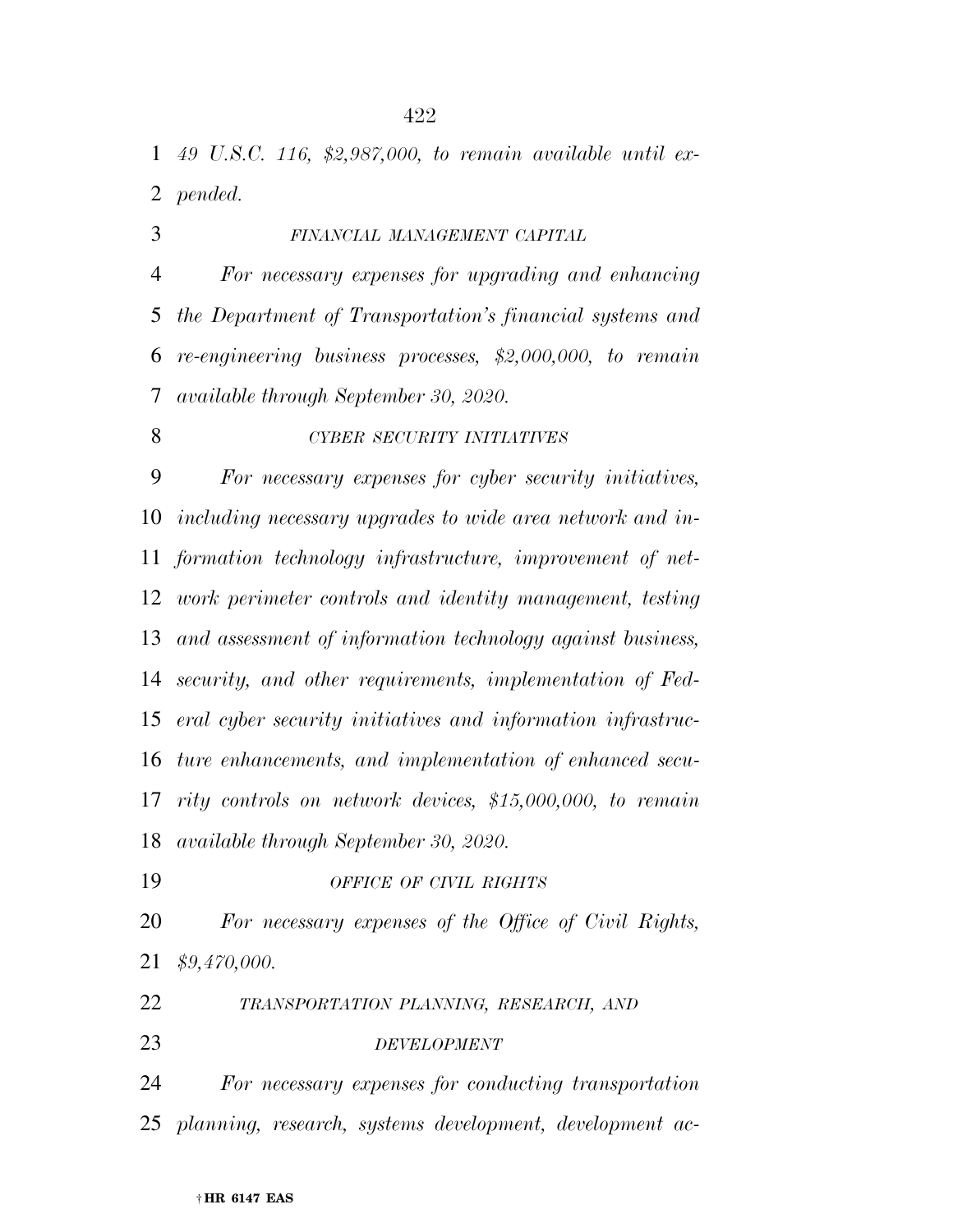*49 U.S.C. 116, $2,987,000, to remain available until expended.*

*FINANCIAL MANAGEMENT CAPITAL*

*For necessary expenses for upgrading and enhancing the Department of Transportation's financial systems and re-engineering business processes, $2,000,000, to remain available through September 30, 2020.*

*CYBER SECURITY INITIATIVES*

*For necessary expenses for cyber security initiatives, including necessary upgrades to wide area network and information technology infrastructure, improvement of network perimeter controls and identity management, testing and assessment of information technology against business, security, and other requirements, implementation of Federal cyber security initiatives and information infrastructure enhancements, and implementation of enhanced security controls on network devices, $15,000,000, to remain available through September 30, 2020.*

*OFFICE OF CIVIL RIGHTS*

*For necessary expenses of the Office of Civil Rights, $9,470,000.*

*TRANSPORTATION PLANNING, RESEARCH, AND DEVELOPMENT*

*For necessary expenses for conducting transportation planning, research, systems development, development ac-*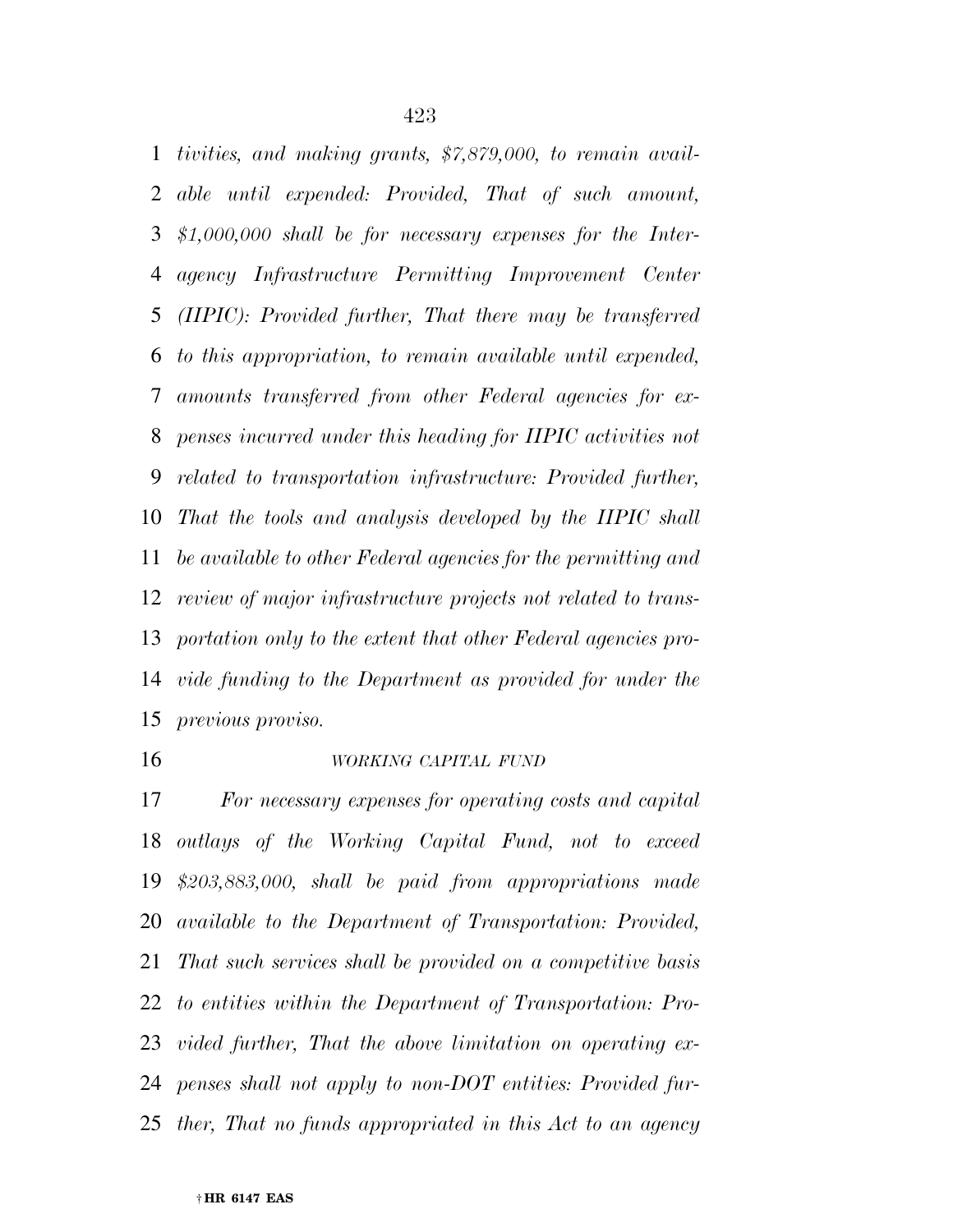*tivities, and making grants, $7,879,000, to remain available until expended: Provided, That of such amount, $1,000,000 shall be for necessary expenses for the Interagency Infrastructure Permitting Improvement Center (IIPIC): Provided further, That there may be transferred to this appropriation, to remain available until expended, amounts transferred from other Federal agencies for expenses incurred under this heading for IIPIC activities not related to transportation infrastructure: Provided further, That the tools and analysis developed by the IIPIC shall be available to other Federal agencies for the permitting and review of major infrastructure projects not related to transportation only to the extent that other Federal agencies provide funding to the Department as provided for under the previous proviso.*

*WORKING CAPITAL FUND*

*For necessary expenses for operating costs and capital outlays of the Working Capital Fund, not to exceed $203,883,000, shall be paid from appropriations made available to the Department of Transportation: Provided, That such services shall be provided on a competitive basis to entities within the Department of Transportation: Provided further, That the above limitation on operating expenses shall not apply to non-DOT entities: Provided further, That no funds appropriated in this Act to an agency*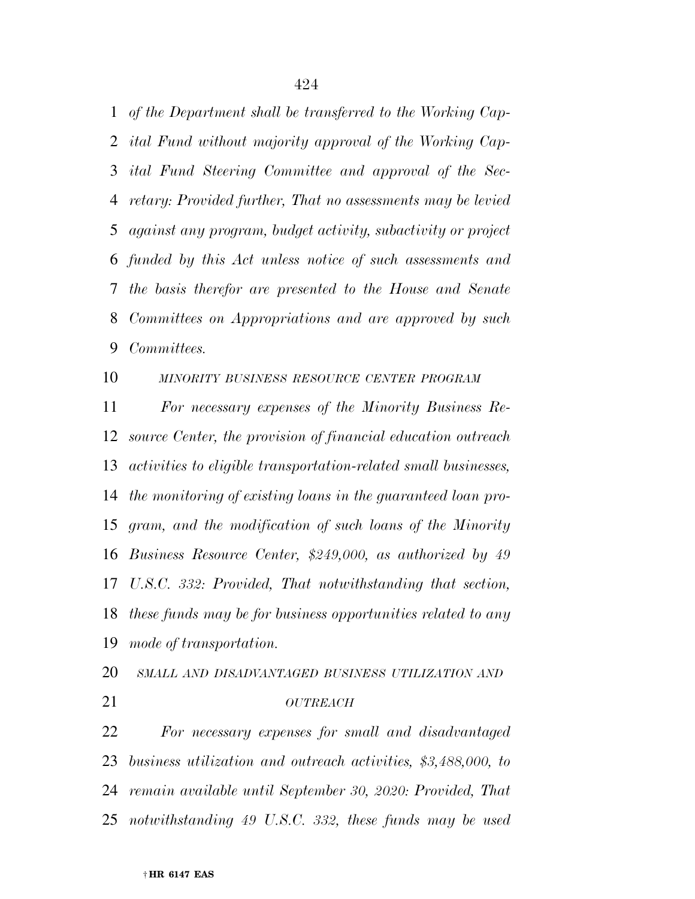*of the Department shall be transferred to the Working Capital Fund without majority approval of the Working Capital Fund Steering Committee and approval of the Secretary: Provided further, That no assessments may be levied against any program, budget activity, subactivity or project funded by this Act unless notice of such assessments and the basis therefor are presented to the House and Senate Committees on Appropriations and are approved by such Committees.*

*MINORITY BUSINESS RESOURCE CENTER PROGRAM*

*For necessary expenses of the Minority Business Resource Center, the provision of financial education outreach activities to eligible transportation-related small businesses, the monitoring of existing loans in the guaranteed loan program, and the modification of such loans of the Minority Business Resource Center, $249,000, as authorized by 49 U.S.C. 332: Provided, That notwithstanding that section, these funds may be for business opportunities related to any mode of transportation.*

*SMALL AND DISADVANTAGED BUSINESS UTILIZATION AND OUTREACH*

*For necessary expenses for small and disadvantaged business utilization and outreach activities, $3,488,000, to remain available until September 30, 2020: Provided, That notwithstanding 49 U.S.C. 332, these funds may be used*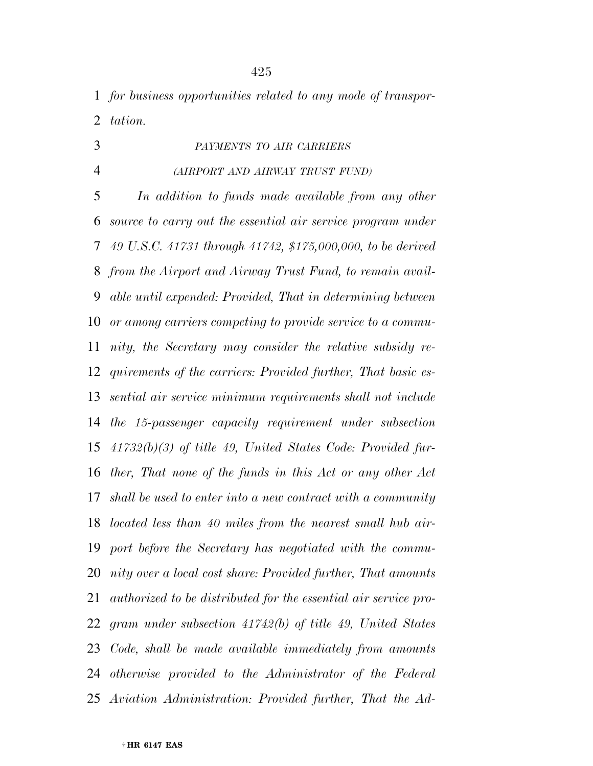*for business opportunities related to any mode of transportation.*

*PAYMENTS TO AIR CARRIERS*

*(AIRPORT AND AIRWAY TRUST FUND)*

*In addition to funds made available from any other source to carry out the essential air service program under 49 U.S.C. 41731 through 41742, $175,000,000, to be derived from the Airport and Airway Trust Fund, to remain available until expended: Provided, That in determining between or among carriers competing to provide service to a community, the Secretary may consider the relative subsidy requirements of the carriers: Provided further, That basic essential air service minimum requirements shall not include the 15-passenger capacity requirement under subsection 41732(b)(3) of title 49, United States Code: Provided further, That none of the funds in this Act or any other Act shall be used to enter into a new contract with a community located less than 40 miles from the nearest small hub airport before the Secretary has negotiated with the community over a local cost share: Provided further, That amounts authorized to be distributed for the essential air service program under subsection 41742(b) of title 49, United States Code, shall be made available immediately from amounts otherwise provided to the Administrator of the Federal Aviation Administration: Provided further, That the Ad-*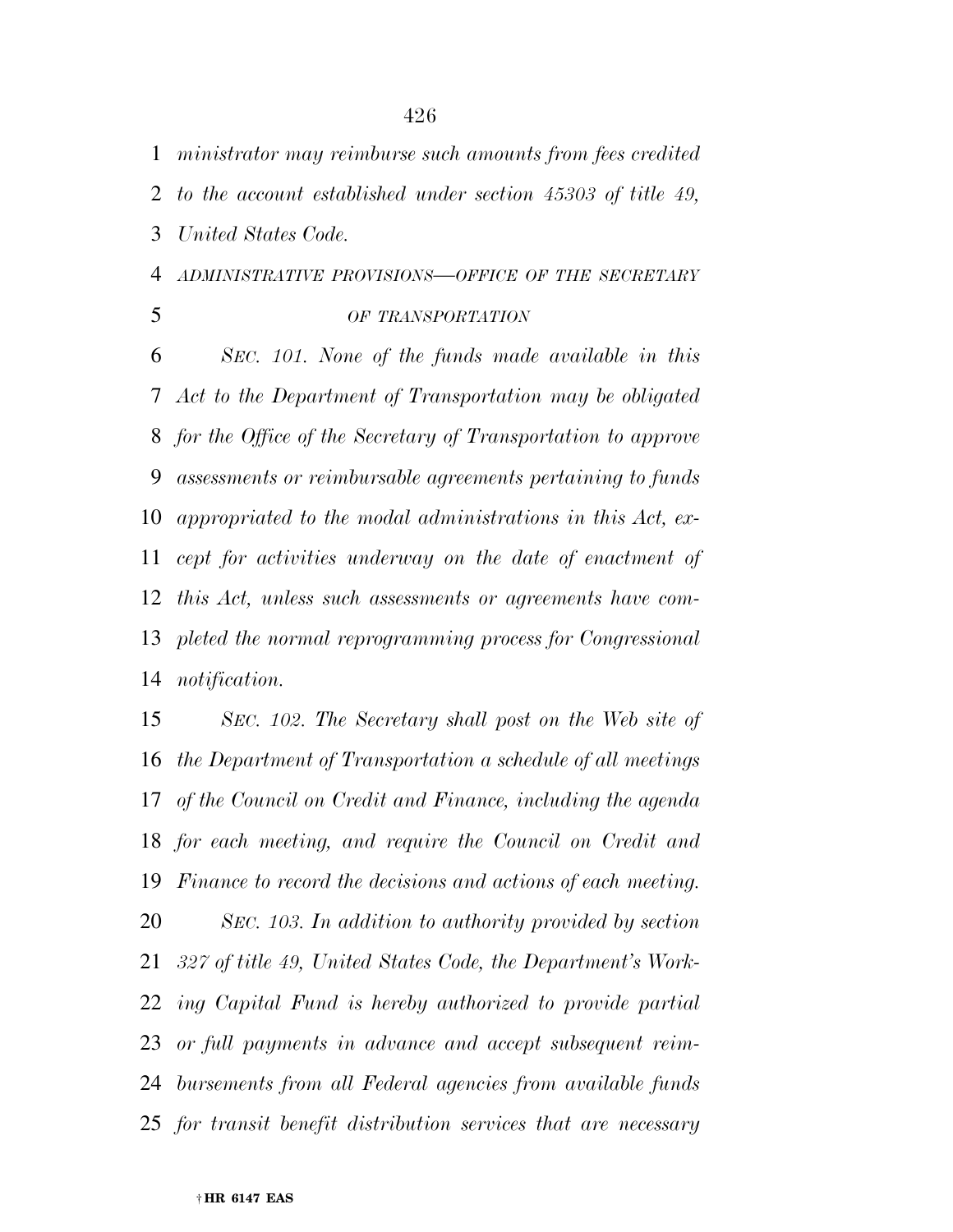*ministrator may reimburse such amounts from fees credited to the account established under section 45303 of title 49, United States Code.*

*ADMINISTRATIVE PROVISIONS—OFFICE OF THE SECRETARY OF TRANSPORTATION*

*SEC. 101. None of the funds made available in this Act to the Department of Transportation may be obligated for the Office of the Secretary of Transportation to approve assessments or reimbursable agreements pertaining to funds appropriated to the modal administrations in this Act, except for activities underway on the date of enactment of this Act, unless such assessments or agreements have completed the normal reprogramming process for Congressional notification.*

*SEC. 102. The Secretary shall post on the Web site of the Department of Transportation a schedule of all meetings of the Council on Credit and Finance, including the agenda for each meeting, and require the Council on Credit and Finance to record the decisions and actions of each meeting.*

*SEC. 103. In addition to authority provided by section 327 of title 49, United States Code, the Department's Working Capital Fund is hereby authorized to provide partial or full payments in advance and accept subsequent reimbursements from all Federal agencies from available funds for transit benefit distribution services that are necessary*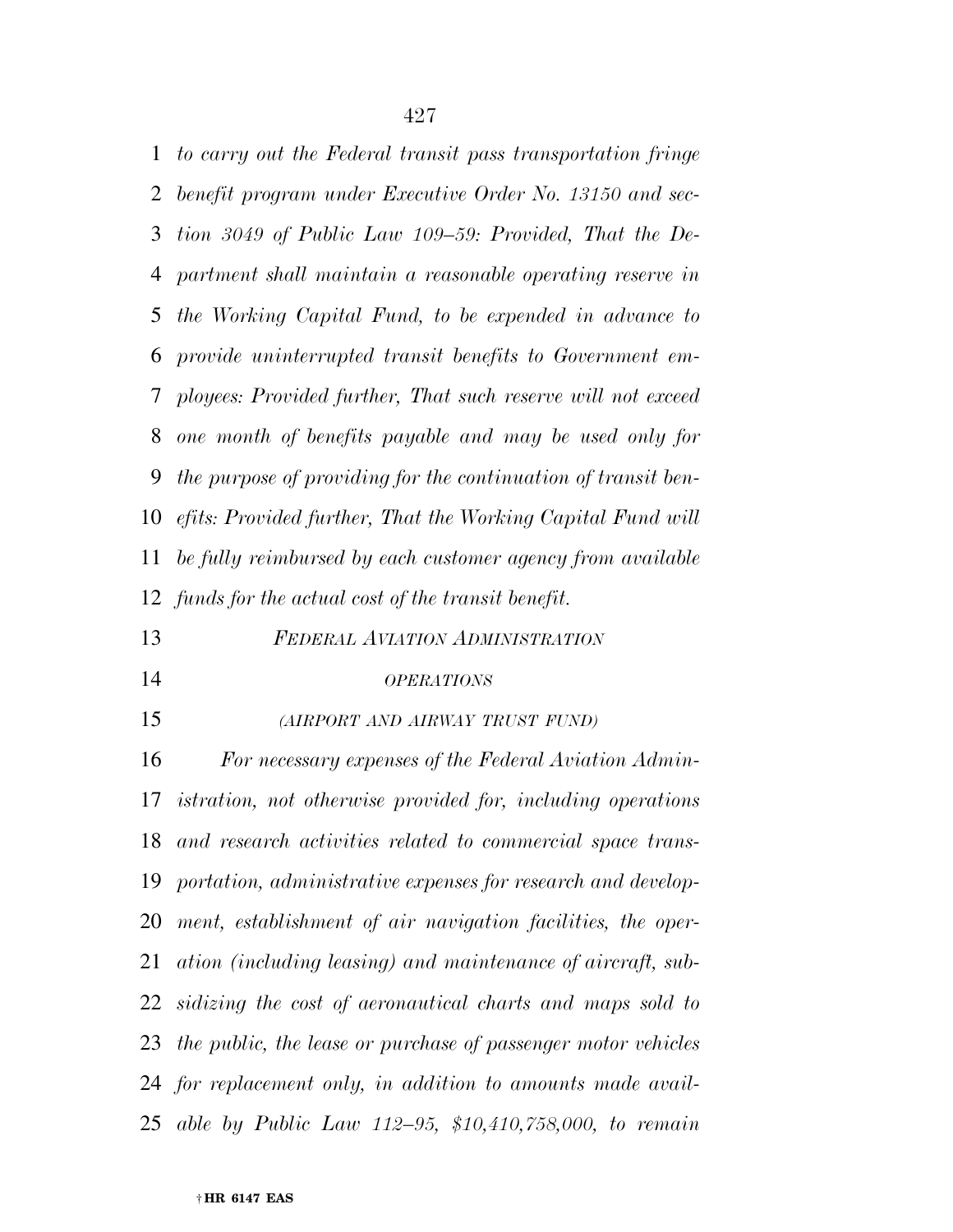*to carry out the Federal transit pass transportation fringe benefit program under Executive Order No. 13150 and section 3049 of Public Law 109–59: Provided, That the Department shall maintain a reasonable operating reserve in the Working Capital Fund, to be expended in advance to provide uninterrupted transit benefits to Government employees: Provided further, That such reserve will not exceed one month of benefits payable and may be used only for the purpose of providing for the continuation of transit benefits: Provided further, That the Working Capital Fund will be fully reimbursed by each customer agency from available funds for the actual cost of the transit benefit.*

*FEDERAL AVIATION ADMINISTRATION*

*OPERATIONS*

*(AIRPORT AND AIRWAY TRUST FUND)*

*For necessary expenses of the Federal Aviation Administration, not otherwise provided for, including operations and research activities related to commercial space transportation, administrative expenses for research and development, establishment of air navigation facilities, the operation (including leasing) and maintenance of aircraft, subsidizing the cost of aeronautical charts and maps sold to the public, the lease or purchase of passenger motor vehicles for replacement only, in addition to amounts made available by Public Law 112–95, $10,410,758,000, to remain*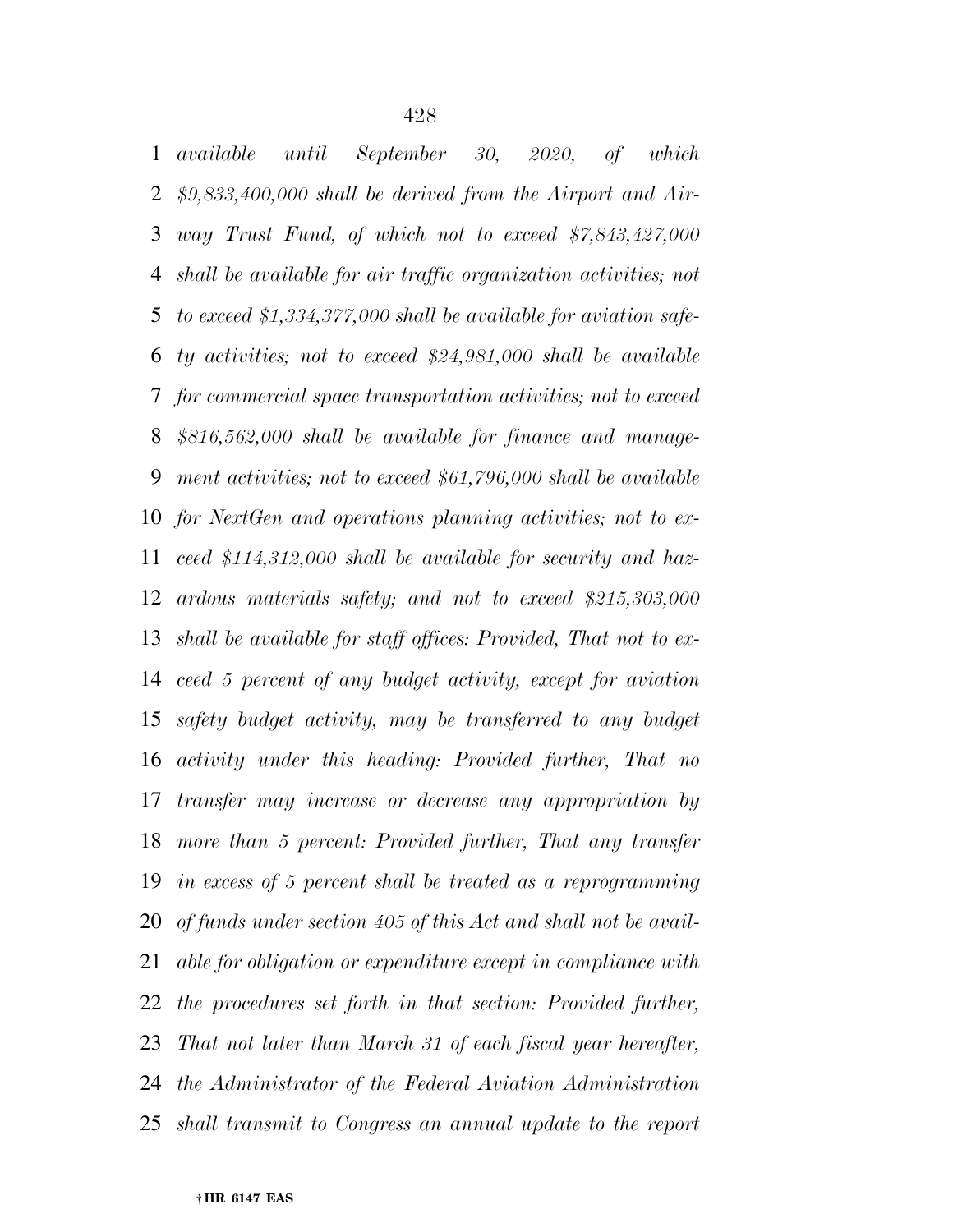*available until September 30, 2020, of which $9,833,400,000 shall be derived from the Airport and Airway Trust Fund, of which not to exceed $7,843,427,000 shall be available for air traffic organization activities; not to exceed $1,334,377,000 shall be available for aviation safety activities; not to exceed $24,981,000 shall be available for commercial space transportation activities; not to exceed $816,562,000 shall be available for finance and management activities; not to exceed $61,796,000 shall be available for NextGen and operations planning activities; not to exceed $114,312,000 shall be available for security and hazardous materials safety; and not to exceed $215,303,000 shall be available for staff offices: Provided, That not to exceed 5 percent of any budget activity, except for aviation safety budget activity, may be transferred to any budget activity under this heading: Provided further, That no transfer may increase or decrease any appropriation by more than 5 percent: Provided further, That any transfer in excess of 5 percent shall be treated as a reprogramming of funds under section 405 of this Act and shall not be available for obligation or expenditure except in compliance with the procedures set forth in that section: Provided further, That not later than March 31 of each fiscal year hereafter, the Administrator of the Federal Aviation Administration shall transmit to Congress an annual update to the report*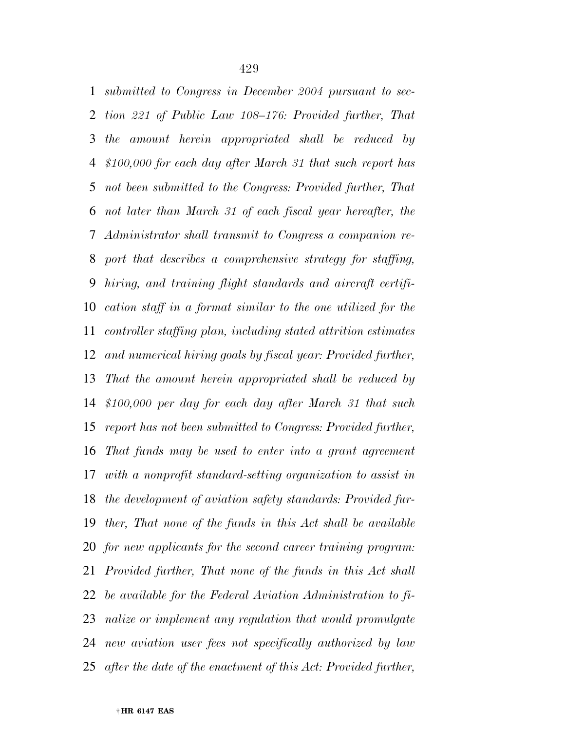*submitted to Congress in December 2004 pursuant to section 221 of Public Law 108–176: Provided further, That the amount herein appropriated shall be reduced by $100,000 for each day after March 31 that such report has not been submitted to the Congress: Provided further, That not later than March 31 of each fiscal year hereafter, the Administrator shall transmit to Congress a companion report that describes a comprehensive strategy for staffing, hiring, and training flight standards and aircraft certification staff in a format similar to the one utilized for the controller staffing plan, including stated attrition estimates and numerical hiring goals by fiscal year: Provided further, That the amount herein appropriated shall be reduced by $100,000 per day for each day after March 31 that such report has not been submitted to Congress: Provided further, That funds may be used to enter into a grant agreement with a nonprofit standard-setting organization to assist in the development of aviation safety standards: Provided further, That none of the funds in this Act shall be available for new applicants for the second career training program: Provided further, That none of the funds in this Act shall be available for the Federal Aviation Administration to finalize or implement any regulation that would promulgate new aviation user fees not specifically authorized by law after the date of the enactment of this Act: Provided further,*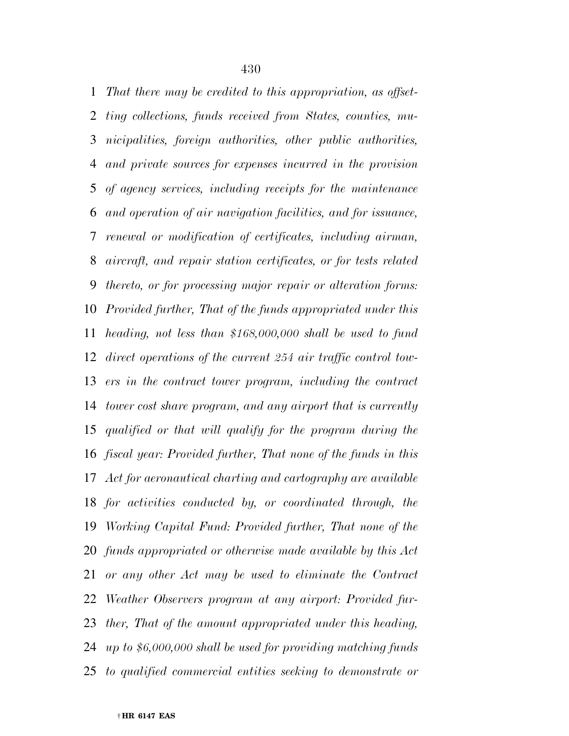*That there may be credited to this appropriation, as offsetting collections, funds received from States, counties, municipalities, foreign authorities, other public authorities, and private sources for expenses incurred in the provision of agency services, including receipts for the maintenance and operation of air navigation facilities, and for issuance, renewal or modification of certificates, including airman, aircraft, and repair station certificates, or for tests related thereto, or for processing major repair or alteration forms: Provided further, That of the funds appropriated under this heading, not less than $168,000,000 shall be used to fund direct operations of the current 254 air traffic control towers in the contract tower program, including the contract tower cost share program, and any airport that is currently qualified or that will qualify for the program during the fiscal year: Provided further, That none of the funds in this Act for aeronautical charting and cartography are available for activities conducted by, or coordinated through, the Working Capital Fund: Provided further, That none of the funds appropriated or otherwise made available by this Act or any other Act may be used to eliminate the Contract Weather Observers program at any airport: Provided further, That of the amount appropriated under this heading, up to $6,000,000 shall be used for providing matching funds to qualified commercial entities seeking to demonstrate or*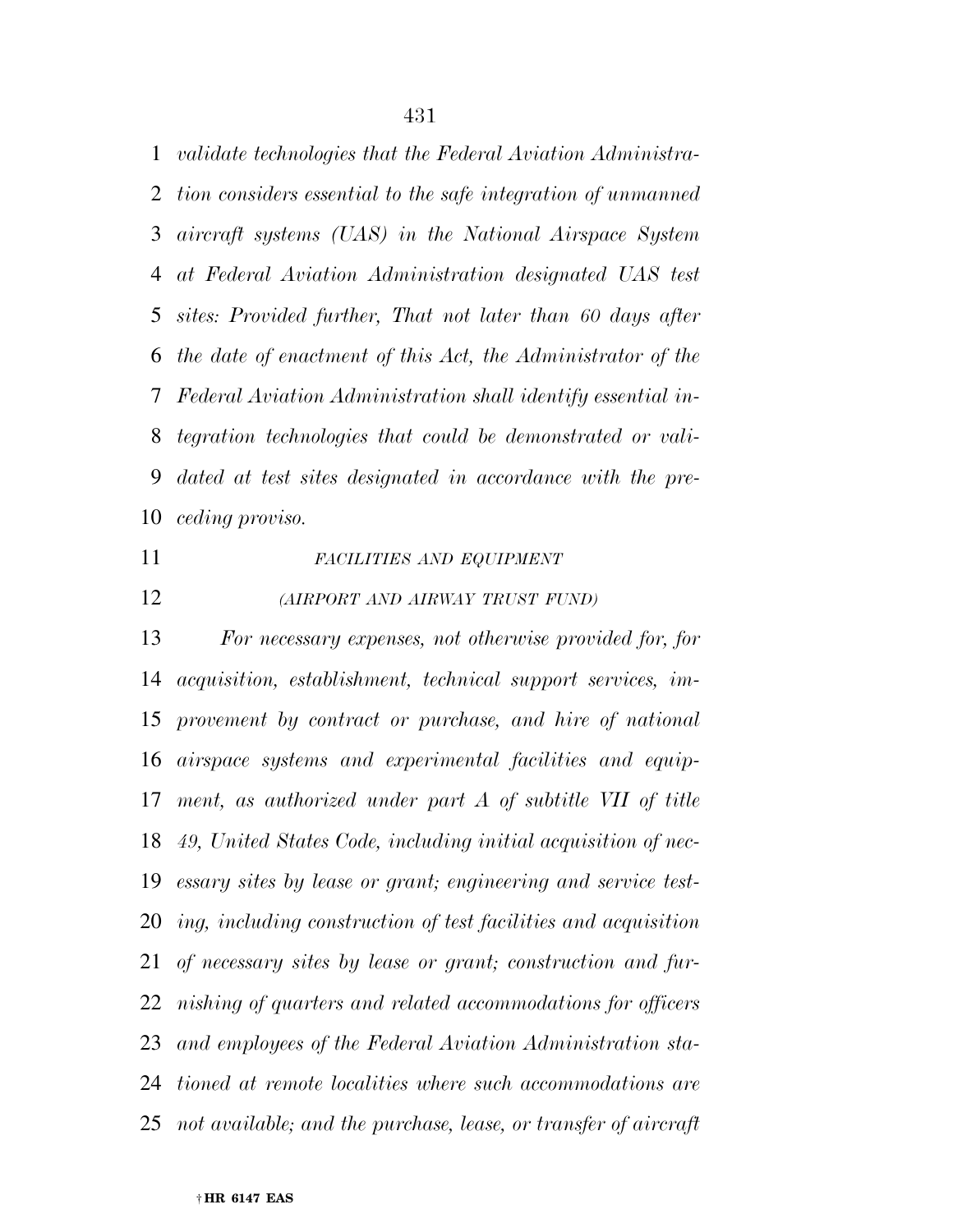*validate technologies that the Federal Aviation Administration considers essential to the safe integration of unmanned aircraft systems (UAS) in the National Airspace System at Federal Aviation Administration designated UAS test sites: Provided further, That not later than 60 days after the date of enactment of this Act, the Administrator of the Federal Aviation Administration shall identify essential integration technologies that could be demonstrated or validated at test sites designated in accordance with the preceding proviso.*

*FACILITIES AND EQUIPMENT*

*(AIRPORT AND AIRWAY TRUST FUND)*

*For necessary expenses, not otherwise provided for, for acquisition, establishment, technical support services, improvement by contract or purchase, and hire of national airspace systems and experimental facilities and equipment, as authorized under part A of subtitle VII of title 49, United States Code, including initial acquisition of necessary sites by lease or grant; engineering and service testing, including construction of test facilities and acquisition of necessary sites by lease or grant; construction and furnishing of quarters and related accommodations for officers and employees of the Federal Aviation Administration stationed at remote localities where such accommodations are not available; and the purchase, lease, or transfer of aircraft*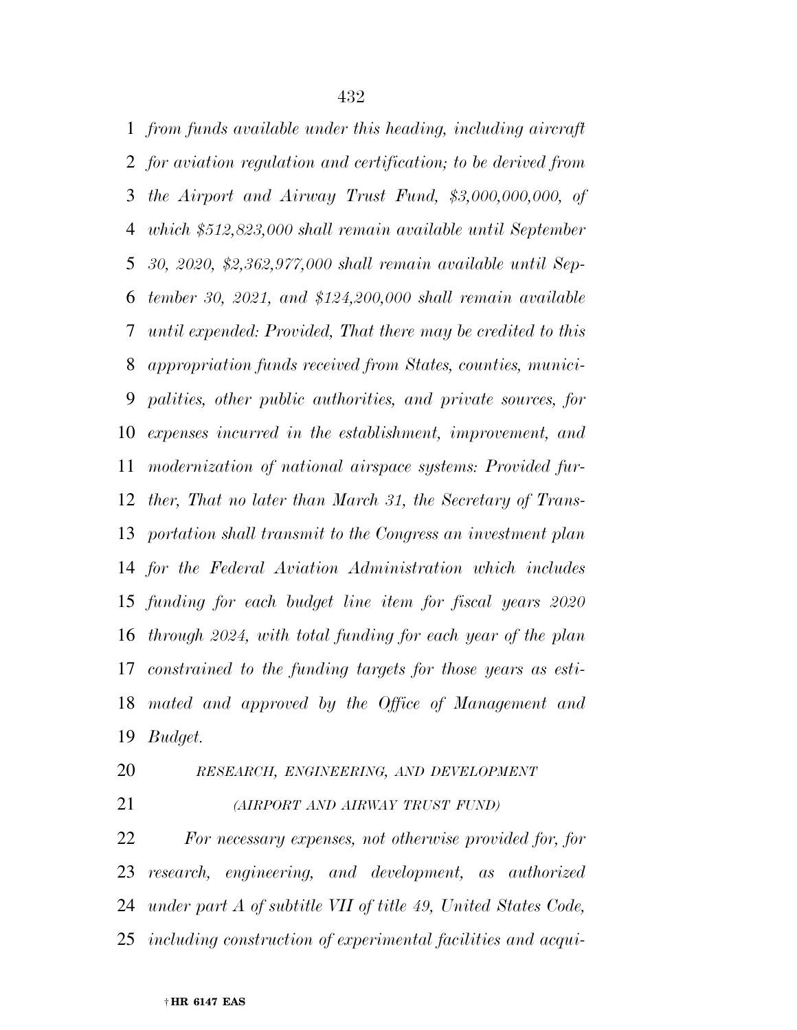*from funds available under this heading, including aircraft for aviation regulation and certification; to be derived from the Airport and Airway Trust Fund, $3,000,000,000, of which $512,823,000 shall remain available until September 30, 2020, $2,362,977,000 shall remain available until September 30, 2021, and $124,200,000 shall remain available until expended: Provided, That there may be credited to this appropriation funds received from States, counties, municipalities, other public authorities, and private sources, for expenses incurred in the establishment, improvement, and modernization of national airspace systems: Provided further, That no later than March 31, the Secretary of Transportation shall transmit to the Congress an investment plan for the Federal Aviation Administration which includes funding for each budget line item for fiscal years 2020 through 2024, with total funding for each year of the plan constrained to the funding targets for those years as estimated and approved by the Office of Management and Budget.*

*RESEARCH, ENGINEERING, AND DEVELOPMENT*

*(AIRPORT AND AIRWAY TRUST FUND)*

*For necessary expenses, not otherwise provided for, for research, engineering, and development, as authorized under part A of subtitle VII of title 49, United States Code, including construction of experimental facilities and acqui-*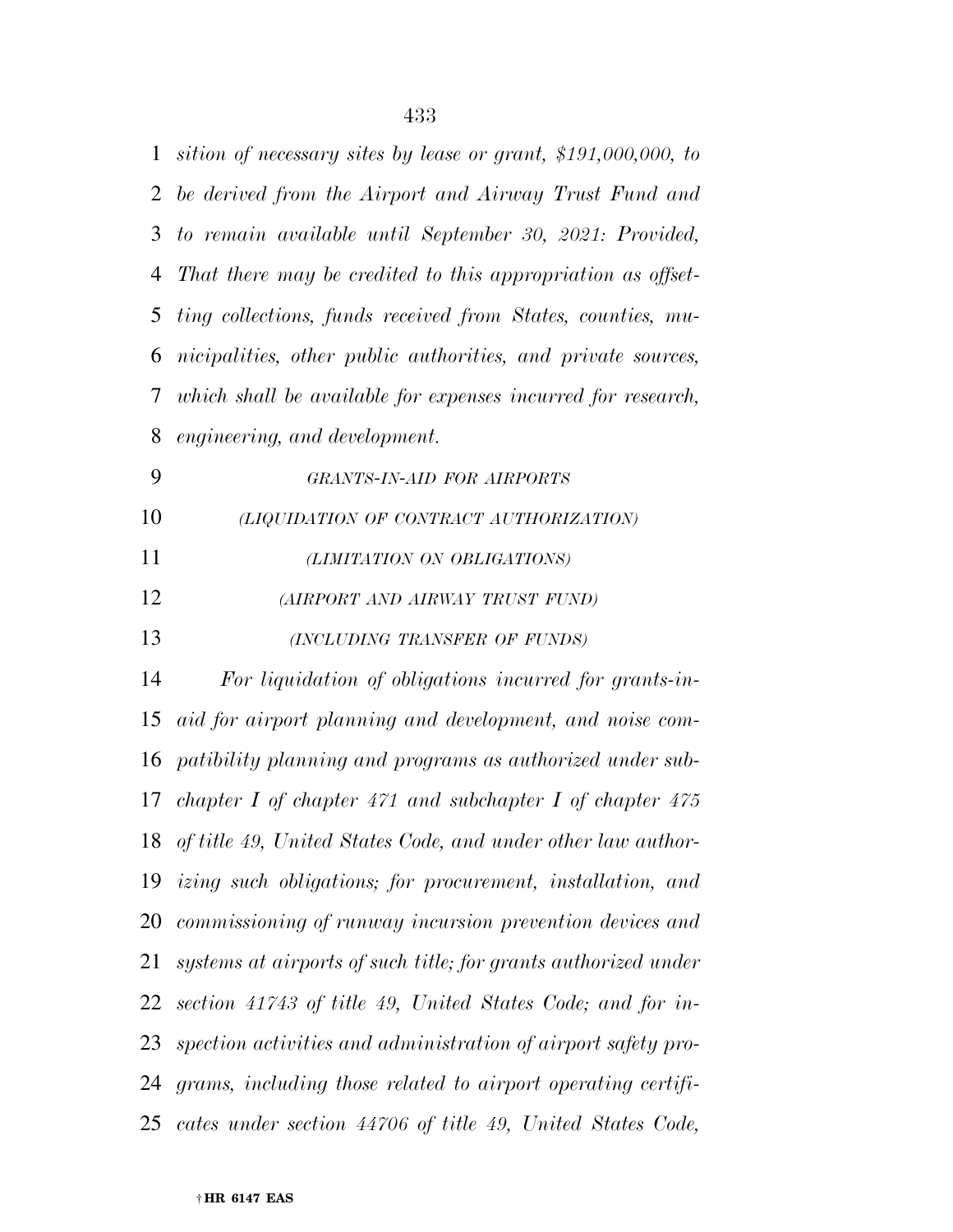*sition of necessary sites by lease or grant, $191,000,000, to be derived from the Airport and Airway Trust Fund and to remain available until September 30, 2021: Provided, That there may be credited to this appropriation as offsetting collections, funds received from States, counties, municipalities, other public authorities, and private sources, which shall be available for expenses incurred for research, engineering, and development.*

*GRANTS-IN-AID FOR AIRPORTS*

*(LIQUIDATION OF CONTRACT AUTHORIZATION)*

*(LIMITATION ON OBLIGATIONS)*

*(AIRPORT AND AIRWAY TRUST FUND)*

*(INCLUDING TRANSFER OF FUNDS)*

*For liquidation of obligations incurred for grants-in-aid for airport planning and development, and noise compatibility planning and programs as authorized under subchapter I of chapter 471 and subchapter I of chapter 475 of title 49, United States Code, and under other law authorizing such obligations; for procurement, installation, and commissioning of runway incursion prevention devices and systems at airports of such title; for grants authorized under section 41743 of title 49, United States Code; and for inspection activities and administration of airport safety programs, including those related to airport operating certificates under section 44706 of title 49, United States Code,*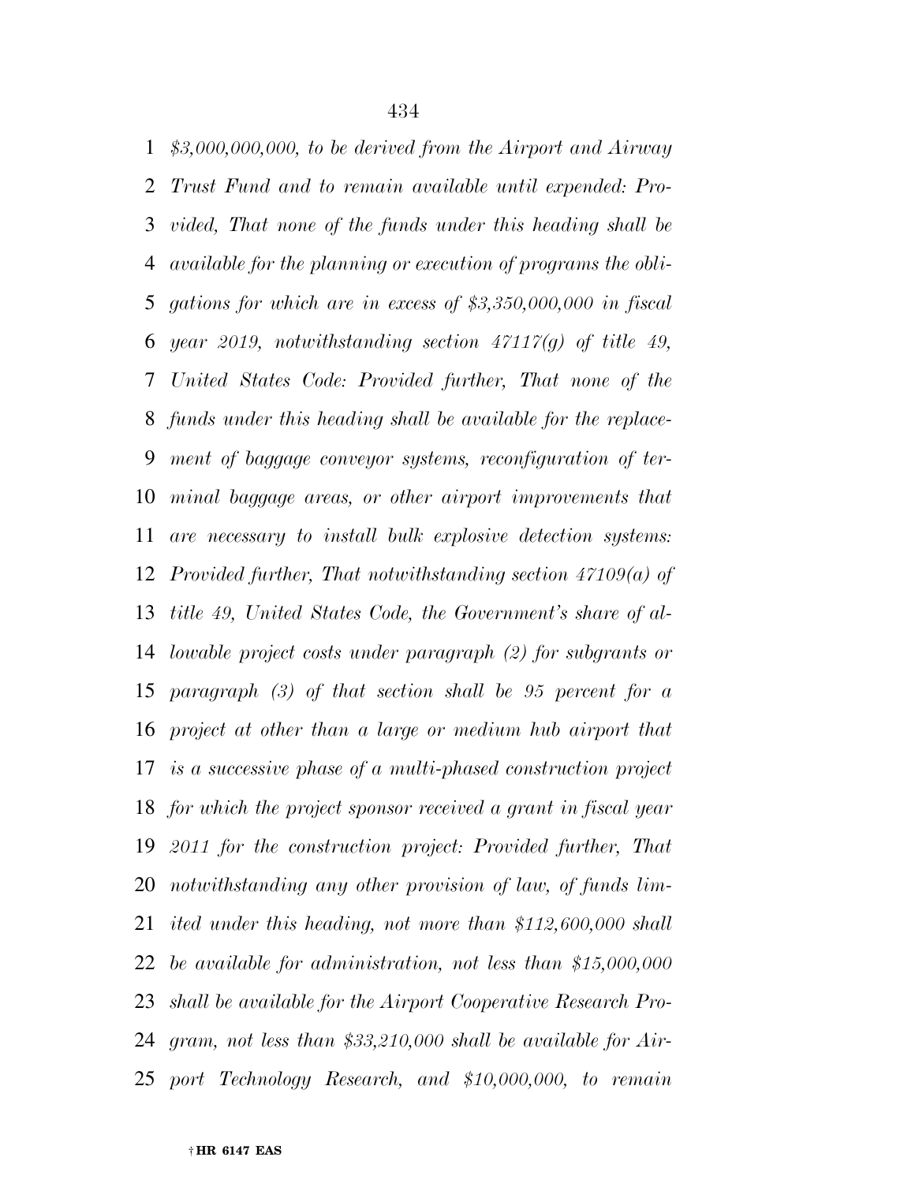*$3,000,000,000, to be derived from the Airport and Airway Trust Fund and to remain available until expended: Provided, That none of the funds under this heading shall be available for the planning or execution of programs the obligations for which are in excess of $3,350,000,000 in fiscal year 2019, notwithstanding section 47117(g) of title 49, United States Code: Provided further, That none of the funds under this heading shall be available for the replacement of baggage conveyor systems, reconfiguration of terminal baggage areas, or other airport improvements that are necessary to install bulk explosive detection systems: Provided further, That notwithstanding section 47109(a) of title 49, United States Code, the Government's share of allowable project costs under paragraph (2) for subgrants or paragraph (3) of that section shall be 95 percent for a project at other than a large or medium hub airport that is a successive phase of a multi-phased construction project for which the project sponsor received a grant in fiscal year 2011 for the construction project: Provided further, That notwithstanding any other provision of law, of funds limited under this heading, not more than $112,600,000 shall be available for administration, not less than $15,000,000 shall be available for the Airport Cooperative Research Program, not less than $33,210,000 shall be available for Airport Technology Research, and $10,000,000, to remain*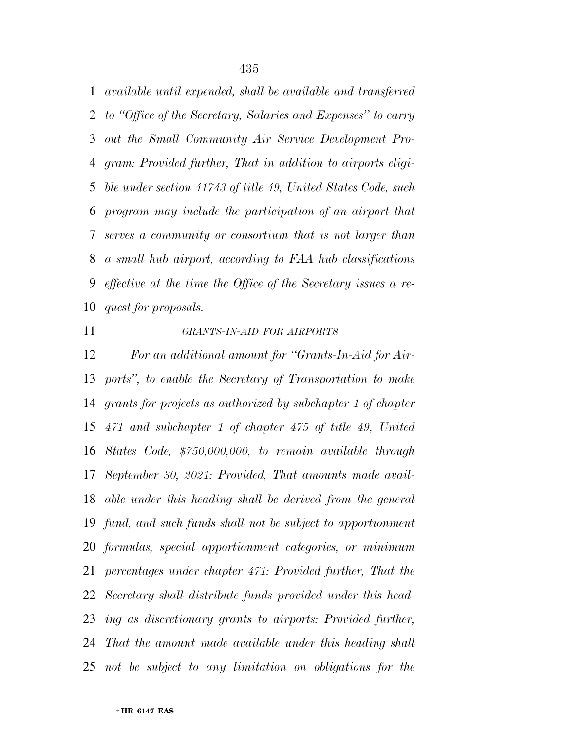*available until expended, shall be available and transferred to "Office of the Secretary, Salaries and Expenses" to carry out the Small Community Air Service Development Program: Provided further, That in addition to airports eligible under section 41743 of title 49, United States Code, such program may include the participation of an airport that serves a community or consortium that is not larger than a small hub airport, according to FAA hub classifications effective at the time the Office of the Secretary issues a request for proposals.*

*GRANTS-IN-AID FOR AIRPORTS*

*For an additional amount for "Grants-In-Aid for Airports", to enable the Secretary of Transportation to make grants for projects as authorized by subchapter 1 of chapter 471 and subchapter 1 of chapter 475 of title 49, United States Code, $750,000,000, to remain available through September 30, 2021: Provided, That amounts made available under this heading shall be derived from the general fund, and such funds shall not be subject to apportionment formulas, special apportionment categories, or minimum percentages under chapter 471: Provided further, That the Secretary shall distribute funds provided under this heading as discretionary grants to airports: Provided further, That the amount made available under this heading shall not be subject to any limitation on obligations for the*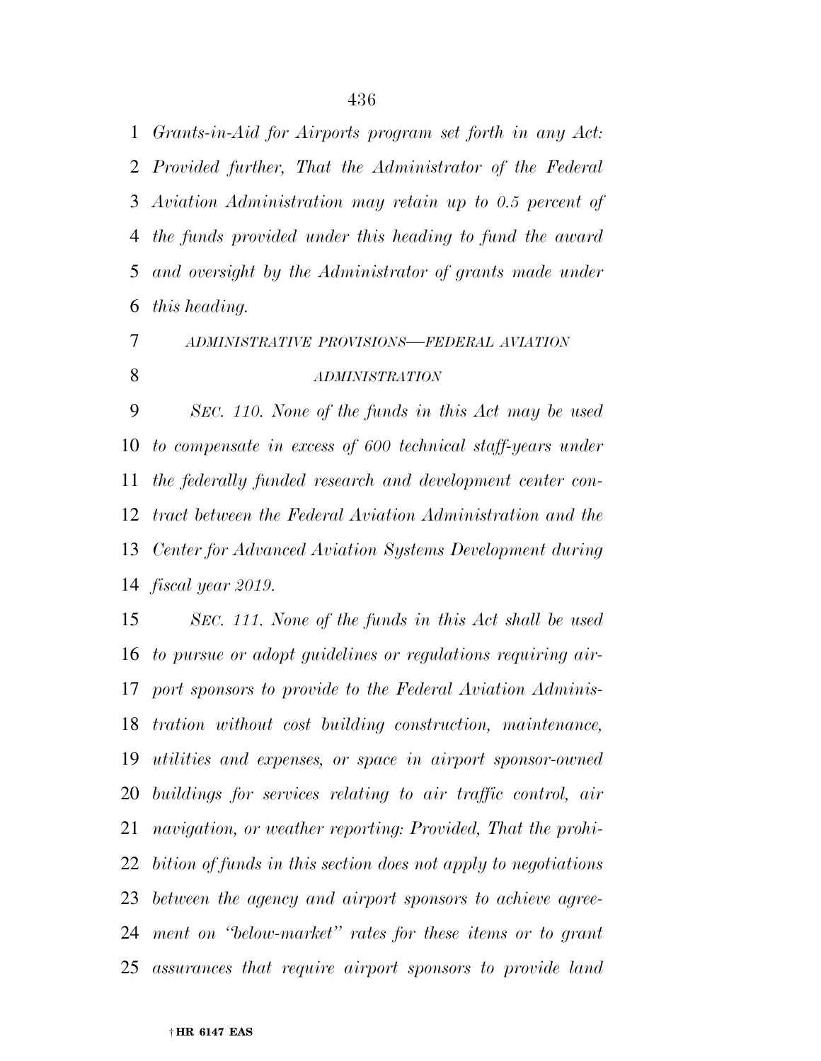*Grants-in-Aid for Airports program set forth in any Act: Provided further, That the Administrator of the Federal Aviation Administration may retain up to 0.5 percent of the funds provided under this heading to fund the award and oversight by the Administrator of grants made under this heading.*

*ADMINISTRATIVE PROVISIONS—FEDERAL AVIATION ADMINISTRATION*

*SEC. 110. None of the funds in this Act may be used to compensate in excess of 600 technical staff-years under the federally funded research and development center contract between the Federal Aviation Administration and the Center for Advanced Aviation Systems Development during fiscal year 2019.*

*SEC. 111. None of the funds in this Act shall be used to pursue or adopt guidelines or regulations requiring airport sponsors to provide to the Federal Aviation Administration without cost building construction, maintenance, utilities and expenses, or space in airport sponsor-owned buildings for services relating to air traffic control, air navigation, or weather reporting: Provided, That the prohibition of funds in this section does not apply to negotiations between the agency and airport sponsors to achieve agreement on "below-market" rates for these items or to grant assurances that require airport sponsors to provide land*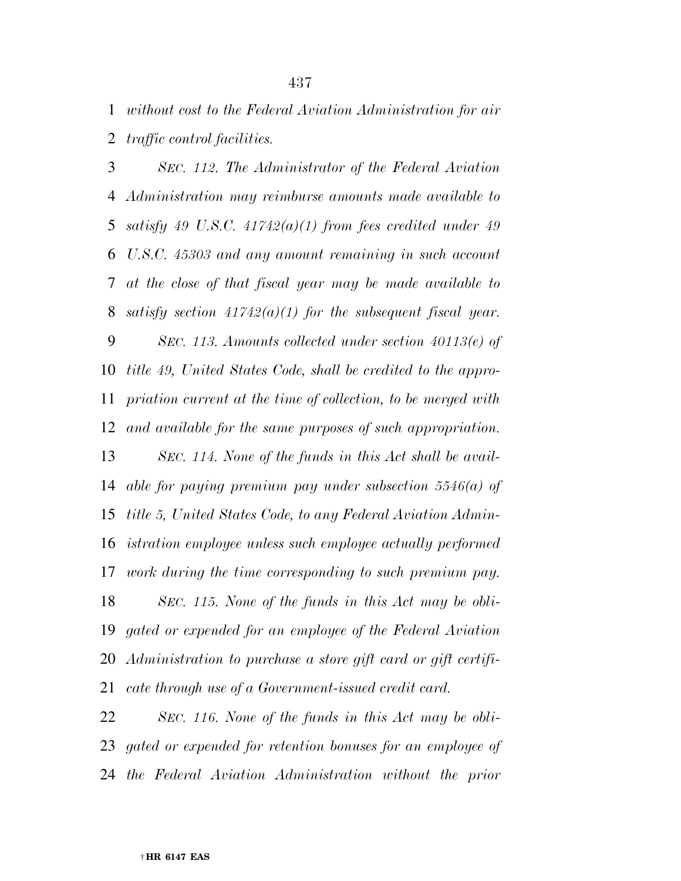*without cost to the Federal Aviation Administration for air traffic control facilities.*

*SEC. 112. The Administrator of the Federal Aviation Administration may reimburse amounts made available to satisfy 49 U.S.C. 41742(a)(1) from fees credited under 49 U.S.C. 45303 and any amount remaining in such account at the close of that fiscal year may be made available to satisfy section 41742(a)(1) for the subsequent fiscal year.*

*SEC. 113. Amounts collected under section 40113(e) of title 49, United States Code, shall be credited to the appropriation current at the time of collection, to be merged with and available for the same purposes of such appropriation.*

*SEC. 114. None of the funds in this Act shall be available for paying premium pay under subsection 5546(a) of title 5, United States Code, to any Federal Aviation Administration employee unless such employee actually performed work during the time corresponding to such premium pay.*

*SEC. 115. None of the funds in this Act may be obligated or expended for an employee of the Federal Aviation Administration to purchase a store gift card or gift certificate through use of a Government-issued credit card.*

*SEC. 116. None of the funds in this Act may be obligated or expended for retention bonuses for an employee of the Federal Aviation Administration without the prior*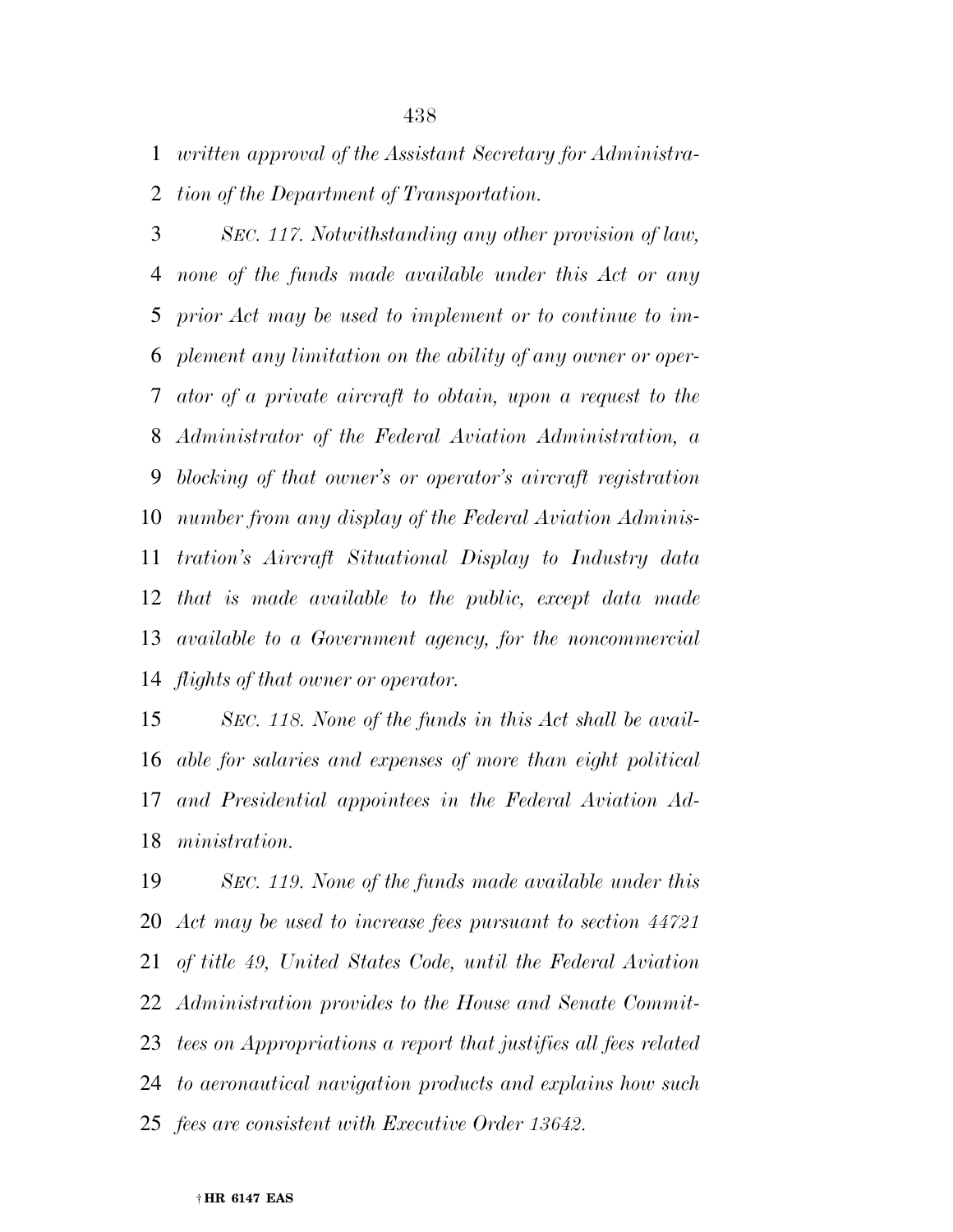*written approval of the Assistant Secretary for Administration of the Department of Transportation.*

*SEC. 117. Notwithstanding any other provision of law, none of the funds made available under this Act or any prior Act may be used to implement or to continue to implement any limitation on the ability of any owner or operator of a private aircraft to obtain, upon a request to the Administrator of the Federal Aviation Administration, a blocking of that owner's or operator's aircraft registration number from any display of the Federal Aviation Administration's Aircraft Situational Display to Industry data that is made available to the public, except data made available to a Government agency, for the noncommercial flights of that owner or operator.*

*SEC. 118. None of the funds in this Act shall be available for salaries and expenses of more than eight political and Presidential appointees in the Federal Aviation Administration.*

*SEC. 119. None of the funds made available under this Act may be used to increase fees pursuant to section 44721 of title 49, United States Code, until the Federal Aviation Administration provides to the House and Senate Committees on Appropriations a report that justifies all fees related to aeronautical navigation products and explains how such fees are consistent with Executive Order 13642.*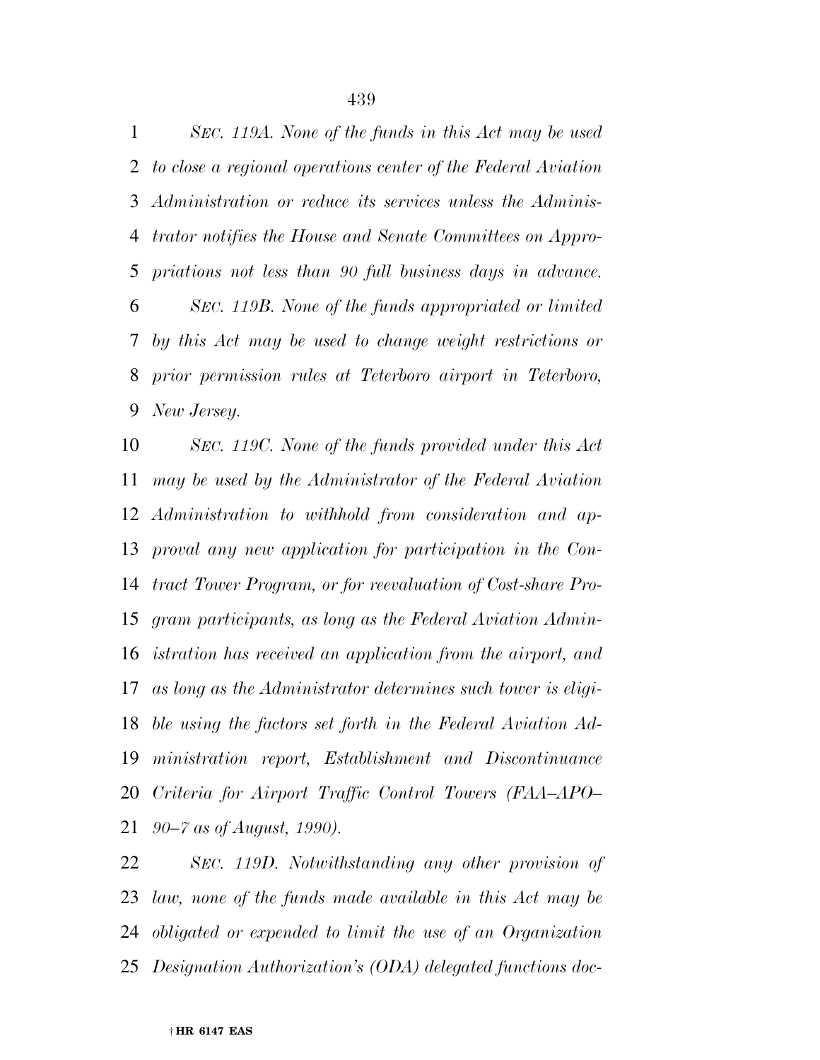*SEC. 119A. None of the funds in this Act may be used to close a regional operations center of the Federal Aviation Administration or reduce its services unless the Administrator notifies the House and Senate Committees on Appropriations not less than 90 full business days in advance.*

*SEC. 119B. None of the funds appropriated or limited by this Act may be used to change weight restrictions or prior permission rules at Teterboro airport in Teterboro, New Jersey.*

*SEC. 119C. None of the funds provided under this Act may be used by the Administrator of the Federal Aviation Administration to withhold from consideration and approval any new application for participation in the Contract Tower Program, or for reevaluation of Cost-share Program participants, as long as the Federal Aviation Administration has received an application from the airport, and as long as the Administrator determines such tower is eligible using the factors set forth in the Federal Aviation Administration report, Establishment and Discontinuance Criteria for Airport Traffic Control Towers (FAA–APO–90–7 as of August, 1990).*

*SEC. 119D. Notwithstanding any other provision of law, none of the funds made available in this Act may be obligated or expended to limit the use of an Organization Designation Authorization's (ODA) delegated functions doc-*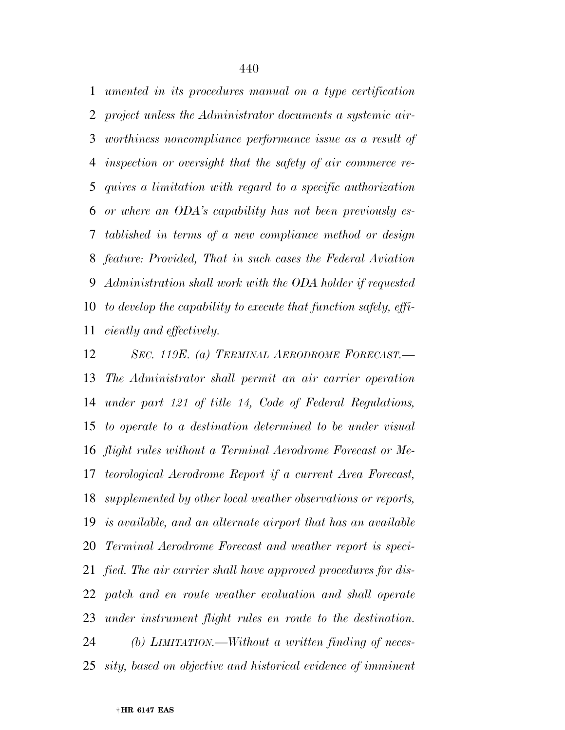*umented in its procedures manual on a type certification project unless the Administrator documents a systemic airworthiness noncompliance performance issue as a result of inspection or oversight that the safety of air commerce requires a limitation with regard to a specific authorization or where an ODA's capability has not been previously established in terms of a new compliance method or design feature: Provided, That in such cases the Federal Aviation Administration shall work with the ODA holder if requested to develop the capability to execute that function safely, efficiently and effectively.*

*SEC. 119E. (a) TERMINAL AERODROME FORECAST.—The Administrator shall permit an air carrier operation under part 121 of title 14, Code of Federal Regulations, to operate to a destination determined to be under visual flight rules without a Terminal Aerodrome Forecast or Meteorological Aerodrome Report if a current Area Forecast, supplemented by other local weather observations or reports, is available, and an alternate airport that has an available Terminal Aerodrome Forecast and weather report is specified. The air carrier shall have approved procedures for dispatch and en route weather evaluation and shall operate under instrument flight rules en route to the destination.*

*(b) LIMITATION.—Without a written finding of necessity, based on objective and historical evidence of imminent*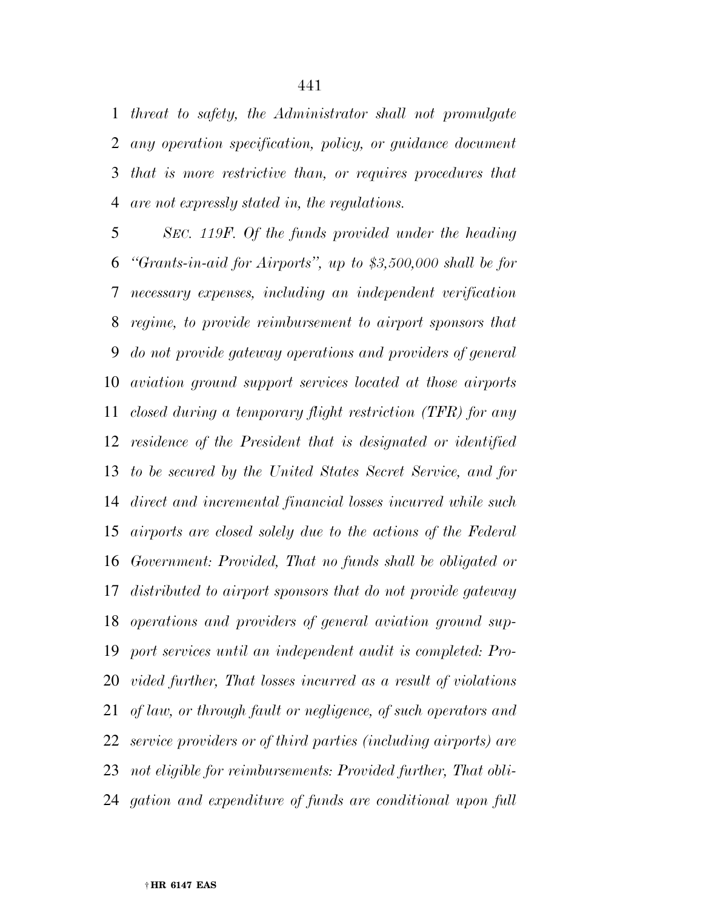*threat to safety, the Administrator shall not promulgate any operation specification, policy, or guidance document that is more restrictive than, or requires procedures that are not expressly stated in, the regulations.*

*SEC. 119F. Of the funds provided under the heading "Grants-in-aid for Airports", up to $3,500,000 shall be for necessary expenses, including an independent verification regime, to provide reimbursement to airport sponsors that do not provide gateway operations and providers of general aviation ground support services located at those airports closed during a temporary flight restriction (TFR) for any residence of the President that is designated or identified to be secured by the United States Secret Service, and for direct and incremental financial losses incurred while such airports are closed solely due to the actions of the Federal Government: Provided, That no funds shall be obligated or distributed to airport sponsors that do not provide gateway operations and providers of general aviation ground support services until an independent audit is completed: Provided further, That losses incurred as a result of violations of law, or through fault or negligence, of such operators and service providers or of third parties (including airports) are not eligible for reimbursements: Provided further, That obligation and expenditure of funds are conditional upon full*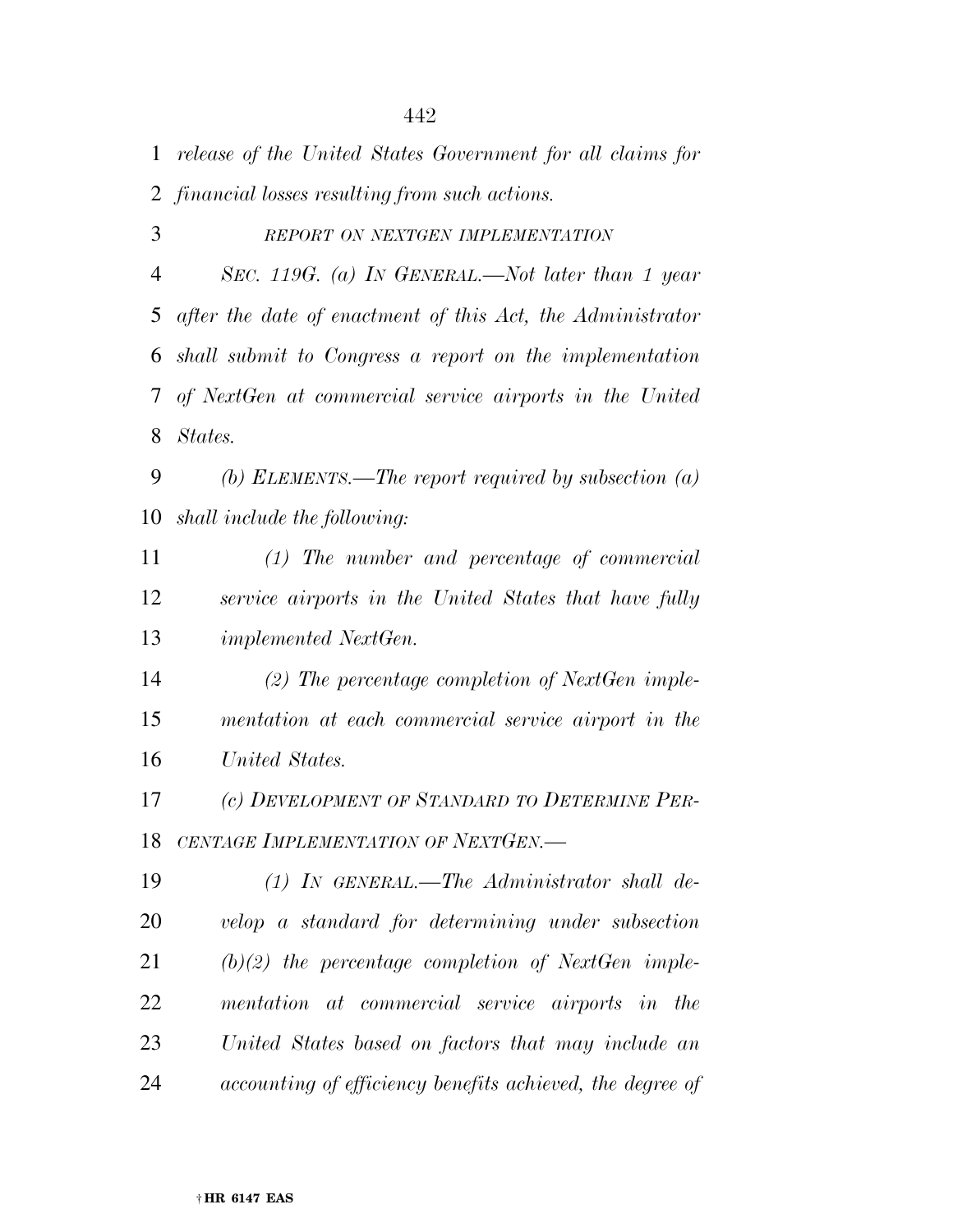*release of the United States Government for all claims for financial losses resulting from such actions.*

*REPORT ON NEXTGEN IMPLEMENTATION*

*SEC. 119G. (a) IN GENERAL.—Not later than 1 year after the date of enactment of this Act, the Administrator shall submit to Congress a report on the implementation of NextGen at commercial service airports in the United States.*

*(b) ELEMENTS.—The report required by subsection (a) shall include the following:*

*(1) The number and percentage of commercial service airports in the United States that have fully implemented NextGen.*

*(2) The percentage completion of NextGen implementation at each commercial service airport in the United States.*

*(c) DEVELOPMENT OF STANDARD TO DETERMINE PERCENTAGE IMPLEMENTATION OF NEXTGEN.—*

*(1) IN GENERAL.—The Administrator shall develop a standard for determining under subsection (b)(2) the percentage completion of NextGen implementation at commercial service airports in the United States based on factors that may include an accounting of efficiency benefits achieved, the degree of*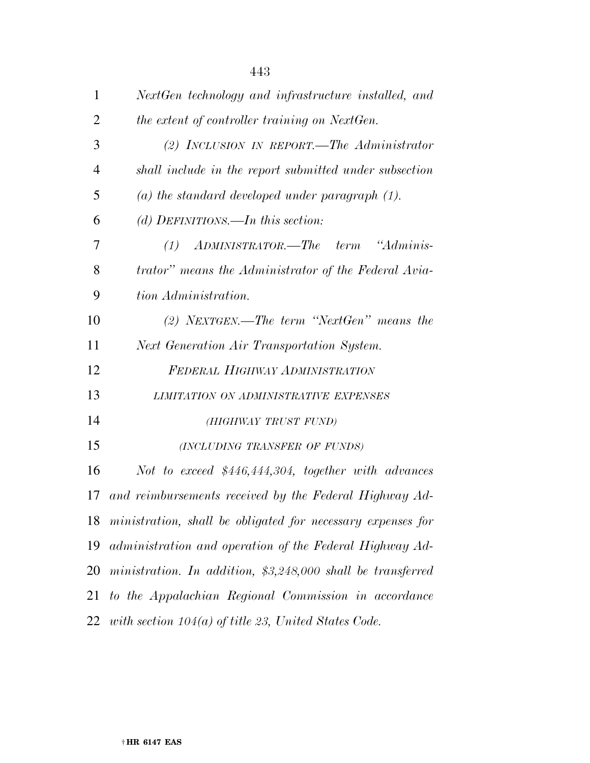*NextGen technology and infrastructure installed, and the extent of controller training on NextGen.*

*(2) INCLUSION IN REPORT.—The Administrator shall include in the report submitted under subsection (a) the standard developed under paragraph (1).*

*(d) DEFINITIONS.—In this section:*

*(1) ADMINISTRATOR.—The term "Administrator" means the Administrator of the Federal Aviation Administration.*

*(2) NEXTGEN.—The term "NextGen" means the Next Generation Air Transportation System.*

*FEDERAL HIGHWAY ADMINISTRATION*

*LIMITATION ON ADMINISTRATIVE EXPENSES*

*(HIGHWAY TRUST FUND)*

*(INCLUDING TRANSFER OF FUNDS)*

*Not to exceed $446,444,304, together with advances and reimbursements received by the Federal Highway Administration, shall be obligated for necessary expenses for administration and operation of the Federal Highway Administration. In addition, $3,248,000 shall be transferred to the Appalachian Regional Commission in accordance with section 104(a) of title 23, United States Code.*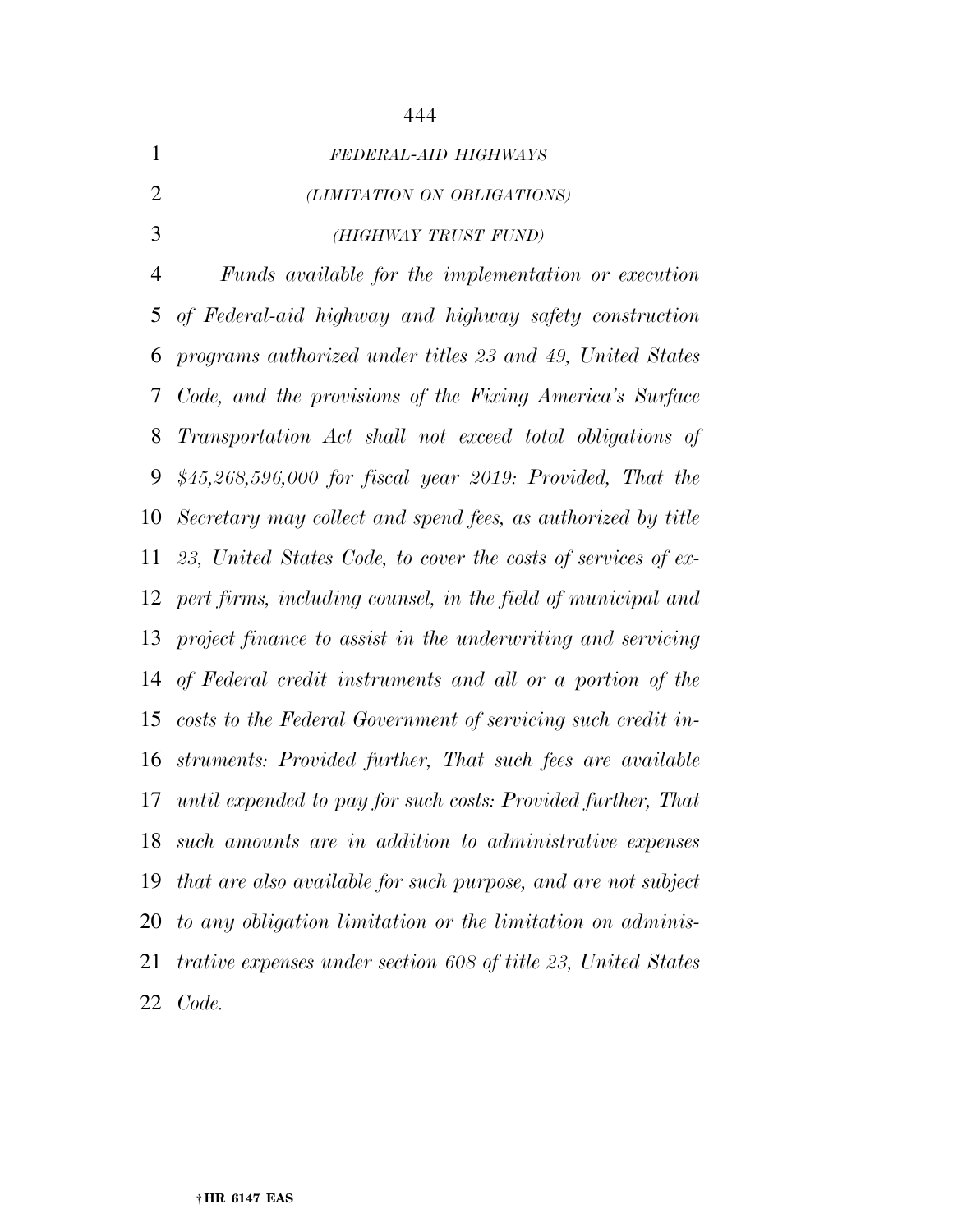*FEDERAL-AID HIGHWAYS*

*(LIMITATION ON OBLIGATIONS)*

*(HIGHWAY TRUST FUND)*

*Funds available for the implementation or execution of Federal-aid highway and highway safety construction programs authorized under titles 23 and 49, United States Code, and the provisions of the Fixing America's Surface Transportation Act shall not exceed total obligations of $45,268,596,000 for fiscal year 2019: Provided, That the Secretary may collect and spend fees, as authorized by title 23, United States Code, to cover the costs of services of expert firms, including counsel, in the field of municipal and project finance to assist in the underwriting and servicing of Federal credit instruments and all or a portion of the costs to the Federal Government of servicing such credit instruments: Provided further, That such fees are available until expended to pay for such costs: Provided further, That such amounts are in addition to administrative expenses that are also available for such purpose, and are not subject to any obligation limitation or the limitation on administrative expenses under section 608 of title 23, United States Code.*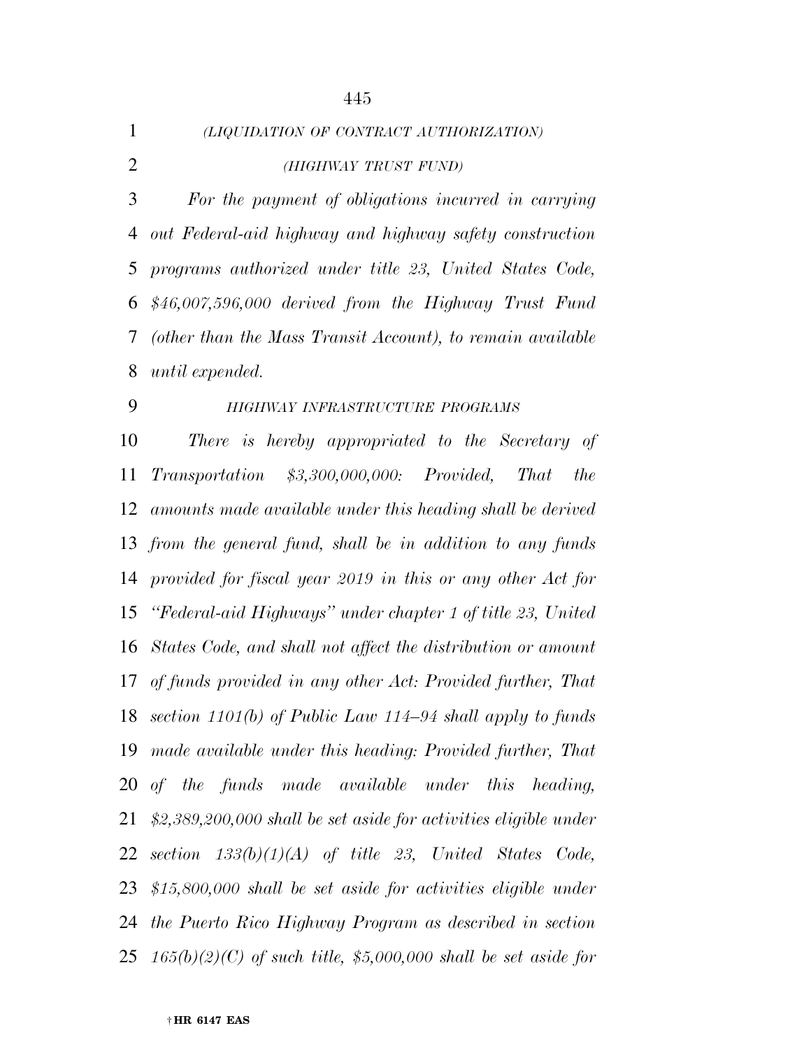*(LIQUIDATION OF CONTRACT AUTHORIZATION)*

*(HIGHWAY TRUST FUND)*

*For the payment of obligations incurred in carrying out Federal-aid highway and highway safety construction programs authorized under title 23, United States Code, $46,007,596,000 derived from the Highway Trust Fund (other than the Mass Transit Account), to remain available until expended.*

*HIGHWAY INFRASTRUCTURE PROGRAMS*

*There is hereby appropriated to the Secretary of Transportation $3,300,000,000: Provided, That the amounts made available under this heading shall be derived from the general fund, shall be in addition to any funds provided for fiscal year 2019 in this or any other Act for "Federal-aid Highways" under chapter 1 of title 23, United States Code, and shall not affect the distribution or amount of funds provided in any other Act: Provided further, That section 1101(b) of Public Law 114–94 shall apply to funds made available under this heading: Provided further, That of the funds made available under this heading, $2,389,200,000 shall be set aside for activities eligible under section 133(b)(1)(A) of title 23, United States Code, $15,800,000 shall be set aside for activities eligible under the Puerto Rico Highway Program as described in section 165(b)(2)(C) of such title, $5,000,000 shall be set aside for*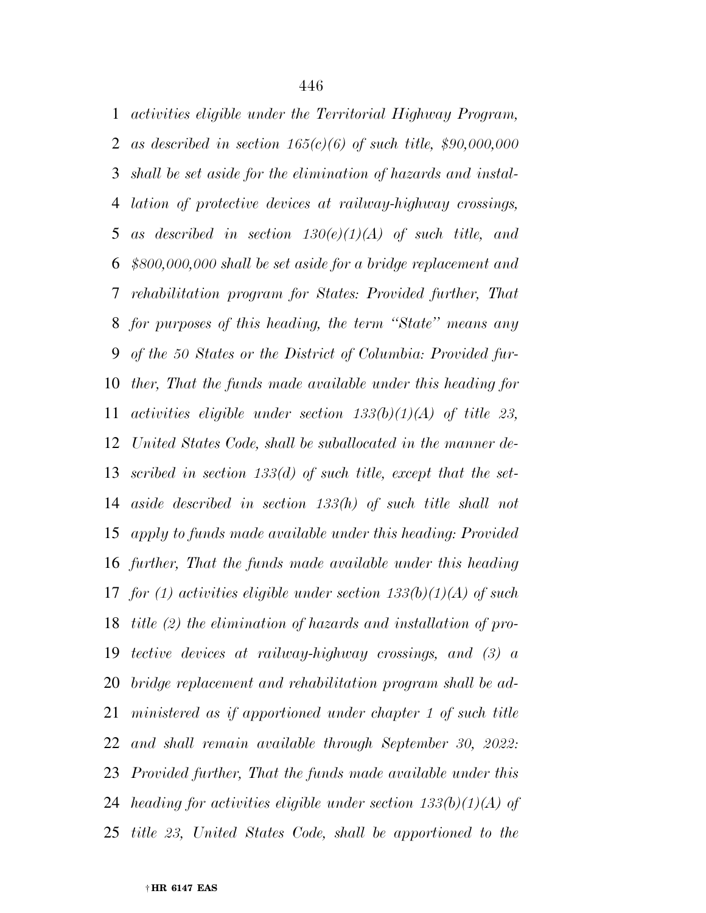*activities eligible under the Territorial Highway Program, as described in section 165(c)(6) of such title, $90,000,000 shall be set aside for the elimination of hazards and installation of protective devices at railway-highway crossings, as described in section 130(e)(1)(A) of such title, and $800,000,000 shall be set aside for a bridge replacement and rehabilitation program for States: Provided further, That for purposes of this heading, the term ''State'' means any of the 50 States or the District of Columbia: Provided further, That the funds made available under this heading for activities eligible under section 133(b)(1)(A) of title 23, United States Code, shall be suballocated in the manner described in section 133(d) of such title, except that the set-aside described in section 133(h) of such title shall not apply to funds made available under this heading: Provided further, That the funds made available under this heading for (1) activities eligible under section 133(b)(1)(A) of such title (2) the elimination of hazards and installation of protective devices at railway-highway crossings, and (3) a bridge replacement and rehabilitation program shall be administered as if apportioned under chapter 1 of such title and shall remain available through September 30, 2022: Provided further, That the funds made available under this heading for activities eligible under section 133(b)(1)(A) of title 23, United States Code, shall be apportioned to the*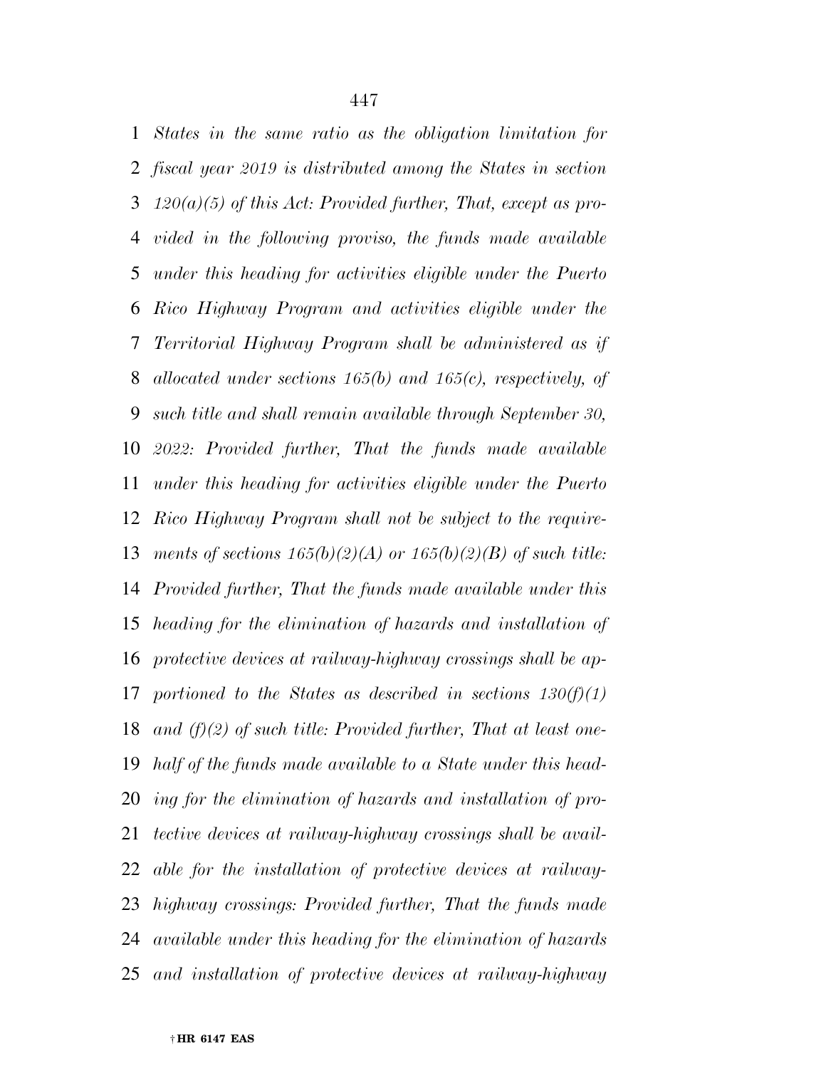*States in the same ratio as the obligation limitation for fiscal year 2019 is distributed among the States in section 120(a)(5) of this Act: Provided further, That, except as provided in the following proviso, the funds made available under this heading for activities eligible under the Puerto Rico Highway Program and activities eligible under the Territorial Highway Program shall be administered as if allocated under sections 165(b) and 165(c), respectively, of such title and shall remain available through September 30, 2022: Provided further, That the funds made available under this heading for activities eligible under the Puerto Rico Highway Program shall not be subject to the requirements of sections 165(b)(2)(A) or 165(b)(2)(B) of such title: Provided further, That the funds made available under this heading for the elimination of hazards and installation of protective devices at railway-highway crossings shall be apportioned to the States as described in sections 130(f)(1) and (f)(2) of such title: Provided further, That at least one-half of the funds made available to a State under this heading for the elimination of hazards and installation of protective devices at railway-highway crossings shall be available for the installation of protective devices at railway-highway crossings: Provided further, That the funds made available under this heading for the elimination of hazards and installation of protective devices at railway-highway*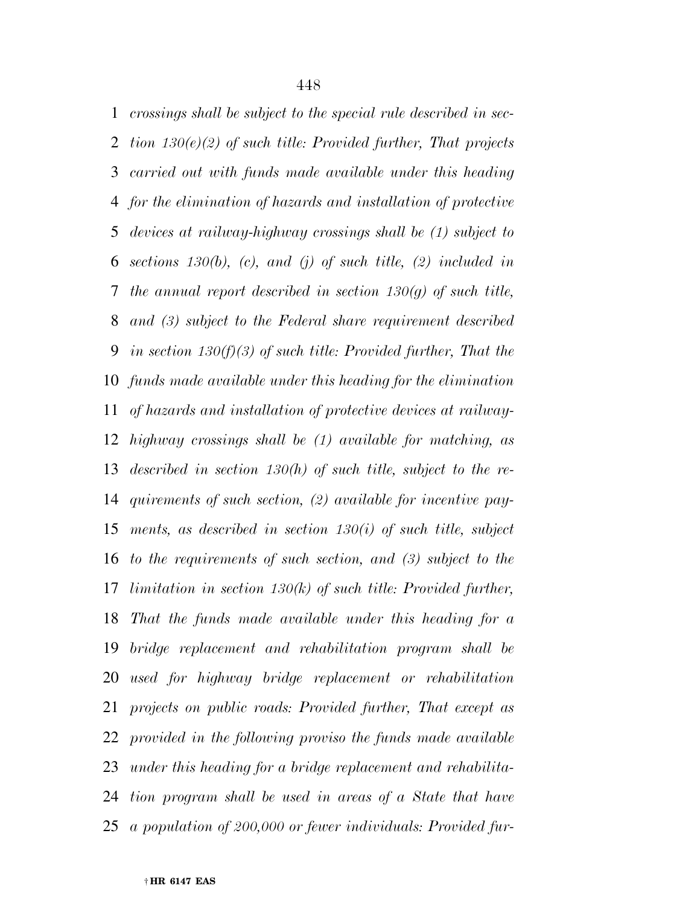*crossings shall be subject to the special rule described in section 130(e)(2) of such title: Provided further, That projects carried out with funds made available under this heading for the elimination of hazards and installation of protective devices at railway-highway crossings shall be (1) subject to sections 130(b), (c), and (j) of such title, (2) included in the annual report described in section 130(g) of such title, and (3) subject to the Federal share requirement described in section 130(f)(3) of such title: Provided further, That the funds made available under this heading for the elimination of hazards and installation of protective devices at railway-highway crossings shall be (1) available for matching, as described in section 130(h) of such title, subject to the requirements of such section, (2) available for incentive payments, as described in section 130(i) of such title, subject to the requirements of such section, and (3) subject to the limitation in section 130(k) of such title: Provided further, That the funds made available under this heading for a bridge replacement and rehabilitation program shall be used for highway bridge replacement or rehabilitation projects on public roads: Provided further, That except as provided in the following proviso the funds made available under this heading for a bridge replacement and rehabilitation program shall be used in areas of a State that have a population of 200,000 or fewer individuals: Provided fur-*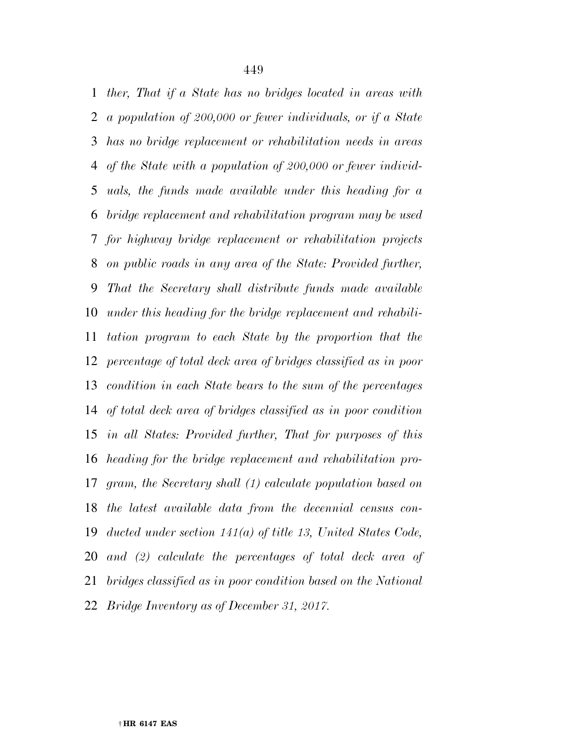*ther, That if a State has no bridges located in areas with a population of 200,000 or fewer individuals, or if a State has no bridge replacement or rehabilitation needs in areas of the State with a population of 200,000 or fewer individuals, the funds made available under this heading for a bridge replacement and rehabilitation program may be used for highway bridge replacement or rehabilitation projects on public roads in any area of the State: Provided further, That the Secretary shall distribute funds made available under this heading for the bridge replacement and rehabilitation program to each State by the proportion that the percentage of total deck area of bridges classified as in poor condition in each State bears to the sum of the percentages of total deck area of bridges classified as in poor condition in all States: Provided further, That for purposes of this heading for the bridge replacement and rehabilitation program, the Secretary shall (1) calculate population based on the latest available data from the decennial census conducted under section 141(a) of title 13, United States Code, and (2) calculate the percentages of total deck area of bridges classified as in poor condition based on the National Bridge Inventory as of December 31, 2017.*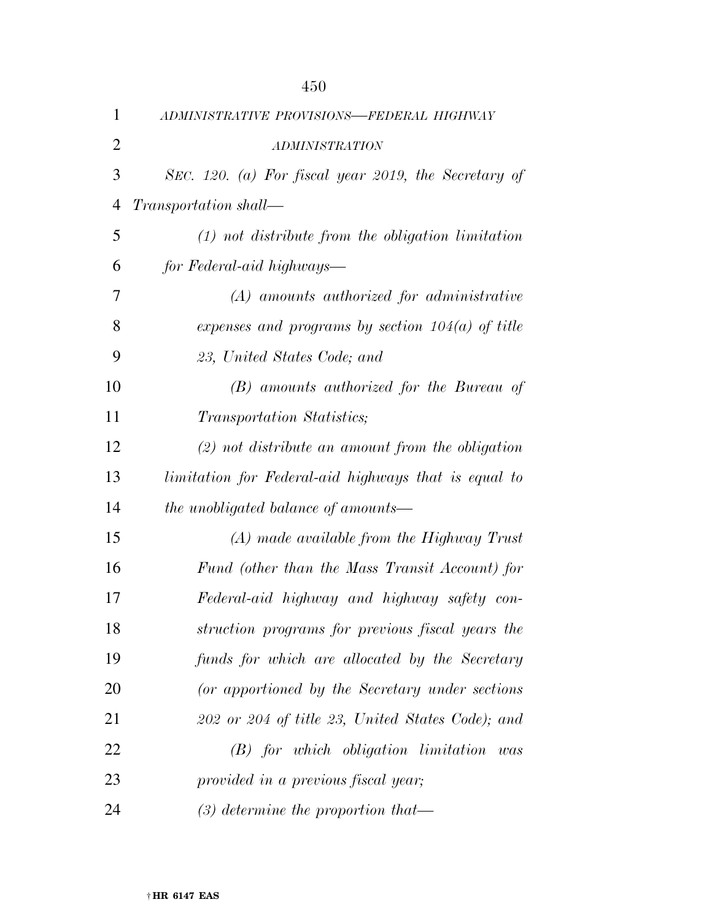*ADMINISTRATIVE PROVISIONS—FEDERAL HIGHWAY ADMINISTRATION*

*SEC. 120. (a) For fiscal year 2019, the Secretary of Transportation shall—*

*(1) not distribute from the obligation limitation for Federal-aid highways—*

*(A) amounts authorized for administrative expenses and programs by section 104(a) of title 23, United States Code; and*

*(B) amounts authorized for the Bureau of Transportation Statistics;*

*(2) not distribute an amount from the obligation limitation for Federal-aid highways that is equal to the unobligated balance of amounts—*

*(A) made available from the Highway Trust Fund (other than the Mass Transit Account) for Federal-aid highway and highway safety construction programs for previous fiscal years the funds for which are allocated by the Secretary (or apportioned by the Secretary under sections 202 or 204 of title 23, United States Code); and*

*(B) for which obligation limitation was provided in a previous fiscal year;*

*(3) determine the proportion that—*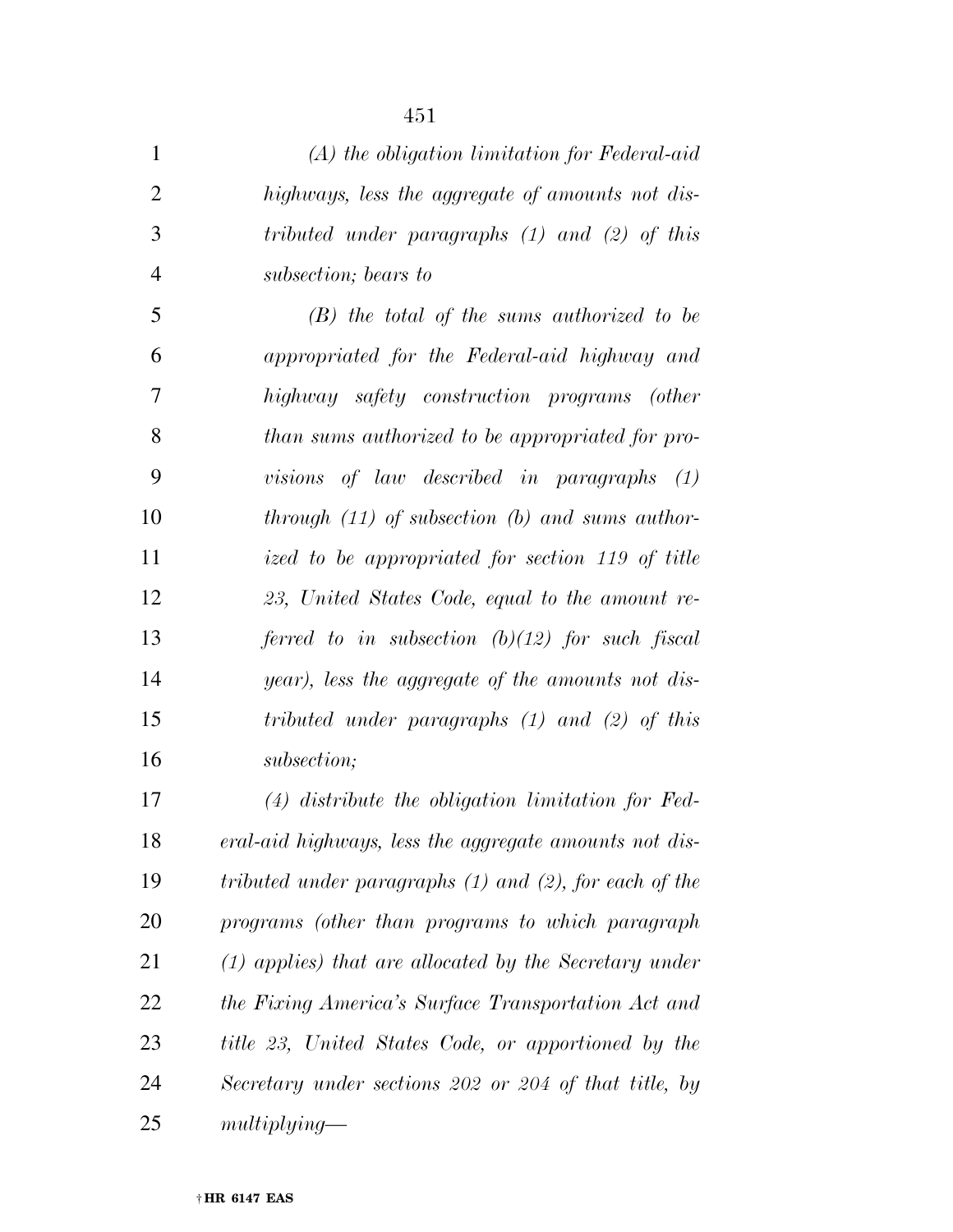*(A) the obligation limitation for Federal-aid highways, less the aggregate of amounts not distributed under paragraphs (1) and (2) of this subsection; bears to*

*(B) the total of the sums authorized to be appropriated for the Federal-aid highway and highway safety construction programs (other than sums authorized to be appropriated for provisions of law described in paragraphs (1) through (11) of subsection (b) and sums authorized to be appropriated for section 119 of title 23, United States Code, equal to the amount referred to in subsection (b)(12) for such fiscal year), less the aggregate of the amounts not distributed under paragraphs (1) and (2) of this subsection;*

*(4) distribute the obligation limitation for Federal-aid highways, less the aggregate amounts not distributed under paragraphs (1) and (2), for each of the programs (other than programs to which paragraph (1) applies) that are allocated by the Secretary under the Fixing America's Surface Transportation Act and title 23, United States Code, or apportioned by the Secretary under sections 202 or 204 of that title, by multiplying—*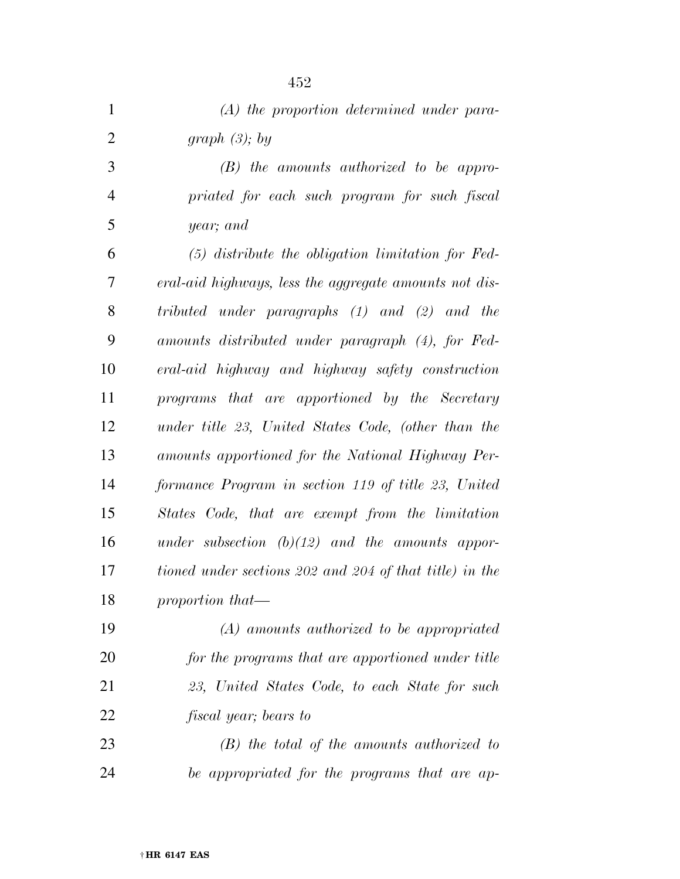*(A) the proportion determined under paragraph (3); by*

*(B) the amounts authorized to be appropriated for each such program for such fiscal year; and*

*(5) distribute the obligation limitation for Federal-aid highways, less the aggregate amounts not distributed under paragraphs (1) and (2) and the amounts distributed under paragraph (4), for Federal-aid highway and highway safety construction programs that are apportioned by the Secretary under title 23, United States Code, (other than the amounts apportioned for the National Highway Performance Program in section 119 of title 23, United States Code, that are exempt from the limitation under subsection (b)(12) and the amounts apportioned under sections 202 and 204 of that title) in the proportion that—*

*(A) amounts authorized to be appropriated for the programs that are apportioned under title 23, United States Code, to each State for such fiscal year; bears to*

*(B) the total of the amounts authorized to be appropriated for the programs that are ap-*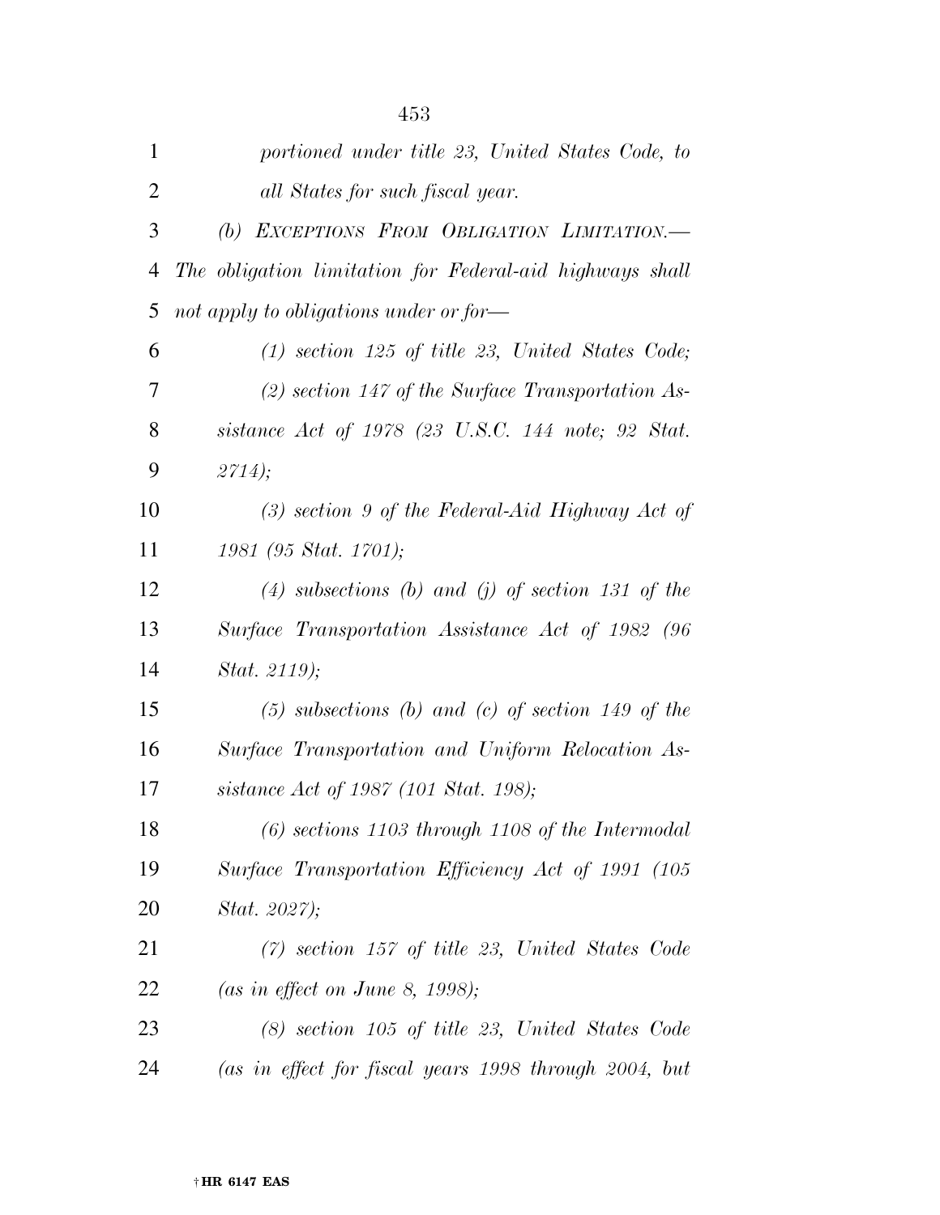*portioned under title 23, United States Code, to all States for such fiscal year.*

*(b) EXCEPTIONS FROM OBLIGATION LIMITATION.— The obligation limitation for Federal-aid highways shall not apply to obligations under or for—*

*(1) section 125 of title 23, United States Code;*

*(2) section 147 of the Surface Transportation Assistance Act of 1978 (23 U.S.C. 144 note; 92 Stat. 2714);*

*(3) section 9 of the Federal-Aid Highway Act of 1981 (95 Stat. 1701);*

*(4) subsections (b) and (j) of section 131 of the Surface Transportation Assistance Act of 1982 (96 Stat. 2119);*

*(5) subsections (b) and (c) of section 149 of the Surface Transportation and Uniform Relocation Assistance Act of 1987 (101 Stat. 198);*

*(6) sections 1103 through 1108 of the Intermodal Surface Transportation Efficiency Act of 1991 (105 Stat. 2027);*

*(7) section 157 of title 23, United States Code (as in effect on June 8, 1998);*

*(8) section 105 of title 23, United States Code (as in effect for fiscal years 1998 through 2004, but*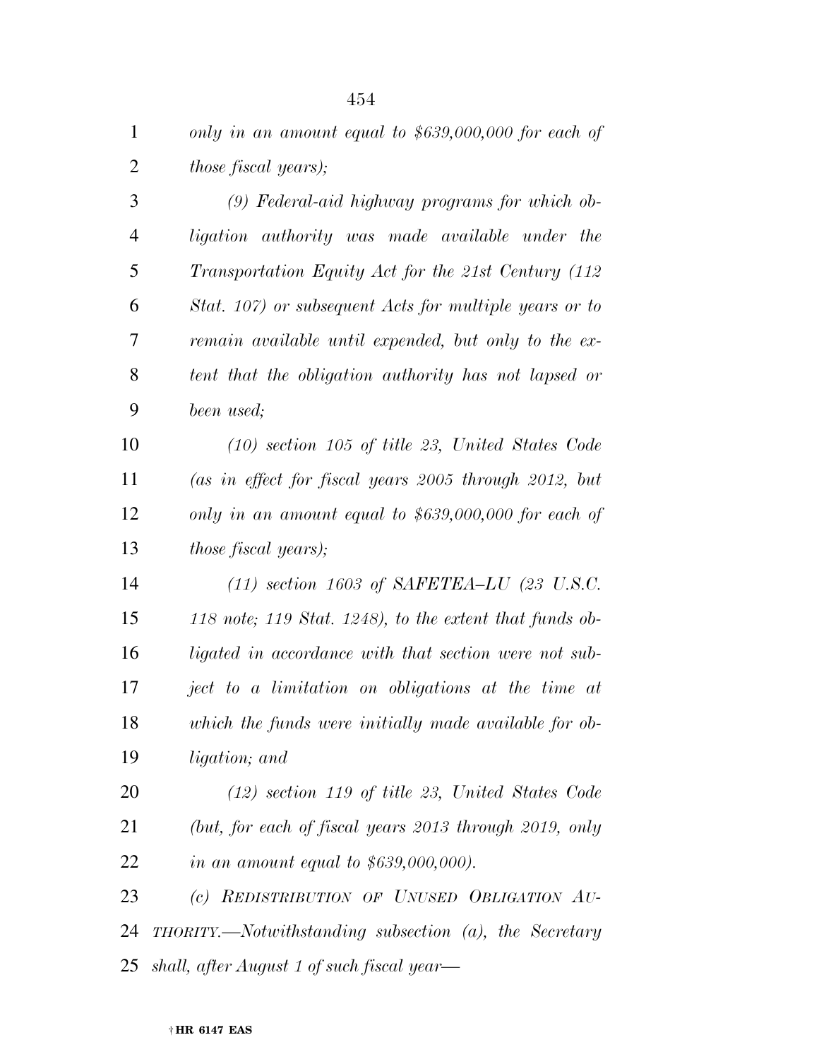*only in an amount equal to $639,000,000 for each of those fiscal years);*

*(9) Federal-aid highway programs for which obligation authority was made available under the Transportation Equity Act for the 21st Century (112 Stat. 107) or subsequent Acts for multiple years or to remain available until expended, but only to the extent that the obligation authority has not lapsed or been used;*

*(10) section 105 of title 23, United States Code (as in effect for fiscal years 2005 through 2012, but only in an amount equal to $639,000,000 for each of those fiscal years);*

*(11) section 1603 of SAFETEA–LU (23 U.S.C. 118 note; 119 Stat. 1248), to the extent that funds obligated in accordance with that section were not subject to a limitation on obligations at the time at which the funds were initially made available for obligation; and*

*(12) section 119 of title 23, United States Code (but, for each of fiscal years 2013 through 2019, only in an amount equal to $639,000,000).*

*(c) REDISTRIBUTION OF UNUSED OBLIGATION AUTHORITY.—Notwithstanding subsection (a), the Secretary shall, after August 1 of such fiscal year—*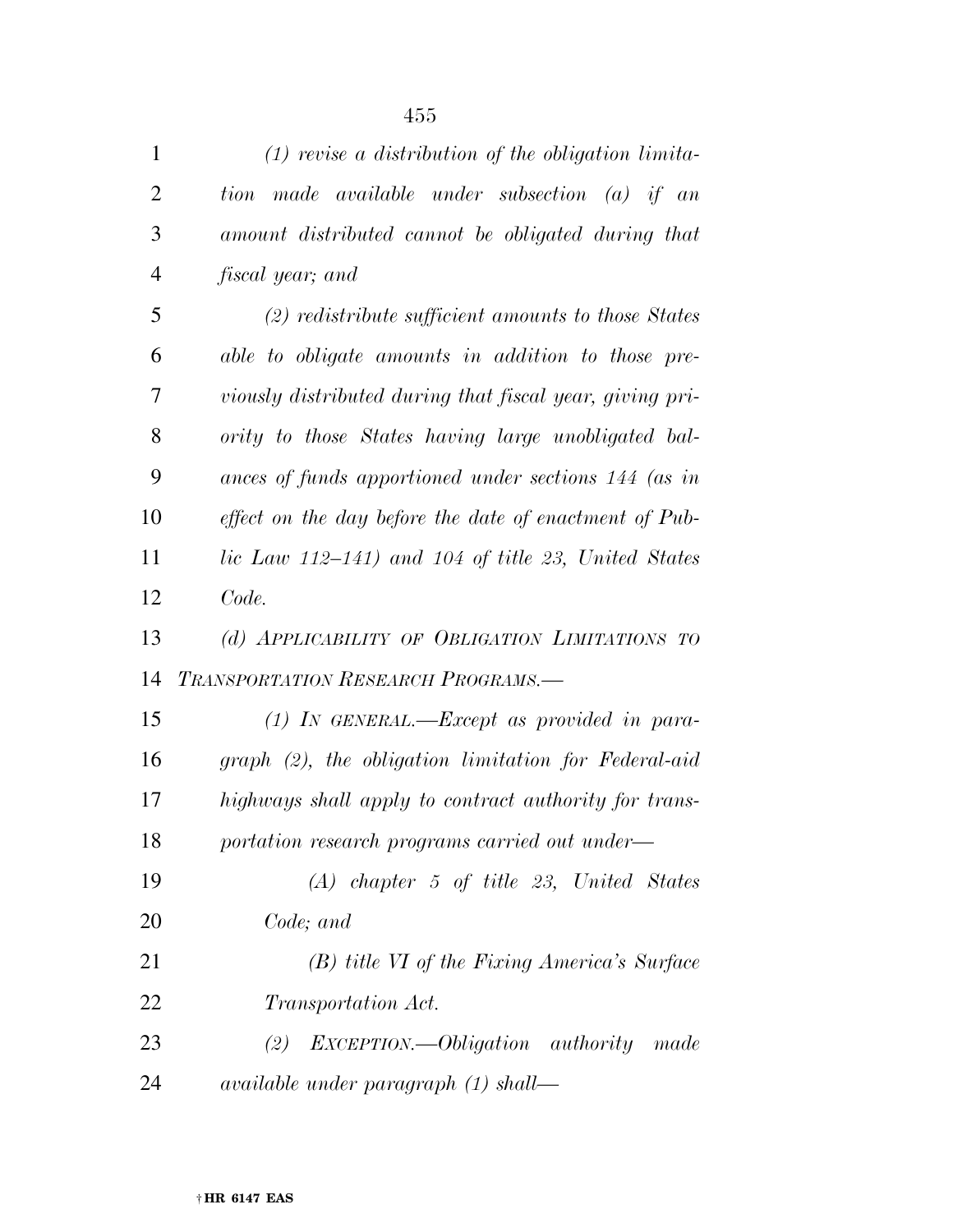*(1) revise a distribution of the obligation limitation made available under subsection (a) if an amount distributed cannot be obligated during that fiscal year; and*

*(2) redistribute sufficient amounts to those States able to obligate amounts in addition to those previously distributed during that fiscal year, giving priority to those States having large unobligated balances of funds apportioned under sections 144 (as in effect on the day before the date of enactment of Public Law 112–141) and 104 of title 23, United States Code.*

*(d) APPLICABILITY OF OBLIGATION LIMITATIONS TO TRANSPORTATION RESEARCH PROGRAMS.—*

*(1) IN GENERAL.—Except as provided in paragraph (2), the obligation limitation for Federal-aid highways shall apply to contract authority for transportation research programs carried out under—*

*(A) chapter 5 of title 23, United States Code; and*

*(B) title VI of the Fixing America's Surface Transportation Act.*

*(2) EXCEPTION.—Obligation authority made available under paragraph (1) shall—*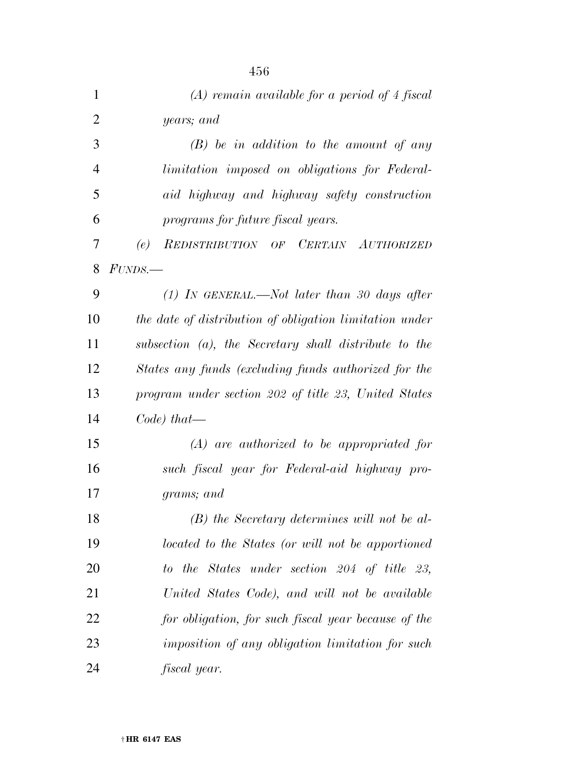*(A) remain available for a period of 4 fiscal years; and*

*(B) be in addition to the amount of any limitation imposed on obligations for Federal-aid highway and highway safety construction programs for future fiscal years.*

*(e) REDISTRIBUTION OF CERTAIN AUTHORIZED FUNDS.—*

*(1) IN GENERAL.—Not later than 30 days after the date of distribution of obligation limitation under subsection (a), the Secretary shall distribute to the States any funds (excluding funds authorized for the program under section 202 of title 23, United States Code) that—*

*(A) are authorized to be appropriated for such fiscal year for Federal-aid highway programs; and*

*(B) the Secretary determines will not be allocated to the States (or will not be apportioned to the States under section 204 of title 23, United States Code), and will not be available for obligation, for such fiscal year because of the imposition of any obligation limitation for such fiscal year.*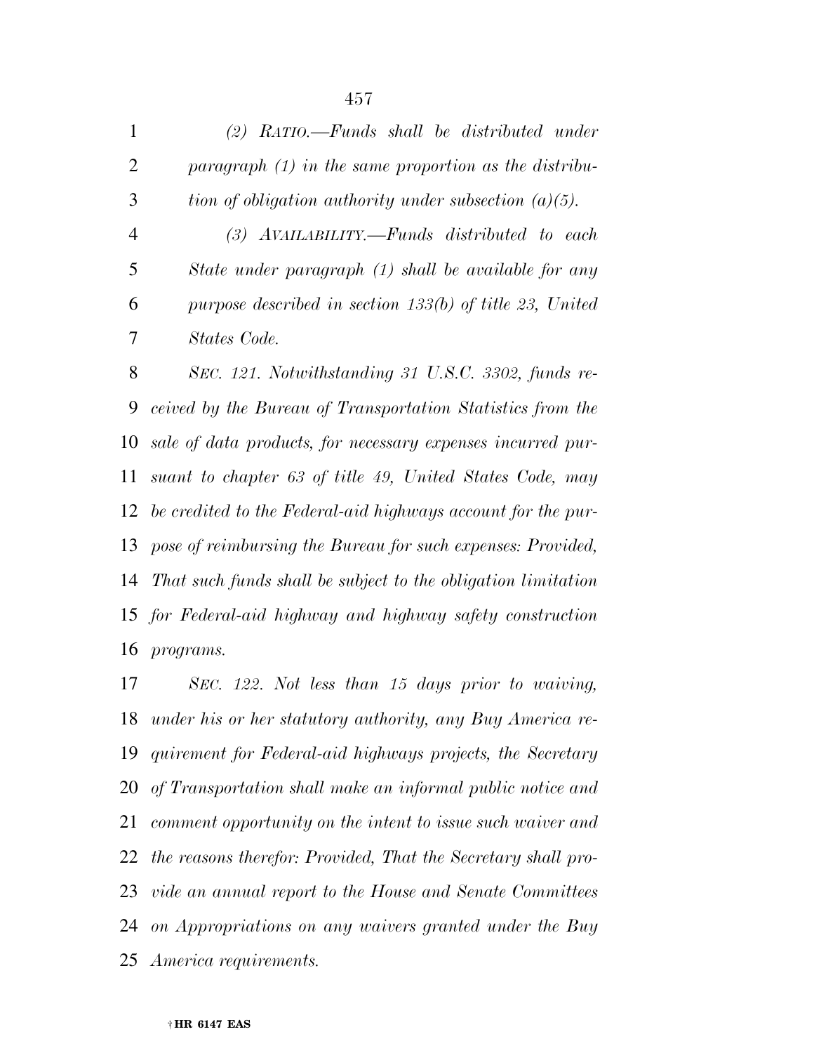*(2) RATIO.—Funds shall be distributed under paragraph (1) in the same proportion as the distribution of obligation authority under subsection (a)(5).*

*(3) AVAILABILITY.—Funds distributed to each State under paragraph (1) shall be available for any purpose described in section 133(b) of title 23, United States Code.*

*SEC. 121. Notwithstanding 31 U.S.C. 3302, funds received by the Bureau of Transportation Statistics from the sale of data products, for necessary expenses incurred pursuant to chapter 63 of title 49, United States Code, may be credited to the Federal-aid highways account for the purpose of reimbursing the Bureau for such expenses: Provided, That such funds shall be subject to the obligation limitation for Federal-aid highway and highway safety construction programs.*

*SEC. 122. Not less than 15 days prior to waiving, under his or her statutory authority, any Buy America requirement for Federal-aid highways projects, the Secretary of Transportation shall make an informal public notice and comment opportunity on the intent to issue such waiver and the reasons therefor: Provided, That the Secretary shall provide an annual report to the House and Senate Committees on Appropriations on any waivers granted under the Buy America requirements.*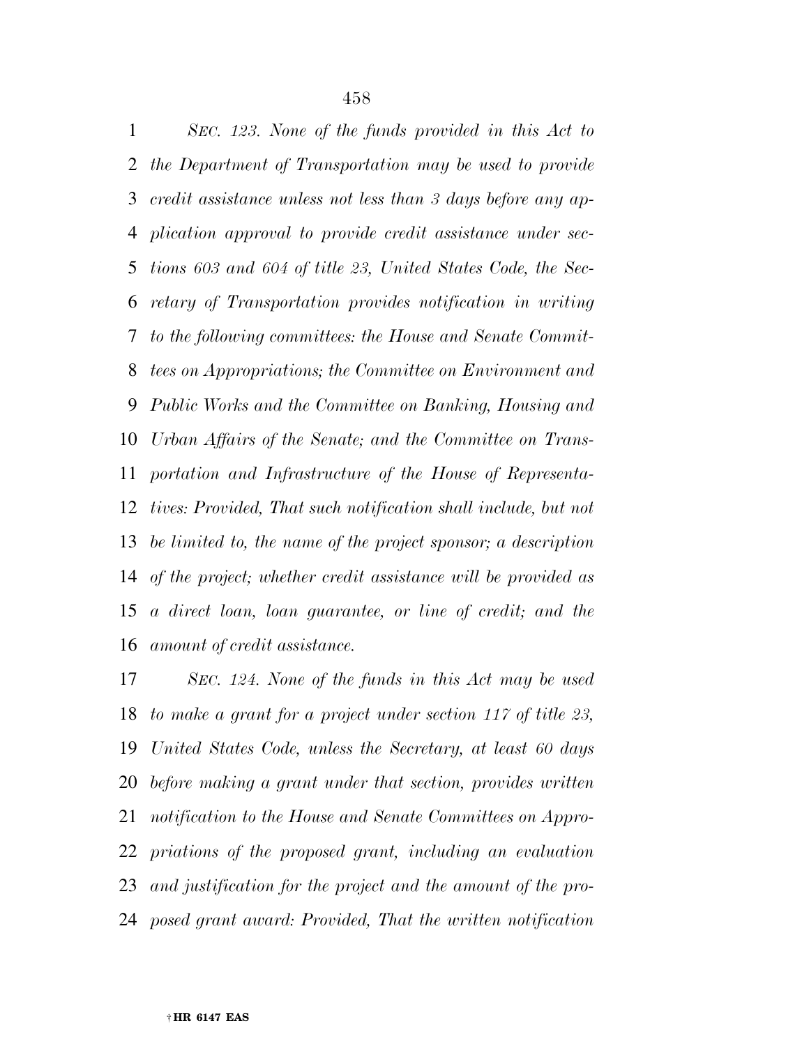*SEC. 123. None of the funds provided in this Act to the Department of Transportation may be used to provide credit assistance unless not less than 3 days before any application approval to provide credit assistance under sections 603 and 604 of title 23, United States Code, the Secretary of Transportation provides notification in writing to the following committees: the House and Senate Committees on Appropriations; the Committee on Environment and Public Works and the Committee on Banking, Housing and Urban Affairs of the Senate; and the Committee on Transportation and Infrastructure of the House of Representatives: Provided, That such notification shall include, but not be limited to, the name of the project sponsor; a description of the project; whether credit assistance will be provided as a direct loan, loan guarantee, or line of credit; and the amount of credit assistance.*

*SEC. 124. None of the funds in this Act may be used to make a grant for a project under section 117 of title 23, United States Code, unless the Secretary, at least 60 days before making a grant under that section, provides written notification to the House and Senate Committees on Appropriations of the proposed grant, including an evaluation and justification for the project and the amount of the proposed grant award: Provided, That the written notification*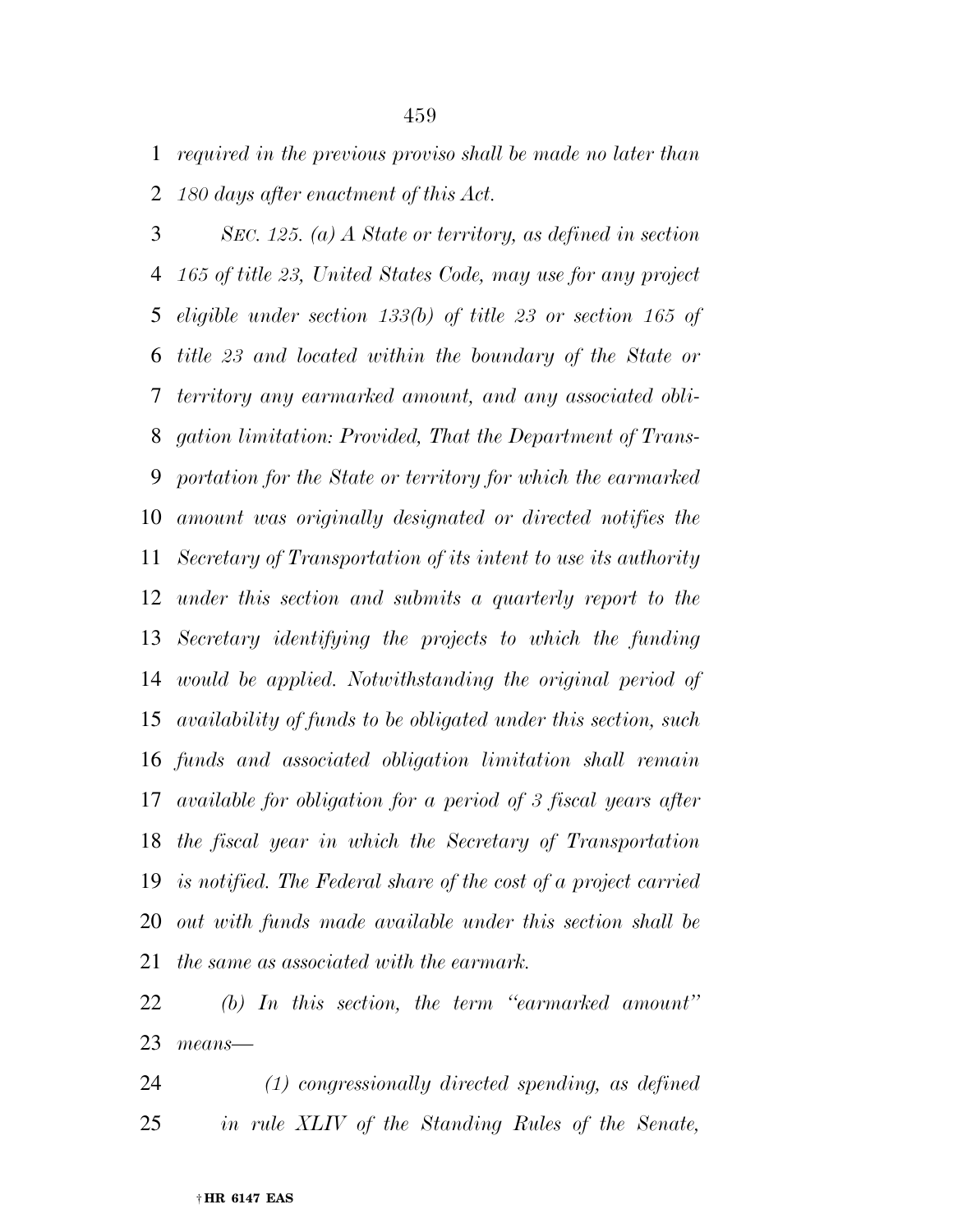*required in the previous proviso shall be made no later than 180 days after enactment of this Act.*

*SEC. 125. (a) A State or territory, as defined in section 165 of title 23, United States Code, may use for any project eligible under section 133(b) of title 23 or section 165 of title 23 and located within the boundary of the State or territory any earmarked amount, and any associated obligation limitation: Provided, That the Department of Transportation for the State or territory for which the earmarked amount was originally designated or directed notifies the Secretary of Transportation of its intent to use its authority under this section and submits a quarterly report to the Secretary identifying the projects to which the funding would be applied. Notwithstanding the original period of availability of funds to be obligated under this section, such funds and associated obligation limitation shall remain available for obligation for a period of 3 fiscal years after the fiscal year in which the Secretary of Transportation is notified. The Federal share of the cost of a project carried out with funds made available under this section shall be the same as associated with the earmark.*

*(b) In this section, the term "earmarked amount" means—*

*(1) congressionally directed spending, as defined in rule XLIV of the Standing Rules of the Senate,*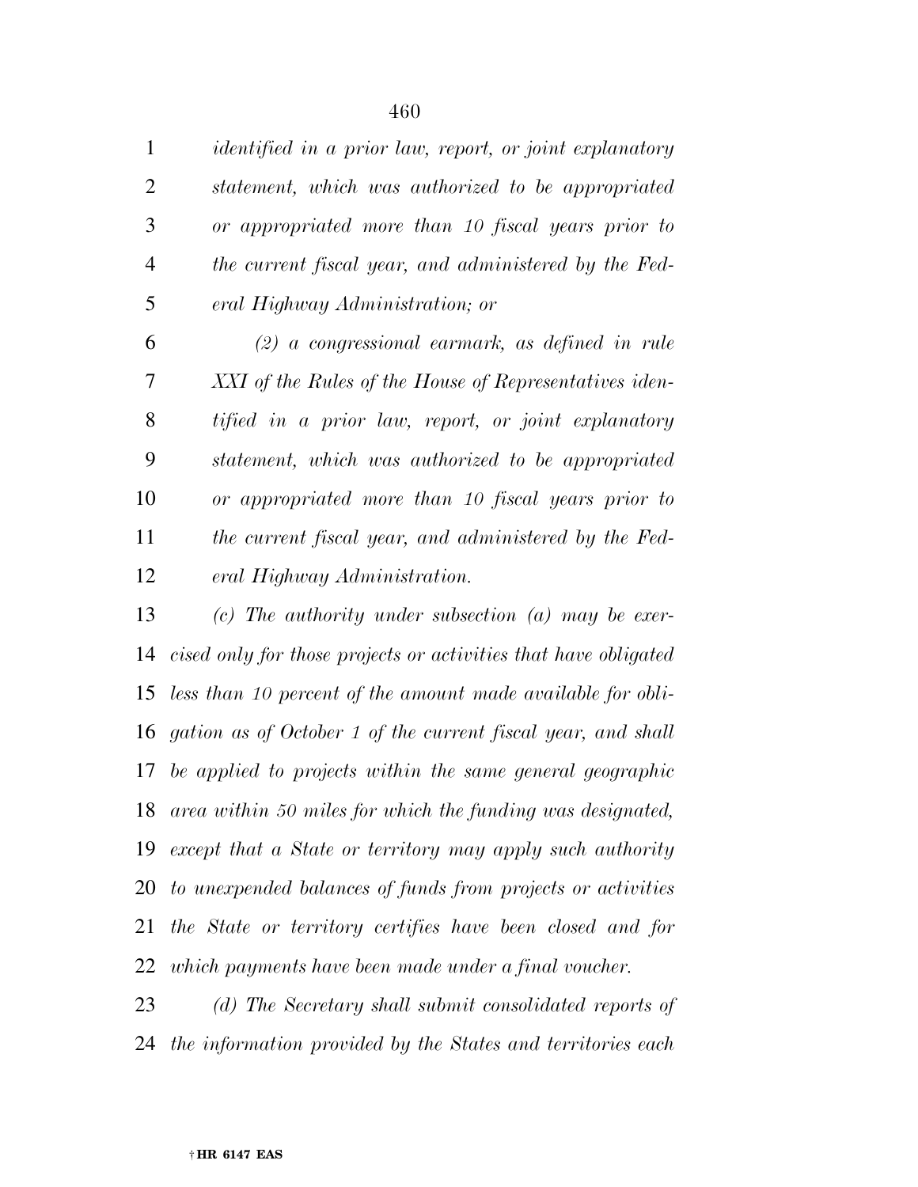*identified in a prior law, report, or joint explanatory statement, which was authorized to be appropriated or appropriated more than 10 fiscal years prior to the current fiscal year, and administered by the Federal Highway Administration; or*

*(2) a congressional earmark, as defined in rule XXI of the Rules of the House of Representatives identified in a prior law, report, or joint explanatory statement, which was authorized to be appropriated or appropriated more than 10 fiscal years prior to the current fiscal year, and administered by the Federal Highway Administration.*

*(c) The authority under subsection (a) may be exercised only for those projects or activities that have obligated less than 10 percent of the amount made available for obligation as of October 1 of the current fiscal year, and shall be applied to projects within the same general geographic area within 50 miles for which the funding was designated, except that a State or territory may apply such authority to unexpended balances of funds from projects or activities the State or territory certifies have been closed and for which payments have been made under a final voucher.*

*(d) The Secretary shall submit consolidated reports of the information provided by the States and territories each*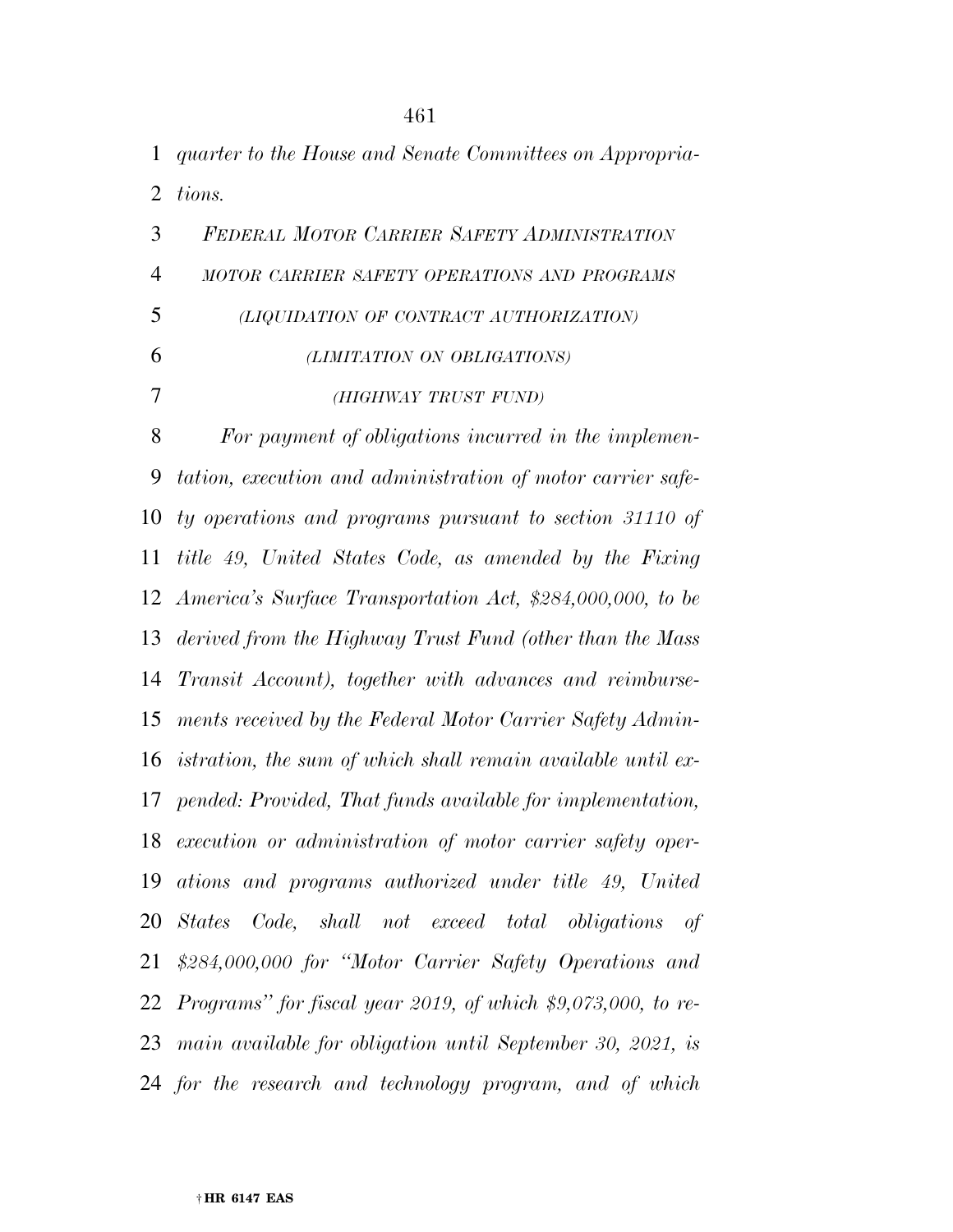*quarter to the House and Senate Committees on Appropriations.*

*FEDERAL MOTOR CARRIER SAFETY ADMINISTRATION*

*MOTOR CARRIER SAFETY OPERATIONS AND PROGRAMS*

*(LIQUIDATION OF CONTRACT AUTHORIZATION)*

*(LIMITATION ON OBLIGATIONS)*

*(HIGHWAY TRUST FUND)*

*For payment of obligations incurred in the implementation, execution and administration of motor carrier safety operations and programs pursuant to section 31110 of title 49, United States Code, as amended by the Fixing America's Surface Transportation Act, $284,000,000, to be derived from the Highway Trust Fund (other than the Mass Transit Account), together with advances and reimbursements received by the Federal Motor Carrier Safety Administration, the sum of which shall remain available until expended: Provided, That funds available for implementation, execution or administration of motor carrier safety operations and programs authorized under title 49, United States Code, shall not exceed total obligations of $284,000,000 for "Motor Carrier Safety Operations and Programs" for fiscal year 2019, of which $9,073,000, to remain available for obligation until September 30, 2021, is for the research and technology program, and of which*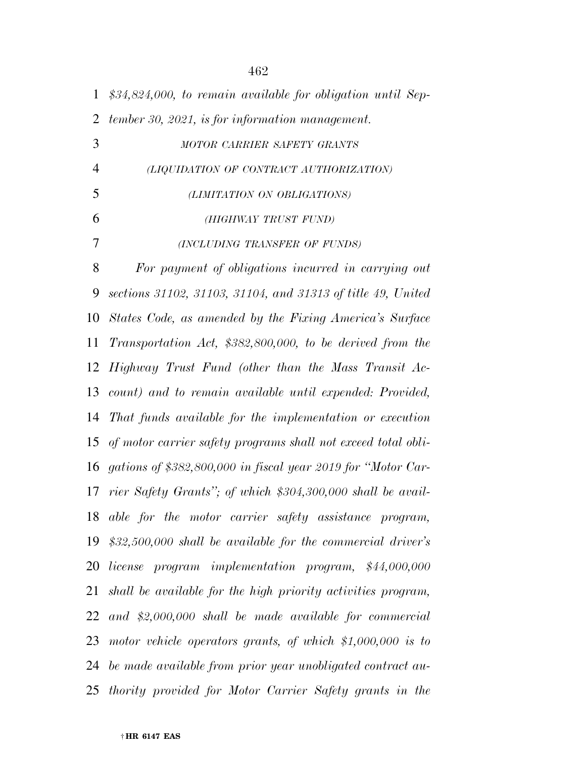*$34,824,000, to remain available for obligation until September 30, 2021, is for information management.*

*MOTOR CARRIER SAFETY GRANTS*

*(LIQUIDATION OF CONTRACT AUTHORIZATION)*

*(LIMITATION ON OBLIGATIONS)*

*(HIGHWAY TRUST FUND)*

*(INCLUDING TRANSFER OF FUNDS)*

*For payment of obligations incurred in carrying out sections 31102, 31103, 31104, and 31313 of title 49, United States Code, as amended by the Fixing America's Surface Transportation Act, $382,800,000, to be derived from the Highway Trust Fund (other than the Mass Transit Account) and to remain available until expended: Provided, That funds available for the implementation or execution of motor carrier safety programs shall not exceed total obligations of $382,800,000 in fiscal year 2019 for "Motor Carrier Safety Grants"; of which $304,300,000 shall be available for the motor carrier safety assistance program, $32,500,000 shall be available for the commercial driver's license program implementation program, $44,000,000 shall be available for the high priority activities program, and $2,000,000 shall be made available for commercial motor vehicle operators grants, of which $1,000,000 is to be made available from prior year unobligated contract authority provided for Motor Carrier Safety grants in the*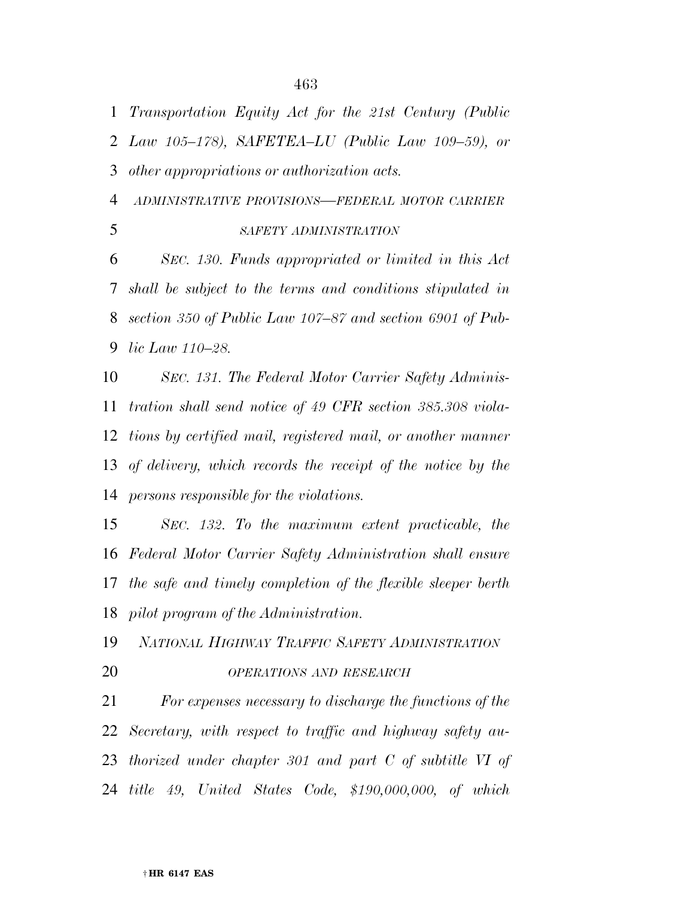*Transportation Equity Act for the 21st Century (Public Law 105–178), SAFETEA–LU (Public Law 109–59), or other appropriations or authorization acts.*

*ADMINISTRATIVE PROVISIONS—FEDERAL MOTOR CARRIER SAFETY ADMINISTRATION*

*SEC. 130. Funds appropriated or limited in this Act shall be subject to the terms and conditions stipulated in section 350 of Public Law 107–87 and section 6901 of Public Law 110–28.*

*SEC. 131. The Federal Motor Carrier Safety Administration shall send notice of 49 CFR section 385.308 violations by certified mail, registered mail, or another manner of delivery, which records the receipt of the notice by the persons responsible for the violations.*

*SEC. 132. To the maximum extent practicable, the Federal Motor Carrier Safety Administration shall ensure the safe and timely completion of the flexible sleeper berth pilot program of the Administration.*

*NATIONAL HIGHWAY TRAFFIC SAFETY ADMINISTRATION*

*OPERATIONS AND RESEARCH*

*For expenses necessary to discharge the functions of the Secretary, with respect to traffic and highway safety authorized under chapter 301 and part C of subtitle VI of title 49, United States Code, $190,000,000, of which*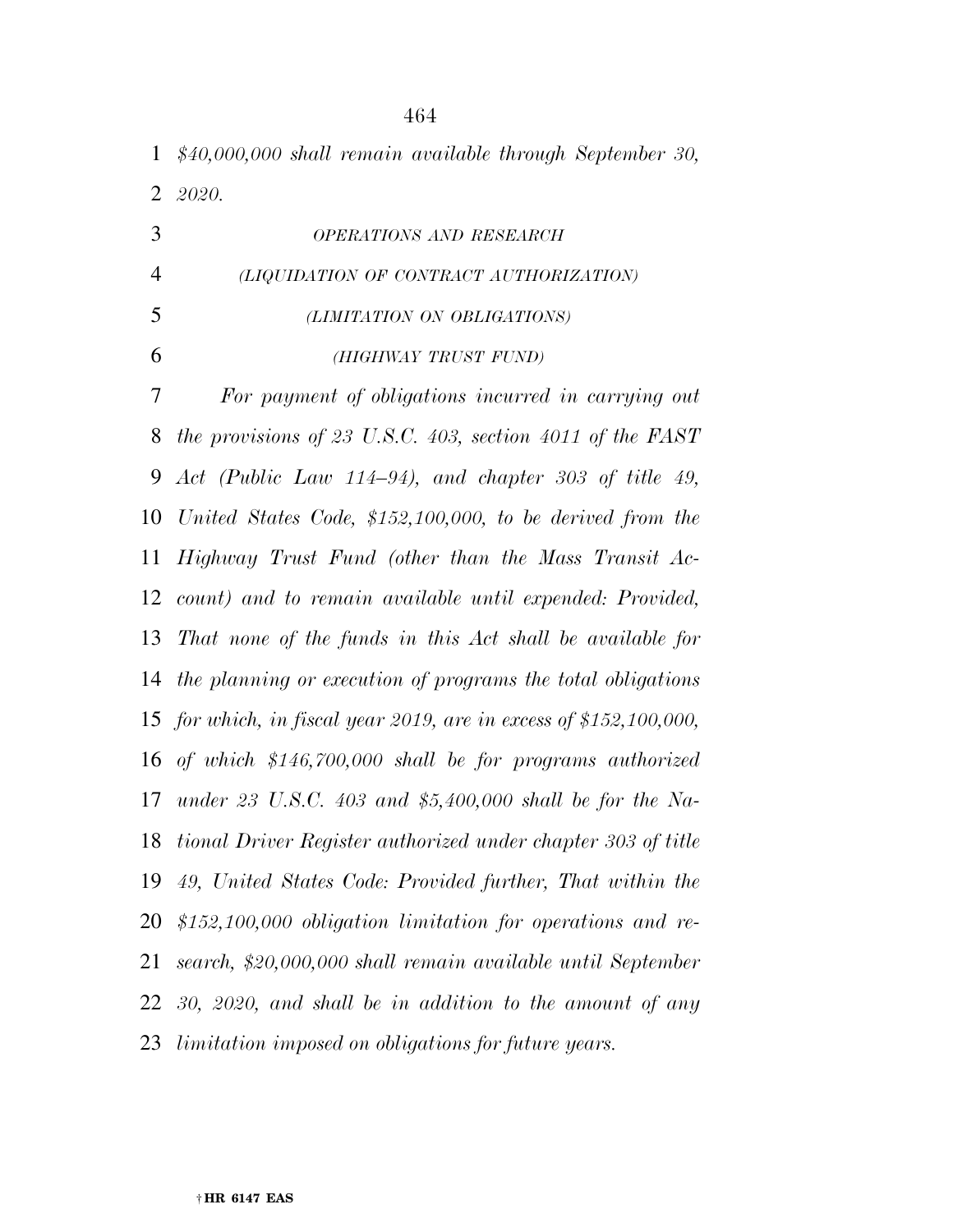*$40,000,000 shall remain available through September 30, 2020.*

*OPERATIONS AND RESEARCH*

*(LIQUIDATION OF CONTRACT AUTHORIZATION)*

*(LIMITATION ON OBLIGATIONS)*

*(HIGHWAY TRUST FUND)*

*For payment of obligations incurred in carrying out the provisions of 23 U.S.C. 403, section 4011 of the FAST Act (Public Law 114–94), and chapter 303 of title 49, United States Code, $152,100,000, to be derived from the Highway Trust Fund (other than the Mass Transit Account) and to remain available until expended: Provided, That none of the funds in this Act shall be available for the planning or execution of programs the total obligations for which, in fiscal year 2019, are in excess of $152,100,000, of which $146,700,000 shall be for programs authorized under 23 U.S.C. 403 and $5,400,000 shall be for the National Driver Register authorized under chapter 303 of title 49, United States Code: Provided further, That within the $152,100,000 obligation limitation for operations and research, $20,000,000 shall remain available until September 30, 2020, and shall be in addition to the amount of any limitation imposed on obligations for future years.*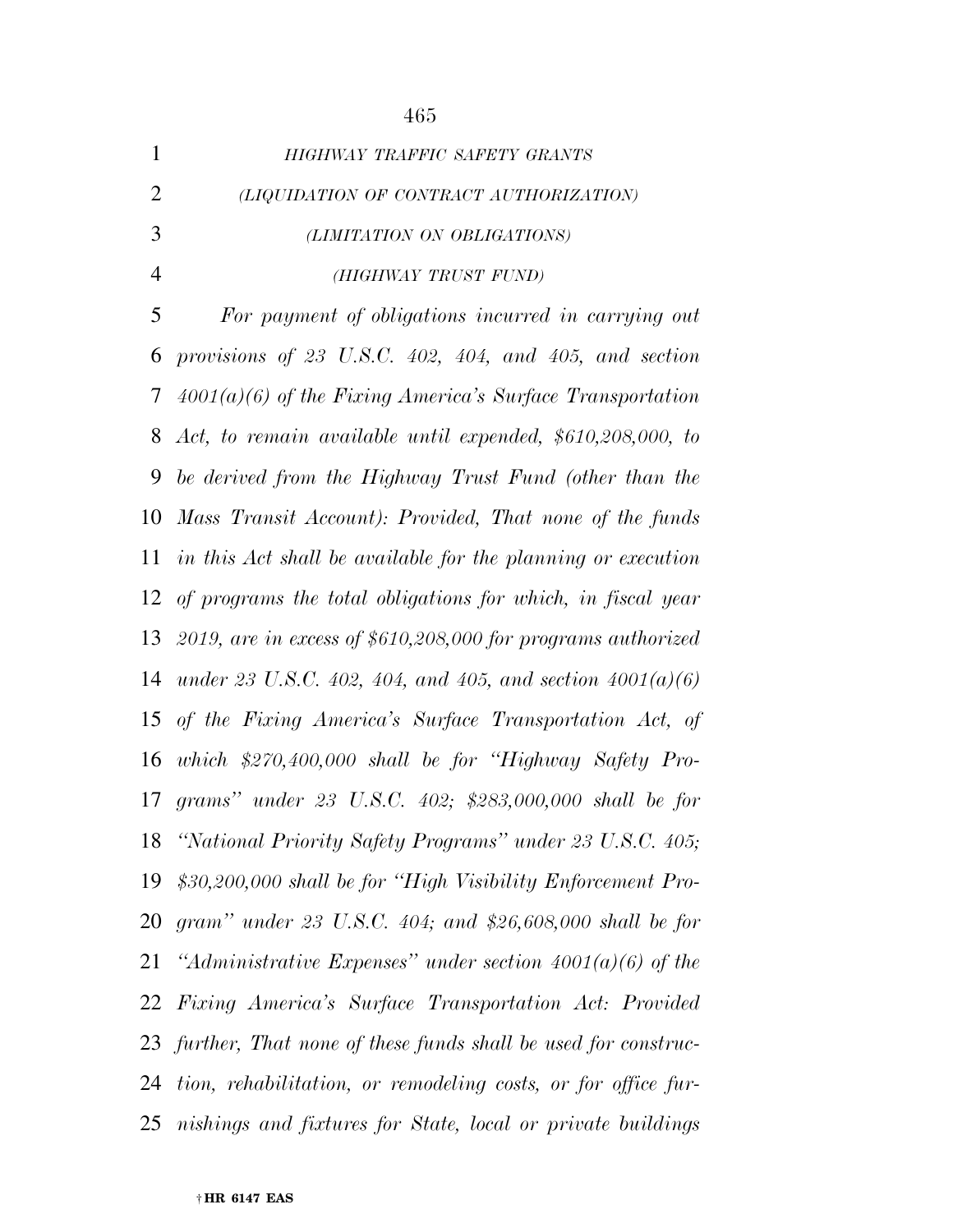*HIGHWAY TRAFFIC SAFETY GRANTS*

*(LIQUIDATION OF CONTRACT AUTHORIZATION)*

*(LIMITATION ON OBLIGATIONS)*

*(HIGHWAY TRUST FUND)*

*For payment of obligations incurred in carrying out provisions of 23 U.S.C. 402, 404, and 405, and section 4001(a)(6) of the Fixing America's Surface Transportation Act, to remain available until expended, $610,208,000, to be derived from the Highway Trust Fund (other than the Mass Transit Account): Provided, That none of the funds in this Act shall be available for the planning or execution of programs the total obligations for which, in fiscal year 2019, are in excess of $610,208,000 for programs authorized under 23 U.S.C. 402, 404, and 405, and section 4001(a)(6) of the Fixing America's Surface Transportation Act, of which $270,400,000 shall be for "Highway Safety Programs" under 23 U.S.C. 402; $283,000,000 shall be for "National Priority Safety Programs" under 23 U.S.C. 405; $30,200,000 shall be for "High Visibility Enforcement Program" under 23 U.S.C. 404; and $26,608,000 shall be for "Administrative Expenses" under section 4001(a)(6) of the Fixing America's Surface Transportation Act: Provided further, That none of these funds shall be used for construction, rehabilitation, or remodeling costs, or for office furnishings and fixtures for State, local or private buildings*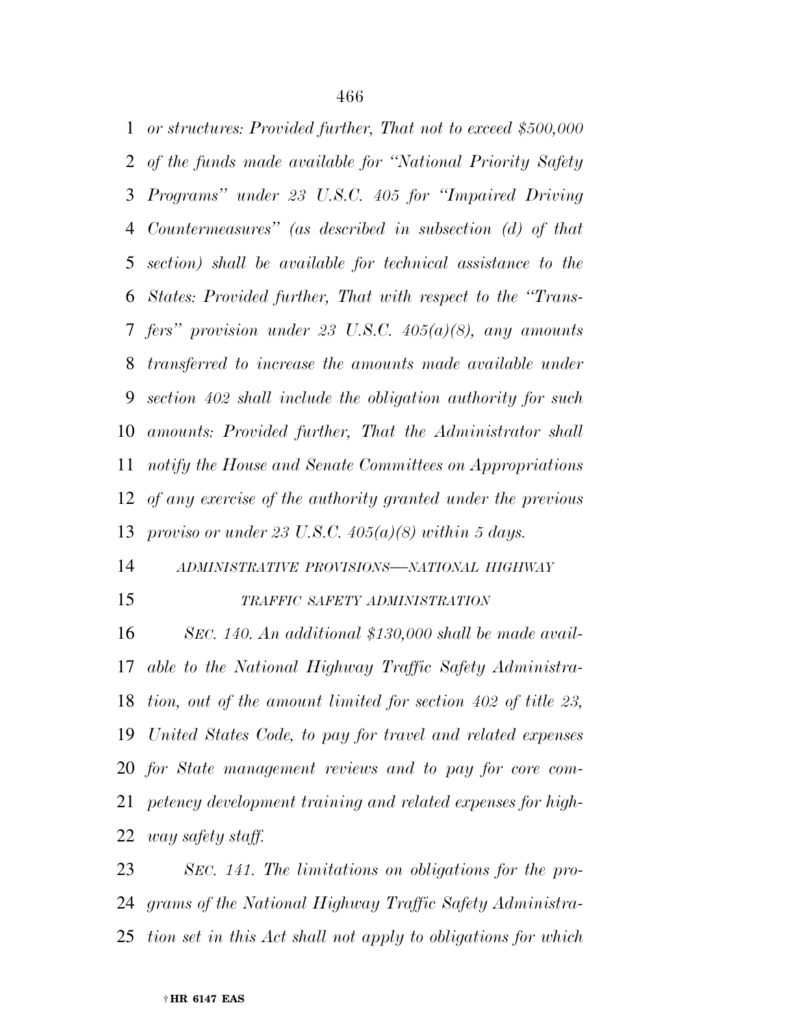*or structures: Provided further, That not to exceed $500,000 of the funds made available for "National Priority Safety Programs" under 23 U.S.C. 405 for "Impaired Driving Countermeasures" (as described in subsection (d) of that section) shall be available for technical assistance to the States: Provided further, That with respect to the "Transfers" provision under 23 U.S.C. 405(a)(8), any amounts transferred to increase the amounts made available under section 402 shall include the obligation authority for such amounts: Provided further, That the Administrator shall notify the House and Senate Committees on Appropriations of any exercise of the authority granted under the previous proviso or under 23 U.S.C. 405(a)(8) within 5 days.*

*ADMINISTRATIVE PROVISIONS—NATIONAL HIGHWAY TRAFFIC SAFETY ADMINISTRATION*

*SEC. 140. An additional $130,000 shall be made available to the National Highway Traffic Safety Administration, out of the amount limited for section 402 of title 23, United States Code, to pay for travel and related expenses for State management reviews and to pay for core competency development training and related expenses for highway safety staff.*

*SEC. 141. The limitations on obligations for the programs of the National Highway Traffic Safety Administration set in this Act shall not apply to obligations for which*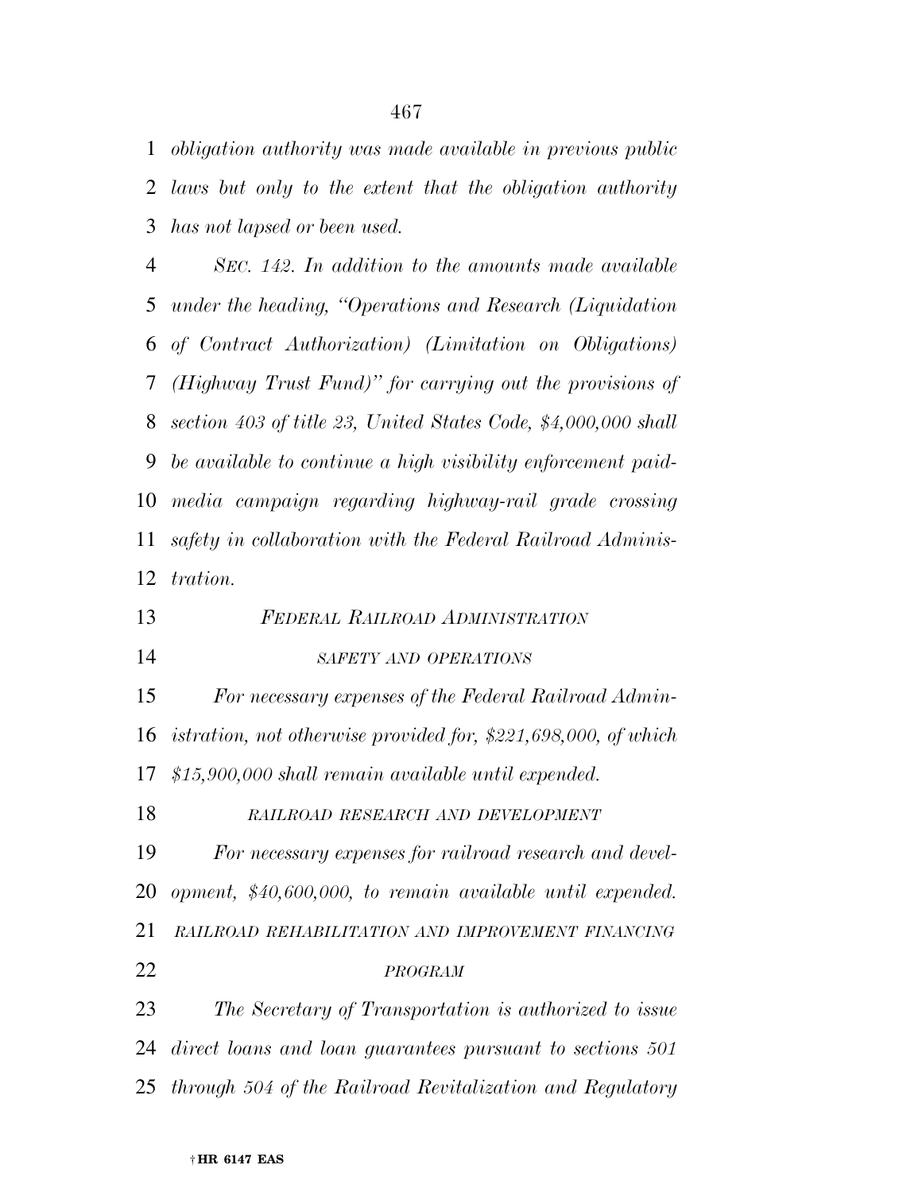*obligation authority was made available in previous public laws but only to the extent that the obligation authority has not lapsed or been used.*

*SEC. 142. In addition to the amounts made available under the heading, "Operations and Research (Liquidation of Contract Authorization) (Limitation on Obligations) (Highway Trust Fund)" for carrying out the provisions of section 403 of title 23, United States Code, $4,000,000 shall be available to continue a high visibility enforcement paid-media campaign regarding highway-rail grade crossing safety in collaboration with the Federal Railroad Administration.*

## *FEDERAL RAILROAD ADMINISTRATION*

### *SAFETY AND OPERATIONS*

*For necessary expenses of the Federal Railroad Administration, not otherwise provided for, $221,698,000, of which $15,900,000 shall remain available until expended.*

### *RAILROAD RESEARCH AND DEVELOPMENT*

*For necessary expenses for railroad research and development, $40,600,000, to remain available until expended.*

### *RAILROAD REHABILITATION AND IMPROVEMENT FINANCING PROGRAM*

*The Secretary of Transportation is authorized to issue direct loans and loan guarantees pursuant to sections 501 through 504 of the Railroad Revitalization and Regulatory*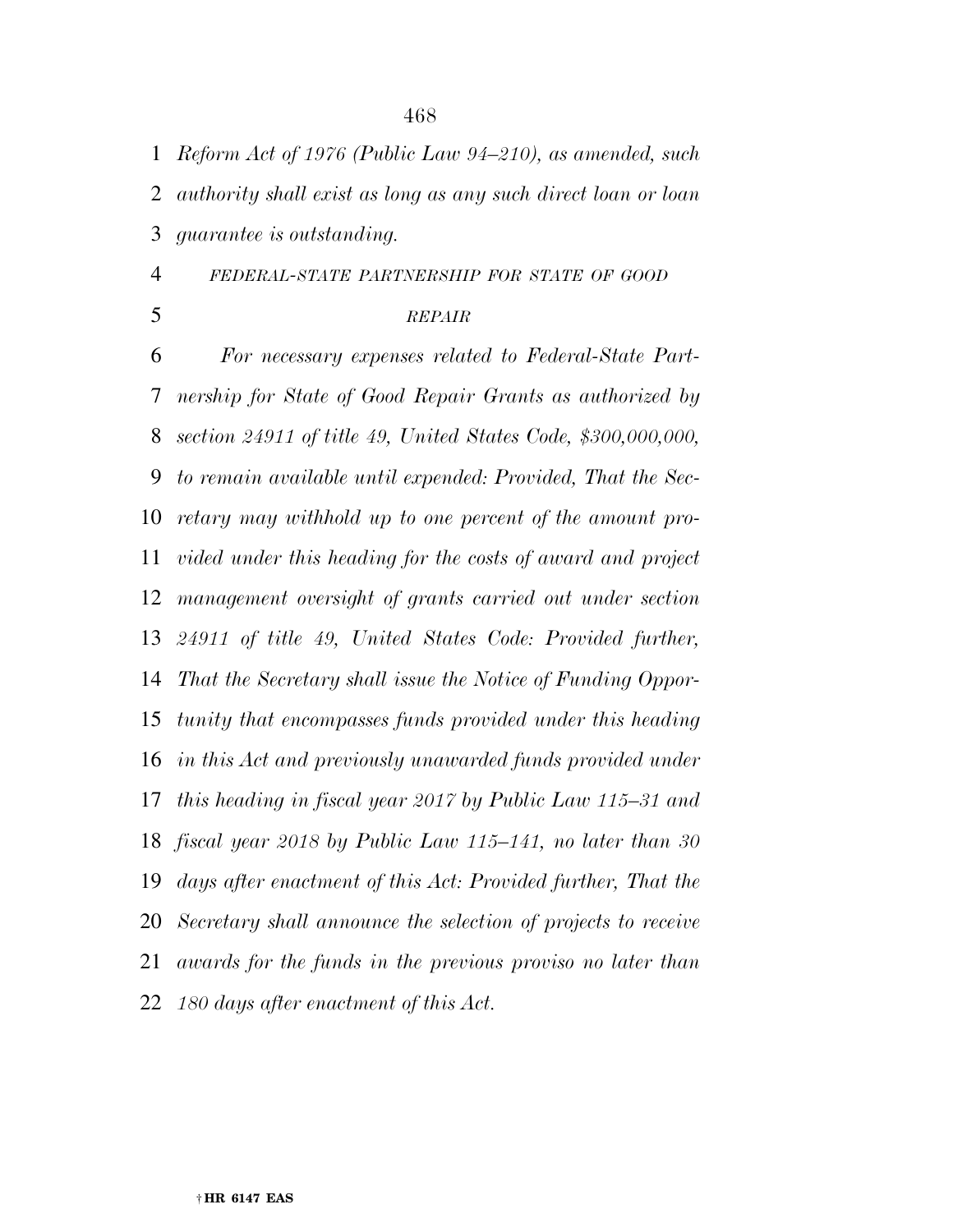*Reform Act of 1976 (Public Law 94–210), as amended, such authority shall exist as long as any such direct loan or loan guarantee is outstanding.*

*FEDERAL-STATE PARTNERSHIP FOR STATE OF GOOD REPAIR*

*For necessary expenses related to Federal-State Partnership for State of Good Repair Grants as authorized by section 24911 of title 49, United States Code, $300,000,000, to remain available until expended: Provided, That the Secretary may withhold up to one percent of the amount provided under this heading for the costs of award and project management oversight of grants carried out under section 24911 of title 49, United States Code: Provided further, That the Secretary shall issue the Notice of Funding Opportunity that encompasses funds provided under this heading in this Act and previously unawarded funds provided under this heading in fiscal year 2017 by Public Law 115–31 and fiscal year 2018 by Public Law 115–141, no later than 30 days after enactment of this Act: Provided further, That the Secretary shall announce the selection of projects to receive awards for the funds in the previous proviso no later than 180 days after enactment of this Act.*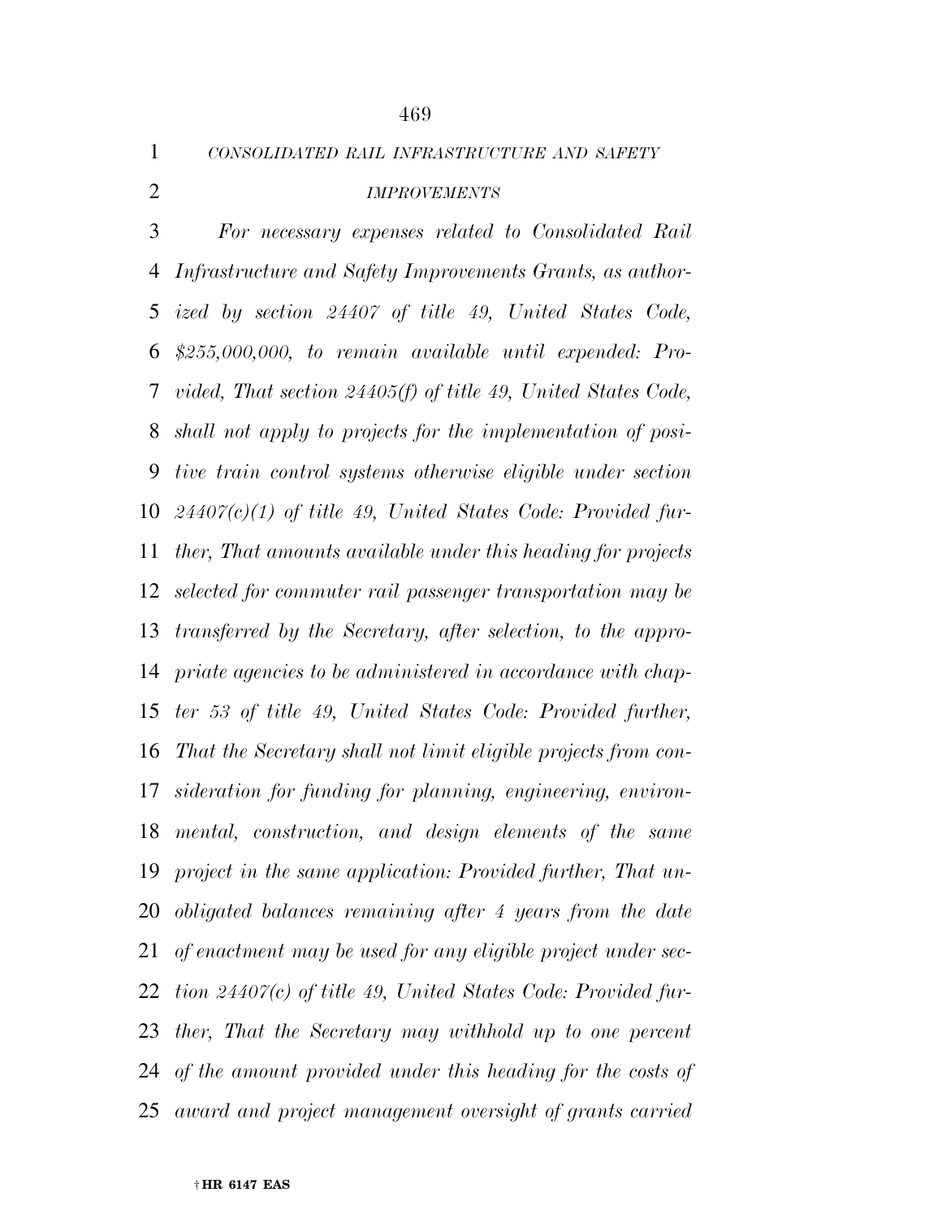*CONSOLIDATED RAIL INFRASTRUCTURE AND SAFETY IMPROVEMENTS*

*For necessary expenses related to Consolidated Rail Infrastructure and Safety Improvements Grants, as authorized by section 24407 of title 49, United States Code, $255,000,000, to remain available until expended: Provided, That section 24405(f) of title 49, United States Code, shall not apply to projects for the implementation of positive train control systems otherwise eligible under section 24407(c)(1) of title 49, United States Code: Provided further, That amounts available under this heading for projects selected for commuter rail passenger transportation may be transferred by the Secretary, after selection, to the appropriate agencies to be administered in accordance with chapter 53 of title 49, United States Code: Provided further, That the Secretary shall not limit eligible projects from consideration for funding for planning, engineering, environmental, construction, and design elements of the same project in the same application: Provided further, That unobligated balances remaining after 4 years from the date of enactment may be used for any eligible project under section 24407(c) of title 49, United States Code: Provided further, That the Secretary may withhold up to one percent of the amount provided under this heading for the costs of award and project management oversight of grants carried*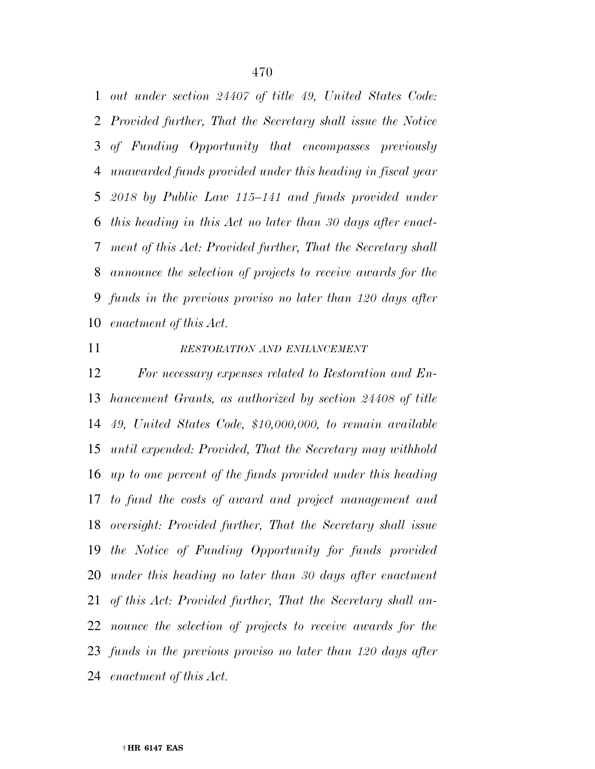*out under section 24407 of title 49, United States Code: Provided further, That the Secretary shall issue the Notice of Funding Opportunity that encompasses previously unawarded funds provided under this heading in fiscal year 2018 by Public Law 115–141 and funds provided under this heading in this Act no later than 30 days after enactment of this Act: Provided further, That the Secretary shall announce the selection of projects to receive awards for the funds in the previous proviso no later than 120 days after enactment of this Act.*

*RESTORATION AND ENHANCEMENT*

*For necessary expenses related to Restoration and Enhancement Grants, as authorized by section 24408 of title 49, United States Code, $10,000,000, to remain available until expended: Provided, That the Secretary may withhold up to one percent of the funds provided under this heading to fund the costs of award and project management and oversight: Provided further, That the Secretary shall issue the Notice of Funding Opportunity for funds provided under this heading no later than 30 days after enactment of this Act: Provided further, That the Secretary shall announce the selection of projects to receive awards for the funds in the previous proviso no later than 120 days after enactment of this Act.*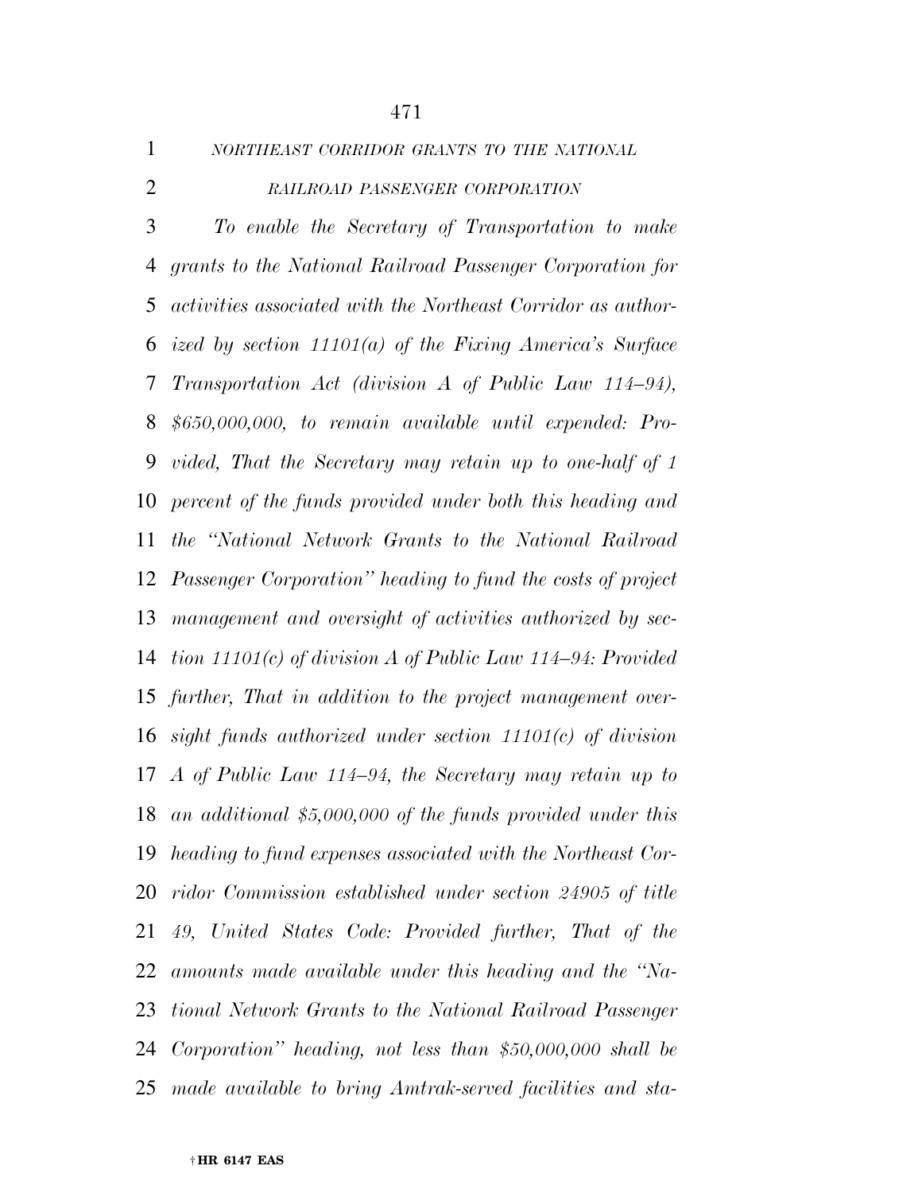*NORTHEAST CORRIDOR GRANTS TO THE NATIONAL RAILROAD PASSENGER CORPORATION*

*To enable the Secretary of Transportation to make grants to the National Railroad Passenger Corporation for activities associated with the Northeast Corridor as authorized by section 11101(a) of the Fixing America's Surface Transportation Act (division A of Public Law 114–94), $650,000,000, to remain available until expended: Provided, That the Secretary may retain up to one-half of 1 percent of the funds provided under both this heading and the "National Network Grants to the National Railroad Passenger Corporation" heading to fund the costs of project management and oversight of activities authorized by section 11101(c) of division A of Public Law 114–94: Provided further, That in addition to the project management oversight funds authorized under section 11101(c) of division A of Public Law 114–94, the Secretary may retain up to an additional $5,000,000 of the funds provided under this heading to fund expenses associated with the Northeast Corridor Commission established under section 24905 of title 49, United States Code: Provided further, That of the amounts made available under this heading and the "National Network Grants to the National Railroad Passenger Corporation" heading, not less than $50,000,000 shall be made available to bring Amtrak-served facilities and sta-*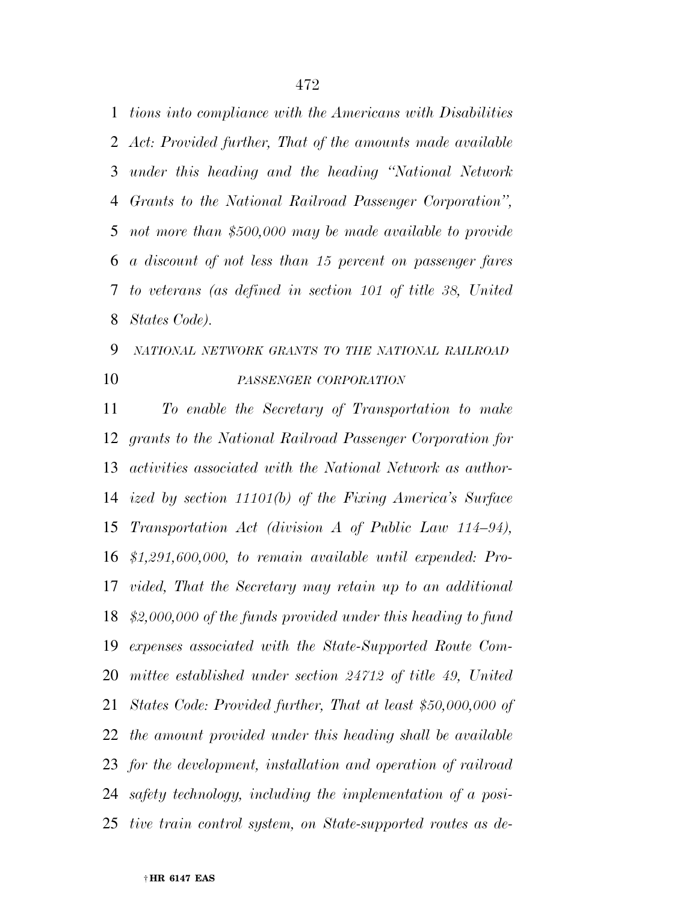*tions into compliance with the Americans with Disabilities Act: Provided further, That of the amounts made available under this heading and the heading "National Network Grants to the National Railroad Passenger Corporation", not more than $500,000 may be made available to provide a discount of not less than 15 percent on passenger fares to veterans (as defined in section 101 of title 38, United States Code).*

*NATIONAL NETWORK GRANTS TO THE NATIONAL RAILROAD PASSENGER CORPORATION*

*To enable the Secretary of Transportation to make grants to the National Railroad Passenger Corporation for activities associated with the National Network as authorized by section 11101(b) of the Fixing America's Surface Transportation Act (division A of Public Law 114–94), $1,291,600,000, to remain available until expended: Provided, That the Secretary may retain up to an additional $2,000,000 of the funds provided under this heading to fund expenses associated with the State-Supported Route Committee established under section 24712 of title 49, United States Code: Provided further, That at least $50,000,000 of the amount provided under this heading shall be available for the development, installation and operation of railroad safety technology, including the implementation of a positive train control system, on State-supported routes as de-*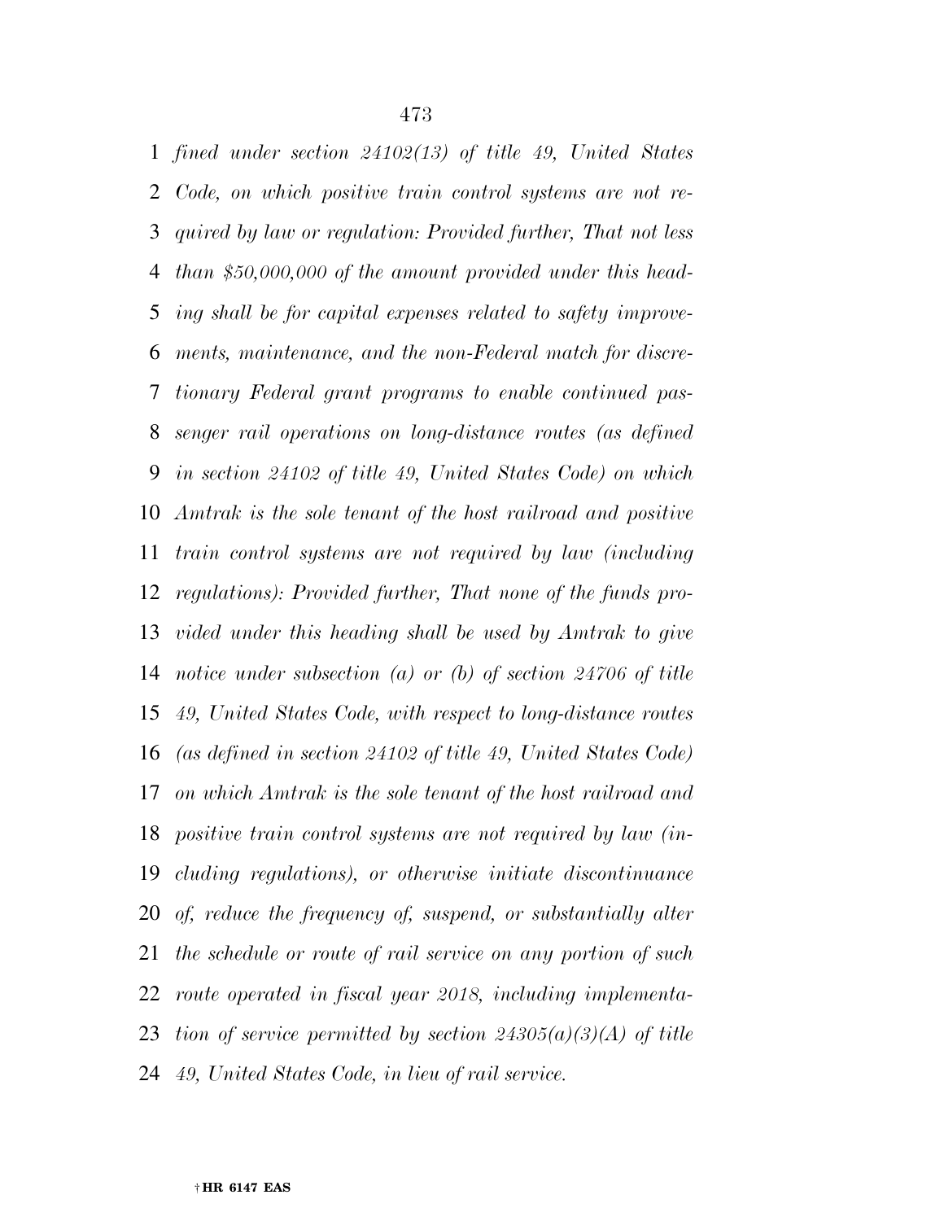*fined under section 24102(13) of title 49, United States Code, on which positive train control systems are not required by law or regulation: Provided further, That not less than $50,000,000 of the amount provided under this heading shall be for capital expenses related to safety improvements, maintenance, and the non-Federal match for discretionary Federal grant programs to enable continued passenger rail operations on long-distance routes (as defined in section 24102 of title 49, United States Code) on which Amtrak is the sole tenant of the host railroad and positive train control systems are not required by law (including regulations): Provided further, That none of the funds provided under this heading shall be used by Amtrak to give notice under subsection (a) or (b) of section 24706 of title 49, United States Code, with respect to long-distance routes (as defined in section 24102 of title 49, United States Code) on which Amtrak is the sole tenant of the host railroad and positive train control systems are not required by law (including regulations), or otherwise initiate discontinuance of, reduce the frequency of, suspend, or substantially alter the schedule or route of rail service on any portion of such route operated in fiscal year 2018, including implementation of service permitted by section 24305(a)(3)(A) of title 49, United States Code, in lieu of rail service.*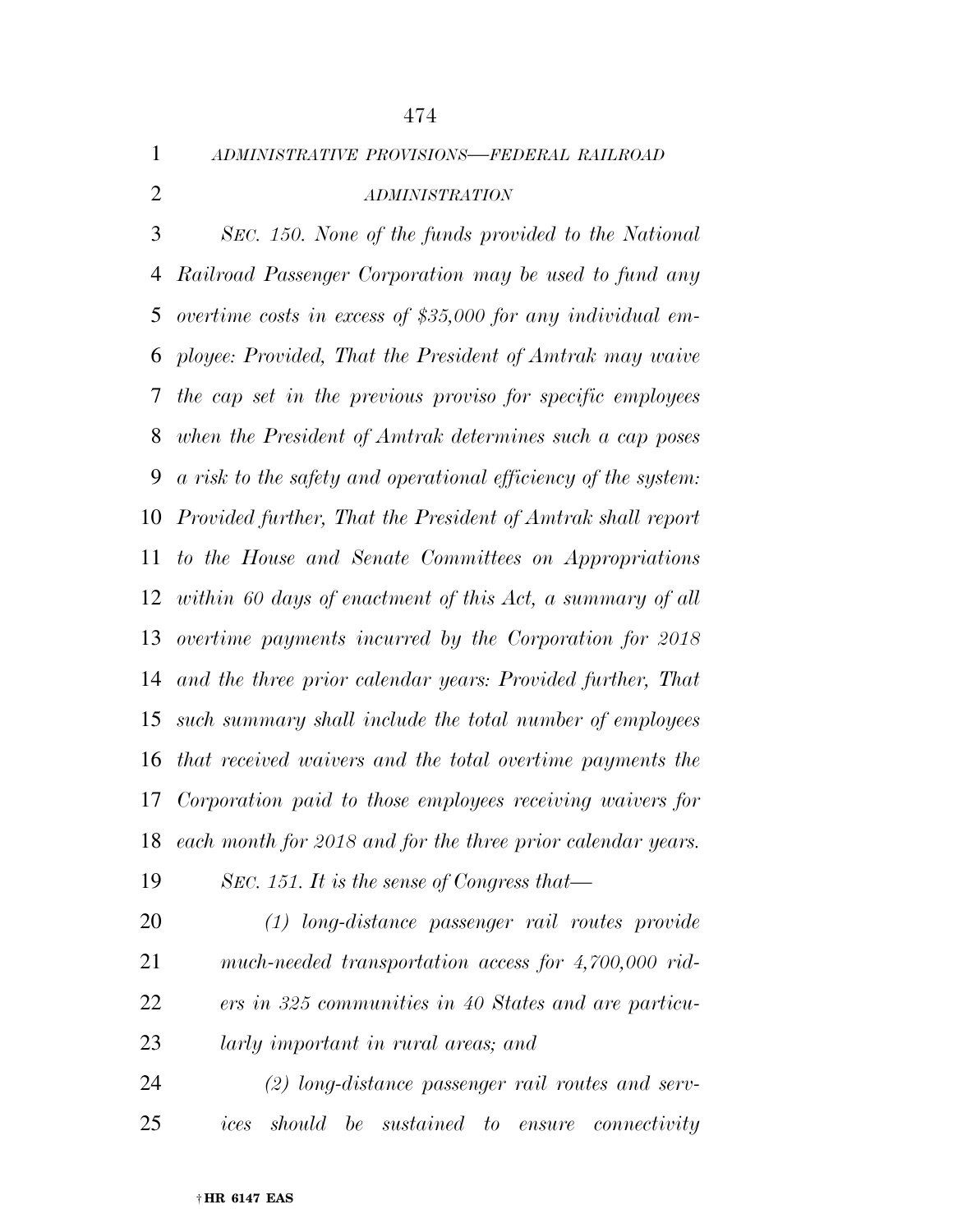*ADMINISTRATIVE PROVISIONS—FEDERAL RAILROAD ADMINISTRATION*

*SEC. 150. None of the funds provided to the National Railroad Passenger Corporation may be used to fund any overtime costs in excess of $35,000 for any individual employee: Provided, That the President of Amtrak may waive the cap set in the previous proviso for specific employees when the President of Amtrak determines such a cap poses a risk to the safety and operational efficiency of the system: Provided further, That the President of Amtrak shall report to the House and Senate Committees on Appropriations within 60 days of enactment of this Act, a summary of all overtime payments incurred by the Corporation for 2018 and the three prior calendar years: Provided further, That such summary shall include the total number of employees that received waivers and the total overtime payments the Corporation paid to those employees receiving waivers for each month for 2018 and for the three prior calendar years.*

*SEC. 151. It is the sense of Congress that—*

*(1) long-distance passenger rail routes provide much-needed transportation access for 4,700,000 riders in 325 communities in 40 States and are particularly important in rural areas; and*

*(2) long-distance passenger rail routes and services should be sustained to ensure connectivity*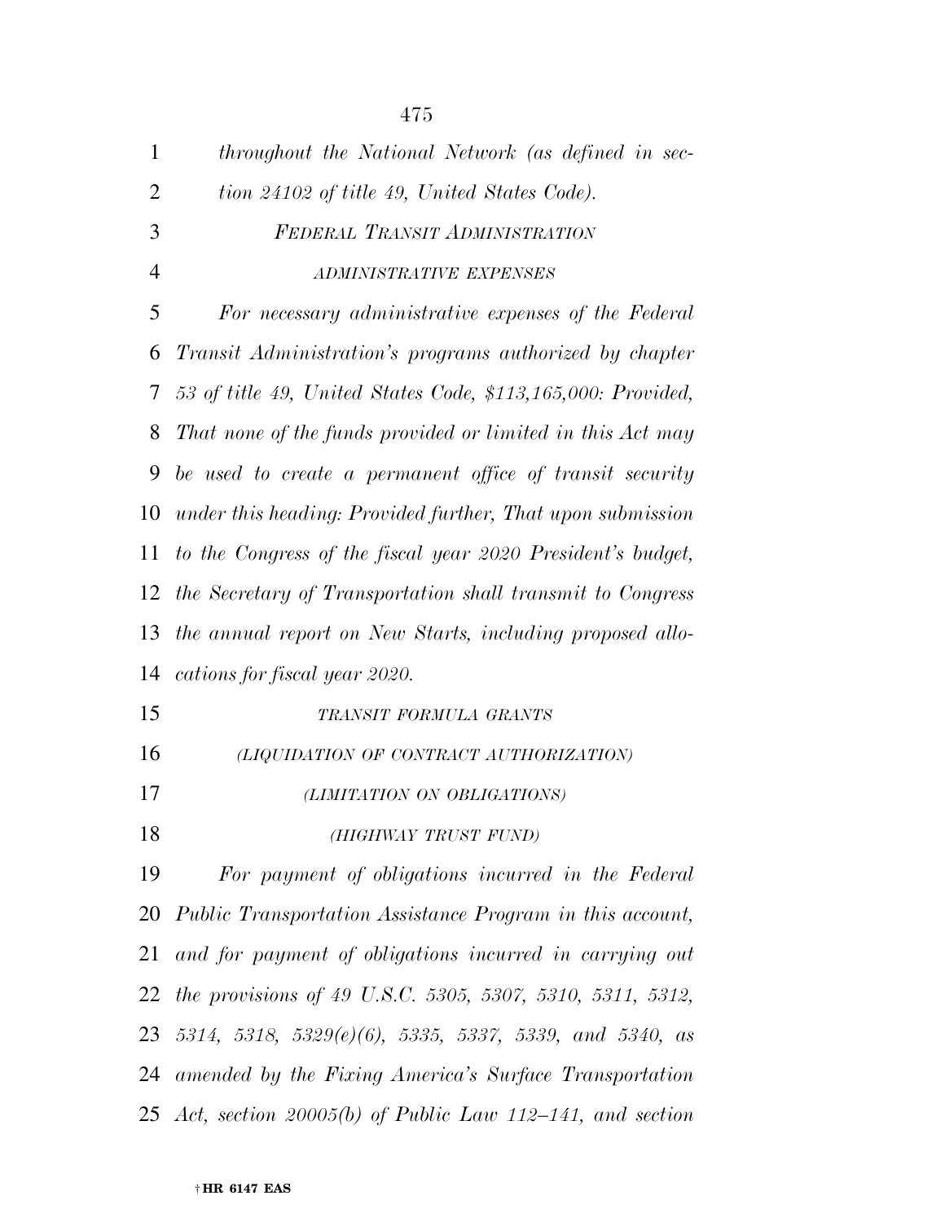*throughout the National Network (as defined in section 24102 of title 49, United States Code).*

*FEDERAL TRANSIT ADMINISTRATION*

*ADMINISTRATIVE EXPENSES*

*For necessary administrative expenses of the Federal Transit Administration's programs authorized by chapter 53 of title 49, United States Code, $113,165,000: Provided, That none of the funds provided or limited in this Act may be used to create a permanent office of transit security under this heading: Provided further, That upon submission to the Congress of the fiscal year 2020 President's budget, the Secretary of Transportation shall transmit to Congress the annual report on New Starts, including proposed allocations for fiscal year 2020.*

*TRANSIT FORMULA GRANTS*

*(LIQUIDATION OF CONTRACT AUTHORIZATION)*

*(LIMITATION ON OBLIGATIONS)*

*(HIGHWAY TRUST FUND)*

*For payment of obligations incurred in the Federal Public Transportation Assistance Program in this account, and for payment of obligations incurred in carrying out the provisions of 49 U.S.C. 5305, 5307, 5310, 5311, 5312, 5314, 5318, 5329(e)(6), 5335, 5337, 5339, and 5340, as amended by the Fixing America's Surface Transportation Act, section 20005(b) of Public Law 112–141, and section*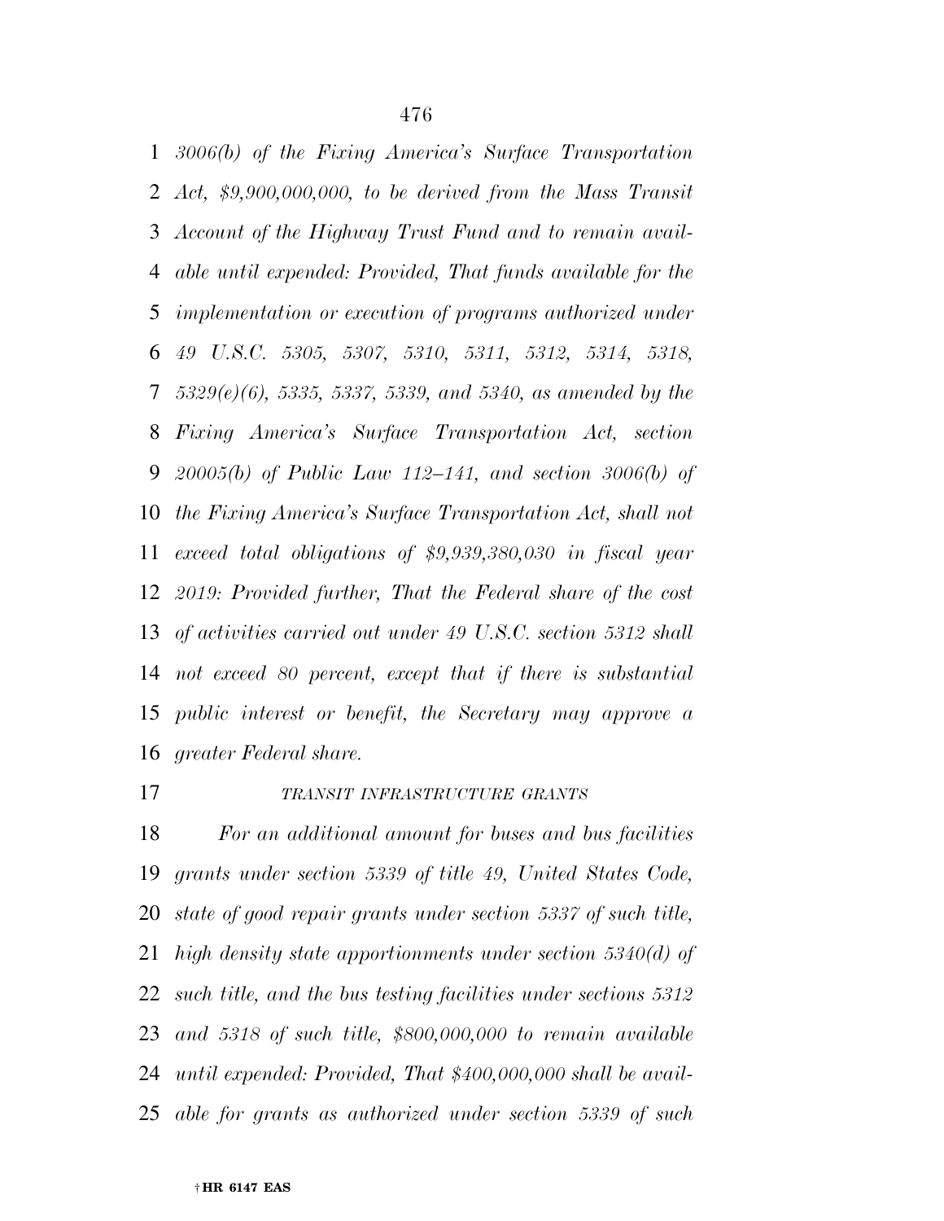*3006(b) of the Fixing America's Surface Transportation Act, $9,900,000,000, to be derived from the Mass Transit Account of the Highway Trust Fund and to remain available until expended: Provided, That funds available for the implementation or execution of programs authorized under 49 U.S.C. 5305, 5307, 5310, 5311, 5312, 5314, 5318, 5329(e)(6), 5335, 5337, 5339, and 5340, as amended by the Fixing America's Surface Transportation Act, section 20005(b) of Public Law 112–141, and section 3006(b) of the Fixing America's Surface Transportation Act, shall not exceed total obligations of $9,939,380,030 in fiscal year 2019: Provided further, That the Federal share of the cost of activities carried out under 49 U.S.C. section 5312 shall not exceed 80 percent, except that if there is substantial public interest or benefit, the Secretary may approve a greater Federal share.*

*TRANSIT INFRASTRUCTURE GRANTS*

*For an additional amount for buses and bus facilities grants under section 5339 of title 49, United States Code, state of good repair grants under section 5337 of such title, high density state apportionments under section 5340(d) of such title, and the bus testing facilities under sections 5312 and 5318 of such title, $800,000,000 to remain available until expended: Provided, That $400,000,000 shall be available for grants as authorized under section 5339 of such*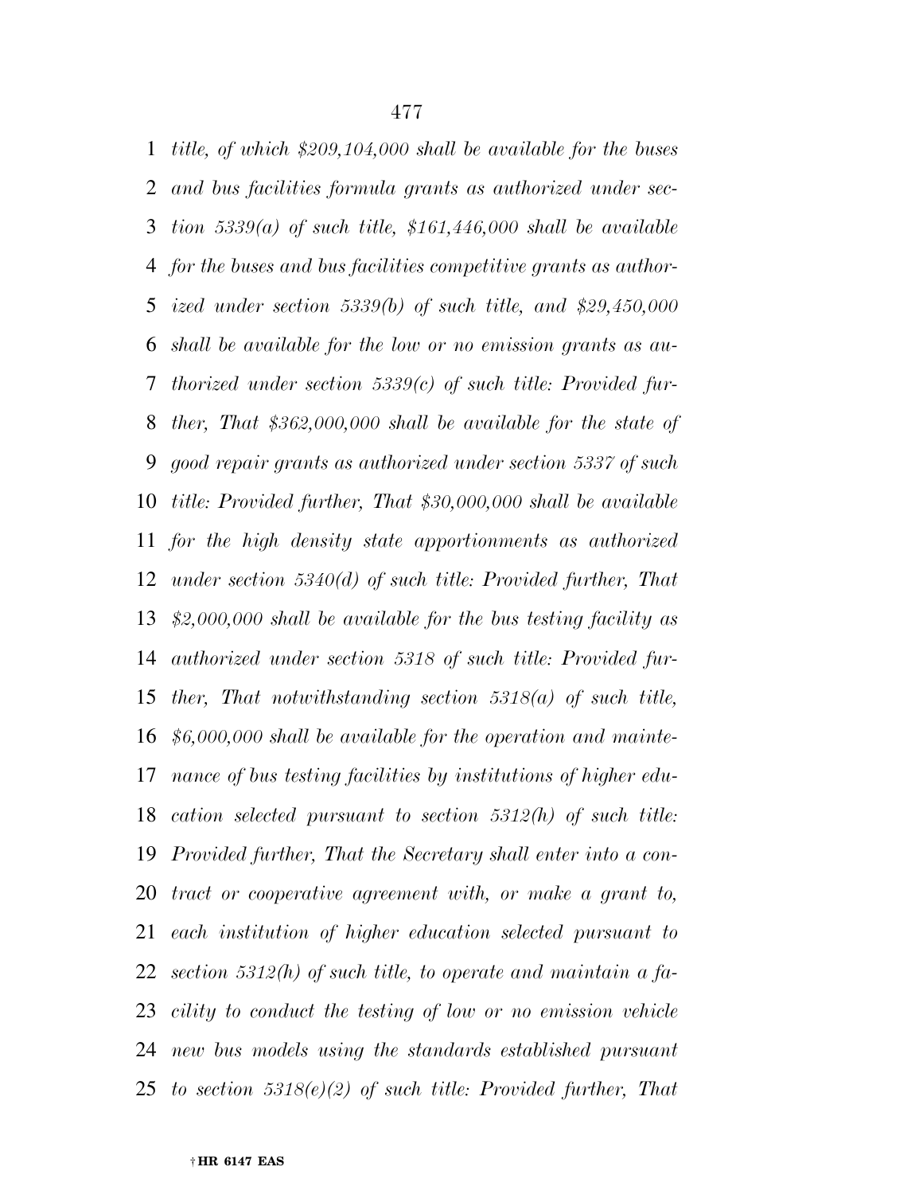*title, of which $209,104,000 shall be available for the buses and bus facilities formula grants as authorized under section 5339(a) of such title, $161,446,000 shall be available for the buses and bus facilities competitive grants as authorized under section 5339(b) of such title, and $29,450,000 shall be available for the low or no emission grants as authorized under section 5339(c) of such title: Provided further, That $362,000,000 shall be available for the state of good repair grants as authorized under section 5337 of such title: Provided further, That $30,000,000 shall be available for the high density state apportionments as authorized under section 5340(d) of such title: Provided further, That $2,000,000 shall be available for the bus testing facility as authorized under section 5318 of such title: Provided further, That notwithstanding section 5318(a) of such title, $6,000,000 shall be available for the operation and maintenance of bus testing facilities by institutions of higher education selected pursuant to section 5312(h) of such title: Provided further, That the Secretary shall enter into a contract or cooperative agreement with, or make a grant to, each institution of higher education selected pursuant to section 5312(h) of such title, to operate and maintain a facility to conduct the testing of low or no emission vehicle new bus models using the standards established pursuant to section 5318(e)(2) of such title: Provided further, That*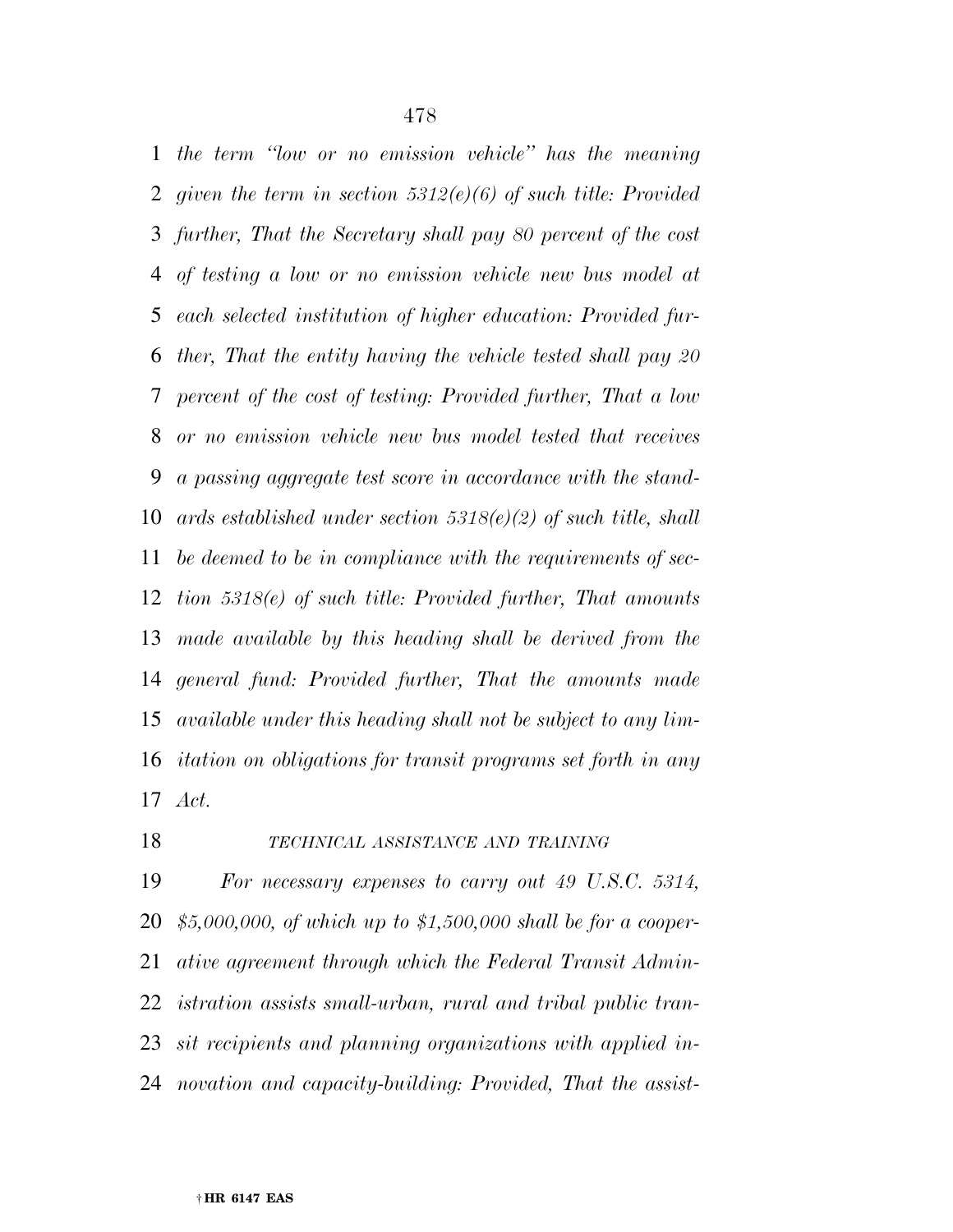*the term "low or no emission vehicle" has the meaning given the term in section 5312(e)(6) of such title: Provided further, That the Secretary shall pay 80 percent of the cost of testing a low or no emission vehicle new bus model at each selected institution of higher education: Provided further, That the entity having the vehicle tested shall pay 20 percent of the cost of testing: Provided further, That a low or no emission vehicle new bus model tested that receives a passing aggregate test score in accordance with the standards established under section 5318(e)(2) of such title, shall be deemed to be in compliance with the requirements of section 5318(e) of such title: Provided further, That amounts made available by this heading shall be derived from the general fund: Provided further, That the amounts made available under this heading shall not be subject to any limitation on obligations for transit programs set forth in any Act.*

*TECHNICAL ASSISTANCE AND TRAINING*

*For necessary expenses to carry out 49 U.S.C. 5314, $5,000,000, of which up to $1,500,000 shall be for a cooperative agreement through which the Federal Transit Administration assists small-urban, rural and tribal public transit recipients and planning organizations with applied innovation and capacity-building: Provided, That the assist-*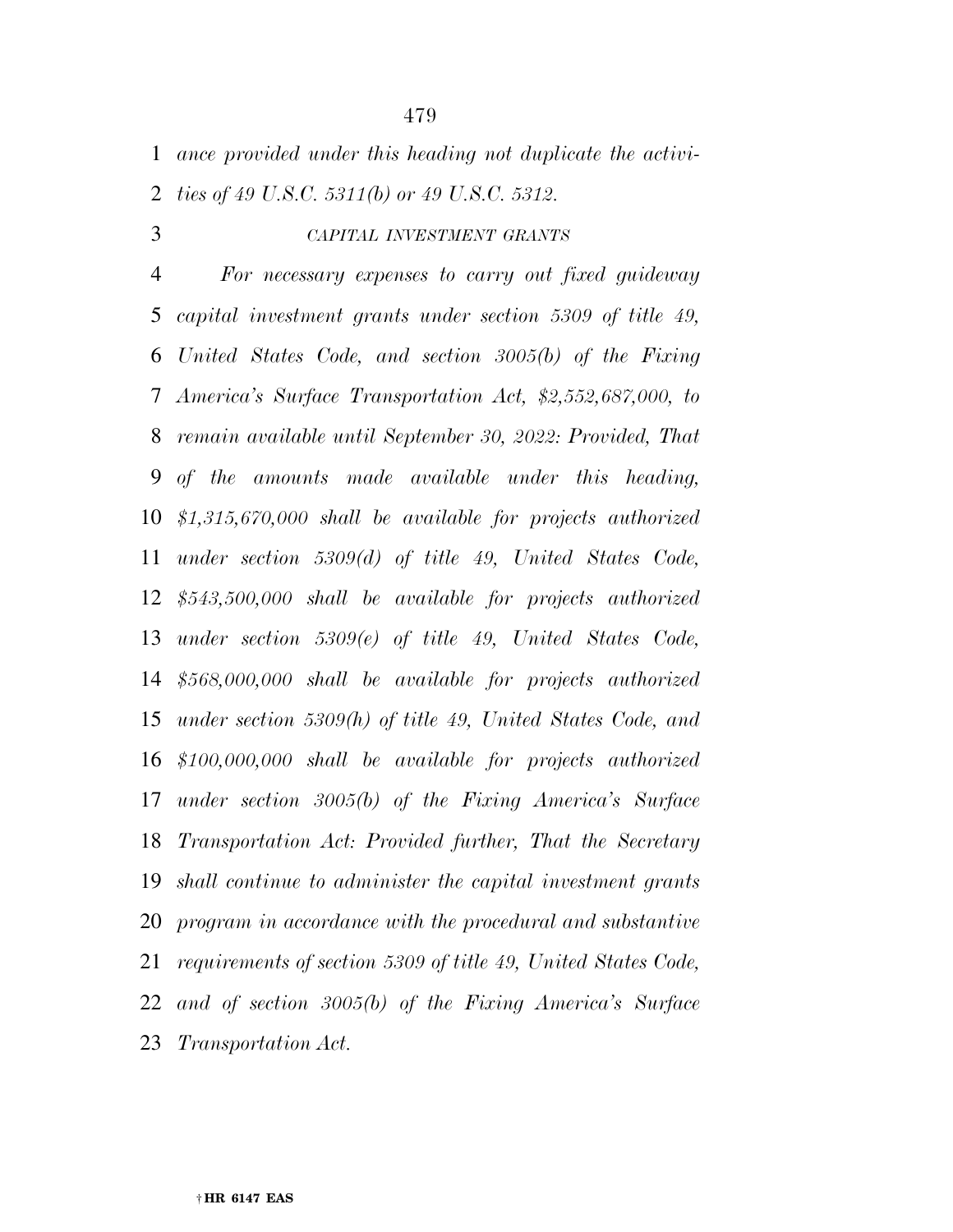*ance provided under this heading not duplicate the activities of 49 U.S.C. 5311(b) or 49 U.S.C. 5312.*

*CAPITAL INVESTMENT GRANTS*

*For necessary expenses to carry out fixed guideway capital investment grants under section 5309 of title 49, United States Code, and section 3005(b) of the Fixing America's Surface Transportation Act, $2,552,687,000, to remain available until September 30, 2022: Provided, That of the amounts made available under this heading, $1,315,670,000 shall be available for projects authorized under section 5309(d) of title 49, United States Code, $543,500,000 shall be available for projects authorized under section 5309(e) of title 49, United States Code, $568,000,000 shall be available for projects authorized under section 5309(h) of title 49, United States Code, and $100,000,000 shall be available for projects authorized under section 3005(b) of the Fixing America's Surface Transportation Act: Provided further, That the Secretary shall continue to administer the capital investment grants program in accordance with the procedural and substantive requirements of section 5309 of title 49, United States Code, and of section 3005(b) of the Fixing America's Surface Transportation Act.*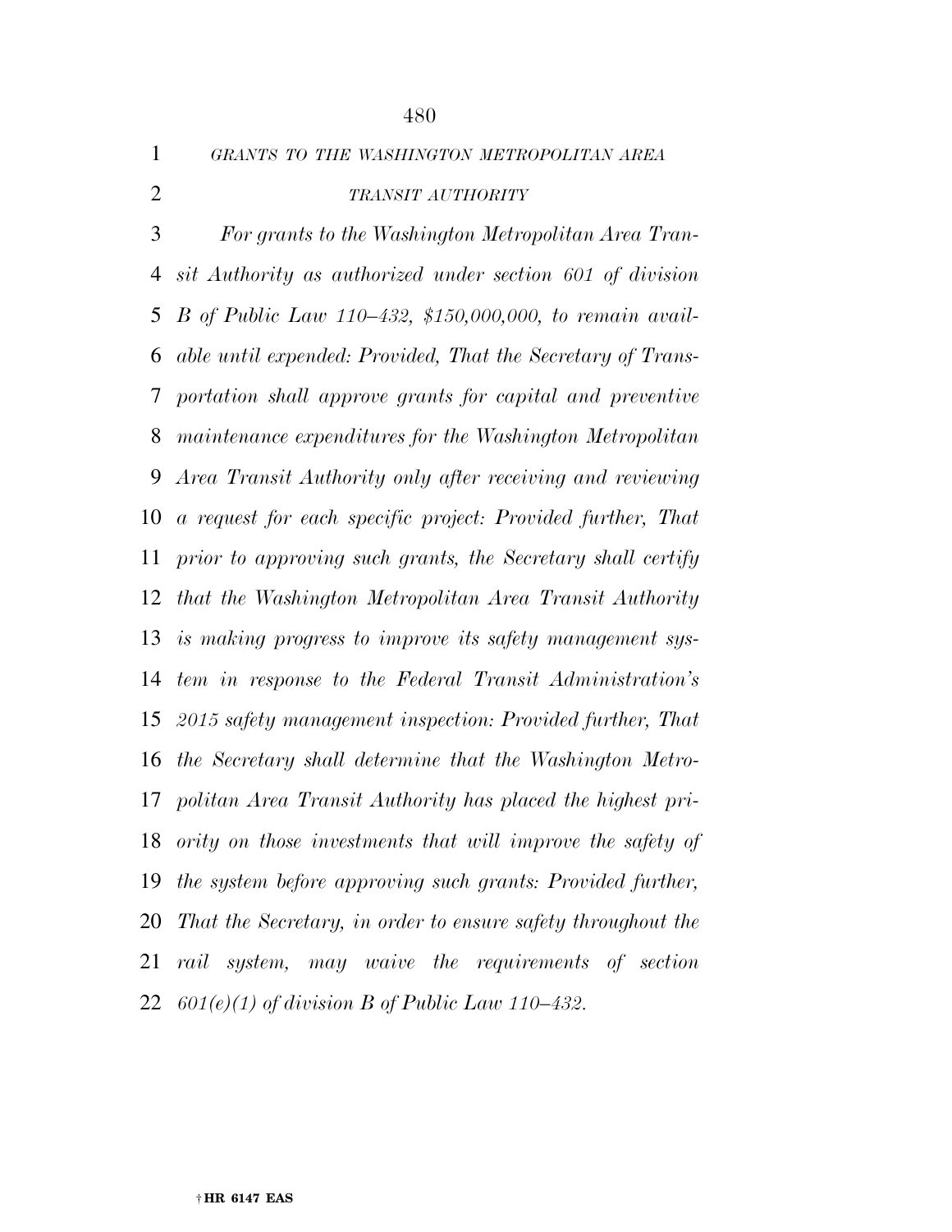*GRANTS TO THE WASHINGTON METROPOLITAN AREA TRANSIT AUTHORITY*

*For grants to the Washington Metropolitan Area Transit Authority as authorized under section 601 of division B of Public Law 110–432, $150,000,000, to remain available until expended: Provided, That the Secretary of Transportation shall approve grants for capital and preventive maintenance expenditures for the Washington Metropolitan Area Transit Authority only after receiving and reviewing a request for each specific project: Provided further, That prior to approving such grants, the Secretary shall certify that the Washington Metropolitan Area Transit Authority is making progress to improve its safety management system in response to the Federal Transit Administration's 2015 safety management inspection: Provided further, That the Secretary shall determine that the Washington Metropolitan Area Transit Authority has placed the highest priority on those investments that will improve the safety of the system before approving such grants: Provided further, That the Secretary, in order to ensure safety throughout the rail system, may waive the requirements of section 601(e)(1) of division B of Public Law 110–432.*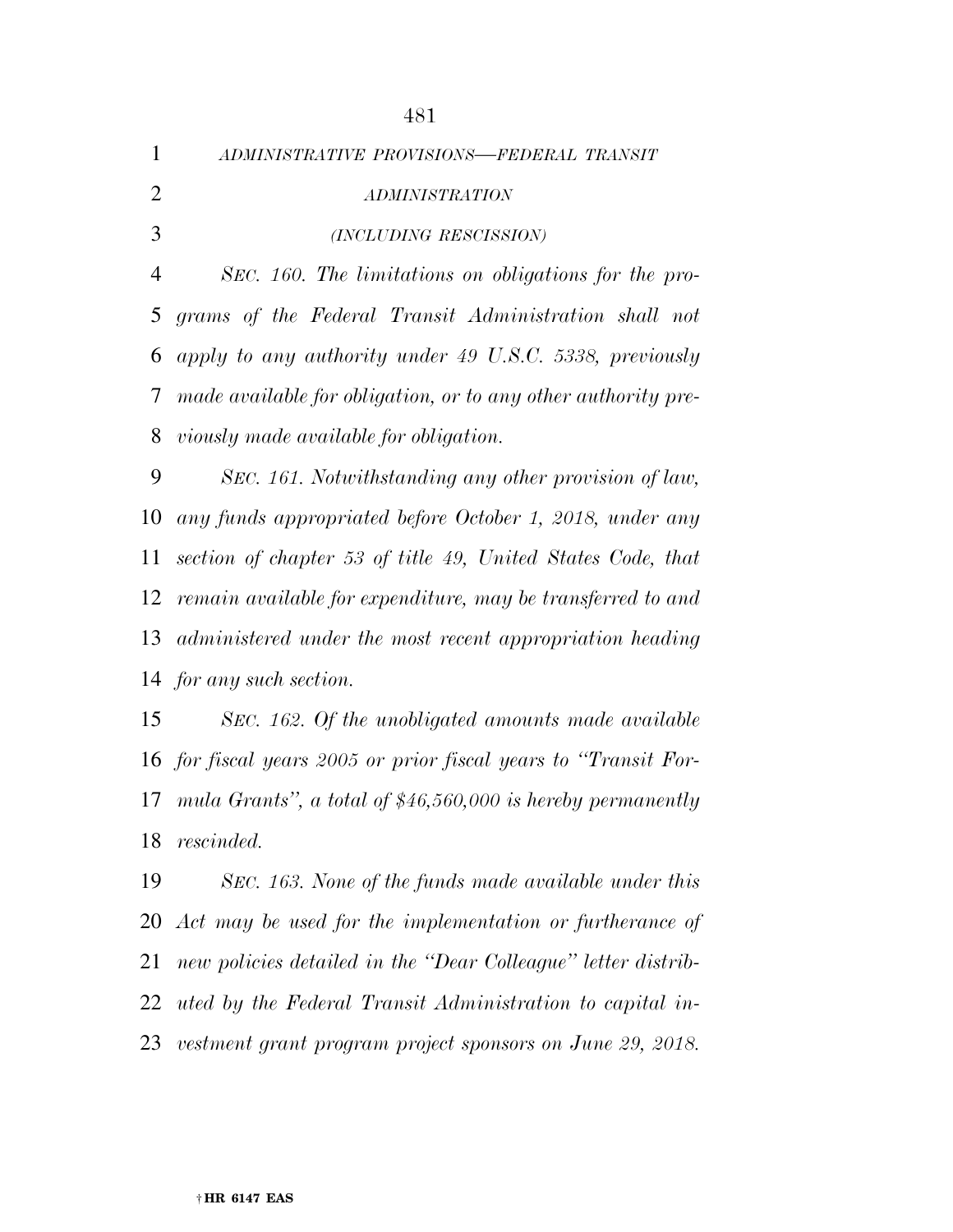*ADMINISTRATIVE PROVISIONS—FEDERAL TRANSIT ADMINISTRATION*

*(INCLUDING RESCISSION)*

*SEC. 160. The limitations on obligations for the programs of the Federal Transit Administration shall not apply to any authority under 49 U.S.C. 5338, previously made available for obligation, or to any other authority previously made available for obligation.*

*SEC. 161. Notwithstanding any other provision of law, any funds appropriated before October 1, 2018, under any section of chapter 53 of title 49, United States Code, that remain available for expenditure, may be transferred to and administered under the most recent appropriation heading for any such section.*

*SEC. 162. Of the unobligated amounts made available for fiscal years 2005 or prior fiscal years to "Transit Formula Grants", a total of $46,560,000 is hereby permanently rescinded.*

*SEC. 163. None of the funds made available under this Act may be used for the implementation or furtherance of new policies detailed in the "Dear Colleague" letter distributed by the Federal Transit Administration to capital investment grant program project sponsors on June 29, 2018.*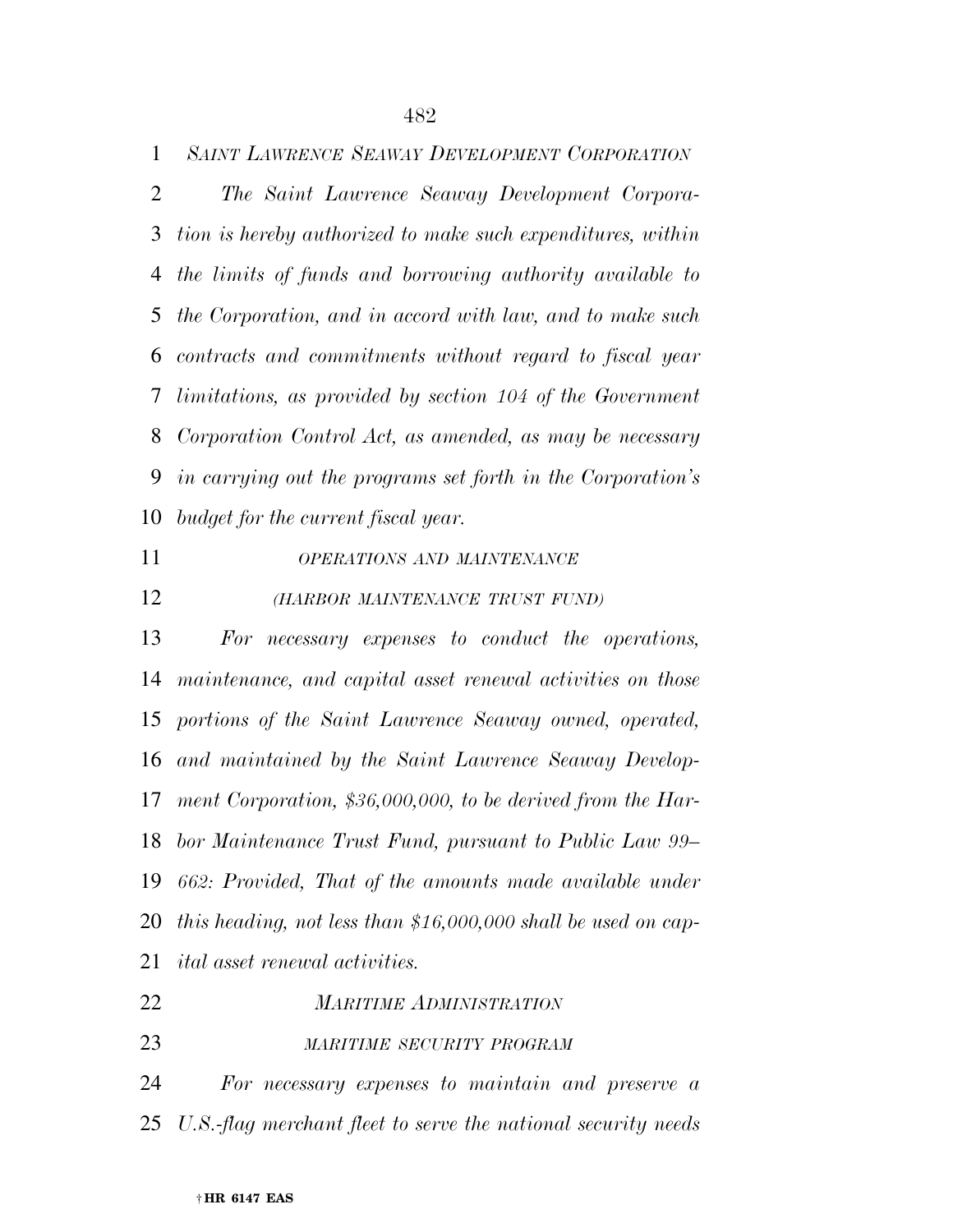*SAINT LAWRENCE SEAWAY DEVELOPMENT CORPORATION*

*The Saint Lawrence Seaway Development Corporation is hereby authorized to make such expenditures, within the limits of funds and borrowing authority available to the Corporation, and in accord with law, and to make such contracts and commitments without regard to fiscal year limitations, as provided by section 104 of the Government Corporation Control Act, as amended, as may be necessary in carrying out the programs set forth in the Corporation's budget for the current fiscal year.*

*OPERATIONS AND MAINTENANCE*

*(HARBOR MAINTENANCE TRUST FUND)*

*For necessary expenses to conduct the operations, maintenance, and capital asset renewal activities on those portions of the Saint Lawrence Seaway owned, operated, and maintained by the Saint Lawrence Seaway Development Corporation, $36,000,000, to be derived from the Harbor Maintenance Trust Fund, pursuant to Public Law 99–662: Provided, That of the amounts made available under this heading, not less than $16,000,000 shall be used on capital asset renewal activities.*

*MARITIME ADMINISTRATION*

*MARITIME SECURITY PROGRAM*

*For necessary expenses to maintain and preserve a U.S.-flag merchant fleet to serve the national security needs*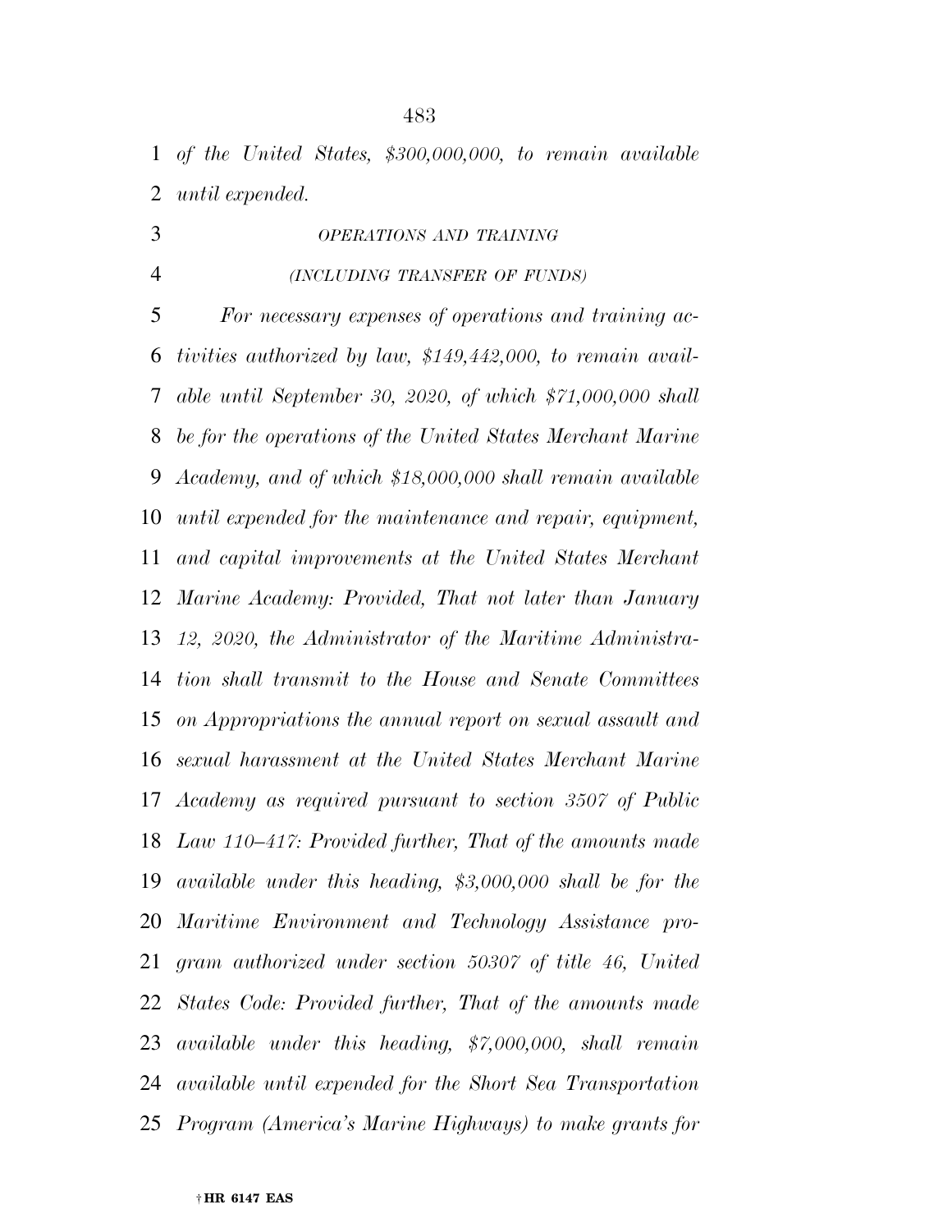*of the United States, $300,000,000, to remain available until expended.*

*OPERATIONS AND TRAINING*

*(INCLUDING TRANSFER OF FUNDS)*

*For necessary expenses of operations and training activities authorized by law, $149,442,000, to remain available until September 30, 2020, of which $71,000,000 shall be for the operations of the United States Merchant Marine Academy, and of which $18,000,000 shall remain available until expended for the maintenance and repair, equipment, and capital improvements at the United States Merchant Marine Academy: Provided, That not later than January 12, 2020, the Administrator of the Maritime Administration shall transmit to the House and Senate Committees on Appropriations the annual report on sexual assault and sexual harassment at the United States Merchant Marine Academy as required pursuant to section 3507 of Public Law 110–417: Provided further, That of the amounts made available under this heading, $3,000,000 shall be for the Maritime Environment and Technology Assistance program authorized under section 50307 of title 46, United States Code: Provided further, That of the amounts made available under this heading, $7,000,000, shall remain available until expended for the Short Sea Transportation Program (America's Marine Highways) to make grants for*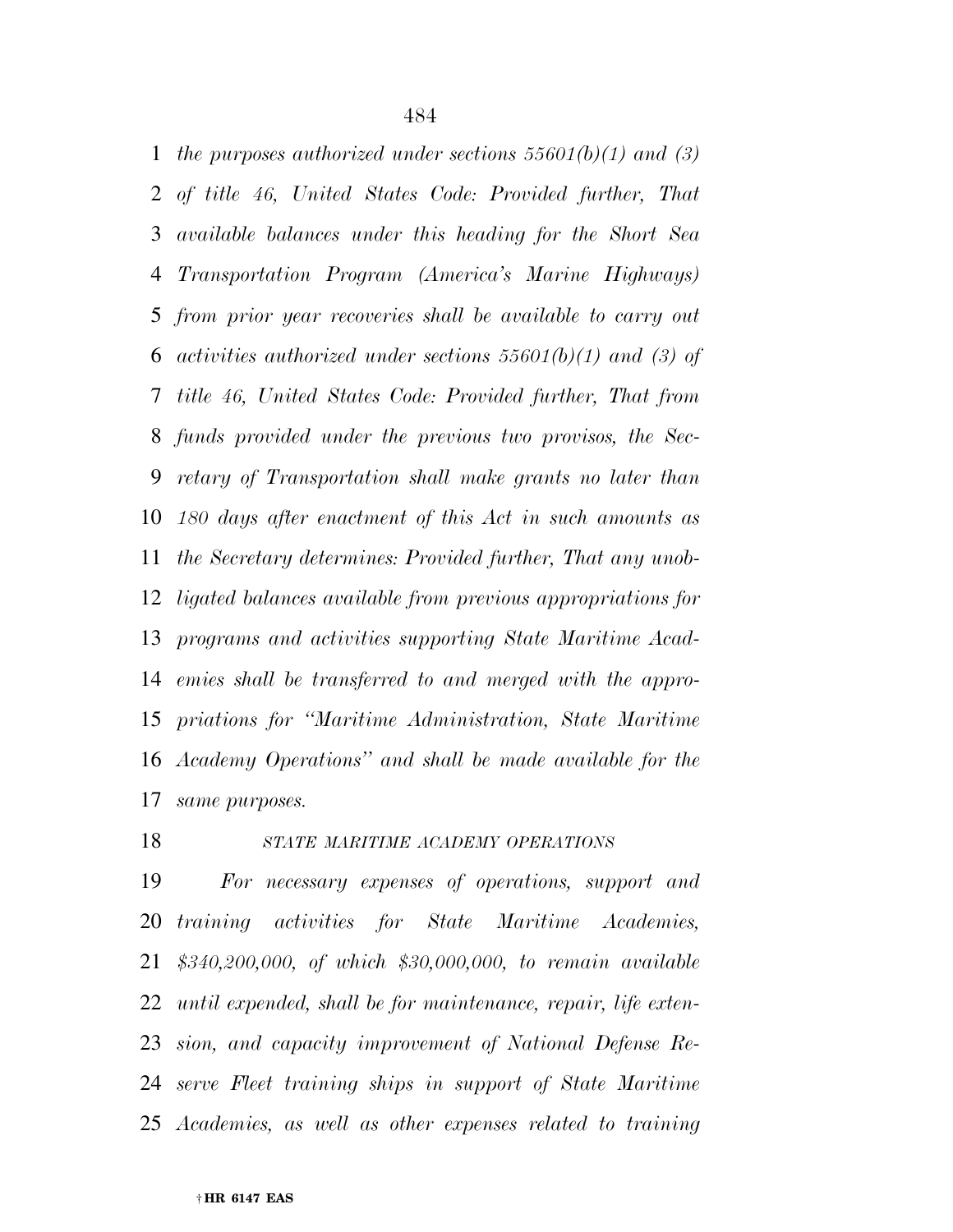*the purposes authorized under sections 55601(b)(1) and (3) of title 46, United States Code: Provided further, That available balances under this heading for the Short Sea Transportation Program (America's Marine Highways) from prior year recoveries shall be available to carry out activities authorized under sections 55601(b)(1) and (3) of title 46, United States Code: Provided further, That from funds provided under the previous two provisos, the Secretary of Transportation shall make grants no later than 180 days after enactment of this Act in such amounts as the Secretary determines: Provided further, That any unobligated balances available from previous appropriations for programs and activities supporting State Maritime Academies shall be transferred to and merged with the appropriations for "Maritime Administration, State Maritime Academy Operations" and shall be made available for the same purposes.*

*STATE MARITIME ACADEMY OPERATIONS*

*For necessary expenses of operations, support and training activities for State Maritime Academies, $340,200,000, of which $30,000,000, to remain available until expended, shall be for maintenance, repair, life extension, and capacity improvement of National Defense Reserve Fleet training ships in support of State Maritime Academies, as well as other expenses related to training*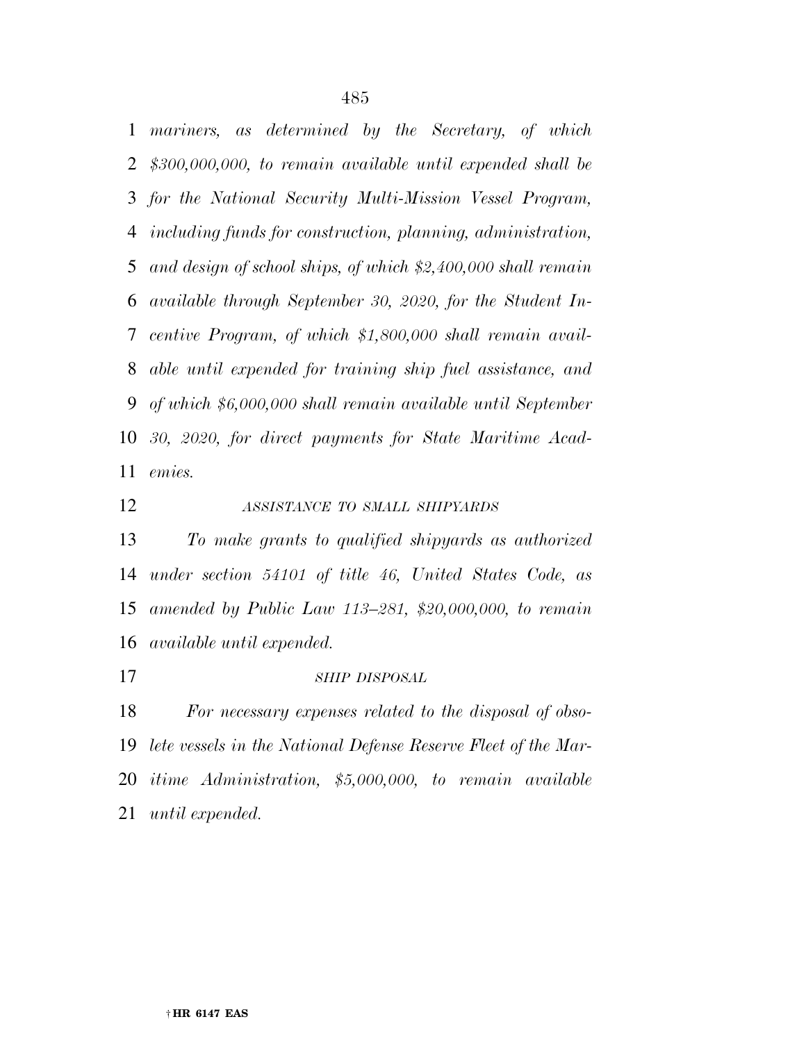*mariners, as determined by the Secretary, of which $300,000,000, to remain available until expended shall be for the National Security Multi-Mission Vessel Program, including funds for construction, planning, administration, and design of school ships, of which $2,400,000 shall remain available through September 30, 2020, for the Student Incentive Program, of which $1,800,000 shall remain available until expended for training ship fuel assistance, and of which $6,000,000 shall remain available until September 30, 2020, for direct payments for State Maritime Academies.*

*ASSISTANCE TO SMALL SHIPYARDS*

*To make grants to qualified shipyards as authorized under section 54101 of title 46, United States Code, as amended by Public Law 113–281, $20,000,000, to remain available until expended.*

*SHIP DISPOSAL*

*For necessary expenses related to the disposal of obsolete vessels in the National Defense Reserve Fleet of the Maritime Administration, $5,000,000, to remain available until expended.*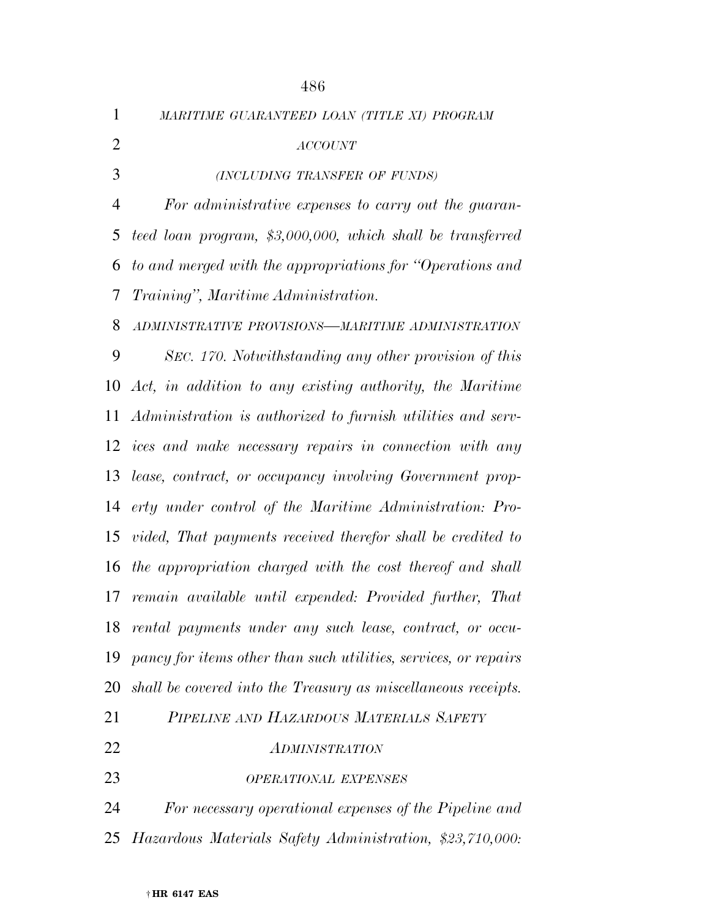*MARITIME GUARANTEED LOAN (TITLE XI) PROGRAM ACCOUNT*

*(INCLUDING TRANSFER OF FUNDS)*

*For administrative expenses to carry out the guaranteed loan program, $3,000,000, which shall be transferred to and merged with the appropriations for "Operations and Training", Maritime Administration.*

*ADMINISTRATIVE PROVISIONS—MARITIME ADMINISTRATION*

*SEC. 170. Notwithstanding any other provision of this Act, in addition to any existing authority, the Maritime Administration is authorized to furnish utilities and services and make necessary repairs in connection with any lease, contract, or occupancy involving Government property under control of the Maritime Administration: Provided, That payments received therefor shall be credited to the appropriation charged with the cost thereof and shall remain available until expended: Provided further, That rental payments under any such lease, contract, or occupancy for items other than such utilities, services, or repairs shall be covered into the Treasury as miscellaneous receipts.*

*PIPELINE AND HAZARDOUS MATERIALS SAFETY ADMINISTRATION*

*OPERATIONAL EXPENSES*

*For necessary operational expenses of the Pipeline and Hazardous Materials Safety Administration, $23,710,000:*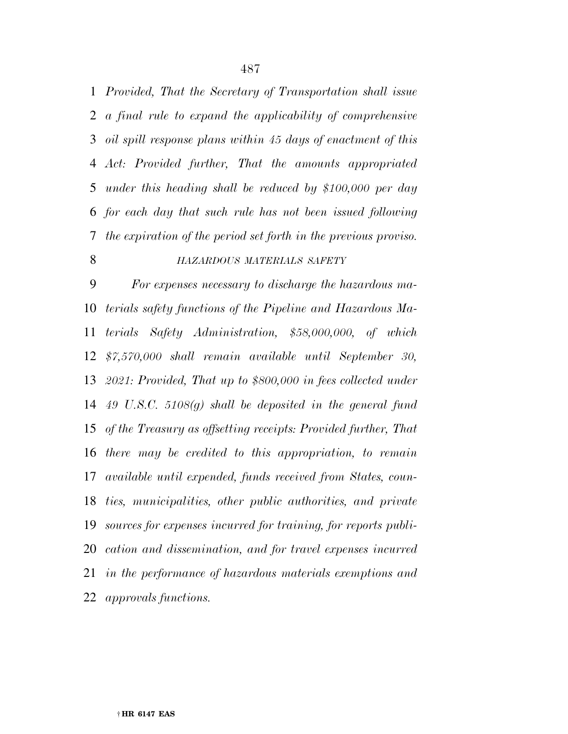*Provided, That the Secretary of Transportation shall issue a final rule to expand the applicability of comprehensive oil spill response plans within 45 days of enactment of this Act: Provided further, That the amounts appropriated under this heading shall be reduced by $100,000 per day for each day that such rule has not been issued following the expiration of the period set forth in the previous proviso.*

*HAZARDOUS MATERIALS SAFETY*

*For expenses necessary to discharge the hazardous materials safety functions of the Pipeline and Hazardous Materials Safety Administration, $58,000,000, of which $7,570,000 shall remain available until September 30, 2021: Provided, That up to $800,000 in fees collected under 49 U.S.C. 5108(g) shall be deposited in the general fund of the Treasury as offsetting receipts: Provided further, That there may be credited to this appropriation, to remain available until expended, funds received from States, counties, municipalities, other public authorities, and private sources for expenses incurred for training, for reports publication and dissemination, and for travel expenses incurred in the performance of hazardous materials exemptions and approvals functions.*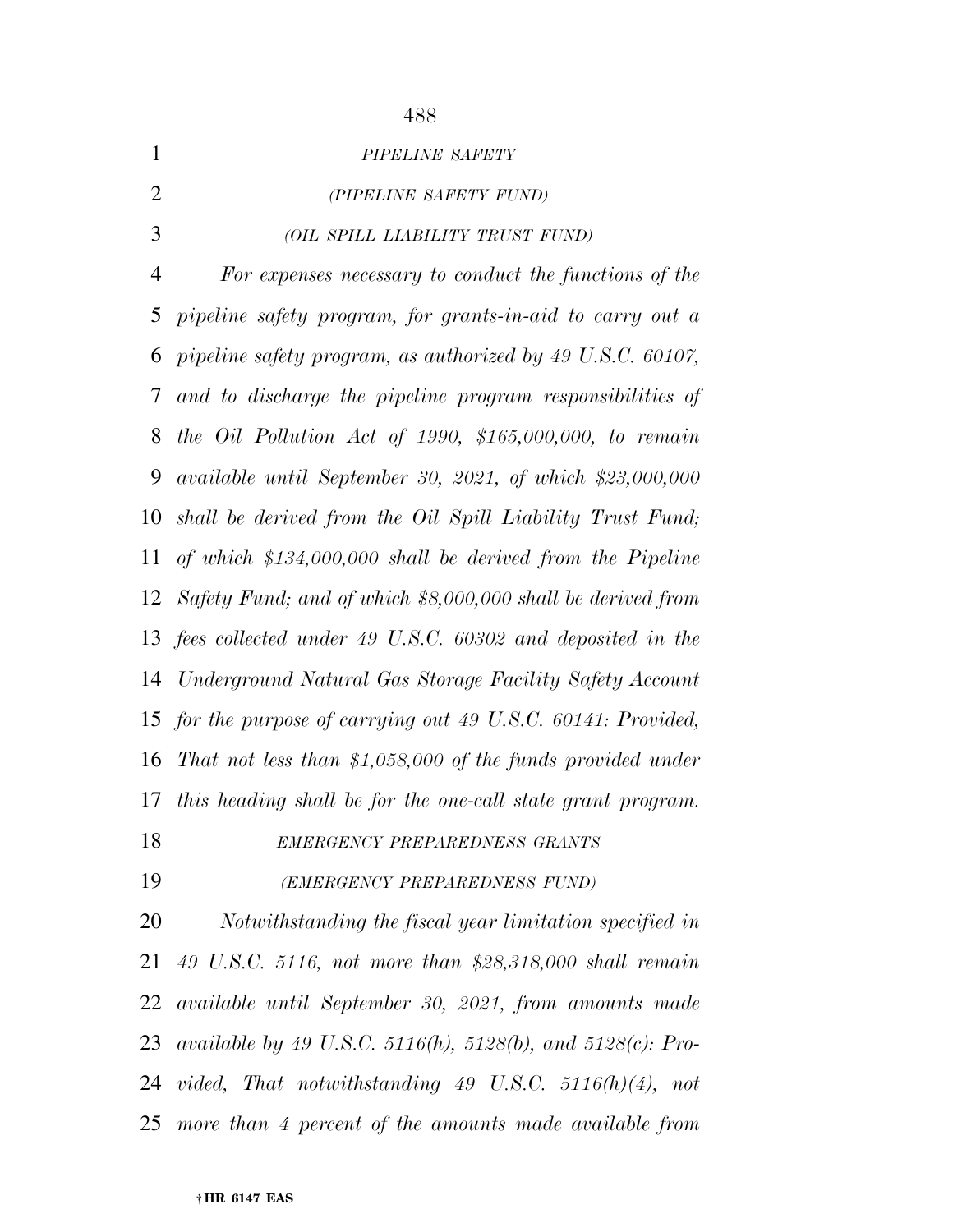*PIPELINE SAFETY*

*(PIPELINE SAFETY FUND)*

*(OIL SPILL LIABILITY TRUST FUND)*

*For expenses necessary to conduct the functions of the pipeline safety program, for grants-in-aid to carry out a pipeline safety program, as authorized by 49 U.S.C. 60107, and to discharge the pipeline program responsibilities of the Oil Pollution Act of 1990, $165,000,000, to remain available until September 30, 2021, of which $23,000,000 shall be derived from the Oil Spill Liability Trust Fund; of which $134,000,000 shall be derived from the Pipeline Safety Fund; and of which $8,000,000 shall be derived from fees collected under 49 U.S.C. 60302 and deposited in the Underground Natural Gas Storage Facility Safety Account for the purpose of carrying out 49 U.S.C. 60141: Provided, That not less than $1,058,000 of the funds provided under this heading shall be for the one-call state grant program.*

*EMERGENCY PREPAREDNESS GRANTS*

*(EMERGENCY PREPAREDNESS FUND)*

*Notwithstanding the fiscal year limitation specified in 49 U.S.C. 5116, not more than $28,318,000 shall remain available until September 30, 2021, from amounts made available by 49 U.S.C. 5116(h), 5128(b), and 5128(c): Provided, That notwithstanding 49 U.S.C. 5116(h)(4), not more than 4 percent of the amounts made available from*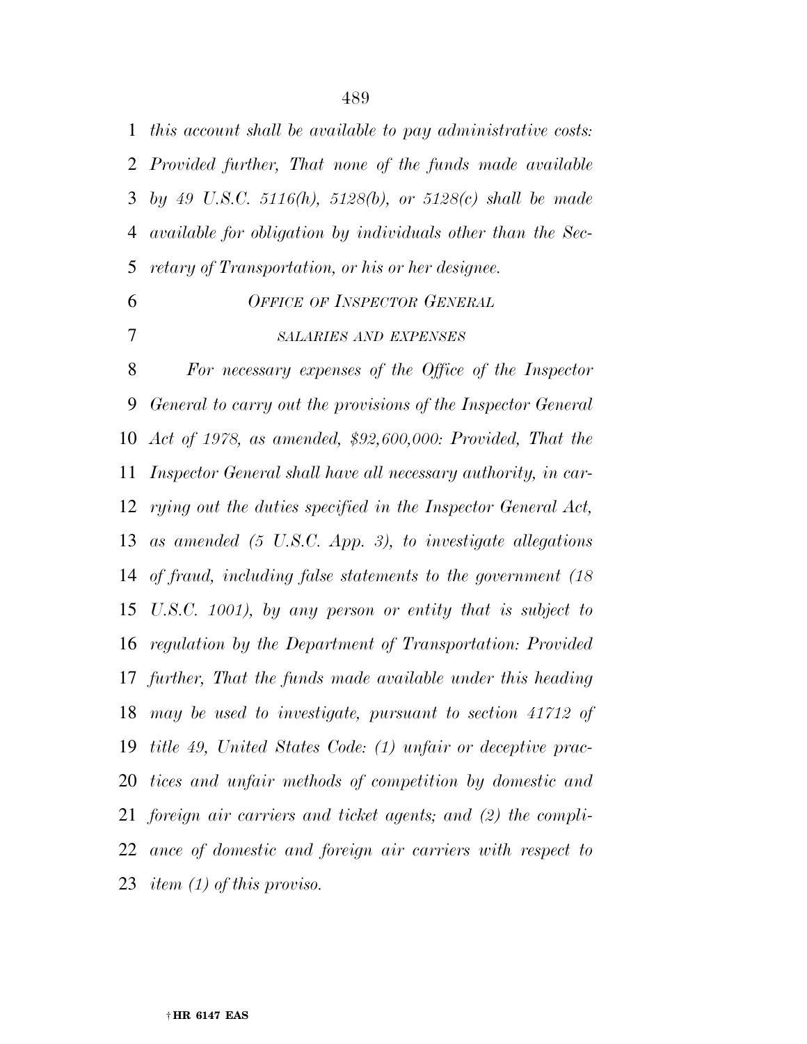*this account shall be available to pay administrative costs: Provided further, That none of the funds made available by 49 U.S.C. 5116(h), 5128(b), or 5128(c) shall be made available for obligation by individuals other than the Secretary of Transportation, or his or her designee.*

*OFFICE OF INSPECTOR GENERAL*

*SALARIES AND EXPENSES*

*For necessary expenses of the Office of the Inspector General to carry out the provisions of the Inspector General Act of 1978, as amended, $92,600,000: Provided, That the Inspector General shall have all necessary authority, in carrying out the duties specified in the Inspector General Act, as amended (5 U.S.C. App. 3), to investigate allegations of fraud, including false statements to the government (18 U.S.C. 1001), by any person or entity that is subject to regulation by the Department of Transportation: Provided further, That the funds made available under this heading may be used to investigate, pursuant to section 41712 of title 49, United States Code: (1) unfair or deceptive practices and unfair methods of competition by domestic and foreign air carriers and ticket agents; and (2) the compliance of domestic and foreign air carriers with respect to item (1) of this proviso.*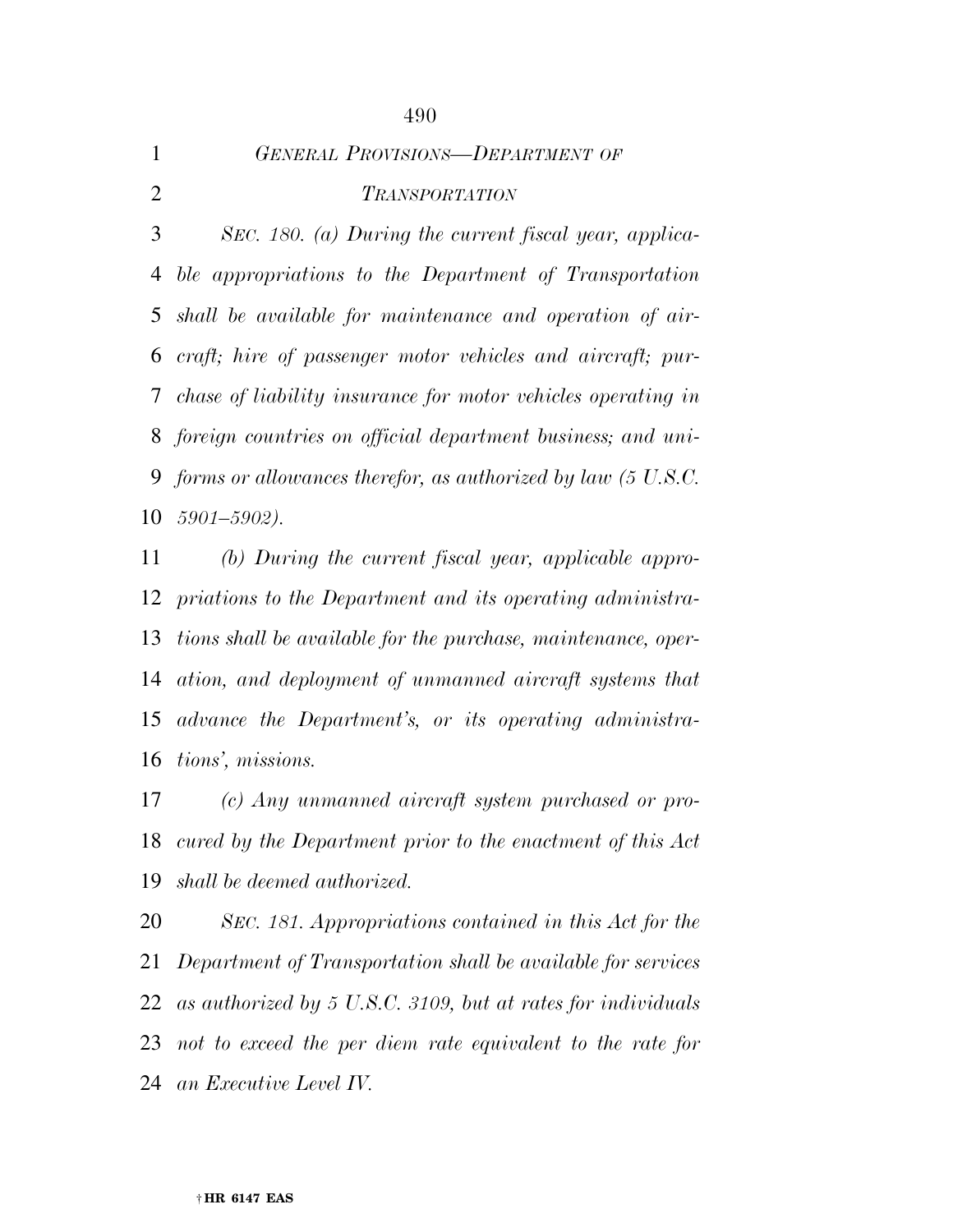*GENERAL PROVISIONS—DEPARTMENT OF TRANSPORTATION*

*SEC. 180. (a) During the current fiscal year, applicable appropriations to the Department of Transportation shall be available for maintenance and operation of aircraft; hire of passenger motor vehicles and aircraft; purchase of liability insurance for motor vehicles operating in foreign countries on official department business; and uniforms or allowances therefor, as authorized by law (5 U.S.C. 5901–5902).*

*(b) During the current fiscal year, applicable appropriations to the Department and its operating administrations shall be available for the purchase, maintenance, operation, and deployment of unmanned aircraft systems that advance the Department's, or its operating administrations', missions.*

*(c) Any unmanned aircraft system purchased or procured by the Department prior to the enactment of this Act shall be deemed authorized.*

*SEC. 181. Appropriations contained in this Act for the Department of Transportation shall be available for services as authorized by 5 U.S.C. 3109, but at rates for individuals not to exceed the per diem rate equivalent to the rate for an Executive Level IV.*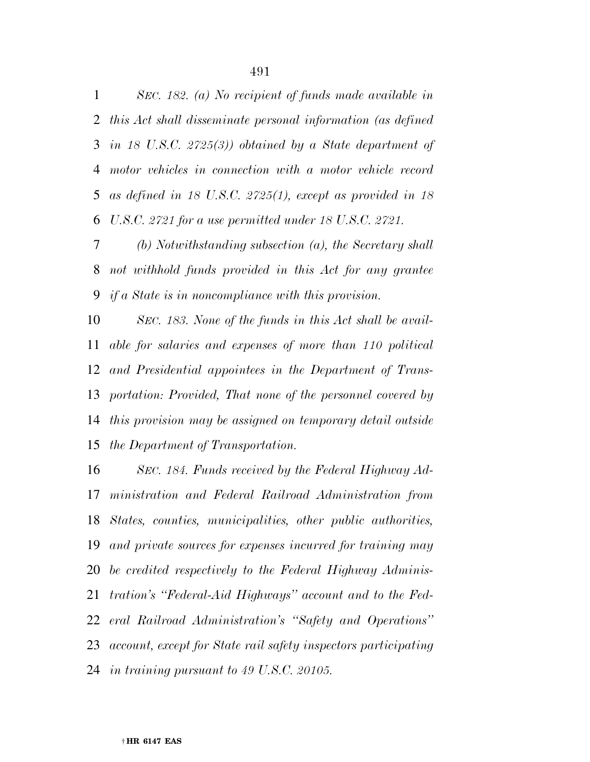*SEC. 182. (a) No recipient of funds made available in this Act shall disseminate personal information (as defined in 18 U.S.C. 2725(3)) obtained by a State department of motor vehicles in connection with a motor vehicle record as defined in 18 U.S.C. 2725(1), except as provided in 18 U.S.C. 2721 for a use permitted under 18 U.S.C. 2721.*

*(b) Notwithstanding subsection (a), the Secretary shall not withhold funds provided in this Act for any grantee if a State is in noncompliance with this provision.*

*SEC. 183. None of the funds in this Act shall be available for salaries and expenses of more than 110 political and Presidential appointees in the Department of Transportation: Provided, That none of the personnel covered by this provision may be assigned on temporary detail outside the Department of Transportation.*

*SEC. 184. Funds received by the Federal Highway Administration and Federal Railroad Administration from States, counties, municipalities, other public authorities, and private sources for expenses incurred for training may be credited respectively to the Federal Highway Administration's "Federal-Aid Highways" account and to the Federal Railroad Administration's "Safety and Operations" account, except for State rail safety inspectors participating in training pursuant to 49 U.S.C. 20105.*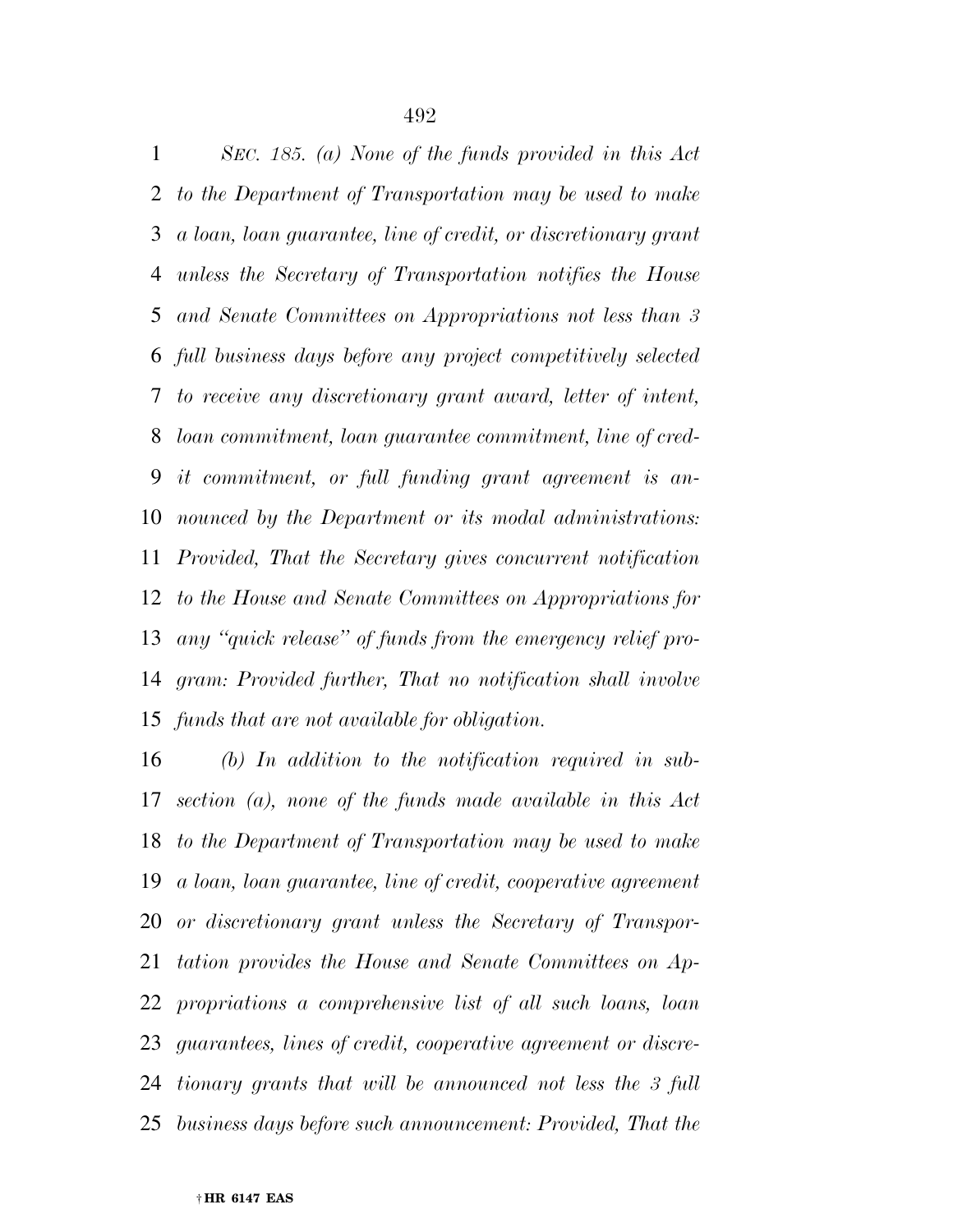*SEC. 185. (a) None of the funds provided in this Act to the Department of Transportation may be used to make a loan, loan guarantee, line of credit, or discretionary grant unless the Secretary of Transportation notifies the House and Senate Committees on Appropriations not less than 3 full business days before any project competitively selected to receive any discretionary grant award, letter of intent, loan commitment, loan guarantee commitment, line of credit commitment, or full funding grant agreement is announced by the Department or its modal administrations: Provided, That the Secretary gives concurrent notification to the House and Senate Committees on Appropriations for any "quick release" of funds from the emergency relief program: Provided further, That no notification shall involve funds that are not available for obligation.*

*(b) In addition to the notification required in subsection (a), none of the funds made available in this Act to the Department of Transportation may be used to make a loan, loan guarantee, line of credit, cooperative agreement or discretionary grant unless the Secretary of Transportation provides the House and Senate Committees on Appropriations a comprehensive list of all such loans, loan guarantees, lines of credit, cooperative agreement or discretionary grants that will be announced not less the 3 full business days before such announcement: Provided, That the*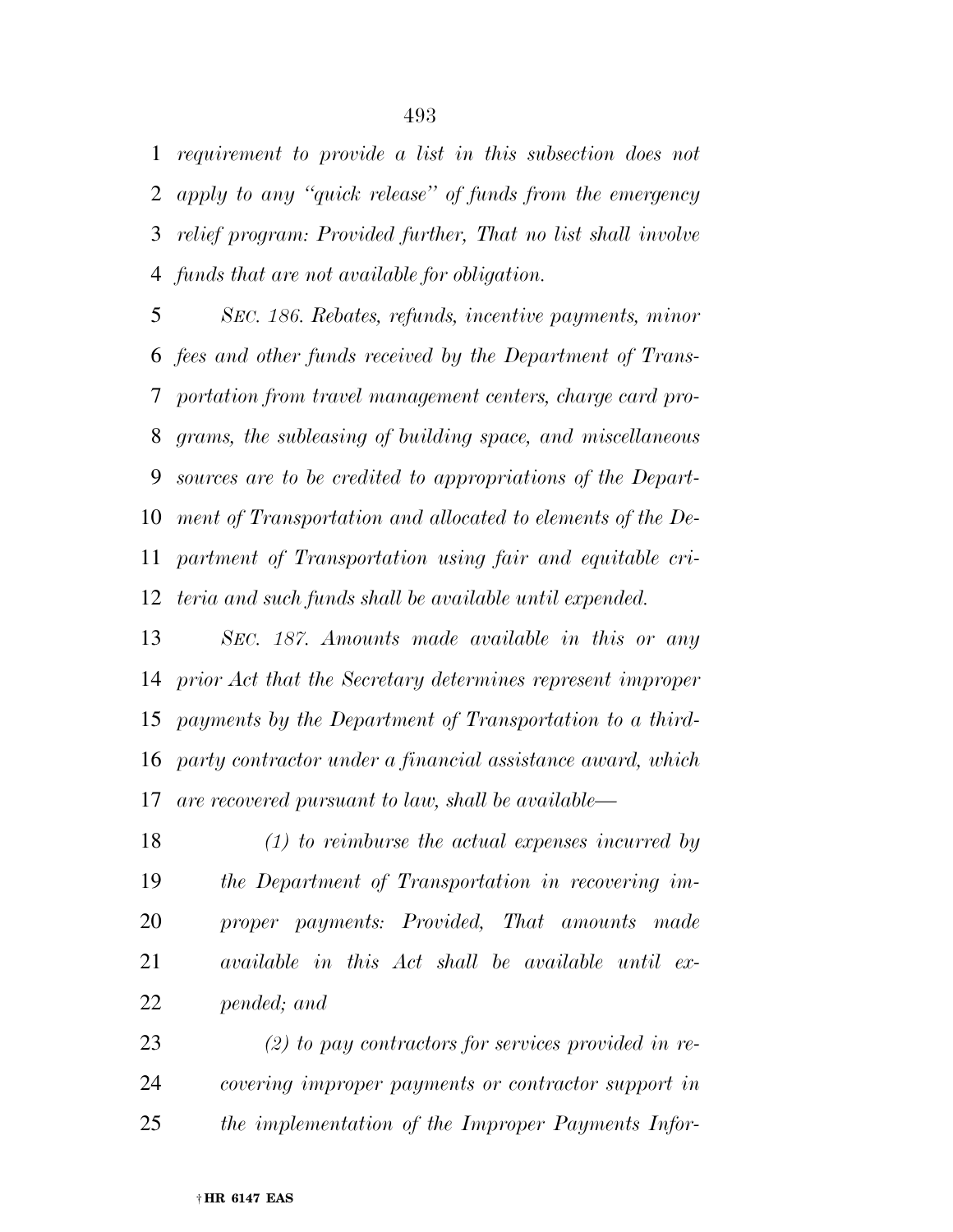*requirement to provide a list in this subsection does not apply to any "quick release" of funds from the emergency relief program: Provided further, That no list shall involve funds that are not available for obligation.*

*SEC. 186. Rebates, refunds, incentive payments, minor fees and other funds received by the Department of Transportation from travel management centers, charge card programs, the subleasing of building space, and miscellaneous sources are to be credited to appropriations of the Department of Transportation and allocated to elements of the Department of Transportation using fair and equitable criteria and such funds shall be available until expended.*

*SEC. 187. Amounts made available in this or any prior Act that the Secretary determines represent improper payments by the Department of Transportation to a third-party contractor under a financial assistance award, which are recovered pursuant to law, shall be available—*

*(1) to reimburse the actual expenses incurred by the Department of Transportation in recovering improper payments: Provided, That amounts made available in this Act shall be available until expended; and*

*(2) to pay contractors for services provided in recovering improper payments or contractor support in the implementation of the Improper Payments Infor-*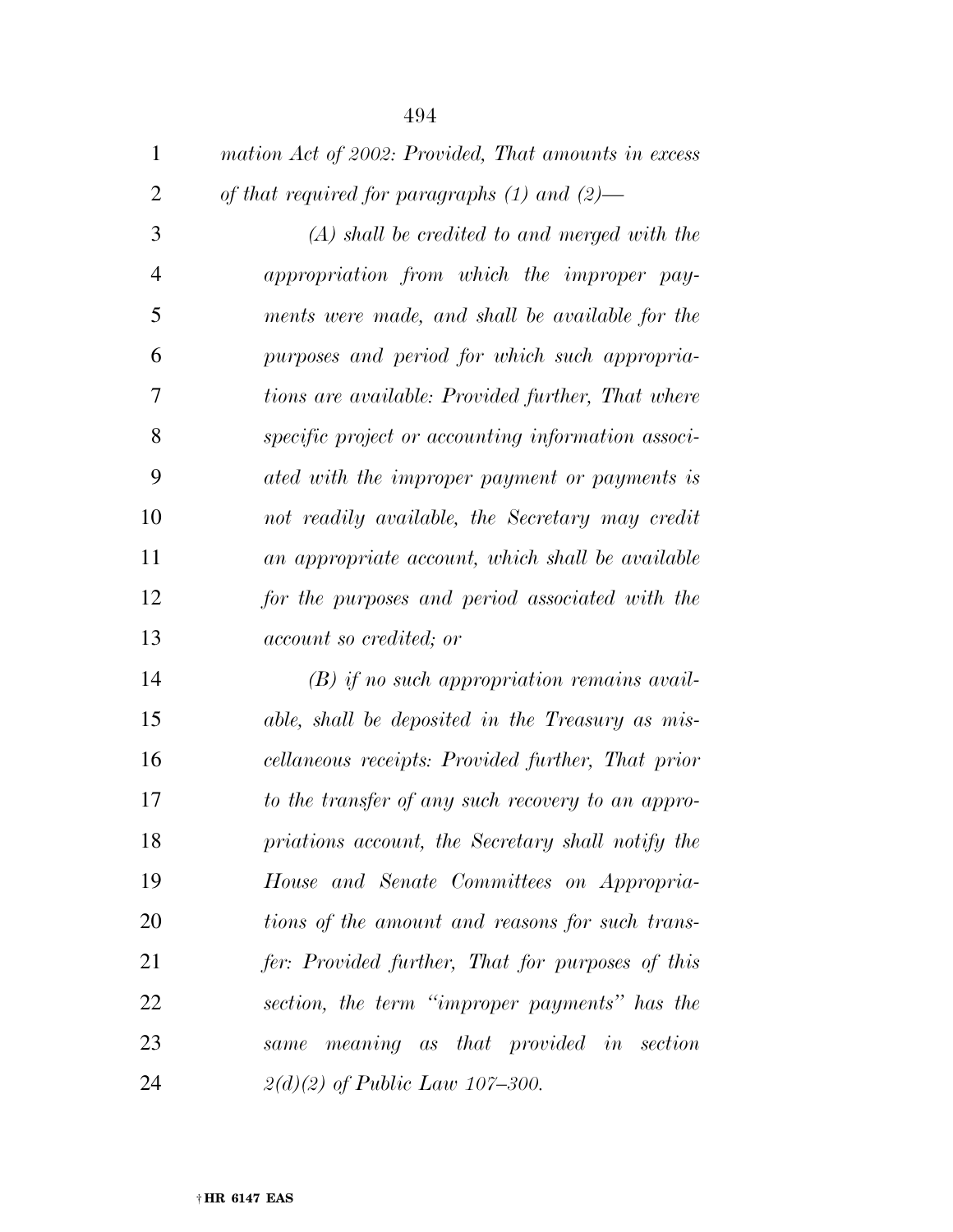*mation Act of 2002: Provided, That amounts in excess of that required for paragraphs (1) and (2)—*

*(A) shall be credited to and merged with the appropriation from which the improper payments were made, and shall be available for the purposes and period for which such appropriations are available: Provided further, That where specific project or accounting information associated with the improper payment or payments is not readily available, the Secretary may credit an appropriate account, which shall be available for the purposes and period associated with the account so credited; or*

*(B) if no such appropriation remains available, shall be deposited in the Treasury as miscellaneous receipts: Provided further, That prior to the transfer of any such recovery to an appropriations account, the Secretary shall notify the House and Senate Committees on Appropriations of the amount and reasons for such transfer: Provided further, That for purposes of this section, the term "improper payments" has the same meaning as that provided in section 2(d)(2) of Public Law 107–300.*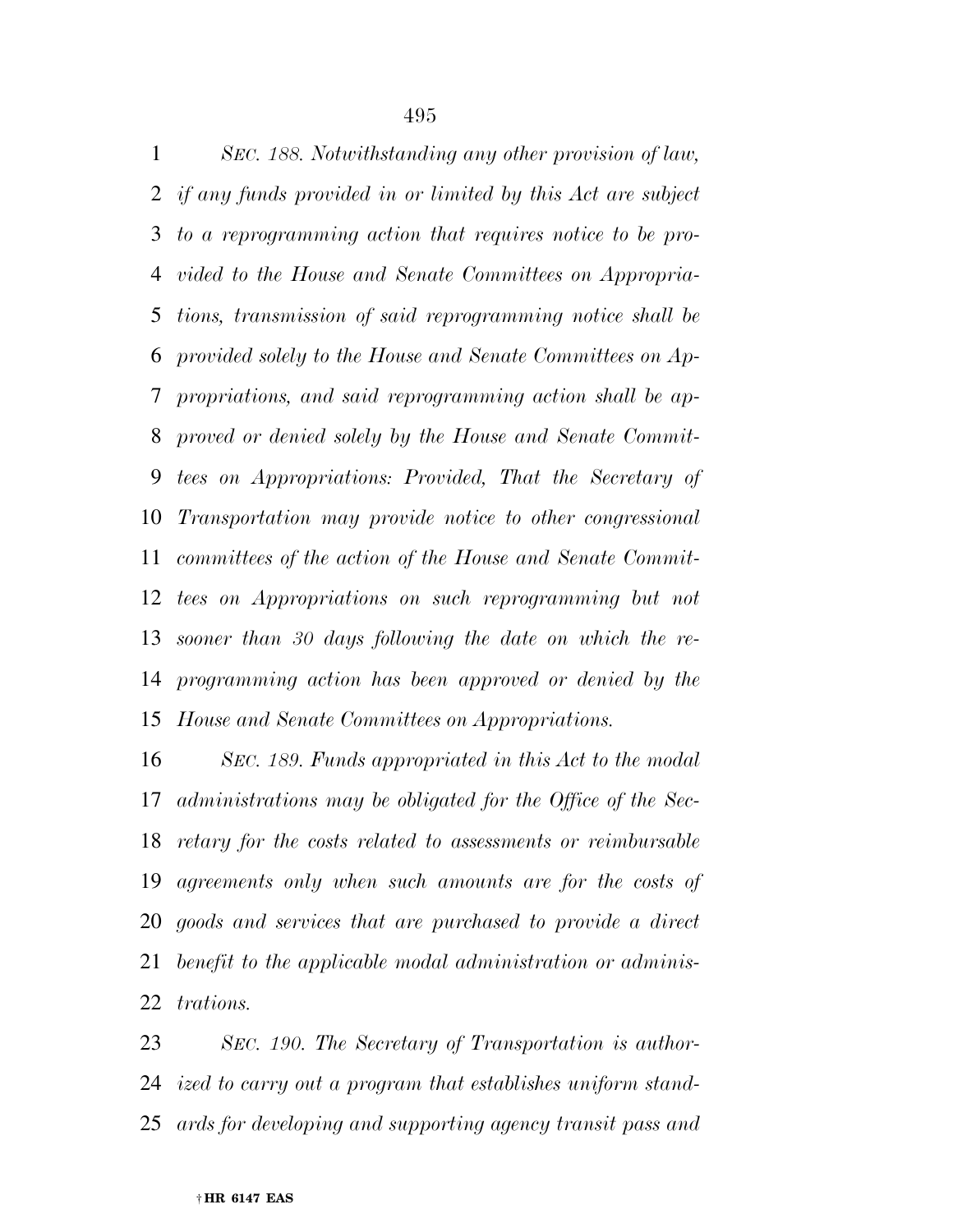*SEC. 188. Notwithstanding any other provision of law, if any funds provided in or limited by this Act are subject to a reprogramming action that requires notice to be provided to the House and Senate Committees on Appropriations, transmission of said reprogramming notice shall be provided solely to the House and Senate Committees on Appropriations, and said reprogramming action shall be approved or denied solely by the House and Senate Committees on Appropriations: Provided, That the Secretary of Transportation may provide notice to other congressional committees of the action of the House and Senate Committees on Appropriations on such reprogramming but not sooner than 30 days following the date on which the reprogramming action has been approved or denied by the House and Senate Committees on Appropriations.*

*SEC. 189. Funds appropriated in this Act to the modal administrations may be obligated for the Office of the Secretary for the costs related to assessments or reimbursable agreements only when such amounts are for the costs of goods and services that are purchased to provide a direct benefit to the applicable modal administration or administrations.*

*SEC. 190. The Secretary of Transportation is authorized to carry out a program that establishes uniform standards for developing and supporting agency transit pass and*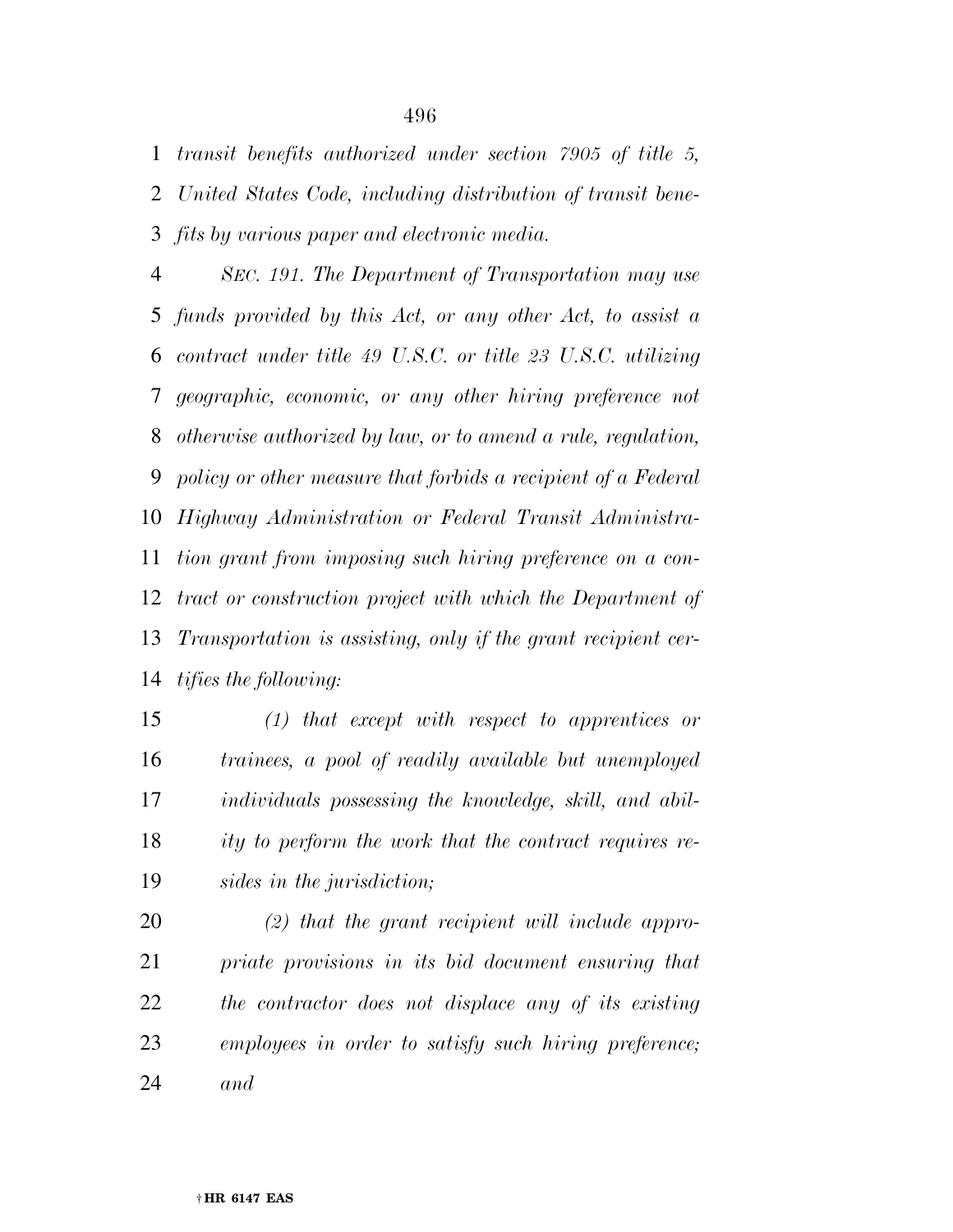*transit benefits authorized under section 7905 of title 5, United States Code, including distribution of transit benefits by various paper and electronic media.*

*SEC. 191. The Department of Transportation may use funds provided by this Act, or any other Act, to assist a contract under title 49 U.S.C. or title 23 U.S.C. utilizing geographic, economic, or any other hiring preference not otherwise authorized by law, or to amend a rule, regulation, policy or other measure that forbids a recipient of a Federal Highway Administration or Federal Transit Administration grant from imposing such hiring preference on a contract or construction project with which the Department of Transportation is assisting, only if the grant recipient certifies the following:*

*(1) that except with respect to apprentices or trainees, a pool of readily available but unemployed individuals possessing the knowledge, skill, and ability to perform the work that the contract requires resides in the jurisdiction;*

*(2) that the grant recipient will include appropriate provisions in its bid document ensuring that the contractor does not displace any of its existing employees in order to satisfy such hiring preference; and*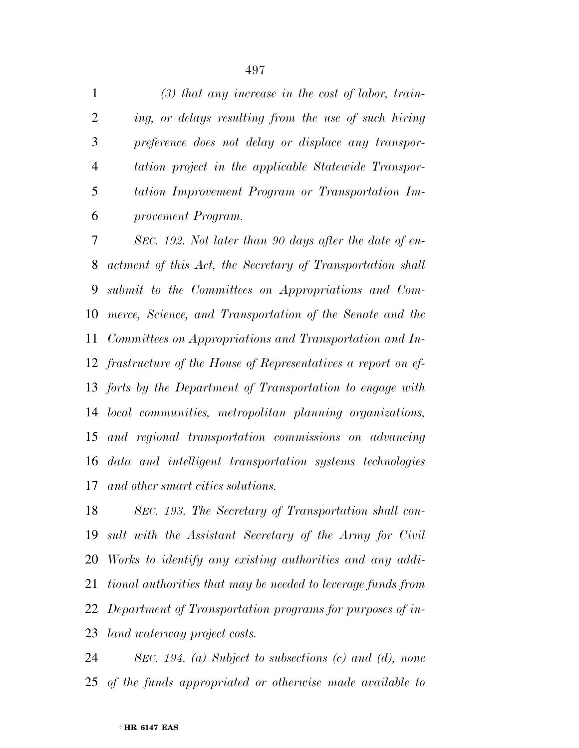*(3) that any increase in the cost of labor, training, or delays resulting from the use of such hiring preference does not delay or displace any transportation project in the applicable Statewide Transportation Improvement Program or Transportation Improvement Program.*

*SEC. 192. Not later than 90 days after the date of enactment of this Act, the Secretary of Transportation shall submit to the Committees on Appropriations and Commerce, Science, and Transportation of the Senate and the Committees on Appropriations and Transportation and Infrastructure of the House of Representatives a report on efforts by the Department of Transportation to engage with local communities, metropolitan planning organizations, and regional transportation commissions on advancing data and intelligent transportation systems technologies and other smart cities solutions.*

*SEC. 193. The Secretary of Transportation shall consult with the Assistant Secretary of the Army for Civil Works to identify any existing authorities and any additional authorities that may be needed to leverage funds from Department of Transportation programs for purposes of inland waterway project costs.*

*SEC. 194. (a) Subject to subsections (c) and (d), none of the funds appropriated or otherwise made available to*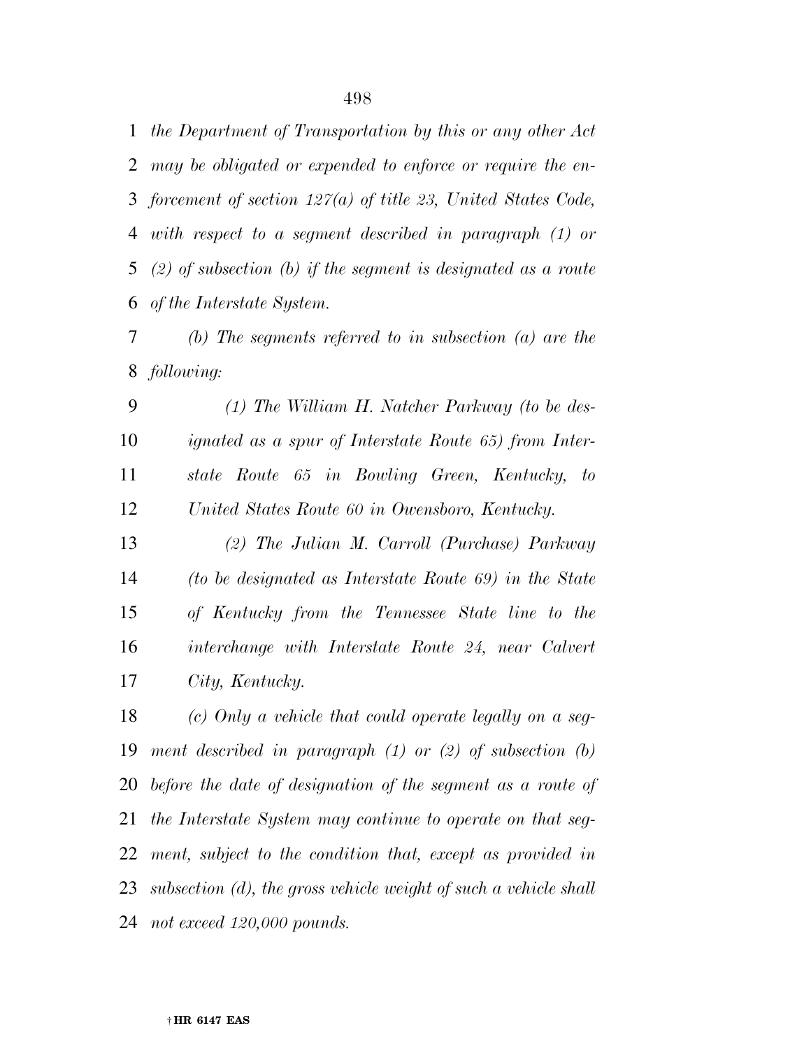*the Department of Transportation by this or any other Act may be obligated or expended to enforce or require the enforcement of section 127(a) of title 23, United States Code, with respect to a segment described in paragraph (1) or (2) of subsection (b) if the segment is designated as a route of the Interstate System.*

*(b) The segments referred to in subsection (a) are the following:*

*(1) The William H. Natcher Parkway (to be designated as a spur of Interstate Route 65) from Interstate Route 65 in Bowling Green, Kentucky, to United States Route 60 in Owensboro, Kentucky.*

*(2) The Julian M. Carroll (Purchase) Parkway (to be designated as Interstate Route 69) in the State of Kentucky from the Tennessee State line to the interchange with Interstate Route 24, near Calvert City, Kentucky.*

*(c) Only a vehicle that could operate legally on a segment described in paragraph (1) or (2) of subsection (b) before the date of designation of the segment as a route of the Interstate System may continue to operate on that segment, subject to the condition that, except as provided in subsection (d), the gross vehicle weight of such a vehicle shall not exceed 120,000 pounds.*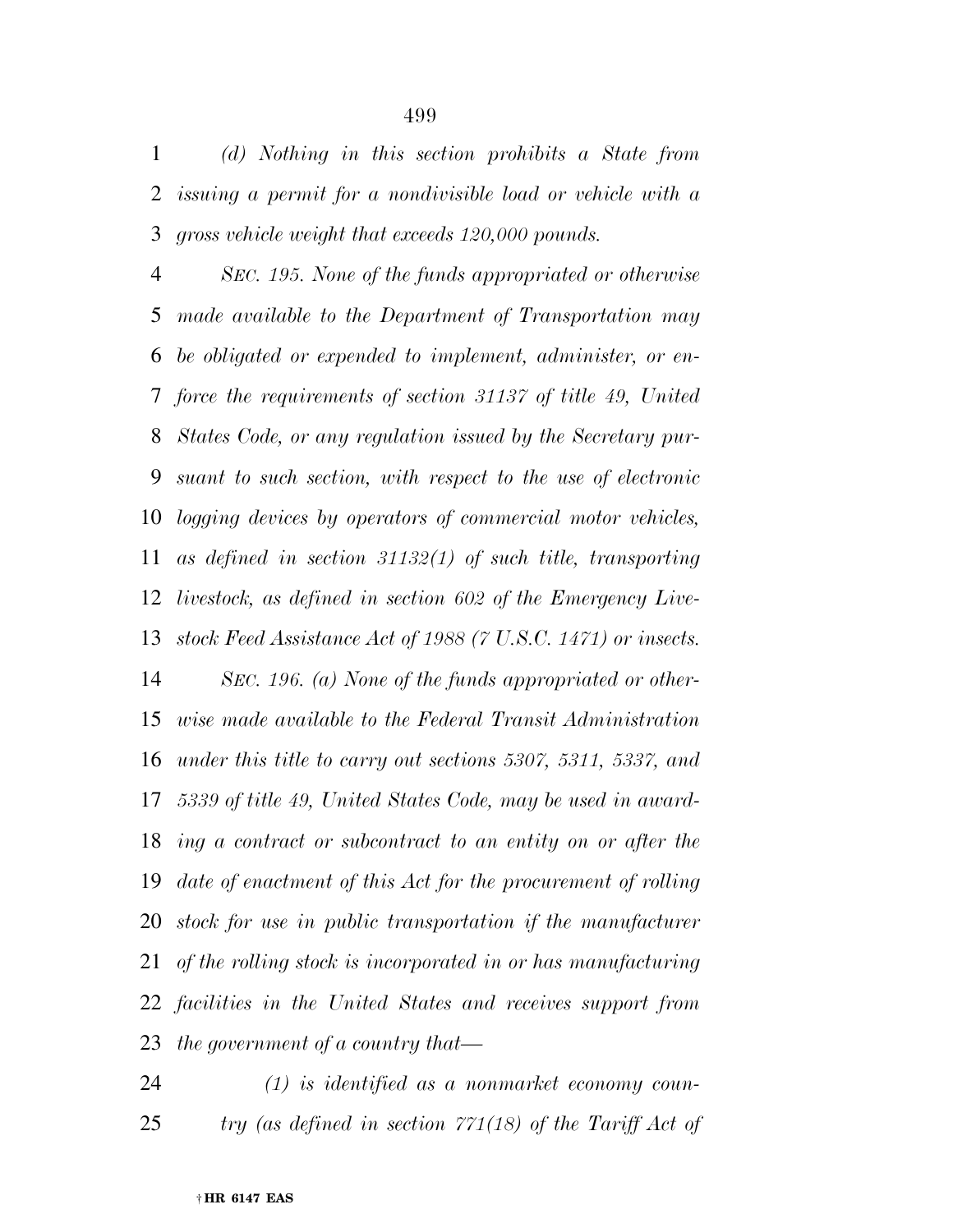*(d) Nothing in this section prohibits a State from issuing a permit for a nondivisible load or vehicle with a gross vehicle weight that exceeds 120,000 pounds.*

*SEC. 195. None of the funds appropriated or otherwise made available to the Department of Transportation may be obligated or expended to implement, administer, or enforce the requirements of section 31137 of title 49, United States Code, or any regulation issued by the Secretary pursuant to such section, with respect to the use of electronic logging devices by operators of commercial motor vehicles, as defined in section 31132(1) of such title, transporting livestock, as defined in section 602 of the Emergency Livestock Feed Assistance Act of 1988 (7 U.S.C. 1471) or insects.*

*SEC. 196. (a) None of the funds appropriated or otherwise made available to the Federal Transit Administration under this title to carry out sections 5307, 5311, 5337, and 5339 of title 49, United States Code, may be used in awarding a contract or subcontract to an entity on or after the date of enactment of this Act for the procurement of rolling stock for use in public transportation if the manufacturer of the rolling stock is incorporated in or has manufacturing facilities in the United States and receives support from the government of a country that—*

*(1) is identified as a nonmarket economy country (as defined in section 771(18) of the Tariff Act of*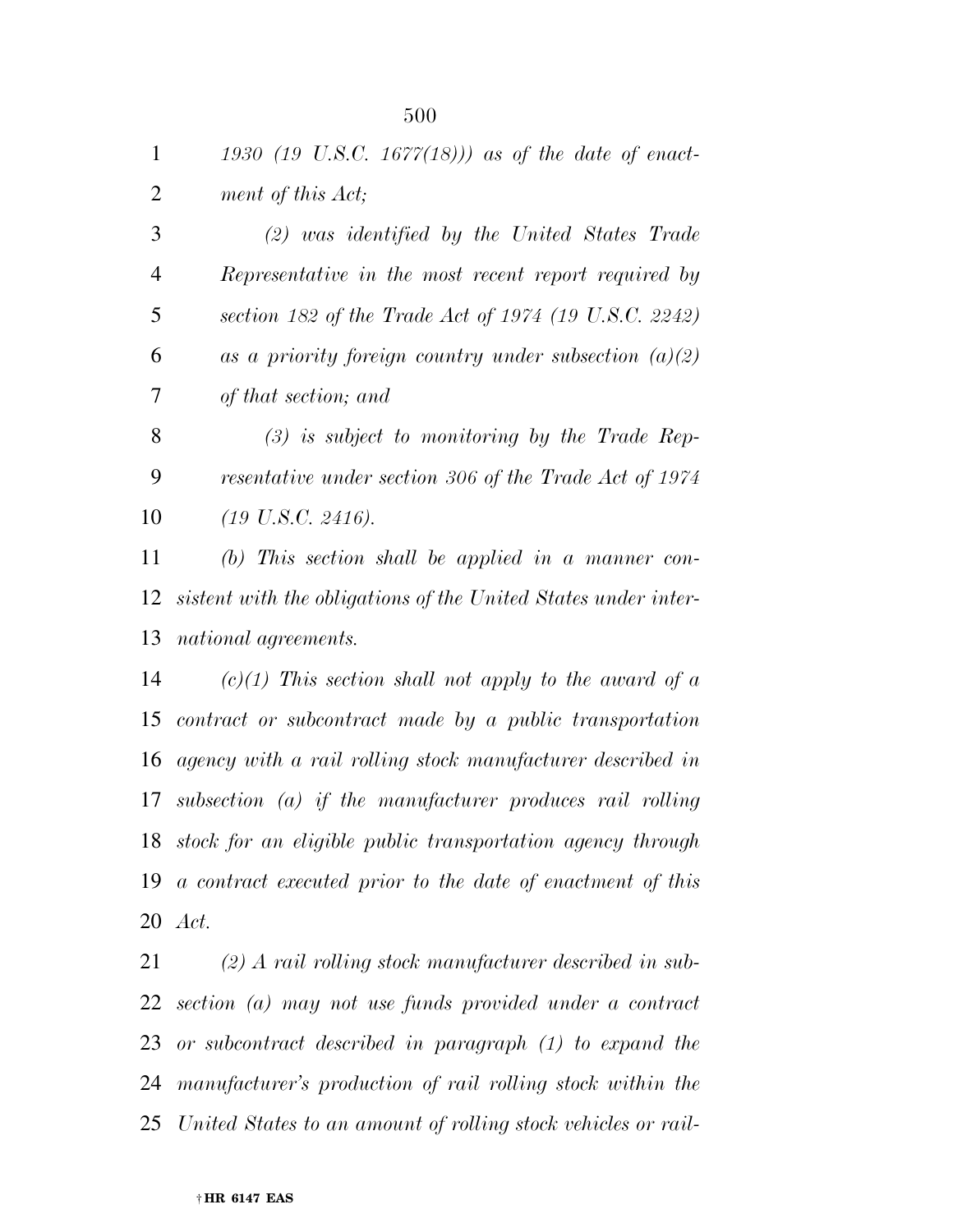*1930 (19 U.S.C. 1677(18))) as of the date of enactment of this Act;*

*(2) was identified by the United States Trade Representative in the most recent report required by section 182 of the Trade Act of 1974 (19 U.S.C. 2242) as a priority foreign country under subsection (a)(2) of that section; and*

*(3) is subject to monitoring by the Trade Representative under section 306 of the Trade Act of 1974 (19 U.S.C. 2416).*

*(b) This section shall be applied in a manner consistent with the obligations of the United States under international agreements.*

*(c)(1) This section shall not apply to the award of a contract or subcontract made by a public transportation agency with a rail rolling stock manufacturer described in subsection (a) if the manufacturer produces rail rolling stock for an eligible public transportation agency through a contract executed prior to the date of enactment of this Act.*

*(2) A rail rolling stock manufacturer described in subsection (a) may not use funds provided under a contract or subcontract described in paragraph (1) to expand the manufacturer's production of rail rolling stock within the United States to an amount of rolling stock vehicles or rail-*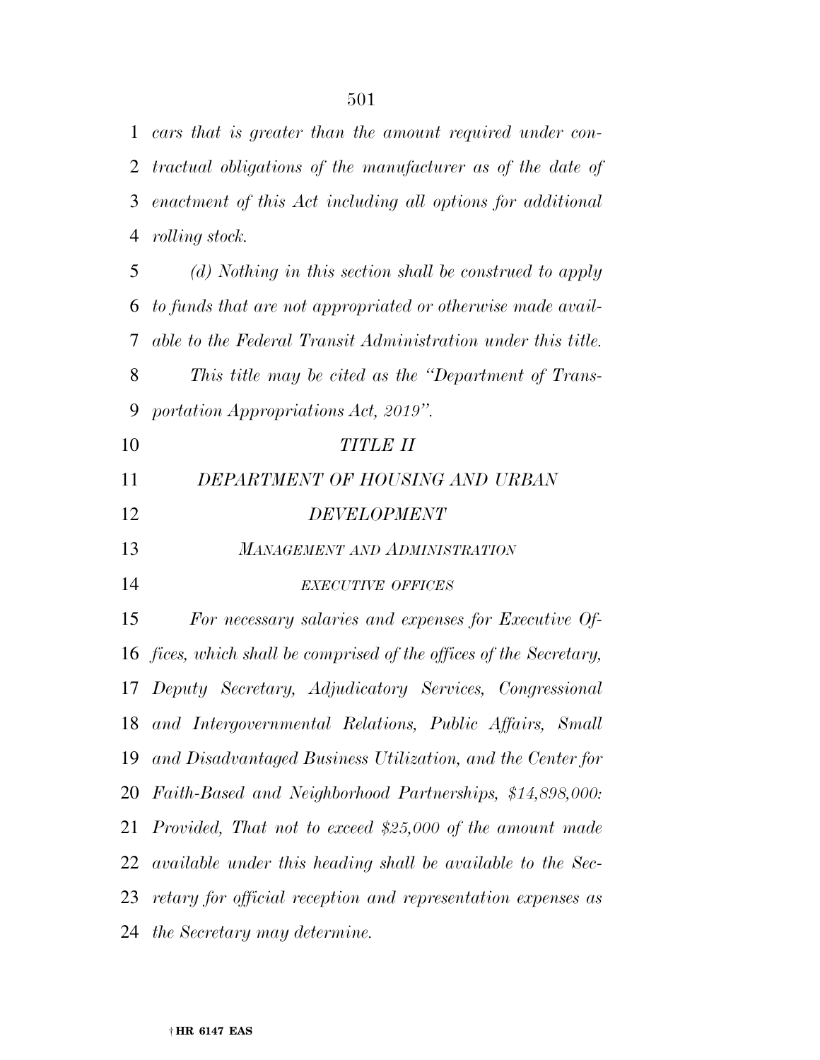*cars that is greater than the amount required under contractual obligations of the manufacturer as of the date of enactment of this Act including all options for additional rolling stock.*

*(d) Nothing in this section shall be construed to apply to funds that are not appropriated or otherwise made available to the Federal Transit Administration under this title.*

*This title may be cited as the "Department of Transportation Appropriations Act, 2019".*

# *TITLE II*

# *DEPARTMENT OF HOUSING AND URBAN DEVELOPMENT*

## *MANAGEMENT AND ADMINISTRATION*

### *EXECUTIVE OFFICES*

*For necessary salaries and expenses for Executive Offices, which shall be comprised of the offices of the Secretary, Deputy Secretary, Adjudicatory Services, Congressional and Intergovernmental Relations, Public Affairs, Small and Disadvantaged Business Utilization, and the Center for Faith-Based and Neighborhood Partnerships, $14,898,000: Provided, That not to exceed $25,000 of the amount made available under this heading shall be available to the Secretary for official reception and representation expenses as the Secretary may determine.*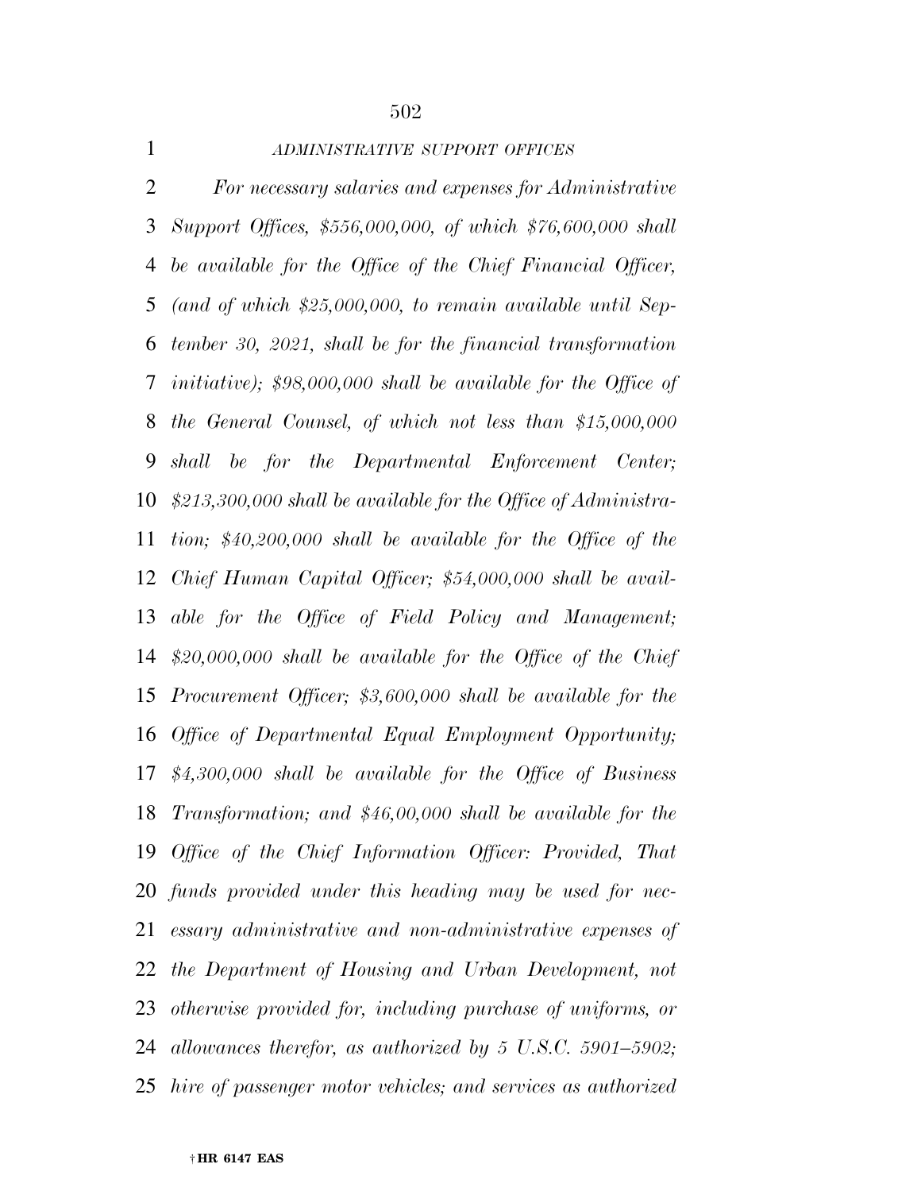*ADMINISTRATIVE SUPPORT OFFICES*

*For necessary salaries and expenses for Administrative Support Offices, $556,000,000, of which $76,600,000 shall be available for the Office of the Chief Financial Officer, (and of which $25,000,000, to remain available until September 30, 2021, shall be for the financial transformation initiative); $98,000,000 shall be available for the Office of the General Counsel, of which not less than $15,000,000 shall be for the Departmental Enforcement Center; $213,300,000 shall be available for the Office of Administration; $40,200,000 shall be available for the Office of the Chief Human Capital Officer; $54,000,000 shall be available for the Office of Field Policy and Management; $20,000,000 shall be available for the Office of the Chief Procurement Officer; $3,600,000 shall be available for the Office of Departmental Equal Employment Opportunity; $4,300,000 shall be available for the Office of Business Transformation; and $46,00,000 shall be available for the Office of the Chief Information Officer: Provided, That funds provided under this heading may be used for necessary administrative and non-administrative expenses of the Department of Housing and Urban Development, not otherwise provided for, including purchase of uniforms, or allowances therefor, as authorized by 5 U.S.C. 5901–5902; hire of passenger motor vehicles; and services as authorized*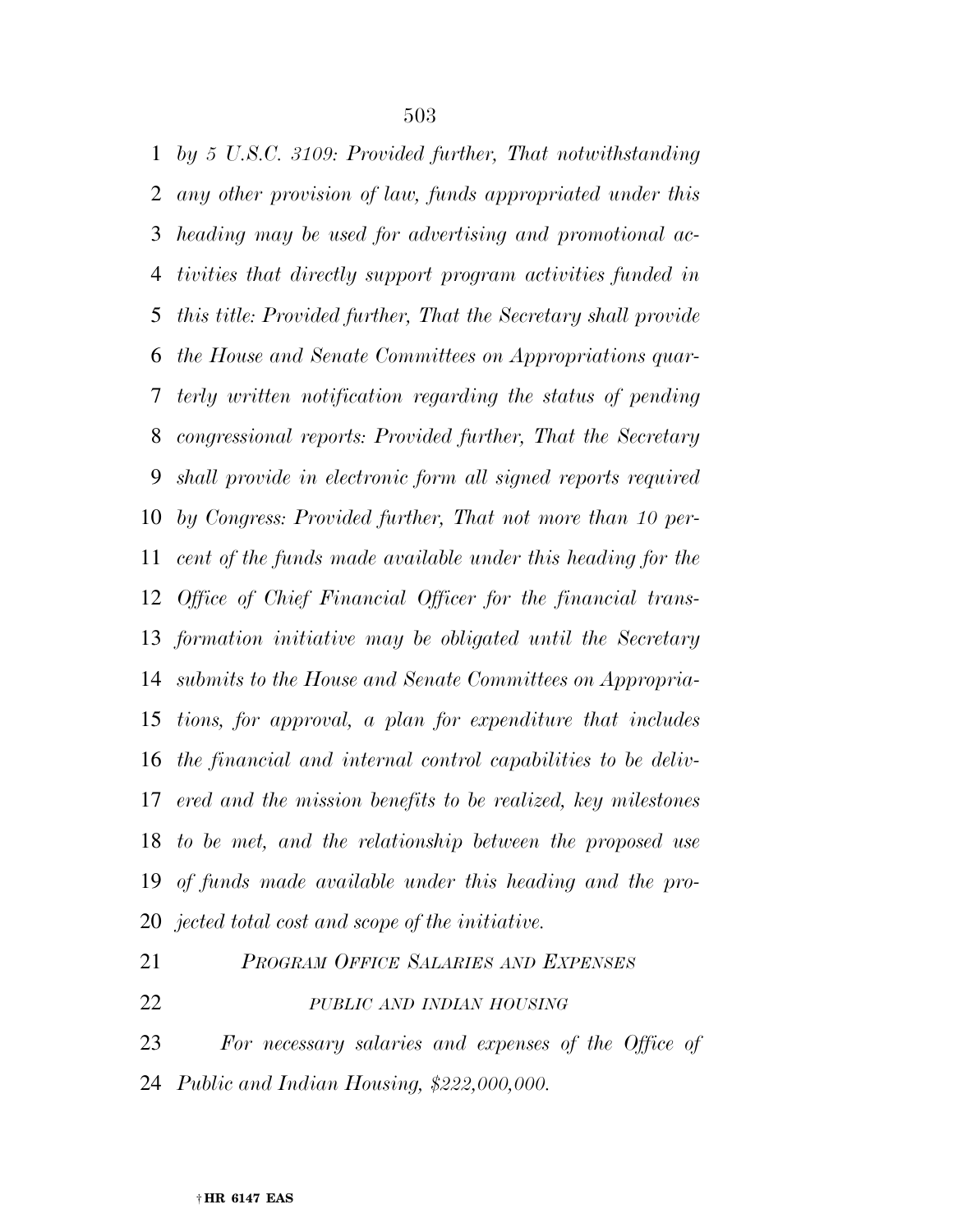*by 5 U.S.C. 3109: Provided further, That notwithstanding any other provision of law, funds appropriated under this heading may be used for advertising and promotional activities that directly support program activities funded in this title: Provided further, That the Secretary shall provide the House and Senate Committees on Appropriations quarterly written notification regarding the status of pending congressional reports: Provided further, That the Secretary shall provide in electronic form all signed reports required by Congress: Provided further, That not more than 10 percent of the funds made available under this heading for the Office of Chief Financial Officer for the financial transformation initiative may be obligated until the Secretary submits to the House and Senate Committees on Appropriations, for approval, a plan for expenditure that includes the financial and internal control capabilities to be delivered and the mission benefits to be realized, key milestones to be met, and the relationship between the proposed use of funds made available under this heading and the projected total cost and scope of the initiative.*

*PROGRAM OFFICE SALARIES AND EXPENSES*

*PUBLIC AND INDIAN HOUSING*

*For necessary salaries and expenses of the Office of Public and Indian Housing, $222,000,000.*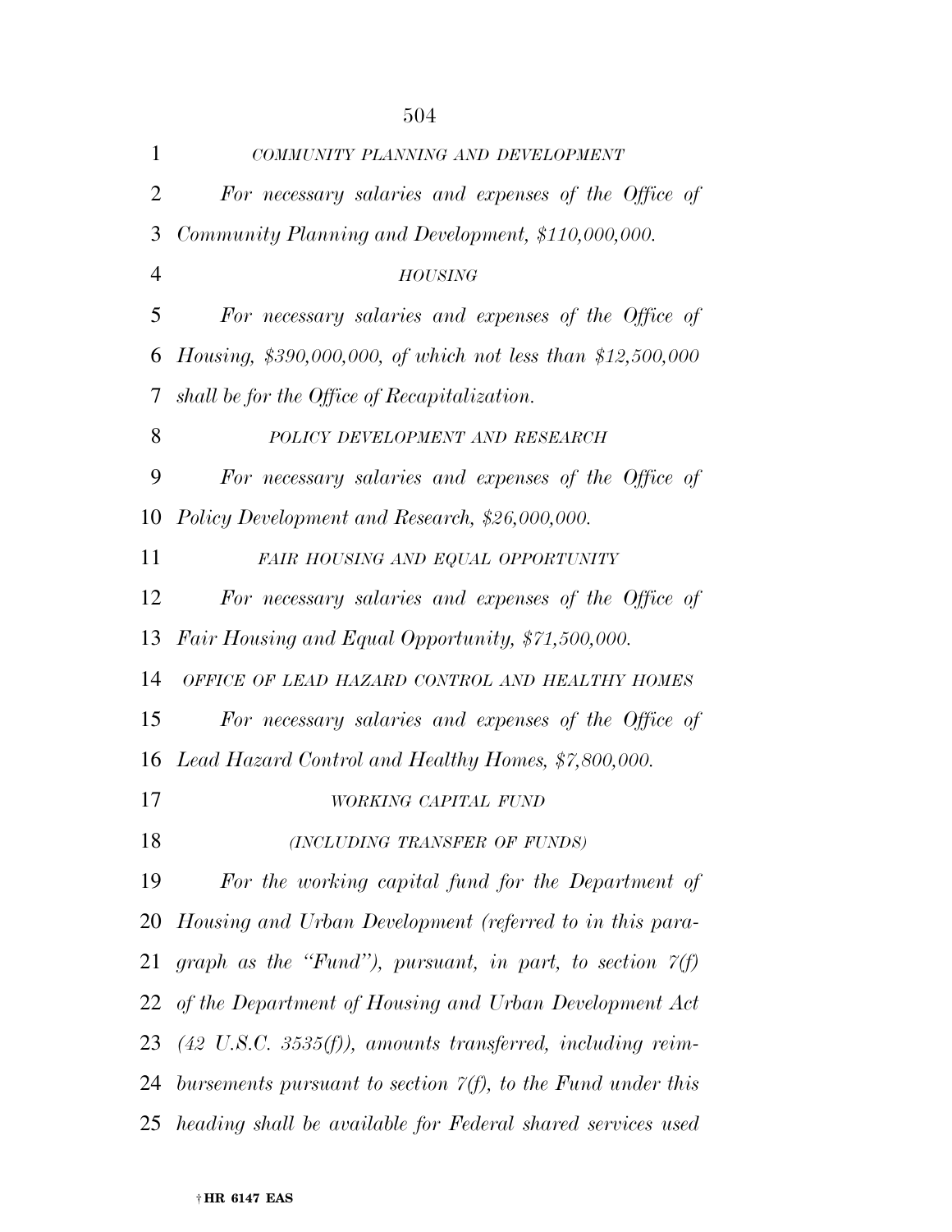COMMUNITY PLANNING AND DEVELOPMENT

*For necessary salaries and expenses of the Office of Community Planning and Development, $110,000,000.*

HOUSING

*For necessary salaries and expenses of the Office of Housing, $390,000,000, of which not less than $12,500,000 shall be for the Office of Recapitalization.*

POLICY DEVELOPMENT AND RESEARCH

*For necessary salaries and expenses of the Office of Policy Development and Research, $26,000,000.*

FAIR HOUSING AND EQUAL OPPORTUNITY

*For necessary salaries and expenses of the Office of Fair Housing and Equal Opportunity, $71,500,000.*

OFFICE OF LEAD HAZARD CONTROL AND HEALTHY HOMES

*For necessary salaries and expenses of the Office of Lead Hazard Control and Healthy Homes, $7,800,000.*

WORKING CAPITAL FUND

(INCLUDING TRANSFER OF FUNDS)

*For the working capital fund for the Department of Housing and Urban Development (referred to in this paragraph as the "Fund"), pursuant, in part, to section 7(f) of the Department of Housing and Urban Development Act (42 U.S.C. 3535(f)), amounts transferred, including reimbursements pursuant to section 7(f), to the Fund under this heading shall be available for Federal shared services used*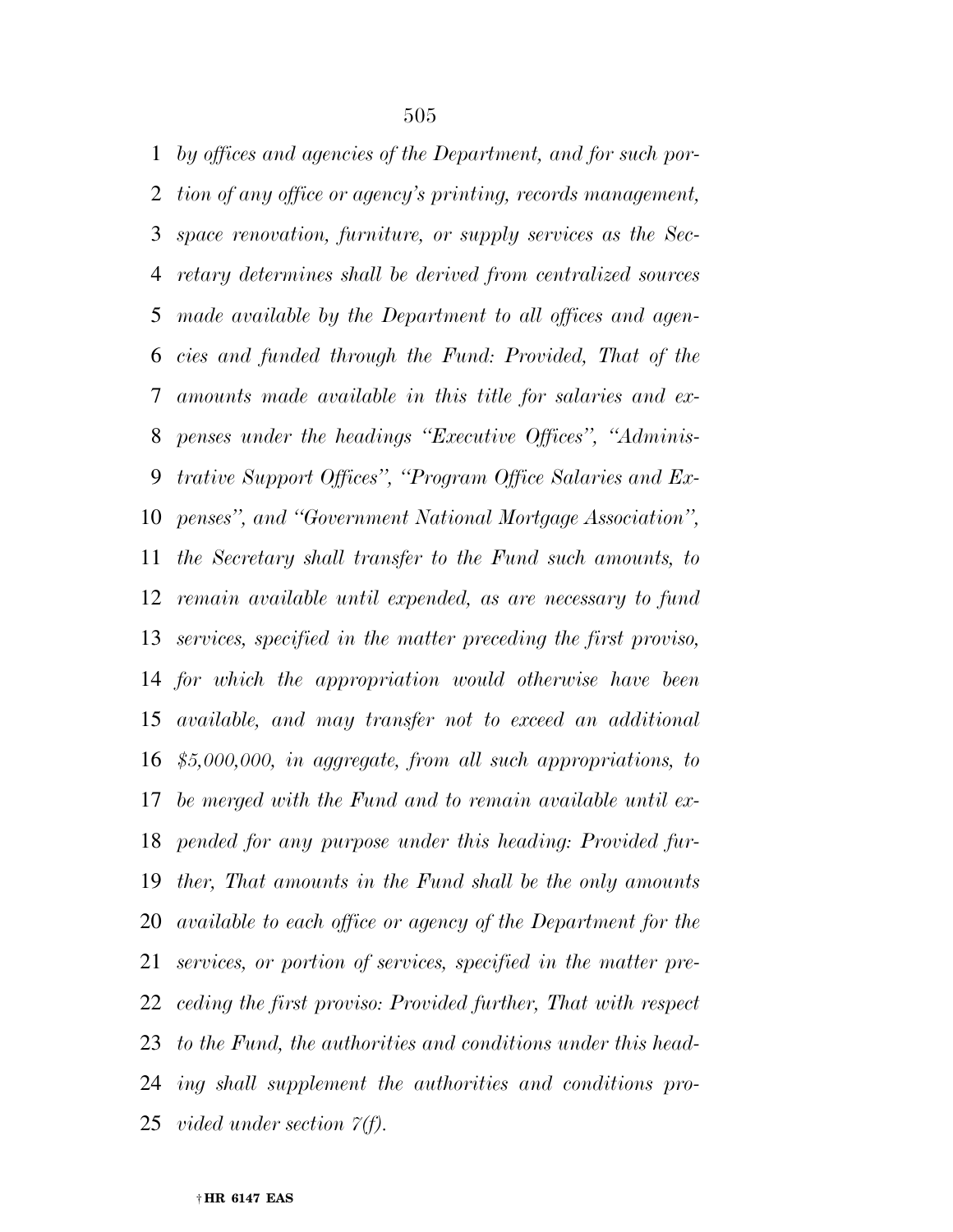*by offices and agencies of the Department, and for such portion of any office or agency's printing, records management, space renovation, furniture, or supply services as the Secretary determines shall be derived from centralized sources made available by the Department to all offices and agencies and funded through the Fund: Provided, That of the amounts made available in this title for salaries and expenses under the headings "Executive Offices", "Administrative Support Offices", "Program Office Salaries and Expenses", and "Government National Mortgage Association", the Secretary shall transfer to the Fund such amounts, to remain available until expended, as are necessary to fund services, specified in the matter preceding the first proviso, for which the appropriation would otherwise have been available, and may transfer not to exceed an additional $5,000,000, in aggregate, from all such appropriations, to be merged with the Fund and to remain available until expended for any purpose under this heading: Provided further, That amounts in the Fund shall be the only amounts available to each office or agency of the Department for the services, or portion of services, specified in the matter preceding the first proviso: Provided further, That with respect to the Fund, the authorities and conditions under this heading shall supplement the authorities and conditions provided under section 7(f).*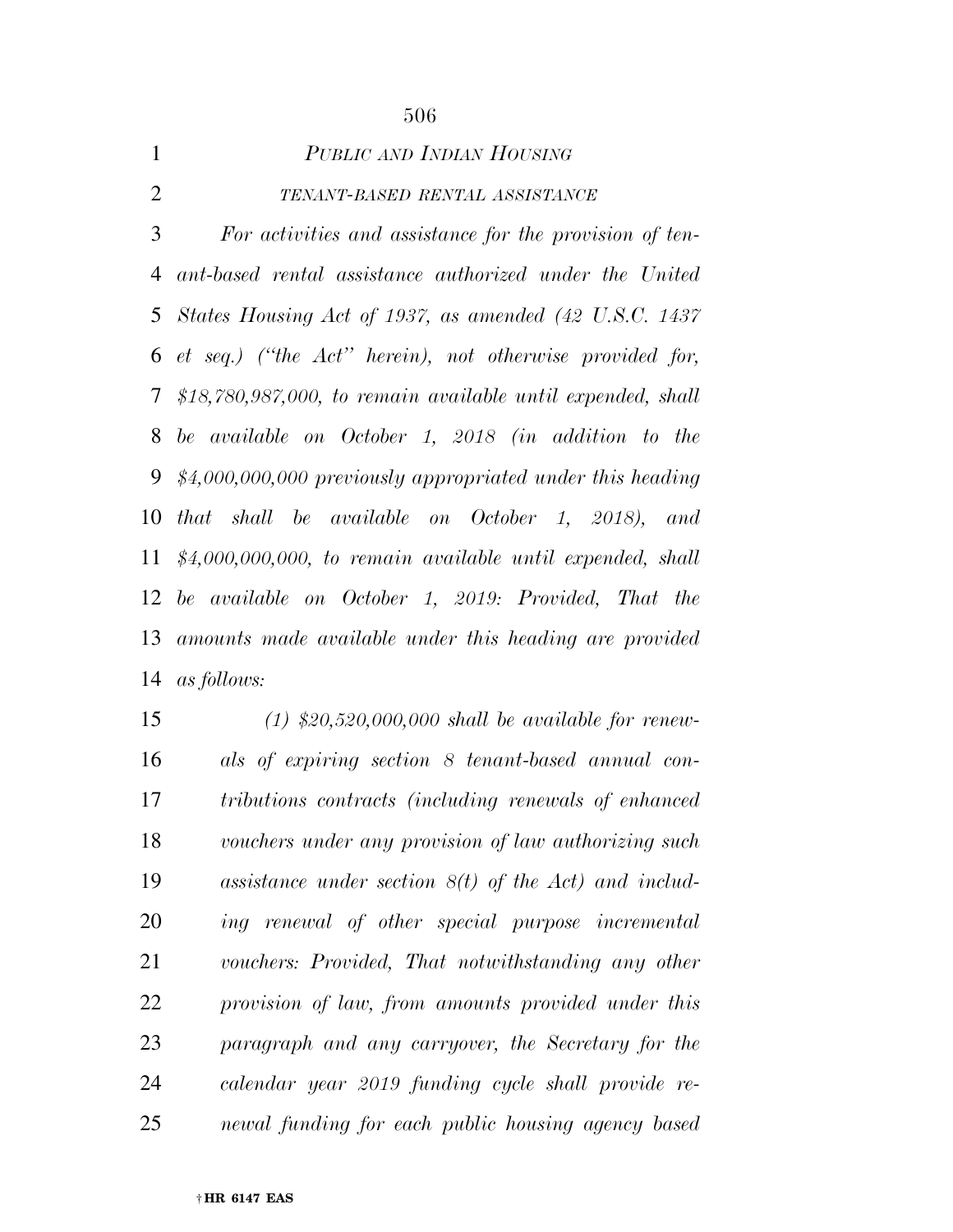*PUBLIC AND INDIAN HOUSING*

*TENANT-BASED RENTAL ASSISTANCE*

*For activities and assistance for the provision of tenant-based rental assistance authorized under the United States Housing Act of 1937, as amended (42 U.S.C. 1437 et seq.) ("the Act" herein), not otherwise provided for, $18,780,987,000, to remain available until expended, shall be available on October 1, 2018 (in addition to the $4,000,000,000 previously appropriated under this heading that shall be available on October 1, 2018), and $4,000,000,000, to remain available until expended, shall be available on October 1, 2019: Provided, That the amounts made available under this heading are provided as follows:*

*(1) $20,520,000,000 shall be available for renewals of expiring section 8 tenant-based annual contributions contracts (including renewals of enhanced vouchers under any provision of law authorizing such assistance under section 8(t) of the Act) and including renewal of other special purpose incremental vouchers: Provided, That notwithstanding any other provision of law, from amounts provided under this paragraph and any carryover, the Secretary for the calendar year 2019 funding cycle shall provide renewal funding for each public housing agency based*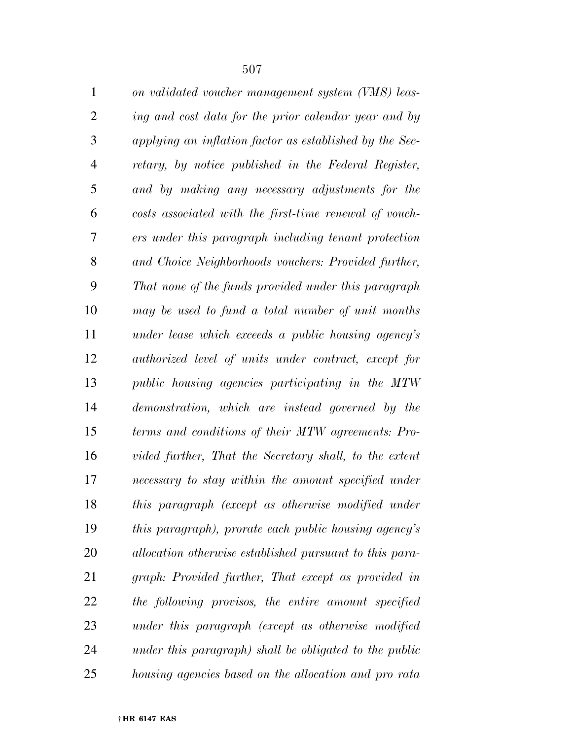*on validated voucher management system (VMS) leasing and cost data for the prior calendar year and by applying an inflation factor as established by the Secretary, by notice published in the Federal Register, and by making any necessary adjustments for the costs associated with the first-time renewal of vouchers under this paragraph including tenant protection and Choice Neighborhoods vouchers: Provided further, That none of the funds provided under this paragraph may be used to fund a total number of unit months under lease which exceeds a public housing agency's authorized level of units under contract, except for public housing agencies participating in the MTW demonstration, which are instead governed by the terms and conditions of their MTW agreements: Provided further, That the Secretary shall, to the extent necessary to stay within the amount specified under this paragraph (except as otherwise modified under this paragraph), prorate each public housing agency's allocation otherwise established pursuant to this paragraph: Provided further, That except as provided in the following provisos, the entire amount specified under this paragraph (except as otherwise modified under this paragraph) shall be obligated to the public housing agencies based on the allocation and pro rata*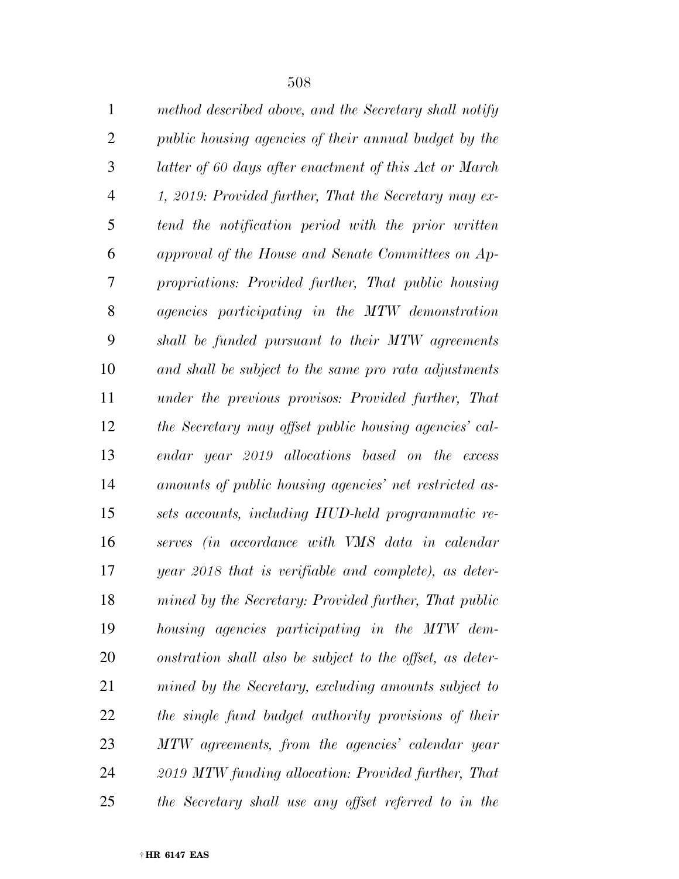*method described above, and the Secretary shall notify public housing agencies of their annual budget by the latter of 60 days after enactment of this Act or March 1, 2019: Provided further, That the Secretary may extend the notification period with the prior written approval of the House and Senate Committees on Appropriations: Provided further, That public housing agencies participating in the MTW demonstration shall be funded pursuant to their MTW agreements and shall be subject to the same pro rata adjustments under the previous provisos: Provided further, That the Secretary may offset public housing agencies' calendar year 2019 allocations based on the excess amounts of public housing agencies' net restricted assets accounts, including HUD-held programmatic reserves (in accordance with VMS data in calendar year 2018 that is verifiable and complete), as determined by the Secretary: Provided further, That public housing agencies participating in the MTW demonstration shall also be subject to the offset, as determined by the Secretary, excluding amounts subject to the single fund budget authority provisions of their MTW agreements, from the agencies' calendar year 2019 MTW funding allocation: Provided further, That the Secretary shall use any offset referred to in the*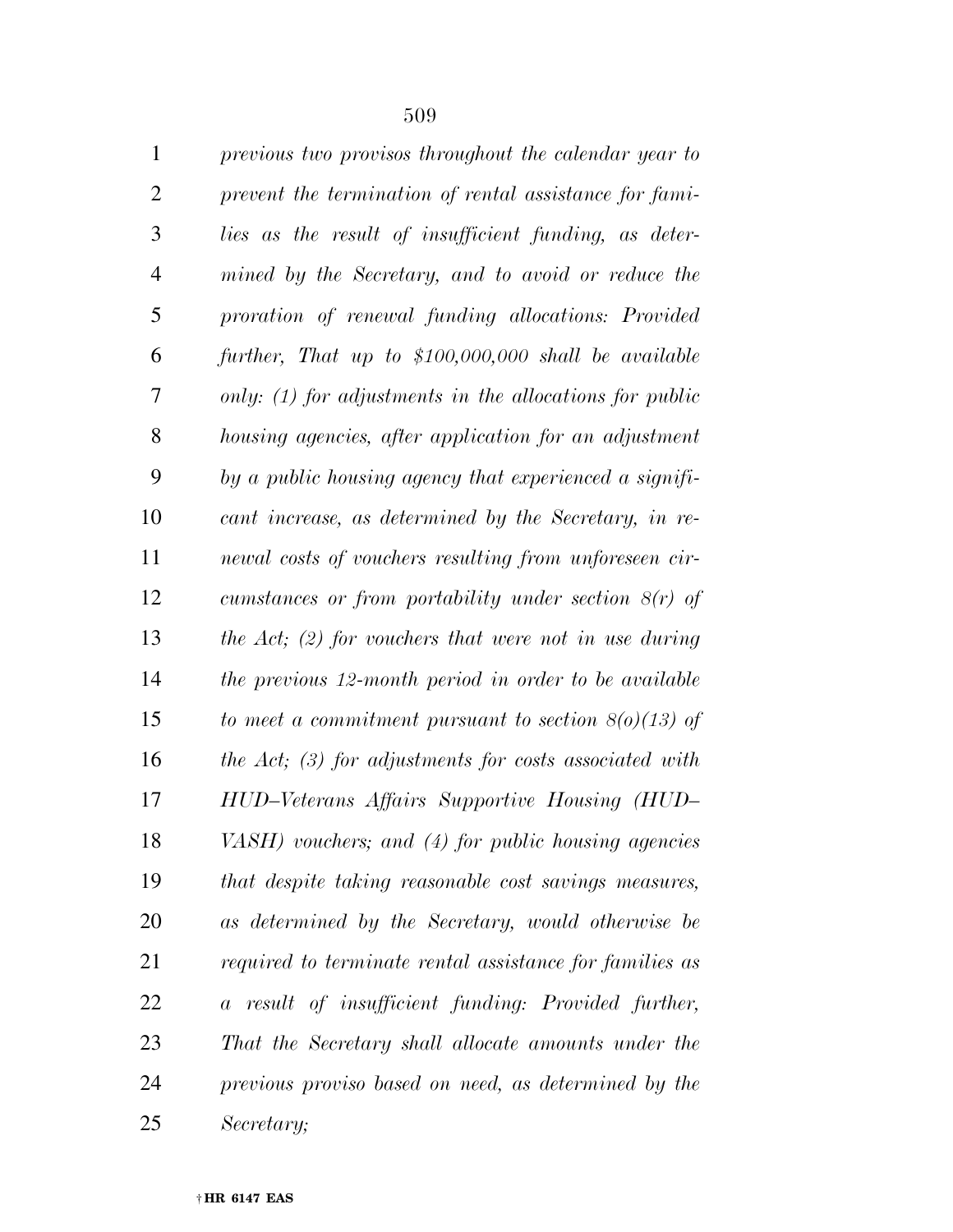*previous two provisos throughout the calendar year to prevent the termination of rental assistance for families as the result of insufficient funding, as determined by the Secretary, and to avoid or reduce the proration of renewal funding allocations: Provided further, That up to $100,000,000 shall be available only: (1) for adjustments in the allocations for public housing agencies, after application for an adjustment by a public housing agency that experienced a significant increase, as determined by the Secretary, in renewal costs of vouchers resulting from unforeseen circumstances or from portability under section 8(r) of the Act; (2) for vouchers that were not in use during the previous 12-month period in order to be available to meet a commitment pursuant to section 8(o)(13) of the Act; (3) for adjustments for costs associated with HUD–Veterans Affairs Supportive Housing (HUD–VASH) vouchers; and (4) for public housing agencies that despite taking reasonable cost savings measures, as determined by the Secretary, would otherwise be required to terminate rental assistance for families as a result of insufficient funding: Provided further, That the Secretary shall allocate amounts under the previous proviso based on need, as determined by the Secretary;*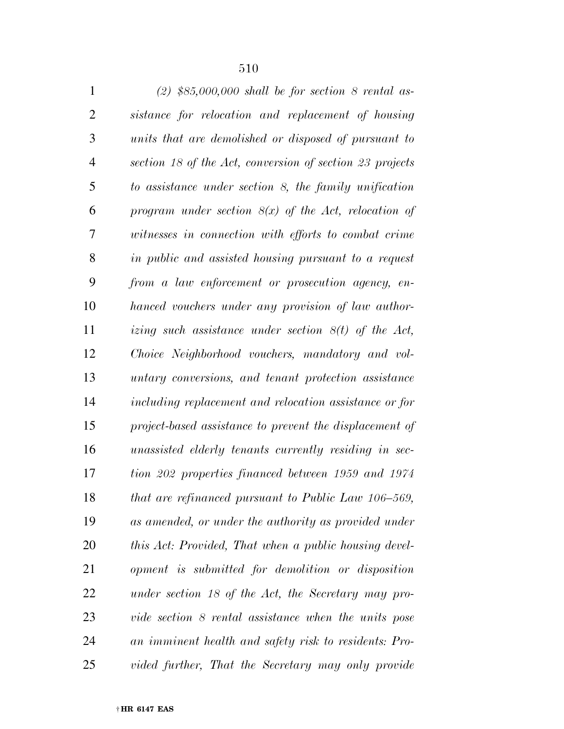*(2) $85,000,000 shall be for section 8 rental assistance for relocation and replacement of housing units that are demolished or disposed of pursuant to section 18 of the Act, conversion of section 23 projects to assistance under section 8, the family unification program under section 8(x) of the Act, relocation of witnesses in connection with efforts to combat crime in public and assisted housing pursuant to a request from a law enforcement or prosecution agency, enhanced vouchers under any provision of law authorizing such assistance under section 8(t) of the Act, Choice Neighborhood vouchers, mandatory and voluntary conversions, and tenant protection assistance including replacement and relocation assistance or for project-based assistance to prevent the displacement of unassisted elderly tenants currently residing in section 202 properties financed between 1959 and 1974 that are refinanced pursuant to Public Law 106–569, as amended, or under the authority as provided under this Act: Provided, That when a public housing development is submitted for demolition or disposition under section 18 of the Act, the Secretary may provide section 8 rental assistance when the units pose an imminent health and safety risk to residents: Provided further, That the Secretary may only provide*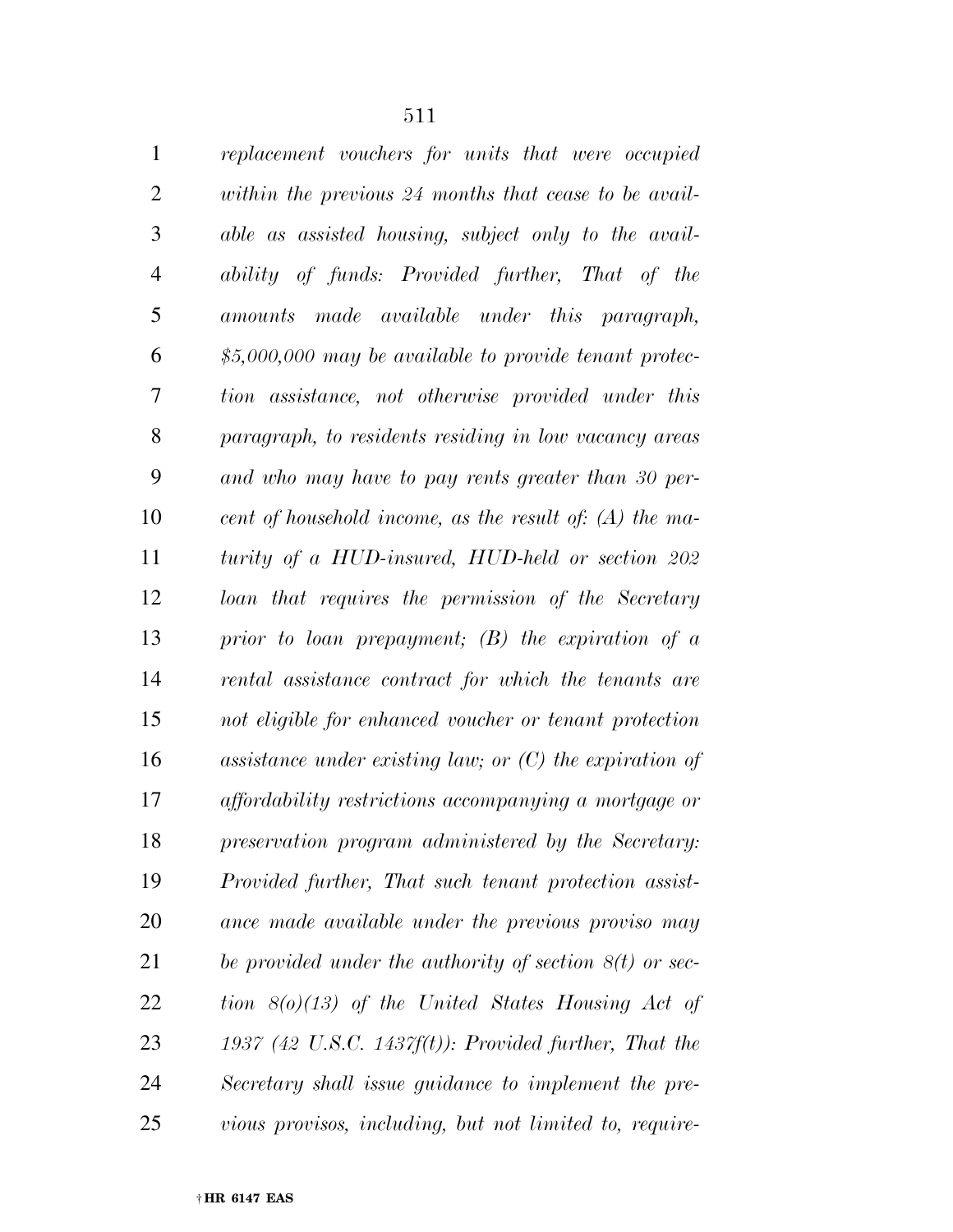*replacement vouchers for units that were occupied within the previous 24 months that cease to be available as assisted housing, subject only to the availability of funds: Provided further, That of the amounts made available under this paragraph, $5,000,000 may be available to provide tenant protection assistance, not otherwise provided under this paragraph, to residents residing in low vacancy areas and who may have to pay rents greater than 30 percent of household income, as the result of: (A) the maturity of a HUD-insured, HUD-held or section 202 loan that requires the permission of the Secretary prior to loan prepayment; (B) the expiration of a rental assistance contract for which the tenants are not eligible for enhanced voucher or tenant protection assistance under existing law; or (C) the expiration of affordability restrictions accompanying a mortgage or preservation program administered by the Secretary: Provided further, That such tenant protection assistance made available under the previous proviso may be provided under the authority of section 8(t) or section 8(o)(13) of the United States Housing Act of 1937 (42 U.S.C. 1437f(t)): Provided further, That the Secretary shall issue guidance to implement the previous provisos, including, but not limited to, require-*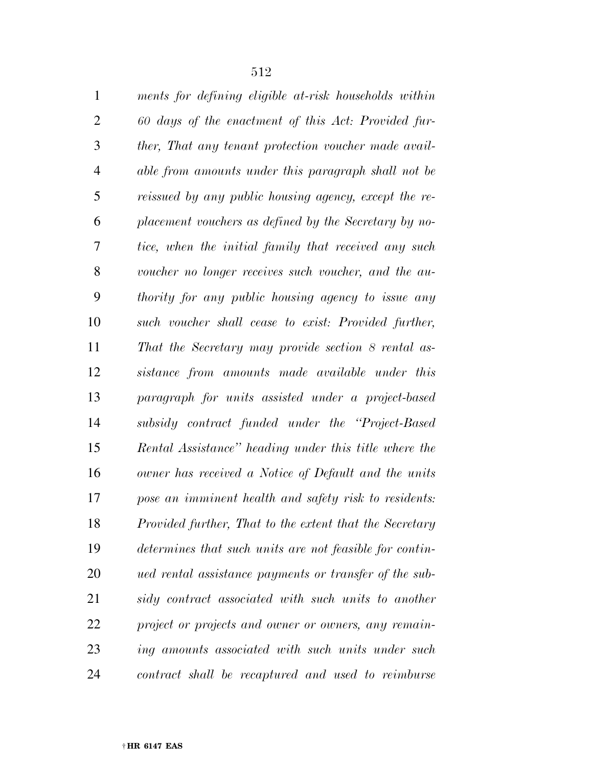*ments for defining eligible at-risk households within 60 days of the enactment of this Act: Provided further, That any tenant protection voucher made available from amounts under this paragraph shall not be reissued by any public housing agency, except the replacement vouchers as defined by the Secretary by notice, when the initial family that received any such voucher no longer receives such voucher, and the authority for any public housing agency to issue any such voucher shall cease to exist: Provided further, That the Secretary may provide section 8 rental assistance from amounts made available under this paragraph for units assisted under a project-based subsidy contract funded under the "Project-Based Rental Assistance" heading under this title where the owner has received a Notice of Default and the units pose an imminent health and safety risk to residents: Provided further, That to the extent that the Secretary determines that such units are not feasible for continued rental assistance payments or transfer of the subsidy contract associated with such units to another project or projects and owner or owners, any remaining amounts associated with such units under such contract shall be recaptured and used to reimburse*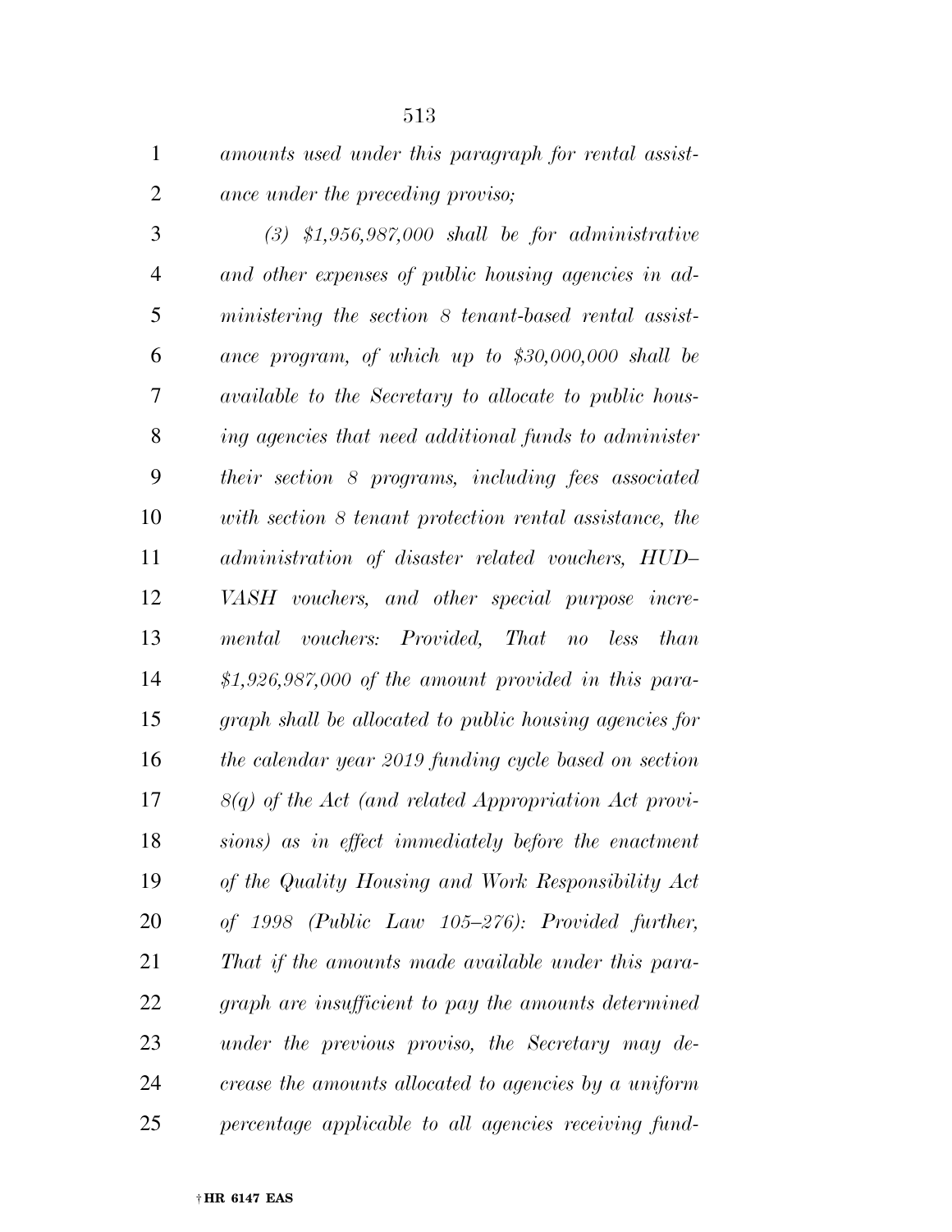*amounts used under this paragraph for rental assistance under the preceding proviso;*

*(3) $1,956,987,000 shall be for administrative and other expenses of public housing agencies in administering the section 8 tenant-based rental assistance program, of which up to $30,000,000 shall be available to the Secretary to allocate to public housing agencies that need additional funds to administer their section 8 programs, including fees associated with section 8 tenant protection rental assistance, the administration of disaster related vouchers, HUD–VASH vouchers, and other special purpose incremental vouchers: Provided, That no less than $1,926,987,000 of the amount provided in this paragraph shall be allocated to public housing agencies for the calendar year 2019 funding cycle based on section 8(q) of the Act (and related Appropriation Act provisions) as in effect immediately before the enactment of the Quality Housing and Work Responsibility Act of 1998 (Public Law 105–276): Provided further, That if the amounts made available under this paragraph are insufficient to pay the amounts determined under the previous proviso, the Secretary may decrease the amounts allocated to agencies by a uniform percentage applicable to all agencies receiving fund-*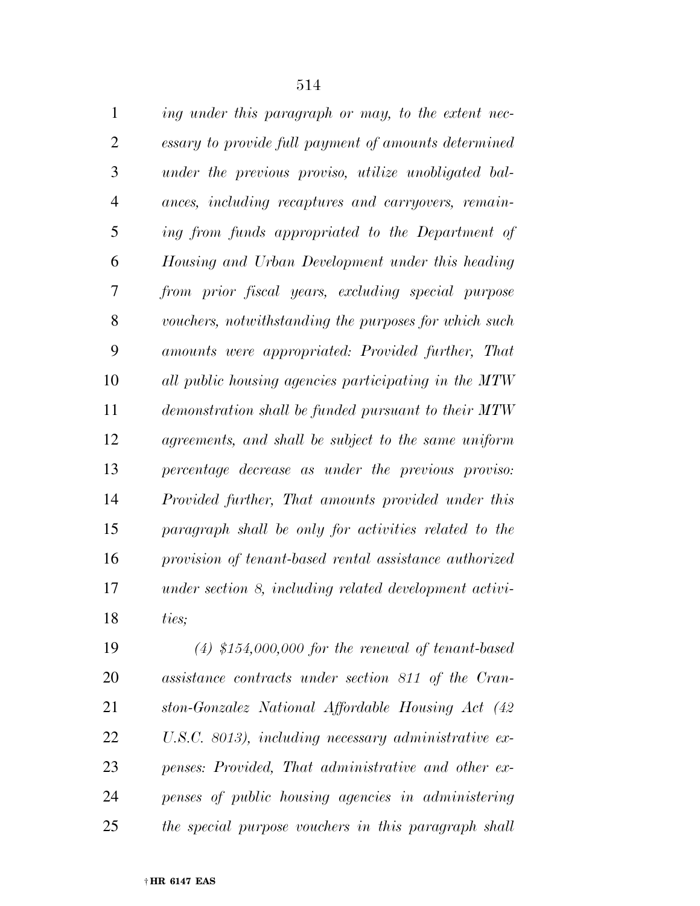*ing under this paragraph or may, to the extent necessary to provide full payment of amounts determined under the previous proviso, utilize unobligated balances, including recaptures and carryovers, remaining from funds appropriated to the Department of Housing and Urban Development under this heading from prior fiscal years, excluding special purpose vouchers, notwithstanding the purposes for which such amounts were appropriated: Provided further, That all public housing agencies participating in the MTW demonstration shall be funded pursuant to their MTW agreements, and shall be subject to the same uniform percentage decrease as under the previous proviso: Provided further, That amounts provided under this paragraph shall be only for activities related to the provision of tenant-based rental assistance authorized under section 8, including related development activities;*

*(4) $154,000,000 for the renewal of tenant-based assistance contracts under section 811 of the Cranston-Gonzalez National Affordable Housing Act (42 U.S.C. 8013), including necessary administrative expenses: Provided, That administrative and other expenses of public housing agencies in administering the special purpose vouchers in this paragraph shall*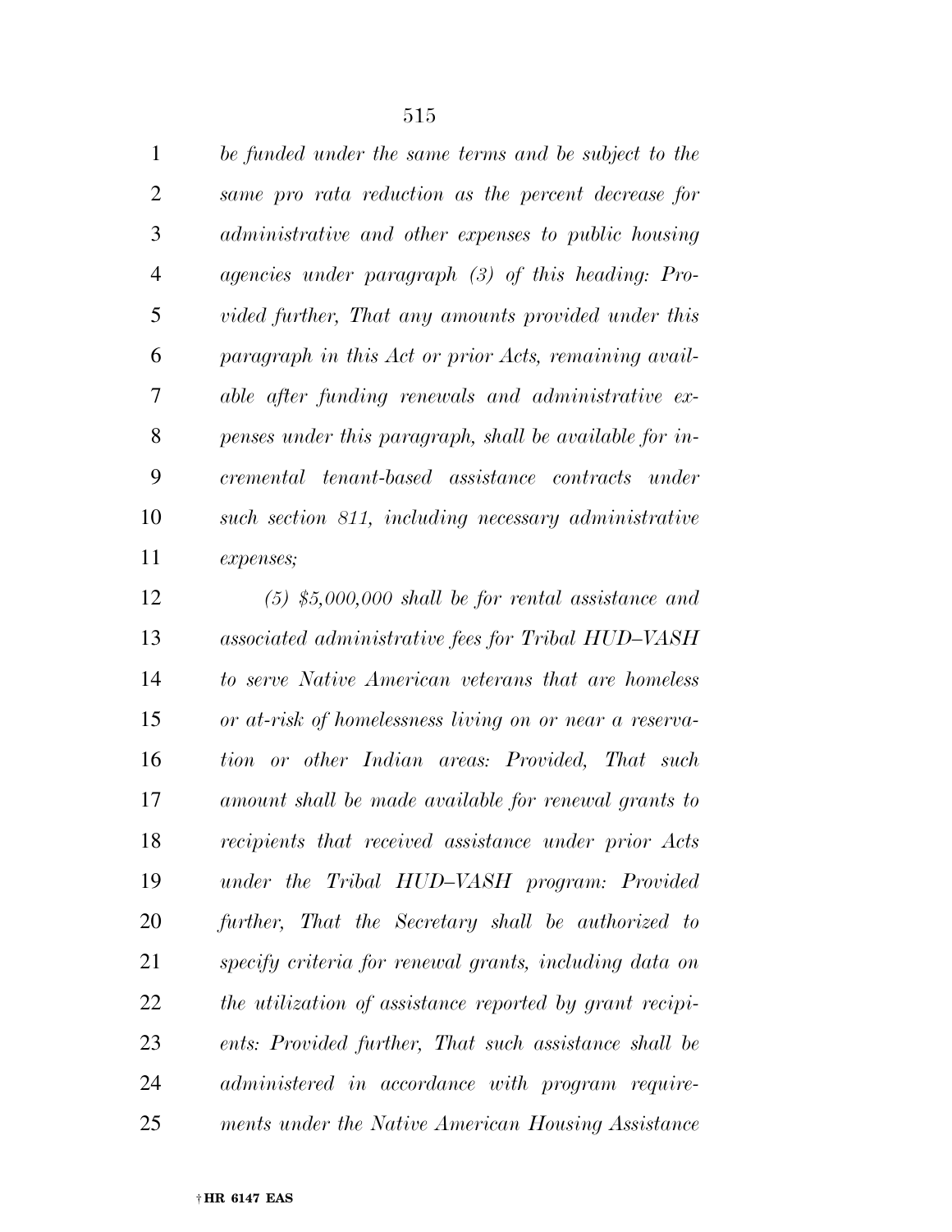*be funded under the same terms and be subject to the same pro rata reduction as the percent decrease for administrative and other expenses to public housing agencies under paragraph (3) of this heading: Provided further, That any amounts provided under this paragraph in this Act or prior Acts, remaining available after funding renewals and administrative expenses under this paragraph, shall be available for incremental tenant-based assistance contracts under such section 811, including necessary administrative expenses;*

*(5) $5,000,000 shall be for rental assistance and associated administrative fees for Tribal HUD–VASH to serve Native American veterans that are homeless or at-risk of homelessness living on or near a reservation or other Indian areas: Provided, That such amount shall be made available for renewal grants to recipients that received assistance under prior Acts under the Tribal HUD–VASH program: Provided further, That the Secretary shall be authorized to specify criteria for renewal grants, including data on the utilization of assistance reported by grant recipients: Provided further, That such assistance shall be administered in accordance with program requirements under the Native American Housing Assistance*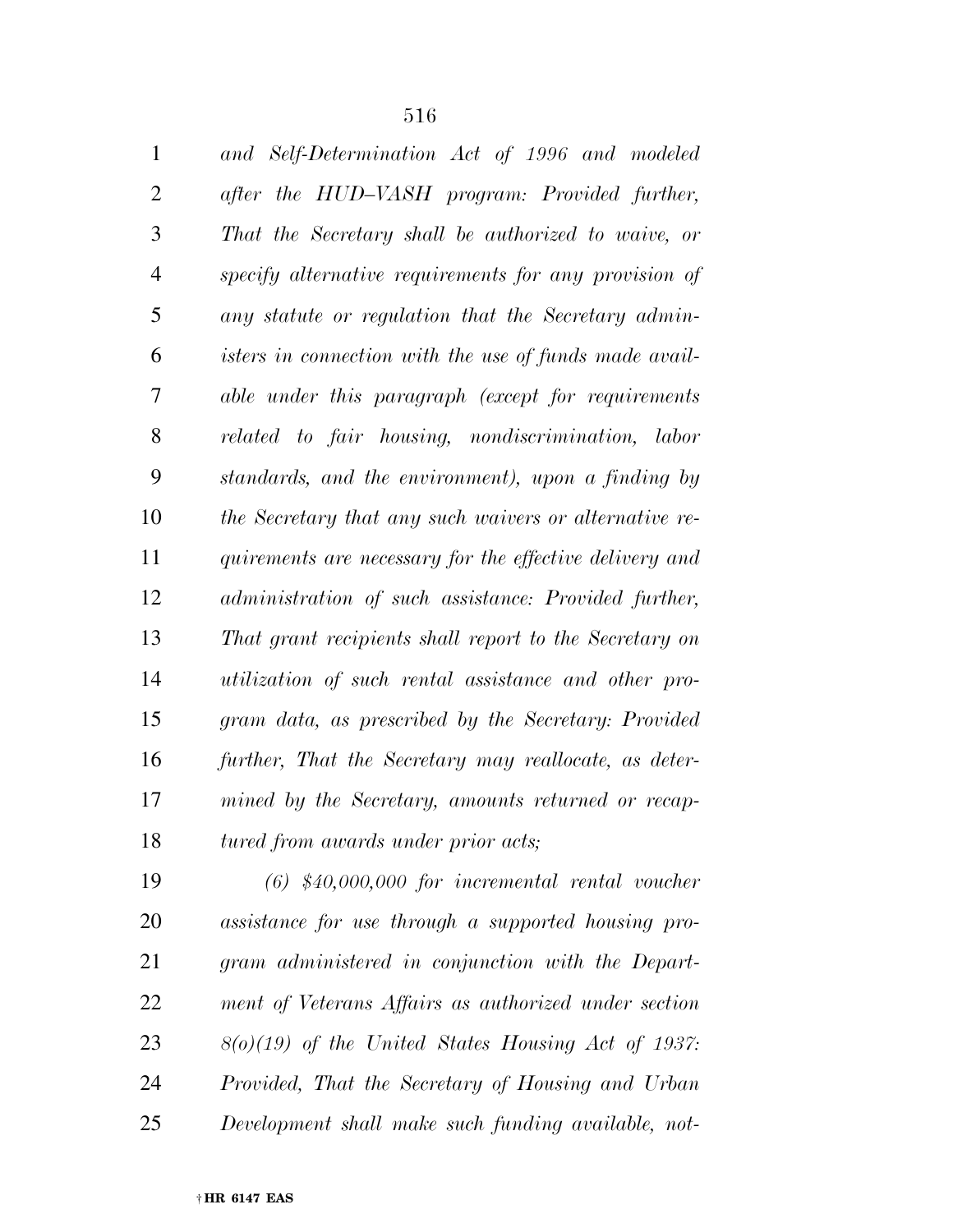*and Self-Determination Act of 1996 and modeled after the HUD–VASH program: Provided further, That the Secretary shall be authorized to waive, or specify alternative requirements for any provision of any statute or regulation that the Secretary administers in connection with the use of funds made available under this paragraph (except for requirements related to fair housing, nondiscrimination, labor standards, and the environment), upon a finding by the Secretary that any such waivers or alternative requirements are necessary for the effective delivery and administration of such assistance: Provided further, That grant recipients shall report to the Secretary on utilization of such rental assistance and other program data, as prescribed by the Secretary: Provided further, That the Secretary may reallocate, as determined by the Secretary, amounts returned or recaptured from awards under prior acts;*

*(6) $40,000,000 for incremental rental voucher assistance for use through a supported housing program administered in conjunction with the Department of Veterans Affairs as authorized under section 8(o)(19) of the United States Housing Act of 1937: Provided, That the Secretary of Housing and Urban Development shall make such funding available, not-*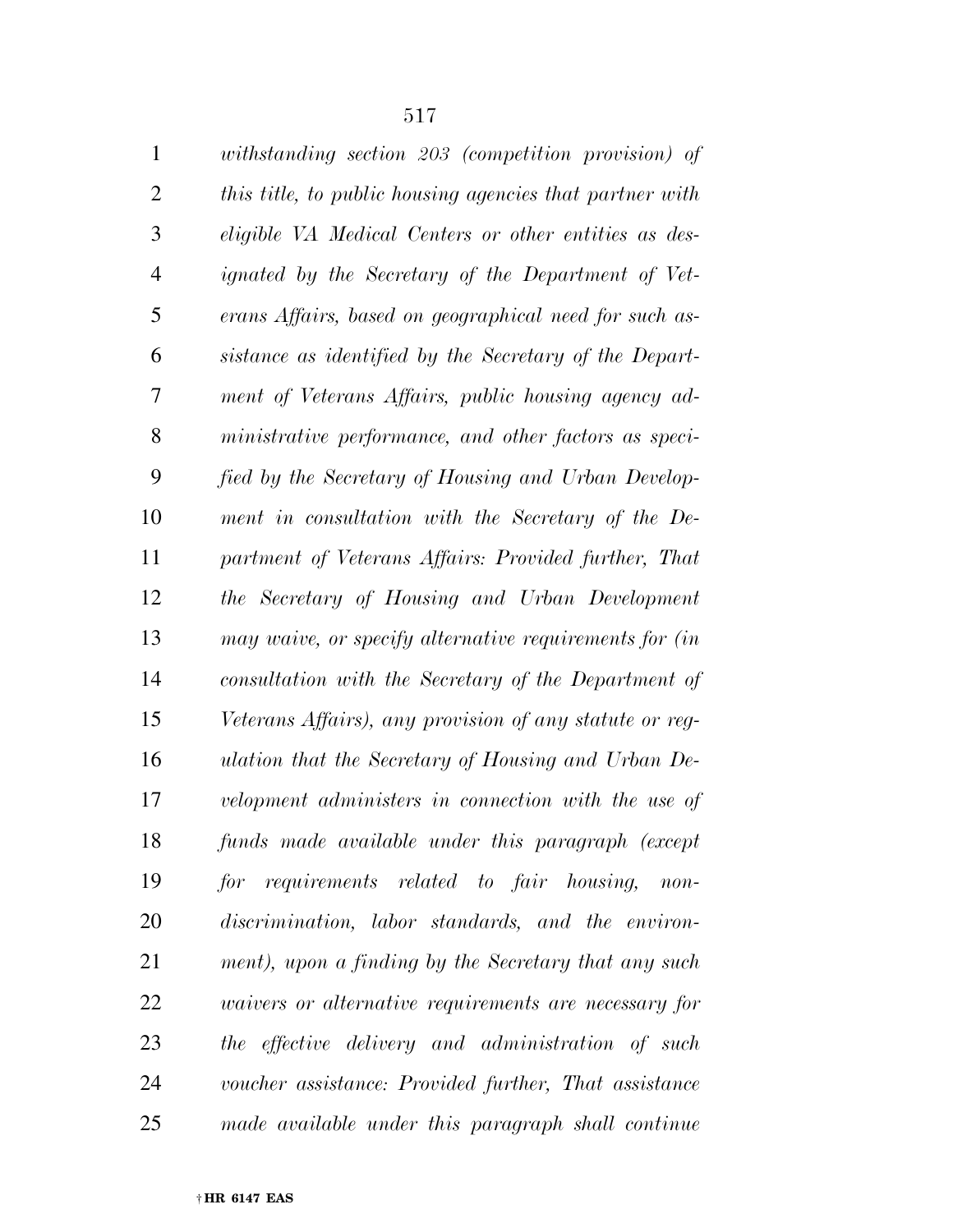*withstanding section 203 (competition provision) of this title, to public housing agencies that partner with eligible VA Medical Centers or other entities as designated by the Secretary of the Department of Veterans Affairs, based on geographical need for such assistance as identified by the Secretary of the Department of Veterans Affairs, public housing agency administrative performance, and other factors as specified by the Secretary of Housing and Urban Development in consultation with the Secretary of the Department of Veterans Affairs: Provided further, That the Secretary of Housing and Urban Development may waive, or specify alternative requirements for (in consultation with the Secretary of the Department of Veterans Affairs), any provision of any statute or regulation that the Secretary of Housing and Urban Development administers in connection with the use of funds made available under this paragraph (except for requirements related to fair housing, nondiscrimination, labor standards, and the environment), upon a finding by the Secretary that any such waivers or alternative requirements are necessary for the effective delivery and administration of such voucher assistance: Provided further, That assistance made available under this paragraph shall continue*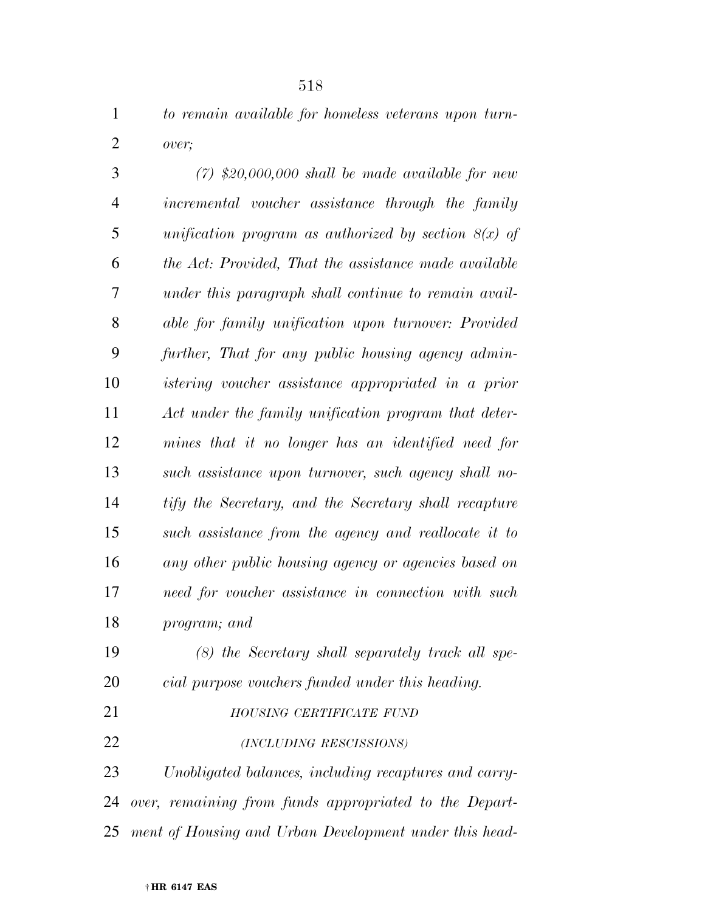*to remain available for homeless veterans upon turnover;*

*(7) $20,000,000 shall be made available for new incremental voucher assistance through the family unification program as authorized by section 8(x) of the Act: Provided, That the assistance made available under this paragraph shall continue to remain available for family unification upon turnover: Provided further, That for any public housing agency administering voucher assistance appropriated in a prior Act under the family unification program that determines that it no longer has an identified need for such assistance upon turnover, such agency shall notify the Secretary, and the Secretary shall recapture such assistance from the agency and reallocate it to any other public housing agency or agencies based on need for voucher assistance in connection with such program; and*

*(8) the Secretary shall separately track all special purpose vouchers funded under this heading.*

*HOUSING CERTIFICATE FUND*

*(INCLUDING RESCISSIONS)*

*Unobligated balances, including recaptures and carryover, remaining from funds appropriated to the Department of Housing and Urban Development under this head-*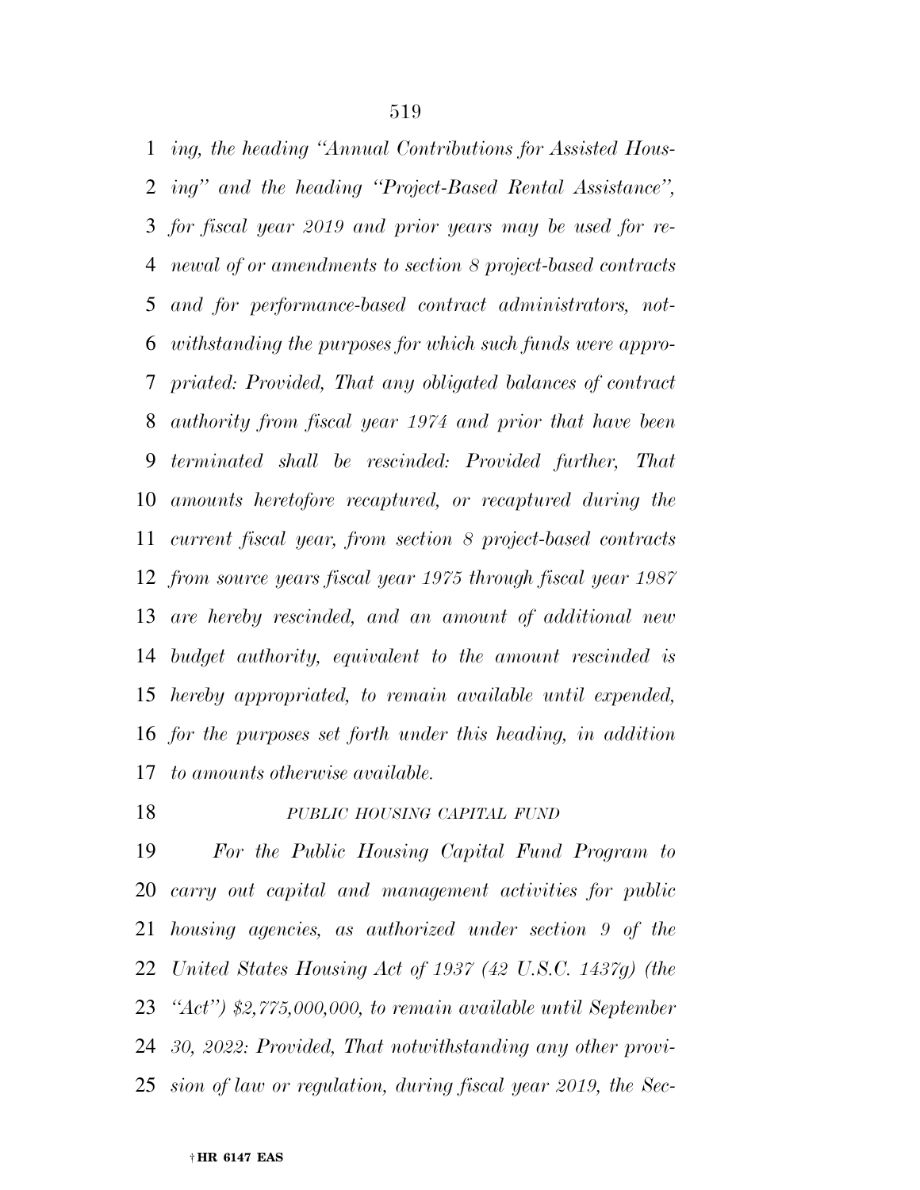*ing, the heading "Annual Contributions for Assisted Housing" and the heading "Project-Based Rental Assistance", for fiscal year 2019 and prior years may be used for renewal of or amendments to section 8 project-based contracts and for performance-based contract administrators, notwithstanding the purposes for which such funds were appropriated: Provided, That any obligated balances of contract authority from fiscal year 1974 and prior that have been terminated shall be rescinded: Provided further, That amounts heretofore recaptured, or recaptured during the current fiscal year, from section 8 project-based contracts from source years fiscal year 1975 through fiscal year 1987 are hereby rescinded, and an amount of additional new budget authority, equivalent to the amount rescinded is hereby appropriated, to remain available until expended, for the purposes set forth under this heading, in addition to amounts otherwise available.*

*PUBLIC HOUSING CAPITAL FUND*

*For the Public Housing Capital Fund Program to carry out capital and management activities for public housing agencies, as authorized under section 9 of the United States Housing Act of 1937 (42 U.S.C. 1437g) (the "Act") $2,775,000,000, to remain available until September 30, 2022: Provided, That notwithstanding any other provision of law or regulation, during fiscal year 2019, the Sec-*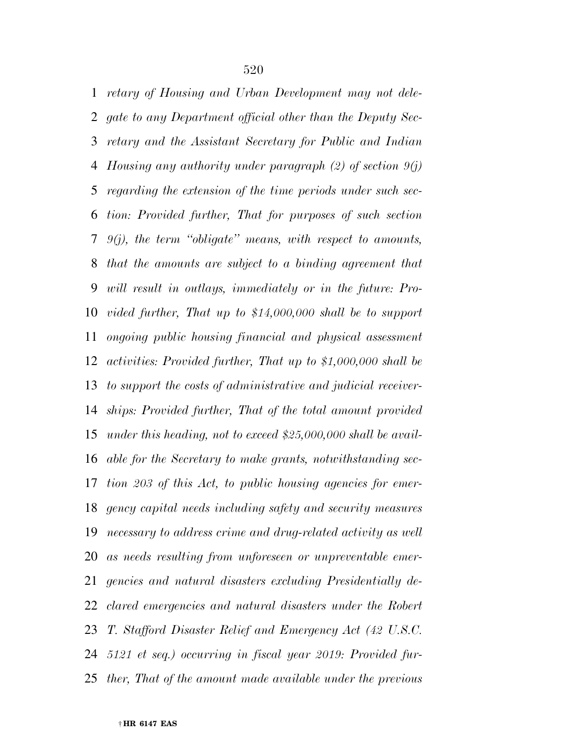*retary of Housing and Urban Development may not delegate to any Department official other than the Deputy Secretary and the Assistant Secretary for Public and Indian Housing any authority under paragraph (2) of section 9(j) regarding the extension of the time periods under such section: Provided further, That for purposes of such section 9(j), the term ''obligate'' means, with respect to amounts, that the amounts are subject to a binding agreement that will result in outlays, immediately or in the future: Provided further, That up to $14,000,000 shall be to support ongoing public housing financial and physical assessment activities: Provided further, That up to $1,000,000 shall be to support the costs of administrative and judicial receiverships: Provided further, That of the total amount provided under this heading, not to exceed $25,000,000 shall be available for the Secretary to make grants, notwithstanding section 203 of this Act, to public housing agencies for emergency capital needs including safety and security measures necessary to address crime and drug-related activity as well as needs resulting from unforeseen or unpreventable emergencies and natural disasters excluding Presidentially declared emergencies and natural disasters under the Robert T. Stafford Disaster Relief and Emergency Act (42 U.S.C. 5121 et seq.) occurring in fiscal year 2019: Provided further, That of the amount made available under the previous*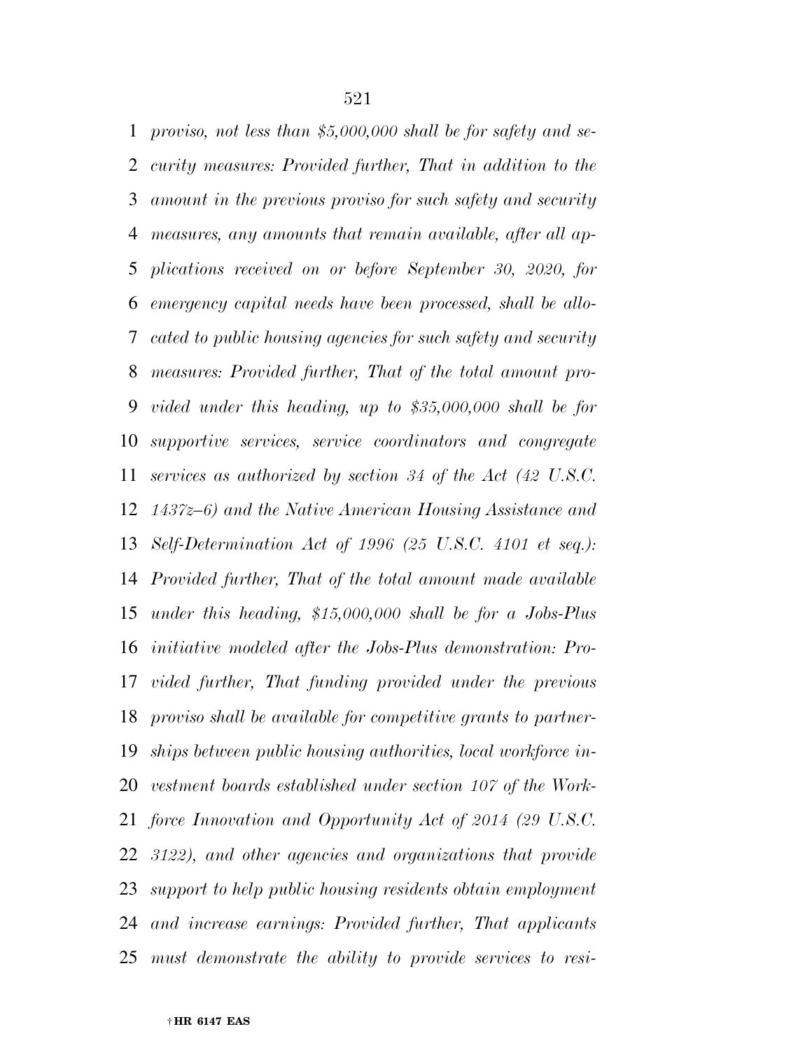*proviso, not less than $5,000,000 shall be for safety and security measures: Provided further, That in addition to the amount in the previous proviso for such safety and security measures, any amounts that remain available, after all applications received on or before September 30, 2020, for emergency capital needs have been processed, shall be allocated to public housing agencies for such safety and security measures: Provided further, That of the total amount provided under this heading, up to $35,000,000 shall be for supportive services, service coordinators and congregate services as authorized by section 34 of the Act (42 U.S.C. 1437z–6) and the Native American Housing Assistance and Self-Determination Act of 1996 (25 U.S.C. 4101 et seq.): Provided further, That of the total amount made available under this heading, $15,000,000 shall be for a Jobs-Plus initiative modeled after the Jobs-Plus demonstration: Provided further, That funding provided under the previous proviso shall be available for competitive grants to partnerships between public housing authorities, local workforce investment boards established under section 107 of the Workforce Innovation and Opportunity Act of 2014 (29 U.S.C. 3122), and other agencies and organizations that provide support to help public housing residents obtain employment and increase earnings: Provided further, That applicants must demonstrate the ability to provide services to resi-*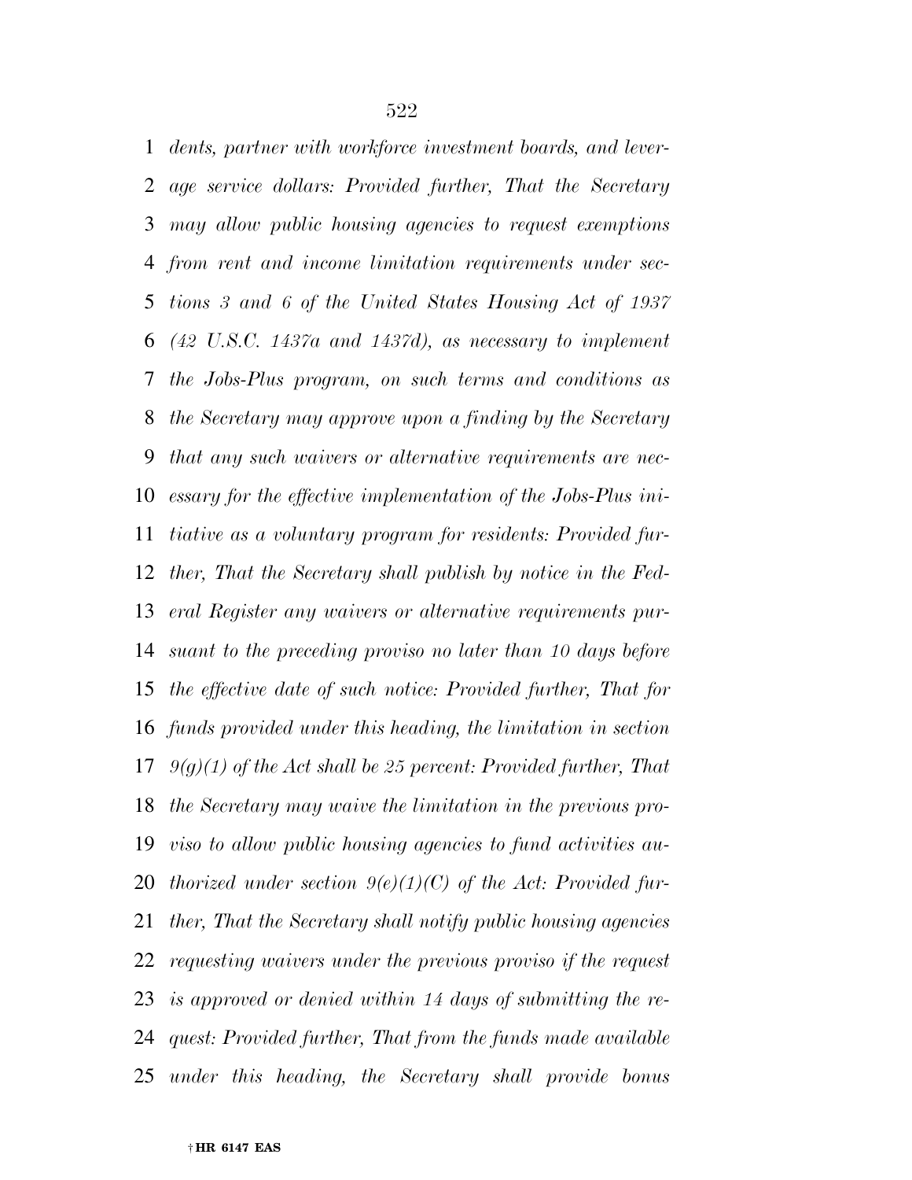*dents, partner with workforce investment boards, and leverage service dollars: Provided further, That the Secretary may allow public housing agencies to request exemptions from rent and income limitation requirements under sections 3 and 6 of the United States Housing Act of 1937 (42 U.S.C. 1437a and 1437d), as necessary to implement the Jobs-Plus program, on such terms and conditions as the Secretary may approve upon a finding by the Secretary that any such waivers or alternative requirements are necessary for the effective implementation of the Jobs-Plus initiative as a voluntary program for residents: Provided further, That the Secretary shall publish by notice in the Federal Register any waivers or alternative requirements pursuant to the preceding proviso no later than 10 days before the effective date of such notice: Provided further, That for funds provided under this heading, the limitation in section 9(g)(1) of the Act shall be 25 percent: Provided further, That the Secretary may waive the limitation in the previous proviso to allow public housing agencies to fund activities authorized under section 9(e)(1)(C) of the Act: Provided further, That the Secretary shall notify public housing agencies requesting waivers under the previous proviso if the request is approved or denied within 14 days of submitting the request: Provided further, That from the funds made available under this heading, the Secretary shall provide bonus*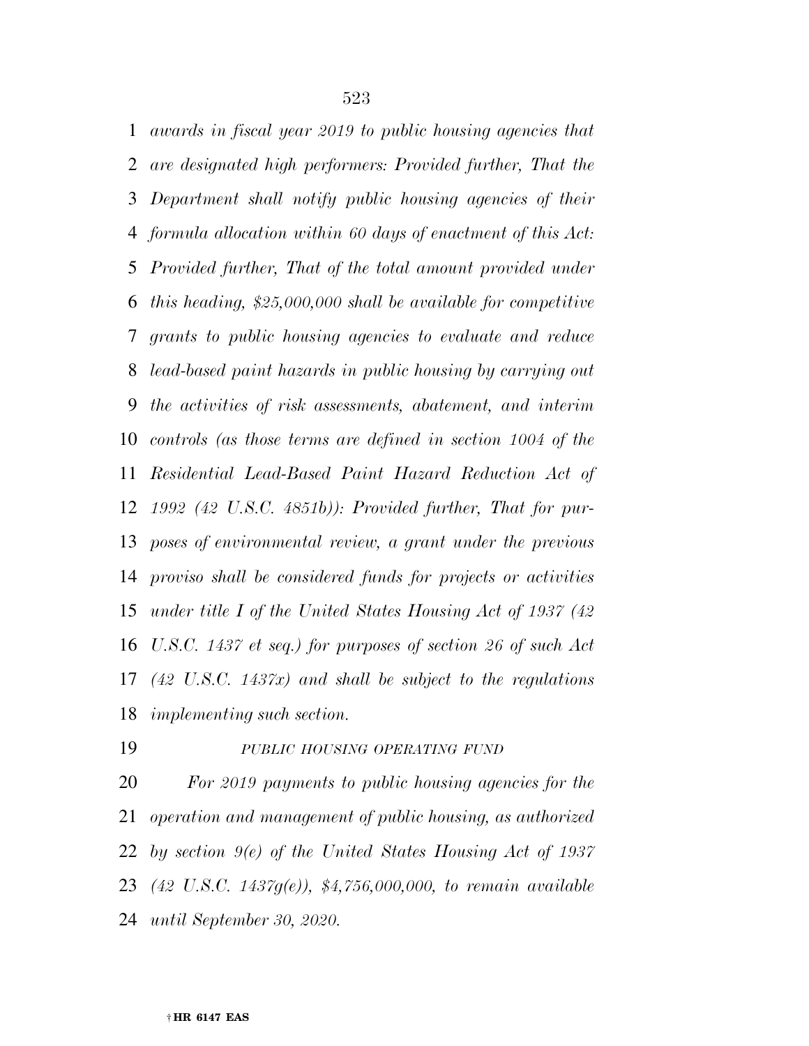*awards in fiscal year 2019 to public housing agencies that are designated high performers: Provided further, That the Department shall notify public housing agencies of their formula allocation within 60 days of enactment of this Act: Provided further, That of the total amount provided under this heading, $25,000,000 shall be available for competitive grants to public housing agencies to evaluate and reduce lead-based paint hazards in public housing by carrying out the activities of risk assessments, abatement, and interim controls (as those terms are defined in section 1004 of the Residential Lead-Based Paint Hazard Reduction Act of 1992 (42 U.S.C. 4851b)): Provided further, That for purposes of environmental review, a grant under the previous proviso shall be considered funds for projects or activities under title I of the United States Housing Act of 1937 (42 U.S.C. 1437 et seq.) for purposes of section 26 of such Act (42 U.S.C. 1437x) and shall be subject to the regulations implementing such section.*

*PUBLIC HOUSING OPERATING FUND*

*For 2019 payments to public housing agencies for the operation and management of public housing, as authorized by section 9(e) of the United States Housing Act of 1937 (42 U.S.C. 1437g(e)), $4,756,000,000, to remain available until September 30, 2020.*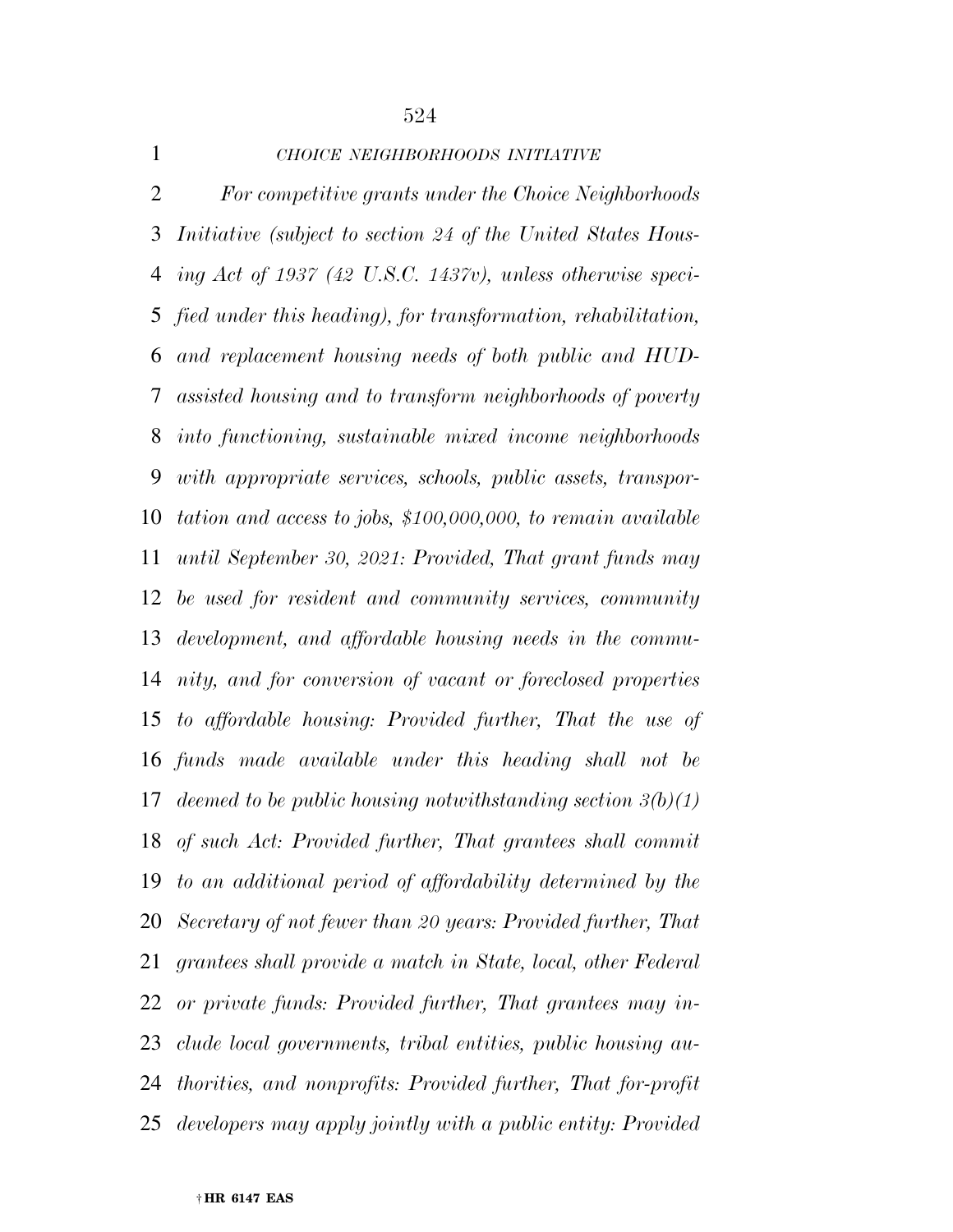*CHOICE NEIGHBORHOODS INITIATIVE*

*For competitive grants under the Choice Neighborhoods Initiative (subject to section 24 of the United States Housing Act of 1937 (42 U.S.C. 1437v), unless otherwise specified under this heading), for transformation, rehabilitation, and replacement housing needs of both public and HUD-assisted housing and to transform neighborhoods of poverty into functioning, sustainable mixed income neighborhoods with appropriate services, schools, public assets, transportation and access to jobs, $100,000,000, to remain available until September 30, 2021: Provided, That grant funds may be used for resident and community services, community development, and affordable housing needs in the community, and for conversion of vacant or foreclosed properties to affordable housing: Provided further, That the use of funds made available under this heading shall not be deemed to be public housing notwithstanding section 3(b)(1) of such Act: Provided further, That grantees shall commit to an additional period of affordability determined by the Secretary of not fewer than 20 years: Provided further, That grantees shall provide a match in State, local, other Federal or private funds: Provided further, That grantees may include local governments, tribal entities, public housing authorities, and nonprofits: Provided further, That for-profit developers may apply jointly with a public entity: Provided*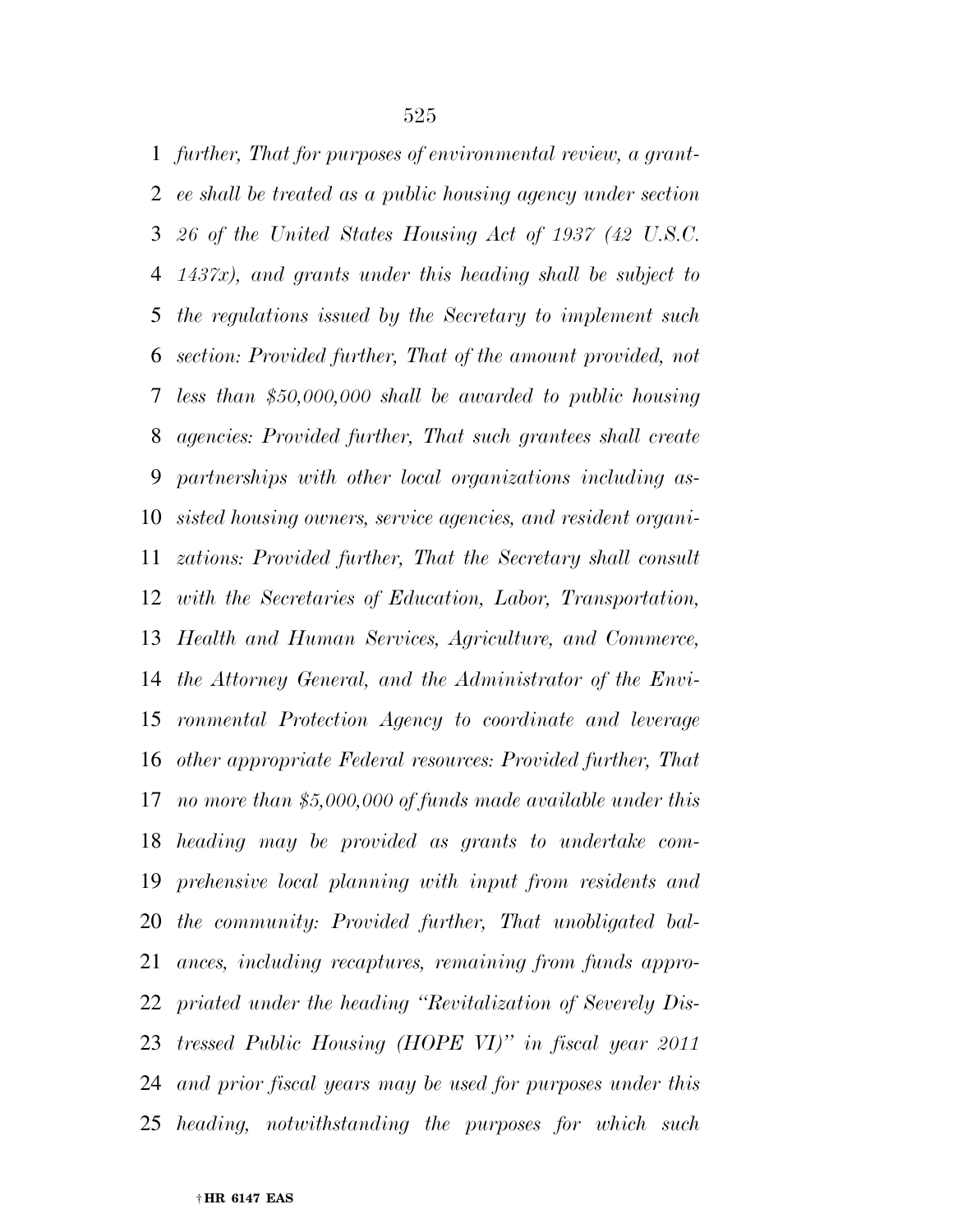*further, That for purposes of environmental review, a grantee shall be treated as a public housing agency under section 26 of the United States Housing Act of 1937 (42 U.S.C. 1437x), and grants under this heading shall be subject to the regulations issued by the Secretary to implement such section: Provided further, That of the amount provided, not less than $50,000,000 shall be awarded to public housing agencies: Provided further, That such grantees shall create partnerships with other local organizations including assisted housing owners, service agencies, and resident organizations: Provided further, That the Secretary shall consult with the Secretaries of Education, Labor, Transportation, Health and Human Services, Agriculture, and Commerce, the Attorney General, and the Administrator of the Environmental Protection Agency to coordinate and leverage other appropriate Federal resources: Provided further, That no more than $5,000,000 of funds made available under this heading may be provided as grants to undertake comprehensive local planning with input from residents and the community: Provided further, That unobligated balances, including recaptures, remaining from funds appropriated under the heading "Revitalization of Severely Distressed Public Housing (HOPE VI)" in fiscal year 2011 and prior fiscal years may be used for purposes under this heading, notwithstanding the purposes for which such*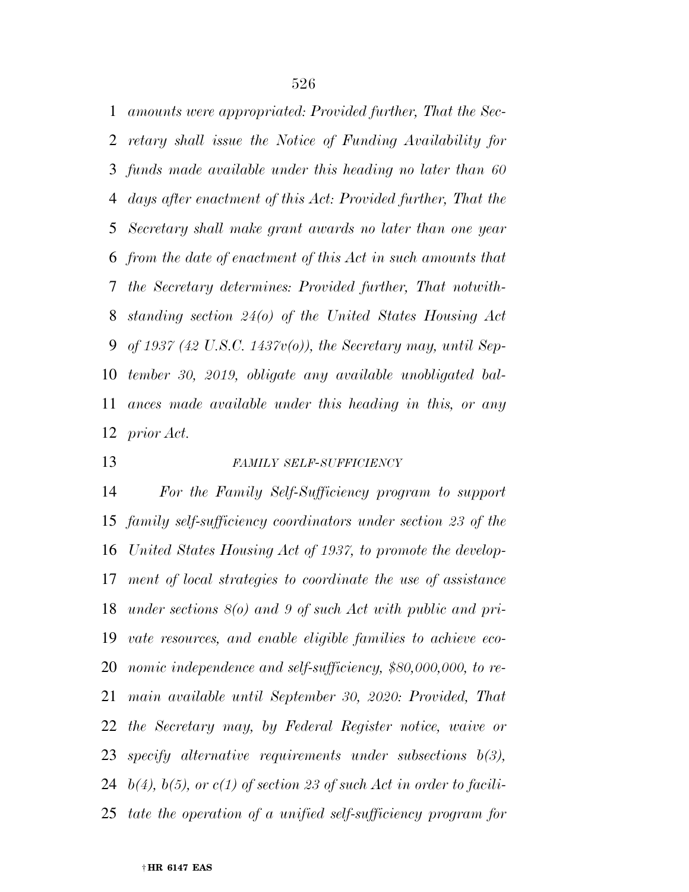*amounts were appropriated: Provided further, That the Secretary shall issue the Notice of Funding Availability for funds made available under this heading no later than 60 days after enactment of this Act: Provided further, That the Secretary shall make grant awards no later than one year from the date of enactment of this Act in such amounts that the Secretary determines: Provided further, That notwithstanding section 24(o) of the United States Housing Act of 1937 (42 U.S.C. 1437v(o)), the Secretary may, until September 30, 2019, obligate any available unobligated balances made available under this heading in this, or any prior Act.*

### *FAMILY SELF-SUFFICIENCY*

*For the Family Self-Sufficiency program to support family self-sufficiency coordinators under section 23 of the United States Housing Act of 1937, to promote the development of local strategies to coordinate the use of assistance under sections 8(o) and 9 of such Act with public and private resources, and enable eligible families to achieve economic independence and self-sufficiency, $80,000,000, to remain available until September 30, 2020: Provided, That the Secretary may, by Federal Register notice, waive or specify alternative requirements under subsections b(3), b(4), b(5), or c(1) of section 23 of such Act in order to facilitate the operation of a unified self-sufficiency program for*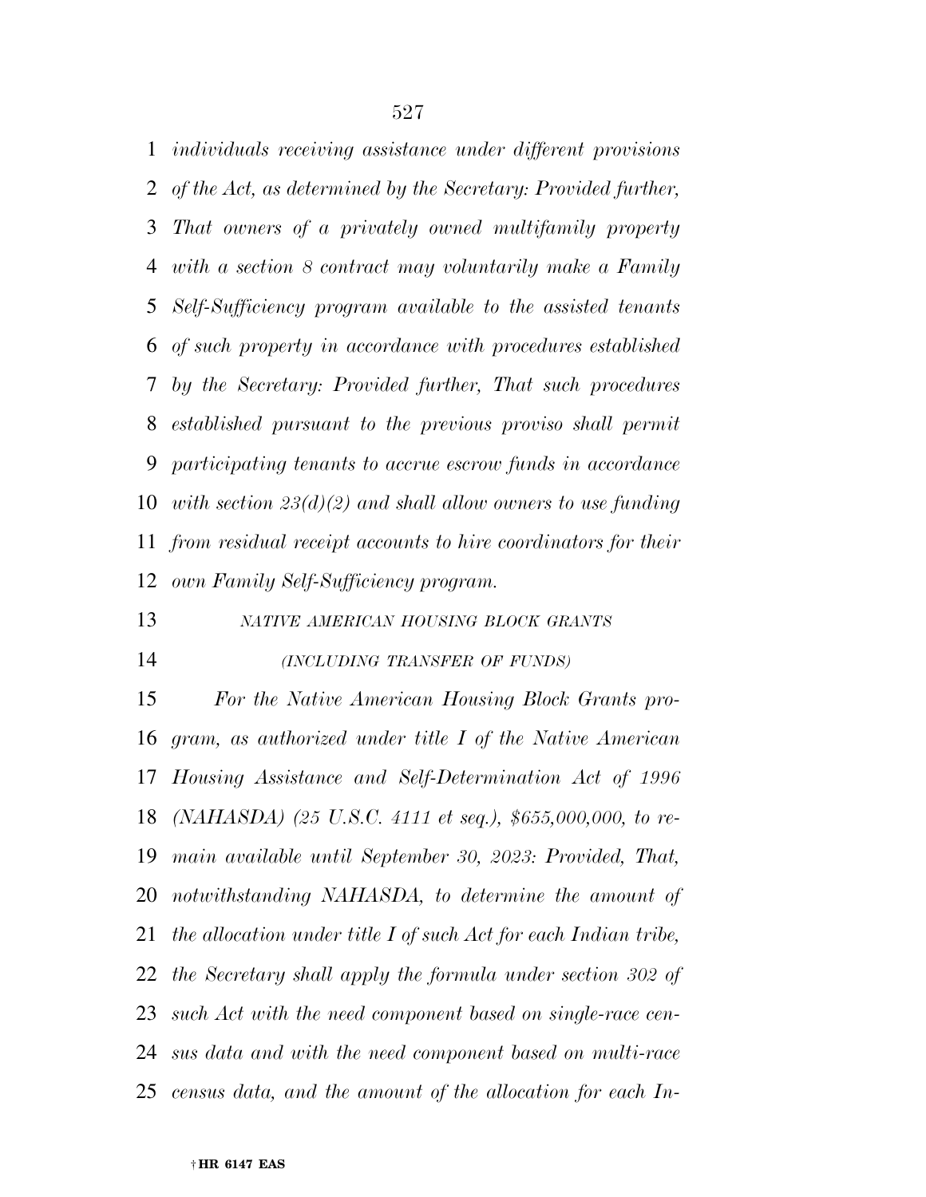*individuals receiving assistance under different provisions of the Act, as determined by the Secretary: Provided further, That owners of a privately owned multifamily property with a section 8 contract may voluntarily make a Family Self-Sufficiency program available to the assisted tenants of such property in accordance with procedures established by the Secretary: Provided further, That such procedures established pursuant to the previous proviso shall permit participating tenants to accrue escrow funds in accordance with section 23(d)(2) and shall allow owners to use funding from residual receipt accounts to hire coordinators for their own Family Self-Sufficiency program.*

*NATIVE AMERICAN HOUSING BLOCK GRANTS*

*(INCLUDING TRANSFER OF FUNDS)*

*For the Native American Housing Block Grants program, as authorized under title I of the Native American Housing Assistance and Self-Determination Act of 1996 (NAHASDA) (25 U.S.C. 4111 et seq.), $655,000,000, to remain available until September 30, 2023: Provided, That, notwithstanding NAHASDA, to determine the amount of the allocation under title I of such Act for each Indian tribe, the Secretary shall apply the formula under section 302 of such Act with the need component based on single-race census data and with the need component based on multi-race census data, and the amount of the allocation for each In-*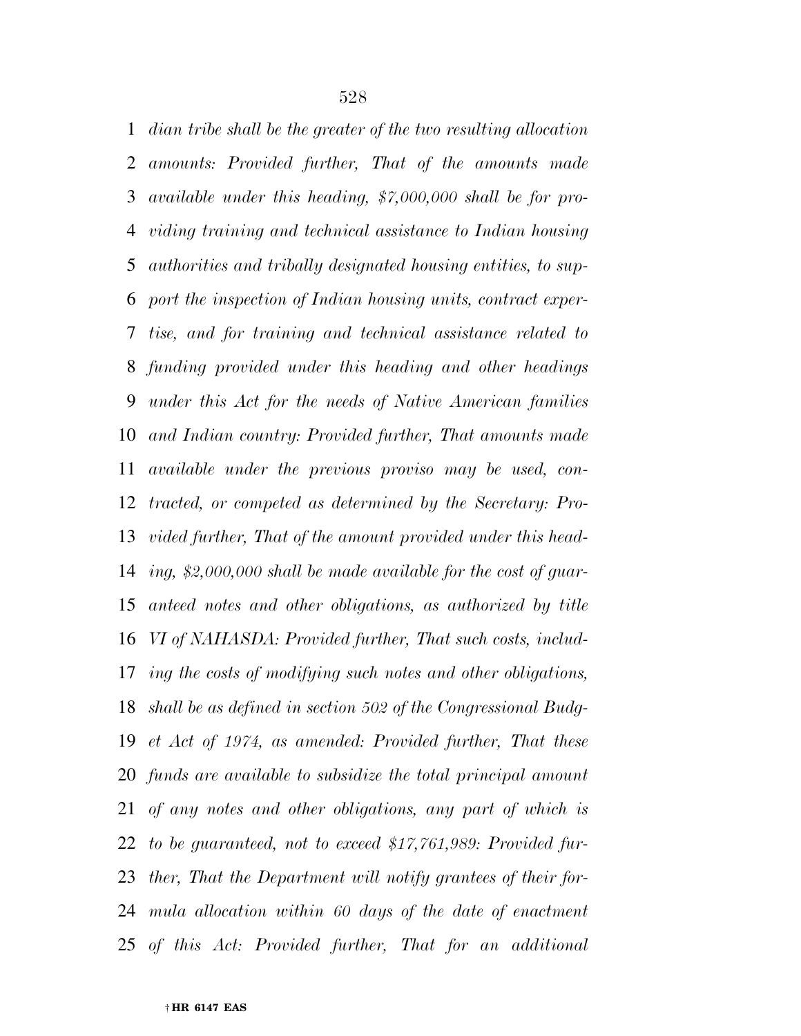*dian tribe shall be the greater of the two resulting allocation amounts: Provided further, That of the amounts made available under this heading, $7,000,000 shall be for providing training and technical assistance to Indian housing authorities and tribally designated housing entities, to support the inspection of Indian housing units, contract expertise, and for training and technical assistance related to funding provided under this heading and other headings under this Act for the needs of Native American families and Indian country: Provided further, That amounts made available under the previous proviso may be used, contracted, or competed as determined by the Secretary: Provided further, That of the amount provided under this heading, $2,000,000 shall be made available for the cost of guaranteed notes and other obligations, as authorized by title VI of NAHASDA: Provided further, That such costs, including the costs of modifying such notes and other obligations, shall be as defined in section 502 of the Congressional Budget Act of 1974, as amended: Provided further, That these funds are available to subsidize the total principal amount of any notes and other obligations, any part of which is to be guaranteed, not to exceed $17,761,989: Provided further, That the Department will notify grantees of their formula allocation within 60 days of the date of enactment of this Act: Provided further, That for an additional*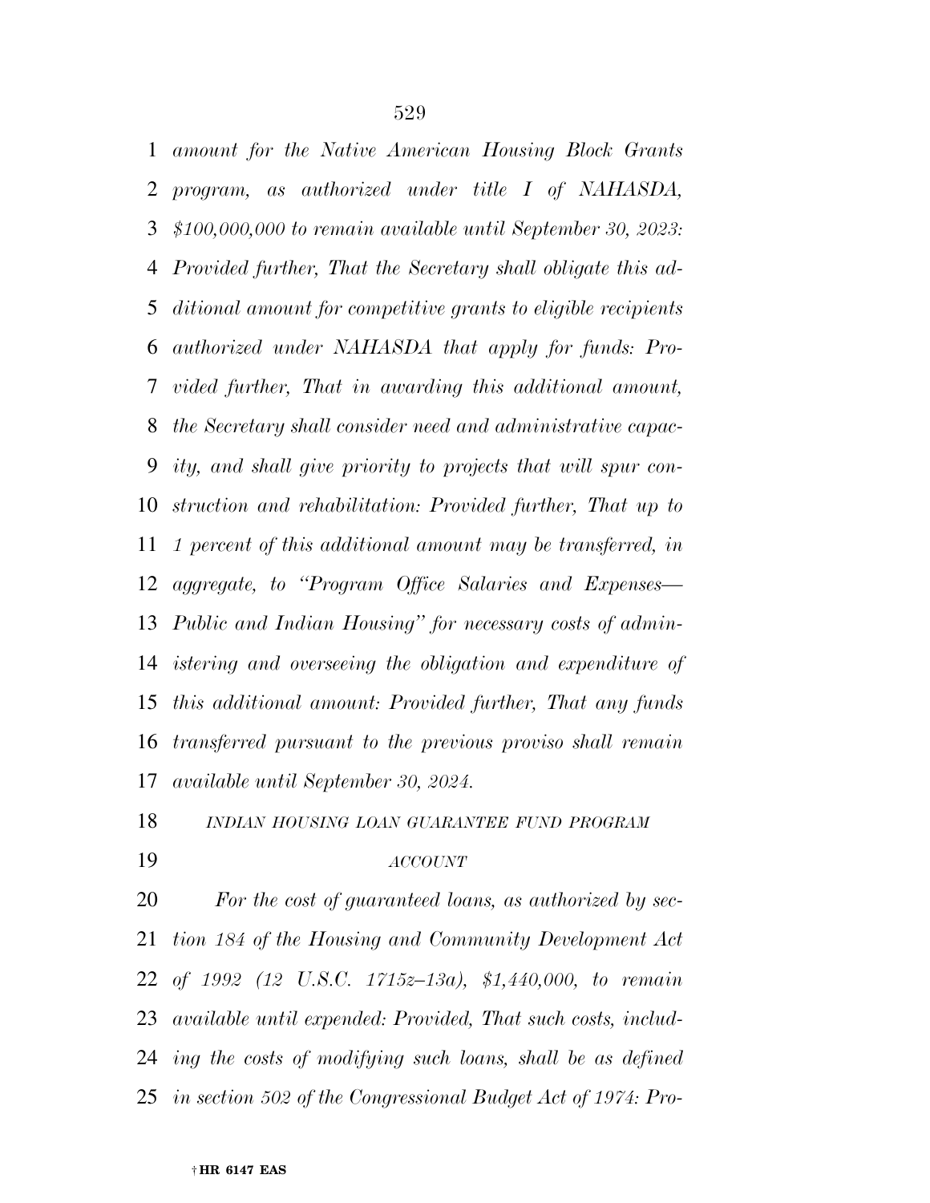*amount for the Native American Housing Block Grants program, as authorized under title I of NAHASDA, $100,000,000 to remain available until September 30, 2023: Provided further, That the Secretary shall obligate this additional amount for competitive grants to eligible recipients authorized under NAHASDA that apply for funds: Provided further, That in awarding this additional amount, the Secretary shall consider need and administrative capacity, and shall give priority to projects that will spur construction and rehabilitation: Provided further, That up to 1 percent of this additional amount may be transferred, in aggregate, to "Program Office Salaries and Expenses—Public and Indian Housing" for necessary costs of administering and overseeing the obligation and expenditure of this additional amount: Provided further, That any funds transferred pursuant to the previous proviso shall remain available until September 30, 2024.*

*INDIAN HOUSING LOAN GUARANTEE FUND PROGRAM ACCOUNT*

*For the cost of guaranteed loans, as authorized by section 184 of the Housing and Community Development Act of 1992 (12 U.S.C. 1715z–13a), $1,440,000, to remain available until expended: Provided, That such costs, including the costs of modifying such loans, shall be as defined in section 502 of the Congressional Budget Act of 1974: Pro-*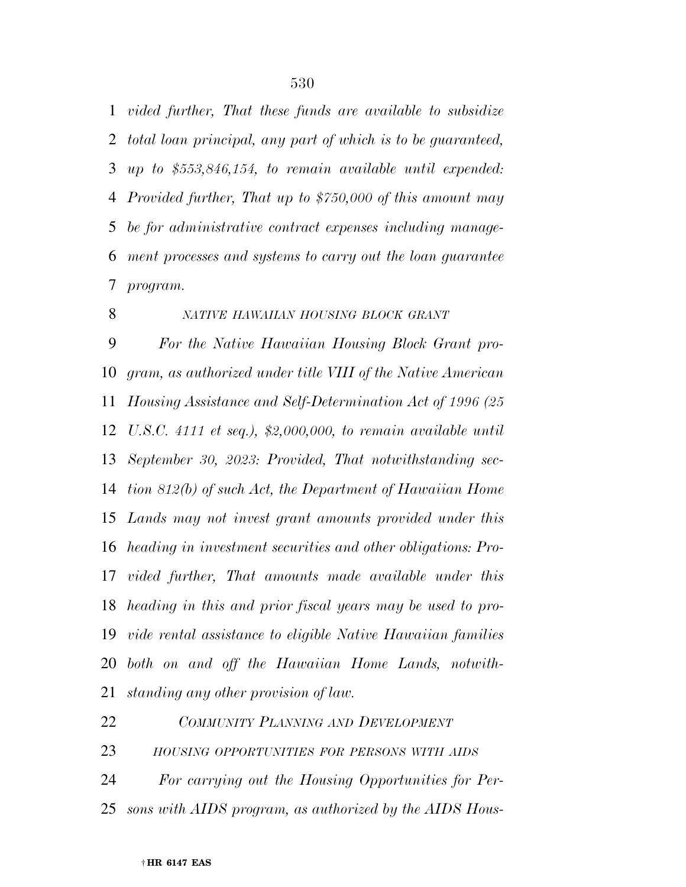*vided further, That these funds are available to subsidize total loan principal, any part of which is to be guaranteed, up to $553,846,154, to remain available until expended: Provided further, That up to $750,000 of this amount may be for administrative contract expenses including management processes and systems to carry out the loan guarantee program.*

*NATIVE HAWAIIAN HOUSING BLOCK GRANT*

*For the Native Hawaiian Housing Block Grant program, as authorized under title VIII of the Native American Housing Assistance and Self-Determination Act of 1996 (25 U.S.C. 4111 et seq.), $2,000,000, to remain available until September 30, 2023: Provided, That notwithstanding section 812(b) of such Act, the Department of Hawaiian Home Lands may not invest grant amounts provided under this heading in investment securities and other obligations: Provided further, That amounts made available under this heading in this and prior fiscal years may be used to provide rental assistance to eligible Native Hawaiian families both on and off the Hawaiian Home Lands, notwithstanding any other provision of law.*

*COMMUNITY PLANNING AND DEVELOPMENT*

*HOUSING OPPORTUNITIES FOR PERSONS WITH AIDS*

*For carrying out the Housing Opportunities for Persons with AIDS program, as authorized by the AIDS Hous-*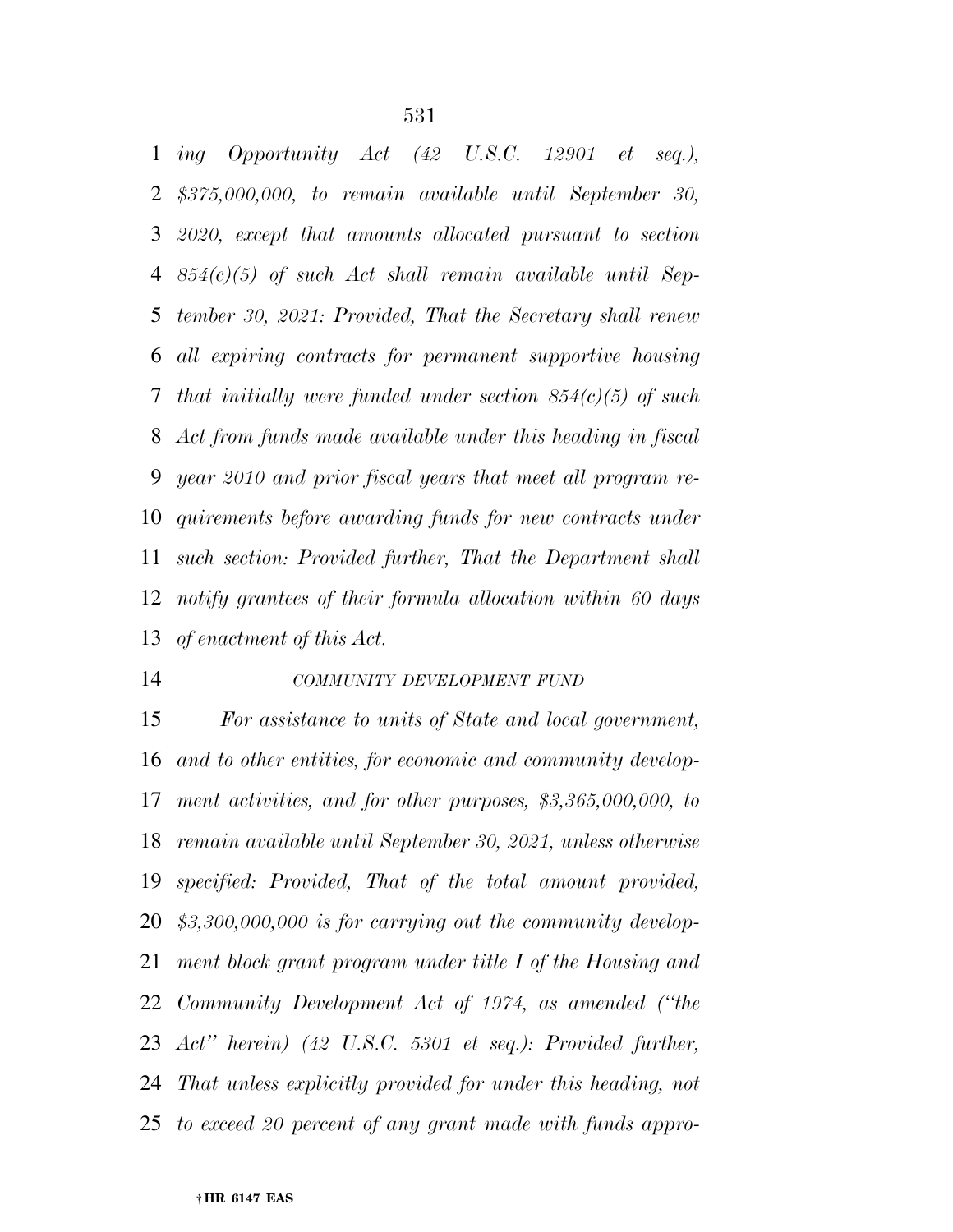*ing Opportunity Act (42 U.S.C. 12901 et seq.), $375,000,000, to remain available until September 30, 2020, except that amounts allocated pursuant to section 854(c)(5) of such Act shall remain available until September 30, 2021: Provided, That the Secretary shall renew all expiring contracts for permanent supportive housing that initially were funded under section 854(c)(5) of such Act from funds made available under this heading in fiscal year 2010 and prior fiscal years that meet all program requirements before awarding funds for new contracts under such section: Provided further, That the Department shall notify grantees of their formula allocation within 60 days of enactment of this Act.*

*COMMUNITY DEVELOPMENT FUND*

*For assistance to units of State and local government, and to other entities, for economic and community development activities, and for other purposes, $3,365,000,000, to remain available until September 30, 2021, unless otherwise specified: Provided, That of the total amount provided, $3,300,000,000 is for carrying out the community development block grant program under title I of the Housing and Community Development Act of 1974, as amended ("the Act" herein) (42 U.S.C. 5301 et seq.): Provided further, That unless explicitly provided for under this heading, not to exceed 20 percent of any grant made with funds appro-*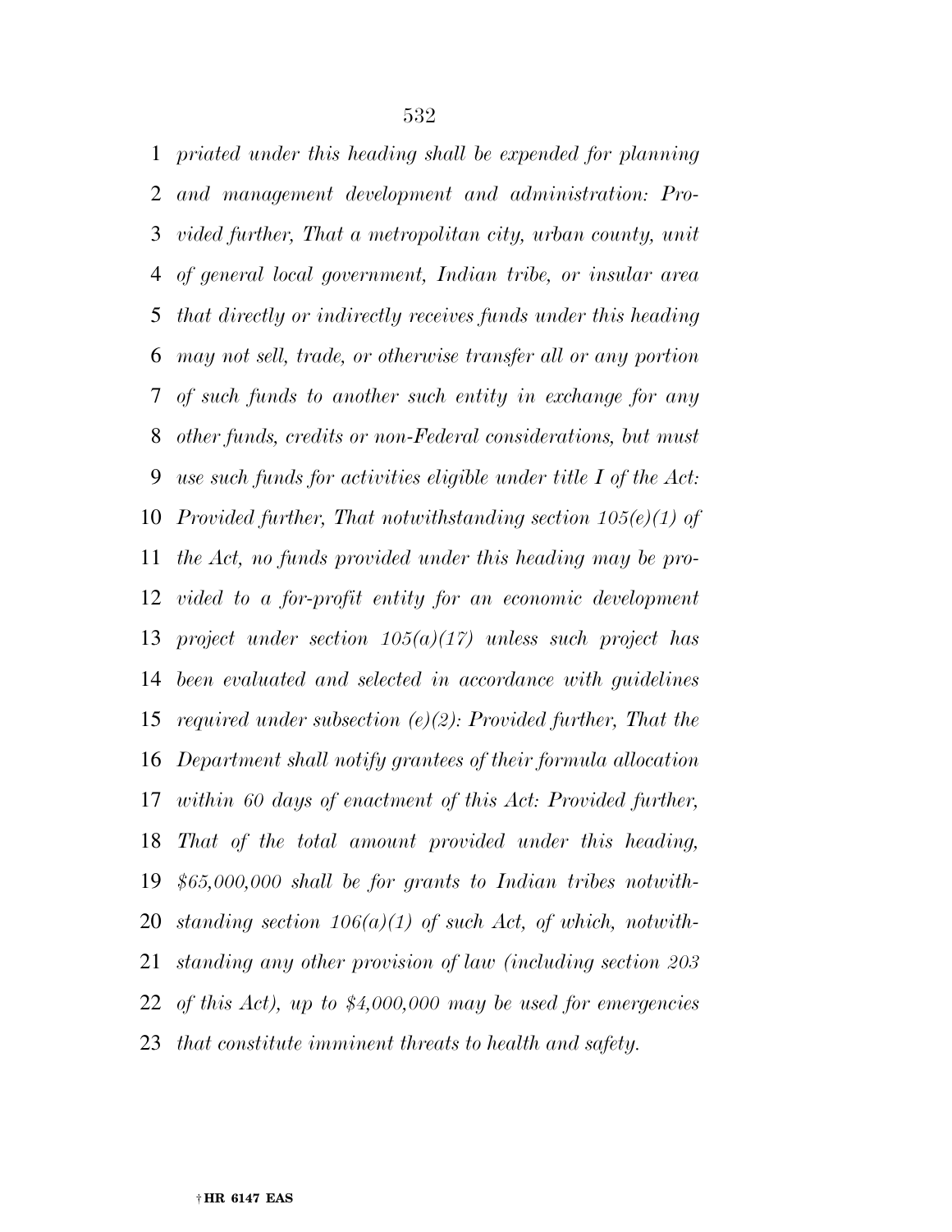*priated under this heading shall be expended for planning and management development and administration: Provided further, That a metropolitan city, urban county, unit of general local government, Indian tribe, or insular area that directly or indirectly receives funds under this heading may not sell, trade, or otherwise transfer all or any portion of such funds to another such entity in exchange for any other funds, credits or non-Federal considerations, but must use such funds for activities eligible under title I of the Act: Provided further, That notwithstanding section 105(e)(1) of the Act, no funds provided under this heading may be provided to a for-profit entity for an economic development project under section 105(a)(17) unless such project has been evaluated and selected in accordance with guidelines required under subsection (e)(2): Provided further, That the Department shall notify grantees of their formula allocation within 60 days of enactment of this Act: Provided further, That of the total amount provided under this heading, $65,000,000 shall be for grants to Indian tribes notwithstanding section 106(a)(1) of such Act, of which, notwithstanding any other provision of law (including section 203 of this Act), up to $4,000,000 may be used for emergencies that constitute imminent threats to health and safety.*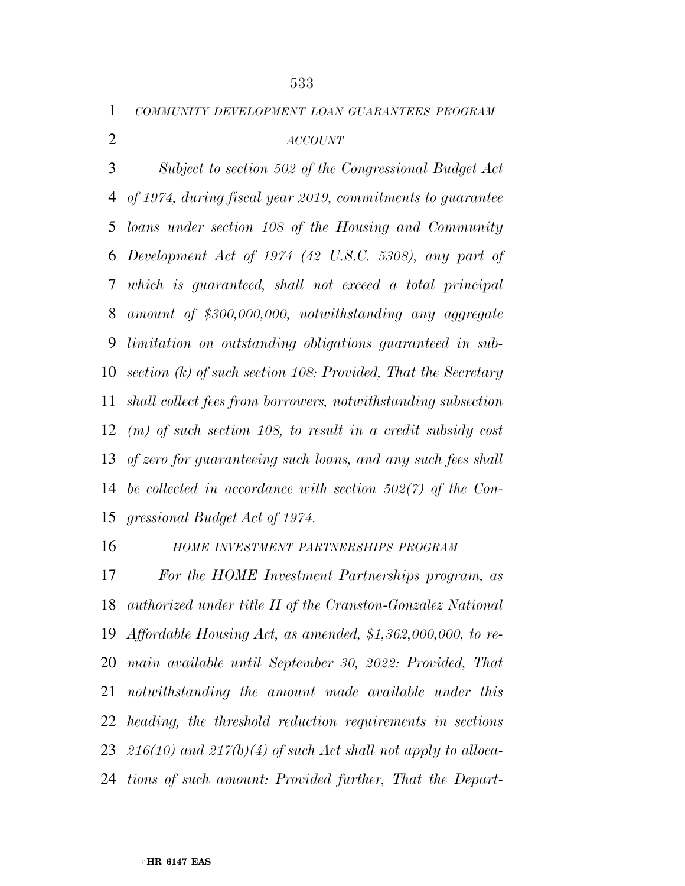*COMMUNITY DEVELOPMENT LOAN GUARANTEES PROGRAM ACCOUNT*

*Subject to section 502 of the Congressional Budget Act of 1974, during fiscal year 2019, commitments to guarantee loans under section 108 of the Housing and Community Development Act of 1974 (42 U.S.C. 5308), any part of which is guaranteed, shall not exceed a total principal amount of $300,000,000, notwithstanding any aggregate limitation on outstanding obligations guaranteed in subsection (k) of such section 108: Provided, That the Secretary shall collect fees from borrowers, notwithstanding subsection (m) of such section 108, to result in a credit subsidy cost of zero for guaranteeing such loans, and any such fees shall be collected in accordance with section 502(7) of the Congressional Budget Act of 1974.*

*HOME INVESTMENT PARTNERSHIPS PROGRAM*

*For the HOME Investment Partnerships program, as authorized under title II of the Cranston-Gonzalez National Affordable Housing Act, as amended, $1,362,000,000, to remain available until September 30, 2022: Provided, That notwithstanding the amount made available under this heading, the threshold reduction requirements in sections 216(10) and 217(b)(4) of such Act shall not apply to allocations of such amount: Provided further, That the Depart-*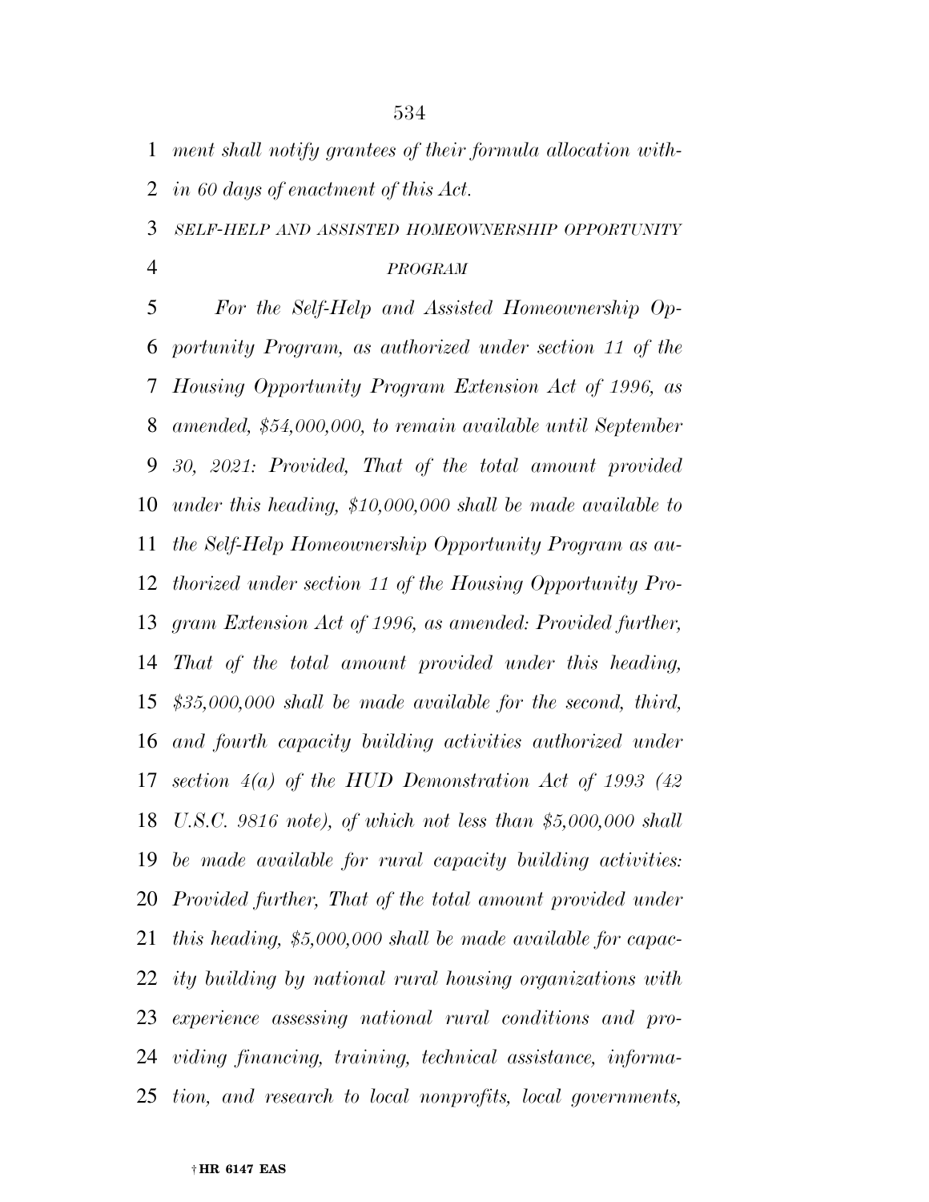*ment shall notify grantees of their formula allocation within 60 days of enactment of this Act.*

*SELF-HELP AND ASSISTED HOMEOWNERSHIP OPPORTUNITY PROGRAM*

*For the Self-Help and Assisted Homeownership Opportunity Program, as authorized under section 11 of the Housing Opportunity Program Extension Act of 1996, as amended, $54,000,000, to remain available until September 30, 2021: Provided, That of the total amount provided under this heading, $10,000,000 shall be made available to the Self-Help Homeownership Opportunity Program as authorized under section 11 of the Housing Opportunity Program Extension Act of 1996, as amended: Provided further, That of the total amount provided under this heading, $35,000,000 shall be made available for the second, third, and fourth capacity building activities authorized under section 4(a) of the HUD Demonstration Act of 1993 (42 U.S.C. 9816 note), of which not less than $5,000,000 shall be made available for rural capacity building activities: Provided further, That of the total amount provided under this heading, $5,000,000 shall be made available for capacity building by national rural housing organizations with experience assessing national rural conditions and providing financing, training, technical assistance, information, and research to local nonprofits, local governments,*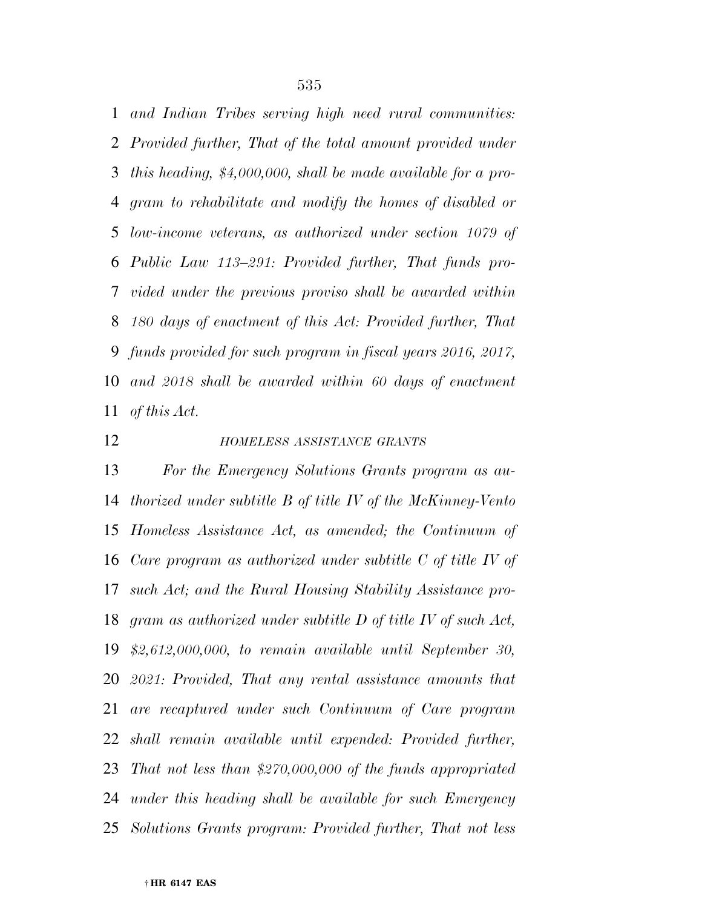*and Indian Tribes serving high need rural communities: Provided further, That of the total amount provided under this heading, $4,000,000, shall be made available for a program to rehabilitate and modify the homes of disabled or low-income veterans, as authorized under section 1079 of Public Law 113–291: Provided further, That funds provided under the previous proviso shall be awarded within 180 days of enactment of this Act: Provided further, That funds provided for such program in fiscal years 2016, 2017, and 2018 shall be awarded within 60 days of enactment of this Act.*

*HOMELESS ASSISTANCE GRANTS*

*For the Emergency Solutions Grants program as authorized under subtitle B of title IV of the McKinney-Vento Homeless Assistance Act, as amended; the Continuum of Care program as authorized under subtitle C of title IV of such Act; and the Rural Housing Stability Assistance program as authorized under subtitle D of title IV of such Act, $2,612,000,000, to remain available until September 30, 2021: Provided, That any rental assistance amounts that are recaptured under such Continuum of Care program shall remain available until expended: Provided further, That not less than $270,000,000 of the funds appropriated under this heading shall be available for such Emergency Solutions Grants program: Provided further, That not less*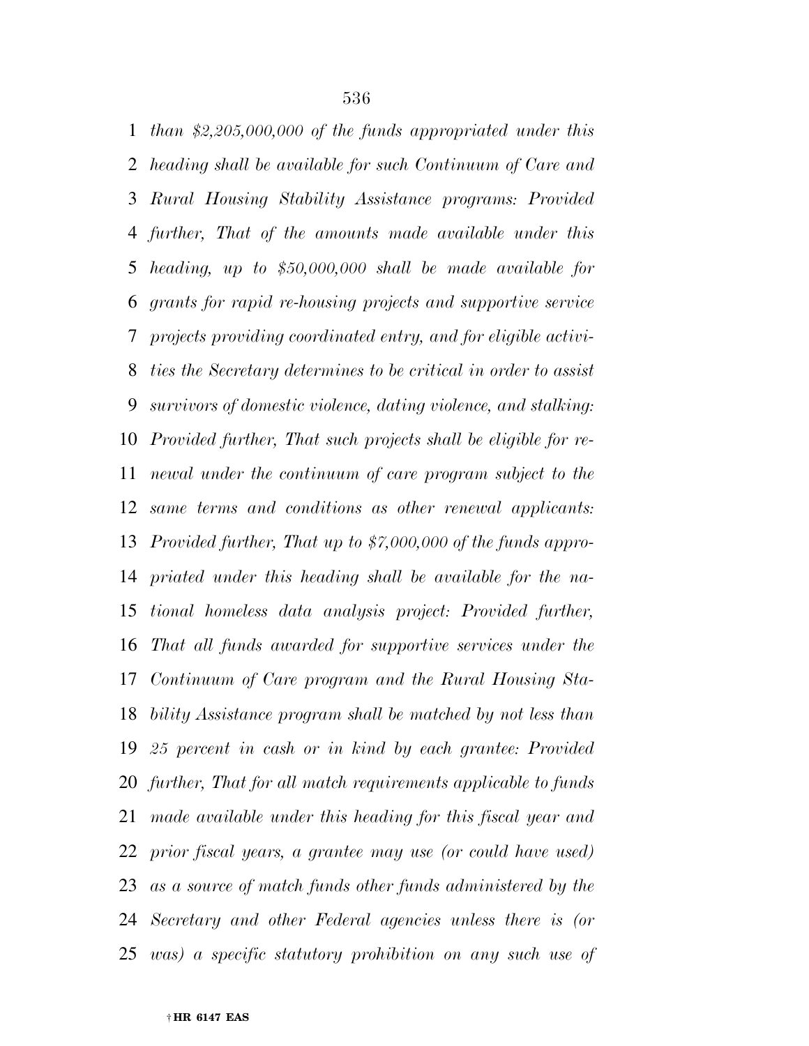*than $2,205,000,000 of the funds appropriated under this heading shall be available for such Continuum of Care and Rural Housing Stability Assistance programs: Provided further, That of the amounts made available under this heading, up to $50,000,000 shall be made available for grants for rapid re-housing projects and supportive service projects providing coordinated entry, and for eligible activities the Secretary determines to be critical in order to assist survivors of domestic violence, dating violence, and stalking: Provided further, That such projects shall be eligible for renewal under the continuum of care program subject to the same terms and conditions as other renewal applicants: Provided further, That up to $7,000,000 of the funds appropriated under this heading shall be available for the national homeless data analysis project: Provided further, That all funds awarded for supportive services under the Continuum of Care program and the Rural Housing Stability Assistance program shall be matched by not less than 25 percent in cash or in kind by each grantee: Provided further, That for all match requirements applicable to funds made available under this heading for this fiscal year and prior fiscal years, a grantee may use (or could have used) as a source of match funds other funds administered by the Secretary and other Federal agencies unless there is (or was) a specific statutory prohibition on any such use of*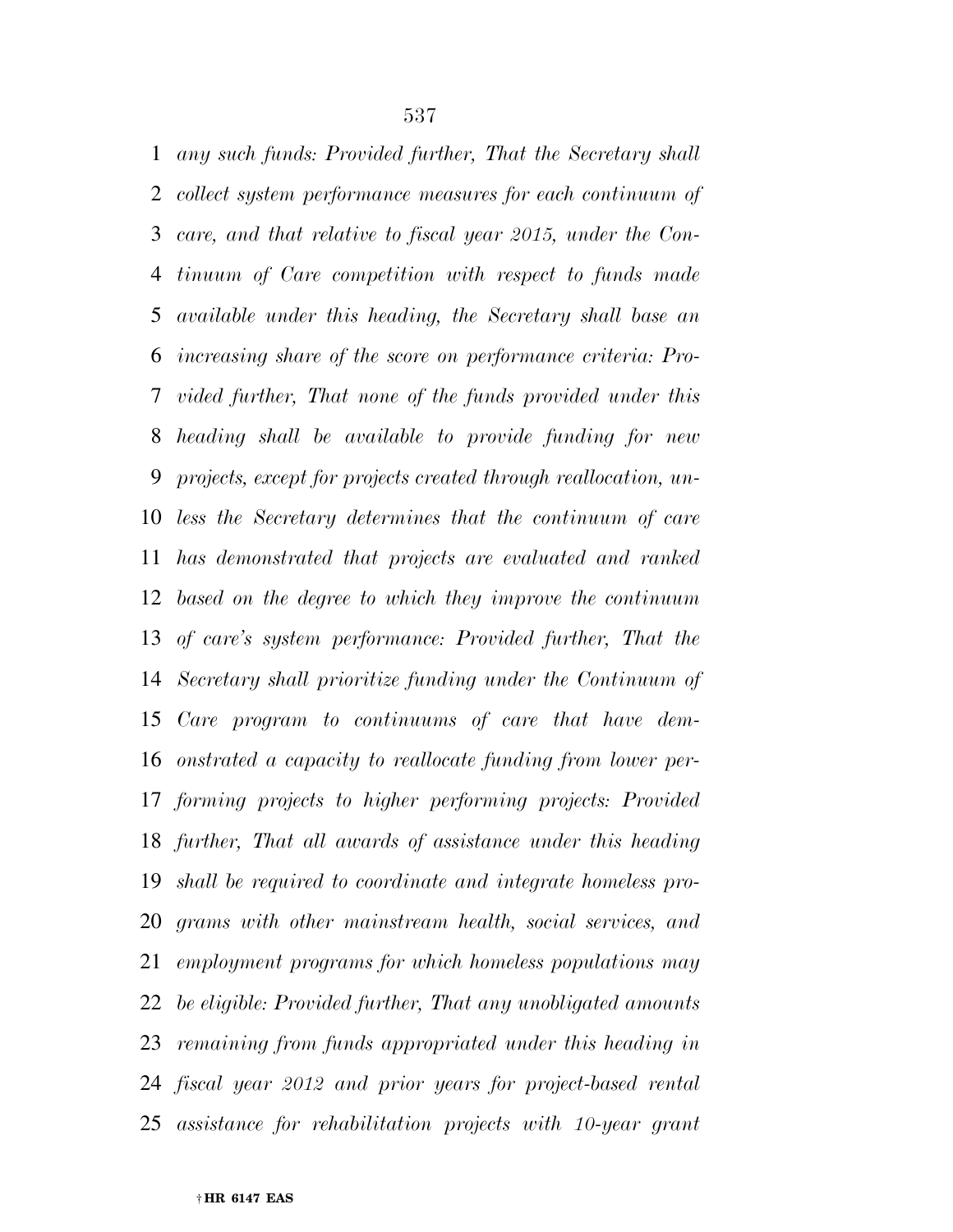*any such funds: Provided further, That the Secretary shall collect system performance measures for each continuum of care, and that relative to fiscal year 2015, under the Continuum of Care competition with respect to funds made available under this heading, the Secretary shall base an increasing share of the score on performance criteria: Provided further, That none of the funds provided under this heading shall be available to provide funding for new projects, except for projects created through reallocation, unless the Secretary determines that the continuum of care has demonstrated that projects are evaluated and ranked based on the degree to which they improve the continuum of care's system performance: Provided further, That the Secretary shall prioritize funding under the Continuum of Care program to continuums of care that have demonstrated a capacity to reallocate funding from lower performing projects to higher performing projects: Provided further, That all awards of assistance under this heading shall be required to coordinate and integrate homeless programs with other mainstream health, social services, and employment programs for which homeless populations may be eligible: Provided further, That any unobligated amounts remaining from funds appropriated under this heading in fiscal year 2012 and prior years for project-based rental assistance for rehabilitation projects with 10-year grant*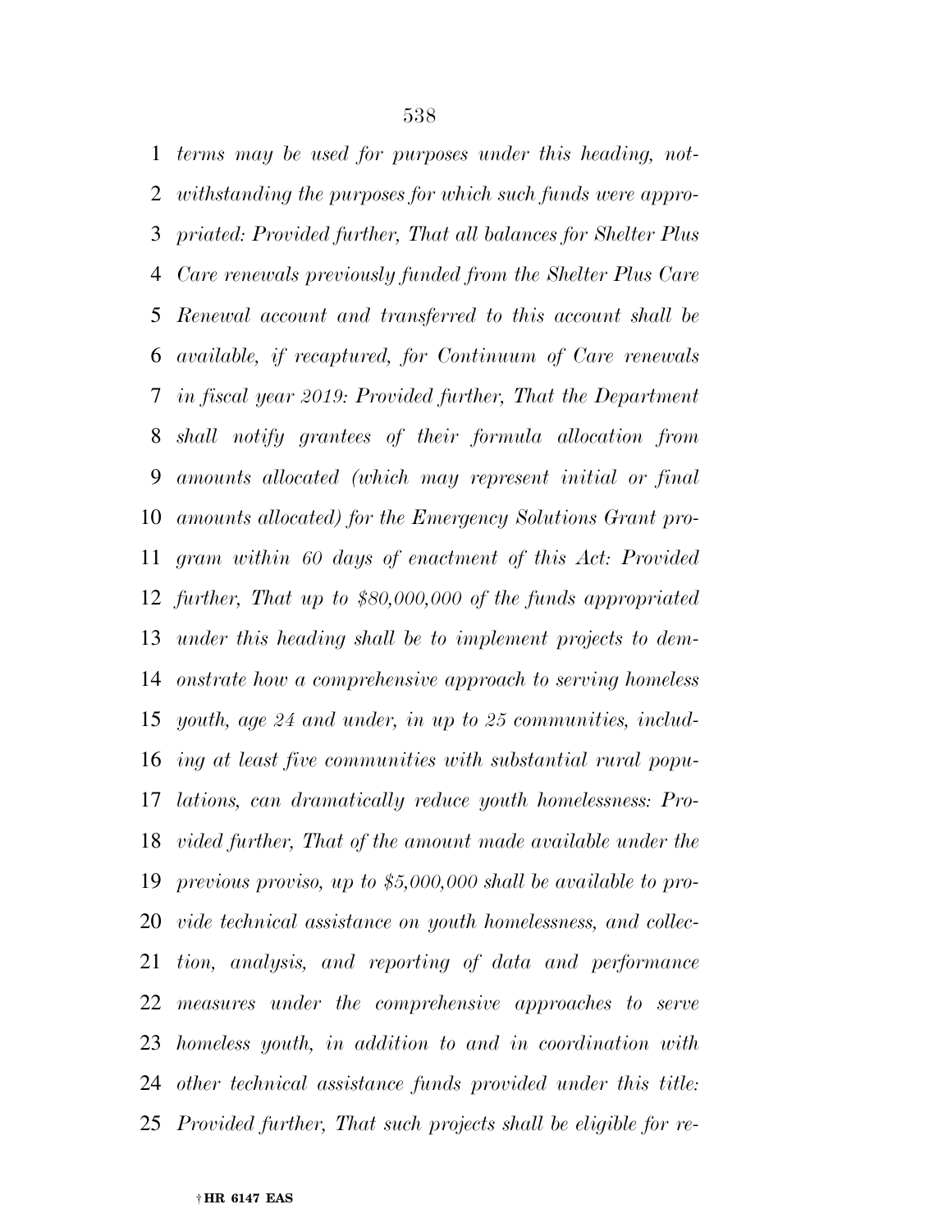*terms may be used for purposes under this heading, notwithstanding the purposes for which such funds were appropriated: Provided further, That all balances for Shelter Plus Care renewals previously funded from the Shelter Plus Care Renewal account and transferred to this account shall be available, if recaptured, for Continuum of Care renewals in fiscal year 2019: Provided further, That the Department shall notify grantees of their formula allocation from amounts allocated (which may represent initial or final amounts allocated) for the Emergency Solutions Grant program within 60 days of enactment of this Act: Provided further, That up to $80,000,000 of the funds appropriated under this heading shall be to implement projects to demonstrate how a comprehensive approach to serving homeless youth, age 24 and under, in up to 25 communities, including at least five communities with substantial rural populations, can dramatically reduce youth homelessness: Provided further, That of the amount made available under the previous proviso, up to $5,000,000 shall be available to provide technical assistance on youth homelessness, and collection, analysis, and reporting of data and performance measures under the comprehensive approaches to serve homeless youth, in addition to and in coordination with other technical assistance funds provided under this title: Provided further, That such projects shall be eligible for re-*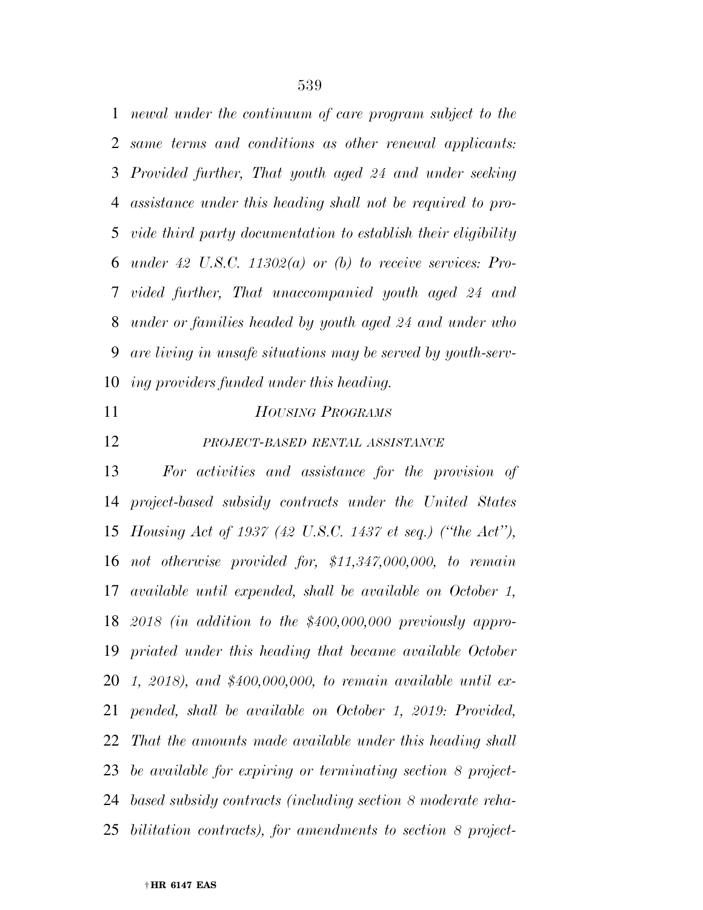*newal under the continuum of care program subject to the same terms and conditions as other renewal applicants: Provided further, That youth aged 24 and under seeking assistance under this heading shall not be required to provide third party documentation to establish their eligibility under 42 U.S.C. 11302(a) or (b) to receive services: Provided further, That unaccompanied youth aged 24 and under or families headed by youth aged 24 and under who are living in unsafe situations may be served by youth-serving providers funded under this heading.*

*HOUSING PROGRAMS*

*PROJECT-BASED RENTAL ASSISTANCE*

*For activities and assistance for the provision of project-based subsidy contracts under the United States Housing Act of 1937 (42 U.S.C. 1437 et seq.) ("the Act"), not otherwise provided for, $11,347,000,000, to remain available until expended, shall be available on October 1, 2018 (in addition to the $400,000,000 previously appropriated under this heading that became available October 1, 2018), and $400,000,000, to remain available until expended, shall be available on October 1, 2019: Provided, That the amounts made available under this heading shall be available for expiring or terminating section 8 project-based subsidy contracts (including section 8 moderate rehabilitation contracts), for amendments to section 8 project-*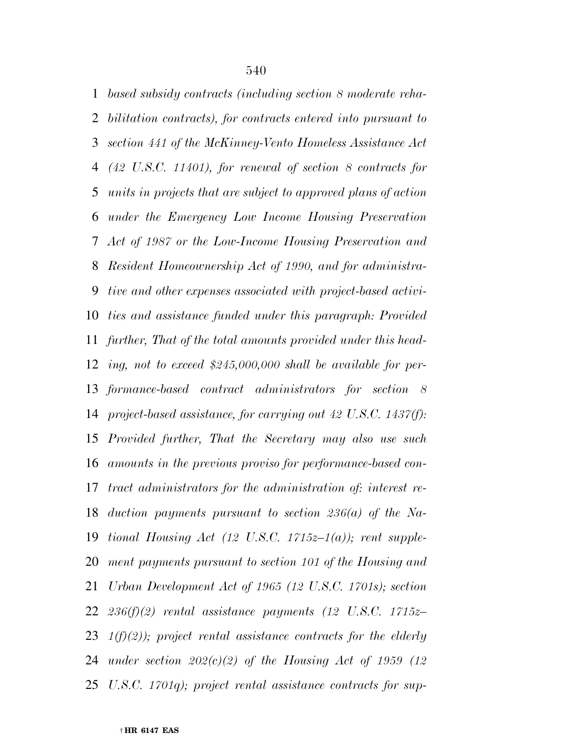*based subsidy contracts (including section 8 moderate rehabilitation contracts), for contracts entered into pursuant to section 441 of the McKinney-Vento Homeless Assistance Act (42 U.S.C. 11401), for renewal of section 8 contracts for units in projects that are subject to approved plans of action under the Emergency Low Income Housing Preservation Act of 1987 or the Low-Income Housing Preservation and Resident Homeownership Act of 1990, and for administrative and other expenses associated with project-based activities and assistance funded under this paragraph: Provided further, That of the total amounts provided under this heading, not to exceed $245,000,000 shall be available for performance-based contract administrators for section 8 project-based assistance, for carrying out 42 U.S.C. 1437(f): Provided further, That the Secretary may also use such amounts in the previous proviso for performance-based contract administrators for the administration of: interest reduction payments pursuant to section 236(a) of the National Housing Act (12 U.S.C. 1715z–1(a)); rent supplement payments pursuant to section 101 of the Housing and Urban Development Act of 1965 (12 U.S.C. 1701s); section 236(f)(2) rental assistance payments (12 U.S.C. 1715z–1(f)(2)); project rental assistance contracts for the elderly under section 202(c)(2) of the Housing Act of 1959 (12 U.S.C. 1701q); project rental assistance contracts for sup-*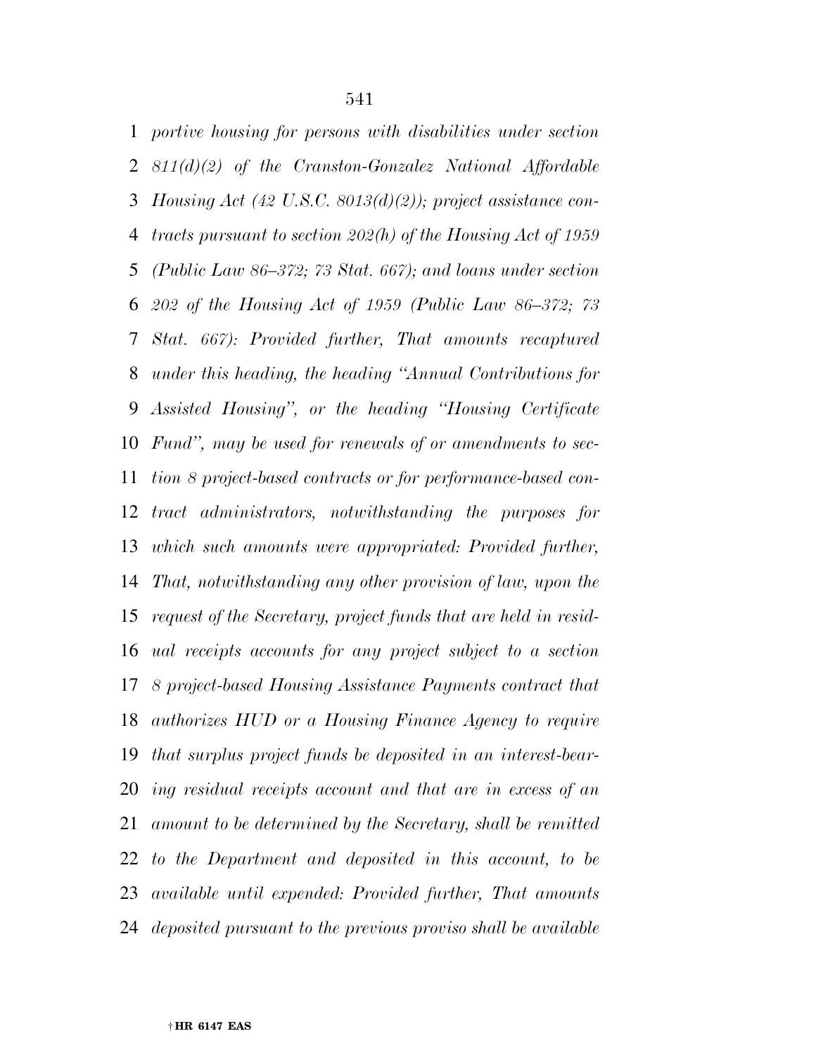*portive housing for persons with disabilities under section 811(d)(2) of the Cranston-Gonzalez National Affordable Housing Act (42 U.S.C. 8013(d)(2)); project assistance contracts pursuant to section 202(h) of the Housing Act of 1959 (Public Law 86–372; 73 Stat. 667); and loans under section 202 of the Housing Act of 1959 (Public Law 86–372; 73 Stat. 667): Provided further, That amounts recaptured under this heading, the heading "Annual Contributions for Assisted Housing", or the heading "Housing Certificate Fund", may be used for renewals of or amendments to section 8 project-based contracts or for performance-based contract administrators, notwithstanding the purposes for which such amounts were appropriated: Provided further, That, notwithstanding any other provision of law, upon the request of the Secretary, project funds that are held in residual receipts accounts for any project subject to a section 8 project-based Housing Assistance Payments contract that authorizes HUD or a Housing Finance Agency to require that surplus project funds be deposited in an interest-bearing residual receipts account and that are in excess of an amount to be determined by the Secretary, shall be remitted to the Department and deposited in this account, to be available until expended: Provided further, That amounts deposited pursuant to the previous proviso shall be available*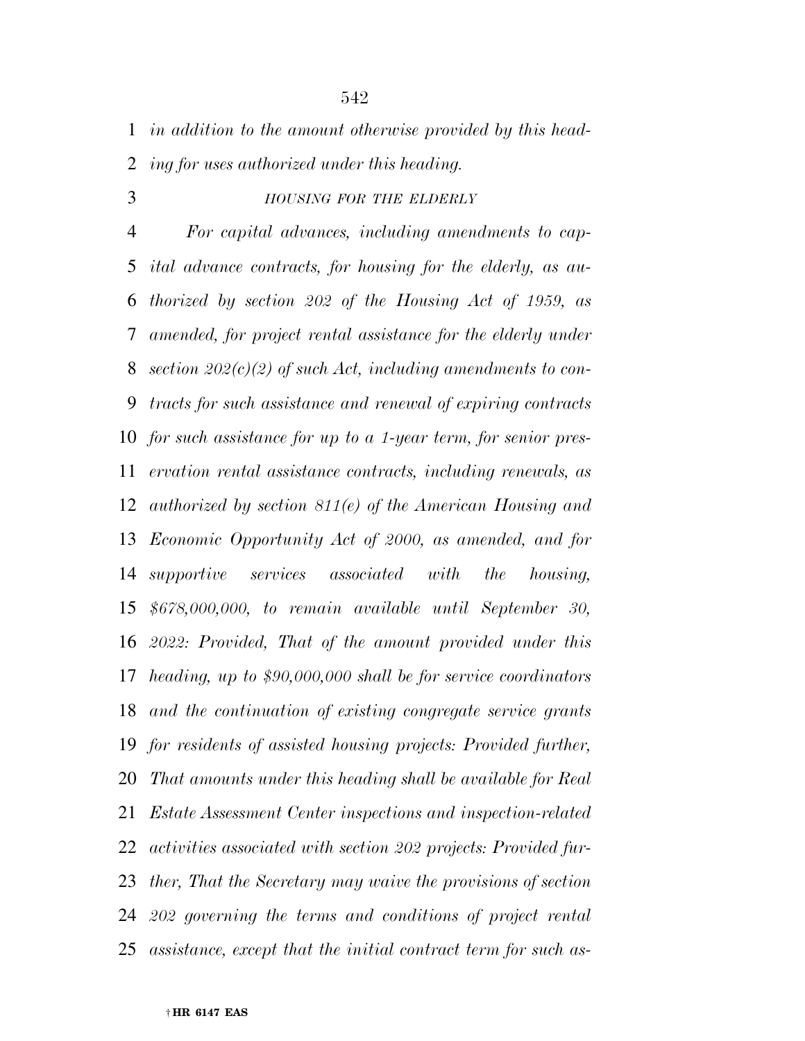*in addition to the amount otherwise provided by this heading for uses authorized under this heading.*

### *HOUSING FOR THE ELDERLY*

*For capital advances, including amendments to capital advance contracts, for housing for the elderly, as authorized by section 202 of the Housing Act of 1959, as amended, for project rental assistance for the elderly under section 202(c)(2) of such Act, including amendments to contracts for such assistance and renewal of expiring contracts for such assistance for up to a 1-year term, for senior preservation rental assistance contracts, including renewals, as authorized by section 811(e) of the American Housing and Economic Opportunity Act of 2000, as amended, and for supportive services associated with the housing, $678,000,000, to remain available until September 30, 2022: Provided, That of the amount provided under this heading, up to $90,000,000 shall be for service coordinators and the continuation of existing congregate service grants for residents of assisted housing projects: Provided further, That amounts under this heading shall be available for Real Estate Assessment Center inspections and inspection-related activities associated with section 202 projects: Provided further, That the Secretary may waive the provisions of section 202 governing the terms and conditions of project rental assistance, except that the initial contract term for such as-*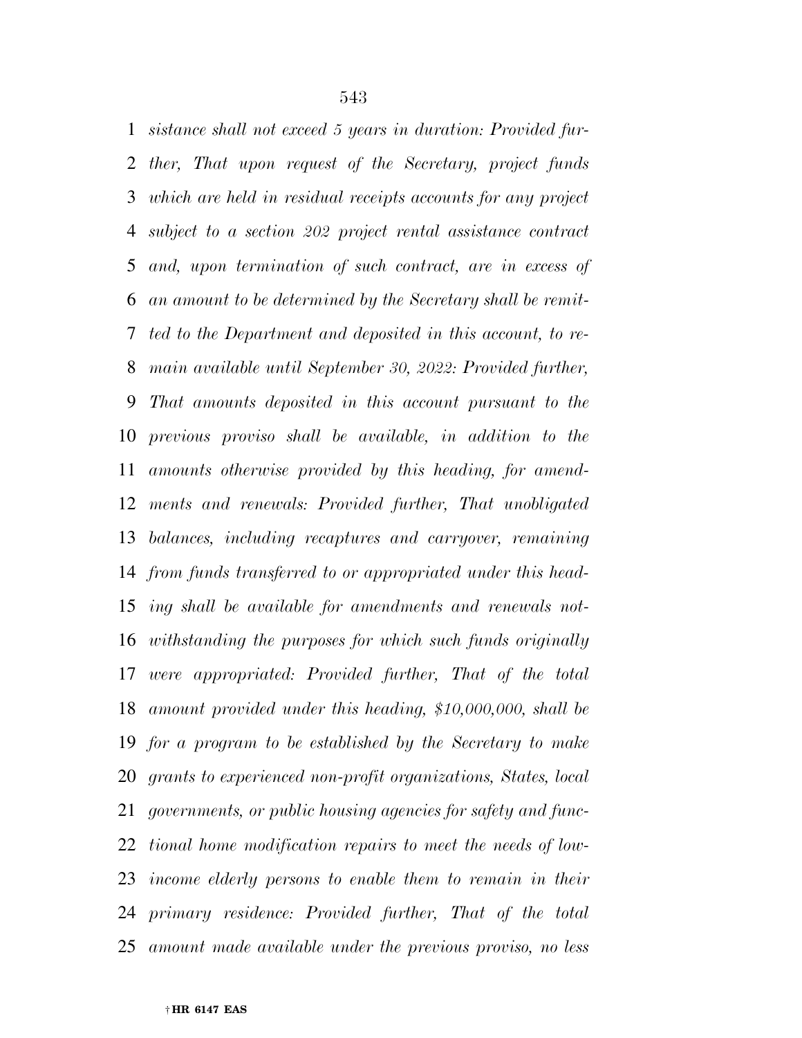*sistance shall not exceed 5 years in duration: Provided further, That upon request of the Secretary, project funds which are held in residual receipts accounts for any project subject to a section 202 project rental assistance contract and, upon termination of such contract, are in excess of an amount to be determined by the Secretary shall be remitted to the Department and deposited in this account, to remain available until September 30, 2022: Provided further, That amounts deposited in this account pursuant to the previous proviso shall be available, in addition to the amounts otherwise provided by this heading, for amendments and renewals: Provided further, That unobligated balances, including recaptures and carryover, remaining from funds transferred to or appropriated under this heading shall be available for amendments and renewals notwithstanding the purposes for which such funds originally were appropriated: Provided further, That of the total amount provided under this heading, $10,000,000, shall be for a program to be established by the Secretary to make grants to experienced non-profit organizations, States, local governments, or public housing agencies for safety and functional home modification repairs to meet the needs of low-income elderly persons to enable them to remain in their primary residence: Provided further, That of the total amount made available under the previous proviso, no less*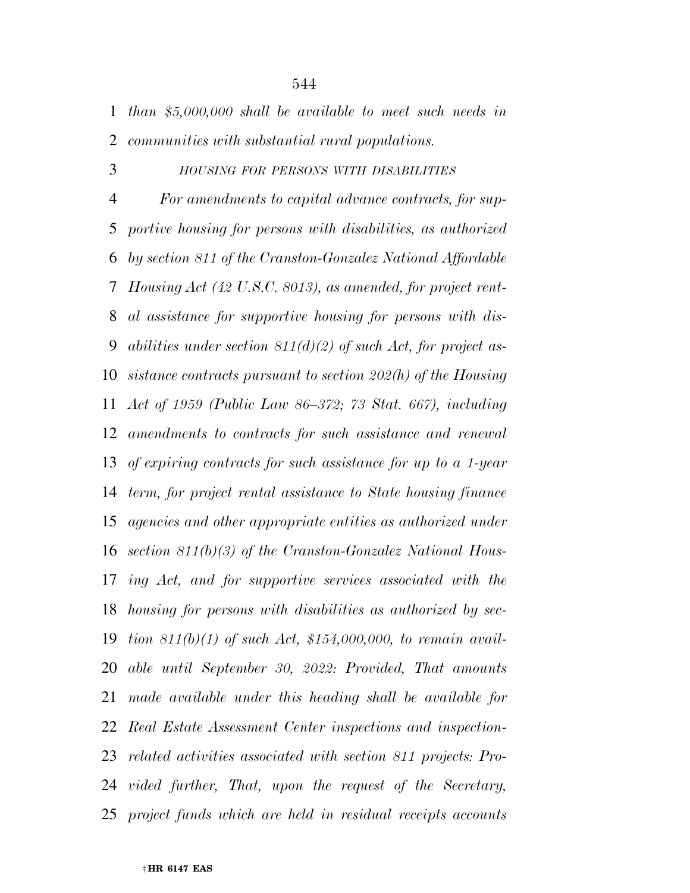*than $5,000,000 shall be available to meet such needs in communities with substantial rural populations.*

*HOUSING FOR PERSONS WITH DISABILITIES*

*For amendments to capital advance contracts, for supportive housing for persons with disabilities, as authorized by section 811 of the Cranston-Gonzalez National Affordable Housing Act (42 U.S.C. 8013), as amended, for project rental assistance for supportive housing for persons with disabilities under section 811(d)(2) of such Act, for project assistance contracts pursuant to section 202(h) of the Housing Act of 1959 (Public Law 86–372; 73 Stat. 667), including amendments to contracts for such assistance and renewal of expiring contracts for such assistance for up to a 1-year term, for project rental assistance to State housing finance agencies and other appropriate entities as authorized under section 811(b)(3) of the Cranston-Gonzalez National Housing Act, and for supportive services associated with the housing for persons with disabilities as authorized by section 811(b)(1) of such Act, $154,000,000, to remain available until September 30, 2022: Provided, That amounts made available under this heading shall be available for Real Estate Assessment Center inspections and inspection-related activities associated with section 811 projects: Provided further, That, upon the request of the Secretary, project funds which are held in residual receipts accounts*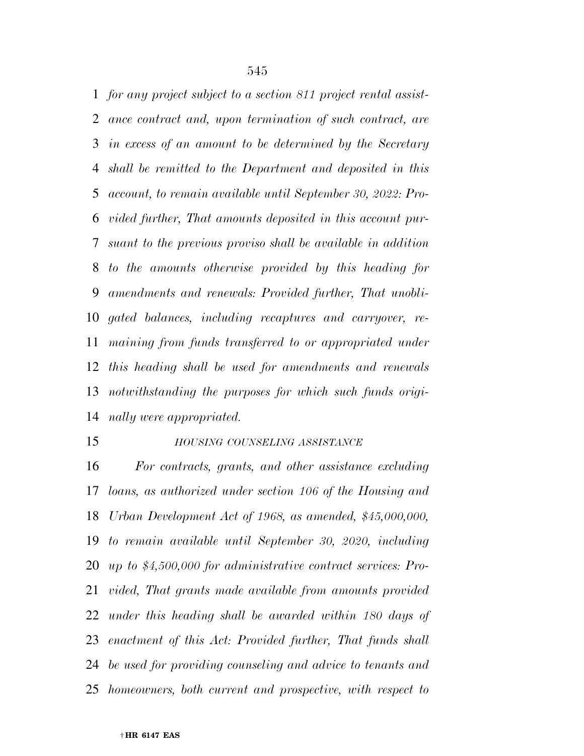*for any project subject to a section 811 project rental assistance contract and, upon termination of such contract, are in excess of an amount to be determined by the Secretary shall be remitted to the Department and deposited in this account, to remain available until September 30, 2022: Provided further, That amounts deposited in this account pursuant to the previous proviso shall be available in addition to the amounts otherwise provided by this heading for amendments and renewals: Provided further, That unobligated balances, including recaptures and carryover, remaining from funds transferred to or appropriated under this heading shall be used for amendments and renewals notwithstanding the purposes for which such funds originally were appropriated.*

*HOUSING COUNSELING ASSISTANCE*

*For contracts, grants, and other assistance excluding loans, as authorized under section 106 of the Housing and Urban Development Act of 1968, as amended, $45,000,000, to remain available until September 30, 2020, including up to $4,500,000 for administrative contract services: Provided, That grants made available from amounts provided under this heading shall be awarded within 180 days of enactment of this Act: Provided further, That funds shall be used for providing counseling and advice to tenants and homeowners, both current and prospective, with respect to*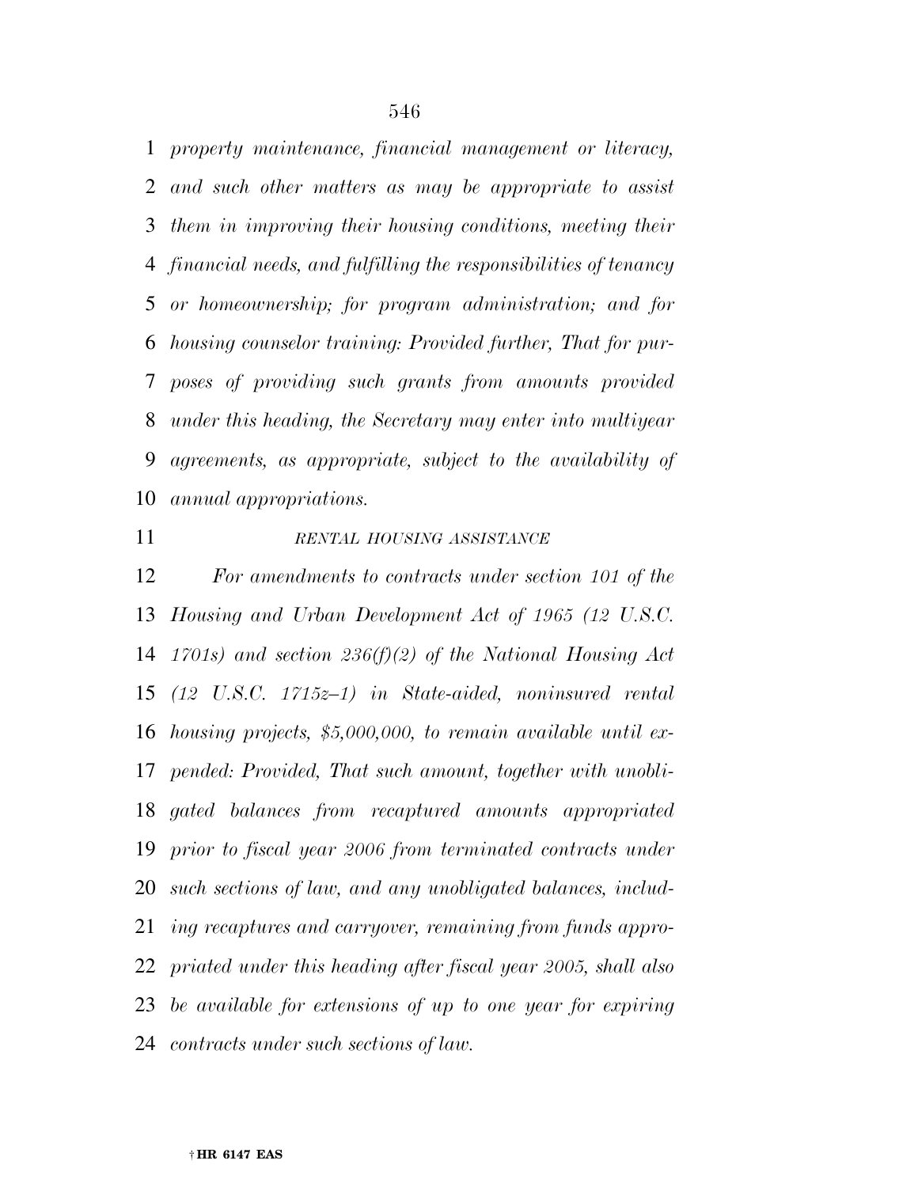*property maintenance, financial management or literacy, and such other matters as may be appropriate to assist them in improving their housing conditions, meeting their financial needs, and fulfilling the responsibilities of tenancy or homeownership; for program administration; and for housing counselor training: Provided further, That for purposes of providing such grants from amounts provided under this heading, the Secretary may enter into multiyear agreements, as appropriate, subject to the availability of annual appropriations.*

*RENTAL HOUSING ASSISTANCE*

*For amendments to contracts under section 101 of the Housing and Urban Development Act of 1965 (12 U.S.C. 1701s) and section 236(f)(2) of the National Housing Act (12 U.S.C. 1715z–1) in State-aided, noninsured rental housing projects, $5,000,000, to remain available until expended: Provided, That such amount, together with unobligated balances from recaptured amounts appropriated prior to fiscal year 2006 from terminated contracts under such sections of law, and any unobligated balances, including recaptures and carryover, remaining from funds appropriated under this heading after fiscal year 2005, shall also be available for extensions of up to one year for expiring contracts under such sections of law.*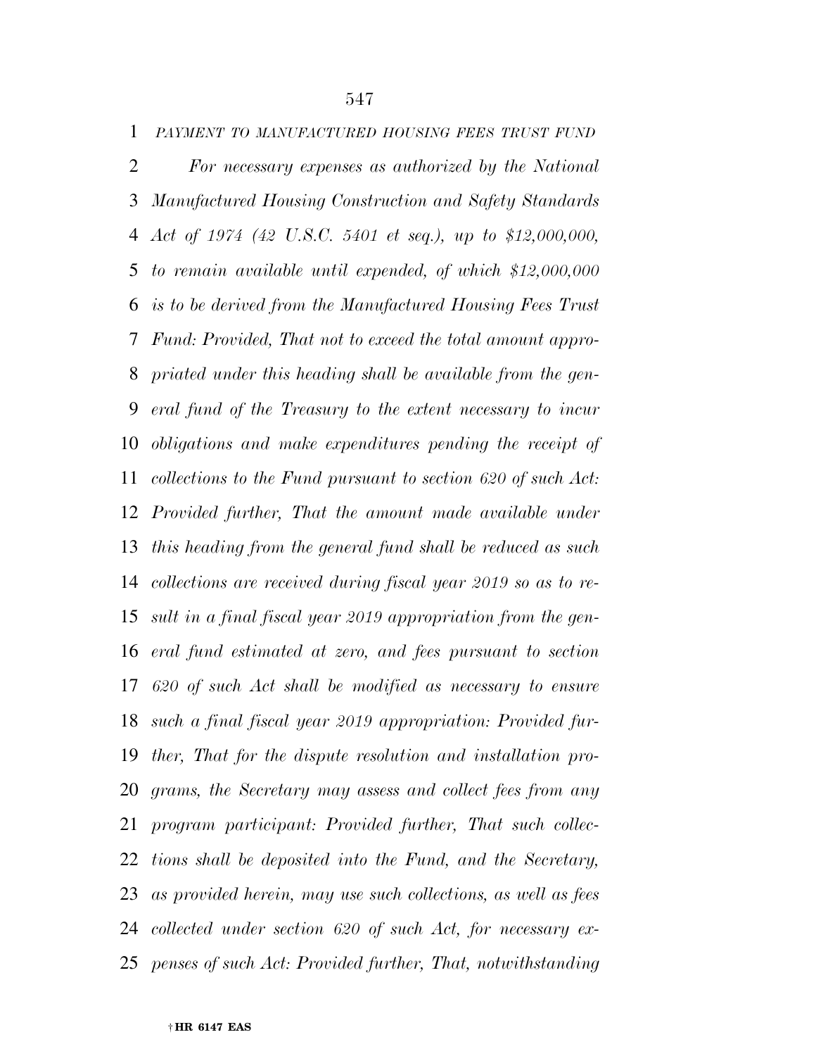*PAYMENT TO MANUFACTURED HOUSING FEES TRUST FUND*

*For necessary expenses as authorized by the National Manufactured Housing Construction and Safety Standards Act of 1974 (42 U.S.C. 5401 et seq.), up to $12,000,000, to remain available until expended, of which $12,000,000 is to be derived from the Manufactured Housing Fees Trust Fund: Provided, That not to exceed the total amount appropriated under this heading shall be available from the general fund of the Treasury to the extent necessary to incur obligations and make expenditures pending the receipt of collections to the Fund pursuant to section 620 of such Act: Provided further, That the amount made available under this heading from the general fund shall be reduced as such collections are received during fiscal year 2019 so as to result in a final fiscal year 2019 appropriation from the general fund estimated at zero, and fees pursuant to section 620 of such Act shall be modified as necessary to ensure such a final fiscal year 2019 appropriation: Provided further, That for the dispute resolution and installation programs, the Secretary may assess and collect fees from any program participant: Provided further, That such collections shall be deposited into the Fund, and the Secretary, as provided herein, may use such collections, as well as fees collected under section 620 of such Act, for necessary expenses of such Act: Provided further, That, notwithstanding*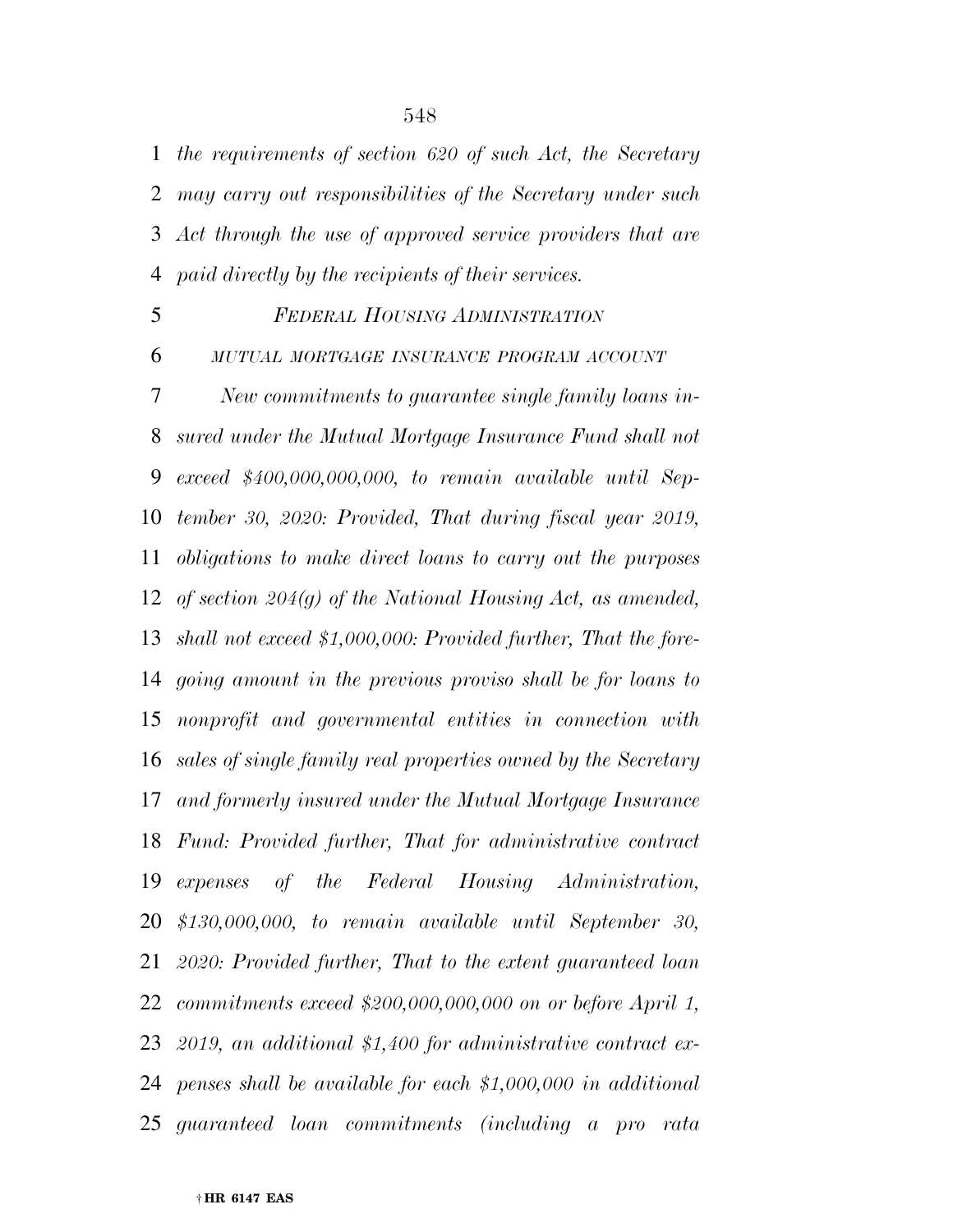*the requirements of section 620 of such Act, the Secretary may carry out responsibilities of the Secretary under such Act through the use of approved service providers that are paid directly by the recipients of their services.*

*FEDERAL HOUSING ADMINISTRATION*

*MUTUAL MORTGAGE INSURANCE PROGRAM ACCOUNT*

*New commitments to guarantee single family loans insured under the Mutual Mortgage Insurance Fund shall not exceed $400,000,000,000, to remain available until September 30, 2020: Provided, That during fiscal year 2019, obligations to make direct loans to carry out the purposes of section 204(g) of the National Housing Act, as amended, shall not exceed $1,000,000: Provided further, That the foregoing amount in the previous proviso shall be for loans to nonprofit and governmental entities in connection with sales of single family real properties owned by the Secretary and formerly insured under the Mutual Mortgage Insurance Fund: Provided further, That for administrative contract expenses of the Federal Housing Administration, $130,000,000, to remain available until September 30, 2020: Provided further, That to the extent guaranteed loan commitments exceed $200,000,000,000 on or before April 1, 2019, an additional $1,400 for administrative contract expenses shall be available for each $1,000,000 in additional guaranteed loan commitments (including a pro rata*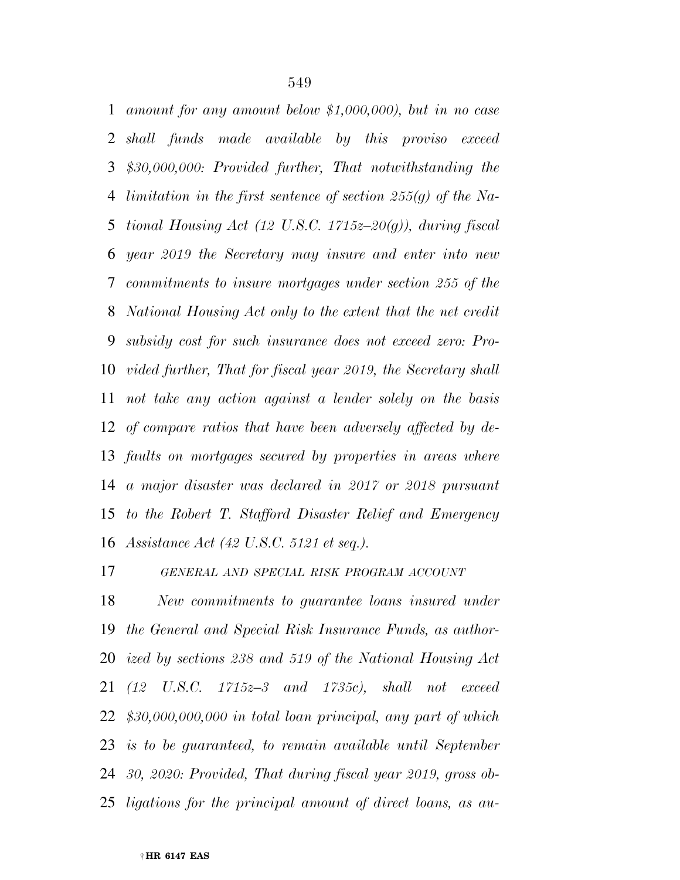*amount for any amount below $1,000,000), but in no case shall funds made available by this proviso exceed $30,000,000: Provided further, That notwithstanding the limitation in the first sentence of section 255(g) of the National Housing Act (12 U.S.C. 1715z–20(g)), during fiscal year 2019 the Secretary may insure and enter into new commitments to insure mortgages under section 255 of the National Housing Act only to the extent that the net credit subsidy cost for such insurance does not exceed zero: Provided further, That for fiscal year 2019, the Secretary shall not take any action against a lender solely on the basis of compare ratios that have been adversely affected by defaults on mortgages secured by properties in areas where a major disaster was declared in 2017 or 2018 pursuant to the Robert T. Stafford Disaster Relief and Emergency Assistance Act (42 U.S.C. 5121 et seq.).*

*GENERAL AND SPECIAL RISK PROGRAM ACCOUNT*

*New commitments to guarantee loans insured under the General and Special Risk Insurance Funds, as authorized by sections 238 and 519 of the National Housing Act (12 U.S.C. 1715z–3 and 1735c), shall not exceed $30,000,000,000 in total loan principal, any part of which is to be guaranteed, to remain available until September 30, 2020: Provided, That during fiscal year 2019, gross obligations for the principal amount of direct loans, as au-*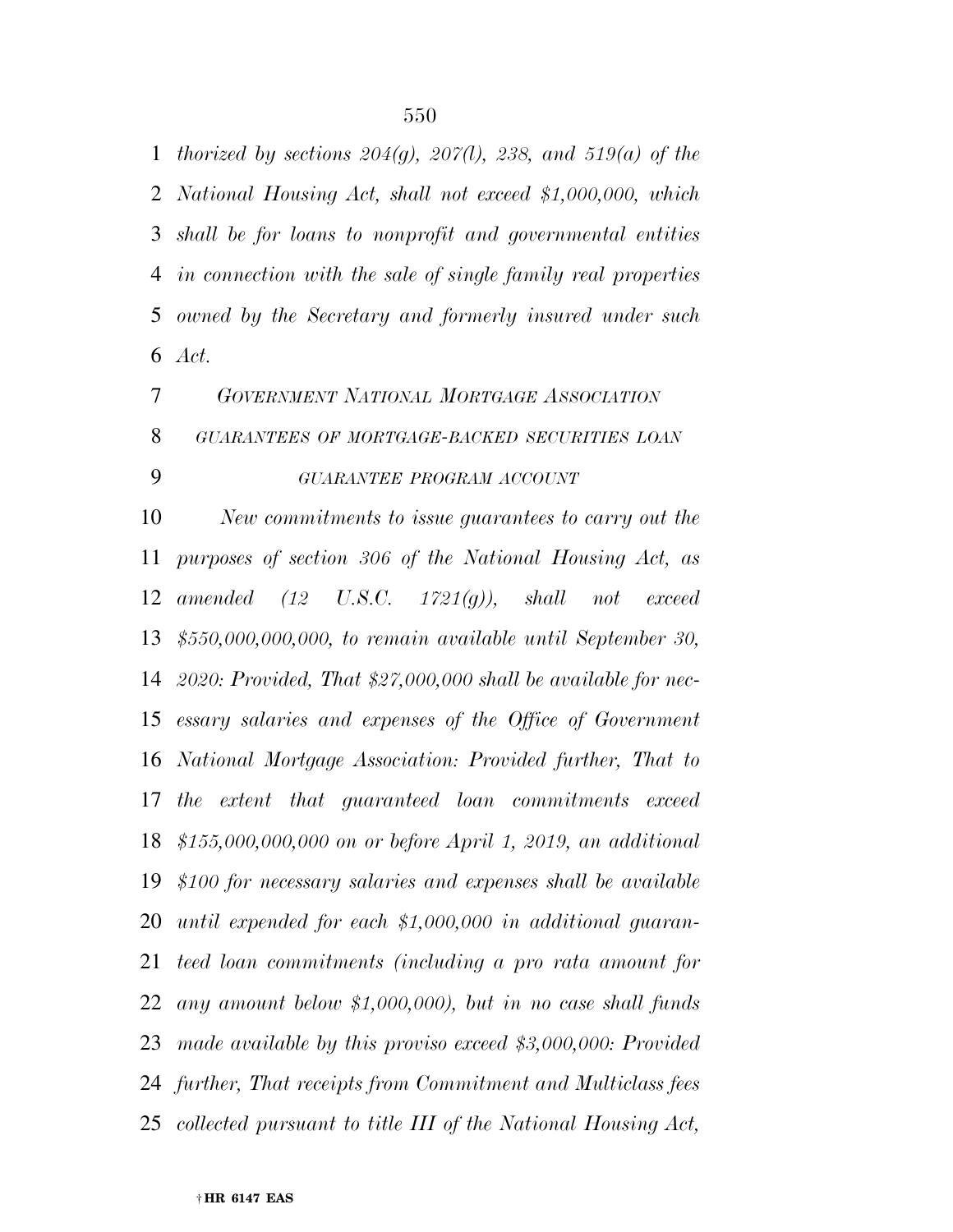*thorized by sections 204(g), 207(l), 238, and 519(a) of the National Housing Act, shall not exceed $1,000,000, which shall be for loans to nonprofit and governmental entities in connection with the sale of single family real properties owned by the Secretary and formerly insured under such Act.*

*GOVERNMENT NATIONAL MORTGAGE ASSOCIATION*

*GUARANTEES OF MORTGAGE-BACKED SECURITIES LOAN GUARANTEE PROGRAM ACCOUNT*

*New commitments to issue guarantees to carry out the purposes of section 306 of the National Housing Act, as amended (12 U.S.C. 1721(g)), shall not exceed $550,000,000,000, to remain available until September 30, 2020: Provided, That $27,000,000 shall be available for necessary salaries and expenses of the Office of Government National Mortgage Association: Provided further, That to the extent that guaranteed loan commitments exceed $155,000,000,000 on or before April 1, 2019, an additional $100 for necessary salaries and expenses shall be available until expended for each $1,000,000 in additional guaranteed loan commitments (including a pro rata amount for any amount below $1,000,000), but in no case shall funds made available by this proviso exceed $3,000,000: Provided further, That receipts from Commitment and Multiclass fees collected pursuant to title III of the National Housing Act,*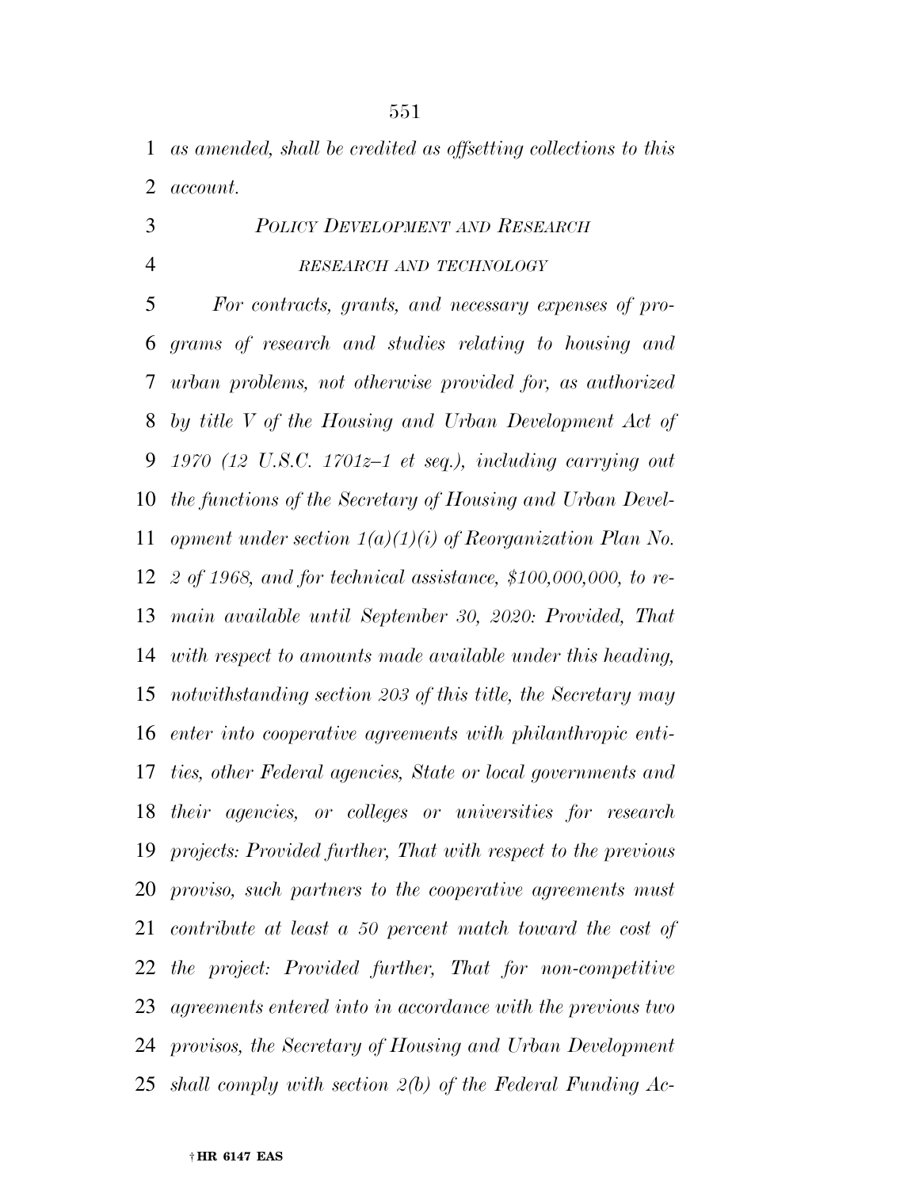*as amended, shall be credited as offsetting collections to this account.*

*POLICY DEVELOPMENT AND RESEARCH*

*RESEARCH AND TECHNOLOGY*

*For contracts, grants, and necessary expenses of programs of research and studies relating to housing and urban problems, not otherwise provided for, as authorized by title V of the Housing and Urban Development Act of 1970 (12 U.S.C. 1701z–1 et seq.), including carrying out the functions of the Secretary of Housing and Urban Development under section 1(a)(1)(i) of Reorganization Plan No. 2 of 1968, and for technical assistance, $100,000,000, to remain available until September 30, 2020: Provided, That with respect to amounts made available under this heading, notwithstanding section 203 of this title, the Secretary may enter into cooperative agreements with philanthropic entities, other Federal agencies, State or local governments and their agencies, or colleges or universities for research projects: Provided further, That with respect to the previous proviso, such partners to the cooperative agreements must contribute at least a 50 percent match toward the cost of the project: Provided further, That for non-competitive agreements entered into in accordance with the previous two provisos, the Secretary of Housing and Urban Development shall comply with section 2(b) of the Federal Funding Ac-*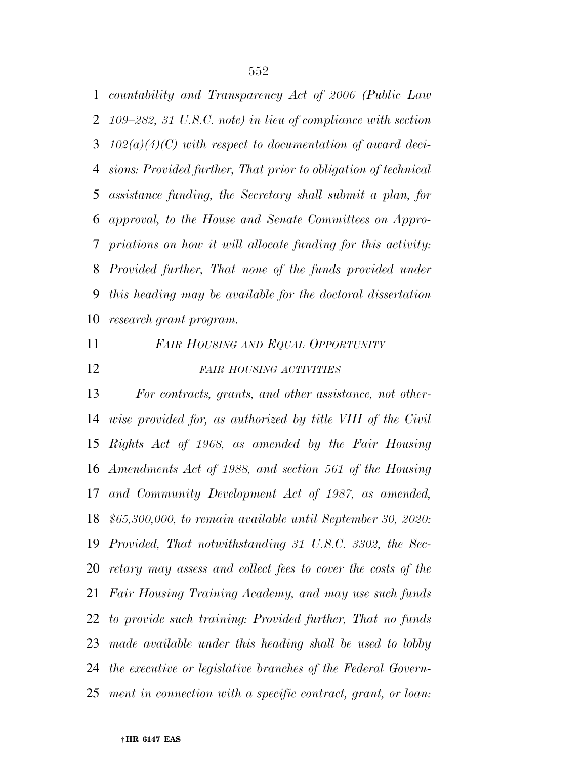*countability and Transparency Act of 2006 (Public Law 109–282, 31 U.S.C. note) in lieu of compliance with section 102(a)(4)(C) with respect to documentation of award decisions: Provided further, That prior to obligation of technical assistance funding, the Secretary shall submit a plan, for approval, to the House and Senate Committees on Appropriations on how it will allocate funding for this activity: Provided further, That none of the funds provided under this heading may be available for the doctoral dissertation research grant program.*

*FAIR HOUSING AND EQUAL OPPORTUNITY*

*FAIR HOUSING ACTIVITIES*

*For contracts, grants, and other assistance, not otherwise provided for, as authorized by title VIII of the Civil Rights Act of 1968, as amended by the Fair Housing Amendments Act of 1988, and section 561 of the Housing and Community Development Act of 1987, as amended, $65,300,000, to remain available until September 30, 2020: Provided, That notwithstanding 31 U.S.C. 3302, the Secretary may assess and collect fees to cover the costs of the Fair Housing Training Academy, and may use such funds to provide such training: Provided further, That no funds made available under this heading shall be used to lobby the executive or legislative branches of the Federal Government in connection with a specific contract, grant, or loan:*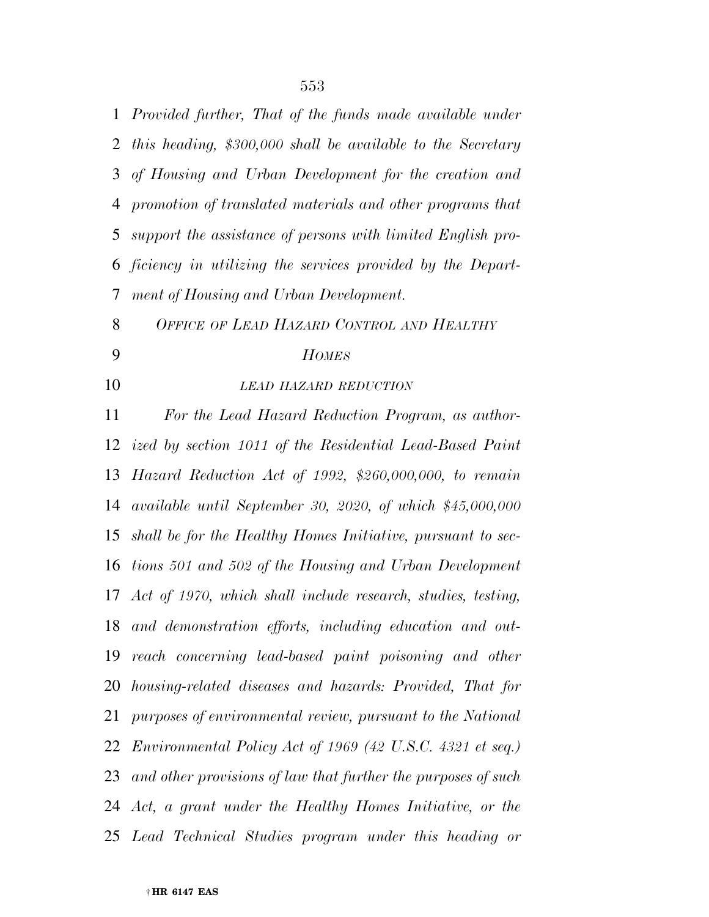*Provided further, That of the funds made available under this heading, $300,000 shall be available to the Secretary of Housing and Urban Development for the creation and promotion of translated materials and other programs that support the assistance of persons with limited English proficiency in utilizing the services provided by the Department of Housing and Urban Development.*

## *OFFICE OF LEAD HAZARD CONTROL AND HEALTHY HOMES*

### *LEAD HAZARD REDUCTION*

*For the Lead Hazard Reduction Program, as authorized by section 1011 of the Residential Lead-Based Paint Hazard Reduction Act of 1992, $260,000,000, to remain available until September 30, 2020, of which $45,000,000 shall be for the Healthy Homes Initiative, pursuant to sections 501 and 502 of the Housing and Urban Development Act of 1970, which shall include research, studies, testing, and demonstration efforts, including education and outreach concerning lead-based paint poisoning and other housing-related diseases and hazards: Provided, That for purposes of environmental review, pursuant to the National Environmental Policy Act of 1969 (42 U.S.C. 4321 et seq.) and other provisions of law that further the purposes of such Act, a grant under the Healthy Homes Initiative, or the Lead Technical Studies program under this heading or*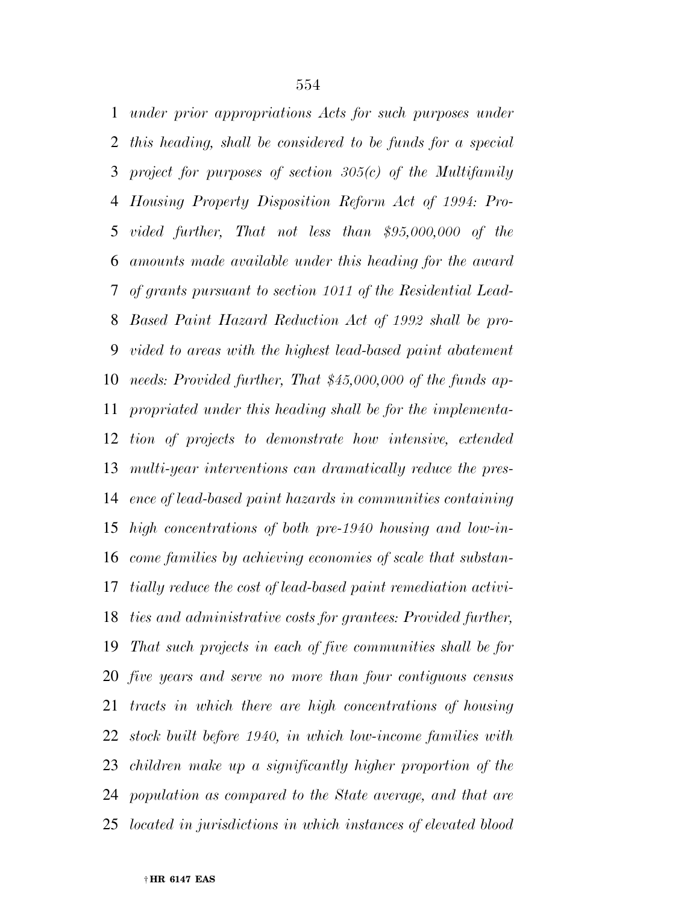*under prior appropriations Acts for such purposes under this heading, shall be considered to be funds for a special project for purposes of section 305(c) of the Multifamily Housing Property Disposition Reform Act of 1994: Provided further, That not less than $95,000,000 of the amounts made available under this heading for the award of grants pursuant to section 1011 of the Residential Lead-Based Paint Hazard Reduction Act of 1992 shall be provided to areas with the highest lead-based paint abatement needs: Provided further, That $45,000,000 of the funds appropriated under this heading shall be for the implementation of projects to demonstrate how intensive, extended multi-year interventions can dramatically reduce the presence of lead-based paint hazards in communities containing high concentrations of both pre-1940 housing and low-income families by achieving economies of scale that substantially reduce the cost of lead-based paint remediation activities and administrative costs for grantees: Provided further, That such projects in each of five communities shall be for five years and serve no more than four contiguous census tracts in which there are high concentrations of housing stock built before 1940, in which low-income families with children make up a significantly higher proportion of the population as compared to the State average, and that are located in jurisdictions in which instances of elevated blood*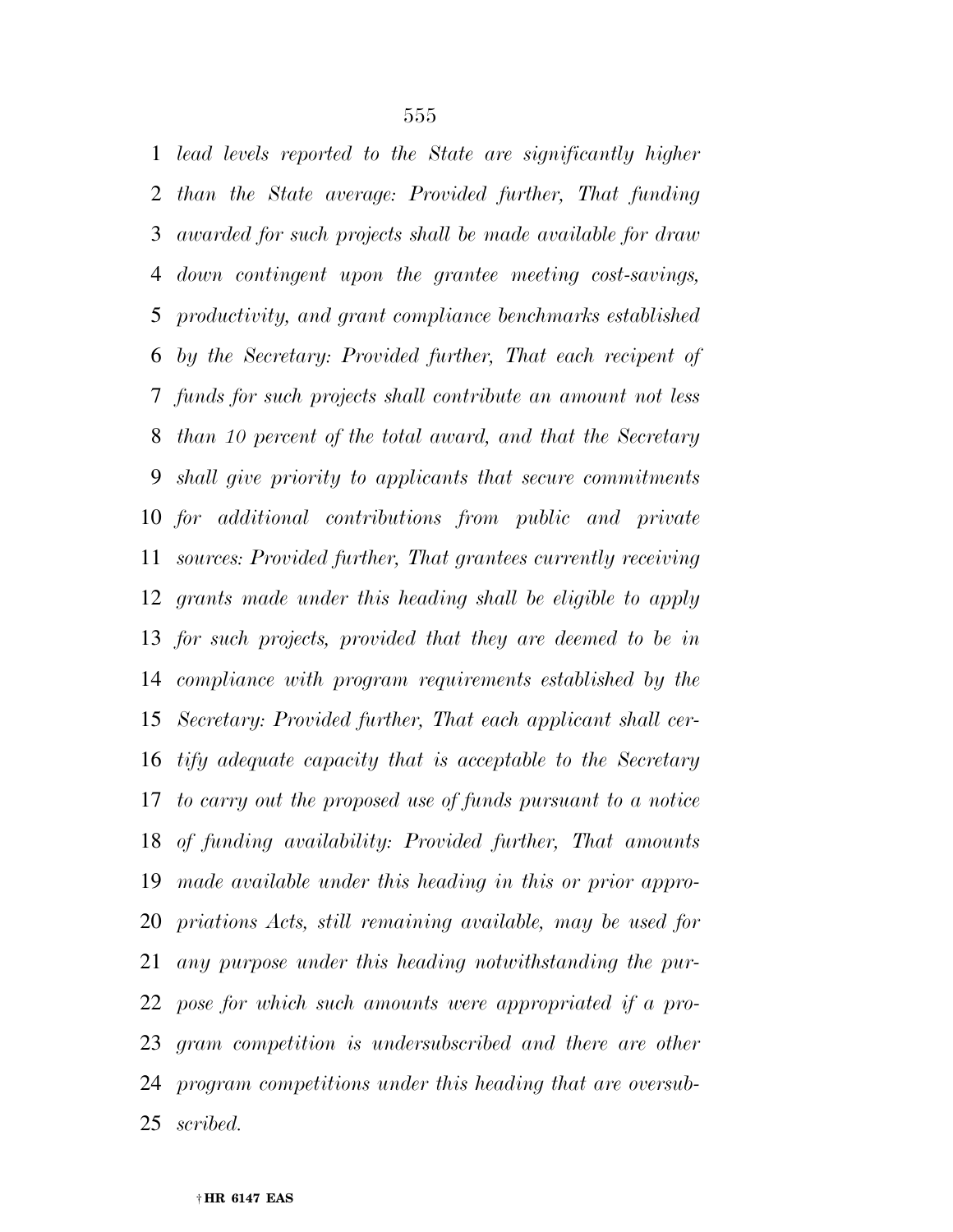*lead levels reported to the State are significantly higher than the State average: Provided further, That funding awarded for such projects shall be made available for draw down contingent upon the grantee meeting cost-savings, productivity, and grant compliance benchmarks established by the Secretary: Provided further, That each recipent of funds for such projects shall contribute an amount not less than 10 percent of the total award, and that the Secretary shall give priority to applicants that secure commitments for additional contributions from public and private sources: Provided further, That grantees currently receiving grants made under this heading shall be eligible to apply for such projects, provided that they are deemed to be in compliance with program requirements established by the Secretary: Provided further, That each applicant shall certify adequate capacity that is acceptable to the Secretary to carry out the proposed use of funds pursuant to a notice of funding availability: Provided further, That amounts made available under this heading in this or prior appropriations Acts, still remaining available, may be used for any purpose under this heading notwithstanding the purpose for which such amounts were appropriated if a program competition is undersubscribed and there are other program competitions under this heading that are oversubscribed.*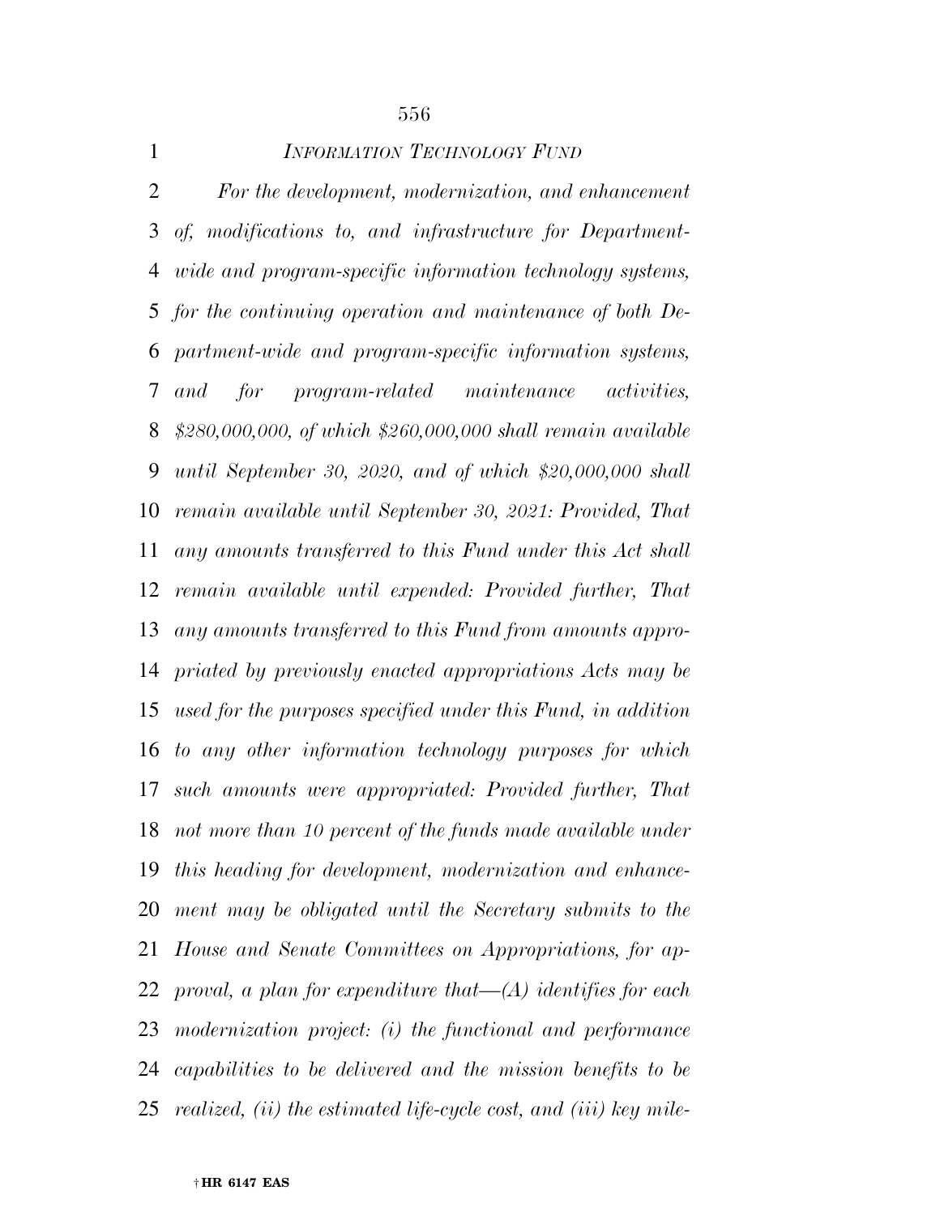*INFORMATION TECHNOLOGY FUND*

*For the development, modernization, and enhancement of, modifications to, and infrastructure for Department-wide and program-specific information technology systems, for the continuing operation and maintenance of both Department-wide and program-specific information systems, and for program-related maintenance activities, $280,000,000, of which $260,000,000 shall remain available until September 30, 2020, and of which $20,000,000 shall remain available until September 30, 2021: Provided, That any amounts transferred to this Fund under this Act shall remain available until expended: Provided further, That any amounts transferred to this Fund from amounts appropriated by previously enacted appropriations Acts may be used for the purposes specified under this Fund, in addition to any other information technology purposes for which such amounts were appropriated: Provided further, That not more than 10 percent of the funds made available under this heading for development, modernization and enhancement may be obligated until the Secretary submits to the House and Senate Committees on Appropriations, for approval, a plan for expenditure that—(A) identifies for each modernization project: (i) the functional and performance capabilities to be delivered and the mission benefits to be realized, (ii) the estimated life-cycle cost, and (iii) key mile-*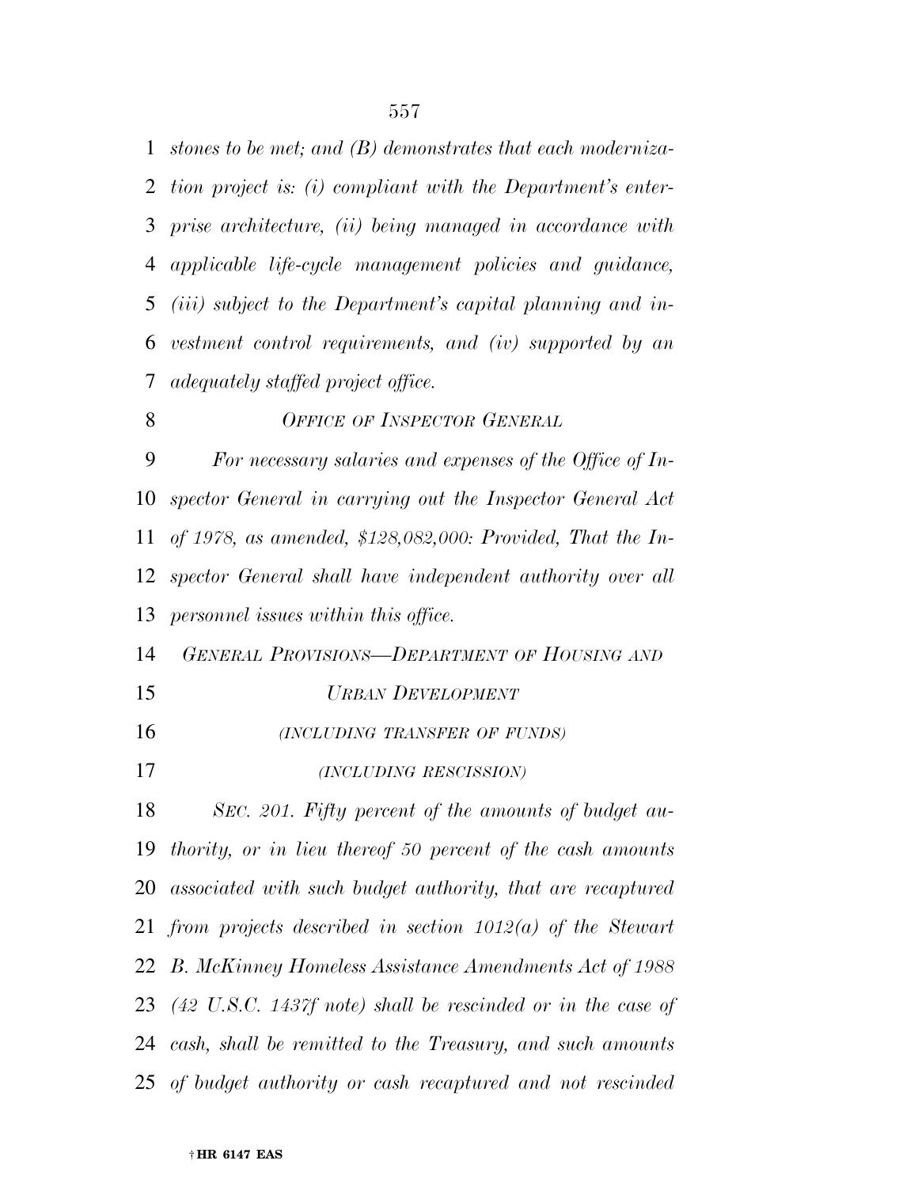*stones to be met; and (B) demonstrates that each modernization project is: (i) compliant with the Department's enterprise architecture, (ii) being managed in accordance with applicable life-cycle management policies and guidance, (iii) subject to the Department's capital planning and investment control requirements, and (iv) supported by an adequately staffed project office.*

*OFFICE OF INSPECTOR GENERAL*

*For necessary salaries and expenses of the Office of Inspector General in carrying out the Inspector General Act of 1978, as amended, $128,082,000: Provided, That the Inspector General shall have independent authority over all personnel issues within this office.*

*GENERAL PROVISIONS—DEPARTMENT OF HOUSING AND URBAN DEVELOPMENT*

*(INCLUDING TRANSFER OF FUNDS)*

*(INCLUDING RESCISSION)*

*SEC. 201. Fifty percent of the amounts of budget authority, or in lieu thereof 50 percent of the cash amounts associated with such budget authority, that are recaptured from projects described in section 1012(a) of the Stewart B. McKinney Homeless Assistance Amendments Act of 1988 (42 U.S.C. 1437f note) shall be rescinded or in the case of cash, shall be remitted to the Treasury, and such amounts of budget authority or cash recaptured and not rescinded*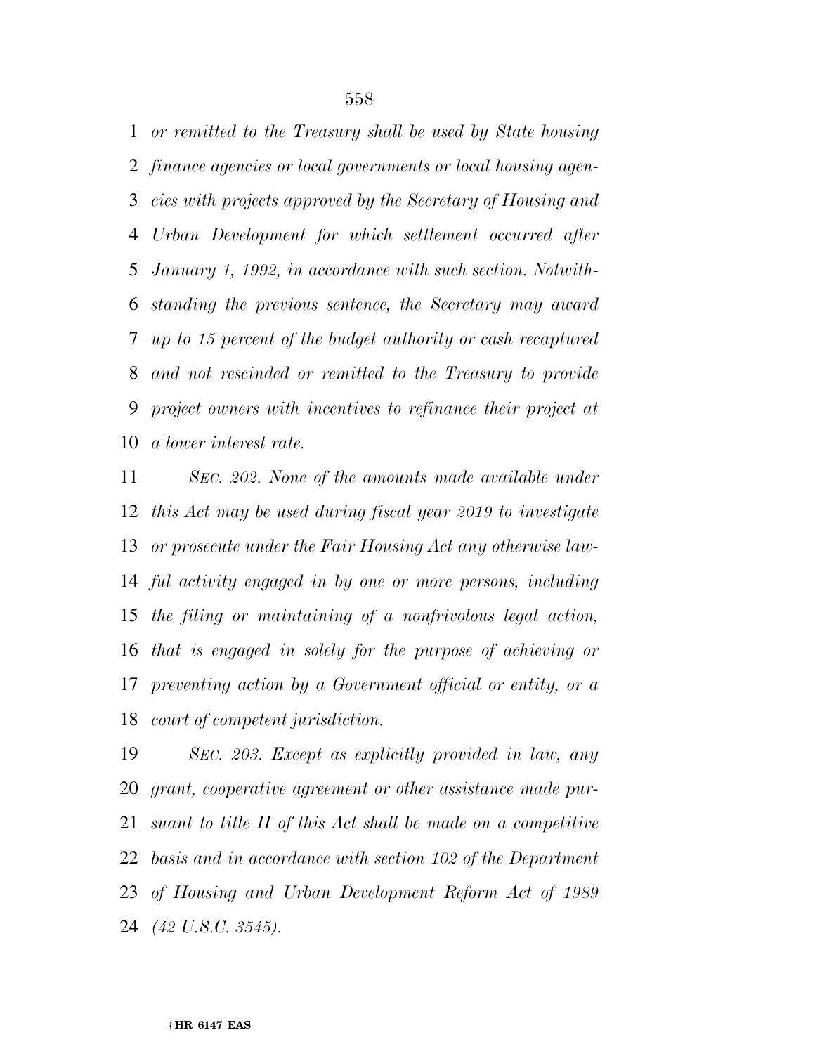*or remitted to the Treasury shall be used by State housing finance agencies or local governments or local housing agencies with projects approved by the Secretary of Housing and Urban Development for which settlement occurred after January 1, 1992, in accordance with such section. Notwithstanding the previous sentence, the Secretary may award up to 15 percent of the budget authority or cash recaptured and not rescinded or remitted to the Treasury to provide project owners with incentives to refinance their project at a lower interest rate.*

*SEC. 202. None of the amounts made available under this Act may be used during fiscal year 2019 to investigate or prosecute under the Fair Housing Act any otherwise lawful activity engaged in by one or more persons, including the filing or maintaining of a nonfrivolous legal action, that is engaged in solely for the purpose of achieving or preventing action by a Government official or entity, or a court of competent jurisdiction.*

*SEC. 203. Except as explicitly provided in law, any grant, cooperative agreement or other assistance made pursuant to title II of this Act shall be made on a competitive basis and in accordance with section 102 of the Department of Housing and Urban Development Reform Act of 1989 (42 U.S.C. 3545).*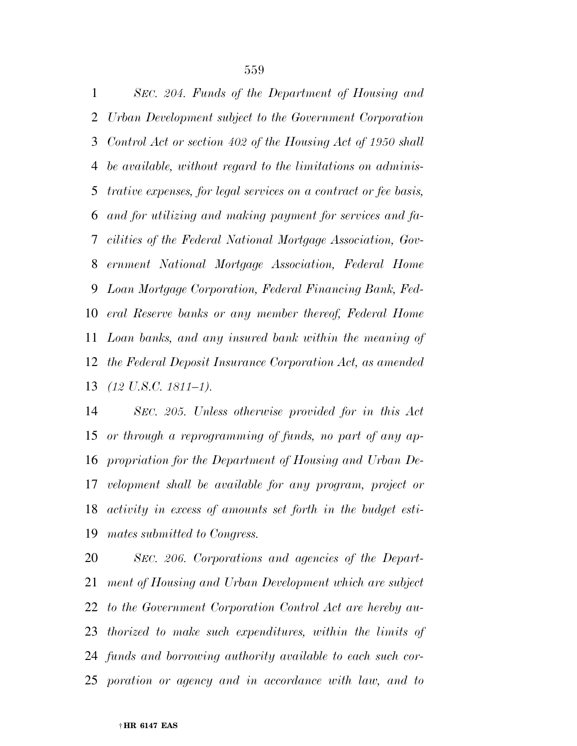*SEC. 204. Funds of the Department of Housing and Urban Development subject to the Government Corporation Control Act or section 402 of the Housing Act of 1950 shall be available, without regard to the limitations on administrative expenses, for legal services on a contract or fee basis, and for utilizing and making payment for services and facilities of the Federal National Mortgage Association, Government National Mortgage Association, Federal Home Loan Mortgage Corporation, Federal Financing Bank, Federal Reserve banks or any member thereof, Federal Home Loan banks, and any insured bank within the meaning of the Federal Deposit Insurance Corporation Act, as amended (12 U.S.C. 1811–1).*

*SEC. 205. Unless otherwise provided for in this Act or through a reprogramming of funds, no part of any appropriation for the Department of Housing and Urban Development shall be available for any program, project or activity in excess of amounts set forth in the budget estimates submitted to Congress.*

*SEC. 206. Corporations and agencies of the Department of Housing and Urban Development which are subject to the Government Corporation Control Act are hereby authorized to make such expenditures, within the limits of funds and borrowing authority available to each such corporation or agency and in accordance with law, and to*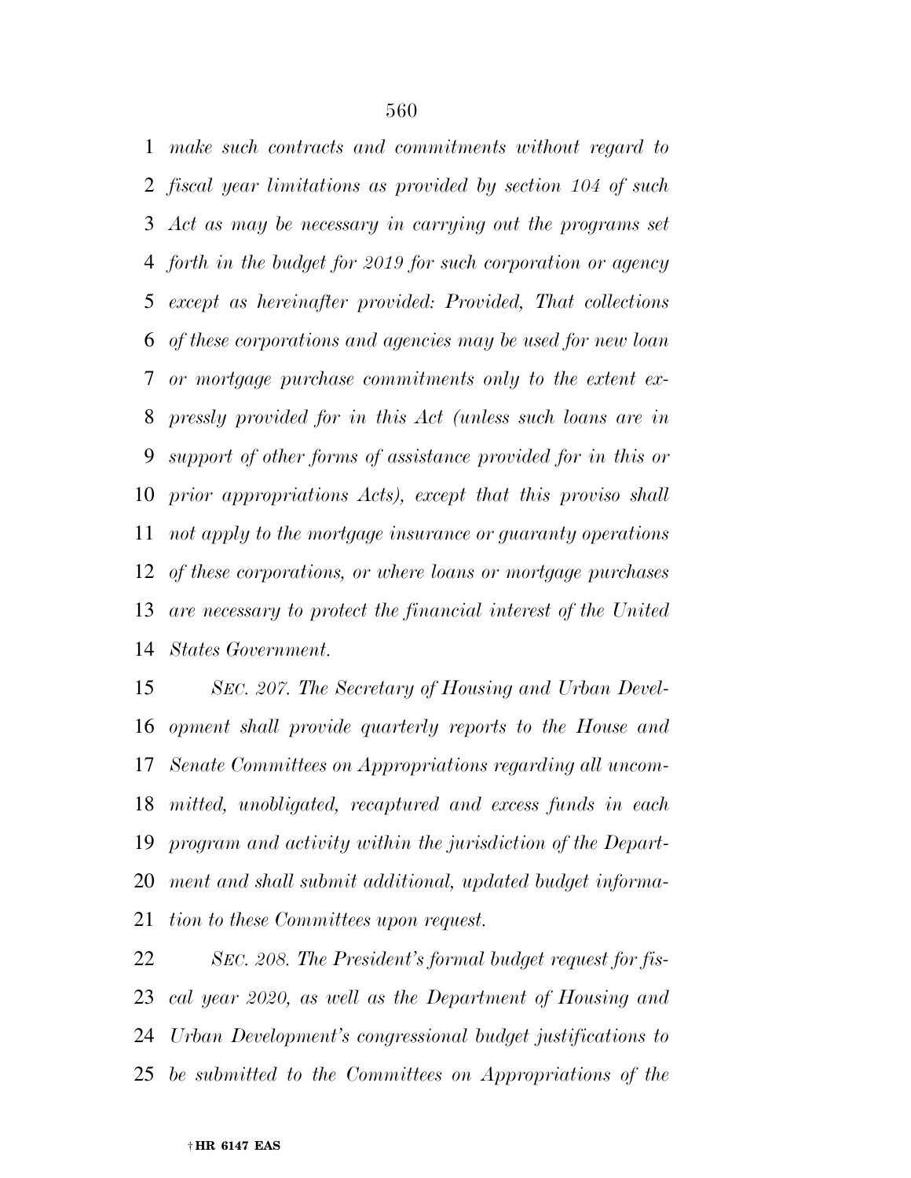*make such contracts and commitments without regard to fiscal year limitations as provided by section 104 of such Act as may be necessary in carrying out the programs set forth in the budget for 2019 for such corporation or agency except as hereinafter provided: Provided, That collections of these corporations and agencies may be used for new loan or mortgage purchase commitments only to the extent expressly provided for in this Act (unless such loans are in support of other forms of assistance provided for in this or prior appropriations Acts), except that this proviso shall not apply to the mortgage insurance or guaranty operations of these corporations, or where loans or mortgage purchases are necessary to protect the financial interest of the United States Government.*

*SEC. 207. The Secretary of Housing and Urban Development shall provide quarterly reports to the House and Senate Committees on Appropriations regarding all uncommitted, unobligated, recaptured and excess funds in each program and activity within the jurisdiction of the Department and shall submit additional, updated budget information to these Committees upon request.*

*SEC. 208. The President's formal budget request for fiscal year 2020, as well as the Department of Housing and Urban Development's congressional budget justifications to be submitted to the Committees on Appropriations of the*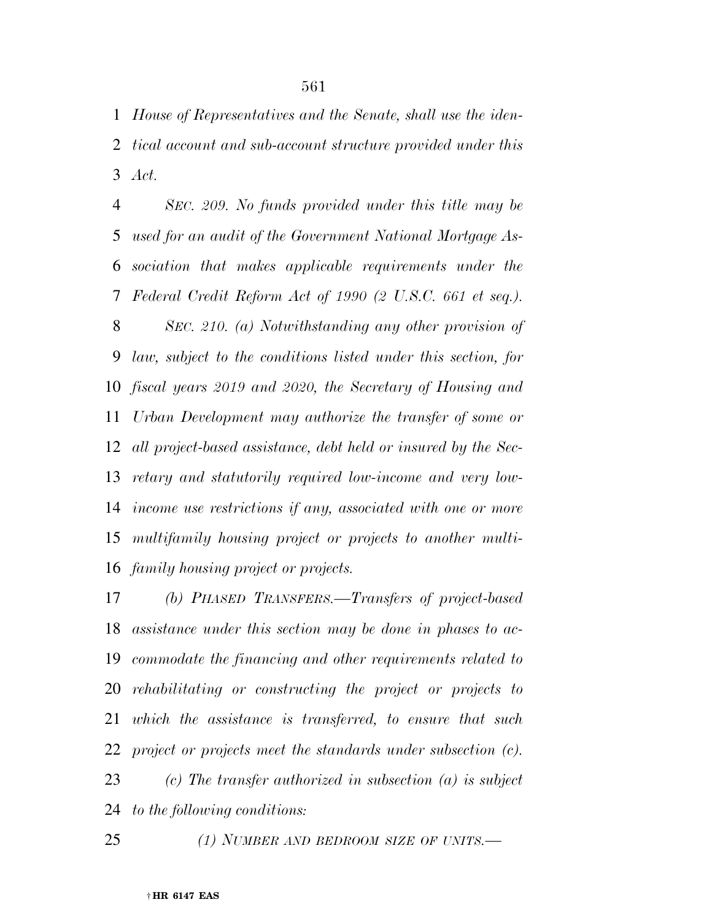*House of Representatives and the Senate, shall use the identical account and sub-account structure provided under this Act.*

*SEC. 209. No funds provided under this title may be used for an audit of the Government National Mortgage Association that makes applicable requirements under the Federal Credit Reform Act of 1990 (2 U.S.C. 661 et seq.).*

*SEC. 210. (a) Notwithstanding any other provision of law, subject to the conditions listed under this section, for fiscal years 2019 and 2020, the Secretary of Housing and Urban Development may authorize the transfer of some or all project-based assistance, debt held or insured by the Secretary and statutorily required low-income and very low-income use restrictions if any, associated with one or more multifamily housing project or projects to another multifamily housing project or projects.*

*(b) PHASED TRANSFERS.—Transfers of project-based assistance under this section may be done in phases to accommodate the financing and other requirements related to rehabilitating or constructing the project or projects to which the assistance is transferred, to ensure that such project or projects meet the standards under subsection (c).*

*(c) The transfer authorized in subsection (a) is subject to the following conditions:*

*(1) NUMBER AND BEDROOM SIZE OF UNITS.—*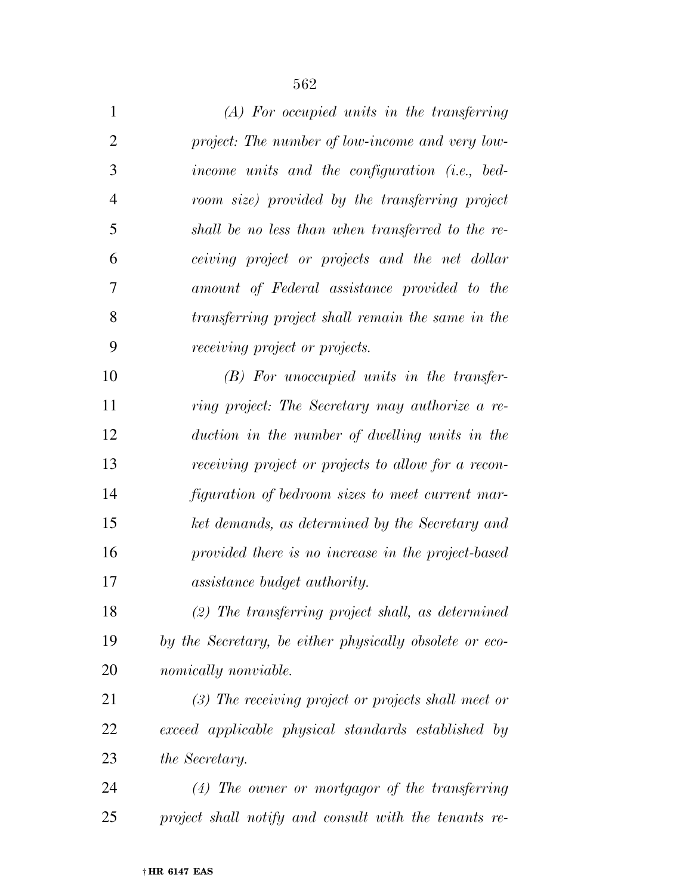*(A) For occupied units in the transferring project: The number of low-income and very low-income units and the configuration (i.e., bedroom size) provided by the transferring project shall be no less than when transferred to the receiving project or projects and the net dollar amount of Federal assistance provided to the transferring project shall remain the same in the receiving project or projects.*

*(B) For unoccupied units in the transferring project: The Secretary may authorize a reduction in the number of dwelling units in the receiving project or projects to allow for a reconfiguration of bedroom sizes to meet current market demands, as determined by the Secretary and provided there is no increase in the project-based assistance budget authority.*

*(2) The transferring project shall, as determined by the Secretary, be either physically obsolete or economically nonviable.*

*(3) The receiving project or projects shall meet or exceed applicable physical standards established by the Secretary.*

*(4) The owner or mortgagor of the transferring project shall notify and consult with the tenants re-*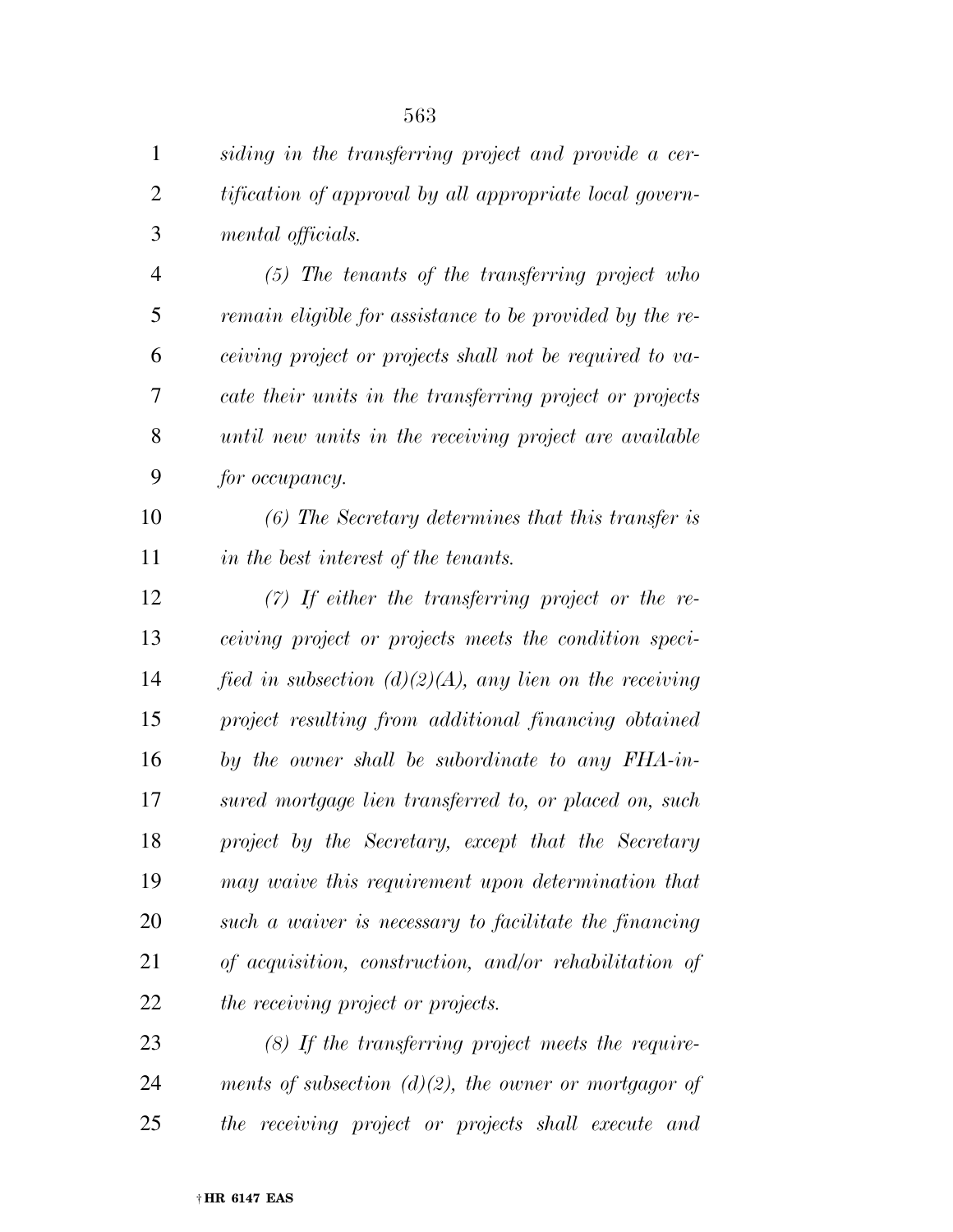*siding in the transferring project and provide a certification of approval by all appropriate local governmental officials.*

*(5) The tenants of the transferring project who remain eligible for assistance to be provided by the receiving project or projects shall not be required to vacate their units in the transferring project or projects until new units in the receiving project are available for occupancy.*

*(6) The Secretary determines that this transfer is in the best interest of the tenants.*

*(7) If either the transferring project or the receiving project or projects meets the condition specified in subsection (d)(2)(A), any lien on the receiving project resulting from additional financing obtained by the owner shall be subordinate to any FHA-insured mortgage lien transferred to, or placed on, such project by the Secretary, except that the Secretary may waive this requirement upon determination that such a waiver is necessary to facilitate the financing of acquisition, construction, and/or rehabilitation of the receiving project or projects.*

*(8) If the transferring project meets the requirements of subsection (d)(2), the owner or mortgagor of the receiving project or projects shall execute and*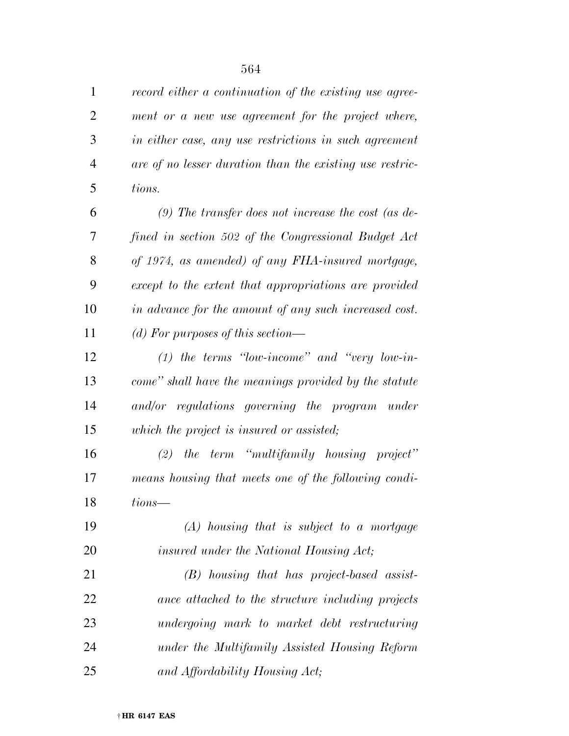*record either a continuation of the existing use agreement or a new use agreement for the project where, in either case, any use restrictions in such agreement are of no lesser duration than the existing use restrictions.*

*(9) The transfer does not increase the cost (as defined in section 502 of the Congressional Budget Act of 1974, as amended) of any FHA-insured mortgage, except to the extent that appropriations are provided in advance for the amount of any such increased cost.*

*(d) For purposes of this section—*

*(1) the terms "low-income" and "very low-income" shall have the meanings provided by the statute and/or regulations governing the program under which the project is insured or assisted;*

*(2) the term "multifamily housing project" means housing that meets one of the following conditions—*

*(A) housing that is subject to a mortgage insured under the National Housing Act;*

*(B) housing that has project-based assistance attached to the structure including projects undergoing mark to market debt restructuring under the Multifamily Assisted Housing Reform and Affordability Housing Act;*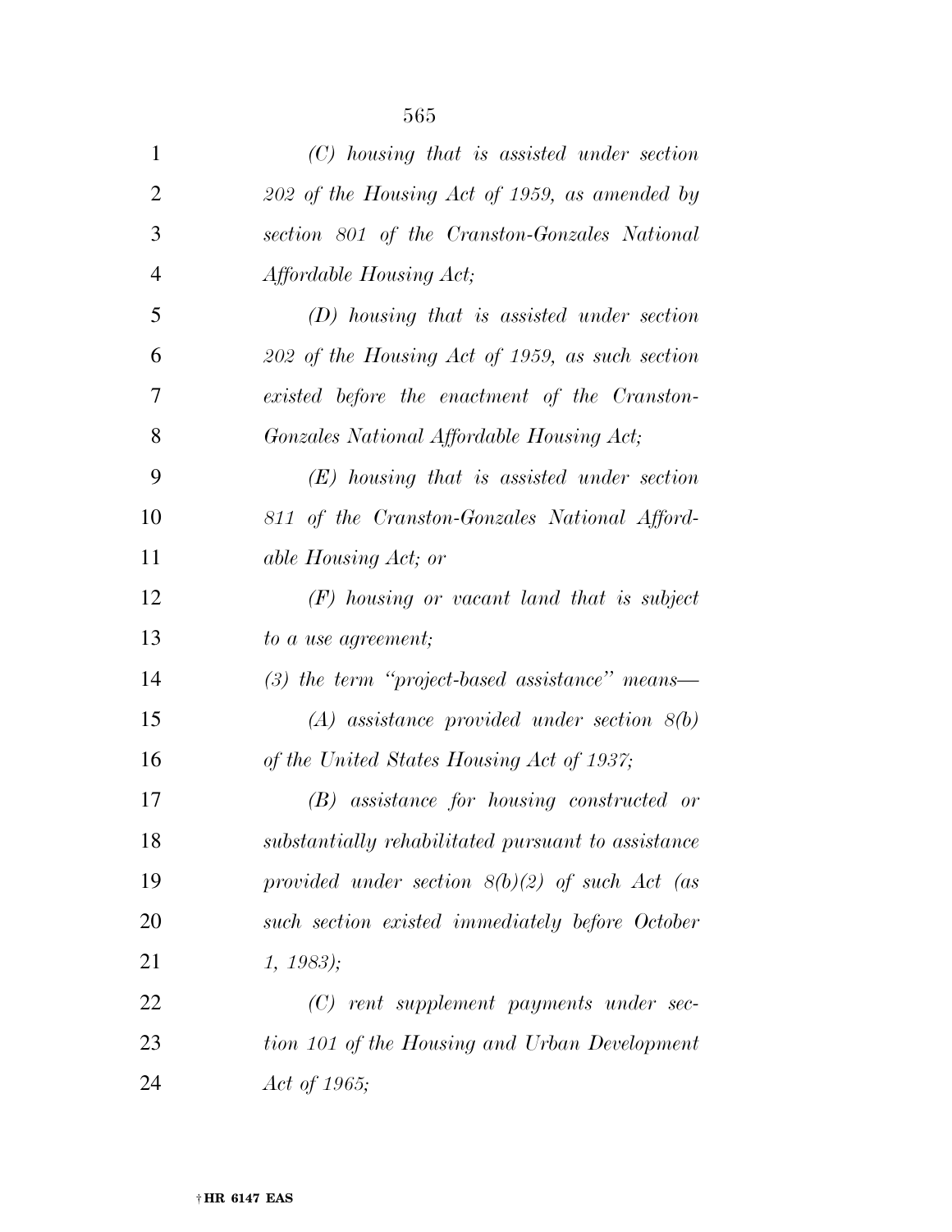*(C) housing that is assisted under section 202 of the Housing Act of 1959, as amended by section 801 of the Cranston-Gonzales National Affordable Housing Act;*

*(D) housing that is assisted under section 202 of the Housing Act of 1959, as such section existed before the enactment of the Cranston-Gonzales National Affordable Housing Act;*

*(E) housing that is assisted under section 811 of the Cranston-Gonzales National Affordable Housing Act; or*

*(F) housing or vacant land that is subject to a use agreement;*

*(3) the term "project-based assistance" means—*

*(A) assistance provided under section 8(b) of the United States Housing Act of 1937;*

*(B) assistance for housing constructed or substantially rehabilitated pursuant to assistance provided under section 8(b)(2) of such Act (as such section existed immediately before October 1, 1983);*

*(C) rent supplement payments under section 101 of the Housing and Urban Development Act of 1965;*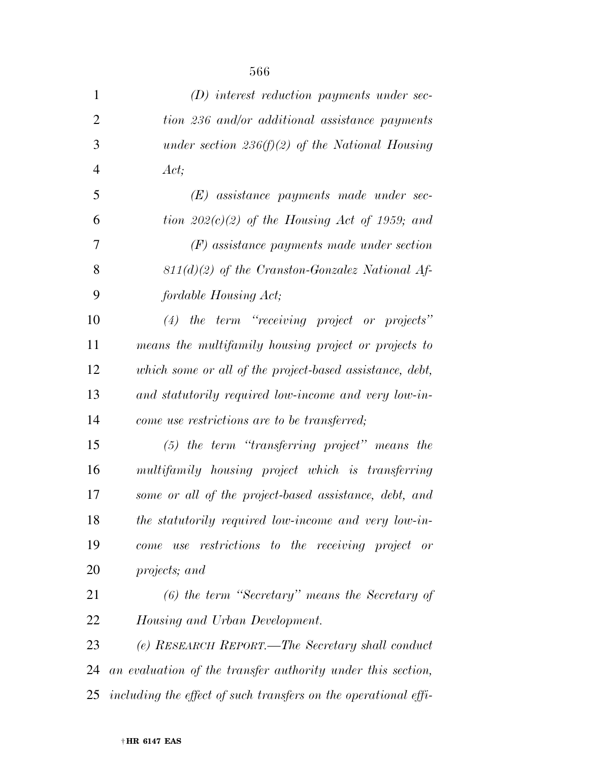*(D) interest reduction payments under section 236 and/or additional assistance payments under section 236(f)(2) of the National Housing Act;*

*(E) assistance payments made under section 202(c)(2) of the Housing Act of 1959; and*

*(F) assistance payments made under section 811(d)(2) of the Cranston-Gonzalez National Affordable Housing Act;*

*(4) the term "receiving project or projects" means the multifamily housing project or projects to which some or all of the project-based assistance, debt, and statutorily required low-income and very low-income use restrictions are to be transferred;*

*(5) the term "transferring project" means the multifamily housing project which is transferring some or all of the project-based assistance, debt, and the statutorily required low-income and very low-income use restrictions to the receiving project or projects; and*

*(6) the term "Secretary" means the Secretary of Housing and Urban Development.*

*(e) RESEARCH REPORT.—The Secretary shall conduct an evaluation of the transfer authority under this section, including the effect of such transfers on the operational effi-*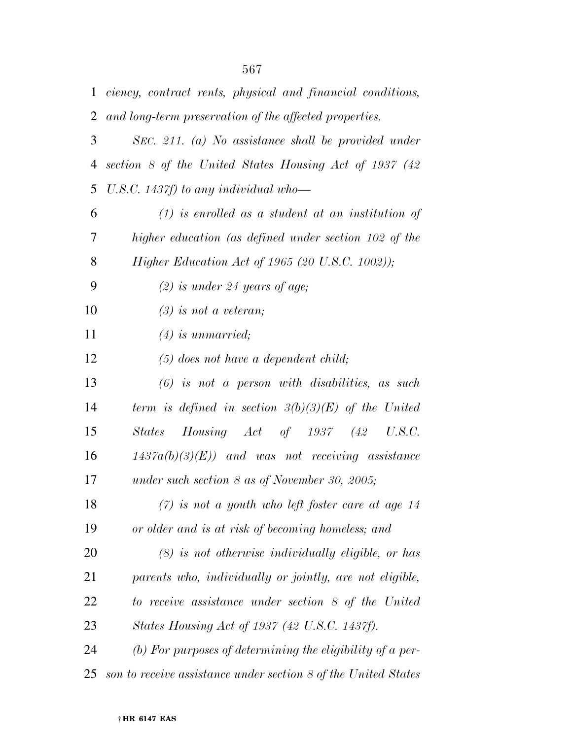*ciency, contract rents, physical and financial conditions, and long-term preservation of the affected properties.*

*SEC. 211. (a) No assistance shall be provided under section 8 of the United States Housing Act of 1937 (42 U.S.C. 1437f) to any individual who—*

*(1) is enrolled as a student at an institution of higher education (as defined under section 102 of the Higher Education Act of 1965 (20 U.S.C. 1002));*

*(2) is under 24 years of age;*

*(3) is not a veteran;*

*(4) is unmarried;*

*(5) does not have a dependent child;*

*(6) is not a person with disabilities, as such term is defined in section 3(b)(3)(E) of the United States Housing Act of 1937 (42 U.S.C. 1437a(b)(3)(E)) and was not receiving assistance under such section 8 as of November 30, 2005;*

*(7) is not a youth who left foster care at age 14 or older and is at risk of becoming homeless; and*

*(8) is not otherwise individually eligible, or has parents who, individually or jointly, are not eligible, to receive assistance under section 8 of the United States Housing Act of 1937 (42 U.S.C. 1437f).*

*(b) For purposes of determining the eligibility of a person to receive assistance under section 8 of the United States*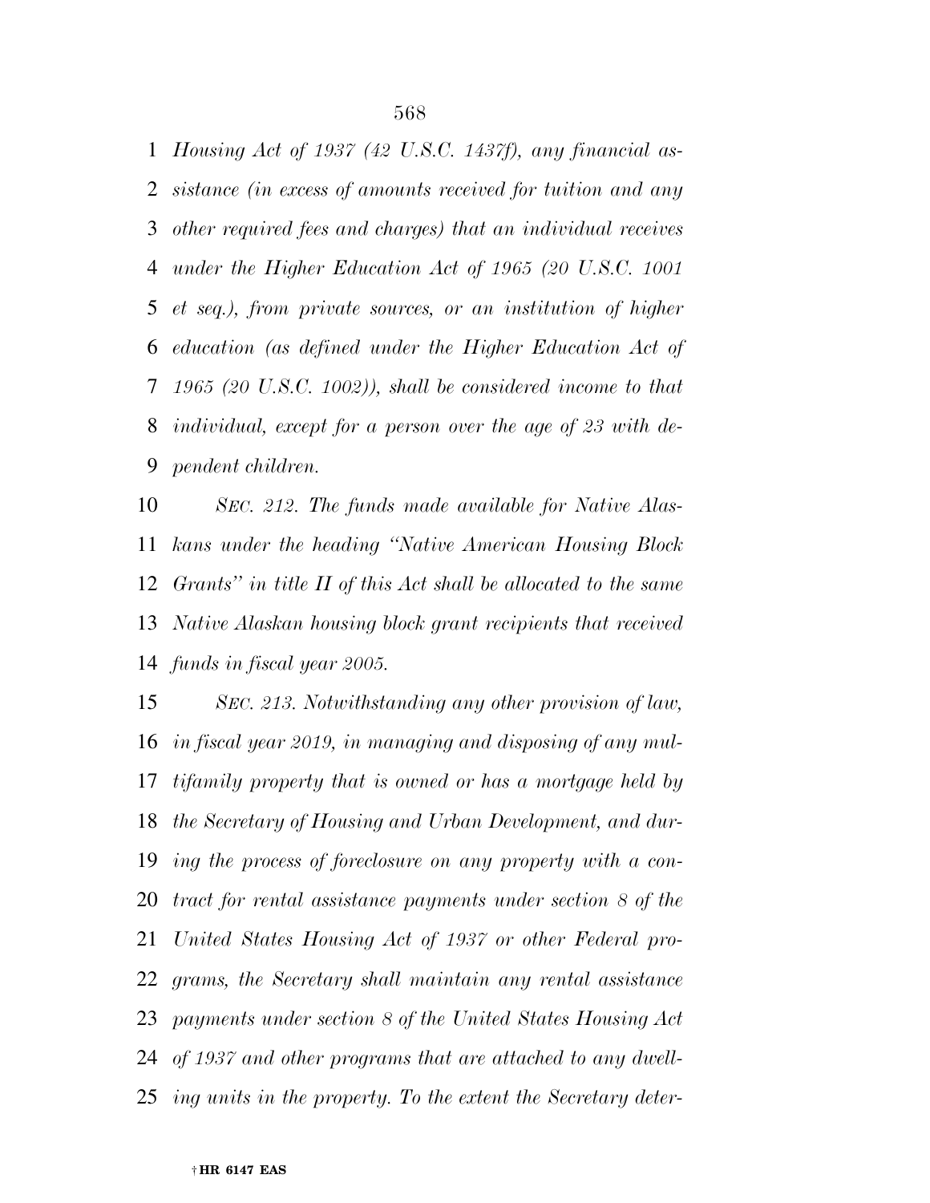*Housing Act of 1937 (42 U.S.C. 1437f), any financial assistance (in excess of amounts received for tuition and any other required fees and charges) that an individual receives under the Higher Education Act of 1965 (20 U.S.C. 1001 et seq.), from private sources, or an institution of higher education (as defined under the Higher Education Act of 1965 (20 U.S.C. 1002)), shall be considered income to that individual, except for a person over the age of 23 with dependent children.*

*SEC. 212. The funds made available for Native Alaskans under the heading "Native American Housing Block Grants" in title II of this Act shall be allocated to the same Native Alaskan housing block grant recipients that received funds in fiscal year 2005.*

*SEC. 213. Notwithstanding any other provision of law, in fiscal year 2019, in managing and disposing of any multifamily property that is owned or has a mortgage held by the Secretary of Housing and Urban Development, and during the process of foreclosure on any property with a contract for rental assistance payments under section 8 of the United States Housing Act of 1937 or other Federal programs, the Secretary shall maintain any rental assistance payments under section 8 of the United States Housing Act of 1937 and other programs that are attached to any dwelling units in the property. To the extent the Secretary deter-*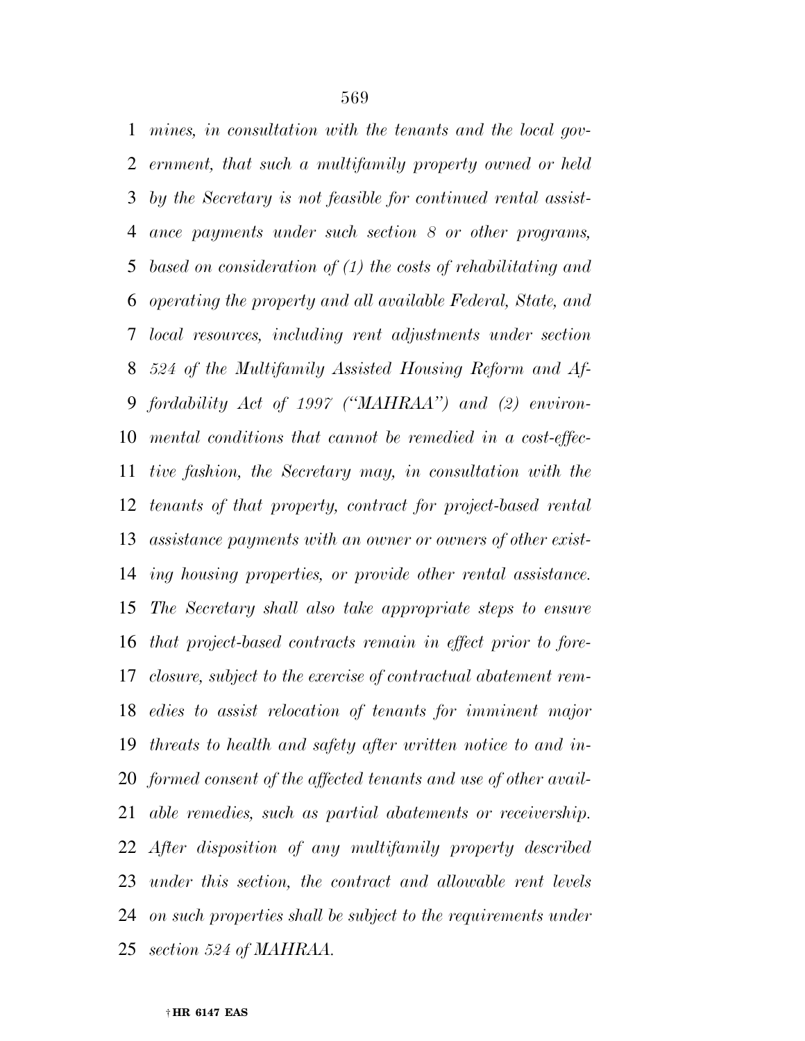*mines, in consultation with the tenants and the local government, that such a multifamily property owned or held by the Secretary is not feasible for continued rental assistance payments under such section 8 or other programs, based on consideration of (1) the costs of rehabilitating and operating the property and all available Federal, State, and local resources, including rent adjustments under section 524 of the Multifamily Assisted Housing Reform and Affordability Act of 1997 ("MAHRAA") and (2) environmental conditions that cannot be remedied in a cost-effective fashion, the Secretary may, in consultation with the tenants of that property, contract for project-based rental assistance payments with an owner or owners of other existing housing properties, or provide other rental assistance. The Secretary shall also take appropriate steps to ensure that project-based contracts remain in effect prior to foreclosure, subject to the exercise of contractual abatement remedies to assist relocation of tenants for imminent major threats to health and safety after written notice to and informed consent of the affected tenants and use of other available remedies, such as partial abatements or receivership. After disposition of any multifamily property described under this section, the contract and allowable rent levels on such properties shall be subject to the requirements under section 524 of MAHRAA.*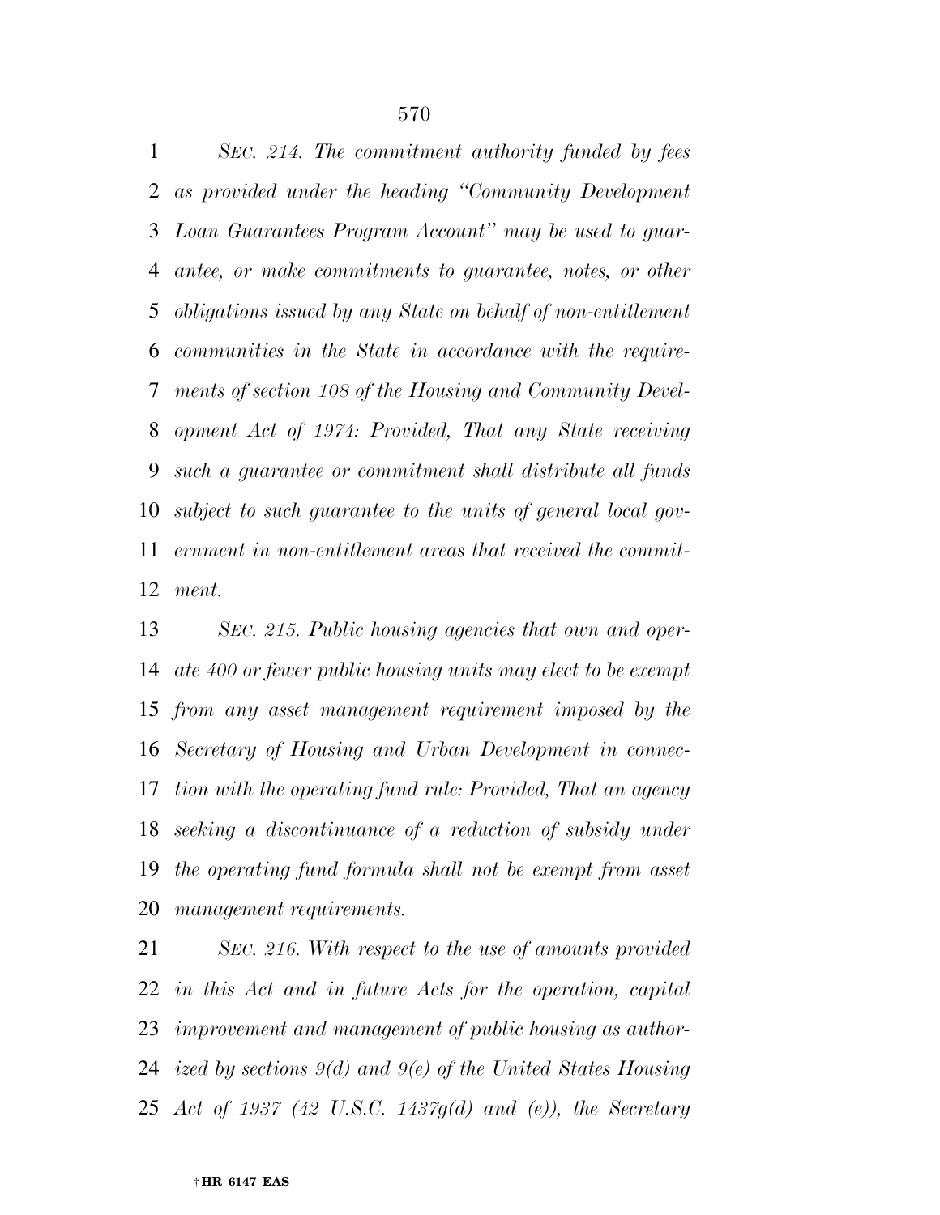*SEC. 214. The commitment authority funded by fees as provided under the heading "Community Development Loan Guarantees Program Account" may be used to guarantee, or make commitments to guarantee, notes, or other obligations issued by any State on behalf of non-entitlement communities in the State in accordance with the requirements of section 108 of the Housing and Community Development Act of 1974: Provided, That any State receiving such a guarantee or commitment shall distribute all funds subject to such guarantee to the units of general local government in non-entitlement areas that received the commitment.*

*SEC. 215. Public housing agencies that own and operate 400 or fewer public housing units may elect to be exempt from any asset management requirement imposed by the Secretary of Housing and Urban Development in connection with the operating fund rule: Provided, That an agency seeking a discontinuance of a reduction of subsidy under the operating fund formula shall not be exempt from asset management requirements.*

*SEC. 216. With respect to the use of amounts provided in this Act and in future Acts for the operation, capital improvement and management of public housing as authorized by sections 9(d) and 9(e) of the United States Housing Act of 1937 (42 U.S.C. 1437g(d) and (e)), the Secretary*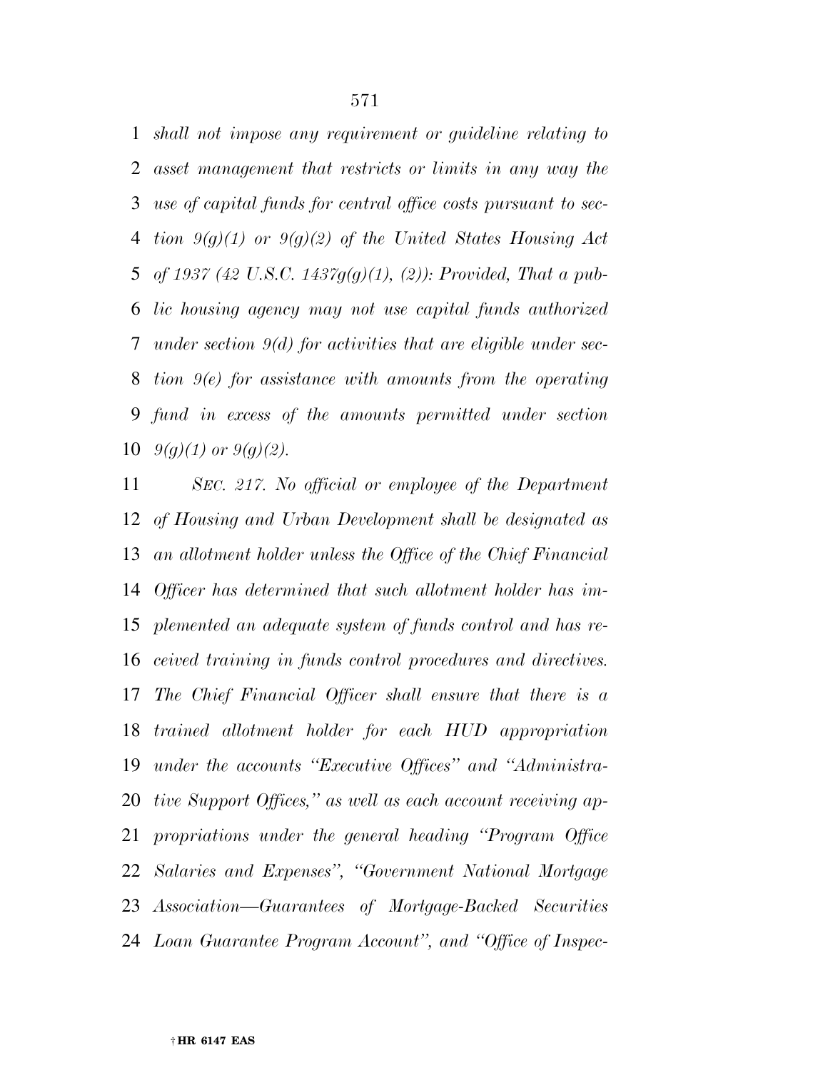*shall not impose any requirement or guideline relating to asset management that restricts or limits in any way the use of capital funds for central office costs pursuant to section 9(g)(1) or 9(g)(2) of the United States Housing Act of 1937 (42 U.S.C. 1437g(g)(1), (2)): Provided, That a public housing agency may not use capital funds authorized under section 9(d) for activities that are eligible under section 9(e) for assistance with amounts from the operating fund in excess of the amounts permitted under section 9(g)(1) or 9(g)(2).*

*SEC. 217. No official or employee of the Department of Housing and Urban Development shall be designated as an allotment holder unless the Office of the Chief Financial Officer has determined that such allotment holder has implemented an adequate system of funds control and has received training in funds control procedures and directives. The Chief Financial Officer shall ensure that there is a trained allotment holder for each HUD appropriation under the accounts "Executive Offices" and "Administrative Support Offices," as well as each account receiving appropriations under the general heading "Program Office Salaries and Expenses", "Government National Mortgage Association—Guarantees of Mortgage-Backed Securities Loan Guarantee Program Account", and "Office of Inspec-*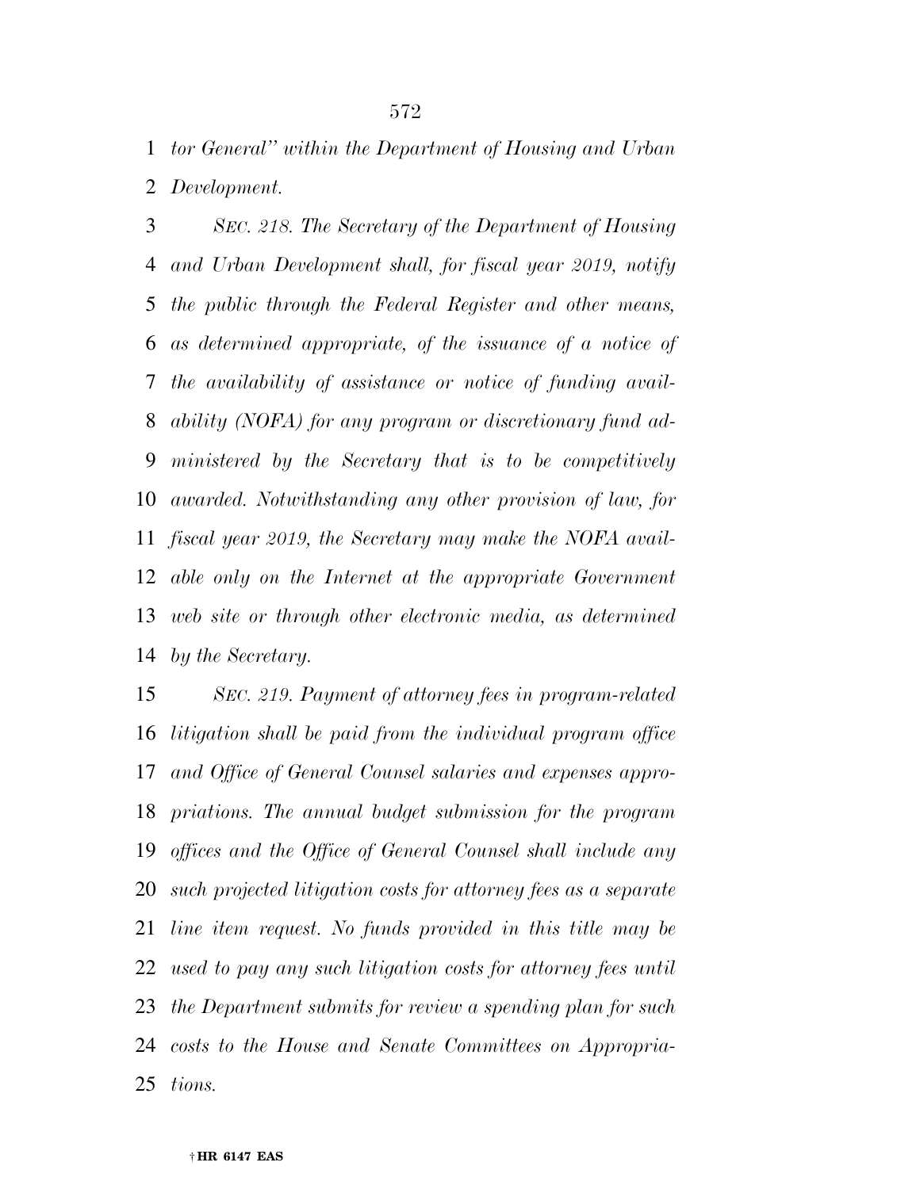*tor General'' within the Department of Housing and Urban Development.*

*SEC. 218. The Secretary of the Department of Housing and Urban Development shall, for fiscal year 2019, notify the public through the Federal Register and other means, as determined appropriate, of the issuance of a notice of the availability of assistance or notice of funding availability (NOFA) for any program or discretionary fund administered by the Secretary that is to be competitively awarded. Notwithstanding any other provision of law, for fiscal year 2019, the Secretary may make the NOFA available only on the Internet at the appropriate Government web site or through other electronic media, as determined by the Secretary.*

*SEC. 219. Payment of attorney fees in program-related litigation shall be paid from the individual program office and Office of General Counsel salaries and expenses appropriations. The annual budget submission for the program offices and the Office of General Counsel shall include any such projected litigation costs for attorney fees as a separate line item request. No funds provided in this title may be used to pay any such litigation costs for attorney fees until the Department submits for review a spending plan for such costs to the House and Senate Committees on Appropriations.*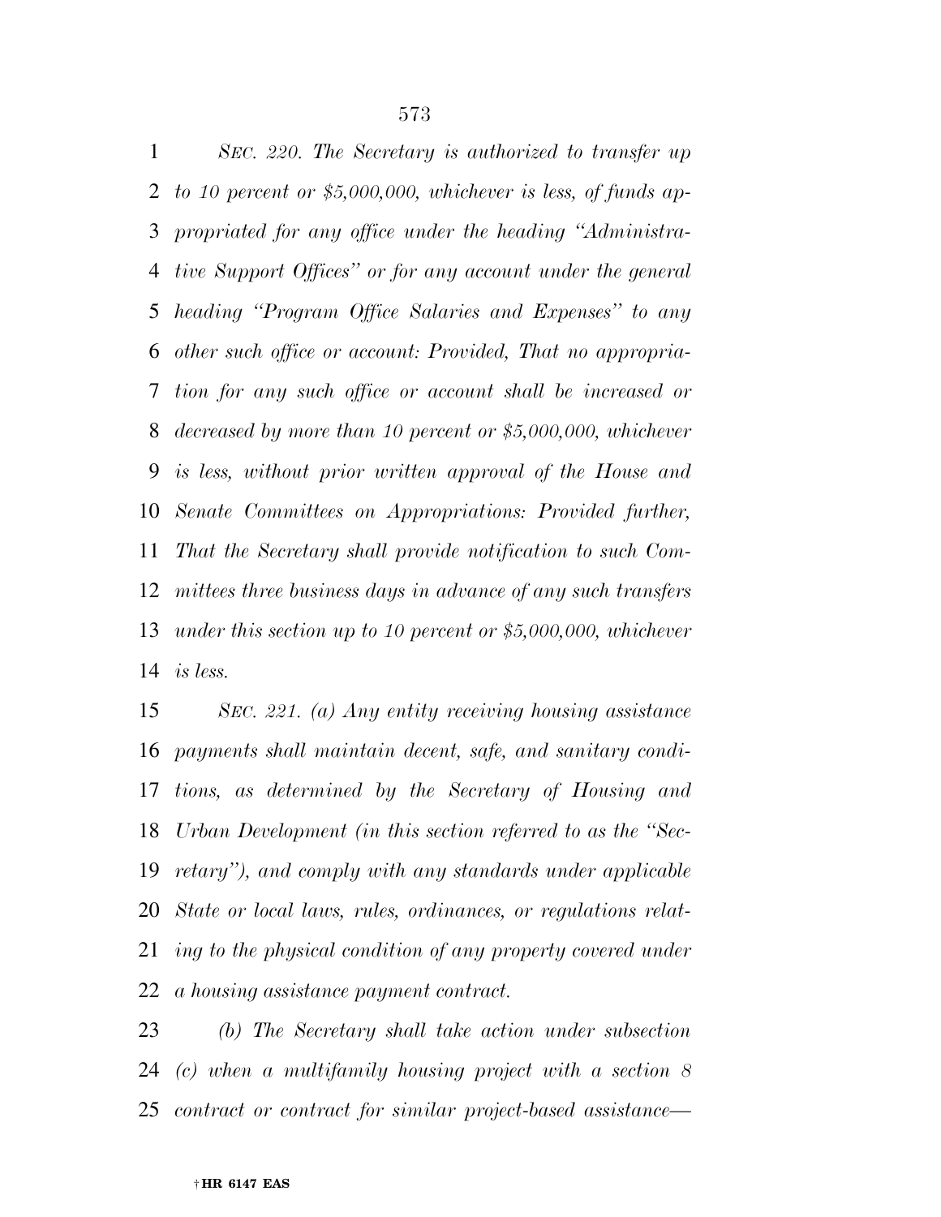*SEC. 220. The Secretary is authorized to transfer up to 10 percent or $5,000,000, whichever is less, of funds appropriated for any office under the heading "Administrative Support Offices" or for any account under the general heading "Program Office Salaries and Expenses" to any other such office or account: Provided, That no appropriation for any such office or account shall be increased or decreased by more than 10 percent or $5,000,000, whichever is less, without prior written approval of the House and Senate Committees on Appropriations: Provided further, That the Secretary shall provide notification to such Committees three business days in advance of any such transfers under this section up to 10 percent or $5,000,000, whichever is less.*

*SEC. 221. (a) Any entity receiving housing assistance payments shall maintain decent, safe, and sanitary conditions, as determined by the Secretary of Housing and Urban Development (in this section referred to as the "Secretary"), and comply with any standards under applicable State or local laws, rules, ordinances, or regulations relating to the physical condition of any property covered under a housing assistance payment contract.*

*(b) The Secretary shall take action under subsection (c) when a multifamily housing project with a section 8 contract or contract for similar project-based assistance—*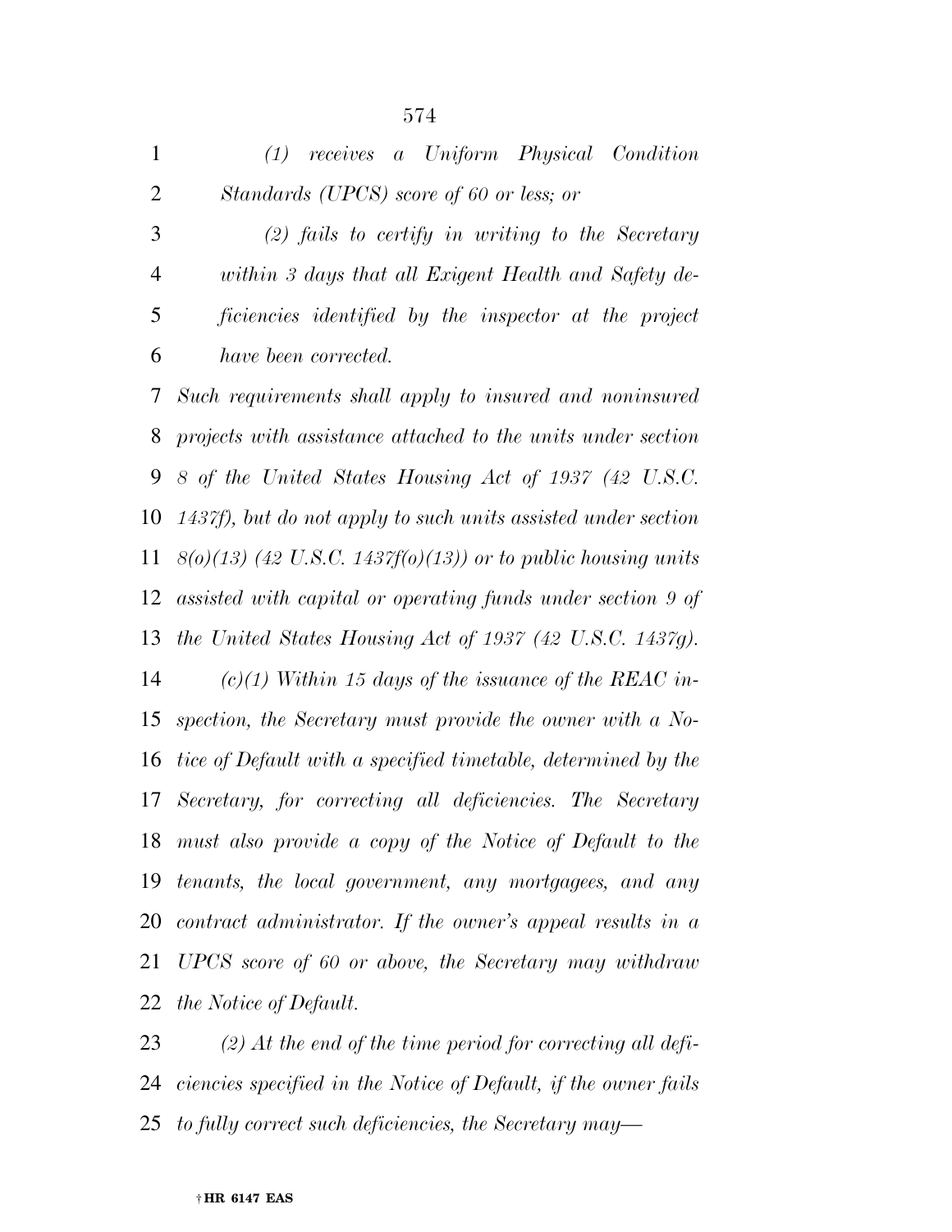*(1) receives a Uniform Physical Condition Standards (UPCS) score of 60 or less; or*

*(2) fails to certify in writing to the Secretary within 3 days that all Exigent Health and Safety deficiencies identified by the inspector at the project have been corrected.*

*Such requirements shall apply to insured and noninsured projects with assistance attached to the units under section 8 of the United States Housing Act of 1937 (42 U.S.C. 1437f), but do not apply to such units assisted under section 8(o)(13) (42 U.S.C. 1437f(o)(13)) or to public housing units assisted with capital or operating funds under section 9 of the United States Housing Act of 1937 (42 U.S.C. 1437g).*

*(c)(1) Within 15 days of the issuance of the REAC inspection, the Secretary must provide the owner with a Notice of Default with a specified timetable, determined by the Secretary, for correcting all deficiencies. The Secretary must also provide a copy of the Notice of Default to the tenants, the local government, any mortgagees, and any contract administrator. If the owner's appeal results in a UPCS score of 60 or above, the Secretary may withdraw the Notice of Default.*

*(2) At the end of the time period for correcting all deficiencies specified in the Notice of Default, if the owner fails to fully correct such deficiencies, the Secretary may—*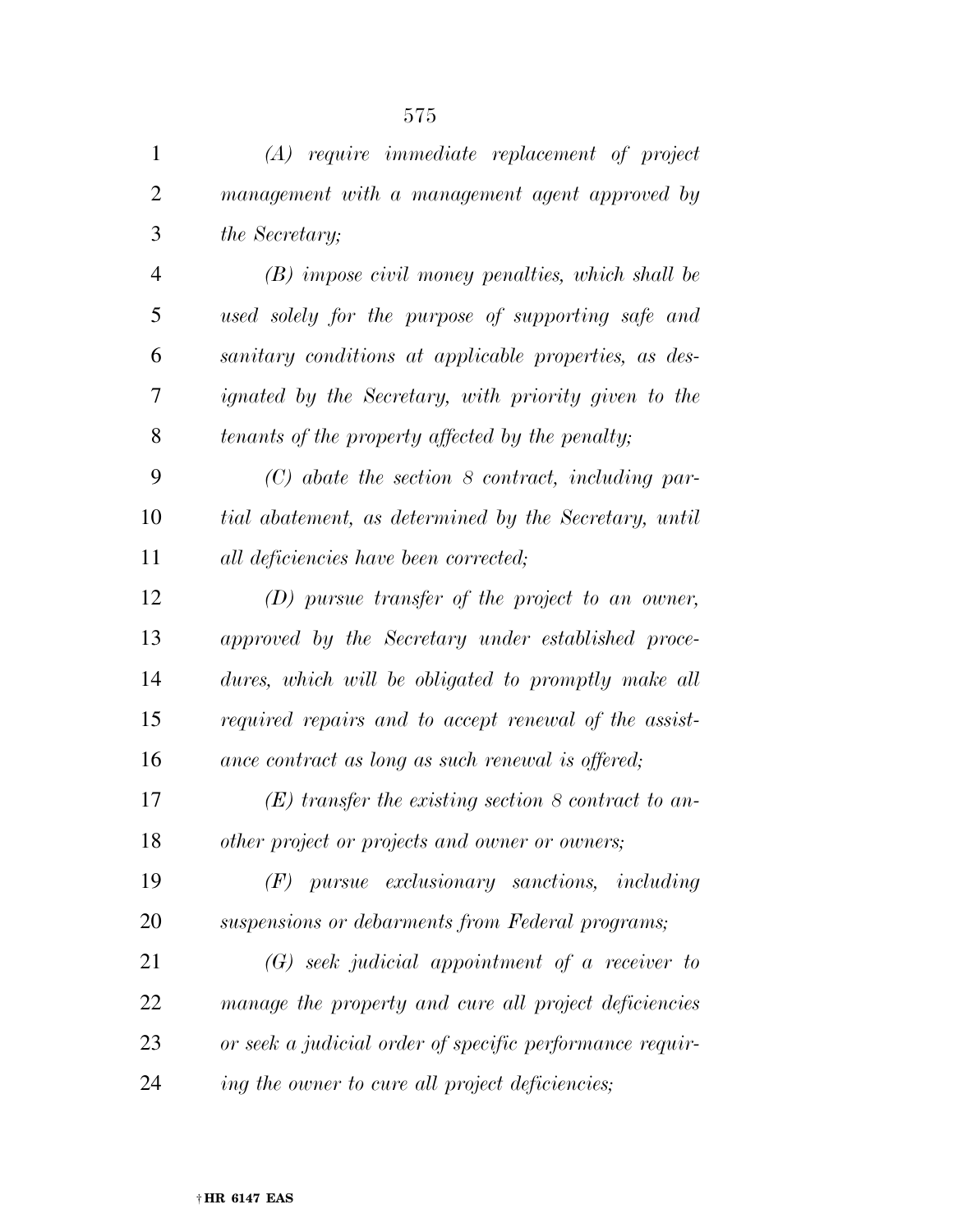*(A) require immediate replacement of project management with a management agent approved by the Secretary;*

*(B) impose civil money penalties, which shall be used solely for the purpose of supporting safe and sanitary conditions at applicable properties, as designated by the Secretary, with priority given to the tenants of the property affected by the penalty;*

*(C) abate the section 8 contract, including partial abatement, as determined by the Secretary, until all deficiencies have been corrected;*

*(D) pursue transfer of the project to an owner, approved by the Secretary under established procedures, which will be obligated to promptly make all required repairs and to accept renewal of the assistance contract as long as such renewal is offered;*

*(E) transfer the existing section 8 contract to another project or projects and owner or owners;*

*(F) pursue exclusionary sanctions, including suspensions or debarments from Federal programs;*

*(G) seek judicial appointment of a receiver to manage the property and cure all project deficiencies or seek a judicial order of specific performance requiring the owner to cure all project deficiencies;*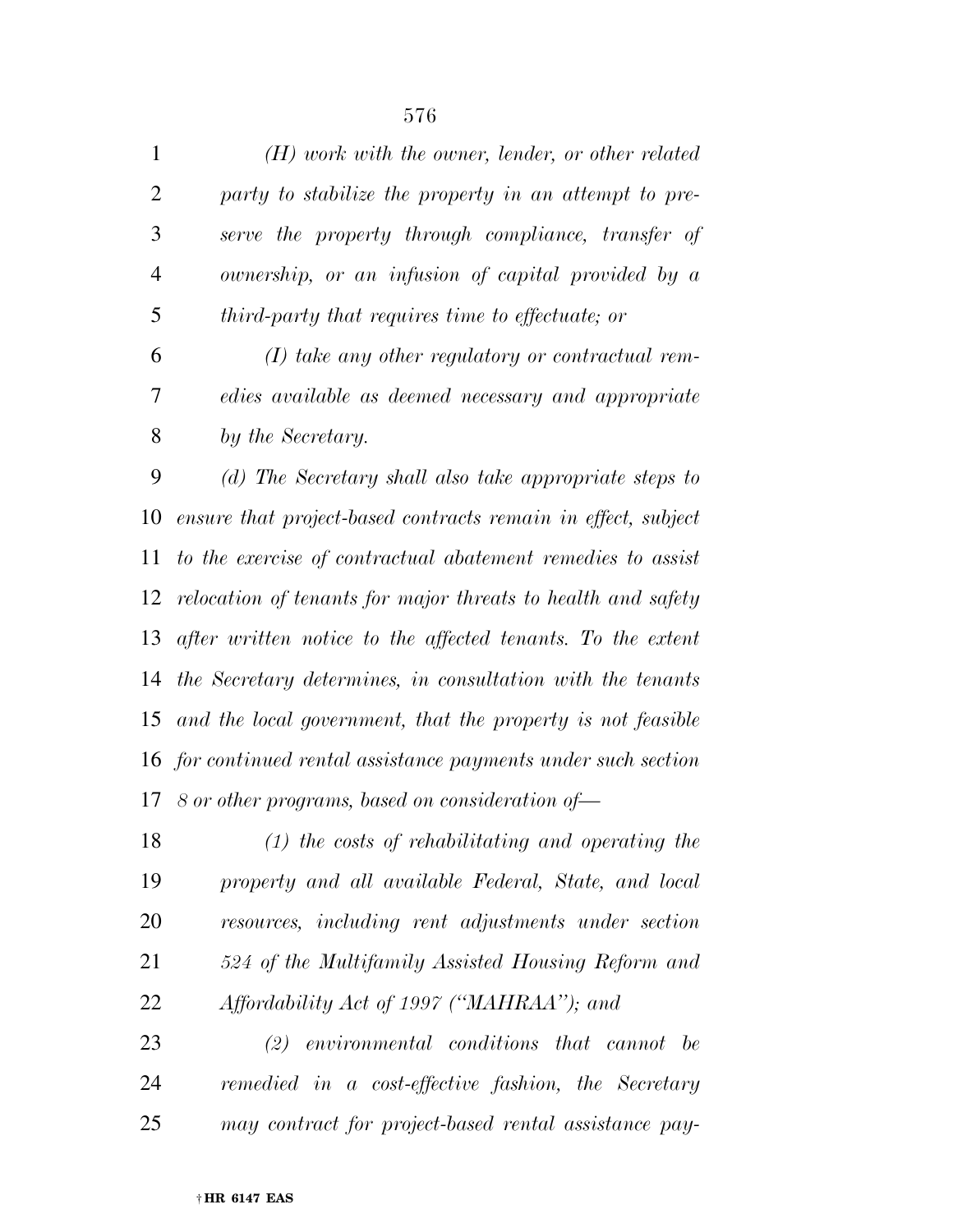*(H) work with the owner, lender, or other related party to stabilize the property in an attempt to preserve the property through compliance, transfer of ownership, or an infusion of capital provided by a third-party that requires time to effectuate; or*

*(I) take any other regulatory or contractual remedies available as deemed necessary and appropriate by the Secretary.*

*(d) The Secretary shall also take appropriate steps to ensure that project-based contracts remain in effect, subject to the exercise of contractual abatement remedies to assist relocation of tenants for major threats to health and safety after written notice to the affected tenants. To the extent the Secretary determines, in consultation with the tenants and the local government, that the property is not feasible for continued rental assistance payments under such section 8 or other programs, based on consideration of—*

*(1) the costs of rehabilitating and operating the property and all available Federal, State, and local resources, including rent adjustments under section 524 of the Multifamily Assisted Housing Reform and Affordability Act of 1997 ("MAHRAA"); and*

*(2) environmental conditions that cannot be remedied in a cost-effective fashion, the Secretary may contract for project-based rental assistance pay-*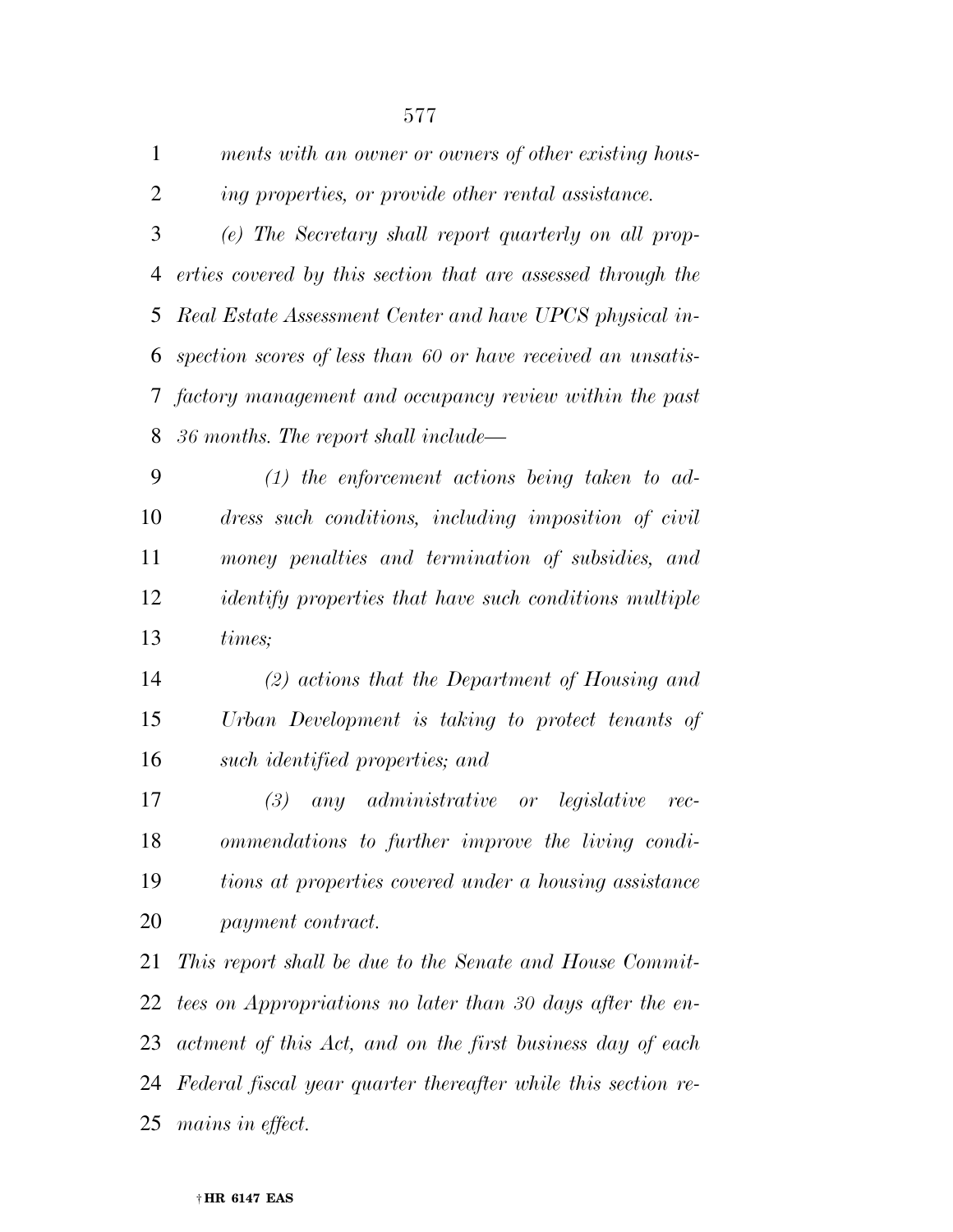*ments with an owner or owners of other existing housing properties, or provide other rental assistance.*

*(e) The Secretary shall report quarterly on all properties covered by this section that are assessed through the Real Estate Assessment Center and have UPCS physical inspection scores of less than 60 or have received an unsatisfactory management and occupancy review within the past 36 months. The report shall include—*

*(1) the enforcement actions being taken to address such conditions, including imposition of civil money penalties and termination of subsidies, and identify properties that have such conditions multiple times;*

*(2) actions that the Department of Housing and Urban Development is taking to protect tenants of such identified properties; and*

*(3) any administrative or legislative recommendations to further improve the living conditions at properties covered under a housing assistance payment contract.*

*This report shall be due to the Senate and House Committees on Appropriations no later than 30 days after the enactment of this Act, and on the first business day of each Federal fiscal year quarter thereafter while this section remains in effect.*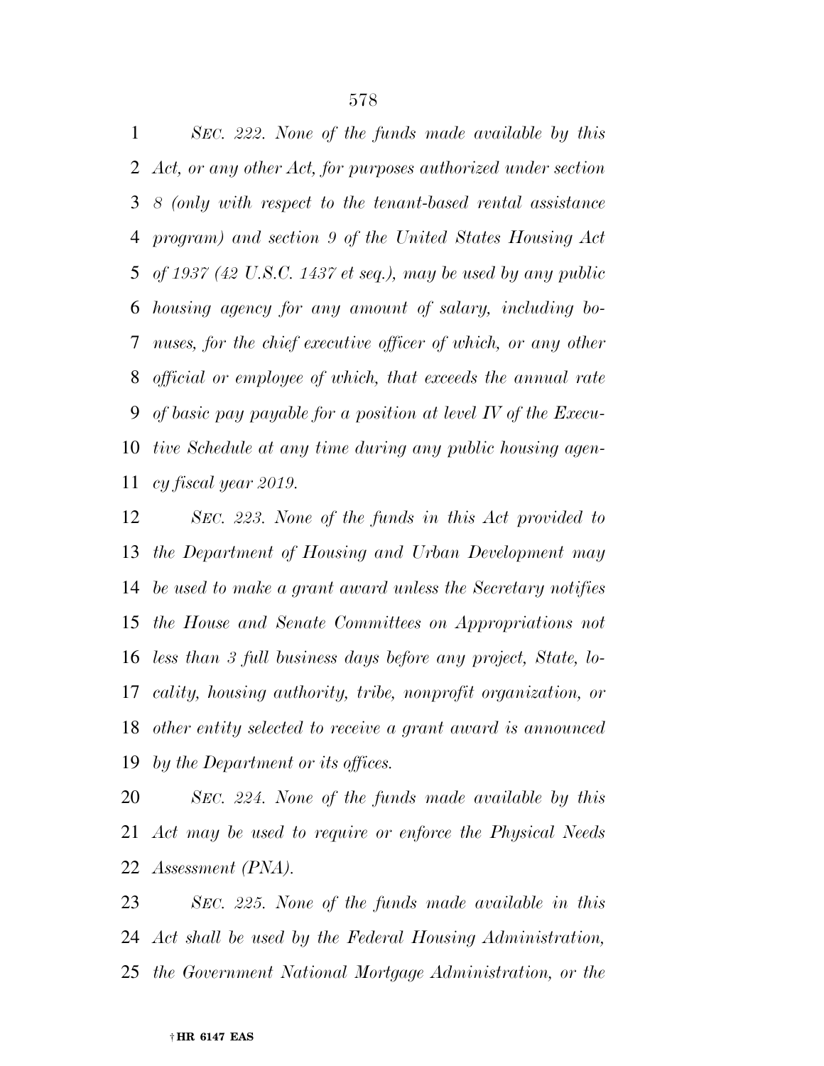*SEC. 222. None of the funds made available by this Act, or any other Act, for purposes authorized under section 8 (only with respect to the tenant-based rental assistance program) and section 9 of the United States Housing Act of 1937 (42 U.S.C. 1437 et seq.), may be used by any public housing agency for any amount of salary, including bonuses, for the chief executive officer of which, or any other official or employee of which, that exceeds the annual rate of basic pay payable for a position at level IV of the Executive Schedule at any time during any public housing agency fiscal year 2019.*

*SEC. 223. None of the funds in this Act provided to the Department of Housing and Urban Development may be used to make a grant award unless the Secretary notifies the House and Senate Committees on Appropriations not less than 3 full business days before any project, State, locality, housing authority, tribe, nonprofit organization, or other entity selected to receive a grant award is announced by the Department or its offices.*

*SEC. 224. None of the funds made available by this Act may be used to require or enforce the Physical Needs Assessment (PNA).*

*SEC. 225. None of the funds made available in this Act shall be used by the Federal Housing Administration, the Government National Mortgage Administration, or the*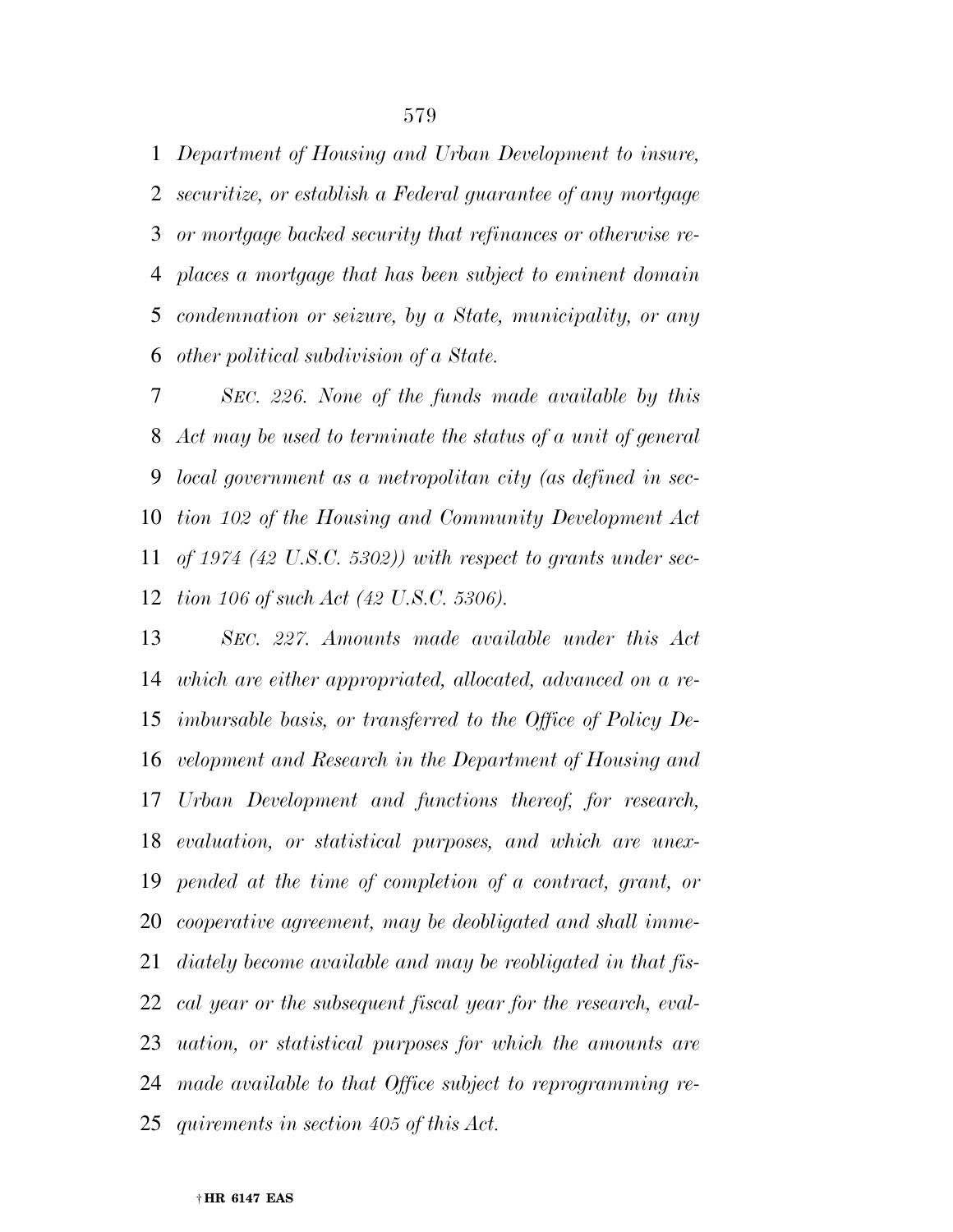*Department of Housing and Urban Development to insure, securitize, or establish a Federal guarantee of any mortgage or mortgage backed security that refinances or otherwise replaces a mortgage that has been subject to eminent domain condemnation or seizure, by a State, municipality, or any other political subdivision of a State.*

*SEC. 226. None of the funds made available by this Act may be used to terminate the status of a unit of general local government as a metropolitan city (as defined in section 102 of the Housing and Community Development Act of 1974 (42 U.S.C. 5302)) with respect to grants under section 106 of such Act (42 U.S.C. 5306).*

*SEC. 227. Amounts made available under this Act which are either appropriated, allocated, advanced on a reimbursable basis, or transferred to the Office of Policy Development and Research in the Department of Housing and Urban Development and functions thereof, for research, evaluation, or statistical purposes, and which are unexpended at the time of completion of a contract, grant, or cooperative agreement, may be deobligated and shall immediately become available and may be reobligated in that fiscal year or the subsequent fiscal year for the research, evaluation, or statistical purposes for which the amounts are made available to that Office subject to reprogramming requirements in section 405 of this Act.*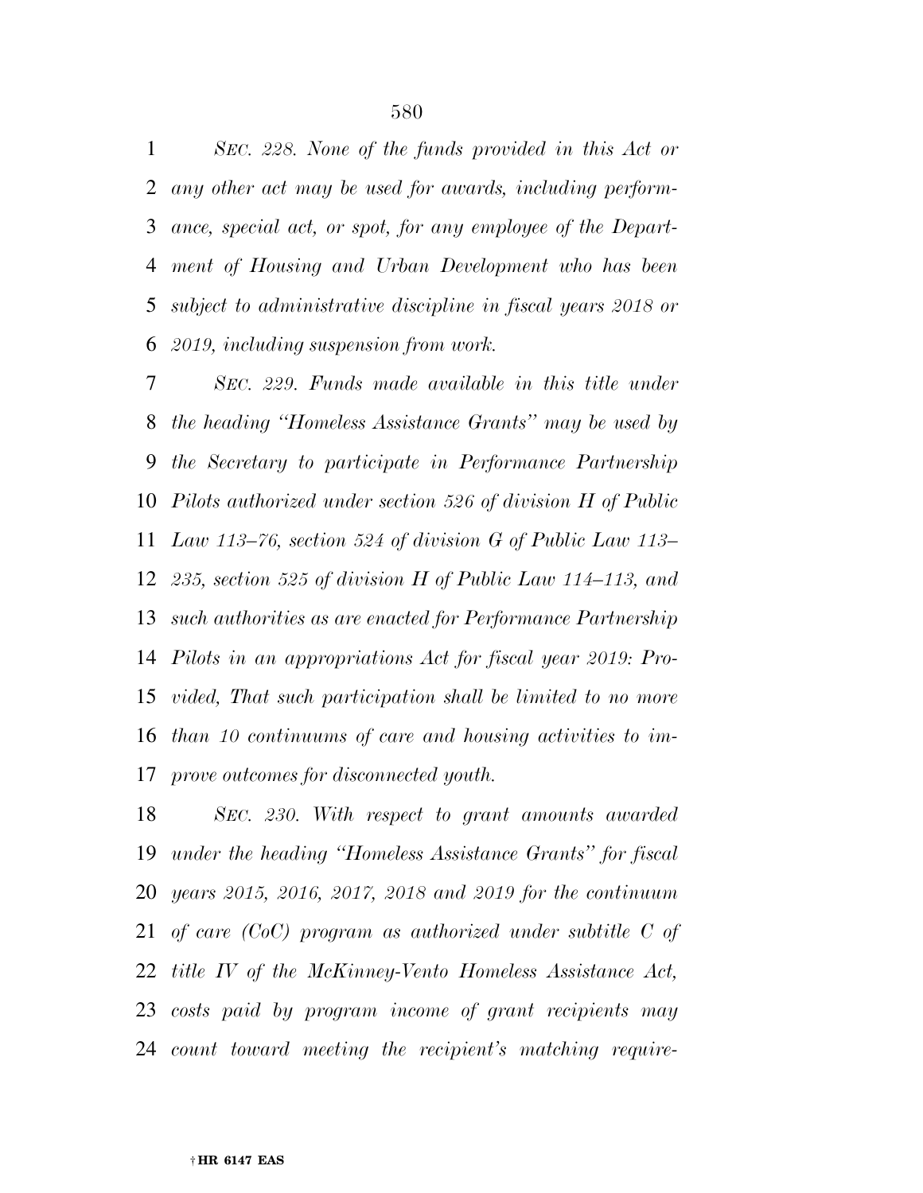*SEC. 228. None of the funds provided in this Act or any other act may be used for awards, including performance, special act, or spot, for any employee of the Department of Housing and Urban Development who has been subject to administrative discipline in fiscal years 2018 or 2019, including suspension from work.*

*SEC. 229. Funds made available in this title under the heading "Homeless Assistance Grants" may be used by the Secretary to participate in Performance Partnership Pilots authorized under section 526 of division H of Public Law 113–76, section 524 of division G of Public Law 113–235, section 525 of division H of Public Law 114–113, and such authorities as are enacted for Performance Partnership Pilots in an appropriations Act for fiscal year 2019: Provided, That such participation shall be limited to no more than 10 continuums of care and housing activities to improve outcomes for disconnected youth.*

*SEC. 230. With respect to grant amounts awarded under the heading "Homeless Assistance Grants" for fiscal years 2015, 2016, 2017, 2018 and 2019 for the continuum of care (CoC) program as authorized under subtitle C of title IV of the McKinney-Vento Homeless Assistance Act, costs paid by program income of grant recipients may count toward meeting the recipient's matching require-*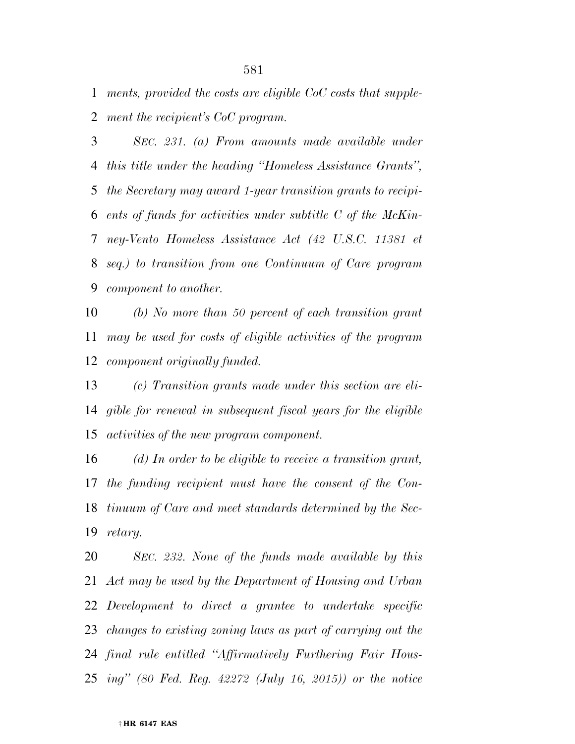*ments, provided the costs are eligible CoC costs that supplement the recipient's CoC program.*

*SEC. 231. (a) From amounts made available under this title under the heading "Homeless Assistance Grants", the Secretary may award 1-year transition grants to recipients of funds for activities under subtitle C of the McKinney-Vento Homeless Assistance Act (42 U.S.C. 11381 et seq.) to transition from one Continuum of Care program component to another.*

*(b) No more than 50 percent of each transition grant may be used for costs of eligible activities of the program component originally funded.*

*(c) Transition grants made under this section are eligible for renewal in subsequent fiscal years for the eligible activities of the new program component.*

*(d) In order to be eligible to receive a transition grant, the funding recipient must have the consent of the Continuum of Care and meet standards determined by the Secretary.*

*SEC. 232. None of the funds made available by this Act may be used by the Department of Housing and Urban Development to direct a grantee to undertake specific changes to existing zoning laws as part of carrying out the final rule entitled "Affirmatively Furthering Fair Housing" (80 Fed. Reg. 42272 (July 16, 2015)) or the notice*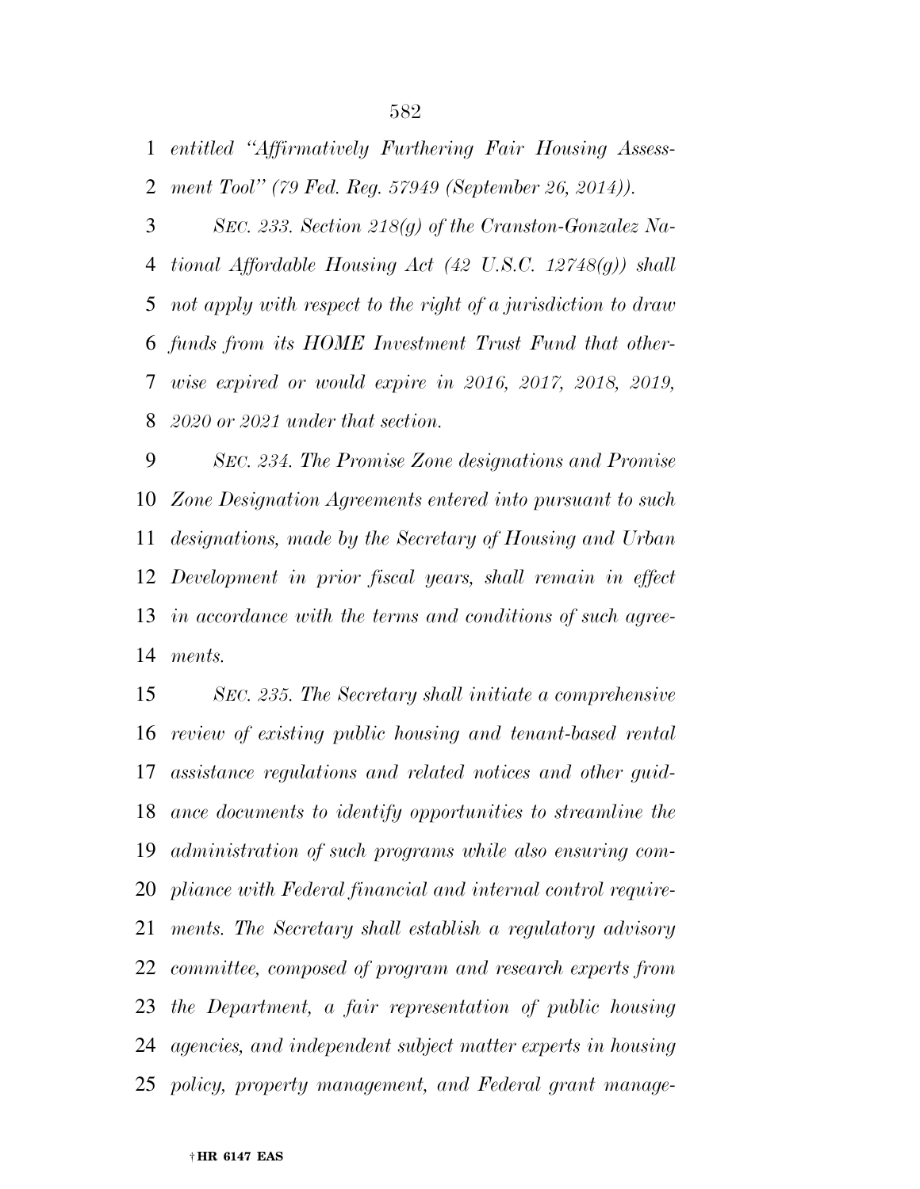*entitled "Affirmatively Furthering Fair Housing Assessment Tool" (79 Fed. Reg. 57949 (September 26, 2014)).*

*SEC. 233. Section 218(g) of the Cranston-Gonzalez National Affordable Housing Act (42 U.S.C. 12748(g)) shall not apply with respect to the right of a jurisdiction to draw funds from its HOME Investment Trust Fund that otherwise expired or would expire in 2016, 2017, 2018, 2019, 2020 or 2021 under that section.*

*SEC. 234. The Promise Zone designations and Promise Zone Designation Agreements entered into pursuant to such designations, made by the Secretary of Housing and Urban Development in prior fiscal years, shall remain in effect in accordance with the terms and conditions of such agreements.*

*SEC. 235. The Secretary shall initiate a comprehensive review of existing public housing and tenant-based rental assistance regulations and related notices and other guidance documents to identify opportunities to streamline the administration of such programs while also ensuring compliance with Federal financial and internal control requirements. The Secretary shall establish a regulatory advisory committee, composed of program and research experts from the Department, a fair representation of public housing agencies, and independent subject matter experts in housing policy, property management, and Federal grant manage-*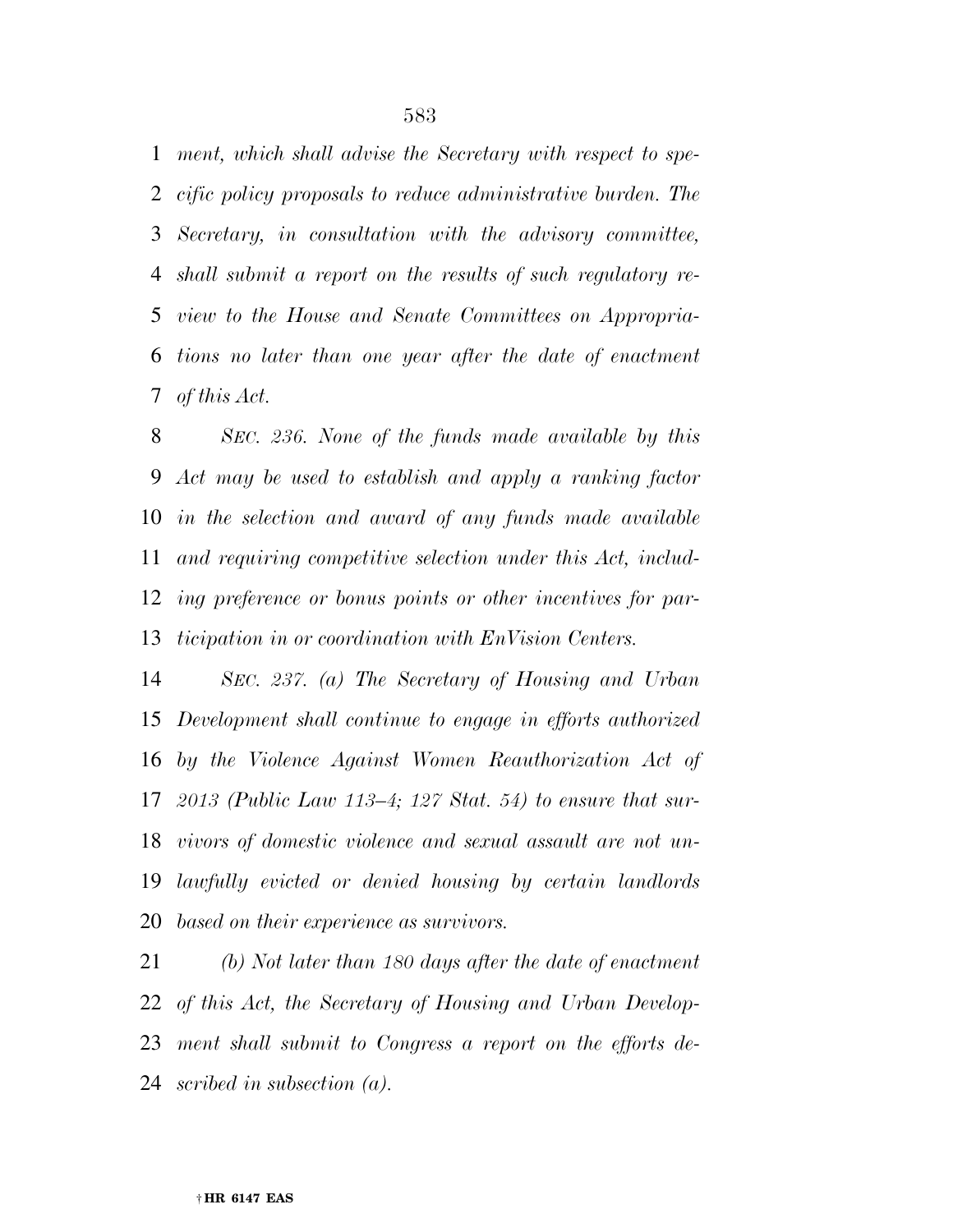*ment, which shall advise the Secretary with respect to specific policy proposals to reduce administrative burden. The Secretary, in consultation with the advisory committee, shall submit a report on the results of such regulatory review to the House and Senate Committees on Appropriations no later than one year after the date of enactment of this Act.*

*SEC. 236. None of the funds made available by this Act may be used to establish and apply a ranking factor in the selection and award of any funds made available and requiring competitive selection under this Act, including preference or bonus points or other incentives for participation in or coordination with EnVision Centers.*

*SEC. 237. (a) The Secretary of Housing and Urban Development shall continue to engage in efforts authorized by the Violence Against Women Reauthorization Act of 2013 (Public Law 113–4; 127 Stat. 54) to ensure that survivors of domestic violence and sexual assault are not unlawfully evicted or denied housing by certain landlords based on their experience as survivors.*

*(b) Not later than 180 days after the date of enactment of this Act, the Secretary of Housing and Urban Development shall submit to Congress a report on the efforts described in subsection (a).*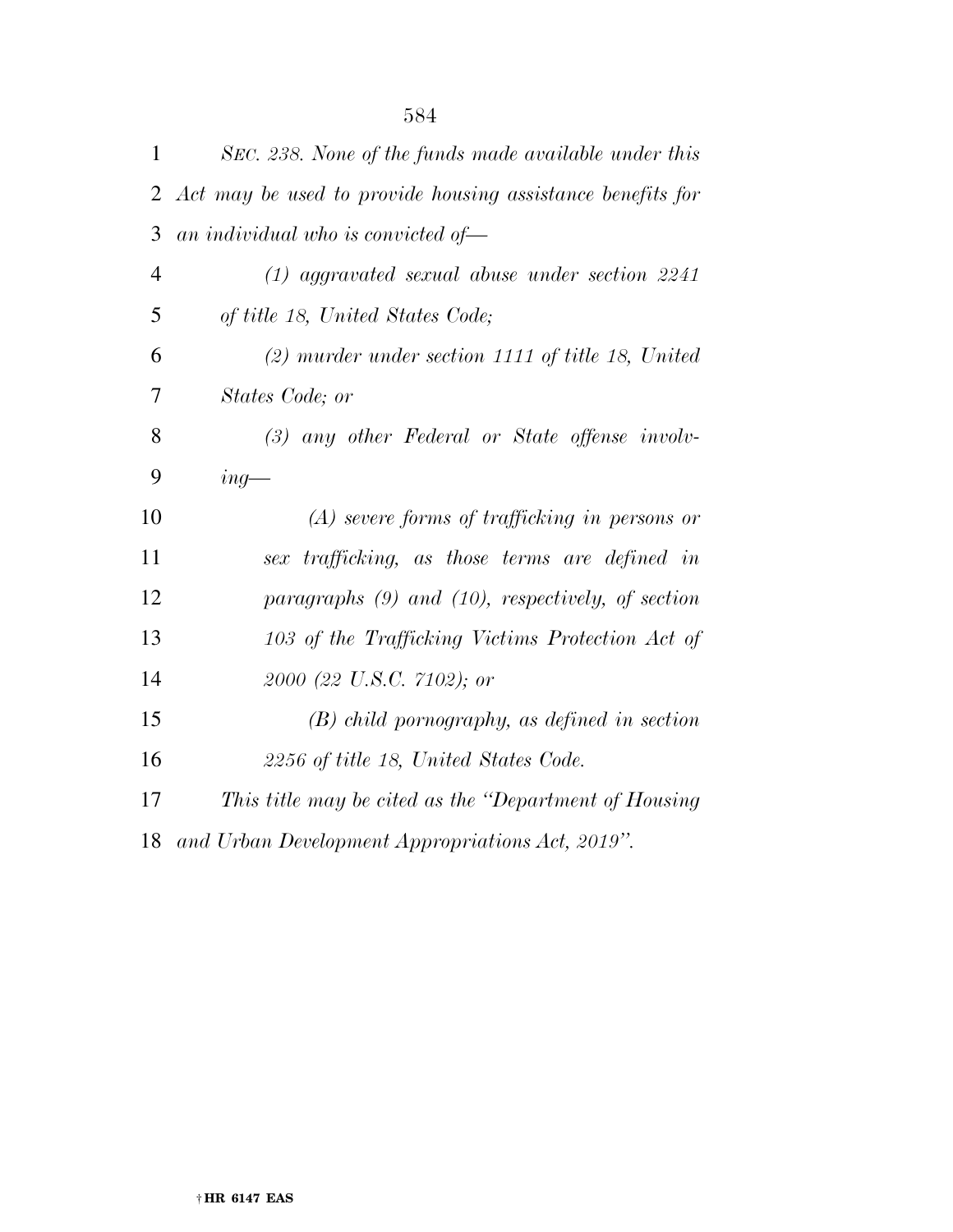*SEC. 238. None of the funds made available under this Act may be used to provide housing assistance benefits for an individual who is convicted of—*

*(1) aggravated sexual abuse under section 2241 of title 18, United States Code;*

*(2) murder under section 1111 of title 18, United States Code; or*

*(3) any other Federal or State offense involving—*

*(A) severe forms of trafficking in persons or sex trafficking, as those terms are defined in paragraphs (9) and (10), respectively, of section 103 of the Trafficking Victims Protection Act of 2000 (22 U.S.C. 7102); or*

*(B) child pornography, as defined in section 2256 of title 18, United States Code.*

*This title may be cited as the "Department of Housing and Urban Development Appropriations Act, 2019".*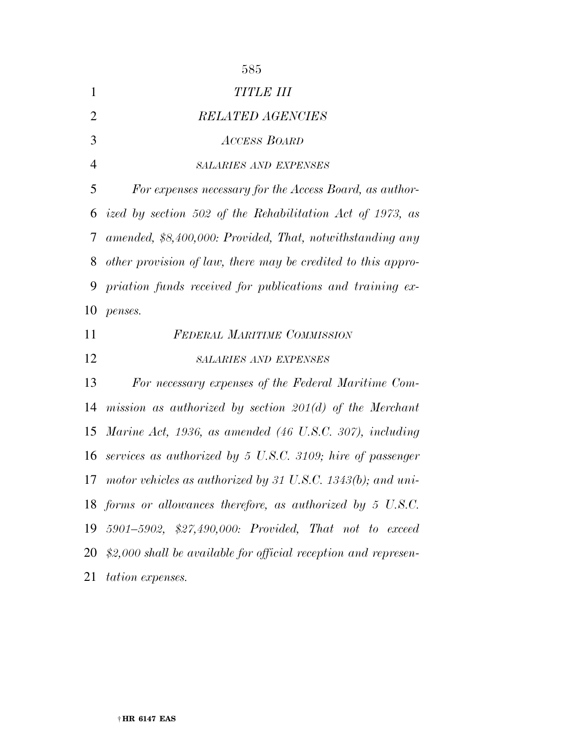# *TITLE III*

## *RELATED AGENCIES*

### *ACCESS BOARD*

#### *SALARIES AND EXPENSES*

*For expenses necessary for the Access Board, as authorized by section 502 of the Rehabilitation Act of 1973, as amended, $8,400,000: Provided, That, notwithstanding any other provision of law, there may be credited to this appropriation funds received for publications and training expenses.*

### *FEDERAL MARITIME COMMISSION*

#### *SALARIES AND EXPENSES*

*For necessary expenses of the Federal Maritime Commission as authorized by section 201(d) of the Merchant Marine Act, 1936, as amended (46 U.S.C. 307), including services as authorized by 5 U.S.C. 3109; hire of passenger motor vehicles as authorized by 31 U.S.C. 1343(b); and uniforms or allowances therefore, as authorized by 5 U.S.C. 5901–5902, $27,490,000: Provided, That not to exceed $2,000 shall be available for official reception and representation expenses.*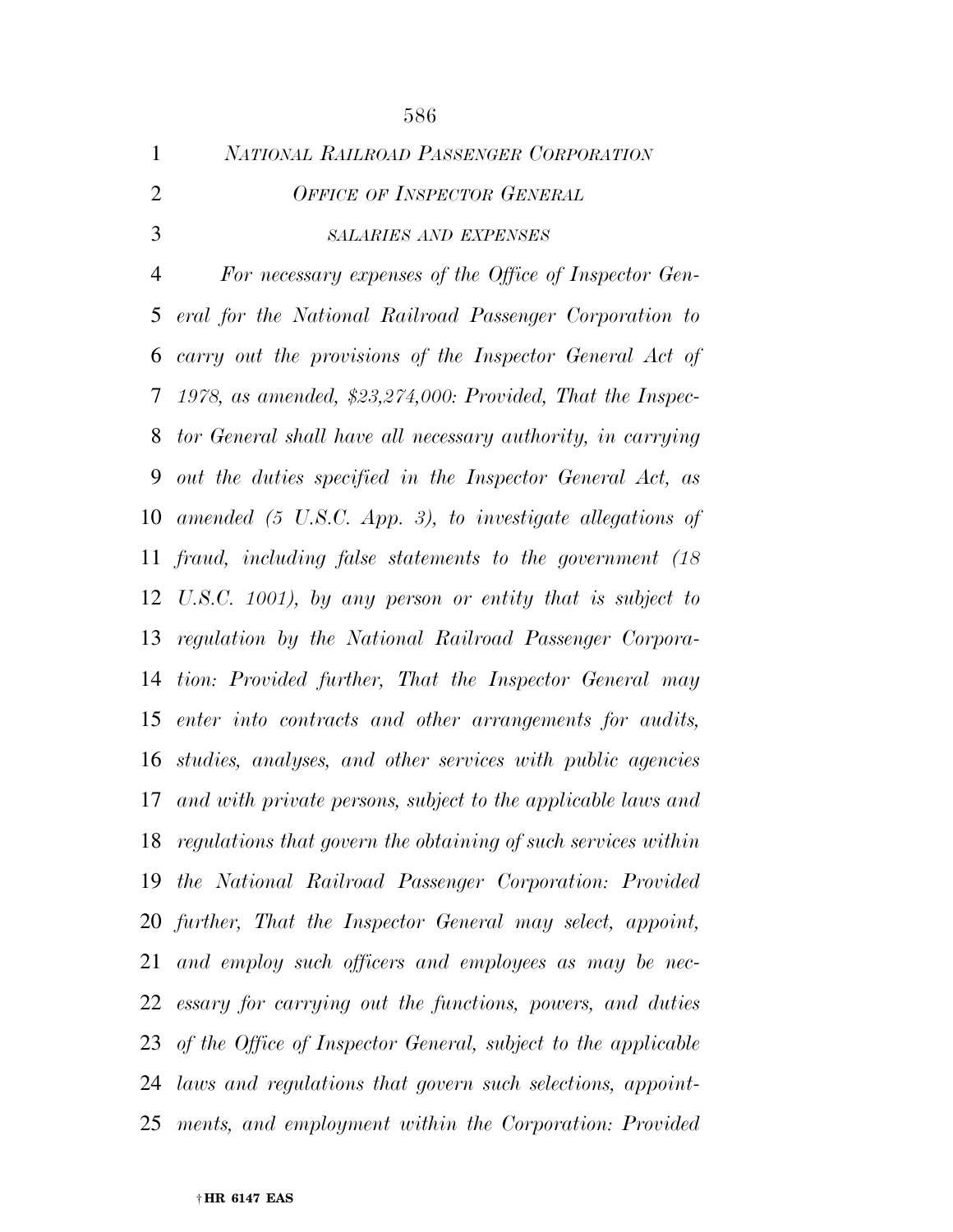*NATIONAL RAILROAD PASSENGER CORPORATION*

*OFFICE OF INSPECTOR GENERAL*

*SALARIES AND EXPENSES*

*For necessary expenses of the Office of Inspector General for the National Railroad Passenger Corporation to carry out the provisions of the Inspector General Act of 1978, as amended, $23,274,000: Provided, That the Inspector General shall have all necessary authority, in carrying out the duties specified in the Inspector General Act, as amended (5 U.S.C. App. 3), to investigate allegations of fraud, including false statements to the government (18 U.S.C. 1001), by any person or entity that is subject to regulation by the National Railroad Passenger Corporation: Provided further, That the Inspector General may enter into contracts and other arrangements for audits, studies, analyses, and other services with public agencies and with private persons, subject to the applicable laws and regulations that govern the obtaining of such services within the National Railroad Passenger Corporation: Provided further, That the Inspector General may select, appoint, and employ such officers and employees as may be necessary for carrying out the functions, powers, and duties of the Office of Inspector General, subject to the applicable laws and regulations that govern such selections, appointments, and employment within the Corporation: Provided*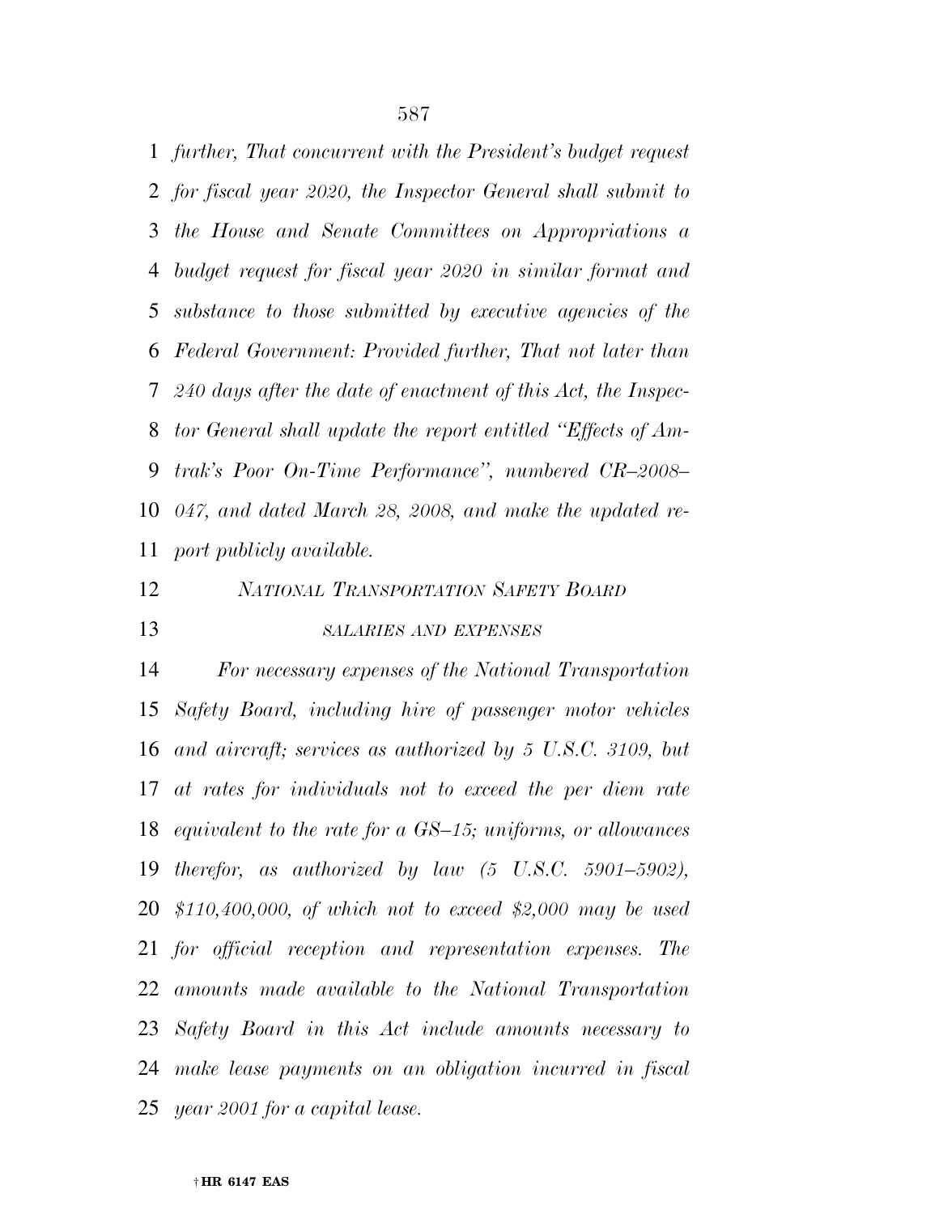*further, That concurrent with the President's budget request for fiscal year 2020, the Inspector General shall submit to the House and Senate Committees on Appropriations a budget request for fiscal year 2020 in similar format and substance to those submitted by executive agencies of the Federal Government: Provided further, That not later than 240 days after the date of enactment of this Act, the Inspector General shall update the report entitled ''Effects of Amtrak's Poor On-Time Performance'', numbered CR–2008–047, and dated March 28, 2008, and make the updated report publicly available.*

*NATIONAL TRANSPORTATION SAFETY BOARD*

*SALARIES AND EXPENSES*

*For necessary expenses of the National Transportation Safety Board, including hire of passenger motor vehicles and aircraft; services as authorized by 5 U.S.C. 3109, but at rates for individuals not to exceed the per diem rate equivalent to the rate for a GS–15; uniforms, or allowances therefor, as authorized by law (5 U.S.C. 5901–5902), $110,400,000, of which not to exceed $2,000 may be used for official reception and representation expenses. The amounts made available to the National Transportation Safety Board in this Act include amounts necessary to make lease payments on an obligation incurred in fiscal year 2001 for a capital lease.*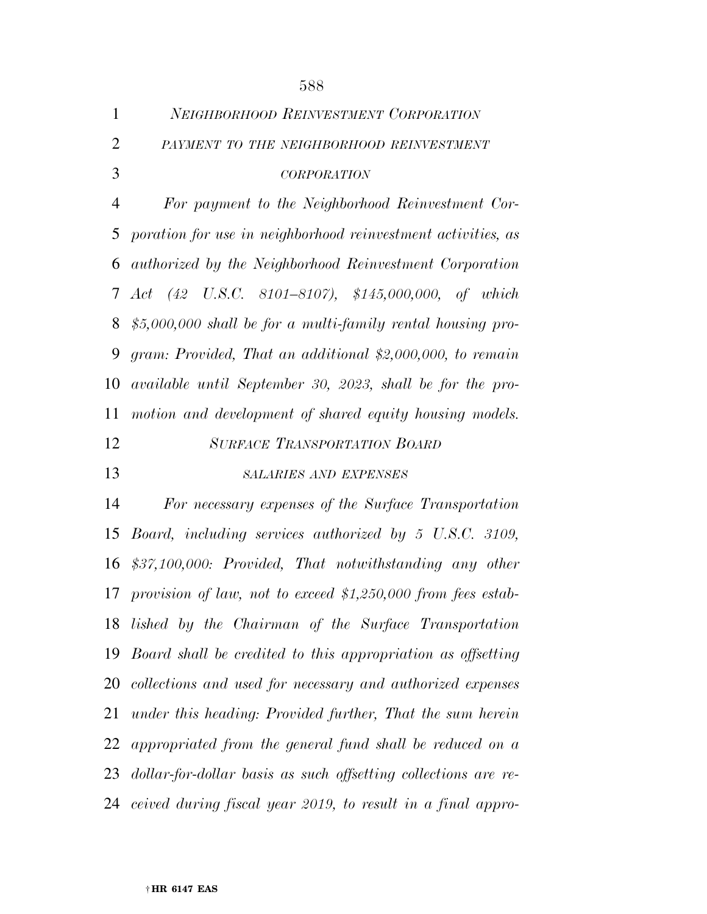*NEIGHBORHOOD REINVESTMENT CORPORATION*

*PAYMENT TO THE NEIGHBORHOOD REINVESTMENT CORPORATION*

*For payment to the Neighborhood Reinvestment Corporation for use in neighborhood reinvestment activities, as authorized by the Neighborhood Reinvestment Corporation Act (42 U.S.C. 8101–8107), $145,000,000, of which $5,000,000 shall be for a multi-family rental housing program: Provided, That an additional $2,000,000, to remain available until September 30, 2023, shall be for the promotion and development of shared equity housing models.*

*SURFACE TRANSPORTATION BOARD*

*SALARIES AND EXPENSES*

*For necessary expenses of the Surface Transportation Board, including services authorized by 5 U.S.C. 3109, $37,100,000: Provided, That notwithstanding any other provision of law, not to exceed $1,250,000 from fees established by the Chairman of the Surface Transportation Board shall be credited to this appropriation as offsetting collections and used for necessary and authorized expenses under this heading: Provided further, That the sum herein appropriated from the general fund shall be reduced on a dollar-for-dollar basis as such offsetting collections are received during fiscal year 2019, to result in a final appro-*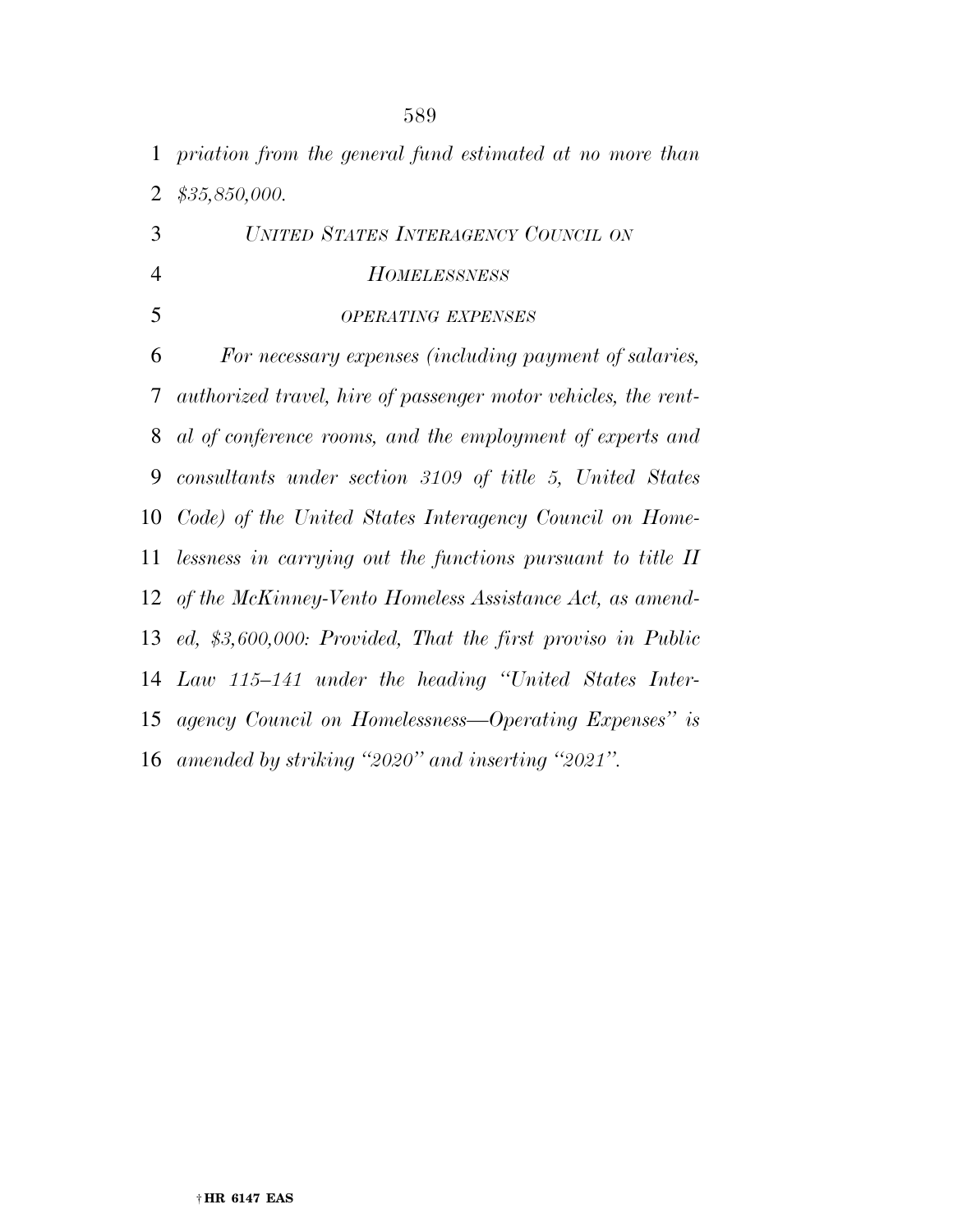*priation from the general fund estimated at no more than $35,850,000.*

### *UNITED STATES INTERAGENCY COUNCIL ON HOMELESSNESS*

#### *OPERATING EXPENSES*

*For necessary expenses (including payment of salaries, authorized travel, hire of passenger motor vehicles, the rental of conference rooms, and the employment of experts and consultants under section 3109 of title 5, United States Code) of the United States Interagency Council on Homelessness in carrying out the functions pursuant to title II of the McKinney-Vento Homeless Assistance Act, as amended, $3,600,000: Provided, That the first proviso in Public Law 115–141 under the heading "United States Interagency Council on Homelessness—Operating Expenses" is amended by striking "2020" and inserting "2021".*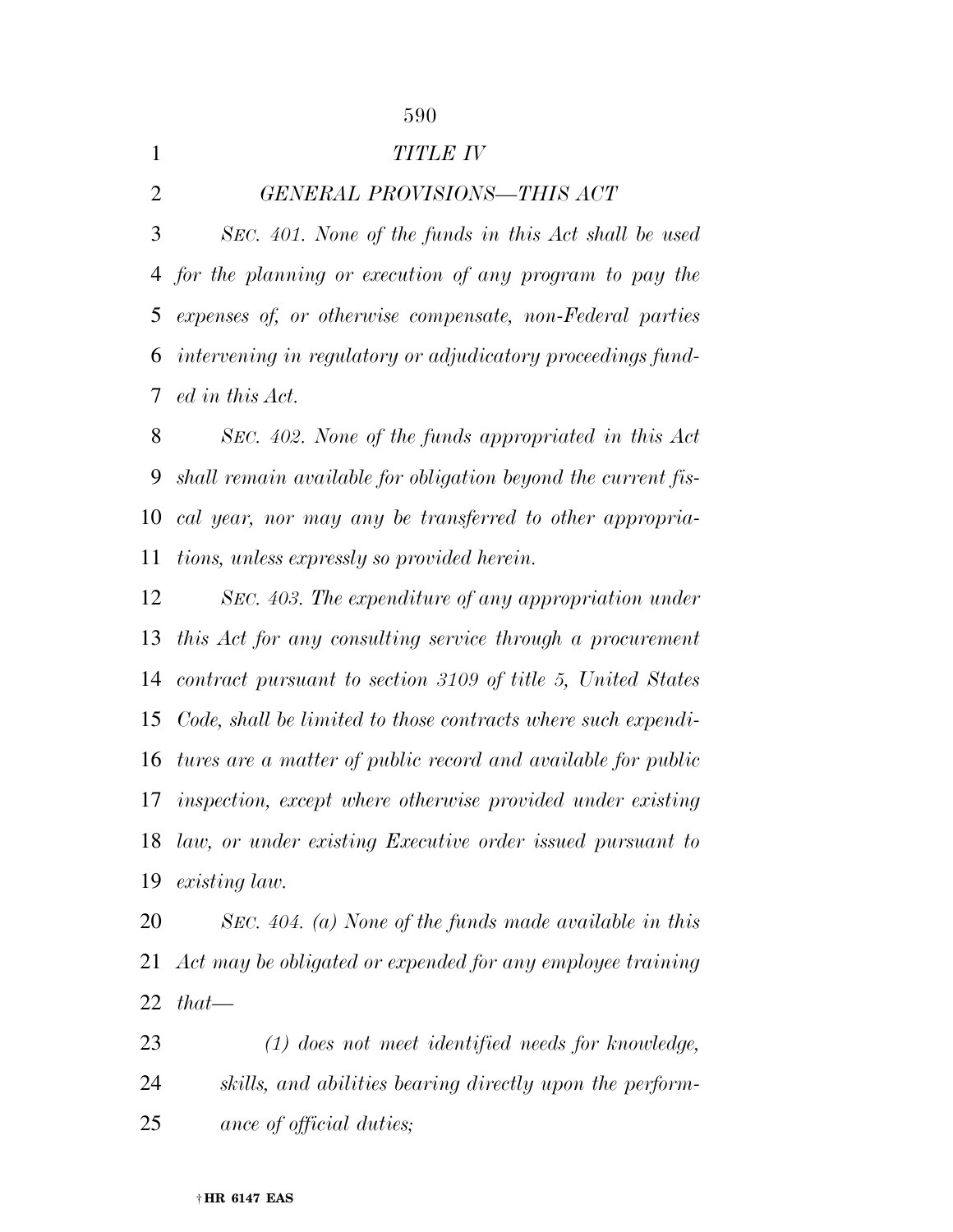*TITLE IV*

*GENERAL PROVISIONS—THIS ACT*

*SEC. 401. None of the funds in this Act shall be used for the planning or execution of any program to pay the expenses of, or otherwise compensate, non-Federal parties intervening in regulatory or adjudicatory proceedings funded in this Act.*

*SEC. 402. None of the funds appropriated in this Act shall remain available for obligation beyond the current fiscal year, nor may any be transferred to other appropriations, unless expressly so provided herein.*

*SEC. 403. The expenditure of any appropriation under this Act for any consulting service through a procurement contract pursuant to section 3109 of title 5, United States Code, shall be limited to those contracts where such expenditures are a matter of public record and available for public inspection, except where otherwise provided under existing law, or under existing Executive order issued pursuant to existing law.*

*SEC. 404. (a) None of the funds made available in this Act may be obligated or expended for any employee training that—*

*(1) does not meet identified needs for knowledge, skills, and abilities bearing directly upon the performance of official duties;*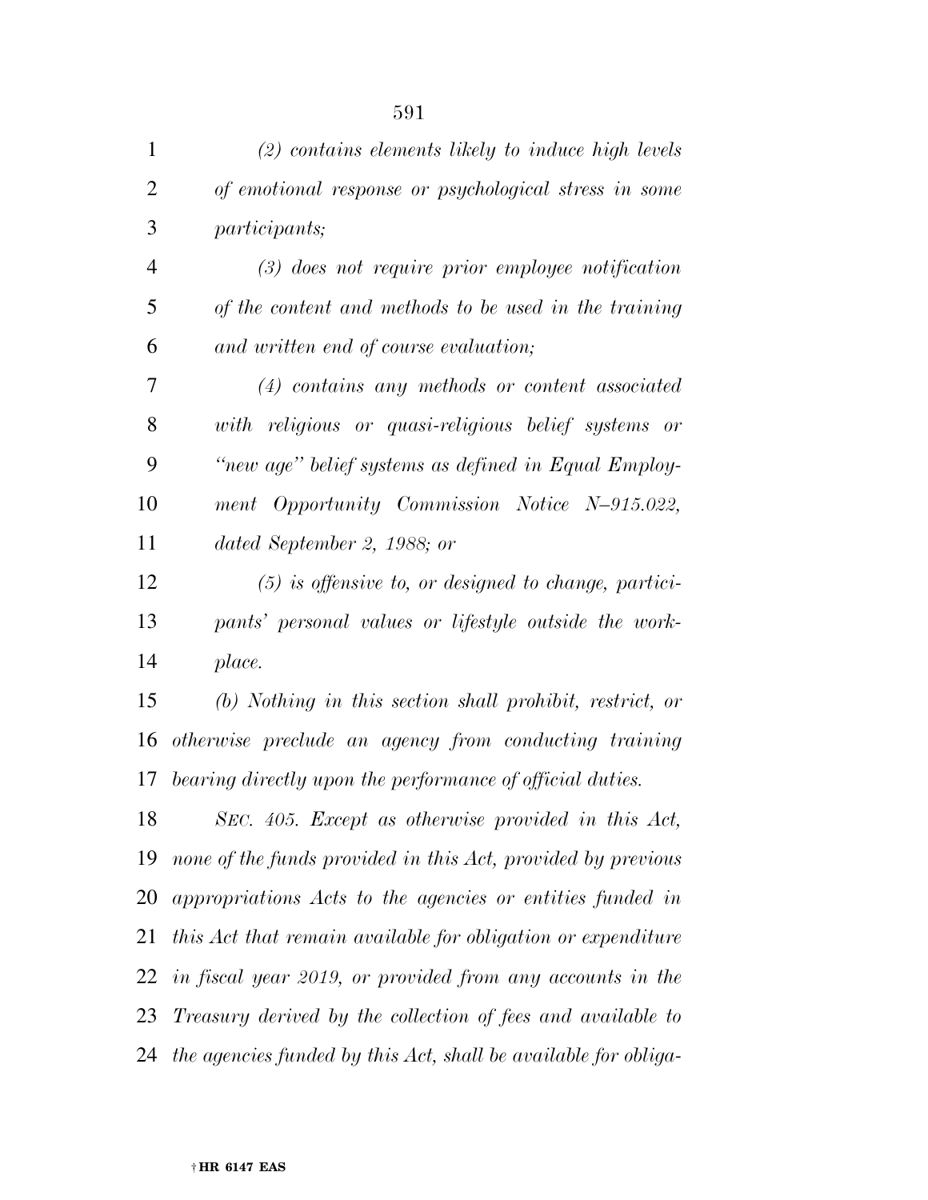*(2) contains elements likely to induce high levels of emotional response or psychological stress in some participants;*

*(3) does not require prior employee notification of the content and methods to be used in the training and written end of course evaluation;*

*(4) contains any methods or content associated with religious or quasi-religious belief systems or "new age" belief systems as defined in Equal Employment Opportunity Commission Notice N–915.022, dated September 2, 1988; or*

*(5) is offensive to, or designed to change, participants' personal values or lifestyle outside the workplace.*

*(b) Nothing in this section shall prohibit, restrict, or otherwise preclude an agency from conducting training bearing directly upon the performance of official duties.*

*SEC. 405. Except as otherwise provided in this Act, none of the funds provided in this Act, provided by previous appropriations Acts to the agencies or entities funded in this Act that remain available for obligation or expenditure in fiscal year 2019, or provided from any accounts in the Treasury derived by the collection of fees and available to the agencies funded by this Act, shall be available for obliga-*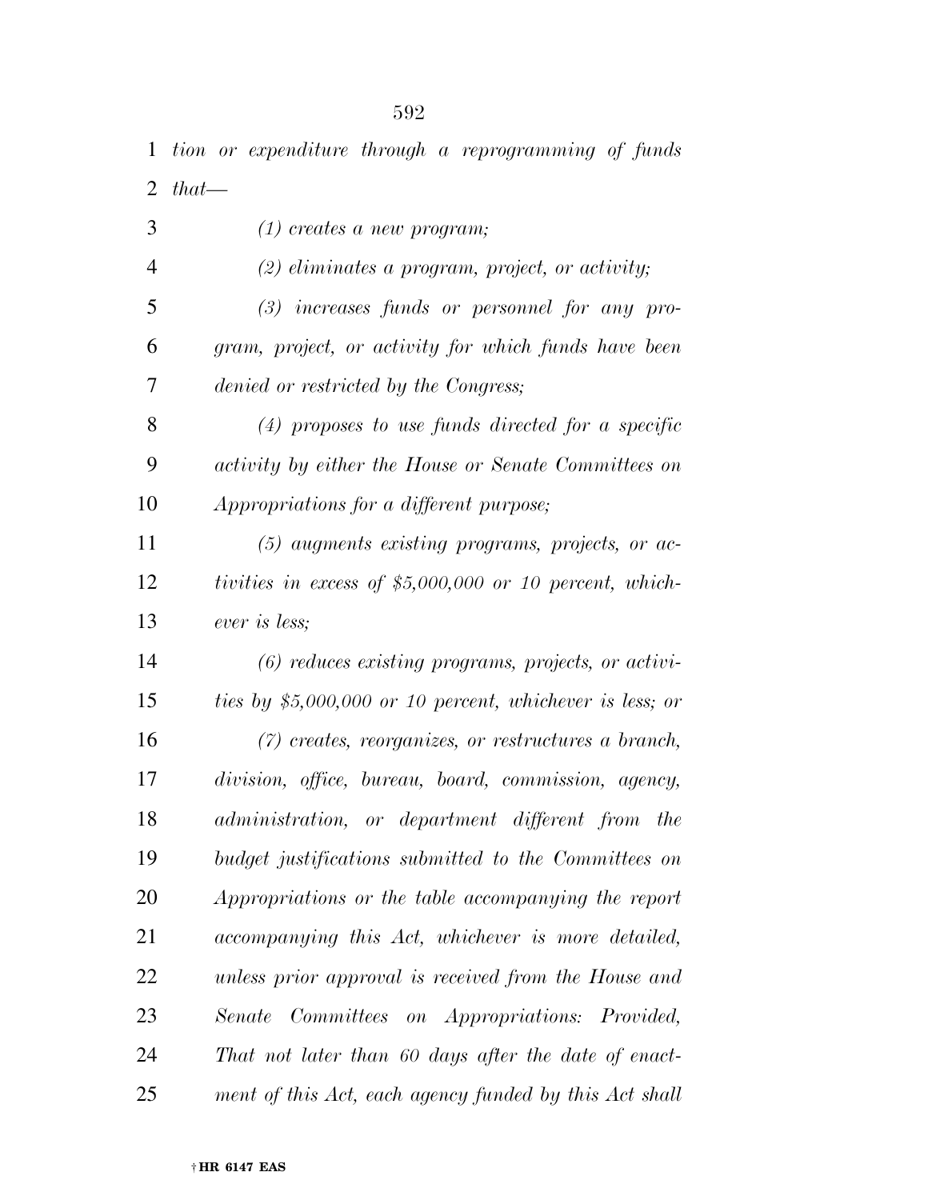*tion or expenditure through a reprogramming of funds that—*

*(1) creates a new program;*

*(2) eliminates a program, project, or activity;*

*(3) increases funds or personnel for any program, project, or activity for which funds have been denied or restricted by the Congress;*

*(4) proposes to use funds directed for a specific activity by either the House or Senate Committees on Appropriations for a different purpose;*

*(5) augments existing programs, projects, or activities in excess of $5,000,000 or 10 percent, whichever is less;*

*(6) reduces existing programs, projects, or activities by $5,000,000 or 10 percent, whichever is less; or*

*(7) creates, reorganizes, or restructures a branch, division, office, bureau, board, commission, agency, administration, or department different from the budget justifications submitted to the Committees on Appropriations or the table accompanying the report accompanying this Act, whichever is more detailed, unless prior approval is received from the House and Senate Committees on Appropriations: Provided, That not later than 60 days after the date of enactment of this Act, each agency funded by this Act shall*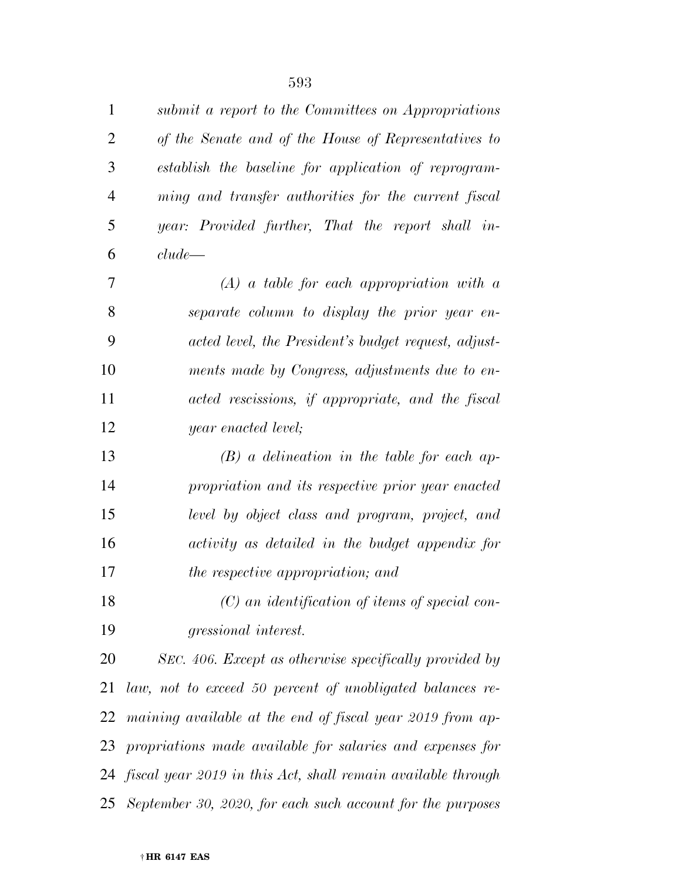*submit a report to the Committees on Appropriations of the Senate and of the House of Representatives to establish the baseline for application of reprogramming and transfer authorities for the current fiscal year: Provided further, That the report shall include—*

*(A) a table for each appropriation with a separate column to display the prior year enacted level, the President's budget request, adjustments made by Congress, adjustments due to enacted rescissions, if appropriate, and the fiscal year enacted level;*

*(B) a delineation in the table for each appropriation and its respective prior year enacted level by object class and program, project, and activity as detailed in the budget appendix for the respective appropriation; and*

*(C) an identification of items of special congressional interest.*

*SEC. 406. Except as otherwise specifically provided by law, not to exceed 50 percent of unobligated balances remaining available at the end of fiscal year 2019 from appropriations made available for salaries and expenses for fiscal year 2019 in this Act, shall remain available through September 30, 2020, for each such account for the purposes*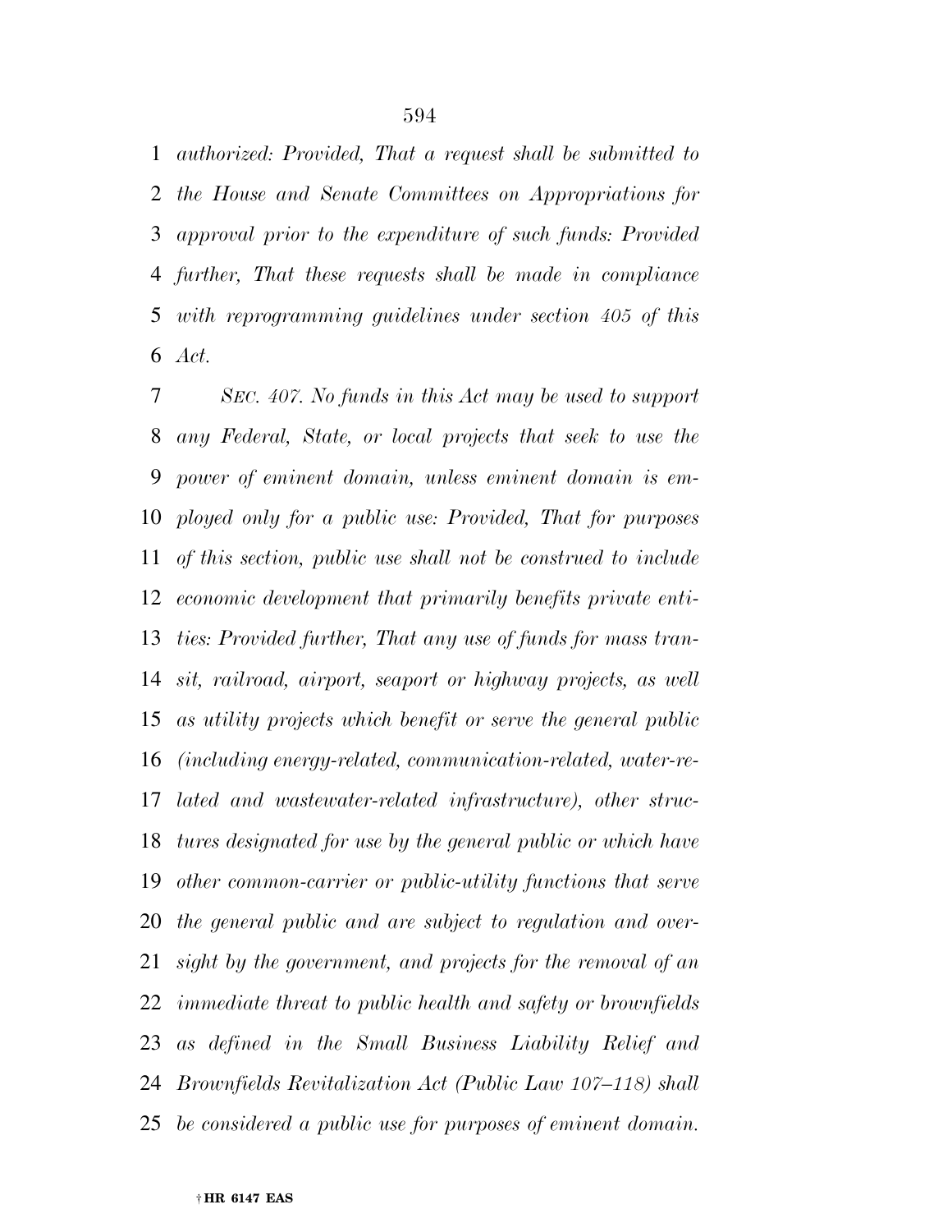*authorized: Provided, That a request shall be submitted to the House and Senate Committees on Appropriations for approval prior to the expenditure of such funds: Provided further, That these requests shall be made in compliance with reprogramming guidelines under section 405 of this Act.*

*SEC. 407. No funds in this Act may be used to support any Federal, State, or local projects that seek to use the power of eminent domain, unless eminent domain is employed only for a public use: Provided, That for purposes of this section, public use shall not be construed to include economic development that primarily benefits private entities: Provided further, That any use of funds for mass transit, railroad, airport, seaport or highway projects, as well as utility projects which benefit or serve the general public (including energy-related, communication-related, water-related and wastewater-related infrastructure), other structures designated for use by the general public or which have other common-carrier or public-utility functions that serve the general public and are subject to regulation and oversight by the government, and projects for the removal of an immediate threat to public health and safety or brownfields as defined in the Small Business Liability Relief and Brownfields Revitalization Act (Public Law 107–118) shall be considered a public use for purposes of eminent domain.*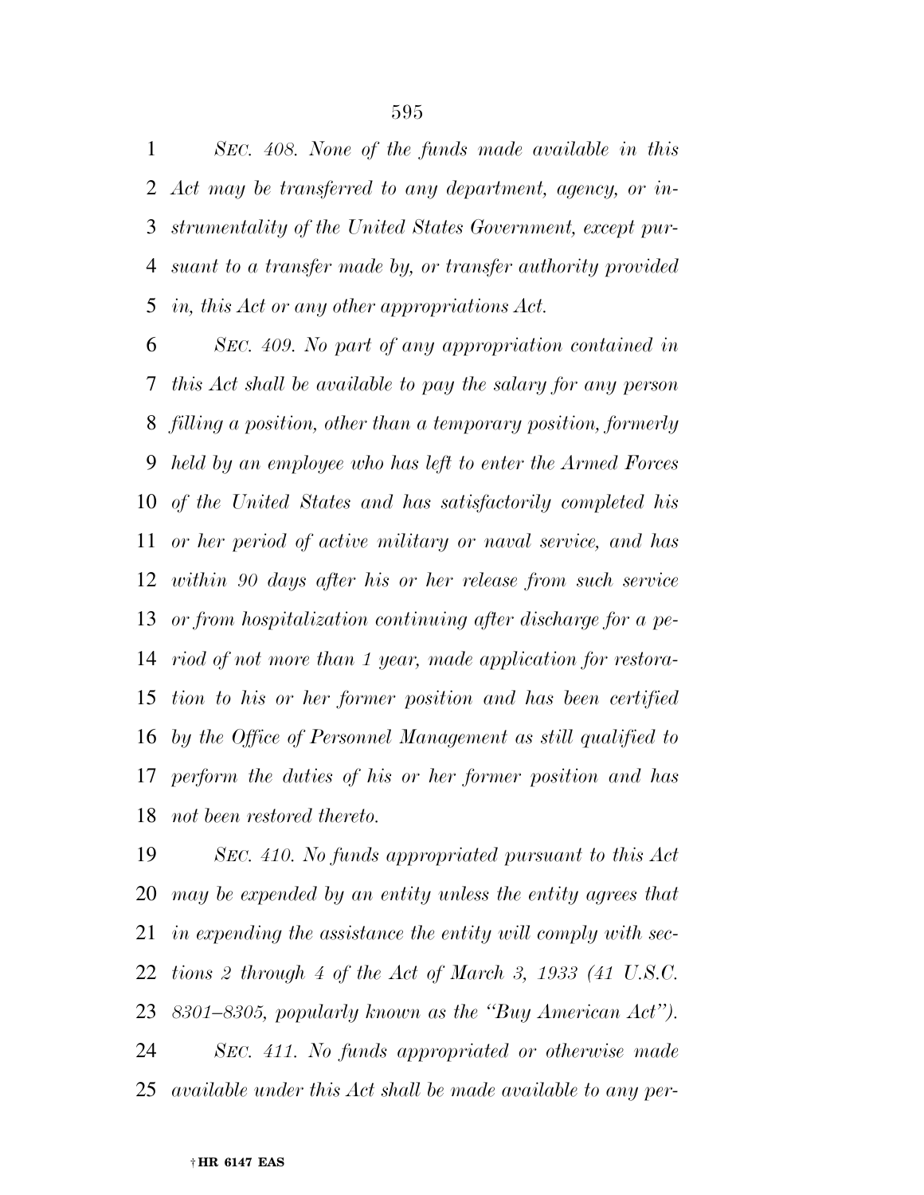*SEC. 408. None of the funds made available in this Act may be transferred to any department, agency, or instrumentality of the United States Government, except pursuant to a transfer made by, or transfer authority provided in, this Act or any other appropriations Act.*

*SEC. 409. No part of any appropriation contained in this Act shall be available to pay the salary for any person filling a position, other than a temporary position, formerly held by an employee who has left to enter the Armed Forces of the United States and has satisfactorily completed his or her period of active military or naval service, and has within 90 days after his or her release from such service or from hospitalization continuing after discharge for a period of not more than 1 year, made application for restoration to his or her former position and has been certified by the Office of Personnel Management as still qualified to perform the duties of his or her former position and has not been restored thereto.*

*SEC. 410. No funds appropriated pursuant to this Act may be expended by an entity unless the entity agrees that in expending the assistance the entity will comply with sections 2 through 4 of the Act of March 3, 1933 (41 U.S.C. 8301–8305, popularly known as the "Buy American Act").*

*SEC. 411. No funds appropriated or otherwise made available under this Act shall be made available to any per-*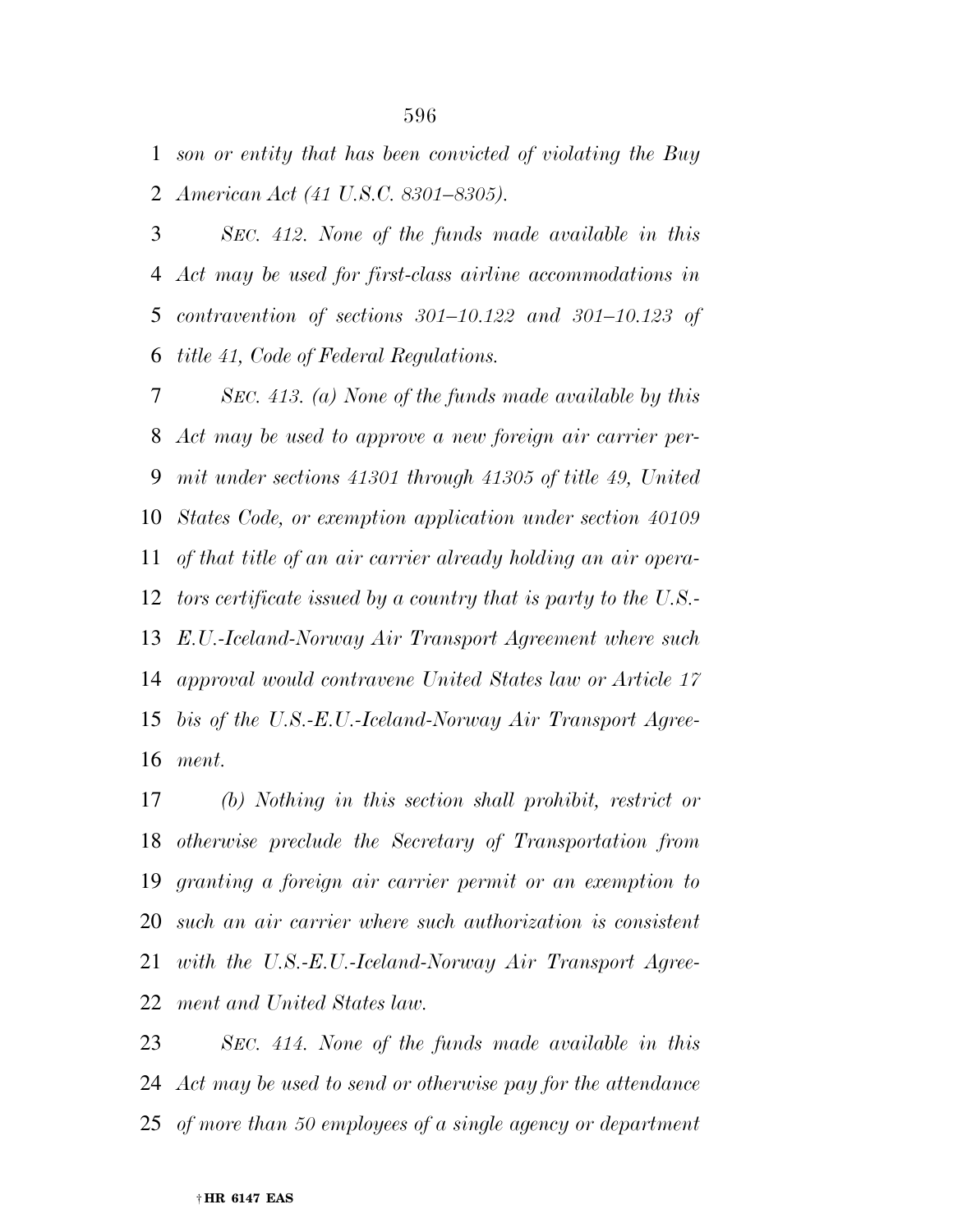*son or entity that has been convicted of violating the Buy American Act (41 U.S.C. 8301–8305).*

*SEC. 412. None of the funds made available in this Act may be used for first-class airline accommodations in contravention of sections 301–10.122 and 301–10.123 of title 41, Code of Federal Regulations.*

*SEC. 413. (a) None of the funds made available by this Act may be used to approve a new foreign air carrier permit under sections 41301 through 41305 of title 49, United States Code, or exemption application under section 40109 of that title of an air carrier already holding an air operators certificate issued by a country that is party to the U.S.-E.U.-Iceland-Norway Air Transport Agreement where such approval would contravene United States law or Article 17 bis of the U.S.-E.U.-Iceland-Norway Air Transport Agreement.*

*(b) Nothing in this section shall prohibit, restrict or otherwise preclude the Secretary of Transportation from granting a foreign air carrier permit or an exemption to such an air carrier where such authorization is consistent with the U.S.-E.U.-Iceland-Norway Air Transport Agreement and United States law.*

*SEC. 414. None of the funds made available in this Act may be used to send or otherwise pay for the attendance of more than 50 employees of a single agency or department*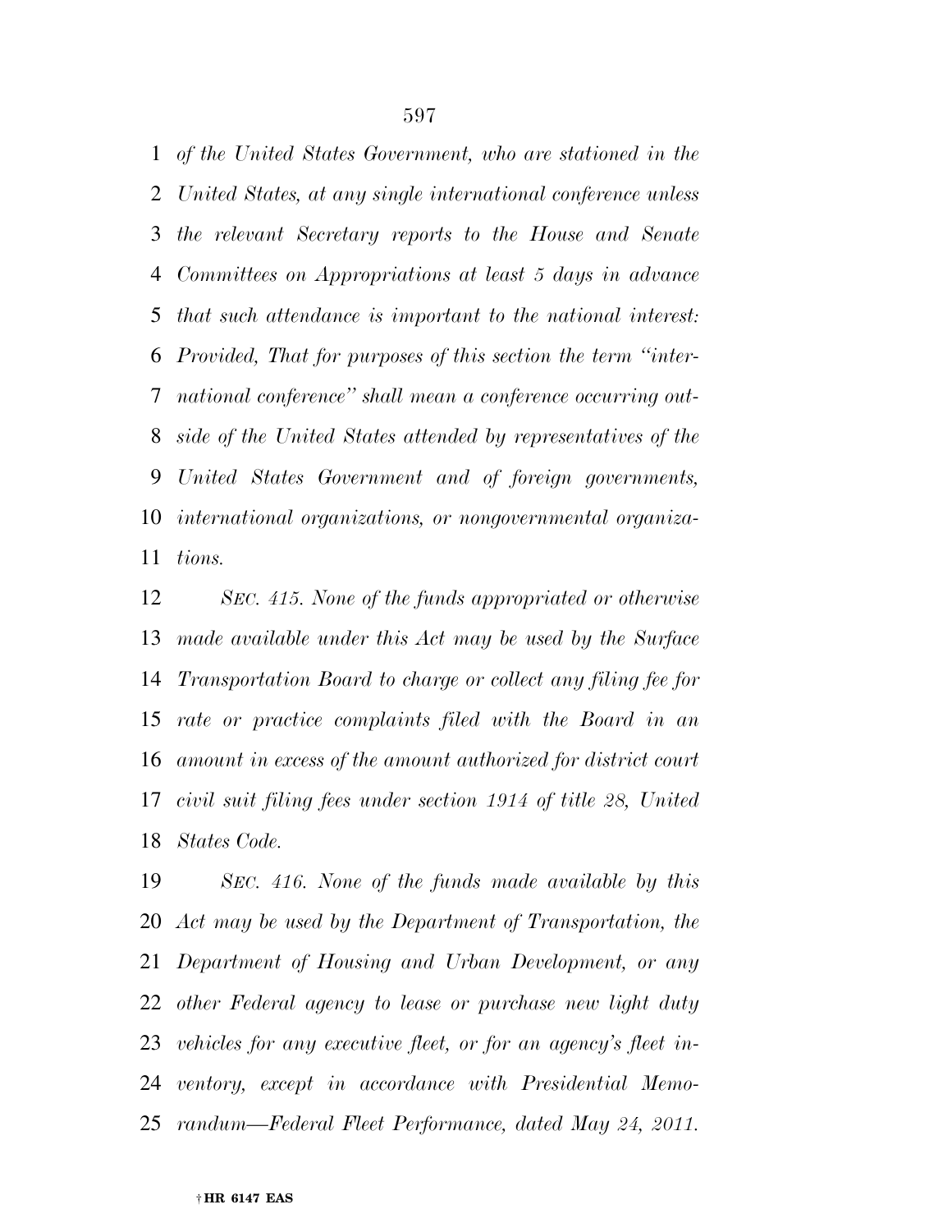*of the United States Government, who are stationed in the United States, at any single international conference unless the relevant Secretary reports to the House and Senate Committees on Appropriations at least 5 days in advance that such attendance is important to the national interest: Provided, That for purposes of this section the term ''international conference'' shall mean a conference occurring outside of the United States attended by representatives of the United States Government and of foreign governments, international organizations, or nongovernmental organizations.*

*SEC. 415. None of the funds appropriated or otherwise made available under this Act may be used by the Surface Transportation Board to charge or collect any filing fee for rate or practice complaints filed with the Board in an amount in excess of the amount authorized for district court civil suit filing fees under section 1914 of title 28, United States Code.*

*SEC. 416. None of the funds made available by this Act may be used by the Department of Transportation, the Department of Housing and Urban Development, or any other Federal agency to lease or purchase new light duty vehicles for any executive fleet, or for an agency's fleet inventory, except in accordance with Presidential Memorandum—Federal Fleet Performance, dated May 24, 2011.*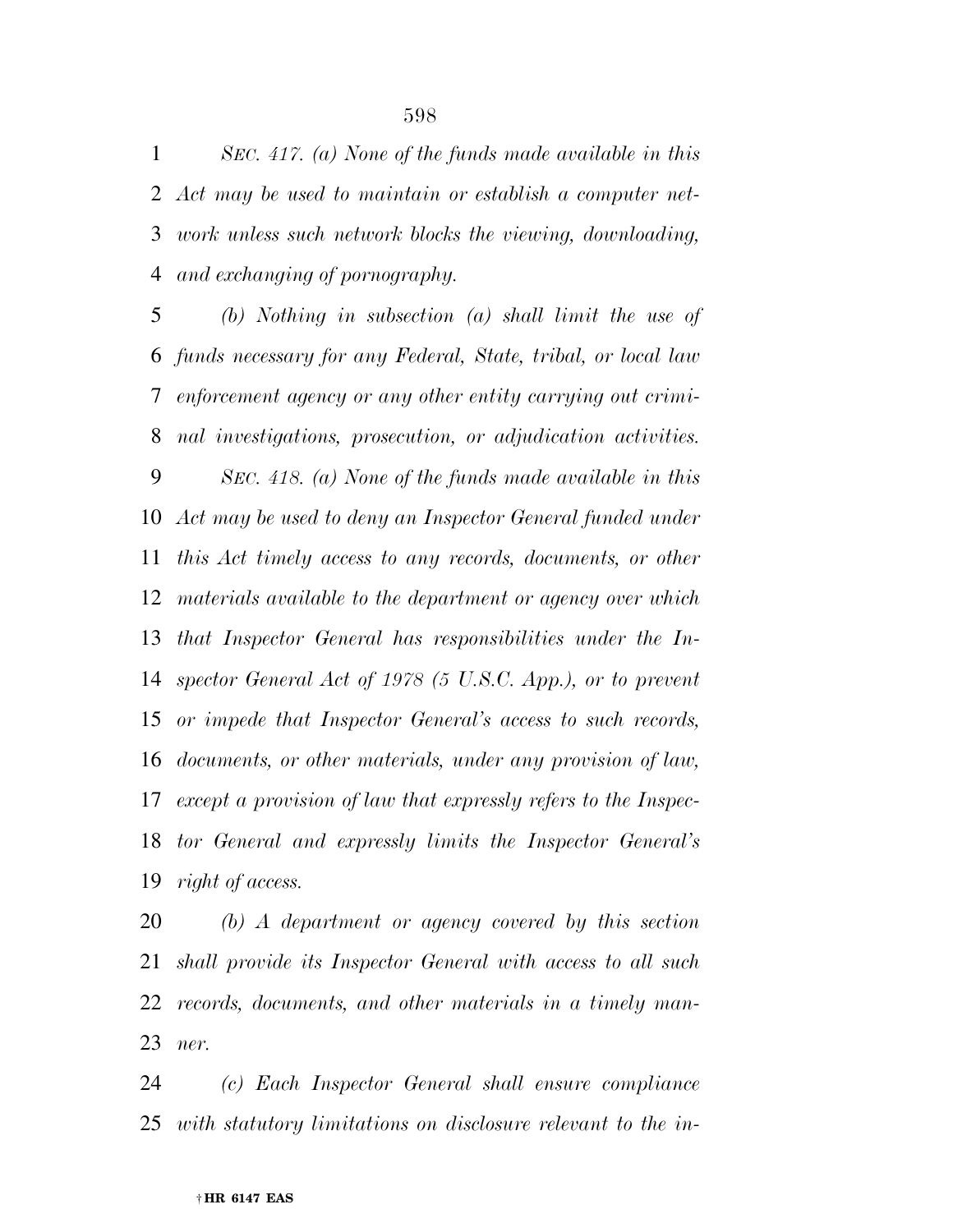*SEC. 417. (a) None of the funds made available in this Act may be used to maintain or establish a computer network unless such network blocks the viewing, downloading, and exchanging of pornography.*

*(b) Nothing in subsection (a) shall limit the use of funds necessary for any Federal, State, tribal, or local law enforcement agency or any other entity carrying out criminal investigations, prosecution, or adjudication activities.*

*SEC. 418. (a) None of the funds made available in this Act may be used to deny an Inspector General funded under this Act timely access to any records, documents, or other materials available to the department or agency over which that Inspector General has responsibilities under the Inspector General Act of 1978 (5 U.S.C. App.), or to prevent or impede that Inspector General's access to such records, documents, or other materials, under any provision of law, except a provision of law that expressly refers to the Inspector General and expressly limits the Inspector General's right of access.*

*(b) A department or agency covered by this section shall provide its Inspector General with access to all such records, documents, and other materials in a timely manner.*

*(c) Each Inspector General shall ensure compliance with statutory limitations on disclosure relevant to the in-*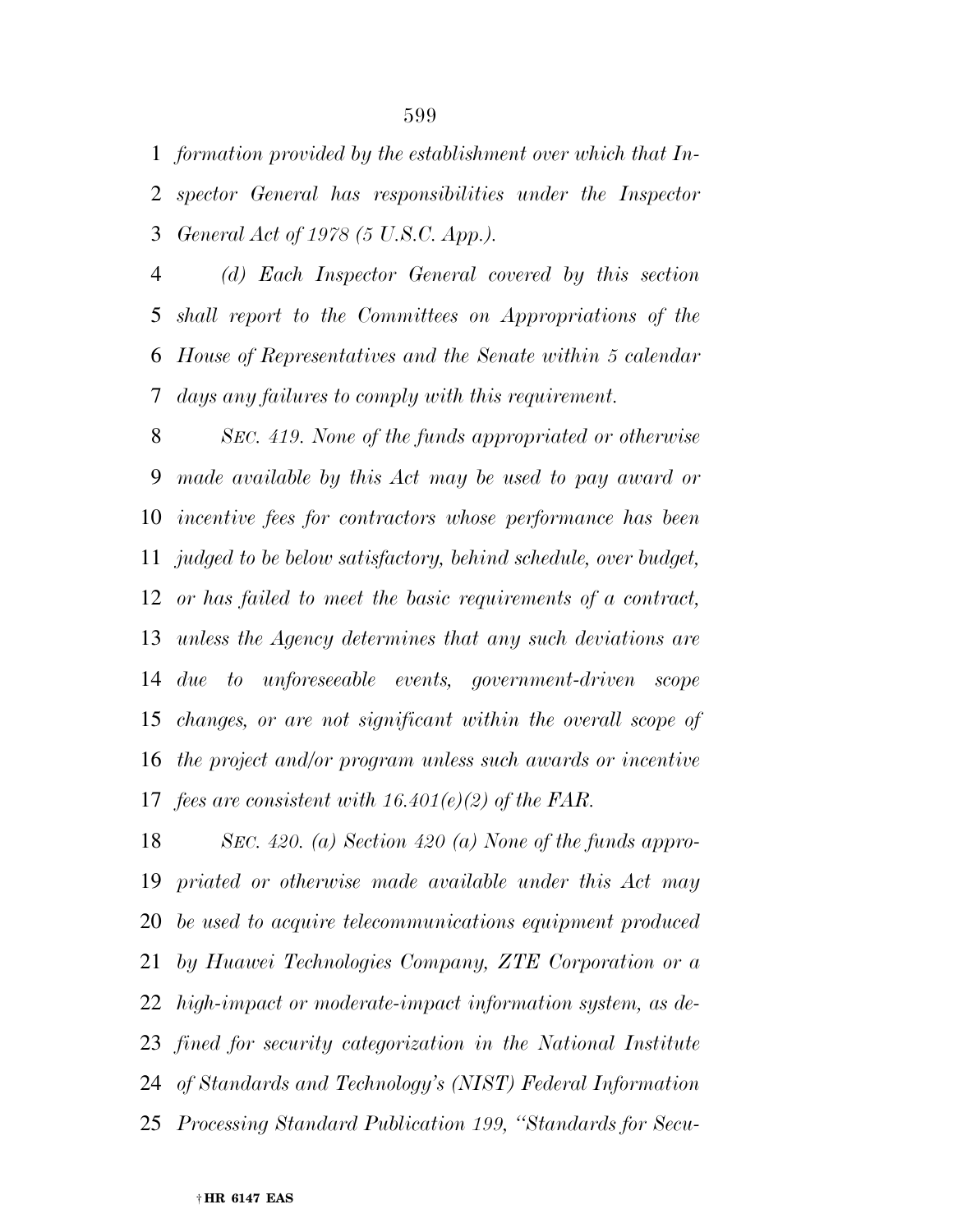*formation provided by the establishment over which that Inspector General has responsibilities under the Inspector General Act of 1978 (5 U.S.C. App.).*

*(d) Each Inspector General covered by this section shall report to the Committees on Appropriations of the House of Representatives and the Senate within 5 calendar days any failures to comply with this requirement.*

*SEC. 419. None of the funds appropriated or otherwise made available by this Act may be used to pay award or incentive fees for contractors whose performance has been judged to be below satisfactory, behind schedule, over budget, or has failed to meet the basic requirements of a contract, unless the Agency determines that any such deviations are due to unforeseeable events, government-driven scope changes, or are not significant within the overall scope of the project and/or program unless such awards or incentive fees are consistent with 16.401(e)(2) of the FAR.*

*SEC. 420. (a) Section 420 (a) None of the funds appropriated or otherwise made available under this Act may be used to acquire telecommunications equipment produced by Huawei Technologies Company, ZTE Corporation or a high-impact or moderate-impact information system, as defined for security categorization in the National Institute of Standards and Technology's (NIST) Federal Information Processing Standard Publication 199, "Standards for Secu-*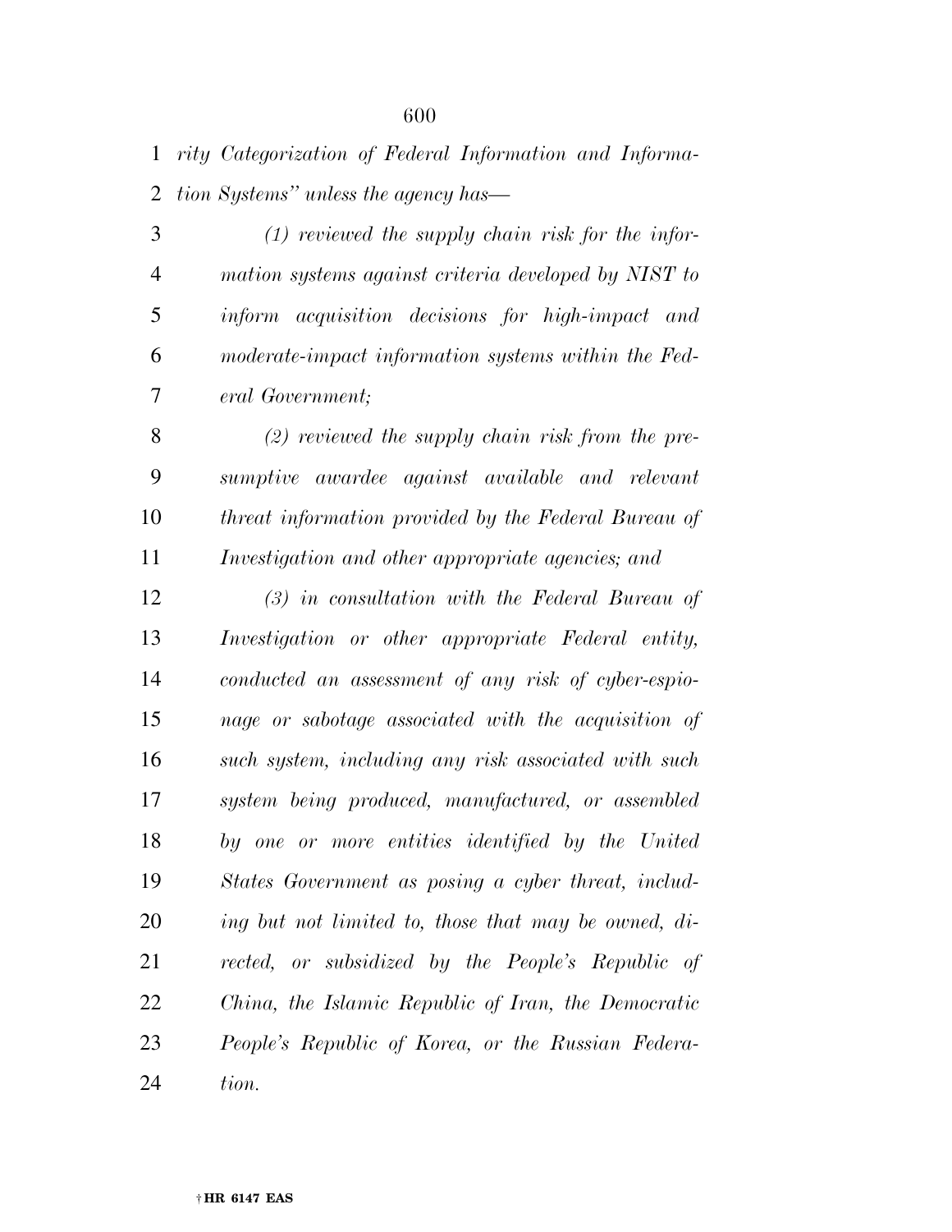*rity Categorization of Federal Information and Information Systems" unless the agency has—*

*(1) reviewed the supply chain risk for the information systems against criteria developed by NIST to inform acquisition decisions for high-impact and moderate-impact information systems within the Federal Government;*

*(2) reviewed the supply chain risk from the presumptive awardee against available and relevant threat information provided by the Federal Bureau of Investigation and other appropriate agencies; and*

*(3) in consultation with the Federal Bureau of Investigation or other appropriate Federal entity, conducted an assessment of any risk of cyber-espionage or sabotage associated with the acquisition of such system, including any risk associated with such system being produced, manufactured, or assembled by one or more entities identified by the United States Government as posing a cyber threat, including but not limited to, those that may be owned, directed, or subsidized by the People's Republic of China, the Islamic Republic of Iran, the Democratic People's Republic of Korea, or the Russian Federation.*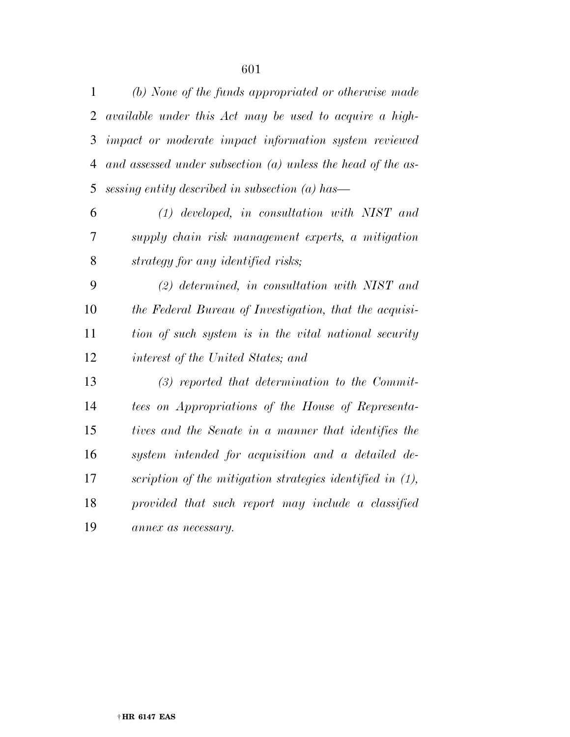*(b) None of the funds appropriated or otherwise made available under this Act may be used to acquire a high-impact or moderate impact information system reviewed and assessed under subsection (a) unless the head of the assessing entity described in subsection (a) has—*

*(1) developed, in consultation with NIST and supply chain risk management experts, a mitigation strategy for any identified risks;*

*(2) determined, in consultation with NIST and the Federal Bureau of Investigation, that the acquisition of such system is in the vital national security interest of the United States; and*

*(3) reported that determination to the Committees on Appropriations of the House of Representatives and the Senate in a manner that identifies the system intended for acquisition and a detailed description of the mitigation strategies identified in (1), provided that such report may include a classified annex as necessary.*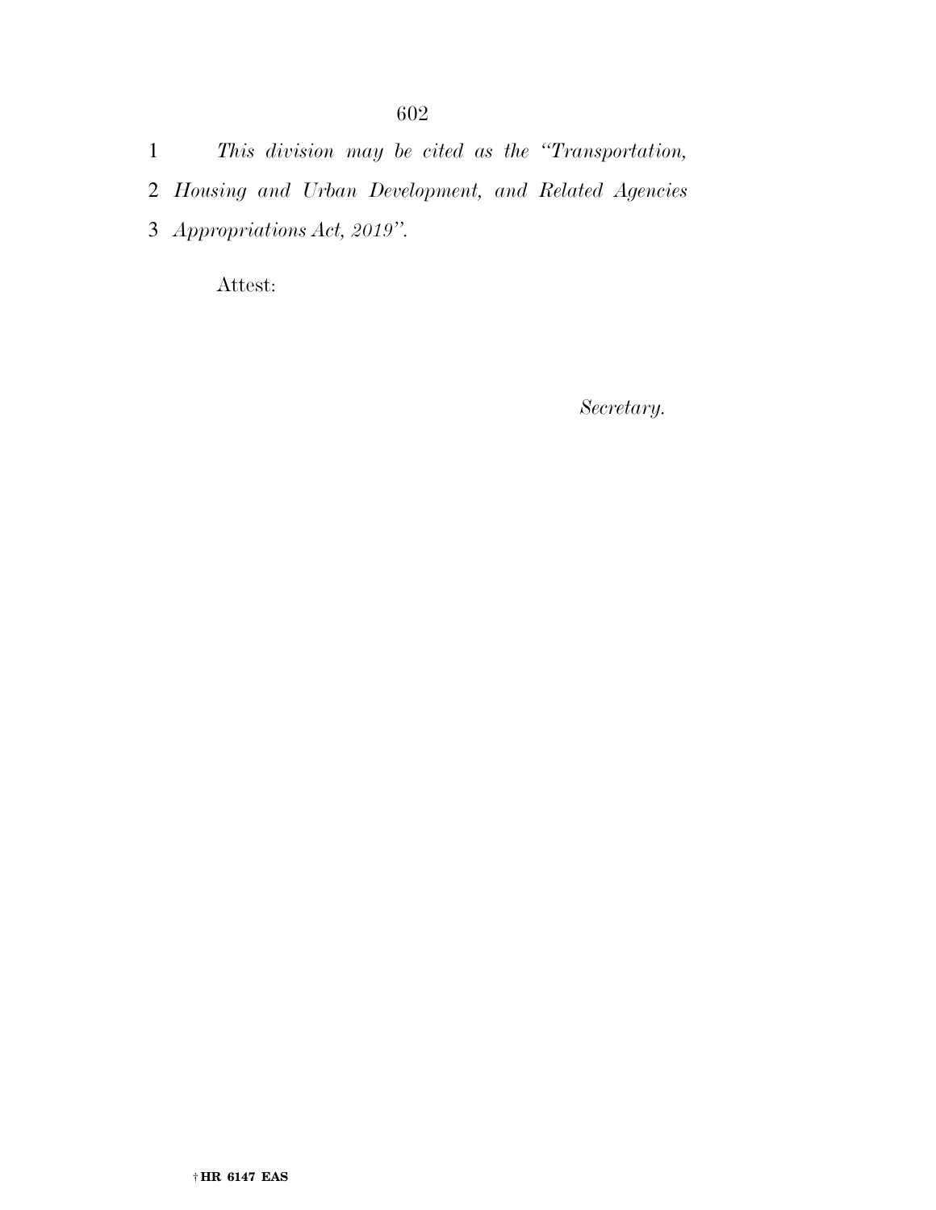*This division may be cited as the "Transportation, Housing and Urban Development, and Related Agencies Appropriations Act, 2019".*

Attest:

*Secretary.*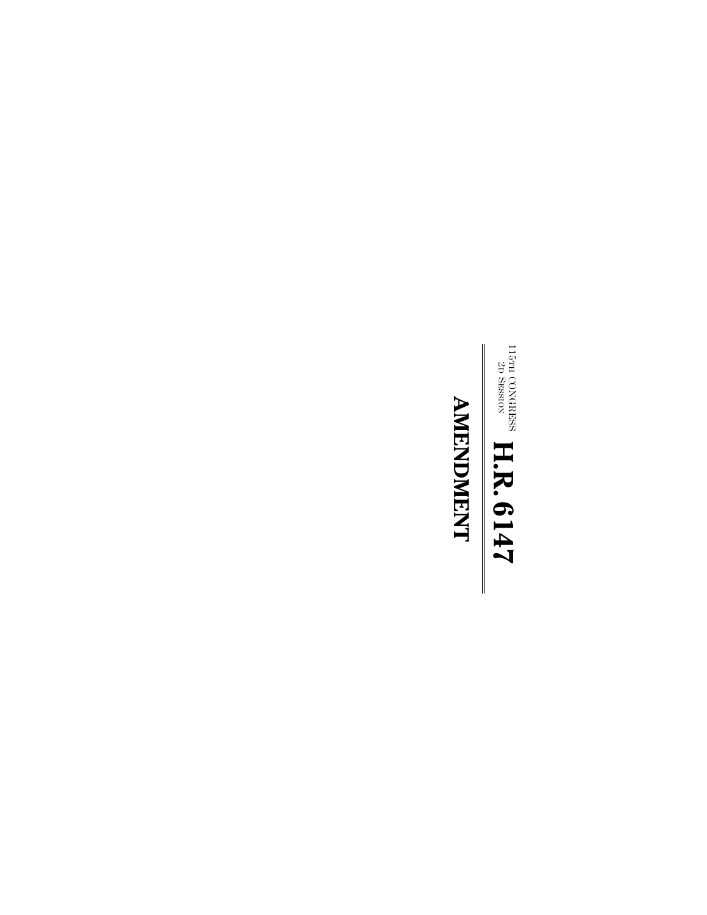115TH CONGRESS
2D SESSION

# H.R. 6147

# AMENDMENT